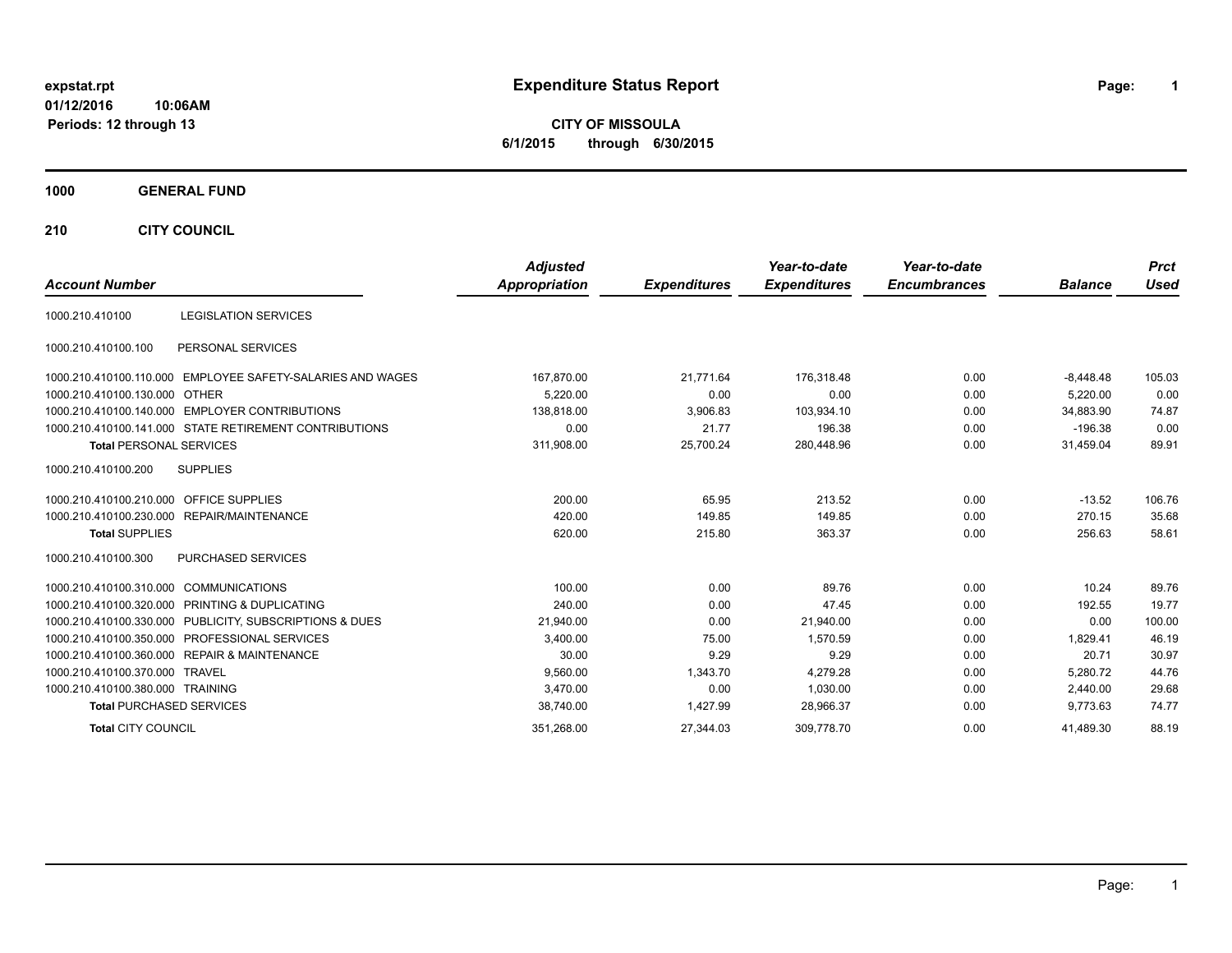**expstat.rpt**
**01/12/2016 10:06AM**
**Periods: 12 through 13**

# Expenditure Status Report

**CITY OF MISSOULA**
**6/1/2015 through 6/30/2015**

## 1000 GENERAL FUND

## 210 CITY COUNCIL

| Account Number | | Adjusted Appropriation | Expenditures | Year-to-date Expenditures | Year-to-date Encumbrances | Balance | Prct Used |
|---|---|---|---|---|---|---|---|
| 1000.210.410100 | LEGISLATION SERVICES | | | | | | |
| 1000.210.410100.100 | PERSONAL SERVICES | | | | | | |
| 1000.210.410100.110.000 | EMPLOYEE SAFETY-SALARIES AND WAGES | 167,870.00 | 21,771.64 | 176,318.48 | 0.00 | -8,448.48 | 105.03 |
| 1000.210.410100.130.000 | OTHER | 5,220.00 | 0.00 | 0.00 | 0.00 | 5,220.00 | 0.00 |
| 1000.210.410100.140.000 | EMPLOYER CONTRIBUTIONS | 138,818.00 | 3,906.83 | 103,934.10 | 0.00 | 34,883.90 | 74.87 |
| 1000.210.410100.141.000 | STATE RETIREMENT CONTRIBUTIONS | 0.00 | 21.77 | 196.38 | 0.00 | -196.38 | 0.00 |
| **Total** PERSONAL SERVICES | | 311,908.00 | 25,700.24 | 280,448.96 | 0.00 | 31,459.04 | 89.91 |
| 1000.210.410100.200 | SUPPLIES | | | | | | |
| 1000.210.410100.210.000 | OFFICE SUPPLIES | 200.00 | 65.95 | 213.52 | 0.00 | -13.52 | 106.76 |
| 1000.210.410100.230.000 | REPAIR/MAINTENANCE | 420.00 | 149.85 | 149.85 | 0.00 | 270.15 | 35.68 |
| **Total** SUPPLIES | | 620.00 | 215.80 | 363.37 | 0.00 | 256.63 | 58.61 |
| 1000.210.410100.300 | PURCHASED SERVICES | | | | | | |
| 1000.210.410100.310.000 | COMMUNICATIONS | 100.00 | 0.00 | 89.76 | 0.00 | 10.24 | 89.76 |
| 1000.210.410100.320.000 | PRINTING & DUPLICATING | 240.00 | 0.00 | 47.45 | 0.00 | 192.55 | 19.77 |
| 1000.210.410100.330.000 | PUBLICITY, SUBSCRIPTIONS & DUES | 21,940.00 | 0.00 | 21,940.00 | 0.00 | 0.00 | 100.00 |
| 1000.210.410100.350.000 | PROFESSIONAL SERVICES | 3,400.00 | 75.00 | 1,570.59 | 0.00 | 1,829.41 | 46.19 |
| 1000.210.410100.360.000 | REPAIR & MAINTENANCE | 30.00 | 9.29 | 9.29 | 0.00 | 20.71 | 30.97 |
| 1000.210.410100.370.000 | TRAVEL | 9,560.00 | 1,343.70 | 4,279.28 | 0.00 | 5,280.72 | 44.76 |
| 1000.210.410100.380.000 | TRAINING | 3,470.00 | 0.00 | 1,030.00 | 0.00 | 2,440.00 | 29.68 |
| **Total** PURCHASED SERVICES | | 38,740.00 | 1,427.99 | 28,966.37 | 0.00 | 9,773.63 | 74.77 |
| **Total** CITY COUNCIL | | 351,268.00 | 27,344.03 | 309,778.70 | 0.00 | 41,489.30 | 88.19 |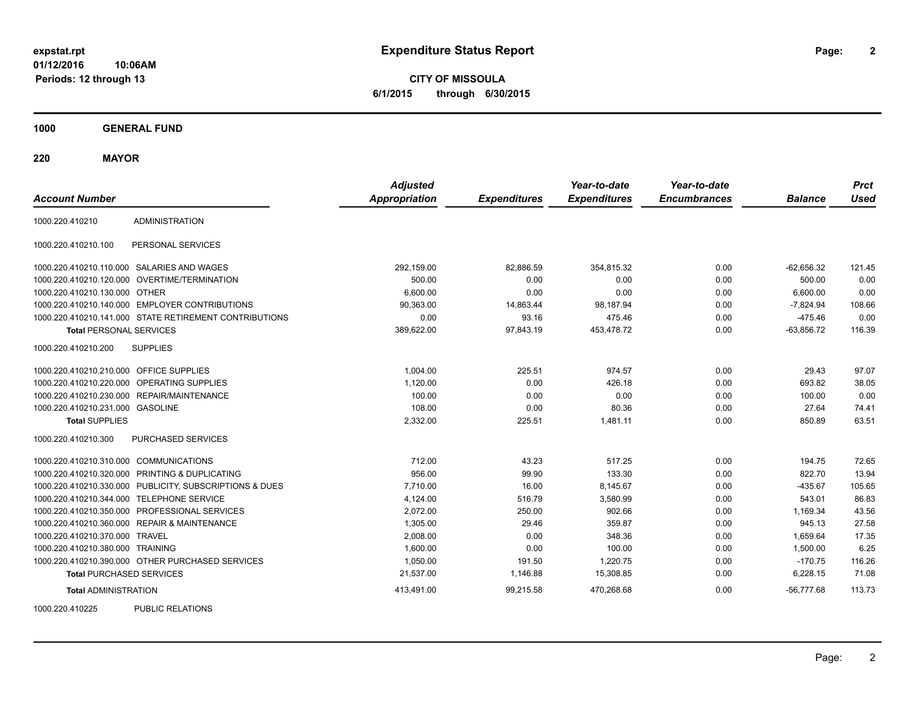**Expenditure Status Report**

**CITY OF MISSOULA**
**6/1/2015 through 6/30/2015**

expstat.rpt
01/12/2016 10:06AM
Periods: 12 through 13

**1000 GENERAL FUND**

**220 MAYOR**

| Account Number | | Adjusted Appropriation | Expenditures | Year-to-date Expenditures | Year-to-date Encumbrances | Balance | Prct Used |
|---|---|---|---|---|---|---|---|
| 1000.220.410210 | ADMINISTRATION | | | | | | |
| 1000.220.410210.100 | PERSONAL SERVICES | | | | | | |
| 1000.220.410210.110.000 | SALARIES AND WAGES | 292,159.00 | 82,886.59 | 354,815.32 | 0.00 | -62,656.32 | 121.45 |
| 1000.220.410210.120.000 | OVERTIME/TERMINATION | 500.00 | 0.00 | 0.00 | 0.00 | 500.00 | 0.00 |
| 1000.220.410210.130.000 | OTHER | 6,600.00 | 0.00 | 0.00 | 0.00 | 6,600.00 | 0.00 |
| 1000.220.410210.140.000 | EMPLOYER CONTRIBUTIONS | 90,363.00 | 14,863.44 | 98,187.94 | 0.00 | -7,824.94 | 108.66 |
| 1000.220.410210.141.000 | STATE RETIREMENT CONTRIBUTIONS | 0.00 | 93.16 | 475.46 | 0.00 | -475.46 | 0.00 |
| **Total** PERSONAL SERVICES | | 389,622.00 | 97,843.19 | 453,478.72 | 0.00 | -63,856.72 | 116.39 |
| 1000.220.410210.200 | SUPPLIES | | | | | | |
| 1000.220.410210.210.000 | OFFICE SUPPLIES | 1,004.00 | 225.51 | 974.57 | 0.00 | 29.43 | 97.07 |
| 1000.220.410210.220.000 | OPERATING SUPPLIES | 1,120.00 | 0.00 | 426.18 | 0.00 | 693.82 | 38.05 |
| 1000.220.410210.230.000 | REPAIR/MAINTENANCE | 100.00 | 0.00 | 0.00 | 0.00 | 100.00 | 0.00 |
| 1000.220.410210.231.000 | GASOLINE | 108.00 | 0.00 | 80.36 | 0.00 | 27.64 | 74.41 |
| **Total** SUPPLIES | | 2,332.00 | 225.51 | 1,481.11 | 0.00 | 850.89 | 63.51 |
| 1000.220.410210.300 | PURCHASED SERVICES | | | | | | |
| 1000.220.410210.310.000 | COMMUNICATIONS | 712.00 | 43.23 | 517.25 | 0.00 | 194.75 | 72.65 |
| 1000.220.410210.320.000 | PRINTING & DUPLICATING | 956.00 | 99.90 | 133.30 | 0.00 | 822.70 | 13.94 |
| 1000.220.410210.330.000 | PUBLICITY, SUBSCRIPTIONS & DUES | 7,710.00 | 16.00 | 8,145.67 | 0.00 | -435.67 | 105.65 |
| 1000.220.410210.344.000 | TELEPHONE SERVICE | 4,124.00 | 516.79 | 3,580.99 | 0.00 | 543.01 | 86.83 |
| 1000.220.410210.350.000 | PROFESSIONAL SERVICES | 2,072.00 | 250.00 | 902.66 | 0.00 | 1,169.34 | 43.56 |
| 1000.220.410210.360.000 | REPAIR & MAINTENANCE | 1,305.00 | 29.46 | 359.87 | 0.00 | 945.13 | 27.58 |
| 1000.220.410210.370.000 | TRAVEL | 2,008.00 | 0.00 | 348.36 | 0.00 | 1,659.64 | 17.35 |
| 1000.220.410210.380.000 | TRAINING | 1,600.00 | 0.00 | 100.00 | 0.00 | 1,500.00 | 6.25 |
| 1000.220.410210.390.000 | OTHER PURCHASED SERVICES | 1,050.00 | 191.50 | 1,220.75 | 0.00 | -170.75 | 116.26 |
| **Total** PURCHASED SERVICES | | 21,537.00 | 1,146.88 | 15,308.85 | 0.00 | 6,228.15 | 71.08 |
| **Total** ADMINISTRATION | | 413,491.00 | 99,215.58 | 470,268.68 | 0.00 | -56,777.68 | 113.73 |
| 1000.220.410225 | PUBLIC RELATIONS | | | | | | |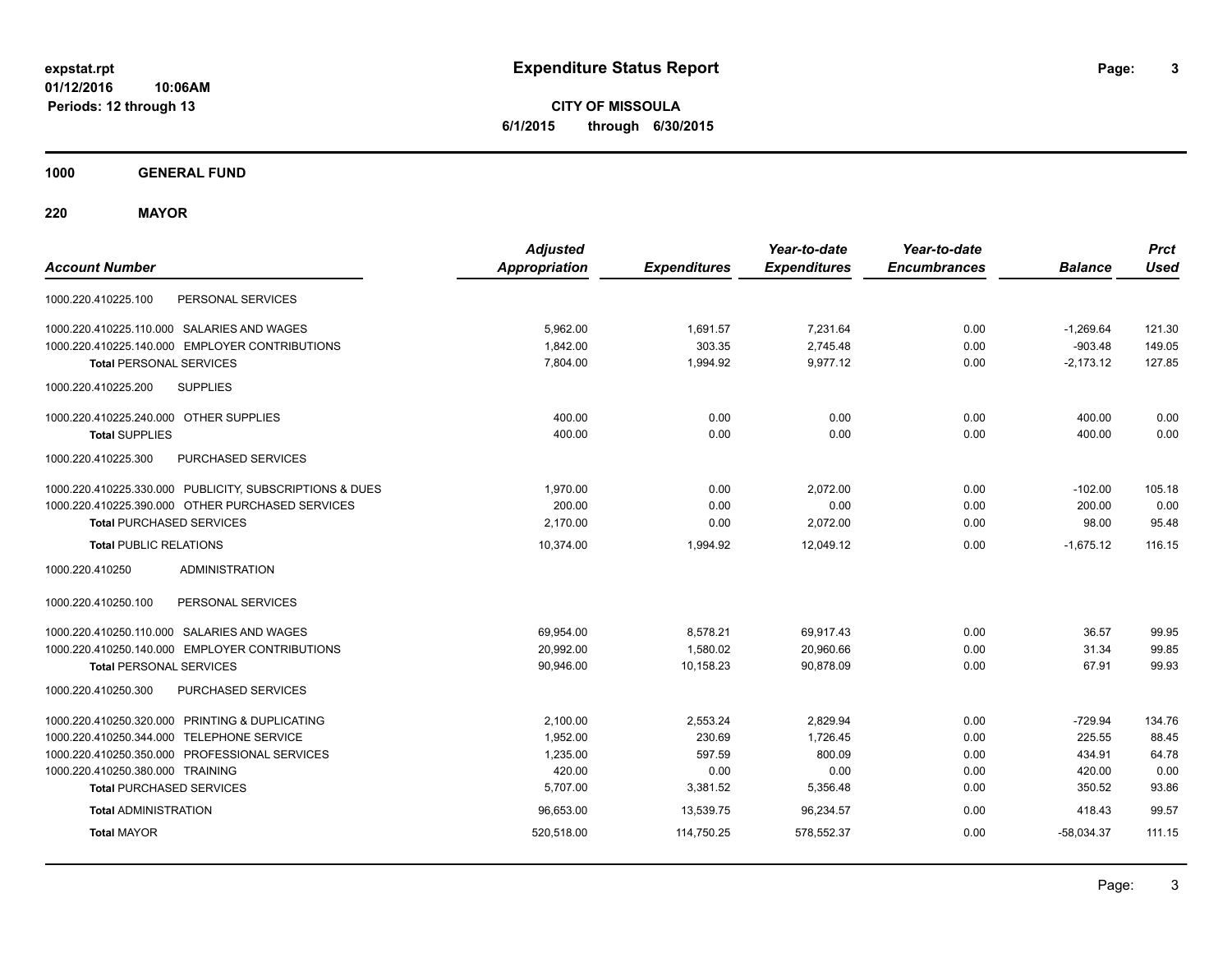# Expenditure Status Report

expstat.rpt
01/12/2016 10:06AM
Periods: 12 through 13

**CITY OF MISSOULA**
**6/1/2015 through 6/30/2015**

## 1000 GENERAL FUND

## 220 MAYOR

| Account Number | | Adjusted Appropriation | Expenditures | Year-to-date Expenditures | Year-to-date Encumbrances | Balance | Prct Used |
|---|---|---|---|---|---|---|---|
| 1000.220.410225.100 | PERSONAL SERVICES | | | | | | |
| 1000.220.410225.110.000 | SALARIES AND WAGES | 5,962.00 | 1,691.57 | 7,231.64 | 0.00 | -1,269.64 | 121.30 |
| 1000.220.410225.140.000 | EMPLOYER CONTRIBUTIONS | 1,842.00 | 303.35 | 2,745.48 | 0.00 | -903.48 | 149.05 |
| **Total** PERSONAL SERVICES | | 7,804.00 | 1,994.92 | 9,977.12 | 0.00 | -2,173.12 | 127.85 |
| 1000.220.410225.200 | SUPPLIES | | | | | | |
| 1000.220.410225.240.000 | OTHER SUPPLIES | 400.00 | 0.00 | 0.00 | 0.00 | 400.00 | 0.00 |
| **Total** SUPPLIES | | 400.00 | 0.00 | 0.00 | 0.00 | 400.00 | 0.00 |
| 1000.220.410225.300 | PURCHASED SERVICES | | | | | | |
| 1000.220.410225.330.000 | PUBLICITY, SUBSCRIPTIONS & DUES | 1,970.00 | 0.00 | 2,072.00 | 0.00 | -102.00 | 105.18 |
| 1000.220.410225.390.000 | OTHER PURCHASED SERVICES | 200.00 | 0.00 | 0.00 | 0.00 | 200.00 | 0.00 |
| **Total** PURCHASED SERVICES | | 2,170.00 | 0.00 | 2,072.00 | 0.00 | 98.00 | 95.48 |
| **Total** PUBLIC RELATIONS | | 10,374.00 | 1,994.92 | 12,049.12 | 0.00 | -1,675.12 | 116.15 |
| 1000.220.410250 | ADMINISTRATION | | | | | | |
| 1000.220.410250.100 | PERSONAL SERVICES | | | | | | |
| 1000.220.410250.110.000 | SALARIES AND WAGES | 69,954.00 | 8,578.21 | 69,917.43 | 0.00 | 36.57 | 99.95 |
| 1000.220.410250.140.000 | EMPLOYER CONTRIBUTIONS | 20,992.00 | 1,580.02 | 20,960.66 | 0.00 | 31.34 | 99.85 |
| **Total** PERSONAL SERVICES | | 90,946.00 | 10,158.23 | 90,878.09 | 0.00 | 67.91 | 99.93 |
| 1000.220.410250.300 | PURCHASED SERVICES | | | | | | |
| 1000.220.410250.320.000 | PRINTING & DUPLICATING | 2,100.00 | 2,553.24 | 2,829.94 | 0.00 | -729.94 | 134.76 |
| 1000.220.410250.344.000 | TELEPHONE SERVICE | 1,952.00 | 230.69 | 1,726.45 | 0.00 | 225.55 | 88.45 |
| 1000.220.410250.350.000 | PROFESSIONAL SERVICES | 1,235.00 | 597.59 | 800.09 | 0.00 | 434.91 | 64.78 |
| 1000.220.410250.380.000 | TRAINING | 420.00 | 0.00 | 0.00 | 0.00 | 420.00 | 0.00 |
| **Total** PURCHASED SERVICES | | 5,707.00 | 3,381.52 | 5,356.48 | 0.00 | 350.52 | 93.86 |
| **Total** ADMINISTRATION | | 96,653.00 | 13,539.75 | 96,234.57 | 0.00 | 418.43 | 99.57 |
| **Total** MAYOR | | 520,518.00 | 114,750.25 | 578,552.37 | 0.00 | -58,034.37 | 111.15 |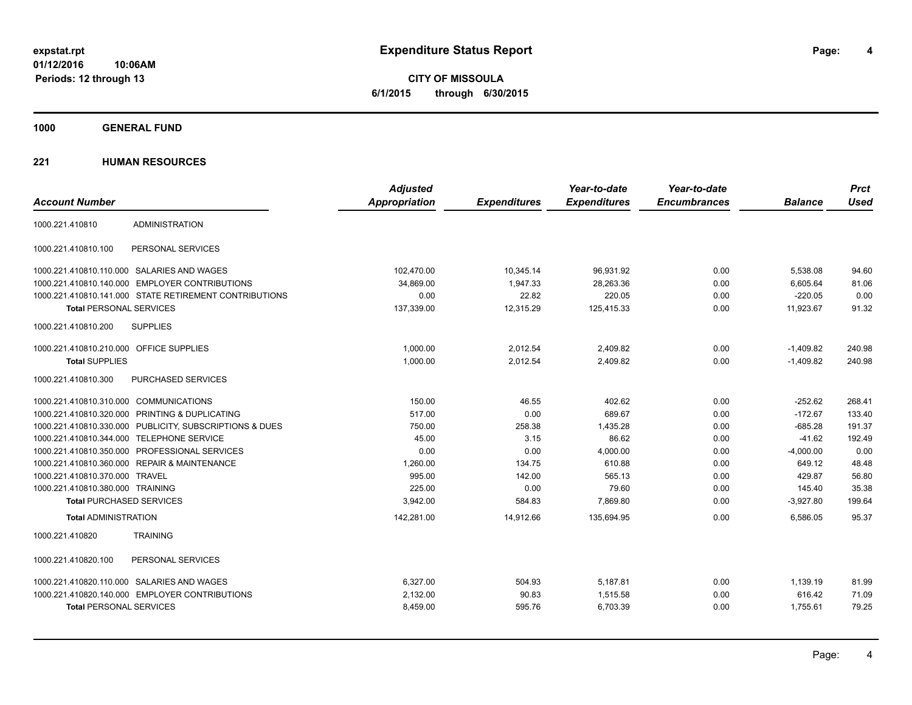**expstat.rpt**
**01/12/2016 10:06AM**
**Periods: 12 through 13**

# Expenditure Status Report

**CITY OF MISSOULA**
**6/1/2015 through 6/30/2015**

## 1000 GENERAL FUND

## 221 HUMAN RESOURCES

| Account Number | | Adjusted Appropriation | Expenditures | Year-to-date Expenditures | Year-to-date Encumbrances | Balance | Prct Used |
|---|---|---|---|---|---|---|---|
| 1000.221.410810 | ADMINISTRATION | | | | | | |
| 1000.221.410810.100 | PERSONAL SERVICES | | | | | | |
| 1000.221.410810.110.000 | SALARIES AND WAGES | 102,470.00 | 10,345.14 | 96,931.92 | 0.00 | 5,538.08 | 94.60 |
| 1000.221.410810.140.000 | EMPLOYER CONTRIBUTIONS | 34,869.00 | 1,947.33 | 28,263.36 | 0.00 | 6,605.64 | 81.06 |
| 1000.221.410810.141.000 | STATE RETIREMENT CONTRIBUTIONS | 0.00 | 22.82 | 220.05 | 0.00 | -220.05 | 0.00 |
| **Total** PERSONAL SERVICES | | 137,339.00 | 12,315.29 | 125,415.33 | 0.00 | 11,923.67 | 91.32 |
| 1000.221.410810.200 | SUPPLIES | | | | | | |
| 1000.221.410810.210.000 | OFFICE SUPPLIES | 1,000.00 | 2,012.54 | 2,409.82 | 0.00 | -1,409.82 | 240.98 |
| **Total** SUPPLIES | | 1,000.00 | 2,012.54 | 2,409.82 | 0.00 | -1,409.82 | 240.98 |
| 1000.221.410810.300 | PURCHASED SERVICES | | | | | | |
| 1000.221.410810.310.000 | COMMUNICATIONS | 150.00 | 46.55 | 402.62 | 0.00 | -252.62 | 268.41 |
| 1000.221.410810.320.000 | PRINTING & DUPLICATING | 517.00 | 0.00 | 689.67 | 0.00 | -172.67 | 133.40 |
| 1000.221.410810.330.000 | PUBLICITY, SUBSCRIPTIONS & DUES | 750.00 | 258.38 | 1,435.28 | 0.00 | -685.28 | 191.37 |
| 1000.221.410810.344.000 | TELEPHONE SERVICE | 45.00 | 3.15 | 86.62 | 0.00 | -41.62 | 192.49 |
| 1000.221.410810.350.000 | PROFESSIONAL SERVICES | 0.00 | 0.00 | 4,000.00 | 0.00 | -4,000.00 | 0.00 |
| 1000.221.410810.360.000 | REPAIR & MAINTENANCE | 1,260.00 | 134.75 | 610.88 | 0.00 | 649.12 | 48.48 |
| 1000.221.410810.370.000 | TRAVEL | 995.00 | 142.00 | 565.13 | 0.00 | 429.87 | 56.80 |
| 1000.221.410810.380.000 | TRAINING | 225.00 | 0.00 | 79.60 | 0.00 | 145.40 | 35.38 |
| **Total** PURCHASED SERVICES | | 3,942.00 | 584.83 | 7,869.80 | 0.00 | -3,927.80 | 199.64 |
| **Total** ADMINISTRATION | | 142,281.00 | 14,912.66 | 135,694.95 | 0.00 | 6,586.05 | 95.37 |
| 1000.221.410820 | TRAINING | | | | | | |
| 1000.221.410820.100 | PERSONAL SERVICES | | | | | | |
| 1000.221.410820.110.000 | SALARIES AND WAGES | 6,327.00 | 504.93 | 5,187.81 | 0.00 | 1,139.19 | 81.99 |
| 1000.221.410820.140.000 | EMPLOYER CONTRIBUTIONS | 2,132.00 | 90.83 | 1,515.58 | 0.00 | 616.42 | 71.09 |
| **Total** PERSONAL SERVICES | | 8,459.00 | 595.76 | 6,703.39 | 0.00 | 1,755.61 | 79.25 |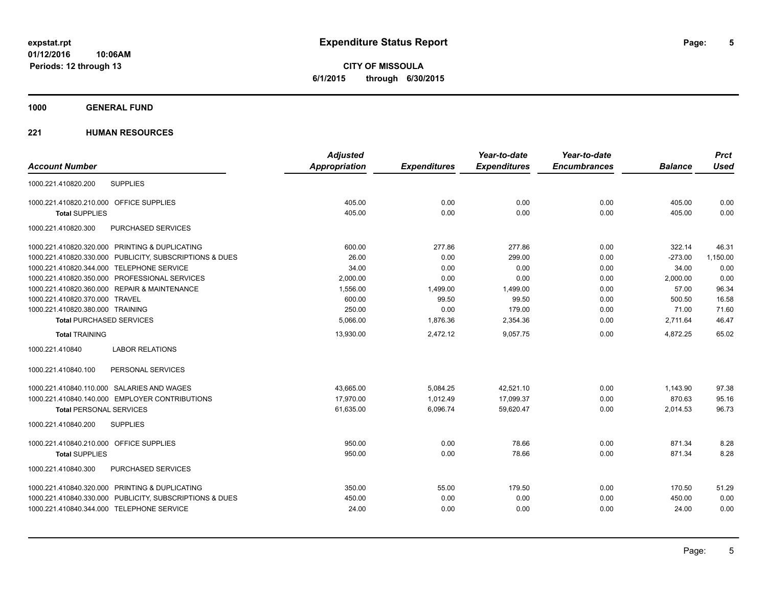# Expenditure Status Report

**CITY OF MISSOULA**

**6/1/2015 through 6/30/2015**

expstat.rpt
01/12/2016 10:06AM
Periods: 12 through 13

## 1000 GENERAL FUND

## 221 HUMAN RESOURCES

| Account Number | | Adjusted Appropriation | Expenditures | Year-to-date Expenditures | Year-to-date Encumbrances | Balance | Prct Used |
|---|---|---|---|---|---|---|---|
| 1000.221.410820.200 | SUPPLIES | | | | | | |
| 1000.221.410820.210.000 | OFFICE SUPPLIES | 405.00 | 0.00 | 0.00 | 0.00 | 405.00 | 0.00 |
| **Total** SUPPLIES | | 405.00 | 0.00 | 0.00 | 0.00 | 405.00 | 0.00 |
| 1000.221.410820.300 | PURCHASED SERVICES | | | | | | |
| 1000.221.410820.320.000 | PRINTING & DUPLICATING | 600.00 | 277.86 | 277.86 | 0.00 | 322.14 | 46.31 |
| 1000.221.410820.330.000 | PUBLICITY, SUBSCRIPTIONS & DUES | 26.00 | 0.00 | 299.00 | 0.00 | -273.00 | 1,150.00 |
| 1000.221.410820.344.000 | TELEPHONE SERVICE | 34.00 | 0.00 | 0.00 | 0.00 | 34.00 | 0.00 |
| 1000.221.410820.350.000 | PROFESSIONAL SERVICES | 2,000.00 | 0.00 | 0.00 | 0.00 | 2,000.00 | 0.00 |
| 1000.221.410820.360.000 | REPAIR & MAINTENANCE | 1,556.00 | 1,499.00 | 1,499.00 | 0.00 | 57.00 | 96.34 |
| 1000.221.410820.370.000 | TRAVEL | 600.00 | 99.50 | 99.50 | 0.00 | 500.50 | 16.58 |
| 1000.221.410820.380.000 | TRAINING | 250.00 | 0.00 | 179.00 | 0.00 | 71.00 | 71.60 |
| **Total** PURCHASED SERVICES | | 5,066.00 | 1,876.36 | 2,354.36 | 0.00 | 2,711.64 | 46.47 |
| **Total** TRAINING | | 13,930.00 | 2,472.12 | 9,057.75 | 0.00 | 4,872.25 | 65.02 |
| 1000.221.410840 | LABOR RELATIONS | | | | | | |
| 1000.221.410840.100 | PERSONAL SERVICES | | | | | | |
| 1000.221.410840.110.000 | SALARIES AND WAGES | 43,665.00 | 5,084.25 | 42,521.10 | 0.00 | 1,143.90 | 97.38 |
| 1000.221.410840.140.000 | EMPLOYER CONTRIBUTIONS | 17,970.00 | 1,012.49 | 17,099.37 | 0.00 | 870.63 | 95.16 |
| **Total** PERSONAL SERVICES | | 61,635.00 | 6,096.74 | 59,620.47 | 0.00 | 2,014.53 | 96.73 |
| 1000.221.410840.200 | SUPPLIES | | | | | | |
| 1000.221.410840.210.000 | OFFICE SUPPLIES | 950.00 | 0.00 | 78.66 | 0.00 | 871.34 | 8.28 |
| **Total** SUPPLIES | | 950.00 | 0.00 | 78.66 | 0.00 | 871.34 | 8.28 |
| 1000.221.410840.300 | PURCHASED SERVICES | | | | | | |
| 1000.221.410840.320.000 | PRINTING & DUPLICATING | 350.00 | 55.00 | 179.50 | 0.00 | 170.50 | 51.29 |
| 1000.221.410840.330.000 | PUBLICITY, SUBSCRIPTIONS & DUES | 450.00 | 0.00 | 0.00 | 0.00 | 450.00 | 0.00 |
| 1000.221.410840.344.000 | TELEPHONE SERVICE | 24.00 | 0.00 | 0.00 | 0.00 | 24.00 | 0.00 |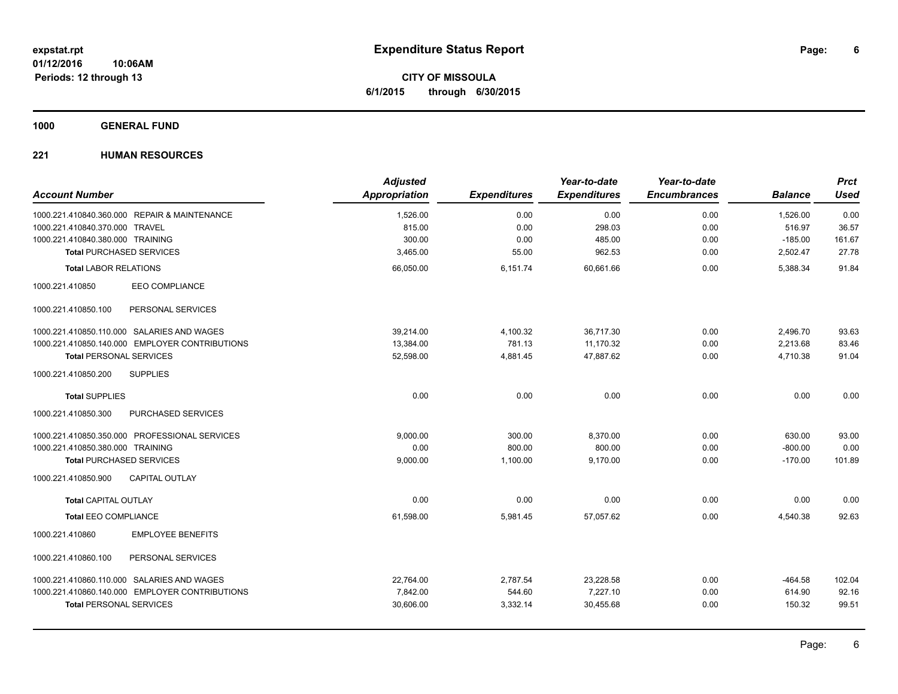expstat.rpt
01/12/2016 10:06AM
Periods: 12 through 13

# Expenditure Status Report

**CITY OF MISSOULA**
**6/1/2015 through 6/30/2015**

## 1000 GENERAL FUND

### 221 HUMAN RESOURCES

| Account Number | Adjusted Appropriation | Expenditures | Year-to-date Expenditures | Year-to-date Encumbrances | Balance | Prct Used |
|---|---|---|---|---|---|---|
| 1000.221.410840.360.000 REPAIR & MAINTENANCE | 1,526.00 | 0.00 | 0.00 | 0.00 | 1,526.00 | 0.00 |
| 1000.221.410840.370.000 TRAVEL | 815.00 | 0.00 | 298.03 | 0.00 | 516.97 | 36.57 |
| 1000.221.410840.380.000 TRAINING | 300.00 | 0.00 | 485.00 | 0.00 | -185.00 | 161.67 |
| **Total** PURCHASED SERVICES | 3,465.00 | 55.00 | 962.53 | 0.00 | 2,502.47 | 27.78 |
| **Total** LABOR RELATIONS | 66,050.00 | 6,151.74 | 60,661.66 | 0.00 | 5,388.34 | 91.84 |
| 1000.221.410850 EEO COMPLIANCE | | | | | | |
| 1000.221.410850.100 PERSONAL SERVICES | | | | | | |
| 1000.221.410850.110.000 SALARIES AND WAGES | 39,214.00 | 4,100.32 | 36,717.30 | 0.00 | 2,496.70 | 93.63 |
| 1000.221.410850.140.000 EMPLOYER CONTRIBUTIONS | 13,384.00 | 781.13 | 11,170.32 | 0.00 | 2,213.68 | 83.46 |
| **Total** PERSONAL SERVICES | 52,598.00 | 4,881.45 | 47,887.62 | 0.00 | 4,710.38 | 91.04 |
| 1000.221.410850.200 SUPPLIES | | | | | | |
| **Total** SUPPLIES | 0.00 | 0.00 | 0.00 | 0.00 | 0.00 | 0.00 |
| 1000.221.410850.300 PURCHASED SERVICES | | | | | | |
| 1000.221.410850.350.000 PROFESSIONAL SERVICES | 9,000.00 | 300.00 | 8,370.00 | 0.00 | 630.00 | 93.00 |
| 1000.221.410850.380.000 TRAINING | 0.00 | 800.00 | 800.00 | 0.00 | -800.00 | 0.00 |
| **Total** PURCHASED SERVICES | 9,000.00 | 1,100.00 | 9,170.00 | 0.00 | -170.00 | 101.89 |
| 1000.221.410850.900 CAPITAL OUTLAY | | | | | | |
| **Total** CAPITAL OUTLAY | 0.00 | 0.00 | 0.00 | 0.00 | 0.00 | 0.00 |
| **Total** EEO COMPLIANCE | 61,598.00 | 5,981.45 | 57,057.62 | 0.00 | 4,540.38 | 92.63 |
| 1000.221.410860 EMPLOYEE BENEFITS | | | | | | |
| 1000.221.410860.100 PERSONAL SERVICES | | | | | | |
| 1000.221.410860.110.000 SALARIES AND WAGES | 22,764.00 | 2,787.54 | 23,228.58 | 0.00 | -464.58 | 102.04 |
| 1000.221.410860.140.000 EMPLOYER CONTRIBUTIONS | 7,842.00 | 544.60 | 7,227.10 | 0.00 | 614.90 | 92.16 |
| **Total** PERSONAL SERVICES | 30,606.00 | 3,332.14 | 30,455.68 | 0.00 | 150.32 | 99.51 |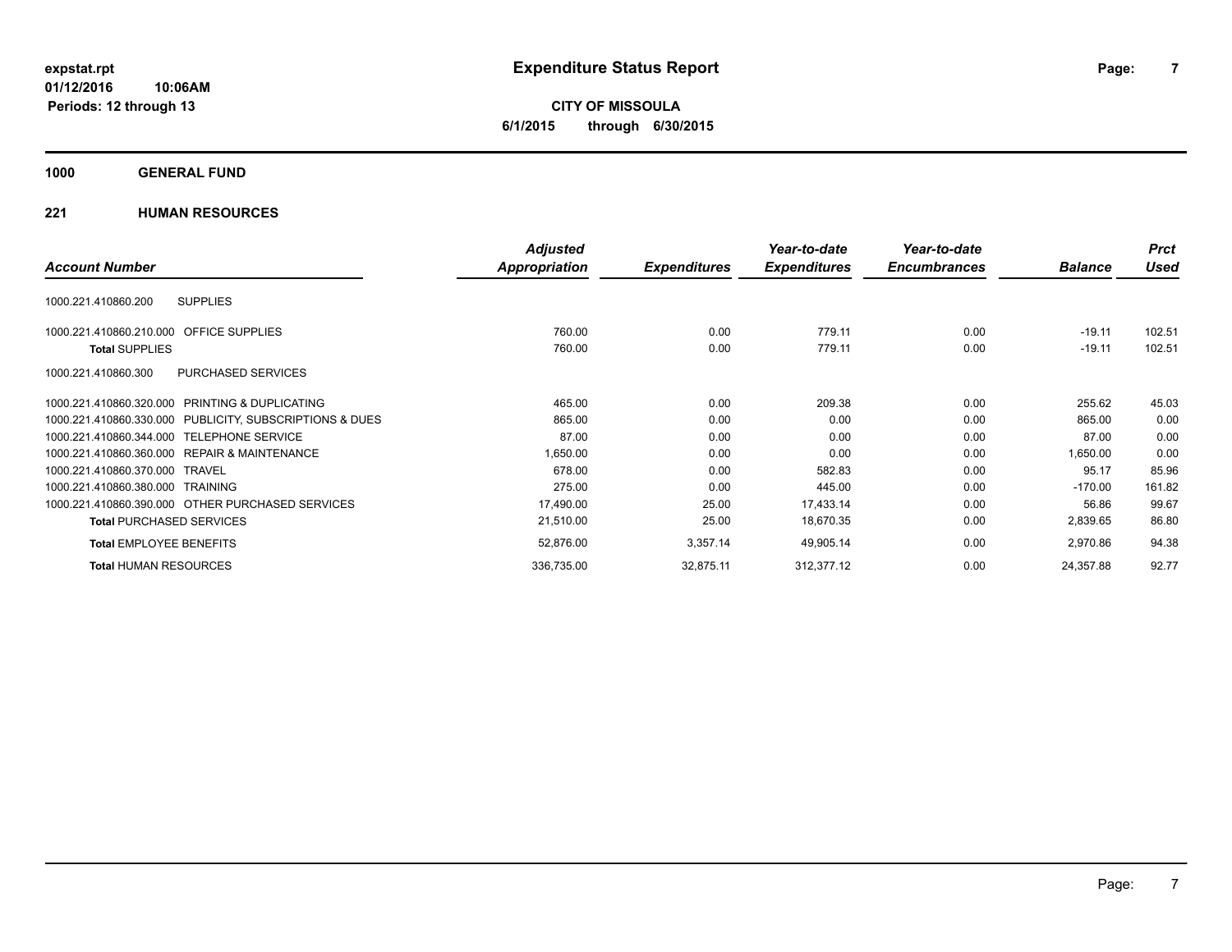**expstat.rpt**
**01/12/2016 10:06AM**
**Periods: 12 through 13**

# Expenditure Status Report

**CITY OF MISSOULA**
**6/1/2015 through 6/30/2015**

## 1000 GENERAL FUND

### 221 HUMAN RESOURCES

| Account Number | Adjusted Appropriation | Expenditures | Year-to-date Expenditures | Year-to-date Encumbrances | Balance | Prct Used |
|---|---|---|---|---|---|---|
| 1000.221.410860.200 SUPPLIES | | | | | | |
| 1000.221.410860.210.000 OFFICE SUPPLIES | 760.00 | 0.00 | 779.11 | 0.00 | -19.11 | 102.51 |
| **Total** SUPPLIES | 760.00 | 0.00 | 779.11 | 0.00 | -19.11 | 102.51 |
| 1000.221.410860.300 PURCHASED SERVICES | | | | | | |
| 1000.221.410860.320.000 PRINTING & DUPLICATING | 465.00 | 0.00 | 209.38 | 0.00 | 255.62 | 45.03 |
| 1000.221.410860.330.000 PUBLICITY, SUBSCRIPTIONS & DUES | 865.00 | 0.00 | 0.00 | 0.00 | 865.00 | 0.00 |
| 1000.221.410860.344.000 TELEPHONE SERVICE | 87.00 | 0.00 | 0.00 | 0.00 | 87.00 | 0.00 |
| 1000.221.410860.360.000 REPAIR & MAINTENANCE | 1,650.00 | 0.00 | 0.00 | 0.00 | 1,650.00 | 0.00 |
| 1000.221.410860.370.000 TRAVEL | 678.00 | 0.00 | 582.83 | 0.00 | 95.17 | 85.96 |
| 1000.221.410860.380.000 TRAINING | 275.00 | 0.00 | 445.00 | 0.00 | -170.00 | 161.82 |
| 1000.221.410860.390.000 OTHER PURCHASED SERVICES | 17,490.00 | 25.00 | 17,433.14 | 0.00 | 56.86 | 99.67 |
| **Total** PURCHASED SERVICES | 21,510.00 | 25.00 | 18,670.35 | 0.00 | 2,839.65 | 86.80 |
| **Total** EMPLOYEE BENEFITS | 52,876.00 | 3,357.14 | 49,905.14 | 0.00 | 2,970.86 | 94.38 |
| **Total** HUMAN RESOURCES | 336,735.00 | 32,875.11 | 312,377.12 | 0.00 | 24,357.88 | 92.77 |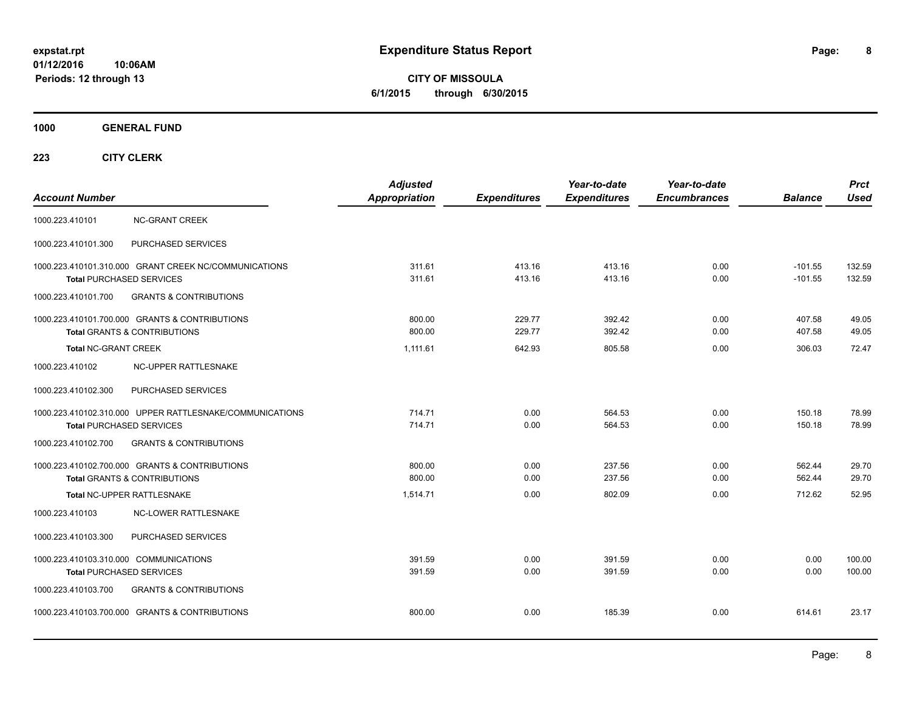**Expenditure Status Report**

**CITY OF MISSOULA**
**6/1/2015 through 6/30/2015**

expstat.rpt
01/12/2016 10:06AM
Periods: 12 through 13

## 1000 GENERAL FUND

### 223 CITY CLERK

| Account Number | | Adjusted Appropriation | Expenditures | Year-to-date Expenditures | Year-to-date Encumbrances | Balance | Prct Used |
|---|---|---|---|---|---|---|---|
| 1000.223.410101 | NC-GRANT CREEK | | | | | | |
| 1000.223.410101.300 | PURCHASED SERVICES | | | | | | |
| 1000.223.410101.310.000 | GRANT CREEK NC/COMMUNICATIONS | 311.61 | 413.16 | 413.16 | 0.00 | -101.55 | 132.59 |
| **Total** PURCHASED SERVICES | | 311.61 | 413.16 | 413.16 | 0.00 | -101.55 | 132.59 |
| 1000.223.410101.700 | GRANTS & CONTRIBUTIONS | | | | | | |
| 1000.223.410101.700.000 | GRANTS & CONTRIBUTIONS | 800.00 | 229.77 | 392.42 | 0.00 | 407.58 | 49.05 |
| **Total** GRANTS & CONTRIBUTIONS | | 800.00 | 229.77 | 392.42 | 0.00 | 407.58 | 49.05 |
| **Total** NC-GRANT CREEK | | 1,111.61 | 642.93 | 805.58 | 0.00 | 306.03 | 72.47 |
| 1000.223.410102 | NC-UPPER RATTLESNAKE | | | | | | |
| 1000.223.410102.300 | PURCHASED SERVICES | | | | | | |
| 1000.223.410102.310.000 | UPPER RATTLESNAKE/COMMUNICATIONS | 714.71 | 0.00 | 564.53 | 0.00 | 150.18 | 78.99 |
| **Total** PURCHASED SERVICES | | 714.71 | 0.00 | 564.53 | 0.00 | 150.18 | 78.99 |
| 1000.223.410102.700 | GRANTS & CONTRIBUTIONS | | | | | | |
| 1000.223.410102.700.000 | GRANTS & CONTRIBUTIONS | 800.00 | 0.00 | 237.56 | 0.00 | 562.44 | 29.70 |
| **Total** GRANTS & CONTRIBUTIONS | | 800.00 | 0.00 | 237.56 | 0.00 | 562.44 | 29.70 |
| **Total** NC-UPPER RATTLESNAKE | | 1,514.71 | 0.00 | 802.09 | 0.00 | 712.62 | 52.95 |
| 1000.223.410103 | NC-LOWER RATTLESNAKE | | | | | | |
| 1000.223.410103.300 | PURCHASED SERVICES | | | | | | |
| 1000.223.410103.310.000 | COMMUNICATIONS | 391.59 | 0.00 | 391.59 | 0.00 | 0.00 | 100.00 |
| **Total** PURCHASED SERVICES | | 391.59 | 0.00 | 391.59 | 0.00 | 0.00 | 100.00 |
| 1000.223.410103.700 | GRANTS & CONTRIBUTIONS | | | | | | |
| 1000.223.410103.700.000 | GRANTS & CONTRIBUTIONS | 800.00 | 0.00 | 185.39 | 0.00 | 614.61 | 23.17 |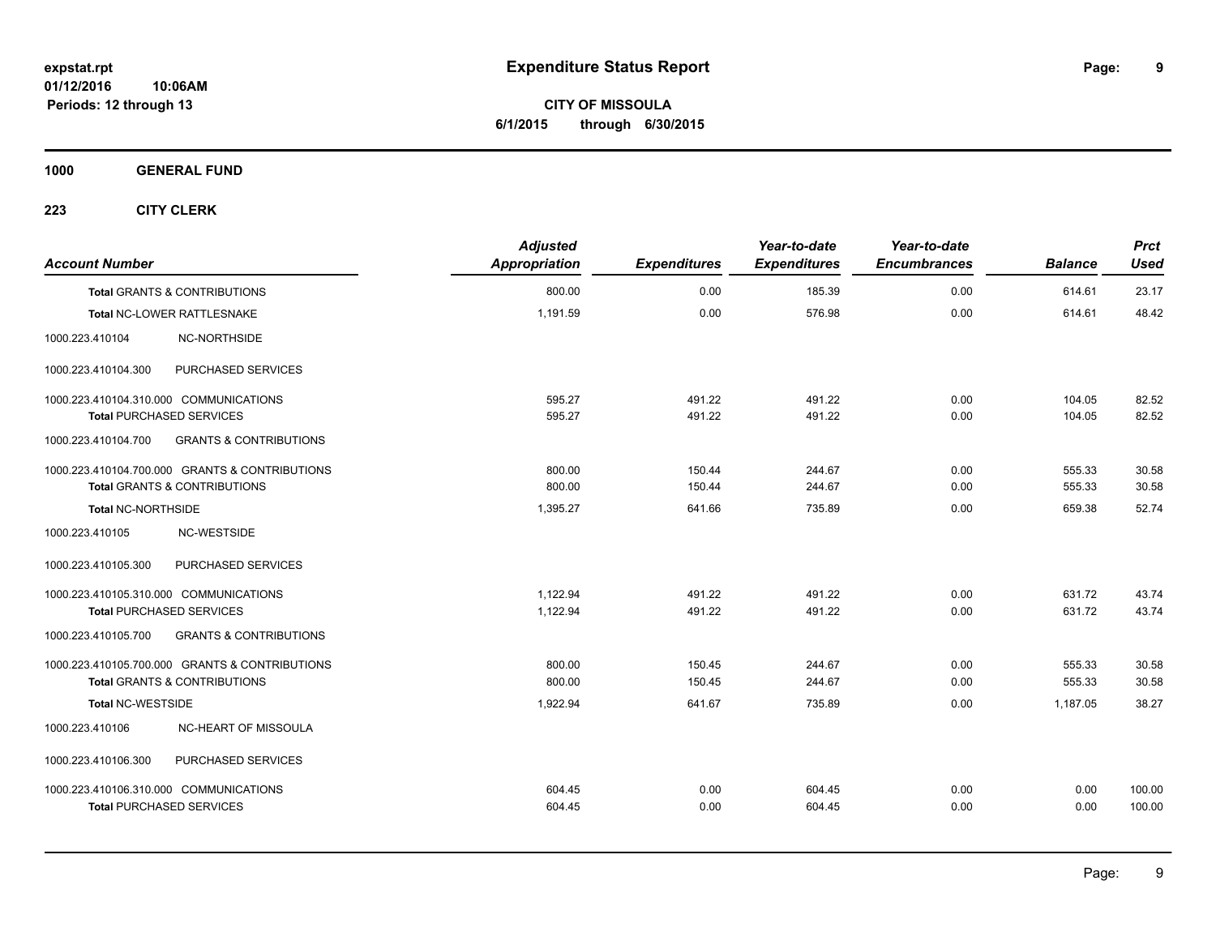# Expenditure Status Report

expstat.rpt
01/12/2016 10:06AM
Periods: 12 through 13

**CITY OF MISSOULA**
**6/1/2015 through 6/30/2015**

## 1000 GENERAL FUND

### 223 CITY CLERK

| Account Number | | Adjusted Appropriation | Expenditures | Year-to-date Expenditures | Year-to-date Encumbrances | Balance | Prct Used |
|---|---|---|---|---|---|---|---|
| **Total** GRANTS & CONTRIBUTIONS | | 800.00 | 0.00 | 185.39 | 0.00 | 614.61 | 23.17 |
| **Total** NC-LOWER RATTLESNAKE | | 1,191.59 | 0.00 | 576.98 | 0.00 | 614.61 | 48.42 |
| 1000.223.410104 | NC-NORTHSIDE | | | | | | |
| 1000.223.410104.300 | PURCHASED SERVICES | | | | | | |
| 1000.223.410104.310.000 | COMMUNICATIONS | 595.27 | 491.22 | 491.22 | 0.00 | 104.05 | 82.52 |
| **Total** PURCHASED SERVICES | | 595.27 | 491.22 | 491.22 | 0.00 | 104.05 | 82.52 |
| 1000.223.410104.700 | GRANTS & CONTRIBUTIONS | | | | | | |
| 1000.223.410104.700.000 | GRANTS & CONTRIBUTIONS | 800.00 | 150.44 | 244.67 | 0.00 | 555.33 | 30.58 |
| **Total** GRANTS & CONTRIBUTIONS | | 800.00 | 150.44 | 244.67 | 0.00 | 555.33 | 30.58 |
| **Total** NC-NORTHSIDE | | 1,395.27 | 641.66 | 735.89 | 0.00 | 659.38 | 52.74 |
| 1000.223.410105 | NC-WESTSIDE | | | | | | |
| 1000.223.410105.300 | PURCHASED SERVICES | | | | | | |
| 1000.223.410105.310.000 | COMMUNICATIONS | 1,122.94 | 491.22 | 491.22 | 0.00 | 631.72 | 43.74 |
| **Total** PURCHASED SERVICES | | 1,122.94 | 491.22 | 491.22 | 0.00 | 631.72 | 43.74 |
| 1000.223.410105.700 | GRANTS & CONTRIBUTIONS | | | | | | |
| 1000.223.410105.700.000 | GRANTS & CONTRIBUTIONS | 800.00 | 150.45 | 244.67 | 0.00 | 555.33 | 30.58 |
| **Total** GRANTS & CONTRIBUTIONS | | 800.00 | 150.45 | 244.67 | 0.00 | 555.33 | 30.58 |
| **Total** NC-WESTSIDE | | 1,922.94 | 641.67 | 735.89 | 0.00 | 1,187.05 | 38.27 |
| 1000.223.410106 | NC-HEART OF MISSOULA | | | | | | |
| 1000.223.410106.300 | PURCHASED SERVICES | | | | | | |
| 1000.223.410106.310.000 | COMMUNICATIONS | 604.45 | 0.00 | 604.45 | 0.00 | 0.00 | 100.00 |
| **Total** PURCHASED SERVICES | | 604.45 | 0.00 | 604.45 | 0.00 | 0.00 | 100.00 |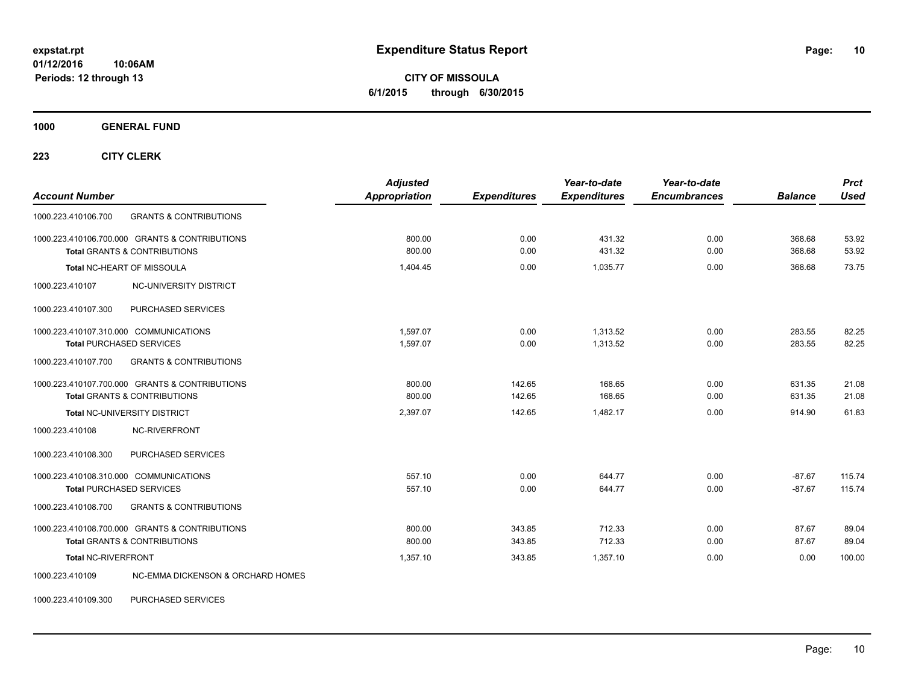**expstat.rpt**
**01/12/2016 10:06AM**
**Periods: 12 through 13**

# Expenditure Status Report

**CITY OF MISSOULA**
**6/1/2015 through 6/30/2015**

## 1000 GENERAL FUND

### 223 CITY CLERK

| Account Number | | Adjusted Appropriation | Expenditures | Year-to-date Expenditures | Year-to-date Encumbrances | Balance | Prct Used |
|---|---|---|---|---|---|---|---|
| 1000.223.410106.700 | GRANTS & CONTRIBUTIONS | | | | | | |
| 1000.223.410106.700.000 | GRANTS & CONTRIBUTIONS | 800.00 | 0.00 | 431.32 | 0.00 | 368.68 | 53.92 |
| **Total** GRANTS & CONTRIBUTIONS | | 800.00 | 0.00 | 431.32 | 0.00 | 368.68 | 53.92 |
| **Total** NC-HEART OF MISSOULA | | 1,404.45 | 0.00 | 1,035.77 | 0.00 | 368.68 | 73.75 |
| 1000.223.410107 | NC-UNIVERSITY DISTRICT | | | | | | |
| 1000.223.410107.300 | PURCHASED SERVICES | | | | | | |
| 1000.223.410107.310.000 | COMMUNICATIONS | 1,597.07 | 0.00 | 1,313.52 | 0.00 | 283.55 | 82.25 |
| **Total** PURCHASED SERVICES | | 1,597.07 | 0.00 | 1,313.52 | 0.00 | 283.55 | 82.25 |
| 1000.223.410107.700 | GRANTS & CONTRIBUTIONS | | | | | | |
| 1000.223.410107.700.000 | GRANTS & CONTRIBUTIONS | 800.00 | 142.65 | 168.65 | 0.00 | 631.35 | 21.08 |
| **Total** GRANTS & CONTRIBUTIONS | | 800.00 | 142.65 | 168.65 | 0.00 | 631.35 | 21.08 |
| **Total** NC-UNIVERSITY DISTRICT | | 2,397.07 | 142.65 | 1,482.17 | 0.00 | 914.90 | 61.83 |
| 1000.223.410108 | NC-RIVERFRONT | | | | | | |
| 1000.223.410108.300 | PURCHASED SERVICES | | | | | | |
| 1000.223.410108.310.000 | COMMUNICATIONS | 557.10 | 0.00 | 644.77 | 0.00 | -87.67 | 115.74 |
| **Total** PURCHASED SERVICES | | 557.10 | 0.00 | 644.77 | 0.00 | -87.67 | 115.74 |
| 1000.223.410108.700 | GRANTS & CONTRIBUTIONS | | | | | | |
| 1000.223.410108.700.000 | GRANTS & CONTRIBUTIONS | 800.00 | 343.85 | 712.33 | 0.00 | 87.67 | 89.04 |
| **Total** GRANTS & CONTRIBUTIONS | | 800.00 | 343.85 | 712.33 | 0.00 | 87.67 | 89.04 |
| **Total** NC-RIVERFRONT | | 1,357.10 | 343.85 | 1,357.10 | 0.00 | 0.00 | 100.00 |
| 1000.223.410109 | NC-EMMA DICKENSON & ORCHARD HOMES | | | | | | |
| 1000.223.410109.300 | PURCHASED SERVICES | | | | | | |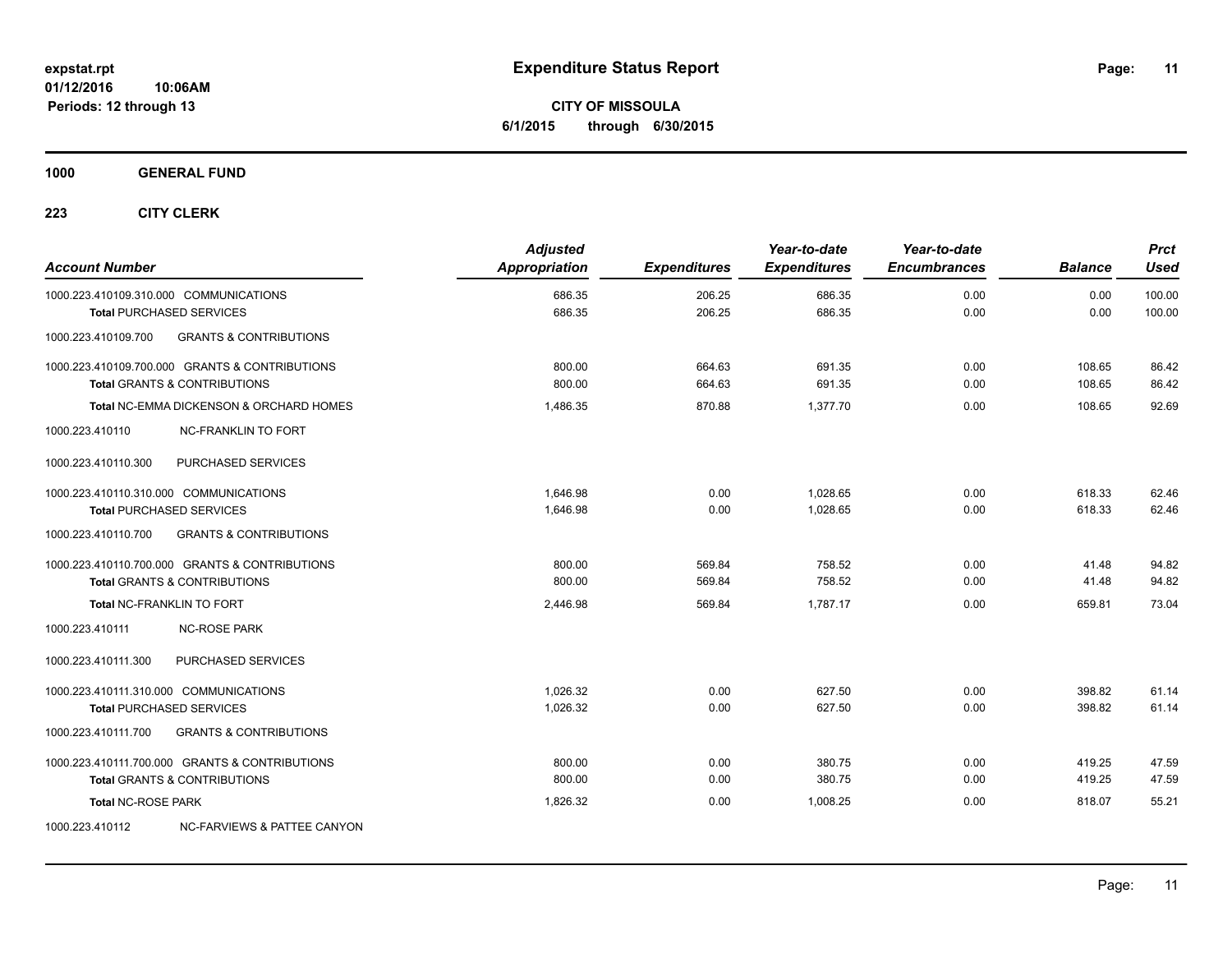# Expenditure Status Report

expstat.rpt
01/12/2016 10:06AM
Periods: 12 through 13

**CITY OF MISSOULA**
**6/1/2015 through 6/30/2015**

**1000 GENERAL FUND**

**223 CITY CLERK**

| Account Number | Adjusted Appropriation | Expenditures | Year-to-date Expenditures | Year-to-date Encumbrances | Balance | Prct Used |
|---|---|---|---|---|---|---|
| 1000.223.410109.310.000 COMMUNICATIONS | 686.35 | 206.25 | 686.35 | 0.00 | 0.00 | 100.00 |
| **Total** PURCHASED SERVICES | 686.35 | 206.25 | 686.35 | 0.00 | 0.00 | 100.00 |
| 1000.223.410109.700 GRANTS & CONTRIBUTIONS | | | | | | |
| 1000.223.410109.700.000 GRANTS & CONTRIBUTIONS | 800.00 | 664.63 | 691.35 | 0.00 | 108.65 | 86.42 |
| **Total** GRANTS & CONTRIBUTIONS | 800.00 | 664.63 | 691.35 | 0.00 | 108.65 | 86.42 |
| **Total** NC-EMMA DICKENSON & ORCHARD HOMES | 1,486.35 | 870.88 | 1,377.70 | 0.00 | 108.65 | 92.69 |
| 1000.223.410110 NC-FRANKLIN TO FORT | | | | | | |
| 1000.223.410110.300 PURCHASED SERVICES | | | | | | |
| 1000.223.410110.310.000 COMMUNICATIONS | 1,646.98 | 0.00 | 1,028.65 | 0.00 | 618.33 | 62.46 |
| **Total** PURCHASED SERVICES | 1,646.98 | 0.00 | 1,028.65 | 0.00 | 618.33 | 62.46 |
| 1000.223.410110.700 GRANTS & CONTRIBUTIONS | | | | | | |
| 1000.223.410110.700.000 GRANTS & CONTRIBUTIONS | 800.00 | 569.84 | 758.52 | 0.00 | 41.48 | 94.82 |
| **Total** GRANTS & CONTRIBUTIONS | 800.00 | 569.84 | 758.52 | 0.00 | 41.48 | 94.82 |
| **Total** NC-FRANKLIN TO FORT | 2,446.98 | 569.84 | 1,787.17 | 0.00 | 659.81 | 73.04 |
| 1000.223.410111 NC-ROSE PARK | | | | | | |
| 1000.223.410111.300 PURCHASED SERVICES | | | | | | |
| 1000.223.410111.310.000 COMMUNICATIONS | 1,026.32 | 0.00 | 627.50 | 0.00 | 398.82 | 61.14 |
| **Total** PURCHASED SERVICES | 1,026.32 | 0.00 | 627.50 | 0.00 | 398.82 | 61.14 |
| 1000.223.410111.700 GRANTS & CONTRIBUTIONS | | | | | | |
| 1000.223.410111.700.000 GRANTS & CONTRIBUTIONS | 800.00 | 0.00 | 380.75 | 0.00 | 419.25 | 47.59 |
| **Total** GRANTS & CONTRIBUTIONS | 800.00 | 0.00 | 380.75 | 0.00 | 419.25 | 47.59 |
| **Total** NC-ROSE PARK | 1,826.32 | 0.00 | 1,008.25 | 0.00 | 818.07 | 55.21 |
| 1000.223.410112 NC-FARVIEWS & PATTEE CANYON | | | | | | |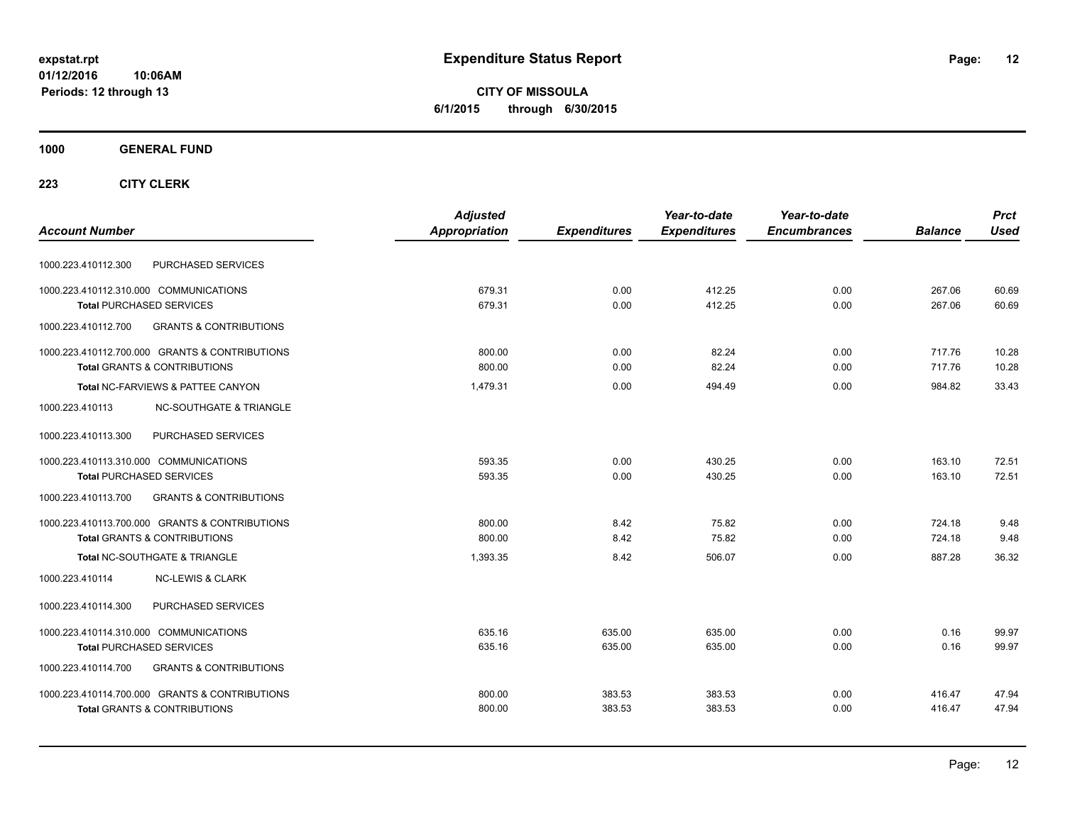# Expenditure Status Report

expstat.rpt
01/12/2016 10:06AM
Periods: 12 through 13

**CITY OF MISSOULA**
**6/1/2015 through 6/30/2015**

**1000 GENERAL FUND**

**223 CITY CLERK**

| Account Number | Adjusted Appropriation | Expenditures | Year-to-date Expenditures | Year-to-date Encumbrances | Balance | Prct Used |
|---|---|---|---|---|---|---|
| 1000.223.410112.300 PURCHASED SERVICES | | | | | | |
| 1000.223.410112.310.000 COMMUNICATIONS | 679.31 | 0.00 | 412.25 | 0.00 | 267.06 | 60.69 |
| **Total** PURCHASED SERVICES | 679.31 | 0.00 | 412.25 | 0.00 | 267.06 | 60.69 |
| 1000.223.410112.700 GRANTS & CONTRIBUTIONS | | | | | | |
| 1000.223.410112.700.000 GRANTS & CONTRIBUTIONS | 800.00 | 0.00 | 82.24 | 0.00 | 717.76 | 10.28 |
| **Total** GRANTS & CONTRIBUTIONS | 800.00 | 0.00 | 82.24 | 0.00 | 717.76 | 10.28 |
| **Total** NC-FARVIEWS & PATTEE CANYON | 1,479.31 | 0.00 | 494.49 | 0.00 | 984.82 | 33.43 |
| 1000.223.410113 NC-SOUTHGATE & TRIANGLE | | | | | | |
| 1000.223.410113.300 PURCHASED SERVICES | | | | | | |
| 1000.223.410113.310.000 COMMUNICATIONS | 593.35 | 0.00 | 430.25 | 0.00 | 163.10 | 72.51 |
| **Total** PURCHASED SERVICES | 593.35 | 0.00 | 430.25 | 0.00 | 163.10 | 72.51 |
| 1000.223.410113.700 GRANTS & CONTRIBUTIONS | | | | | | |
| 1000.223.410113.700.000 GRANTS & CONTRIBUTIONS | 800.00 | 8.42 | 75.82 | 0.00 | 724.18 | 9.48 |
| **Total** GRANTS & CONTRIBUTIONS | 800.00 | 8.42 | 75.82 | 0.00 | 724.18 | 9.48 |
| **Total** NC-SOUTHGATE & TRIANGLE | 1,393.35 | 8.42 | 506.07 | 0.00 | 887.28 | 36.32 |
| 1000.223.410114 NC-LEWIS & CLARK | | | | | | |
| 1000.223.410114.300 PURCHASED SERVICES | | | | | | |
| 1000.223.410114.310.000 COMMUNICATIONS | 635.16 | 635.00 | 635.00 | 0.00 | 0.16 | 99.97 |
| **Total** PURCHASED SERVICES | 635.16 | 635.00 | 635.00 | 0.00 | 0.16 | 99.97 |
| 1000.223.410114.700 GRANTS & CONTRIBUTIONS | | | | | | |
| 1000.223.410114.700.000 GRANTS & CONTRIBUTIONS | 800.00 | 383.53 | 383.53 | 0.00 | 416.47 | 47.94 |
| **Total** GRANTS & CONTRIBUTIONS | 800.00 | 383.53 | 383.53 | 0.00 | 416.47 | 47.94 |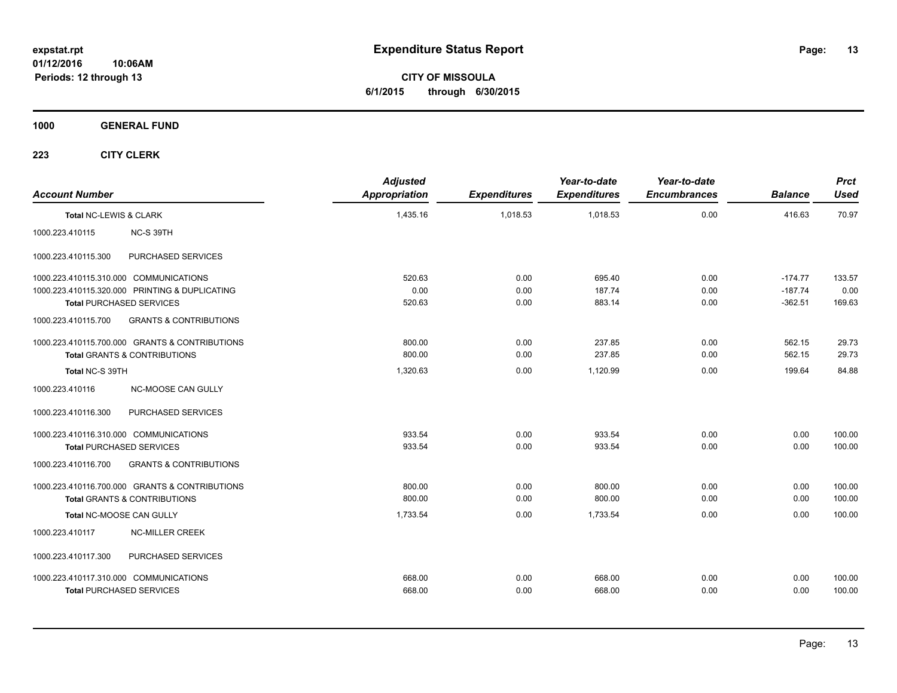# Expenditure Status Report

expstat.rpt
01/12/2016 10:06AM
Periods: 12 through 13

**CITY OF MISSOULA**
**6/1/2015 through 6/30/2015**

## 1000 GENERAL FUND

### 223 CITY CLERK

| Account Number | | Adjusted Appropriation | Expenditures | Year-to-date Expenditures | Year-to-date Encumbrances | Balance | Prct Used |
|---|---|---|---|---|---|---|---|
| **Total NC-LEWIS & CLARK** | | 1,435.16 | 1,018.53 | 1,018.53 | 0.00 | 416.63 | 70.97 |
| 1000.223.410115 | NC-S 39TH | | | | | | |
| 1000.223.410115.300 | PURCHASED SERVICES | | | | | | |
| 1000.223.410115.310.000 | COMMUNICATIONS | 520.63 | 0.00 | 695.40 | 0.00 | -174.77 | 133.57 |
| 1000.223.410115.320.000 | PRINTING & DUPLICATING | 0.00 | 0.00 | 187.74 | 0.00 | -187.74 | 0.00 |
| **Total PURCHASED SERVICES** | | 520.63 | 0.00 | 883.14 | 0.00 | -362.51 | 169.63 |
| 1000.223.410115.700 | GRANTS & CONTRIBUTIONS | | | | | | |
| 1000.223.410115.700.000 | GRANTS & CONTRIBUTIONS | 800.00 | 0.00 | 237.85 | 0.00 | 562.15 | 29.73 |
| **Total GRANTS & CONTRIBUTIONS** | | 800.00 | 0.00 | 237.85 | 0.00 | 562.15 | 29.73 |
| **Total NC-S 39TH** | | 1,320.63 | 0.00 | 1,120.99 | 0.00 | 199.64 | 84.88 |
| 1000.223.410116 | NC-MOOSE CAN GULLY | | | | | | |
| 1000.223.410116.300 | PURCHASED SERVICES | | | | | | |
| 1000.223.410116.310.000 | COMMUNICATIONS | 933.54 | 0.00 | 933.54 | 0.00 | 0.00 | 100.00 |
| **Total PURCHASED SERVICES** | | 933.54 | 0.00 | 933.54 | 0.00 | 0.00 | 100.00 |
| 1000.223.410116.700 | GRANTS & CONTRIBUTIONS | | | | | | |
| 1000.223.410116.700.000 | GRANTS & CONTRIBUTIONS | 800.00 | 0.00 | 800.00 | 0.00 | 0.00 | 100.00 |
| **Total GRANTS & CONTRIBUTIONS** | | 800.00 | 0.00 | 800.00 | 0.00 | 0.00 | 100.00 |
| **Total NC-MOOSE CAN GULLY** | | 1,733.54 | 0.00 | 1,733.54 | 0.00 | 0.00 | 100.00 |
| 1000.223.410117 | NC-MILLER CREEK | | | | | | |
| 1000.223.410117.300 | PURCHASED SERVICES | | | | | | |
| 1000.223.410117.310.000 | COMMUNICATIONS | 668.00 | 0.00 | 668.00 | 0.00 | 0.00 | 100.00 |
| **Total PURCHASED SERVICES** | | 668.00 | 0.00 | 668.00 | 0.00 | 0.00 | 100.00 |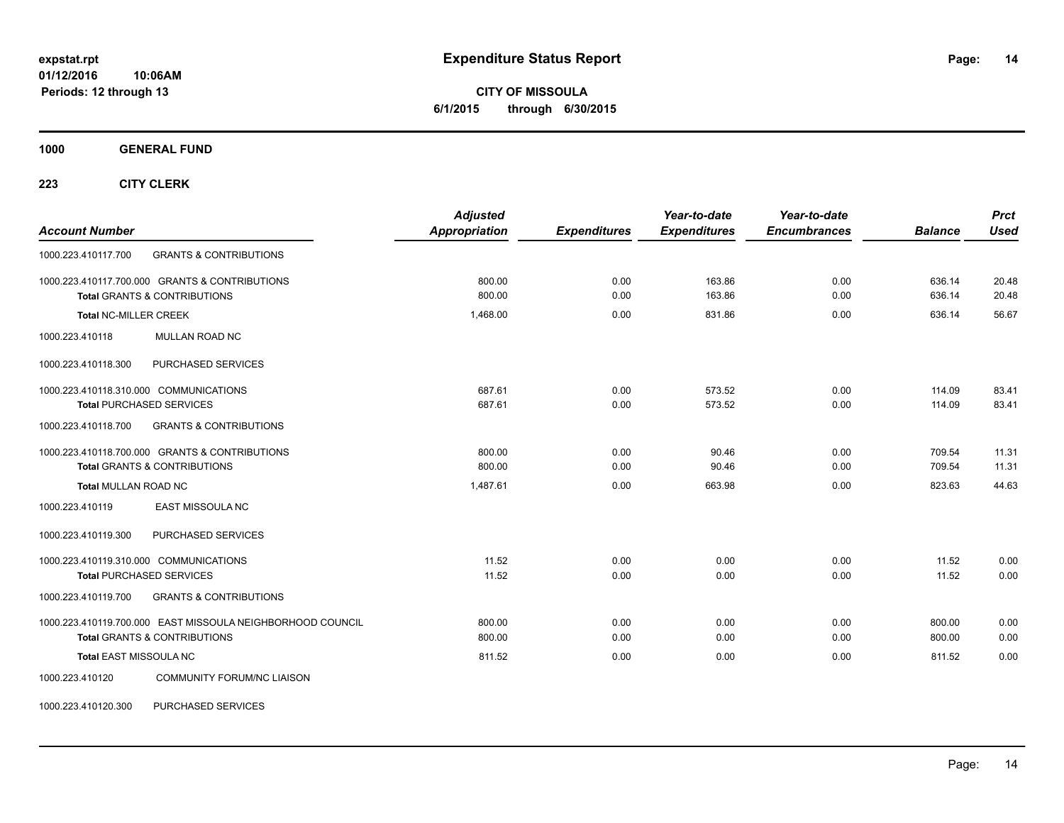# Expenditure Status Report

expstat.rpt
01/12/2016 10:06AM
Periods: 12 through 13

**CITY OF MISSOULA**
**6/1/2015 through 6/30/2015**

**1000 GENERAL FUND**

**223 CITY CLERK**

| Account Number | | Adjusted Appropriation | Expenditures | Year-to-date Expenditures | Year-to-date Encumbrances | Balance | Prct Used |
|---|---|---|---|---|---|---|---|
| 1000.223.410117.700 | GRANTS & CONTRIBUTIONS | | | | | | |
| 1000.223.410117.700.000 GRANTS & CONTRIBUTIONS | | 800.00 | 0.00 | 163.86 | 0.00 | 636.14 | 20.48 |
| **Total** GRANTS & CONTRIBUTIONS | | 800.00 | 0.00 | 163.86 | 0.00 | 636.14 | 20.48 |
| **Total** NC-MILLER CREEK | | 1,468.00 | 0.00 | 831.86 | 0.00 | 636.14 | 56.67 |
| 1000.223.410118 | MULLAN ROAD NC | | | | | | |
| 1000.223.410118.300 | PURCHASED SERVICES | | | | | | |
| 1000.223.410118.310.000 COMMUNICATIONS | | 687.61 | 0.00 | 573.52 | 0.00 | 114.09 | 83.41 |
| **Total** PURCHASED SERVICES | | 687.61 | 0.00 | 573.52 | 0.00 | 114.09 | 83.41 |
| 1000.223.410118.700 | GRANTS & CONTRIBUTIONS | | | | | | |
| 1000.223.410118.700.000 GRANTS & CONTRIBUTIONS | | 800.00 | 0.00 | 90.46 | 0.00 | 709.54 | 11.31 |
| **Total** GRANTS & CONTRIBUTIONS | | 800.00 | 0.00 | 90.46 | 0.00 | 709.54 | 11.31 |
| **Total** MULLAN ROAD NC | | 1,487.61 | 0.00 | 663.98 | 0.00 | 823.63 | 44.63 |
| 1000.223.410119 | EAST MISSOULA NC | | | | | | |
| 1000.223.410119.300 | PURCHASED SERVICES | | | | | | |
| 1000.223.410119.310.000 COMMUNICATIONS | | 11.52 | 0.00 | 0.00 | 0.00 | 11.52 | 0.00 |
| **Total** PURCHASED SERVICES | | 11.52 | 0.00 | 0.00 | 0.00 | 11.52 | 0.00 |
| 1000.223.410119.700 | GRANTS & CONTRIBUTIONS | | | | | | |
| 1000.223.410119.700.000 EAST MISSOULA NEIGHBORHOOD COUNCIL | | 800.00 | 0.00 | 0.00 | 0.00 | 800.00 | 0.00 |
| **Total** GRANTS & CONTRIBUTIONS | | 800.00 | 0.00 | 0.00 | 0.00 | 800.00 | 0.00 |
| **Total** EAST MISSOULA NC | | 811.52 | 0.00 | 0.00 | 0.00 | 811.52 | 0.00 |
| 1000.223.410120 | COMMUNITY FORUM/NC LIAISON | | | | | | |
| 1000.223.410120.300 | PURCHASED SERVICES | | | | | | |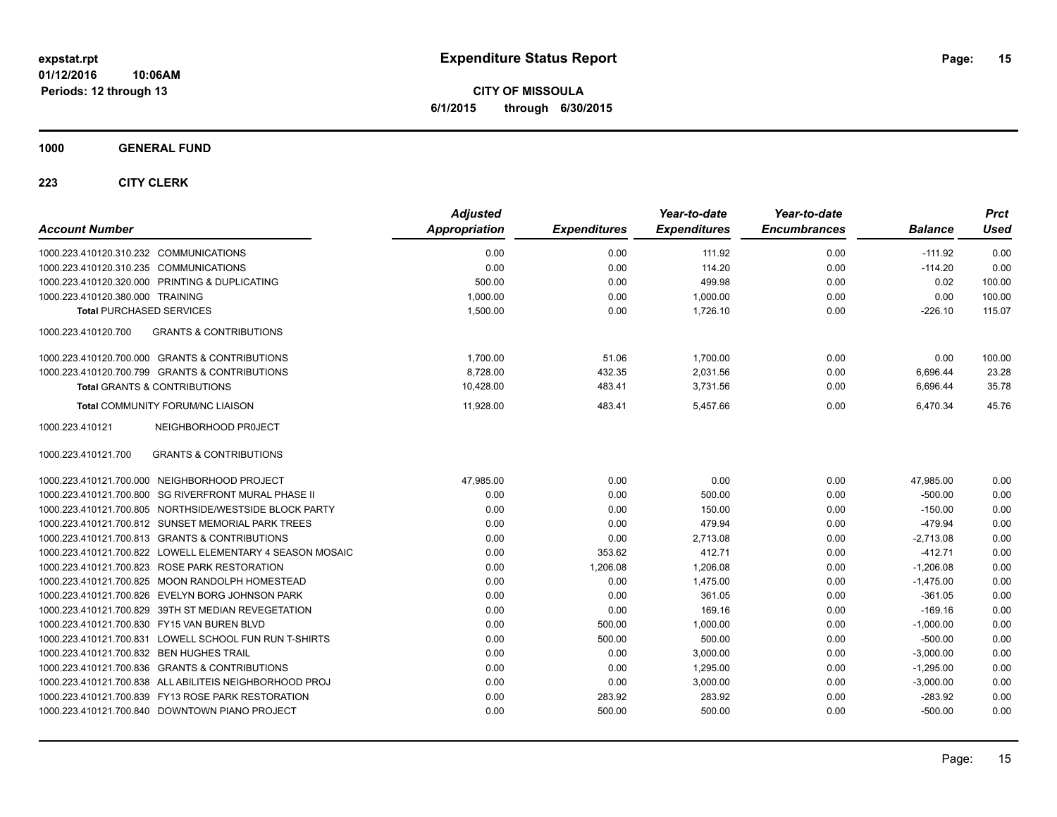**Expenditure Status Report**

**CITY OF MISSOULA**
**6/1/2015 through 6/30/2015**

expstat.rpt
01/12/2016 10:06AM
Periods: 12 through 13

**1000 GENERAL FUND**

**223 CITY CLERK**

| Account Number | Adjusted Appropriation | Expenditures | Year-to-date Expenditures | Year-to-date Encumbrances | Balance | Prct Used |
|---|---|---|---|---|---|---|
| 1000.223.410120.310.232 COMMUNICATIONS | 0.00 | 0.00 | 111.92 | 0.00 | -111.92 | 0.00 |
| 1000.223.410120.310.235 COMMUNICATIONS | 0.00 | 0.00 | 114.20 | 0.00 | -114.20 | 0.00 |
| 1000.223.410120.320.000 PRINTING & DUPLICATING | 500.00 | 0.00 | 499.98 | 0.00 | 0.02 | 100.00 |
| 1000.223.410120.380.000 TRAINING | 1,000.00 | 0.00 | 1,000.00 | 0.00 | 0.00 | 100.00 |
| **Total** PURCHASED SERVICES | 1,500.00 | 0.00 | 1,726.10 | 0.00 | -226.10 | 115.07 |
| 1000.223.410120.700 GRANTS & CONTRIBUTIONS | | | | | | |
| 1000.223.410120.700.000 GRANTS & CONTRIBUTIONS | 1,700.00 | 51.06 | 1,700.00 | 0.00 | 0.00 | 100.00 |
| 1000.223.410120.700.799 GRANTS & CONTRIBUTIONS | 8,728.00 | 432.35 | 2,031.56 | 0.00 | 6,696.44 | 23.28 |
| **Total** GRANTS & CONTRIBUTIONS | 10,428.00 | 483.41 | 3,731.56 | 0.00 | 6,696.44 | 35.78 |
| **Total** COMMUNITY FORUM/NC LIAISON | 11,928.00 | 483.41 | 5,457.66 | 0.00 | 6,470.34 | 45.76 |
| 1000.223.410121 NEIGHBORHOOD PR0JECT | | | | | | |
| 1000.223.410121.700 GRANTS & CONTRIBUTIONS | | | | | | |
| 1000.223.410121.700.000 NEIGHBORHOOD PROJECT | 47,985.00 | 0.00 | 0.00 | 0.00 | 47,985.00 | 0.00 |
| 1000.223.410121.700.800 SG RIVERFRONT MURAL PHASE II | 0.00 | 0.00 | 500.00 | 0.00 | -500.00 | 0.00 |
| 1000.223.410121.700.805 NORTHSIDE/WESTSIDE BLOCK PARTY | 0.00 | 0.00 | 150.00 | 0.00 | -150.00 | 0.00 |
| 1000.223.410121.700.812 SUNSET MEMORIAL PARK TREES | 0.00 | 0.00 | 479.94 | 0.00 | -479.94 | 0.00 |
| 1000.223.410121.700.813 GRANTS & CONTRIBUTIONS | 0.00 | 0.00 | 2,713.08 | 0.00 | -2,713.08 | 0.00 |
| 1000.223.410121.700.822 LOWELL ELEMENTARY 4 SEASON MOSAIC | 0.00 | 353.62 | 412.71 | 0.00 | -412.71 | 0.00 |
| 1000.223.410121.700.823 ROSE PARK RESTORATION | 0.00 | 1,206.08 | 1,206.08 | 0.00 | -1,206.08 | 0.00 |
| 1000.223.410121.700.825 MOON RANDOLPH HOMESTEAD | 0.00 | 0.00 | 1,475.00 | 0.00 | -1,475.00 | 0.00 |
| 1000.223.410121.700.826 EVELYN BORG JOHNSON PARK | 0.00 | 0.00 | 361.05 | 0.00 | -361.05 | 0.00 |
| 1000.223.410121.700.829 39TH ST MEDIAN REVEGETATION | 0.00 | 0.00 | 169.16 | 0.00 | -169.16 | 0.00 |
| 1000.223.410121.700.830 FY15 VAN BUREN BLVD | 0.00 | 500.00 | 1,000.00 | 0.00 | -1,000.00 | 0.00 |
| 1000.223.410121.700.831 LOWELL SCHOOL FUN RUN T-SHIRTS | 0.00 | 500.00 | 500.00 | 0.00 | -500.00 | 0.00 |
| 1000.223.410121.700.832 BEN HUGHES TRAIL | 0.00 | 0.00 | 3,000.00 | 0.00 | -3,000.00 | 0.00 |
| 1000.223.410121.700.836 GRANTS & CONTRIBUTIONS | 0.00 | 0.00 | 1,295.00 | 0.00 | -1,295.00 | 0.00 |
| 1000.223.410121.700.838 ALL ABILITEIS NEIGHBORHOOD PROJ | 0.00 | 0.00 | 3,000.00 | 0.00 | -3,000.00 | 0.00 |
| 1000.223.410121.700.839 FY13 ROSE PARK RESTORATION | 0.00 | 283.92 | 283.92 | 0.00 | -283.92 | 0.00 |
| 1000.223.410121.700.840 DOWNTOWN PIANO PROJECT | 0.00 | 500.00 | 500.00 | 0.00 | -500.00 | 0.00 |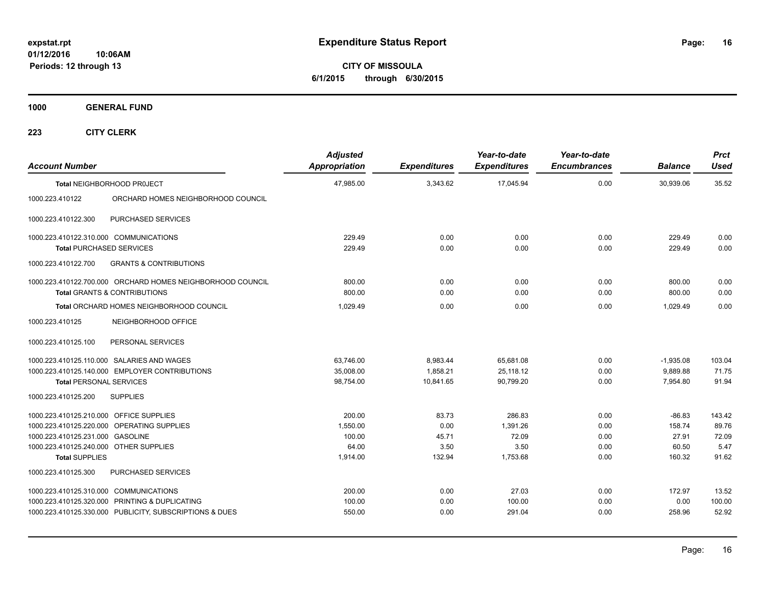**expstat.rpt**
**01/12/2016 10:06AM**
**Periods: 12 through 13**

# Expenditure Status Report

**CITY OF MISSOULA**
**6/1/2015 through 6/30/2015**

## 1000 GENERAL FUND

### 223 CITY CLERK

| Account Number | | Adjusted Appropriation | Expenditures | Year-to-date Expenditures | Year-to-date Encumbrances | Balance | Prct Used |
|---|---|---|---|---|---|---|---|
| **Total** NEIGHBORHOOD PR0JECT | | 47,985.00 | 3,343.62 | 17,045.94 | 0.00 | 30,939.06 | 35.52 |
| 1000.223.410122 | ORCHARD HOMES NEIGHBORHOOD COUNCIL | | | | | | |
| 1000.223.410122.300 | PURCHASED SERVICES | | | | | | |
| 1000.223.410122.310.000 | COMMUNICATIONS | 229.49 | 0.00 | 0.00 | 0.00 | 229.49 | 0.00 |
| **Total** PURCHASED SERVICES | | 229.49 | 0.00 | 0.00 | 0.00 | 229.49 | 0.00 |
| 1000.223.410122.700 | GRANTS & CONTRIBUTIONS | | | | | | |
| 1000.223.410122.700.000 | ORCHARD HOMES NEIGHBORHOOD COUNCIL | 800.00 | 0.00 | 0.00 | 0.00 | 800.00 | 0.00 |
| **Total** GRANTS & CONTRIBUTIONS | | 800.00 | 0.00 | 0.00 | 0.00 | 800.00 | 0.00 |
| **Total** ORCHARD HOMES NEIGHBORHOOD COUNCIL | | 1,029.49 | 0.00 | 0.00 | 0.00 | 1,029.49 | 0.00 |
| 1000.223.410125 | NEIGHBORHOOD OFFICE | | | | | | |
| 1000.223.410125.100 | PERSONAL SERVICES | | | | | | |
| 1000.223.410125.110.000 | SALARIES AND WAGES | 63,746.00 | 8,983.44 | 65,681.08 | 0.00 | -1,935.08 | 103.04 |
| 1000.223.410125.140.000 | EMPLOYER CONTRIBUTIONS | 35,008.00 | 1,858.21 | 25,118.12 | 0.00 | 9,889.88 | 71.75 |
| **Total** PERSONAL SERVICES | | 98,754.00 | 10,841.65 | 90,799.20 | 0.00 | 7,954.80 | 91.94 |
| 1000.223.410125.200 | SUPPLIES | | | | | | |
| 1000.223.410125.210.000 | OFFICE SUPPLIES | 200.00 | 83.73 | 286.83 | 0.00 | -86.83 | 143.42 |
| 1000.223.410125.220.000 | OPERATING SUPPLIES | 1,550.00 | 0.00 | 1,391.26 | 0.00 | 158.74 | 89.76 |
| 1000.223.410125.231.000 | GASOLINE | 100.00 | 45.71 | 72.09 | 0.00 | 27.91 | 72.09 |
| 1000.223.410125.240.000 | OTHER SUPPLIES | 64.00 | 3.50 | 3.50 | 0.00 | 60.50 | 5.47 |
| **Total** SUPPLIES | | 1,914.00 | 132.94 | 1,753.68 | 0.00 | 160.32 | 91.62 |
| 1000.223.410125.300 | PURCHASED SERVICES | | | | | | |
| 1000.223.410125.310.000 | COMMUNICATIONS | 200.00 | 0.00 | 27.03 | 0.00 | 172.97 | 13.52 |
| 1000.223.410125.320.000 | PRINTING & DUPLICATING | 100.00 | 0.00 | 100.00 | 0.00 | 0.00 | 100.00 |
| 1000.223.410125.330.000 | PUBLICITY, SUBSCRIPTIONS & DUES | 550.00 | 0.00 | 291.04 | 0.00 | 258.96 | 52.92 |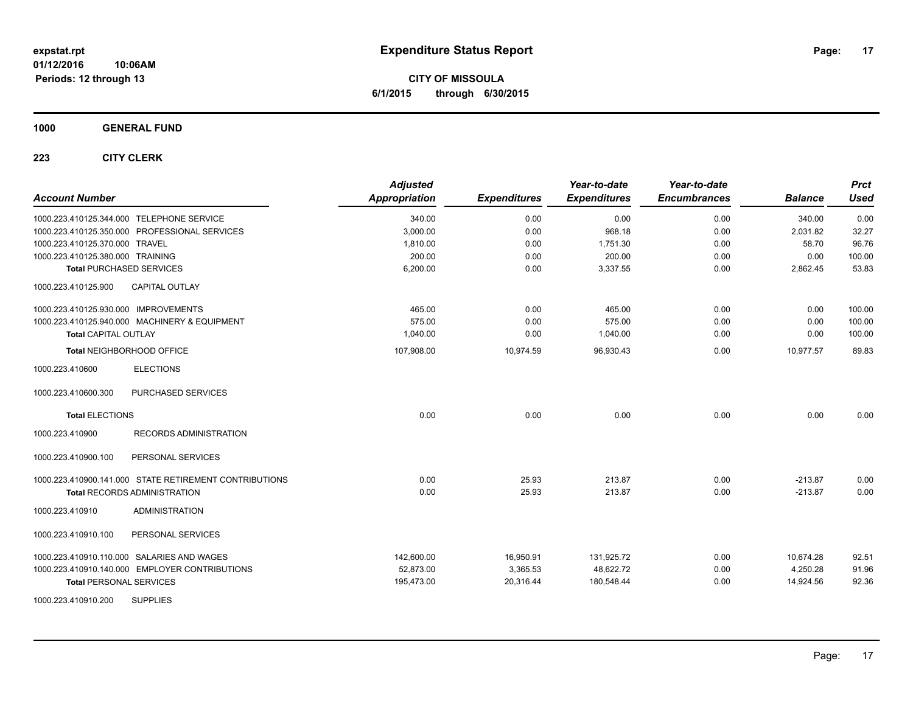# Expenditure Status Report

expstat.rpt
01/12/2016 10:06AM
Periods: 12 through 13

**CITY OF MISSOULA**
**6/1/2015 through 6/30/2015**

## 1000 GENERAL FUND

### 223 CITY CLERK

| Account Number | Adjusted Appropriation | Expenditures | Year-to-date Expenditures | Year-to-date Encumbrances | Balance | Prct Used |
|---|---|---|---|---|---|---|
| 1000.223.410125.344.000 TELEPHONE SERVICE | 340.00 | 0.00 | 0.00 | 0.00 | 340.00 | 0.00 |
| 1000.223.410125.350.000 PROFESSIONAL SERVICES | 3,000.00 | 0.00 | 968.18 | 0.00 | 2,031.82 | 32.27 |
| 1000.223.410125.370.000 TRAVEL | 1,810.00 | 0.00 | 1,751.30 | 0.00 | 58.70 | 96.76 |
| 1000.223.410125.380.000 TRAINING | 200.00 | 0.00 | 200.00 | 0.00 | 0.00 | 100.00 |
| **Total** PURCHASED SERVICES | 6,200.00 | 0.00 | 3,337.55 | 0.00 | 2,862.45 | 53.83 |
| 1000.223.410125.900 CAPITAL OUTLAY | | | | | | |
| 1000.223.410125.930.000 IMPROVEMENTS | 465.00 | 0.00 | 465.00 | 0.00 | 0.00 | 100.00 |
| 1000.223.410125.940.000 MACHINERY & EQUIPMENT | 575.00 | 0.00 | 575.00 | 0.00 | 0.00 | 100.00 |
| **Total** CAPITAL OUTLAY | 1,040.00 | 0.00 | 1,040.00 | 0.00 | 0.00 | 100.00 |
| **Total** NEIGHBORHOOD OFFICE | 107,908.00 | 10,974.59 | 96,930.43 | 0.00 | 10,977.57 | 89.83 |
| 1000.223.410600 ELECTIONS | | | | | | |
| 1000.223.410600.300 PURCHASED SERVICES | | | | | | |
| **Total** ELECTIONS | 0.00 | 0.00 | 0.00 | 0.00 | 0.00 | 0.00 |
| 1000.223.410900 RECORDS ADMINISTRATION | | | | | | |
| 1000.223.410900.100 PERSONAL SERVICES | | | | | | |
| 1000.223.410900.141.000 STATE RETIREMENT CONTRIBUTIONS | 0.00 | 25.93 | 213.87 | 0.00 | -213.87 | 0.00 |
| **Total** RECORDS ADMINISTRATION | 0.00 | 25.93 | 213.87 | 0.00 | -213.87 | 0.00 |
| 1000.223.410910 ADMINISTRATION | | | | | | |
| 1000.223.410910.100 PERSONAL SERVICES | | | | | | |
| 1000.223.410910.110.000 SALARIES AND WAGES | 142,600.00 | 16,950.91 | 131,925.72 | 0.00 | 10,674.28 | 92.51 |
| 1000.223.410910.140.000 EMPLOYER CONTRIBUTIONS | 52,873.00 | 3,365.53 | 48,622.72 | 0.00 | 4,250.28 | 91.96 |
| **Total** PERSONAL SERVICES | 195,473.00 | 20,316.44 | 180,548.44 | 0.00 | 14,924.56 | 92.36 |
| 1000.223.410910.200 SUPPLIES | | | | | | |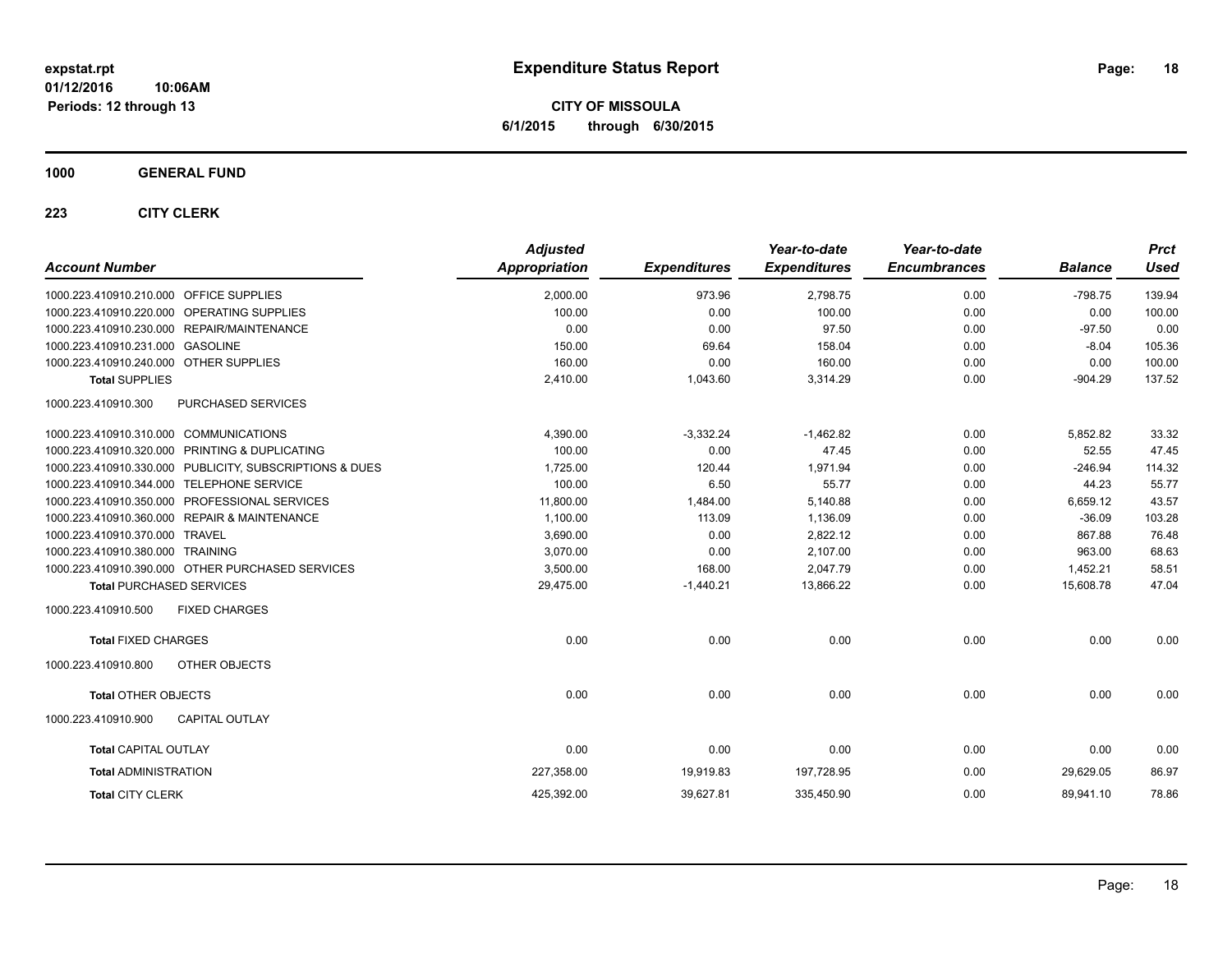**expstat.rpt**
**01/12/2016 10:06AM**
**Periods: 12 through 13**

# Expenditure Status Report

**CITY OF MISSOULA**
**6/1/2015 through 6/30/2015**

## 1000 GENERAL FUND

### 223 CITY CLERK

| Account Number | | Adjusted Appropriation | Expenditures | Year-to-date Expenditures | Year-to-date Encumbrances | Balance | Prct Used |
|---|---|---|---|---|---|---|---|
| 1000.223.410910.210.000 | OFFICE SUPPLIES | 2,000.00 | 973.96 | 2,798.75 | 0.00 | -798.75 | 139.94 |
| 1000.223.410910.220.000 | OPERATING SUPPLIES | 100.00 | 0.00 | 100.00 | 0.00 | 0.00 | 100.00 |
| 1000.223.410910.230.000 | REPAIR/MAINTENANCE | 0.00 | 0.00 | 97.50 | 0.00 | -97.50 | 0.00 |
| 1000.223.410910.231.000 | GASOLINE | 150.00 | 69.64 | 158.04 | 0.00 | -8.04 | 105.36 |
| 1000.223.410910.240.000 | OTHER SUPPLIES | 160.00 | 0.00 | 160.00 | 0.00 | 0.00 | 100.00 |
| **Total** SUPPLIES | | 2,410.00 | 1,043.60 | 3,314.29 | 0.00 | -904.29 | 137.52 |
| 1000.223.410910.300 | PURCHASED SERVICES | | | | | | |
| 1000.223.410910.310.000 | COMMUNICATIONS | 4,390.00 | -3,332.24 | -1,462.82 | 0.00 | 5,852.82 | 33.32 |
| 1000.223.410910.320.000 | PRINTING & DUPLICATING | 100.00 | 0.00 | 47.45 | 0.00 | 52.55 | 47.45 |
| 1000.223.410910.330.000 | PUBLICITY, SUBSCRIPTIONS & DUES | 1,725.00 | 120.44 | 1,971.94 | 0.00 | -246.94 | 114.32 |
| 1000.223.410910.344.000 | TELEPHONE SERVICE | 100.00 | 6.50 | 55.77 | 0.00 | 44.23 | 55.77 |
| 1000.223.410910.350.000 | PROFESSIONAL SERVICES | 11,800.00 | 1,484.00 | 5,140.88 | 0.00 | 6,659.12 | 43.57 |
| 1000.223.410910.360.000 | REPAIR & MAINTENANCE | 1,100.00 | 113.09 | 1,136.09 | 0.00 | -36.09 | 103.28 |
| 1000.223.410910.370.000 | TRAVEL | 3,690.00 | 0.00 | 2,822.12 | 0.00 | 867.88 | 76.48 |
| 1000.223.410910.380.000 | TRAINING | 3,070.00 | 0.00 | 2,107.00 | 0.00 | 963.00 | 68.63 |
| 1000.223.410910.390.000 | OTHER PURCHASED SERVICES | 3,500.00 | 168.00 | 2,047.79 | 0.00 | 1,452.21 | 58.51 |
| **Total** PURCHASED SERVICES | | 29,475.00 | -1,440.21 | 13,866.22 | 0.00 | 15,608.78 | 47.04 |
| 1000.223.410910.500 | FIXED CHARGES | | | | | | |
| **Total** FIXED CHARGES | | 0.00 | 0.00 | 0.00 | 0.00 | 0.00 | 0.00 |
| 1000.223.410910.800 | OTHER OBJECTS | | | | | | |
| **Total** OTHER OBJECTS | | 0.00 | 0.00 | 0.00 | 0.00 | 0.00 | 0.00 |
| 1000.223.410910.900 | CAPITAL OUTLAY | | | | | | |
| **Total** CAPITAL OUTLAY | | 0.00 | 0.00 | 0.00 | 0.00 | 0.00 | 0.00 |
| **Total** ADMINISTRATION | | 227,358.00 | 19,919.83 | 197,728.95 | 0.00 | 29,629.05 | 86.97 |
| **Total** CITY CLERK | | 425,392.00 | 39,627.81 | 335,450.90 | 0.00 | 89,941.10 | 78.86 |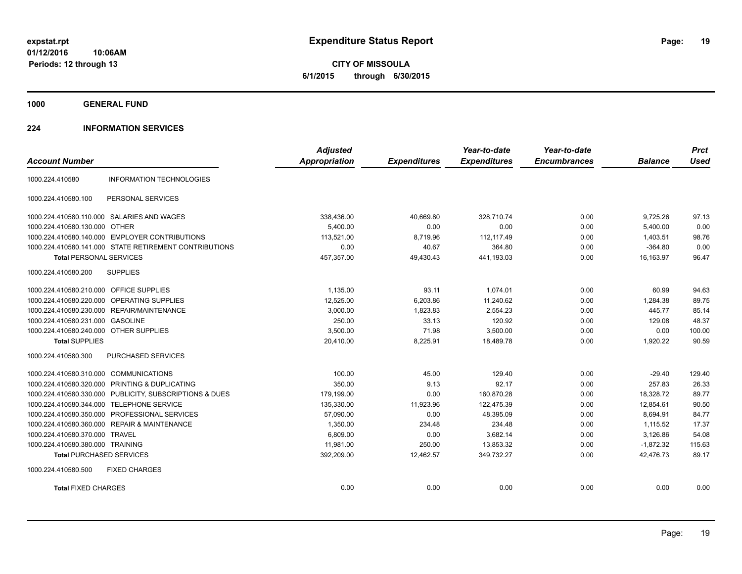# Expenditure Status Report

expstat.rpt
01/12/2016 10:06AM
Periods: 12 through 13

**CITY OF MISSOULA**
**6/1/2015 through 6/30/2015**

## 1000 GENERAL FUND

### 224 INFORMATION SERVICES

| Account Number | | Adjusted Appropriation | Expenditures | Year-to-date Expenditures | Year-to-date Encumbrances | Balance | Prct Used |
|---|---|---|---|---|---|---|---|
| 1000.224.410580 | INFORMATION TECHNOLOGIES | | | | | | |
| 1000.224.410580.100 | PERSONAL SERVICES | | | | | | |
| 1000.224.410580.110.000 | SALARIES AND WAGES | 338,436.00 | 40,669.80 | 328,710.74 | 0.00 | 9,725.26 | 97.13 |
| 1000.224.410580.130.000 | OTHER | 5,400.00 | 0.00 | 0.00 | 0.00 | 5,400.00 | 0.00 |
| 1000.224.410580.140.000 | EMPLOYER CONTRIBUTIONS | 113,521.00 | 8,719.96 | 112,117.49 | 0.00 | 1,403.51 | 98.76 |
| 1000.224.410580.141.000 | STATE RETIREMENT CONTRIBUTIONS | 0.00 | 40.67 | 364.80 | 0.00 | -364.80 | 0.00 |
| **Total** PERSONAL SERVICES | | 457,357.00 | 49,430.43 | 441,193.03 | 0.00 | 16,163.97 | 96.47 |
| 1000.224.410580.200 | SUPPLIES | | | | | | |
| 1000.224.410580.210.000 | OFFICE SUPPLIES | 1,135.00 | 93.11 | 1,074.01 | 0.00 | 60.99 | 94.63 |
| 1000.224.410580.220.000 | OPERATING SUPPLIES | 12,525.00 | 6,203.86 | 11,240.62 | 0.00 | 1,284.38 | 89.75 |
| 1000.224.410580.230.000 | REPAIR/MAINTENANCE | 3,000.00 | 1,823.83 | 2,554.23 | 0.00 | 445.77 | 85.14 |
| 1000.224.410580.231.000 | GASOLINE | 250.00 | 33.13 | 120.92 | 0.00 | 129.08 | 48.37 |
| 1000.224.410580.240.000 | OTHER SUPPLIES | 3,500.00 | 71.98 | 3,500.00 | 0.00 | 0.00 | 100.00 |
| **Total** SUPPLIES | | 20,410.00 | 8,225.91 | 18,489.78 | 0.00 | 1,920.22 | 90.59 |
| 1000.224.410580.300 | PURCHASED SERVICES | | | | | | |
| 1000.224.410580.310.000 | COMMUNICATIONS | 100.00 | 45.00 | 129.40 | 0.00 | -29.40 | 129.40 |
| 1000.224.410580.320.000 | PRINTING & DUPLICATING | 350.00 | 9.13 | 92.17 | 0.00 | 257.83 | 26.33 |
| 1000.224.410580.330.000 | PUBLICITY, SUBSCRIPTIONS & DUES | 179,199.00 | 0.00 | 160,870.28 | 0.00 | 18,328.72 | 89.77 |
| 1000.224.410580.344.000 | TELEPHONE SERVICE | 135,330.00 | 11,923.96 | 122,475.39 | 0.00 | 12,854.61 | 90.50 |
| 1000.224.410580.350.000 | PROFESSIONAL SERVICES | 57,090.00 | 0.00 | 48,395.09 | 0.00 | 8,694.91 | 84.77 |
| 1000.224.410580.360.000 | REPAIR & MAINTENANCE | 1,350.00 | 234.48 | 234.48 | 0.00 | 1,115.52 | 17.37 |
| 1000.224.410580.370.000 | TRAVEL | 6,809.00 | 0.00 | 3,682.14 | 0.00 | 3,126.86 | 54.08 |
| 1000.224.410580.380.000 | TRAINING | 11,981.00 | 250.00 | 13,853.32 | 0.00 | -1,872.32 | 115.63 |
| **Total** PURCHASED SERVICES | | 392,209.00 | 12,462.57 | 349,732.27 | 0.00 | 42,476.73 | 89.17 |
| 1000.224.410580.500 | FIXED CHARGES | | | | | | |
| **Total** FIXED CHARGES | | 0.00 | 0.00 | 0.00 | 0.00 | 0.00 | 0.00 |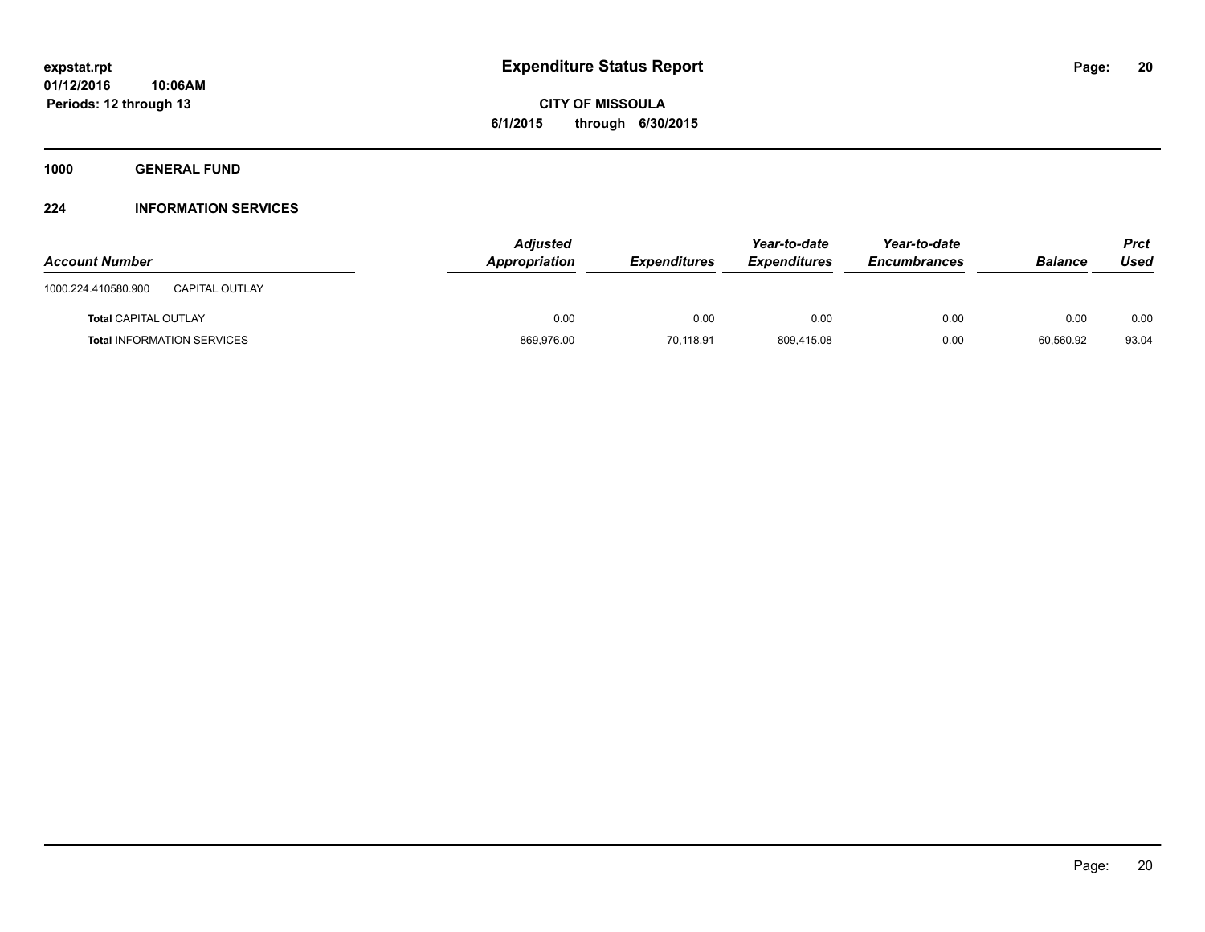**expstat.rpt**
**01/12/2016 10:06AM**
**Periods: 12 through 13**

# Expenditure Status Report

**CITY OF MISSOULA**
**6/1/2015 through 6/30/2015**

## 1000 GENERAL FUND

### 224 INFORMATION SERVICES

| Account Number | | Adjusted Appropriation | Expenditures | Year-to-date Expenditures | Year-to-date Encumbrances | Balance | Prct Used |
|---|---|---|---|---|---|---|---|
| 1000.224.410580.900 | CAPITAL OUTLAY | | | | | | |
| **Total** CAPITAL OUTLAY | | 0.00 | 0.00 | 0.00 | 0.00 | 0.00 | 0.00 |
| **Total** INFORMATION SERVICES | | 869,976.00 | 70,118.91 | 809,415.08 | 0.00 | 60,560.92 | 93.04 |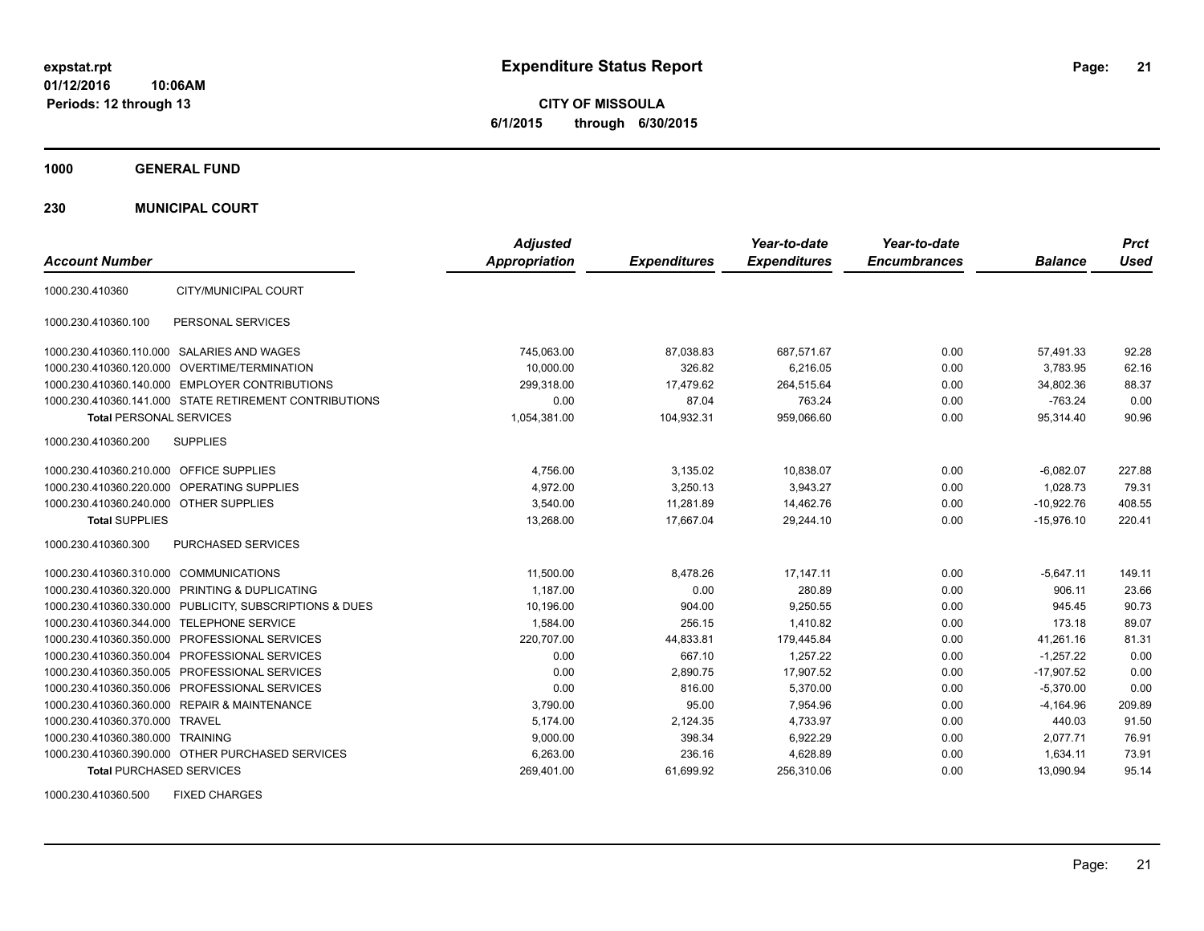expstat.rpt
01/12/2016 10:06AM
Periods: 12 through 13

# Expenditure Status Report

**CITY OF MISSOULA**
**6/1/2015 through 6/30/2015**

**1000 GENERAL FUND**

**230 MUNICIPAL COURT**

| Account Number | | Adjusted Appropriation | Expenditures | Year-to-date Expenditures | Year-to-date Encumbrances | Balance | Prct Used |
|---|---|---|---|---|---|---|---|
| 1000.230.410360 | CITY/MUNICIPAL COURT | | | | | | |
| 1000.230.410360.100 | PERSONAL SERVICES | | | | | | |
| 1000.230.410360.110.000 | SALARIES AND WAGES | 745,063.00 | 87,038.83 | 687,571.67 | 0.00 | 57,491.33 | 92.28 |
| 1000.230.410360.120.000 | OVERTIME/TERMINATION | 10,000.00 | 326.82 | 6,216.05 | 0.00 | 3,783.95 | 62.16 |
| 1000.230.410360.140.000 | EMPLOYER CONTRIBUTIONS | 299,318.00 | 17,479.62 | 264,515.64 | 0.00 | 34,802.36 | 88.37 |
| 1000.230.410360.141.000 | STATE RETIREMENT CONTRIBUTIONS | 0.00 | 87.04 | 763.24 | 0.00 | -763.24 | 0.00 |
| **Total** PERSONAL SERVICES | | 1,054,381.00 | 104,932.31 | 959,066.60 | 0.00 | 95,314.40 | 90.96 |
| 1000.230.410360.200 | SUPPLIES | | | | | | |
| 1000.230.410360.210.000 | OFFICE SUPPLIES | 4,756.00 | 3,135.02 | 10,838.07 | 0.00 | -6,082.07 | 227.88 |
| 1000.230.410360.220.000 | OPERATING SUPPLIES | 4,972.00 | 3,250.13 | 3,943.27 | 0.00 | 1,028.73 | 79.31 |
| 1000.230.410360.240.000 | OTHER SUPPLIES | 3,540.00 | 11,281.89 | 14,462.76 | 0.00 | -10,922.76 | 408.55 |
| **Total** SUPPLIES | | 13,268.00 | 17,667.04 | 29,244.10 | 0.00 | -15,976.10 | 220.41 |
| 1000.230.410360.300 | PURCHASED SERVICES | | | | | | |
| 1000.230.410360.310.000 | COMMUNICATIONS | 11,500.00 | 8,478.26 | 17,147.11 | 0.00 | -5,647.11 | 149.11 |
| 1000.230.410360.320.000 | PRINTING & DUPLICATING | 1,187.00 | 0.00 | 280.89 | 0.00 | 906.11 | 23.66 |
| 1000.230.410360.330.000 | PUBLICITY, SUBSCRIPTIONS & DUES | 10,196.00 | 904.00 | 9,250.55 | 0.00 | 945.45 | 90.73 |
| 1000.230.410360.344.000 | TELEPHONE SERVICE | 1,584.00 | 256.15 | 1,410.82 | 0.00 | 173.18 | 89.07 |
| 1000.230.410360.350.000 | PROFESSIONAL SERVICES | 220,707.00 | 44,833.81 | 179,445.84 | 0.00 | 41,261.16 | 81.31 |
| 1000.230.410360.350.004 | PROFESSIONAL SERVICES | 0.00 | 667.10 | 1,257.22 | 0.00 | -1,257.22 | 0.00 |
| 1000.230.410360.350.005 | PROFESSIONAL SERVICES | 0.00 | 2,890.75 | 17,907.52 | 0.00 | -17,907.52 | 0.00 |
| 1000.230.410360.350.006 | PROFESSIONAL SERVICES | 0.00 | 816.00 | 5,370.00 | 0.00 | -5,370.00 | 0.00 |
| 1000.230.410360.360.000 | REPAIR & MAINTENANCE | 3,790.00 | 95.00 | 7,954.96 | 0.00 | -4,164.96 | 209.89 |
| 1000.230.410360.370.000 | TRAVEL | 5,174.00 | 2,124.35 | 4,733.97 | 0.00 | 440.03 | 91.50 |
| 1000.230.410360.380.000 | TRAINING | 9,000.00 | 398.34 | 6,922.29 | 0.00 | 2,077.71 | 76.91 |
| 1000.230.410360.390.000 | OTHER PURCHASED SERVICES | 6,263.00 | 236.16 | 4,628.89 | 0.00 | 1,634.11 | 73.91 |
| **Total** PURCHASED SERVICES | | 269,401.00 | 61,699.92 | 256,310.06 | 0.00 | 13,090.94 | 95.14 |
| 1000.230.410360.500 | FIXED CHARGES | | | | | | |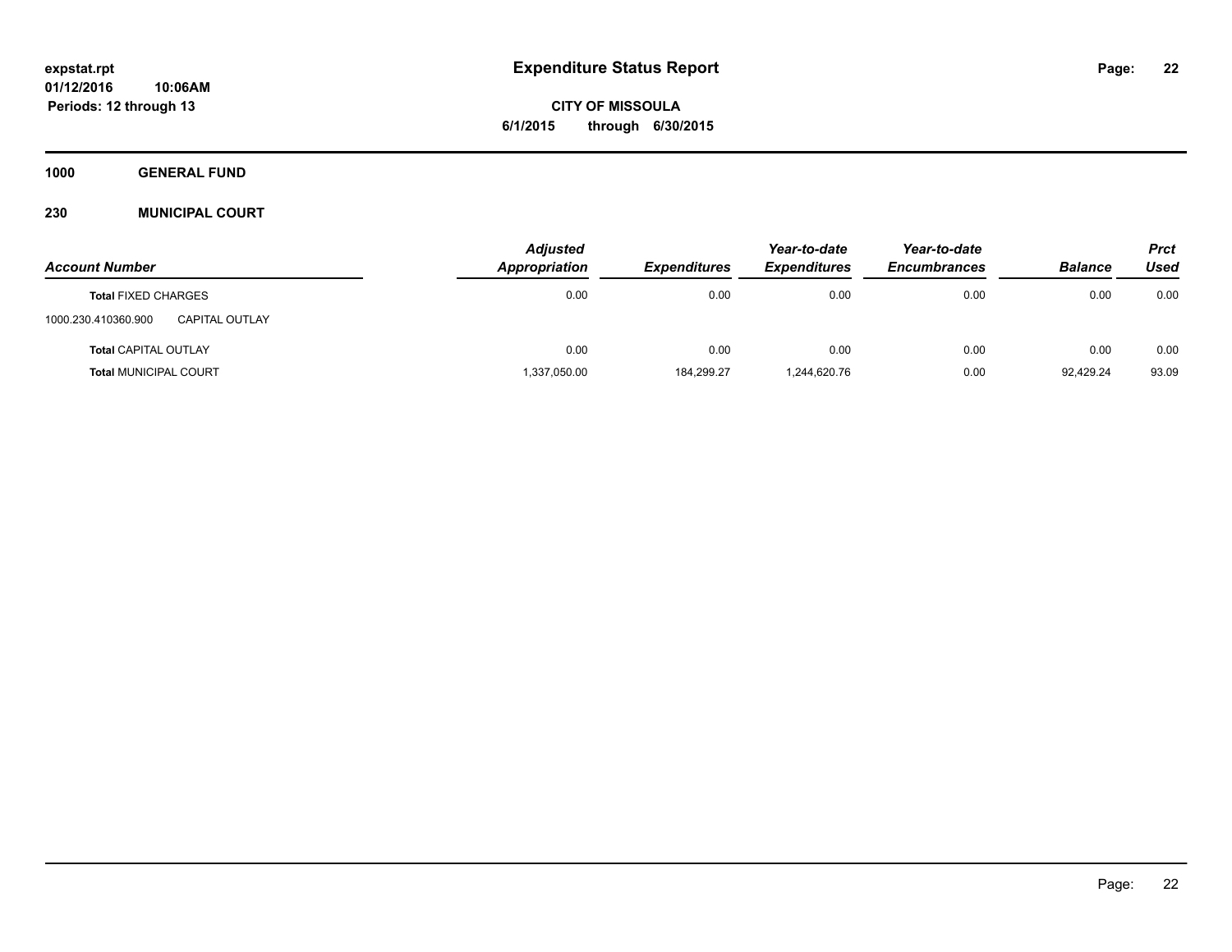# Expenditure Status Report

expstat.rpt
01/12/2016 10:06AM
Periods: 12 through 13

**CITY OF MISSOULA**
**6/1/2015 through 6/30/2015**

**1000 GENERAL FUND**

**230 MUNICIPAL COURT**

| Account Number | Adjusted Appropriation | Expenditures | Year-to-date Expenditures | Year-to-date Encumbrances | Balance | Prct Used |
|---|---|---|---|---|---|---|
| **Total** FIXED CHARGES | 0.00 | 0.00 | 0.00 | 0.00 | 0.00 | 0.00 |
| 1000.230.410360.900 CAPITAL OUTLAY | | | | | | |
| **Total** CAPITAL OUTLAY | 0.00 | 0.00 | 0.00 | 0.00 | 0.00 | 0.00 |
| **Total** MUNICIPAL COURT | 1,337,050.00 | 184,299.27 | 1,244,620.76 | 0.00 | 92,429.24 | 93.09 |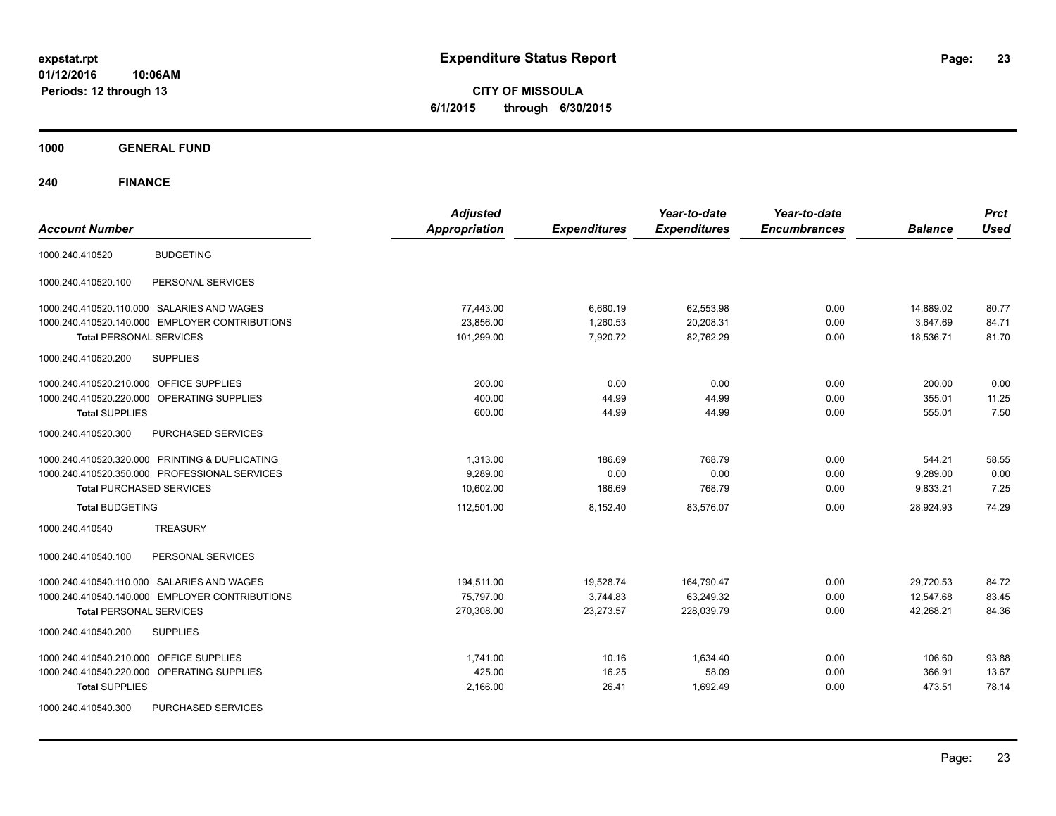**expstat.rpt**
**01/12/2016 10:06AM**
**Periods: 12 through 13**

# Expenditure Status Report

**CITY OF MISSOULA**
**6/1/2015 through 6/30/2015**

## 1000 GENERAL FUND

### 240 FINANCE

| Account Number | | Adjusted Appropriation | Expenditures | Year-to-date Expenditures | Year-to-date Encumbrances | Balance | Prct Used |
|---|---|---|---|---|---|---|---|
| 1000.240.410520 | BUDGETING | | | | | | |
| 1000.240.410520.100 | PERSONAL SERVICES | | | | | | |
| 1000.240.410520.110.000 | SALARIES AND WAGES | 77,443.00 | 6,660.19 | 62,553.98 | 0.00 | 14,889.02 | 80.77 |
| 1000.240.410520.140.000 | EMPLOYER CONTRIBUTIONS | 23,856.00 | 1,260.53 | 20,208.31 | 0.00 | 3,647.69 | 84.71 |
| **Total** PERSONAL SERVICES | | 101,299.00 | 7,920.72 | 82,762.29 | 0.00 | 18,536.71 | 81.70 |
| 1000.240.410520.200 | SUPPLIES | | | | | | |
| 1000.240.410520.210.000 | OFFICE SUPPLIES | 200.00 | 0.00 | 0.00 | 0.00 | 200.00 | 0.00 |
| 1000.240.410520.220.000 | OPERATING SUPPLIES | 400.00 | 44.99 | 44.99 | 0.00 | 355.01 | 11.25 |
| **Total** SUPPLIES | | 600.00 | 44.99 | 44.99 | 0.00 | 555.01 | 7.50 |
| 1000.240.410520.300 | PURCHASED SERVICES | | | | | | |
| 1000.240.410520.320.000 | PRINTING & DUPLICATING | 1,313.00 | 186.69 | 768.79 | 0.00 | 544.21 | 58.55 |
| 1000.240.410520.350.000 | PROFESSIONAL SERVICES | 9,289.00 | 0.00 | 0.00 | 0.00 | 9,289.00 | 0.00 |
| **Total** PURCHASED SERVICES | | 10,602.00 | 186.69 | 768.79 | 0.00 | 9,833.21 | 7.25 |
| **Total** BUDGETING | | 112,501.00 | 8,152.40 | 83,576.07 | 0.00 | 28,924.93 | 74.29 |
| 1000.240.410540 | TREASURY | | | | | | |
| 1000.240.410540.100 | PERSONAL SERVICES | | | | | | |
| 1000.240.410540.110.000 | SALARIES AND WAGES | 194,511.00 | 19,528.74 | 164,790.47 | 0.00 | 29,720.53 | 84.72 |
| 1000.240.410540.140.000 | EMPLOYER CONTRIBUTIONS | 75,797.00 | 3,744.83 | 63,249.32 | 0.00 | 12,547.68 | 83.45 |
| **Total** PERSONAL SERVICES | | 270,308.00 | 23,273.57 | 228,039.79 | 0.00 | 42,268.21 | 84.36 |
| 1000.240.410540.200 | SUPPLIES | | | | | | |
| 1000.240.410540.210.000 | OFFICE SUPPLIES | 1,741.00 | 10.16 | 1,634.40 | 0.00 | 106.60 | 93.88 |
| 1000.240.410540.220.000 | OPERATING SUPPLIES | 425.00 | 16.25 | 58.09 | 0.00 | 366.91 | 13.67 |
| **Total** SUPPLIES | | 2,166.00 | 26.41 | 1,692.49 | 0.00 | 473.51 | 78.14 |
| 1000.240.410540.300 | PURCHASED SERVICES | | | | | | |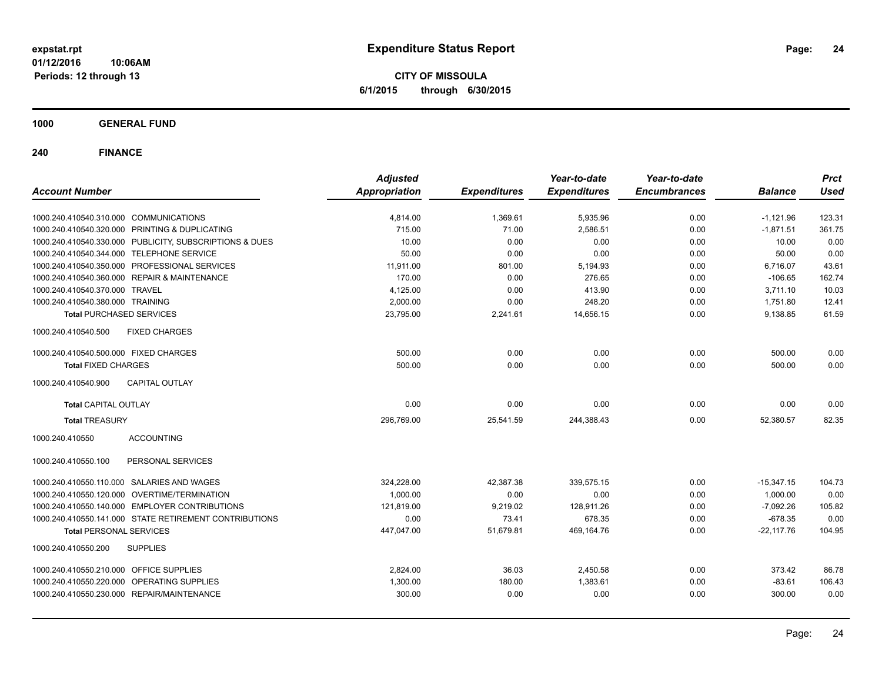# Expenditure Status Report

**CITY OF MISSOULA**
**6/1/2015 through 6/30/2015**

expstat.rpt
01/12/2016 10:06AM
Periods: 12 through 13

## 1000 GENERAL FUND

## 240 FINANCE

| Account Number | Adjusted Appropriation | Expenditures | Year-to-date Expenditures | Year-to-date Encumbrances | Balance | Prct Used |
|---|---|---|---|---|---|---|
| 1000.240.410540.310.000 COMMUNICATIONS | 4,814.00 | 1,369.61 | 5,935.96 | 0.00 | -1,121.96 | 123.31 |
| 1000.240.410540.320.000 PRINTING & DUPLICATING | 715.00 | 71.00 | 2,586.51 | 0.00 | -1,871.51 | 361.75 |
| 1000.240.410540.330.000 PUBLICITY, SUBSCRIPTIONS & DUES | 10.00 | 0.00 | 0.00 | 0.00 | 10.00 | 0.00 |
| 1000.240.410540.344.000 TELEPHONE SERVICE | 50.00 | 0.00 | 0.00 | 0.00 | 50.00 | 0.00 |
| 1000.240.410540.350.000 PROFESSIONAL SERVICES | 11,911.00 | 801.00 | 5,194.93 | 0.00 | 6,716.07 | 43.61 |
| 1000.240.410540.360.000 REPAIR & MAINTENANCE | 170.00 | 0.00 | 276.65 | 0.00 | -106.65 | 162.74 |
| 1000.240.410540.370.000 TRAVEL | 4,125.00 | 0.00 | 413.90 | 0.00 | 3,711.10 | 10.03 |
| 1000.240.410540.380.000 TRAINING | 2,000.00 | 0.00 | 248.20 | 0.00 | 1,751.80 | 12.41 |
| **Total** PURCHASED SERVICES | 23,795.00 | 2,241.61 | 14,656.15 | 0.00 | 9,138.85 | 61.59 |
| 1000.240.410540.500 FIXED CHARGES | | | | | | |
| 1000.240.410540.500.000 FIXED CHARGES | 500.00 | 0.00 | 0.00 | 0.00 | 500.00 | 0.00 |
| **Total** FIXED CHARGES | 500.00 | 0.00 | 0.00 | 0.00 | 500.00 | 0.00 |
| 1000.240.410540.900 CAPITAL OUTLAY | | | | | | |
| **Total** CAPITAL OUTLAY | 0.00 | 0.00 | 0.00 | 0.00 | 0.00 | 0.00 |
| **Total** TREASURY | 296,769.00 | 25,541.59 | 244,388.43 | 0.00 | 52,380.57 | 82.35 |
| 1000.240.410550 ACCOUNTING | | | | | | |
| 1000.240.410550.100 PERSONAL SERVICES | | | | | | |
| 1000.240.410550.110.000 SALARIES AND WAGES | 324,228.00 | 42,387.38 | 339,575.15 | 0.00 | -15,347.15 | 104.73 |
| 1000.240.410550.120.000 OVERTIME/TERMINATION | 1,000.00 | 0.00 | 0.00 | 0.00 | 1,000.00 | 0.00 |
| 1000.240.410550.140.000 EMPLOYER CONTRIBUTIONS | 121,819.00 | 9,219.02 | 128,911.26 | 0.00 | -7,092.26 | 105.82 |
| 1000.240.410550.141.000 STATE RETIREMENT CONTRIBUTIONS | 0.00 | 73.41 | 678.35 | 0.00 | -678.35 | 0.00 |
| **Total** PERSONAL SERVICES | 447,047.00 | 51,679.81 | 469,164.76 | 0.00 | -22,117.76 | 104.95 |
| 1000.240.410550.200 SUPPLIES | | | | | | |
| 1000.240.410550.210.000 OFFICE SUPPLIES | 2,824.00 | 36.03 | 2,450.58 | 0.00 | 373.42 | 86.78 |
| 1000.240.410550.220.000 OPERATING SUPPLIES | 1,300.00 | 180.00 | 1,383.61 | 0.00 | -83.61 | 106.43 |
| 1000.240.410550.230.000 REPAIR/MAINTENANCE | 300.00 | 0.00 | 0.00 | 0.00 | 300.00 | 0.00 |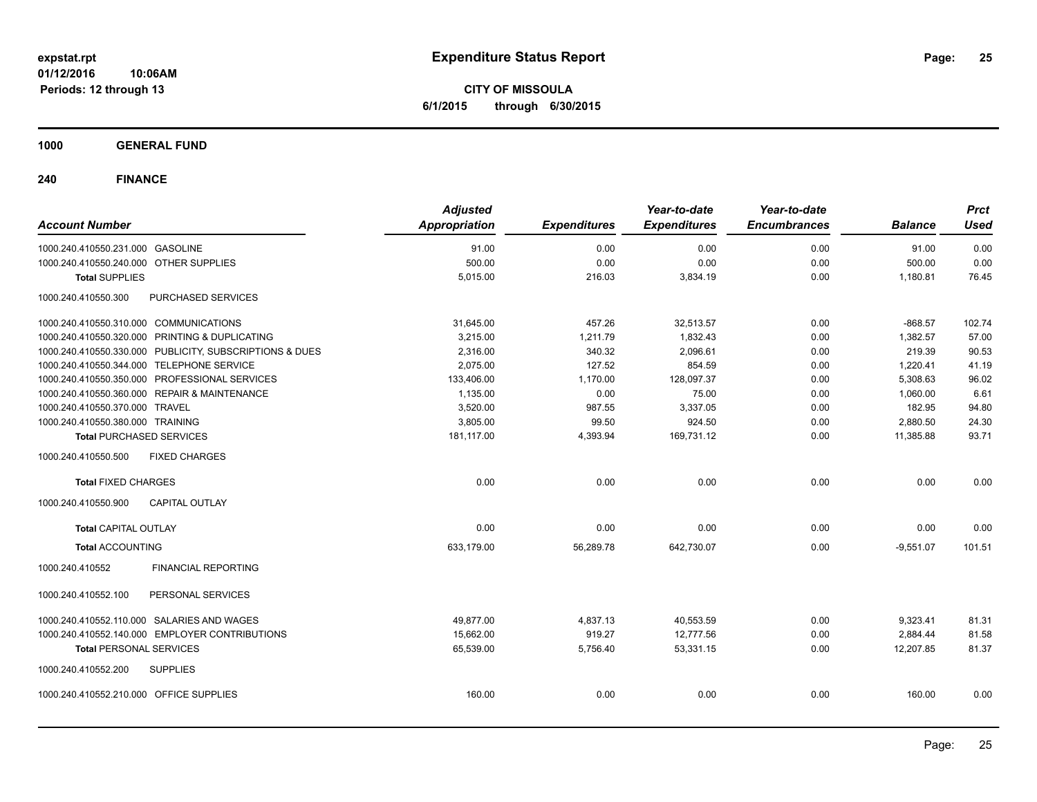# Expenditure Status Report

expstat.rpt
01/12/2016 10:06AM
Periods: 12 through 13

**CITY OF MISSOULA**
**6/1/2015 through 6/30/2015**

## 1000 GENERAL FUND

## 240 FINANCE

| Account Number | | Adjusted Appropriation | Expenditures | Year-to-date Expenditures | Year-to-date Encumbrances | Balance | Prct Used |
|---|---|---|---|---|---|---|---|
| 1000.240.410550.231.000 | GASOLINE | 91.00 | 0.00 | 0.00 | 0.00 | 91.00 | 0.00 |
| 1000.240.410550.240.000 | OTHER SUPPLIES | 500.00 | 0.00 | 0.00 | 0.00 | 500.00 | 0.00 |
| **Total SUPPLIES** | | 5,015.00 | 216.03 | 3,834.19 | 0.00 | 1,180.81 | 76.45 |
| 1000.240.410550.300 | PURCHASED SERVICES | | | | | | |
| 1000.240.410550.310.000 | COMMUNICATIONS | 31,645.00 | 457.26 | 32,513.57 | 0.00 | -868.57 | 102.74 |
| 1000.240.410550.320.000 | PRINTING & DUPLICATING | 3,215.00 | 1,211.79 | 1,832.43 | 0.00 | 1,382.57 | 57.00 |
| 1000.240.410550.330.000 | PUBLICITY, SUBSCRIPTIONS & DUES | 2,316.00 | 340.32 | 2,096.61 | 0.00 | 219.39 | 90.53 |
| 1000.240.410550.344.000 | TELEPHONE SERVICE | 2,075.00 | 127.52 | 854.59 | 0.00 | 1,220.41 | 41.19 |
| 1000.240.410550.350.000 | PROFESSIONAL SERVICES | 133,406.00 | 1,170.00 | 128,097.37 | 0.00 | 5,308.63 | 96.02 |
| 1000.240.410550.360.000 | REPAIR & MAINTENANCE | 1,135.00 | 0.00 | 75.00 | 0.00 | 1,060.00 | 6.61 |
| 1000.240.410550.370.000 | TRAVEL | 3,520.00 | 987.55 | 3,337.05 | 0.00 | 182.95 | 94.80 |
| 1000.240.410550.380.000 | TRAINING | 3,805.00 | 99.50 | 924.50 | 0.00 | 2,880.50 | 24.30 |
| **Total PURCHASED SERVICES** | | 181,117.00 | 4,393.94 | 169,731.12 | 0.00 | 11,385.88 | 93.71 |
| 1000.240.410550.500 | FIXED CHARGES | | | | | | |
| **Total FIXED CHARGES** | | 0.00 | 0.00 | 0.00 | 0.00 | 0.00 | 0.00 |
| 1000.240.410550.900 | CAPITAL OUTLAY | | | | | | |
| **Total CAPITAL OUTLAY** | | 0.00 | 0.00 | 0.00 | 0.00 | 0.00 | 0.00 |
| **Total ACCOUNTING** | | 633,179.00 | 56,289.78 | 642,730.07 | 0.00 | -9,551.07 | 101.51 |
| 1000.240.410552 | FINANCIAL REPORTING | | | | | | |
| 1000.240.410552.100 | PERSONAL SERVICES | | | | | | |
| 1000.240.410552.110.000 | SALARIES AND WAGES | 49,877.00 | 4,837.13 | 40,553.59 | 0.00 | 9,323.41 | 81.31 |
| 1000.240.410552.140.000 | EMPLOYER CONTRIBUTIONS | 15,662.00 | 919.27 | 12,777.56 | 0.00 | 2,884.44 | 81.58 |
| **Total PERSONAL SERVICES** | | 65,539.00 | 5,756.40 | 53,331.15 | 0.00 | 12,207.85 | 81.37 |
| 1000.240.410552.200 | SUPPLIES | | | | | | |
| 1000.240.410552.210.000 | OFFICE SUPPLIES | 160.00 | 0.00 | 0.00 | 0.00 | 160.00 | 0.00 |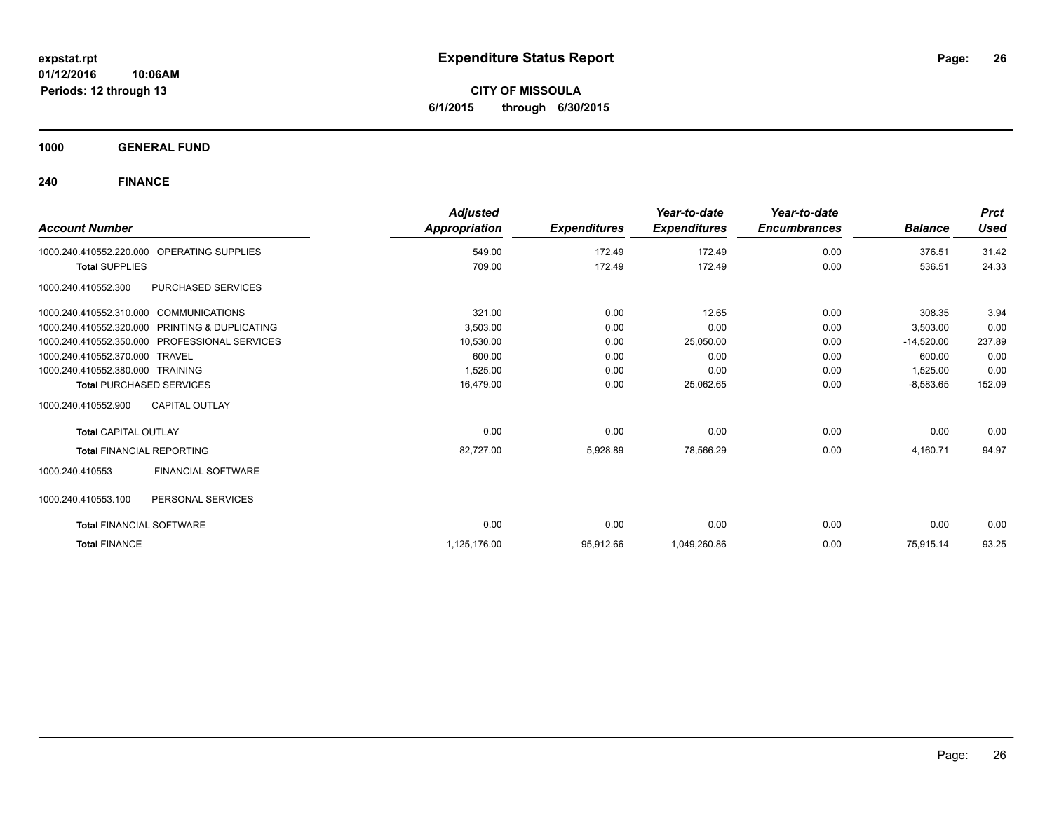# Expenditure Status Report

**CITY OF MISSOULA**

**6/1/2015 through 6/30/2015**

expstat.rpt
01/12/2016 10:06AM
Periods: 12 through 13

## 1000 GENERAL FUND

### 240 FINANCE

| Account Number | | Adjusted Appropriation | Expenditures | Year-to-date Expenditures | Year-to-date Encumbrances | Balance | Prct Used |
|---|---|---|---|---|---|---|---|
| 1000.240.410552.220.000 | OPERATING SUPPLIES | 549.00 | 172.49 | 172.49 | 0.00 | 376.51 | 31.42 |
| **Total** SUPPLIES | | 709.00 | 172.49 | 172.49 | 0.00 | 536.51 | 24.33 |
| 1000.240.410552.300 | PURCHASED SERVICES | | | | | | |
| 1000.240.410552.310.000 | COMMUNICATIONS | 321.00 | 0.00 | 12.65 | 0.00 | 308.35 | 3.94 |
| 1000.240.410552.320.000 | PRINTING & DUPLICATING | 3,503.00 | 0.00 | 0.00 | 0.00 | 3,503.00 | 0.00 |
| 1000.240.410552.350.000 | PROFESSIONAL SERVICES | 10,530.00 | 0.00 | 25,050.00 | 0.00 | -14,520.00 | 237.89 |
| 1000.240.410552.370.000 | TRAVEL | 600.00 | 0.00 | 0.00 | 0.00 | 600.00 | 0.00 |
| 1000.240.410552.380.000 | TRAINING | 1,525.00 | 0.00 | 0.00 | 0.00 | 1,525.00 | 0.00 |
| **Total** PURCHASED SERVICES | | 16,479.00 | 0.00 | 25,062.65 | 0.00 | -8,583.65 | 152.09 |
| 1000.240.410552.900 | CAPITAL OUTLAY | | | | | | |
| **Total** CAPITAL OUTLAY | | 0.00 | 0.00 | 0.00 | 0.00 | 0.00 | 0.00 |
| **Total** FINANCIAL REPORTING | | 82,727.00 | 5,928.89 | 78,566.29 | 0.00 | 4,160.71 | 94.97 |
| 1000.240.410553 | FINANCIAL SOFTWARE | | | | | | |
| 1000.240.410553.100 | PERSONAL SERVICES | | | | | | |
| **Total** FINANCIAL SOFTWARE | | 0.00 | 0.00 | 0.00 | 0.00 | 0.00 | 0.00 |
| **Total** FINANCE | | 1,125,176.00 | 95,912.66 | 1,049,260.86 | 0.00 | 75,915.14 | 93.25 |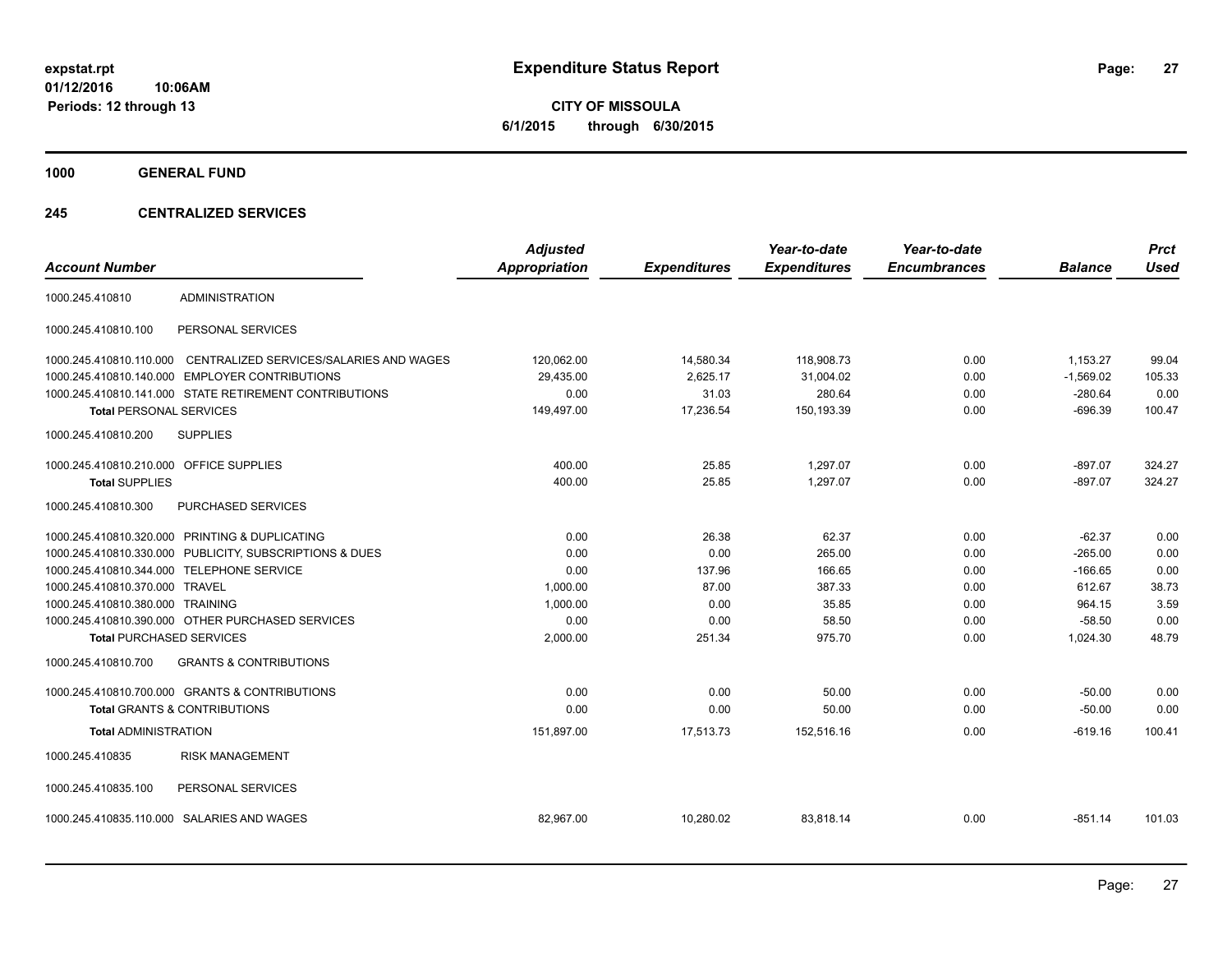# Expenditure Status Report

expstat.rpt
01/12/2016 10:06AM
Periods: 12 through 13

**CITY OF MISSOULA**
**6/1/2015 through 6/30/2015**

## 1000 GENERAL FUND

### 245 CENTRALIZED SERVICES

| Account Number | | Adjusted Appropriation | Expenditures | Year-to-date Expenditures | Year-to-date Encumbrances | Balance | Prct Used |
|---|---|---|---|---|---|---|---|
| 1000.245.410810 | ADMINISTRATION | | | | | | |
| 1000.245.410810.100 | PERSONAL SERVICES | | | | | | |
| 1000.245.410810.110.000 | CENTRALIZED SERVICES/SALARIES AND WAGES | 120,062.00 | 14,580.34 | 118,908.73 | 0.00 | 1,153.27 | 99.04 |
| 1000.245.410810.140.000 | EMPLOYER CONTRIBUTIONS | 29,435.00 | 2,625.17 | 31,004.02 | 0.00 | -1,569.02 | 105.33 |
| 1000.245.410810.141.000 | STATE RETIREMENT CONTRIBUTIONS | 0.00 | 31.03 | 280.64 | 0.00 | -280.64 | 0.00 |
| **Total** PERSONAL SERVICES | | 149,497.00 | 17,236.54 | 150,193.39 | 0.00 | -696.39 | 100.47 |
| 1000.245.410810.200 | SUPPLIES | | | | | | |
| 1000.245.410810.210.000 | OFFICE SUPPLIES | 400.00 | 25.85 | 1,297.07 | 0.00 | -897.07 | 324.27 |
| **Total** SUPPLIES | | 400.00 | 25.85 | 1,297.07 | 0.00 | -897.07 | 324.27 |
| 1000.245.410810.300 | PURCHASED SERVICES | | | | | | |
| 1000.245.410810.320.000 | PRINTING & DUPLICATING | 0.00 | 26.38 | 62.37 | 0.00 | -62.37 | 0.00 |
| 1000.245.410810.330.000 | PUBLICITY, SUBSCRIPTIONS & DUES | 0.00 | 0.00 | 265.00 | 0.00 | -265.00 | 0.00 |
| 1000.245.410810.344.000 | TELEPHONE SERVICE | 0.00 | 137.96 | 166.65 | 0.00 | -166.65 | 0.00 |
| 1000.245.410810.370.000 | TRAVEL | 1,000.00 | 87.00 | 387.33 | 0.00 | 612.67 | 38.73 |
| 1000.245.410810.380.000 | TRAINING | 1,000.00 | 0.00 | 35.85 | 0.00 | 964.15 | 3.59 |
| 1000.245.410810.390.000 | OTHER PURCHASED SERVICES | 0.00 | 0.00 | 58.50 | 0.00 | -58.50 | 0.00 |
| **Total** PURCHASED SERVICES | | 2,000.00 | 251.34 | 975.70 | 0.00 | 1,024.30 | 48.79 |
| 1000.245.410810.700 | GRANTS & CONTRIBUTIONS | | | | | | |
| 1000.245.410810.700.000 | GRANTS & CONTRIBUTIONS | 0.00 | 0.00 | 50.00 | 0.00 | -50.00 | 0.00 |
| **Total** GRANTS & CONTRIBUTIONS | | 0.00 | 0.00 | 50.00 | 0.00 | -50.00 | 0.00 |
| **Total** ADMINISTRATION | | 151,897.00 | 17,513.73 | 152,516.16 | 0.00 | -619.16 | 100.41 |
| 1000.245.410835 | RISK MANAGEMENT | | | | | | |
| 1000.245.410835.100 | PERSONAL SERVICES | | | | | | |
| 1000.245.410835.110.000 | SALARIES AND WAGES | 82,967.00 | 10,280.02 | 83,818.14 | 0.00 | -851.14 | 101.03 |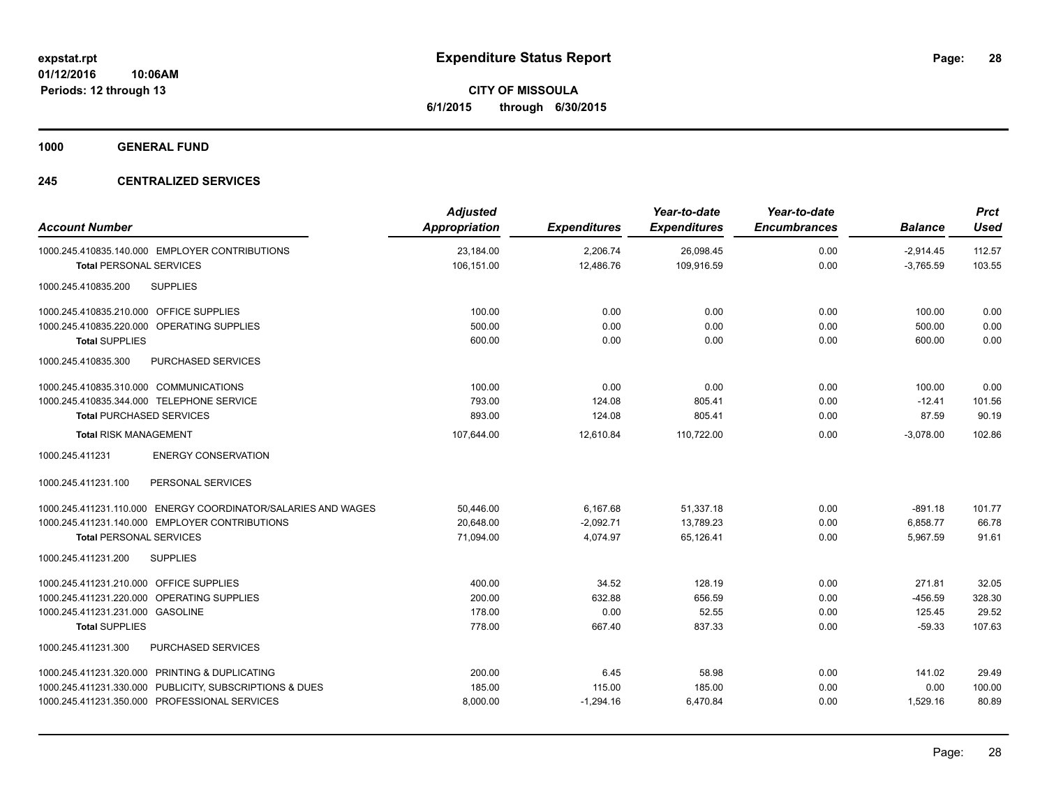**expstat.rpt**
**01/12/2016 10:06AM**
**Periods: 12 through 13**

# Expenditure Status Report

**CITY OF MISSOULA**
**6/1/2015 through 6/30/2015**

## 1000 GENERAL FUND

### 245 CENTRALIZED SERVICES

| Account Number | Adjusted Appropriation | Expenditures | Year-to-date Expenditures | Year-to-date Encumbrances | Balance | Prct Used |
|---|---|---|---|---|---|---|
| 1000.245.410835.140.000 EMPLOYER CONTRIBUTIONS | 23,184.00 | 2,206.74 | 26,098.45 | 0.00 | -2,914.45 | 112.57 |
| **Total** PERSONAL SERVICES | 106,151.00 | 12,486.76 | 109,916.59 | 0.00 | -3,765.59 | 103.55 |
| 1000.245.410835.200 SUPPLIES | | | | | | |
| 1000.245.410835.210.000 OFFICE SUPPLIES | 100.00 | 0.00 | 0.00 | 0.00 | 100.00 | 0.00 |
| 1000.245.410835.220.000 OPERATING SUPPLIES | 500.00 | 0.00 | 0.00 | 0.00 | 500.00 | 0.00 |
| **Total** SUPPLIES | 600.00 | 0.00 | 0.00 | 0.00 | 600.00 | 0.00 |
| 1000.245.410835.300 PURCHASED SERVICES | | | | | | |
| 1000.245.410835.310.000 COMMUNICATIONS | 100.00 | 0.00 | 0.00 | 0.00 | 100.00 | 0.00 |
| 1000.245.410835.344.000 TELEPHONE SERVICE | 793.00 | 124.08 | 805.41 | 0.00 | -12.41 | 101.56 |
| **Total** PURCHASED SERVICES | 893.00 | 124.08 | 805.41 | 0.00 | 87.59 | 90.19 |
| **Total** RISK MANAGEMENT | 107,644.00 | 12,610.84 | 110,722.00 | 0.00 | -3,078.00 | 102.86 |
| 1000.245.411231 ENERGY CONSERVATION | | | | | | |
| 1000.245.411231.100 PERSONAL SERVICES | | | | | | |
| 1000.245.411231.110.000 ENERGY COORDINATOR/SALARIES AND WAGES | 50,446.00 | 6,167.68 | 51,337.18 | 0.00 | -891.18 | 101.77 |
| 1000.245.411231.140.000 EMPLOYER CONTRIBUTIONS | 20,648.00 | -2,092.71 | 13,789.23 | 0.00 | 6,858.77 | 66.78 |
| **Total** PERSONAL SERVICES | 71,094.00 | 4,074.97 | 65,126.41 | 0.00 | 5,967.59 | 91.61 |
| 1000.245.411231.200 SUPPLIES | | | | | | |
| 1000.245.411231.210.000 OFFICE SUPPLIES | 400.00 | 34.52 | 128.19 | 0.00 | 271.81 | 32.05 |
| 1000.245.411231.220.000 OPERATING SUPPLIES | 200.00 | 632.88 | 656.59 | 0.00 | -456.59 | 328.30 |
| 1000.245.411231.231.000 GASOLINE | 178.00 | 0.00 | 52.55 | 0.00 | 125.45 | 29.52 |
| **Total** SUPPLIES | 778.00 | 667.40 | 837.33 | 0.00 | -59.33 | 107.63 |
| 1000.245.411231.300 PURCHASED SERVICES | | | | | | |
| 1000.245.411231.320.000 PRINTING & DUPLICATING | 200.00 | 6.45 | 58.98 | 0.00 | 141.02 | 29.49 |
| 1000.245.411231.330.000 PUBLICITY, SUBSCRIPTIONS & DUES | 185.00 | 115.00 | 185.00 | 0.00 | 0.00 | 100.00 |
| 1000.245.411231.350.000 PROFESSIONAL SERVICES | 8,000.00 | -1,294.16 | 6,470.84 | 0.00 | 1,529.16 | 80.89 |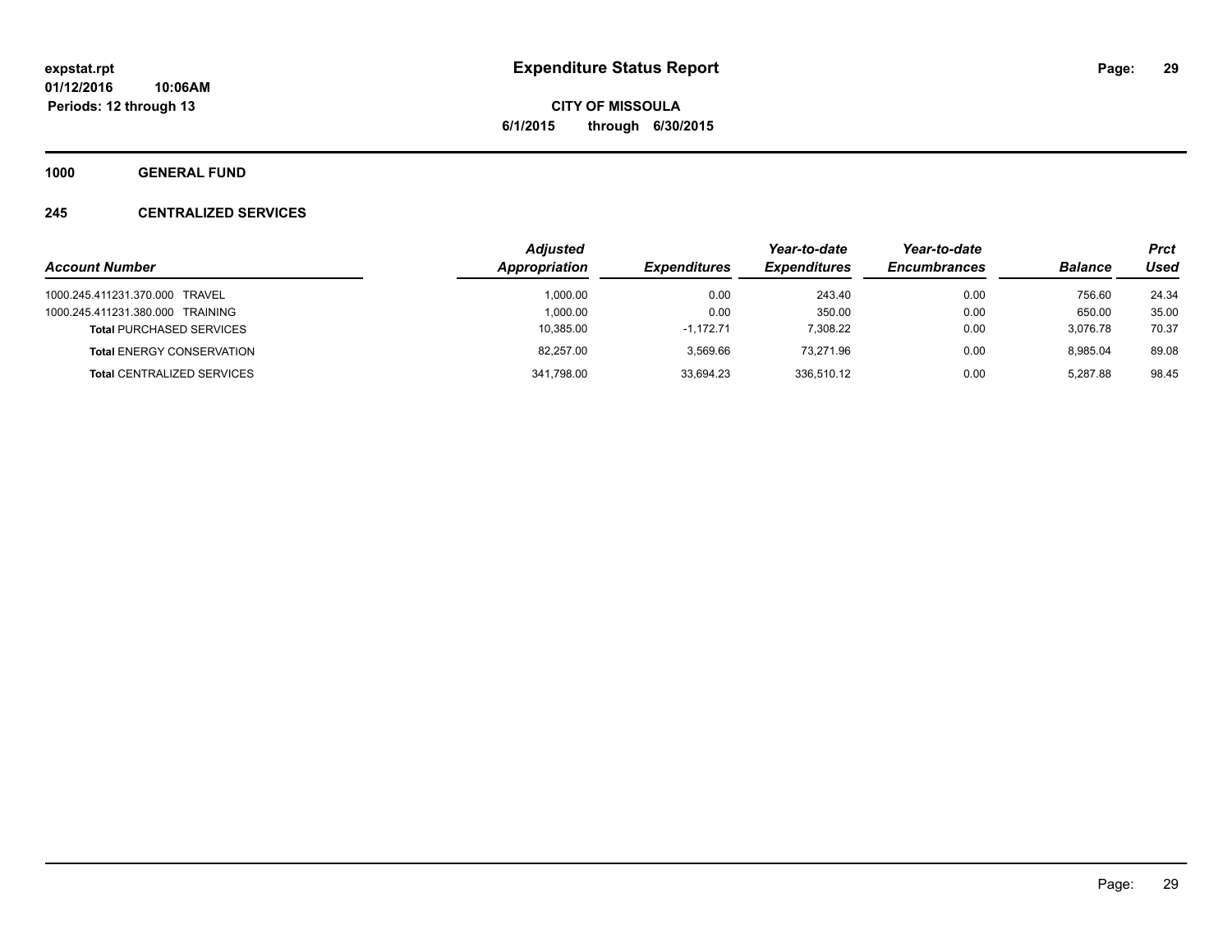# Expenditure Status Report

**CITY OF MISSOULA**

**6/1/2015 through 6/30/2015**

expstat.rpt
01/12/2016 10:06AM
Periods: 12 through 13

**1000 GENERAL FUND**

**245 CENTRALIZED SERVICES**

| Account Number | Adjusted Appropriation | Expenditures | Year-to-date Expenditures | Year-to-date Encumbrances | Balance | Prct Used |
|---|---|---|---|---|---|---|
| 1000.245.411231.370.000 TRAVEL | 1,000.00 | 0.00 | 243.40 | 0.00 | 756.60 | 24.34 |
| 1000.245.411231.380.000 TRAINING | 1,000.00 | 0.00 | 350.00 | 0.00 | 650.00 | 35.00 |
| **Total** PURCHASED SERVICES | 10,385.00 | -1,172.71 | 7,308.22 | 0.00 | 3,076.78 | 70.37 |
| **Total** ENERGY CONSERVATION | 82,257.00 | 3,569.66 | 73,271.96 | 0.00 | 8,985.04 | 89.08 |
| **Total** CENTRALIZED SERVICES | 341,798.00 | 33,694.23 | 336,510.12 | 0.00 | 5,287.88 | 98.45 |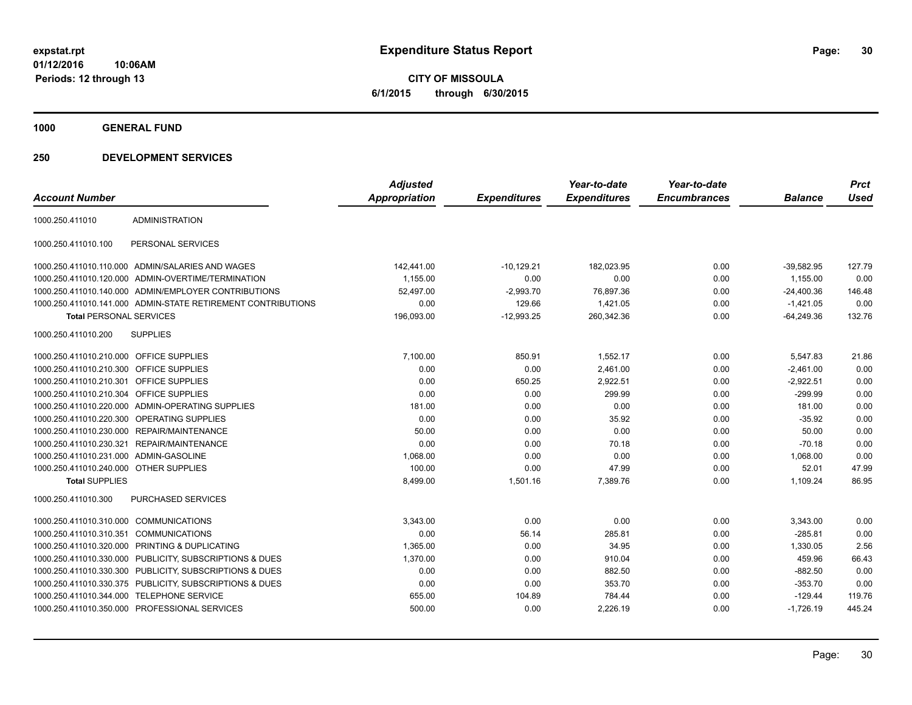**expstat.rpt**
**01/12/2016 10:06AM**
**Periods: 12 through 13**

# Expenditure Status Report

**CITY OF MISSOULA**
**6/1/2015 through 6/30/2015**

## 1000 GENERAL FUND

## 250 DEVELOPMENT SERVICES

| Account Number | | Adjusted Appropriation | Expenditures | Year-to-date Expenditures | Year-to-date Encumbrances | Balance | Prct Used |
|---|---|---|---|---|---|---|---|
| 1000.250.411010 | ADMINISTRATION | | | | | | |
| 1000.250.411010.100 | PERSONAL SERVICES | | | | | | |
| 1000.250.411010.110.000 | ADMIN/SALARIES AND WAGES | 142,441.00 | -10,129.21 | 182,023.95 | 0.00 | -39,582.95 | 127.79 |
| 1000.250.411010.120.000 | ADMIN-OVERTIME/TERMINATION | 1,155.00 | 0.00 | 0.00 | 0.00 | 1,155.00 | 0.00 |
| 1000.250.411010.140.000 | ADMIN/EMPLOYER CONTRIBUTIONS | 52,497.00 | -2,993.70 | 76,897.36 | 0.00 | -24,400.36 | 146.48 |
| 1000.250.411010.141.000 | ADMIN-STATE RETIREMENT CONTRIBUTIONS | 0.00 | 129.66 | 1,421.05 | 0.00 | -1,421.05 | 0.00 |
| **Total** PERSONAL SERVICES | | 196,093.00 | -12,993.25 | 260,342.36 | 0.00 | -64,249.36 | 132.76 |
| 1000.250.411010.200 | SUPPLIES | | | | | | |
| 1000.250.411010.210.000 | OFFICE SUPPLIES | 7,100.00 | 850.91 | 1,552.17 | 0.00 | 5,547.83 | 21.86 |
| 1000.250.411010.210.300 | OFFICE SUPPLIES | 0.00 | 0.00 | 2,461.00 | 0.00 | -2,461.00 | 0.00 |
| 1000.250.411010.210.301 | OFFICE SUPPLIES | 0.00 | 650.25 | 2,922.51 | 0.00 | -2,922.51 | 0.00 |
| 1000.250.411010.210.304 | OFFICE SUPPLIES | 0.00 | 0.00 | 299.99 | 0.00 | -299.99 | 0.00 |
| 1000.250.411010.220.000 | ADMIN-OPERATING SUPPLIES | 181.00 | 0.00 | 0.00 | 0.00 | 181.00 | 0.00 |
| 1000.250.411010.220.300 | OPERATING SUPPLIES | 0.00 | 0.00 | 35.92 | 0.00 | -35.92 | 0.00 |
| 1000.250.411010.230.000 | REPAIR/MAINTENANCE | 50.00 | 0.00 | 0.00 | 0.00 | 50.00 | 0.00 |
| 1000.250.411010.230.321 | REPAIR/MAINTENANCE | 0.00 | 0.00 | 70.18 | 0.00 | -70.18 | 0.00 |
| 1000.250.411010.231.000 | ADMIN-GASOLINE | 1,068.00 | 0.00 | 0.00 | 0.00 | 1,068.00 | 0.00 |
| 1000.250.411010.240.000 | OTHER SUPPLIES | 100.00 | 0.00 | 47.99 | 0.00 | 52.01 | 47.99 |
| **Total** SUPPLIES | | 8,499.00 | 1,501.16 | 7,389.76 | 0.00 | 1,109.24 | 86.95 |
| 1000.250.411010.300 | PURCHASED SERVICES | | | | | | |
| 1000.250.411010.310.000 | COMMUNICATIONS | 3,343.00 | 0.00 | 0.00 | 0.00 | 3,343.00 | 0.00 |
| 1000.250.411010.310.351 | COMMUNICATIONS | 0.00 | 56.14 | 285.81 | 0.00 | -285.81 | 0.00 |
| 1000.250.411010.320.000 | PRINTING & DUPLICATING | 1,365.00 | 0.00 | 34.95 | 0.00 | 1,330.05 | 2.56 |
| 1000.250.411010.330.000 | PUBLICITY, SUBSCRIPTIONS & DUES | 1,370.00 | 0.00 | 910.04 | 0.00 | 459.96 | 66.43 |
| 1000.250.411010.330.300 | PUBLICITY, SUBSCRIPTIONS & DUES | 0.00 | 0.00 | 882.50 | 0.00 | -882.50 | 0.00 |
| 1000.250.411010.330.375 | PUBLICITY, SUBSCRIPTIONS & DUES | 0.00 | 0.00 | 353.70 | 0.00 | -353.70 | 0.00 |
| 1000.250.411010.344.000 | TELEPHONE SERVICE | 655.00 | 104.89 | 784.44 | 0.00 | -129.44 | 119.76 |
| 1000.250.411010.350.000 | PROFESSIONAL SERVICES | 500.00 | 0.00 | 2,226.19 | 0.00 | -1,726.19 | 445.24 |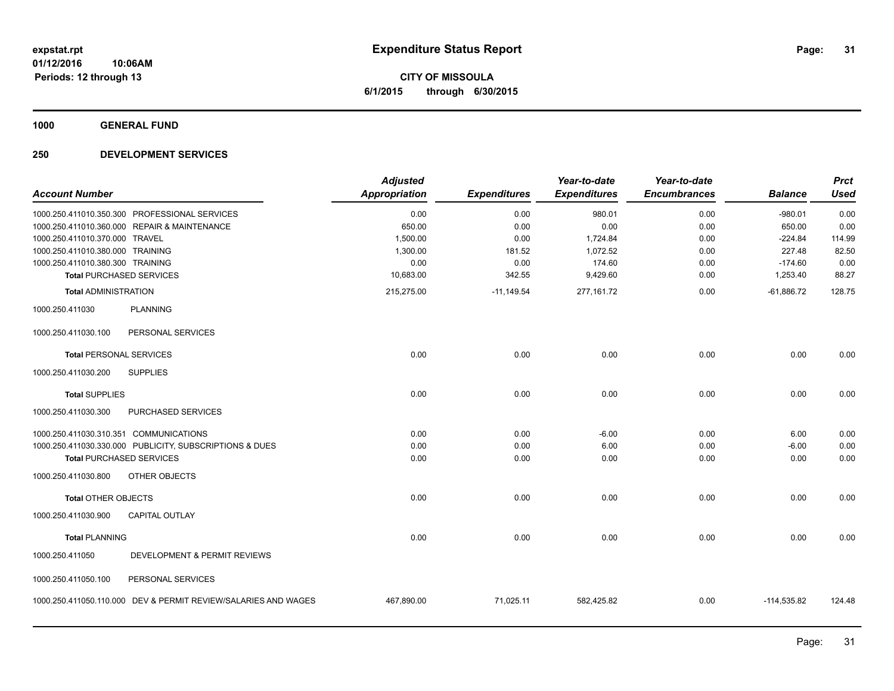**expstat.rpt**
**01/12/2016 10:06AM**
**Periods: 12 through 13**

# Expenditure Status Report

**CITY OF MISSOULA**
**6/1/2015 through 6/30/2015**

## 1000 GENERAL FUND

## 250 DEVELOPMENT SERVICES

| Account Number | Adjusted Appropriation | Expenditures | Year-to-date Expenditures | Year-to-date Encumbrances | Balance | Prct Used |
|---|---|---|---|---|---|---|
| 1000.250.411010.350.300 PROFESSIONAL SERVICES | 0.00 | 0.00 | 980.01 | 0.00 | -980.01 | 0.00 |
| 1000.250.411010.360.000 REPAIR & MAINTENANCE | 650.00 | 0.00 | 0.00 | 0.00 | 650.00 | 0.00 |
| 1000.250.411010.370.000 TRAVEL | 1,500.00 | 0.00 | 1,724.84 | 0.00 | -224.84 | 114.99 |
| 1000.250.411010.380.000 TRAINING | 1,300.00 | 181.52 | 1,072.52 | 0.00 | 227.48 | 82.50 |
| 1000.250.411010.380.300 TRAINING | 0.00 | 0.00 | 174.60 | 0.00 | -174.60 | 0.00 |
| **Total** PURCHASED SERVICES | 10,683.00 | 342.55 | 9,429.60 | 0.00 | 1,253.40 | 88.27 |
| **Total** ADMINISTRATION | 215,275.00 | -11,149.54 | 277,161.72 | 0.00 | -61,886.72 | 128.75 |
| 1000.250.411030 PLANNING | | | | | | |
| 1000.250.411030.100 PERSONAL SERVICES | | | | | | |
| **Total** PERSONAL SERVICES | 0.00 | 0.00 | 0.00 | 0.00 | 0.00 | 0.00 |
| 1000.250.411030.200 SUPPLIES | | | | | | |
| **Total** SUPPLIES | 0.00 | 0.00 | 0.00 | 0.00 | 0.00 | 0.00 |
| 1000.250.411030.300 PURCHASED SERVICES | | | | | | |
| 1000.250.411030.310.351 COMMUNICATIONS | 0.00 | 0.00 | -6.00 | 0.00 | 6.00 | 0.00 |
| 1000.250.411030.330.000 PUBLICITY, SUBSCRIPTIONS & DUES | 0.00 | 0.00 | 6.00 | 0.00 | -6.00 | 0.00 |
| **Total** PURCHASED SERVICES | 0.00 | 0.00 | 0.00 | 0.00 | 0.00 | 0.00 |
| 1000.250.411030.800 OTHER OBJECTS | | | | | | |
| **Total** OTHER OBJECTS | 0.00 | 0.00 | 0.00 | 0.00 | 0.00 | 0.00 |
| 1000.250.411030.900 CAPITAL OUTLAY | | | | | | |
| **Total** PLANNING | 0.00 | 0.00 | 0.00 | 0.00 | 0.00 | 0.00 |
| 1000.250.411050 DEVELOPMENT & PERMIT REVIEWS | | | | | | |
| 1000.250.411050.100 PERSONAL SERVICES | | | | | | |
| 1000.250.411050.110.000 DEV & PERMIT REVIEW/SALARIES AND WAGES | 467,890.00 | 71,025.11 | 582,425.82 | 0.00 | -114,535.82 | 124.48 |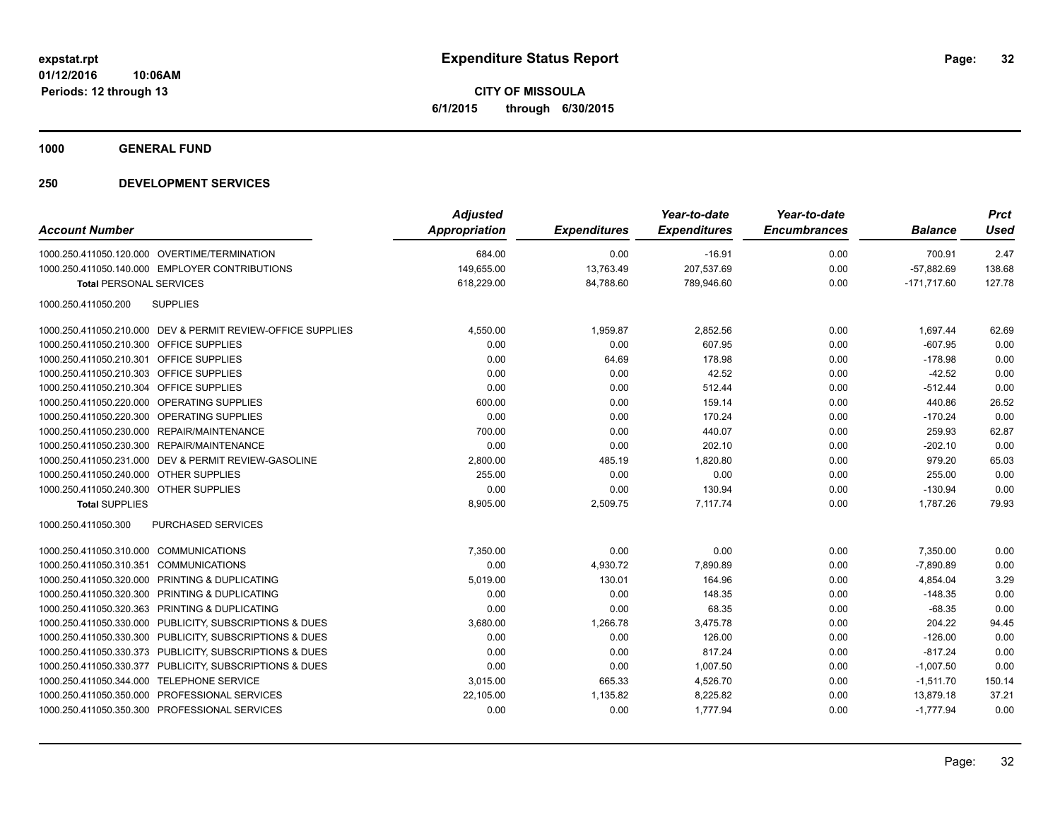# Expenditure Status Report

**CITY OF MISSOULA**
**6/1/2015 through 6/30/2015**

expstat.rpt
01/12/2016 10:06AM
Periods: 12 through 13

## 1000 GENERAL FUND

### 250 DEVELOPMENT SERVICES

| Account Number | | Adjusted Appropriation | Expenditures | Year-to-date Expenditures | Year-to-date Encumbrances | Balance | Prct Used |
|---|---|---|---|---|---|---|---|
| 1000.250.411050.120.000 | OVERTIME/TERMINATION | 684.00 | 0.00 | -16.91 | 0.00 | 700.91 | 2.47 |
| 1000.250.411050.140.000 | EMPLOYER CONTRIBUTIONS | 149,655.00 | 13,763.49 | 207,537.69 | 0.00 | -57,882.69 | 138.68 |
| **Total** PERSONAL SERVICES | | 618,229.00 | 84,788.60 | 789,946.60 | 0.00 | -171,717.60 | 127.78 |
| 1000.250.411050.200 | SUPPLIES | | | | | | |
| 1000.250.411050.210.000 | DEV & PERMIT REVIEW-OFFICE SUPPLIES | 4,550.00 | 1,959.87 | 2,852.56 | 0.00 | 1,697.44 | 62.69 |
| 1000.250.411050.210.300 | OFFICE SUPPLIES | 0.00 | 0.00 | 607.95 | 0.00 | -607.95 | 0.00 |
| 1000.250.411050.210.301 | OFFICE SUPPLIES | 0.00 | 64.69 | 178.98 | 0.00 | -178.98 | 0.00 |
| 1000.250.411050.210.303 | OFFICE SUPPLIES | 0.00 | 0.00 | 42.52 | 0.00 | -42.52 | 0.00 |
| 1000.250.411050.210.304 | OFFICE SUPPLIES | 0.00 | 0.00 | 512.44 | 0.00 | -512.44 | 0.00 |
| 1000.250.411050.220.000 | OPERATING SUPPLIES | 600.00 | 0.00 | 159.14 | 0.00 | 440.86 | 26.52 |
| 1000.250.411050.220.300 | OPERATING SUPPLIES | 0.00 | 0.00 | 170.24 | 0.00 | -170.24 | 0.00 |
| 1000.250.411050.230.000 | REPAIR/MAINTENANCE | 700.00 | 0.00 | 440.07 | 0.00 | 259.93 | 62.87 |
| 1000.250.411050.230.300 | REPAIR/MAINTENANCE | 0.00 | 0.00 | 202.10 | 0.00 | -202.10 | 0.00 |
| 1000.250.411050.231.000 | DEV & PERMIT REVIEW-GASOLINE | 2,800.00 | 485.19 | 1,820.80 | 0.00 | 979.20 | 65.03 |
| 1000.250.411050.240.000 | OTHER SUPPLIES | 255.00 | 0.00 | 0.00 | 0.00 | 255.00 | 0.00 |
| 1000.250.411050.240.300 | OTHER SUPPLIES | 0.00 | 0.00 | 130.94 | 0.00 | -130.94 | 0.00 |
| **Total** SUPPLIES | | 8,905.00 | 2,509.75 | 7,117.74 | 0.00 | 1,787.26 | 79.93 |
| 1000.250.411050.300 | PURCHASED SERVICES | | | | | | |
| 1000.250.411050.310.000 | COMMUNICATIONS | 7,350.00 | 0.00 | 0.00 | 0.00 | 7,350.00 | 0.00 |
| 1000.250.411050.310.351 | COMMUNICATIONS | 0.00 | 4,930.72 | 7,890.89 | 0.00 | -7,890.89 | 0.00 |
| 1000.250.411050.320.000 | PRINTING & DUPLICATING | 5,019.00 | 130.01 | 164.96 | 0.00 | 4,854.04 | 3.29 |
| 1000.250.411050.320.300 | PRINTING & DUPLICATING | 0.00 | 0.00 | 148.35 | 0.00 | -148.35 | 0.00 |
| 1000.250.411050.320.363 | PRINTING & DUPLICATING | 0.00 | 0.00 | 68.35 | 0.00 | -68.35 | 0.00 |
| 1000.250.411050.330.000 | PUBLICITY, SUBSCRIPTIONS & DUES | 3,680.00 | 1,266.78 | 3,475.78 | 0.00 | 204.22 | 94.45 |
| 1000.250.411050.330.300 | PUBLICITY, SUBSCRIPTIONS & DUES | 0.00 | 0.00 | 126.00 | 0.00 | -126.00 | 0.00 |
| 1000.250.411050.330.373 | PUBLICITY, SUBSCRIPTIONS & DUES | 0.00 | 0.00 | 817.24 | 0.00 | -817.24 | 0.00 |
| 1000.250.411050.330.377 | PUBLICITY, SUBSCRIPTIONS & DUES | 0.00 | 0.00 | 1,007.50 | 0.00 | -1,007.50 | 0.00 |
| 1000.250.411050.344.000 | TELEPHONE SERVICE | 3,015.00 | 665.33 | 4,526.70 | 0.00 | -1,511.70 | 150.14 |
| 1000.250.411050.350.000 | PROFESSIONAL SERVICES | 22,105.00 | 1,135.82 | 8,225.82 | 0.00 | 13,879.18 | 37.21 |
| 1000.250.411050.350.300 | PROFESSIONAL SERVICES | 0.00 | 0.00 | 1,777.94 | 0.00 | -1,777.94 | 0.00 |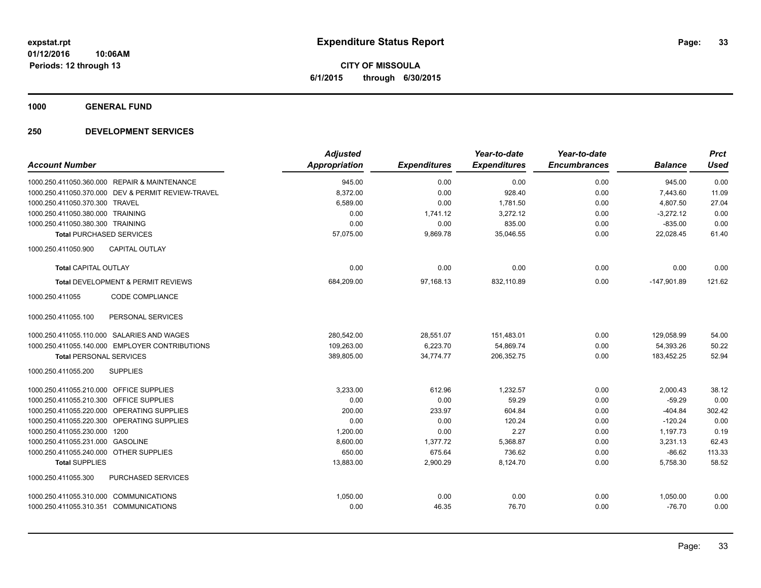# Expenditure Status Report

**CITY OF MISSOULA**

**6/1/2015 through 6/30/2015**

expstat.rpt
01/12/2016 10:06AM
Periods: 12 through 13

## 1000 GENERAL FUND

## 250 DEVELOPMENT SERVICES

| Account Number | Adjusted Appropriation | Expenditures | Year-to-date Expenditures | Year-to-date Encumbrances | Balance | Prct Used |
|---|---|---|---|---|---|---|
| 1000.250.411050.360.000 REPAIR & MAINTENANCE | 945.00 | 0.00 | 0.00 | 0.00 | 945.00 | 0.00 |
| 1000.250.411050.370.000 DEV & PERMIT REVIEW-TRAVEL | 8,372.00 | 0.00 | 928.40 | 0.00 | 7,443.60 | 11.09 |
| 1000.250.411050.370.300 TRAVEL | 6,589.00 | 0.00 | 1,781.50 | 0.00 | 4,807.50 | 27.04 |
| 1000.250.411050.380.000 TRAINING | 0.00 | 1,741.12 | 3,272.12 | 0.00 | -3,272.12 | 0.00 |
| 1000.250.411050.380.300 TRAINING | 0.00 | 0.00 | 835.00 | 0.00 | -835.00 | 0.00 |
| **Total** PURCHASED SERVICES | 57,075.00 | 9,869.78 | 35,046.55 | 0.00 | 22,028.45 | 61.40 |
| 1000.250.411050.900 CAPITAL OUTLAY | | | | | | |
| **Total** CAPITAL OUTLAY | 0.00 | 0.00 | 0.00 | 0.00 | 0.00 | 0.00 |
| **Total** DEVELOPMENT & PERMIT REVIEWS | 684,209.00 | 97,168.13 | 832,110.89 | 0.00 | -147,901.89 | 121.62 |
| 1000.250.411055 CODE COMPLIANCE | | | | | | |
| 1000.250.411055.100 PERSONAL SERVICES | | | | | | |
| 1000.250.411055.110.000 SALARIES AND WAGES | 280,542.00 | 28,551.07 | 151,483.01 | 0.00 | 129,058.99 | 54.00 |
| 1000.250.411055.140.000 EMPLOYER CONTRIBUTIONS | 109,263.00 | 6,223.70 | 54,869.74 | 0.00 | 54,393.26 | 50.22 |
| **Total** PERSONAL SERVICES | 389,805.00 | 34,774.77 | 206,352.75 | 0.00 | 183,452.25 | 52.94 |
| 1000.250.411055.200 SUPPLIES | | | | | | |
| 1000.250.411055.210.000 OFFICE SUPPLIES | 3,233.00 | 612.96 | 1,232.57 | 0.00 | 2,000.43 | 38.12 |
| 1000.250.411055.210.300 OFFICE SUPPLIES | 0.00 | 0.00 | 59.29 | 0.00 | -59.29 | 0.00 |
| 1000.250.411055.220.000 OPERATING SUPPLIES | 200.00 | 233.97 | 604.84 | 0.00 | -404.84 | 302.42 |
| 1000.250.411055.220.300 OPERATING SUPPLIES | 0.00 | 0.00 | 120.24 | 0.00 | -120.24 | 0.00 |
| 1000.250.411055.230.000 1200 | 1,200.00 | 0.00 | 2.27 | 0.00 | 1,197.73 | 0.19 |
| 1000.250.411055.231.000 GASOLINE | 8,600.00 | 1,377.72 | 5,368.87 | 0.00 | 3,231.13 | 62.43 |
| 1000.250.411055.240.000 OTHER SUPPLIES | 650.00 | 675.64 | 736.62 | 0.00 | -86.62 | 113.33 |
| **Total** SUPPLIES | 13,883.00 | 2,900.29 | 8,124.70 | 0.00 | 5,758.30 | 58.52 |
| 1000.250.411055.300 PURCHASED SERVICES | | | | | | |
| 1000.250.411055.310.000 COMMUNICATIONS | 1,050.00 | 0.00 | 0.00 | 0.00 | 1,050.00 | 0.00 |
| 1000.250.411055.310.351 COMMUNICATIONS | 0.00 | 46.35 | 76.70 | 0.00 | -76.70 | 0.00 |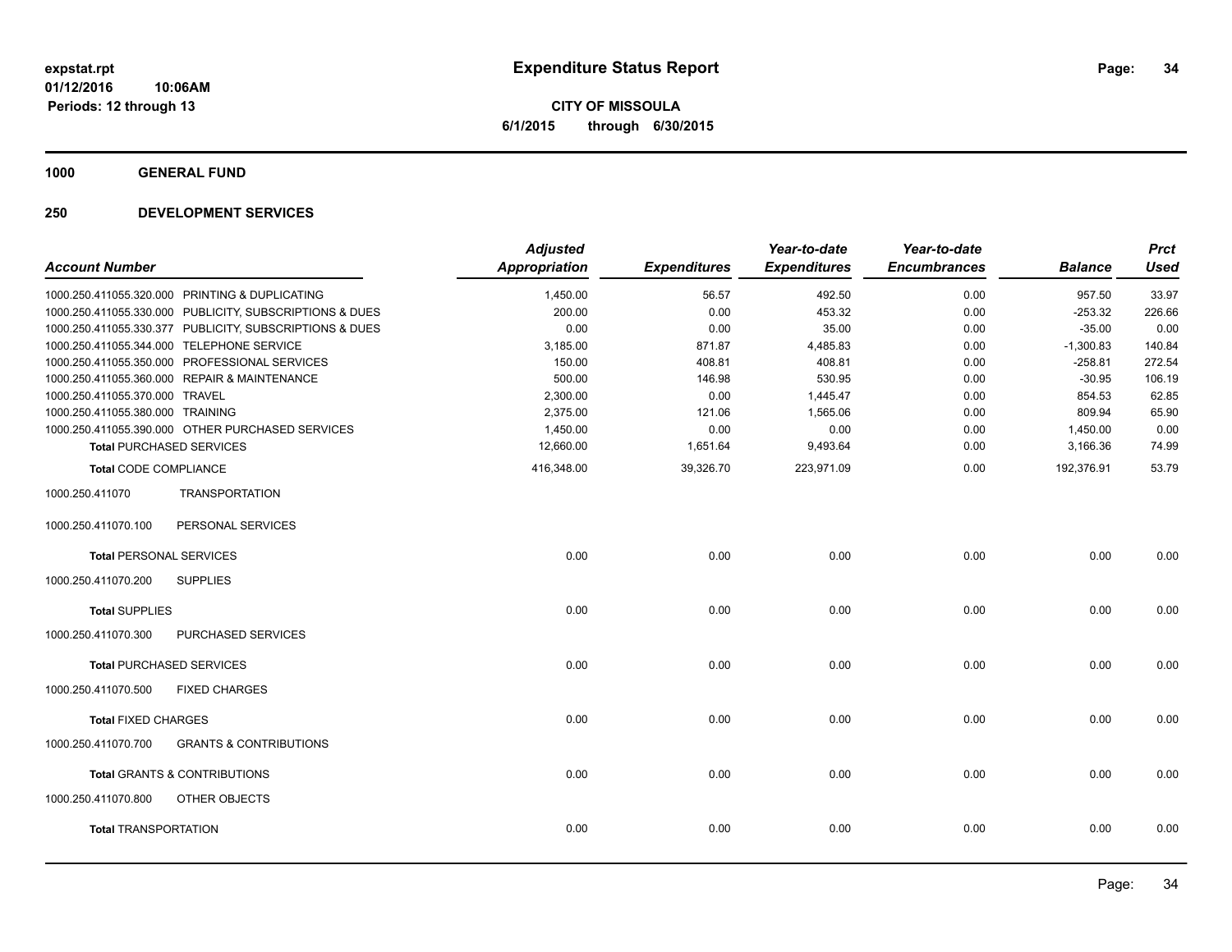# Expenditure Status Report

**CITY OF MISSOULA**

**6/1/2015 through 6/30/2015**

expstat.rpt
01/12/2016 10:06AM
Periods: 12 through 13

## 1000 GENERAL FUND

## 250 DEVELOPMENT SERVICES

| Account Number | | Adjusted Appropriation | Expenditures | Year-to-date Expenditures | Year-to-date Encumbrances | Balance | Prct Used |
|---|---|---|---|---|---|---|---|
| 1000.250.411055.320.000 | PRINTING & DUPLICATING | 1,450.00 | 56.57 | 492.50 | 0.00 | 957.50 | 33.97 |
| 1000.250.411055.330.000 | PUBLICITY, SUBSCRIPTIONS & DUES | 200.00 | 0.00 | 453.32 | 0.00 | -253.32 | 226.66 |
| 1000.250.411055.330.377 | PUBLICITY, SUBSCRIPTIONS & DUES | 0.00 | 0.00 | 35.00 | 0.00 | -35.00 | 0.00 |
| 1000.250.411055.344.000 | TELEPHONE SERVICE | 3,185.00 | 871.87 | 4,485.83 | 0.00 | -1,300.83 | 140.84 |
| 1000.250.411055.350.000 | PROFESSIONAL SERVICES | 150.00 | 408.81 | 408.81 | 0.00 | -258.81 | 272.54 |
| 1000.250.411055.360.000 | REPAIR & MAINTENANCE | 500.00 | 146.98 | 530.95 | 0.00 | -30.95 | 106.19 |
| 1000.250.411055.370.000 | TRAVEL | 2,300.00 | 0.00 | 1,445.47 | 0.00 | 854.53 | 62.85 |
| 1000.250.411055.380.000 | TRAINING | 2,375.00 | 121.06 | 1,565.06 | 0.00 | 809.94 | 65.90 |
| 1000.250.411055.390.000 | OTHER PURCHASED SERVICES | 1,450.00 | 0.00 | 0.00 | 0.00 | 1,450.00 | 0.00 |
| **Total** PURCHASED SERVICES | | 12,660.00 | 1,651.64 | 9,493.64 | 0.00 | 3,166.36 | 74.99 |
| **Total** CODE COMPLIANCE | | 416,348.00 | 39,326.70 | 223,971.09 | 0.00 | 192,376.91 | 53.79 |
| 1000.250.411070 | TRANSPORTATION | | | | | | |
| 1000.250.411070.100 | PERSONAL SERVICES | | | | | | |
| **Total** PERSONAL SERVICES | | 0.00 | 0.00 | 0.00 | 0.00 | 0.00 | 0.00 |
| 1000.250.411070.200 | SUPPLIES | | | | | | |
| **Total** SUPPLIES | | 0.00 | 0.00 | 0.00 | 0.00 | 0.00 | 0.00 |
| 1000.250.411070.300 | PURCHASED SERVICES | | | | | | |
| **Total** PURCHASED SERVICES | | 0.00 | 0.00 | 0.00 | 0.00 | 0.00 | 0.00 |
| 1000.250.411070.500 | FIXED CHARGES | | | | | | |
| **Total** FIXED CHARGES | | 0.00 | 0.00 | 0.00 | 0.00 | 0.00 | 0.00 |
| 1000.250.411070.700 | GRANTS & CONTRIBUTIONS | | | | | | |
| **Total** GRANTS & CONTRIBUTIONS | | 0.00 | 0.00 | 0.00 | 0.00 | 0.00 | 0.00 |
| 1000.250.411070.800 | OTHER OBJECTS | | | | | | |
| **Total** TRANSPORTATION | | 0.00 | 0.00 | 0.00 | 0.00 | 0.00 | 0.00 |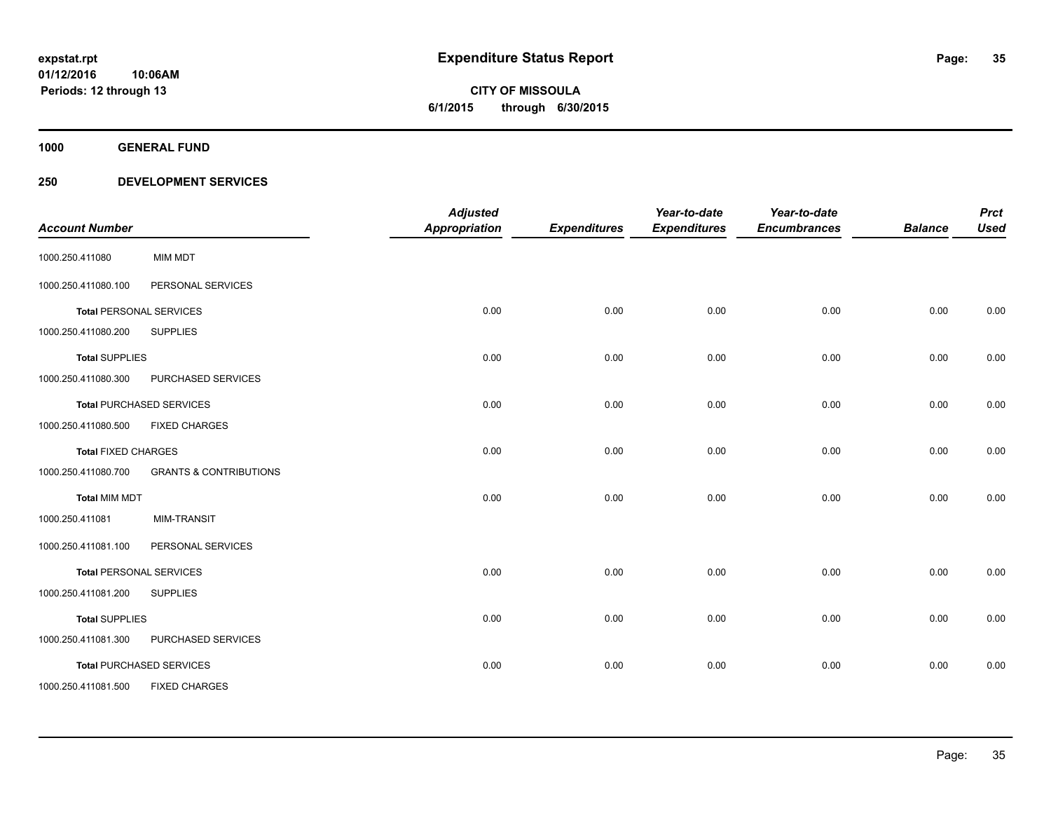**expstat.rpt**
**01/12/2016 10:06AM**
**Periods: 12 through 13**

# Expenditure Status Report

**CITY OF MISSOULA**
**6/1/2015 through 6/30/2015**

## 1000 GENERAL FUND

## 250 DEVELOPMENT SERVICES

| Account Number | | Adjusted Appropriation | Expenditures | Year-to-date Expenditures | Year-to-date Encumbrances | Balance | Prct Used |
|---|---|---|---|---|---|---|---|
| 1000.250.411080 | MIM MDT | | | | | | |
| 1000.250.411080.100 | PERSONAL SERVICES | | | | | | |
| **Total** PERSONAL SERVICES | | 0.00 | 0.00 | 0.00 | 0.00 | 0.00 | 0.00 |
| 1000.250.411080.200 | SUPPLIES | | | | | | |
| **Total** SUPPLIES | | 0.00 | 0.00 | 0.00 | 0.00 | 0.00 | 0.00 |
| 1000.250.411080.300 | PURCHASED SERVICES | | | | | | |
| **Total** PURCHASED SERVICES | | 0.00 | 0.00 | 0.00 | 0.00 | 0.00 | 0.00 |
| 1000.250.411080.500 | FIXED CHARGES | | | | | | |
| **Total** FIXED CHARGES | | 0.00 | 0.00 | 0.00 | 0.00 | 0.00 | 0.00 |
| 1000.250.411080.700 | GRANTS & CONTRIBUTIONS | | | | | | |
| **Total** MIM MDT | | 0.00 | 0.00 | 0.00 | 0.00 | 0.00 | 0.00 |
| 1000.250.411081 | MIM-TRANSIT | | | | | | |
| 1000.250.411081.100 | PERSONAL SERVICES | | | | | | |
| **Total** PERSONAL SERVICES | | 0.00 | 0.00 | 0.00 | 0.00 | 0.00 | 0.00 |
| 1000.250.411081.200 | SUPPLIES | | | | | | |
| **Total** SUPPLIES | | 0.00 | 0.00 | 0.00 | 0.00 | 0.00 | 0.00 |
| 1000.250.411081.300 | PURCHASED SERVICES | | | | | | |
| **Total** PURCHASED SERVICES | | 0.00 | 0.00 | 0.00 | 0.00 | 0.00 | 0.00 |
| 1000.250.411081.500 | FIXED CHARGES | | | | | | |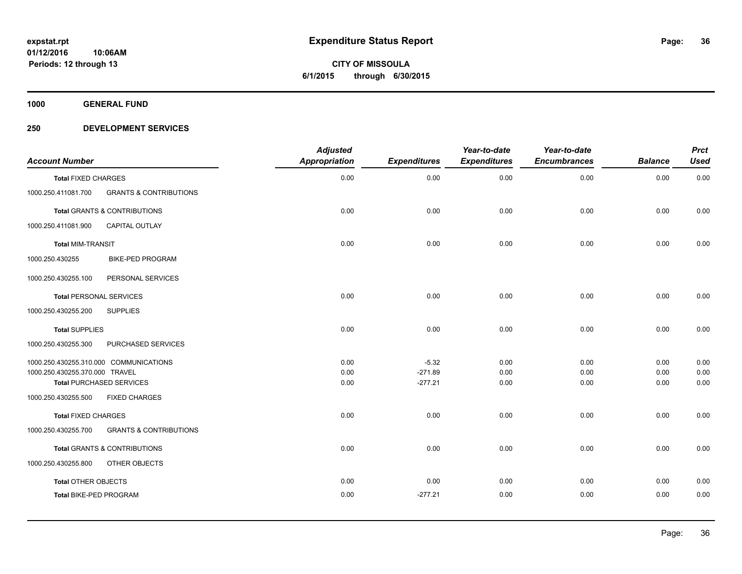**expstat.rpt**
**01/12/2016 10:06AM**
**Periods: 12 through 13**

# Expenditure Status Report

**CITY OF MISSOULA**
**6/1/2015 through 6/30/2015**

## 1000 GENERAL FUND

## 250 DEVELOPMENT SERVICES

| Account Number | | Adjusted Appropriation | Expenditures | Year-to-date Expenditures | Year-to-date Encumbrances | Balance | Prct Used |
|---|---|---|---|---|---|---|---|
| **Total** FIXED CHARGES | | 0.00 | 0.00 | 0.00 | 0.00 | 0.00 | 0.00 |
| 1000.250.411081.700 | GRANTS & CONTRIBUTIONS | | | | | | |
| **Total** GRANTS & CONTRIBUTIONS | | 0.00 | 0.00 | 0.00 | 0.00 | 0.00 | 0.00 |
| 1000.250.411081.900 | CAPITAL OUTLAY | | | | | | |
| **Total** MIM-TRANSIT | | 0.00 | 0.00 | 0.00 | 0.00 | 0.00 | 0.00 |
| 1000.250.430255 | BIKE-PED PROGRAM | | | | | | |
| 1000.250.430255.100 | PERSONAL SERVICES | | | | | | |
| **Total** PERSONAL SERVICES | | 0.00 | 0.00 | 0.00 | 0.00 | 0.00 | 0.00 |
| 1000.250.430255.200 | SUPPLIES | | | | | | |
| **Total** SUPPLIES | | 0.00 | 0.00 | 0.00 | 0.00 | 0.00 | 0.00 |
| 1000.250.430255.300 | PURCHASED SERVICES | | | | | | |
| 1000.250.430255.310.000 | COMMUNICATIONS | 0.00 | -5.32 | 0.00 | 0.00 | 0.00 | 0.00 |
| 1000.250.430255.370.000 | TRAVEL | 0.00 | -271.89 | 0.00 | 0.00 | 0.00 | 0.00 |
| **Total** PURCHASED SERVICES | | 0.00 | -277.21 | 0.00 | 0.00 | 0.00 | 0.00 |
| 1000.250.430255.500 | FIXED CHARGES | | | | | | |
| **Total** FIXED CHARGES | | 0.00 | 0.00 | 0.00 | 0.00 | 0.00 | 0.00 |
| 1000.250.430255.700 | GRANTS & CONTRIBUTIONS | | | | | | |
| **Total** GRANTS & CONTRIBUTIONS | | 0.00 | 0.00 | 0.00 | 0.00 | 0.00 | 0.00 |
| 1000.250.430255.800 | OTHER OBJECTS | | | | | | |
| **Total** OTHER OBJECTS | | 0.00 | 0.00 | 0.00 | 0.00 | 0.00 | 0.00 |
| **Total** BIKE-PED PROGRAM | | 0.00 | -277.21 | 0.00 | 0.00 | 0.00 | 0.00 |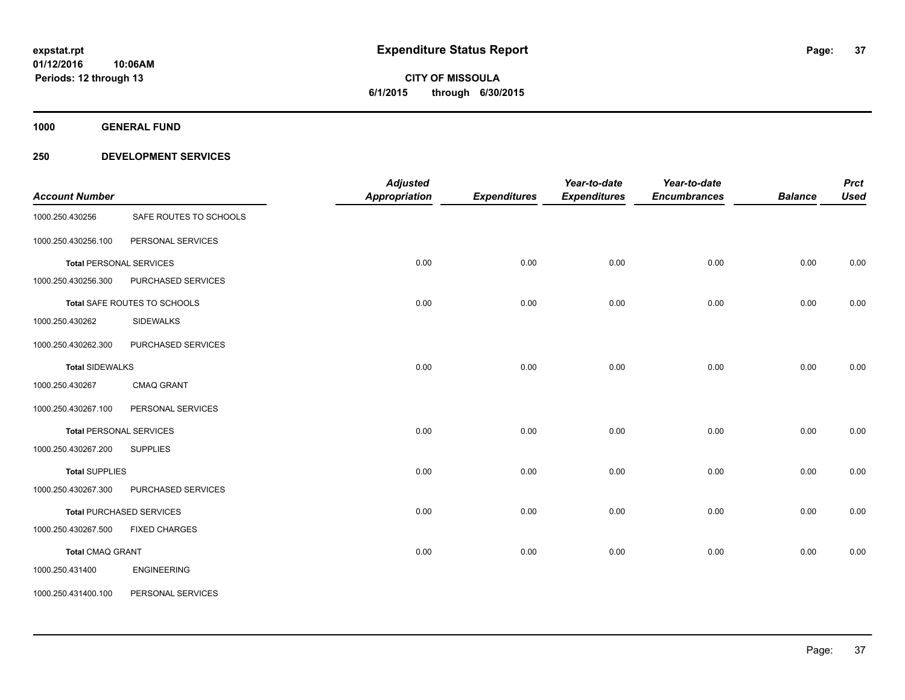**Expenditure Status Report**

**CITY OF MISSOULA**
**6/1/2015 through 6/30/2015**

**expstat.rpt**
**01/12/2016 10:06AM**
**Periods: 12 through 13**

## 1000 GENERAL FUND

### 250 DEVELOPMENT SERVICES

| Account Number | | Adjusted Appropriation | Expenditures | Year-to-date Expenditures | Year-to-date Encumbrances | Balance | Prct Used |
|---|---|---|---|---|---|---|---|
| 1000.250.430256 | SAFE ROUTES TO SCHOOLS | | | | | | |
| 1000.250.430256.100 | PERSONAL SERVICES | | | | | | |
| **Total** PERSONAL SERVICES | | 0.00 | 0.00 | 0.00 | 0.00 | 0.00 | 0.00 |
| 1000.250.430256.300 | PURCHASED SERVICES | | | | | | |
| **Total** SAFE ROUTES TO SCHOOLS | | 0.00 | 0.00 | 0.00 | 0.00 | 0.00 | 0.00 |
| 1000.250.430262 | SIDEWALKS | | | | | | |
| 1000.250.430262.300 | PURCHASED SERVICES | | | | | | |
| **Total** SIDEWALKS | | 0.00 | 0.00 | 0.00 | 0.00 | 0.00 | 0.00 |
| 1000.250.430267 | CMAQ GRANT | | | | | | |
| 1000.250.430267.100 | PERSONAL SERVICES | | | | | | |
| **Total** PERSONAL SERVICES | | 0.00 | 0.00 | 0.00 | 0.00 | 0.00 | 0.00 |
| 1000.250.430267.200 | SUPPLIES | | | | | | |
| **Total** SUPPLIES | | 0.00 | 0.00 | 0.00 | 0.00 | 0.00 | 0.00 |
| 1000.250.430267.300 | PURCHASED SERVICES | | | | | | |
| **Total** PURCHASED SERVICES | | 0.00 | 0.00 | 0.00 | 0.00 | 0.00 | 0.00 |
| 1000.250.430267.500 | FIXED CHARGES | | | | | | |
| **Total** CMAQ GRANT | | 0.00 | 0.00 | 0.00 | 0.00 | 0.00 | 0.00 |
| 1000.250.431400 | ENGINEERING | | | | | | |
| 1000.250.431400.100 | PERSONAL SERVICES | | | | | | |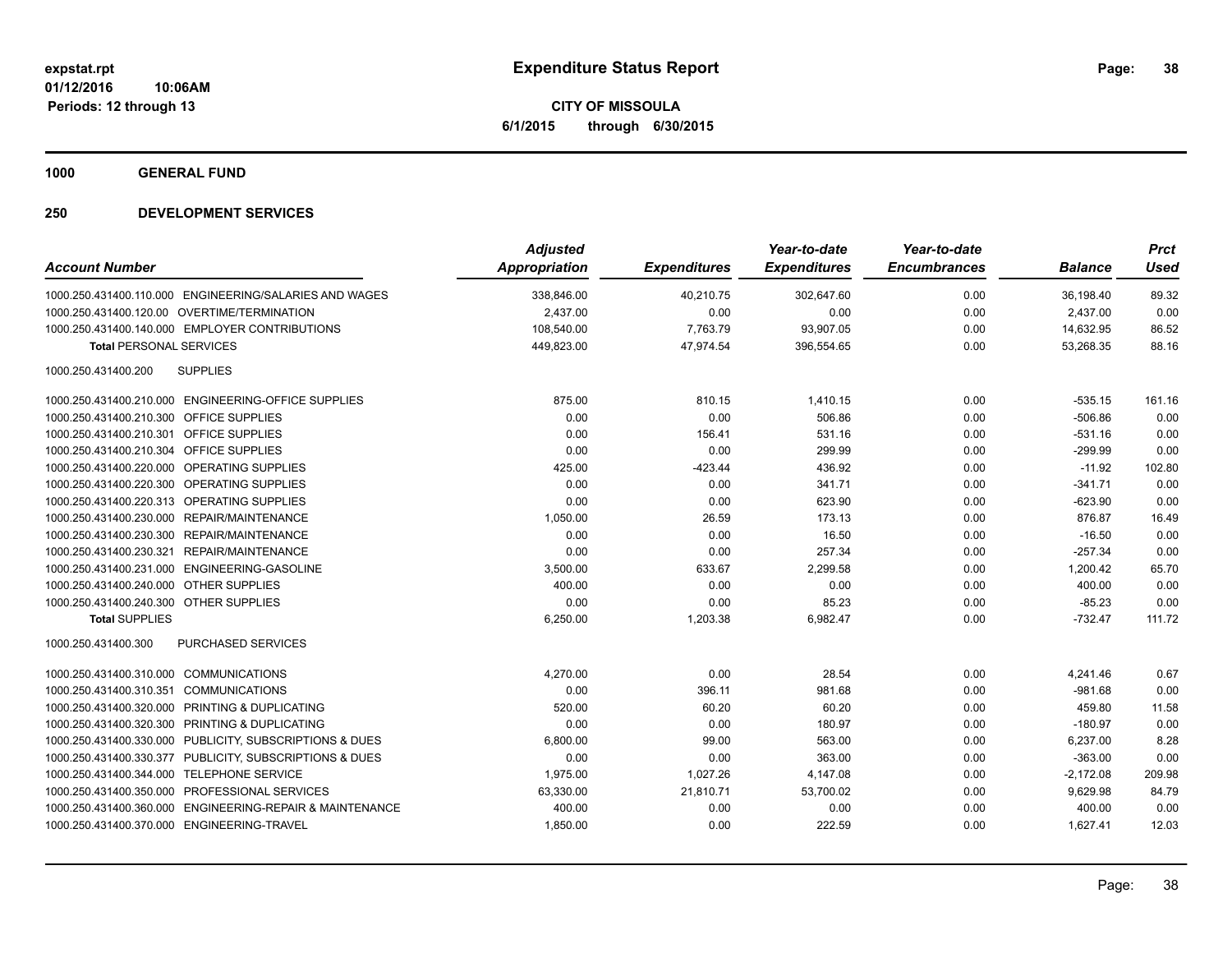**expstat.rpt**
**01/12/2016 10:06AM**
**Periods: 12 through 13**

# Expenditure Status Report

**CITY OF MISSOULA**
**6/1/2015 through 6/30/2015**

## 1000 GENERAL FUND

## 250 DEVELOPMENT SERVICES

| Account Number | Adjusted Appropriation | Expenditures | Year-to-date Expenditures | Year-to-date Encumbrances | Balance | Prct Used |
|---|---|---|---|---|---|---|
| 1000.250.431400.110.000 ENGINEERING/SALARIES AND WAGES | 338,846.00 | 40,210.75 | 302,647.60 | 0.00 | 36,198.40 | 89.32 |
| 1000.250.431400.120.00 OVERTIME/TERMINATION | 2,437.00 | 0.00 | 0.00 | 0.00 | 2,437.00 | 0.00 |
| 1000.250.431400.140.000 EMPLOYER CONTRIBUTIONS | 108,540.00 | 7,763.79 | 93,907.05 | 0.00 | 14,632.95 | 86.52 |
| **Total** PERSONAL SERVICES | 449,823.00 | 47,974.54 | 396,554.65 | 0.00 | 53,268.35 | 88.16 |
| 1000.250.431400.200 SUPPLIES | | | | | | |
| 1000.250.431400.210.000 ENGINEERING-OFFICE SUPPLIES | 875.00 | 810.15 | 1,410.15 | 0.00 | -535.15 | 161.16 |
| 1000.250.431400.210.300 OFFICE SUPPLIES | 0.00 | 0.00 | 506.86 | 0.00 | -506.86 | 0.00 |
| 1000.250.431400.210.301 OFFICE SUPPLIES | 0.00 | 156.41 | 531.16 | 0.00 | -531.16 | 0.00 |
| 1000.250.431400.210.304 OFFICE SUPPLIES | 0.00 | 0.00 | 299.99 | 0.00 | -299.99 | 0.00 |
| 1000.250.431400.220.000 OPERATING SUPPLIES | 425.00 | -423.44 | 436.92 | 0.00 | -11.92 | 102.80 |
| 1000.250.431400.220.300 OPERATING SUPPLIES | 0.00 | 0.00 | 341.71 | 0.00 | -341.71 | 0.00 |
| 1000.250.431400.220.313 OPERATING SUPPLIES | 0.00 | 0.00 | 623.90 | 0.00 | -623.90 | 0.00 |
| 1000.250.431400.230.000 REPAIR/MAINTENANCE | 1,050.00 | 26.59 | 173.13 | 0.00 | 876.87 | 16.49 |
| 1000.250.431400.230.300 REPAIR/MAINTENANCE | 0.00 | 0.00 | 16.50 | 0.00 | -16.50 | 0.00 |
| 1000.250.431400.230.321 REPAIR/MAINTENANCE | 0.00 | 0.00 | 257.34 | 0.00 | -257.34 | 0.00 |
| 1000.250.431400.231.000 ENGINEERING-GASOLINE | 3,500.00 | 633.67 | 2,299.58 | 0.00 | 1,200.42 | 65.70 |
| 1000.250.431400.240.000 OTHER SUPPLIES | 400.00 | 0.00 | 0.00 | 0.00 | 400.00 | 0.00 |
| 1000.250.431400.240.300 OTHER SUPPLIES | 0.00 | 0.00 | 85.23 | 0.00 | -85.23 | 0.00 |
| **Total** SUPPLIES | 6,250.00 | 1,203.38 | 6,982.47 | 0.00 | -732.47 | 111.72 |
| 1000.250.431400.300 PURCHASED SERVICES | | | | | | |
| 1000.250.431400.310.000 COMMUNICATIONS | 4,270.00 | 0.00 | 28.54 | 0.00 | 4,241.46 | 0.67 |
| 1000.250.431400.310.351 COMMUNICATIONS | 0.00 | 396.11 | 981.68 | 0.00 | -981.68 | 0.00 |
| 1000.250.431400.320.000 PRINTING & DUPLICATING | 520.00 | 60.20 | 60.20 | 0.00 | 459.80 | 11.58 |
| 1000.250.431400.320.300 PRINTING & DUPLICATING | 0.00 | 0.00 | 180.97 | 0.00 | -180.97 | 0.00 |
| 1000.250.431400.330.000 PUBLICITY, SUBSCRIPTIONS & DUES | 6,800.00 | 99.00 | 563.00 | 0.00 | 6,237.00 | 8.28 |
| 1000.250.431400.330.377 PUBLICITY, SUBSCRIPTIONS & DUES | 0.00 | 0.00 | 363.00 | 0.00 | -363.00 | 0.00 |
| 1000.250.431400.344.000 TELEPHONE SERVICE | 1,975.00 | 1,027.26 | 4,147.08 | 0.00 | -2,172.08 | 209.98 |
| 1000.250.431400.350.000 PROFESSIONAL SERVICES | 63,330.00 | 21,810.71 | 53,700.02 | 0.00 | 9,629.98 | 84.79 |
| 1000.250.431400.360.000 ENGINEERING-REPAIR & MAINTENANCE | 400.00 | 0.00 | 0.00 | 0.00 | 400.00 | 0.00 |
| 1000.250.431400.370.000 ENGINEERING-TRAVEL | 1,850.00 | 0.00 | 222.59 | 0.00 | 1,627.41 | 12.03 |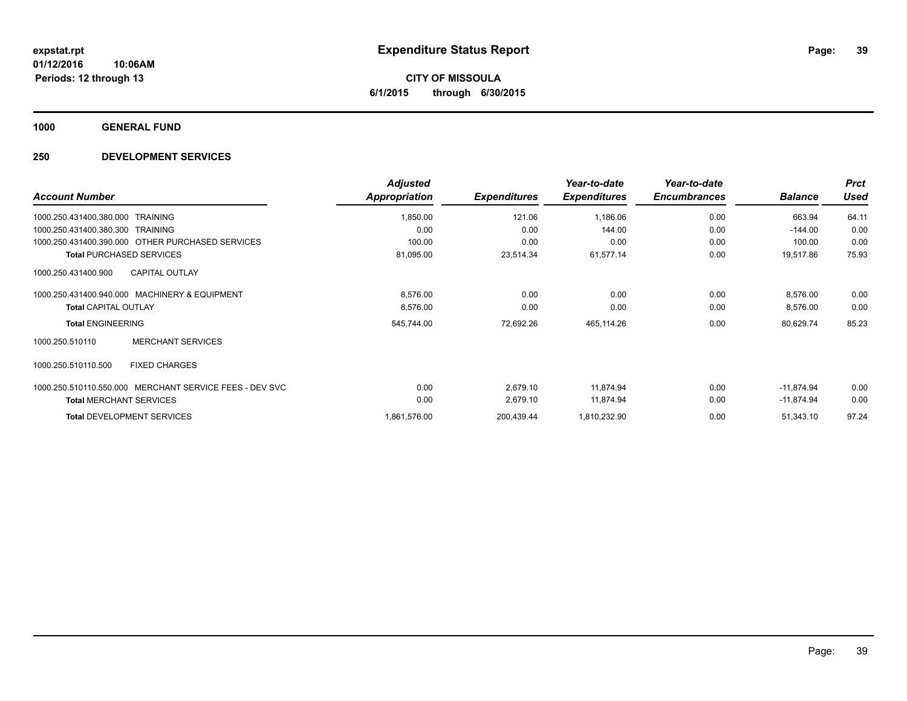# Expenditure Status Report

**CITY OF MISSOULA**
**6/1/2015 through 6/30/2015**

expstat.rpt
01/12/2016 10:06AM
Periods: 12 through 13

## 1000 GENERAL FUND

## 250 DEVELOPMENT SERVICES

| Account Number | Adjusted Appropriation | Expenditures | Year-to-date Expenditures | Year-to-date Encumbrances | Balance | Prct Used |
|---|---|---|---|---|---|---|
| 1000.250.431400.380.000 TRAINING | 1,850.00 | 121.06 | 1,186.06 | 0.00 | 663.94 | 64.11 |
| 1000.250.431400.380.300 TRAINING | 0.00 | 0.00 | 144.00 | 0.00 | -144.00 | 0.00 |
| 1000.250.431400.390.000 OTHER PURCHASED SERVICES | 100.00 | 0.00 | 0.00 | 0.00 | 100.00 | 0.00 |
| **Total** PURCHASED SERVICES | 81,095.00 | 23,514.34 | 61,577.14 | 0.00 | 19,517.86 | 75.93 |
| 1000.250.431400.900 CAPITAL OUTLAY | | | | | | |
| 1000.250.431400.940.000 MACHINERY & EQUIPMENT | 8,576.00 | 0.00 | 0.00 | 0.00 | 8,576.00 | 0.00 |
| **Total** CAPITAL OUTLAY | 8,576.00 | 0.00 | 0.00 | 0.00 | 8,576.00 | 0.00 |
| **Total** ENGINEERING | 545,744.00 | 72,692.26 | 465,114.26 | 0.00 | 80,629.74 | 85.23 |
| 1000.250.510110 MERCHANT SERVICES | | | | | | |
| 1000.250.510110.500 FIXED CHARGES | | | | | | |
| 1000.250.510110.550.000 MERCHANT SERVICE FEES - DEV SVC | 0.00 | 2,679.10 | 11,874.94 | 0.00 | -11,874.94 | 0.00 |
| **Total** MERCHANT SERVICES | 0.00 | 2,679.10 | 11,874.94 | 0.00 | -11,874.94 | 0.00 |
| **Total** DEVELOPMENT SERVICES | 1,861,576.00 | 200,439.44 | 1,810,232.90 | 0.00 | 51,343.10 | 97.24 |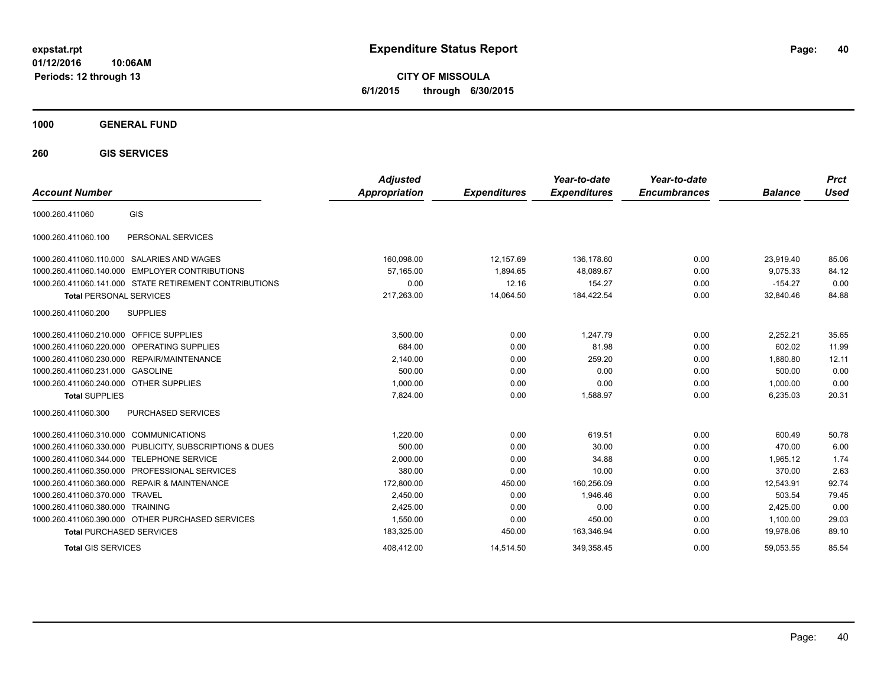# Expenditure Status Report

**CITY OF MISSOULA**

**6/1/2015 through 6/30/2015**

expstat.rpt
01/12/2016 10:06AM
Periods: 12 through 13

## 1000 GENERAL FUND

### 260 GIS SERVICES

| Account Number | | Adjusted Appropriation | Expenditures | Year-to-date Expenditures | Year-to-date Encumbrances | Balance | Prct Used |
|---|---|---|---|---|---|---|---|
| 1000.260.411060 | GIS | | | | | | |
| 1000.260.411060.100 | PERSONAL SERVICES | | | | | | |
| 1000.260.411060.110.000 | SALARIES AND WAGES | 160,098.00 | 12,157.69 | 136,178.60 | 0.00 | 23,919.40 | 85.06 |
| 1000.260.411060.140.000 | EMPLOYER CONTRIBUTIONS | 57,165.00 | 1,894.65 | 48,089.67 | 0.00 | 9,075.33 | 84.12 |
| 1000.260.411060.141.000 | STATE RETIREMENT CONTRIBUTIONS | 0.00 | 12.16 | 154.27 | 0.00 | -154.27 | 0.00 |
| **Total** PERSONAL SERVICES | | 217,263.00 | 14,064.50 | 184,422.54 | 0.00 | 32,840.46 | 84.88 |
| 1000.260.411060.200 | SUPPLIES | | | | | | |
| 1000.260.411060.210.000 | OFFICE SUPPLIES | 3,500.00 | 0.00 | 1,247.79 | 0.00 | 2,252.21 | 35.65 |
| 1000.260.411060.220.000 | OPERATING SUPPLIES | 684.00 | 0.00 | 81.98 | 0.00 | 602.02 | 11.99 |
| 1000.260.411060.230.000 | REPAIR/MAINTENANCE | 2,140.00 | 0.00 | 259.20 | 0.00 | 1,880.80 | 12.11 |
| 1000.260.411060.231.000 | GASOLINE | 500.00 | 0.00 | 0.00 | 0.00 | 500.00 | 0.00 |
| 1000.260.411060.240.000 | OTHER SUPPLIES | 1,000.00 | 0.00 | 0.00 | 0.00 | 1,000.00 | 0.00 |
| **Total** SUPPLIES | | 7,824.00 | 0.00 | 1,588.97 | 0.00 | 6,235.03 | 20.31 |
| 1000.260.411060.300 | PURCHASED SERVICES | | | | | | |
| 1000.260.411060.310.000 | COMMUNICATIONS | 1,220.00 | 0.00 | 619.51 | 0.00 | 600.49 | 50.78 |
| 1000.260.411060.330.000 | PUBLICITY, SUBSCRIPTIONS & DUES | 500.00 | 0.00 | 30.00 | 0.00 | 470.00 | 6.00 |
| 1000.260.411060.344.000 | TELEPHONE SERVICE | 2,000.00 | 0.00 | 34.88 | 0.00 | 1,965.12 | 1.74 |
| 1000.260.411060.350.000 | PROFESSIONAL SERVICES | 380.00 | 0.00 | 10.00 | 0.00 | 370.00 | 2.63 |
| 1000.260.411060.360.000 | REPAIR & MAINTENANCE | 172,800.00 | 450.00 | 160,256.09 | 0.00 | 12,543.91 | 92.74 |
| 1000.260.411060.370.000 | TRAVEL | 2,450.00 | 0.00 | 1,946.46 | 0.00 | 503.54 | 79.45 |
| 1000.260.411060.380.000 | TRAINING | 2,425.00 | 0.00 | 0.00 | 0.00 | 2,425.00 | 0.00 |
| 1000.260.411060.390.000 | OTHER PURCHASED SERVICES | 1,550.00 | 0.00 | 450.00 | 0.00 | 1,100.00 | 29.03 |
| **Total** PURCHASED SERVICES | | 183,325.00 | 450.00 | 163,346.94 | 0.00 | 19,978.06 | 89.10 |
| **Total** GIS SERVICES | | 408,412.00 | 14,514.50 | 349,358.45 | 0.00 | 59,053.55 | 85.54 |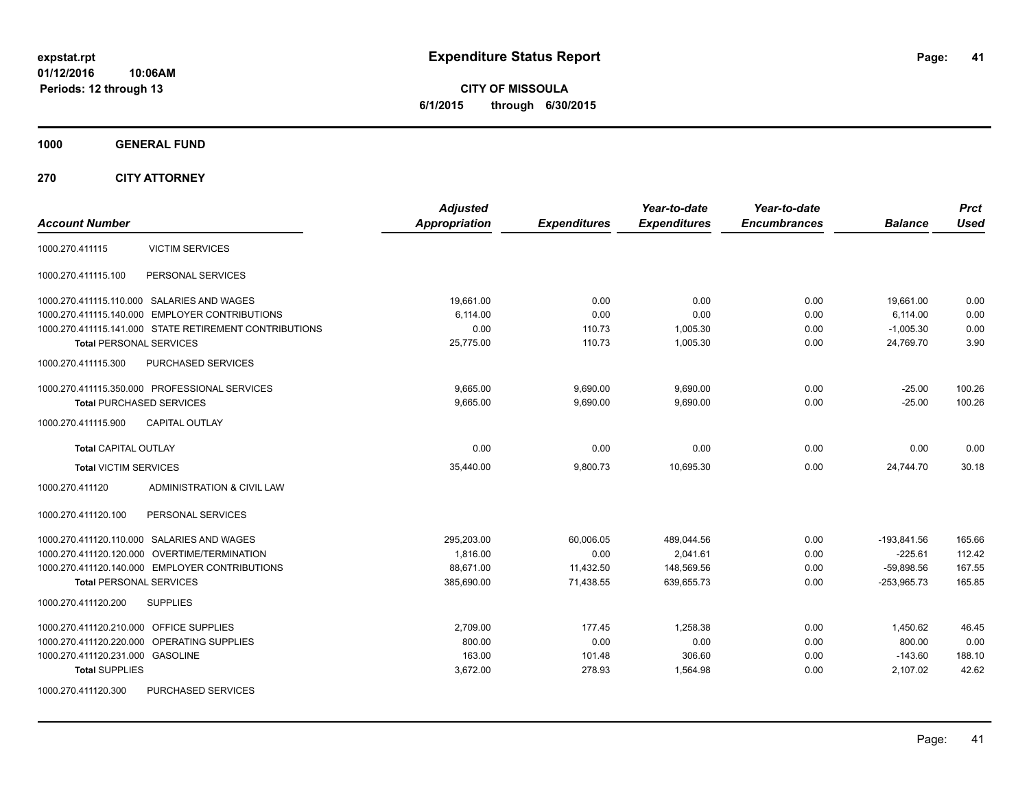**expstat.rpt**
**01/12/2016 10:06AM**
**Periods: 12 through 13**

# Expenditure Status Report

**CITY OF MISSOULA**
**6/1/2015 through 6/30/2015**

## 1000 GENERAL FUND

### 270 CITY ATTORNEY

| Account Number | | Adjusted Appropriation | Expenditures | Year-to-date Expenditures | Year-to-date Encumbrances | Balance | Prct Used |
|---|---|---|---|---|---|---|---|
| 1000.270.411115 | VICTIM SERVICES | | | | | | |
| 1000.270.411115.100 | PERSONAL SERVICES | | | | | | |
| 1000.270.411115.110.000 | SALARIES AND WAGES | 19,661.00 | 0.00 | 0.00 | 0.00 | 19,661.00 | 0.00 |
| 1000.270.411115.140.000 | EMPLOYER CONTRIBUTIONS | 6,114.00 | 0.00 | 0.00 | 0.00 | 6,114.00 | 0.00 |
| 1000.270.411115.141.000 | STATE RETIREMENT CONTRIBUTIONS | 0.00 | 110.73 | 1,005.30 | 0.00 | -1,005.30 | 0.00 |
| **Total** PERSONAL SERVICES | | 25,775.00 | 110.73 | 1,005.30 | 0.00 | 24,769.70 | 3.90 |
| 1000.270.411115.300 | PURCHASED SERVICES | | | | | | |
| 1000.270.411115.350.000 | PROFESSIONAL SERVICES | 9,665.00 | 9,690.00 | 9,690.00 | 0.00 | -25.00 | 100.26 |
| **Total** PURCHASED SERVICES | | 9,665.00 | 9,690.00 | 9,690.00 | 0.00 | -25.00 | 100.26 |
| 1000.270.411115.900 | CAPITAL OUTLAY | | | | | | |
| **Total** CAPITAL OUTLAY | | 0.00 | 0.00 | 0.00 | 0.00 | 0.00 | 0.00 |
| **Total** VICTIM SERVICES | | 35,440.00 | 9,800.73 | 10,695.30 | 0.00 | 24,744.70 | 30.18 |
| 1000.270.411120 | ADMINISTRATION & CIVIL LAW | | | | | | |
| 1000.270.411120.100 | PERSONAL SERVICES | | | | | | |
| 1000.270.411120.110.000 | SALARIES AND WAGES | 295,203.00 | 60,006.05 | 489,044.56 | 0.00 | -193,841.56 | 165.66 |
| 1000.270.411120.120.000 | OVERTIME/TERMINATION | 1,816.00 | 0.00 | 2,041.61 | 0.00 | -225.61 | 112.42 |
| 1000.270.411120.140.000 | EMPLOYER CONTRIBUTIONS | 88,671.00 | 11,432.50 | 148,569.56 | 0.00 | -59,898.56 | 167.55 |
| **Total** PERSONAL SERVICES | | 385,690.00 | 71,438.55 | 639,655.73 | 0.00 | -253,965.73 | 165.85 |
| 1000.270.411120.200 | SUPPLIES | | | | | | |
| 1000.270.411120.210.000 | OFFICE SUPPLIES | 2,709.00 | 177.45 | 1,258.38 | 0.00 | 1,450.62 | 46.45 |
| 1000.270.411120.220.000 | OPERATING SUPPLIES | 800.00 | 0.00 | 0.00 | 0.00 | 800.00 | 0.00 |
| 1000.270.411120.231.000 | GASOLINE | 163.00 | 101.48 | 306.60 | 0.00 | -143.60 | 188.10 |
| **Total** SUPPLIES | | 3,672.00 | 278.93 | 1,564.98 | 0.00 | 2,107.02 | 42.62 |
| 1000.270.411120.300 | PURCHASED SERVICES | | | | | | |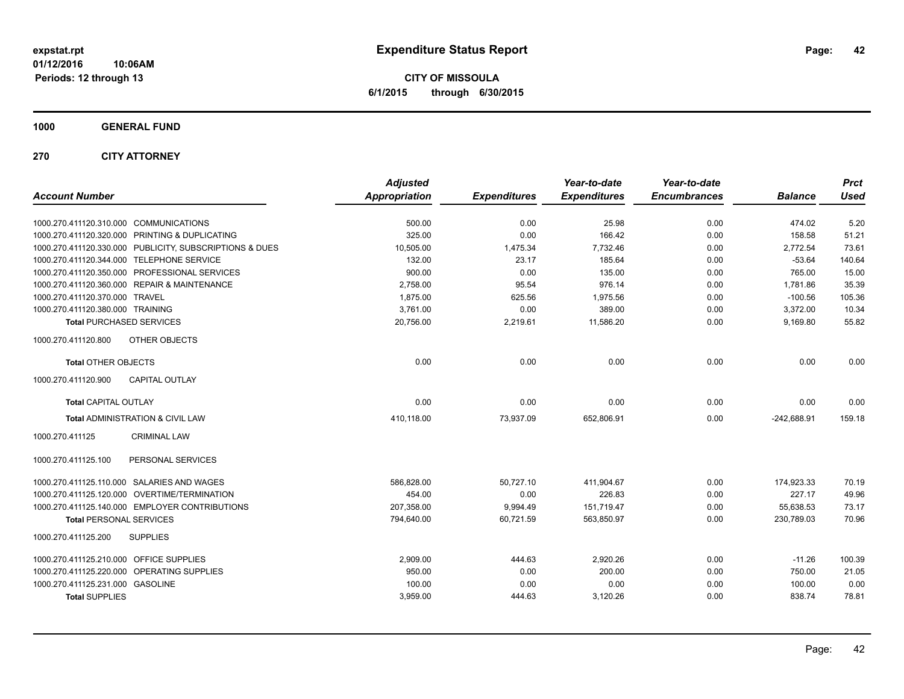# Expenditure Status Report

expstat.rpt
01/12/2016 10:06AM
Periods: 12 through 13

**CITY OF MISSOULA**
**6/1/2015 through 6/30/2015**

**1000 GENERAL FUND**

**270 CITY ATTORNEY**

| Account Number | | Adjusted Appropriation | Expenditures | Year-to-date Expenditures | Year-to-date Encumbrances | Balance | Prct Used |
|---|---|---|---|---|---|---|---|
| 1000.270.411120.310.000 | COMMUNICATIONS | 500.00 | 0.00 | 25.98 | 0.00 | 474.02 | 5.20 |
| 1000.270.411120.320.000 | PRINTING & DUPLICATING | 325.00 | 0.00 | 166.42 | 0.00 | 158.58 | 51.21 |
| 1000.270.411120.330.000 | PUBLICITY, SUBSCRIPTIONS & DUES | 10,505.00 | 1,475.34 | 7,732.46 | 0.00 | 2,772.54 | 73.61 |
| 1000.270.411120.344.000 | TELEPHONE SERVICE | 132.00 | 23.17 | 185.64 | 0.00 | -53.64 | 140.64 |
| 1000.270.411120.350.000 | PROFESSIONAL SERVICES | 900.00 | 0.00 | 135.00 | 0.00 | 765.00 | 15.00 |
| 1000.270.411120.360.000 | REPAIR & MAINTENANCE | 2,758.00 | 95.54 | 976.14 | 0.00 | 1,781.86 | 35.39 |
| 1000.270.411120.370.000 | TRAVEL | 1,875.00 | 625.56 | 1,975.56 | 0.00 | -100.56 | 105.36 |
| 1000.270.411120.380.000 | TRAINING | 3,761.00 | 0.00 | 389.00 | 0.00 | 3,372.00 | 10.34 |
| **Total** PURCHASED SERVICES | | 20,756.00 | 2,219.61 | 11,586.20 | 0.00 | 9,169.80 | 55.82 |
| 1000.270.411120.800 | OTHER OBJECTS | | | | | | |
| **Total** OTHER OBJECTS | | 0.00 | 0.00 | 0.00 | 0.00 | 0.00 | 0.00 |
| 1000.270.411120.900 | CAPITAL OUTLAY | | | | | | |
| **Total** CAPITAL OUTLAY | | 0.00 | 0.00 | 0.00 | 0.00 | 0.00 | 0.00 |
| **Total** ADMINISTRATION & CIVIL LAW | | 410,118.00 | 73,937.09 | 652,806.91 | 0.00 | -242,688.91 | 159.18 |
| 1000.270.411125 | CRIMINAL LAW | | | | | | |
| 1000.270.411125.100 | PERSONAL SERVICES | | | | | | |
| 1000.270.411125.110.000 | SALARIES AND WAGES | 586,828.00 | 50,727.10 | 411,904.67 | 0.00 | 174,923.33 | 70.19 |
| 1000.270.411125.120.000 | OVERTIME/TERMINATION | 454.00 | 0.00 | 226.83 | 0.00 | 227.17 | 49.96 |
| 1000.270.411125.140.000 | EMPLOYER CONTRIBUTIONS | 207,358.00 | 9,994.49 | 151,719.47 | 0.00 | 55,638.53 | 73.17 |
| **Total** PERSONAL SERVICES | | 794,640.00 | 60,721.59 | 563,850.97 | 0.00 | 230,789.03 | 70.96 |
| 1000.270.411125.200 | SUPPLIES | | | | | | |
| 1000.270.411125.210.000 | OFFICE SUPPLIES | 2,909.00 | 444.63 | 2,920.26 | 0.00 | -11.26 | 100.39 |
| 1000.270.411125.220.000 | OPERATING SUPPLIES | 950.00 | 0.00 | 200.00 | 0.00 | 750.00 | 21.05 |
| 1000.270.411125.231.000 | GASOLINE | 100.00 | 0.00 | 0.00 | 0.00 | 100.00 | 0.00 |
| **Total** SUPPLIES | | 3,959.00 | 444.63 | 3,120.26 | 0.00 | 838.74 | 78.81 |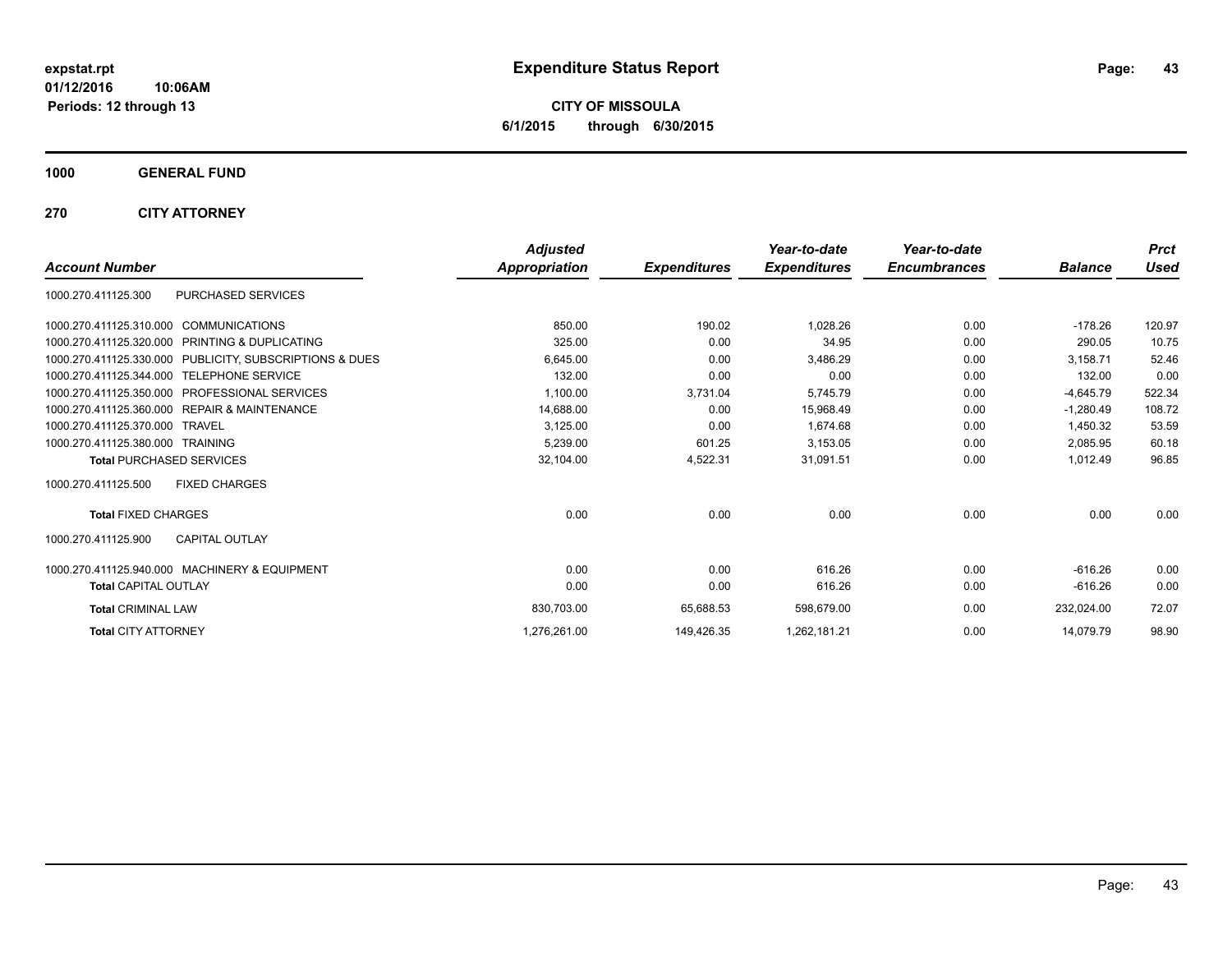**expstat.rpt**
**01/12/2016 10:06AM**
**Periods: 12 through 13**

# Expenditure Status Report

**CITY OF MISSOULA**
**6/1/2015 through 6/30/2015**

## 1000 GENERAL FUND

## 270 CITY ATTORNEY

| Account Number | | Adjusted Appropriation | Expenditures | Year-to-date Expenditures | Year-to-date Encumbrances | Balance | Prct Used |
|---|---|---|---|---|---|---|---|
| 1000.270.411125.300 | PURCHASED SERVICES | | | | | | |
| 1000.270.411125.310.000 | COMMUNICATIONS | 850.00 | 190.02 | 1,028.26 | 0.00 | -178.26 | 120.97 |
| 1000.270.411125.320.000 | PRINTING & DUPLICATING | 325.00 | 0.00 | 34.95 | 0.00 | 290.05 | 10.75 |
| 1000.270.411125.330.000 | PUBLICITY, SUBSCRIPTIONS & DUES | 6,645.00 | 0.00 | 3,486.29 | 0.00 | 3,158.71 | 52.46 |
| 1000.270.411125.344.000 | TELEPHONE SERVICE | 132.00 | 0.00 | 0.00 | 0.00 | 132.00 | 0.00 |
| 1000.270.411125.350.000 | PROFESSIONAL SERVICES | 1,100.00 | 3,731.04 | 5,745.79 | 0.00 | -4,645.79 | 522.34 |
| 1000.270.411125.360.000 | REPAIR & MAINTENANCE | 14,688.00 | 0.00 | 15,968.49 | 0.00 | -1,280.49 | 108.72 |
| 1000.270.411125.370.000 | TRAVEL | 3,125.00 | 0.00 | 1,674.68 | 0.00 | 1,450.32 | 53.59 |
| 1000.270.411125.380.000 | TRAINING | 5,239.00 | 601.25 | 3,153.05 | 0.00 | 2,085.95 | 60.18 |
| **Total** PURCHASED SERVICES | | 32,104.00 | 4,522.31 | 31,091.51 | 0.00 | 1,012.49 | 96.85 |
| 1000.270.411125.500 | FIXED CHARGES | | | | | | |
| **Total** FIXED CHARGES | | 0.00 | 0.00 | 0.00 | 0.00 | 0.00 | 0.00 |
| 1000.270.411125.900 | CAPITAL OUTLAY | | | | | | |
| 1000.270.411125.940.000 | MACHINERY & EQUIPMENT | 0.00 | 0.00 | 616.26 | 0.00 | -616.26 | 0.00 |
| **Total** CAPITAL OUTLAY | | 0.00 | 0.00 | 616.26 | 0.00 | -616.26 | 0.00 |
| **Total** CRIMINAL LAW | | 830,703.00 | 65,688.53 | 598,679.00 | 0.00 | 232,024.00 | 72.07 |
| **Total** CITY ATTORNEY | | 1,276,261.00 | 149,426.35 | 1,262,181.21 | 0.00 | 14,079.79 | 98.90 |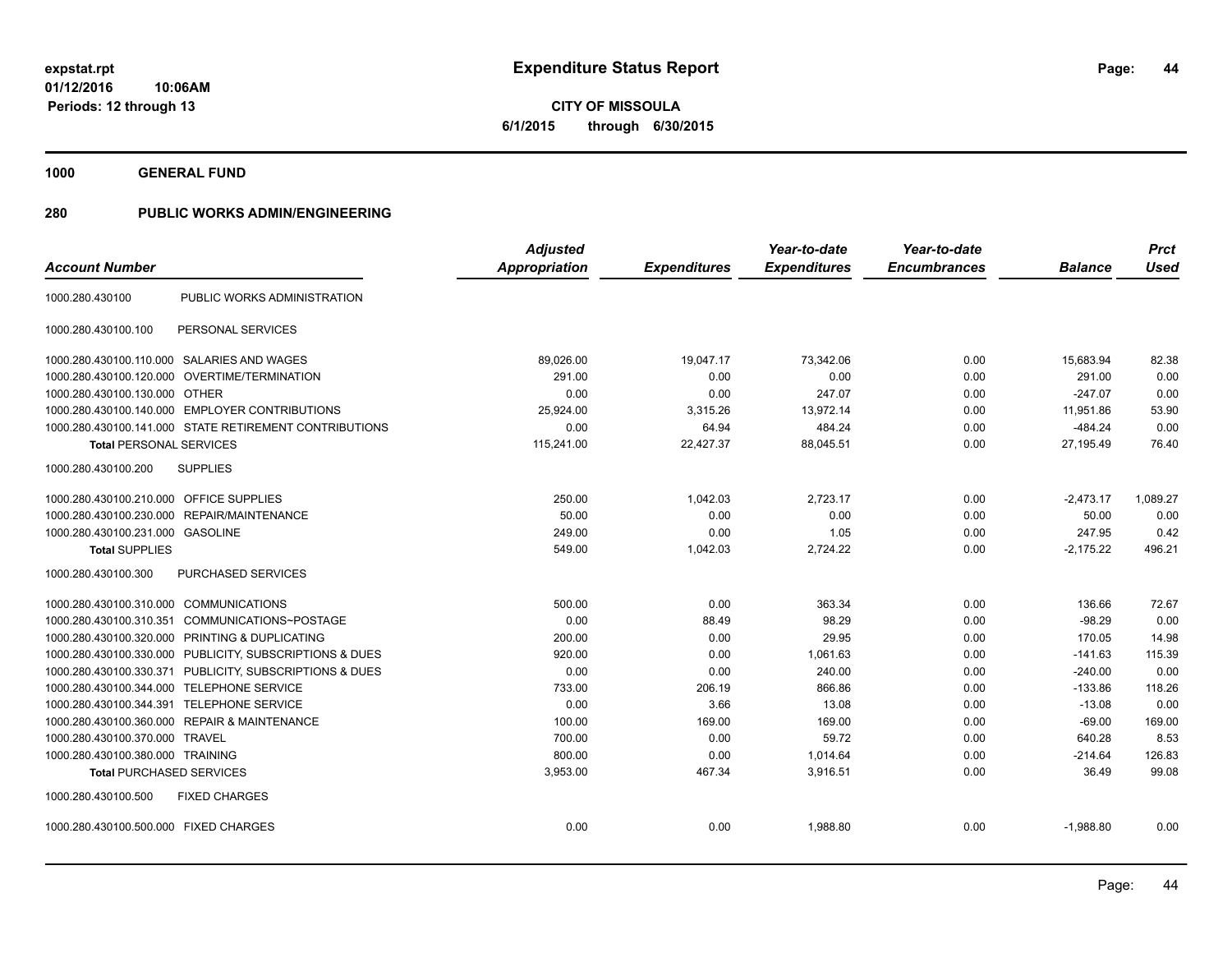# Expenditure Status Report

expstat.rpt
01/12/2016 10:06AM
Periods: 12 through 13

**CITY OF MISSOULA**
6/1/2015 through 6/30/2015

## 1000 GENERAL FUND

## 280 PUBLIC WORKS ADMIN/ENGINEERING

| Account Number | | Adjusted Appropriation | Expenditures | Year-to-date Expenditures | Year-to-date Encumbrances | Balance | Prct Used |
|---|---|---|---|---|---|---|---|
| 1000.280.430100 | PUBLIC WORKS ADMINISTRATION | | | | | | |
| 1000.280.430100.100 | PERSONAL SERVICES | | | | | | |
| 1000.280.430100.110.000 | SALARIES AND WAGES | 89,026.00 | 19,047.17 | 73,342.06 | 0.00 | 15,683.94 | 82.38 |
| 1000.280.430100.120.000 | OVERTIME/TERMINATION | 291.00 | 0.00 | 0.00 | 0.00 | 291.00 | 0.00 |
| 1000.280.430100.130.000 | OTHER | 0.00 | 0.00 | 247.07 | 0.00 | -247.07 | 0.00 |
| 1000.280.430100.140.000 | EMPLOYER CONTRIBUTIONS | 25,924.00 | 3,315.26 | 13,972.14 | 0.00 | 11,951.86 | 53.90 |
| 1000.280.430100.141.000 | STATE RETIREMENT CONTRIBUTIONS | 0.00 | 64.94 | 484.24 | 0.00 | -484.24 | 0.00 |
| **Total** PERSONAL SERVICES | | 115,241.00 | 22,427.37 | 88,045.51 | 0.00 | 27,195.49 | 76.40 |
| 1000.280.430100.200 | SUPPLIES | | | | | | |
| 1000.280.430100.210.000 | OFFICE SUPPLIES | 250.00 | 1,042.03 | 2,723.17 | 0.00 | -2,473.17 | 1,089.27 |
| 1000.280.430100.230.000 | REPAIR/MAINTENANCE | 50.00 | 0.00 | 0.00 | 0.00 | 50.00 | 0.00 |
| 1000.280.430100.231.000 | GASOLINE | 249.00 | 0.00 | 1.05 | 0.00 | 247.95 | 0.42 |
| **Total** SUPPLIES | | 549.00 | 1,042.03 | 2,724.22 | 0.00 | -2,175.22 | 496.21 |
| 1000.280.430100.300 | PURCHASED SERVICES | | | | | | |
| 1000.280.430100.310.000 | COMMUNICATIONS | 500.00 | 0.00 | 363.34 | 0.00 | 136.66 | 72.67 |
| 1000.280.430100.310.351 | COMMUNICATIONS~POSTAGE | 0.00 | 88.49 | 98.29 | 0.00 | -98.29 | 0.00 |
| 1000.280.430100.320.000 | PRINTING & DUPLICATING | 200.00 | 0.00 | 29.95 | 0.00 | 170.05 | 14.98 |
| 1000.280.430100.330.000 | PUBLICITY, SUBSCRIPTIONS & DUES | 920.00 | 0.00 | 1,061.63 | 0.00 | -141.63 | 115.39 |
| 1000.280.430100.330.371 | PUBLICITY, SUBSCRIPTIONS & DUES | 0.00 | 0.00 | 240.00 | 0.00 | -240.00 | 0.00 |
| 1000.280.430100.344.000 | TELEPHONE SERVICE | 733.00 | 206.19 | 866.86 | 0.00 | -133.86 | 118.26 |
| 1000.280.430100.344.391 | TELEPHONE SERVICE | 0.00 | 3.66 | 13.08 | 0.00 | -13.08 | 0.00 |
| 1000.280.430100.360.000 | REPAIR & MAINTENANCE | 100.00 | 169.00 | 169.00 | 0.00 | -69.00 | 169.00 |
| 1000.280.430100.370.000 | TRAVEL | 700.00 | 0.00 | 59.72 | 0.00 | 640.28 | 8.53 |
| 1000.280.430100.380.000 | TRAINING | 800.00 | 0.00 | 1,014.64 | 0.00 | -214.64 | 126.83 |
| **Total** PURCHASED SERVICES | | 3,953.00 | 467.34 | 3,916.51 | 0.00 | 36.49 | 99.08 |
| 1000.280.430100.500 | FIXED CHARGES | | | | | | |
| 1000.280.430100.500.000 | FIXED CHARGES | 0.00 | 0.00 | 1,988.80 | 0.00 | -1,988.80 | 0.00 |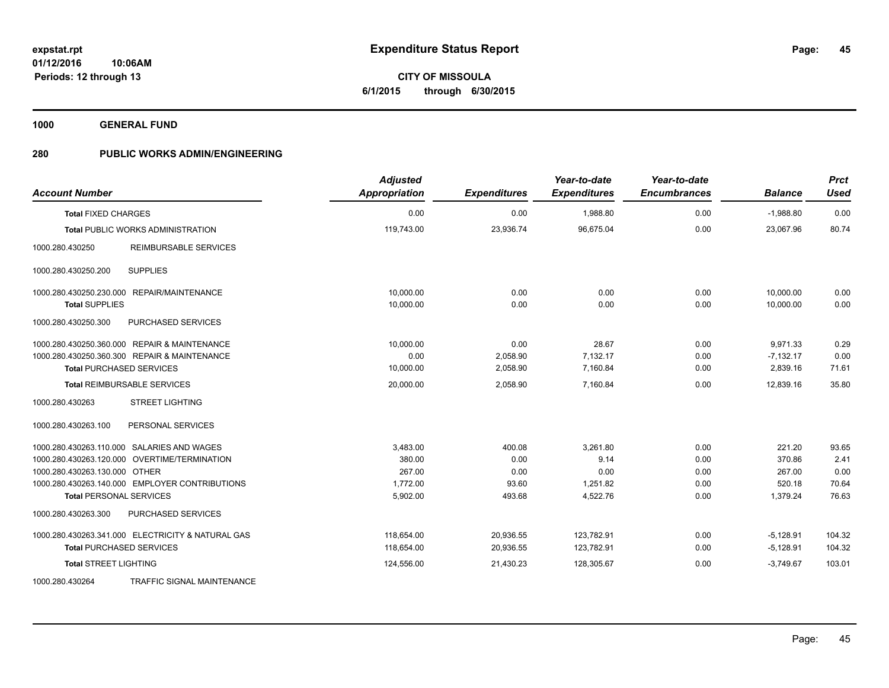# Expenditure Status Report

expstat.rpt
01/12/2016 10:06AM
Periods: 12 through 13

**CITY OF MISSOULA**
**6/1/2015 through 6/30/2015**

## 1000 GENERAL FUND

### 280 PUBLIC WORKS ADMIN/ENGINEERING

| Account Number | | Adjusted Appropriation | Expenditures | Year-to-date Expenditures | Year-to-date Encumbrances | Balance | Prct Used |
|---|---|---|---|---|---|---|---|
| **Total** FIXED CHARGES | | 0.00 | 0.00 | 1,988.80 | 0.00 | -1,988.80 | 0.00 |
| **Total** PUBLIC WORKS ADMINISTRATION | | 119,743.00 | 23,936.74 | 96,675.04 | 0.00 | 23,067.96 | 80.74 |
| 1000.280.430250 | REIMBURSABLE SERVICES | | | | | | |
| 1000.280.430250.200 | SUPPLIES | | | | | | |
| 1000.280.430250.230.000 | REPAIR/MAINTENANCE | 10,000.00 | 0.00 | 0.00 | 0.00 | 10,000.00 | 0.00 |
| **Total SUPPLIES** | | 10,000.00 | 0.00 | 0.00 | 0.00 | 10,000.00 | 0.00 |
| 1000.280.430250.300 | PURCHASED SERVICES | | | | | | |
| 1000.280.430250.360.000 | REPAIR & MAINTENANCE | 10,000.00 | 0.00 | 28.67 | 0.00 | 9,971.33 | 0.29 |
| 1000.280.430250.360.300 | REPAIR & MAINTENANCE | 0.00 | 2,058.90 | 7,132.17 | 0.00 | -7,132.17 | 0.00 |
| **Total** PURCHASED SERVICES | | 10,000.00 | 2,058.90 | 7,160.84 | 0.00 | 2,839.16 | 71.61 |
| **Total** REIMBURSABLE SERVICES | | 20,000.00 | 2,058.90 | 7,160.84 | 0.00 | 12,839.16 | 35.80 |
| 1000.280.430263 | STREET LIGHTING | | | | | | |
| 1000.280.430263.100 | PERSONAL SERVICES | | | | | | |
| 1000.280.430263.110.000 | SALARIES AND WAGES | 3,483.00 | 400.08 | 3,261.80 | 0.00 | 221.20 | 93.65 |
| 1000.280.430263.120.000 | OVERTIME/TERMINATION | 380.00 | 0.00 | 9.14 | 0.00 | 370.86 | 2.41 |
| 1000.280.430263.130.000 | OTHER | 267.00 | 0.00 | 0.00 | 0.00 | 267.00 | 0.00 |
| 1000.280.430263.140.000 | EMPLOYER CONTRIBUTIONS | 1,772.00 | 93.60 | 1,251.82 | 0.00 | 520.18 | 70.64 |
| **Total** PERSONAL SERVICES | | 5,902.00 | 493.68 | 4,522.76 | 0.00 | 1,379.24 | 76.63 |
| 1000.280.430263.300 | PURCHASED SERVICES | | | | | | |
| 1000.280.430263.341.000 | ELECTRICITY & NATURAL GAS | 118,654.00 | 20,936.55 | 123,782.91 | 0.00 | -5,128.91 | 104.32 |
| **Total** PURCHASED SERVICES | | 118,654.00 | 20,936.55 | 123,782.91 | 0.00 | -5,128.91 | 104.32 |
| **Total** STREET LIGHTING | | 124,556.00 | 21,430.23 | 128,305.67 | 0.00 | -3,749.67 | 103.01 |
| 1000.280.430264 | TRAFFIC SIGNAL MAINTENANCE | | | | | | |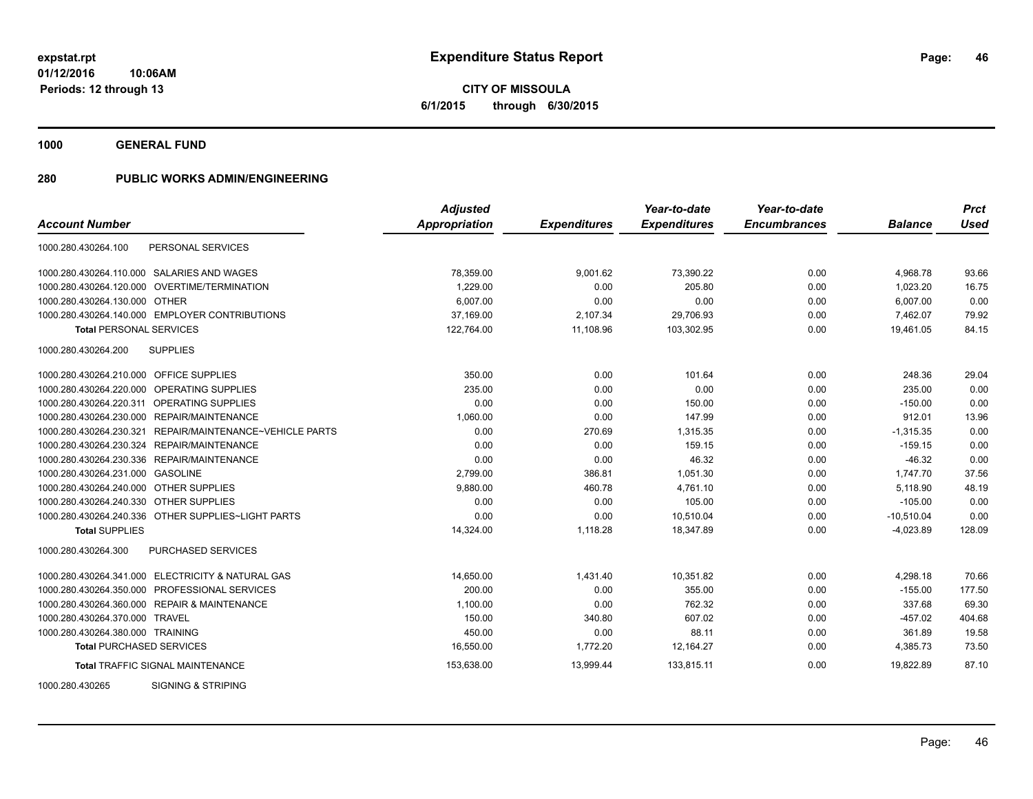# Expenditure Status Report

**CITY OF MISSOULA**

**6/1/2015 through 6/30/2015**

expstat.rpt
01/12/2016 10:06AM
Periods: 12 through 13

## 1000 GENERAL FUND

## 280 PUBLIC WORKS ADMIN/ENGINEERING

| Account Number | | Adjusted Appropriation | Expenditures | Year-to-date Expenditures | Year-to-date Encumbrances | Balance | Prct Used |
|---|---|---|---|---|---|---|---|
| 1000.280.430264.100 | PERSONAL SERVICES | | | | | | |
| 1000.280.430264.110.000 | SALARIES AND WAGES | 78,359.00 | 9,001.62 | 73,390.22 | 0.00 | 4,968.78 | 93.66 |
| 1000.280.430264.120.000 | OVERTIME/TERMINATION | 1,229.00 | 0.00 | 205.80 | 0.00 | 1,023.20 | 16.75 |
| 1000.280.430264.130.000 | OTHER | 6,007.00 | 0.00 | 0.00 | 0.00 | 6,007.00 | 0.00 |
| 1000.280.430264.140.000 | EMPLOYER CONTRIBUTIONS | 37,169.00 | 2,107.34 | 29,706.93 | 0.00 | 7,462.07 | 79.92 |
| **Total** PERSONAL SERVICES | | 122,764.00 | 11,108.96 | 103,302.95 | 0.00 | 19,461.05 | 84.15 |
| 1000.280.430264.200 | SUPPLIES | | | | | | |
| 1000.280.430264.210.000 | OFFICE SUPPLIES | 350.00 | 0.00 | 101.64 | 0.00 | 248.36 | 29.04 |
| 1000.280.430264.220.000 | OPERATING SUPPLIES | 235.00 | 0.00 | 0.00 | 0.00 | 235.00 | 0.00 |
| 1000.280.430264.220.311 | OPERATING SUPPLIES | 0.00 | 0.00 | 150.00 | 0.00 | -150.00 | 0.00 |
| 1000.280.430264.230.000 | REPAIR/MAINTENANCE | 1,060.00 | 0.00 | 147.99 | 0.00 | 912.01 | 13.96 |
| 1000.280.430264.230.321 | REPAIR/MAINTENANCE~VEHICLE PARTS | 0.00 | 270.69 | 1,315.35 | 0.00 | -1,315.35 | 0.00 |
| 1000.280.430264.230.324 | REPAIR/MAINTENANCE | 0.00 | 0.00 | 159.15 | 0.00 | -159.15 | 0.00 |
| 1000.280.430264.230.336 | REPAIR/MAINTENANCE | 0.00 | 0.00 | 46.32 | 0.00 | -46.32 | 0.00 |
| 1000.280.430264.231.000 | GASOLINE | 2,799.00 | 386.81 | 1,051.30 | 0.00 | 1,747.70 | 37.56 |
| 1000.280.430264.240.000 | OTHER SUPPLIES | 9,880.00 | 460.78 | 4,761.10 | 0.00 | 5,118.90 | 48.19 |
| 1000.280.430264.240.330 | OTHER SUPPLIES | 0.00 | 0.00 | 105.00 | 0.00 | -105.00 | 0.00 |
| 1000.280.430264.240.336 | OTHER SUPPLIES~LIGHT PARTS | 0.00 | 0.00 | 10,510.04 | 0.00 | -10,510.04 | 0.00 |
| **Total** SUPPLIES | | 14,324.00 | 1,118.28 | 18,347.89 | 0.00 | -4,023.89 | 128.09 |
| 1000.280.430264.300 | PURCHASED SERVICES | | | | | | |
| 1000.280.430264.341.000 | ELECTRICITY & NATURAL GAS | 14,650.00 | 1,431.40 | 10,351.82 | 0.00 | 4,298.18 | 70.66 |
| 1000.280.430264.350.000 | PROFESSIONAL SERVICES | 200.00 | 0.00 | 355.00 | 0.00 | -155.00 | 177.50 |
| 1000.280.430264.360.000 | REPAIR & MAINTENANCE | 1,100.00 | 0.00 | 762.32 | 0.00 | 337.68 | 69.30 |
| 1000.280.430264.370.000 | TRAVEL | 150.00 | 340.80 | 607.02 | 0.00 | -457.02 | 404.68 |
| 1000.280.430264.380.000 | TRAINING | 450.00 | 0.00 | 88.11 | 0.00 | 361.89 | 19.58 |
| **Total** PURCHASED SERVICES | | 16,550.00 | 1,772.20 | 12,164.27 | 0.00 | 4,385.73 | 73.50 |
| **Total** TRAFFIC SIGNAL MAINTENANCE | | 153,638.00 | 13,999.44 | 133,815.11 | 0.00 | 19,822.89 | 87.10 |
| 1000.280.430265 | SIGNING & STRIPING | | | | | | |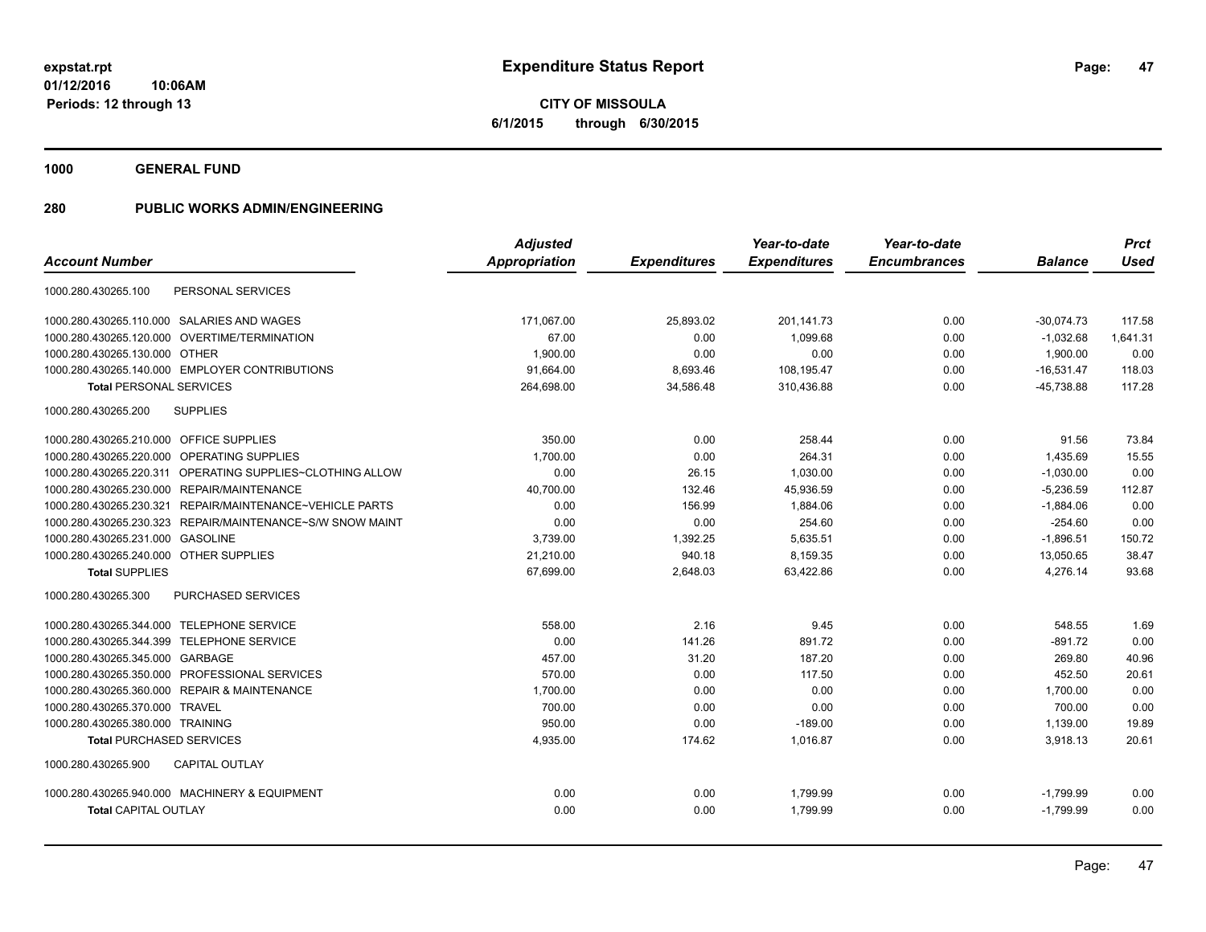# Expenditure Status Report

expstat.rpt
01/12/2016 10:06AM
Periods: 12 through 13

**CITY OF MISSOULA**
**6/1/2015 through 6/30/2015**

## 1000 GENERAL FUND

## 280 PUBLIC WORKS ADMIN/ENGINEERING

| Account Number | Adjusted Appropriation | Expenditures | Year-to-date Expenditures | Year-to-date Encumbrances | Balance | Prct Used |
|---|---|---|---|---|---|---|
| 1000.280.430265.100 PERSONAL SERVICES | | | | | | |
| 1000.280.430265.110.000 SALARIES AND WAGES | 171,067.00 | 25,893.02 | 201,141.73 | 0.00 | -30,074.73 | 117.58 |
| 1000.280.430265.120.000 OVERTIME/TERMINATION | 67.00 | 0.00 | 1,099.68 | 0.00 | -1,032.68 | 1,641.31 |
| 1000.280.430265.130.000 OTHER | 1,900.00 | 0.00 | 0.00 | 0.00 | 1,900.00 | 0.00 |
| 1000.280.430265.140.000 EMPLOYER CONTRIBUTIONS | 91,664.00 | 8,693.46 | 108,195.47 | 0.00 | -16,531.47 | 118.03 |
| **Total** PERSONAL SERVICES | 264,698.00 | 34,586.48 | 310,436.88 | 0.00 | -45,738.88 | 117.28 |
| 1000.280.430265.200 SUPPLIES | | | | | | |
| 1000.280.430265.210.000 OFFICE SUPPLIES | 350.00 | 0.00 | 258.44 | 0.00 | 91.56 | 73.84 |
| 1000.280.430265.220.000 OPERATING SUPPLIES | 1,700.00 | 0.00 | 264.31 | 0.00 | 1,435.69 | 15.55 |
| 1000.280.430265.220.311 OPERATING SUPPLIES~CLOTHING ALLOW | 0.00 | 26.15 | 1,030.00 | 0.00 | -1,030.00 | 0.00 |
| 1000.280.430265.230.000 REPAIR/MAINTENANCE | 40,700.00 | 132.46 | 45,936.59 | 0.00 | -5,236.59 | 112.87 |
| 1000.280.430265.230.321 REPAIR/MAINTENANCE~VEHICLE PARTS | 0.00 | 156.99 | 1,884.06 | 0.00 | -1,884.06 | 0.00 |
| 1000.280.430265.230.323 REPAIR/MAINTENANCE~S/W SNOW MAINT | 0.00 | 0.00 | 254.60 | 0.00 | -254.60 | 0.00 |
| 1000.280.430265.231.000 GASOLINE | 3,739.00 | 1,392.25 | 5,635.51 | 0.00 | -1,896.51 | 150.72 |
| 1000.280.430265.240.000 OTHER SUPPLIES | 21,210.00 | 940.18 | 8,159.35 | 0.00 | 13,050.65 | 38.47 |
| **Total** SUPPLIES | 67,699.00 | 2,648.03 | 63,422.86 | 0.00 | 4,276.14 | 93.68 |
| 1000.280.430265.300 PURCHASED SERVICES | | | | | | |
| 1000.280.430265.344.000 TELEPHONE SERVICE | 558.00 | 2.16 | 9.45 | 0.00 | 548.55 | 1.69 |
| 1000.280.430265.344.399 TELEPHONE SERVICE | 0.00 | 141.26 | 891.72 | 0.00 | -891.72 | 0.00 |
| 1000.280.430265.345.000 GARBAGE | 457.00 | 31.20 | 187.20 | 0.00 | 269.80 | 40.96 |
| 1000.280.430265.350.000 PROFESSIONAL SERVICES | 570.00 | 0.00 | 117.50 | 0.00 | 452.50 | 20.61 |
| 1000.280.430265.360.000 REPAIR & MAINTENANCE | 1,700.00 | 0.00 | 0.00 | 0.00 | 1,700.00 | 0.00 |
| 1000.280.430265.370.000 TRAVEL | 700.00 | 0.00 | 0.00 | 0.00 | 700.00 | 0.00 |
| 1000.280.430265.380.000 TRAINING | 950.00 | 0.00 | -189.00 | 0.00 | 1,139.00 | 19.89 |
| **Total** PURCHASED SERVICES | 4,935.00 | 174.62 | 1,016.87 | 0.00 | 3,918.13 | 20.61 |
| 1000.280.430265.900 CAPITAL OUTLAY | | | | | | |
| 1000.280.430265.940.000 MACHINERY & EQUIPMENT | 0.00 | 0.00 | 1,799.99 | 0.00 | -1,799.99 | 0.00 |
| **Total** CAPITAL OUTLAY | 0.00 | 0.00 | 1,799.99 | 0.00 | -1,799.99 | 0.00 |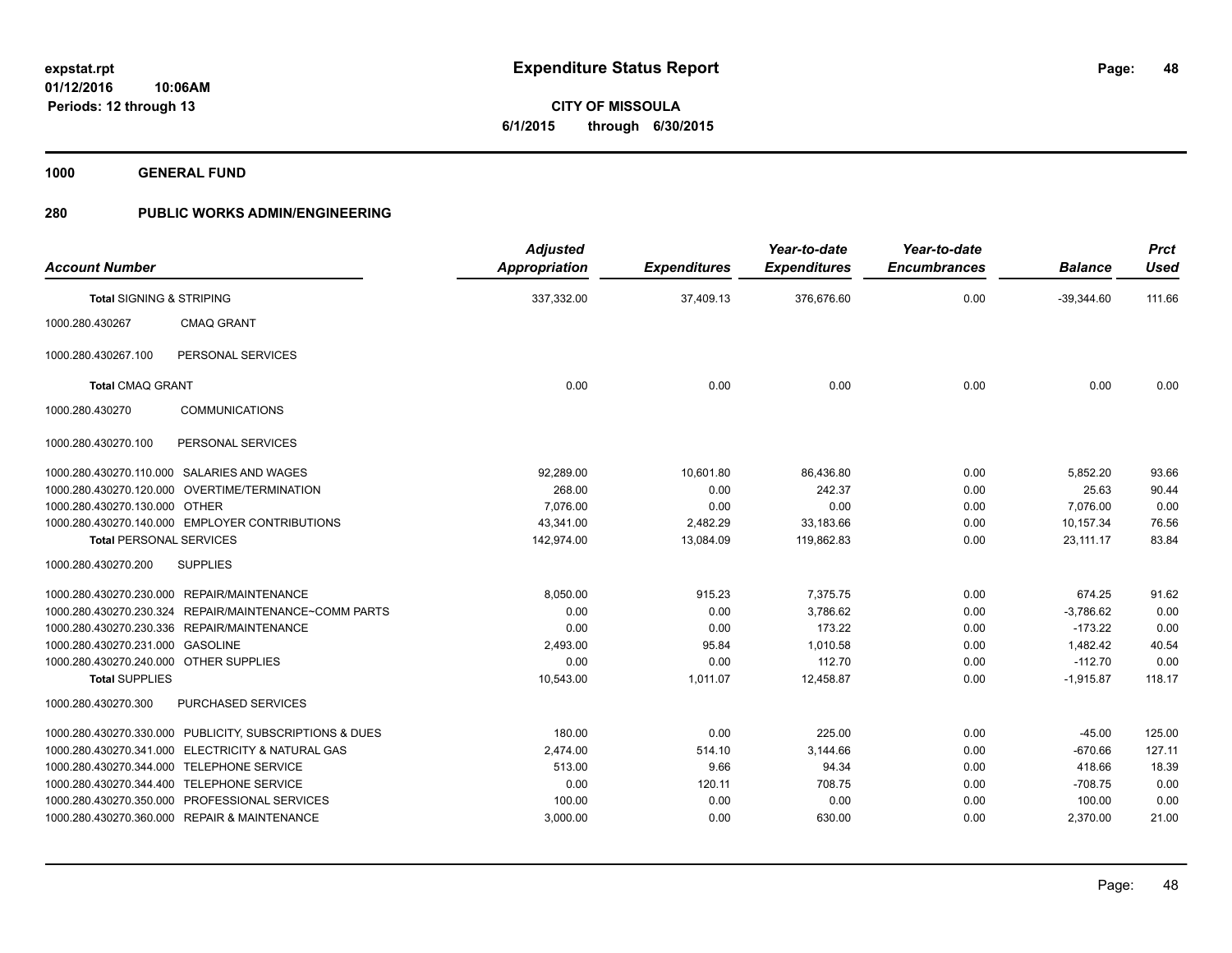**Expenditure Status Report**

**CITY OF MISSOULA**
**6/1/2015 through 6/30/2015**

expstat.rpt
01/12/2016 10:06AM
Periods: 12 through 13

**1000 GENERAL FUND**

**280 PUBLIC WORKS ADMIN/ENGINEERING**

| Account Number | | Adjusted Appropriation | Expenditures | Year-to-date Expenditures | Year-to-date Encumbrances | Balance | Prct Used |
|---|---|---|---|---|---|---|---|
| **Total** SIGNING & STRIPING | | 337,332.00 | 37,409.13 | 376,676.60 | 0.00 | -39,344.60 | 111.66 |
| 1000.280.430267 | CMAQ GRANT | | | | | | |
| 1000.280.430267.100 | PERSONAL SERVICES | | | | | | |
| **Total** CMAQ GRANT | | 0.00 | 0.00 | 0.00 | 0.00 | 0.00 | 0.00 |
| 1000.280.430270 | COMMUNICATIONS | | | | | | |
| 1000.280.430270.100 | PERSONAL SERVICES | | | | | | |
| 1000.280.430270.110.000 | SALARIES AND WAGES | 92,289.00 | 10,601.80 | 86,436.80 | 0.00 | 5,852.20 | 93.66 |
| 1000.280.430270.120.000 | OVERTIME/TERMINATION | 268.00 | 0.00 | 242.37 | 0.00 | 25.63 | 90.44 |
| 1000.280.430270.130.000 | OTHER | 7,076.00 | 0.00 | 0.00 | 0.00 | 7,076.00 | 0.00 |
| 1000.280.430270.140.000 | EMPLOYER CONTRIBUTIONS | 43,341.00 | 2,482.29 | 33,183.66 | 0.00 | 10,157.34 | 76.56 |
| **Total** PERSONAL SERVICES | | 142,974.00 | 13,084.09 | 119,862.83 | 0.00 | 23,111.17 | 83.84 |
| 1000.280.430270.200 | SUPPLIES | | | | | | |
| 1000.280.430270.230.000 | REPAIR/MAINTENANCE | 8,050.00 | 915.23 | 7,375.75 | 0.00 | 674.25 | 91.62 |
| 1000.280.430270.230.324 | REPAIR/MAINTENANCE~COMM PARTS | 0.00 | 0.00 | 3,786.62 | 0.00 | -3,786.62 | 0.00 |
| 1000.280.430270.230.336 | REPAIR/MAINTENANCE | 0.00 | 0.00 | 173.22 | 0.00 | -173.22 | 0.00 |
| 1000.280.430270.231.000 | GASOLINE | 2,493.00 | 95.84 | 1,010.58 | 0.00 | 1,482.42 | 40.54 |
| 1000.280.430270.240.000 | OTHER SUPPLIES | 0.00 | 0.00 | 112.70 | 0.00 | -112.70 | 0.00 |
| **Total** SUPPLIES | | 10,543.00 | 1,011.07 | 12,458.87 | 0.00 | -1,915.87 | 118.17 |
| 1000.280.430270.300 | PURCHASED SERVICES | | | | | | |
| 1000.280.430270.330.000 | PUBLICITY, SUBSCRIPTIONS & DUES | 180.00 | 0.00 | 225.00 | 0.00 | -45.00 | 125.00 |
| 1000.280.430270.341.000 | ELECTRICITY & NATURAL GAS | 2,474.00 | 514.10 | 3,144.66 | 0.00 | -670.66 | 127.11 |
| 1000.280.430270.344.000 | TELEPHONE SERVICE | 513.00 | 9.66 | 94.34 | 0.00 | 418.66 | 18.39 |
| 1000.280.430270.344.400 | TELEPHONE SERVICE | 0.00 | 120.11 | 708.75 | 0.00 | -708.75 | 0.00 |
| 1000.280.430270.350.000 | PROFESSIONAL SERVICES | 100.00 | 0.00 | 0.00 | 0.00 | 100.00 | 0.00 |
| 1000.280.430270.360.000 | REPAIR & MAINTENANCE | 3,000.00 | 0.00 | 630.00 | 0.00 | 2,370.00 | 21.00 |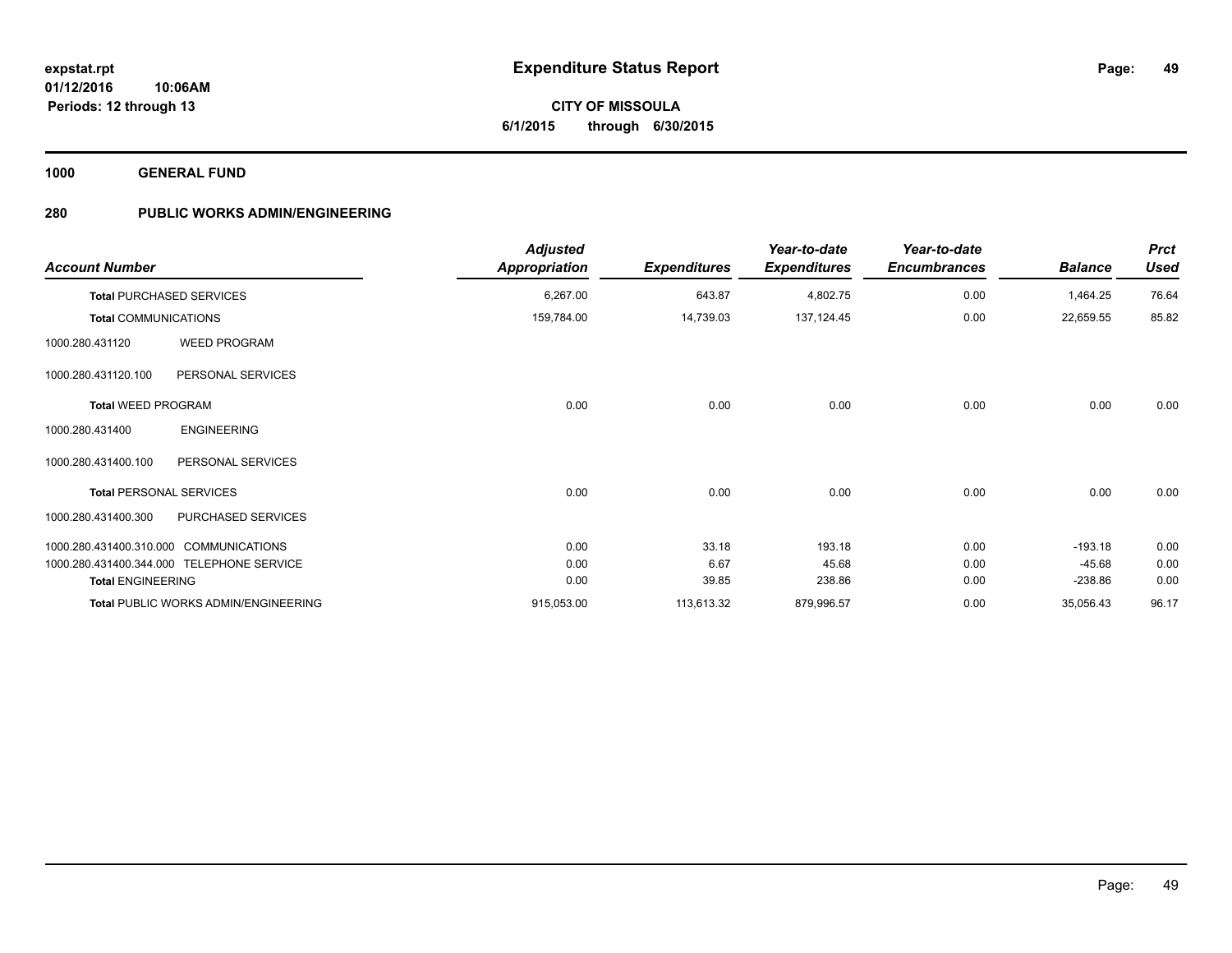**Expenditure Status Report**

**CITY OF MISSOULA**
**6/1/2015 through 6/30/2015**

expstat.rpt
01/12/2016 10:06AM
Periods: 12 through 13

**1000 GENERAL FUND**

**280 PUBLIC WORKS ADMIN/ENGINEERING**

| Account Number | | Adjusted Appropriation | Expenditures | Year-to-date Expenditures | Year-to-date Encumbrances | Balance | Prct Used |
|---|---|---|---|---|---|---|---|
| **Total** PURCHASED SERVICES | | 6,267.00 | 643.87 | 4,802.75 | 0.00 | 1,464.25 | 76.64 |
| **Total** COMMUNICATIONS | | 159,784.00 | 14,739.03 | 137,124.45 | 0.00 | 22,659.55 | 85.82 |
| 1000.280.431120 | WEED PROGRAM | | | | | | |
| 1000.280.431120.100 | PERSONAL SERVICES | | | | | | |
| **Total** WEED PROGRAM | | 0.00 | 0.00 | 0.00 | 0.00 | 0.00 | 0.00 |
| 1000.280.431400 | ENGINEERING | | | | | | |
| 1000.280.431400.100 | PERSONAL SERVICES | | | | | | |
| **Total** PERSONAL SERVICES | | 0.00 | 0.00 | 0.00 | 0.00 | 0.00 | 0.00 |
| 1000.280.431400.300 | PURCHASED SERVICES | | | | | | |
| 1000.280.431400.310.000 | COMMUNICATIONS | 0.00 | 33.18 | 193.18 | 0.00 | -193.18 | 0.00 |
| 1000.280.431400.344.000 | TELEPHONE SERVICE | 0.00 | 6.67 | 45.68 | 0.00 | -45.68 | 0.00 |
| **Total** ENGINEERING | | 0.00 | 39.85 | 238.86 | 0.00 | -238.86 | 0.00 |
| **Total** PUBLIC WORKS ADMIN/ENGINEERING | | 915,053.00 | 113,613.32 | 879,996.57 | 0.00 | 35,056.43 | 96.17 |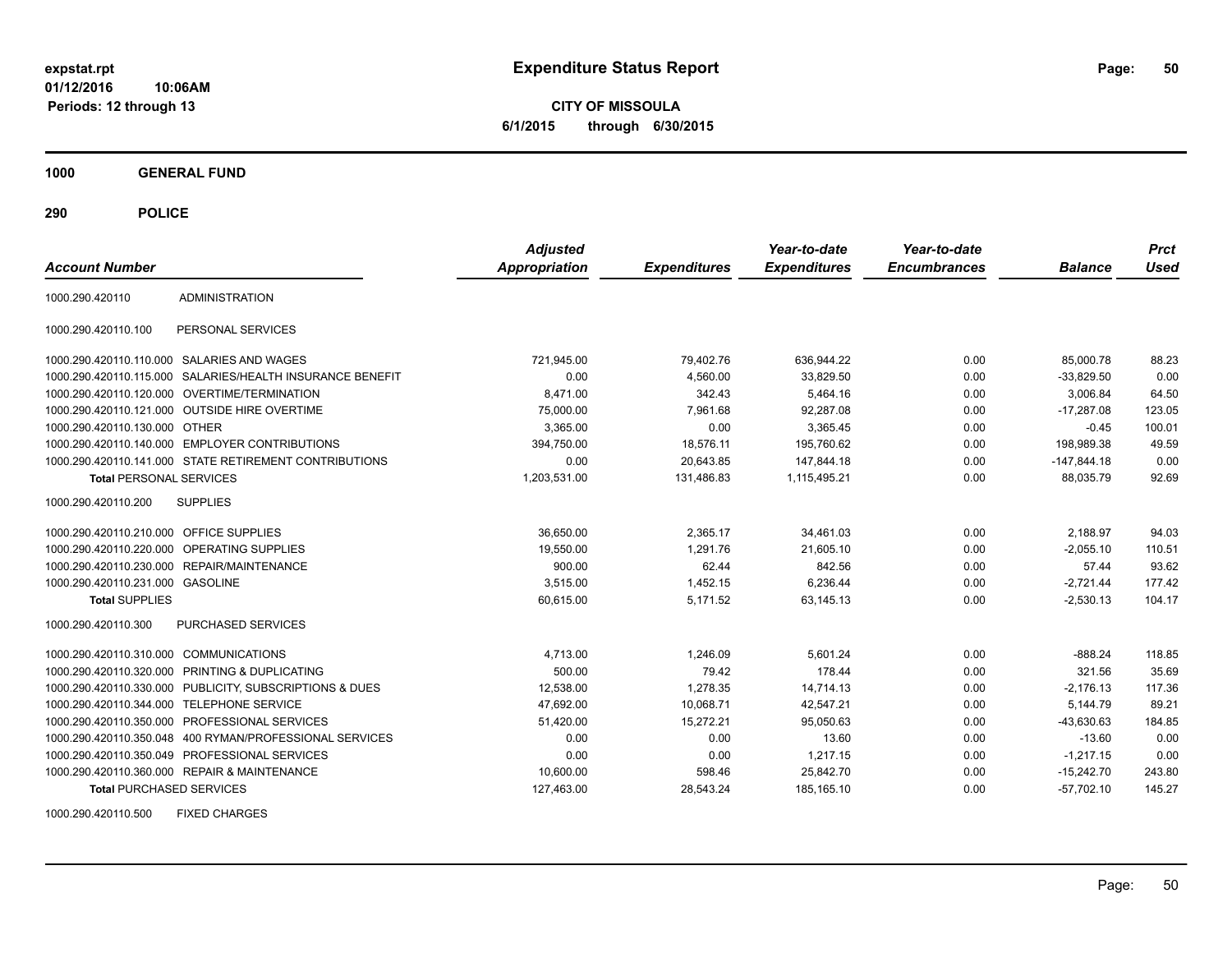# Expenditure Status Report

expstat.rpt
01/12/2016 10:06AM
Periods: 12 through 13

**CITY OF MISSOULA**
**6/1/2015 through 6/30/2015**

**1000 GENERAL FUND**

**290 POLICE**

| Account Number | | Adjusted Appropriation | Expenditures | Year-to-date Expenditures | Year-to-date Encumbrances | Balance | Prct Used |
|---|---|---|---|---|---|---|---|
| 1000.290.420110 | ADMINISTRATION | | | | | | |
| 1000.290.420110.100 | PERSONAL SERVICES | | | | | | |
| 1000.290.420110.110.000 | SALARIES AND WAGES | 721,945.00 | 79,402.76 | 636,944.22 | 0.00 | 85,000.78 | 88.23 |
| 1000.290.420110.115.000 | SALARIES/HEALTH INSURANCE BENEFIT | 0.00 | 4,560.00 | 33,829.50 | 0.00 | -33,829.50 | 0.00 |
| 1000.290.420110.120.000 | OVERTIME/TERMINATION | 8,471.00 | 342.43 | 5,464.16 | 0.00 | 3,006.84 | 64.50 |
| 1000.290.420110.121.000 | OUTSIDE HIRE OVERTIME | 75,000.00 | 7,961.68 | 92,287.08 | 0.00 | -17,287.08 | 123.05 |
| 1000.290.420110.130.000 | OTHER | 3,365.00 | 0.00 | 3,365.45 | 0.00 | -0.45 | 100.01 |
| 1000.290.420110.140.000 | EMPLOYER CONTRIBUTIONS | 394,750.00 | 18,576.11 | 195,760.62 | 0.00 | 198,989.38 | 49.59 |
| 1000.290.420110.141.000 | STATE RETIREMENT CONTRIBUTIONS | 0.00 | 20,643.85 | 147,844.18 | 0.00 | -147,844.18 | 0.00 |
| **Total** PERSONAL SERVICES | | 1,203,531.00 | 131,486.83 | 1,115,495.21 | 0.00 | 88,035.79 | 92.69 |
| 1000.290.420110.200 | SUPPLIES | | | | | | |
| 1000.290.420110.210.000 | OFFICE SUPPLIES | 36,650.00 | 2,365.17 | 34,461.03 | 0.00 | 2,188.97 | 94.03 |
| 1000.290.420110.220.000 | OPERATING SUPPLIES | 19,550.00 | 1,291.76 | 21,605.10 | 0.00 | -2,055.10 | 110.51 |
| 1000.290.420110.230.000 | REPAIR/MAINTENANCE | 900.00 | 62.44 | 842.56 | 0.00 | 57.44 | 93.62 |
| 1000.290.420110.231.000 | GASOLINE | 3,515.00 | 1,452.15 | 6,236.44 | 0.00 | -2,721.44 | 177.42 |
| **Total** SUPPLIES | | 60,615.00 | 5,171.52 | 63,145.13 | 0.00 | -2,530.13 | 104.17 |
| 1000.290.420110.300 | PURCHASED SERVICES | | | | | | |
| 1000.290.420110.310.000 | COMMUNICATIONS | 4,713.00 | 1,246.09 | 5,601.24 | 0.00 | -888.24 | 118.85 |
| 1000.290.420110.320.000 | PRINTING & DUPLICATING | 500.00 | 79.42 | 178.44 | 0.00 | 321.56 | 35.69 |
| 1000.290.420110.330.000 | PUBLICITY, SUBSCRIPTIONS & DUES | 12,538.00 | 1,278.35 | 14,714.13 | 0.00 | -2,176.13 | 117.36 |
| 1000.290.420110.344.000 | TELEPHONE SERVICE | 47,692.00 | 10,068.71 | 42,547.21 | 0.00 | 5,144.79 | 89.21 |
| 1000.290.420110.350.000 | PROFESSIONAL SERVICES | 51,420.00 | 15,272.21 | 95,050.63 | 0.00 | -43,630.63 | 184.85 |
| 1000.290.420110.350.048 | 400 RYMAN/PROFESSIONAL SERVICES | 0.00 | 0.00 | 13.60 | 0.00 | -13.60 | 0.00 |
| 1000.290.420110.350.049 | PROFESSIONAL SERVICES | 0.00 | 0.00 | 1,217.15 | 0.00 | -1,217.15 | 0.00 |
| 1000.290.420110.360.000 | REPAIR & MAINTENANCE | 10,600.00 | 598.46 | 25,842.70 | 0.00 | -15,242.70 | 243.80 |
| **Total** PURCHASED SERVICES | | 127,463.00 | 28,543.24 | 185,165.10 | 0.00 | -57,702.10 | 145.27 |
| 1000.290.420110.500 | FIXED CHARGES | | | | | | |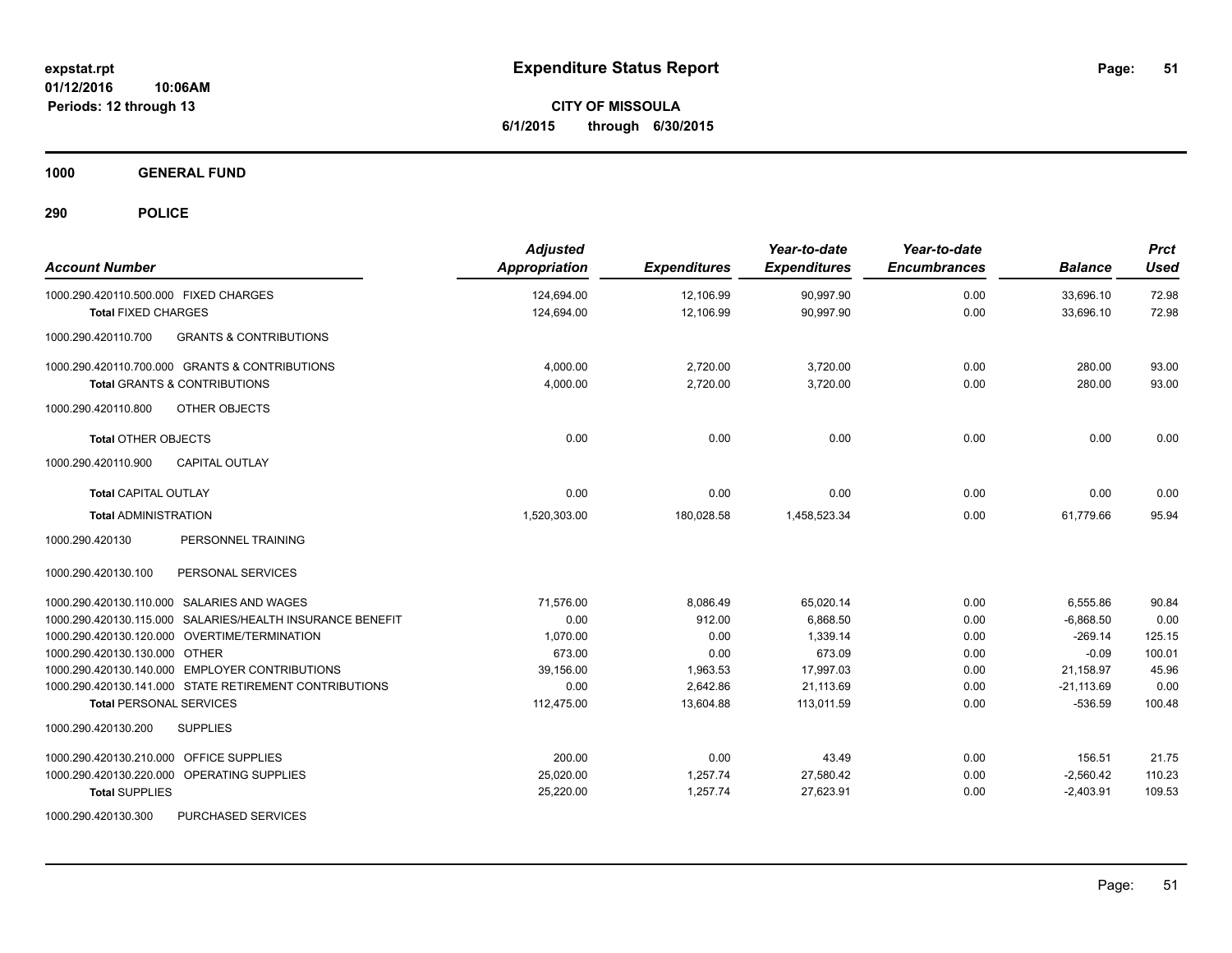# Expenditure Status Report

expstat.rpt
01/12/2016 10:06AM
Periods: 12 through 13

**CITY OF MISSOULA**
**6/1/2015 through 6/30/2015**

**1000 GENERAL FUND**

**290 POLICE**

| Account Number | Adjusted Appropriation | Expenditures | Year-to-date Expenditures | Year-to-date Encumbrances | Balance | Prct Used |
|---|---|---|---|---|---|---|
| 1000.290.420110.500.000 FIXED CHARGES | 124,694.00 | 12,106.99 | 90,997.90 | 0.00 | 33,696.10 | 72.98 |
| **Total** FIXED CHARGES | 124,694.00 | 12,106.99 | 90,997.90 | 0.00 | 33,696.10 | 72.98 |
| 1000.290.420110.700 GRANTS & CONTRIBUTIONS | | | | | | |
| 1000.290.420110.700.000 GRANTS & CONTRIBUTIONS | 4,000.00 | 2,720.00 | 3,720.00 | 0.00 | 280.00 | 93.00 |
| **Total** GRANTS & CONTRIBUTIONS | 4,000.00 | 2,720.00 | 3,720.00 | 0.00 | 280.00 | 93.00 |
| 1000.290.420110.800 OTHER OBJECTS | | | | | | |
| **Total** OTHER OBJECTS | 0.00 | 0.00 | 0.00 | 0.00 | 0.00 | 0.00 |
| 1000.290.420110.900 CAPITAL OUTLAY | | | | | | |
| **Total** CAPITAL OUTLAY | 0.00 | 0.00 | 0.00 | 0.00 | 0.00 | 0.00 |
| **Total** ADMINISTRATION | 1,520,303.00 | 180,028.58 | 1,458,523.34 | 0.00 | 61,779.66 | 95.94 |
| 1000.290.420130 PERSONNEL TRAINING | | | | | | |
| 1000.290.420130.100 PERSONAL SERVICES | | | | | | |
| 1000.290.420130.110.000 SALARIES AND WAGES | 71,576.00 | 8,086.49 | 65,020.14 | 0.00 | 6,555.86 | 90.84 |
| 1000.290.420130.115.000 SALARIES/HEALTH INSURANCE BENEFIT | 0.00 | 912.00 | 6,868.50 | 0.00 | -6,868.50 | 0.00 |
| 1000.290.420130.120.000 OVERTIME/TERMINATION | 1,070.00 | 0.00 | 1,339.14 | 0.00 | -269.14 | 125.15 |
| 1000.290.420130.130.000 OTHER | 673.00 | 0.00 | 673.09 | 0.00 | -0.09 | 100.01 |
| 1000.290.420130.140.000 EMPLOYER CONTRIBUTIONS | 39,156.00 | 1,963.53 | 17,997.03 | 0.00 | 21,158.97 | 45.96 |
| 1000.290.420130.141.000 STATE RETIREMENT CONTRIBUTIONS | 0.00 | 2,642.86 | 21,113.69 | 0.00 | -21,113.69 | 0.00 |
| **Total** PERSONAL SERVICES | 112,475.00 | 13,604.88 | 113,011.59 | 0.00 | -536.59 | 100.48 |
| 1000.290.420130.200 SUPPLIES | | | | | | |
| 1000.290.420130.210.000 OFFICE SUPPLIES | 200.00 | 0.00 | 43.49 | 0.00 | 156.51 | 21.75 |
| 1000.290.420130.220.000 OPERATING SUPPLIES | 25,020.00 | 1,257.74 | 27,580.42 | 0.00 | -2,560.42 | 110.23 |
| **Total** SUPPLIES | 25,220.00 | 1,257.74 | 27,623.91 | 0.00 | -2,403.91 | 109.53 |
| 1000.290.420130.300 PURCHASED SERVICES | | | | | | |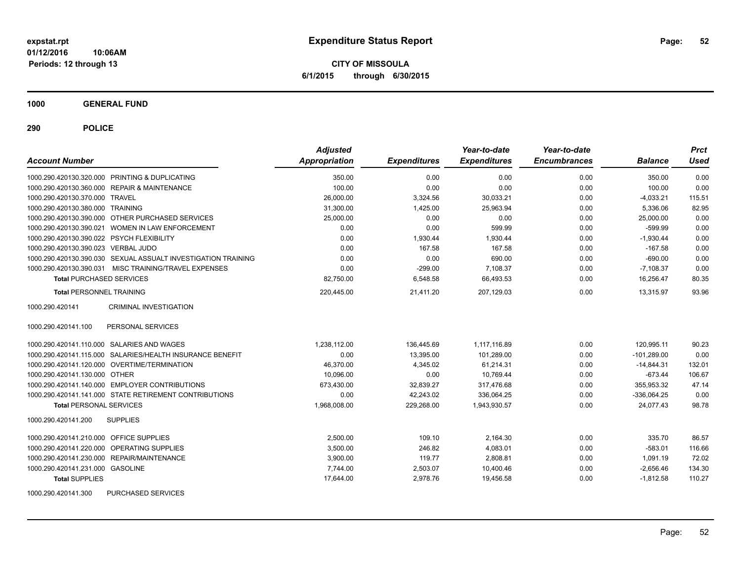**expstat.rpt**
**01/12/2016 10:06AM**
**Periods: 12 through 13**

# Expenditure Status Report

**CITY OF MISSOULA**
**6/1/2015 through 6/30/2015**

## 1000 GENERAL FUND

## 290 POLICE

| Account Number | | Adjusted Appropriation | Expenditures | Year-to-date Expenditures | Year-to-date Encumbrances | Balance | Prct Used |
|---|---|---|---|---|---|---|---|
| 1000.290.420130.320.000 | PRINTING & DUPLICATING | 350.00 | 0.00 | 0.00 | 0.00 | 350.00 | 0.00 |
| 1000.290.420130.360.000 | REPAIR & MAINTENANCE | 100.00 | 0.00 | 0.00 | 0.00 | 100.00 | 0.00 |
| 1000.290.420130.370.000 | TRAVEL | 26,000.00 | 3,324.56 | 30,033.21 | 0.00 | -4,033.21 | 115.51 |
| 1000.290.420130.380.000 | TRAINING | 31,300.00 | 1,425.00 | 25,963.94 | 0.00 | 5,336.06 | 82.95 |
| 1000.290.420130.390.000 | OTHER PURCHASED SERVICES | 25,000.00 | 0.00 | 0.00 | 0.00 | 25,000.00 | 0.00 |
| 1000.290.420130.390.021 | WOMEN IN LAW ENFORCEMENT | 0.00 | 0.00 | 599.99 | 0.00 | -599.99 | 0.00 |
| 1000.290.420130.390.022 | PSYCH FLEXIBILITY | 0.00 | 1,930.44 | 1,930.44 | 0.00 | -1,930.44 | 0.00 |
| 1000.290.420130.390.023 | VERBAL JUDO | 0.00 | 167.58 | 167.58 | 0.00 | -167.58 | 0.00 |
| 1000.290.420130.390.030 | SEXUAL ASSUALT INVESTIGATION TRAINING | 0.00 | 0.00 | 690.00 | 0.00 | -690.00 | 0.00 |
| 1000.290.420130.390.031 | MISC TRAINING/TRAVEL EXPENSES | 0.00 | -299.00 | 7,108.37 | 0.00 | -7,108.37 | 0.00 |
| **Total** PURCHASED SERVICES | | 82,750.00 | 6,548.58 | 66,493.53 | 0.00 | 16,256.47 | 80.35 |
| **Total** PERSONNEL TRAINING | | 220,445.00 | 21,411.20 | 207,129.03 | 0.00 | 13,315.97 | 93.96 |
| 1000.290.420141 | CRIMINAL INVESTIGATION | | | | | | |
| 1000.290.420141.100 | PERSONAL SERVICES | | | | | | |
| 1000.290.420141.110.000 | SALARIES AND WAGES | 1,238,112.00 | 136,445.69 | 1,117,116.89 | 0.00 | 120,995.11 | 90.23 |
| 1000.290.420141.115.000 | SALARIES/HEALTH INSURANCE BENEFIT | 0.00 | 13,395.00 | 101,289.00 | 0.00 | -101,289.00 | 0.00 |
| 1000.290.420141.120.000 | OVERTIME/TERMINATION | 46,370.00 | 4,345.02 | 61,214.31 | 0.00 | -14,844.31 | 132.01 |
| 1000.290.420141.130.000 | OTHER | 10,096.00 | 0.00 | 10,769.44 | 0.00 | -673.44 | 106.67 |
| 1000.290.420141.140.000 | EMPLOYER CONTRIBUTIONS | 673,430.00 | 32,839.27 | 317,476.68 | 0.00 | 355,953.32 | 47.14 |
| 1000.290.420141.141.000 | STATE RETIREMENT CONTRIBUTIONS | 0.00 | 42,243.02 | 336,064.25 | 0.00 | -336,064.25 | 0.00 |
| **Total** PERSONAL SERVICES | | 1,968,008.00 | 229,268.00 | 1,943,930.57 | 0.00 | 24,077.43 | 98.78 |
| 1000.290.420141.200 | SUPPLIES | | | | | | |
| 1000.290.420141.210.000 | OFFICE SUPPLIES | 2,500.00 | 109.10 | 2,164.30 | 0.00 | 335.70 | 86.57 |
| 1000.290.420141.220.000 | OPERATING SUPPLIES | 3,500.00 | 246.82 | 4,083.01 | 0.00 | -583.01 | 116.66 |
| 1000.290.420141.230.000 | REPAIR/MAINTENANCE | 3,900.00 | 119.77 | 2,808.81 | 0.00 | 1,091.19 | 72.02 |
| 1000.290.420141.231.000 | GASOLINE | 7,744.00 | 2,503.07 | 10,400.46 | 0.00 | -2,656.46 | 134.30 |
| **Total** SUPPLIES | | 17,644.00 | 2,978.76 | 19,456.58 | 0.00 | -1,812.58 | 110.27 |
| 1000.290.420141.300 | PURCHASED SERVICES | | | | | | |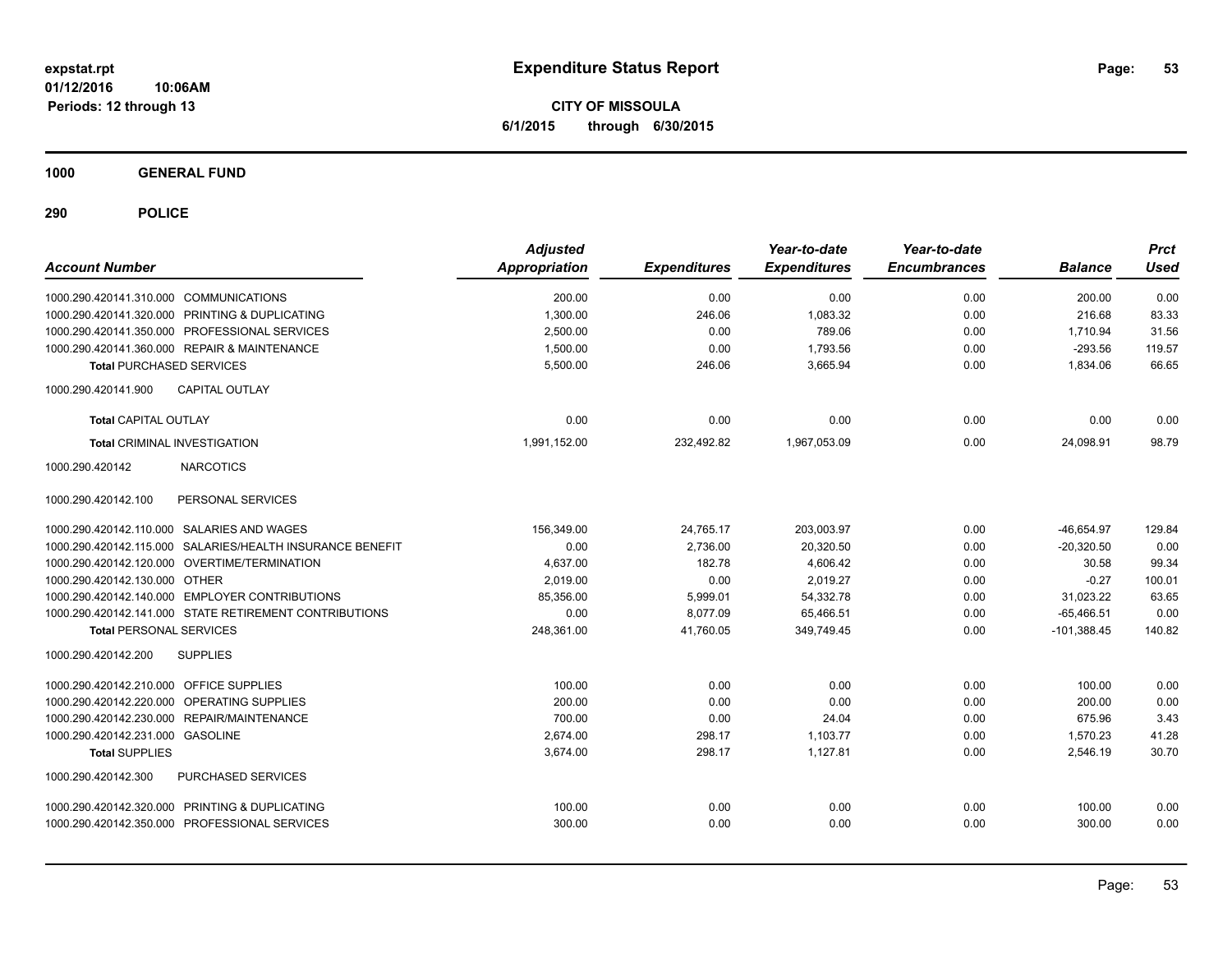# Expenditure Status Report

**CITY OF MISSOULA**

**6/1/2015 through 6/30/2015**

expstat.rpt
01/12/2016 10:06AM
Periods: 12 through 13

## 1000 GENERAL FUND

## 290 POLICE

| Account Number | Adjusted Appropriation | Expenditures | Year-to-date Expenditures | Year-to-date Encumbrances | Balance | Prct Used |
|---|---|---|---|---|---|---|
| 1000.290.420141.310.000 COMMUNICATIONS | 200.00 | 0.00 | 0.00 | 0.00 | 200.00 | 0.00 |
| 1000.290.420141.320.000 PRINTING & DUPLICATING | 1,300.00 | 246.06 | 1,083.32 | 0.00 | 216.68 | 83.33 |
| 1000.290.420141.350.000 PROFESSIONAL SERVICES | 2,500.00 | 0.00 | 789.06 | 0.00 | 1,710.94 | 31.56 |
| 1000.290.420141.360.000 REPAIR & MAINTENANCE | 1,500.00 | 0.00 | 1,793.56 | 0.00 | -293.56 | 119.57 |
| **Total** PURCHASED SERVICES | 5,500.00 | 246.06 | 3,665.94 | 0.00 | 1,834.06 | 66.65 |
| 1000.290.420141.900 CAPITAL OUTLAY | | | | | | |
| **Total** CAPITAL OUTLAY | 0.00 | 0.00 | 0.00 | 0.00 | 0.00 | 0.00 |
| **Total** CRIMINAL INVESTIGATION | 1,991,152.00 | 232,492.82 | 1,967,053.09 | 0.00 | 24,098.91 | 98.79 |
| 1000.290.420142 NARCOTICS | | | | | | |
| 1000.290.420142.100 PERSONAL SERVICES | | | | | | |
| 1000.290.420142.110.000 SALARIES AND WAGES | 156,349.00 | 24,765.17 | 203,003.97 | 0.00 | -46,654.97 | 129.84 |
| 1000.290.420142.115.000 SALARIES/HEALTH INSURANCE BENEFIT | 0.00 | 2,736.00 | 20,320.50 | 0.00 | -20,320.50 | 0.00 |
| 1000.290.420142.120.000 OVERTIME/TERMINATION | 4,637.00 | 182.78 | 4,606.42 | 0.00 | 30.58 | 99.34 |
| 1000.290.420142.130.000 OTHER | 2,019.00 | 0.00 | 2,019.27 | 0.00 | -0.27 | 100.01 |
| 1000.290.420142.140.000 EMPLOYER CONTRIBUTIONS | 85,356.00 | 5,999.01 | 54,332.78 | 0.00 | 31,023.22 | 63.65 |
| 1000.290.420142.141.000 STATE RETIREMENT CONTRIBUTIONS | 0.00 | 8,077.09 | 65,466.51 | 0.00 | -65,466.51 | 0.00 |
| **Total** PERSONAL SERVICES | 248,361.00 | 41,760.05 | 349,749.45 | 0.00 | -101,388.45 | 140.82 |
| 1000.290.420142.200 SUPPLIES | | | | | | |
| 1000.290.420142.210.000 OFFICE SUPPLIES | 100.00 | 0.00 | 0.00 | 0.00 | 100.00 | 0.00 |
| 1000.290.420142.220.000 OPERATING SUPPLIES | 200.00 | 0.00 | 0.00 | 0.00 | 200.00 | 0.00 |
| 1000.290.420142.230.000 REPAIR/MAINTENANCE | 700.00 | 0.00 | 24.04 | 0.00 | 675.96 | 3.43 |
| 1000.290.420142.231.000 GASOLINE | 2,674.00 | 298.17 | 1,103.77 | 0.00 | 1,570.23 | 41.28 |
| **Total** SUPPLIES | 3,674.00 | 298.17 | 1,127.81 | 0.00 | 2,546.19 | 30.70 |
| 1000.290.420142.300 PURCHASED SERVICES | | | | | | |
| 1000.290.420142.320.000 PRINTING & DUPLICATING | 100.00 | 0.00 | 0.00 | 0.00 | 100.00 | 0.00 |
| 1000.290.420142.350.000 PROFESSIONAL SERVICES | 300.00 | 0.00 | 0.00 | 0.00 | 300.00 | 0.00 |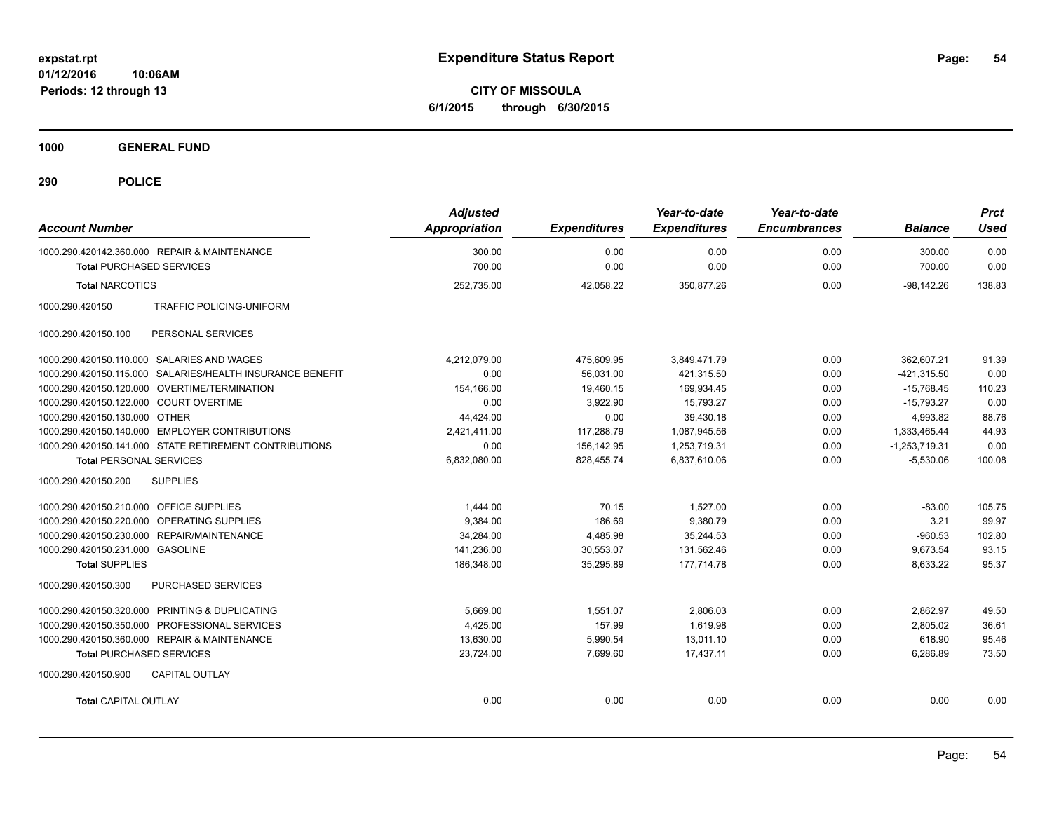**expstat.rpt**
**01/12/2016 10:06AM**
**Periods: 12 through 13**

# Expenditure Status Report

**CITY OF MISSOULA**
**6/1/2015 through 6/30/2015**

## 1000 GENERAL FUND

## 290 POLICE

| Account Number | Adjusted Appropriation | Expenditures | Year-to-date Expenditures | Year-to-date Encumbrances | Balance | Prct Used |
|---|---|---|---|---|---|---|
| 1000.290.420142.360.000 REPAIR & MAINTENANCE | 300.00 | 0.00 | 0.00 | 0.00 | 300.00 | 0.00 |
| **Total** PURCHASED SERVICES | 700.00 | 0.00 | 0.00 | 0.00 | 700.00 | 0.00 |
| **Total** NARCOTICS | 252,735.00 | 42,058.22 | 350,877.26 | 0.00 | -98,142.26 | 138.83 |
| 1000.290.420150 TRAFFIC POLICING-UNIFORM | | | | | | |
| 1000.290.420150.100 PERSONAL SERVICES | | | | | | |
| 1000.290.420150.110.000 SALARIES AND WAGES | 4,212,079.00 | 475,609.95 | 3,849,471.79 | 0.00 | 362,607.21 | 91.39 |
| 1000.290.420150.115.000 SALARIES/HEALTH INSURANCE BENEFIT | 0.00 | 56,031.00 | 421,315.50 | 0.00 | -421,315.50 | 0.00 |
| 1000.290.420150.120.000 OVERTIME/TERMINATION | 154,166.00 | 19,460.15 | 169,934.45 | 0.00 | -15,768.45 | 110.23 |
| 1000.290.420150.122.000 COURT OVERTIME | 0.00 | 3,922.90 | 15,793.27 | 0.00 | -15,793.27 | 0.00 |
| 1000.290.420150.130.000 OTHER | 44,424.00 | 0.00 | 39,430.18 | 0.00 | 4,993.82 | 88.76 |
| 1000.290.420150.140.000 EMPLOYER CONTRIBUTIONS | 2,421,411.00 | 117,288.79 | 1,087,945.56 | 0.00 | 1,333,465.44 | 44.93 |
| 1000.290.420150.141.000 STATE RETIREMENT CONTRIBUTIONS | 0.00 | 156,142.95 | 1,253,719.31 | 0.00 | -1,253,719.31 | 0.00 |
| **Total** PERSONAL SERVICES | 6,832,080.00 | 828,455.74 | 6,837,610.06 | 0.00 | -5,530.06 | 100.08 |
| 1000.290.420150.200 SUPPLIES | | | | | | |
| 1000.290.420150.210.000 OFFICE SUPPLIES | 1,444.00 | 70.15 | 1,527.00 | 0.00 | -83.00 | 105.75 |
| 1000.290.420150.220.000 OPERATING SUPPLIES | 9,384.00 | 186.69 | 9,380.79 | 0.00 | 3.21 | 99.97 |
| 1000.290.420150.230.000 REPAIR/MAINTENANCE | 34,284.00 | 4,485.98 | 35,244.53 | 0.00 | -960.53 | 102.80 |
| 1000.290.420150.231.000 GASOLINE | 141,236.00 | 30,553.07 | 131,562.46 | 0.00 | 9,673.54 | 93.15 |
| **Total** SUPPLIES | 186,348.00 | 35,295.89 | 177,714.78 | 0.00 | 8,633.22 | 95.37 |
| 1000.290.420150.300 PURCHASED SERVICES | | | | | | |
| 1000.290.420150.320.000 PRINTING & DUPLICATING | 5,669.00 | 1,551.07 | 2,806.03 | 0.00 | 2,862.97 | 49.50 |
| 1000.290.420150.350.000 PROFESSIONAL SERVICES | 4,425.00 | 157.99 | 1,619.98 | 0.00 | 2,805.02 | 36.61 |
| 1000.290.420150.360.000 REPAIR & MAINTENANCE | 13,630.00 | 5,990.54 | 13,011.10 | 0.00 | 618.90 | 95.46 |
| **Total** PURCHASED SERVICES | 23,724.00 | 7,699.60 | 17,437.11 | 0.00 | 6,286.89 | 73.50 |
| 1000.290.420150.900 CAPITAL OUTLAY | | | | | | |
| **Total** CAPITAL OUTLAY | 0.00 | 0.00 | 0.00 | 0.00 | 0.00 | 0.00 |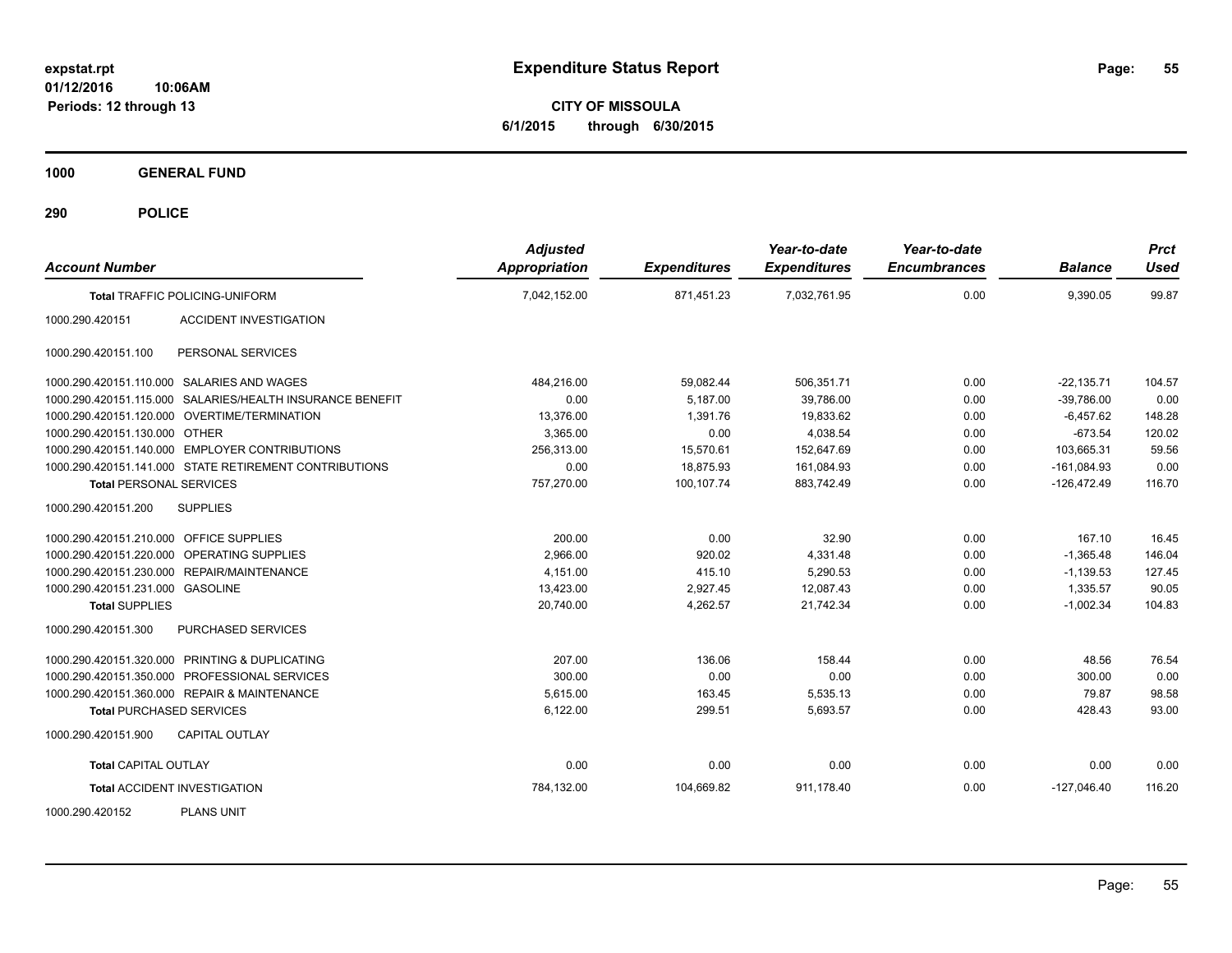# Expenditure Status Report

**CITY OF MISSOULA**

**6/1/2015 through 6/30/2015**

expstat.rpt
01/12/2016 10:06AM
Periods: 12 through 13

**1000 GENERAL FUND**

**290 POLICE**

| Account Number | | Adjusted Appropriation | Expenditures | Year-to-date Expenditures | Year-to-date Encumbrances | Balance | Prct Used |
|---|---|---|---|---|---|---|---|
| **Total** TRAFFIC POLICING-UNIFORM | | 7,042,152.00 | 871,451.23 | 7,032,761.95 | 0.00 | 9,390.05 | 99.87 |
| 1000.290.420151 | ACCIDENT INVESTIGATION | | | | | | |
| 1000.290.420151.100 | PERSONAL SERVICES | | | | | | |
| 1000.290.420151.110.000 | SALARIES AND WAGES | 484,216.00 | 59,082.44 | 506,351.71 | 0.00 | -22,135.71 | 104.57 |
| 1000.290.420151.115.000 | SALARIES/HEALTH INSURANCE BENEFIT | 0.00 | 5,187.00 | 39,786.00 | 0.00 | -39,786.00 | 0.00 |
| 1000.290.420151.120.000 | OVERTIME/TERMINATION | 13,376.00 | 1,391.76 | 19,833.62 | 0.00 | -6,457.62 | 148.28 |
| 1000.290.420151.130.000 | OTHER | 3,365.00 | 0.00 | 4,038.54 | 0.00 | -673.54 | 120.02 |
| 1000.290.420151.140.000 | EMPLOYER CONTRIBUTIONS | 256,313.00 | 15,570.61 | 152,647.69 | 0.00 | 103,665.31 | 59.56 |
| 1000.290.420151.141.000 | STATE RETIREMENT CONTRIBUTIONS | 0.00 | 18,875.93 | 161,084.93 | 0.00 | -161,084.93 | 0.00 |
| **Total** PERSONAL SERVICES | | 757,270.00 | 100,107.74 | 883,742.49 | 0.00 | -126,472.49 | 116.70 |
| 1000.290.420151.200 | SUPPLIES | | | | | | |
| 1000.290.420151.210.000 | OFFICE SUPPLIES | 200.00 | 0.00 | 32.90 | 0.00 | 167.10 | 16.45 |
| 1000.290.420151.220.000 | OPERATING SUPPLIES | 2,966.00 | 920.02 | 4,331.48 | 0.00 | -1,365.48 | 146.04 |
| 1000.290.420151.230.000 | REPAIR/MAINTENANCE | 4,151.00 | 415.10 | 5,290.53 | 0.00 | -1,139.53 | 127.45 |
| 1000.290.420151.231.000 | GASOLINE | 13,423.00 | 2,927.45 | 12,087.43 | 0.00 | 1,335.57 | 90.05 |
| **Total** SUPPLIES | | 20,740.00 | 4,262.57 | 21,742.34 | 0.00 | -1,002.34 | 104.83 |
| 1000.290.420151.300 | PURCHASED SERVICES | | | | | | |
| 1000.290.420151.320.000 | PRINTING & DUPLICATING | 207.00 | 136.06 | 158.44 | 0.00 | 48.56 | 76.54 |
| 1000.290.420151.350.000 | PROFESSIONAL SERVICES | 300.00 | 0.00 | 0.00 | 0.00 | 300.00 | 0.00 |
| 1000.290.420151.360.000 | REPAIR & MAINTENANCE | 5,615.00 | 163.45 | 5,535.13 | 0.00 | 79.87 | 98.58 |
| **Total** PURCHASED SERVICES | | 6,122.00 | 299.51 | 5,693.57 | 0.00 | 428.43 | 93.00 |
| 1000.290.420151.900 | CAPITAL OUTLAY | | | | | | |
| **Total** CAPITAL OUTLAY | | 0.00 | 0.00 | 0.00 | 0.00 | 0.00 | 0.00 |
| **Total** ACCIDENT INVESTIGATION | | 784,132.00 | 104,669.82 | 911,178.40 | 0.00 | -127,046.40 | 116.20 |
| 1000.290.420152 | PLANS UNIT | | | | | | |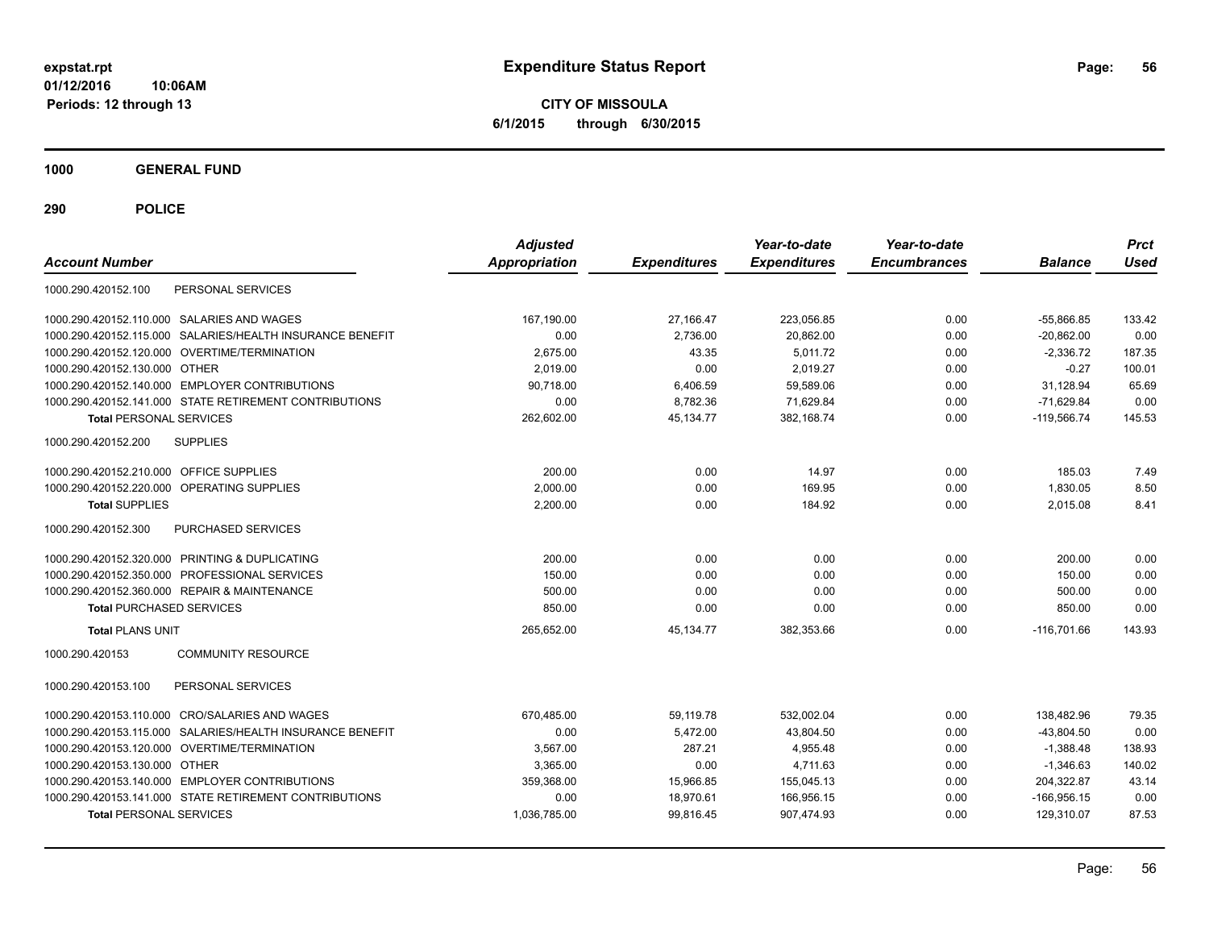expstat.rpt
01/12/2016 10:06AM
Periods: 12 through 13

# Expenditure Status Report

**CITY OF MISSOULA**
**6/1/2015 through 6/30/2015**

## 1000 GENERAL FUND

## 290 POLICE

| Account Number | Adjusted Appropriation | Expenditures | Year-to-date Expenditures | Year-to-date Encumbrances | Balance | Prct Used |
|---|---|---|---|---|---|---|
| 1000.290.420152.100 PERSONAL SERVICES | | | | | | |
| 1000.290.420152.110.000 SALARIES AND WAGES | 167,190.00 | 27,166.47 | 223,056.85 | 0.00 | -55,866.85 | 133.42 |
| 1000.290.420152.115.000 SALARIES/HEALTH INSURANCE BENEFIT | 0.00 | 2,736.00 | 20,862.00 | 0.00 | -20,862.00 | 0.00 |
| 1000.290.420152.120.000 OVERTIME/TERMINATION | 2,675.00 | 43.35 | 5,011.72 | 0.00 | -2,336.72 | 187.35 |
| 1000.290.420152.130.000 OTHER | 2,019.00 | 0.00 | 2,019.27 | 0.00 | -0.27 | 100.01 |
| 1000.290.420152.140.000 EMPLOYER CONTRIBUTIONS | 90,718.00 | 6,406.59 | 59,589.06 | 0.00 | 31,128.94 | 65.69 |
| 1000.290.420152.141.000 STATE RETIREMENT CONTRIBUTIONS | 0.00 | 8,782.36 | 71,629.84 | 0.00 | -71,629.84 | 0.00 |
| **Total** PERSONAL SERVICES | 262,602.00 | 45,134.77 | 382,168.74 | 0.00 | -119,566.74 | 145.53 |
| 1000.290.420152.200 SUPPLIES | | | | | | |
| 1000.290.420152.210.000 OFFICE SUPPLIES | 200.00 | 0.00 | 14.97 | 0.00 | 185.03 | 7.49 |
| 1000.290.420152.220.000 OPERATING SUPPLIES | 2,000.00 | 0.00 | 169.95 | 0.00 | 1,830.05 | 8.50 |
| **Total** SUPPLIES | 2,200.00 | 0.00 | 184.92 | 0.00 | 2,015.08 | 8.41 |
| 1000.290.420152.300 PURCHASED SERVICES | | | | | | |
| 1000.290.420152.320.000 PRINTING & DUPLICATING | 200.00 | 0.00 | 0.00 | 0.00 | 200.00 | 0.00 |
| 1000.290.420152.350.000 PROFESSIONAL SERVICES | 150.00 | 0.00 | 0.00 | 0.00 | 150.00 | 0.00 |
| 1000.290.420152.360.000 REPAIR & MAINTENANCE | 500.00 | 0.00 | 0.00 | 0.00 | 500.00 | 0.00 |
| **Total** PURCHASED SERVICES | 850.00 | 0.00 | 0.00 | 0.00 | 850.00 | 0.00 |
| **Total** PLANS UNIT | 265,652.00 | 45,134.77 | 382,353.66 | 0.00 | -116,701.66 | 143.93 |
| 1000.290.420153 COMMUNITY RESOURCE | | | | | | |
| 1000.290.420153.100 PERSONAL SERVICES | | | | | | |
| 1000.290.420153.110.000 CRO/SALARIES AND WAGES | 670,485.00 | 59,119.78 | 532,002.04 | 0.00 | 138,482.96 | 79.35 |
| 1000.290.420153.115.000 SALARIES/HEALTH INSURANCE BENEFIT | 0.00 | 5,472.00 | 43,804.50 | 0.00 | -43,804.50 | 0.00 |
| 1000.290.420153.120.000 OVERTIME/TERMINATION | 3,567.00 | 287.21 | 4,955.48 | 0.00 | -1,388.48 | 138.93 |
| 1000.290.420153.130.000 OTHER | 3,365.00 | 0.00 | 4,711.63 | 0.00 | -1,346.63 | 140.02 |
| 1000.290.420153.140.000 EMPLOYER CONTRIBUTIONS | 359,368.00 | 15,966.85 | 155,045.13 | 0.00 | 204,322.87 | 43.14 |
| 1000.290.420153.141.000 STATE RETIREMENT CONTRIBUTIONS | 0.00 | 18,970.61 | 166,956.15 | 0.00 | -166,956.15 | 0.00 |
| **Total** PERSONAL SERVICES | 1,036,785.00 | 99,816.45 | 907,474.93 | 0.00 | 129,310.07 | 87.53 |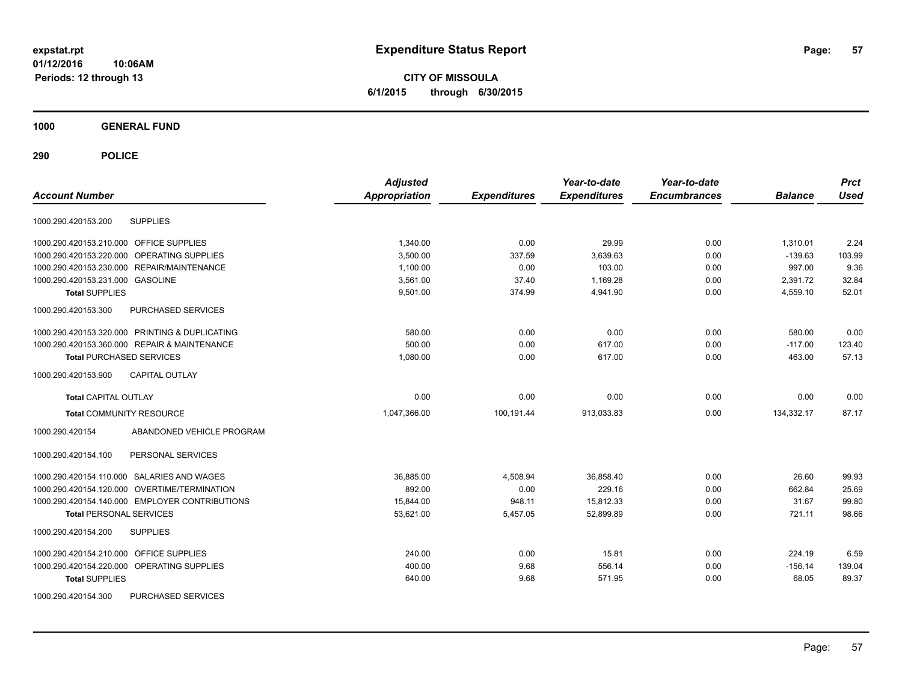**expstat.rpt**
**01/12/2016 10:06AM**
**Periods: 12 through 13**

# Expenditure Status Report

**CITY OF MISSOULA**
**6/1/2015 through 6/30/2015**

## 1000 GENERAL FUND

## 290 POLICE

| Account Number | | Adjusted Appropriation | Expenditures | Year-to-date Expenditures | Year-to-date Encumbrances | Balance | Prct Used |
|---|---|---|---|---|---|---|---|
| 1000.290.420153.200 | SUPPLIES | | | | | | |
| 1000.290.420153.210.000 | OFFICE SUPPLIES | 1,340.00 | 0.00 | 29.99 | 0.00 | 1,310.01 | 2.24 |
| 1000.290.420153.220.000 | OPERATING SUPPLIES | 3,500.00 | 337.59 | 3,639.63 | 0.00 | -139.63 | 103.99 |
| 1000.290.420153.230.000 | REPAIR/MAINTENANCE | 1,100.00 | 0.00 | 103.00 | 0.00 | 997.00 | 9.36 |
| 1000.290.420153.231.000 | GASOLINE | 3,561.00 | 37.40 | 1,169.28 | 0.00 | 2,391.72 | 32.84 |
| **Total** SUPPLIES | | 9,501.00 | 374.99 | 4,941.90 | 0.00 | 4,559.10 | 52.01 |
| 1000.290.420153.300 | PURCHASED SERVICES | | | | | | |
| 1000.290.420153.320.000 | PRINTING & DUPLICATING | 580.00 | 0.00 | 0.00 | 0.00 | 580.00 | 0.00 |
| 1000.290.420153.360.000 | REPAIR & MAINTENANCE | 500.00 | 0.00 | 617.00 | 0.00 | -117.00 | 123.40 |
| **Total** PURCHASED SERVICES | | 1,080.00 | 0.00 | 617.00 | 0.00 | 463.00 | 57.13 |
| 1000.290.420153.900 | CAPITAL OUTLAY | | | | | | |
| **Total** CAPITAL OUTLAY | | 0.00 | 0.00 | 0.00 | 0.00 | 0.00 | 0.00 |
| **Total** COMMUNITY RESOURCE | | 1,047,366.00 | 100,191.44 | 913,033.83 | 0.00 | 134,332.17 | 87.17 |
| 1000.290.420154 | ABANDONED VEHICLE PROGRAM | | | | | | |
| 1000.290.420154.100 | PERSONAL SERVICES | | | | | | |
| 1000.290.420154.110.000 | SALARIES AND WAGES | 36,885.00 | 4,508.94 | 36,858.40 | 0.00 | 26.60 | 99.93 |
| 1000.290.420154.120.000 | OVERTIME/TERMINATION | 892.00 | 0.00 | 229.16 | 0.00 | 662.84 | 25.69 |
| 1000.290.420154.140.000 | EMPLOYER CONTRIBUTIONS | 15,844.00 | 948.11 | 15,812.33 | 0.00 | 31.67 | 99.80 |
| **Total** PERSONAL SERVICES | | 53,621.00 | 5,457.05 | 52,899.89 | 0.00 | 721.11 | 98.66 |
| 1000.290.420154.200 | SUPPLIES | | | | | | |
| 1000.290.420154.210.000 | OFFICE SUPPLIES | 240.00 | 0.00 | 15.81 | 0.00 | 224.19 | 6.59 |
| 1000.290.420154.220.000 | OPERATING SUPPLIES | 400.00 | 9.68 | 556.14 | 0.00 | -156.14 | 139.04 |
| **Total** SUPPLIES | | 640.00 | 9.68 | 571.95 | 0.00 | 68.05 | 89.37 |
| 1000.290.420154.300 | PURCHASED SERVICES | | | | | | |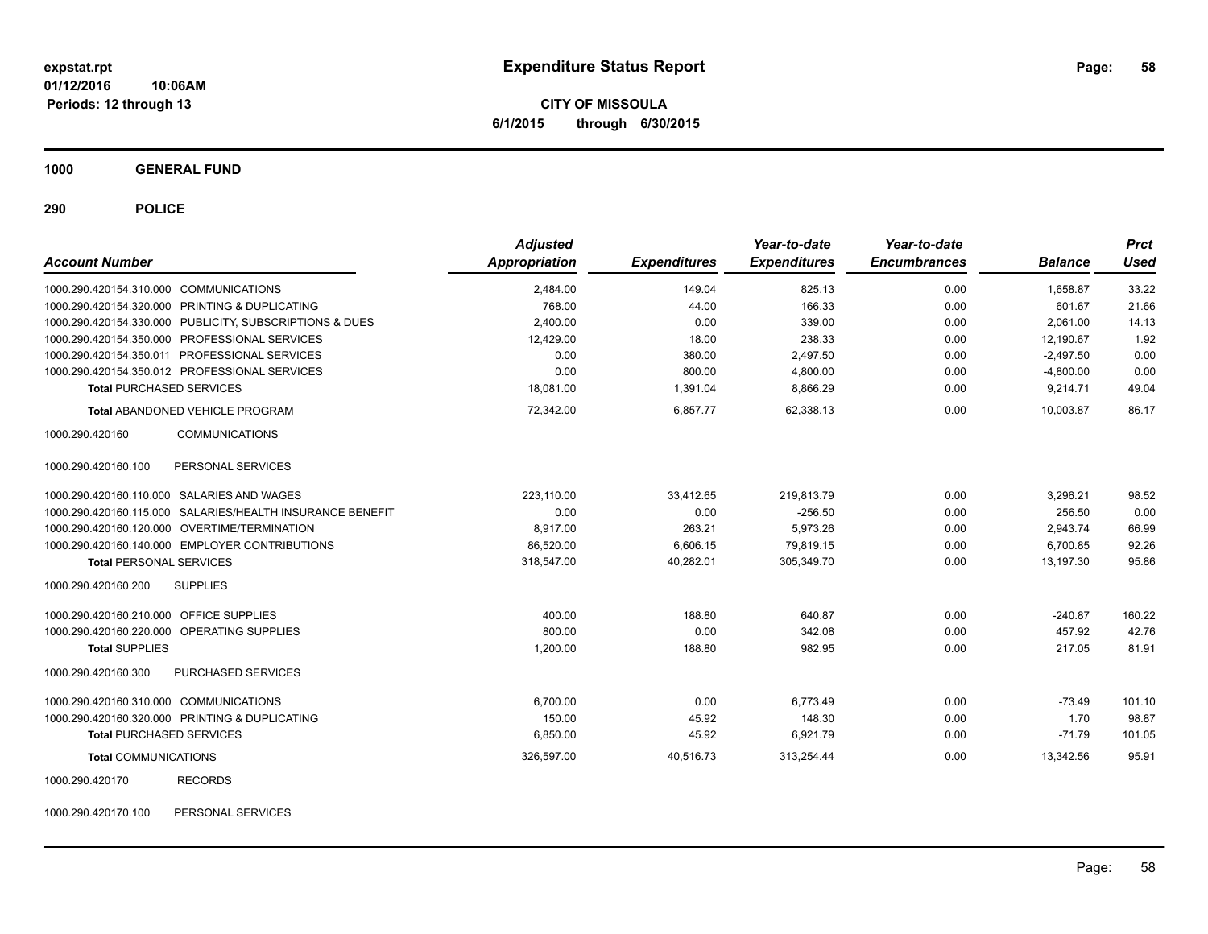# Expenditure Status Report

**CITY OF MISSOULA**

**6/1/2015 through 6/30/2015**

expstat.rpt
01/12/2016 10:06AM
Periods: 12 through 13

## 1000 GENERAL FUND

## 290 POLICE

| Account Number | Adjusted Appropriation | Expenditures | Year-to-date Expenditures | Year-to-date Encumbrances | Balance | Prct Used |
|---|---|---|---|---|---|---|
| 1000.290.420154.310.000 COMMUNICATIONS | 2,484.00 | 149.04 | 825.13 | 0.00 | 1,658.87 | 33.22 |
| 1000.290.420154.320.000 PRINTING & DUPLICATING | 768.00 | 44.00 | 166.33 | 0.00 | 601.67 | 21.66 |
| 1000.290.420154.330.000 PUBLICITY, SUBSCRIPTIONS & DUES | 2,400.00 | 0.00 | 339.00 | 0.00 | 2,061.00 | 14.13 |
| 1000.290.420154.350.000 PROFESSIONAL SERVICES | 12,429.00 | 18.00 | 238.33 | 0.00 | 12,190.67 | 1.92 |
| 1000.290.420154.350.011 PROFESSIONAL SERVICES | 0.00 | 380.00 | 2,497.50 | 0.00 | -2,497.50 | 0.00 |
| 1000.290.420154.350.012 PROFESSIONAL SERVICES | 0.00 | 800.00 | 4,800.00 | 0.00 | -4,800.00 | 0.00 |
| **Total** PURCHASED SERVICES | 18,081.00 | 1,391.04 | 8,866.29 | 0.00 | 9,214.71 | 49.04 |
| **Total** ABANDONED VEHICLE PROGRAM | 72,342.00 | 6,857.77 | 62,338.13 | 0.00 | 10,003.87 | 86.17 |
| 1000.290.420160 COMMUNICATIONS | | | | | | |
| 1000.290.420160.100 PERSONAL SERVICES | | | | | | |
| 1000.290.420160.110.000 SALARIES AND WAGES | 223,110.00 | 33,412.65 | 219,813.79 | 0.00 | 3,296.21 | 98.52 |
| 1000.290.420160.115.000 SALARIES/HEALTH INSURANCE BENEFIT | 0.00 | 0.00 | -256.50 | 0.00 | 256.50 | 0.00 |
| 1000.290.420160.120.000 OVERTIME/TERMINATION | 8,917.00 | 263.21 | 5,973.26 | 0.00 | 2,943.74 | 66.99 |
| 1000.290.420160.140.000 EMPLOYER CONTRIBUTIONS | 86,520.00 | 6,606.15 | 79,819.15 | 0.00 | 6,700.85 | 92.26 |
| **Total** PERSONAL SERVICES | 318,547.00 | 40,282.01 | 305,349.70 | 0.00 | 13,197.30 | 95.86 |
| 1000.290.420160.200 SUPPLIES | | | | | | |
| 1000.290.420160.210.000 OFFICE SUPPLIES | 400.00 | 188.80 | 640.87 | 0.00 | -240.87 | 160.22 |
| 1000.290.420160.220.000 OPERATING SUPPLIES | 800.00 | 0.00 | 342.08 | 0.00 | 457.92 | 42.76 |
| **Total** SUPPLIES | 1,200.00 | 188.80 | 982.95 | 0.00 | 217.05 | 81.91 |
| 1000.290.420160.300 PURCHASED SERVICES | | | | | | |
| 1000.290.420160.310.000 COMMUNICATIONS | 6,700.00 | 0.00 | 6,773.49 | 0.00 | -73.49 | 101.10 |
| 1000.290.420160.320.000 PRINTING & DUPLICATING | 150.00 | 45.92 | 148.30 | 0.00 | 1.70 | 98.87 |
| **Total** PURCHASED SERVICES | 6,850.00 | 45.92 | 6,921.79 | 0.00 | -71.79 | 101.05 |
| **Total** COMMUNICATIONS | 326,597.00 | 40,516.73 | 313,254.44 | 0.00 | 13,342.56 | 95.91 |
| 1000.290.420170 RECORDS | | | | | | |
| 1000.290.420170.100 PERSONAL SERVICES | | | | | | |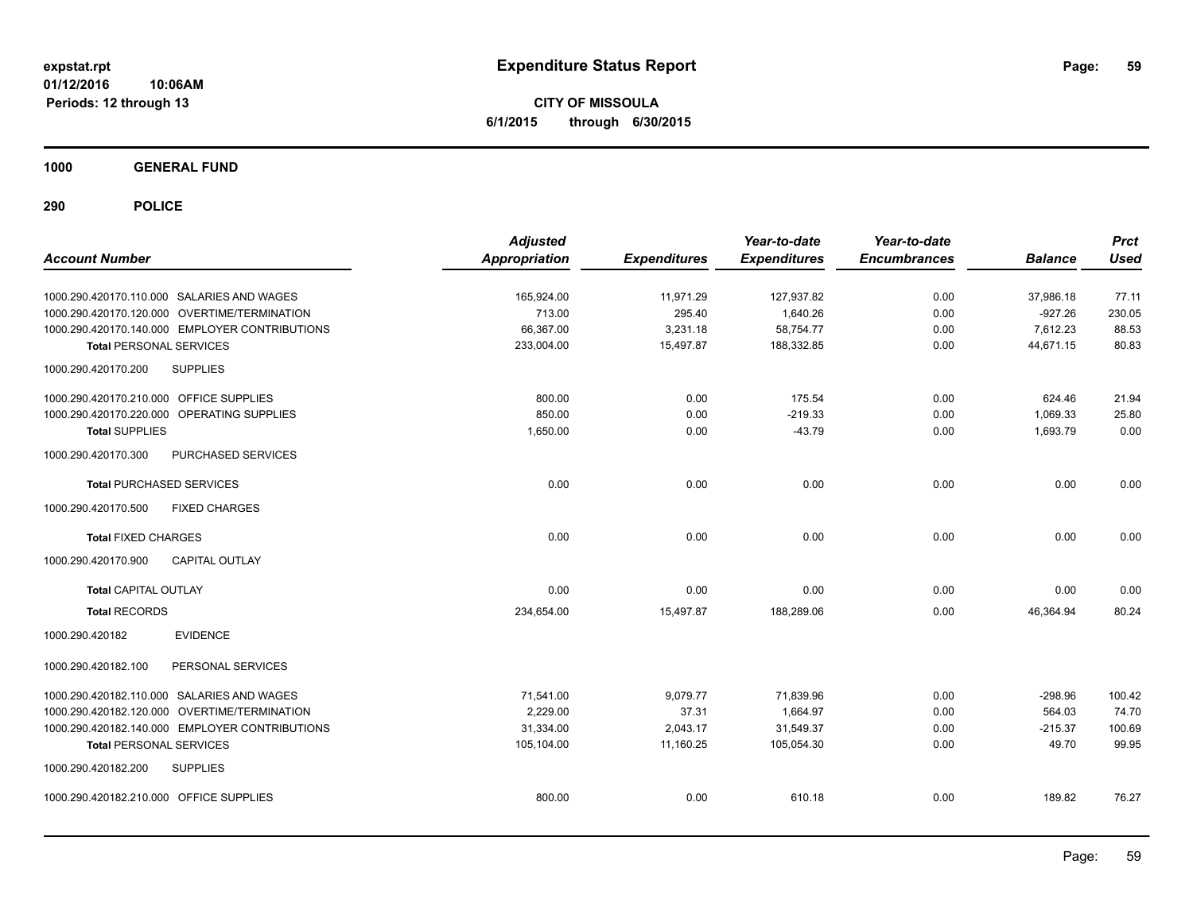# Expenditure Status Report

expstat.rpt
01/12/2016 10:06AM
Periods: 12 through 13

**CITY OF MISSOULA**
**6/1/2015 through 6/30/2015**

## 1000 GENERAL FUND

## 290 POLICE

| Account Number | Adjusted Appropriation | Expenditures | Year-to-date Expenditures | Year-to-date Encumbrances | Balance | Prct Used |
|---|---|---|---|---|---|---|
| 1000.290.420170.110.000 SALARIES AND WAGES | 165,924.00 | 11,971.29 | 127,937.82 | 0.00 | 37,986.18 | 77.11 |
| 1000.290.420170.120.000 OVERTIME/TERMINATION | 713.00 | 295.40 | 1,640.26 | 0.00 | -927.26 | 230.05 |
| 1000.290.420170.140.000 EMPLOYER CONTRIBUTIONS | 66,367.00 | 3,231.18 | 58,754.77 | 0.00 | 7,612.23 | 88.53 |
| **Total** PERSONAL SERVICES | 233,004.00 | 15,497.87 | 188,332.85 | 0.00 | 44,671.15 | 80.83 |
| 1000.290.420170.200 SUPPLIES | | | | | | |
| 1000.290.420170.210.000 OFFICE SUPPLIES | 800.00 | 0.00 | 175.54 | 0.00 | 624.46 | 21.94 |
| 1000.290.420170.220.000 OPERATING SUPPLIES | 850.00 | 0.00 | -219.33 | 0.00 | 1,069.33 | 25.80 |
| **Total** SUPPLIES | 1,650.00 | 0.00 | -43.79 | 0.00 | 1,693.79 | 0.00 |
| 1000.290.420170.300 PURCHASED SERVICES | | | | | | |
| **Total** PURCHASED SERVICES | 0.00 | 0.00 | 0.00 | 0.00 | 0.00 | 0.00 |
| 1000.290.420170.500 FIXED CHARGES | | | | | | |
| **Total** FIXED CHARGES | 0.00 | 0.00 | 0.00 | 0.00 | 0.00 | 0.00 |
| 1000.290.420170.900 CAPITAL OUTLAY | | | | | | |
| **Total** CAPITAL OUTLAY | 0.00 | 0.00 | 0.00 | 0.00 | 0.00 | 0.00 |
| **Total** RECORDS | 234,654.00 | 15,497.87 | 188,289.06 | 0.00 | 46,364.94 | 80.24 |
| 1000.290.420182 EVIDENCE | | | | | | |
| 1000.290.420182.100 PERSONAL SERVICES | | | | | | |
| 1000.290.420182.110.000 SALARIES AND WAGES | 71,541.00 | 9,079.77 | 71,839.96 | 0.00 | -298.96 | 100.42 |
| 1000.290.420182.120.000 OVERTIME/TERMINATION | 2,229.00 | 37.31 | 1,664.97 | 0.00 | 564.03 | 74.70 |
| 1000.290.420182.140.000 EMPLOYER CONTRIBUTIONS | 31,334.00 | 2,043.17 | 31,549.37 | 0.00 | -215.37 | 100.69 |
| **Total** PERSONAL SERVICES | 105,104.00 | 11,160.25 | 105,054.30 | 0.00 | 49.70 | 99.95 |
| 1000.290.420182.200 SUPPLIES | | | | | | |
| 1000.290.420182.210.000 OFFICE SUPPLIES | 800.00 | 0.00 | 610.18 | 0.00 | 189.82 | 76.27 |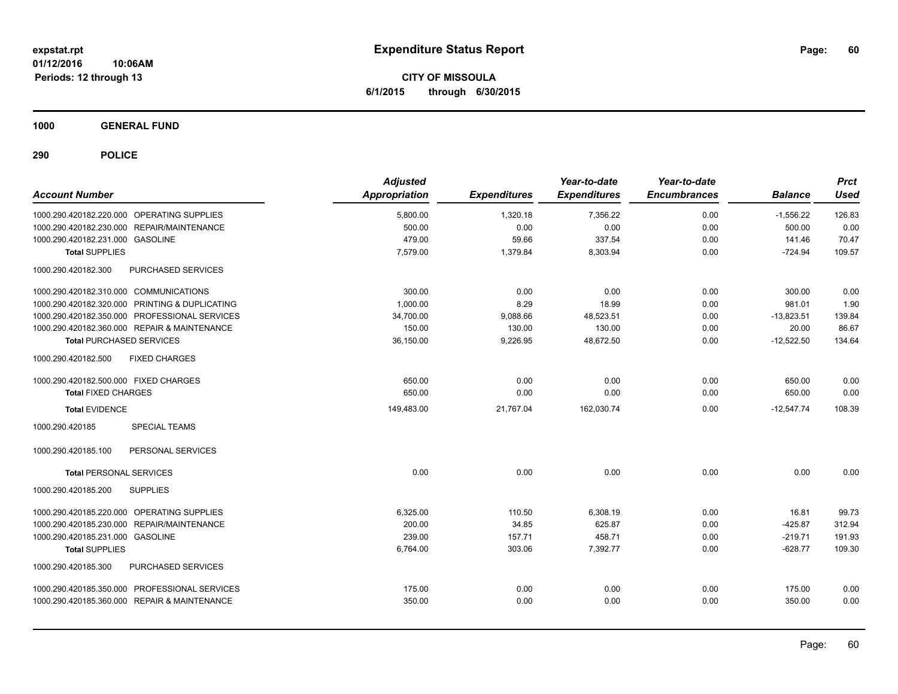# Expenditure Status Report

expstat.rpt
01/12/2016 10:06AM
Periods: 12 through 13

**CITY OF MISSOULA**
**6/1/2015 through 6/30/2015**

## 1000 GENERAL FUND

## 290 POLICE

| Account Number | Adjusted Appropriation | Expenditures | Year-to-date Expenditures | Year-to-date Encumbrances | Balance | Prct Used |
|---|---|---|---|---|---|---|
| 1000.290.420182.220.000 OPERATING SUPPLIES | 5,800.00 | 1,320.18 | 7,356.22 | 0.00 | -1,556.22 | 126.83 |
| 1000.290.420182.230.000 REPAIR/MAINTENANCE | 500.00 | 0.00 | 0.00 | 0.00 | 500.00 | 0.00 |
| 1000.290.420182.231.000 GASOLINE | 479.00 | 59.66 | 337.54 | 0.00 | 141.46 | 70.47 |
| **Total** SUPPLIES | 7,579.00 | 1,379.84 | 8,303.94 | 0.00 | -724.94 | 109.57 |
| 1000.290.420182.300 PURCHASED SERVICES | | | | | | |
| 1000.290.420182.310.000 COMMUNICATIONS | 300.00 | 0.00 | 0.00 | 0.00 | 300.00 | 0.00 |
| 1000.290.420182.320.000 PRINTING & DUPLICATING | 1,000.00 | 8.29 | 18.99 | 0.00 | 981.01 | 1.90 |
| 1000.290.420182.350.000 PROFESSIONAL SERVICES | 34,700.00 | 9,088.66 | 48,523.51 | 0.00 | -13,823.51 | 139.84 |
| 1000.290.420182.360.000 REPAIR & MAINTENANCE | 150.00 | 130.00 | 130.00 | 0.00 | 20.00 | 86.67 |
| **Total** PURCHASED SERVICES | 36,150.00 | 9,226.95 | 48,672.50 | 0.00 | -12,522.50 | 134.64 |
| 1000.290.420182.500 FIXED CHARGES | | | | | | |
| 1000.290.420182.500.000 FIXED CHARGES | 650.00 | 0.00 | 0.00 | 0.00 | 650.00 | 0.00 |
| **Total** FIXED CHARGES | 650.00 | 0.00 | 0.00 | 0.00 | 650.00 | 0.00 |
| **Total** EVIDENCE | 149,483.00 | 21,767.04 | 162,030.74 | 0.00 | -12,547.74 | 108.39 |
| 1000.290.420185 SPECIAL TEAMS | | | | | | |
| 1000.290.420185.100 PERSONAL SERVICES | | | | | | |
| **Total** PERSONAL SERVICES | 0.00 | 0.00 | 0.00 | 0.00 | 0.00 | 0.00 |
| 1000.290.420185.200 SUPPLIES | | | | | | |
| 1000.290.420185.220.000 OPERATING SUPPLIES | 6,325.00 | 110.50 | 6,308.19 | 0.00 | 16.81 | 99.73 |
| 1000.290.420185.230.000 REPAIR/MAINTENANCE | 200.00 | 34.85 | 625.87 | 0.00 | -425.87 | 312.94 |
| 1000.290.420185.231.000 GASOLINE | 239.00 | 157.71 | 458.71 | 0.00 | -219.71 | 191.93 |
| **Total** SUPPLIES | 6,764.00 | 303.06 | 7,392.77 | 0.00 | -628.77 | 109.30 |
| 1000.290.420185.300 PURCHASED SERVICES | | | | | | |
| 1000.290.420185.350.000 PROFESSIONAL SERVICES | 175.00 | 0.00 | 0.00 | 0.00 | 175.00 | 0.00 |
| 1000.290.420185.360.000 REPAIR & MAINTENANCE | 350.00 | 0.00 | 0.00 | 0.00 | 350.00 | 0.00 |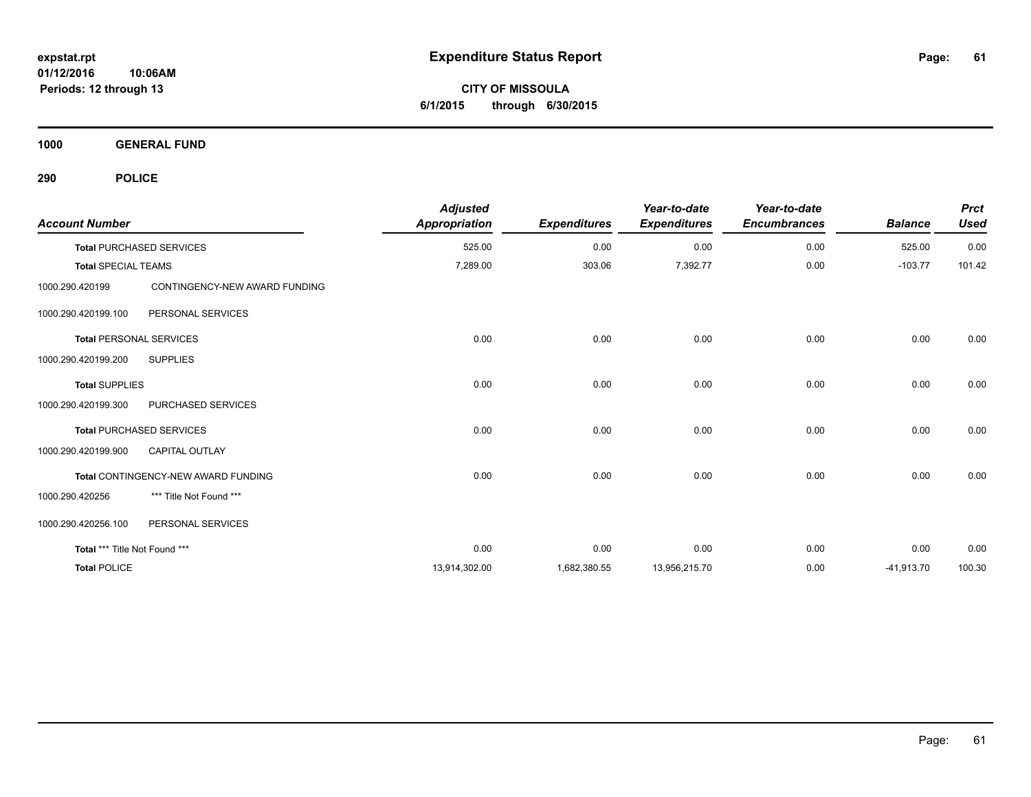expstat.rpt
01/12/2016 10:06AM
Periods: 12 through 13

# Expenditure Status Report

**CITY OF MISSOULA**
**6/1/2015 through 6/30/2015**

## 1000 GENERAL FUND

## 290 POLICE

| Account Number | | Adjusted Appropriation | Expenditures | Year-to-date Expenditures | Year-to-date Encumbrances | Balance | Prct Used |
|---|---|---|---|---|---|---|---|
| **Total** PURCHASED SERVICES | | 525.00 | 0.00 | 0.00 | 0.00 | 525.00 | 0.00 |
| **Total** SPECIAL TEAMS | | 7,289.00 | 303.06 | 7,392.77 | 0.00 | -103.77 | 101.42 |
| 1000.290.420199 | CONTINGENCY-NEW AWARD FUNDING | | | | | | |
| 1000.290.420199.100 | PERSONAL SERVICES | | | | | | |
| **Total** PERSONAL SERVICES | | 0.00 | 0.00 | 0.00 | 0.00 | 0.00 | 0.00 |
| 1000.290.420199.200 | SUPPLIES | | | | | | |
| **Total** SUPPLIES | | 0.00 | 0.00 | 0.00 | 0.00 | 0.00 | 0.00 |
| 1000.290.420199.300 | PURCHASED SERVICES | | | | | | |
| **Total** PURCHASED SERVICES | | 0.00 | 0.00 | 0.00 | 0.00 | 0.00 | 0.00 |
| 1000.290.420199.900 | CAPITAL OUTLAY | | | | | | |
| **Total** CONTINGENCY-NEW AWARD FUNDING | | 0.00 | 0.00 | 0.00 | 0.00 | 0.00 | 0.00 |
| 1000.290.420256 | *** Title Not Found *** | | | | | | |
| 1000.290.420256.100 | PERSONAL SERVICES | | | | | | |
| **Total** *** Title Not Found *** | | 0.00 | 0.00 | 0.00 | 0.00 | 0.00 | 0.00 |
| **Total** POLICE | | 13,914,302.00 | 1,682,380.55 | 13,956,215.70 | 0.00 | -41,913.70 | 100.30 |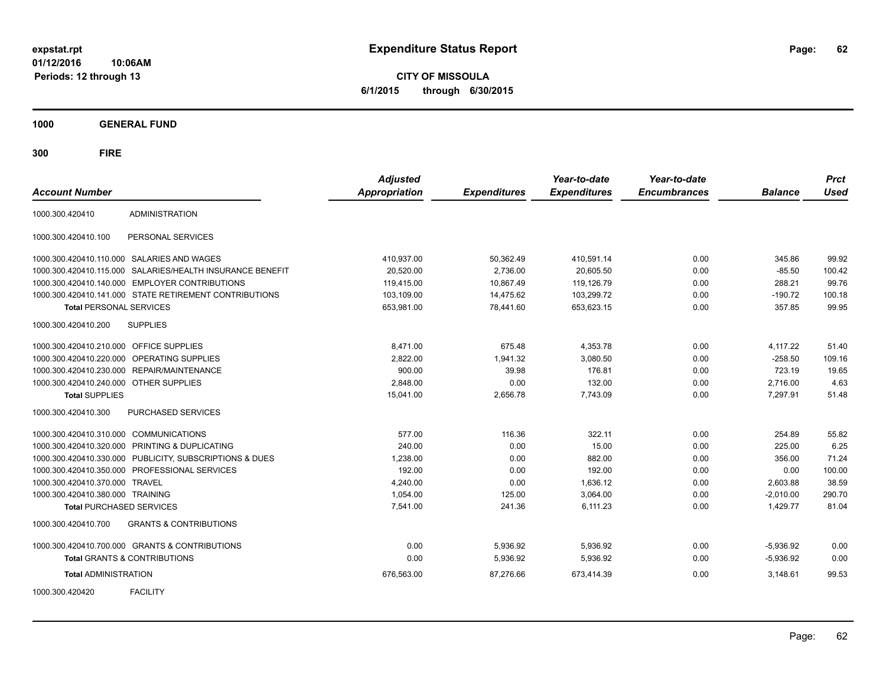# Expenditure Status Report

expstat.rpt
01/12/2016 10:06AM
Periods: 12 through 13

**CITY OF MISSOULA**
**6/1/2015 through 6/30/2015**

## 1000 GENERAL FUND

### 300 FIRE

| Account Number | | Adjusted Appropriation | Expenditures | Year-to-date Expenditures | Year-to-date Encumbrances | Balance | Prct Used |
|---|---|---|---|---|---|---|---|
| 1000.300.420410 | ADMINISTRATION | | | | | | |
| 1000.300.420410.100 | PERSONAL SERVICES | | | | | | |
| 1000.300.420410.110.000 | SALARIES AND WAGES | 410,937.00 | 50,362.49 | 410,591.14 | 0.00 | 345.86 | 99.92 |
| 1000.300.420410.115.000 | SALARIES/HEALTH INSURANCE BENEFIT | 20,520.00 | 2,736.00 | 20,605.50 | 0.00 | -85.50 | 100.42 |
| 1000.300.420410.140.000 | EMPLOYER CONTRIBUTIONS | 119,415.00 | 10,867.49 | 119,126.79 | 0.00 | 288.21 | 99.76 |
| 1000.300.420410.141.000 | STATE RETIREMENT CONTRIBUTIONS | 103,109.00 | 14,475.62 | 103,299.72 | 0.00 | -190.72 | 100.18 |
| **Total** PERSONAL SERVICES | | 653,981.00 | 78,441.60 | 653,623.15 | 0.00 | 357.85 | 99.95 |
| 1000.300.420410.200 | SUPPLIES | | | | | | |
| 1000.300.420410.210.000 | OFFICE SUPPLIES | 8,471.00 | 675.48 | 4,353.78 | 0.00 | 4,117.22 | 51.40 |
| 1000.300.420410.220.000 | OPERATING SUPPLIES | 2,822.00 | 1,941.32 | 3,080.50 | 0.00 | -258.50 | 109.16 |
| 1000.300.420410.230.000 | REPAIR/MAINTENANCE | 900.00 | 39.98 | 176.81 | 0.00 | 723.19 | 19.65 |
| 1000.300.420410.240.000 | OTHER SUPPLIES | 2,848.00 | 0.00 | 132.00 | 0.00 | 2,716.00 | 4.63 |
| **Total** SUPPLIES | | 15,041.00 | 2,656.78 | 7,743.09 | 0.00 | 7,297.91 | 51.48 |
| 1000.300.420410.300 | PURCHASED SERVICES | | | | | | |
| 1000.300.420410.310.000 | COMMUNICATIONS | 577.00 | 116.36 | 322.11 | 0.00 | 254.89 | 55.82 |
| 1000.300.420410.320.000 | PRINTING & DUPLICATING | 240.00 | 0.00 | 15.00 | 0.00 | 225.00 | 6.25 |
| 1000.300.420410.330.000 | PUBLICITY, SUBSCRIPTIONS & DUES | 1,238.00 | 0.00 | 882.00 | 0.00 | 356.00 | 71.24 |
| 1000.300.420410.350.000 | PROFESSIONAL SERVICES | 192.00 | 0.00 | 192.00 | 0.00 | 0.00 | 100.00 |
| 1000.300.420410.370.000 | TRAVEL | 4,240.00 | 0.00 | 1,636.12 | 0.00 | 2,603.88 | 38.59 |
| 1000.300.420410.380.000 | TRAINING | 1,054.00 | 125.00 | 3,064.00 | 0.00 | -2,010.00 | 290.70 |
| **Total** PURCHASED SERVICES | | 7,541.00 | 241.36 | 6,111.23 | 0.00 | 1,429.77 | 81.04 |
| 1000.300.420410.700 | GRANTS & CONTRIBUTIONS | | | | | | |
| 1000.300.420410.700.000 | GRANTS & CONTRIBUTIONS | 0.00 | 5,936.92 | 5,936.92 | 0.00 | -5,936.92 | 0.00 |
| **Total** GRANTS & CONTRIBUTIONS | | 0.00 | 5,936.92 | 5,936.92 | 0.00 | -5,936.92 | 0.00 |
| **Total** ADMINISTRATION | | 676,563.00 | 87,276.66 | 673,414.39 | 0.00 | 3,148.61 | 99.53 |
| 1000.300.420420 | FACILITY | | | | | | |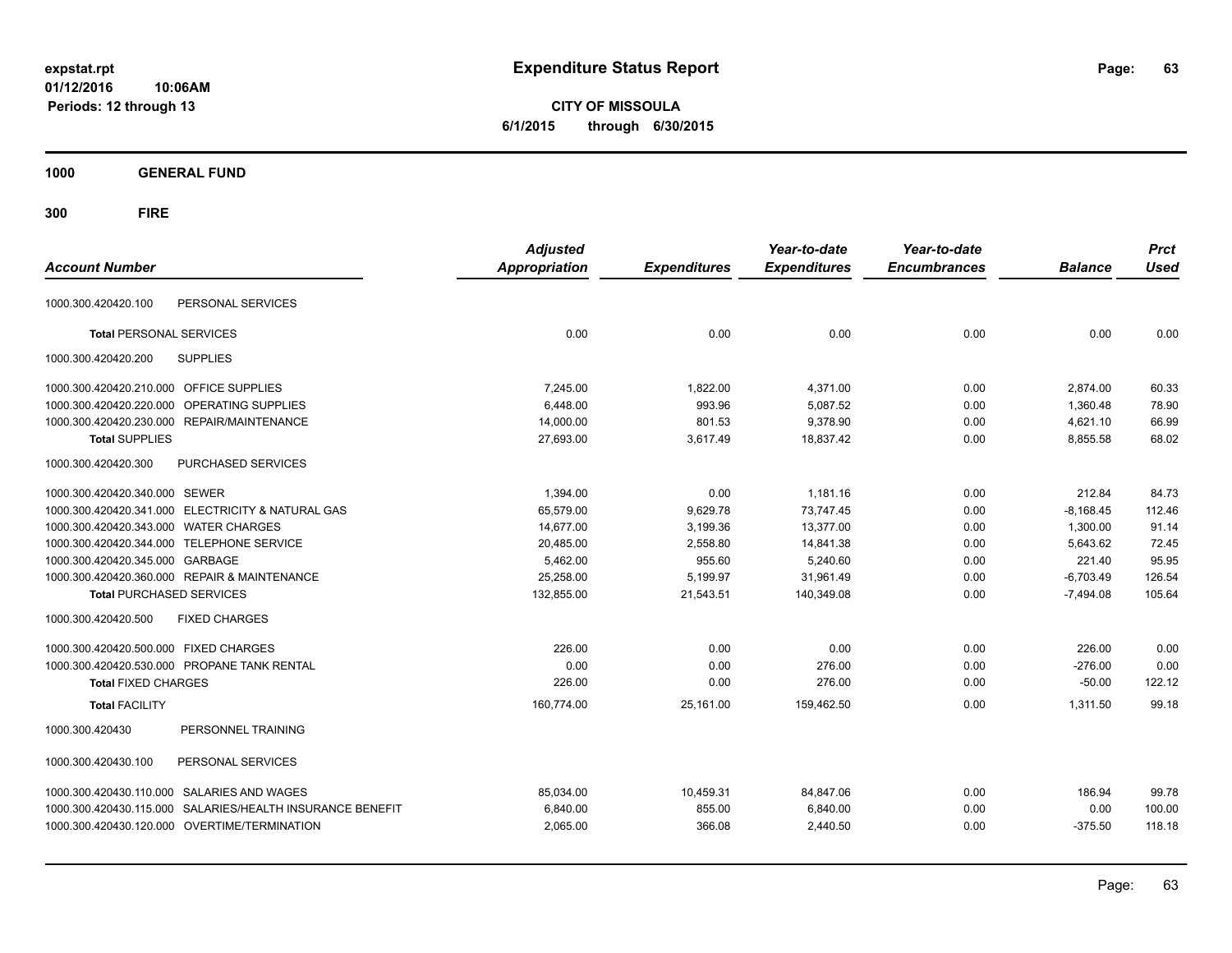# Expenditure Status Report

expstat.rpt
01/12/2016 10:06AM
Periods: 12 through 13

**CITY OF MISSOULA**
**6/1/2015 through 6/30/2015**

## 1000 GENERAL FUND

## 300 FIRE

| Account Number | | Adjusted Appropriation | Expenditures | Year-to-date Expenditures | Year-to-date Encumbrances | Balance | Prct Used |
|---|---|---|---|---|---|---|---|
| 1000.300.420420.100 | PERSONAL SERVICES | | | | | | |
| **Total** PERSONAL SERVICES | | 0.00 | 0.00 | 0.00 | 0.00 | 0.00 | 0.00 |
| 1000.300.420420.200 | SUPPLIES | | | | | | |
| 1000.300.420420.210.000 | OFFICE SUPPLIES | 7,245.00 | 1,822.00 | 4,371.00 | 0.00 | 2,874.00 | 60.33 |
| 1000.300.420420.220.000 | OPERATING SUPPLIES | 6,448.00 | 993.96 | 5,087.52 | 0.00 | 1,360.48 | 78.90 |
| 1000.300.420420.230.000 | REPAIR/MAINTENANCE | 14,000.00 | 801.53 | 9,378.90 | 0.00 | 4,621.10 | 66.99 |
| **Total** SUPPLIES | | 27,693.00 | 3,617.49 | 18,837.42 | 0.00 | 8,855.58 | 68.02 |
| 1000.300.420420.300 | PURCHASED SERVICES | | | | | | |
| 1000.300.420420.340.000 | SEWER | 1,394.00 | 0.00 | 1,181.16 | 0.00 | 212.84 | 84.73 |
| 1000.300.420420.341.000 | ELECTRICITY & NATURAL GAS | 65,579.00 | 9,629.78 | 73,747.45 | 0.00 | -8,168.45 | 112.46 |
| 1000.300.420420.343.000 | WATER CHARGES | 14,677.00 | 3,199.36 | 13,377.00 | 0.00 | 1,300.00 | 91.14 |
| 1000.300.420420.344.000 | TELEPHONE SERVICE | 20,485.00 | 2,558.80 | 14,841.38 | 0.00 | 5,643.62 | 72.45 |
| 1000.300.420420.345.000 | GARBAGE | 5,462.00 | 955.60 | 5,240.60 | 0.00 | 221.40 | 95.95 |
| 1000.300.420420.360.000 | REPAIR & MAINTENANCE | 25,258.00 | 5,199.97 | 31,961.49 | 0.00 | -6,703.49 | 126.54 |
| **Total** PURCHASED SERVICES | | 132,855.00 | 21,543.51 | 140,349.08 | 0.00 | -7,494.08 | 105.64 |
| 1000.300.420420.500 | FIXED CHARGES | | | | | | |
| 1000.300.420420.500.000 | FIXED CHARGES | 226.00 | 0.00 | 0.00 | 0.00 | 226.00 | 0.00 |
| 1000.300.420420.530.000 | PROPANE TANK RENTAL | 0.00 | 0.00 | 276.00 | 0.00 | -276.00 | 0.00 |
| **Total** FIXED CHARGES | | 226.00 | 0.00 | 276.00 | 0.00 | -50.00 | 122.12 |
| **Total** FACILITY | | 160,774.00 | 25,161.00 | 159,462.50 | 0.00 | 1,311.50 | 99.18 |
| 1000.300.420430 | PERSONNEL TRAINING | | | | | | |
| 1000.300.420430.100 | PERSONAL SERVICES | | | | | | |
| 1000.300.420430.110.000 | SALARIES AND WAGES | 85,034.00 | 10,459.31 | 84,847.06 | 0.00 | 186.94 | 99.78 |
| 1000.300.420430.115.000 | SALARIES/HEALTH INSURANCE BENEFIT | 6,840.00 | 855.00 | 6,840.00 | 0.00 | 0.00 | 100.00 |
| 1000.300.420430.120.000 | OVERTIME/TERMINATION | 2,065.00 | 366.08 | 2,440.50 | 0.00 | -375.50 | 118.18 |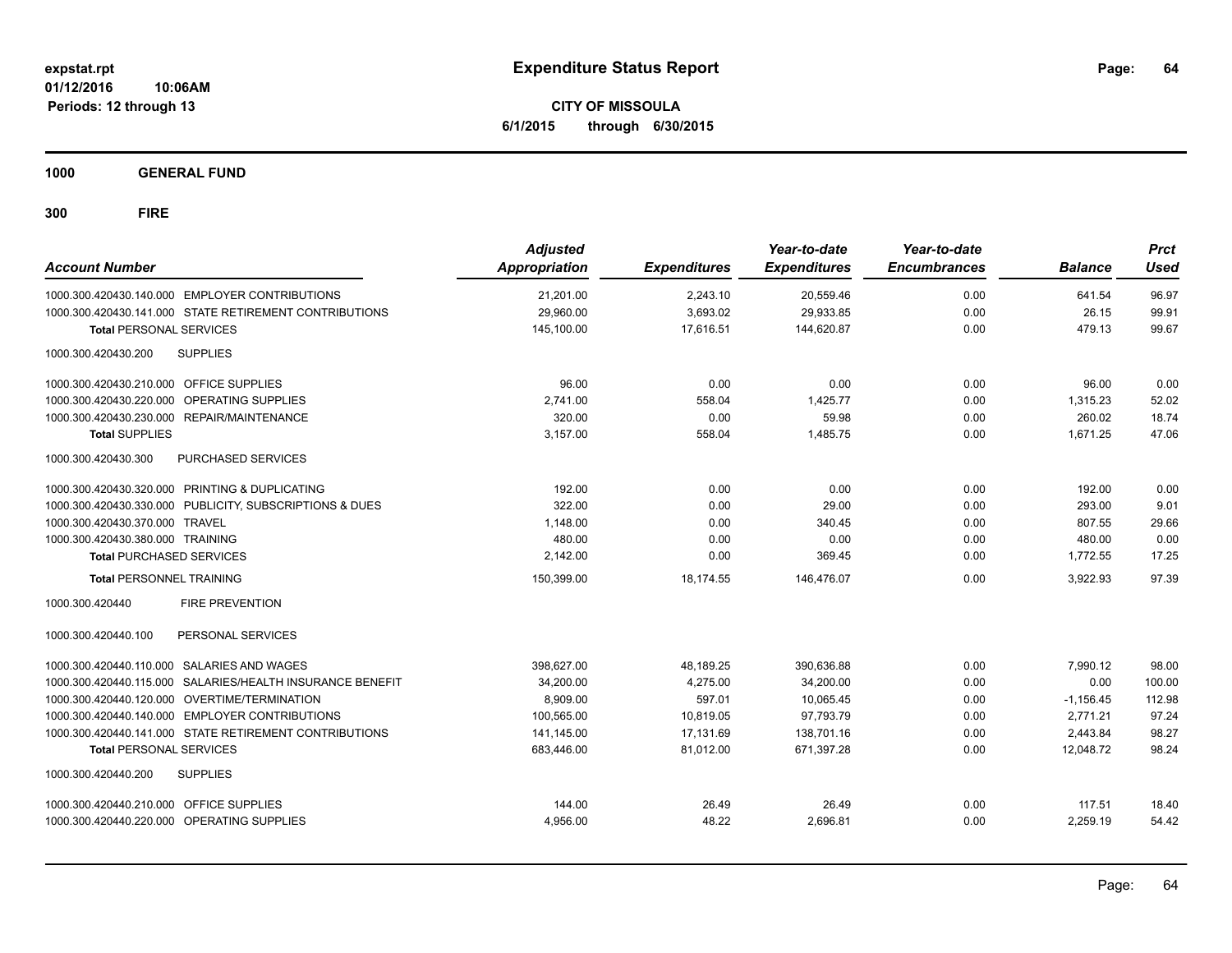**expstat.rpt**
**01/12/2016 10:06AM**
**Periods: 12 through 13**

# Expenditure Status Report

**CITY OF MISSOULA**
**6/1/2015 through 6/30/2015**

**1000 GENERAL FUND**

**300 FIRE**

| Account Number | Adjusted Appropriation | Expenditures | Year-to-date Expenditures | Year-to-date Encumbrances | Balance | Prct Used |
|---|---|---|---|---|---|---|
| 1000.300.420430.140.000 EMPLOYER CONTRIBUTIONS | 21,201.00 | 2,243.10 | 20,559.46 | 0.00 | 641.54 | 96.97 |
| 1000.300.420430.141.000 STATE RETIREMENT CONTRIBUTIONS | 29,960.00 | 3,693.02 | 29,933.85 | 0.00 | 26.15 | 99.91 |
| **Total** PERSONAL SERVICES | 145,100.00 | 17,616.51 | 144,620.87 | 0.00 | 479.13 | 99.67 |
| 1000.300.420430.200 SUPPLIES | | | | | | |
| 1000.300.420430.210.000 OFFICE SUPPLIES | 96.00 | 0.00 | 0.00 | 0.00 | 96.00 | 0.00 |
| 1000.300.420430.220.000 OPERATING SUPPLIES | 2,741.00 | 558.04 | 1,425.77 | 0.00 | 1,315.23 | 52.02 |
| 1000.300.420430.230.000 REPAIR/MAINTENANCE | 320.00 | 0.00 | 59.98 | 0.00 | 260.02 | 18.74 |
| **Total** SUPPLIES | 3,157.00 | 558.04 | 1,485.75 | 0.00 | 1,671.25 | 47.06 |
| 1000.300.420430.300 PURCHASED SERVICES | | | | | | |
| 1000.300.420430.320.000 PRINTING & DUPLICATING | 192.00 | 0.00 | 0.00 | 0.00 | 192.00 | 0.00 |
| 1000.300.420430.330.000 PUBLICITY, SUBSCRIPTIONS & DUES | 322.00 | 0.00 | 29.00 | 0.00 | 293.00 | 9.01 |
| 1000.300.420430.370.000 TRAVEL | 1,148.00 | 0.00 | 340.45 | 0.00 | 807.55 | 29.66 |
| 1000.300.420430.380.000 TRAINING | 480.00 | 0.00 | 0.00 | 0.00 | 480.00 | 0.00 |
| **Total** PURCHASED SERVICES | 2,142.00 | 0.00 | 369.45 | 0.00 | 1,772.55 | 17.25 |
| **Total** PERSONNEL TRAINING | 150,399.00 | 18,174.55 | 146,476.07 | 0.00 | 3,922.93 | 97.39 |
| 1000.300.420440 FIRE PREVENTION | | | | | | |
| 1000.300.420440.100 PERSONAL SERVICES | | | | | | |
| 1000.300.420440.110.000 SALARIES AND WAGES | 398,627.00 | 48,189.25 | 390,636.88 | 0.00 | 7,990.12 | 98.00 |
| 1000.300.420440.115.000 SALARIES/HEALTH INSURANCE BENEFIT | 34,200.00 | 4,275.00 | 34,200.00 | 0.00 | 0.00 | 100.00 |
| 1000.300.420440.120.000 OVERTIME/TERMINATION | 8,909.00 | 597.01 | 10,065.45 | 0.00 | -1,156.45 | 112.98 |
| 1000.300.420440.140.000 EMPLOYER CONTRIBUTIONS | 100,565.00 | 10,819.05 | 97,793.79 | 0.00 | 2,771.21 | 97.24 |
| 1000.300.420440.141.000 STATE RETIREMENT CONTRIBUTIONS | 141,145.00 | 17,131.69 | 138,701.16 | 0.00 | 2,443.84 | 98.27 |
| **Total** PERSONAL SERVICES | 683,446.00 | 81,012.00 | 671,397.28 | 0.00 | 12,048.72 | 98.24 |
| 1000.300.420440.200 SUPPLIES | | | | | | |
| 1000.300.420440.210.000 OFFICE SUPPLIES | 144.00 | 26.49 | 26.49 | 0.00 | 117.51 | 18.40 |
| 1000.300.420440.220.000 OPERATING SUPPLIES | 4,956.00 | 48.22 | 2,696.81 | 0.00 | 2,259.19 | 54.42 |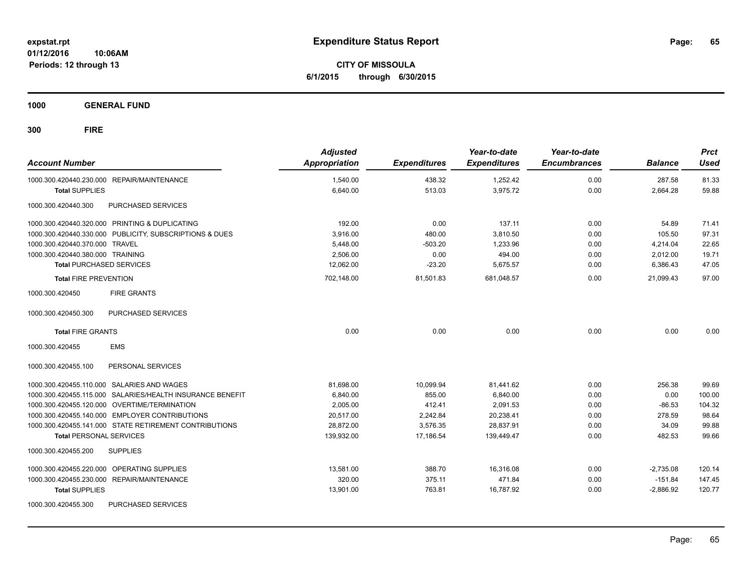# Expenditure Status Report

expstat.rpt
01/12/2016 10:06AM
Periods: 12 through 13

**CITY OF MISSOULA**
**6/1/2015 through 6/30/2015**

## 1000 GENERAL FUND

## 300 FIRE

| Account Number | Adjusted Appropriation | Expenditures | Year-to-date Expenditures | Year-to-date Encumbrances | Balance | Prct Used |
|---|---|---|---|---|---|---|
| 1000.300.420440.230.000 REPAIR/MAINTENANCE | 1,540.00 | 438.32 | 1,252.42 | 0.00 | 287.58 | 81.33 |
| **Total** SUPPLIES | 6,640.00 | 513.03 | 3,975.72 | 0.00 | 2,664.28 | 59.88 |
| 1000.300.420440.300 PURCHASED SERVICES | | | | | | |
| 1000.300.420440.320.000 PRINTING & DUPLICATING | 192.00 | 0.00 | 137.11 | 0.00 | 54.89 | 71.41 |
| 1000.300.420440.330.000 PUBLICITY, SUBSCRIPTIONS & DUES | 3,916.00 | 480.00 | 3,810.50 | 0.00 | 105.50 | 97.31 |
| 1000.300.420440.370.000 TRAVEL | 5,448.00 | -503.20 | 1,233.96 | 0.00 | 4,214.04 | 22.65 |
| 1000.300.420440.380.000 TRAINING | 2,506.00 | 0.00 | 494.00 | 0.00 | 2,012.00 | 19.71 |
| **Total** PURCHASED SERVICES | 12,062.00 | -23.20 | 5,675.57 | 0.00 | 6,386.43 | 47.05 |
| **Total** FIRE PREVENTION | 702,148.00 | 81,501.83 | 681,048.57 | 0.00 | 21,099.43 | 97.00 |
| 1000.300.420450 FIRE GRANTS | | | | | | |
| 1000.300.420450.300 PURCHASED SERVICES | | | | | | |
| **Total** FIRE GRANTS | 0.00 | 0.00 | 0.00 | 0.00 | 0.00 | 0.00 |
| 1000.300.420455 EMS | | | | | | |
| 1000.300.420455.100 PERSONAL SERVICES | | | | | | |
| 1000.300.420455.110.000 SALARIES AND WAGES | 81,698.00 | 10,099.94 | 81,441.62 | 0.00 | 256.38 | 99.69 |
| 1000.300.420455.115.000 SALARIES/HEALTH INSURANCE BENEFIT | 6,840.00 | 855.00 | 6,840.00 | 0.00 | 0.00 | 100.00 |
| 1000.300.420455.120.000 OVERTIME/TERMINATION | 2,005.00 | 412.41 | 2,091.53 | 0.00 | -86.53 | 104.32 |
| 1000.300.420455.140.000 EMPLOYER CONTRIBUTIONS | 20,517.00 | 2,242.84 | 20,238.41 | 0.00 | 278.59 | 98.64 |
| 1000.300.420455.141.000 STATE RETIREMENT CONTRIBUTIONS | 28,872.00 | 3,576.35 | 28,837.91 | 0.00 | 34.09 | 99.88 |
| **Total** PERSONAL SERVICES | 139,932.00 | 17,186.54 | 139,449.47 | 0.00 | 482.53 | 99.66 |
| 1000.300.420455.200 SUPPLIES | | | | | | |
| 1000.300.420455.220.000 OPERATING SUPPLIES | 13,581.00 | 388.70 | 16,316.08 | 0.00 | -2,735.08 | 120.14 |
| 1000.300.420455.230.000 REPAIR/MAINTENANCE | 320.00 | 375.11 | 471.84 | 0.00 | -151.84 | 147.45 |
| **Total** SUPPLIES | 13,901.00 | 763.81 | 16,787.92 | 0.00 | -2,886.92 | 120.77 |
| 1000.300.420455.300 PURCHASED SERVICES | | | | | | |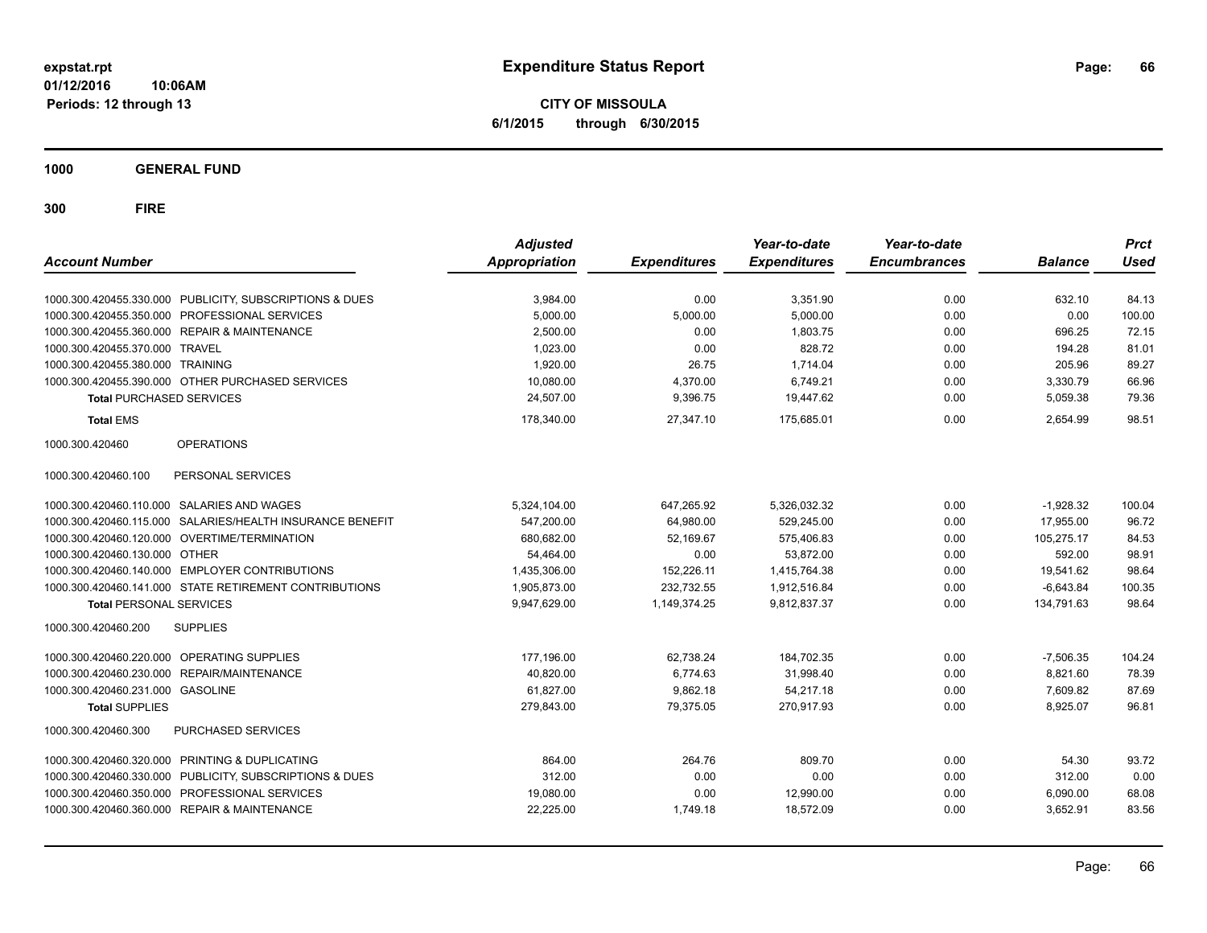# Expenditure Status Report

**CITY OF MISSOULA**

**6/1/2015 through 6/30/2015**

expstat.rpt
01/12/2016 10:06AM
Periods: 12 through 13

## 1000 GENERAL FUND

## 300 FIRE

| Account Number | | Adjusted Appropriation | Expenditures | Year-to-date Expenditures | Year-to-date Encumbrances | Balance | Prct Used |
|---|---|---|---|---|---|---|---|
| 1000.300.420455.330.000 | PUBLICITY, SUBSCRIPTIONS & DUES | 3,984.00 | 0.00 | 3,351.90 | 0.00 | 632.10 | 84.13 |
| 1000.300.420455.350.000 | PROFESSIONAL SERVICES | 5,000.00 | 5,000.00 | 5,000.00 | 0.00 | 0.00 | 100.00 |
| 1000.300.420455.360.000 | REPAIR & MAINTENANCE | 2,500.00 | 0.00 | 1,803.75 | 0.00 | 696.25 | 72.15 |
| 1000.300.420455.370.000 | TRAVEL | 1,023.00 | 0.00 | 828.72 | 0.00 | 194.28 | 81.01 |
| 1000.300.420455.380.000 | TRAINING | 1,920.00 | 26.75 | 1,714.04 | 0.00 | 205.96 | 89.27 |
| 1000.300.420455.390.000 | OTHER PURCHASED SERVICES | 10,080.00 | 4,370.00 | 6,749.21 | 0.00 | 3,330.79 | 66.96 |
| **Total** PURCHASED SERVICES | | 24,507.00 | 9,396.75 | 19,447.62 | 0.00 | 5,059.38 | 79.36 |
| **Total** EMS | | 178,340.00 | 27,347.10 | 175,685.01 | 0.00 | 2,654.99 | 98.51 |
| 1000.300.420460 | OPERATIONS | | | | | | |
| 1000.300.420460.100 | PERSONAL SERVICES | | | | | | |
| 1000.300.420460.110.000 | SALARIES AND WAGES | 5,324,104.00 | 647,265.92 | 5,326,032.32 | 0.00 | -1,928.32 | 100.04 |
| 1000.300.420460.115.000 | SALARIES/HEALTH INSURANCE BENEFIT | 547,200.00 | 64,980.00 | 529,245.00 | 0.00 | 17,955.00 | 96.72 |
| 1000.300.420460.120.000 | OVERTIME/TERMINATION | 680,682.00 | 52,169.67 | 575,406.83 | 0.00 | 105,275.17 | 84.53 |
| 1000.300.420460.130.000 | OTHER | 54,464.00 | 0.00 | 53,872.00 | 0.00 | 592.00 | 98.91 |
| 1000.300.420460.140.000 | EMPLOYER CONTRIBUTIONS | 1,435,306.00 | 152,226.11 | 1,415,764.38 | 0.00 | 19,541.62 | 98.64 |
| 1000.300.420460.141.000 | STATE RETIREMENT CONTRIBUTIONS | 1,905,873.00 | 232,732.55 | 1,912,516.84 | 0.00 | -6,643.84 | 100.35 |
| **Total** PERSONAL SERVICES | | 9,947,629.00 | 1,149,374.25 | 9,812,837.37 | 0.00 | 134,791.63 | 98.64 |
| 1000.300.420460.200 | SUPPLIES | | | | | | |
| 1000.300.420460.220.000 | OPERATING SUPPLIES | 177,196.00 | 62,738.24 | 184,702.35 | 0.00 | -7,506.35 | 104.24 |
| 1000.300.420460.230.000 | REPAIR/MAINTENANCE | 40,820.00 | 6,774.63 | 31,998.40 | 0.00 | 8,821.60 | 78.39 |
| 1000.300.420460.231.000 | GASOLINE | 61,827.00 | 9,862.18 | 54,217.18 | 0.00 | 7,609.82 | 87.69 |
| **Total** SUPPLIES | | 279,843.00 | 79,375.05 | 270,917.93 | 0.00 | 8,925.07 | 96.81 |
| 1000.300.420460.300 | PURCHASED SERVICES | | | | | | |
| 1000.300.420460.320.000 | PRINTING & DUPLICATING | 864.00 | 264.76 | 809.70 | 0.00 | 54.30 | 93.72 |
| 1000.300.420460.330.000 | PUBLICITY, SUBSCRIPTIONS & DUES | 312.00 | 0.00 | 0.00 | 0.00 | 312.00 | 0.00 |
| 1000.300.420460.350.000 | PROFESSIONAL SERVICES | 19,080.00 | 0.00 | 12,990.00 | 0.00 | 6,090.00 | 68.08 |
| 1000.300.420460.360.000 | REPAIR & MAINTENANCE | 22,225.00 | 1,749.18 | 18,572.09 | 0.00 | 3,652.91 | 83.56 |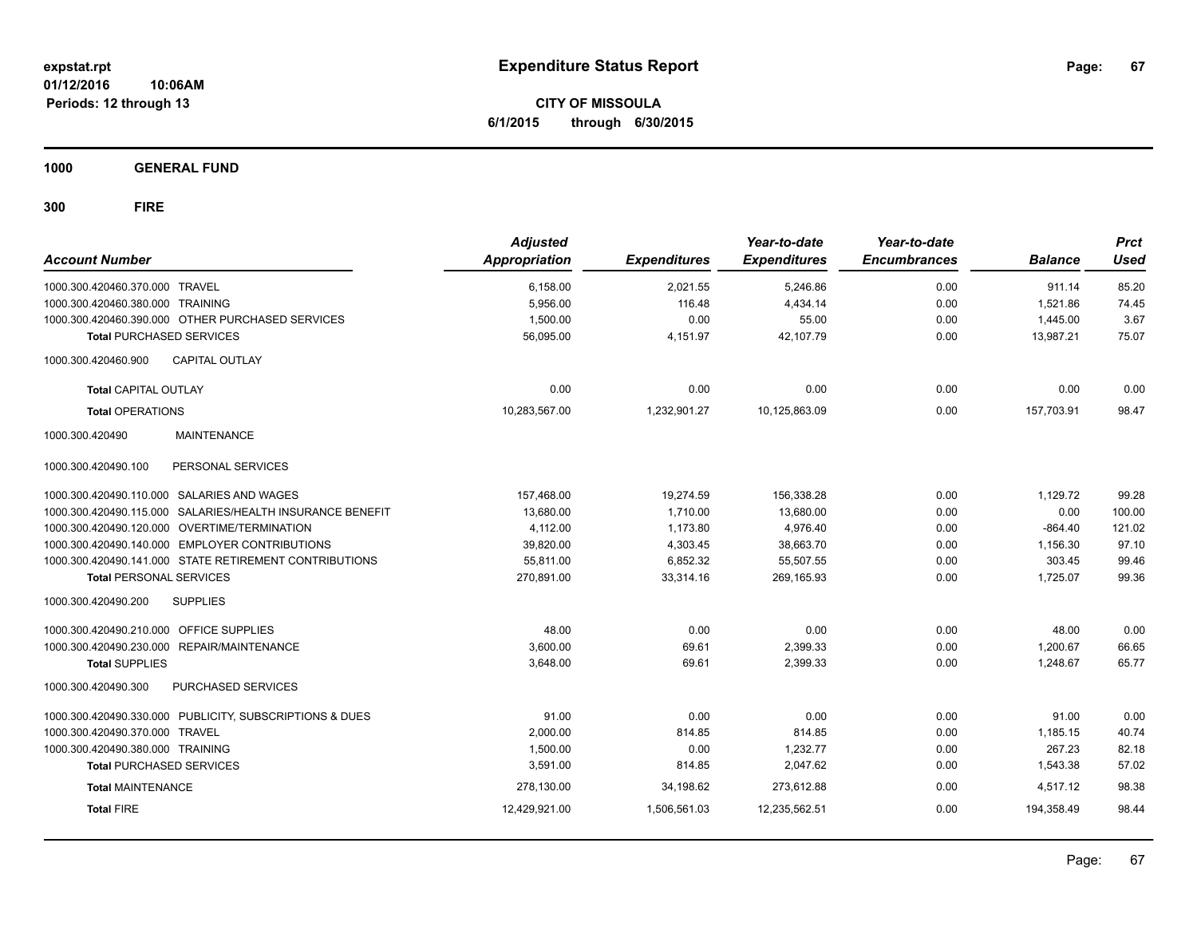# Expenditure Status Report

**CITY OF MISSOULA**
**6/1/2015 through 6/30/2015**

expstat.rpt
01/12/2016 10:06AM
Periods: 12 through 13

**1000 GENERAL FUND**

**300 FIRE**

| Account Number | Adjusted Appropriation | Expenditures | Year-to-date Expenditures | Year-to-date Encumbrances | Balance | Prct Used |
|---|---|---|---|---|---|---|
| 1000.300.420460.370.000 TRAVEL | 6,158.00 | 2,021.55 | 5,246.86 | 0.00 | 911.14 | 85.20 |
| 1000.300.420460.380.000 TRAINING | 5,956.00 | 116.48 | 4,434.14 | 0.00 | 1,521.86 | 74.45 |
| 1000.300.420460.390.000 OTHER PURCHASED SERVICES | 1,500.00 | 0.00 | 55.00 | 0.00 | 1,445.00 | 3.67 |
| **Total** PURCHASED SERVICES | 56,095.00 | 4,151.97 | 42,107.79 | 0.00 | 13,987.21 | 75.07 |
| 1000.300.420460.900 CAPITAL OUTLAY | | | | | | |
| **Total** CAPITAL OUTLAY | 0.00 | 0.00 | 0.00 | 0.00 | 0.00 | 0.00 |
| **Total** OPERATIONS | 10,283,567.00 | 1,232,901.27 | 10,125,863.09 | 0.00 | 157,703.91 | 98.47 |
| 1000.300.420490 MAINTENANCE | | | | | | |
| 1000.300.420490.100 PERSONAL SERVICES | | | | | | |
| 1000.300.420490.110.000 SALARIES AND WAGES | 157,468.00 | 19,274.59 | 156,338.28 | 0.00 | 1,129.72 | 99.28 |
| 1000.300.420490.115.000 SALARIES/HEALTH INSURANCE BENEFIT | 13,680.00 | 1,710.00 | 13,680.00 | 0.00 | 0.00 | 100.00 |
| 1000.300.420490.120.000 OVERTIME/TERMINATION | 4,112.00 | 1,173.80 | 4,976.40 | 0.00 | -864.40 | 121.02 |
| 1000.300.420490.140.000 EMPLOYER CONTRIBUTIONS | 39,820.00 | 4,303.45 | 38,663.70 | 0.00 | 1,156.30 | 97.10 |
| 1000.300.420490.141.000 STATE RETIREMENT CONTRIBUTIONS | 55,811.00 | 6,852.32 | 55,507.55 | 0.00 | 303.45 | 99.46 |
| **Total** PERSONAL SERVICES | 270,891.00 | 33,314.16 | 269,165.93 | 0.00 | 1,725.07 | 99.36 |
| 1000.300.420490.200 SUPPLIES | | | | | | |
| 1000.300.420490.210.000 OFFICE SUPPLIES | 48.00 | 0.00 | 0.00 | 0.00 | 48.00 | 0.00 |
| 1000.300.420490.230.000 REPAIR/MAINTENANCE | 3,600.00 | 69.61 | 2,399.33 | 0.00 | 1,200.67 | 66.65 |
| **Total** SUPPLIES | 3,648.00 | 69.61 | 2,399.33 | 0.00 | 1,248.67 | 65.77 |
| 1000.300.420490.300 PURCHASED SERVICES | | | | | | |
| 1000.300.420490.330.000 PUBLICITY, SUBSCRIPTIONS & DUES | 91.00 | 0.00 | 0.00 | 0.00 | 91.00 | 0.00 |
| 1000.300.420490.370.000 TRAVEL | 2,000.00 | 814.85 | 814.85 | 0.00 | 1,185.15 | 40.74 |
| 1000.300.420490.380.000 TRAINING | 1,500.00 | 0.00 | 1,232.77 | 0.00 | 267.23 | 82.18 |
| **Total** PURCHASED SERVICES | 3,591.00 | 814.85 | 2,047.62 | 0.00 | 1,543.38 | 57.02 |
| **Total** MAINTENANCE | 278,130.00 | 34,198.62 | 273,612.88 | 0.00 | 4,517.12 | 98.38 |
| **Total** FIRE | 12,429,921.00 | 1,506,561.03 | 12,235,562.51 | 0.00 | 194,358.49 | 98.44 |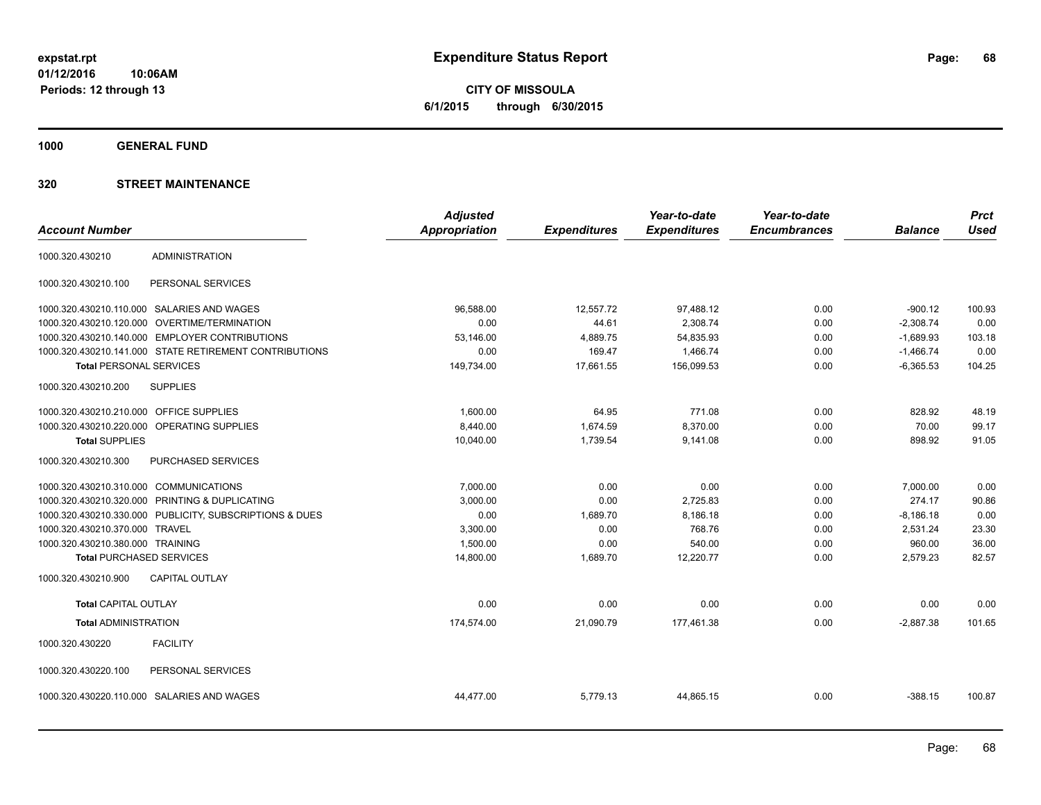# Expenditure Status Report

expstat.rpt
01/12/2016 10:06AM
Periods: 12 through 13

**CITY OF MISSOULA**
**6/1/2015 through 6/30/2015**

## 1000 GENERAL FUND

## 320 STREET MAINTENANCE

| Account Number | | Adjusted Appropriation | Expenditures | Year-to-date Expenditures | Year-to-date Encumbrances | Balance | Prct Used |
|---|---|---|---|---|---|---|---|
| 1000.320.430210 | ADMINISTRATION | | | | | | |
| 1000.320.430210.100 | PERSONAL SERVICES | | | | | | |
| 1000.320.430210.110.000 | SALARIES AND WAGES | 96,588.00 | 12,557.72 | 97,488.12 | 0.00 | -900.12 | 100.93 |
| 1000.320.430210.120.000 | OVERTIME/TERMINATION | 0.00 | 44.61 | 2,308.74 | 0.00 | -2,308.74 | 0.00 |
| 1000.320.430210.140.000 | EMPLOYER CONTRIBUTIONS | 53,146.00 | 4,889.75 | 54,835.93 | 0.00 | -1,689.93 | 103.18 |
| 1000.320.430210.141.000 | STATE RETIREMENT CONTRIBUTIONS | 0.00 | 169.47 | 1,466.74 | 0.00 | -1,466.74 | 0.00 |
| **Total** PERSONAL SERVICES | | 149,734.00 | 17,661.55 | 156,099.53 | 0.00 | -6,365.53 | 104.25 |
| 1000.320.430210.200 | SUPPLIES | | | | | | |
| 1000.320.430210.210.000 | OFFICE SUPPLIES | 1,600.00 | 64.95 | 771.08 | 0.00 | 828.92 | 48.19 |
| 1000.320.430210.220.000 | OPERATING SUPPLIES | 8,440.00 | 1,674.59 | 8,370.00 | 0.00 | 70.00 | 99.17 |
| **Total** SUPPLIES | | 10,040.00 | 1,739.54 | 9,141.08 | 0.00 | 898.92 | 91.05 |
| 1000.320.430210.300 | PURCHASED SERVICES | | | | | | |
| 1000.320.430210.310.000 | COMMUNICATIONS | 7,000.00 | 0.00 | 0.00 | 0.00 | 7,000.00 | 0.00 |
| 1000.320.430210.320.000 | PRINTING & DUPLICATING | 3,000.00 | 0.00 | 2,725.83 | 0.00 | 274.17 | 90.86 |
| 1000.320.430210.330.000 | PUBLICITY, SUBSCRIPTIONS & DUES | 0.00 | 1,689.70 | 8,186.18 | 0.00 | -8,186.18 | 0.00 |
| 1000.320.430210.370.000 | TRAVEL | 3,300.00 | 0.00 | 768.76 | 0.00 | 2,531.24 | 23.30 |
| 1000.320.430210.380.000 | TRAINING | 1,500.00 | 0.00 | 540.00 | 0.00 | 960.00 | 36.00 |
| **Total** PURCHASED SERVICES | | 14,800.00 | 1,689.70 | 12,220.77 | 0.00 | 2,579.23 | 82.57 |
| 1000.320.430210.900 | CAPITAL OUTLAY | | | | | | |
| **Total** CAPITAL OUTLAY | | 0.00 | 0.00 | 0.00 | 0.00 | 0.00 | 0.00 |
| **Total** ADMINISTRATION | | 174,574.00 | 21,090.79 | 177,461.38 | 0.00 | -2,887.38 | 101.65 |
| 1000.320.430220 | FACILITY | | | | | | |
| 1000.320.430220.100 | PERSONAL SERVICES | | | | | | |
| 1000.320.430220.110.000 | SALARIES AND WAGES | 44,477.00 | 5,779.13 | 44,865.15 | 0.00 | -388.15 | 100.87 |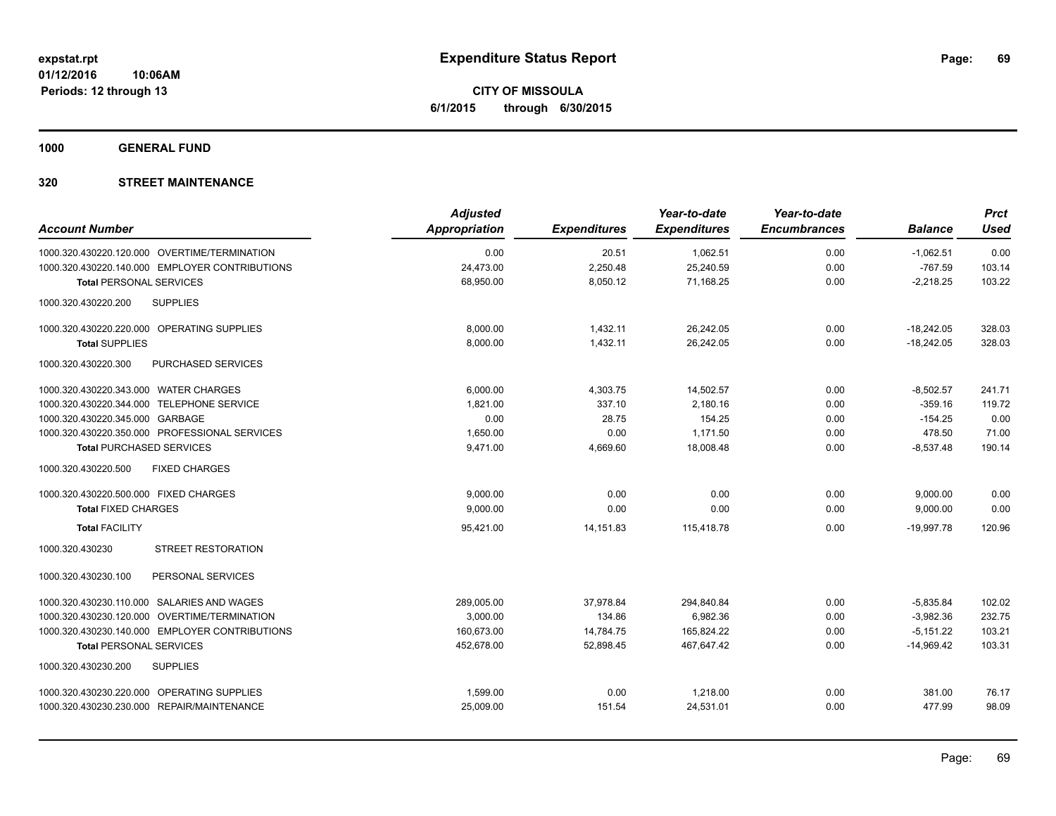**Expenditure Status Report**

**CITY OF MISSOULA**

**6/1/2015 through 6/30/2015**

expstat.rpt
01/12/2016 10:06AM
Periods: 12 through 13

## 1000 GENERAL FUND

## 320 STREET MAINTENANCE

| Account Number | Adjusted Appropriation | Expenditures | Year-to-date Expenditures | Year-to-date Encumbrances | Balance | Prct Used |
|---|---|---|---|---|---|---|
| 1000.320.430220.120.000 OVERTIME/TERMINATION | 0.00 | 20.51 | 1,062.51 | 0.00 | -1,062.51 | 0.00 |
| 1000.320.430220.140.000 EMPLOYER CONTRIBUTIONS | 24,473.00 | 2,250.48 | 25,240.59 | 0.00 | -767.59 | 103.14 |
| **Total** PERSONAL SERVICES | 68,950.00 | 8,050.12 | 71,168.25 | 0.00 | -2,218.25 | 103.22 |
| 1000.320.430220.200 SUPPLIES | | | | | | |
| 1000.320.430220.220.000 OPERATING SUPPLIES | 8,000.00 | 1,432.11 | 26,242.05 | 0.00 | -18,242.05 | 328.03 |
| **Total** SUPPLIES | 8,000.00 | 1,432.11 | 26,242.05 | 0.00 | -18,242.05 | 328.03 |
| 1000.320.430220.300 PURCHASED SERVICES | | | | | | |
| 1000.320.430220.343.000 WATER CHARGES | 6,000.00 | 4,303.75 | 14,502.57 | 0.00 | -8,502.57 | 241.71 |
| 1000.320.430220.344.000 TELEPHONE SERVICE | 1,821.00 | 337.10 | 2,180.16 | 0.00 | -359.16 | 119.72 |
| 1000.320.430220.345.000 GARBAGE | 0.00 | 28.75 | 154.25 | 0.00 | -154.25 | 0.00 |
| 1000.320.430220.350.000 PROFESSIONAL SERVICES | 1,650.00 | 0.00 | 1,171.50 | 0.00 | 478.50 | 71.00 |
| **Total** PURCHASED SERVICES | 9,471.00 | 4,669.60 | 18,008.48 | 0.00 | -8,537.48 | 190.14 |
| 1000.320.430220.500 FIXED CHARGES | | | | | | |
| 1000.320.430220.500.000 FIXED CHARGES | 9,000.00 | 0.00 | 0.00 | 0.00 | 9,000.00 | 0.00 |
| **Total** FIXED CHARGES | 9,000.00 | 0.00 | 0.00 | 0.00 | 9,000.00 | 0.00 |
| **Total** FACILITY | 95,421.00 | 14,151.83 | 115,418.78 | 0.00 | -19,997.78 | 120.96 |
| 1000.320.430230 STREET RESTORATION | | | | | | |
| 1000.320.430230.100 PERSONAL SERVICES | | | | | | |
| 1000.320.430230.110.000 SALARIES AND WAGES | 289,005.00 | 37,978.84 | 294,840.84 | 0.00 | -5,835.84 | 102.02 |
| 1000.320.430230.120.000 OVERTIME/TERMINATION | 3,000.00 | 134.86 | 6,982.36 | 0.00 | -3,982.36 | 232.75 |
| 1000.320.430230.140.000 EMPLOYER CONTRIBUTIONS | 160,673.00 | 14,784.75 | 165,824.22 | 0.00 | -5,151.22 | 103.21 |
| **Total** PERSONAL SERVICES | 452,678.00 | 52,898.45 | 467,647.42 | 0.00 | -14,969.42 | 103.31 |
| 1000.320.430230.200 SUPPLIES | | | | | | |
| 1000.320.430230.220.000 OPERATING SUPPLIES | 1,599.00 | 0.00 | 1,218.00 | 0.00 | 381.00 | 76.17 |
| 1000.320.430230.230.000 REPAIR/MAINTENANCE | 25,009.00 | 151.54 | 24,531.01 | 0.00 | 477.99 | 98.09 |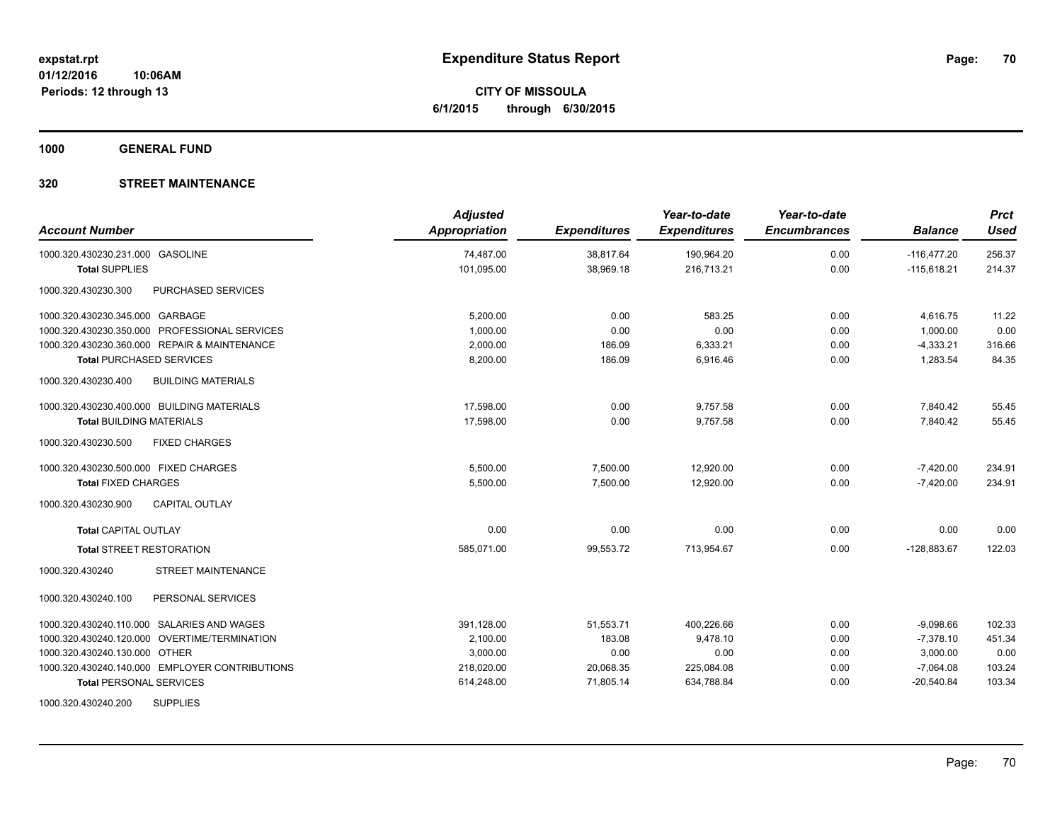# Expenditure Status Report

**CITY OF MISSOULA**
**6/1/2015 through 6/30/2015**

expstat.rpt
01/12/2016 10:06AM
Periods: 12 through 13

**1000 GENERAL FUND**

**320 STREET MAINTENANCE**

| Account Number | Adjusted Appropriation | Expenditures | Year-to-date Expenditures | Year-to-date Encumbrances | Balance | Prct Used |
|---|---|---|---|---|---|---|
| 1000.320.430230.231.000 GASOLINE | 74,487.00 | 38,817.64 | 190,964.20 | 0.00 | -116,477.20 | 256.37 |
| **Total** SUPPLIES | 101,095.00 | 38,969.18 | 216,713.21 | 0.00 | -115,618.21 | 214.37 |
| 1000.320.430230.300 PURCHASED SERVICES | | | | | | |
| 1000.320.430230.345.000 GARBAGE | 5,200.00 | 0.00 | 583.25 | 0.00 | 4,616.75 | 11.22 |
| 1000.320.430230.350.000 PROFESSIONAL SERVICES | 1,000.00 | 0.00 | 0.00 | 0.00 | 1,000.00 | 0.00 |
| 1000.320.430230.360.000 REPAIR & MAINTENANCE | 2,000.00 | 186.09 | 6,333.21 | 0.00 | -4,333.21 | 316.66 |
| **Total** PURCHASED SERVICES | 8,200.00 | 186.09 | 6,916.46 | 0.00 | 1,283.54 | 84.35 |
| 1000.320.430230.400 BUILDING MATERIALS | | | | | | |
| 1000.320.430230.400.000 BUILDING MATERIALS | 17,598.00 | 0.00 | 9,757.58 | 0.00 | 7,840.42 | 55.45 |
| **Total** BUILDING MATERIALS | 17,598.00 | 0.00 | 9,757.58 | 0.00 | 7,840.42 | 55.45 |
| 1000.320.430230.500 FIXED CHARGES | | | | | | |
| 1000.320.430230.500.000 FIXED CHARGES | 5,500.00 | 7,500.00 | 12,920.00 | 0.00 | -7,420.00 | 234.91 |
| **Total** FIXED CHARGES | 5,500.00 | 7,500.00 | 12,920.00 | 0.00 | -7,420.00 | 234.91 |
| 1000.320.430230.900 CAPITAL OUTLAY | | | | | | |
| **Total** CAPITAL OUTLAY | 0.00 | 0.00 | 0.00 | 0.00 | 0.00 | 0.00 |
| **Total** STREET RESTORATION | 585,071.00 | 99,553.72 | 713,954.67 | 0.00 | -128,883.67 | 122.03 |
| 1000.320.430240 STREET MAINTENANCE | | | | | | |
| 1000.320.430240.100 PERSONAL SERVICES | | | | | | |
| 1000.320.430240.110.000 SALARIES AND WAGES | 391,128.00 | 51,553.71 | 400,226.66 | 0.00 | -9,098.66 | 102.33 |
| 1000.320.430240.120.000 OVERTIME/TERMINATION | 2,100.00 | 183.08 | 9,478.10 | 0.00 | -7,378.10 | 451.34 |
| 1000.320.430240.130.000 OTHER | 3,000.00 | 0.00 | 0.00 | 0.00 | 3,000.00 | 0.00 |
| 1000.320.430240.140.000 EMPLOYER CONTRIBUTIONS | 218,020.00 | 20,068.35 | 225,084.08 | 0.00 | -7,064.08 | 103.24 |
| **Total** PERSONAL SERVICES | 614,248.00 | 71,805.14 | 634,788.84 | 0.00 | -20,540.84 | 103.34 |
| 1000.320.430240.200 SUPPLIES | | | | | | |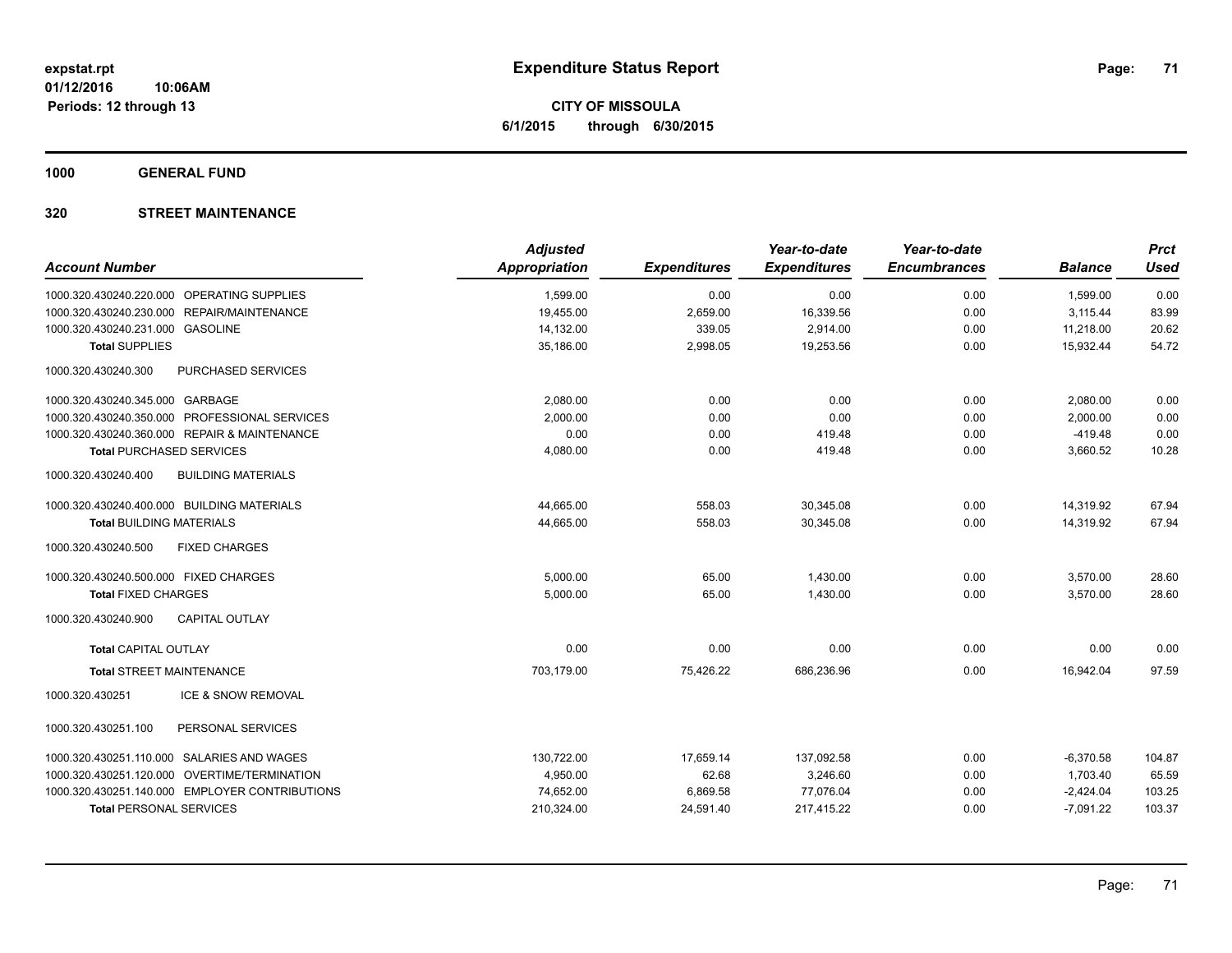# Expenditure Status Report

**CITY OF MISSOULA**
**6/1/2015 through 6/30/2015**

expstat.rpt
01/12/2016 10:06AM
Periods: 12 through 13

## 1000 GENERAL FUND

## 320 STREET MAINTENANCE

| Account Number | Adjusted Appropriation | Expenditures | Year-to-date Expenditures | Year-to-date Encumbrances | Balance | Prct Used |
|---|---|---|---|---|---|---|
| 1000.320.430240.220.000 OPERATING SUPPLIES | 1,599.00 | 0.00 | 0.00 | 0.00 | 1,599.00 | 0.00 |
| 1000.320.430240.230.000 REPAIR/MAINTENANCE | 19,455.00 | 2,659.00 | 16,339.56 | 0.00 | 3,115.44 | 83.99 |
| 1000.320.430240.231.000 GASOLINE | 14,132.00 | 339.05 | 2,914.00 | 0.00 | 11,218.00 | 20.62 |
| **Total** SUPPLIES | 35,186.00 | 2,998.05 | 19,253.56 | 0.00 | 15,932.44 | 54.72 |
| 1000.320.430240.300 PURCHASED SERVICES | | | | | | |
| 1000.320.430240.345.000 GARBAGE | 2,080.00 | 0.00 | 0.00 | 0.00 | 2,080.00 | 0.00 |
| 1000.320.430240.350.000 PROFESSIONAL SERVICES | 2,000.00 | 0.00 | 0.00 | 0.00 | 2,000.00 | 0.00 |
| 1000.320.430240.360.000 REPAIR & MAINTENANCE | 0.00 | 0.00 | 419.48 | 0.00 | -419.48 | 0.00 |
| **Total** PURCHASED SERVICES | 4,080.00 | 0.00 | 419.48 | 0.00 | 3,660.52 | 10.28 |
| 1000.320.430240.400 BUILDING MATERIALS | | | | | | |
| 1000.320.430240.400.000 BUILDING MATERIALS | 44,665.00 | 558.03 | 30,345.08 | 0.00 | 14,319.92 | 67.94 |
| **Total** BUILDING MATERIALS | 44,665.00 | 558.03 | 30,345.08 | 0.00 | 14,319.92 | 67.94 |
| 1000.320.430240.500 FIXED CHARGES | | | | | | |
| 1000.320.430240.500.000 FIXED CHARGES | 5,000.00 | 65.00 | 1,430.00 | 0.00 | 3,570.00 | 28.60 |
| **Total** FIXED CHARGES | 5,000.00 | 65.00 | 1,430.00 | 0.00 | 3,570.00 | 28.60 |
| 1000.320.430240.900 CAPITAL OUTLAY | | | | | | |
| **Total** CAPITAL OUTLAY | 0.00 | 0.00 | 0.00 | 0.00 | 0.00 | 0.00 |
| **Total** STREET MAINTENANCE | 703,179.00 | 75,426.22 | 686,236.96 | 0.00 | 16,942.04 | 97.59 |
| 1000.320.430251 ICE & SNOW REMOVAL | | | | | | |
| 1000.320.430251.100 PERSONAL SERVICES | | | | | | |
| 1000.320.430251.110.000 SALARIES AND WAGES | 130,722.00 | 17,659.14 | 137,092.58 | 0.00 | -6,370.58 | 104.87 |
| 1000.320.430251.120.000 OVERTIME/TERMINATION | 4,950.00 | 62.68 | 3,246.60 | 0.00 | 1,703.40 | 65.59 |
| 1000.320.430251.140.000 EMPLOYER CONTRIBUTIONS | 74,652.00 | 6,869.58 | 77,076.04 | 0.00 | -2,424.04 | 103.25 |
| **Total** PERSONAL SERVICES | 210,324.00 | 24,591.40 | 217,415.22 | 0.00 | -7,091.22 | 103.37 |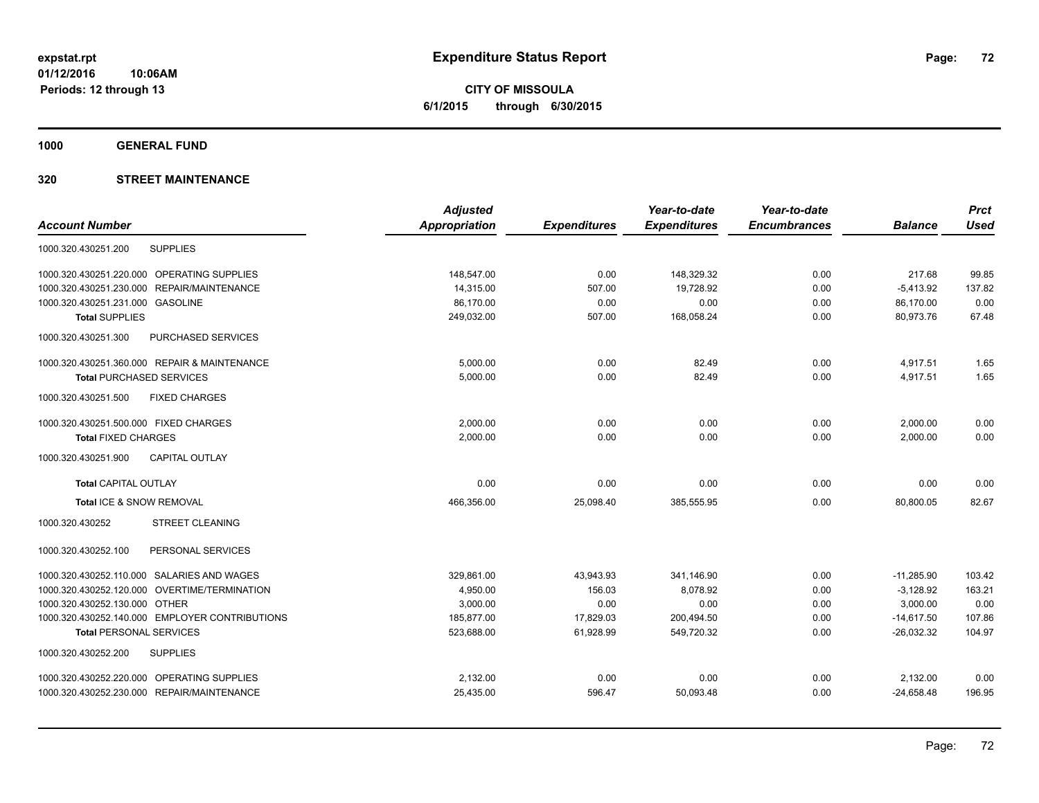# Expenditure Status Report

expstat.rpt
01/12/2016 10:06AM
Periods: 12 through 13

**CITY OF MISSOULA**
**6/1/2015 through 6/30/2015**

## 1000 GENERAL FUND

### 320 STREET MAINTENANCE

| Account Number | Adjusted Appropriation | Expenditures | Year-to-date Expenditures | Year-to-date Encumbrances | Balance | Prct Used |
|---|---|---|---|---|---|---|
| 1000.320.430251.200 SUPPLIES | | | | | | |
| 1000.320.430251.220.000 OPERATING SUPPLIES | 148,547.00 | 0.00 | 148,329.32 | 0.00 | 217.68 | 99.85 |
| 1000.320.430251.230.000 REPAIR/MAINTENANCE | 14,315.00 | 507.00 | 19,728.92 | 0.00 | -5,413.92 | 137.82 |
| 1000.320.430251.231.000 GASOLINE | 86,170.00 | 0.00 | 0.00 | 0.00 | 86,170.00 | 0.00 |
| **Total** SUPPLIES | 249,032.00 | 507.00 | 168,058.24 | 0.00 | 80,973.76 | 67.48 |
| 1000.320.430251.300 PURCHASED SERVICES | | | | | | |
| 1000.320.430251.360.000 REPAIR & MAINTENANCE | 5,000.00 | 0.00 | 82.49 | 0.00 | 4,917.51 | 1.65 |
| **Total** PURCHASED SERVICES | 5,000.00 | 0.00 | 82.49 | 0.00 | 4,917.51 | 1.65 |
| 1000.320.430251.500 FIXED CHARGES | | | | | | |
| 1000.320.430251.500.000 FIXED CHARGES | 2,000.00 | 0.00 | 0.00 | 0.00 | 2,000.00 | 0.00 |
| **Total** FIXED CHARGES | 2,000.00 | 0.00 | 0.00 | 0.00 | 2,000.00 | 0.00 |
| 1000.320.430251.900 CAPITAL OUTLAY | | | | | | |
| **Total** CAPITAL OUTLAY | 0.00 | 0.00 | 0.00 | 0.00 | 0.00 | 0.00 |
| **Total** ICE & SNOW REMOVAL | 466,356.00 | 25,098.40 | 385,555.95 | 0.00 | 80,800.05 | 82.67 |
| 1000.320.430252 STREET CLEANING | | | | | | |
| 1000.320.430252.100 PERSONAL SERVICES | | | | | | |
| 1000.320.430252.110.000 SALARIES AND WAGES | 329,861.00 | 43,943.93 | 341,146.90 | 0.00 | -11,285.90 | 103.42 |
| 1000.320.430252.120.000 OVERTIME/TERMINATION | 4,950.00 | 156.03 | 8,078.92 | 0.00 | -3,128.92 | 163.21 |
| 1000.320.430252.130.000 OTHER | 3,000.00 | 0.00 | 0.00 | 0.00 | 3,000.00 | 0.00 |
| 1000.320.430252.140.000 EMPLOYER CONTRIBUTIONS | 185,877.00 | 17,829.03 | 200,494.50 | 0.00 | -14,617.50 | 107.86 |
| **Total** PERSONAL SERVICES | 523,688.00 | 61,928.99 | 549,720.32 | 0.00 | -26,032.32 | 104.97 |
| 1000.320.430252.200 SUPPLIES | | | | | | |
| 1000.320.430252.220.000 OPERATING SUPPLIES | 2,132.00 | 0.00 | 0.00 | 0.00 | 2,132.00 | 0.00 |
| 1000.320.430252.230.000 REPAIR/MAINTENANCE | 25,435.00 | 596.47 | 50,093.48 | 0.00 | -24,658.48 | 196.95 |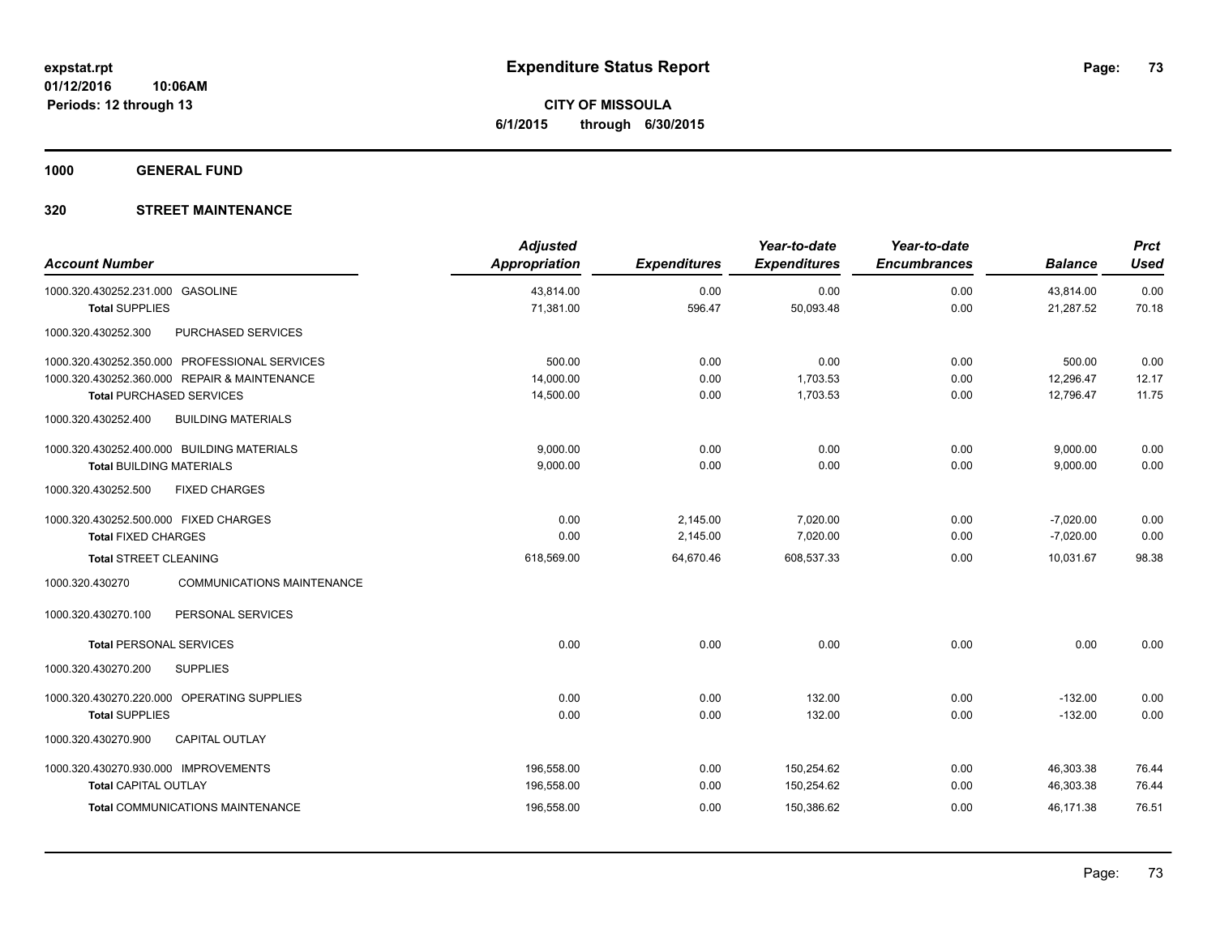# Expenditure Status Report

**CITY OF MISSOULA**
**6/1/2015 through 6/30/2015**

expstat.rpt
01/12/2016 10:06AM
Periods: 12 through 13

**1000 GENERAL FUND**

**320 STREET MAINTENANCE**

| Account Number | Adjusted Appropriation | Expenditures | Year-to-date Expenditures | Year-to-date Encumbrances | Balance | Prct Used |
|---|---|---|---|---|---|---|
| 1000.320.430252.231.000 GASOLINE | 43,814.00 | 0.00 | 0.00 | 0.00 | 43,814.00 | 0.00 |
| **Total** SUPPLIES | 71,381.00 | 596.47 | 50,093.48 | 0.00 | 21,287.52 | 70.18 |
| 1000.320.430252.300 PURCHASED SERVICES | | | | | | |
| 1000.320.430252.350.000 PROFESSIONAL SERVICES | 500.00 | 0.00 | 0.00 | 0.00 | 500.00 | 0.00 |
| 1000.320.430252.360.000 REPAIR & MAINTENANCE | 14,000.00 | 0.00 | 1,703.53 | 0.00 | 12,296.47 | 12.17 |
| **Total** PURCHASED SERVICES | 14,500.00 | 0.00 | 1,703.53 | 0.00 | 12,796.47 | 11.75 |
| 1000.320.430252.400 BUILDING MATERIALS | | | | | | |
| 1000.320.430252.400.000 BUILDING MATERIALS | 9,000.00 | 0.00 | 0.00 | 0.00 | 9,000.00 | 0.00 |
| **Total** BUILDING MATERIALS | 9,000.00 | 0.00 | 0.00 | 0.00 | 9,000.00 | 0.00 |
| 1000.320.430252.500 FIXED CHARGES | | | | | | |
| 1000.320.430252.500.000 FIXED CHARGES | 0.00 | 2,145.00 | 7,020.00 | 0.00 | -7,020.00 | 0.00 |
| **Total** FIXED CHARGES | 0.00 | 2,145.00 | 7,020.00 | 0.00 | -7,020.00 | 0.00 |
| **Total** STREET CLEANING | 618,569.00 | 64,670.46 | 608,537.33 | 0.00 | 10,031.67 | 98.38 |
| 1000.320.430270 COMMUNICATIONS MAINTENANCE | | | | | | |
| 1000.320.430270.100 PERSONAL SERVICES | | | | | | |
| **Total** PERSONAL SERVICES | 0.00 | 0.00 | 0.00 | 0.00 | 0.00 | 0.00 |
| 1000.320.430270.200 SUPPLIES | | | | | | |
| 1000.320.430270.220.000 OPERATING SUPPLIES | 0.00 | 0.00 | 132.00 | 0.00 | -132.00 | 0.00 |
| **Total** SUPPLIES | 0.00 | 0.00 | 132.00 | 0.00 | -132.00 | 0.00 |
| 1000.320.430270.900 CAPITAL OUTLAY | | | | | | |
| 1000.320.430270.930.000 IMPROVEMENTS | 196,558.00 | 0.00 | 150,254.62 | 0.00 | 46,303.38 | 76.44 |
| **Total** CAPITAL OUTLAY | 196,558.00 | 0.00 | 150,254.62 | 0.00 | 46,303.38 | 76.44 |
| **Total** COMMUNICATIONS MAINTENANCE | 196,558.00 | 0.00 | 150,386.62 | 0.00 | 46,171.38 | 76.51 |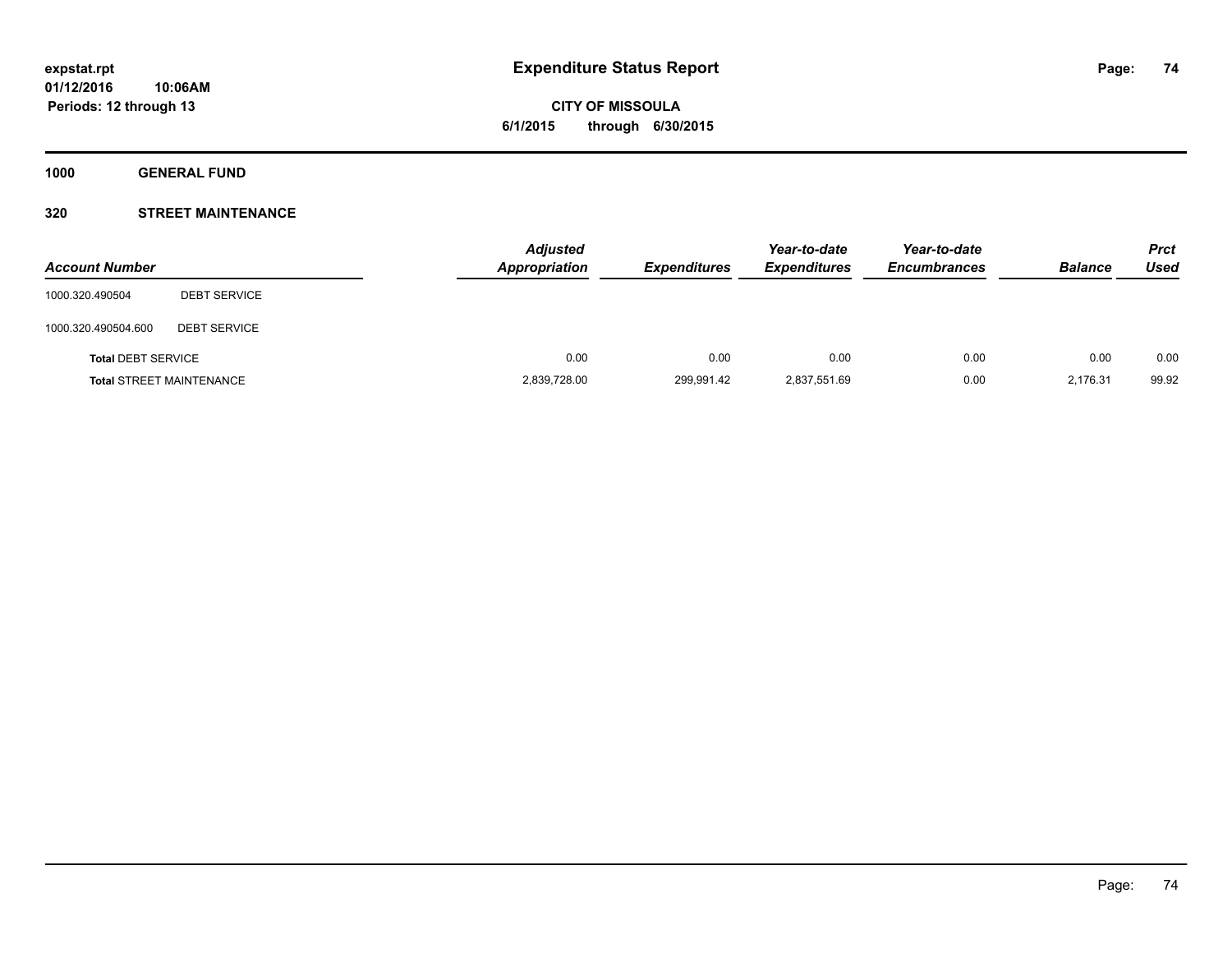expstat.rpt
01/12/2016 10:06AM
Periods: 12 through 13

# Expenditure Status Report

**CITY OF MISSOULA**
**6/1/2015 through 6/30/2015**

## 1000 GENERAL FUND

### 320 STREET MAINTENANCE

| Account Number | | Adjusted Appropriation | Expenditures | Year-to-date Expenditures | Year-to-date Encumbrances | Balance | Prct Used |
|---|---|---|---|---|---|---|---|
| 1000.320.490504 | DEBT SERVICE | | | | | | |
| 1000.320.490504.600 | DEBT SERVICE | | | | | | |
| **Total** DEBT SERVICE | | 0.00 | 0.00 | 0.00 | 0.00 | 0.00 | 0.00 |
| **Total** STREET MAINTENANCE | | 2,839,728.00 | 299,991.42 | 2,837,551.69 | 0.00 | 2,176.31 | 99.92 |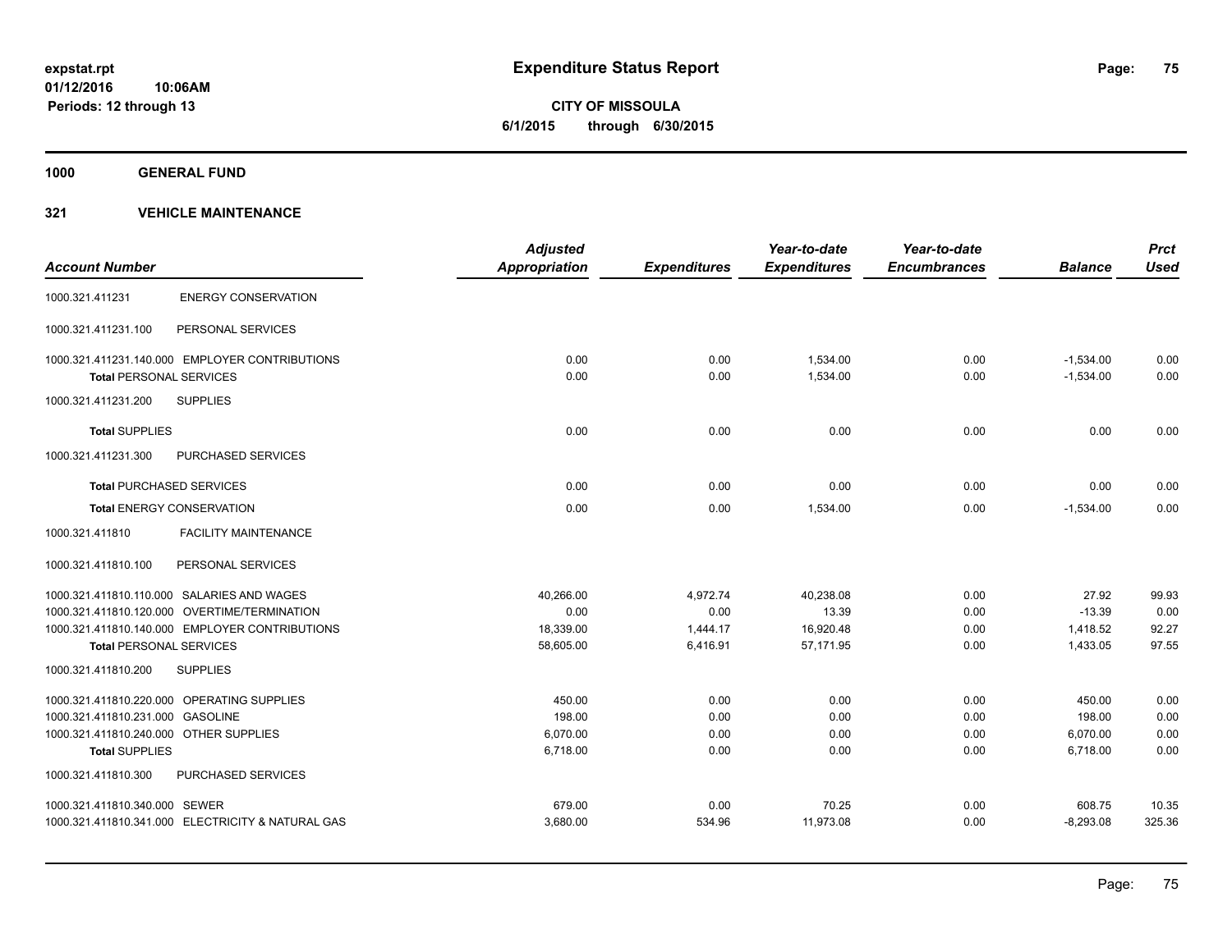expstat.rpt
01/12/2016 10:06AM
Periods: 12 through 13

# Expenditure Status Report

**CITY OF MISSOULA**
**6/1/2015 through 6/30/2015**

## 1000 GENERAL FUND

### 321 VEHICLE MAINTENANCE

| Account Number | | Adjusted Appropriation | Expenditures | Year-to-date Expenditures | Year-to-date Encumbrances | Balance | Prct Used |
|---|---|---|---|---|---|---|---|
| 1000.321.411231 | ENERGY CONSERVATION | | | | | | |
| 1000.321.411231.100 | PERSONAL SERVICES | | | | | | |
| 1000.321.411231.140.000 | EMPLOYER CONTRIBUTIONS | 0.00 | 0.00 | 1,534.00 | 0.00 | -1,534.00 | 0.00 |
| **Total** PERSONAL SERVICES | | 0.00 | 0.00 | 1,534.00 | 0.00 | -1,534.00 | 0.00 |
| 1000.321.411231.200 | SUPPLIES | | | | | | |
| **Total** SUPPLIES | | 0.00 | 0.00 | 0.00 | 0.00 | 0.00 | 0.00 |
| 1000.321.411231.300 | PURCHASED SERVICES | | | | | | |
| **Total** PURCHASED SERVICES | | 0.00 | 0.00 | 0.00 | 0.00 | 0.00 | 0.00 |
| **Total** ENERGY CONSERVATION | | 0.00 | 0.00 | 1,534.00 | 0.00 | -1,534.00 | 0.00 |
| 1000.321.411810 | FACILITY MAINTENANCE | | | | | | |
| 1000.321.411810.100 | PERSONAL SERVICES | | | | | | |
| 1000.321.411810.110.000 | SALARIES AND WAGES | 40,266.00 | 4,972.74 | 40,238.08 | 0.00 | 27.92 | 99.93 |
| 1000.321.411810.120.000 | OVERTIME/TERMINATION | 0.00 | 0.00 | 13.39 | 0.00 | -13.39 | 0.00 |
| 1000.321.411810.140.000 | EMPLOYER CONTRIBUTIONS | 18,339.00 | 1,444.17 | 16,920.48 | 0.00 | 1,418.52 | 92.27 |
| **Total** PERSONAL SERVICES | | 58,605.00 | 6,416.91 | 57,171.95 | 0.00 | 1,433.05 | 97.55 |
| 1000.321.411810.200 | SUPPLIES | | | | | | |
| 1000.321.411810.220.000 | OPERATING SUPPLIES | 450.00 | 0.00 | 0.00 | 0.00 | 450.00 | 0.00 |
| 1000.321.411810.231.000 | GASOLINE | 198.00 | 0.00 | 0.00 | 0.00 | 198.00 | 0.00 |
| 1000.321.411810.240.000 | OTHER SUPPLIES | 6,070.00 | 0.00 | 0.00 | 0.00 | 6,070.00 | 0.00 |
| **Total** SUPPLIES | | 6,718.00 | 0.00 | 0.00 | 0.00 | 6,718.00 | 0.00 |
| 1000.321.411810.300 | PURCHASED SERVICES | | | | | | |
| 1000.321.411810.340.000 | SEWER | 679.00 | 0.00 | 70.25 | 0.00 | 608.75 | 10.35 |
| 1000.321.411810.341.000 | ELECTRICITY & NATURAL GAS | 3,680.00 | 534.96 | 11,973.08 | 0.00 | -8,293.08 | 325.36 |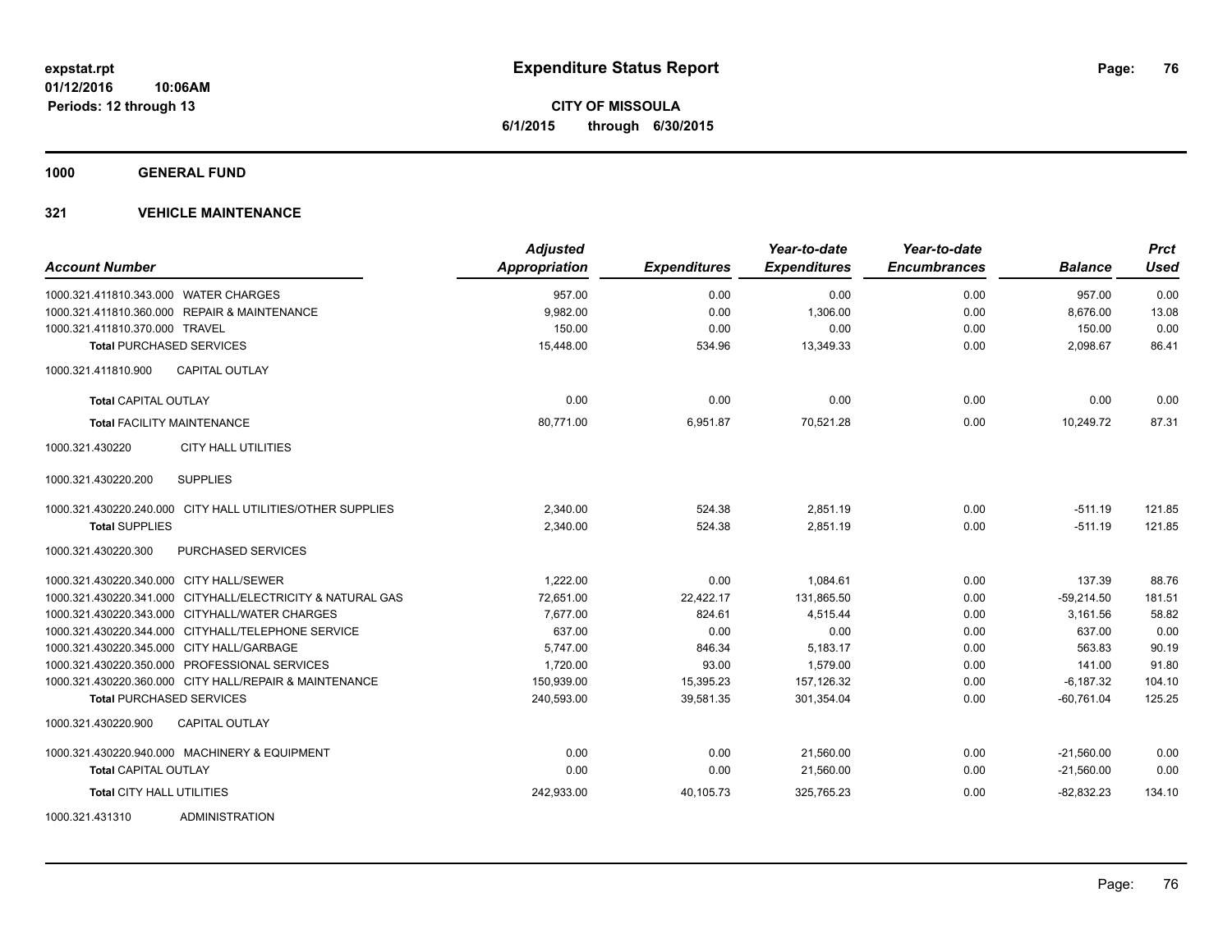**expstat.rpt**
**01/12/2016 10:06AM**
**Periods: 12 through 13**

# Expenditure Status Report

**CITY OF MISSOULA**
**6/1/2015 through 6/30/2015**

**1000 GENERAL FUND**

**321 VEHICLE MAINTENANCE**

| Account Number | Adjusted Appropriation | Expenditures | Year-to-date Expenditures | Year-to-date Encumbrances | Balance | Prct Used |
|---|---|---|---|---|---|---|
| 1000.321.411810.343.000 WATER CHARGES | 957.00 | 0.00 | 0.00 | 0.00 | 957.00 | 0.00 |
| 1000.321.411810.360.000 REPAIR & MAINTENANCE | 9,982.00 | 0.00 | 1,306.00 | 0.00 | 8,676.00 | 13.08 |
| 1000.321.411810.370.000 TRAVEL | 150.00 | 0.00 | 0.00 | 0.00 | 150.00 | 0.00 |
| **Total** PURCHASED SERVICES | 15,448.00 | 534.96 | 13,349.33 | 0.00 | 2,098.67 | 86.41 |
| 1000.321.411810.900 CAPITAL OUTLAY | | | | | | |
| **Total** CAPITAL OUTLAY | 0.00 | 0.00 | 0.00 | 0.00 | 0.00 | 0.00 |
| **Total** FACILITY MAINTENANCE | 80,771.00 | 6,951.87 | 70,521.28 | 0.00 | 10,249.72 | 87.31 |
| 1000.321.430220 CITY HALL UTILITIES | | | | | | |
| 1000.321.430220.200 SUPPLIES | | | | | | |
| 1000.321.430220.240.000 CITY HALL UTILITIES/OTHER SUPPLIES | 2,340.00 | 524.38 | 2,851.19 | 0.00 | -511.19 | 121.85 |
| **Total** SUPPLIES | 2,340.00 | 524.38 | 2,851.19 | 0.00 | -511.19 | 121.85 |
| 1000.321.430220.300 PURCHASED SERVICES | | | | | | |
| 1000.321.430220.340.000 CITY HALL/SEWER | 1,222.00 | 0.00 | 1,084.61 | 0.00 | 137.39 | 88.76 |
| 1000.321.430220.341.000 CITYHALL/ELECTRICITY & NATURAL GAS | 72,651.00 | 22,422.17 | 131,865.50 | 0.00 | -59,214.50 | 181.51 |
| 1000.321.430220.343.000 CITYHALL/WATER CHARGES | 7,677.00 | 824.61 | 4,515.44 | 0.00 | 3,161.56 | 58.82 |
| 1000.321.430220.344.000 CITYHALL/TELEPHONE SERVICE | 637.00 | 0.00 | 0.00 | 0.00 | 637.00 | 0.00 |
| 1000.321.430220.345.000 CITY HALL/GARBAGE | 5,747.00 | 846.34 | 5,183.17 | 0.00 | 563.83 | 90.19 |
| 1000.321.430220.350.000 PROFESSIONAL SERVICES | 1,720.00 | 93.00 | 1,579.00 | 0.00 | 141.00 | 91.80 |
| 1000.321.430220.360.000 CITY HALL/REPAIR & MAINTENANCE | 150,939.00 | 15,395.23 | 157,126.32 | 0.00 | -6,187.32 | 104.10 |
| **Total** PURCHASED SERVICES | 240,593.00 | 39,581.35 | 301,354.04 | 0.00 | -60,761.04 | 125.25 |
| 1000.321.430220.900 CAPITAL OUTLAY | | | | | | |
| 1000.321.430220.940.000 MACHINERY & EQUIPMENT | 0.00 | 0.00 | 21,560.00 | 0.00 | -21,560.00 | 0.00 |
| **Total** CAPITAL OUTLAY | 0.00 | 0.00 | 21,560.00 | 0.00 | -21,560.00 | 0.00 |
| **Total** CITY HALL UTILITIES | 242,933.00 | 40,105.73 | 325,765.23 | 0.00 | -82,832.23 | 134.10 |
| 1000.321.431310 ADMINISTRATION | | | | | | |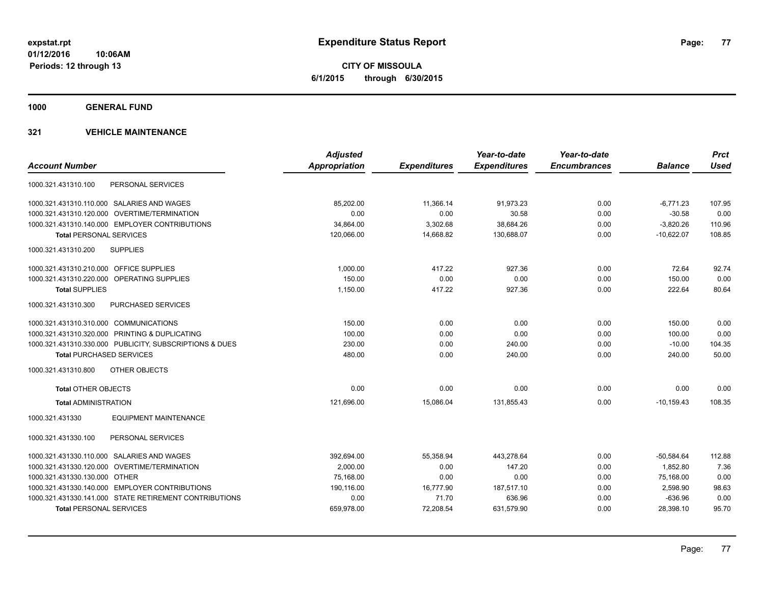**Expenditure Status Report**

**CITY OF MISSOULA**

**6/1/2015 through 6/30/2015**

expstat.rpt
01/12/2016 10:06AM
Periods: 12 through 13

## 1000 GENERAL FUND

## 321 VEHICLE MAINTENANCE

| Account Number | Adjusted Appropriation | Expenditures | Year-to-date Expenditures | Year-to-date Encumbrances | Balance | Prct Used |
|---|---|---|---|---|---|---|
| 1000.321.431310.100 PERSONAL SERVICES | | | | | | |
| 1000.321.431310.110.000 SALARIES AND WAGES | 85,202.00 | 11,366.14 | 91,973.23 | 0.00 | -6,771.23 | 107.95 |
| 1000.321.431310.120.000 OVERTIME/TERMINATION | 0.00 | 0.00 | 30.58 | 0.00 | -30.58 | 0.00 |
| 1000.321.431310.140.000 EMPLOYER CONTRIBUTIONS | 34,864.00 | 3,302.68 | 38,684.26 | 0.00 | -3,820.26 | 110.96 |
| **Total** PERSONAL SERVICES | 120,066.00 | 14,668.82 | 130,688.07 | 0.00 | -10,622.07 | 108.85 |
| 1000.321.431310.200 SUPPLIES | | | | | | |
| 1000.321.431310.210.000 OFFICE SUPPLIES | 1,000.00 | 417.22 | 927.36 | 0.00 | 72.64 | 92.74 |
| 1000.321.431310.220.000 OPERATING SUPPLIES | 150.00 | 0.00 | 0.00 | 0.00 | 150.00 | 0.00 |
| **Total** SUPPLIES | 1,150.00 | 417.22 | 927.36 | 0.00 | 222.64 | 80.64 |
| 1000.321.431310.300 PURCHASED SERVICES | | | | | | |
| 1000.321.431310.310.000 COMMUNICATIONS | 150.00 | 0.00 | 0.00 | 0.00 | 150.00 | 0.00 |
| 1000.321.431310.320.000 PRINTING & DUPLICATING | 100.00 | 0.00 | 0.00 | 0.00 | 100.00 | 0.00 |
| 1000.321.431310.330.000 PUBLICITY, SUBSCRIPTIONS & DUES | 230.00 | 0.00 | 240.00 | 0.00 | -10.00 | 104.35 |
| **Total** PURCHASED SERVICES | 480.00 | 0.00 | 240.00 | 0.00 | 240.00 | 50.00 |
| 1000.321.431310.800 OTHER OBJECTS | | | | | | |
| **Total** OTHER OBJECTS | 0.00 | 0.00 | 0.00 | 0.00 | 0.00 | 0.00 |
| **Total** ADMINISTRATION | 121,696.00 | 15,086.04 | 131,855.43 | 0.00 | -10,159.43 | 108.35 |
| 1000.321.431330 EQUIPMENT MAINTENANCE | | | | | | |
| 1000.321.431330.100 PERSONAL SERVICES | | | | | | |
| 1000.321.431330.110.000 SALARIES AND WAGES | 392,694.00 | 55,358.94 | 443,278.64 | 0.00 | -50,584.64 | 112.88 |
| 1000.321.431330.120.000 OVERTIME/TERMINATION | 2,000.00 | 0.00 | 147.20 | 0.00 | 1,852.80 | 7.36 |
| 1000.321.431330.130.000 OTHER | 75,168.00 | 0.00 | 0.00 | 0.00 | 75,168.00 | 0.00 |
| 1000.321.431330.140.000 EMPLOYER CONTRIBUTIONS | 190,116.00 | 16,777.90 | 187,517.10 | 0.00 | 2,598.90 | 98.63 |
| 1000.321.431330.141.000 STATE RETIREMENT CONTRIBUTIONS | 0.00 | 71.70 | 636.96 | 0.00 | -636.96 | 0.00 |
| **Total** PERSONAL SERVICES | 659,978.00 | 72,208.54 | 631,579.90 | 0.00 | 28,398.10 | 95.70 |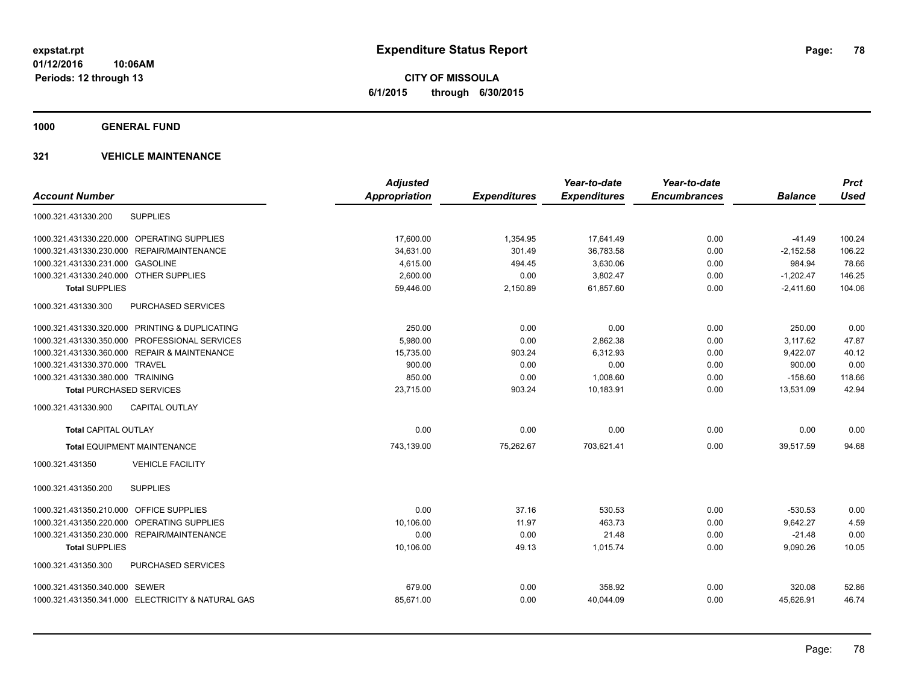# Expenditure Status Report

expstat.rpt
01/12/2016 10:06AM
Periods: 12 through 13

**CITY OF MISSOULA**
**6/1/2015 through 6/30/2015**

## 1000 GENERAL FUND

### 321 VEHICLE MAINTENANCE

| Account Number | | Adjusted Appropriation | Expenditures | Year-to-date Expenditures | Year-to-date Encumbrances | Balance | Prct Used |
|---|---|---|---|---|---|---|---|
| 1000.321.431330.200 | SUPPLIES | | | | | | |
| 1000.321.431330.220.000 | OPERATING SUPPLIES | 17,600.00 | 1,354.95 | 17,641.49 | 0.00 | -41.49 | 100.24 |
| 1000.321.431330.230.000 | REPAIR/MAINTENANCE | 34,631.00 | 301.49 | 36,783.58 | 0.00 | -2,152.58 | 106.22 |
| 1000.321.431330.231.000 | GASOLINE | 4,615.00 | 494.45 | 3,630.06 | 0.00 | 984.94 | 78.66 |
| 1000.321.431330.240.000 | OTHER SUPPLIES | 2,600.00 | 0.00 | 3,802.47 | 0.00 | -1,202.47 | 146.25 |
| **Total SUPPLIES** | | 59,446.00 | 2,150.89 | 61,857.60 | 0.00 | -2,411.60 | 104.06 |
| 1000.321.431330.300 | PURCHASED SERVICES | | | | | | |
| 1000.321.431330.320.000 | PRINTING & DUPLICATING | 250.00 | 0.00 | 0.00 | 0.00 | 250.00 | 0.00 |
| 1000.321.431330.350.000 | PROFESSIONAL SERVICES | 5,980.00 | 0.00 | 2,862.38 | 0.00 | 3,117.62 | 47.87 |
| 1000.321.431330.360.000 | REPAIR & MAINTENANCE | 15,735.00 | 903.24 | 6,312.93 | 0.00 | 9,422.07 | 40.12 |
| 1000.321.431330.370.000 | TRAVEL | 900.00 | 0.00 | 0.00 | 0.00 | 900.00 | 0.00 |
| 1000.321.431330.380.000 | TRAINING | 850.00 | 0.00 | 1,008.60 | 0.00 | -158.60 | 118.66 |
| **Total PURCHASED SERVICES** | | 23,715.00 | 903.24 | 10,183.91 | 0.00 | 13,531.09 | 42.94 |
| 1000.321.431330.900 | CAPITAL OUTLAY | | | | | | |
| **Total CAPITAL OUTLAY** | | 0.00 | 0.00 | 0.00 | 0.00 | 0.00 | 0.00 |
| **Total EQUIPMENT MAINTENANCE** | | 743,139.00 | 75,262.67 | 703,621.41 | 0.00 | 39,517.59 | 94.68 |
| 1000.321.431350 | VEHICLE FACILITY | | | | | | |
| 1000.321.431350.200 | SUPPLIES | | | | | | |
| 1000.321.431350.210.000 | OFFICE SUPPLIES | 0.00 | 37.16 | 530.53 | 0.00 | -530.53 | 0.00 |
| 1000.321.431350.220.000 | OPERATING SUPPLIES | 10,106.00 | 11.97 | 463.73 | 0.00 | 9,642.27 | 4.59 |
| 1000.321.431350.230.000 | REPAIR/MAINTENANCE | 0.00 | 0.00 | 21.48 | 0.00 | -21.48 | 0.00 |
| **Total SUPPLIES** | | 10,106.00 | 49.13 | 1,015.74 | 0.00 | 9,090.26 | 10.05 |
| 1000.321.431350.300 | PURCHASED SERVICES | | | | | | |
| 1000.321.431350.340.000 | SEWER | 679.00 | 0.00 | 358.92 | 0.00 | 320.08 | 52.86 |
| 1000.321.431350.341.000 | ELECTRICITY & NATURAL GAS | 85,671.00 | 0.00 | 40,044.09 | 0.00 | 45,626.91 | 46.74 |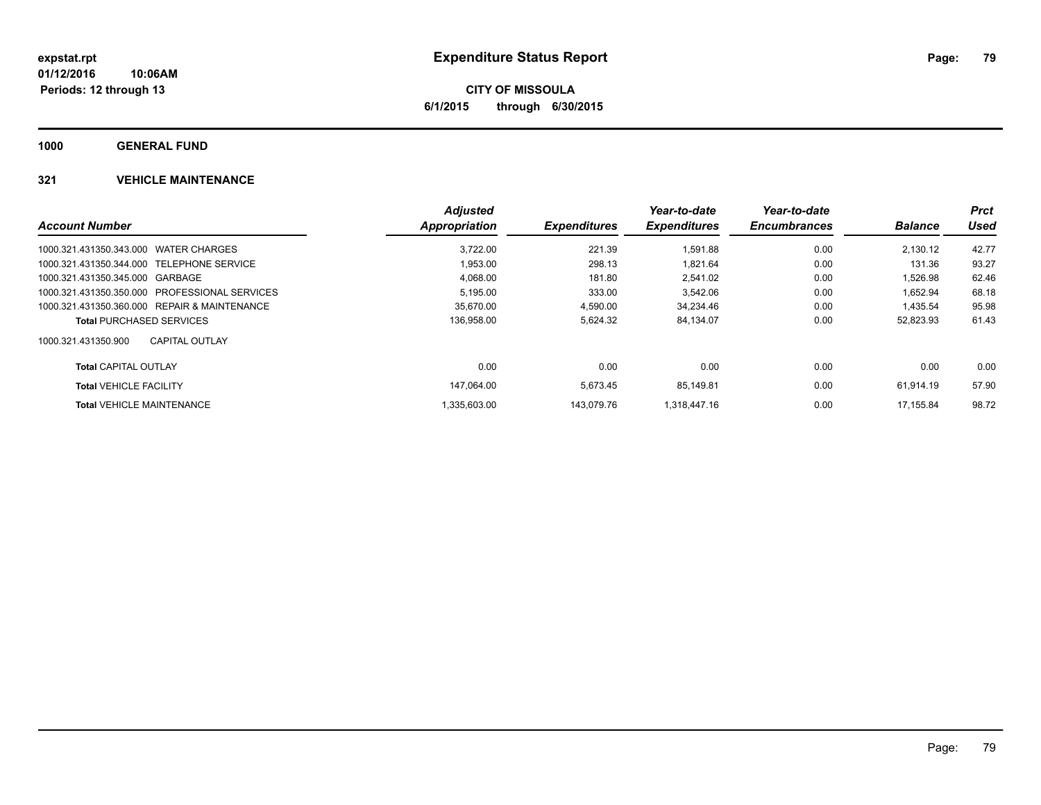# Expenditure Status Report

expstat.rpt
01/12/2016 10:06AM
Periods: 12 through 13

**CITY OF MISSOULA**
**6/1/2015 through 6/30/2015**

## 1000 GENERAL FUND

### 321 VEHICLE MAINTENANCE

| Account Number | | Adjusted Appropriation | Expenditures | Year-to-date Expenditures | Year-to-date Encumbrances | Balance | Prct Used |
|---|---|---|---|---|---|---|---|
| 1000.321.431350.343.000 | WATER CHARGES | 3,722.00 | 221.39 | 1,591.88 | 0.00 | 2,130.12 | 42.77 |
| 1000.321.431350.344.000 | TELEPHONE SERVICE | 1,953.00 | 298.13 | 1,821.64 | 0.00 | 131.36 | 93.27 |
| 1000.321.431350.345.000 | GARBAGE | 4,068.00 | 181.80 | 2,541.02 | 0.00 | 1,526.98 | 62.46 |
| 1000.321.431350.350.000 | PROFESSIONAL SERVICES | 5,195.00 | 333.00 | 3,542.06 | 0.00 | 1,652.94 | 68.18 |
| 1000.321.431350.360.000 | REPAIR & MAINTENANCE | 35,670.00 | 4,590.00 | 34,234.46 | 0.00 | 1,435.54 | 95.98 |
| **Total** PURCHASED SERVICES | | 136,958.00 | 5,624.32 | 84,134.07 | 0.00 | 52,823.93 | 61.43 |
| 1000.321.431350.900 | CAPITAL OUTLAY | | | | | | |
| **Total** CAPITAL OUTLAY | | 0.00 | 0.00 | 0.00 | 0.00 | 0.00 | 0.00 |
| **Total** VEHICLE FACILITY | | 147,064.00 | 5,673.45 | 85,149.81 | 0.00 | 61,914.19 | 57.90 |
| **Total** VEHICLE MAINTENANCE | | 1,335,603.00 | 143,079.76 | 1,318,447.16 | 0.00 | 17,155.84 | 98.72 |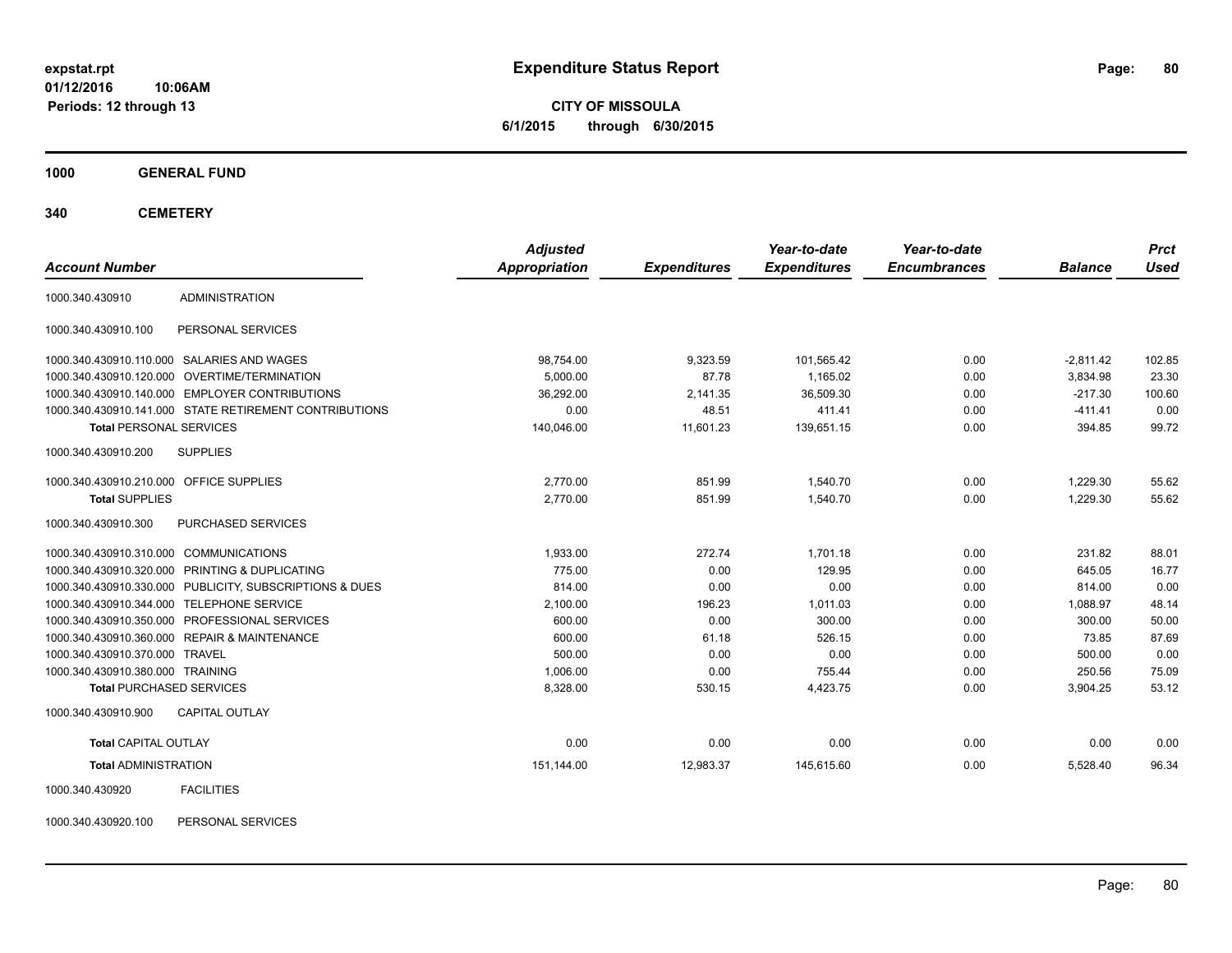# Expenditure Status Report

expstat.rpt
01/12/2016 10:06AM
Periods: 12 through 13

**CITY OF MISSOULA**
**6/1/2015 through 6/30/2015**

**1000 GENERAL FUND**

**340 CEMETERY**

| Account Number | | Adjusted Appropriation | Expenditures | Year-to-date Expenditures | Year-to-date Encumbrances | Balance | Prct Used |
|---|---|---|---|---|---|---|---|
| 1000.340.430910 | ADMINISTRATION | | | | | | |
| 1000.340.430910.100 | PERSONAL SERVICES | | | | | | |
| 1000.340.430910.110.000 | SALARIES AND WAGES | 98,754.00 | 9,323.59 | 101,565.42 | 0.00 | -2,811.42 | 102.85 |
| 1000.340.430910.120.000 | OVERTIME/TERMINATION | 5,000.00 | 87.78 | 1,165.02 | 0.00 | 3,834.98 | 23.30 |
| 1000.340.430910.140.000 | EMPLOYER CONTRIBUTIONS | 36,292.00 | 2,141.35 | 36,509.30 | 0.00 | -217.30 | 100.60 |
| 1000.340.430910.141.000 | STATE RETIREMENT CONTRIBUTIONS | 0.00 | 48.51 | 411.41 | 0.00 | -411.41 | 0.00 |
| **Total** PERSONAL SERVICES | | 140,046.00 | 11,601.23 | 139,651.15 | 0.00 | 394.85 | 99.72 |
| 1000.340.430910.200 | SUPPLIES | | | | | | |
| 1000.340.430910.210.000 | OFFICE SUPPLIES | 2,770.00 | 851.99 | 1,540.70 | 0.00 | 1,229.30 | 55.62 |
| **Total** SUPPLIES | | 2,770.00 | 851.99 | 1,540.70 | 0.00 | 1,229.30 | 55.62 |
| 1000.340.430910.300 | PURCHASED SERVICES | | | | | | |
| 1000.340.430910.310.000 | COMMUNICATIONS | 1,933.00 | 272.74 | 1,701.18 | 0.00 | 231.82 | 88.01 |
| 1000.340.430910.320.000 | PRINTING & DUPLICATING | 775.00 | 0.00 | 129.95 | 0.00 | 645.05 | 16.77 |
| 1000.340.430910.330.000 | PUBLICITY, SUBSCRIPTIONS & DUES | 814.00 | 0.00 | 0.00 | 0.00 | 814.00 | 0.00 |
| 1000.340.430910.344.000 | TELEPHONE SERVICE | 2,100.00 | 196.23 | 1,011.03 | 0.00 | 1,088.97 | 48.14 |
| 1000.340.430910.350.000 | PROFESSIONAL SERVICES | 600.00 | 0.00 | 300.00 | 0.00 | 300.00 | 50.00 |
| 1000.340.430910.360.000 | REPAIR & MAINTENANCE | 600.00 | 61.18 | 526.15 | 0.00 | 73.85 | 87.69 |
| 1000.340.430910.370.000 | TRAVEL | 500.00 | 0.00 | 0.00 | 0.00 | 500.00 | 0.00 |
| 1000.340.430910.380.000 | TRAINING | 1,006.00 | 0.00 | 755.44 | 0.00 | 250.56 | 75.09 |
| **Total** PURCHASED SERVICES | | 8,328.00 | 530.15 | 4,423.75 | 0.00 | 3,904.25 | 53.12 |
| 1000.340.430910.900 | CAPITAL OUTLAY | | | | | | |
| **Total** CAPITAL OUTLAY | | 0.00 | 0.00 | 0.00 | 0.00 | 0.00 | 0.00 |
| **Total** ADMINISTRATION | | 151,144.00 | 12,983.37 | 145,615.60 | 0.00 | 5,528.40 | 96.34 |
| 1000.340.430920 | FACILITIES | | | | | | |
| 1000.340.430920.100 | PERSONAL SERVICES | | | | | | |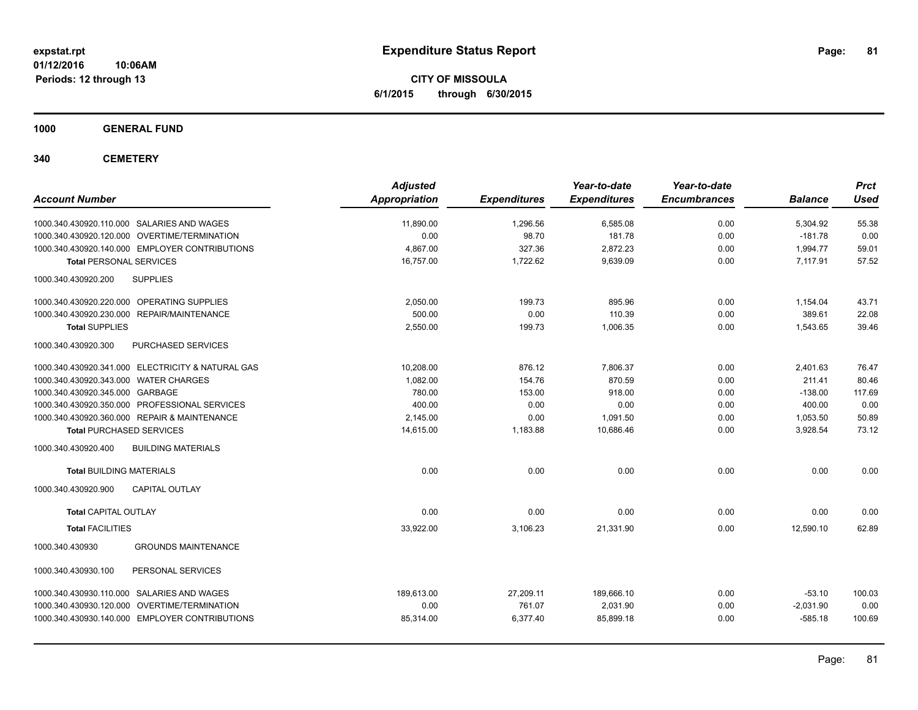**expstat.rpt**
**01/12/2016 10:06AM**
**Periods: 12 through 13**

# Expenditure Status Report

**CITY OF MISSOULA**
**6/1/2015 through 6/30/2015**

## 1000 GENERAL FUND

### 340 CEMETERY

| Account Number | Adjusted Appropriation | Expenditures | Year-to-date Expenditures | Year-to-date Encumbrances | Balance | Prct Used |
|---|---|---|---|---|---|---|
| 1000.340.430920.110.000 SALARIES AND WAGES | 11,890.00 | 1,296.56 | 6,585.08 | 0.00 | 5,304.92 | 55.38 |
| 1000.340.430920.120.000 OVERTIME/TERMINATION | 0.00 | 98.70 | 181.78 | 0.00 | -181.78 | 0.00 |
| 1000.340.430920.140.000 EMPLOYER CONTRIBUTIONS | 4,867.00 | 327.36 | 2,872.23 | 0.00 | 1,994.77 | 59.01 |
| **Total** PERSONAL SERVICES | 16,757.00 | 1,722.62 | 9,639.09 | 0.00 | 7,117.91 | 57.52 |
| 1000.340.430920.200 SUPPLIES | | | | | | |
| 1000.340.430920.220.000 OPERATING SUPPLIES | 2,050.00 | 199.73 | 895.96 | 0.00 | 1,154.04 | 43.71 |
| 1000.340.430920.230.000 REPAIR/MAINTENANCE | 500.00 | 0.00 | 110.39 | 0.00 | 389.61 | 22.08 |
| **Total** SUPPLIES | 2,550.00 | 199.73 | 1,006.35 | 0.00 | 1,543.65 | 39.46 |
| 1000.340.430920.300 PURCHASED SERVICES | | | | | | |
| 1000.340.430920.341.000 ELECTRICITY & NATURAL GAS | 10,208.00 | 876.12 | 7,806.37 | 0.00 | 2,401.63 | 76.47 |
| 1000.340.430920.343.000 WATER CHARGES | 1,082.00 | 154.76 | 870.59 | 0.00 | 211.41 | 80.46 |
| 1000.340.430920.345.000 GARBAGE | 780.00 | 153.00 | 918.00 | 0.00 | -138.00 | 117.69 |
| 1000.340.430920.350.000 PROFESSIONAL SERVICES | 400.00 | 0.00 | 0.00 | 0.00 | 400.00 | 0.00 |
| 1000.340.430920.360.000 REPAIR & MAINTENANCE | 2,145.00 | 0.00 | 1,091.50 | 0.00 | 1,053.50 | 50.89 |
| **Total** PURCHASED SERVICES | 14,615.00 | 1,183.88 | 10,686.46 | 0.00 | 3,928.54 | 73.12 |
| 1000.340.430920.400 BUILDING MATERIALS | | | | | | |
| **Total** BUILDING MATERIALS | 0.00 | 0.00 | 0.00 | 0.00 | 0.00 | 0.00 |
| 1000.340.430920.900 CAPITAL OUTLAY | | | | | | |
| **Total** CAPITAL OUTLAY | 0.00 | 0.00 | 0.00 | 0.00 | 0.00 | 0.00 |
| **Total** FACILITIES | 33,922.00 | 3,106.23 | 21,331.90 | 0.00 | 12,590.10 | 62.89 |
| 1000.340.430930 GROUNDS MAINTENANCE | | | | | | |
| 1000.340.430930.100 PERSONAL SERVICES | | | | | | |
| 1000.340.430930.110.000 SALARIES AND WAGES | 189,613.00 | 27,209.11 | 189,666.10 | 0.00 | -53.10 | 100.03 |
| 1000.340.430930.120.000 OVERTIME/TERMINATION | 0.00 | 761.07 | 2,031.90 | 0.00 | -2,031.90 | 0.00 |
| 1000.340.430930.140.000 EMPLOYER CONTRIBUTIONS | 85,314.00 | 6,377.40 | 85,899.18 | 0.00 | -585.18 | 100.69 |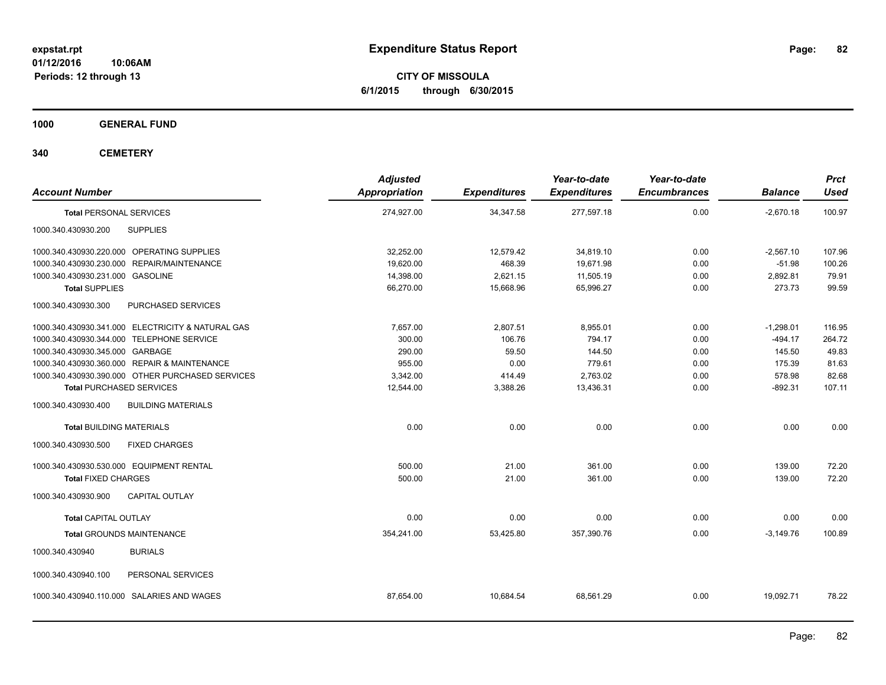**expstat.rpt**
**01/12/2016 10:06AM**
**Periods: 12 through 13**

# Expenditure Status Report

**CITY OF MISSOULA**
**6/1/2015 through 6/30/2015**

**1000 GENERAL FUND**

**340 CEMETERY**

| Account Number | | Adjusted Appropriation | Expenditures | Year-to-date Expenditures | Year-to-date Encumbrances | Balance | Prct Used |
|---|---|---|---|---|---|---|---|
| **Total** PERSONAL SERVICES | | 274,927.00 | 34,347.58 | 277,597.18 | 0.00 | -2,670.18 | 100.97 |
| 1000.340.430930.200 | SUPPLIES | | | | | | |
| 1000.340.430930.220.000 | OPERATING SUPPLIES | 32,252.00 | 12,579.42 | 34,819.10 | 0.00 | -2,567.10 | 107.96 |
| 1000.340.430930.230.000 | REPAIR/MAINTENANCE | 19,620.00 | 468.39 | 19,671.98 | 0.00 | -51.98 | 100.26 |
| 1000.340.430930.231.000 | GASOLINE | 14,398.00 | 2,621.15 | 11,505.19 | 0.00 | 2,892.81 | 79.91 |
| **Total** SUPPLIES | | 66,270.00 | 15,668.96 | 65,996.27 | 0.00 | 273.73 | 99.59 |
| 1000.340.430930.300 | PURCHASED SERVICES | | | | | | |
| 1000.340.430930.341.000 | ELECTRICITY & NATURAL GAS | 7,657.00 | 2,807.51 | 8,955.01 | 0.00 | -1,298.01 | 116.95 |
| 1000.340.430930.344.000 | TELEPHONE SERVICE | 300.00 | 106.76 | 794.17 | 0.00 | -494.17 | 264.72 |
| 1000.340.430930.345.000 | GARBAGE | 290.00 | 59.50 | 144.50 | 0.00 | 145.50 | 49.83 |
| 1000.340.430930.360.000 | REPAIR & MAINTENANCE | 955.00 | 0.00 | 779.61 | 0.00 | 175.39 | 81.63 |
| 1000.340.430930.390.000 | OTHER PURCHASED SERVICES | 3,342.00 | 414.49 | 2,763.02 | 0.00 | 578.98 | 82.68 |
| **Total** PURCHASED SERVICES | | 12,544.00 | 3,388.26 | 13,436.31 | 0.00 | -892.31 | 107.11 |
| 1000.340.430930.400 | BUILDING MATERIALS | | | | | | |
| **Total** BUILDING MATERIALS | | 0.00 | 0.00 | 0.00 | 0.00 | 0.00 | 0.00 |
| 1000.340.430930.500 | FIXED CHARGES | | | | | | |
| 1000.340.430930.530.000 | EQUIPMENT RENTAL | 500.00 | 21.00 | 361.00 | 0.00 | 139.00 | 72.20 |
| **Total** FIXED CHARGES | | 500.00 | 21.00 | 361.00 | 0.00 | 139.00 | 72.20 |
| 1000.340.430930.900 | CAPITAL OUTLAY | | | | | | |
| **Total** CAPITAL OUTLAY | | 0.00 | 0.00 | 0.00 | 0.00 | 0.00 | 0.00 |
| **Total** GROUNDS MAINTENANCE | | 354,241.00 | 53,425.80 | 357,390.76 | 0.00 | -3,149.76 | 100.89 |
| 1000.340.430940 | BURIALS | | | | | | |
| 1000.340.430940.100 | PERSONAL SERVICES | | | | | | |
| 1000.340.430940.110.000 | SALARIES AND WAGES | 87,654.00 | 10,684.54 | 68,561.29 | 0.00 | 19,092.71 | 78.22 |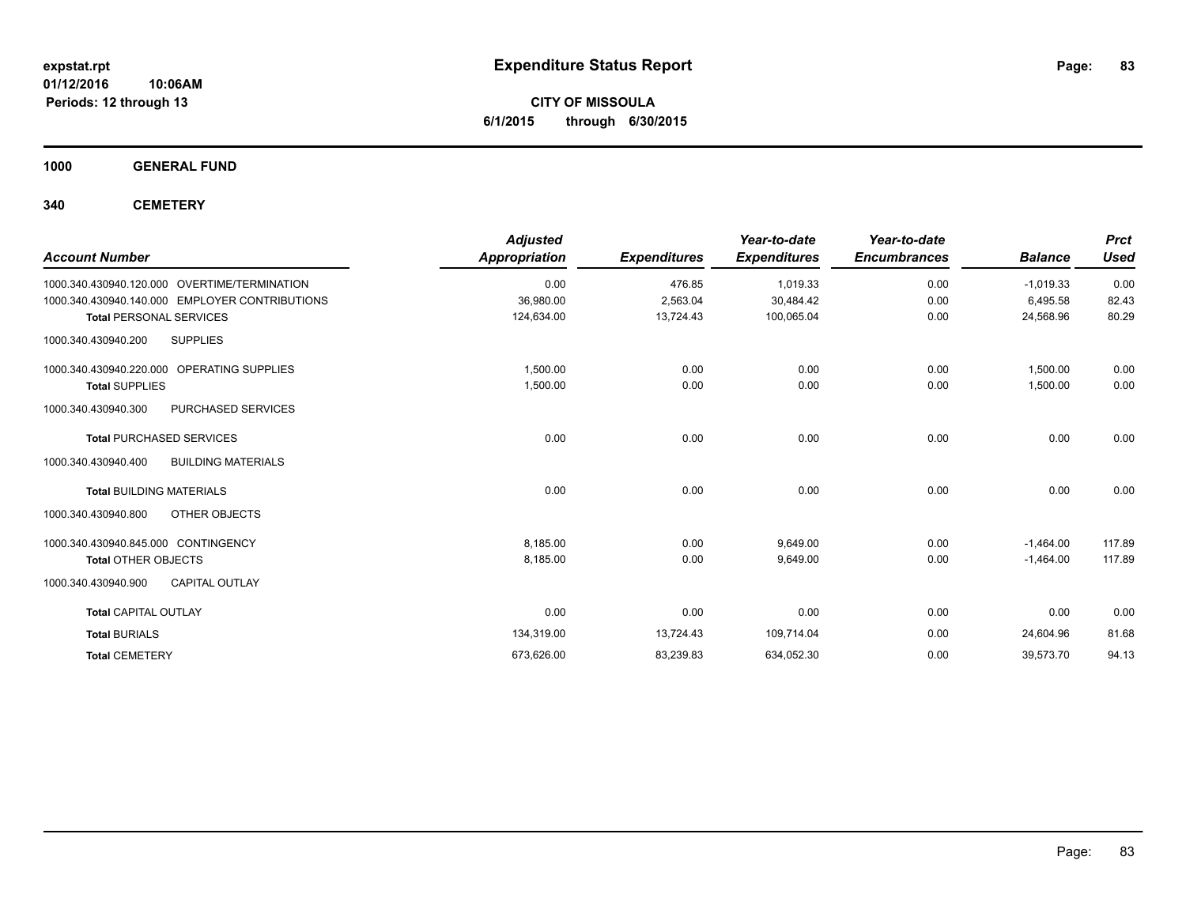# Expenditure Status Report

**CITY OF MISSOULA**

**6/1/2015 through 6/30/2015**

expstat.rpt
01/12/2016 10:06AM
Periods: 12 through 13

## 1000 GENERAL FUND

## 340 CEMETERY

| Account Number | Adjusted Appropriation | Expenditures | Year-to-date Expenditures | Year-to-date Encumbrances | Balance | Prct Used |
|---|---|---|---|---|---|---|
| 1000.340.430940.120.000 OVERTIME/TERMINATION | 0.00 | 476.85 | 1,019.33 | 0.00 | -1,019.33 | 0.00 |
| 1000.340.430940.140.000 EMPLOYER CONTRIBUTIONS | 36,980.00 | 2,563.04 | 30,484.42 | 0.00 | 6,495.58 | 82.43 |
| **Total** PERSONAL SERVICES | 124,634.00 | 13,724.43 | 100,065.04 | 0.00 | 24,568.96 | 80.29 |
| 1000.340.430940.200 SUPPLIES | | | | | | |
| 1000.340.430940.220.000 OPERATING SUPPLIES | 1,500.00 | 0.00 | 0.00 | 0.00 | 1,500.00 | 0.00 |
| **Total** SUPPLIES | 1,500.00 | 0.00 | 0.00 | 0.00 | 1,500.00 | 0.00 |
| 1000.340.430940.300 PURCHASED SERVICES | | | | | | |
| **Total** PURCHASED SERVICES | 0.00 | 0.00 | 0.00 | 0.00 | 0.00 | 0.00 |
| 1000.340.430940.400 BUILDING MATERIALS | | | | | | |
| **Total** BUILDING MATERIALS | 0.00 | 0.00 | 0.00 | 0.00 | 0.00 | 0.00 |
| 1000.340.430940.800 OTHER OBJECTS | | | | | | |
| 1000.340.430940.845.000 CONTINGENCY | 8,185.00 | 0.00 | 9,649.00 | 0.00 | -1,464.00 | 117.89 |
| **Total** OTHER OBJECTS | 8,185.00 | 0.00 | 9,649.00 | 0.00 | -1,464.00 | 117.89 |
| 1000.340.430940.900 CAPITAL OUTLAY | | | | | | |
| **Total** CAPITAL OUTLAY | 0.00 | 0.00 | 0.00 | 0.00 | 0.00 | 0.00 |
| **Total** BURIALS | 134,319.00 | 13,724.43 | 109,714.04 | 0.00 | 24,604.96 | 81.68 |
| **Total** CEMETERY | 673,626.00 | 83,239.83 | 634,052.30 | 0.00 | 39,573.70 | 94.13 |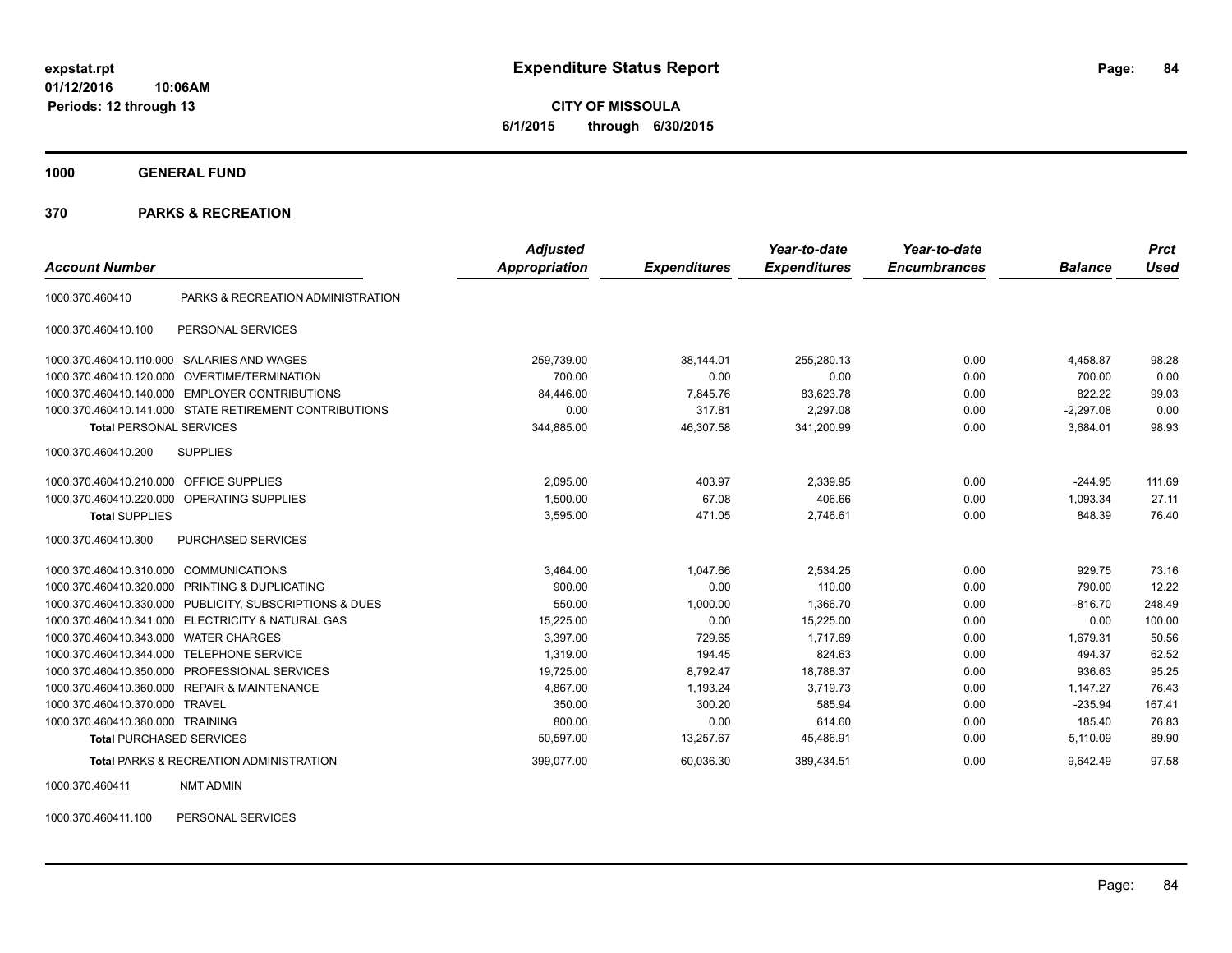# Expenditure Status Report

expstat.rpt
01/12/2016 10:06AM
Periods: 12 through 13

**CITY OF MISSOULA**
**6/1/2015 through 6/30/2015**

## 1000 GENERAL FUND

## 370 PARKS & RECREATION

| Account Number | | Adjusted Appropriation | Expenditures | Year-to-date Expenditures | Year-to-date Encumbrances | Balance | Prct Used |
|---|---|---|---|---|---|---|---|
| 1000.370.460410 | PARKS & RECREATION ADMINISTRATION | | | | | | |
| 1000.370.460410.100 | PERSONAL SERVICES | | | | | | |
| 1000.370.460410.110.000 | SALARIES AND WAGES | 259,739.00 | 38,144.01 | 255,280.13 | 0.00 | 4,458.87 | 98.28 |
| 1000.370.460410.120.000 | OVERTIME/TERMINATION | 700.00 | 0.00 | 0.00 | 0.00 | 700.00 | 0.00 |
| 1000.370.460410.140.000 | EMPLOYER CONTRIBUTIONS | 84,446.00 | 7,845.76 | 83,623.78 | 0.00 | 822.22 | 99.03 |
| 1000.370.460410.141.000 | STATE RETIREMENT CONTRIBUTIONS | 0.00 | 317.81 | 2,297.08 | 0.00 | -2,297.08 | 0.00 |
| **Total** PERSONAL SERVICES | | 344,885.00 | 46,307.58 | 341,200.99 | 0.00 | 3,684.01 | 98.93 |
| 1000.370.460410.200 | SUPPLIES | | | | | | |
| 1000.370.460410.210.000 | OFFICE SUPPLIES | 2,095.00 | 403.97 | 2,339.95 | 0.00 | -244.95 | 111.69 |
| 1000.370.460410.220.000 | OPERATING SUPPLIES | 1,500.00 | 67.08 | 406.66 | 0.00 | 1,093.34 | 27.11 |
| **Total** SUPPLIES | | 3,595.00 | 471.05 | 2,746.61 | 0.00 | 848.39 | 76.40 |
| 1000.370.460410.300 | PURCHASED SERVICES | | | | | | |
| 1000.370.460410.310.000 | COMMUNICATIONS | 3,464.00 | 1,047.66 | 2,534.25 | 0.00 | 929.75 | 73.16 |
| 1000.370.460410.320.000 | PRINTING & DUPLICATING | 900.00 | 0.00 | 110.00 | 0.00 | 790.00 | 12.22 |
| 1000.370.460410.330.000 | PUBLICITY, SUBSCRIPTIONS & DUES | 550.00 | 1,000.00 | 1,366.70 | 0.00 | -816.70 | 248.49 |
| 1000.370.460410.341.000 | ELECTRICITY & NATURAL GAS | 15,225.00 | 0.00 | 15,225.00 | 0.00 | 0.00 | 100.00 |
| 1000.370.460410.343.000 | WATER CHARGES | 3,397.00 | 729.65 | 1,717.69 | 0.00 | 1,679.31 | 50.56 |
| 1000.370.460410.344.000 | TELEPHONE SERVICE | 1,319.00 | 194.45 | 824.63 | 0.00 | 494.37 | 62.52 |
| 1000.370.460410.350.000 | PROFESSIONAL SERVICES | 19,725.00 | 8,792.47 | 18,788.37 | 0.00 | 936.63 | 95.25 |
| 1000.370.460410.360.000 | REPAIR & MAINTENANCE | 4,867.00 | 1,193.24 | 3,719.73 | 0.00 | 1,147.27 | 76.43 |
| 1000.370.460410.370.000 | TRAVEL | 350.00 | 300.20 | 585.94 | 0.00 | -235.94 | 167.41 |
| 1000.370.460410.380.000 | TRAINING | 800.00 | 0.00 | 614.60 | 0.00 | 185.40 | 76.83 |
| **Total** PURCHASED SERVICES | | 50,597.00 | 13,257.67 | 45,486.91 | 0.00 | 5,110.09 | 89.90 |
| **Total** PARKS & RECREATION ADMINISTRATION | | 399,077.00 | 60,036.30 | 389,434.51 | 0.00 | 9,642.49 | 97.58 |
| 1000.370.460411 | NMT ADMIN | | | | | | |
| 1000.370.460411.100 | PERSONAL SERVICES | | | | | | |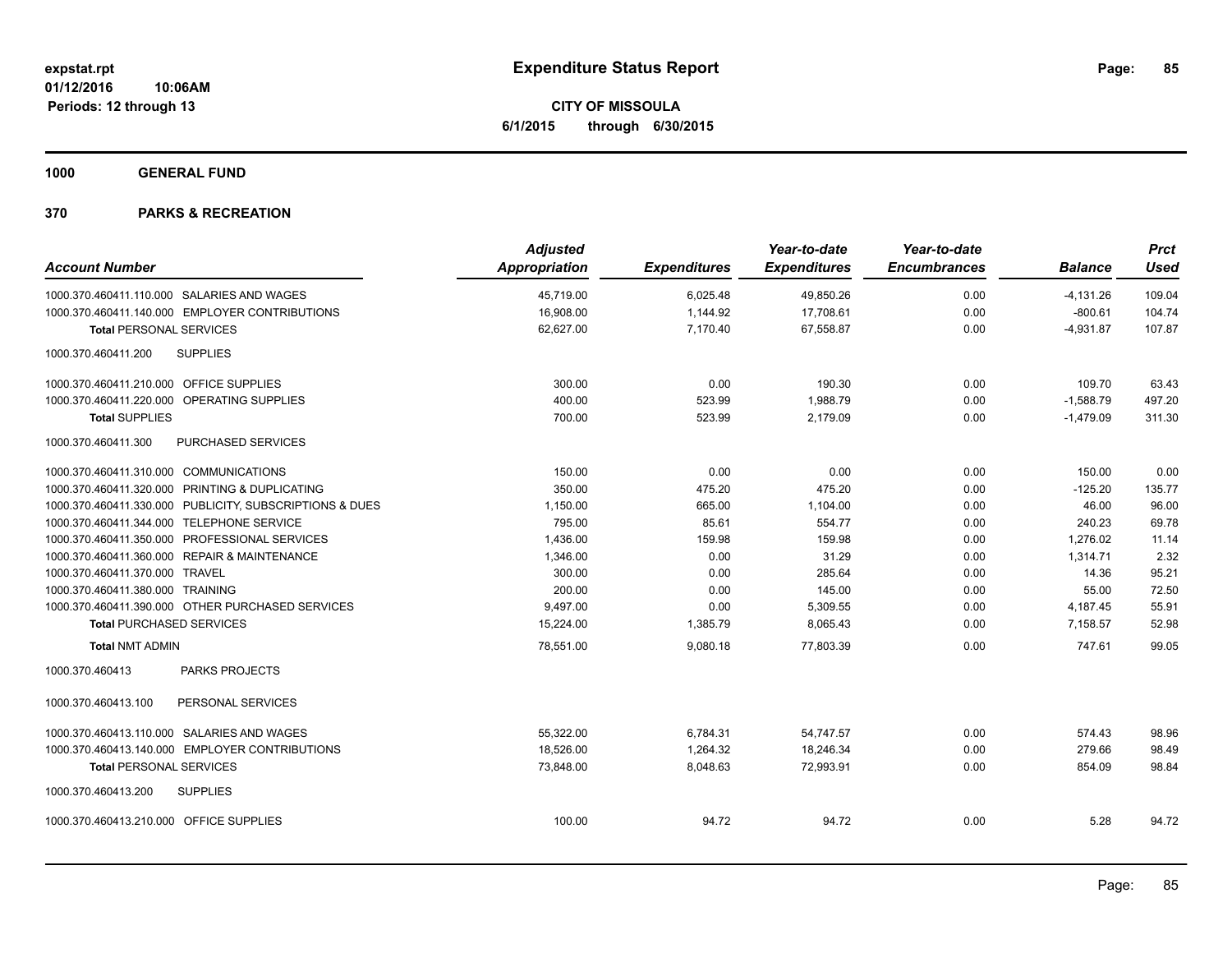**expstat.rpt**
**01/12/2016 10:06AM**
**Periods: 12 through 13**

# Expenditure Status Report

**CITY OF MISSOULA**
**6/1/2015 through 6/30/2015**

**1000 GENERAL FUND**

**370 PARKS & RECREATION**

| Account Number | Adjusted Appropriation | Expenditures | Year-to-date Expenditures | Year-to-date Encumbrances | Balance | Prct Used |
|---|---|---|---|---|---|---|
| 1000.370.460411.110.000 SALARIES AND WAGES | 45,719.00 | 6,025.48 | 49,850.26 | 0.00 | -4,131.26 | 109.04 |
| 1000.370.460411.140.000 EMPLOYER CONTRIBUTIONS | 16,908.00 | 1,144.92 | 17,708.61 | 0.00 | -800.61 | 104.74 |
| **Total** PERSONAL SERVICES | 62,627.00 | 7,170.40 | 67,558.87 | 0.00 | -4,931.87 | 107.87 |
| 1000.370.460411.200 SUPPLIES | | | | | | |
| 1000.370.460411.210.000 OFFICE SUPPLIES | 300.00 | 0.00 | 190.30 | 0.00 | 109.70 | 63.43 |
| 1000.370.460411.220.000 OPERATING SUPPLIES | 400.00 | 523.99 | 1,988.79 | 0.00 | -1,588.79 | 497.20 |
| **Total SUPPLIES** | 700.00 | 523.99 | 2,179.09 | 0.00 | -1,479.09 | 311.30 |
| 1000.370.460411.300 PURCHASED SERVICES | | | | | | |
| 1000.370.460411.310.000 COMMUNICATIONS | 150.00 | 0.00 | 0.00 | 0.00 | 150.00 | 0.00 |
| 1000.370.460411.320.000 PRINTING & DUPLICATING | 350.00 | 475.20 | 475.20 | 0.00 | -125.20 | 135.77 |
| 1000.370.460411.330.000 PUBLICITY, SUBSCRIPTIONS & DUES | 1,150.00 | 665.00 | 1,104.00 | 0.00 | 46.00 | 96.00 |
| 1000.370.460411.344.000 TELEPHONE SERVICE | 795.00 | 85.61 | 554.77 | 0.00 | 240.23 | 69.78 |
| 1000.370.460411.350.000 PROFESSIONAL SERVICES | 1,436.00 | 159.98 | 159.98 | 0.00 | 1,276.02 | 11.14 |
| 1000.370.460411.360.000 REPAIR & MAINTENANCE | 1,346.00 | 0.00 | 31.29 | 0.00 | 1,314.71 | 2.32 |
| 1000.370.460411.370.000 TRAVEL | 300.00 | 0.00 | 285.64 | 0.00 | 14.36 | 95.21 |
| 1000.370.460411.380.000 TRAINING | 200.00 | 0.00 | 145.00 | 0.00 | 55.00 | 72.50 |
| 1000.370.460411.390.000 OTHER PURCHASED SERVICES | 9,497.00 | 0.00 | 5,309.55 | 0.00 | 4,187.45 | 55.91 |
| **Total PURCHASED SERVICES** | 15,224.00 | 1,385.79 | 8,065.43 | 0.00 | 7,158.57 | 52.98 |
| **Total NMT ADMIN** | 78,551.00 | 9,080.18 | 77,803.39 | 0.00 | 747.61 | 99.05 |
| 1000.370.460413 PARKS PROJECTS | | | | | | |
| 1000.370.460413.100 PERSONAL SERVICES | | | | | | |
| 1000.370.460413.110.000 SALARIES AND WAGES | 55,322.00 | 6,784.31 | 54,747.57 | 0.00 | 574.43 | 98.96 |
| 1000.370.460413.140.000 EMPLOYER CONTRIBUTIONS | 18,526.00 | 1,264.32 | 18,246.34 | 0.00 | 279.66 | 98.49 |
| **Total PERSONAL SERVICES** | 73,848.00 | 8,048.63 | 72,993.91 | 0.00 | 854.09 | 98.84 |
| 1000.370.460413.200 SUPPLIES | | | | | | |
| 1000.370.460413.210.000 OFFICE SUPPLIES | 100.00 | 94.72 | 94.72 | 0.00 | 5.28 | 94.72 |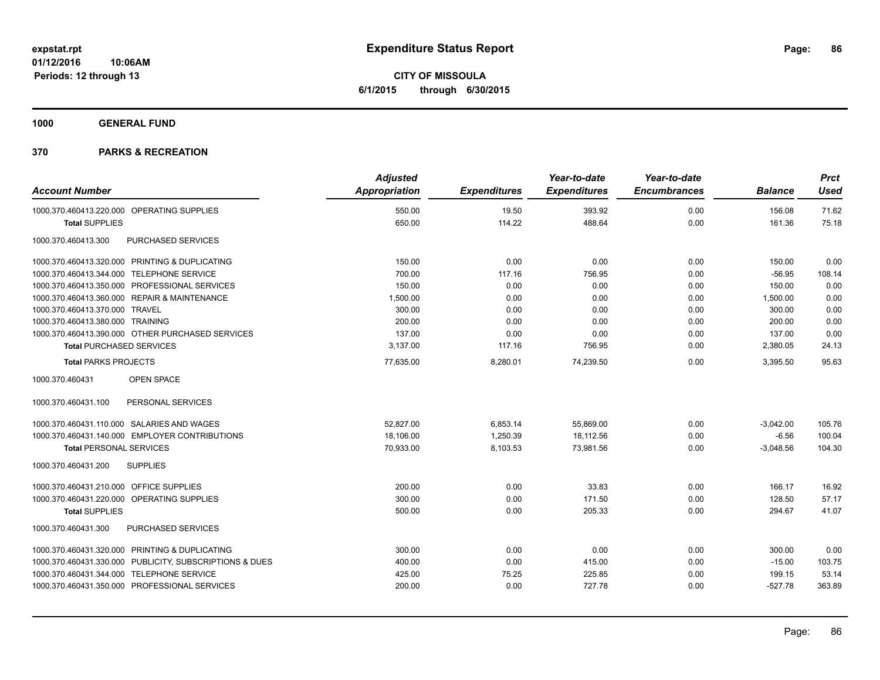# Expenditure Status Report

**CITY OF MISSOULA**
**6/1/2015 through 6/30/2015**

expstat.rpt
01/12/2016 10:06AM
Periods: 12 through 13

**1000 GENERAL FUND**

**370 PARKS & RECREATION**

| Account Number | Adjusted Appropriation | Expenditures | Year-to-date Expenditures | Year-to-date Encumbrances | Balance | Prct Used |
|---|---|---|---|---|---|---|
| 1000.370.460413.220.000 OPERATING SUPPLIES | 550.00 | 19.50 | 393.92 | 0.00 | 156.08 | 71.62 |
| **Total** SUPPLIES | 650.00 | 114.22 | 488.64 | 0.00 | 161.36 | 75.18 |
| 1000.370.460413.300 PURCHASED SERVICES | | | | | | |
| 1000.370.460413.320.000 PRINTING & DUPLICATING | 150.00 | 0.00 | 0.00 | 0.00 | 150.00 | 0.00 |
| 1000.370.460413.344.000 TELEPHONE SERVICE | 700.00 | 117.16 | 756.95 | 0.00 | -56.95 | 108.14 |
| 1000.370.460413.350.000 PROFESSIONAL SERVICES | 150.00 | 0.00 | 0.00 | 0.00 | 150.00 | 0.00 |
| 1000.370.460413.360.000 REPAIR & MAINTENANCE | 1,500.00 | 0.00 | 0.00 | 0.00 | 1,500.00 | 0.00 |
| 1000.370.460413.370.000 TRAVEL | 300.00 | 0.00 | 0.00 | 0.00 | 300.00 | 0.00 |
| 1000.370.460413.380.000 TRAINING | 200.00 | 0.00 | 0.00 | 0.00 | 200.00 | 0.00 |
| 1000.370.460413.390.000 OTHER PURCHASED SERVICES | 137.00 | 0.00 | 0.00 | 0.00 | 137.00 | 0.00 |
| **Total** PURCHASED SERVICES | 3,137.00 | 117.16 | 756.95 | 0.00 | 2,380.05 | 24.13 |
| **Total** PARKS PROJECTS | 77,635.00 | 8,280.01 | 74,239.50 | 0.00 | 3,395.50 | 95.63 |
| 1000.370.460431 OPEN SPACE | | | | | | |
| 1000.370.460431.100 PERSONAL SERVICES | | | | | | |
| 1000.370.460431.110.000 SALARIES AND WAGES | 52,827.00 | 6,853.14 | 55,869.00 | 0.00 | -3,042.00 | 105.76 |
| 1000.370.460431.140.000 EMPLOYER CONTRIBUTIONS | 18,106.00 | 1,250.39 | 18,112.56 | 0.00 | -6.56 | 100.04 |
| **Total** PERSONAL SERVICES | 70,933.00 | 8,103.53 | 73,981.56 | 0.00 | -3,048.56 | 104.30 |
| 1000.370.460431.200 SUPPLIES | | | | | | |
| 1000.370.460431.210.000 OFFICE SUPPLIES | 200.00 | 0.00 | 33.83 | 0.00 | 166.17 | 16.92 |
| 1000.370.460431.220.000 OPERATING SUPPLIES | 300.00 | 0.00 | 171.50 | 0.00 | 128.50 | 57.17 |
| **Total** SUPPLIES | 500.00 | 0.00 | 205.33 | 0.00 | 294.67 | 41.07 |
| 1000.370.460431.300 PURCHASED SERVICES | | | | | | |
| 1000.370.460431.320.000 PRINTING & DUPLICATING | 300.00 | 0.00 | 0.00 | 0.00 | 300.00 | 0.00 |
| 1000.370.460431.330.000 PUBLICITY, SUBSCRIPTIONS & DUES | 400.00 | 0.00 | 415.00 | 0.00 | -15.00 | 103.75 |
| 1000.370.460431.344.000 TELEPHONE SERVICE | 425.00 | 75.25 | 225.85 | 0.00 | 199.15 | 53.14 |
| 1000.370.460431.350.000 PROFESSIONAL SERVICES | 200.00 | 0.00 | 727.78 | 0.00 | -527.78 | 363.89 |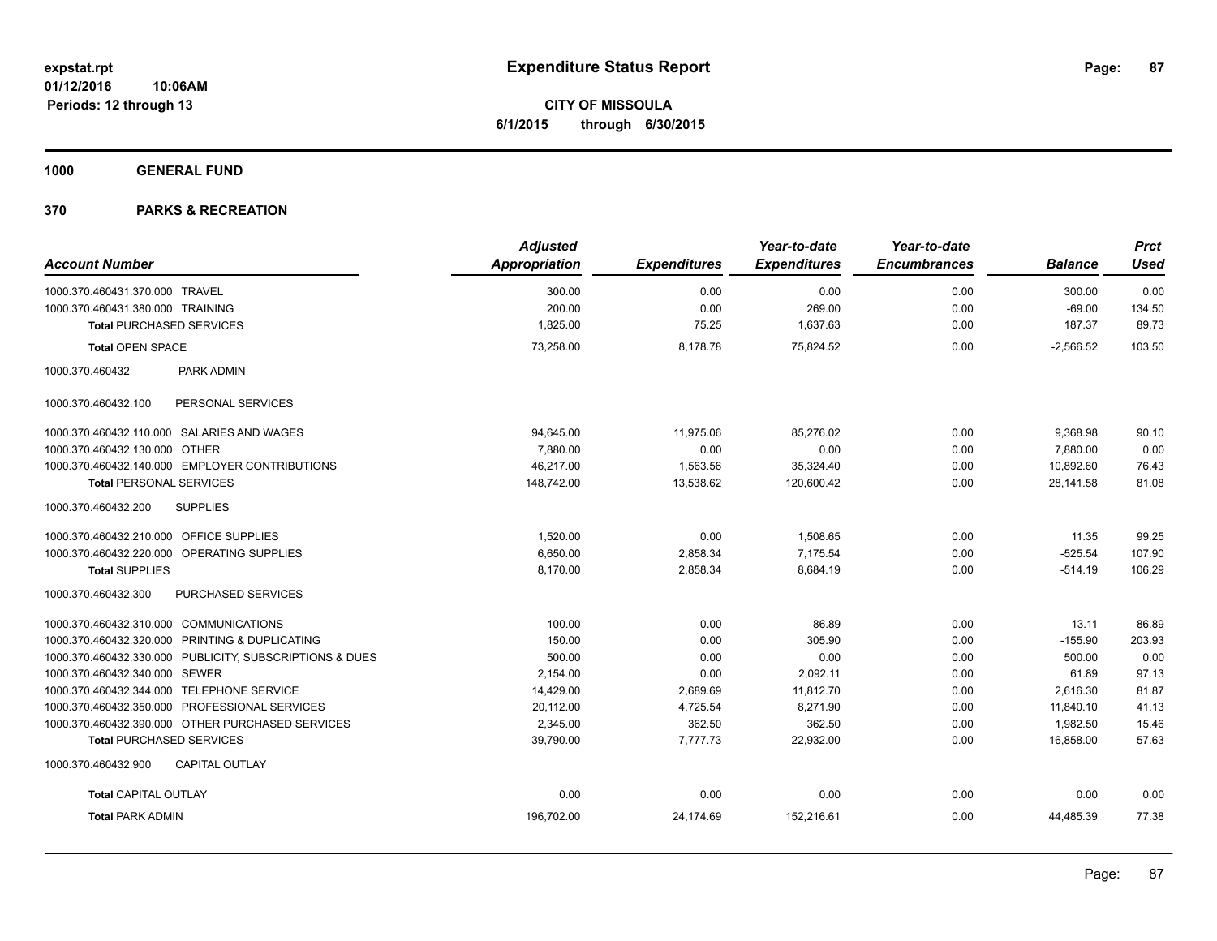# Expenditure Status Report

expstat.rpt
01/12/2016 10:06AM
Periods: 12 through 13

**CITY OF MISSOULA**
**6/1/2015 through 6/30/2015**

## 1000 GENERAL FUND

## 370 PARKS & RECREATION

| Account Number | Adjusted Appropriation | Expenditures | Year-to-date Expenditures | Year-to-date Encumbrances | Balance | Prct Used |
|---|---|---|---|---|---|---|
| 1000.370.460431.370.000 TRAVEL | 300.00 | 0.00 | 0.00 | 0.00 | 300.00 | 0.00 |
| 1000.370.460431.380.000 TRAINING | 200.00 | 0.00 | 269.00 | 0.00 | -69.00 | 134.50 |
| **Total** PURCHASED SERVICES | 1,825.00 | 75.25 | 1,637.63 | 0.00 | 187.37 | 89.73 |
| **Total** OPEN SPACE | 73,258.00 | 8,178.78 | 75,824.52 | 0.00 | -2,566.52 | 103.50 |
| 1000.370.460432 PARK ADMIN | | | | | | |
| 1000.370.460432.100 PERSONAL SERVICES | | | | | | |
| 1000.370.460432.110.000 SALARIES AND WAGES | 94,645.00 | 11,975.06 | 85,276.02 | 0.00 | 9,368.98 | 90.10 |
| 1000.370.460432.130.000 OTHER | 7,880.00 | 0.00 | 0.00 | 0.00 | 7,880.00 | 0.00 |
| 1000.370.460432.140.000 EMPLOYER CONTRIBUTIONS | 46,217.00 | 1,563.56 | 35,324.40 | 0.00 | 10,892.60 | 76.43 |
| **Total** PERSONAL SERVICES | 148,742.00 | 13,538.62 | 120,600.42 | 0.00 | 28,141.58 | 81.08 |
| 1000.370.460432.200 SUPPLIES | | | | | | |
| 1000.370.460432.210.000 OFFICE SUPPLIES | 1,520.00 | 0.00 | 1,508.65 | 0.00 | 11.35 | 99.25 |
| 1000.370.460432.220.000 OPERATING SUPPLIES | 6,650.00 | 2,858.34 | 7,175.54 | 0.00 | -525.54 | 107.90 |
| **Total** SUPPLIES | 8,170.00 | 2,858.34 | 8,684.19 | 0.00 | -514.19 | 106.29 |
| 1000.370.460432.300 PURCHASED SERVICES | | | | | | |
| 1000.370.460432.310.000 COMMUNICATIONS | 100.00 | 0.00 | 86.89 | 0.00 | 13.11 | 86.89 |
| 1000.370.460432.320.000 PRINTING & DUPLICATING | 150.00 | 0.00 | 305.90 | 0.00 | -155.90 | 203.93 |
| 1000.370.460432.330.000 PUBLICITY, SUBSCRIPTIONS & DUES | 500.00 | 0.00 | 0.00 | 0.00 | 500.00 | 0.00 |
| 1000.370.460432.340.000 SEWER | 2,154.00 | 0.00 | 2,092.11 | 0.00 | 61.89 | 97.13 |
| 1000.370.460432.344.000 TELEPHONE SERVICE | 14,429.00 | 2,689.69 | 11,812.70 | 0.00 | 2,616.30 | 81.87 |
| 1000.370.460432.350.000 PROFESSIONAL SERVICES | 20,112.00 | 4,725.54 | 8,271.90 | 0.00 | 11,840.10 | 41.13 |
| 1000.370.460432.390.000 OTHER PURCHASED SERVICES | 2,345.00 | 362.50 | 362.50 | 0.00 | 1,982.50 | 15.46 |
| **Total** PURCHASED SERVICES | 39,790.00 | 7,777.73 | 22,932.00 | 0.00 | 16,858.00 | 57.63 |
| 1000.370.460432.900 CAPITAL OUTLAY | | | | | | |
| **Total** CAPITAL OUTLAY | 0.00 | 0.00 | 0.00 | 0.00 | 0.00 | 0.00 |
| **Total** PARK ADMIN | 196,702.00 | 24,174.69 | 152,216.61 | 0.00 | 44,485.39 | 77.38 |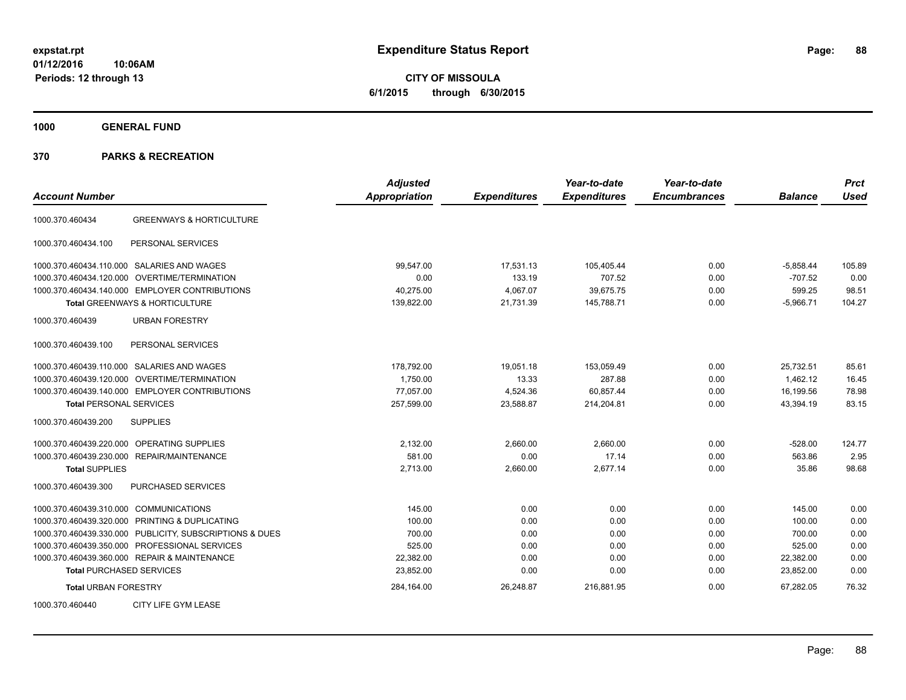# Expenditure Status Report

**CITY OF MISSOULA**
**6/1/2015 through 6/30/2015**

expstat.rpt
01/12/2016 10:06AM
Periods: 12 through 13

## 1000 GENERAL FUND

## 370 PARKS & RECREATION

| Account Number | | Adjusted Appropriation | Expenditures | Year-to-date Expenditures | Year-to-date Encumbrances | Balance | Prct Used |
|---|---|---|---|---|---|---|---|
| 1000.370.460434 | GREENWAYS & HORTICULTURE | | | | | | |
| 1000.370.460434.100 | PERSONAL SERVICES | | | | | | |
| 1000.370.460434.110.000 | SALARIES AND WAGES | 99,547.00 | 17,531.13 | 105,405.44 | 0.00 | -5,858.44 | 105.89 |
| 1000.370.460434.120.000 | OVERTIME/TERMINATION | 0.00 | 133.19 | 707.52 | 0.00 | -707.52 | 0.00 |
| 1000.370.460434.140.000 | EMPLOYER CONTRIBUTIONS | 40,275.00 | 4,067.07 | 39,675.75 | 0.00 | 599.25 | 98.51 |
| **Total** GREENWAYS & HORTICULTURE | | 139,822.00 | 21,731.39 | 145,788.71 | 0.00 | -5,966.71 | 104.27 |
| 1000.370.460439 | URBAN FORESTRY | | | | | | |
| 1000.370.460439.100 | PERSONAL SERVICES | | | | | | |
| 1000.370.460439.110.000 | SALARIES AND WAGES | 178,792.00 | 19,051.18 | 153,059.49 | 0.00 | 25,732.51 | 85.61 |
| 1000.370.460439.120.000 | OVERTIME/TERMINATION | 1,750.00 | 13.33 | 287.88 | 0.00 | 1,462.12 | 16.45 |
| 1000.370.460439.140.000 | EMPLOYER CONTRIBUTIONS | 77,057.00 | 4,524.36 | 60,857.44 | 0.00 | 16,199.56 | 78.98 |
| **Total** PERSONAL SERVICES | | 257,599.00 | 23,588.87 | 214,204.81 | 0.00 | 43,394.19 | 83.15 |
| 1000.370.460439.200 | SUPPLIES | | | | | | |
| 1000.370.460439.220.000 | OPERATING SUPPLIES | 2,132.00 | 2,660.00 | 2,660.00 | 0.00 | -528.00 | 124.77 |
| 1000.370.460439.230.000 | REPAIR/MAINTENANCE | 581.00 | 0.00 | 17.14 | 0.00 | 563.86 | 2.95 |
| **Total** SUPPLIES | | 2,713.00 | 2,660.00 | 2,677.14 | 0.00 | 35.86 | 98.68 |
| 1000.370.460439.300 | PURCHASED SERVICES | | | | | | |
| 1000.370.460439.310.000 | COMMUNICATIONS | 145.00 | 0.00 | 0.00 | 0.00 | 145.00 | 0.00 |
| 1000.370.460439.320.000 | PRINTING & DUPLICATING | 100.00 | 0.00 | 0.00 | 0.00 | 100.00 | 0.00 |
| 1000.370.460439.330.000 | PUBLICITY, SUBSCRIPTIONS & DUES | 700.00 | 0.00 | 0.00 | 0.00 | 700.00 | 0.00 |
| 1000.370.460439.350.000 | PROFESSIONAL SERVICES | 525.00 | 0.00 | 0.00 | 0.00 | 525.00 | 0.00 |
| 1000.370.460439.360.000 | REPAIR & MAINTENANCE | 22,382.00 | 0.00 | 0.00 | 0.00 | 22,382.00 | 0.00 |
| **Total** PURCHASED SERVICES | | 23,852.00 | 0.00 | 0.00 | 0.00 | 23,852.00 | 0.00 |
| **Total** URBAN FORESTRY | | 284,164.00 | 26,248.87 | 216,881.95 | 0.00 | 67,282.05 | 76.32 |
| 1000.370.460440 | CITY LIFE GYM LEASE | | | | | | |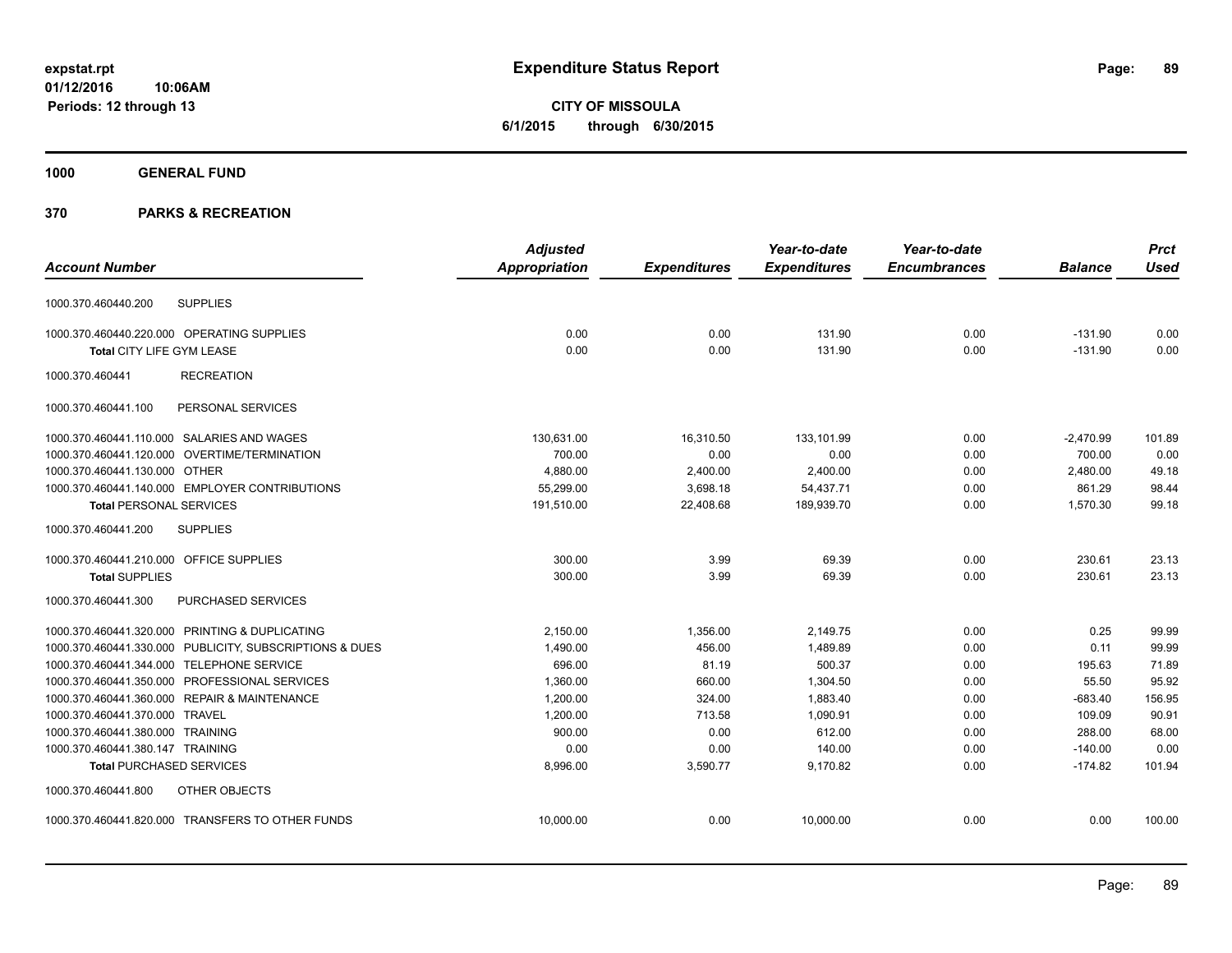# Expenditure Status Report

expstat.rpt
01/12/2016 10:06AM
Periods: 12 through 13

**CITY OF MISSOULA**
**6/1/2015 through 6/30/2015**

## 1000 GENERAL FUND

## 370 PARKS & RECREATION

| Account Number | | Adjusted Appropriation | Expenditures | Year-to-date Expenditures | Year-to-date Encumbrances | Balance | Prct Used |
|---|---|---|---|---|---|---|---|
| 1000.370.460440.200 | SUPPLIES | | | | | | |
| 1000.370.460440.220.000 | OPERATING SUPPLIES | 0.00 | 0.00 | 131.90 | 0.00 | -131.90 | 0.00 |
| **Total** CITY LIFE GYM LEASE | | 0.00 | 0.00 | 131.90 | 0.00 | -131.90 | 0.00 |
| 1000.370.460441 | RECREATION | | | | | | |
| 1000.370.460441.100 | PERSONAL SERVICES | | | | | | |
| 1000.370.460441.110.000 | SALARIES AND WAGES | 130,631.00 | 16,310.50 | 133,101.99 | 0.00 | -2,470.99 | 101.89 |
| 1000.370.460441.120.000 | OVERTIME/TERMINATION | 700.00 | 0.00 | 0.00 | 0.00 | 700.00 | 0.00 |
| 1000.370.460441.130.000 | OTHER | 4,880.00 | 2,400.00 | 2,400.00 | 0.00 | 2,480.00 | 49.18 |
| 1000.370.460441.140.000 | EMPLOYER CONTRIBUTIONS | 55,299.00 | 3,698.18 | 54,437.71 | 0.00 | 861.29 | 98.44 |
| **Total** PERSONAL SERVICES | | 191,510.00 | 22,408.68 | 189,939.70 | 0.00 | 1,570.30 | 99.18 |
| 1000.370.460441.200 | SUPPLIES | | | | | | |
| 1000.370.460441.210.000 | OFFICE SUPPLIES | 300.00 | 3.99 | 69.39 | 0.00 | 230.61 | 23.13 |
| **Total** SUPPLIES | | 300.00 | 3.99 | 69.39 | 0.00 | 230.61 | 23.13 |
| 1000.370.460441.300 | PURCHASED SERVICES | | | | | | |
| 1000.370.460441.320.000 | PRINTING & DUPLICATING | 2,150.00 | 1,356.00 | 2,149.75 | 0.00 | 0.25 | 99.99 |
| 1000.370.460441.330.000 | PUBLICITY, SUBSCRIPTIONS & DUES | 1,490.00 | 456.00 | 1,489.89 | 0.00 | 0.11 | 99.99 |
| 1000.370.460441.344.000 | TELEPHONE SERVICE | 696.00 | 81.19 | 500.37 | 0.00 | 195.63 | 71.89 |
| 1000.370.460441.350.000 | PROFESSIONAL SERVICES | 1,360.00 | 660.00 | 1,304.50 | 0.00 | 55.50 | 95.92 |
| 1000.370.460441.360.000 | REPAIR & MAINTENANCE | 1,200.00 | 324.00 | 1,883.40 | 0.00 | -683.40 | 156.95 |
| 1000.370.460441.370.000 | TRAVEL | 1,200.00 | 713.58 | 1,090.91 | 0.00 | 109.09 | 90.91 |
| 1000.370.460441.380.000 | TRAINING | 900.00 | 0.00 | 612.00 | 0.00 | 288.00 | 68.00 |
| 1000.370.460441.380.147 | TRAINING | 0.00 | 0.00 | 140.00 | 0.00 | -140.00 | 0.00 |
| **Total** PURCHASED SERVICES | | 8,996.00 | 3,590.77 | 9,170.82 | 0.00 | -174.82 | 101.94 |
| 1000.370.460441.800 | OTHER OBJECTS | | | | | | |
| 1000.370.460441.820.000 | TRANSFERS TO OTHER FUNDS | 10,000.00 | 0.00 | 10,000.00 | 0.00 | 0.00 | 100.00 |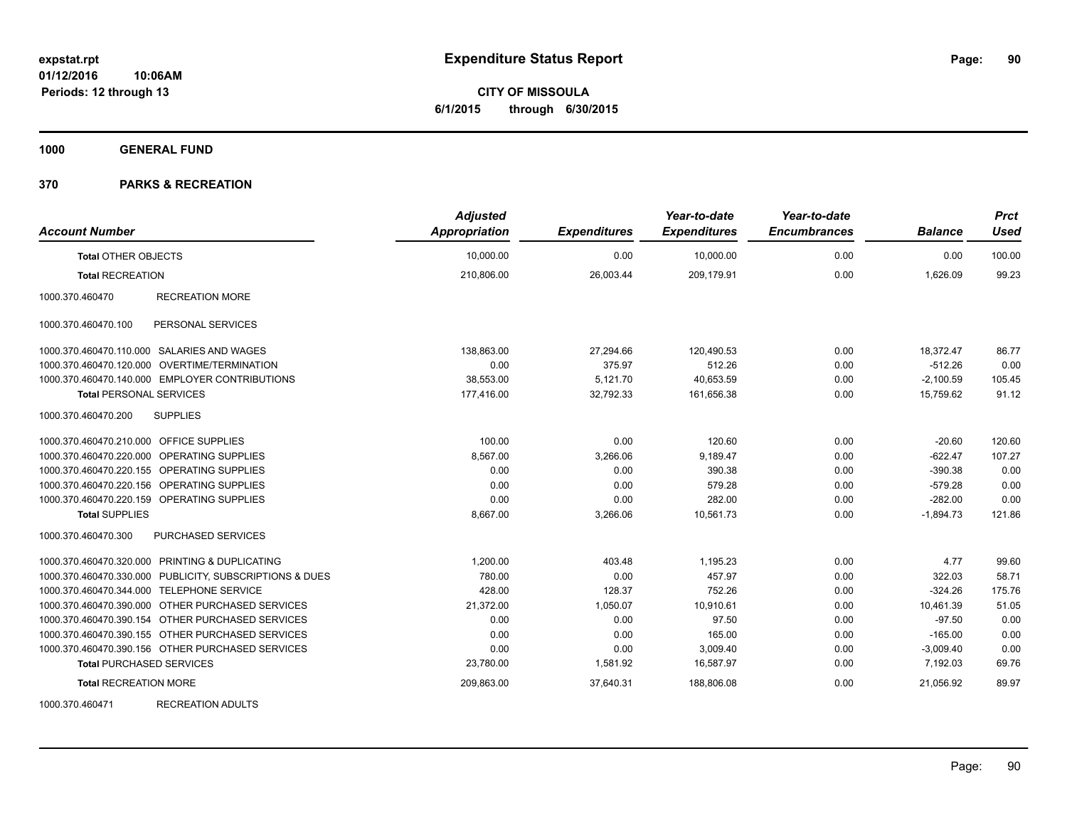# Expenditure Status Report

**CITY OF MISSOULA**
**6/1/2015 through 6/30/2015**

expstat.rpt
01/12/2016 10:06AM
Periods: 12 through 13

**1000 GENERAL FUND**

**370 PARKS & RECREATION**

| Account Number | | Adjusted Appropriation | Expenditures | Year-to-date Expenditures | Year-to-date Encumbrances | Balance | Prct Used |
|---|---|---|---|---|---|---|---|
| **Total** OTHER OBJECTS | | 10,000.00 | 0.00 | 10,000.00 | 0.00 | 0.00 | 100.00 |
| **Total** RECREATION | | 210,806.00 | 26,003.44 | 209,179.91 | 0.00 | 1,626.09 | 99.23 |
| 1000.370.460470 | RECREATION MORE | | | | | | |
| 1000.370.460470.100 | PERSONAL SERVICES | | | | | | |
| 1000.370.460470.110.000 | SALARIES AND WAGES | 138,863.00 | 27,294.66 | 120,490.53 | 0.00 | 18,372.47 | 86.77 |
| 1000.370.460470.120.000 | OVERTIME/TERMINATION | 0.00 | 375.97 | 512.26 | 0.00 | -512.26 | 0.00 |
| 1000.370.460470.140.000 | EMPLOYER CONTRIBUTIONS | 38,553.00 | 5,121.70 | 40,653.59 | 0.00 | -2,100.59 | 105.45 |
| **Total** PERSONAL SERVICES | | 177,416.00 | 32,792.33 | 161,656.38 | 0.00 | 15,759.62 | 91.12 |
| 1000.370.460470.200 | SUPPLIES | | | | | | |
| 1000.370.460470.210.000 | OFFICE SUPPLIES | 100.00 | 0.00 | 120.60 | 0.00 | -20.60 | 120.60 |
| 1000.370.460470.220.000 | OPERATING SUPPLIES | 8,567.00 | 3,266.06 | 9,189.47 | 0.00 | -622.47 | 107.27 |
| 1000.370.460470.220.155 | OPERATING SUPPLIES | 0.00 | 0.00 | 390.38 | 0.00 | -390.38 | 0.00 |
| 1000.370.460470.220.156 | OPERATING SUPPLIES | 0.00 | 0.00 | 579.28 | 0.00 | -579.28 | 0.00 |
| 1000.370.460470.220.159 | OPERATING SUPPLIES | 0.00 | 0.00 | 282.00 | 0.00 | -282.00 | 0.00 |
| **Total** SUPPLIES | | 8,667.00 | 3,266.06 | 10,561.73 | 0.00 | -1,894.73 | 121.86 |
| 1000.370.460470.300 | PURCHASED SERVICES | | | | | | |
| 1000.370.460470.320.000 | PRINTING & DUPLICATING | 1,200.00 | 403.48 | 1,195.23 | 0.00 | 4.77 | 99.60 |
| 1000.370.460470.330.000 | PUBLICITY, SUBSCRIPTIONS & DUES | 780.00 | 0.00 | 457.97 | 0.00 | 322.03 | 58.71 |
| 1000.370.460470.344.000 | TELEPHONE SERVICE | 428.00 | 128.37 | 752.26 | 0.00 | -324.26 | 175.76 |
| 1000.370.460470.390.000 | OTHER PURCHASED SERVICES | 21,372.00 | 1,050.07 | 10,910.61 | 0.00 | 10,461.39 | 51.05 |
| 1000.370.460470.390.154 | OTHER PURCHASED SERVICES | 0.00 | 0.00 | 97.50 | 0.00 | -97.50 | 0.00 |
| 1000.370.460470.390.155 | OTHER PURCHASED SERVICES | 0.00 | 0.00 | 165.00 | 0.00 | -165.00 | 0.00 |
| 1000.370.460470.390.156 | OTHER PURCHASED SERVICES | 0.00 | 0.00 | 3,009.40 | 0.00 | -3,009.40 | 0.00 |
| **Total** PURCHASED SERVICES | | 23,780.00 | 1,581.92 | 16,587.97 | 0.00 | 7,192.03 | 69.76 |
| **Total** RECREATION MORE | | 209,863.00 | 37,640.31 | 188,806.08 | 0.00 | 21,056.92 | 89.97 |
| 1000.370.460471 | RECREATION ADULTS | | | | | | |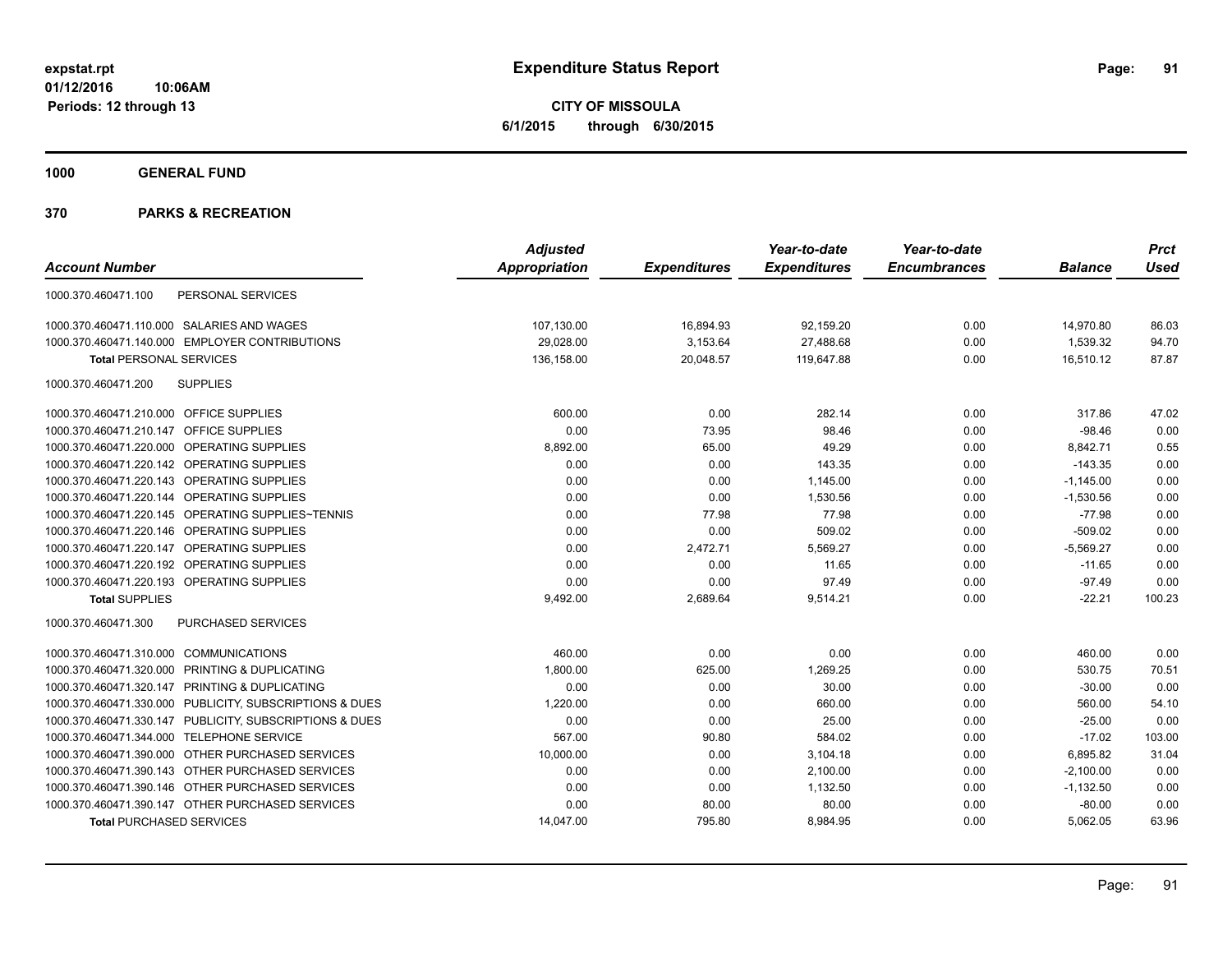# Expenditure Status Report

expstat.rpt
01/12/2016 10:06AM
Periods: 12 through 13

**CITY OF MISSOULA**
**6/1/2015 through 6/30/2015**

## 1000 GENERAL FUND

## 370 PARKS & RECREATION

| Account Number | | Adjusted Appropriation | Expenditures | Year-to-date Expenditures | Year-to-date Encumbrances | Balance | Prct Used |
|---|---|---|---|---|---|---|---|
| 1000.370.460471.100 | PERSONAL SERVICES | | | | | | |
| 1000.370.460471.110.000 | SALARIES AND WAGES | 107,130.00 | 16,894.93 | 92,159.20 | 0.00 | 14,970.80 | 86.03 |
| 1000.370.460471.140.000 | EMPLOYER CONTRIBUTIONS | 29,028.00 | 3,153.64 | 27,488.68 | 0.00 | 1,539.32 | 94.70 |
| **Total** PERSONAL SERVICES | | 136,158.00 | 20,048.57 | 119,647.88 | 0.00 | 16,510.12 | 87.87 |
| 1000.370.460471.200 | SUPPLIES | | | | | | |
| 1000.370.460471.210.000 | OFFICE SUPPLIES | 600.00 | 0.00 | 282.14 | 0.00 | 317.86 | 47.02 |
| 1000.370.460471.210.147 | OFFICE SUPPLIES | 0.00 | 73.95 | 98.46 | 0.00 | -98.46 | 0.00 |
| 1000.370.460471.220.000 | OPERATING SUPPLIES | 8,892.00 | 65.00 | 49.29 | 0.00 | 8,842.71 | 0.55 |
| 1000.370.460471.220.142 | OPERATING SUPPLIES | 0.00 | 0.00 | 143.35 | 0.00 | -143.35 | 0.00 |
| 1000.370.460471.220.143 | OPERATING SUPPLIES | 0.00 | 0.00 | 1,145.00 | 0.00 | -1,145.00 | 0.00 |
| 1000.370.460471.220.144 | OPERATING SUPPLIES | 0.00 | 0.00 | 1,530.56 | 0.00 | -1,530.56 | 0.00 |
| 1000.370.460471.220.145 | OPERATING SUPPLIES~TENNIS | 0.00 | 77.98 | 77.98 | 0.00 | -77.98 | 0.00 |
| 1000.370.460471.220.146 | OPERATING SUPPLIES | 0.00 | 0.00 | 509.02 | 0.00 | -509.02 | 0.00 |
| 1000.370.460471.220.147 | OPERATING SUPPLIES | 0.00 | 2,472.71 | 5,569.27 | 0.00 | -5,569.27 | 0.00 |
| 1000.370.460471.220.192 | OPERATING SUPPLIES | 0.00 | 0.00 | 11.65 | 0.00 | -11.65 | 0.00 |
| 1000.370.460471.220.193 | OPERATING SUPPLIES | 0.00 | 0.00 | 97.49 | 0.00 | -97.49 | 0.00 |
| **Total** SUPPLIES | | 9,492.00 | 2,689.64 | 9,514.21 | 0.00 | -22.21 | 100.23 |
| 1000.370.460471.300 | PURCHASED SERVICES | | | | | | |
| 1000.370.460471.310.000 | COMMUNICATIONS | 460.00 | 0.00 | 0.00 | 0.00 | 460.00 | 0.00 |
| 1000.370.460471.320.000 | PRINTING & DUPLICATING | 1,800.00 | 625.00 | 1,269.25 | 0.00 | 530.75 | 70.51 |
| 1000.370.460471.320.147 | PRINTING & DUPLICATING | 0.00 | 0.00 | 30.00 | 0.00 | -30.00 | 0.00 |
| 1000.370.460471.330.000 | PUBLICITY, SUBSCRIPTIONS & DUES | 1,220.00 | 0.00 | 660.00 | 0.00 | 560.00 | 54.10 |
| 1000.370.460471.330.147 | PUBLICITY, SUBSCRIPTIONS & DUES | 0.00 | 0.00 | 25.00 | 0.00 | -25.00 | 0.00 |
| 1000.370.460471.344.000 | TELEPHONE SERVICE | 567.00 | 90.80 | 584.02 | 0.00 | -17.02 | 103.00 |
| 1000.370.460471.390.000 | OTHER PURCHASED SERVICES | 10,000.00 | 0.00 | 3,104.18 | 0.00 | 6,895.82 | 31.04 |
| 1000.370.460471.390.143 | OTHER PURCHASED SERVICES | 0.00 | 0.00 | 2,100.00 | 0.00 | -2,100.00 | 0.00 |
| 1000.370.460471.390.146 | OTHER PURCHASED SERVICES | 0.00 | 0.00 | 1,132.50 | 0.00 | -1,132.50 | 0.00 |
| 1000.370.460471.390.147 | OTHER PURCHASED SERVICES | 0.00 | 80.00 | 80.00 | 0.00 | -80.00 | 0.00 |
| **Total** PURCHASED SERVICES | | 14,047.00 | 795.80 | 8,984.95 | 0.00 | 5,062.05 | 63.96 |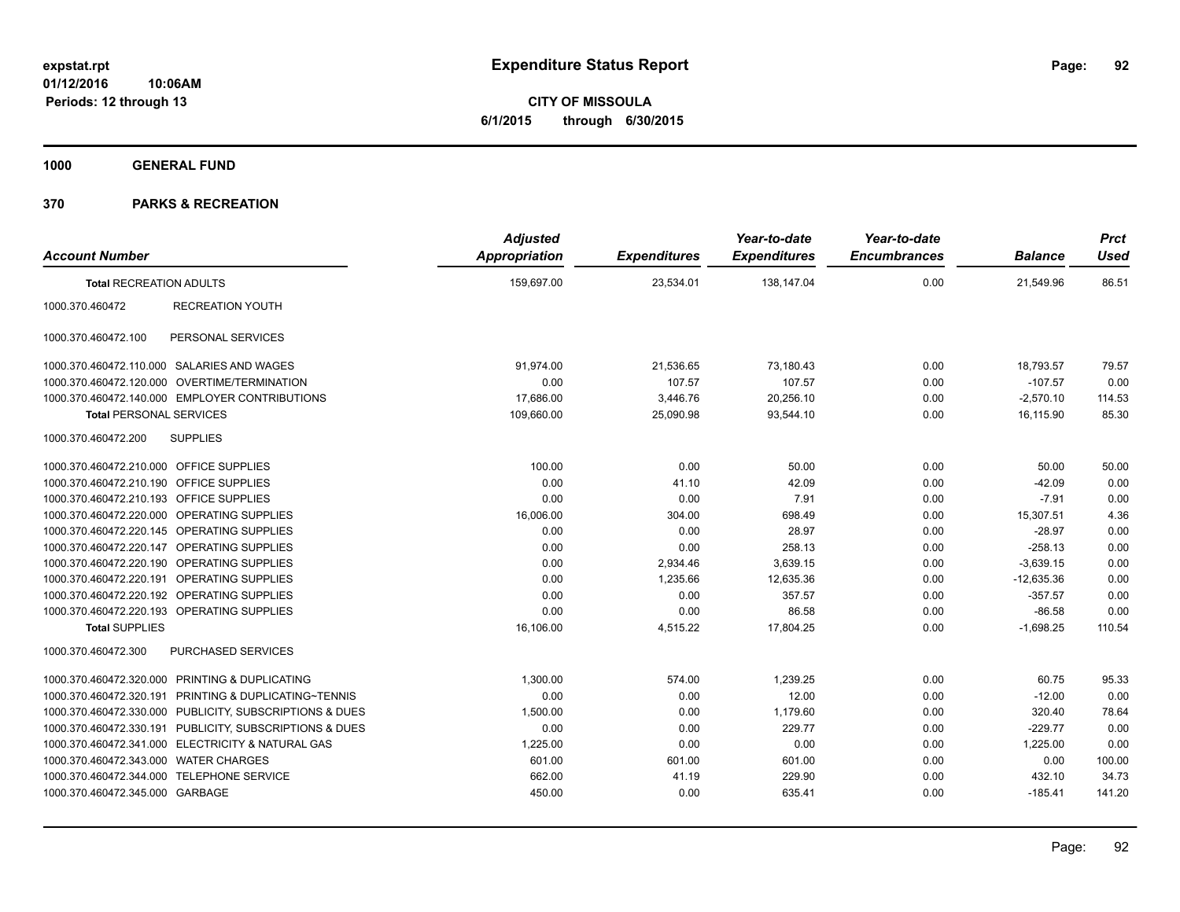# Expenditure Status Report

expstat.rpt
01/12/2016 10:06AM
Periods: 12 through 13

**CITY OF MISSOULA**
**6/1/2015 through 6/30/2015**

**1000 GENERAL FUND**

**370 PARKS & RECREATION**

| Account Number | | Adjusted Appropriation | Expenditures | Year-to-date Expenditures | Year-to-date Encumbrances | Balance | Prct Used |
|---|---|---|---|---|---|---|---|
| **Total** RECREATION ADULTS | | 159,697.00 | 23,534.01 | 138,147.04 | 0.00 | 21,549.96 | 86.51 |
| 1000.370.460472 | RECREATION YOUTH | | | | | | |
| 1000.370.460472.100 | PERSONAL SERVICES | | | | | | |
| 1000.370.460472.110.000 | SALARIES AND WAGES | 91,974.00 | 21,536.65 | 73,180.43 | 0.00 | 18,793.57 | 79.57 |
| 1000.370.460472.120.000 | OVERTIME/TERMINATION | 0.00 | 107.57 | 107.57 | 0.00 | -107.57 | 0.00 |
| 1000.370.460472.140.000 | EMPLOYER CONTRIBUTIONS | 17,686.00 | 3,446.76 | 20,256.10 | 0.00 | -2,570.10 | 114.53 |
| **Total** PERSONAL SERVICES | | 109,660.00 | 25,090.98 | 93,544.10 | 0.00 | 16,115.90 | 85.30 |
| 1000.370.460472.200 | SUPPLIES | | | | | | |
| 1000.370.460472.210.000 | OFFICE SUPPLIES | 100.00 | 0.00 | 50.00 | 0.00 | 50.00 | 50.00 |
| 1000.370.460472.210.190 | OFFICE SUPPLIES | 0.00 | 41.10 | 42.09 | 0.00 | -42.09 | 0.00 |
| 1000.370.460472.210.193 | OFFICE SUPPLIES | 0.00 | 0.00 | 7.91 | 0.00 | -7.91 | 0.00 |
| 1000.370.460472.220.000 | OPERATING SUPPLIES | 16,006.00 | 304.00 | 698.49 | 0.00 | 15,307.51 | 4.36 |
| 1000.370.460472.220.145 | OPERATING SUPPLIES | 0.00 | 0.00 | 28.97 | 0.00 | -28.97 | 0.00 |
| 1000.370.460472.220.147 | OPERATING SUPPLIES | 0.00 | 0.00 | 258.13 | 0.00 | -258.13 | 0.00 |
| 1000.370.460472.220.190 | OPERATING SUPPLIES | 0.00 | 2,934.46 | 3,639.15 | 0.00 | -3,639.15 | 0.00 |
| 1000.370.460472.220.191 | OPERATING SUPPLIES | 0.00 | 1,235.66 | 12,635.36 | 0.00 | -12,635.36 | 0.00 |
| 1000.370.460472.220.192 | OPERATING SUPPLIES | 0.00 | 0.00 | 357.57 | 0.00 | -357.57 | 0.00 |
| 1000.370.460472.220.193 | OPERATING SUPPLIES | 0.00 | 0.00 | 86.58 | 0.00 | -86.58 | 0.00 |
| **Total** SUPPLIES | | 16,106.00 | 4,515.22 | 17,804.25 | 0.00 | -1,698.25 | 110.54 |
| 1000.370.460472.300 | PURCHASED SERVICES | | | | | | |
| 1000.370.460472.320.000 | PRINTING & DUPLICATING | 1,300.00 | 574.00 | 1,239.25 | 0.00 | 60.75 | 95.33 |
| 1000.370.460472.320.191 | PRINTING & DUPLICATING~TENNIS | 0.00 | 0.00 | 12.00 | 0.00 | -12.00 | 0.00 |
| 1000.370.460472.330.000 | PUBLICITY, SUBSCRIPTIONS & DUES | 1,500.00 | 0.00 | 1,179.60 | 0.00 | 320.40 | 78.64 |
| 1000.370.460472.330.191 | PUBLICITY, SUBSCRIPTIONS & DUES | 0.00 | 0.00 | 229.77 | 0.00 | -229.77 | 0.00 |
| 1000.370.460472.341.000 | ELECTRICITY & NATURAL GAS | 1,225.00 | 0.00 | 0.00 | 0.00 | 1,225.00 | 0.00 |
| 1000.370.460472.343.000 | WATER CHARGES | 601.00 | 601.00 | 601.00 | 0.00 | 0.00 | 100.00 |
| 1000.370.460472.344.000 | TELEPHONE SERVICE | 662.00 | 41.19 | 229.90 | 0.00 | 432.10 | 34.73 |
| 1000.370.460472.345.000 | GARBAGE | 450.00 | 0.00 | 635.41 | 0.00 | -185.41 | 141.20 |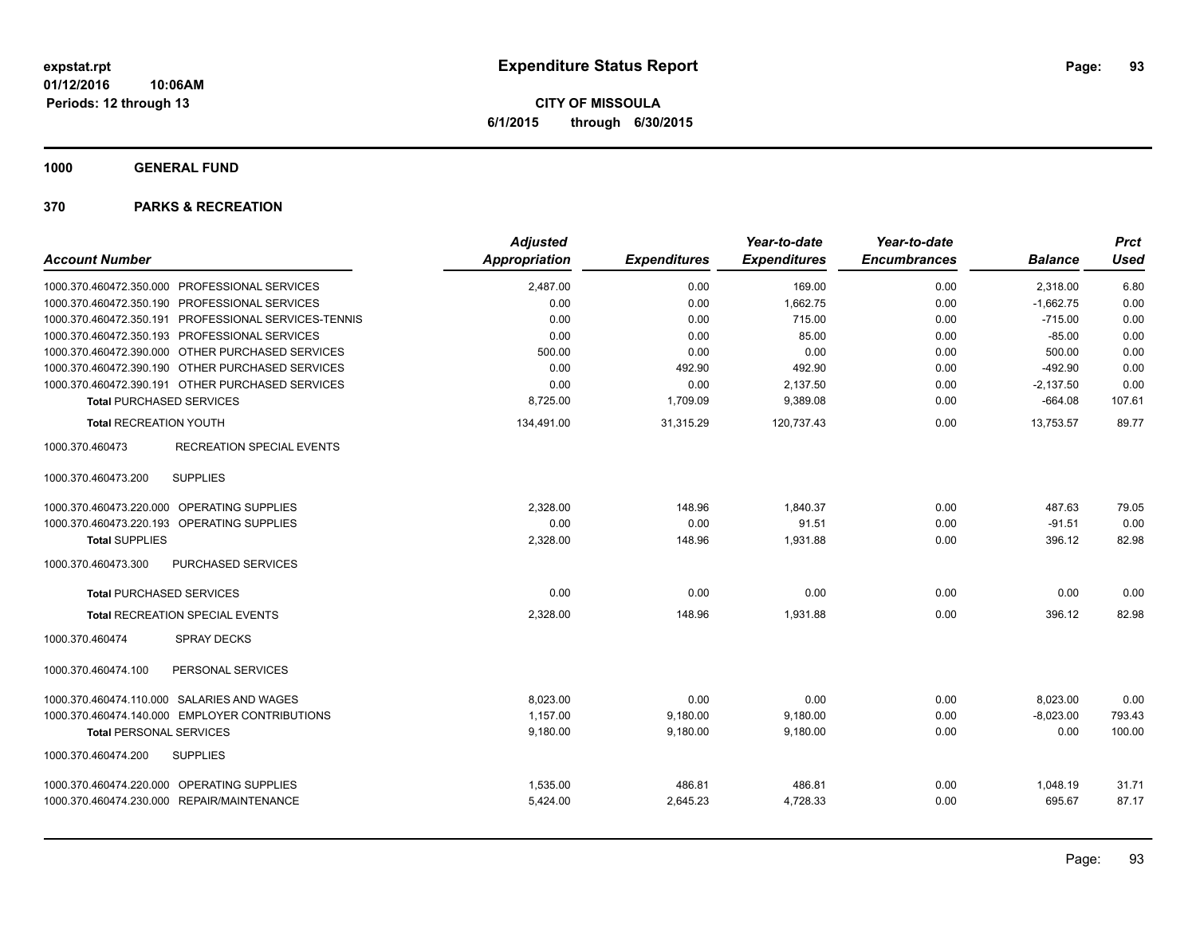# Expenditure Status Report

expstat.rpt
01/12/2016 10:06AM
Periods: 12 through 13

**CITY OF MISSOULA**
**6/1/2015 through 6/30/2015**

**1000 GENERAL FUND**

**370 PARKS & RECREATION**

| Account Number | | Adjusted Appropriation | Expenditures | Year-to-date Expenditures | Year-to-date Encumbrances | Balance | Prct Used |
|---|---|---|---|---|---|---|---|
| 1000.370.460472.350.000 | PROFESSIONAL SERVICES | 2,487.00 | 0.00 | 169.00 | 0.00 | 2,318.00 | 6.80 |
| 1000.370.460472.350.190 | PROFESSIONAL SERVICES | 0.00 | 0.00 | 1,662.75 | 0.00 | -1,662.75 | 0.00 |
| 1000.370.460472.350.191 | PROFESSIONAL SERVICES-TENNIS | 0.00 | 0.00 | 715.00 | 0.00 | -715.00 | 0.00 |
| 1000.370.460472.350.193 | PROFESSIONAL SERVICES | 0.00 | 0.00 | 85.00 | 0.00 | -85.00 | 0.00 |
| 1000.370.460472.390.000 | OTHER PURCHASED SERVICES | 500.00 | 0.00 | 0.00 | 0.00 | 500.00 | 0.00 |
| 1000.370.460472.390.190 | OTHER PURCHASED SERVICES | 0.00 | 492.90 | 492.90 | 0.00 | -492.90 | 0.00 |
| 1000.370.460472.390.191 | OTHER PURCHASED SERVICES | 0.00 | 0.00 | 2,137.50 | 0.00 | -2,137.50 | 0.00 |
| **Total** PURCHASED SERVICES | | 8,725.00 | 1,709.09 | 9,389.08 | 0.00 | -664.08 | 107.61 |
| **Total** RECREATION YOUTH | | 134,491.00 | 31,315.29 | 120,737.43 | 0.00 | 13,753.57 | 89.77 |
| 1000.370.460473 | RECREATION SPECIAL EVENTS | | | | | | |
| 1000.370.460473.200 | SUPPLIES | | | | | | |
| 1000.370.460473.220.000 | OPERATING SUPPLIES | 2,328.00 | 148.96 | 1,840.37 | 0.00 | 487.63 | 79.05 |
| 1000.370.460473.220.193 | OPERATING SUPPLIES | 0.00 | 0.00 | 91.51 | 0.00 | -91.51 | 0.00 |
| **Total** SUPPLIES | | 2,328.00 | 148.96 | 1,931.88 | 0.00 | 396.12 | 82.98 |
| 1000.370.460473.300 | PURCHASED SERVICES | | | | | | |
| **Total** PURCHASED SERVICES | | 0.00 | 0.00 | 0.00 | 0.00 | 0.00 | 0.00 |
| **Total** RECREATION SPECIAL EVENTS | | 2,328.00 | 148.96 | 1,931.88 | 0.00 | 396.12 | 82.98 |
| 1000.370.460474 | SPRAY DECKS | | | | | | |
| 1000.370.460474.100 | PERSONAL SERVICES | | | | | | |
| 1000.370.460474.110.000 | SALARIES AND WAGES | 8,023.00 | 0.00 | 0.00 | 0.00 | 8,023.00 | 0.00 |
| 1000.370.460474.140.000 | EMPLOYER CONTRIBUTIONS | 1,157.00 | 9,180.00 | 9,180.00 | 0.00 | -8,023.00 | 793.43 |
| **Total** PERSONAL SERVICES | | 9,180.00 | 9,180.00 | 9,180.00 | 0.00 | 0.00 | 100.00 |
| 1000.370.460474.200 | SUPPLIES | | | | | | |
| 1000.370.460474.220.000 | OPERATING SUPPLIES | 1,535.00 | 486.81 | 486.81 | 0.00 | 1,048.19 | 31.71 |
| 1000.370.460474.230.000 | REPAIR/MAINTENANCE | 5,424.00 | 2,645.23 | 4,728.33 | 0.00 | 695.67 | 87.17 |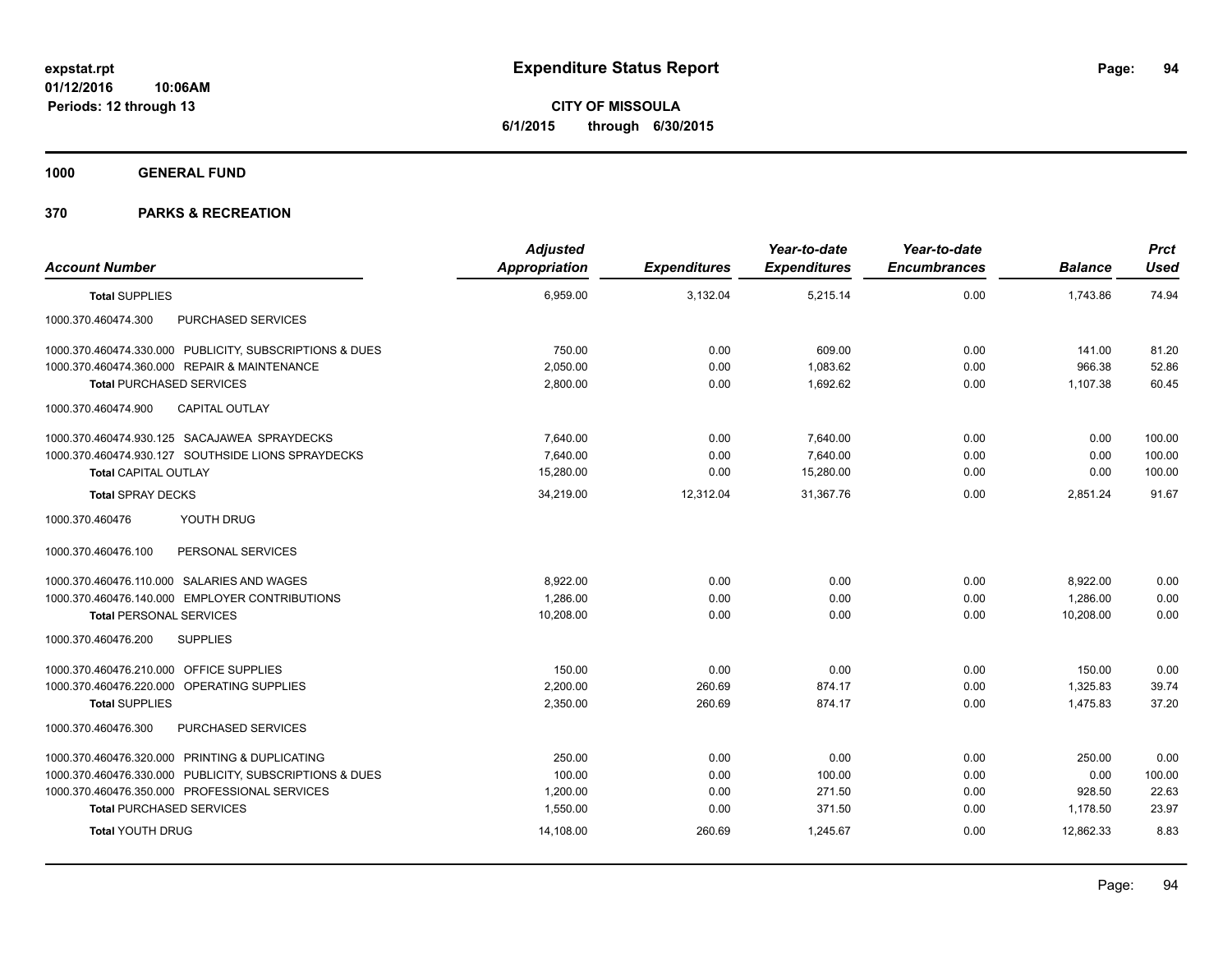expstat.rpt
01/12/2016 10:06AM
Periods: 12 through 13

# Expenditure Status Report

**CITY OF MISSOULA**
**6/1/2015 through 6/30/2015**

## 1000 GENERAL FUND

## 370 PARKS & RECREATION

| Account Number | Adjusted Appropriation | Expenditures | Year-to-date Expenditures | Year-to-date Encumbrances | Balance | Prct Used |
|---|---|---|---|---|---|---|
| **Total** SUPPLIES | 6,959.00 | 3,132.04 | 5,215.14 | 0.00 | 1,743.86 | 74.94 |
| 1000.370.460474.300 PURCHASED SERVICES | | | | | | |
| 1000.370.460474.330.000 PUBLICITY, SUBSCRIPTIONS & DUES | 750.00 | 0.00 | 609.00 | 0.00 | 141.00 | 81.20 |
| 1000.370.460474.360.000 REPAIR & MAINTENANCE | 2,050.00 | 0.00 | 1,083.62 | 0.00 | 966.38 | 52.86 |
| **Total** PURCHASED SERVICES | 2,800.00 | 0.00 | 1,692.62 | 0.00 | 1,107.38 | 60.45 |
| 1000.370.460474.900 CAPITAL OUTLAY | | | | | | |
| 1000.370.460474.930.125 SACAJAWEA SPRAYDECKS | 7,640.00 | 0.00 | 7,640.00 | 0.00 | 0.00 | 100.00 |
| 1000.370.460474.930.127 SOUTHSIDE LIONS SPRAYDECKS | 7,640.00 | 0.00 | 7,640.00 | 0.00 | 0.00 | 100.00 |
| **Total** CAPITAL OUTLAY | 15,280.00 | 0.00 | 15,280.00 | 0.00 | 0.00 | 100.00 |
| **Total** SPRAY DECKS | 34,219.00 | 12,312.04 | 31,367.76 | 0.00 | 2,851.24 | 91.67 |
| 1000.370.460476 YOUTH DRUG | | | | | | |
| 1000.370.460476.100 PERSONAL SERVICES | | | | | | |
| 1000.370.460476.110.000 SALARIES AND WAGES | 8,922.00 | 0.00 | 0.00 | 0.00 | 8,922.00 | 0.00 |
| 1000.370.460476.140.000 EMPLOYER CONTRIBUTIONS | 1,286.00 | 0.00 | 0.00 | 0.00 | 1,286.00 | 0.00 |
| **Total** PERSONAL SERVICES | 10,208.00 | 0.00 | 0.00 | 0.00 | 10,208.00 | 0.00 |
| 1000.370.460476.200 SUPPLIES | | | | | | |
| 1000.370.460476.210.000 OFFICE SUPPLIES | 150.00 | 0.00 | 0.00 | 0.00 | 150.00 | 0.00 |
| 1000.370.460476.220.000 OPERATING SUPPLIES | 2,200.00 | 260.69 | 874.17 | 0.00 | 1,325.83 | 39.74 |
| **Total** SUPPLIES | 2,350.00 | 260.69 | 874.17 | 0.00 | 1,475.83 | 37.20 |
| 1000.370.460476.300 PURCHASED SERVICES | | | | | | |
| 1000.370.460476.320.000 PRINTING & DUPLICATING | 250.00 | 0.00 | 0.00 | 0.00 | 250.00 | 0.00 |
| 1000.370.460476.330.000 PUBLICITY, SUBSCRIPTIONS & DUES | 100.00 | 0.00 | 100.00 | 0.00 | 0.00 | 100.00 |
| 1000.370.460476.350.000 PROFESSIONAL SERVICES | 1,200.00 | 0.00 | 271.50 | 0.00 | 928.50 | 22.63 |
| **Total** PURCHASED SERVICES | 1,550.00 | 0.00 | 371.50 | 0.00 | 1,178.50 | 23.97 |
| **Total** YOUTH DRUG | 14,108.00 | 260.69 | 1,245.67 | 0.00 | 12,862.33 | 8.83 |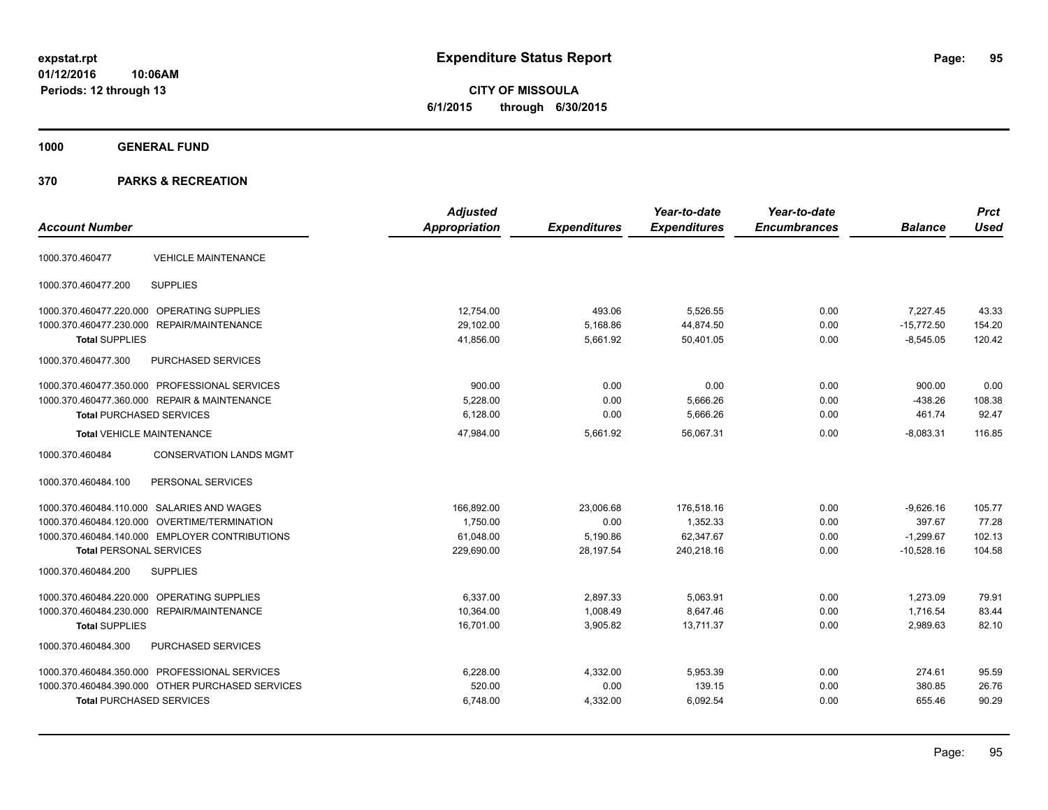# Expenditure Status Report

**CITY OF MISSOULA**

**6/1/2015 through 6/30/2015**

expstat.rpt
01/12/2016 10:06AM
Periods: 12 through 13

## 1000 GENERAL FUND

## 370 PARKS & RECREATION

| Account Number | | Adjusted Appropriation | Expenditures | Year-to-date Expenditures | Year-to-date Encumbrances | Balance | Prct Used |
|---|---|---|---|---|---|---|---|
| 1000.370.460477 | VEHICLE MAINTENANCE | | | | | | |
| 1000.370.460477.200 | SUPPLIES | | | | | | |
| 1000.370.460477.220.000 | OPERATING SUPPLIES | 12,754.00 | 493.06 | 5,526.55 | 0.00 | 7,227.45 | 43.33 |
| 1000.370.460477.230.000 | REPAIR/MAINTENANCE | 29,102.00 | 5,168.86 | 44,874.50 | 0.00 | -15,772.50 | 154.20 |
| **Total** SUPPLIES | | 41,856.00 | 5,661.92 | 50,401.05 | 0.00 | -8,545.05 | 120.42 |
| 1000.370.460477.300 | PURCHASED SERVICES | | | | | | |
| 1000.370.460477.350.000 | PROFESSIONAL SERVICES | 900.00 | 0.00 | 0.00 | 0.00 | 900.00 | 0.00 |
| 1000.370.460477.360.000 | REPAIR & MAINTENANCE | 5,228.00 | 0.00 | 5,666.26 | 0.00 | -438.26 | 108.38 |
| **Total** PURCHASED SERVICES | | 6,128.00 | 0.00 | 5,666.26 | 0.00 | 461.74 | 92.47 |
| **Total** VEHICLE MAINTENANCE | | 47,984.00 | 5,661.92 | 56,067.31 | 0.00 | -8,083.31 | 116.85 |
| 1000.370.460484 | CONSERVATION LANDS MGMT | | | | | | |
| 1000.370.460484.100 | PERSONAL SERVICES | | | | | | |
| 1000.370.460484.110.000 | SALARIES AND WAGES | 166,892.00 | 23,006.68 | 176,518.16 | 0.00 | -9,626.16 | 105.77 |
| 1000.370.460484.120.000 | OVERTIME/TERMINATION | 1,750.00 | 0.00 | 1,352.33 | 0.00 | 397.67 | 77.28 |
| 1000.370.460484.140.000 | EMPLOYER CONTRIBUTIONS | 61,048.00 | 5,190.86 | 62,347.67 | 0.00 | -1,299.67 | 102.13 |
| **Total** PERSONAL SERVICES | | 229,690.00 | 28,197.54 | 240,218.16 | 0.00 | -10,528.16 | 104.58 |
| 1000.370.460484.200 | SUPPLIES | | | | | | |
| 1000.370.460484.220.000 | OPERATING SUPPLIES | 6,337.00 | 2,897.33 | 5,063.91 | 0.00 | 1,273.09 | 79.91 |
| 1000.370.460484.230.000 | REPAIR/MAINTENANCE | 10,364.00 | 1,008.49 | 8,647.46 | 0.00 | 1,716.54 | 83.44 |
| **Total** SUPPLIES | | 16,701.00 | 3,905.82 | 13,711.37 | 0.00 | 2,989.63 | 82.10 |
| 1000.370.460484.300 | PURCHASED SERVICES | | | | | | |
| 1000.370.460484.350.000 | PROFESSIONAL SERVICES | 6,228.00 | 4,332.00 | 5,953.39 | 0.00 | 274.61 | 95.59 |
| 1000.370.460484.390.000 | OTHER PURCHASED SERVICES | 520.00 | 0.00 | 139.15 | 0.00 | 380.85 | 26.76 |
| **Total** PURCHASED SERVICES | | 6,748.00 | 4,332.00 | 6,092.54 | 0.00 | 655.46 | 90.29 |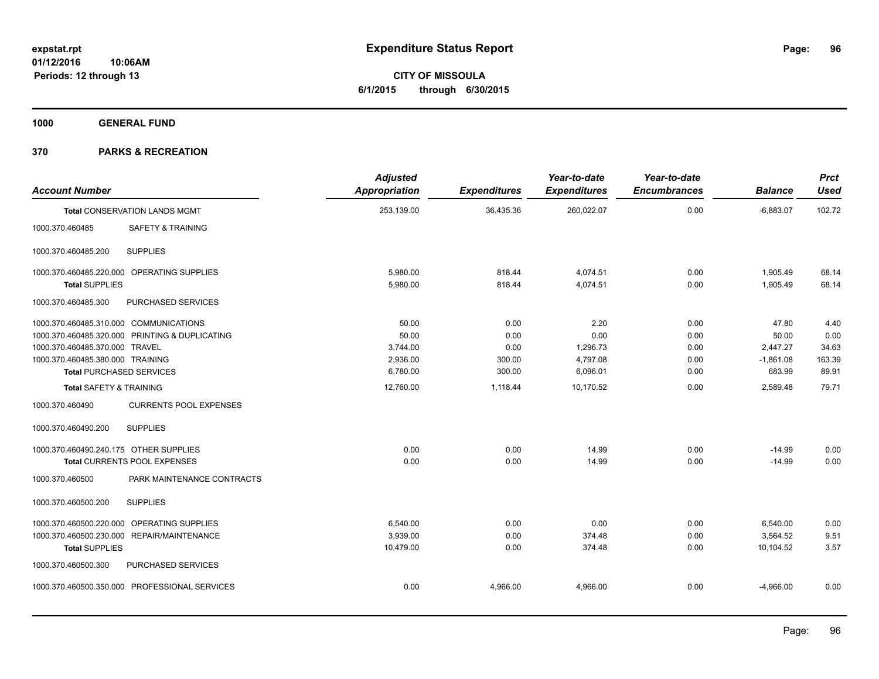# Expenditure Status Report

expstat.rpt
01/12/2016 10:06AM
Periods: 12 through 13

**CITY OF MISSOULA**
**6/1/2015 through 6/30/2015**

**1000 GENERAL FUND**

**370 PARKS & RECREATION**

| Account Number | | Adjusted Appropriation | Expenditures | Year-to-date Expenditures | Year-to-date Encumbrances | Balance | Prct Used |
|---|---|---|---|---|---|---|---|
| **Total** CONSERVATION LANDS MGMT | | 253,139.00 | 36,435.36 | 260,022.07 | 0.00 | -6,883.07 | 102.72 |
| 1000.370.460485 | SAFETY & TRAINING | | | | | | |
| 1000.370.460485.200 | SUPPLIES | | | | | | |
| 1000.370.460485.220.000 | OPERATING SUPPLIES | 5,980.00 | 818.44 | 4,074.51 | 0.00 | 1,905.49 | 68.14 |
| **Total SUPPLIES** | | 5,980.00 | 818.44 | 4,074.51 | 0.00 | 1,905.49 | 68.14 |
| 1000.370.460485.300 | PURCHASED SERVICES | | | | | | |
| 1000.370.460485.310.000 | COMMUNICATIONS | 50.00 | 0.00 | 2.20 | 0.00 | 47.80 | 4.40 |
| 1000.370.460485.320.000 | PRINTING & DUPLICATING | 50.00 | 0.00 | 0.00 | 0.00 | 50.00 | 0.00 |
| 1000.370.460485.370.000 | TRAVEL | 3,744.00 | 0.00 | 1,296.73 | 0.00 | 2,447.27 | 34.63 |
| 1000.370.460485.380.000 | TRAINING | 2,936.00 | 300.00 | 4,797.08 | 0.00 | -1,861.08 | 163.39 |
| **Total** PURCHASED SERVICES | | 6,780.00 | 300.00 | 6,096.01 | 0.00 | 683.99 | 89.91 |
| **Total** SAFETY & TRAINING | | 12,760.00 | 1,118.44 | 10,170.52 | 0.00 | 2,589.48 | 79.71 |
| 1000.370.460490 | CURRENTS POOL EXPENSES | | | | | | |
| 1000.370.460490.200 | SUPPLIES | | | | | | |
| 1000.370.460490.240.175 | OTHER SUPPLIES | 0.00 | 0.00 | 14.99 | 0.00 | -14.99 | 0.00 |
| **Total** CURRENTS POOL EXPENSES | | 0.00 | 0.00 | 14.99 | 0.00 | -14.99 | 0.00 |
| 1000.370.460500 | PARK MAINTENANCE CONTRACTS | | | | | | |
| 1000.370.460500.200 | SUPPLIES | | | | | | |
| 1000.370.460500.220.000 | OPERATING SUPPLIES | 6,540.00 | 0.00 | 0.00 | 0.00 | 6,540.00 | 0.00 |
| 1000.370.460500.230.000 | REPAIR/MAINTENANCE | 3,939.00 | 0.00 | 374.48 | 0.00 | 3,564.52 | 9.51 |
| **Total SUPPLIES** | | 10,479.00 | 0.00 | 374.48 | 0.00 | 10,104.52 | 3.57 |
| 1000.370.460500.300 | PURCHASED SERVICES | | | | | | |
| 1000.370.460500.350.000 | PROFESSIONAL SERVICES | 0.00 | 4,966.00 | 4,966.00 | 0.00 | -4,966.00 | 0.00 |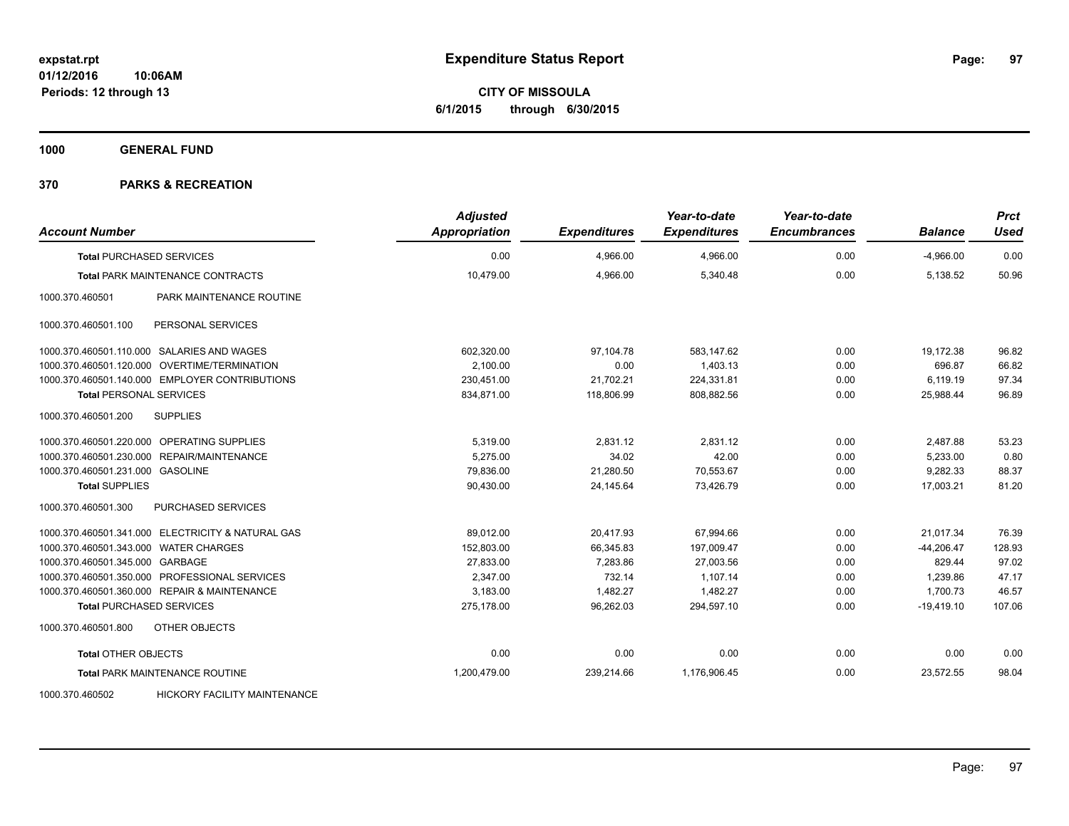# Expenditure Status Report

**CITY OF MISSOULA**

**6/1/2015 through 6/30/2015**

expstat.rpt
01/12/2016 10:06AM
Periods: 12 through 13

**1000 GENERAL FUND**

**370 PARKS & RECREATION**

| Account Number | | Adjusted Appropriation | Expenditures | Year-to-date Expenditures | Year-to-date Encumbrances | Balance | Prct Used |
|---|---|---|---|---|---|---|---|
| **Total** PURCHASED SERVICES | | 0.00 | 4,966.00 | 4,966.00 | 0.00 | -4,966.00 | 0.00 |
| **Total** PARK MAINTENANCE CONTRACTS | | 10,479.00 | 4,966.00 | 5,340.48 | 0.00 | 5,138.52 | 50.96 |
| 1000.370.460501 | PARK MAINTENANCE ROUTINE | | | | | | |
| 1000.370.460501.100 | PERSONAL SERVICES | | | | | | |
| 1000.370.460501.110.000 | SALARIES AND WAGES | 602,320.00 | 97,104.78 | 583,147.62 | 0.00 | 19,172.38 | 96.82 |
| 1000.370.460501.120.000 | OVERTIME/TERMINATION | 2,100.00 | 0.00 | 1,403.13 | 0.00 | 696.87 | 66.82 |
| 1000.370.460501.140.000 | EMPLOYER CONTRIBUTIONS | 230,451.00 | 21,702.21 | 224,331.81 | 0.00 | 6,119.19 | 97.34 |
| **Total** PERSONAL SERVICES | | 834,871.00 | 118,806.99 | 808,882.56 | 0.00 | 25,988.44 | 96.89 |
| 1000.370.460501.200 | SUPPLIES | | | | | | |
| 1000.370.460501.220.000 | OPERATING SUPPLIES | 5,319.00 | 2,831.12 | 2,831.12 | 0.00 | 2,487.88 | 53.23 |
| 1000.370.460501.230.000 | REPAIR/MAINTENANCE | 5,275.00 | 34.02 | 42.00 | 0.00 | 5,233.00 | 0.80 |
| 1000.370.460501.231.000 | GASOLINE | 79,836.00 | 21,280.50 | 70,553.67 | 0.00 | 9,282.33 | 88.37 |
| **Total** SUPPLIES | | 90,430.00 | 24,145.64 | 73,426.79 | 0.00 | 17,003.21 | 81.20 |
| 1000.370.460501.300 | PURCHASED SERVICES | | | | | | |
| 1000.370.460501.341.000 | ELECTRICITY & NATURAL GAS | 89,012.00 | 20,417.93 | 67,994.66 | 0.00 | 21,017.34 | 76.39 |
| 1000.370.460501.343.000 | WATER CHARGES | 152,803.00 | 66,345.83 | 197,009.47 | 0.00 | -44,206.47 | 128.93 |
| 1000.370.460501.345.000 | GARBAGE | 27,833.00 | 7,283.86 | 27,003.56 | 0.00 | 829.44 | 97.02 |
| 1000.370.460501.350.000 | PROFESSIONAL SERVICES | 2,347.00 | 732.14 | 1,107.14 | 0.00 | 1,239.86 | 47.17 |
| 1000.370.460501.360.000 | REPAIR & MAINTENANCE | 3,183.00 | 1,482.27 | 1,482.27 | 0.00 | 1,700.73 | 46.57 |
| **Total** PURCHASED SERVICES | | 275,178.00 | 96,262.03 | 294,597.10 | 0.00 | -19,419.10 | 107.06 |
| 1000.370.460501.800 | OTHER OBJECTS | | | | | | |
| **Total** OTHER OBJECTS | | 0.00 | 0.00 | 0.00 | 0.00 | 0.00 | 0.00 |
| **Total** PARK MAINTENANCE ROUTINE | | 1,200,479.00 | 239,214.66 | 1,176,906.45 | 0.00 | 23,572.55 | 98.04 |
| 1000.370.460502 | HICKORY FACILITY MAINTENANCE | | | | | | |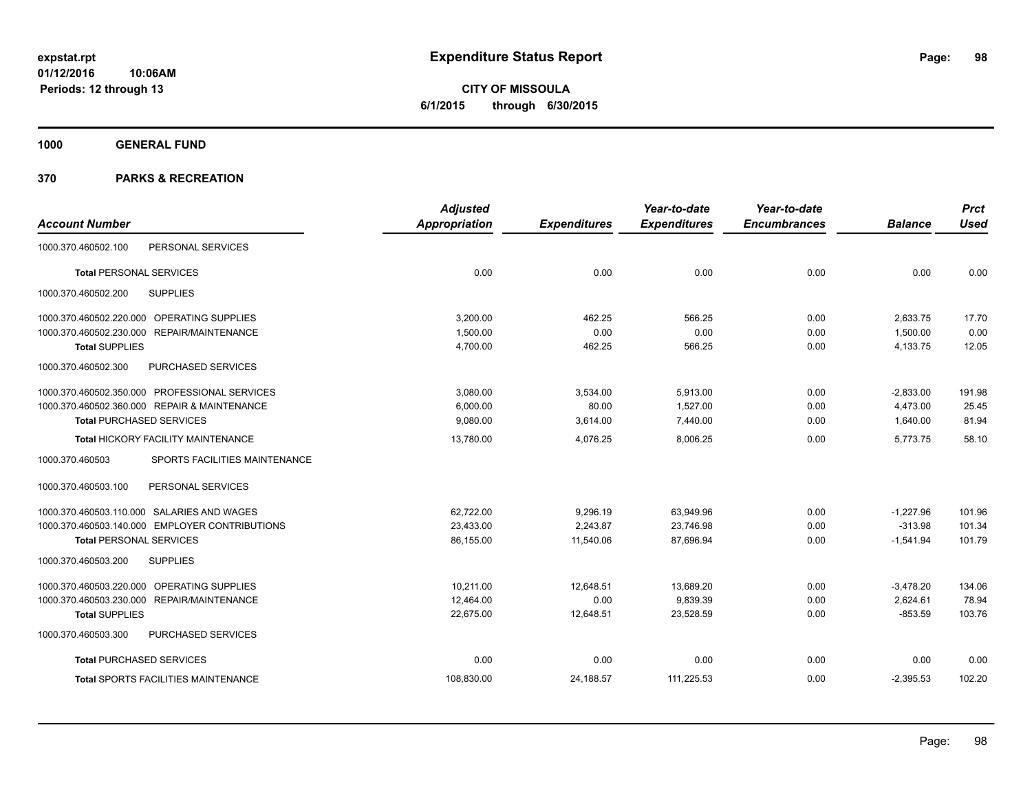# Expenditure Status Report

expstat.rpt
01/12/2016 10:06AM
Periods: 12 through 13

**CITY OF MISSOULA**
**6/1/2015 through 6/30/2015**

## 1000 GENERAL FUND

## 370 PARKS & RECREATION

| Account Number | | Adjusted Appropriation | Expenditures | Year-to-date Expenditures | Year-to-date Encumbrances | Balance | Prct Used |
|---|---|---|---|---|---|---|---|
| 1000.370.460502.100 | PERSONAL SERVICES | | | | | | |
| **Total** PERSONAL SERVICES | | 0.00 | 0.00 | 0.00 | 0.00 | 0.00 | 0.00 |
| 1000.370.460502.200 | SUPPLIES | | | | | | |
| 1000.370.460502.220.000 | OPERATING SUPPLIES | 3,200.00 | 462.25 | 566.25 | 0.00 | 2,633.75 | 17.70 |
| 1000.370.460502.230.000 | REPAIR/MAINTENANCE | 1,500.00 | 0.00 | 0.00 | 0.00 | 1,500.00 | 0.00 |
| **Total** SUPPLIES | | 4,700.00 | 462.25 | 566.25 | 0.00 | 4,133.75 | 12.05 |
| 1000.370.460502.300 | PURCHASED SERVICES | | | | | | |
| 1000.370.460502.350.000 | PROFESSIONAL SERVICES | 3,080.00 | 3,534.00 | 5,913.00 | 0.00 | -2,833.00 | 191.98 |
| 1000.370.460502.360.000 | REPAIR & MAINTENANCE | 6,000.00 | 80.00 | 1,527.00 | 0.00 | 4,473.00 | 25.45 |
| **Total** PURCHASED SERVICES | | 9,080.00 | 3,614.00 | 7,440.00 | 0.00 | 1,640.00 | 81.94 |
| **Total** HICKORY FACILITY MAINTENANCE | | 13,780.00 | 4,076.25 | 8,006.25 | 0.00 | 5,773.75 | 58.10 |
| 1000.370.460503 | SPORTS FACILITIES MAINTENANCE | | | | | | |
| 1000.370.460503.100 | PERSONAL SERVICES | | | | | | |
| 1000.370.460503.110.000 | SALARIES AND WAGES | 62,722.00 | 9,296.19 | 63,949.96 | 0.00 | -1,227.96 | 101.96 |
| 1000.370.460503.140.000 | EMPLOYER CONTRIBUTIONS | 23,433.00 | 2,243.87 | 23,746.98 | 0.00 | -313.98 | 101.34 |
| **Total** PERSONAL SERVICES | | 86,155.00 | 11,540.06 | 87,696.94 | 0.00 | -1,541.94 | 101.79 |
| 1000.370.460503.200 | SUPPLIES | | | | | | |
| 1000.370.460503.220.000 | OPERATING SUPPLIES | 10,211.00 | 12,648.51 | 13,689.20 | 0.00 | -3,478.20 | 134.06 |
| 1000.370.460503.230.000 | REPAIR/MAINTENANCE | 12,464.00 | 0.00 | 9,839.39 | 0.00 | 2,624.61 | 78.94 |
| **Total** SUPPLIES | | 22,675.00 | 12,648.51 | 23,528.59 | 0.00 | -853.59 | 103.76 |
| 1000.370.460503.300 | PURCHASED SERVICES | | | | | | |
| **Total** PURCHASED SERVICES | | 0.00 | 0.00 | 0.00 | 0.00 | 0.00 | 0.00 |
| **Total** SPORTS FACILITIES MAINTENANCE | | 108,830.00 | 24,188.57 | 111,225.53 | 0.00 | -2,395.53 | 102.20 |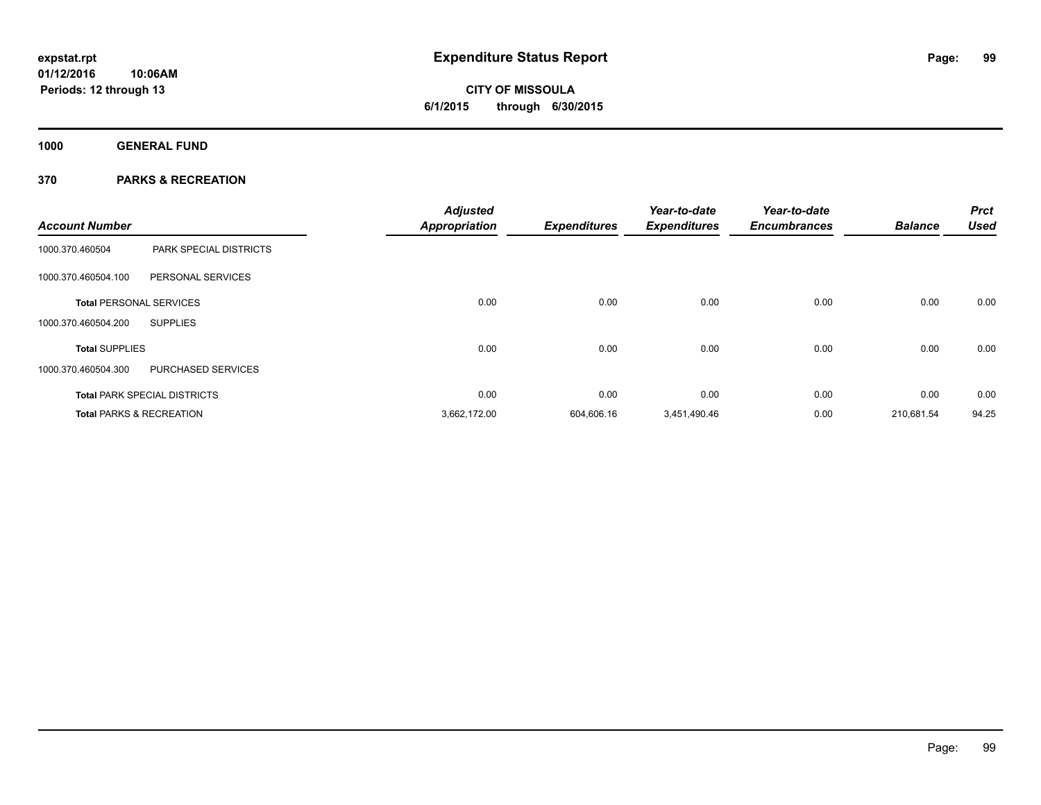# Expenditure Status Report

expstat.rpt
01/12/2016 10:06AM
Periods: 12 through 13

**CITY OF MISSOULA**
**6/1/2015 through 6/30/2015**

**1000 GENERAL FUND**

**370 PARKS & RECREATION**

| Account Number | | Adjusted Appropriation | Expenditures | Year-to-date Expenditures | Year-to-date Encumbrances | Balance | Prct Used |
|---|---|---|---|---|---|---|---|
| 1000.370.460504 | PARK SPECIAL DISTRICTS | | | | | | |
| 1000.370.460504.100 | PERSONAL SERVICES | | | | | | |
| **Total** PERSONAL SERVICES | | 0.00 | 0.00 | 0.00 | 0.00 | 0.00 | 0.00 |
| 1000.370.460504.200 | SUPPLIES | | | | | | |
| **Total** SUPPLIES | | 0.00 | 0.00 | 0.00 | 0.00 | 0.00 | 0.00 |
| 1000.370.460504.300 | PURCHASED SERVICES | | | | | | |
| **Total** PARK SPECIAL DISTRICTS | | 0.00 | 0.00 | 0.00 | 0.00 | 0.00 | 0.00 |
| **Total** PARKS & RECREATION | | 3,662,172.00 | 604,606.16 | 3,451,490.46 | 0.00 | 210,681.54 | 94.25 |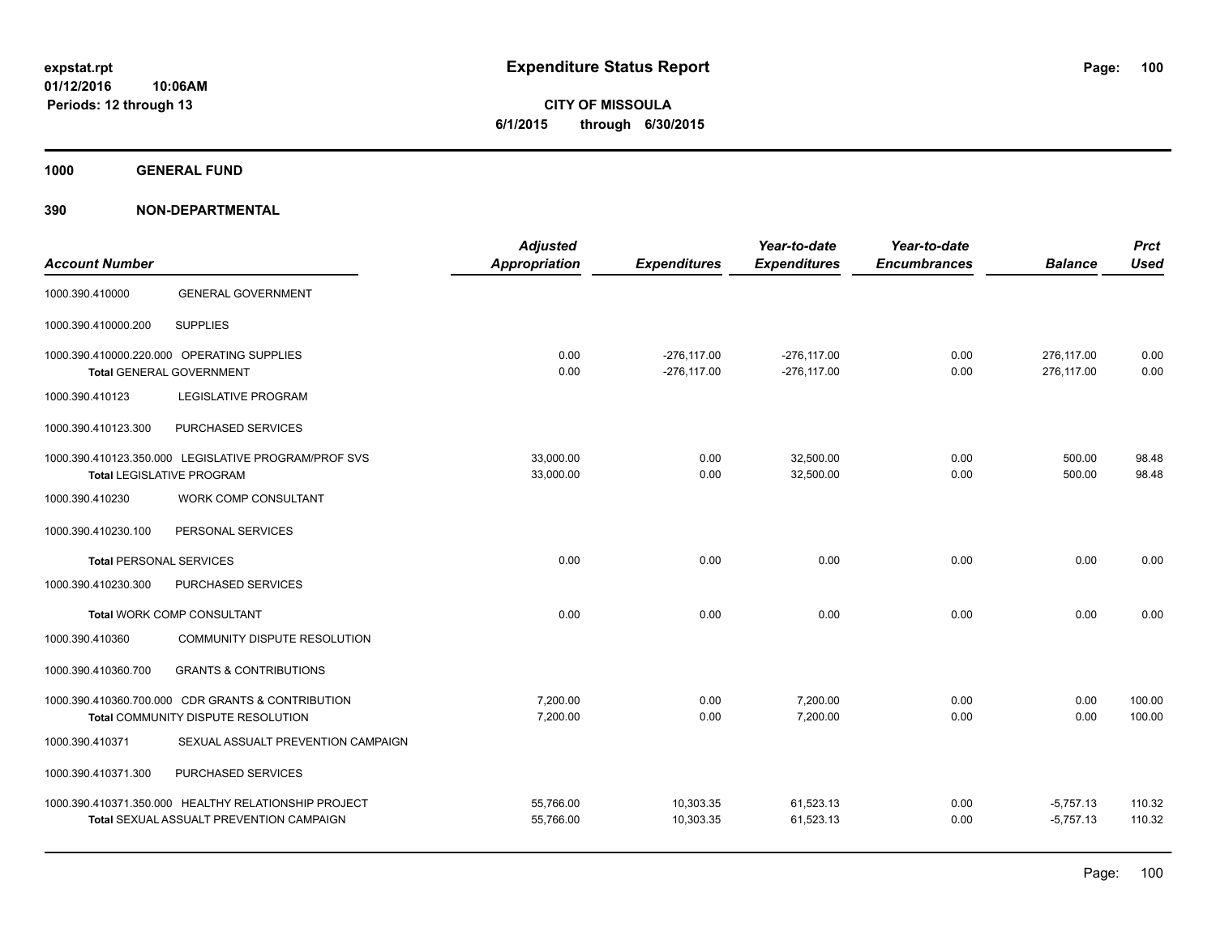# Expenditure Status Report

**CITY OF MISSOULA**

**6/1/2015 through 6/30/2015**

expstat.rpt
01/12/2016 10:06AM
Periods: 12 through 13

## 1000 GENERAL FUND

## 390 NON-DEPARTMENTAL

| Account Number | | Adjusted Appropriation | Expenditures | Year-to-date Expenditures | Year-to-date Encumbrances | Balance | Prct Used |
|---|---|---|---|---|---|---|---|
| 1000.390.410000 | GENERAL GOVERNMENT | | | | | | |
| 1000.390.410000.200 | SUPPLIES | | | | | | |
| 1000.390.410000.220.000 | OPERATING SUPPLIES | 0.00 | -276,117.00 | -276,117.00 | 0.00 | 276,117.00 | 0.00 |
| **Total** GENERAL GOVERNMENT | | 0.00 | -276,117.00 | -276,117.00 | 0.00 | 276,117.00 | 0.00 |
| 1000.390.410123 | LEGISLATIVE PROGRAM | | | | | | |
| 1000.390.410123.300 | PURCHASED SERVICES | | | | | | |
| 1000.390.410123.350.000 | LEGISLATIVE PROGRAM/PROF SVS | 33,000.00 | 0.00 | 32,500.00 | 0.00 | 500.00 | 98.48 |
| **Total** LEGISLATIVE PROGRAM | | 33,000.00 | 0.00 | 32,500.00 | 0.00 | 500.00 | 98.48 |
| 1000.390.410230 | WORK COMP CONSULTANT | | | | | | |
| 1000.390.410230.100 | PERSONAL SERVICES | | | | | | |
| **Total** PERSONAL SERVICES | | 0.00 | 0.00 | 0.00 | 0.00 | 0.00 | 0.00 |
| 1000.390.410230.300 | PURCHASED SERVICES | | | | | | |
| **Total** WORK COMP CONSULTANT | | 0.00 | 0.00 | 0.00 | 0.00 | 0.00 | 0.00 |
| 1000.390.410360 | COMMUNITY DISPUTE RESOLUTION | | | | | | |
| 1000.390.410360.700 | GRANTS & CONTRIBUTIONS | | | | | | |
| 1000.390.410360.700.000 | CDR GRANTS & CONTRIBUTION | 7,200.00 | 0.00 | 7,200.00 | 0.00 | 0.00 | 100.00 |
| **Total** COMMUNITY DISPUTE RESOLUTION | | 7,200.00 | 0.00 | 7,200.00 | 0.00 | 0.00 | 100.00 |
| 1000.390.410371 | SEXUAL ASSUALT PREVENTION CAMPAIGN | | | | | | |
| 1000.390.410371.300 | PURCHASED SERVICES | | | | | | |
| 1000.390.410371.350.000 | HEALTHY RELATIONSHIP PROJECT | 55,766.00 | 10,303.35 | 61,523.13 | 0.00 | -5,757.13 | 110.32 |
| **Total** SEXUAL ASSUALT PREVENTION CAMPAIGN | | 55,766.00 | 10,303.35 | 61,523.13 | 0.00 | -5,757.13 | 110.32 |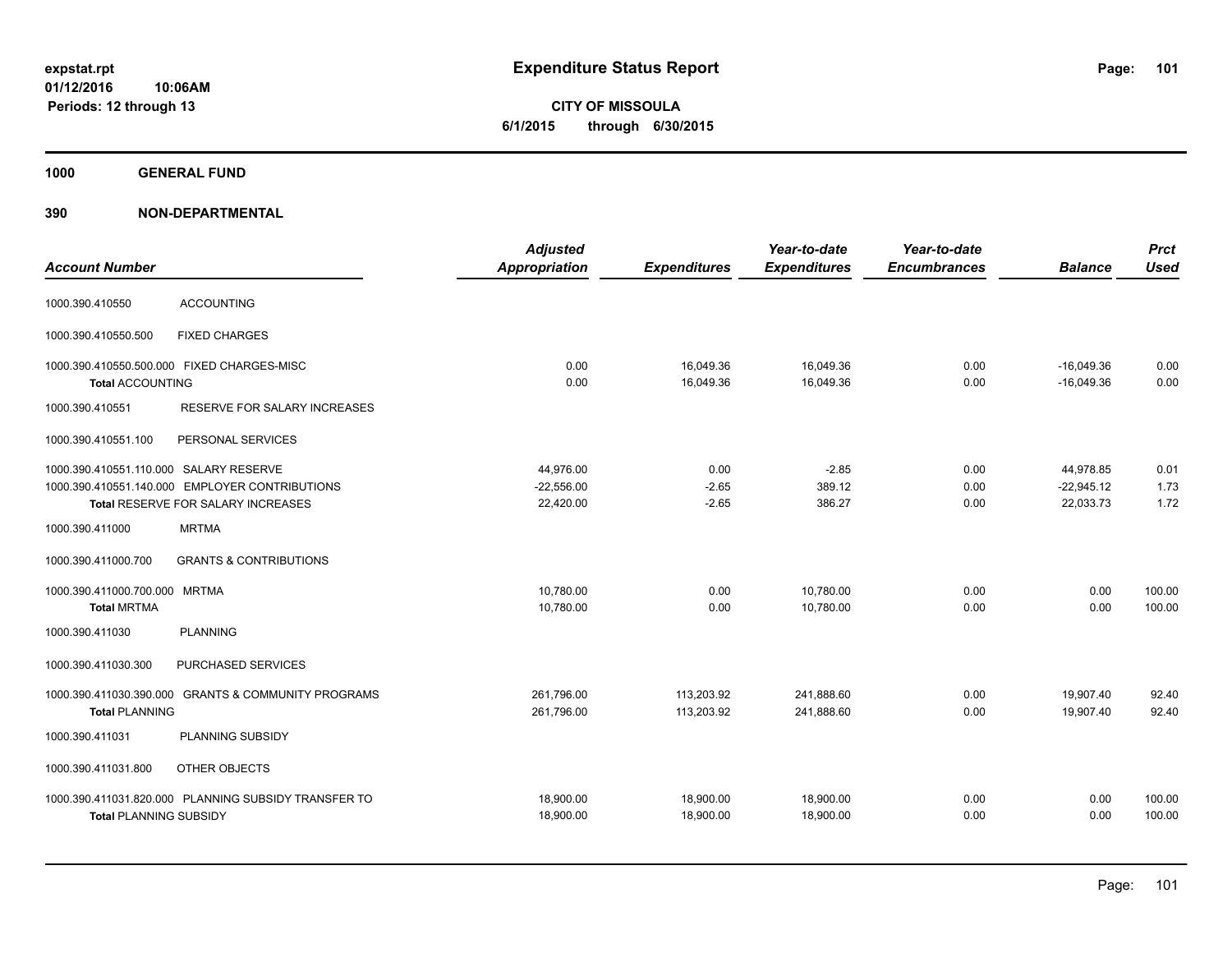expstat.rpt
01/12/2016 10:06AM
Periods: 12 through 13

# Expenditure Status Report

**CITY OF MISSOULA**
**6/1/2015 through 6/30/2015**

## 1000 GENERAL FUND

### 390 NON-DEPARTMENTAL

| Account Number | | Adjusted Appropriation | Expenditures | Year-to-date Expenditures | Year-to-date Encumbrances | Balance | Prct Used |
|---|---|---|---|---|---|---|---|
| 1000.390.410550 | ACCOUNTING | | | | | | |
| 1000.390.410550.500 | FIXED CHARGES | | | | | | |
| 1000.390.410550.500.000 | FIXED CHARGES-MISC | 0.00 | 16,049.36 | 16,049.36 | 0.00 | -16,049.36 | 0.00 |
| **Total** ACCOUNTING | | 0.00 | 16,049.36 | 16,049.36 | 0.00 | -16,049.36 | 0.00 |
| 1000.390.410551 | RESERVE FOR SALARY INCREASES | | | | | | |
| 1000.390.410551.100 | PERSONAL SERVICES | | | | | | |
| 1000.390.410551.110.000 | SALARY RESERVE | 44,976.00 | 0.00 | -2.85 | 0.00 | 44,978.85 | 0.01 |
| 1000.390.410551.140.000 | EMPLOYER CONTRIBUTIONS | -22,556.00 | -2.65 | 389.12 | 0.00 | -22,945.12 | 1.73 |
| **Total** RESERVE FOR SALARY INCREASES | | 22,420.00 | -2.65 | 386.27 | 0.00 | 22,033.73 | 1.72 |
| 1000.390.411000 | MRTMA | | | | | | |
| 1000.390.411000.700 | GRANTS & CONTRIBUTIONS | | | | | | |
| 1000.390.411000.700.000 | MRTMA | 10,780.00 | 0.00 | 10,780.00 | 0.00 | 0.00 | 100.00 |
| **Total** MRTMA | | 10,780.00 | 0.00 | 10,780.00 | 0.00 | 0.00 | 100.00 |
| 1000.390.411030 | PLANNING | | | | | | |
| 1000.390.411030.300 | PURCHASED SERVICES | | | | | | |
| 1000.390.411030.390.000 | GRANTS & COMMUNITY PROGRAMS | 261,796.00 | 113,203.92 | 241,888.60 | 0.00 | 19,907.40 | 92.40 |
| **Total** PLANNING | | 261,796.00 | 113,203.92 | 241,888.60 | 0.00 | 19,907.40 | 92.40 |
| 1000.390.411031 | PLANNING SUBSIDY | | | | | | |
| 1000.390.411031.800 | OTHER OBJECTS | | | | | | |
| 1000.390.411031.820.000 | PLANNING SUBSIDY TRANSFER TO | 18,900.00 | 18,900.00 | 18,900.00 | 0.00 | 0.00 | 100.00 |
| **Total** PLANNING SUBSIDY | | 18,900.00 | 18,900.00 | 18,900.00 | 0.00 | 0.00 | 100.00 |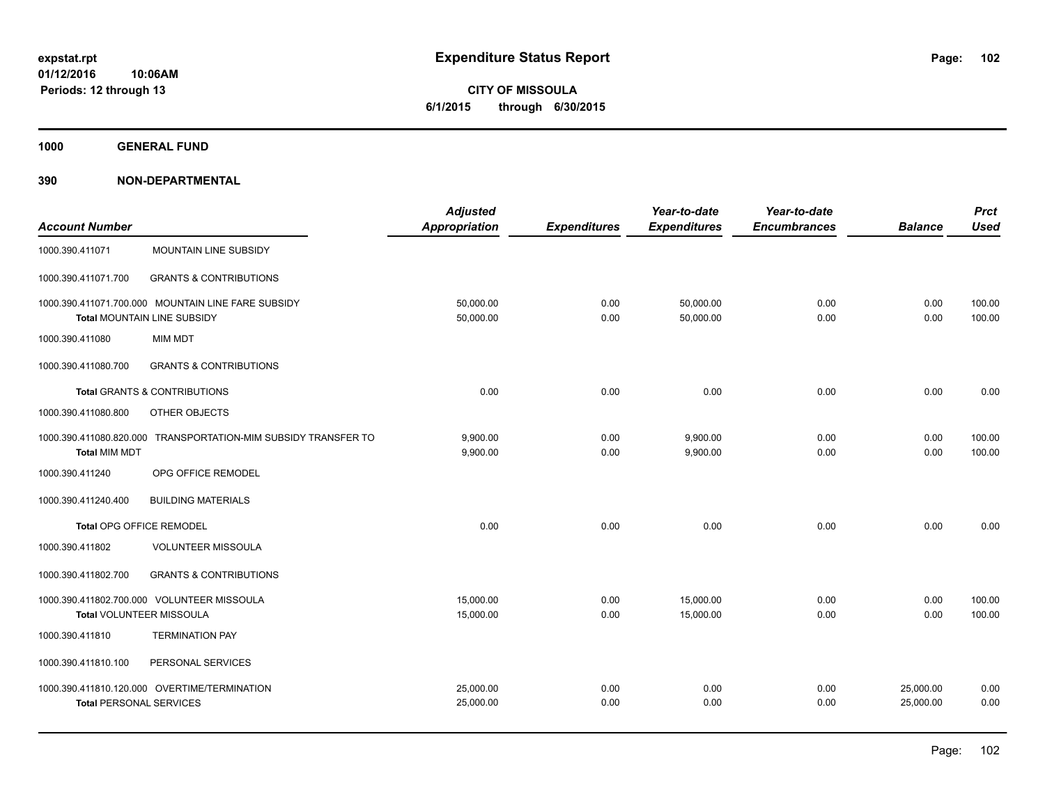# Expenditure Status Report

expstat.rpt
01/12/2016 10:06AM
Periods: 12 through 13

**CITY OF MISSOULA**
**6/1/2015 through 6/30/2015**

## 1000 GENERAL FUND

## 390 NON-DEPARTMENTAL

| Account Number | | Adjusted Appropriation | Expenditures | Year-to-date Expenditures | Year-to-date Encumbrances | Balance | Prct Used |
|---|---|---|---|---|---|---|---|
| 1000.390.411071 | MOUNTAIN LINE SUBSIDY | | | | | | |
| 1000.390.411071.700 | GRANTS & CONTRIBUTIONS | | | | | | |
| 1000.390.411071.700.000 | MOUNTAIN LINE FARE SUBSIDY | 50,000.00 | 0.00 | 50,000.00 | 0.00 | 0.00 | 100.00 |
| **Total** MOUNTAIN LINE SUBSIDY | | 50,000.00 | 0.00 | 50,000.00 | 0.00 | 0.00 | 100.00 |
| 1000.390.411080 | MIM MDT | | | | | | |
| 1000.390.411080.700 | GRANTS & CONTRIBUTIONS | | | | | | |
| **Total** GRANTS & CONTRIBUTIONS | | 0.00 | 0.00 | 0.00 | 0.00 | 0.00 | 0.00 |
| 1000.390.411080.800 | OTHER OBJECTS | | | | | | |
| 1000.390.411080.820.000 | TRANSPORTATION-MIM SUBSIDY TRANSFER TO | 9,900.00 | 0.00 | 9,900.00 | 0.00 | 0.00 | 100.00 |
| **Total** MIM MDT | | 9,900.00 | 0.00 | 9,900.00 | 0.00 | 0.00 | 100.00 |
| 1000.390.411240 | OPG OFFICE REMODEL | | | | | | |
| 1000.390.411240.400 | BUILDING MATERIALS | | | | | | |
| **Total** OPG OFFICE REMODEL | | 0.00 | 0.00 | 0.00 | 0.00 | 0.00 | 0.00 |
| 1000.390.411802 | VOLUNTEER MISSOULA | | | | | | |
| 1000.390.411802.700 | GRANTS & CONTRIBUTIONS | | | | | | |
| 1000.390.411802.700.000 | VOLUNTEER MISSOULA | 15,000.00 | 0.00 | 15,000.00 | 0.00 | 0.00 | 100.00 |
| **Total** VOLUNTEER MISSOULA | | 15,000.00 | 0.00 | 15,000.00 | 0.00 | 0.00 | 100.00 |
| 1000.390.411810 | TERMINATION PAY | | | | | | |
| 1000.390.411810.100 | PERSONAL SERVICES | | | | | | |
| 1000.390.411810.120.000 | OVERTIME/TERMINATION | 25,000.00 | 0.00 | 0.00 | 0.00 | 25,000.00 | 0.00 |
| **Total** PERSONAL SERVICES | | 25,000.00 | 0.00 | 0.00 | 0.00 | 25,000.00 | 0.00 |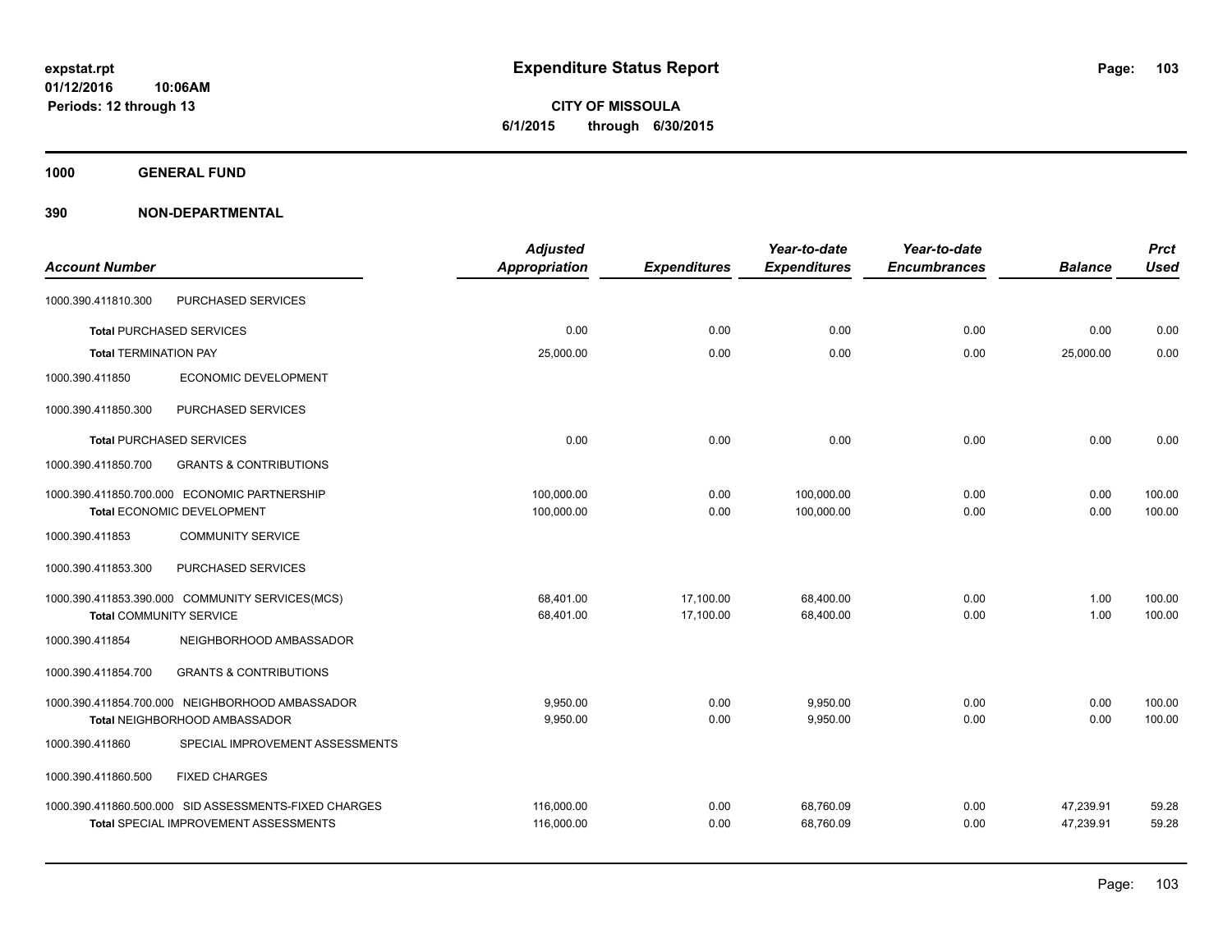# Expenditure Status Report

**CITY OF MISSOULA**
**6/1/2015 through 6/30/2015**

expstat.rpt
01/12/2016 10:06AM
Periods: 12 through 13

**1000 GENERAL FUND**

**390 NON-DEPARTMENTAL**

| Account Number | | Adjusted Appropriation | Expenditures | Year-to-date Expenditures | Year-to-date Encumbrances | Balance | Prct Used |
|---|---|---|---|---|---|---|---|
| 1000.390.411810.300 | PURCHASED SERVICES | | | | | | |
| **Total** PURCHASED SERVICES | | 0.00 | 0.00 | 0.00 | 0.00 | 0.00 | 0.00 |
| **Total** TERMINATION PAY | | 25,000.00 | 0.00 | 0.00 | 0.00 | 25,000.00 | 0.00 |
| 1000.390.411850 | ECONOMIC DEVELOPMENT | | | | | | |
| 1000.390.411850.300 | PURCHASED SERVICES | | | | | | |
| **Total** PURCHASED SERVICES | | 0.00 | 0.00 | 0.00 | 0.00 | 0.00 | 0.00 |
| 1000.390.411850.700 | GRANTS & CONTRIBUTIONS | | | | | | |
| 1000.390.411850.700.000 | ECONOMIC PARTNERSHIP | 100,000.00 | 0.00 | 100,000.00 | 0.00 | 0.00 | 100.00 |
| **Total** ECONOMIC DEVELOPMENT | | 100,000.00 | 0.00 | 100,000.00 | 0.00 | 0.00 | 100.00 |
| 1000.390.411853 | COMMUNITY SERVICE | | | | | | |
| 1000.390.411853.300 | PURCHASED SERVICES | | | | | | |
| 1000.390.411853.390.000 | COMMUNITY SERVICES(MCS) | 68,401.00 | 17,100.00 | 68,400.00 | 0.00 | 1.00 | 100.00 |
| **Total** COMMUNITY SERVICE | | 68,401.00 | 17,100.00 | 68,400.00 | 0.00 | 1.00 | 100.00 |
| 1000.390.411854 | NEIGHBORHOOD AMBASSADOR | | | | | | |
| 1000.390.411854.700 | GRANTS & CONTRIBUTIONS | | | | | | |
| 1000.390.411854.700.000 | NEIGHBORHOOD AMBASSADOR | 9,950.00 | 0.00 | 9,950.00 | 0.00 | 0.00 | 100.00 |
| **Total** NEIGHBORHOOD AMBASSADOR | | 9,950.00 | 0.00 | 9,950.00 | 0.00 | 0.00 | 100.00 |
| 1000.390.411860 | SPECIAL IMPROVEMENT ASSESSMENTS | | | | | | |
| 1000.390.411860.500 | FIXED CHARGES | | | | | | |
| 1000.390.411860.500.000 | SID ASSESSMENTS-FIXED CHARGES | 116,000.00 | 0.00 | 68,760.09 | 0.00 | 47,239.91 | 59.28 |
| **Total** SPECIAL IMPROVEMENT ASSESSMENTS | | 116,000.00 | 0.00 | 68,760.09 | 0.00 | 47,239.91 | 59.28 |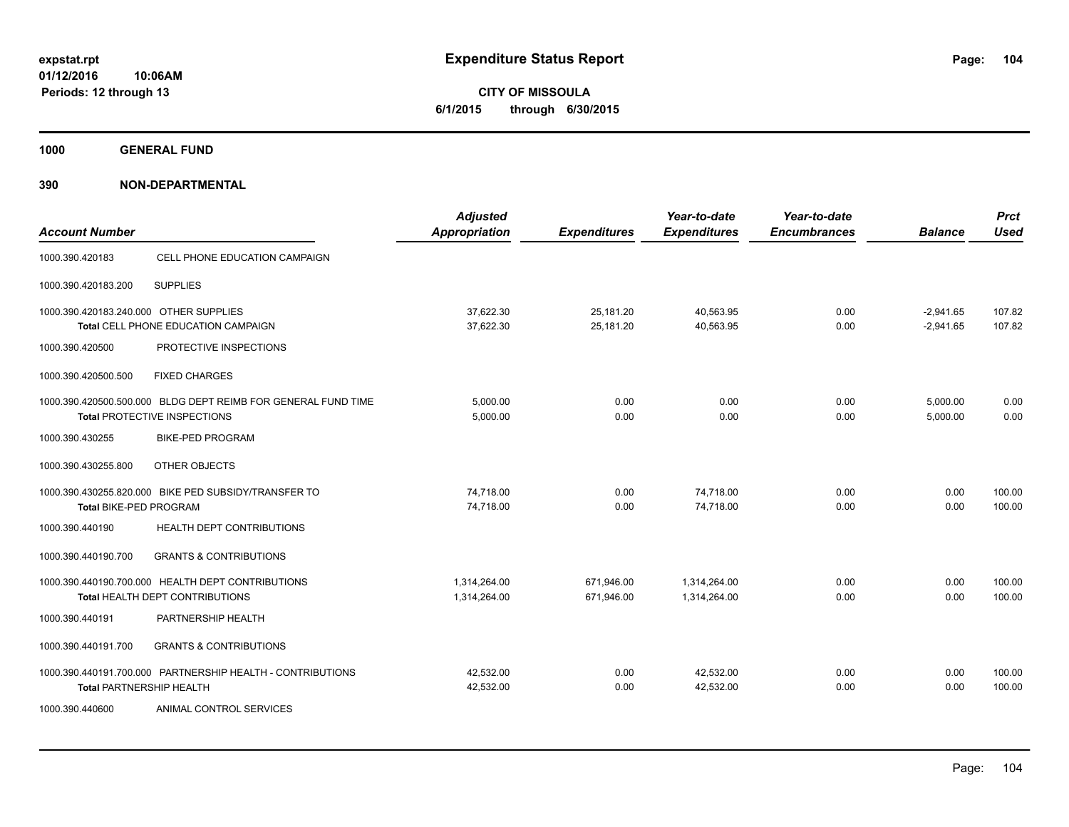# Expenditure Status Report

**expstat.rpt**
**01/12/2016 10:06AM**
**Periods: 12 through 13**

**CITY OF MISSOULA**
**6/1/2015 through 6/30/2015**

## 1000 GENERAL FUND

### 390 NON-DEPARTMENTAL

| Account Number | | Adjusted Appropriation | Expenditures | Year-to-date Expenditures | Year-to-date Encumbrances | Balance | Prct Used |
|---|---|---|---|---|---|---|---|
| 1000.390.420183 | CELL PHONE EDUCATION CAMPAIGN | | | | | | |
| 1000.390.420183.200 | SUPPLIES | | | | | | |
| 1000.390.420183.240.000 | OTHER SUPPLIES | 37,622.30 | 25,181.20 | 40,563.95 | 0.00 | -2,941.65 | 107.82 |
| | **Total** CELL PHONE EDUCATION CAMPAIGN | 37,622.30 | 25,181.20 | 40,563.95 | 0.00 | -2,941.65 | 107.82 |
| 1000.390.420500 | PROTECTIVE INSPECTIONS | | | | | | |
| 1000.390.420500.500 | FIXED CHARGES | | | | | | |
| 1000.390.420500.500.000 | BLDG DEPT REIMB FOR GENERAL FUND TIME | 5,000.00 | 0.00 | 0.00 | 0.00 | 5,000.00 | 0.00 |
| | **Total** PROTECTIVE INSPECTIONS | 5,000.00 | 0.00 | 0.00 | 0.00 | 5,000.00 | 0.00 |
| 1000.390.430255 | BIKE-PED PROGRAM | | | | | | |
| 1000.390.430255.800 | OTHER OBJECTS | | | | | | |
| 1000.390.430255.820.000 | BIKE PED SUBSIDY/TRANSFER TO | 74,718.00 | 0.00 | 74,718.00 | 0.00 | 0.00 | 100.00 |
| | **Total** BIKE-PED PROGRAM | 74,718.00 | 0.00 | 74,718.00 | 0.00 | 0.00 | 100.00 |
| 1000.390.440190 | HEALTH DEPT CONTRIBUTIONS | | | | | | |
| 1000.390.440190.700 | GRANTS & CONTRIBUTIONS | | | | | | |
| 1000.390.440190.700.000 | HEALTH DEPT CONTRIBUTIONS | 1,314,264.00 | 671,946.00 | 1,314,264.00 | 0.00 | 0.00 | 100.00 |
| | **Total** HEALTH DEPT CONTRIBUTIONS | 1,314,264.00 | 671,946.00 | 1,314,264.00 | 0.00 | 0.00 | 100.00 |
| 1000.390.440191 | PARTNERSHIP HEALTH | | | | | | |
| 1000.390.440191.700 | GRANTS & CONTRIBUTIONS | | | | | | |
| 1000.390.440191.700.000 | PARTNERSHIP HEALTH - CONTRIBUTIONS | 42,532.00 | 0.00 | 42,532.00 | 0.00 | 0.00 | 100.00 |
| | **Total** PARTNERSHIP HEALTH | 42,532.00 | 0.00 | 42,532.00 | 0.00 | 0.00 | 100.00 |
| 1000.390.440600 | ANIMAL CONTROL SERVICES | | | | | | |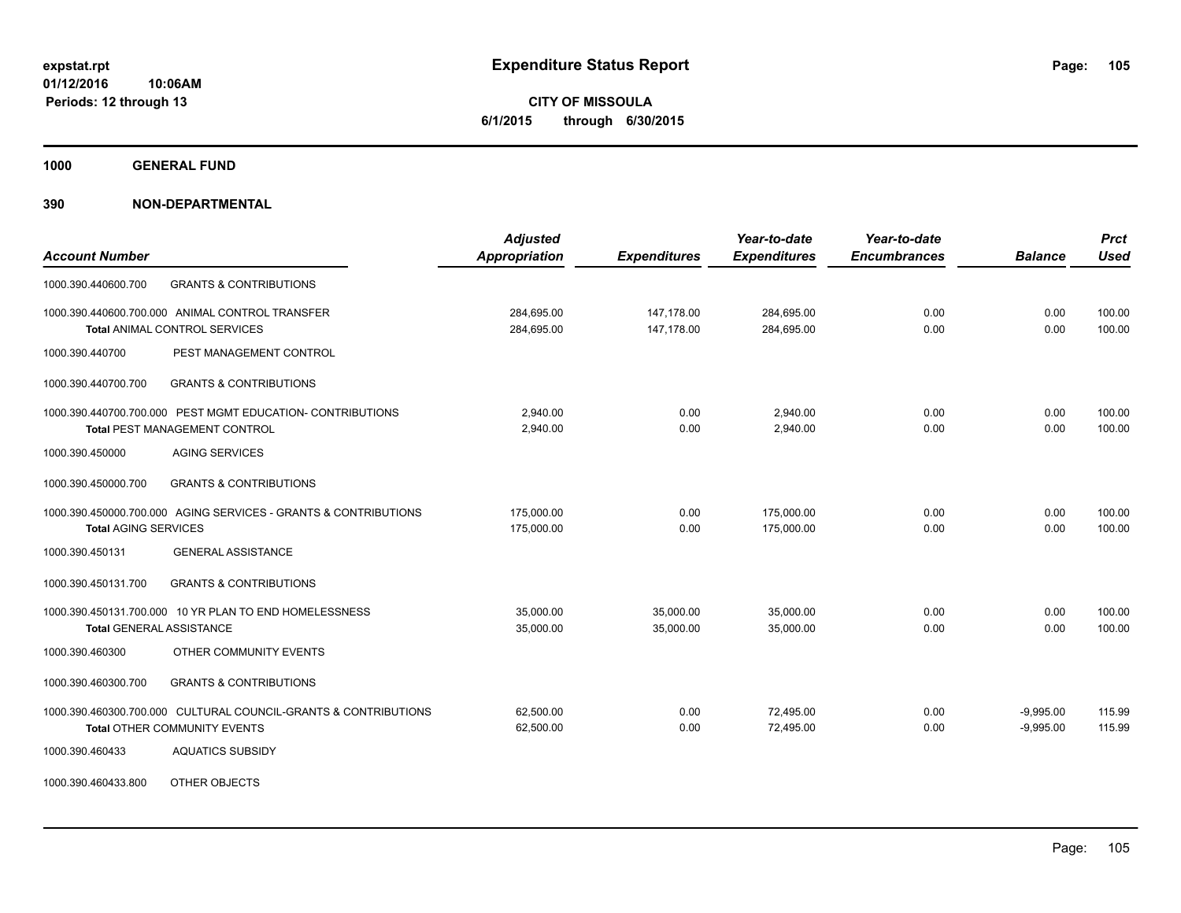**expstat.rpt**
**01/12/2016 10:06AM**
**Periods: 12 through 13**

# Expenditure Status Report

**CITY OF MISSOULA**
**6/1/2015 through 6/30/2015**

## 1000 GENERAL FUND

## 390 NON-DEPARTMENTAL

| Account Number | | Adjusted Appropriation | Expenditures | Year-to-date Expenditures | Year-to-date Encumbrances | Balance | Prct Used |
|---|---|---|---|---|---|---|---|
| 1000.390.440600.700 | GRANTS & CONTRIBUTIONS | | | | | | |
| 1000.390.440600.700.000 | ANIMAL CONTROL TRANSFER | 284,695.00 | 147,178.00 | 284,695.00 | 0.00 | 0.00 | 100.00 |
| **Total** ANIMAL CONTROL SERVICES | | 284,695.00 | 147,178.00 | 284,695.00 | 0.00 | 0.00 | 100.00 |
| 1000.390.440700 | PEST MANAGEMENT CONTROL | | | | | | |
| 1000.390.440700.700 | GRANTS & CONTRIBUTIONS | | | | | | |
| 1000.390.440700.700.000 | PEST MGMT EDUCATION- CONTRIBUTIONS | 2,940.00 | 0.00 | 2,940.00 | 0.00 | 0.00 | 100.00 |
| **Total** PEST MANAGEMENT CONTROL | | 2,940.00 | 0.00 | 2,940.00 | 0.00 | 0.00 | 100.00 |
| 1000.390.450000 | AGING SERVICES | | | | | | |
| 1000.390.450000.700 | GRANTS & CONTRIBUTIONS | | | | | | |
| 1000.390.450000.700.000 | AGING SERVICES - GRANTS & CONTRIBUTIONS | 175,000.00 | 0.00 | 175,000.00 | 0.00 | 0.00 | 100.00 |
| **Total** AGING SERVICES | | 175,000.00 | 0.00 | 175,000.00 | 0.00 | 0.00 | 100.00 |
| 1000.390.450131 | GENERAL ASSISTANCE | | | | | | |
| 1000.390.450131.700 | GRANTS & CONTRIBUTIONS | | | | | | |
| 1000.390.450131.700.000 | 10 YR PLAN TO END HOMELESSNESS | 35,000.00 | 35,000.00 | 35,000.00 | 0.00 | 0.00 | 100.00 |
| **Total** GENERAL ASSISTANCE | | 35,000.00 | 35,000.00 | 35,000.00 | 0.00 | 0.00 | 100.00 |
| 1000.390.460300 | OTHER COMMUNITY EVENTS | | | | | | |
| 1000.390.460300.700 | GRANTS & CONTRIBUTIONS | | | | | | |
| 1000.390.460300.700.000 | CULTURAL COUNCIL-GRANTS & CONTRIBUTIONS | 62,500.00 | 0.00 | 72,495.00 | 0.00 | -9,995.00 | 115.99 |
| **Total** OTHER COMMUNITY EVENTS | | 62,500.00 | 0.00 | 72,495.00 | 0.00 | -9,995.00 | 115.99 |
| 1000.390.460433 | AQUATICS SUBSIDY | | | | | | |
| 1000.390.460433.800 | OTHER OBJECTS | | | | | | |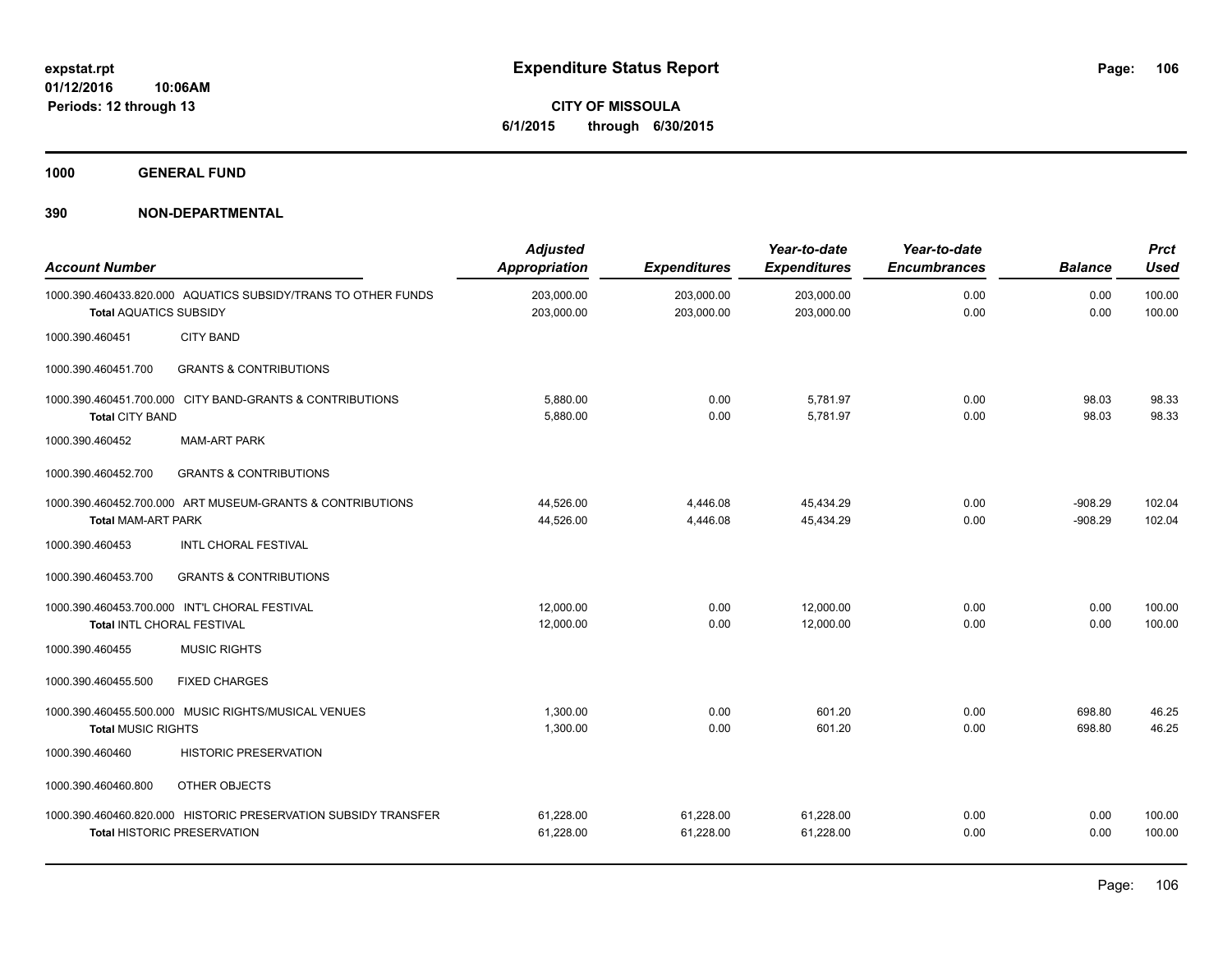# Expenditure Status Report

**CITY OF MISSOULA**
**6/1/2015 through 6/30/2015**

expstat.rpt
01/12/2016 10:06AM
Periods: 12 through 13

**1000 GENERAL FUND**

**390 NON-DEPARTMENTAL**

| Account Number | | Adjusted Appropriation | Expenditures | Year-to-date Expenditures | Year-to-date Encumbrances | Balance | Prct Used |
|---|---|---|---|---|---|---|---|
| 1000.390.460433.820.000 | AQUATICS SUBSIDY/TRANS TO OTHER FUNDS | 203,000.00 | 203,000.00 | 203,000.00 | 0.00 | 0.00 | 100.00 |
| **Total** AQUATICS SUBSIDY | | 203,000.00 | 203,000.00 | 203,000.00 | 0.00 | 0.00 | 100.00 |
| 1000.390.460451 | CITY BAND | | | | | | |
| 1000.390.460451.700 | GRANTS & CONTRIBUTIONS | | | | | | |
| 1000.390.460451.700.000 | CITY BAND-GRANTS & CONTRIBUTIONS | 5,880.00 | 0.00 | 5,781.97 | 0.00 | 98.03 | 98.33 |
| **Total** CITY BAND | | 5,880.00 | 0.00 | 5,781.97 | 0.00 | 98.03 | 98.33 |
| 1000.390.460452 | MAM-ART PARK | | | | | | |
| 1000.390.460452.700 | GRANTS & CONTRIBUTIONS | | | | | | |
| 1000.390.460452.700.000 | ART MUSEUM-GRANTS & CONTRIBUTIONS | 44,526.00 | 4,446.08 | 45,434.29 | 0.00 | -908.29 | 102.04 |
| **Total** MAM-ART PARK | | 44,526.00 | 4,446.08 | 45,434.29 | 0.00 | -908.29 | 102.04 |
| 1000.390.460453 | INTL CHORAL FESTIVAL | | | | | | |
| 1000.390.460453.700 | GRANTS & CONTRIBUTIONS | | | | | | |
| 1000.390.460453.700.000 | INT'L CHORAL FESTIVAL | 12,000.00 | 0.00 | 12,000.00 | 0.00 | 0.00 | 100.00 |
| **Total** INTL CHORAL FESTIVAL | | 12,000.00 | 0.00 | 12,000.00 | 0.00 | 0.00 | 100.00 |
| 1000.390.460455 | MUSIC RIGHTS | | | | | | |
| 1000.390.460455.500 | FIXED CHARGES | | | | | | |
| 1000.390.460455.500.000 | MUSIC RIGHTS/MUSICAL VENUES | 1,300.00 | 0.00 | 601.20 | 0.00 | 698.80 | 46.25 |
| **Total** MUSIC RIGHTS | | 1,300.00 | 0.00 | 601.20 | 0.00 | 698.80 | 46.25 |
| 1000.390.460460 | HISTORIC PRESERVATION | | | | | | |
| 1000.390.460460.800 | OTHER OBJECTS | | | | | | |
| 1000.390.460460.820.000 | HISTORIC PRESERVATION SUBSIDY TRANSFER | 61,228.00 | 61,228.00 | 61,228.00 | 0.00 | 0.00 | 100.00 |
| **Total** HISTORIC PRESERVATION | | 61,228.00 | 61,228.00 | 61,228.00 | 0.00 | 0.00 | 100.00 |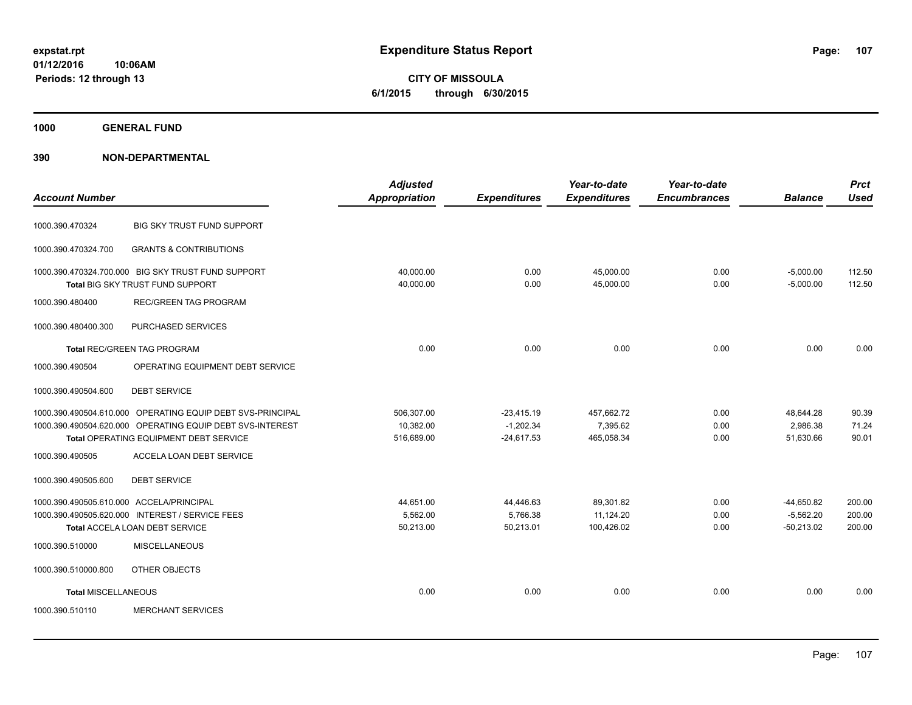**expstat.rpt**
**01/12/2016 10:06AM**
**Periods: 12 through 13**

# Expenditure Status Report

**CITY OF MISSOULA**
**6/1/2015 through 6/30/2015**

## 1000 GENERAL FUND

## 390 NON-DEPARTMENTAL

| Account Number | | Adjusted Appropriation | Expenditures | Year-to-date Expenditures | Year-to-date Encumbrances | Balance | Prct Used |
|---|---|---|---|---|---|---|---|
| 1000.390.470324 | BIG SKY TRUST FUND SUPPORT | | | | | | |
| 1000.390.470324.700 | GRANTS & CONTRIBUTIONS | | | | | | |
| 1000.390.470324.700.000 | BIG SKY TRUST FUND SUPPORT | 40,000.00 | 0.00 | 45,000.00 | 0.00 | -5,000.00 | 112.50 |
| **Total** BIG SKY TRUST FUND SUPPORT | | 40,000.00 | 0.00 | 45,000.00 | 0.00 | -5,000.00 | 112.50 |
| 1000.390.480400 | REC/GREEN TAG PROGRAM | | | | | | |
| 1000.390.480400.300 | PURCHASED SERVICES | | | | | | |
| **Total** REC/GREEN TAG PROGRAM | | 0.00 | 0.00 | 0.00 | 0.00 | 0.00 | 0.00 |
| 1000.390.490504 | OPERATING EQUIPMENT DEBT SERVICE | | | | | | |
| 1000.390.490504.600 | DEBT SERVICE | | | | | | |
| 1000.390.490504.610.000 | OPERATING EQUIP DEBT SVS-PRINCIPAL | 506,307.00 | -23,415.19 | 457,662.72 | 0.00 | 48,644.28 | 90.39 |
| 1000.390.490504.620.000 | OPERATING EQUIP DEBT SVS-INTEREST | 10,382.00 | -1,202.34 | 7,395.62 | 0.00 | 2,986.38 | 71.24 |
| **Total** OPERATING EQUIPMENT DEBT SERVICE | | 516,689.00 | -24,617.53 | 465,058.34 | 0.00 | 51,630.66 | 90.01 |
| 1000.390.490505 | ACCELA LOAN DEBT SERVICE | | | | | | |
| 1000.390.490505.600 | DEBT SERVICE | | | | | | |
| 1000.390.490505.610.000 | ACCELA/PRINCIPAL | 44,651.00 | 44,446.63 | 89,301.82 | 0.00 | -44,650.82 | 200.00 |
| 1000.390.490505.620.000 | INTEREST / SERVICE FEES | 5,562.00 | 5,766.38 | 11,124.20 | 0.00 | -5,562.20 | 200.00 |
| **Total** ACCELA LOAN DEBT SERVICE | | 50,213.00 | 50,213.01 | 100,426.02 | 0.00 | -50,213.02 | 200.00 |
| 1000.390.510000 | MISCELLANEOUS | | | | | | |
| 1000.390.510000.800 | OTHER OBJECTS | | | | | | |
| **Total MISCELLANEOUS** | | 0.00 | 0.00 | 0.00 | 0.00 | 0.00 | 0.00 |
| 1000.390.510110 | MERCHANT SERVICES | | | | | | |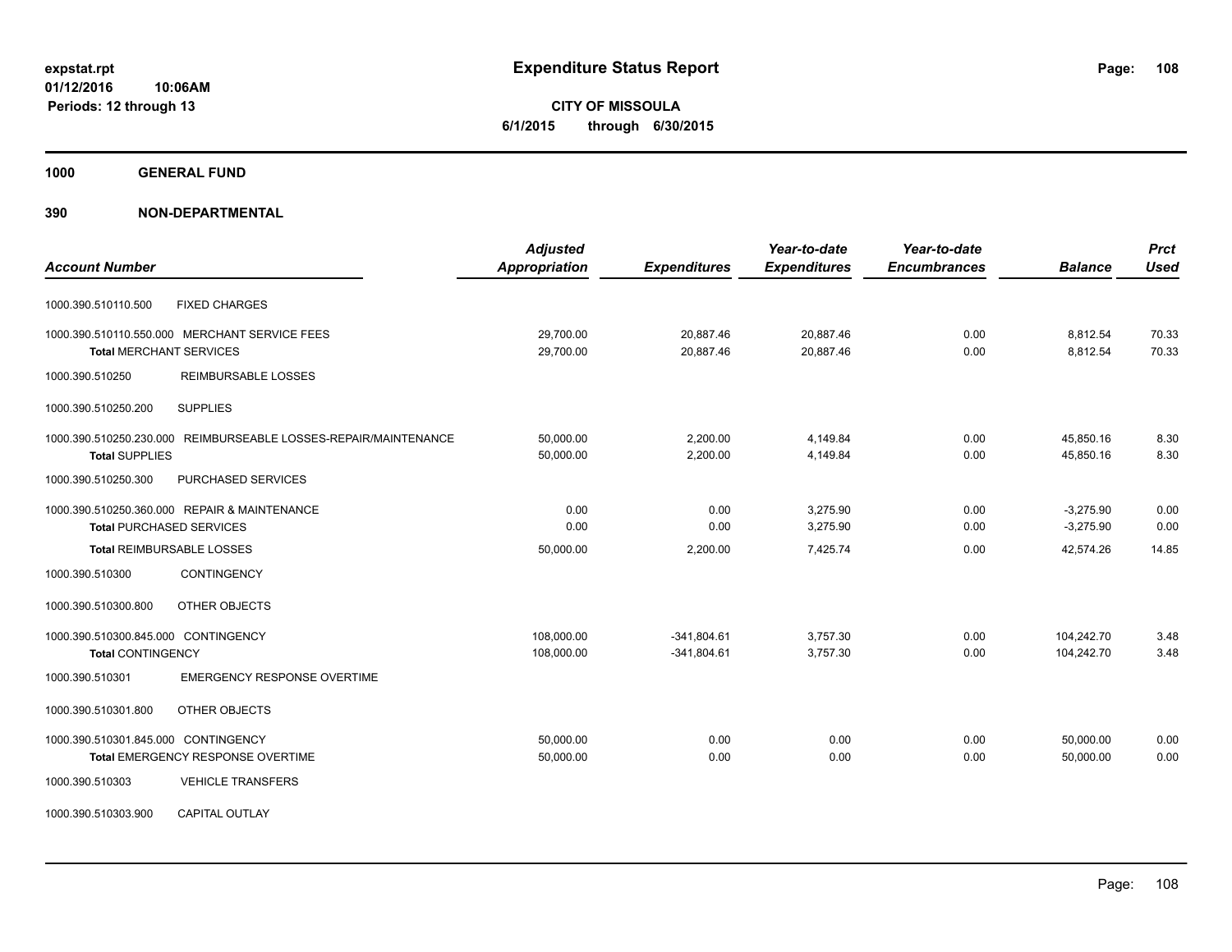**expstat.rpt**
**01/12/2016 10:06AM**
**Periods: 12 through 13**

# Expenditure Status Report

**CITY OF MISSOULA**
**6/1/2015 through 6/30/2015**

## 1000 GENERAL FUND

## 390 NON-DEPARTMENTAL

| Account Number | Adjusted Appropriation | Expenditures | Year-to-date Expenditures | Year-to-date Encumbrances | Balance | Prct Used |
|---|---|---|---|---|---|---|
| 1000.390.510110.500 FIXED CHARGES | | | | | | |
| 1000.390.510110.550.000 MERCHANT SERVICE FEES | 29,700.00 | 20,887.46 | 20,887.46 | 0.00 | 8,812.54 | 70.33 |
| **Total** MERCHANT SERVICES | 29,700.00 | 20,887.46 | 20,887.46 | 0.00 | 8,812.54 | 70.33 |
| 1000.390.510250 REIMBURSABLE LOSSES | | | | | | |
| 1000.390.510250.200 SUPPLIES | | | | | | |
| 1000.390.510250.230.000 REIMBURSEABLE LOSSES-REPAIR/MAINTENANCE | 50,000.00 | 2,200.00 | 4,149.84 | 0.00 | 45,850.16 | 8.30 |
| **Total** SUPPLIES | 50,000.00 | 2,200.00 | 4,149.84 | 0.00 | 45,850.16 | 8.30 |
| 1000.390.510250.300 PURCHASED SERVICES | | | | | | |
| 1000.390.510250.360.000 REPAIR & MAINTENANCE | 0.00 | 0.00 | 3,275.90 | 0.00 | -3,275.90 | 0.00 |
| **Total** PURCHASED SERVICES | 0.00 | 0.00 | 3,275.90 | 0.00 | -3,275.90 | 0.00 |
| **Total** REIMBURSABLE LOSSES | 50,000.00 | 2,200.00 | 7,425.74 | 0.00 | 42,574.26 | 14.85 |
| 1000.390.510300 CONTINGENCY | | | | | | |
| 1000.390.510300.800 OTHER OBJECTS | | | | | | |
| 1000.390.510300.845.000 CONTINGENCY | 108,000.00 | -341,804.61 | 3,757.30 | 0.00 | 104,242.70 | 3.48 |
| **Total** CONTINGENCY | 108,000.00 | -341,804.61 | 3,757.30 | 0.00 | 104,242.70 | 3.48 |
| 1000.390.510301 EMERGENCY RESPONSE OVERTIME | | | | | | |
| 1000.390.510301.800 OTHER OBJECTS | | | | | | |
| 1000.390.510301.845.000 CONTINGENCY | 50,000.00 | 0.00 | 0.00 | 0.00 | 50,000.00 | 0.00 |
| **Total** EMERGENCY RESPONSE OVERTIME | 50,000.00 | 0.00 | 0.00 | 0.00 | 50,000.00 | 0.00 |
| 1000.390.510303 VEHICLE TRANSFERS | | | | | | |
| 1000.390.510303.900 CAPITAL OUTLAY | | | | | | |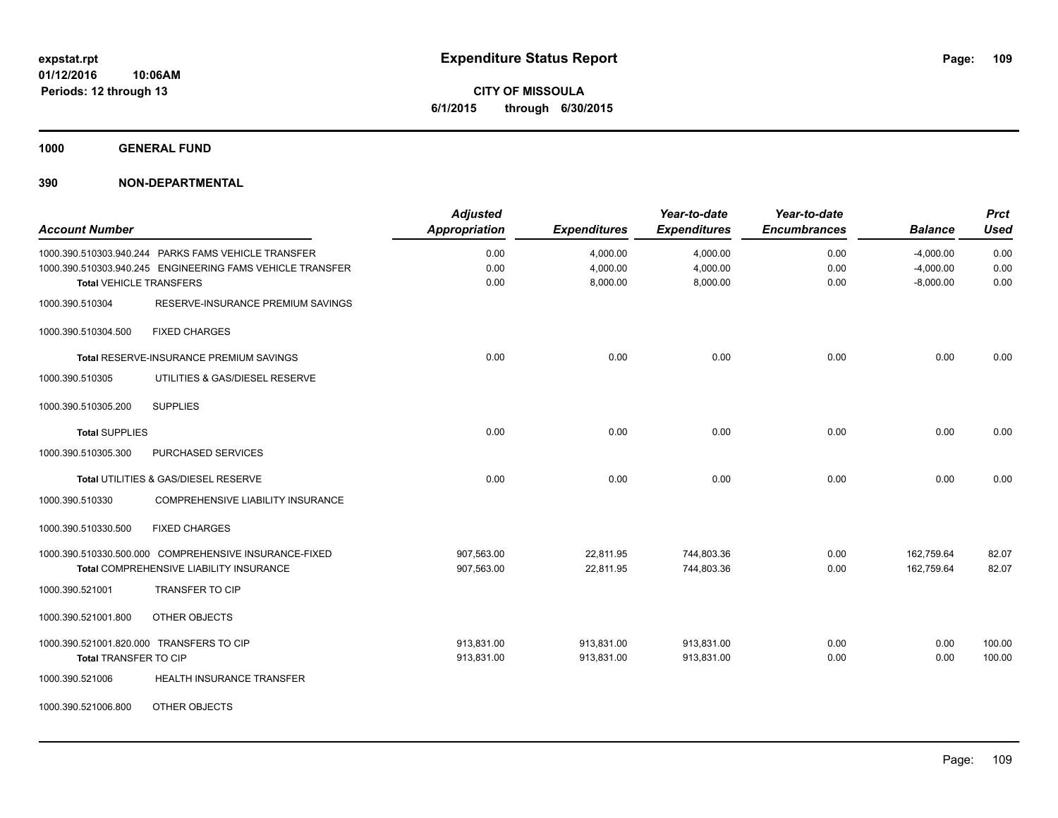**Expenditure Status Report**

**CITY OF MISSOULA**
**6/1/2015 through 6/30/2015**

expstat.rpt
01/12/2016 10:06AM
Periods: 12 through 13

**1000 GENERAL FUND**

**390 NON-DEPARTMENTAL**

| Account Number | | Adjusted Appropriation | Expenditures | Year-to-date Expenditures | Year-to-date Encumbrances | Balance | Prct Used |
|---|---|---|---|---|---|---|---|
| 1000.390.510303.940.244 | PARKS FAMS VEHICLE TRANSFER | 0.00 | 4,000.00 | 4,000.00 | 0.00 | -4,000.00 | 0.00 |
| 1000.390.510303.940.245 | ENGINEERING FAMS VEHICLE TRANSFER | 0.00 | 4,000.00 | 4,000.00 | 0.00 | -4,000.00 | 0.00 |
| **Total** VEHICLE TRANSFERS | | 0.00 | 8,000.00 | 8,000.00 | 0.00 | -8,000.00 | 0.00 |
| 1000.390.510304 | RESERVE-INSURANCE PREMIUM SAVINGS | | | | | | |
| 1000.390.510304.500 | FIXED CHARGES | | | | | | |
| **Total** RESERVE-INSURANCE PREMIUM SAVINGS | | 0.00 | 0.00 | 0.00 | 0.00 | 0.00 | 0.00 |
| 1000.390.510305 | UTILITIES & GAS/DIESEL RESERVE | | | | | | |
| 1000.390.510305.200 | SUPPLIES | | | | | | |
| **Total** SUPPLIES | | 0.00 | 0.00 | 0.00 | 0.00 | 0.00 | 0.00 |
| 1000.390.510305.300 | PURCHASED SERVICES | | | | | | |
| **Total** UTILITIES & GAS/DIESEL RESERVE | | 0.00 | 0.00 | 0.00 | 0.00 | 0.00 | 0.00 |
| 1000.390.510330 | COMPREHENSIVE LIABILITY INSURANCE | | | | | | |
| 1000.390.510330.500 | FIXED CHARGES | | | | | | |
| 1000.390.510330.500.000 | COMPREHENSIVE INSURANCE-FIXED | 907,563.00 | 22,811.95 | 744,803.36 | 0.00 | 162,759.64 | 82.07 |
| **Total** COMPREHENSIVE LIABILITY INSURANCE | | 907,563.00 | 22,811.95 | 744,803.36 | 0.00 | 162,759.64 | 82.07 |
| 1000.390.521001 | TRANSFER TO CIP | | | | | | |
| 1000.390.521001.800 | OTHER OBJECTS | | | | | | |
| 1000.390.521001.820.000 | TRANSFERS TO CIP | 913,831.00 | 913,831.00 | 913,831.00 | 0.00 | 0.00 | 100.00 |
| **Total** TRANSFER TO CIP | | 913,831.00 | 913,831.00 | 913,831.00 | 0.00 | 0.00 | 100.00 |
| 1000.390.521006 | HEALTH INSURANCE TRANSFER | | | | | | |
| 1000.390.521006.800 | OTHER OBJECTS | | | | | | |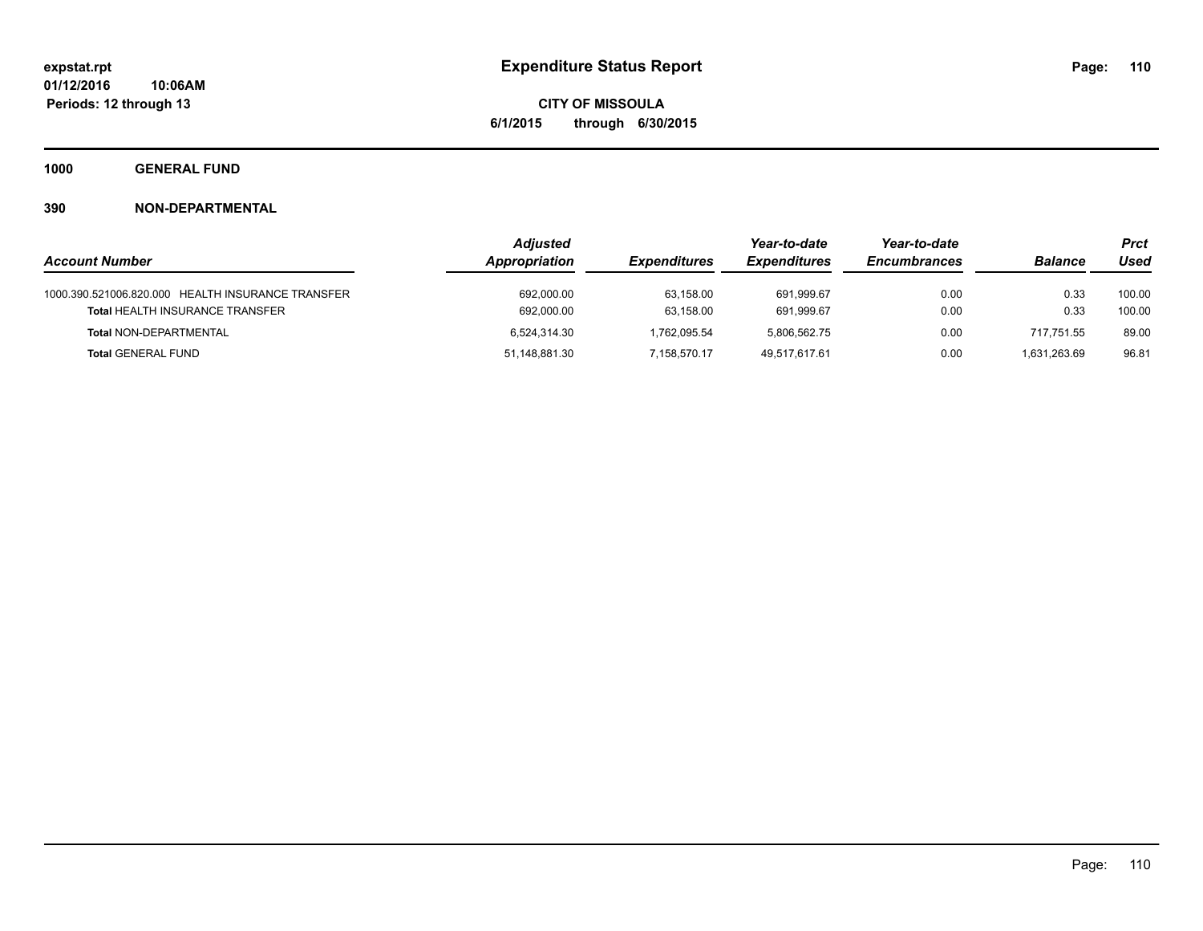expstat.rpt
01/12/2016 10:06AM
Periods: 12 through 13

# Expenditure Status Report

**CITY OF MISSOULA**
**6/1/2015 through 6/30/2015**

**1000 GENERAL FUND**

**390 NON-DEPARTMENTAL**

| Account Number | Adjusted Appropriation | Expenditures | Year-to-date Expenditures | Year-to-date Encumbrances | Balance | Prct Used |
|---|---|---|---|---|---|---|
| 1000.390.521006.820.000 HEALTH INSURANCE TRANSFER | 692,000.00 | 63,158.00 | 691,999.67 | 0.00 | 0.33 | 100.00 |
| **Total** HEALTH INSURANCE TRANSFER | 692,000.00 | 63,158.00 | 691,999.67 | 0.00 | 0.33 | 100.00 |
| **Total** NON-DEPARTMENTAL | 6,524,314.30 | 1,762,095.54 | 5,806,562.75 | 0.00 | 717,751.55 | 89.00 |
| **Total** GENERAL FUND | 51,148,881.30 | 7,158,570.17 | 49,517,617.61 | 0.00 | 1,631,263.69 | 96.81 |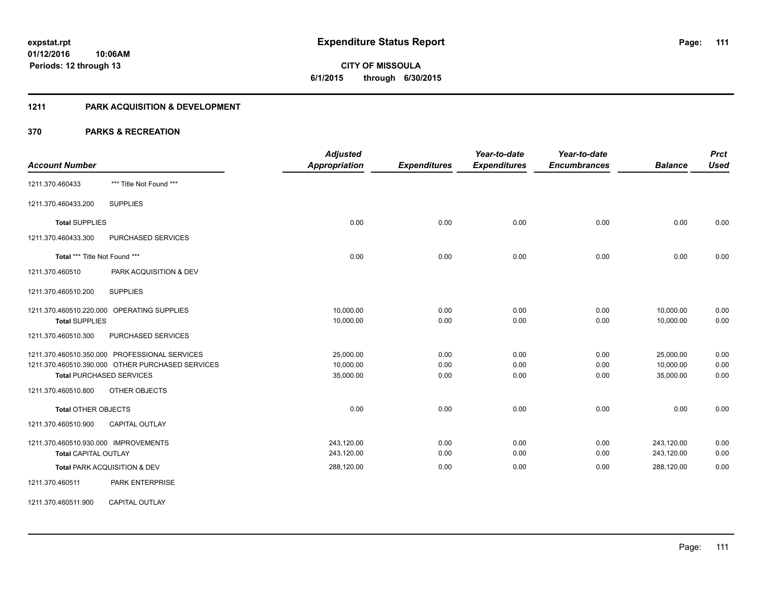# Expenditure Status Report

**CITY OF MISSOULA**
**6/1/2015 through 6/30/2015**

expstat.rpt
01/12/2016 10:06AM
Periods: 12 through 13

## 1211 PARK ACQUISITION & DEVELOPMENT

## 370 PARKS & RECREATION

| Account Number | | Adjusted Appropriation | Expenditures | Year-to-date Expenditures | Year-to-date Encumbrances | Balance | Prct Used |
|---|---|---|---|---|---|---|---|
| 1211.370.460433 | *** Title Not Found *** | | | | | | |
| 1211.370.460433.200 | SUPPLIES | | | | | | |
| **Total** SUPPLIES | | 0.00 | 0.00 | 0.00 | 0.00 | 0.00 | 0.00 |
| 1211.370.460433.300 | PURCHASED SERVICES | | | | | | |
| **Total** *** Title Not Found *** | | 0.00 | 0.00 | 0.00 | 0.00 | 0.00 | 0.00 |
| 1211.370.460510 | PARK ACQUISITION & DEV | | | | | | |
| 1211.370.460510.200 | SUPPLIES | | | | | | |
| 1211.370.460510.220.000 | OPERATING SUPPLIES | 10,000.00 | 0.00 | 0.00 | 0.00 | 10,000.00 | 0.00 |
| **Total** SUPPLIES | | 10,000.00 | 0.00 | 0.00 | 0.00 | 10,000.00 | 0.00 |
| 1211.370.460510.300 | PURCHASED SERVICES | | | | | | |
| 1211.370.460510.350.000 | PROFESSIONAL SERVICES | 25,000.00 | 0.00 | 0.00 | 0.00 | 25,000.00 | 0.00 |
| 1211.370.460510.390.000 | OTHER PURCHASED SERVICES | 10,000.00 | 0.00 | 0.00 | 0.00 | 10,000.00 | 0.00 |
| **Total** PURCHASED SERVICES | | 35,000.00 | 0.00 | 0.00 | 0.00 | 35,000.00 | 0.00 |
| 1211.370.460510.800 | OTHER OBJECTS | | | | | | |
| **Total** OTHER OBJECTS | | 0.00 | 0.00 | 0.00 | 0.00 | 0.00 | 0.00 |
| 1211.370.460510.900 | CAPITAL OUTLAY | | | | | | |
| 1211.370.460510.930.000 | IMPROVEMENTS | 243,120.00 | 0.00 | 0.00 | 0.00 | 243,120.00 | 0.00 |
| **Total** CAPITAL OUTLAY | | 243,120.00 | 0.00 | 0.00 | 0.00 | 243,120.00 | 0.00 |
| **Total** PARK ACQUISITION & DEV | | 288,120.00 | 0.00 | 0.00 | 0.00 | 288,120.00 | 0.00 |
| 1211.370.460511 | PARK ENTERPRISE | | | | | | |
| 1211.370.460511.900 | CAPITAL OUTLAY | | | | | | |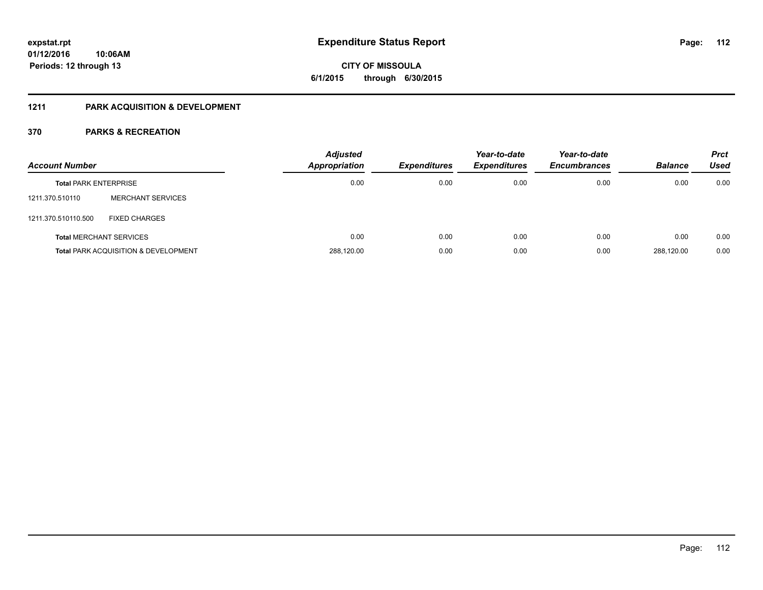**expstat.rpt**
**01/12/2016 10:06AM**
**Periods: 12 through 13**

# Expenditure Status Report

**CITY OF MISSOULA**
**6/1/2015 through 6/30/2015**

## 1211 PARK ACQUISITION & DEVELOPMENT

## 370 PARKS & RECREATION

| Account Number | | Adjusted Appropriation | Expenditures | Year-to-date Expenditures | Year-to-date Encumbrances | Balance | Prct Used |
|---|---|---|---|---|---|---|---|
| **Total** PARK ENTERPRISE | | 0.00 | 0.00 | 0.00 | 0.00 | 0.00 | 0.00 |
| 1211.370.510110 | MERCHANT SERVICES | | | | | | |
| 1211.370.510110.500 | FIXED CHARGES | | | | | | |
| **Total** MERCHANT SERVICES | | 0.00 | 0.00 | 0.00 | 0.00 | 0.00 | 0.00 |
| **Total** PARK ACQUISITION & DEVELOPMENT | | 288,120.00 | 0.00 | 0.00 | 0.00 | 288,120.00 | 0.00 |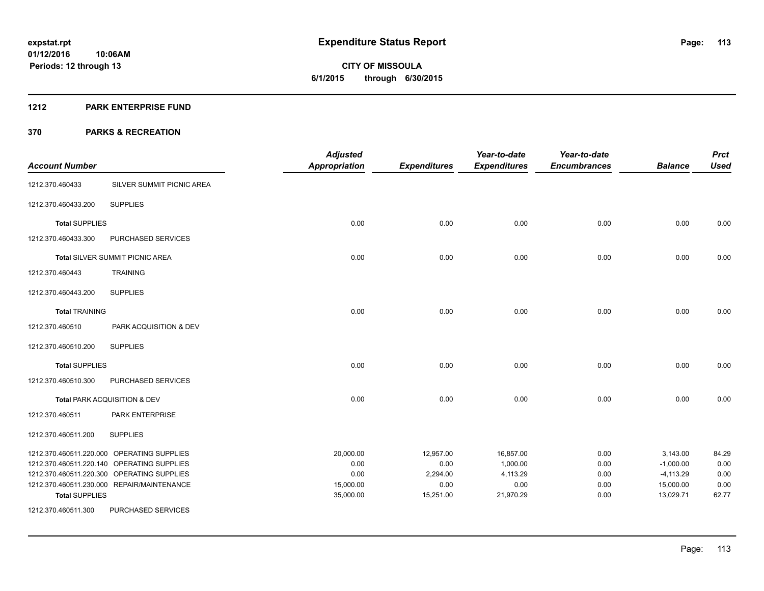# Expenditure Status Report

**CITY OF MISSOULA**
**6/1/2015 through 6/30/2015**

expstat.rpt
01/12/2016 10:06AM
Periods: 12 through 13

## 1212 PARK ENTERPRISE FUND

## 370 PARKS & RECREATION

| Account Number | | Adjusted Appropriation | Expenditures | Year-to-date Expenditures | Year-to-date Encumbrances | Balance | Prct Used |
|---|---|---|---|---|---|---|---|
| 1212.370.460433 | SILVER SUMMIT PICNIC AREA | | | | | | |
| 1212.370.460433.200 | SUPPLIES | | | | | | |
| **Total** SUPPLIES | | 0.00 | 0.00 | 0.00 | 0.00 | 0.00 | 0.00 |
| 1212.370.460433.300 | PURCHASED SERVICES | | | | | | |
| **Total** SILVER SUMMIT PICNIC AREA | | 0.00 | 0.00 | 0.00 | 0.00 | 0.00 | 0.00 |
| 1212.370.460443 | TRAINING | | | | | | |
| 1212.370.460443.200 | SUPPLIES | | | | | | |
| **Total** TRAINING | | 0.00 | 0.00 | 0.00 | 0.00 | 0.00 | 0.00 |
| 1212.370.460510 | PARK ACQUISITION & DEV | | | | | | |
| 1212.370.460510.200 | SUPPLIES | | | | | | |
| **Total** SUPPLIES | | 0.00 | 0.00 | 0.00 | 0.00 | 0.00 | 0.00 |
| 1212.370.460510.300 | PURCHASED SERVICES | | | | | | |
| **Total** PARK ACQUISITION & DEV | | 0.00 | 0.00 | 0.00 | 0.00 | 0.00 | 0.00 |
| 1212.370.460511 | PARK ENTERPRISE | | | | | | |
| 1212.370.460511.200 | SUPPLIES | | | | | | |
| 1212.370.460511.220.000 | OPERATING SUPPLIES | 20,000.00 | 12,957.00 | 16,857.00 | 0.00 | 3,143.00 | 84.29 |
| 1212.370.460511.220.140 | OPERATING SUPPLIES | 0.00 | 0.00 | 1,000.00 | 0.00 | -1,000.00 | 0.00 |
| 1212.370.460511.220.300 | OPERATING SUPPLIES | 0.00 | 2,294.00 | 4,113.29 | 0.00 | -4,113.29 | 0.00 |
| 1212.370.460511.230.000 | REPAIR/MAINTENANCE | 15,000.00 | 0.00 | 0.00 | 0.00 | 15,000.00 | 0.00 |
| **Total** SUPPLIES | | 35,000.00 | 15,251.00 | 21,970.29 | 0.00 | 13,029.71 | 62.77 |
| 1212.370.460511.300 | PURCHASED SERVICES | | | | | | |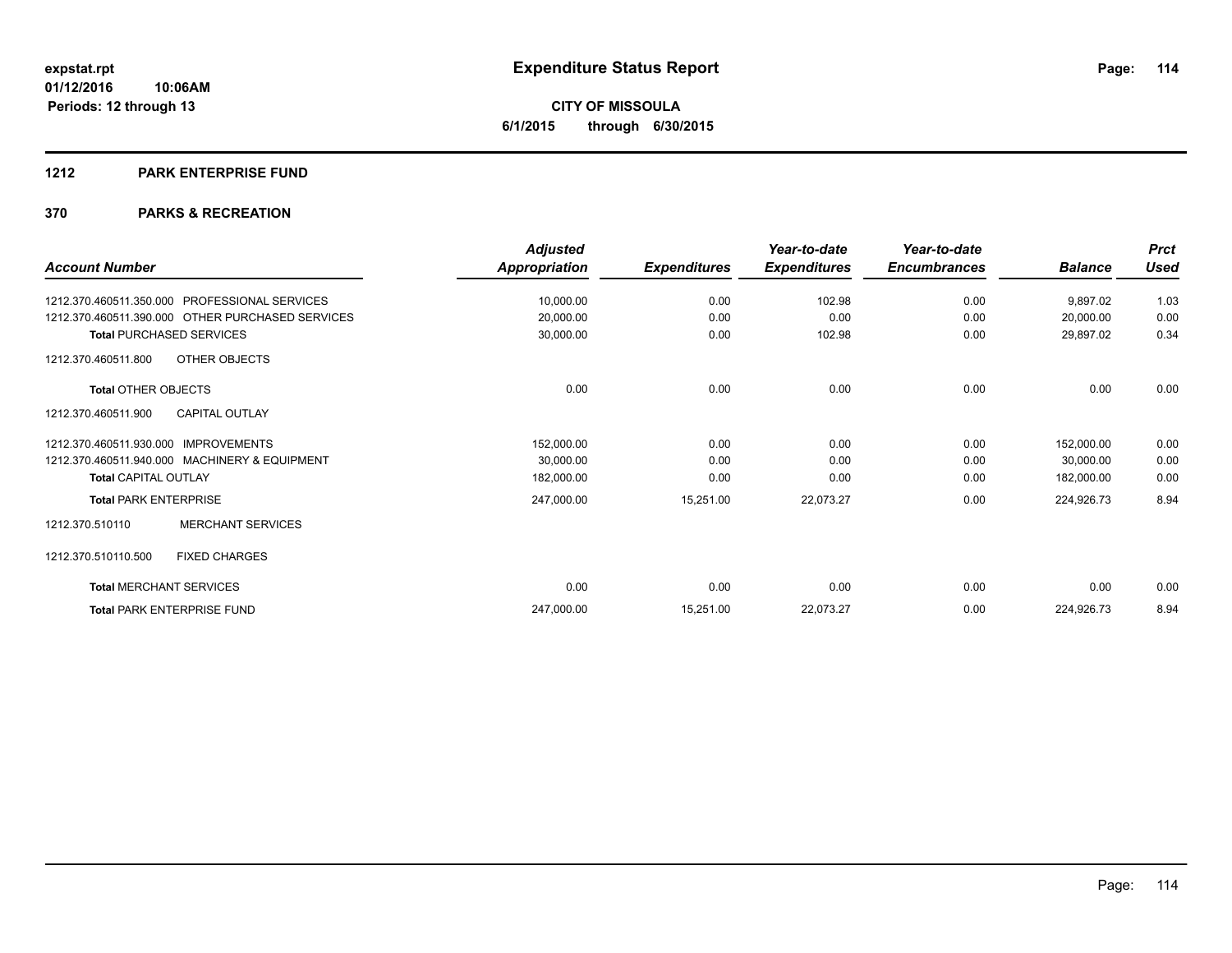**expstat.rpt**
**01/12/2016 10:06AM**
**Periods: 12 through 13**

# Expenditure Status Report

**CITY OF MISSOULA**
**6/1/2015 through 6/30/2015**

## 1212 PARK ENTERPRISE FUND

## 370 PARKS & RECREATION

| Account Number | Adjusted Appropriation | Expenditures | Year-to-date Expenditures | Year-to-date Encumbrances | Balance | Prct Used |
|---|---|---|---|---|---|---|
| 1212.370.460511.350.000 PROFESSIONAL SERVICES | 10,000.00 | 0.00 | 102.98 | 0.00 | 9,897.02 | 1.03 |
| 1212.370.460511.390.000 OTHER PURCHASED SERVICES | 20,000.00 | 0.00 | 0.00 | 0.00 | 20,000.00 | 0.00 |
| **Total** PURCHASED SERVICES | 30,000.00 | 0.00 | 102.98 | 0.00 | 29,897.02 | 0.34 |
| 1212.370.460511.800 OTHER OBJECTS | | | | | | |
| **Total** OTHER OBJECTS | 0.00 | 0.00 | 0.00 | 0.00 | 0.00 | 0.00 |
| 1212.370.460511.900 CAPITAL OUTLAY | | | | | | |
| 1212.370.460511.930.000 IMPROVEMENTS | 152,000.00 | 0.00 | 0.00 | 0.00 | 152,000.00 | 0.00 |
| 1212.370.460511.940.000 MACHINERY & EQUIPMENT | 30,000.00 | 0.00 | 0.00 | 0.00 | 30,000.00 | 0.00 |
| **Total** CAPITAL OUTLAY | 182,000.00 | 0.00 | 0.00 | 0.00 | 182,000.00 | 0.00 |
| **Total** PARK ENTERPRISE | 247,000.00 | 15,251.00 | 22,073.27 | 0.00 | 224,926.73 | 8.94 |
| 1212.370.510110 MERCHANT SERVICES | | | | | | |
| 1212.370.510110.500 FIXED CHARGES | | | | | | |
| **Total** MERCHANT SERVICES | 0.00 | 0.00 | 0.00 | 0.00 | 0.00 | 0.00 |
| **Total** PARK ENTERPRISE FUND | 247,000.00 | 15,251.00 | 22,073.27 | 0.00 | 224,926.73 | 8.94 |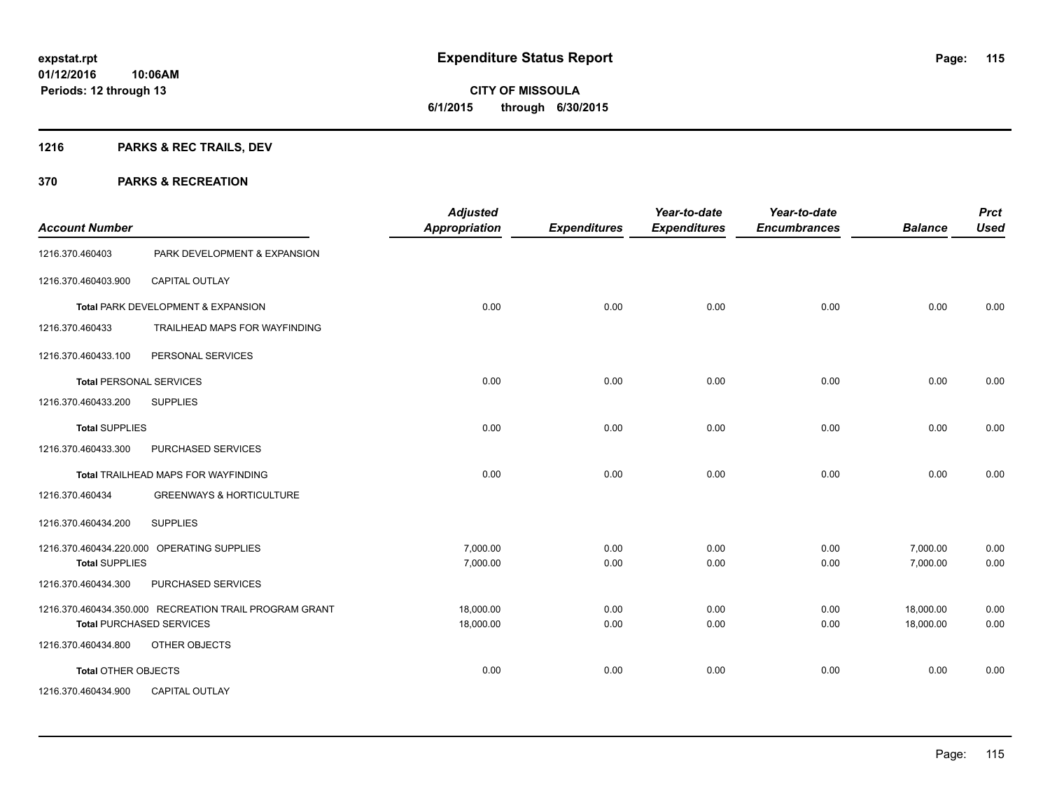# Expenditure Status Report

expstat.rpt
01/12/2016 10:06AM
Periods: 12 through 13

**CITY OF MISSOULA**
**6/1/2015 through 6/30/2015**

## 1216 PARKS & REC TRAILS, DEV

## 370 PARKS & RECREATION

| Account Number | | Adjusted Appropriation | Expenditures | Year-to-date Expenditures | Year-to-date Encumbrances | Balance | Prct Used |
|---|---|---|---|---|---|---|---|
| 1216.370.460403 | PARK DEVELOPMENT & EXPANSION | | | | | | |
| 1216.370.460403.900 | CAPITAL OUTLAY | | | | | | |
| **Total** PARK DEVELOPMENT & EXPANSION | | 0.00 | 0.00 | 0.00 | 0.00 | 0.00 | 0.00 |
| 1216.370.460433 | TRAILHEAD MAPS FOR WAYFINDING | | | | | | |
| 1216.370.460433.100 | PERSONAL SERVICES | | | | | | |
| **Total** PERSONAL SERVICES | | 0.00 | 0.00 | 0.00 | 0.00 | 0.00 | 0.00 |
| 1216.370.460433.200 | SUPPLIES | | | | | | |
| **Total** SUPPLIES | | 0.00 | 0.00 | 0.00 | 0.00 | 0.00 | 0.00 |
| 1216.370.460433.300 | PURCHASED SERVICES | | | | | | |
| **Total** TRAILHEAD MAPS FOR WAYFINDING | | 0.00 | 0.00 | 0.00 | 0.00 | 0.00 | 0.00 |
| 1216.370.460434 | GREENWAYS & HORTICULTURE | | | | | | |
| 1216.370.460434.200 | SUPPLIES | | | | | | |
| 1216.370.460434.220.000 | OPERATING SUPPLIES | 7,000.00 | 0.00 | 0.00 | 0.00 | 7,000.00 | 0.00 |
| **Total** SUPPLIES | | 7,000.00 | 0.00 | 0.00 | 0.00 | 7,000.00 | 0.00 |
| 1216.370.460434.300 | PURCHASED SERVICES | | | | | | |
| 1216.370.460434.350.000 | RECREATION TRAIL PROGRAM GRANT | 18,000.00 | 0.00 | 0.00 | 0.00 | 18,000.00 | 0.00 |
| **Total** PURCHASED SERVICES | | 18,000.00 | 0.00 | 0.00 | 0.00 | 18,000.00 | 0.00 |
| 1216.370.460434.800 | OTHER OBJECTS | | | | | | |
| **Total** OTHER OBJECTS | | 0.00 | 0.00 | 0.00 | 0.00 | 0.00 | 0.00 |
| 1216.370.460434.900 | CAPITAL OUTLAY | | | | | | |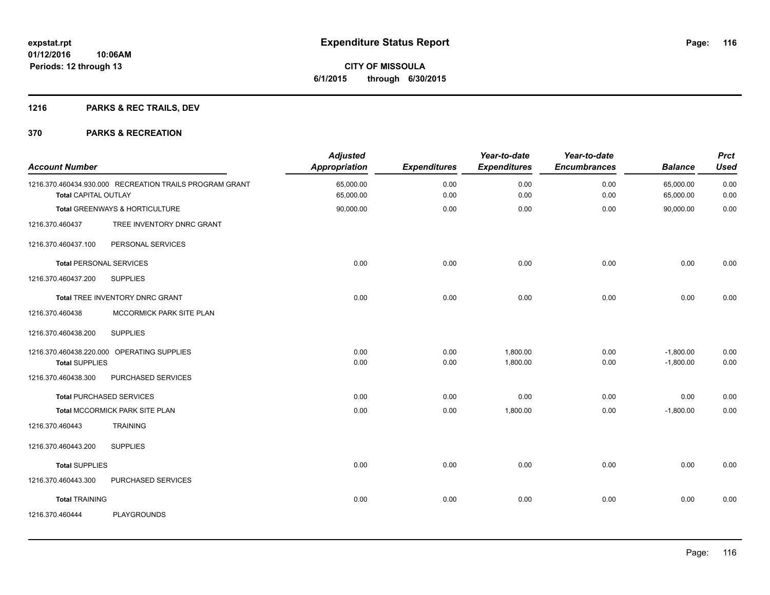# Expenditure Status Report

**CITY OF MISSOULA**
**6/1/2015 through 6/30/2015**

expstat.rpt
01/12/2016 10:06AM
Periods: 12 through 13

## 1216 PARKS & REC TRAILS, DEV

## 370 PARKS & RECREATION

| Account Number | | Adjusted Appropriation | Expenditures | Year-to-date Expenditures | Year-to-date Encumbrances | Balance | Prct Used |
|---|---|---|---|---|---|---|---|
| 1216.370.460434.930.000 | RECREATION TRAILS PROGRAM GRANT | 65,000.00 | 0.00 | 0.00 | 0.00 | 65,000.00 | 0.00 |
| **Total** CAPITAL OUTLAY | | 65,000.00 | 0.00 | 0.00 | 0.00 | 65,000.00 | 0.00 |
| **Total** GREENWAYS & HORTICULTURE | | 90,000.00 | 0.00 | 0.00 | 0.00 | 90,000.00 | 0.00 |
| 1216.370.460437 | TREE INVENTORY DNRC GRANT | | | | | | |
| 1216.370.460437.100 | PERSONAL SERVICES | | | | | | |
| **Total** PERSONAL SERVICES | | 0.00 | 0.00 | 0.00 | 0.00 | 0.00 | 0.00 |
| 1216.370.460437.200 | SUPPLIES | | | | | | |
| **Total** TREE INVENTORY DNRC GRANT | | 0.00 | 0.00 | 0.00 | 0.00 | 0.00 | 0.00 |
| 1216.370.460438 | MCCORMICK PARK SITE PLAN | | | | | | |
| 1216.370.460438.200 | SUPPLIES | | | | | | |
| 1216.370.460438.220.000 | OPERATING SUPPLIES | 0.00 | 0.00 | 1,800.00 | 0.00 | -1,800.00 | 0.00 |
| **Total** SUPPLIES | | 0.00 | 0.00 | 1,800.00 | 0.00 | -1,800.00 | 0.00 |
| 1216.370.460438.300 | PURCHASED SERVICES | | | | | | |
| **Total** PURCHASED SERVICES | | 0.00 | 0.00 | 0.00 | 0.00 | 0.00 | 0.00 |
| **Total** MCCORMICK PARK SITE PLAN | | 0.00 | 0.00 | 1,800.00 | 0.00 | -1,800.00 | 0.00 |
| 1216.370.460443 | TRAINING | | | | | | |
| 1216.370.460443.200 | SUPPLIES | | | | | | |
| **Total** SUPPLIES | | 0.00 | 0.00 | 0.00 | 0.00 | 0.00 | 0.00 |
| 1216.370.460443.300 | PURCHASED SERVICES | | | | | | |
| **Total** TRAINING | | 0.00 | 0.00 | 0.00 | 0.00 | 0.00 | 0.00 |
| 1216.370.460444 | PLAYGROUNDS | | | | | | |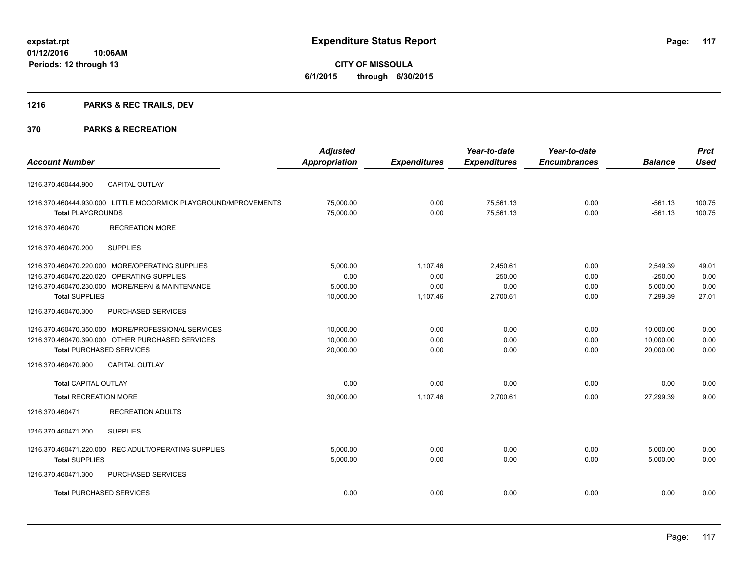# Expenditure Status Report

**CITY OF MISSOULA**
**6/1/2015 through 6/30/2015**

expstat.rpt
01/12/2016 10:06AM
Periods: 12 through 13

## 1216 PARKS & REC TRAILS, DEV

## 370 PARKS & RECREATION

| Account Number | Adjusted Appropriation | Expenditures | Year-to-date Expenditures | Year-to-date Encumbrances | Balance | Prct Used |
|---|---|---|---|---|---|---|
| 1216.370.460444.900 CAPITAL OUTLAY | | | | | | |
| 1216.370.460444.930.000 LITTLE MCCORMICK PLAYGROUND/MPROVEMENTS | 75,000.00 | 0.00 | 75,561.13 | 0.00 | -561.13 | 100.75 |
| **Total** PLAYGROUNDS | 75,000.00 | 0.00 | 75,561.13 | 0.00 | -561.13 | 100.75 |
| 1216.370.460470 RECREATION MORE | | | | | | |
| 1216.370.460470.200 SUPPLIES | | | | | | |
| 1216.370.460470.220.000 MORE/OPERATING SUPPLIES | 5,000.00 | 1,107.46 | 2,450.61 | 0.00 | 2,549.39 | 49.01 |
| 1216.370.460470.220.020 OPERATING SUPPLIES | 0.00 | 0.00 | 250.00 | 0.00 | -250.00 | 0.00 |
| 1216.370.460470.230.000 MORE/REPAI & MAINTENANCE | 5,000.00 | 0.00 | 0.00 | 0.00 | 5,000.00 | 0.00 |
| **Total** SUPPLIES | 10,000.00 | 1,107.46 | 2,700.61 | 0.00 | 7,299.39 | 27.01 |
| 1216.370.460470.300 PURCHASED SERVICES | | | | | | |
| 1216.370.460470.350.000 MORE/PROFESSIONAL SERVICES | 10,000.00 | 0.00 | 0.00 | 0.00 | 10,000.00 | 0.00 |
| 1216.370.460470.390.000 OTHER PURCHASED SERVICES | 10,000.00 | 0.00 | 0.00 | 0.00 | 10,000.00 | 0.00 |
| **Total** PURCHASED SERVICES | 20,000.00 | 0.00 | 0.00 | 0.00 | 20,000.00 | 0.00 |
| 1216.370.460470.900 CAPITAL OUTLAY | | | | | | |
| **Total** CAPITAL OUTLAY | 0.00 | 0.00 | 0.00 | 0.00 | 0.00 | 0.00 |
| **Total** RECREATION MORE | 30,000.00 | 1,107.46 | 2,700.61 | 0.00 | 27,299.39 | 9.00 |
| 1216.370.460471 RECREATION ADULTS | | | | | | |
| 1216.370.460471.200 SUPPLIES | | | | | | |
| 1216.370.460471.220.000 REC ADULT/OPERATING SUPPLIES | 5,000.00 | 0.00 | 0.00 | 0.00 | 5,000.00 | 0.00 |
| **Total** SUPPLIES | 5,000.00 | 0.00 | 0.00 | 0.00 | 5,000.00 | 0.00 |
| 1216.370.460471.300 PURCHASED SERVICES | | | | | | |
| **Total** PURCHASED SERVICES | 0.00 | 0.00 | 0.00 | 0.00 | 0.00 | 0.00 |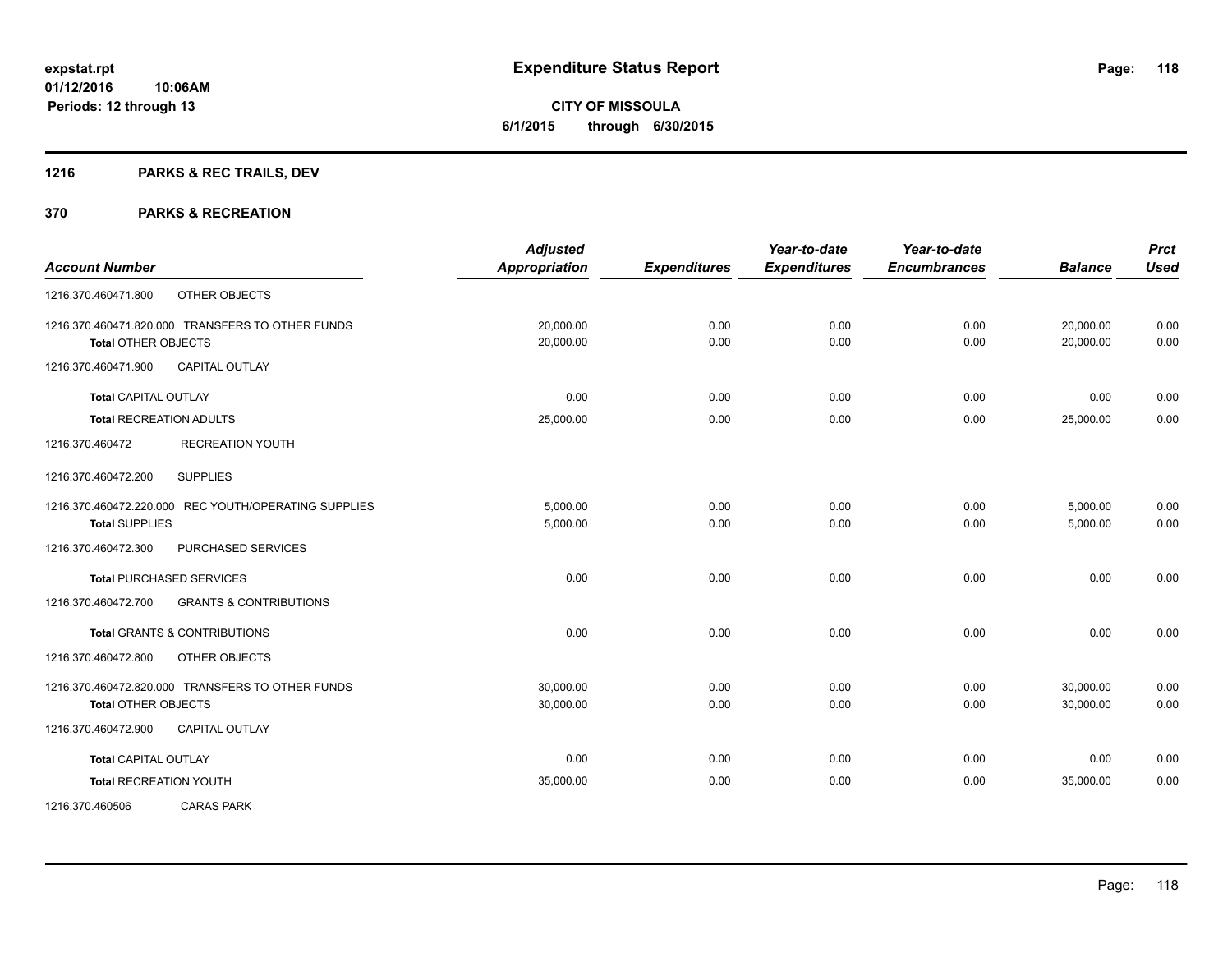**expstat.rpt**
**01/12/2016 10:06AM**
**Periods: 12 through 13**

# Expenditure Status Report

**CITY OF MISSOULA**
**6/1/2015 through 6/30/2015**

## 1216 PARKS & REC TRAILS, DEV

## 370 PARKS & RECREATION

| Account Number | Adjusted Appropriation | Expenditures | Year-to-date Expenditures | Year-to-date Encumbrances | Balance | Prct Used |
|---|---|---|---|---|---|---|
| 1216.370.460471.800 OTHER OBJECTS | | | | | | |
| 1216.370.460471.820.000 TRANSFERS TO OTHER FUNDS | 20,000.00 | 0.00 | 0.00 | 0.00 | 20,000.00 | 0.00 |
| **Total** OTHER OBJECTS | 20,000.00 | 0.00 | 0.00 | 0.00 | 20,000.00 | 0.00 |
| 1216.370.460471.900 CAPITAL OUTLAY | | | | | | |
| **Total** CAPITAL OUTLAY | 0.00 | 0.00 | 0.00 | 0.00 | 0.00 | 0.00 |
| **Total** RECREATION ADULTS | 25,000.00 | 0.00 | 0.00 | 0.00 | 25,000.00 | 0.00 |
| 1216.370.460472 RECREATION YOUTH | | | | | | |
| 1216.370.460472.200 SUPPLIES | | | | | | |
| 1216.370.460472.220.000 REC YOUTH/OPERATING SUPPLIES | 5,000.00 | 0.00 | 0.00 | 0.00 | 5,000.00 | 0.00 |
| **Total** SUPPLIES | 5,000.00 | 0.00 | 0.00 | 0.00 | 5,000.00 | 0.00 |
| 1216.370.460472.300 PURCHASED SERVICES | | | | | | |
| **Total** PURCHASED SERVICES | 0.00 | 0.00 | 0.00 | 0.00 | 0.00 | 0.00 |
| 1216.370.460472.700 GRANTS & CONTRIBUTIONS | | | | | | |
| **Total** GRANTS & CONTRIBUTIONS | 0.00 | 0.00 | 0.00 | 0.00 | 0.00 | 0.00 |
| 1216.370.460472.800 OTHER OBJECTS | | | | | | |
| 1216.370.460472.820.000 TRANSFERS TO OTHER FUNDS | 30,000.00 | 0.00 | 0.00 | 0.00 | 30,000.00 | 0.00 |
| **Total** OTHER OBJECTS | 30,000.00 | 0.00 | 0.00 | 0.00 | 30,000.00 | 0.00 |
| 1216.370.460472.900 CAPITAL OUTLAY | | | | | | |
| **Total** CAPITAL OUTLAY | 0.00 | 0.00 | 0.00 | 0.00 | 0.00 | 0.00 |
| **Total** RECREATION YOUTH | 35,000.00 | 0.00 | 0.00 | 0.00 | 35,000.00 | 0.00 |
| 1216.370.460506 CARAS PARK | | | | | | |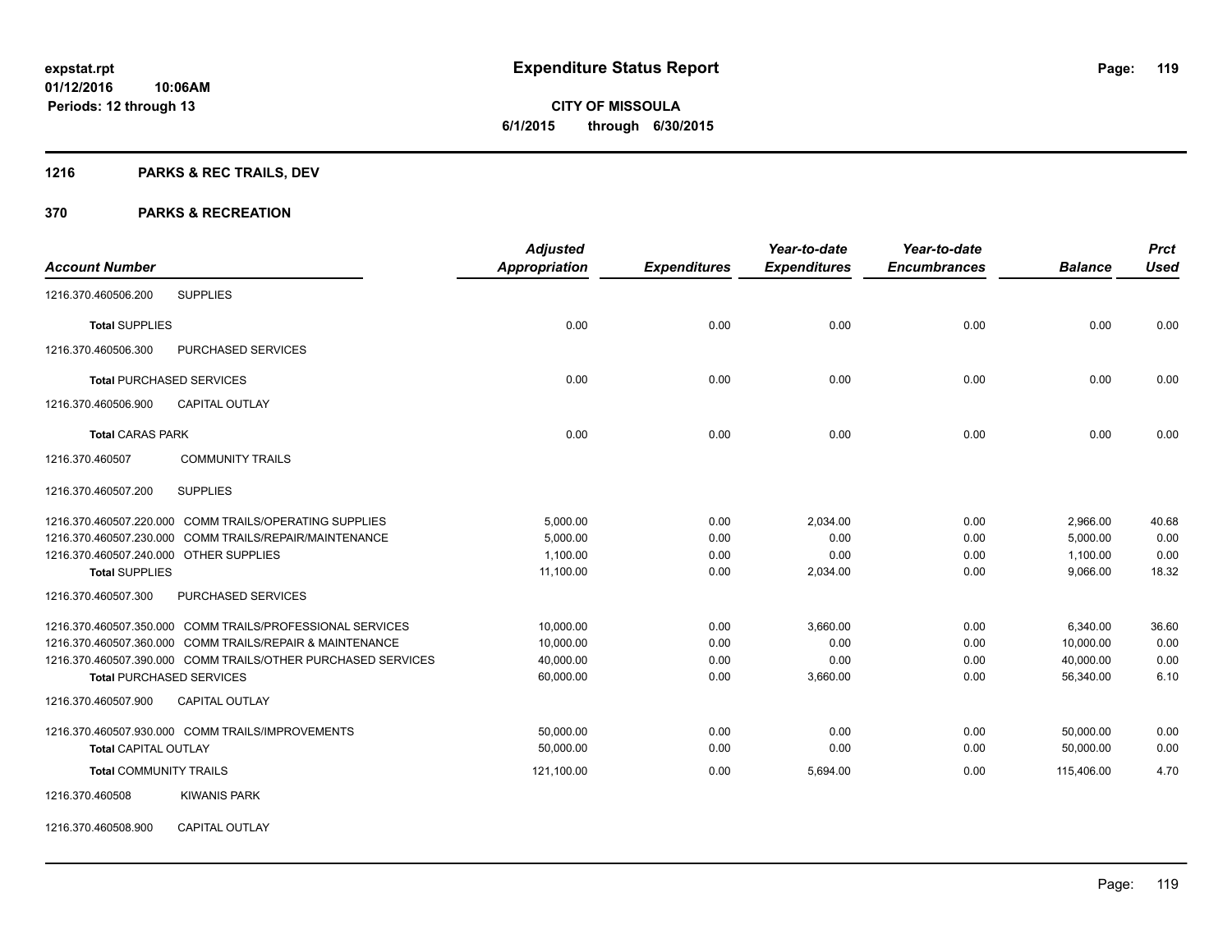expstat.rpt
01/12/2016 10:06AM
Periods: 12 through 13

# Expenditure Status Report

**CITY OF MISSOULA**
**6/1/2015 through 6/30/2015**

## 1216 PARKS & REC TRAILS, DEV

## 370 PARKS & RECREATION

| Account Number | Adjusted Appropriation | Expenditures | Year-to-date Expenditures | Year-to-date Encumbrances | Balance | Prct Used |
|---|---|---|---|---|---|---|
| 1216.370.460506.200 SUPPLIES | | | | | | |
| **Total** SUPPLIES | 0.00 | 0.00 | 0.00 | 0.00 | 0.00 | 0.00 |
| 1216.370.460506.300 PURCHASED SERVICES | | | | | | |
| **Total** PURCHASED SERVICES | 0.00 | 0.00 | 0.00 | 0.00 | 0.00 | 0.00 |
| 1216.370.460506.900 CAPITAL OUTLAY | | | | | | |
| **Total** CARAS PARK | 0.00 | 0.00 | 0.00 | 0.00 | 0.00 | 0.00 |
| 1216.370.460507 COMMUNITY TRAILS | | | | | | |
| 1216.370.460507.200 SUPPLIES | | | | | | |
| 1216.370.460507.220.000 COMM TRAILS/OPERATING SUPPLIES | 5,000.00 | 0.00 | 2,034.00 | 0.00 | 2,966.00 | 40.68 |
| 1216.370.460507.230.000 COMM TRAILS/REPAIR/MAINTENANCE | 5,000.00 | 0.00 | 0.00 | 0.00 | 5,000.00 | 0.00 |
| 1216.370.460507.240.000 OTHER SUPPLIES | 1,100.00 | 0.00 | 0.00 | 0.00 | 1,100.00 | 0.00 |
| **Total** SUPPLIES | 11,100.00 | 0.00 | 2,034.00 | 0.00 | 9,066.00 | 18.32 |
| 1216.370.460507.300 PURCHASED SERVICES | | | | | | |
| 1216.370.460507.350.000 COMM TRAILS/PROFESSIONAL SERVICES | 10,000.00 | 0.00 | 3,660.00 | 0.00 | 6,340.00 | 36.60 |
| 1216.370.460507.360.000 COMM TRAILS/REPAIR & MAINTENANCE | 10,000.00 | 0.00 | 0.00 | 0.00 | 10,000.00 | 0.00 |
| 1216.370.460507.390.000 COMM TRAILS/OTHER PURCHASED SERVICES | 40,000.00 | 0.00 | 0.00 | 0.00 | 40,000.00 | 0.00 |
| **Total** PURCHASED SERVICES | 60,000.00 | 0.00 | 3,660.00 | 0.00 | 56,340.00 | 6.10 |
| 1216.370.460507.900 CAPITAL OUTLAY | | | | | | |
| 1216.370.460507.930.000 COMM TRAILS/IMPROVEMENTS | 50,000.00 | 0.00 | 0.00 | 0.00 | 50,000.00 | 0.00 |
| **Total** CAPITAL OUTLAY | 50,000.00 | 0.00 | 0.00 | 0.00 | 50,000.00 | 0.00 |
| **Total** COMMUNITY TRAILS | 121,100.00 | 0.00 | 5,694.00 | 0.00 | 115,406.00 | 4.70 |
| 1216.370.460508 KIWANIS PARK | | | | | | |
| 1216.370.460508.900 CAPITAL OUTLAY | | | | | | |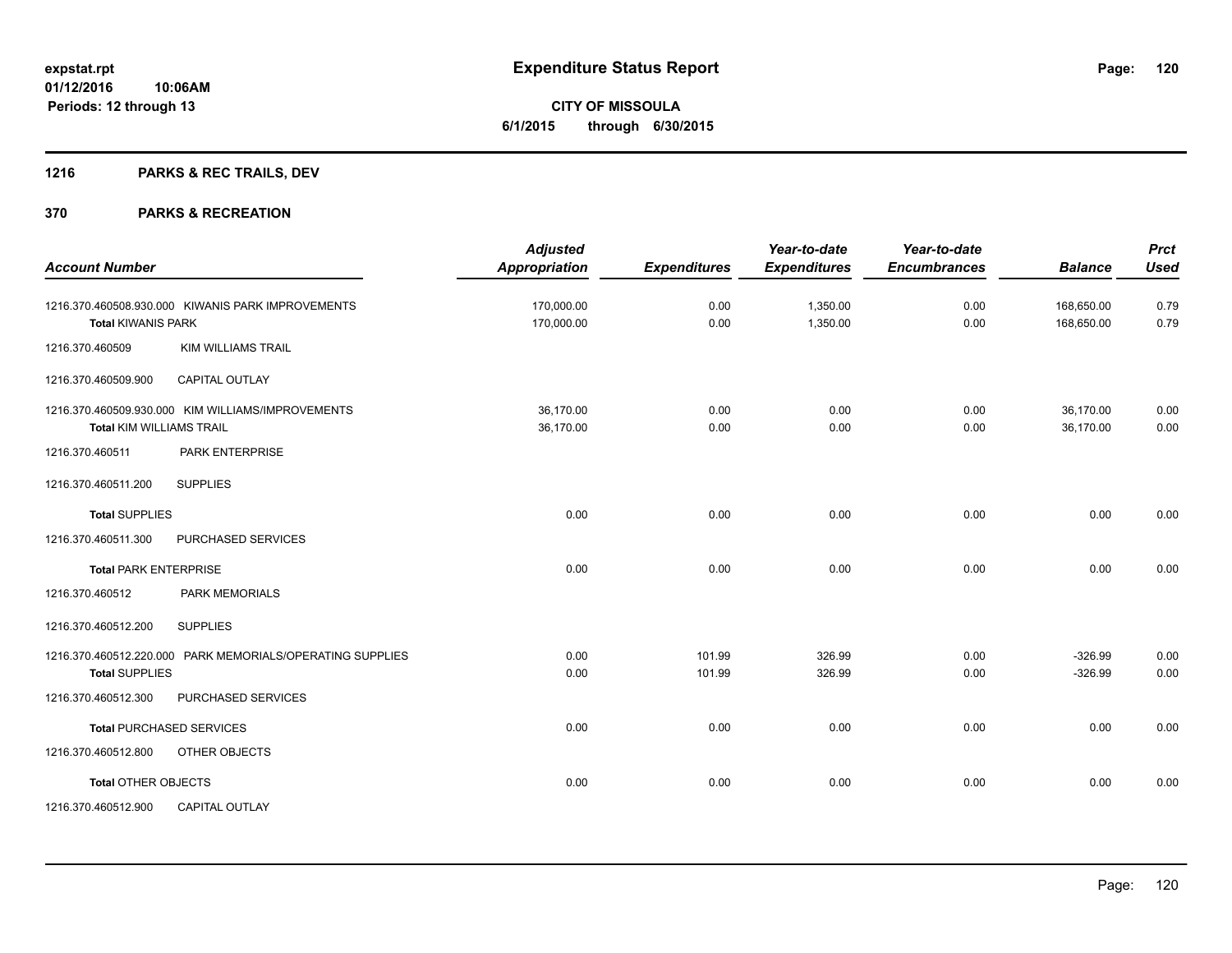# Expenditure Status Report

expstat.rpt
01/12/2016 10:06AM
Periods: 12 through 13

**CITY OF MISSOULA**
**6/1/2015 through 6/30/2015**

## 1216 PARKS & REC TRAILS, DEV

## 370 PARKS & RECREATION

| Account Number | Adjusted Appropriation | Expenditures | Year-to-date Expenditures | Year-to-date Encumbrances | Balance | Prct Used |
|---|---|---|---|---|---|---|
| 1216.370.460508.930.000 KIWANIS PARK IMPROVEMENTS | 170,000.00 | 0.00 | 1,350.00 | 0.00 | 168,650.00 | 0.79 |
| **Total** KIWANIS PARK | 170,000.00 | 0.00 | 1,350.00 | 0.00 | 168,650.00 | 0.79 |
| 1216.370.460509 KIM WILLIAMS TRAIL | | | | | | |
| 1216.370.460509.900 CAPITAL OUTLAY | | | | | | |
| 1216.370.460509.930.000 KIM WILLIAMS/IMPROVEMENTS | 36,170.00 | 0.00 | 0.00 | 0.00 | 36,170.00 | 0.00 |
| **Total** KIM WILLIAMS TRAIL | 36,170.00 | 0.00 | 0.00 | 0.00 | 36,170.00 | 0.00 |
| 1216.370.460511 PARK ENTERPRISE | | | | | | |
| 1216.370.460511.200 SUPPLIES | | | | | | |
| **Total** SUPPLIES | 0.00 | 0.00 | 0.00 | 0.00 | 0.00 | 0.00 |
| 1216.370.460511.300 PURCHASED SERVICES | | | | | | |
| **Total** PARK ENTERPRISE | 0.00 | 0.00 | 0.00 | 0.00 | 0.00 | 0.00 |
| 1216.370.460512 PARK MEMORIALS | | | | | | |
| 1216.370.460512.200 SUPPLIES | | | | | | |
| 1216.370.460512.220.000 PARK MEMORIALS/OPERATING SUPPLIES | 0.00 | 101.99 | 326.99 | 0.00 | -326.99 | 0.00 |
| **Total** SUPPLIES | 0.00 | 101.99 | 326.99 | 0.00 | -326.99 | 0.00 |
| 1216.370.460512.300 PURCHASED SERVICES | | | | | | |
| **Total** PURCHASED SERVICES | 0.00 | 0.00 | 0.00 | 0.00 | 0.00 | 0.00 |
| 1216.370.460512.800 OTHER OBJECTS | | | | | | |
| **Total** OTHER OBJECTS | 0.00 | 0.00 | 0.00 | 0.00 | 0.00 | 0.00 |
| 1216.370.460512.900 CAPITAL OUTLAY | | | | | | |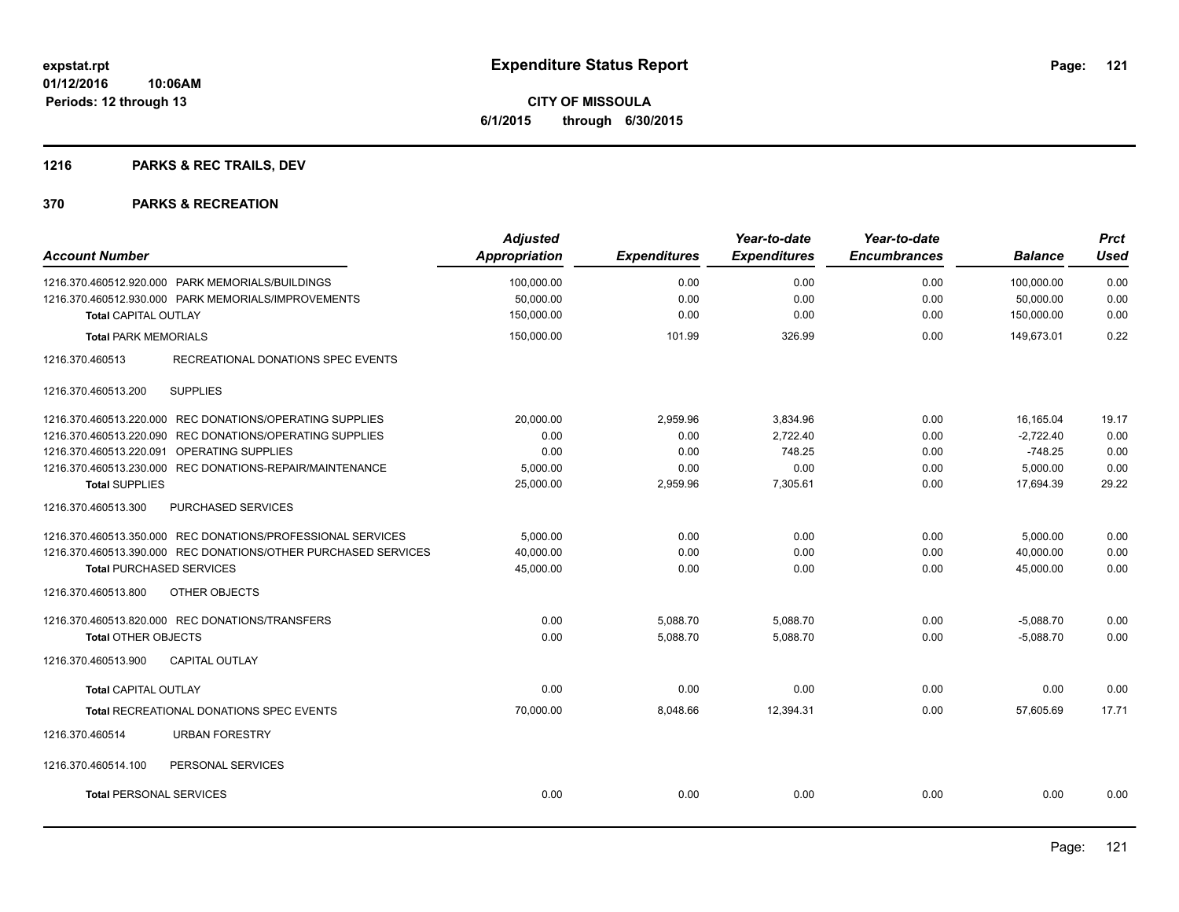# Expenditure Status Report

expstat.rpt
01/12/2016 10:06AM
Periods: 12 through 13

**CITY OF MISSOULA**
**6/1/2015 through 6/30/2015**

## 1216 PARKS & REC TRAILS, DEV

## 370 PARKS & RECREATION

| Account Number | Adjusted Appropriation | Expenditures | Year-to-date Expenditures | Year-to-date Encumbrances | Balance | Prct Used |
|---|---|---|---|---|---|---|
| 1216.370.460512.920.000 PARK MEMORIALS/BUILDINGS | 100,000.00 | 0.00 | 0.00 | 0.00 | 100,000.00 | 0.00 |
| 1216.370.460512.930.000 PARK MEMORIALS/IMPROVEMENTS | 50,000.00 | 0.00 | 0.00 | 0.00 | 50,000.00 | 0.00 |
| **Total** CAPITAL OUTLAY | 150,000.00 | 0.00 | 0.00 | 0.00 | 150,000.00 | 0.00 |
| **Total** PARK MEMORIALS | 150,000.00 | 101.99 | 326.99 | 0.00 | 149,673.01 | 0.22 |
| 1216.370.460513 RECREATIONAL DONATIONS SPEC EVENTS | | | | | | |
| 1216.370.460513.200 SUPPLIES | | | | | | |
| 1216.370.460513.220.000 REC DONATIONS/OPERATING SUPPLIES | 20,000.00 | 2,959.96 | 3,834.96 | 0.00 | 16,165.04 | 19.17 |
| 1216.370.460513.220.090 REC DONATIONS/OPERATING SUPPLIES | 0.00 | 0.00 | 2,722.40 | 0.00 | -2,722.40 | 0.00 |
| 1216.370.460513.220.091 OPERATING SUPPLIES | 0.00 | 0.00 | 748.25 | 0.00 | -748.25 | 0.00 |
| 1216.370.460513.230.000 REC DONATIONS-REPAIR/MAINTENANCE | 5,000.00 | 0.00 | 0.00 | 0.00 | 5,000.00 | 0.00 |
| **Total** SUPPLIES | 25,000.00 | 2,959.96 | 7,305.61 | 0.00 | 17,694.39 | 29.22 |
| 1216.370.460513.300 PURCHASED SERVICES | | | | | | |
| 1216.370.460513.350.000 REC DONATIONS/PROFESSIONAL SERVICES | 5,000.00 | 0.00 | 0.00 | 0.00 | 5,000.00 | 0.00 |
| 1216.370.460513.390.000 REC DONATIONS/OTHER PURCHASED SERVICES | 40,000.00 | 0.00 | 0.00 | 0.00 | 40,000.00 | 0.00 |
| **Total** PURCHASED SERVICES | 45,000.00 | 0.00 | 0.00 | 0.00 | 45,000.00 | 0.00 |
| 1216.370.460513.800 OTHER OBJECTS | | | | | | |
| 1216.370.460513.820.000 REC DONATIONS/TRANSFERS | 0.00 | 5,088.70 | 5,088.70 | 0.00 | -5,088.70 | 0.00 |
| **Total** OTHER OBJECTS | 0.00 | 5,088.70 | 5,088.70 | 0.00 | -5,088.70 | 0.00 |
| 1216.370.460513.900 CAPITAL OUTLAY | | | | | | |
| **Total** CAPITAL OUTLAY | 0.00 | 0.00 | 0.00 | 0.00 | 0.00 | 0.00 |
| **Total** RECREATIONAL DONATIONS SPEC EVENTS | 70,000.00 | 8,048.66 | 12,394.31 | 0.00 | 57,605.69 | 17.71 |
| 1216.370.460514 URBAN FORESTRY | | | | | | |
| 1216.370.460514.100 PERSONAL SERVICES | | | | | | |
| **Total** PERSONAL SERVICES | 0.00 | 0.00 | 0.00 | 0.00 | 0.00 | 0.00 |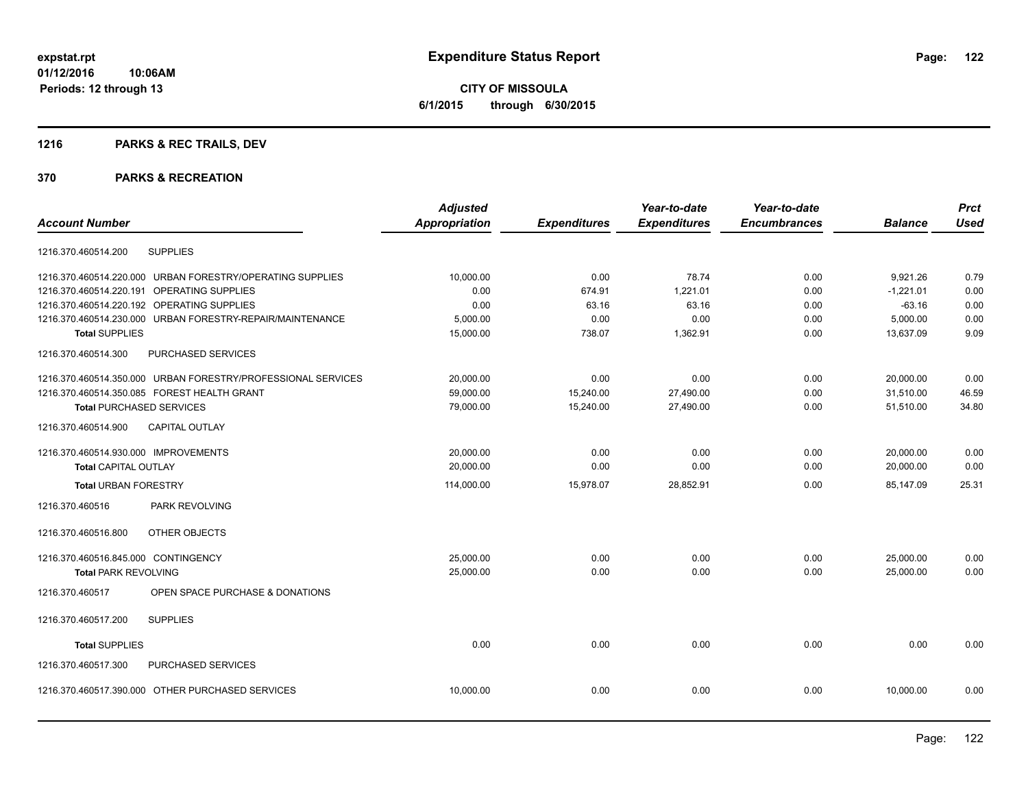# Expenditure Status Report

**CITY OF MISSOULA**
**6/1/2015 through 6/30/2015**

expstat.rpt
01/12/2016 10:06AM
Periods: 12 through 13

## 1216 PARKS & REC TRAILS, DEV

## 370 PARKS & RECREATION

| Account Number | Adjusted Appropriation | Expenditures | Year-to-date Expenditures | Year-to-date Encumbrances | Balance | Prct Used |
|---|---|---|---|---|---|---|
| 1216.370.460514.200 SUPPLIES | | | | | | |
| 1216.370.460514.220.000 URBAN FORESTRY/OPERATING SUPPLIES | 10,000.00 | 0.00 | 78.74 | 0.00 | 9,921.26 | 0.79 |
| 1216.370.460514.220.191 OPERATING SUPPLIES | 0.00 | 674.91 | 1,221.01 | 0.00 | -1,221.01 | 0.00 |
| 1216.370.460514.220.192 OPERATING SUPPLIES | 0.00 | 63.16 | 63.16 | 0.00 | -63.16 | 0.00 |
| 1216.370.460514.230.000 URBAN FORESTRY-REPAIR/MAINTENANCE | 5,000.00 | 0.00 | 0.00 | 0.00 | 5,000.00 | 0.00 |
| **Total SUPPLIES** | 15,000.00 | 738.07 | 1,362.91 | 0.00 | 13,637.09 | 9.09 |
| 1216.370.460514.300 PURCHASED SERVICES | | | | | | |
| 1216.370.460514.350.000 URBAN FORESTRY/PROFESSIONAL SERVICES | 20,000.00 | 0.00 | 0.00 | 0.00 | 20,000.00 | 0.00 |
| 1216.370.460514.350.085 FOREST HEALTH GRANT | 59,000.00 | 15,240.00 | 27,490.00 | 0.00 | 31,510.00 | 46.59 |
| **Total PURCHASED SERVICES** | 79,000.00 | 15,240.00 | 27,490.00 | 0.00 | 51,510.00 | 34.80 |
| 1216.370.460514.900 CAPITAL OUTLAY | | | | | | |
| 1216.370.460514.930.000 IMPROVEMENTS | 20,000.00 | 0.00 | 0.00 | 0.00 | 20,000.00 | 0.00 |
| **Total CAPITAL OUTLAY** | 20,000.00 | 0.00 | 0.00 | 0.00 | 20,000.00 | 0.00 |
| **Total URBAN FORESTRY** | 114,000.00 | 15,978.07 | 28,852.91 | 0.00 | 85,147.09 | 25.31 |
| 1216.370.460516 PARK REVOLVING | | | | | | |
| 1216.370.460516.800 OTHER OBJECTS | | | | | | |
| 1216.370.460516.845.000 CONTINGENCY | 25,000.00 | 0.00 | 0.00 | 0.00 | 25,000.00 | 0.00 |
| **Total PARK REVOLVING** | 25,000.00 | 0.00 | 0.00 | 0.00 | 25,000.00 | 0.00 |
| 1216.370.460517 OPEN SPACE PURCHASE & DONATIONS | | | | | | |
| 1216.370.460517.200 SUPPLIES | | | | | | |
| **Total SUPPLIES** | 0.00 | 0.00 | 0.00 | 0.00 | 0.00 | 0.00 |
| 1216.370.460517.300 PURCHASED SERVICES | | | | | | |
| 1216.370.460517.390.000 OTHER PURCHASED SERVICES | 10,000.00 | 0.00 | 0.00 | 0.00 | 10,000.00 | 0.00 |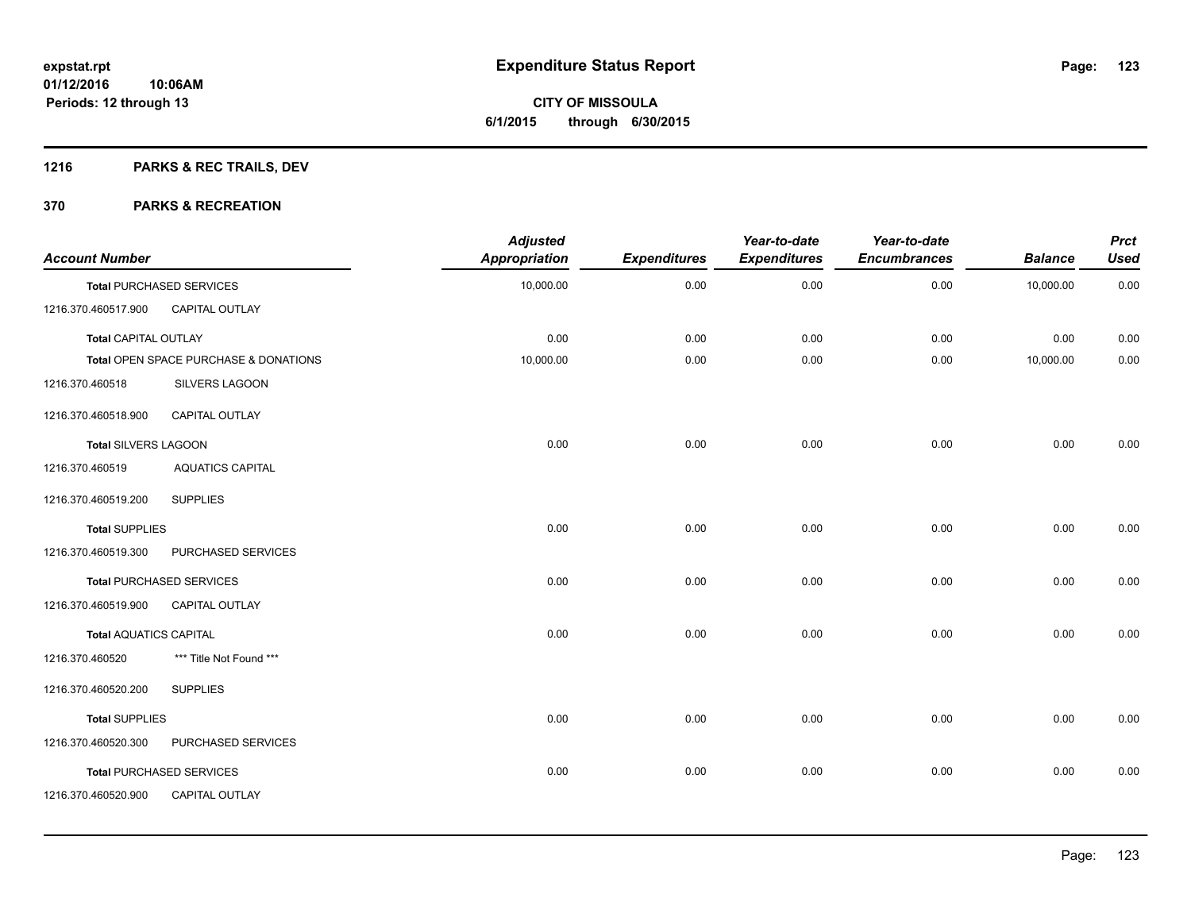**expstat.rpt**
**01/12/2016 10:06AM**
**Periods: 12 through 13**

# Expenditure Status Report

**CITY OF MISSOULA**
**6/1/2015 through 6/30/2015**

## 1216 PARKS & REC TRAILS, DEV

## 370 PARKS & RECREATION

| Account Number | | Adjusted Appropriation | Expenditures | Year-to-date Expenditures | Year-to-date Encumbrances | Balance | Prct Used |
|---|---|---|---|---|---|---|---|
| **Total** PURCHASED SERVICES | | 10,000.00 | 0.00 | 0.00 | 0.00 | 10,000.00 | 0.00 |
| 1216.370.460517.900 | CAPITAL OUTLAY | | | | | | |
| **Total** CAPITAL OUTLAY | | 0.00 | 0.00 | 0.00 | 0.00 | 0.00 | 0.00 |
| **Total** OPEN SPACE PURCHASE & DONATIONS | | 10,000.00 | 0.00 | 0.00 | 0.00 | 10,000.00 | 0.00 |
| 1216.370.460518 | SILVERS LAGOON | | | | | | |
| 1216.370.460518.900 | CAPITAL OUTLAY | | | | | | |
| **Total** SILVERS LAGOON | | 0.00 | 0.00 | 0.00 | 0.00 | 0.00 | 0.00 |
| 1216.370.460519 | AQUATICS CAPITAL | | | | | | |
| 1216.370.460519.200 | SUPPLIES | | | | | | |
| **Total** SUPPLIES | | 0.00 | 0.00 | 0.00 | 0.00 | 0.00 | 0.00 |
| 1216.370.460519.300 | PURCHASED SERVICES | | | | | | |
| **Total** PURCHASED SERVICES | | 0.00 | 0.00 | 0.00 | 0.00 | 0.00 | 0.00 |
| 1216.370.460519.900 | CAPITAL OUTLAY | | | | | | |
| **Total** AQUATICS CAPITAL | | 0.00 | 0.00 | 0.00 | 0.00 | 0.00 | 0.00 |
| 1216.370.460520 | *** Title Not Found *** | | | | | | |
| 1216.370.460520.200 | SUPPLIES | | | | | | |
| **Total** SUPPLIES | | 0.00 | 0.00 | 0.00 | 0.00 | 0.00 | 0.00 |
| 1216.370.460520.300 | PURCHASED SERVICES | | | | | | |
| **Total** PURCHASED SERVICES | | 0.00 | 0.00 | 0.00 | 0.00 | 0.00 | 0.00 |
| 1216.370.460520.900 | CAPITAL OUTLAY | | | | | | |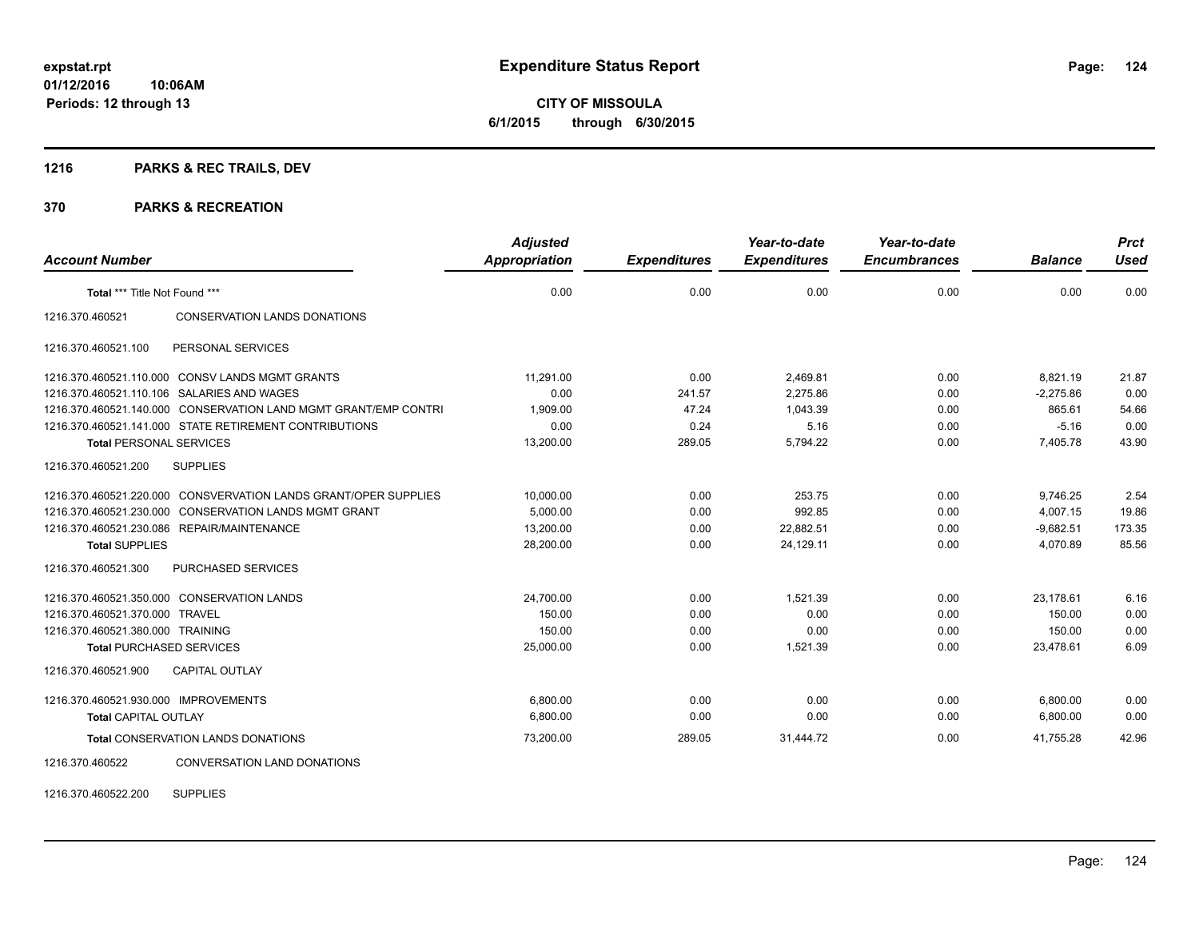# Expenditure Status Report

**expstat.rpt**
**01/12/2016 10:06AM**
**Periods: 12 through 13**

**CITY OF MISSOULA**
**6/1/2015 through 6/30/2015**

## 1216 PARKS & REC TRAILS, DEV

## 370 PARKS & RECREATION

| Account Number | | Adjusted Appropriation | Expenditures | Year-to-date Expenditures | Year-to-date Encumbrances | Balance | Prct Used |
|---|---|---|---|---|---|---|---|
| **Total** *** Title Not Found *** | | 0.00 | 0.00 | 0.00 | 0.00 | 0.00 | 0.00 |
| 1216.370.460521 | CONSERVATION LANDS DONATIONS | | | | | | |
| 1216.370.460521.100 | PERSONAL SERVICES | | | | | | |
| 1216.370.460521.110.000 | CONSV LANDS MGMT GRANTS | 11,291.00 | 0.00 | 2,469.81 | 0.00 | 8,821.19 | 21.87 |
| 1216.370.460521.110.106 | SALARIES AND WAGES | 0.00 | 241.57 | 2,275.86 | 0.00 | -2,275.86 | 0.00 |
| 1216.370.460521.140.000 | CONSERVATION LAND MGMT GRANT/EMP CONTRI | 1,909.00 | 47.24 | 1,043.39 | 0.00 | 865.61 | 54.66 |
| 1216.370.460521.141.000 | STATE RETIREMENT CONTRIBUTIONS | 0.00 | 0.24 | 5.16 | 0.00 | -5.16 | 0.00 |
| **Total** PERSONAL SERVICES | | 13,200.00 | 289.05 | 5,794.22 | 0.00 | 7,405.78 | 43.90 |
| 1216.370.460521.200 | SUPPLIES | | | | | | |
| 1216.370.460521.220.000 | CONSVERVATION LANDS GRANT/OPER SUPPLIES | 10,000.00 | 0.00 | 253.75 | 0.00 | 9,746.25 | 2.54 |
| 1216.370.460521.230.000 | CONSERVATION LANDS MGMT GRANT | 5,000.00 | 0.00 | 992.85 | 0.00 | 4,007.15 | 19.86 |
| 1216.370.460521.230.086 | REPAIR/MAINTENANCE | 13,200.00 | 0.00 | 22,882.51 | 0.00 | -9,682.51 | 173.35 |
| **Total** SUPPLIES | | 28,200.00 | 0.00 | 24,129.11 | 0.00 | 4,070.89 | 85.56 |
| 1216.370.460521.300 | PURCHASED SERVICES | | | | | | |
| 1216.370.460521.350.000 | CONSERVATION LANDS | 24,700.00 | 0.00 | 1,521.39 | 0.00 | 23,178.61 | 6.16 |
| 1216.370.460521.370.000 | TRAVEL | 150.00 | 0.00 | 0.00 | 0.00 | 150.00 | 0.00 |
| 1216.370.460521.380.000 | TRAINING | 150.00 | 0.00 | 0.00 | 0.00 | 150.00 | 0.00 |
| **Total** PURCHASED SERVICES | | 25,000.00 | 0.00 | 1,521.39 | 0.00 | 23,478.61 | 6.09 |
| 1216.370.460521.900 | CAPITAL OUTLAY | | | | | | |
| 1216.370.460521.930.000 | IMPROVEMENTS | 6,800.00 | 0.00 | 0.00 | 0.00 | 6,800.00 | 0.00 |
| **Total** CAPITAL OUTLAY | | 6,800.00 | 0.00 | 0.00 | 0.00 | 6,800.00 | 0.00 |
| **Total** CONSERVATION LANDS DONATIONS | | 73,200.00 | 289.05 | 31,444.72 | 0.00 | 41,755.28 | 42.96 |
| 1216.370.460522 | CONVERSATION LAND DONATIONS | | | | | | |
| 1216.370.460522.200 | SUPPLIES | | | | | | |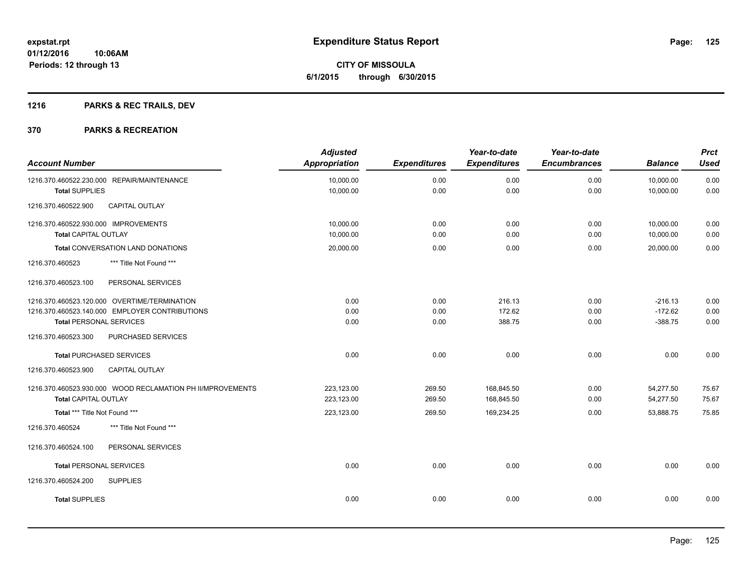# Expenditure Status Report

**CITY OF MISSOULA**

**6/1/2015 through 6/30/2015**

expstat.rpt
01/12/2016 10:06AM
Periods: 12 through 13

## 1216 PARKS & REC TRAILS, DEV

## 370 PARKS & RECREATION

| Account Number | Adjusted Appropriation | Expenditures | Year-to-date Expenditures | Year-to-date Encumbrances | Balance | Prct Used |
|---|---|---|---|---|---|---|
| 1216.370.460522.230.000 REPAIR/MAINTENANCE | 10,000.00 | 0.00 | 0.00 | 0.00 | 10,000.00 | 0.00 |
| **Total** SUPPLIES | 10,000.00 | 0.00 | 0.00 | 0.00 | 10,000.00 | 0.00 |
| 1216.370.460522.900 CAPITAL OUTLAY | | | | | | |
| 1216.370.460522.930.000 IMPROVEMENTS | 10,000.00 | 0.00 | 0.00 | 0.00 | 10,000.00 | 0.00 |
| **Total** CAPITAL OUTLAY | 10,000.00 | 0.00 | 0.00 | 0.00 | 10,000.00 | 0.00 |
| **Total** CONVERSATION LAND DONATIONS | 20,000.00 | 0.00 | 0.00 | 0.00 | 20,000.00 | 0.00 |
| 1216.370.460523 *** Title Not Found *** | | | | | | |
| 1216.370.460523.100 PERSONAL SERVICES | | | | | | |
| 1216.370.460523.120.000 OVERTIME/TERMINATION | 0.00 | 0.00 | 216.13 | 0.00 | -216.13 | 0.00 |
| 1216.370.460523.140.000 EMPLOYER CONTRIBUTIONS | 0.00 | 0.00 | 172.62 | 0.00 | -172.62 | 0.00 |
| **Total** PERSONAL SERVICES | 0.00 | 0.00 | 388.75 | 0.00 | -388.75 | 0.00 |
| 1216.370.460523.300 PURCHASED SERVICES | | | | | | |
| **Total** PURCHASED SERVICES | 0.00 | 0.00 | 0.00 | 0.00 | 0.00 | 0.00 |
| 1216.370.460523.900 CAPITAL OUTLAY | | | | | | |
| 1216.370.460523.930.000 WOOD RECLAMATION PH II/MPROVEMENTS | 223,123.00 | 269.50 | 168,845.50 | 0.00 | 54,277.50 | 75.67 |
| **Total** CAPITAL OUTLAY | 223,123.00 | 269.50 | 168,845.50 | 0.00 | 54,277.50 | 75.67 |
| **Total** *** Title Not Found *** | 223,123.00 | 269.50 | 169,234.25 | 0.00 | 53,888.75 | 75.85 |
| 1216.370.460524 *** Title Not Found *** | | | | | | |
| 1216.370.460524.100 PERSONAL SERVICES | | | | | | |
| **Total** PERSONAL SERVICES | 0.00 | 0.00 | 0.00 | 0.00 | 0.00 | 0.00 |
| 1216.370.460524.200 SUPPLIES | | | | | | |
| **Total** SUPPLIES | 0.00 | 0.00 | 0.00 | 0.00 | 0.00 | 0.00 |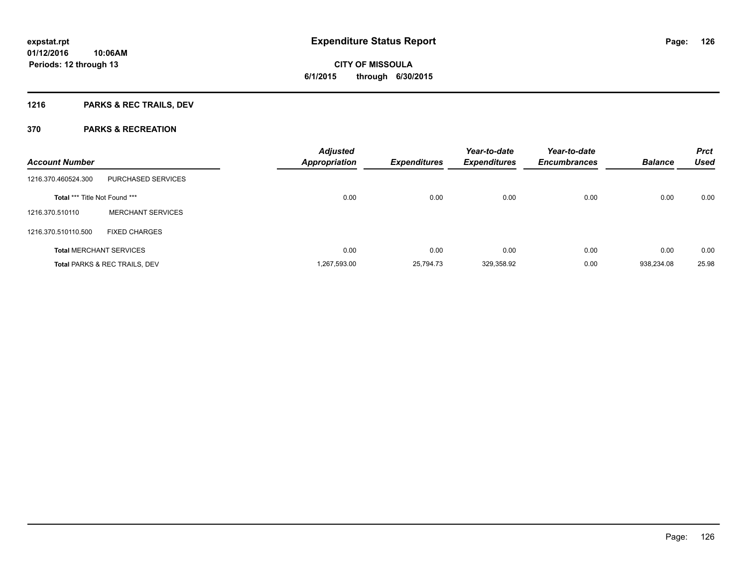**expstat.rpt**
**01/12/2016 10:06AM**
**Periods: 12 through 13**

# Expenditure Status Report

**CITY OF MISSOULA**
**6/1/2015 through 6/30/2015**

## 1216 PARKS & REC TRAILS, DEV

## 370 PARKS & RECREATION

| Account Number | | Adjusted Appropriation | Expenditures | Year-to-date Expenditures | Year-to-date Encumbrances | Balance | Prct Used |
|---|---|---|---|---|---|---|---|
| 1216.370.460524.300 | PURCHASED SERVICES | | | | | | |
| **Total** *** Title Not Found *** | | 0.00 | 0.00 | 0.00 | 0.00 | 0.00 | 0.00 |
| 1216.370.510110 | MERCHANT SERVICES | | | | | | |
| 1216.370.510110.500 | FIXED CHARGES | | | | | | |
| **Total** MERCHANT SERVICES | | 0.00 | 0.00 | 0.00 | 0.00 | 0.00 | 0.00 |
| **Total** PARKS & REC TRAILS, DEV | | 1,267,593.00 | 25,794.73 | 329,358.92 | 0.00 | 938,234.08 | 25.98 |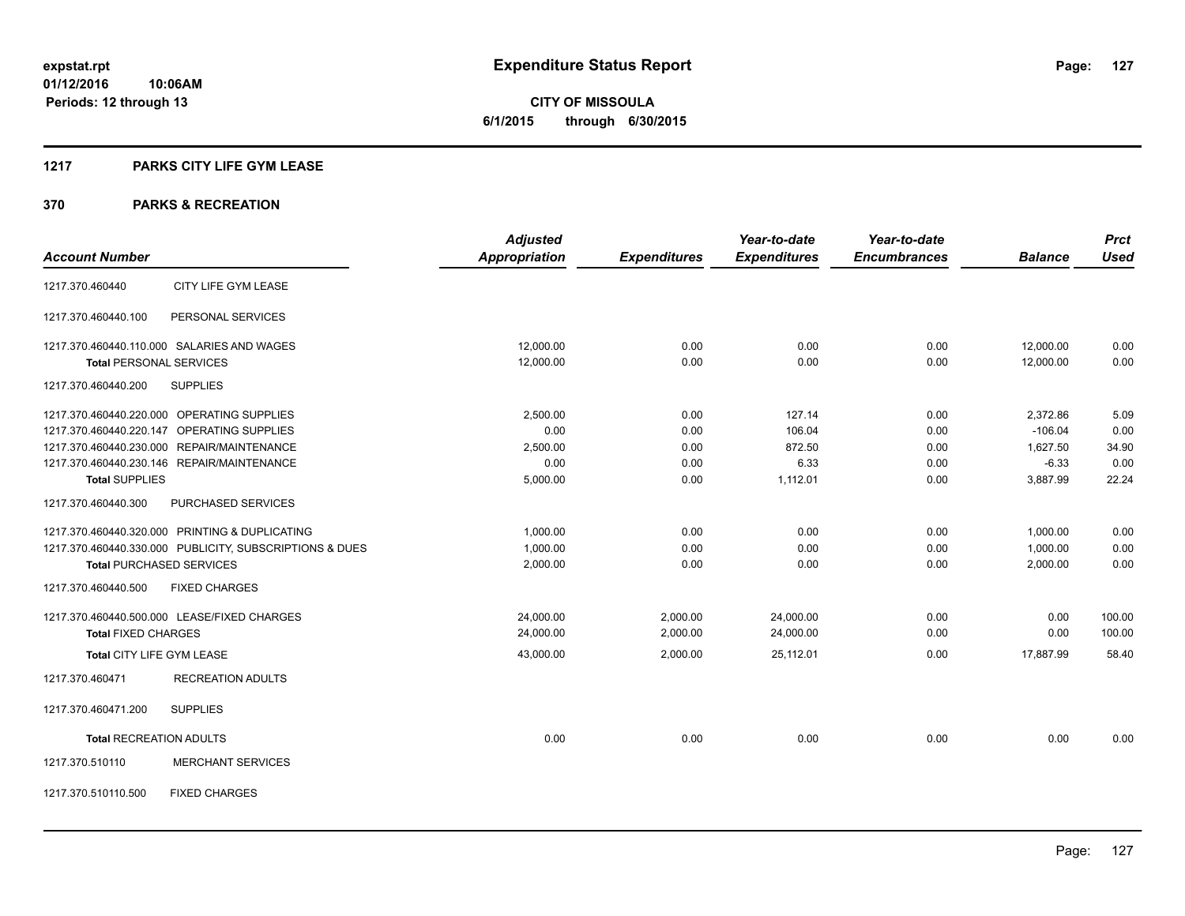**expstat.rpt**
**01/12/2016 10:06AM**
**Periods: 12 through 13**

# Expenditure Status Report

**CITY OF MISSOULA**
**6/1/2015 through 6/30/2015**

## 1217 PARKS CITY LIFE GYM LEASE

## 370 PARKS & RECREATION

| Account Number | | Adjusted Appropriation | Expenditures | Year-to-date Expenditures | Year-to-date Encumbrances | Balance | Prct Used |
|---|---|---|---|---|---|---|---|
| 1217.370.460440 | CITY LIFE GYM LEASE | | | | | | |
| 1217.370.460440.100 | PERSONAL SERVICES | | | | | | |
| 1217.370.460440.110.000 | SALARIES AND WAGES | 12,000.00 | 0.00 | 0.00 | 0.00 | 12,000.00 | 0.00 |
| **Total** PERSONAL SERVICES | | 12,000.00 | 0.00 | 0.00 | 0.00 | 12,000.00 | 0.00 |
| 1217.370.460440.200 | SUPPLIES | | | | | | |
| 1217.370.460440.220.000 | OPERATING SUPPLIES | 2,500.00 | 0.00 | 127.14 | 0.00 | 2,372.86 | 5.09 |
| 1217.370.460440.220.147 | OPERATING SUPPLIES | 0.00 | 0.00 | 106.04 | 0.00 | -106.04 | 0.00 |
| 1217.370.460440.230.000 | REPAIR/MAINTENANCE | 2,500.00 | 0.00 | 872.50 | 0.00 | 1,627.50 | 34.90 |
| 1217.370.460440.230.146 | REPAIR/MAINTENANCE | 0.00 | 0.00 | 6.33 | 0.00 | -6.33 | 0.00 |
| **Total** SUPPLIES | | 5,000.00 | 0.00 | 1,112.01 | 0.00 | 3,887.99 | 22.24 |
| 1217.370.460440.300 | PURCHASED SERVICES | | | | | | |
| 1217.370.460440.320.000 | PRINTING & DUPLICATING | 1,000.00 | 0.00 | 0.00 | 0.00 | 1,000.00 | 0.00 |
| 1217.370.460440.330.000 | PUBLICITY, SUBSCRIPTIONS & DUES | 1,000.00 | 0.00 | 0.00 | 0.00 | 1,000.00 | 0.00 |
| **Total** PURCHASED SERVICES | | 2,000.00 | 0.00 | 0.00 | 0.00 | 2,000.00 | 0.00 |
| 1217.370.460440.500 | FIXED CHARGES | | | | | | |
| 1217.370.460440.500.000 | LEASE/FIXED CHARGES | 24,000.00 | 2,000.00 | 24,000.00 | 0.00 | 0.00 | 100.00 |
| **Total** FIXED CHARGES | | 24,000.00 | 2,000.00 | 24,000.00 | 0.00 | 0.00 | 100.00 |
| **Total** CITY LIFE GYM LEASE | | 43,000.00 | 2,000.00 | 25,112.01 | 0.00 | 17,887.99 | 58.40 |
| 1217.370.460471 | RECREATION ADULTS | | | | | | |
| 1217.370.460471.200 | SUPPLIES | | | | | | |
| **Total** RECREATION ADULTS | | 0.00 | 0.00 | 0.00 | 0.00 | 0.00 | 0.00 |
| 1217.370.510110 | MERCHANT SERVICES | | | | | | |
| 1217.370.510110.500 | FIXED CHARGES | | | | | | |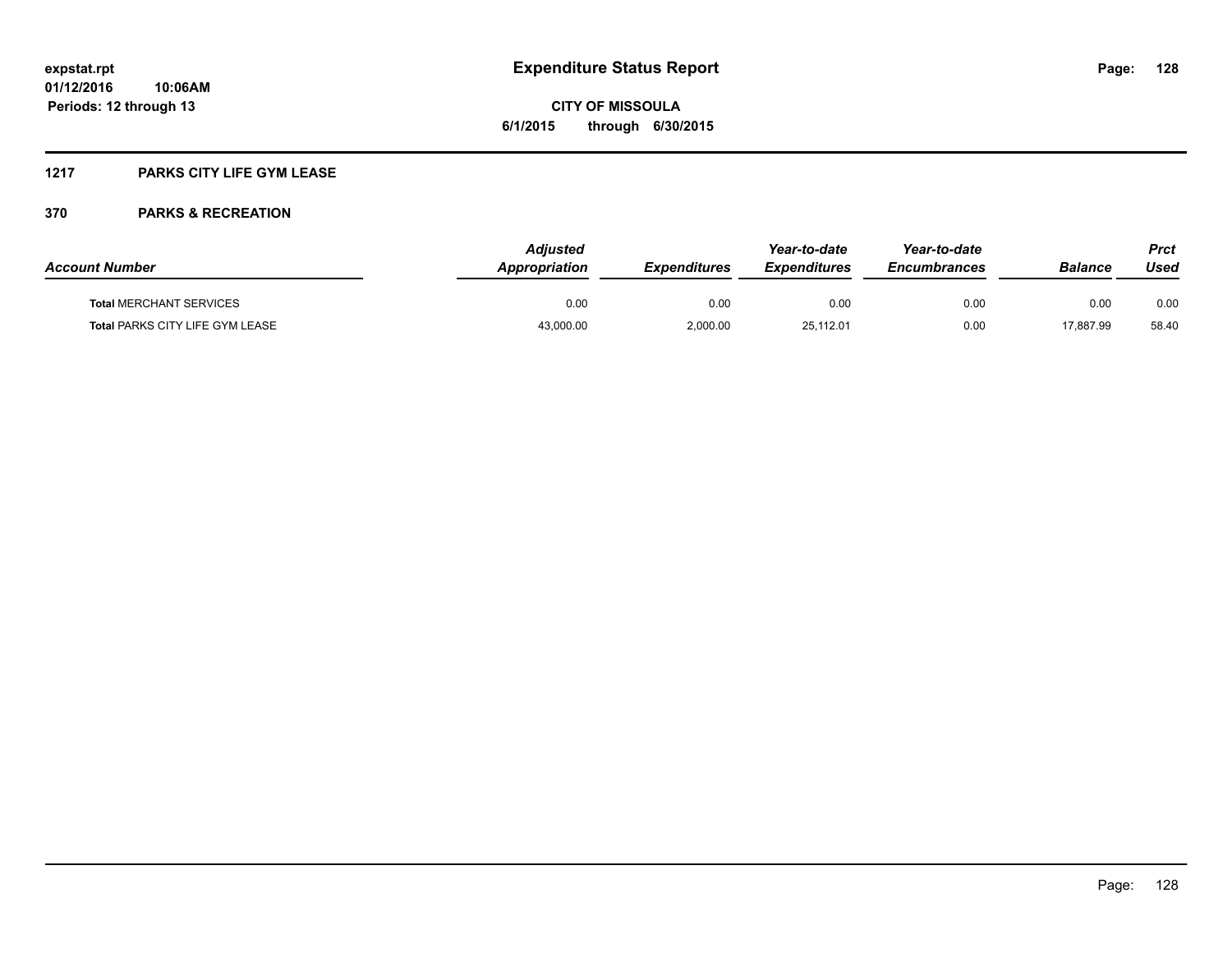# Expenditure Status Report

expstat.rpt
01/12/2016 10:06AM
Periods: 12 through 13

**CITY OF MISSOULA**
**6/1/2015 through 6/30/2015**

## 1217 PARKS CITY LIFE GYM LEASE

### 370 PARKS & RECREATION

| Account Number | Adjusted Appropriation | Expenditures | Year-to-date Expenditures | Year-to-date Encumbrances | Balance | Prct Used |
|---|---|---|---|---|---|---|
| **Total** MERCHANT SERVICES | 0.00 | 0.00 | 0.00 | 0.00 | 0.00 | 0.00 |
| **Total** PARKS CITY LIFE GYM LEASE | 43,000.00 | 2,000.00 | 25,112.01 | 0.00 | 17,887.99 | 58.40 |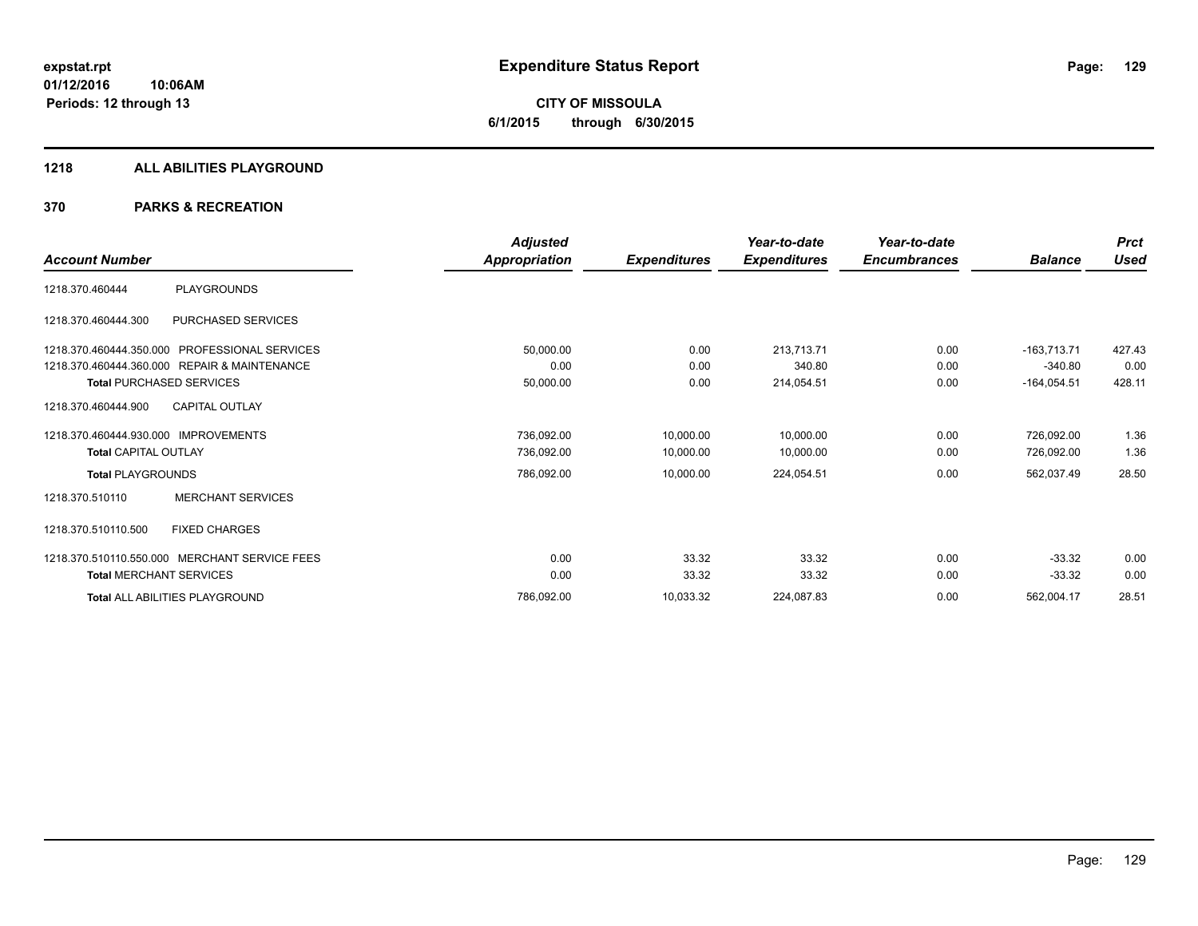# Expenditure Status Report

**CITY OF MISSOULA**

**6/1/2015 through 6/30/2015**

expstat.rpt
01/12/2016 10:06AM
Periods: 12 through 13

## 1218 ALL ABILITIES PLAYGROUND

## 370 PARKS & RECREATION

| Account Number | | Adjusted Appropriation | Expenditures | Year-to-date Expenditures | Year-to-date Encumbrances | Balance | Prct Used |
|---|---|---|---|---|---|---|---|
| 1218.370.460444 | PLAYGROUNDS | | | | | | |
| 1218.370.460444.300 | PURCHASED SERVICES | | | | | | |
| 1218.370.460444.350.000 | PROFESSIONAL SERVICES | 50,000.00 | 0.00 | 213,713.71 | 0.00 | -163,713.71 | 427.43 |
| 1218.370.460444.360.000 | REPAIR & MAINTENANCE | 0.00 | 0.00 | 340.80 | 0.00 | -340.80 | 0.00 |
| **Total** PURCHASED SERVICES | | 50,000.00 | 0.00 | 214,054.51 | 0.00 | -164,054.51 | 428.11 |
| 1218.370.460444.900 | CAPITAL OUTLAY | | | | | | |
| 1218.370.460444.930.000 | IMPROVEMENTS | 736,092.00 | 10,000.00 | 10,000.00 | 0.00 | 726,092.00 | 1.36 |
| **Total** CAPITAL OUTLAY | | 736,092.00 | 10,000.00 | 10,000.00 | 0.00 | 726,092.00 | 1.36 |
| **Total** PLAYGROUNDS | | 786,092.00 | 10,000.00 | 224,054.51 | 0.00 | 562,037.49 | 28.50 |
| 1218.370.510110 | MERCHANT SERVICES | | | | | | |
| 1218.370.510110.500 | FIXED CHARGES | | | | | | |
| 1218.370.510110.550.000 | MERCHANT SERVICE FEES | 0.00 | 33.32 | 33.32 | 0.00 | -33.32 | 0.00 |
| **Total** MERCHANT SERVICES | | 0.00 | 33.32 | 33.32 | 0.00 | -33.32 | 0.00 |
| **Total** ALL ABILITIES PLAYGROUND | | 786,092.00 | 10,033.32 | 224,087.83 | 0.00 | 562,004.17 | 28.51 |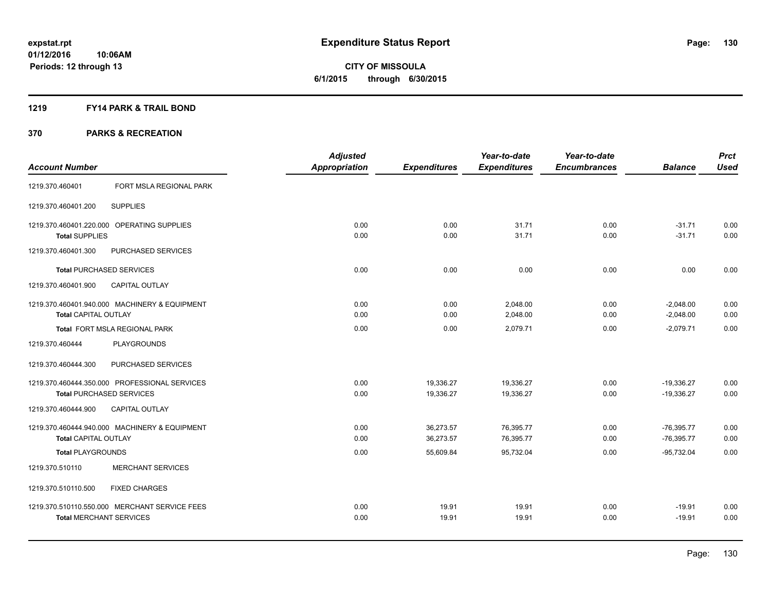expstat.rpt
01/12/2016 10:06AM
Periods: 12 through 13

# Expenditure Status Report

**CITY OF MISSOULA**
**6/1/2015 through 6/30/2015**

## 1219 FY14 PARK & TRAIL BOND

## 370 PARKS & RECREATION

| Account Number | | Adjusted Appropriation | Expenditures | Year-to-date Expenditures | Year-to-date Encumbrances | Balance | Prct Used |
|---|---|---|---|---|---|---|---|
| 1219.370.460401 | FORT MSLA REGIONAL PARK | | | | | | |
| 1219.370.460401.200 | SUPPLIES | | | | | | |
| 1219.370.460401.220.000 | OPERATING SUPPLIES | 0.00 | 0.00 | 31.71 | 0.00 | -31.71 | 0.00 |
| **Total** SUPPLIES | | 0.00 | 0.00 | 31.71 | 0.00 | -31.71 | 0.00 |
| 1219.370.460401.300 | PURCHASED SERVICES | | | | | | |
| **Total** PURCHASED SERVICES | | 0.00 | 0.00 | 0.00 | 0.00 | 0.00 | 0.00 |
| 1219.370.460401.900 | CAPITAL OUTLAY | | | | | | |
| 1219.370.460401.940.000 | MACHINERY & EQUIPMENT | 0.00 | 0.00 | 2,048.00 | 0.00 | -2,048.00 | 0.00 |
| **Total** CAPITAL OUTLAY | | 0.00 | 0.00 | 2,048.00 | 0.00 | -2,048.00 | 0.00 |
| Total FORT MSLA REGIONAL PARK | | 0.00 | 0.00 | 2,079.71 | 0.00 | -2,079.71 | 0.00 |
| 1219.370.460444 | PLAYGROUNDS | | | | | | |
| 1219.370.460444.300 | PURCHASED SERVICES | | | | | | |
| 1219.370.460444.350.000 | PROFESSIONAL SERVICES | 0.00 | 19,336.27 | 19,336.27 | 0.00 | -19,336.27 | 0.00 |
| **Total** PURCHASED SERVICES | | 0.00 | 19,336.27 | 19,336.27 | 0.00 | -19,336.27 | 0.00 |
| 1219.370.460444.900 | CAPITAL OUTLAY | | | | | | |
| 1219.370.460444.940.000 | MACHINERY & EQUIPMENT | 0.00 | 36,273.57 | 76,395.77 | 0.00 | -76,395.77 | 0.00 |
| **Total** CAPITAL OUTLAY | | 0.00 | 36,273.57 | 76,395.77 | 0.00 | -76,395.77 | 0.00 |
| **Total** PLAYGROUNDS | | 0.00 | 55,609.84 | 95,732.04 | 0.00 | -95,732.04 | 0.00 |
| 1219.370.510110 | MERCHANT SERVICES | | | | | | |
| 1219.370.510110.500 | FIXED CHARGES | | | | | | |
| 1219.370.510110.550.000 | MERCHANT SERVICE FEES | 0.00 | 19.91 | 19.91 | 0.00 | -19.91 | 0.00 |
| **Total** MERCHANT SERVICES | | 0.00 | 19.91 | 19.91 | 0.00 | -19.91 | 0.00 |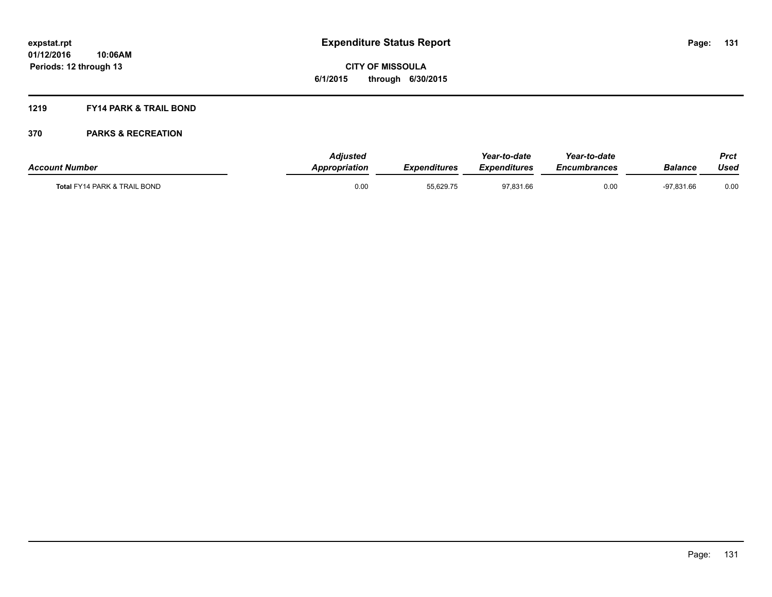expstat.rpt
01/12/2016 10:06AM
Periods: 12 through 13

# Expenditure Status Report

**CITY OF MISSOULA**
**6/1/2015 through 6/30/2015**

**1219 FY14 PARK & TRAIL BOND**

**370 PARKS & RECREATION**

| Account Number | Adjusted Appropriation | Expenditures | Year-to-date Expenditures | Year-to-date Encumbrances | Balance | Prct Used |
|---|---|---|---|---|---|---|
| Total FY14 PARK & TRAIL BOND | 0.00 | 55,629.75 | 97,831.66 | 0.00 | -97,831.66 | 0.00 |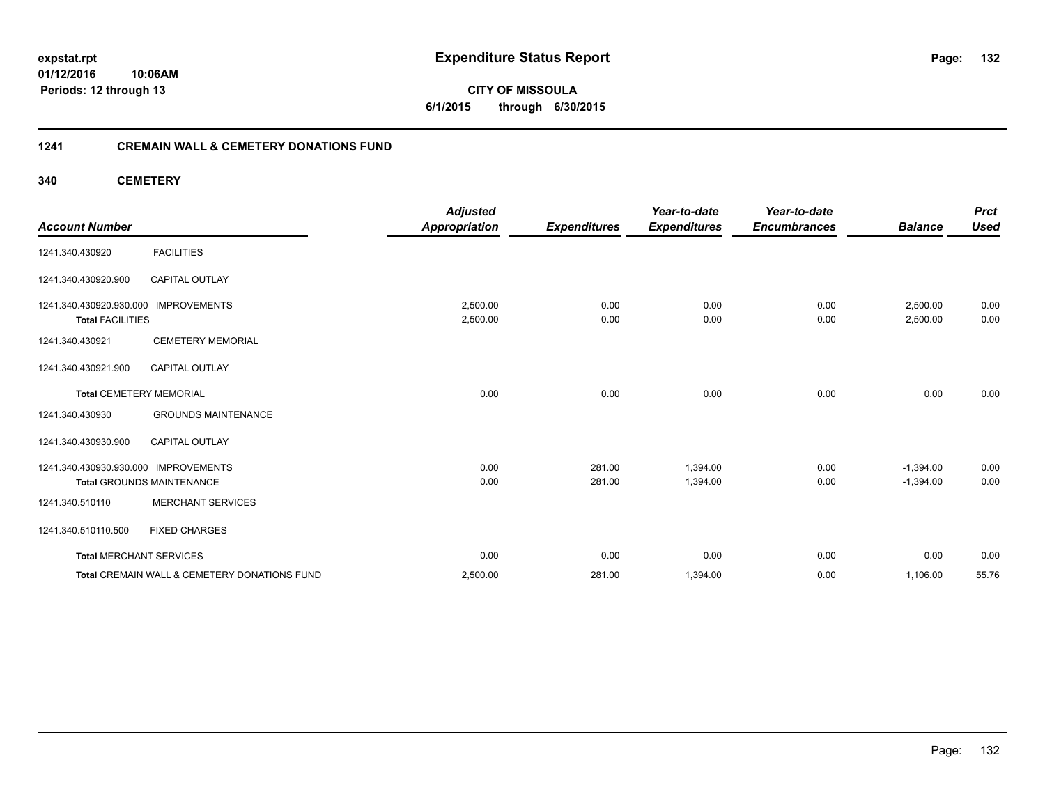expstat.rpt
01/12/2016 10:06AM
Periods: 12 through 13

# Expenditure Status Report

**CITY OF MISSOULA**
**6/1/2015 through 6/30/2015**

## 1241 CREMAIN WALL & CEMETERY DONATIONS FUND

### 340 CEMETERY

| Account Number | | Adjusted Appropriation | Expenditures | Year-to-date Expenditures | Year-to-date Encumbrances | Balance | Prct Used |
|---|---|---|---|---|---|---|---|
| 1241.340.430920 | FACILITIES | | | | | | |
| 1241.340.430920.900 | CAPITAL OUTLAY | | | | | | |
| 1241.340.430920.930.000 | IMPROVEMENTS | 2,500.00 | 0.00 | 0.00 | 0.00 | 2,500.00 | 0.00 |
| **Total** FACILITIES | | 2,500.00 | 0.00 | 0.00 | 0.00 | 2,500.00 | 0.00 |
| 1241.340.430921 | CEMETERY MEMORIAL | | | | | | |
| 1241.340.430921.900 | CAPITAL OUTLAY | | | | | | |
| **Total** CEMETERY MEMORIAL | | 0.00 | 0.00 | 0.00 | 0.00 | 0.00 | 0.00 |
| 1241.340.430930 | GROUNDS MAINTENANCE | | | | | | |
| 1241.340.430930.900 | CAPITAL OUTLAY | | | | | | |
| 1241.340.430930.930.000 | IMPROVEMENTS | 0.00 | 281.00 | 1,394.00 | 0.00 | -1,394.00 | 0.00 |
| **Total** GROUNDS MAINTENANCE | | 0.00 | 281.00 | 1,394.00 | 0.00 | -1,394.00 | 0.00 |
| 1241.340.510110 | MERCHANT SERVICES | | | | | | |
| 1241.340.510110.500 | FIXED CHARGES | | | | | | |
| **Total** MERCHANT SERVICES | | 0.00 | 0.00 | 0.00 | 0.00 | 0.00 | 0.00 |
| **Total** CREMAIN WALL & CEMETERY DONATIONS FUND | | 2,500.00 | 281.00 | 1,394.00 | 0.00 | 1,106.00 | 55.76 |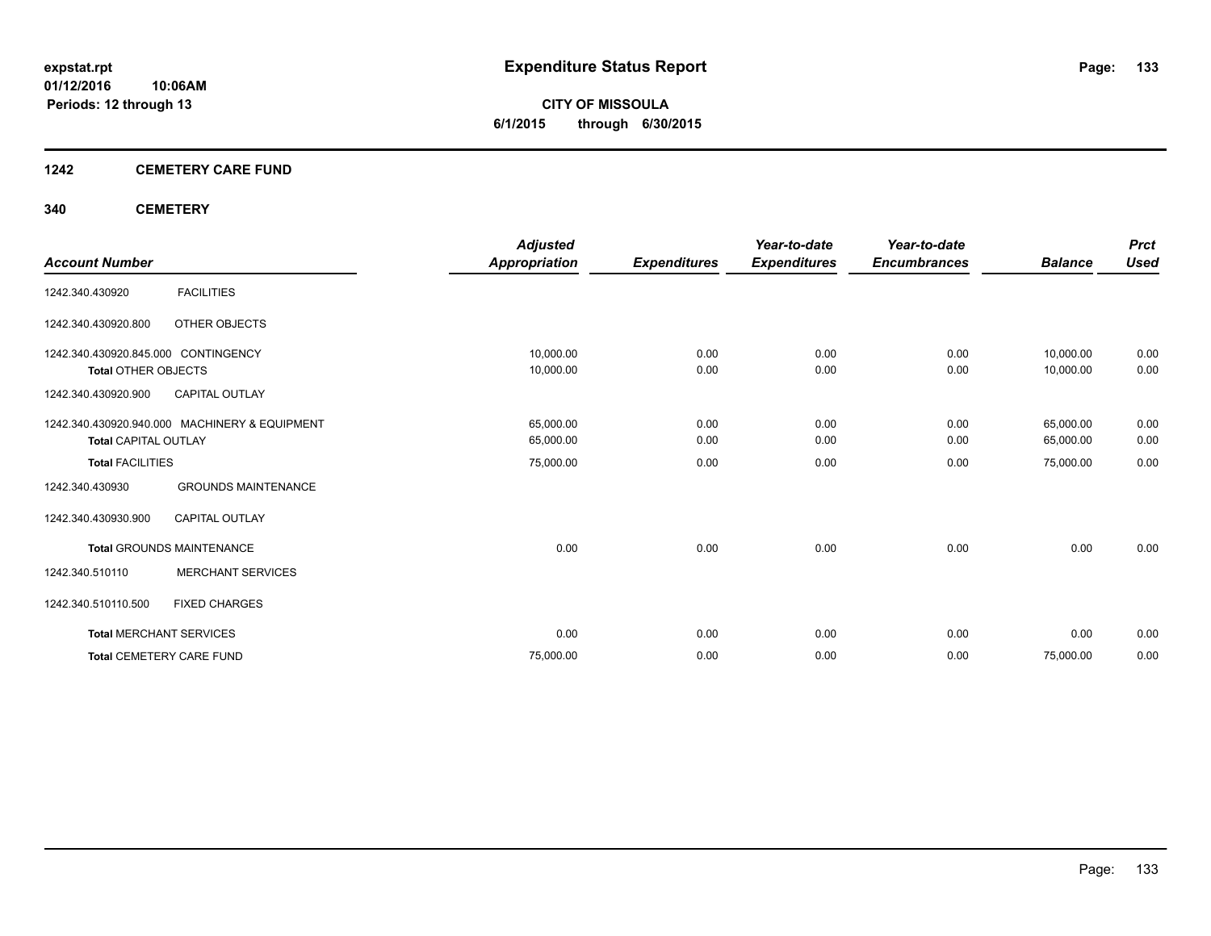# Expenditure Status Report

expstat.rpt
01/12/2016 10:06AM
Periods: 12 through 13

**CITY OF MISSOULA**
**6/1/2015 through 6/30/2015**

## 1242 CEMETERY CARE FUND

### 340 CEMETERY

| Account Number | | Adjusted Appropriation | Expenditures | Year-to-date Expenditures | Year-to-date Encumbrances | Balance | Prct Used |
|---|---|---|---|---|---|---|---|
| 1242.340.430920 | FACILITIES | | | | | | |
| 1242.340.430920.800 | OTHER OBJECTS | | | | | | |
| 1242.340.430920.845.000 | CONTINGENCY | 10,000.00 | 0.00 | 0.00 | 0.00 | 10,000.00 | 0.00 |
| **Total** OTHER OBJECTS | | 10,000.00 | 0.00 | 0.00 | 0.00 | 10,000.00 | 0.00 |
| 1242.340.430920.900 | CAPITAL OUTLAY | | | | | | |
| 1242.340.430920.940.000 | MACHINERY & EQUIPMENT | 65,000.00 | 0.00 | 0.00 | 0.00 | 65,000.00 | 0.00 |
| **Total** CAPITAL OUTLAY | | 65,000.00 | 0.00 | 0.00 | 0.00 | 65,000.00 | 0.00 |
| **Total** FACILITIES | | 75,000.00 | 0.00 | 0.00 | 0.00 | 75,000.00 | 0.00 |
| 1242.340.430930 | GROUNDS MAINTENANCE | | | | | | |
| 1242.340.430930.900 | CAPITAL OUTLAY | | | | | | |
| **Total** GROUNDS MAINTENANCE | | 0.00 | 0.00 | 0.00 | 0.00 | 0.00 | 0.00 |
| 1242.340.510110 | MERCHANT SERVICES | | | | | | |
| 1242.340.510110.500 | FIXED CHARGES | | | | | | |
| **Total** MERCHANT SERVICES | | 0.00 | 0.00 | 0.00 | 0.00 | 0.00 | 0.00 |
| **Total** CEMETERY CARE FUND | | 75,000.00 | 0.00 | 0.00 | 0.00 | 75,000.00 | 0.00 |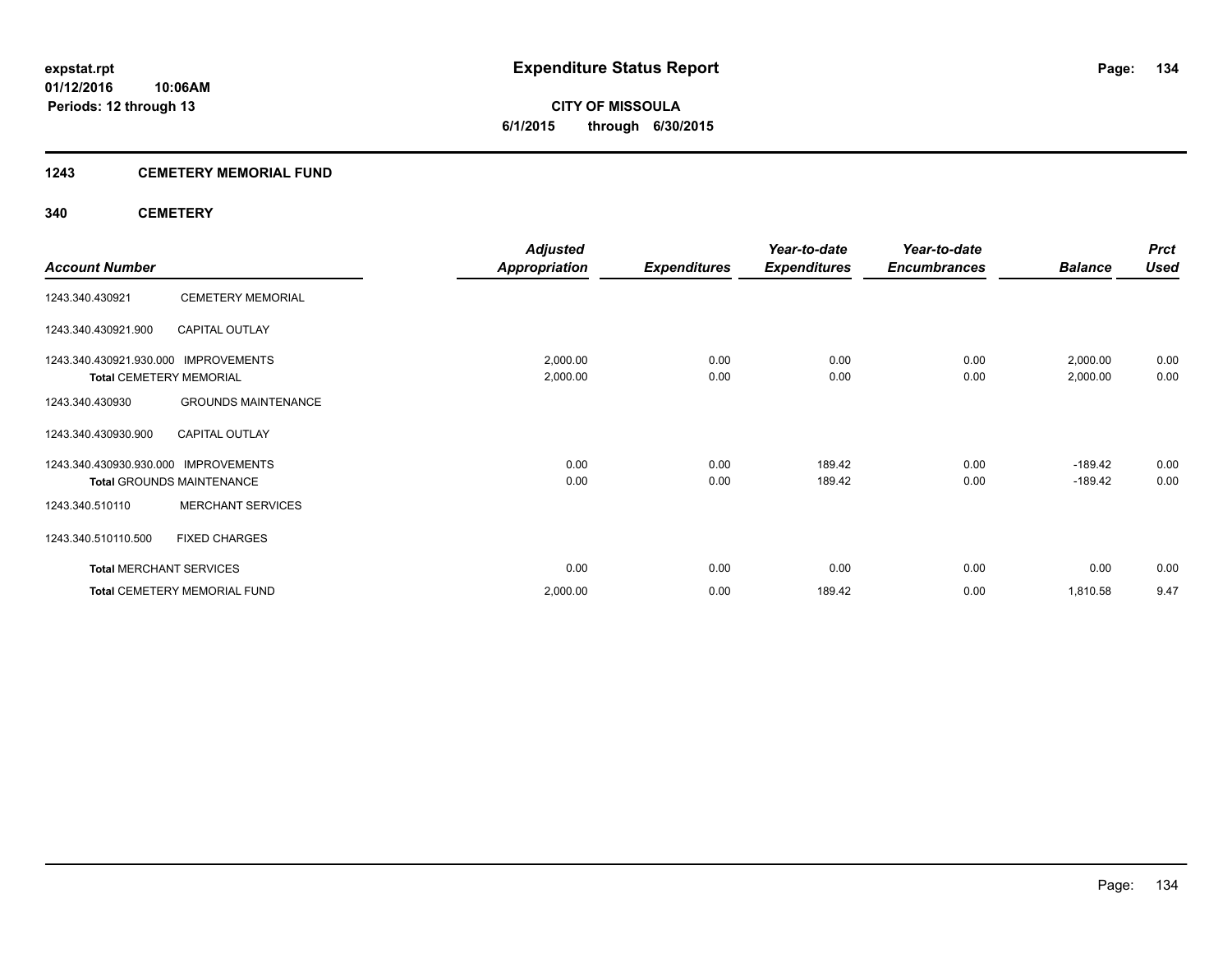expstat.rpt
01/12/2016 10:06AM
Periods: 12 through 13

# Expenditure Status Report

**CITY OF MISSOULA**
**6/1/2015 through 6/30/2015**

## 1243 CEMETERY MEMORIAL FUND

### 340 CEMETERY

| Account Number | | Adjusted Appropriation | Expenditures | Year-to-date Expenditures | Year-to-date Encumbrances | Balance | Prct Used |
|---|---|---|---|---|---|---|---|
| 1243.340.430921 | CEMETERY MEMORIAL | | | | | | |
| 1243.340.430921.900 | CAPITAL OUTLAY | | | | | | |
| 1243.340.430921.930.000 | IMPROVEMENTS | 2,000.00 | 0.00 | 0.00 | 0.00 | 2,000.00 | 0.00 |
| **Total** CEMETERY MEMORIAL | | 2,000.00 | 0.00 | 0.00 | 0.00 | 2,000.00 | 0.00 |
| 1243.340.430930 | GROUNDS MAINTENANCE | | | | | | |
| 1243.340.430930.900 | CAPITAL OUTLAY | | | | | | |
| 1243.340.430930.930.000 | IMPROVEMENTS | 0.00 | 0.00 | 189.42 | 0.00 | -189.42 | 0.00 |
| **Total** GROUNDS MAINTENANCE | | 0.00 | 0.00 | 189.42 | 0.00 | -189.42 | 0.00 |
| 1243.340.510110 | MERCHANT SERVICES | | | | | | |
| 1243.340.510110.500 | FIXED CHARGES | | | | | | |
| **Total** MERCHANT SERVICES | | 0.00 | 0.00 | 0.00 | 0.00 | 0.00 | 0.00 |
| **Total** CEMETERY MEMORIAL FUND | | 2,000.00 | 0.00 | 189.42 | 0.00 | 1,810.58 | 9.47 |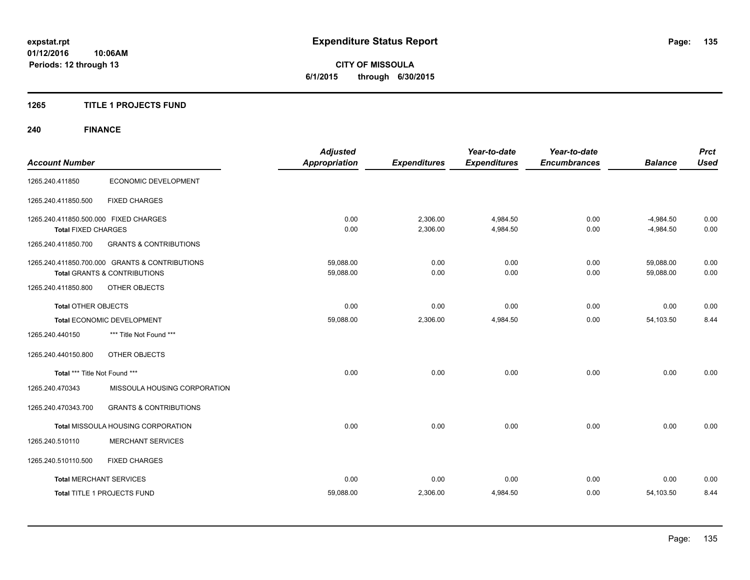expstat.rpt
01/12/2016 10:06AM
Periods: 12 through 13

# Expenditure Status Report

**CITY OF MISSOULA**
**6/1/2015 through 6/30/2015**

## 1265 TITLE 1 PROJECTS FUND

## 240 FINANCE

| Account Number | | Adjusted Appropriation | Expenditures | Year-to-date Expenditures | Year-to-date Encumbrances | Balance | Prct Used |
|---|---|---|---|---|---|---|---|
| 1265.240.411850 | ECONOMIC DEVELOPMENT | | | | | | |
| 1265.240.411850.500 | FIXED CHARGES | | | | | | |
| 1265.240.411850.500.000 FIXED CHARGES | | 0.00 | 2,306.00 | 4,984.50 | 0.00 | -4,984.50 | 0.00 |
| **Total** FIXED CHARGES | | 0.00 | 2,306.00 | 4,984.50 | 0.00 | -4,984.50 | 0.00 |
| 1265.240.411850.700 | GRANTS & CONTRIBUTIONS | | | | | | |
| 1265.240.411850.700.000 GRANTS & CONTRIBUTIONS | | 59,088.00 | 0.00 | 0.00 | 0.00 | 59,088.00 | 0.00 |
| **Total** GRANTS & CONTRIBUTIONS | | 59,088.00 | 0.00 | 0.00 | 0.00 | 59,088.00 | 0.00 |
| 1265.240.411850.800 | OTHER OBJECTS | | | | | | |
| **Total** OTHER OBJECTS | | 0.00 | 0.00 | 0.00 | 0.00 | 0.00 | 0.00 |
| **Total** ECONOMIC DEVELOPMENT | | 59,088.00 | 2,306.00 | 4,984.50 | 0.00 | 54,103.50 | 8.44 |
| 1265.240.440150 | *** Title Not Found *** | | | | | | |
| 1265.240.440150.800 | OTHER OBJECTS | | | | | | |
| **Total** *** Title Not Found *** | | 0.00 | 0.00 | 0.00 | 0.00 | 0.00 | 0.00 |
| 1265.240.470343 | MISSOULA HOUSING CORPORATION | | | | | | |
| 1265.240.470343.700 | GRANTS & CONTRIBUTIONS | | | | | | |
| **Total** MISSOULA HOUSING CORPORATION | | 0.00 | 0.00 | 0.00 | 0.00 | 0.00 | 0.00 |
| 1265.240.510110 | MERCHANT SERVICES | | | | | | |
| 1265.240.510110.500 | FIXED CHARGES | | | | | | |
| **Total** MERCHANT SERVICES | | 0.00 | 0.00 | 0.00 | 0.00 | 0.00 | 0.00 |
| **Total** TITLE 1 PROJECTS FUND | | 59,088.00 | 2,306.00 | 4,984.50 | 0.00 | 54,103.50 | 8.44 |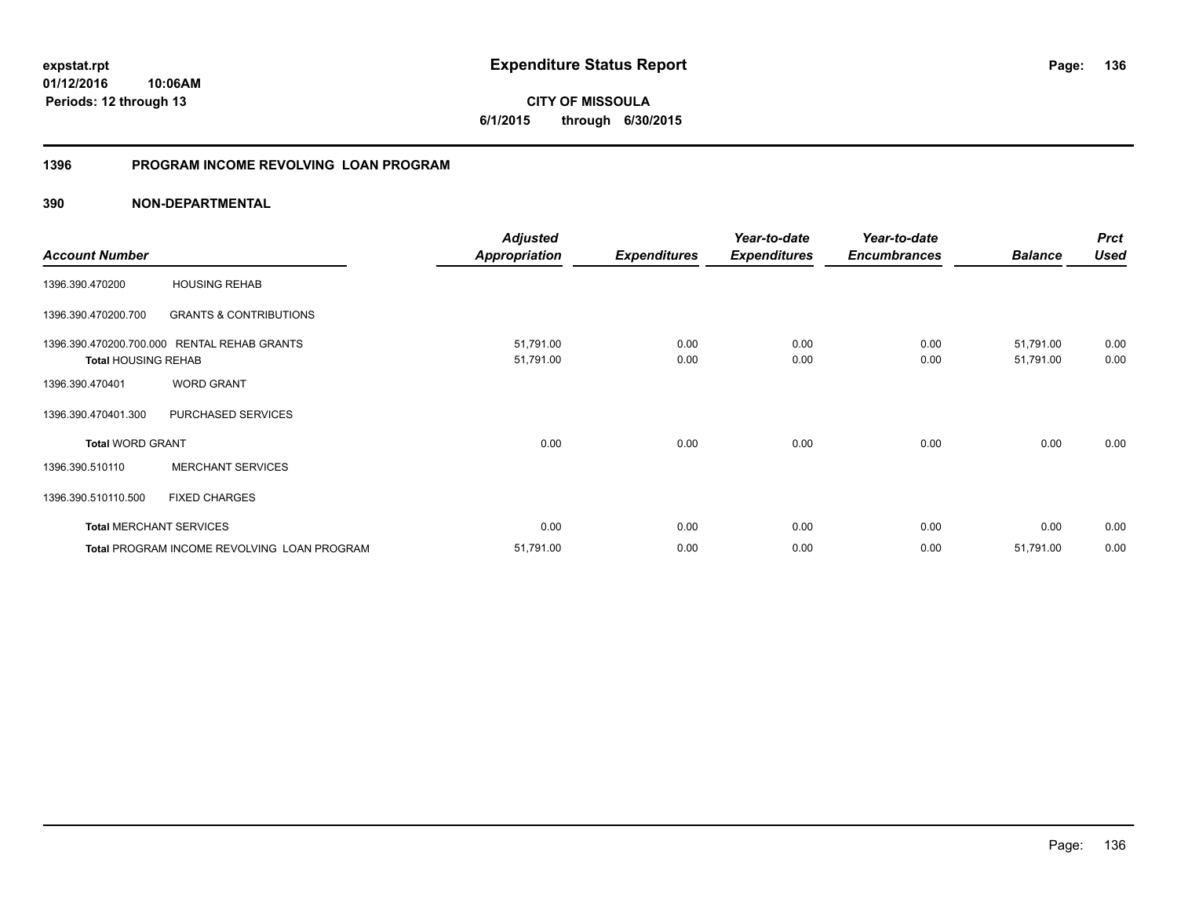**expstat.rpt**
**01/12/2016 10:06AM**
**Periods: 12 through 13**

# Expenditure Status Report

**CITY OF MISSOULA**
**6/1/2015 through 6/30/2015**

## 1396 PROGRAM INCOME REVOLVING LOAN PROGRAM

### 390 NON-DEPARTMENTAL

| Account Number | | Adjusted Appropriation | Expenditures | Year-to-date Expenditures | Year-to-date Encumbrances | Balance | Prct Used |
|---|---|---|---|---|---|---|---|
| 1396.390.470200 | HOUSING REHAB | | | | | | |
| 1396.390.470200.700 | GRANTS & CONTRIBUTIONS | | | | | | |
| 1396.390.470200.700.000 | RENTAL REHAB GRANTS | 51,791.00 | 0.00 | 0.00 | 0.00 | 51,791.00 | 0.00 |
| **Total** HOUSING REHAB | | 51,791.00 | 0.00 | 0.00 | 0.00 | 51,791.00 | 0.00 |
| 1396.390.470401 | WORD GRANT | | | | | | |
| 1396.390.470401.300 | PURCHASED SERVICES | | | | | | |
| **Total** WORD GRANT | | 0.00 | 0.00 | 0.00 | 0.00 | 0.00 | 0.00 |
| 1396.390.510110 | MERCHANT SERVICES | | | | | | |
| 1396.390.510110.500 | FIXED CHARGES | | | | | | |
| **Total** MERCHANT SERVICES | | 0.00 | 0.00 | 0.00 | 0.00 | 0.00 | 0.00 |
| **Total** PROGRAM INCOME REVOLVING LOAN PROGRAM | | 51,791.00 | 0.00 | 0.00 | 0.00 | 51,791.00 | 0.00 |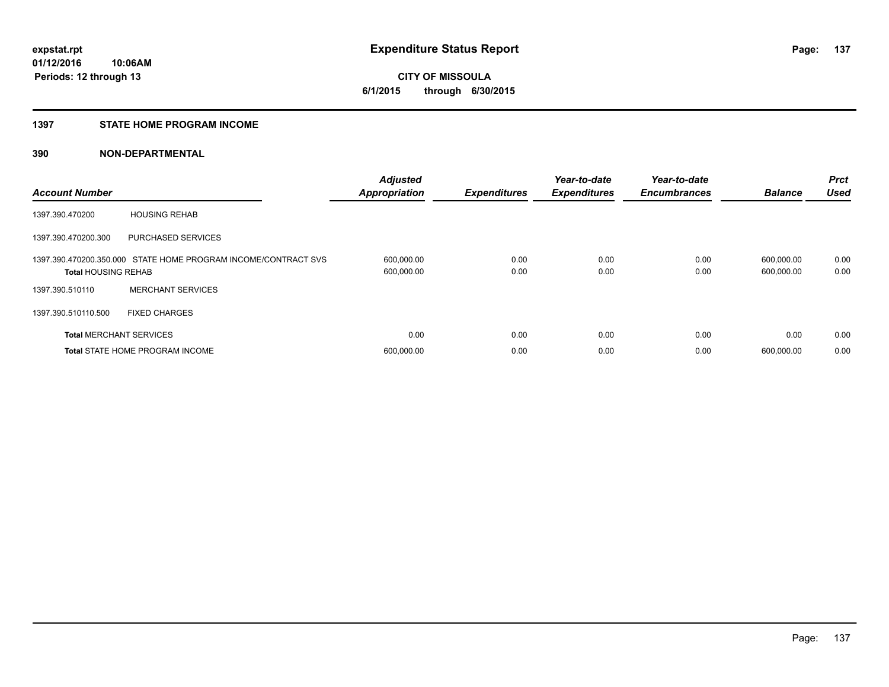expstat.rpt
01/12/2016 10:06AM
Periods: 12 through 13

# Expenditure Status Report

CITY OF MISSOULA
6/1/2015 through 6/30/2015

## 1397 STATE HOME PROGRAM INCOME

## 390 NON-DEPARTMENTAL

| Account Number | | Adjusted Appropriation | Expenditures | Year-to-date Expenditures | Year-to-date Encumbrances | Balance | Prct Used |
|---|---|---|---|---|---|---|---|
| 1397.390.470200 | HOUSING REHAB | | | | | | |
| 1397.390.470200.300 | PURCHASED SERVICES | | | | | | |
| 1397.390.470200.350.000 | STATE HOME PROGRAM INCOME/CONTRACT SVS | 600,000.00 | 0.00 | 0.00 | 0.00 | 600,000.00 | 0.00 |
| **Total** HOUSING REHAB | | 600,000.00 | 0.00 | 0.00 | 0.00 | 600,000.00 | 0.00 |
| 1397.390.510110 | MERCHANT SERVICES | | | | | | |
| 1397.390.510110.500 | FIXED CHARGES | | | | | | |
| **Total** MERCHANT SERVICES | | 0.00 | 0.00 | 0.00 | 0.00 | 0.00 | 0.00 |
| **Total** STATE HOME PROGRAM INCOME | | 600,000.00 | 0.00 | 0.00 | 0.00 | 600,000.00 | 0.00 |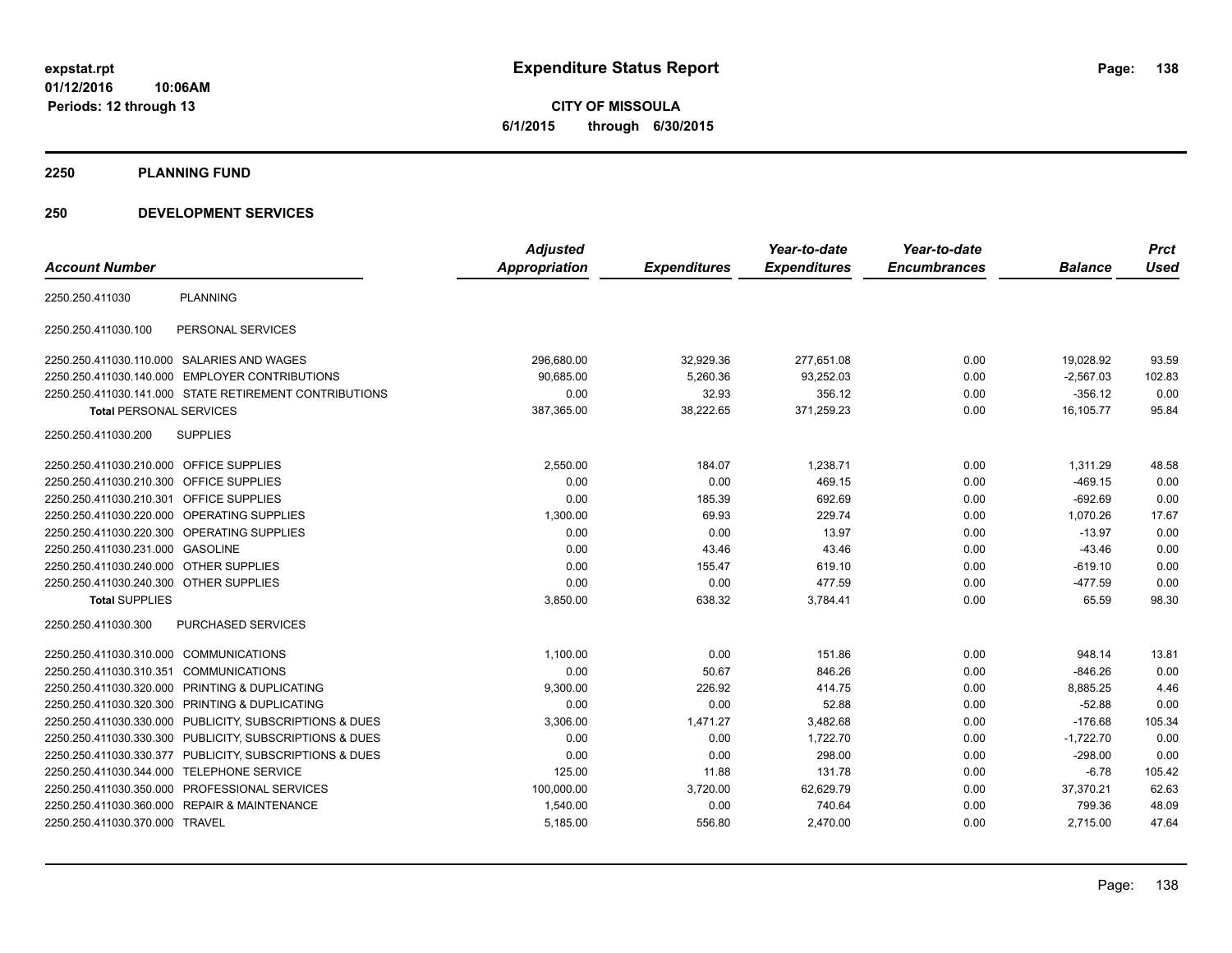**expstat.rpt**
**01/12/2016 10:06AM**
**Periods: 12 through 13**

# Expenditure Status Report

**CITY OF MISSOULA**
**6/1/2015 through 6/30/2015**

## 2250 PLANNING FUND

## 250 DEVELOPMENT SERVICES

| Account Number | | Adjusted Appropriation | Expenditures | Year-to-date Expenditures | Year-to-date Encumbrances | Balance | Prct Used |
|---|---|---|---|---|---|---|---|
| 2250.250.411030 | PLANNING | | | | | | |
| 2250.250.411030.100 | PERSONAL SERVICES | | | | | | |
| 2250.250.411030.110.000 | SALARIES AND WAGES | 296,680.00 | 32,929.36 | 277,651.08 | 0.00 | 19,028.92 | 93.59 |
| 2250.250.411030.140.000 | EMPLOYER CONTRIBUTIONS | 90,685.00 | 5,260.36 | 93,252.03 | 0.00 | -2,567.03 | 102.83 |
| 2250.250.411030.141.000 | STATE RETIREMENT CONTRIBUTIONS | 0.00 | 32.93 | 356.12 | 0.00 | -356.12 | 0.00 |
| **Total** PERSONAL SERVICES | | 387,365.00 | 38,222.65 | 371,259.23 | 0.00 | 16,105.77 | 95.84 |
| 2250.250.411030.200 | SUPPLIES | | | | | | |
| 2250.250.411030.210.000 | OFFICE SUPPLIES | 2,550.00 | 184.07 | 1,238.71 | 0.00 | 1,311.29 | 48.58 |
| 2250.250.411030.210.300 | OFFICE SUPPLIES | 0.00 | 0.00 | 469.15 | 0.00 | -469.15 | 0.00 |
| 2250.250.411030.210.301 | OFFICE SUPPLIES | 0.00 | 185.39 | 692.69 | 0.00 | -692.69 | 0.00 |
| 2250.250.411030.220.000 | OPERATING SUPPLIES | 1,300.00 | 69.93 | 229.74 | 0.00 | 1,070.26 | 17.67 |
| 2250.250.411030.220.300 | OPERATING SUPPLIES | 0.00 | 0.00 | 13.97 | 0.00 | -13.97 | 0.00 |
| 2250.250.411030.231.000 | GASOLINE | 0.00 | 43.46 | 43.46 | 0.00 | -43.46 | 0.00 |
| 2250.250.411030.240.000 | OTHER SUPPLIES | 0.00 | 155.47 | 619.10 | 0.00 | -619.10 | 0.00 |
| 2250.250.411030.240.300 | OTHER SUPPLIES | 0.00 | 0.00 | 477.59 | 0.00 | -477.59 | 0.00 |
| **Total** SUPPLIES | | 3,850.00 | 638.32 | 3,784.41 | 0.00 | 65.59 | 98.30 |
| 2250.250.411030.300 | PURCHASED SERVICES | | | | | | |
| 2250.250.411030.310.000 | COMMUNICATIONS | 1,100.00 | 0.00 | 151.86 | 0.00 | 948.14 | 13.81 |
| 2250.250.411030.310.351 | COMMUNICATIONS | 0.00 | 50.67 | 846.26 | 0.00 | -846.26 | 0.00 |
| 2250.250.411030.320.000 | PRINTING & DUPLICATING | 9,300.00 | 226.92 | 414.75 | 0.00 | 8,885.25 | 4.46 |
| 2250.250.411030.320.300 | PRINTING & DUPLICATING | 0.00 | 0.00 | 52.88 | 0.00 | -52.88 | 0.00 |
| 2250.250.411030.330.000 | PUBLICITY, SUBSCRIPTIONS & DUES | 3,306.00 | 1,471.27 | 3,482.68 | 0.00 | -176.68 | 105.34 |
| 2250.250.411030.330.300 | PUBLICITY, SUBSCRIPTIONS & DUES | 0.00 | 0.00 | 1,722.70 | 0.00 | -1,722.70 | 0.00 |
| 2250.250.411030.330.377 | PUBLICITY, SUBSCRIPTIONS & DUES | 0.00 | 0.00 | 298.00 | 0.00 | -298.00 | 0.00 |
| 2250.250.411030.344.000 | TELEPHONE SERVICE | 125.00 | 11.88 | 131.78 | 0.00 | -6.78 | 105.42 |
| 2250.250.411030.350.000 | PROFESSIONAL SERVICES | 100,000.00 | 3,720.00 | 62,629.79 | 0.00 | 37,370.21 | 62.63 |
| 2250.250.411030.360.000 | REPAIR & MAINTENANCE | 1,540.00 | 0.00 | 740.64 | 0.00 | 799.36 | 48.09 |
| 2250.250.411030.370.000 | TRAVEL | 5,185.00 | 556.80 | 2,470.00 | 0.00 | 2,715.00 | 47.64 |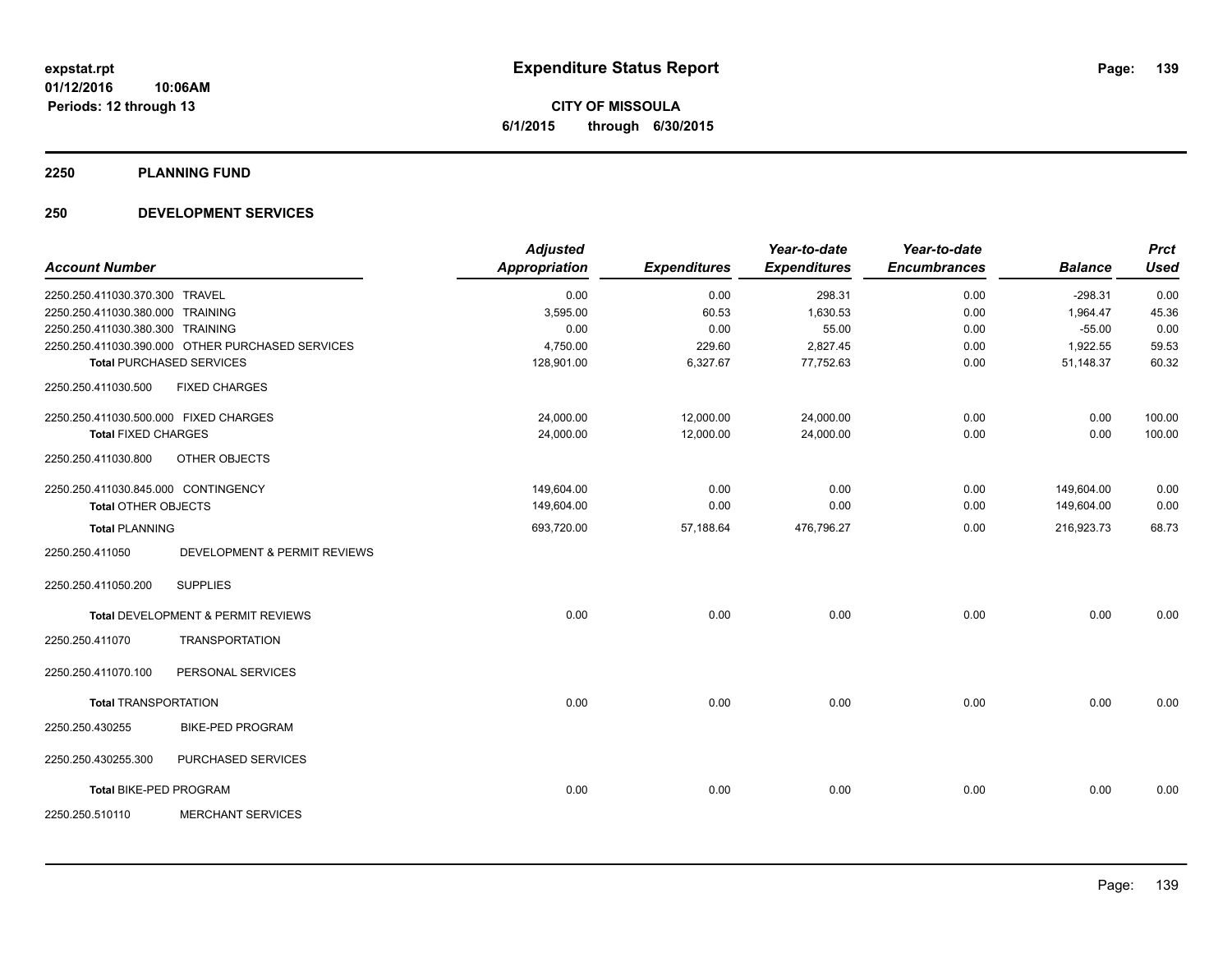**expstat.rpt**
**01/12/2016 10:06AM**
**Periods: 12 through 13**

# Expenditure Status Report

**CITY OF MISSOULA**
**6/1/2015 through 6/30/2015**

## 2250 PLANNING FUND

## 250 DEVELOPMENT SERVICES

| Account Number | Adjusted Appropriation | Expenditures | Year-to-date Expenditures | Year-to-date Encumbrances | Balance | Prct Used |
|---|---|---|---|---|---|---|
| 2250.250.411030.370.300 TRAVEL | 0.00 | 0.00 | 298.31 | 0.00 | -298.31 | 0.00 |
| 2250.250.411030.380.000 TRAINING | 3,595.00 | 60.53 | 1,630.53 | 0.00 | 1,964.47 | 45.36 |
| 2250.250.411030.380.300 TRAINING | 0.00 | 0.00 | 55.00 | 0.00 | -55.00 | 0.00 |
| 2250.250.411030.390.000 OTHER PURCHASED SERVICES | 4,750.00 | 229.60 | 2,827.45 | 0.00 | 1,922.55 | 59.53 |
| **Total** PURCHASED SERVICES | 128,901.00 | 6,327.67 | 77,752.63 | 0.00 | 51,148.37 | 60.32 |
| 2250.250.411030.500 FIXED CHARGES | | | | | | |
| 2250.250.411030.500.000 FIXED CHARGES | 24,000.00 | 12,000.00 | 24,000.00 | 0.00 | 0.00 | 100.00 |
| **Total** FIXED CHARGES | 24,000.00 | 12,000.00 | 24,000.00 | 0.00 | 0.00 | 100.00 |
| 2250.250.411030.800 OTHER OBJECTS | | | | | | |
| 2250.250.411030.845.000 CONTINGENCY | 149,604.00 | 0.00 | 0.00 | 0.00 | 149,604.00 | 0.00 |
| **Total** OTHER OBJECTS | 149,604.00 | 0.00 | 0.00 | 0.00 | 149,604.00 | 0.00 |
| **Total** PLANNING | 693,720.00 | 57,188.64 | 476,796.27 | 0.00 | 216,923.73 | 68.73 |
| 2250.250.411050 DEVELOPMENT & PERMIT REVIEWS | | | | | | |
| 2250.250.411050.200 SUPPLIES | | | | | | |
| **Total** DEVELOPMENT & PERMIT REVIEWS | 0.00 | 0.00 | 0.00 | 0.00 | 0.00 | 0.00 |
| 2250.250.411070 TRANSPORTATION | | | | | | |
| 2250.250.411070.100 PERSONAL SERVICES | | | | | | |
| **Total** TRANSPORTATION | 0.00 | 0.00 | 0.00 | 0.00 | 0.00 | 0.00 |
| 2250.250.430255 BIKE-PED PROGRAM | | | | | | |
| 2250.250.430255.300 PURCHASED SERVICES | | | | | | |
| **Total** BIKE-PED PROGRAM | 0.00 | 0.00 | 0.00 | 0.00 | 0.00 | 0.00 |
| 2250.250.510110 MERCHANT SERVICES | | | | | | |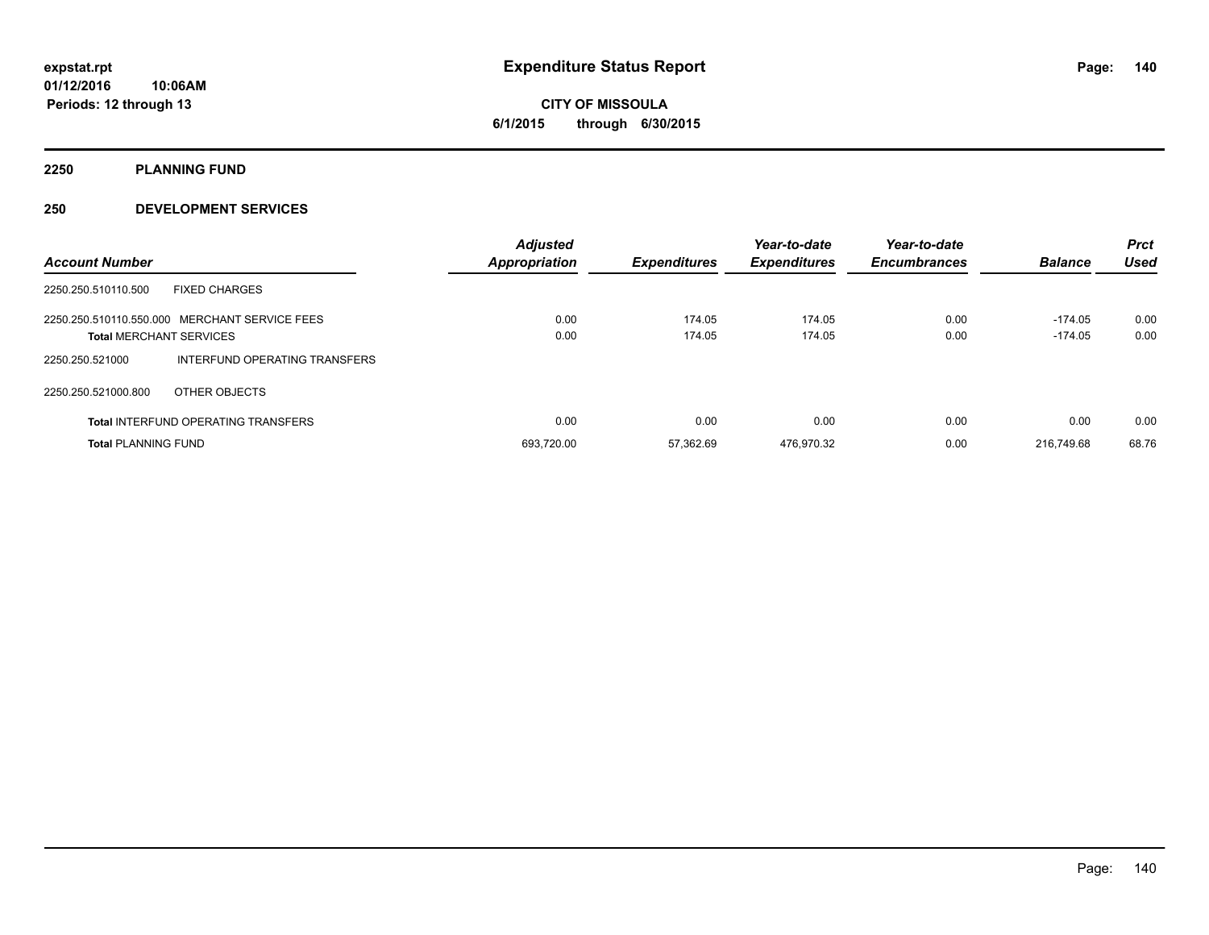# Expenditure Status Report

expstat.rpt
01/12/2016 10:06AM
Periods: 12 through 13

**CITY OF MISSOULA**
**6/1/2015 through 6/30/2015**

## 2250 PLANNING FUND

### 250 DEVELOPMENT SERVICES

| Account Number | | Adjusted Appropriation | Expenditures | Year-to-date Expenditures | Year-to-date Encumbrances | Balance | Prct Used |
|---|---|---|---|---|---|---|---|
| 2250.250.510110.500 | FIXED CHARGES | | | | | | |
| 2250.250.510110.550.000 | MERCHANT SERVICE FEES | 0.00 | 174.05 | 174.05 | 0.00 | -174.05 | 0.00 |
| **Total** MERCHANT SERVICES | | 0.00 | 174.05 | 174.05 | 0.00 | -174.05 | 0.00 |
| 2250.250.521000 | INTERFUND OPERATING TRANSFERS | | | | | | |
| 2250.250.521000.800 | OTHER OBJECTS | | | | | | |
| **Total** INTERFUND OPERATING TRANSFERS | | 0.00 | 0.00 | 0.00 | 0.00 | 0.00 | 0.00 |
| **Total** PLANNING FUND | | 693,720.00 | 57,362.69 | 476,970.32 | 0.00 | 216,749.68 | 68.76 |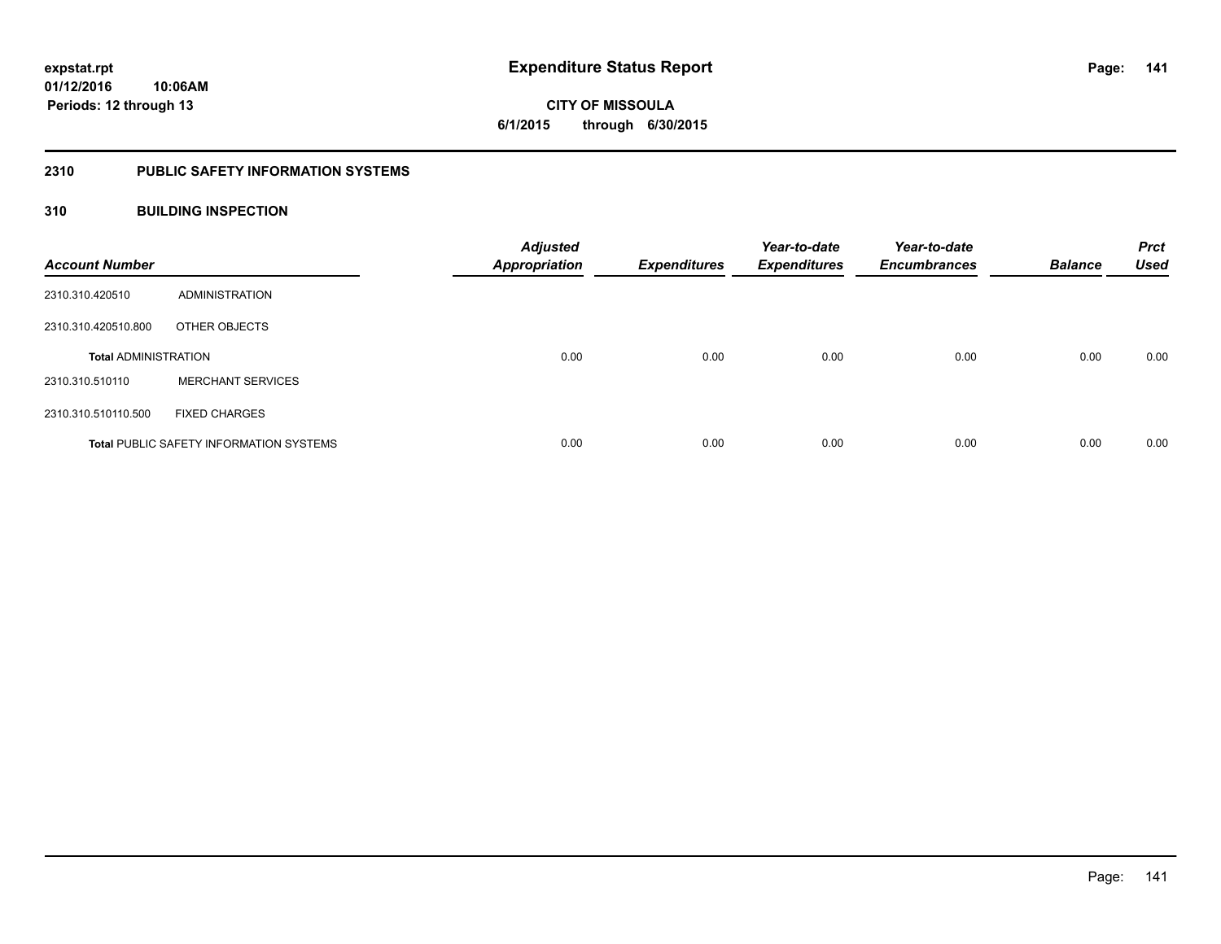expstat.rpt
01/12/2016 10:06AM
Periods: 12 through 13

# Expenditure Status Report

**CITY OF MISSOULA**
**6/1/2015 through 6/30/2015**

## 2310 PUBLIC SAFETY INFORMATION SYSTEMS

### 310 BUILDING INSPECTION

| Account Number | | Adjusted Appropriation | Expenditures | Year-to-date Expenditures | Year-to-date Encumbrances | Balance | Prct Used |
|---|---|---|---|---|---|---|---|
| 2310.310.420510 | ADMINISTRATION | | | | | | |
| 2310.310.420510.800 | OTHER OBJECTS | | | | | | |
| **Total** ADMINISTRATION | | 0.00 | 0.00 | 0.00 | 0.00 | 0.00 | 0.00 |
| 2310.310.510110 | MERCHANT SERVICES | | | | | | |
| 2310.310.510110.500 | FIXED CHARGES | | | | | | |
| **Total** PUBLIC SAFETY INFORMATION SYSTEMS | | 0.00 | 0.00 | 0.00 | 0.00 | 0.00 | 0.00 |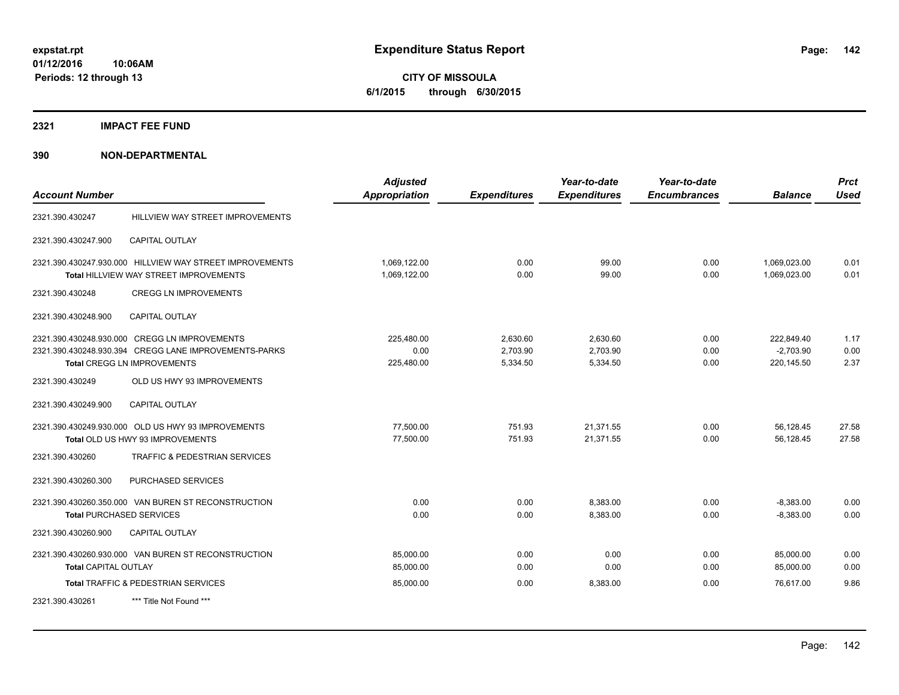# Expenditure Status Report

expstat.rpt
01/12/2016 10:06AM
Periods: 12 through 13

**CITY OF MISSOULA**
**6/1/2015 through 6/30/2015**

## 2321 IMPACT FEE FUND

## 390 NON-DEPARTMENTAL

| Account Number | | Adjusted Appropriation | Expenditures | Year-to-date Expenditures | Year-to-date Encumbrances | Balance | Prct Used |
|---|---|---|---|---|---|---|---|
| 2321.390.430247 | HILLVIEW WAY STREET IMPROVEMENTS | | | | | | |
| 2321.390.430247.900 | CAPITAL OUTLAY | | | | | | |
| 2321.390.430247.930.000 | HILLVIEW WAY STREET IMPROVEMENTS | 1,069,122.00 | 0.00 | 99.00 | 0.00 | 1,069,023.00 | 0.01 |
| **Total** HILLVIEW WAY STREET IMPROVEMENTS | | 1,069,122.00 | 0.00 | 99.00 | 0.00 | 1,069,023.00 | 0.01 |
| 2321.390.430248 | CREGG LN IMPROVEMENTS | | | | | | |
| 2321.390.430248.900 | CAPITAL OUTLAY | | | | | | |
| 2321.390.430248.930.000 | CREGG LN IMPROVEMENTS | 225,480.00 | 2,630.60 | 2,630.60 | 0.00 | 222,849.40 | 1.17 |
| 2321.390.430248.930.394 | CREGG LANE IMPROVEMENTS-PARKS | 0.00 | 2,703.90 | 2,703.90 | 0.00 | -2,703.90 | 0.00 |
| **Total** CREGG LN IMPROVEMENTS | | 225,480.00 | 5,334.50 | 5,334.50 | 0.00 | 220,145.50 | 2.37 |
| 2321.390.430249 | OLD US HWY 93 IMPROVEMENTS | | | | | | |
| 2321.390.430249.900 | CAPITAL OUTLAY | | | | | | |
| 2321.390.430249.930.000 | OLD US HWY 93 IMPROVEMENTS | 77,500.00 | 751.93 | 21,371.55 | 0.00 | 56,128.45 | 27.58 |
| **Total** OLD US HWY 93 IMPROVEMENTS | | 77,500.00 | 751.93 | 21,371.55 | 0.00 | 56,128.45 | 27.58 |
| 2321.390.430260 | TRAFFIC & PEDESTRIAN SERVICES | | | | | | |
| 2321.390.430260.300 | PURCHASED SERVICES | | | | | | |
| 2321.390.430260.350.000 | VAN BUREN ST RECONSTRUCTION | 0.00 | 0.00 | 8,383.00 | 0.00 | -8,383.00 | 0.00 |
| **Total** PURCHASED SERVICES | | 0.00 | 0.00 | 8,383.00 | 0.00 | -8,383.00 | 0.00 |
| 2321.390.430260.900 | CAPITAL OUTLAY | | | | | | |
| 2321.390.430260.930.000 | VAN BUREN ST RECONSTRUCTION | 85,000.00 | 0.00 | 0.00 | 0.00 | 85,000.00 | 0.00 |
| **Total** CAPITAL OUTLAY | | 85,000.00 | 0.00 | 0.00 | 0.00 | 85,000.00 | 0.00 |
| **Total** TRAFFIC & PEDESTRIAN SERVICES | | 85,000.00 | 0.00 | 8,383.00 | 0.00 | 76,617.00 | 9.86 |
| 2321.390.430261 | *** Title Not Found *** | | | | | | |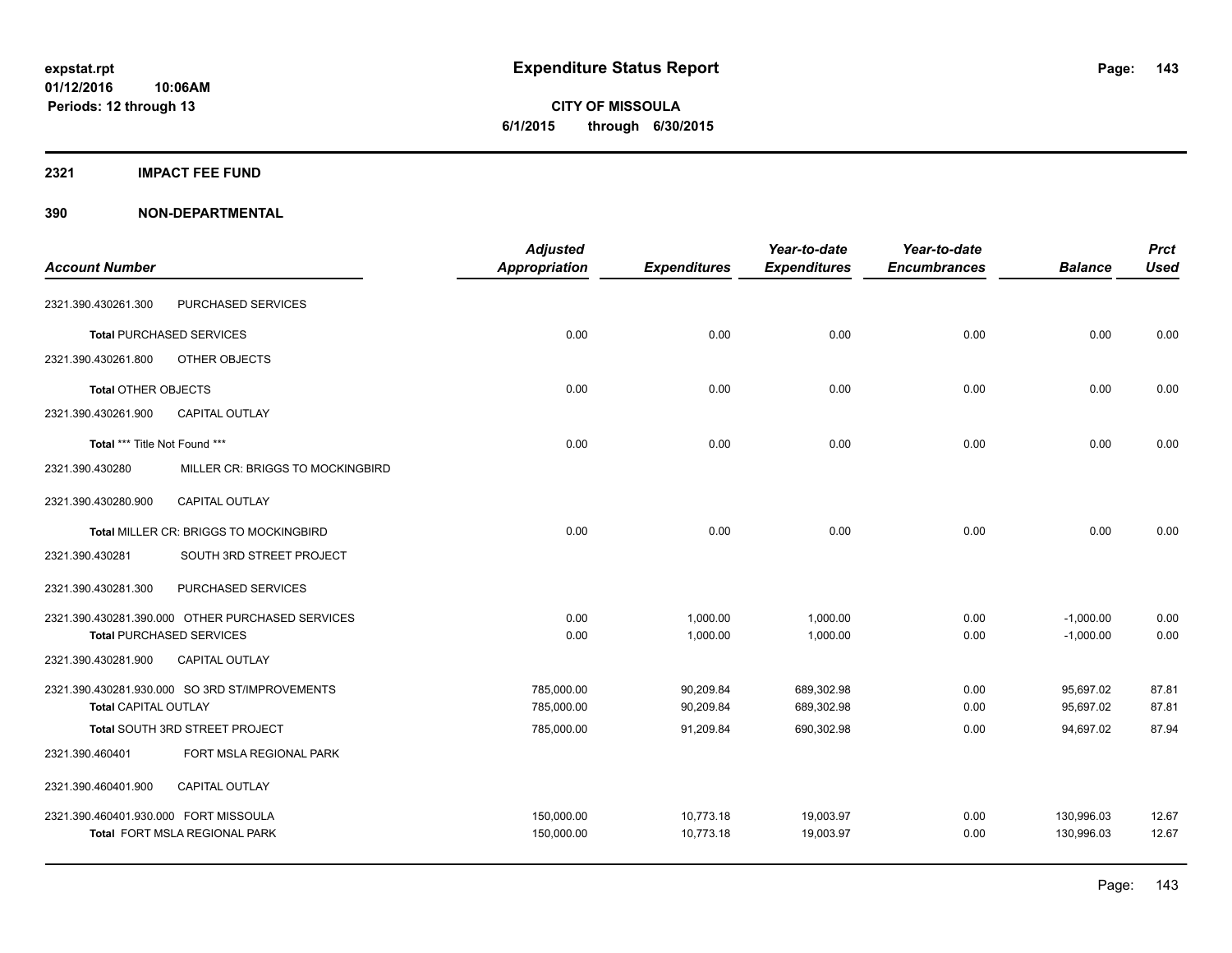**expstat.rpt**
**01/12/2016 10:06AM**
**Periods: 12 through 13**

# Expenditure Status Report

**CITY OF MISSOULA**
**6/1/2015 through 6/30/2015**

## 2321 IMPACT FEE FUND

## 390 NON-DEPARTMENTAL

| Account Number | | Adjusted Appropriation | Expenditures | Year-to-date Expenditures | Year-to-date Encumbrances | Balance | Prct Used |
|---|---|---|---|---|---|---|---|
| 2321.390.430261.300 | PURCHASED SERVICES | | | | | | |
| **Total** PURCHASED SERVICES | | 0.00 | 0.00 | 0.00 | 0.00 | 0.00 | 0.00 |
| 2321.390.430261.800 | OTHER OBJECTS | | | | | | |
| **Total** OTHER OBJECTS | | 0.00 | 0.00 | 0.00 | 0.00 | 0.00 | 0.00 |
| 2321.390.430261.900 | CAPITAL OUTLAY | | | | | | |
| **Total** *** Title Not Found *** | | 0.00 | 0.00 | 0.00 | 0.00 | 0.00 | 0.00 |
| 2321.390.430280 | MILLER CR: BRIGGS TO MOCKINGBIRD | | | | | | |
| 2321.390.430280.900 | CAPITAL OUTLAY | | | | | | |
| **Total** MILLER CR: BRIGGS TO MOCKINGBIRD | | 0.00 | 0.00 | 0.00 | 0.00 | 0.00 | 0.00 |
| 2321.390.430281 | SOUTH 3RD STREET PROJECT | | | | | | |
| 2321.390.430281.300 | PURCHASED SERVICES | | | | | | |
| 2321.390.430281.390.000 | OTHER PURCHASED SERVICES | 0.00 | 1,000.00 | 1,000.00 | 0.00 | -1,000.00 | 0.00 |
| **Total** PURCHASED SERVICES | | 0.00 | 1,000.00 | 1,000.00 | 0.00 | -1,000.00 | 0.00 |
| 2321.390.430281.900 | CAPITAL OUTLAY | | | | | | |
| 2321.390.430281.930.000 | SO 3RD ST/IMPROVEMENTS | 785,000.00 | 90,209.84 | 689,302.98 | 0.00 | 95,697.02 | 87.81 |
| **Total** CAPITAL OUTLAY | | 785,000.00 | 90,209.84 | 689,302.98 | 0.00 | 95,697.02 | 87.81 |
| **Total** SOUTH 3RD STREET PROJECT | | 785,000.00 | 91,209.84 | 690,302.98 | 0.00 | 94,697.02 | 87.94 |
| 2321.390.460401 | FORT MSLA REGIONAL PARK | | | | | | |
| 2321.390.460401.900 | CAPITAL OUTLAY | | | | | | |
| 2321.390.460401.930.000 | FORT MISSOULA | 150,000.00 | 10,773.18 | 19,003.97 | 0.00 | 130,996.03 | 12.67 |
| **Total** FORT MSLA REGIONAL PARK | | 150,000.00 | 10,773.18 | 19,003.97 | 0.00 | 130,996.03 | 12.67 |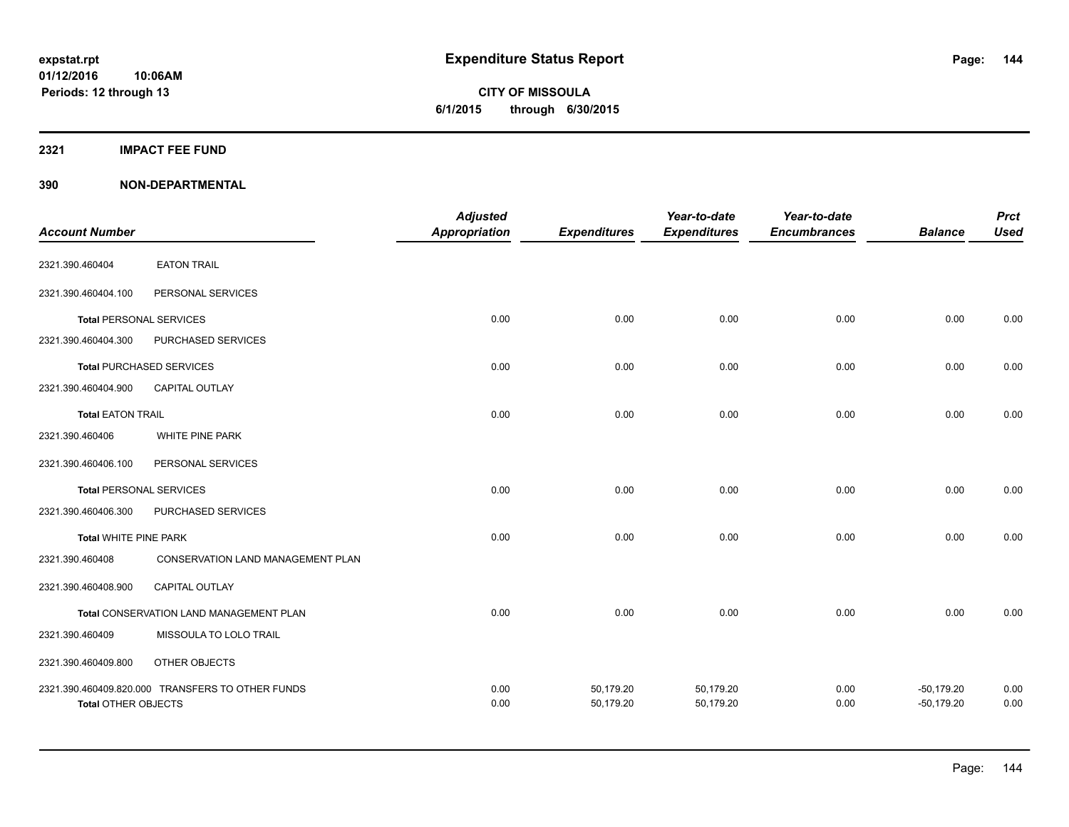expstat.rpt
01/12/2016 10:06AM
Periods: 12 through 13

# Expenditure Status Report

**CITY OF MISSOULA**
**6/1/2015 through 6/30/2015**

## 2321 IMPACT FEE FUND

## 390 NON-DEPARTMENTAL

| Account Number | | Adjusted Appropriation | Expenditures | Year-to-date Expenditures | Year-to-date Encumbrances | Balance | Prct Used |
|---|---|---|---|---|---|---|---|
| 2321.390.460404 | EATON TRAIL | | | | | | |
| 2321.390.460404.100 | PERSONAL SERVICES | | | | | | |
| **Total** PERSONAL SERVICES | | 0.00 | 0.00 | 0.00 | 0.00 | 0.00 | 0.00 |
| 2321.390.460404.300 | PURCHASED SERVICES | | | | | | |
| **Total** PURCHASED SERVICES | | 0.00 | 0.00 | 0.00 | 0.00 | 0.00 | 0.00 |
| 2321.390.460404.900 | CAPITAL OUTLAY | | | | | | |
| **Total** EATON TRAIL | | 0.00 | 0.00 | 0.00 | 0.00 | 0.00 | 0.00 |
| 2321.390.460406 | WHITE PINE PARK | | | | | | |
| 2321.390.460406.100 | PERSONAL SERVICES | | | | | | |
| **Total** PERSONAL SERVICES | | 0.00 | 0.00 | 0.00 | 0.00 | 0.00 | 0.00 |
| 2321.390.460406.300 | PURCHASED SERVICES | | | | | | |
| **Total** WHITE PINE PARK | | 0.00 | 0.00 | 0.00 | 0.00 | 0.00 | 0.00 |
| 2321.390.460408 | CONSERVATION LAND MANAGEMENT PLAN | | | | | | |
| 2321.390.460408.900 | CAPITAL OUTLAY | | | | | | |
| **Total** CONSERVATION LAND MANAGEMENT PLAN | | 0.00 | 0.00 | 0.00 | 0.00 | 0.00 | 0.00 |
| 2321.390.460409 | MISSOULA TO LOLO TRAIL | | | | | | |
| 2321.390.460409.800 | OTHER OBJECTS | | | | | | |
| 2321.390.460409.820.000 | TRANSFERS TO OTHER FUNDS | 0.00 | 50,179.20 | 50,179.20 | 0.00 | -50,179.20 | 0.00 |
| **Total** OTHER OBJECTS | | 0.00 | 50,179.20 | 50,179.20 | 0.00 | -50,179.20 | 0.00 |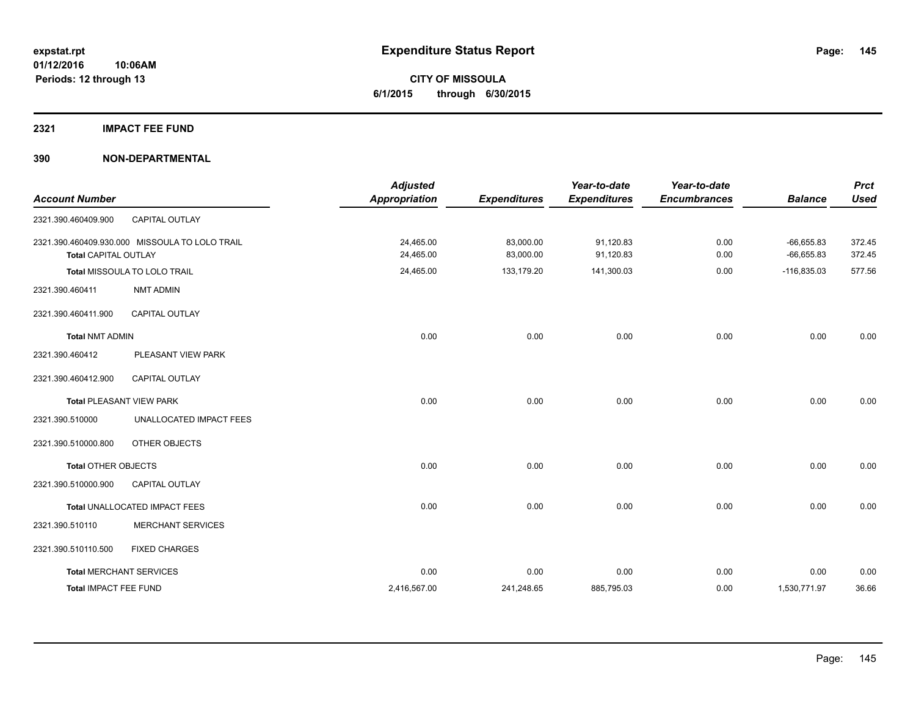# Expenditure Status Report

expstat.rpt
01/12/2016 10:06AM
Periods: 12 through 13

**CITY OF MISSOULA**
**6/1/2015 through 6/30/2015**

## 2321 IMPACT FEE FUND

### 390 NON-DEPARTMENTAL

| Account Number | | Adjusted Appropriation | Expenditures | Year-to-date Expenditures | Year-to-date Encumbrances | Balance | Prct Used |
|---|---|---|---|---|---|---|---|
| 2321.390.460409.900 | CAPITAL OUTLAY | | | | | | |
| 2321.390.460409.930.000 | MISSOULA TO LOLO TRAIL | 24,465.00 | 83,000.00 | 91,120.83 | 0.00 | -66,655.83 | 372.45 |
| **Total** CAPITAL OUTLAY | | 24,465.00 | 83,000.00 | 91,120.83 | 0.00 | -66,655.83 | 372.45 |
| **Total** MISSOULA TO LOLO TRAIL | | 24,465.00 | 133,179.20 | 141,300.03 | 0.00 | -116,835.03 | 577.56 |
| 2321.390.460411 | NMT ADMIN | | | | | | |
| 2321.390.460411.900 | CAPITAL OUTLAY | | | | | | |
| **Total** NMT ADMIN | | 0.00 | 0.00 | 0.00 | 0.00 | 0.00 | 0.00 |
| 2321.390.460412 | PLEASANT VIEW PARK | | | | | | |
| 2321.390.460412.900 | CAPITAL OUTLAY | | | | | | |
| **Total** PLEASANT VIEW PARK | | 0.00 | 0.00 | 0.00 | 0.00 | 0.00 | 0.00 |
| 2321.390.510000 | UNALLOCATED IMPACT FEES | | | | | | |
| 2321.390.510000.800 | OTHER OBJECTS | | | | | | |
| **Total** OTHER OBJECTS | | 0.00 | 0.00 | 0.00 | 0.00 | 0.00 | 0.00 |
| 2321.390.510000.900 | CAPITAL OUTLAY | | | | | | |
| **Total** UNALLOCATED IMPACT FEES | | 0.00 | 0.00 | 0.00 | 0.00 | 0.00 | 0.00 |
| 2321.390.510110 | MERCHANT SERVICES | | | | | | |
| 2321.390.510110.500 | FIXED CHARGES | | | | | | |
| **Total** MERCHANT SERVICES | | 0.00 | 0.00 | 0.00 | 0.00 | 0.00 | 0.00 |
| **Total IMPACT FEE FUND** | | 2,416,567.00 | 241,248.65 | 885,795.03 | 0.00 | 1,530,771.97 | 36.66 |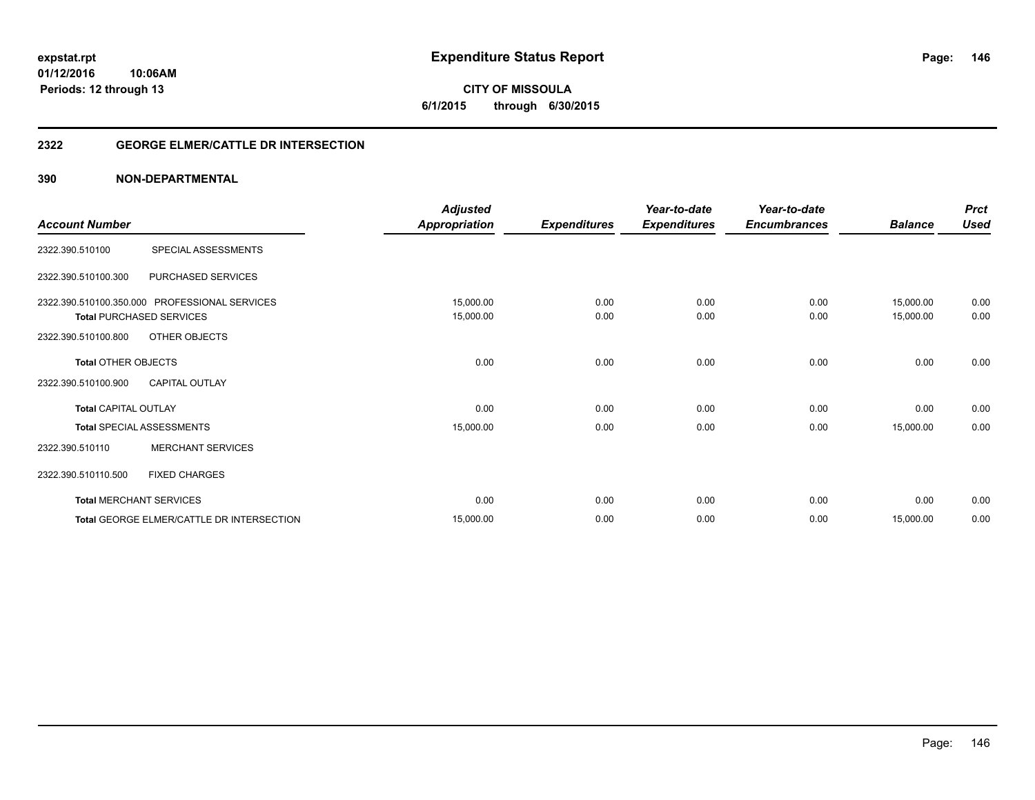# Expenditure Status Report

**CITY OF MISSOULA**

**6/1/2015 through 6/30/2015**

expstat.rpt
01/12/2016 10:06AM
Periods: 12 through 13

## 2322 GEORGE ELMER/CATTLE DR INTERSECTION

## 390 NON-DEPARTMENTAL

| Account Number | | Adjusted Appropriation | Expenditures | Year-to-date Expenditures | Year-to-date Encumbrances | Balance | Prct Used |
|---|---|---|---|---|---|---|---|
| 2322.390.510100 | SPECIAL ASSESSMENTS | | | | | | |
| 2322.390.510100.300 | PURCHASED SERVICES | | | | | | |
| 2322.390.510100.350.000 | PROFESSIONAL SERVICES | 15,000.00 | 0.00 | 0.00 | 0.00 | 15,000.00 | 0.00 |
| **Total** PURCHASED SERVICES | | 15,000.00 | 0.00 | 0.00 | 0.00 | 15,000.00 | 0.00 |
| 2322.390.510100.800 | OTHER OBJECTS | | | | | | |
| **Total** OTHER OBJECTS | | 0.00 | 0.00 | 0.00 | 0.00 | 0.00 | 0.00 |
| 2322.390.510100.900 | CAPITAL OUTLAY | | | | | | |
| **Total** CAPITAL OUTLAY | | 0.00 | 0.00 | 0.00 | 0.00 | 0.00 | 0.00 |
| **Total** SPECIAL ASSESSMENTS | | 15,000.00 | 0.00 | 0.00 | 0.00 | 15,000.00 | 0.00 |
| 2322.390.510110 | MERCHANT SERVICES | | | | | | |
| 2322.390.510110.500 | FIXED CHARGES | | | | | | |
| **Total** MERCHANT SERVICES | | 0.00 | 0.00 | 0.00 | 0.00 | 0.00 | 0.00 |
| **Total** GEORGE ELMER/CATTLE DR INTERSECTION | | 15,000.00 | 0.00 | 0.00 | 0.00 | 15,000.00 | 0.00 |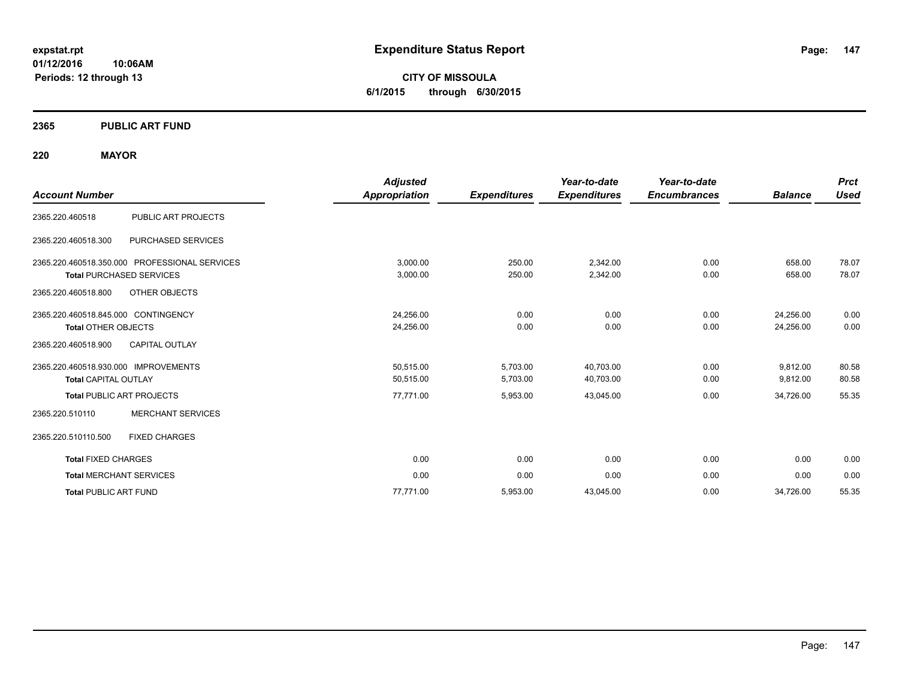**expstat.rpt**
**01/12/2016 10:06AM**
**Periods: 12 through 13**

# Expenditure Status Report

**CITY OF MISSOULA**
**6/1/2015 through 6/30/2015**

## 2365 PUBLIC ART FUND

## 220 MAYOR

| Account Number | | Adjusted Appropriation | Expenditures | Year-to-date Expenditures | Year-to-date Encumbrances | Balance | Prct Used |
|---|---|---|---|---|---|---|---|
| 2365.220.460518 | PUBLIC ART PROJECTS | | | | | | |
| 2365.220.460518.300 | PURCHASED SERVICES | | | | | | |
| 2365.220.460518.350.000 | PROFESSIONAL SERVICES | 3,000.00 | 250.00 | 2,342.00 | 0.00 | 658.00 | 78.07 |
| **Total** PURCHASED SERVICES | | 3,000.00 | 250.00 | 2,342.00 | 0.00 | 658.00 | 78.07 |
| 2365.220.460518.800 | OTHER OBJECTS | | | | | | |
| 2365.220.460518.845.000 | CONTINGENCY | 24,256.00 | 0.00 | 0.00 | 0.00 | 24,256.00 | 0.00 |
| **Total** OTHER OBJECTS | | 24,256.00 | 0.00 | 0.00 | 0.00 | 24,256.00 | 0.00 |
| 2365.220.460518.900 | CAPITAL OUTLAY | | | | | | |
| 2365.220.460518.930.000 | IMPROVEMENTS | 50,515.00 | 5,703.00 | 40,703.00 | 0.00 | 9,812.00 | 80.58 |
| **Total** CAPITAL OUTLAY | | 50,515.00 | 5,703.00 | 40,703.00 | 0.00 | 9,812.00 | 80.58 |
| **Total** PUBLIC ART PROJECTS | | 77,771.00 | 5,953.00 | 43,045.00 | 0.00 | 34,726.00 | 55.35 |
| 2365.220.510110 | MERCHANT SERVICES | | | | | | |
| 2365.220.510110.500 | FIXED CHARGES | | | | | | |
| **Total** FIXED CHARGES | | 0.00 | 0.00 | 0.00 | 0.00 | 0.00 | 0.00 |
| **Total** MERCHANT SERVICES | | 0.00 | 0.00 | 0.00 | 0.00 | 0.00 | 0.00 |
| **Total** PUBLIC ART FUND | | 77,771.00 | 5,953.00 | 43,045.00 | 0.00 | 34,726.00 | 55.35 |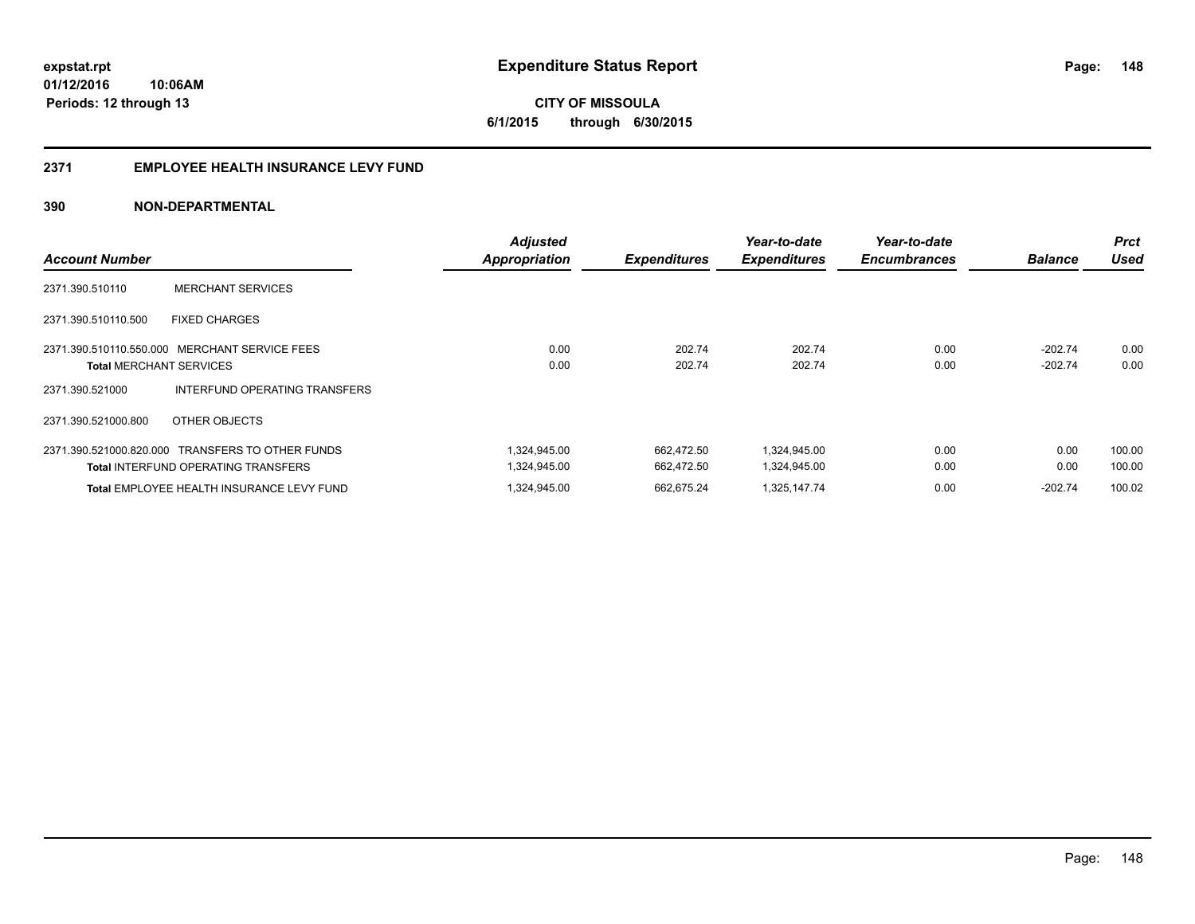# Expenditure Status Report

**CITY OF MISSOULA**

**6/1/2015 through 6/30/2015**

expstat.rpt
01/12/2016 10:06AM
Periods: 12 through 13

## 2371 EMPLOYEE HEALTH INSURANCE LEVY FUND

### 390 NON-DEPARTMENTAL

| Account Number | | Adjusted Appropriation | Expenditures | Year-to-date Expenditures | Year-to-date Encumbrances | Balance | Prct Used |
|---|---|---|---|---|---|---|---|
| 2371.390.510110 | MERCHANT SERVICES | | | | | | |
| 2371.390.510110.500 | FIXED CHARGES | | | | | | |
| 2371.390.510110.550.000 | MERCHANT SERVICE FEES | 0.00 | 202.74 | 202.74 | 0.00 | -202.74 | 0.00 |
| **Total** MERCHANT SERVICES | | 0.00 | 202.74 | 202.74 | 0.00 | -202.74 | 0.00 |
| 2371.390.521000 | INTERFUND OPERATING TRANSFERS | | | | | | |
| 2371.390.521000.800 | OTHER OBJECTS | | | | | | |
| 2371.390.521000.820.000 | TRANSFERS TO OTHER FUNDS | 1,324,945.00 | 662,472.50 | 1,324,945.00 | 0.00 | 0.00 | 100.00 |
| **Total** INTERFUND OPERATING TRANSFERS | | 1,324,945.00 | 662,472.50 | 1,324,945.00 | 0.00 | 0.00 | 100.00 |
| **Total** EMPLOYEE HEALTH INSURANCE LEVY FUND | | 1,324,945.00 | 662,675.24 | 1,325,147.74 | 0.00 | -202.74 | 100.02 |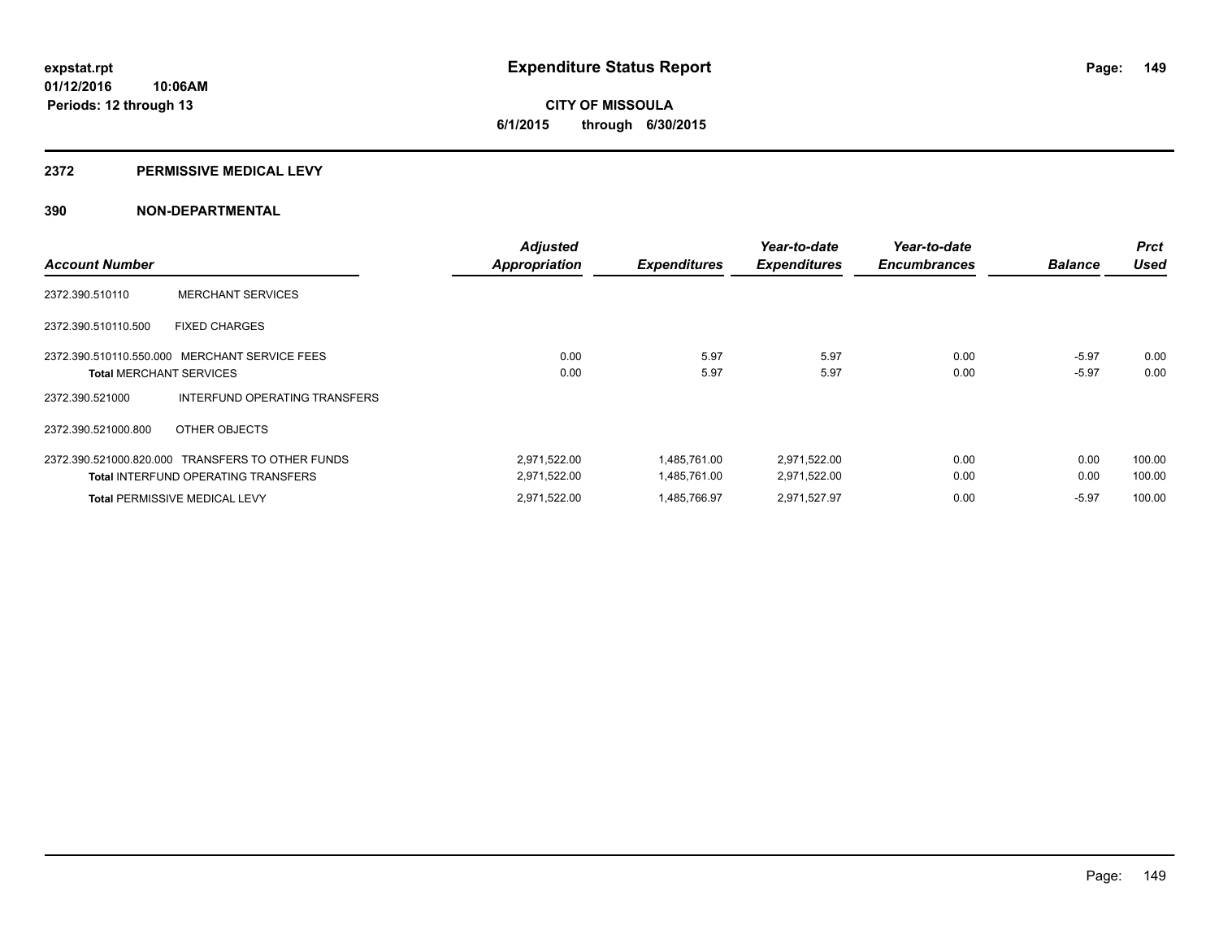# Expenditure Status Report

expstat.rpt
01/12/2016 10:06AM
Periods: 12 through 13

**CITY OF MISSOULA**
**6/1/2015 through 6/30/2015**

## 2372 PERMISSIVE MEDICAL LEVY

## 390 NON-DEPARTMENTAL

| Account Number | | Adjusted Appropriation | Expenditures | Year-to-date Expenditures | Year-to-date Encumbrances | Balance | Prct Used |
|---|---|---|---|---|---|---|---|
| 2372.390.510110 | MERCHANT SERVICES | | | | | | |
| 2372.390.510110.500 | FIXED CHARGES | | | | | | |
| 2372.390.510110.550.000 | MERCHANT SERVICE FEES | 0.00 | 5.97 | 5.97 | 0.00 | -5.97 | 0.00 |
| **Total** MERCHANT SERVICES | | 0.00 | 5.97 | 5.97 | 0.00 | -5.97 | 0.00 |
| 2372.390.521000 | INTERFUND OPERATING TRANSFERS | | | | | | |
| 2372.390.521000.800 | OTHER OBJECTS | | | | | | |
| 2372.390.521000.820.000 | TRANSFERS TO OTHER FUNDS | 2,971,522.00 | 1,485,761.00 | 2,971,522.00 | 0.00 | 0.00 | 100.00 |
| **Total** INTERFUND OPERATING TRANSFERS | | 2,971,522.00 | 1,485,761.00 | 2,971,522.00 | 0.00 | 0.00 | 100.00 |
| **Total** PERMISSIVE MEDICAL LEVY | | 2,971,522.00 | 1,485,766.97 | 2,971,527.97 | 0.00 | -5.97 | 100.00 |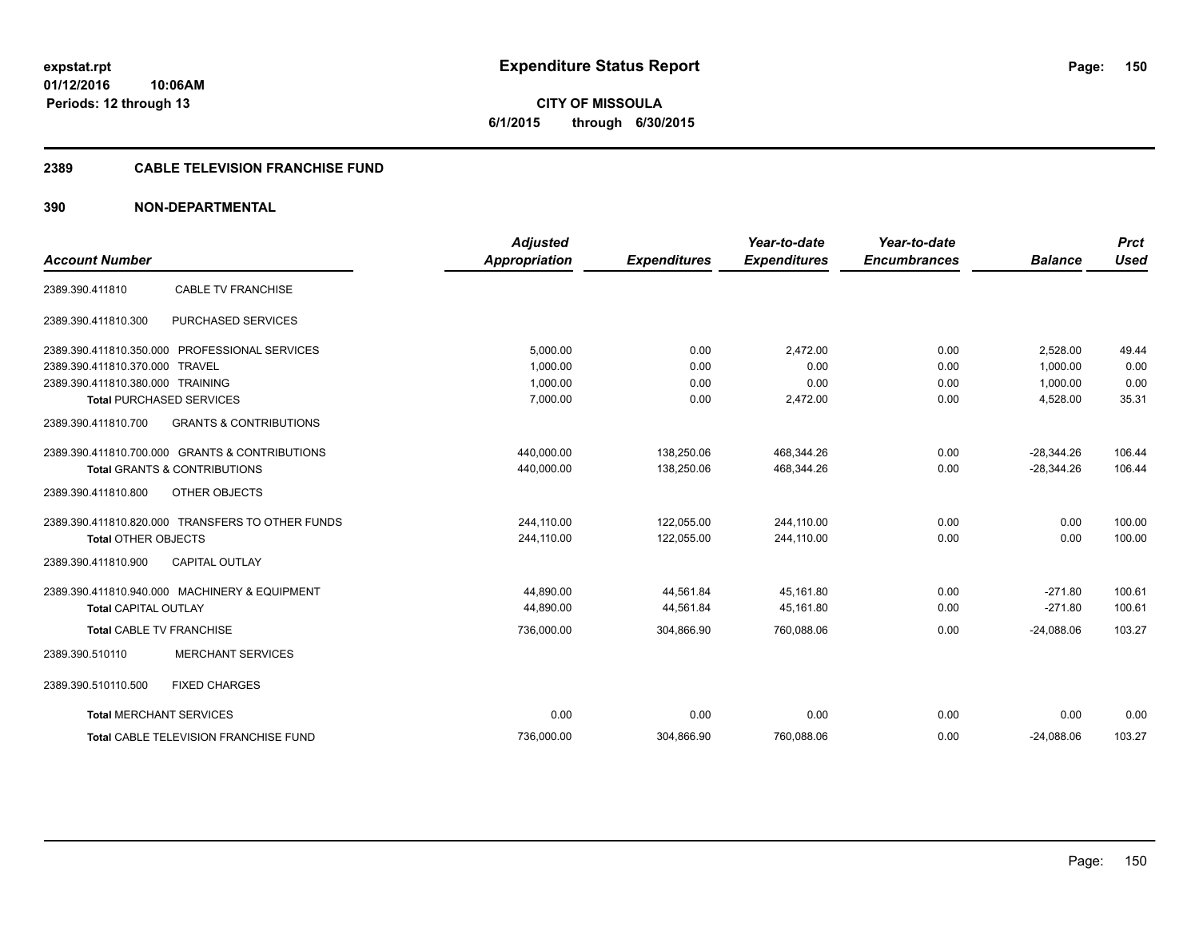# Expenditure Status Report

expstat.rpt
01/12/2016 10:06AM
Periods: 12 through 13

**CITY OF MISSOULA**
**6/1/2015 through 6/30/2015**

## 2389 CABLE TELEVISION FRANCHISE FUND

## 390 NON-DEPARTMENTAL

| Account Number | | Adjusted Appropriation | Expenditures | Year-to-date Expenditures | Year-to-date Encumbrances | Balance | Prct Used |
|---|---|---|---|---|---|---|---|
| 2389.390.411810 | CABLE TV FRANCHISE | | | | | | |
| 2389.390.411810.300 | PURCHASED SERVICES | | | | | | |
| 2389.390.411810.350.000 | PROFESSIONAL SERVICES | 5,000.00 | 0.00 | 2,472.00 | 0.00 | 2,528.00 | 49.44 |
| 2389.390.411810.370.000 | TRAVEL | 1,000.00 | 0.00 | 0.00 | 0.00 | 1,000.00 | 0.00 |
| 2389.390.411810.380.000 | TRAINING | 1,000.00 | 0.00 | 0.00 | 0.00 | 1,000.00 | 0.00 |
| **Total** PURCHASED SERVICES | | 7,000.00 | 0.00 | 2,472.00 | 0.00 | 4,528.00 | 35.31 |
| 2389.390.411810.700 | GRANTS & CONTRIBUTIONS | | | | | | |
| 2389.390.411810.700.000 | GRANTS & CONTRIBUTIONS | 440,000.00 | 138,250.06 | 468,344.26 | 0.00 | -28,344.26 | 106.44 |
| **Total** GRANTS & CONTRIBUTIONS | | 440,000.00 | 138,250.06 | 468,344.26 | 0.00 | -28,344.26 | 106.44 |
| 2389.390.411810.800 | OTHER OBJECTS | | | | | | |
| 2389.390.411810.820.000 | TRANSFERS TO OTHER FUNDS | 244,110.00 | 122,055.00 | 244,110.00 | 0.00 | 0.00 | 100.00 |
| **Total** OTHER OBJECTS | | 244,110.00 | 122,055.00 | 244,110.00 | 0.00 | 0.00 | 100.00 |
| 2389.390.411810.900 | CAPITAL OUTLAY | | | | | | |
| 2389.390.411810.940.000 | MACHINERY & EQUIPMENT | 44,890.00 | 44,561.84 | 45,161.80 | 0.00 | -271.80 | 100.61 |
| **Total** CAPITAL OUTLAY | | 44,890.00 | 44,561.84 | 45,161.80 | 0.00 | -271.80 | 100.61 |
| **Total** CABLE TV FRANCHISE | | 736,000.00 | 304,866.90 | 760,088.06 | 0.00 | -24,088.06 | 103.27 |
| 2389.390.510110 | MERCHANT SERVICES | | | | | | |
| 2389.390.510110.500 | FIXED CHARGES | | | | | | |
| **Total** MERCHANT SERVICES | | 0.00 | 0.00 | 0.00 | 0.00 | 0.00 | 0.00 |
| **Total** CABLE TELEVISION FRANCHISE FUND | | 736,000.00 | 304,866.90 | 760,088.06 | 0.00 | -24,088.06 | 103.27 |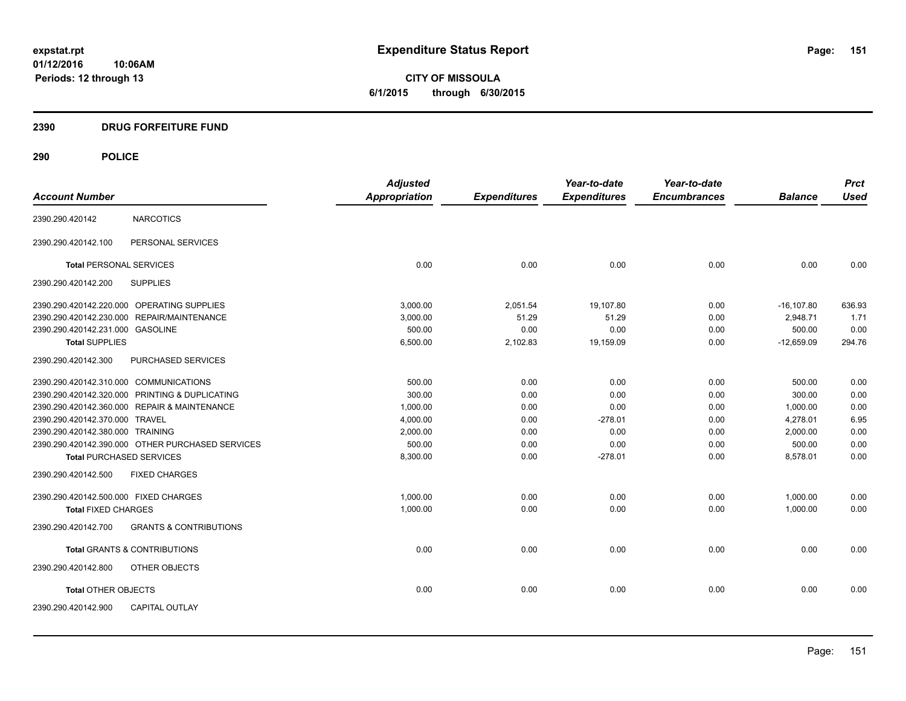# Expenditure Status Report

expstat.rpt
01/12/2016 10:06AM
Periods: 12 through 13

**CITY OF MISSOULA**
**6/1/2015 through 6/30/2015**

## 2390 DRUG FORFEITURE FUND

## 290 POLICE

| Account Number | | Adjusted Appropriation | Expenditures | Year-to-date Expenditures | Year-to-date Encumbrances | Balance | Prct Used |
|---|---|---|---|---|---|---|---|
| 2390.290.420142 | NARCOTICS | | | | | | |
| 2390.290.420142.100 | PERSONAL SERVICES | | | | | | |
| **Total** PERSONAL SERVICES | | 0.00 | 0.00 | 0.00 | 0.00 | 0.00 | 0.00 |
| 2390.290.420142.200 | SUPPLIES | | | | | | |
| 2390.290.420142.220.000 | OPERATING SUPPLIES | 3,000.00 | 2,051.54 | 19,107.80 | 0.00 | -16,107.80 | 636.93 |
| 2390.290.420142.230.000 | REPAIR/MAINTENANCE | 3,000.00 | 51.29 | 51.29 | 0.00 | 2,948.71 | 1.71 |
| 2390.290.420142.231.000 | GASOLINE | 500.00 | 0.00 | 0.00 | 0.00 | 500.00 | 0.00 |
| **Total SUPPLIES** | | 6,500.00 | 2,102.83 | 19,159.09 | 0.00 | -12,659.09 | 294.76 |
| 2390.290.420142.300 | PURCHASED SERVICES | | | | | | |
| 2390.290.420142.310.000 | COMMUNICATIONS | 500.00 | 0.00 | 0.00 | 0.00 | 500.00 | 0.00 |
| 2390.290.420142.320.000 | PRINTING & DUPLICATING | 300.00 | 0.00 | 0.00 | 0.00 | 300.00 | 0.00 |
| 2390.290.420142.360.000 | REPAIR & MAINTENANCE | 1,000.00 | 0.00 | 0.00 | 0.00 | 1,000.00 | 0.00 |
| 2390.290.420142.370.000 | TRAVEL | 4,000.00 | 0.00 | -278.01 | 0.00 | 4,278.01 | 6.95 |
| 2390.290.420142.380.000 | TRAINING | 2,000.00 | 0.00 | 0.00 | 0.00 | 2,000.00 | 0.00 |
| 2390.290.420142.390.000 | OTHER PURCHASED SERVICES | 500.00 | 0.00 | 0.00 | 0.00 | 500.00 | 0.00 |
| **Total** PURCHASED SERVICES | | 8,300.00 | 0.00 | -278.01 | 0.00 | 8,578.01 | 0.00 |
| 2390.290.420142.500 | FIXED CHARGES | | | | | | |
| 2390.290.420142.500.000 | FIXED CHARGES | 1,000.00 | 0.00 | 0.00 | 0.00 | 1,000.00 | 0.00 |
| **Total** FIXED CHARGES | | 1,000.00 | 0.00 | 0.00 | 0.00 | 1,000.00 | 0.00 |
| 2390.290.420142.700 | GRANTS & CONTRIBUTIONS | | | | | | |
| **Total** GRANTS & CONTRIBUTIONS | | 0.00 | 0.00 | 0.00 | 0.00 | 0.00 | 0.00 |
| 2390.290.420142.800 | OTHER OBJECTS | | | | | | |
| **Total** OTHER OBJECTS | | 0.00 | 0.00 | 0.00 | 0.00 | 0.00 | 0.00 |
| 2390.290.420142.900 | CAPITAL OUTLAY | | | | | | |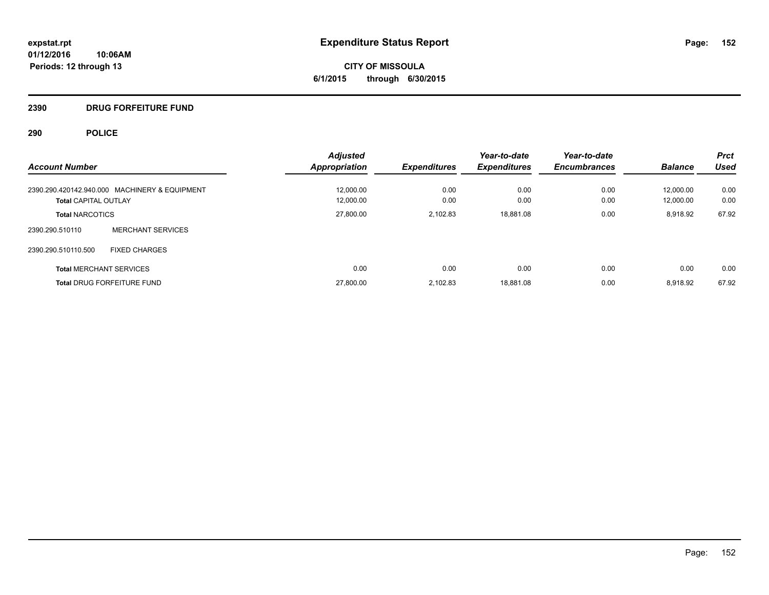# Expenditure Status Report

**CITY OF MISSOULA**
**6/1/2015 through 6/30/2015**

expstat.rpt
01/12/2016 10:06AM
Periods: 12 through 13

## 2390 DRUG FORFEITURE FUND

## 290 POLICE

| Account Number | | Adjusted Appropriation | Expenditures | Year-to-date Expenditures | Year-to-date Encumbrances | Balance | Prct Used |
|---|---|---|---|---|---|---|---|
| 2390.290.420142.940.000 | MACHINERY & EQUIPMENT | 12,000.00 | 0.00 | 0.00 | 0.00 | 12,000.00 | 0.00 |
| **Total** CAPITAL OUTLAY | | 12,000.00 | 0.00 | 0.00 | 0.00 | 12,000.00 | 0.00 |
| **Total** NARCOTICS | | 27,800.00 | 2,102.83 | 18,881.08 | 0.00 | 8,918.92 | 67.92 |
| 2390.290.510110 | MERCHANT SERVICES | | | | | | |
| 2390.290.510110.500 | FIXED CHARGES | | | | | | |
| **Total** MERCHANT SERVICES | | 0.00 | 0.00 | 0.00 | 0.00 | 0.00 | 0.00 |
| **Total** DRUG FORFEITURE FUND | | 27,800.00 | 2,102.83 | 18,881.08 | 0.00 | 8,918.92 | 67.92 |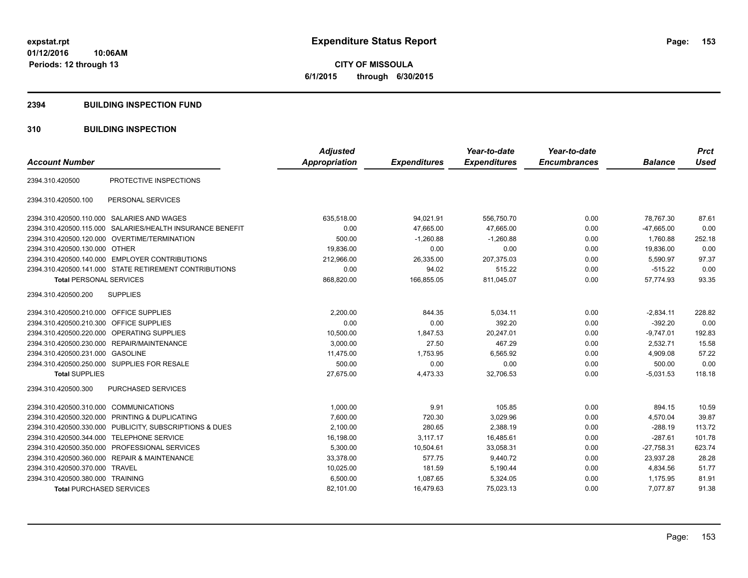**expstat.rpt**
**01/12/2016 10:06AM**
**Periods: 12 through 13**

# Expenditure Status Report

**CITY OF MISSOULA**
**6/1/2015 through 6/30/2015**

## 2394 BUILDING INSPECTION FUND

## 310 BUILDING INSPECTION

| Account Number | | Adjusted Appropriation | Expenditures | Year-to-date Expenditures | Year-to-date Encumbrances | Balance | Prct Used |
|---|---|---|---|---|---|---|---|
| 2394.310.420500 | PROTECTIVE INSPECTIONS | | | | | | |
| 2394.310.420500.100 | PERSONAL SERVICES | | | | | | |
| 2394.310.420500.110.000 | SALARIES AND WAGES | 635,518.00 | 94,021.91 | 556,750.70 | 0.00 | 78,767.30 | 87.61 |
| 2394.310.420500.115.000 | SALARIES/HEALTH INSURANCE BENEFIT | 0.00 | 47,665.00 | 47,665.00 | 0.00 | -47,665.00 | 0.00 |
| 2394.310.420500.120.000 | OVERTIME/TERMINATION | 500.00 | -1,260.88 | -1,260.88 | 0.00 | 1,760.88 | 252.18 |
| 2394.310.420500.130.000 | OTHER | 19,836.00 | 0.00 | 0.00 | 0.00 | 19,836.00 | 0.00 |
| 2394.310.420500.140.000 | EMPLOYER CONTRIBUTIONS | 212,966.00 | 26,335.00 | 207,375.03 | 0.00 | 5,590.97 | 97.37 |
| 2394.310.420500.141.000 | STATE RETIREMENT CONTRIBUTIONS | 0.00 | 94.02 | 515.22 | 0.00 | -515.22 | 0.00 |
| **Total** PERSONAL SERVICES | | 868,820.00 | 166,855.05 | 811,045.07 | 0.00 | 57,774.93 | 93.35 |
| 2394.310.420500.200 | SUPPLIES | | | | | | |
| 2394.310.420500.210.000 | OFFICE SUPPLIES | 2,200.00 | 844.35 | 5,034.11 | 0.00 | -2,834.11 | 228.82 |
| 2394.310.420500.210.300 | OFFICE SUPPLIES | 0.00 | 0.00 | 392.20 | 0.00 | -392.20 | 0.00 |
| 2394.310.420500.220.000 | OPERATING SUPPLIES | 10,500.00 | 1,847.53 | 20,247.01 | 0.00 | -9,747.01 | 192.83 |
| 2394.310.420500.230.000 | REPAIR/MAINTENANCE | 3,000.00 | 27.50 | 467.29 | 0.00 | 2,532.71 | 15.58 |
| 2394.310.420500.231.000 | GASOLINE | 11,475.00 | 1,753.95 | 6,565.92 | 0.00 | 4,909.08 | 57.22 |
| 2394.310.420500.250.000 | SUPPLIES FOR RESALE | 500.00 | 0.00 | 0.00 | 0.00 | 500.00 | 0.00 |
| **Total** SUPPLIES | | 27,675.00 | 4,473.33 | 32,706.53 | 0.00 | -5,031.53 | 118.18 |
| 2394.310.420500.300 | PURCHASED SERVICES | | | | | | |
| 2394.310.420500.310.000 | COMMUNICATIONS | 1,000.00 | 9.91 | 105.85 | 0.00 | 894.15 | 10.59 |
| 2394.310.420500.320.000 | PRINTING & DUPLICATING | 7,600.00 | 720.30 | 3,029.96 | 0.00 | 4,570.04 | 39.87 |
| 2394.310.420500.330.000 | PUBLICITY, SUBSCRIPTIONS & DUES | 2,100.00 | 280.65 | 2,388.19 | 0.00 | -288.19 | 113.72 |
| 2394.310.420500.344.000 | TELEPHONE SERVICE | 16,198.00 | 3,117.17 | 16,485.61 | 0.00 | -287.61 | 101.78 |
| 2394.310.420500.350.000 | PROFESSIONAL SERVICES | 5,300.00 | 10,504.61 | 33,058.31 | 0.00 | -27,758.31 | 623.74 |
| 2394.310.420500.360.000 | REPAIR & MAINTENANCE | 33,378.00 | 577.75 | 9,440.72 | 0.00 | 23,937.28 | 28.28 |
| 2394.310.420500.370.000 | TRAVEL | 10,025.00 | 181.59 | 5,190.44 | 0.00 | 4,834.56 | 51.77 |
| 2394.310.420500.380.000 | TRAINING | 6,500.00 | 1,087.65 | 5,324.05 | 0.00 | 1,175.95 | 81.91 |
| **Total** PURCHASED SERVICES | | 82,101.00 | 16,479.63 | 75,023.13 | 0.00 | 7,077.87 | 91.38 |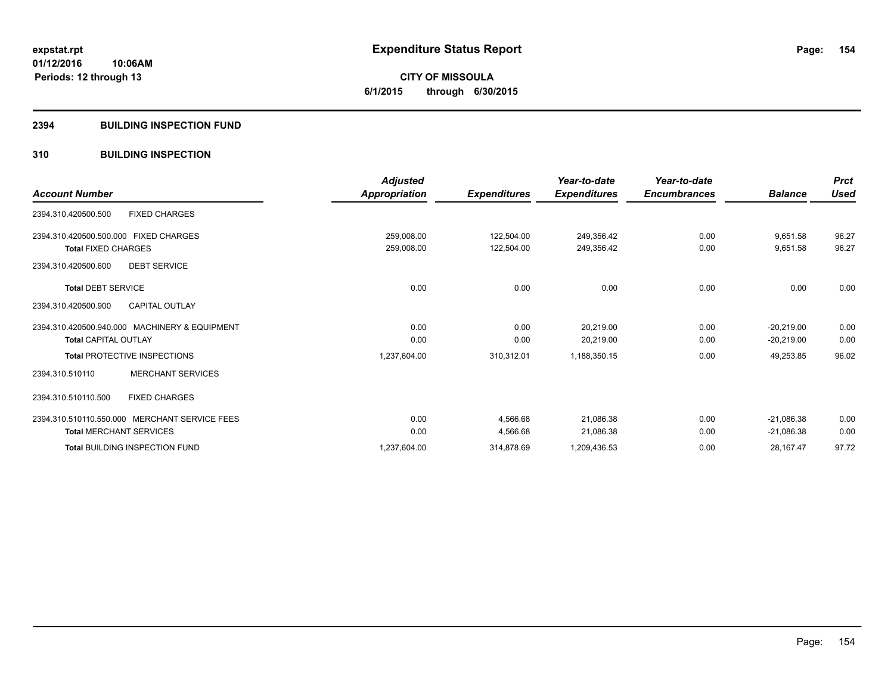expstat.rpt
01/12/2016 10:06AM
Periods: 12 through 13

# Expenditure Status Report

**CITY OF MISSOULA**
**6/1/2015 through 6/30/2015**

## 2394 BUILDING INSPECTION FUND

### 310 BUILDING INSPECTION

| Account Number | Adjusted Appropriation | Expenditures | Year-to-date Expenditures | Year-to-date Encumbrances | Balance | Prct Used |
|---|---|---|---|---|---|---|
| 2394.310.420500.500 FIXED CHARGES | | | | | | |
| 2394.310.420500.500.000 FIXED CHARGES | 259,008.00 | 122,504.00 | 249,356.42 | 0.00 | 9,651.58 | 96.27 |
| **Total** FIXED CHARGES | 259,008.00 | 122,504.00 | 249,356.42 | 0.00 | 9,651.58 | 96.27 |
| 2394.310.420500.600 DEBT SERVICE | | | | | | |
| **Total** DEBT SERVICE | 0.00 | 0.00 | 0.00 | 0.00 | 0.00 | 0.00 |
| 2394.310.420500.900 CAPITAL OUTLAY | | | | | | |
| 2394.310.420500.940.000 MACHINERY & EQUIPMENT | 0.00 | 0.00 | 20,219.00 | 0.00 | -20,219.00 | 0.00 |
| **Total** CAPITAL OUTLAY | 0.00 | 0.00 | 20,219.00 | 0.00 | -20,219.00 | 0.00 |
| **Total** PROTECTIVE INSPECTIONS | 1,237,604.00 | 310,312.01 | 1,188,350.15 | 0.00 | 49,253.85 | 96.02 |
| 2394.310.510110 MERCHANT SERVICES | | | | | | |
| 2394.310.510110.500 FIXED CHARGES | | | | | | |
| 2394.310.510110.550.000 MERCHANT SERVICE FEES | 0.00 | 4,566.68 | 21,086.38 | 0.00 | -21,086.38 | 0.00 |
| **Total** MERCHANT SERVICES | 0.00 | 4,566.68 | 21,086.38 | 0.00 | -21,086.38 | 0.00 |
| **Total** BUILDING INSPECTION FUND | 1,237,604.00 | 314,878.69 | 1,209,436.53 | 0.00 | 28,167.47 | 97.72 |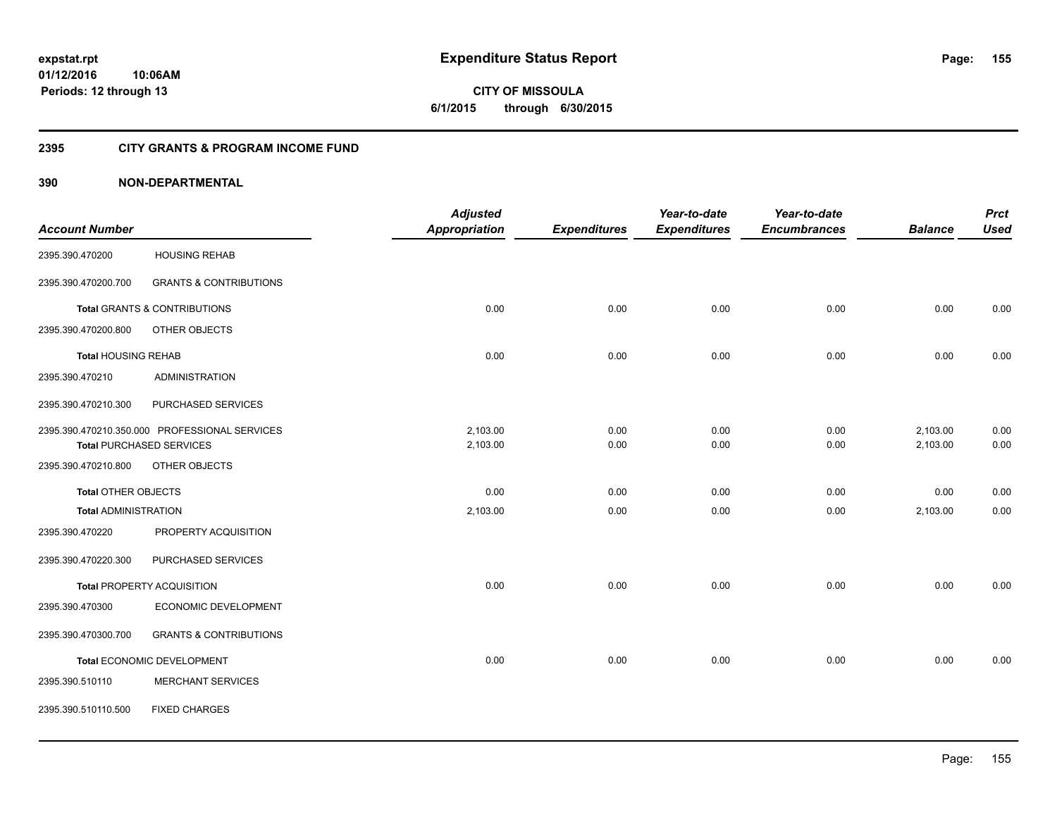**Expenditure Status Report**

**CITY OF MISSOULA**
**6/1/2015 through 6/30/2015**

expstat.rpt
01/12/2016 10:06AM
Periods: 12 through 13

## 2395 CITY GRANTS & PROGRAM INCOME FUND

## 390 NON-DEPARTMENTAL

| Account Number | | Adjusted Appropriation | Expenditures | Year-to-date Expenditures | Year-to-date Encumbrances | Balance | Prct Used |
|---|---|---|---|---|---|---|---|
| 2395.390.470200 | HOUSING REHAB | | | | | | |
| 2395.390.470200.700 | GRANTS & CONTRIBUTIONS | | | | | | |
| **Total** GRANTS & CONTRIBUTIONS | | 0.00 | 0.00 | 0.00 | 0.00 | 0.00 | 0.00 |
| 2395.390.470200.800 | OTHER OBJECTS | | | | | | |
| **Total** HOUSING REHAB | | 0.00 | 0.00 | 0.00 | 0.00 | 0.00 | 0.00 |
| 2395.390.470210 | ADMINISTRATION | | | | | | |
| 2395.390.470210.300 | PURCHASED SERVICES | | | | | | |
| 2395.390.470210.350.000 | PROFESSIONAL SERVICES | 2,103.00 | 0.00 | 0.00 | 0.00 | 2,103.00 | 0.00 |
| **Total** PURCHASED SERVICES | | 2,103.00 | 0.00 | 0.00 | 0.00 | 2,103.00 | 0.00 |
| 2395.390.470210.800 | OTHER OBJECTS | | | | | | |
| **Total** OTHER OBJECTS | | 0.00 | 0.00 | 0.00 | 0.00 | 0.00 | 0.00 |
| **Total** ADMINISTRATION | | 2,103.00 | 0.00 | 0.00 | 0.00 | 2,103.00 | 0.00 |
| 2395.390.470220 | PROPERTY ACQUISITION | | | | | | |
| 2395.390.470220.300 | PURCHASED SERVICES | | | | | | |
| **Total** PROPERTY ACQUISITION | | 0.00 | 0.00 | 0.00 | 0.00 | 0.00 | 0.00 |
| 2395.390.470300 | ECONOMIC DEVELOPMENT | | | | | | |
| 2395.390.470300.700 | GRANTS & CONTRIBUTIONS | | | | | | |
| **Total** ECONOMIC DEVELOPMENT | | 0.00 | 0.00 | 0.00 | 0.00 | 0.00 | 0.00 |
| 2395.390.510110 | MERCHANT SERVICES | | | | | | |
| 2395.390.510110.500 | FIXED CHARGES | | | | | | |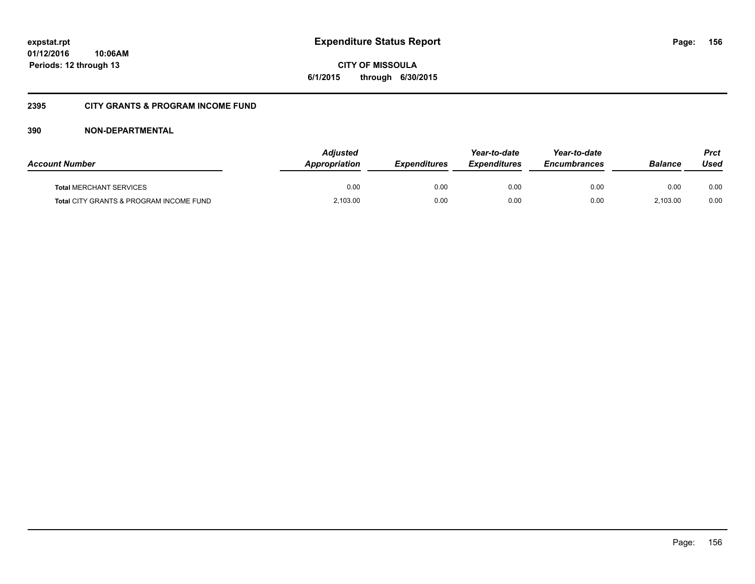# Expenditure Status Report

**CITY OF MISSOULA**
**6/1/2015 through 6/30/2015**

expstat.rpt
01/12/2016 10:06AM
Periods: 12 through 13

## 2395 CITY GRANTS & PROGRAM INCOME FUND

### 390 NON-DEPARTMENTAL

| Account Number | Adjusted Appropriation | Expenditures | Year-to-date Expenditures | Year-to-date Encumbrances | Balance | Prct Used |
|---|---|---|---|---|---|---|
| **Total** MERCHANT SERVICES | 0.00 | 0.00 | 0.00 | 0.00 | 0.00 | 0.00 |
| **Total** CITY GRANTS & PROGRAM INCOME FUND | 2,103.00 | 0.00 | 0.00 | 0.00 | 2,103.00 | 0.00 |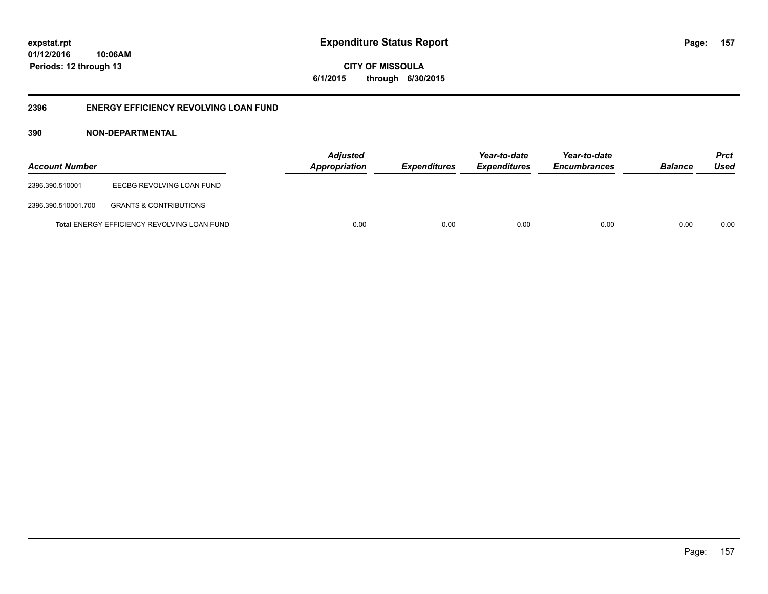# Expenditure Status Report

**CITY OF MISSOULA**

**6/1/2015 through 6/30/2015**

expstat.rpt
01/12/2016 10:06AM
Periods: 12 through 13

## 2396 ENERGY EFFICIENCY REVOLVING LOAN FUND

### 390 NON-DEPARTMENTAL

| Account Number | | Adjusted Appropriation | Expenditures | Year-to-date Expenditures | Year-to-date Encumbrances | Balance | Prct Used |
|---|---|---|---|---|---|---|---|
| 2396.390.510001 | EECBG REVOLVING LOAN FUND | | | | | | |
| 2396.390.510001.700 | GRANTS & CONTRIBUTIONS | | | | | | |
| **Total** ENERGY EFFICIENCY REVOLVING LOAN FUND | | 0.00 | 0.00 | 0.00 | 0.00 | 0.00 | 0.00 |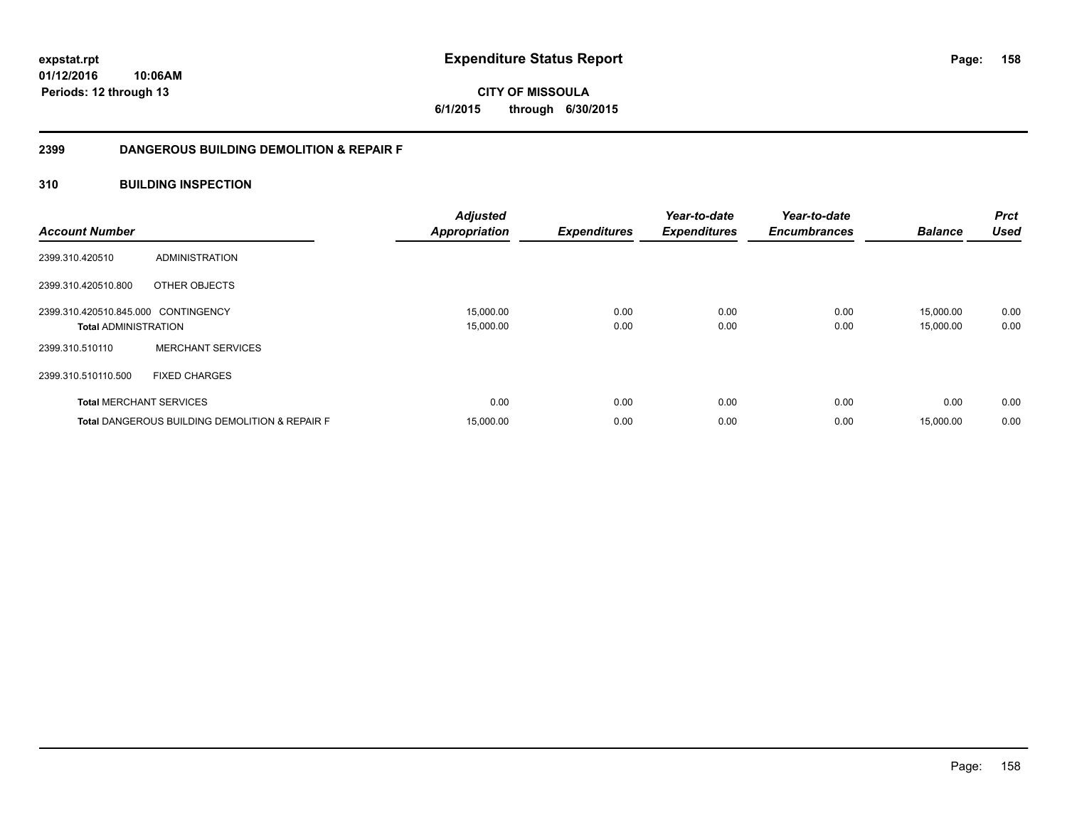**Expenditure Status Report**

**CITY OF MISSOULA**

**6/1/2015 through 6/30/2015**

expstat.rpt
01/12/2016 10:06AM
Periods: 12 through 13

## 2399 DANGEROUS BUILDING DEMOLITION & REPAIR F

### 310 BUILDING INSPECTION

| Account Number | | Adjusted Appropriation | Expenditures | Year-to-date Expenditures | Year-to-date Encumbrances | Balance | Prct Used |
|---|---|---|---|---|---|---|---|
| 2399.310.420510 | ADMINISTRATION | | | | | | |
| 2399.310.420510.800 | OTHER OBJECTS | | | | | | |
| 2399.310.420510.845.000 | CONTINGENCY | 15,000.00 | 0.00 | 0.00 | 0.00 | 15,000.00 | 0.00 |
| **Total** ADMINISTRATION | | 15,000.00 | 0.00 | 0.00 | 0.00 | 15,000.00 | 0.00 |
| 2399.310.510110 | MERCHANT SERVICES | | | | | | |
| 2399.310.510110.500 | FIXED CHARGES | | | | | | |
| **Total** MERCHANT SERVICES | | 0.00 | 0.00 | 0.00 | 0.00 | 0.00 | 0.00 |
| **Total** DANGEROUS BUILDING DEMOLITION & REPAIR F | | 15,000.00 | 0.00 | 0.00 | 0.00 | 15,000.00 | 0.00 |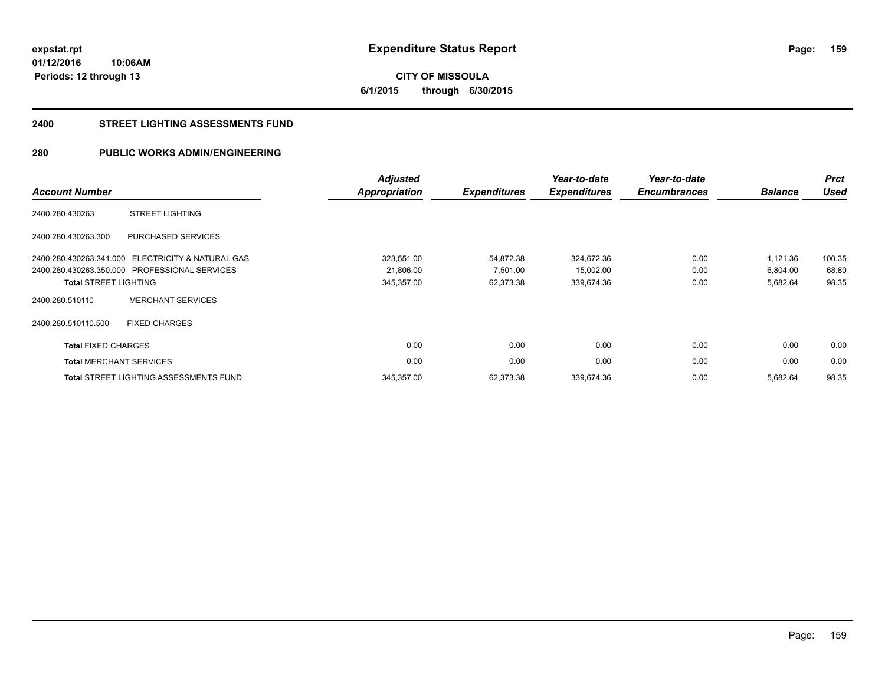# Expenditure Status Report

expstat.rpt
01/12/2016 10:06AM
Periods: 12 through 13

**CITY OF MISSOULA**
**6/1/2015 through 6/30/2015**

## 2400 STREET LIGHTING ASSESSMENTS FUND

## 280 PUBLIC WORKS ADMIN/ENGINEERING

| Account Number | | Adjusted Appropriation | Expenditures | Year-to-date Expenditures | Year-to-date Encumbrances | Balance | Prct Used |
|---|---|---|---|---|---|---|---|
| 2400.280.430263 | STREET LIGHTING | | | | | | |
| 2400.280.430263.300 | PURCHASED SERVICES | | | | | | |
| 2400.280.430263.341.000 | ELECTRICITY & NATURAL GAS | 323,551.00 | 54,872.38 | 324,672.36 | 0.00 | -1,121.36 | 100.35 |
| 2400.280.430263.350.000 | PROFESSIONAL SERVICES | 21,806.00 | 7,501.00 | 15,002.00 | 0.00 | 6,804.00 | 68.80 |
| **Total** STREET LIGHTING | | 345,357.00 | 62,373.38 | 339,674.36 | 0.00 | 5,682.64 | 98.35 |
| 2400.280.510110 | MERCHANT SERVICES | | | | | | |
| 2400.280.510110.500 | FIXED CHARGES | | | | | | |
| **Total** FIXED CHARGES | | 0.00 | 0.00 | 0.00 | 0.00 | 0.00 | 0.00 |
| **Total** MERCHANT SERVICES | | 0.00 | 0.00 | 0.00 | 0.00 | 0.00 | 0.00 |
| **Total** STREET LIGHTING ASSESSMENTS FUND | | 345,357.00 | 62,373.38 | 339,674.36 | 0.00 | 5,682.64 | 98.35 |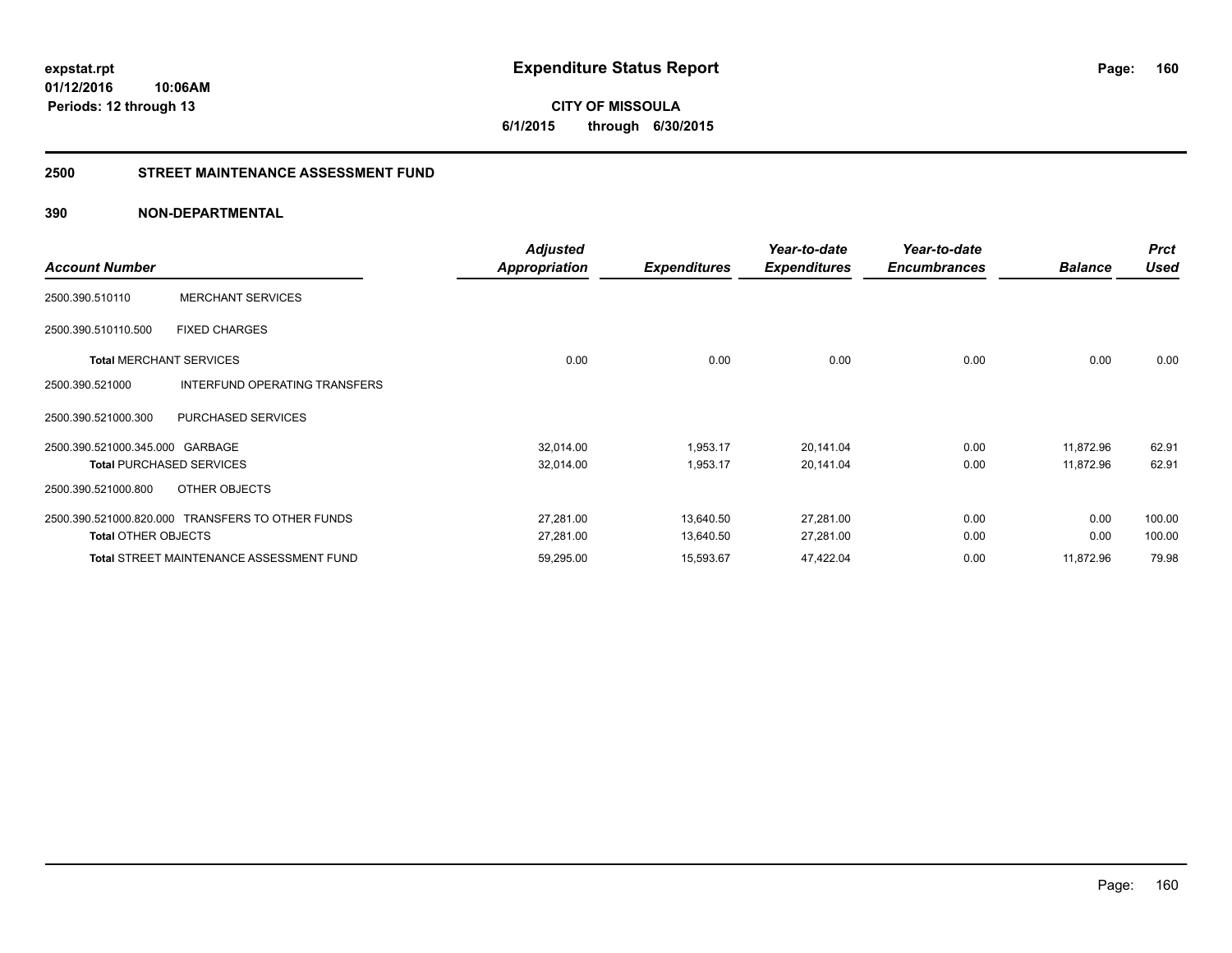# Expenditure Status Report

expstat.rpt
01/12/2016 10:06AM
Periods: 12 through 13

**CITY OF MISSOULA**
**6/1/2015 through 6/30/2015**

## 2500 STREET MAINTENANCE ASSESSMENT FUND

### 390 NON-DEPARTMENTAL

| Account Number | | Adjusted Appropriation | Expenditures | Year-to-date Expenditures | Year-to-date Encumbrances | Balance | Prct Used |
|---|---|---|---|---|---|---|---|
| 2500.390.510110 | MERCHANT SERVICES | | | | | | |
| 2500.390.510110.500 | FIXED CHARGES | | | | | | |
| **Total** MERCHANT SERVICES | | 0.00 | 0.00 | 0.00 | 0.00 | 0.00 | 0.00 |
| 2500.390.521000 | INTERFUND OPERATING TRANSFERS | | | | | | |
| 2500.390.521000.300 | PURCHASED SERVICES | | | | | | |
| 2500.390.521000.345.000 | GARBAGE | 32,014.00 | 1,953.17 | 20,141.04 | 0.00 | 11,872.96 | 62.91 |
| **Total** PURCHASED SERVICES | | 32,014.00 | 1,953.17 | 20,141.04 | 0.00 | 11,872.96 | 62.91 |
| 2500.390.521000.800 | OTHER OBJECTS | | | | | | |
| 2500.390.521000.820.000 | TRANSFERS TO OTHER FUNDS | 27,281.00 | 13,640.50 | 27,281.00 | 0.00 | 0.00 | 100.00 |
| **Total** OTHER OBJECTS | | 27,281.00 | 13,640.50 | 27,281.00 | 0.00 | 0.00 | 100.00 |
| **Total** STREET MAINTENANCE ASSESSMENT FUND | | 59,295.00 | 15,593.67 | 47,422.04 | 0.00 | 11,872.96 | 79.98 |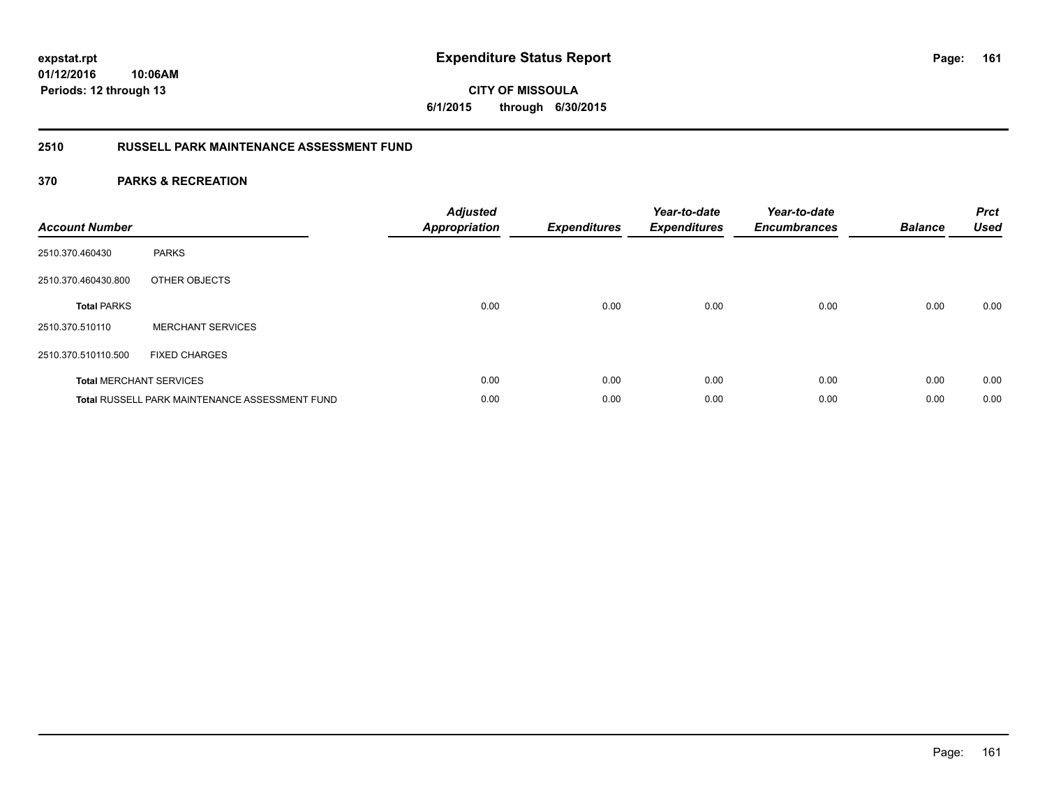expstat.rpt
01/12/2016 10:06AM
Periods: 12 through 13

# Expenditure Status Report

CITY OF MISSOULA
6/1/2015 through 6/30/2015

## 2510 RUSSELL PARK MAINTENANCE ASSESSMENT FUND

### 370 PARKS & RECREATION

| Account Number | | Adjusted Appropriation | Expenditures | Year-to-date Expenditures | Year-to-date Encumbrances | Balance | Prct Used |
|---|---|---|---|---|---|---|---|
| 2510.370.460430 | PARKS | | | | | | |
| 2510.370.460430.800 | OTHER OBJECTS | | | | | | |
| **Total** PARKS | | 0.00 | 0.00 | 0.00 | 0.00 | 0.00 | 0.00 |
| 2510.370.510110 | MERCHANT SERVICES | | | | | | |
| 2510.370.510110.500 | FIXED CHARGES | | | | | | |
| **Total** MERCHANT SERVICES | | 0.00 | 0.00 | 0.00 | 0.00 | 0.00 | 0.00 |
| **Total** RUSSELL PARK MAINTENANCE ASSESSMENT FUND | | 0.00 | 0.00 | 0.00 | 0.00 | 0.00 | 0.00 |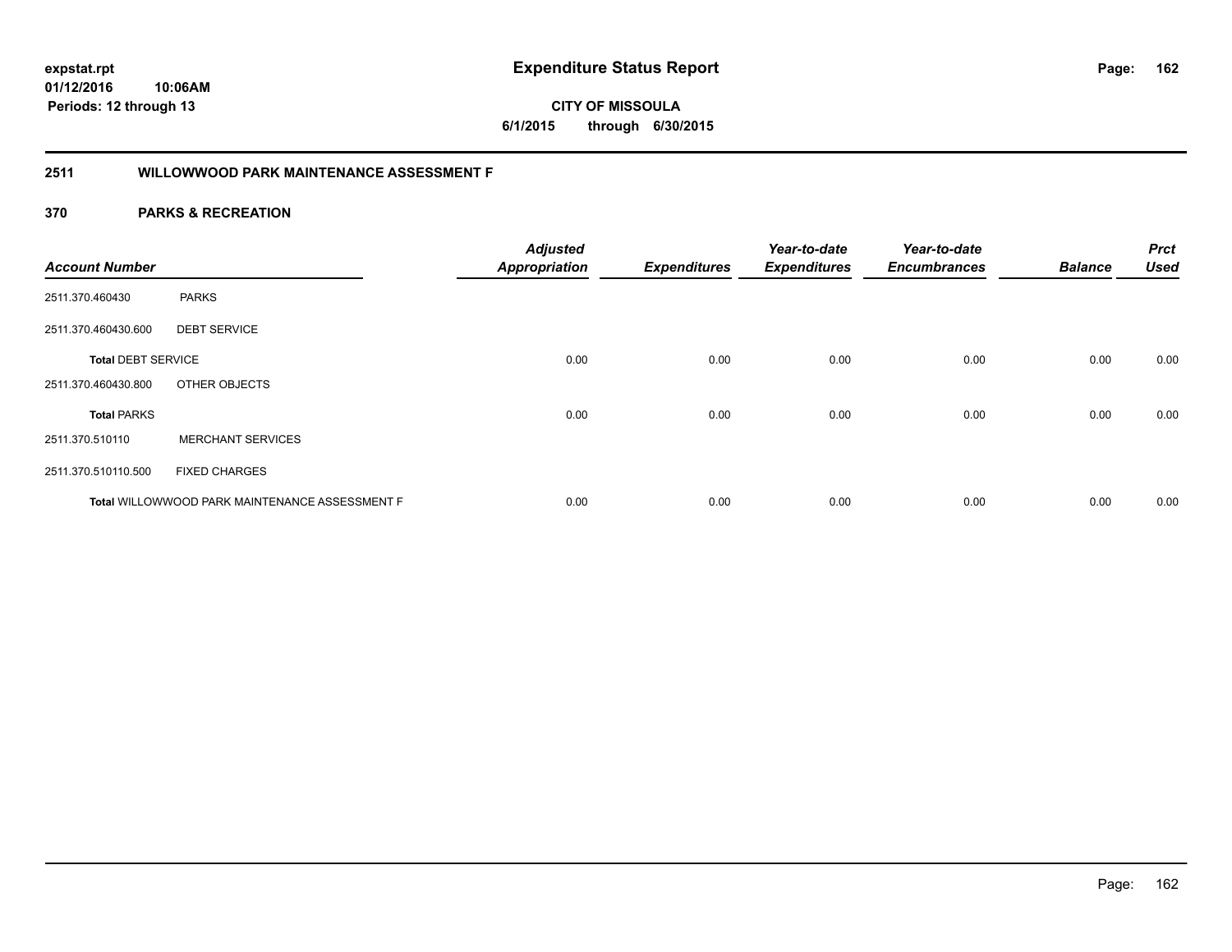**expstat.rpt**
**01/12/2016 10:06AM**
**Periods: 12 through 13**

# Expenditure Status Report

**CITY OF MISSOULA**
**6/1/2015 through 6/30/2015**

## 2511 WILLOWWOOD PARK MAINTENANCE ASSESSMENT F

### 370 PARKS & RECREATION

| Account Number | | Adjusted Appropriation | Expenditures | Year-to-date Expenditures | Year-to-date Encumbrances | Balance | Prct Used |
|---|---|---|---|---|---|---|---|
| 2511.370.460430 | PARKS | | | | | | |
| 2511.370.460430.600 | DEBT SERVICE | | | | | | |
| **Total** DEBT SERVICE | | 0.00 | 0.00 | 0.00 | 0.00 | 0.00 | 0.00 |
| 2511.370.460430.800 | OTHER OBJECTS | | | | | | |
| **Total** PARKS | | 0.00 | 0.00 | 0.00 | 0.00 | 0.00 | 0.00 |
| 2511.370.510110 | MERCHANT SERVICES | | | | | | |
| 2511.370.510110.500 | FIXED CHARGES | | | | | | |
| **Total** WILLOWWOOD PARK MAINTENANCE ASSESSMENT F | | 0.00 | 0.00 | 0.00 | 0.00 | 0.00 | 0.00 |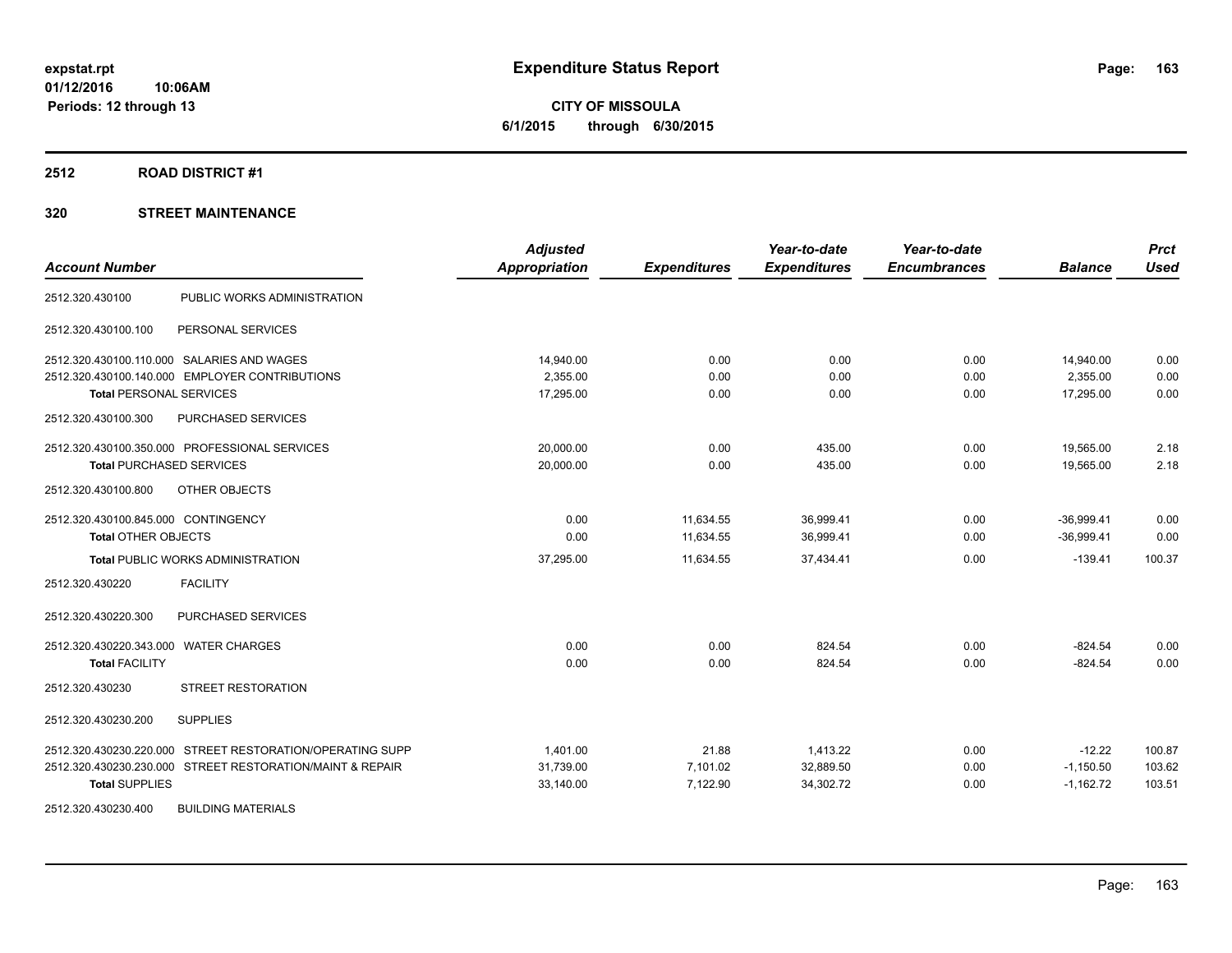# Expenditure Status Report

**CITY OF MISSOULA**

**6/1/2015 through 6/30/2015**

expstat.rpt
01/12/2016 10:06AM
Periods: 12 through 13

## 2512 ROAD DISTRICT #1

## 320 STREET MAINTENANCE

| Account Number | | Adjusted Appropriation | Expenditures | Year-to-date Expenditures | Year-to-date Encumbrances | Balance | Prct Used |
|---|---|---|---|---|---|---|---|
| 2512.320.430100 | PUBLIC WORKS ADMINISTRATION | | | | | | |
| 2512.320.430100.100 | PERSONAL SERVICES | | | | | | |
| 2512.320.430100.110.000 | SALARIES AND WAGES | 14,940.00 | 0.00 | 0.00 | 0.00 | 14,940.00 | 0.00 |
| 2512.320.430100.140.000 | EMPLOYER CONTRIBUTIONS | 2,355.00 | 0.00 | 0.00 | 0.00 | 2,355.00 | 0.00 |
| **Total** PERSONAL SERVICES | | 17,295.00 | 0.00 | 0.00 | 0.00 | 17,295.00 | 0.00 |
| 2512.320.430100.300 | PURCHASED SERVICES | | | | | | |
| 2512.320.430100.350.000 | PROFESSIONAL SERVICES | 20,000.00 | 0.00 | 435.00 | 0.00 | 19,565.00 | 2.18 |
| **Total** PURCHASED SERVICES | | 20,000.00 | 0.00 | 435.00 | 0.00 | 19,565.00 | 2.18 |
| 2512.320.430100.800 | OTHER OBJECTS | | | | | | |
| 2512.320.430100.845.000 | CONTINGENCY | 0.00 | 11,634.55 | 36,999.41 | 0.00 | -36,999.41 | 0.00 |
| **Total** OTHER OBJECTS | | 0.00 | 11,634.55 | 36,999.41 | 0.00 | -36,999.41 | 0.00 |
| **Total** PUBLIC WORKS ADMINISTRATION | | 37,295.00 | 11,634.55 | 37,434.41 | 0.00 | -139.41 | 100.37 |
| 2512.320.430220 | FACILITY | | | | | | |
| 2512.320.430220.300 | PURCHASED SERVICES | | | | | | |
| 2512.320.430220.343.000 | WATER CHARGES | 0.00 | 0.00 | 824.54 | 0.00 | -824.54 | 0.00 |
| **Total** FACILITY | | 0.00 | 0.00 | 824.54 | 0.00 | -824.54 | 0.00 |
| 2512.320.430230 | STREET RESTORATION | | | | | | |
| 2512.320.430230.200 | SUPPLIES | | | | | | |
| 2512.320.430230.220.000 | STREET RESTORATION/OPERATING SUPP | 1,401.00 | 21.88 | 1,413.22 | 0.00 | -12.22 | 100.87 |
| 2512.320.430230.230.000 | STREET RESTORATION/MAINT & REPAIR | 31,739.00 | 7,101.02 | 32,889.50 | 0.00 | -1,150.50 | 103.62 |
| **Total** SUPPLIES | | 33,140.00 | 7,122.90 | 34,302.72 | 0.00 | -1,162.72 | 103.51 |
| 2512.320.430230.400 | BUILDING MATERIALS | | | | | | |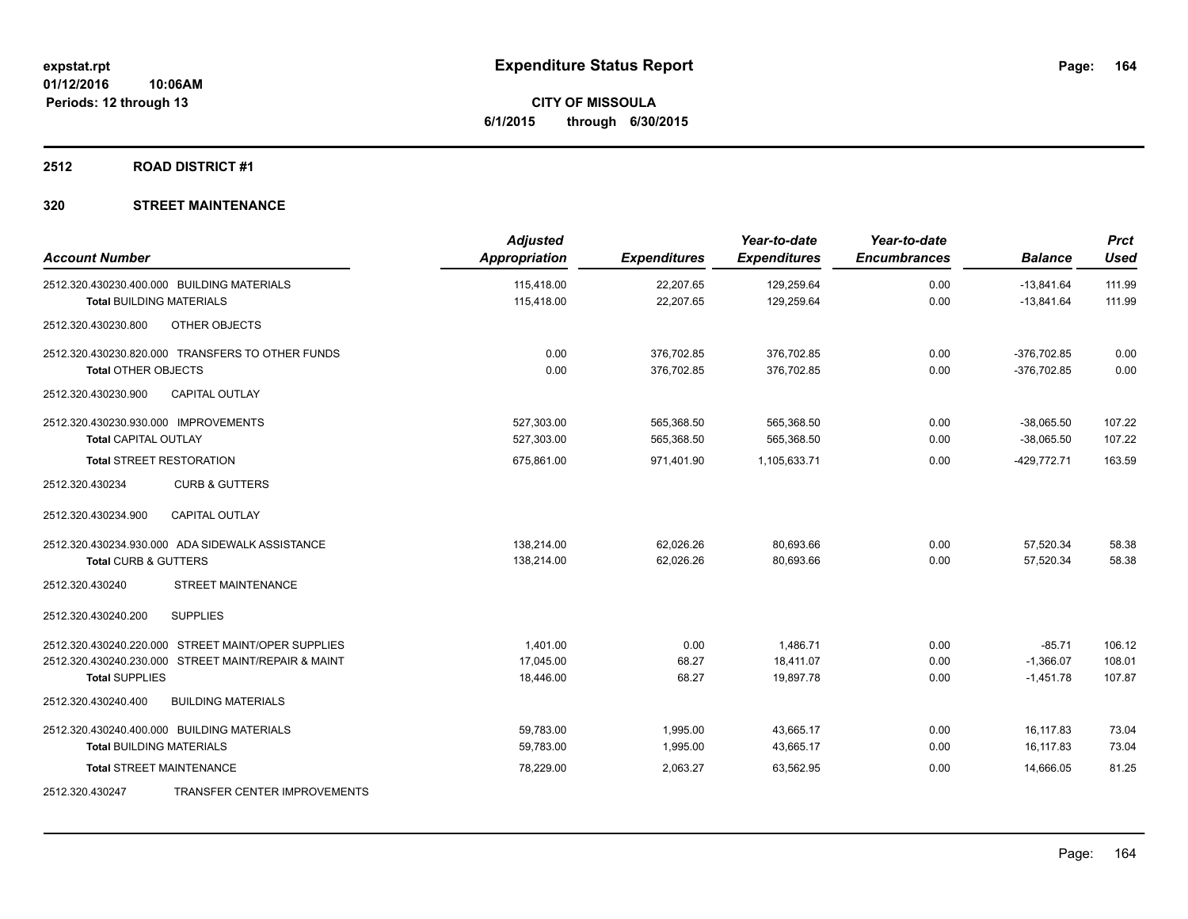**expstat.rpt**
**01/12/2016 10:06AM**
**Periods: 12 through 13**

# Expenditure Status Report

**CITY OF MISSOULA**
**6/1/2015 through 6/30/2015**

## 2512 ROAD DISTRICT #1

### 320 STREET MAINTENANCE

| Account Number | Adjusted Appropriation | Expenditures | Year-to-date Expenditures | Year-to-date Encumbrances | Balance | Prct Used |
|---|---|---|---|---|---|---|
| 2512.320.430230.400.000 BUILDING MATERIALS | 115,418.00 | 22,207.65 | 129,259.64 | 0.00 | -13,841.64 | 111.99 |
| **Total** BUILDING MATERIALS | 115,418.00 | 22,207.65 | 129,259.64 | 0.00 | -13,841.64 | 111.99 |
| 2512.320.430230.800 OTHER OBJECTS | | | | | | |
| 2512.320.430230.820.000 TRANSFERS TO OTHER FUNDS | 0.00 | 376,702.85 | 376,702.85 | 0.00 | -376,702.85 | 0.00 |
| **Total** OTHER OBJECTS | 0.00 | 376,702.85 | 376,702.85 | 0.00 | -376,702.85 | 0.00 |
| 2512.320.430230.900 CAPITAL OUTLAY | | | | | | |
| 2512.320.430230.930.000 IMPROVEMENTS | 527,303.00 | 565,368.50 | 565,368.50 | 0.00 | -38,065.50 | 107.22 |
| **Total** CAPITAL OUTLAY | 527,303.00 | 565,368.50 | 565,368.50 | 0.00 | -38,065.50 | 107.22 |
| **Total** STREET RESTORATION | 675,861.00 | 971,401.90 | 1,105,633.71 | 0.00 | -429,772.71 | 163.59 |
| 2512.320.430234 CURB & GUTTERS | | | | | | |
| 2512.320.430234.900 CAPITAL OUTLAY | | | | | | |
| 2512.320.430234.930.000 ADA SIDEWALK ASSISTANCE | 138,214.00 | 62,026.26 | 80,693.66 | 0.00 | 57,520.34 | 58.38 |
| **Total** CURB & GUTTERS | 138,214.00 | 62,026.26 | 80,693.66 | 0.00 | 57,520.34 | 58.38 |
| 2512.320.430240 STREET MAINTENANCE | | | | | | |
| 2512.320.430240.200 SUPPLIES | | | | | | |
| 2512.320.430240.220.000 STREET MAINT/OPER SUPPLIES | 1,401.00 | 0.00 | 1,486.71 | 0.00 | -85.71 | 106.12 |
| 2512.320.430240.230.000 STREET MAINT/REPAIR & MAINT | 17,045.00 | 68.27 | 18,411.07 | 0.00 | -1,366.07 | 108.01 |
| **Total** SUPPLIES | 18,446.00 | 68.27 | 19,897.78 | 0.00 | -1,451.78 | 107.87 |
| 2512.320.430240.400 BUILDING MATERIALS | | | | | | |
| 2512.320.430240.400.000 BUILDING MATERIALS | 59,783.00 | 1,995.00 | 43,665.17 | 0.00 | 16,117.83 | 73.04 |
| **Total** BUILDING MATERIALS | 59,783.00 | 1,995.00 | 43,665.17 | 0.00 | 16,117.83 | 73.04 |
| **Total** STREET MAINTENANCE | 78,229.00 | 2,063.27 | 63,562.95 | 0.00 | 14,666.05 | 81.25 |
| 2512.320.430247 TRANSFER CENTER IMPROVEMENTS | | | | | | |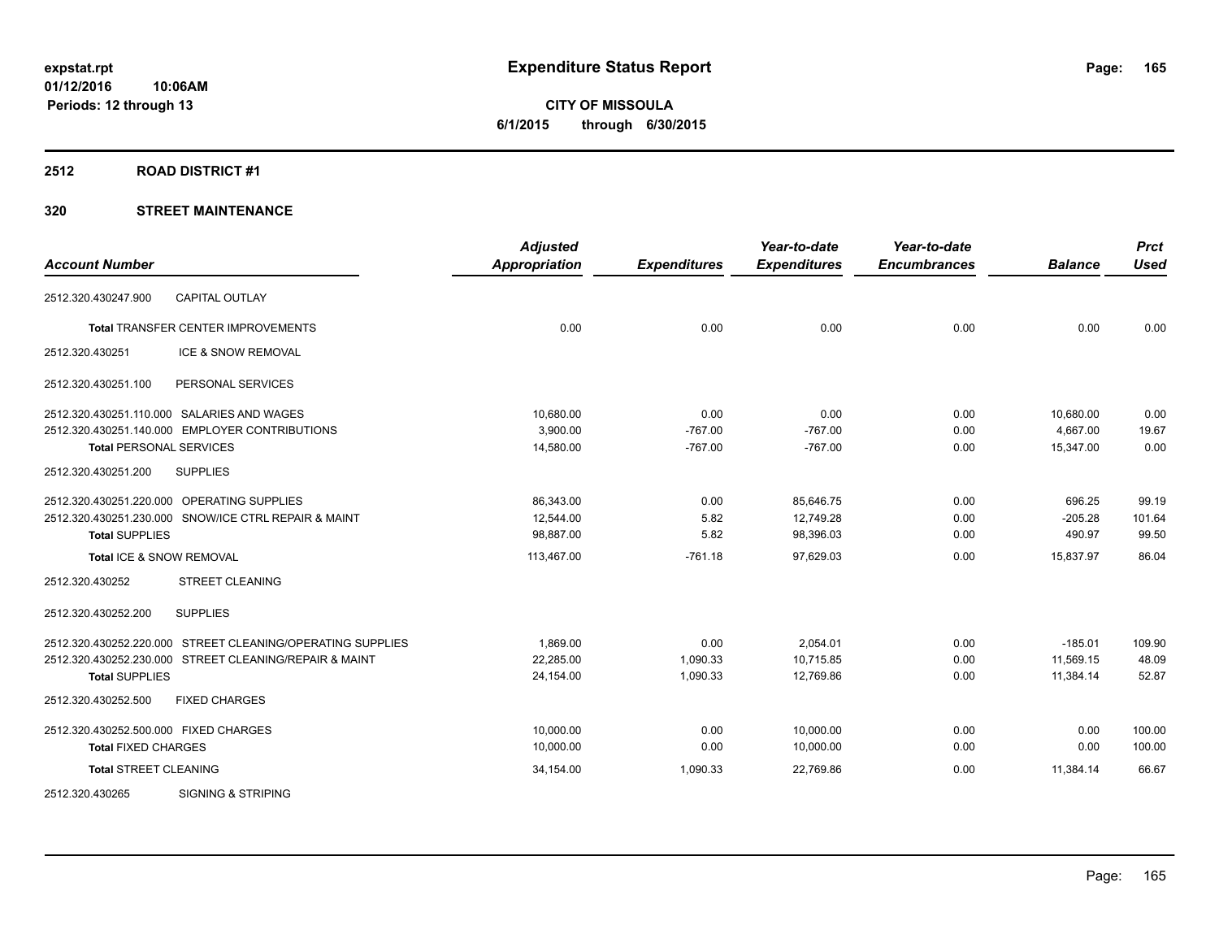**Expenditure Status Report**

**CITY OF MISSOULA**
**6/1/2015 through 6/30/2015**

expstat.rpt
01/12/2016 10:06AM
Periods: 12 through 13

## 2512 ROAD DISTRICT #1

### 320 STREET MAINTENANCE

| Account Number | | Adjusted Appropriation | Expenditures | Year-to-date Expenditures | Year-to-date Encumbrances | Balance | Prct Used |
|---|---|---|---|---|---|---|---|
| 2512.320.430247.900 | CAPITAL OUTLAY | | | | | | |
| **Total** TRANSFER CENTER IMPROVEMENTS | | 0.00 | 0.00 | 0.00 | 0.00 | 0.00 | 0.00 |
| 2512.320.430251 | ICE & SNOW REMOVAL | | | | | | |
| 2512.320.430251.100 | PERSONAL SERVICES | | | | | | |
| 2512.320.430251.110.000 | SALARIES AND WAGES | 10,680.00 | 0.00 | 0.00 | 0.00 | 10,680.00 | 0.00 |
| 2512.320.430251.140.000 | EMPLOYER CONTRIBUTIONS | 3,900.00 | -767.00 | -767.00 | 0.00 | 4,667.00 | 19.67 |
| **Total** PERSONAL SERVICES | | 14,580.00 | -767.00 | -767.00 | 0.00 | 15,347.00 | 0.00 |
| 2512.320.430251.200 | SUPPLIES | | | | | | |
| 2512.320.430251.220.000 | OPERATING SUPPLIES | 86,343.00 | 0.00 | 85,646.75 | 0.00 | 696.25 | 99.19 |
| 2512.320.430251.230.000 | SNOW/ICE CTRL REPAIR & MAINT | 12,544.00 | 5.82 | 12,749.28 | 0.00 | -205.28 | 101.64 |
| **Total** SUPPLIES | | 98,887.00 | 5.82 | 98,396.03 | 0.00 | 490.97 | 99.50 |
| **Total** ICE & SNOW REMOVAL | | 113,467.00 | -761.18 | 97,629.03 | 0.00 | 15,837.97 | 86.04 |
| 2512.320.430252 | STREET CLEANING | | | | | | |
| 2512.320.430252.200 | SUPPLIES | | | | | | |
| 2512.320.430252.220.000 | STREET CLEANING/OPERATING SUPPLIES | 1,869.00 | 0.00 | 2,054.01 | 0.00 | -185.01 | 109.90 |
| 2512.320.430252.230.000 | STREET CLEANING/REPAIR & MAINT | 22,285.00 | 1,090.33 | 10,715.85 | 0.00 | 11,569.15 | 48.09 |
| **Total** SUPPLIES | | 24,154.00 | 1,090.33 | 12,769.86 | 0.00 | 11,384.14 | 52.87 |
| 2512.320.430252.500 | FIXED CHARGES | | | | | | |
| 2512.320.430252.500.000 | FIXED CHARGES | 10,000.00 | 0.00 | 10,000.00 | 0.00 | 0.00 | 100.00 |
| **Total** FIXED CHARGES | | 10,000.00 | 0.00 | 10,000.00 | 0.00 | 0.00 | 100.00 |
| **Total** STREET CLEANING | | 34,154.00 | 1,090.33 | 22,769.86 | 0.00 | 11,384.14 | 66.67 |
| 2512.320.430265 | SIGNING & STRIPING | | | | | | |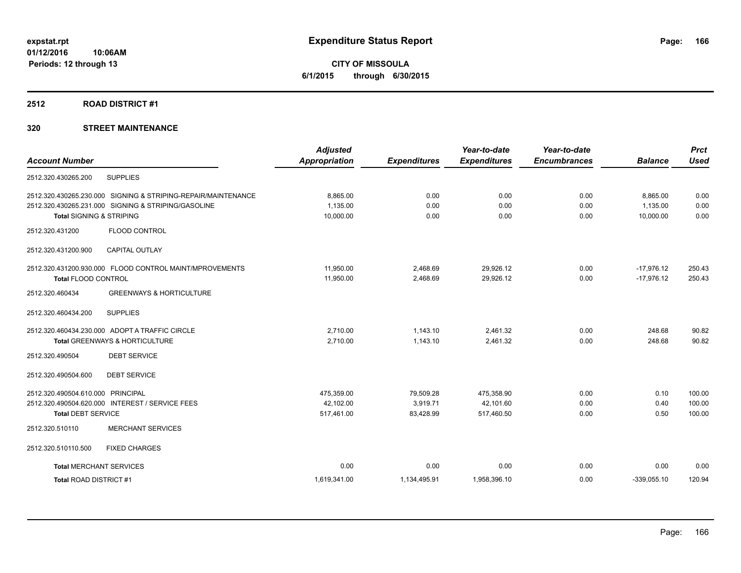# Expenditure Status Report

expstat.rpt
01/12/2016 10:06AM
Periods: 12 through 13

**CITY OF MISSOULA**
**6/1/2015 through 6/30/2015**

## 2512 ROAD DISTRICT #1

### 320 STREET MAINTENANCE

| Account Number | | Adjusted Appropriation | Expenditures | Year-to-date Expenditures | Year-to-date Encumbrances | Balance | Prct Used |
|---|---|---|---|---|---|---|---|
| 2512.320.430265.200 | SUPPLIES | | | | | | |
| 2512.320.430265.230.000 | SIGNING & STRIPING-REPAIR/MAINTENANCE | 8,865.00 | 0.00 | 0.00 | 0.00 | 8,865.00 | 0.00 |
| 2512.320.430265.231.000 | SIGNING & STRIPING/GASOLINE | 1,135.00 | 0.00 | 0.00 | 0.00 | 1,135.00 | 0.00 |
| **Total** SIGNING & STRIPING | | 10,000.00 | 0.00 | 0.00 | 0.00 | 10,000.00 | 0.00 |
| 2512.320.431200 | FLOOD CONTROL | | | | | | |
| 2512.320.431200.900 | CAPITAL OUTLAY | | | | | | |
| 2512.320.431200.930.000 | FLOOD CONTROL MAINT/MPROVEMENTS | 11,950.00 | 2,468.69 | 29,926.12 | 0.00 | -17,976.12 | 250.43 |
| **Total** FLOOD CONTROL | | 11,950.00 | 2,468.69 | 29,926.12 | 0.00 | -17,976.12 | 250.43 |
| 2512.320.460434 | GREENWAYS & HORTICULTURE | | | | | | |
| 2512.320.460434.200 | SUPPLIES | | | | | | |
| 2512.320.460434.230.000 | ADOPT A TRAFFIC CIRCLE | 2,710.00 | 1,143.10 | 2,461.32 | 0.00 | 248.68 | 90.82 |
| **Total** GREENWAYS & HORTICULTURE | | 2,710.00 | 1,143.10 | 2,461.32 | 0.00 | 248.68 | 90.82 |
| 2512.320.490504 | DEBT SERVICE | | | | | | |
| 2512.320.490504.600 | DEBT SERVICE | | | | | | |
| 2512.320.490504.610.000 | PRINCIPAL | 475,359.00 | 79,509.28 | 475,358.90 | 0.00 | 0.10 | 100.00 |
| 2512.320.490504.620.000 | INTEREST / SERVICE FEES | 42,102.00 | 3,919.71 | 42,101.60 | 0.00 | 0.40 | 100.00 |
| **Total** DEBT SERVICE | | 517,461.00 | 83,428.99 | 517,460.50 | 0.00 | 0.50 | 100.00 |
| 2512.320.510110 | MERCHANT SERVICES | | | | | | |
| 2512.320.510110.500 | FIXED CHARGES | | | | | | |
| **Total** MERCHANT SERVICES | | 0.00 | 0.00 | 0.00 | 0.00 | 0.00 | 0.00 |
| **Total** ROAD DISTRICT #1 | | 1,619,341.00 | 1,134,495.91 | 1,958,396.10 | 0.00 | -339,055.10 | 120.94 |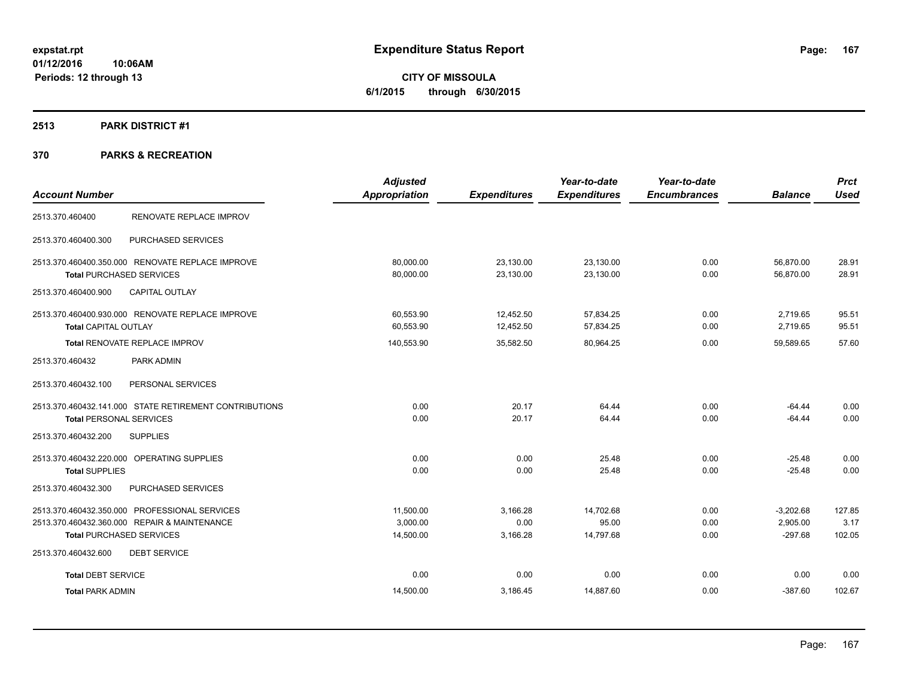# Expenditure Status Report

**CITY OF MISSOULA**
**6/1/2015 through 6/30/2015**

expstat.rpt
01/12/2016 10:06AM
Periods: 12 through 13

## 2513 PARK DISTRICT #1

## 370 PARKS & RECREATION

| Account Number | | Adjusted Appropriation | Expenditures | Year-to-date Expenditures | Year-to-date Encumbrances | Balance | Prct Used |
|---|---|---|---|---|---|---|---|
| 2513.370.460400 | RENOVATE REPLACE IMPROV | | | | | | |
| 2513.370.460400.300 | PURCHASED SERVICES | | | | | | |
| 2513.370.460400.350.000 | RENOVATE REPLACE IMPROVE | 80,000.00 | 23,130.00 | 23,130.00 | 0.00 | 56,870.00 | 28.91 |
| **Total** PURCHASED SERVICES | | 80,000.00 | 23,130.00 | 23,130.00 | 0.00 | 56,870.00 | 28.91 |
| 2513.370.460400.900 | CAPITAL OUTLAY | | | | | | |
| 2513.370.460400.930.000 | RENOVATE REPLACE IMPROVE | 60,553.90 | 12,452.50 | 57,834.25 | 0.00 | 2,719.65 | 95.51 |
| **Total** CAPITAL OUTLAY | | 60,553.90 | 12,452.50 | 57,834.25 | 0.00 | 2,719.65 | 95.51 |
| **Total** RENOVATE REPLACE IMPROV | | 140,553.90 | 35,582.50 | 80,964.25 | 0.00 | 59,589.65 | 57.60 |
| 2513.370.460432 | PARK ADMIN | | | | | | |
| 2513.370.460432.100 | PERSONAL SERVICES | | | | | | |
| 2513.370.460432.141.000 | STATE RETIREMENT CONTRIBUTIONS | 0.00 | 20.17 | 64.44 | 0.00 | -64.44 | 0.00 |
| **Total** PERSONAL SERVICES | | 0.00 | 20.17 | 64.44 | 0.00 | -64.44 | 0.00 |
| 2513.370.460432.200 | SUPPLIES | | | | | | |
| 2513.370.460432.220.000 | OPERATING SUPPLIES | 0.00 | 0.00 | 25.48 | 0.00 | -25.48 | 0.00 |
| **Total** SUPPLIES | | 0.00 | 0.00 | 25.48 | 0.00 | -25.48 | 0.00 |
| 2513.370.460432.300 | PURCHASED SERVICES | | | | | | |
| 2513.370.460432.350.000 | PROFESSIONAL SERVICES | 11,500.00 | 3,166.28 | 14,702.68 | 0.00 | -3,202.68 | 127.85 |
| 2513.370.460432.360.000 | REPAIR & MAINTENANCE | 3,000.00 | 0.00 | 95.00 | 0.00 | 2,905.00 | 3.17 |
| **Total** PURCHASED SERVICES | | 14,500.00 | 3,166.28 | 14,797.68 | 0.00 | -297.68 | 102.05 |
| 2513.370.460432.600 | DEBT SERVICE | | | | | | |
| **Total** DEBT SERVICE | | 0.00 | 0.00 | 0.00 | 0.00 | 0.00 | 0.00 |
| **Total** PARK ADMIN | | 14,500.00 | 3,186.45 | 14,887.60 | 0.00 | -387.60 | 102.67 |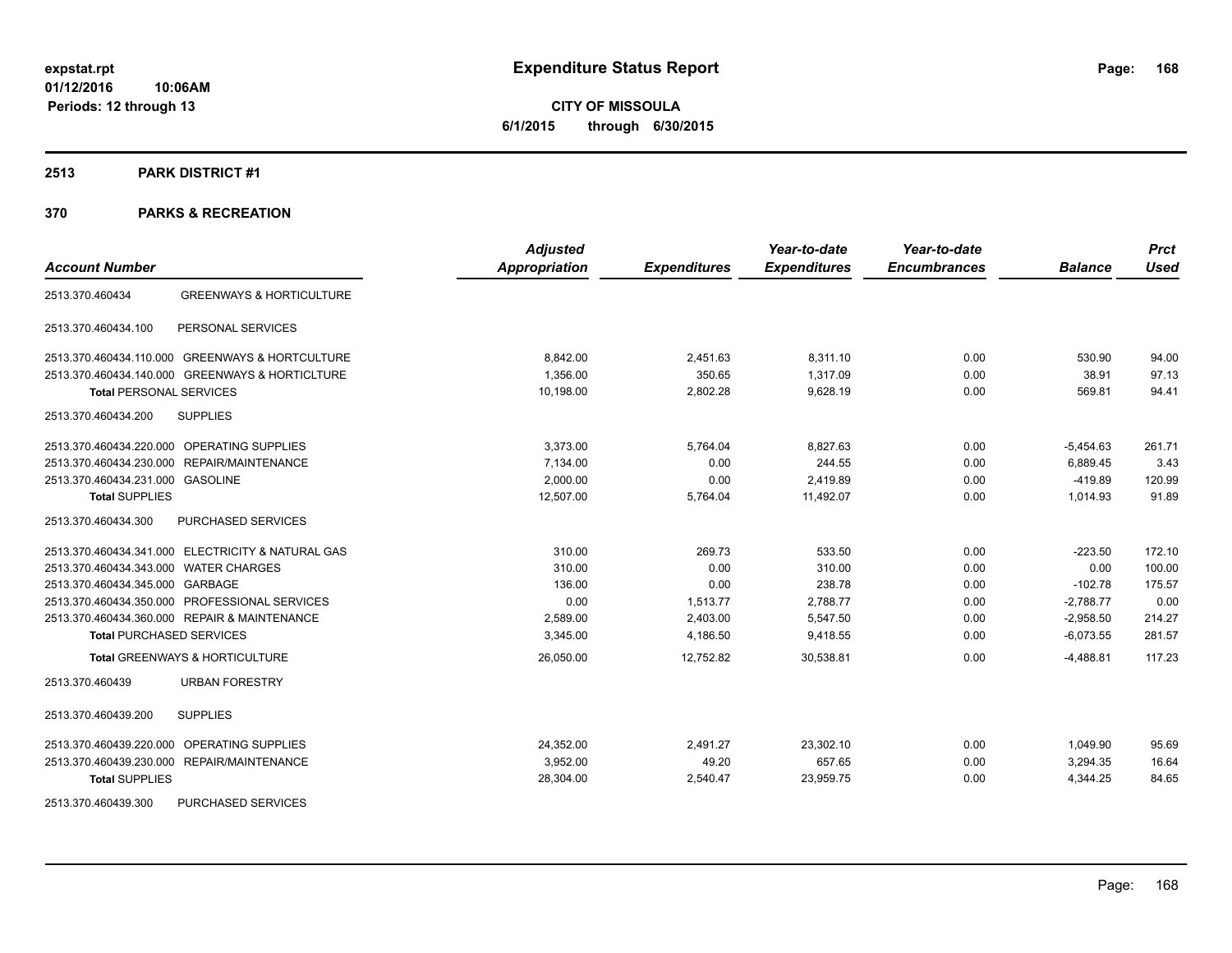# Expenditure Status Report

expstat.rpt
01/12/2016 10:06AM
Periods: 12 through 13

**CITY OF MISSOULA**
**6/1/2015 through 6/30/2015**

## 2513 PARK DISTRICT #1

## 370 PARKS & RECREATION

| Account Number | | Adjusted Appropriation | Expenditures | Year-to-date Expenditures | Year-to-date Encumbrances | Balance | Prct Used |
|---|---|---|---|---|---|---|---|
| 2513.370.460434 | GREENWAYS & HORTICULTURE | | | | | | |
| 2513.370.460434.100 | PERSONAL SERVICES | | | | | | |
| 2513.370.460434.110.000 | GREENWAYS & HORTCULTURE | 8,842.00 | 2,451.63 | 8,311.10 | 0.00 | 530.90 | 94.00 |
| 2513.370.460434.140.000 | GREENWAYS & HORTICLTURE | 1,356.00 | 350.65 | 1,317.09 | 0.00 | 38.91 | 97.13 |
| **Total** PERSONAL SERVICES | | 10,198.00 | 2,802.28 | 9,628.19 | 0.00 | 569.81 | 94.41 |
| 2513.370.460434.200 | SUPPLIES | | | | | | |
| 2513.370.460434.220.000 | OPERATING SUPPLIES | 3,373.00 | 5,764.04 | 8,827.63 | 0.00 | -5,454.63 | 261.71 |
| 2513.370.460434.230.000 | REPAIR/MAINTENANCE | 7,134.00 | 0.00 | 244.55 | 0.00 | 6,889.45 | 3.43 |
| 2513.370.460434.231.000 | GASOLINE | 2,000.00 | 0.00 | 2,419.89 | 0.00 | -419.89 | 120.99 |
| **Total** SUPPLIES | | 12,507.00 | 5,764.04 | 11,492.07 | 0.00 | 1,014.93 | 91.89 |
| 2513.370.460434.300 | PURCHASED SERVICES | | | | | | |
| 2513.370.460434.341.000 | ELECTRICITY & NATURAL GAS | 310.00 | 269.73 | 533.50 | 0.00 | -223.50 | 172.10 |
| 2513.370.460434.343.000 | WATER CHARGES | 310.00 | 0.00 | 310.00 | 0.00 | 0.00 | 100.00 |
| 2513.370.460434.345.000 | GARBAGE | 136.00 | 0.00 | 238.78 | 0.00 | -102.78 | 175.57 |
| 2513.370.460434.350.000 | PROFESSIONAL SERVICES | 0.00 | 1,513.77 | 2,788.77 | 0.00 | -2,788.77 | 0.00 |
| 2513.370.460434.360.000 | REPAIR & MAINTENANCE | 2,589.00 | 2,403.00 | 5,547.50 | 0.00 | -2,958.50 | 214.27 |
| **Total** PURCHASED SERVICES | | 3,345.00 | 4,186.50 | 9,418.55 | 0.00 | -6,073.55 | 281.57 |
| **Total** GREENWAYS & HORTICULTURE | | 26,050.00 | 12,752.82 | 30,538.81 | 0.00 | -4,488.81 | 117.23 |
| 2513.370.460439 | URBAN FORESTRY | | | | | | |
| 2513.370.460439.200 | SUPPLIES | | | | | | |
| 2513.370.460439.220.000 | OPERATING SUPPLIES | 24,352.00 | 2,491.27 | 23,302.10 | 0.00 | 1,049.90 | 95.69 |
| 2513.370.460439.230.000 | REPAIR/MAINTENANCE | 3,952.00 | 49.20 | 657.65 | 0.00 | 3,294.35 | 16.64 |
| **Total** SUPPLIES | | 28,304.00 | 2,540.47 | 23,959.75 | 0.00 | 4,344.25 | 84.65 |
| 2513.370.460439.300 | PURCHASED SERVICES | | | | | | |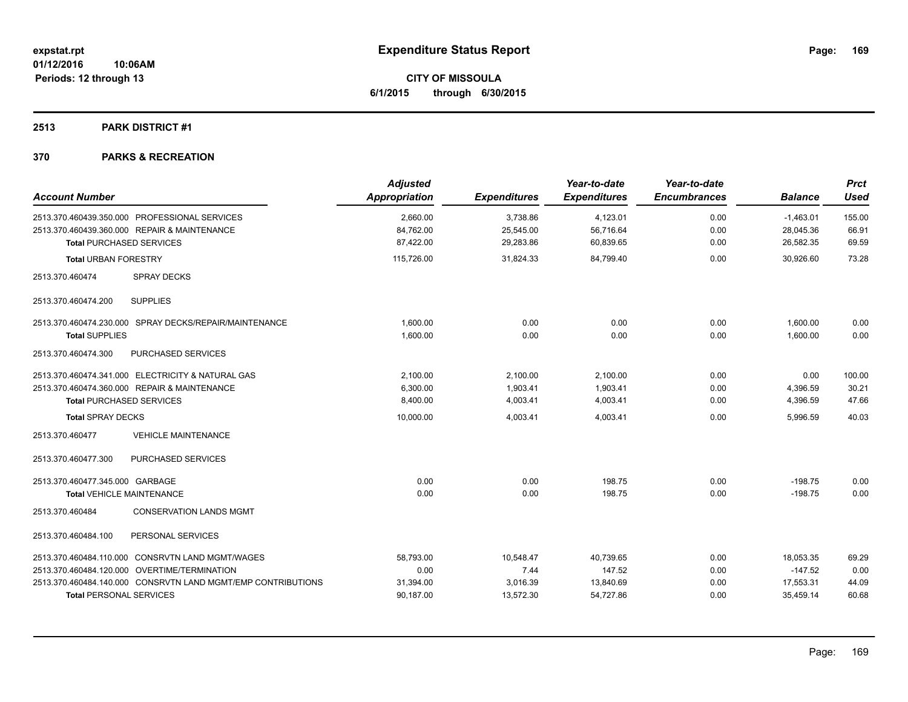**expstat.rpt**
**01/12/2016 10:06AM**
**Periods: 12 through 13**

# Expenditure Status Report

**CITY OF MISSOULA**
**6/1/2015 through 6/30/2015**

## 2513 PARK DISTRICT #1

## 370 PARKS & RECREATION

| Account Number | Adjusted Appropriation | Expenditures | Year-to-date Expenditures | Year-to-date Encumbrances | Balance | Prct Used |
|---|---|---|---|---|---|---|
| 2513.370.460439.350.000 PROFESSIONAL SERVICES | 2,660.00 | 3,738.86 | 4,123.01 | 0.00 | -1,463.01 | 155.00 |
| 2513.370.460439.360.000 REPAIR & MAINTENANCE | 84,762.00 | 25,545.00 | 56,716.64 | 0.00 | 28,045.36 | 66.91 |
| **Total** PURCHASED SERVICES | 87,422.00 | 29,283.86 | 60,839.65 | 0.00 | 26,582.35 | 69.59 |
| **Total** URBAN FORESTRY | 115,726.00 | 31,824.33 | 84,799.40 | 0.00 | 30,926.60 | 73.28 |
| 2513.370.460474 SPRAY DECKS | | | | | | |
| 2513.370.460474.200 SUPPLIES | | | | | | |
| 2513.370.460474.230.000 SPRAY DECKS/REPAIR/MAINTENANCE | 1,600.00 | 0.00 | 0.00 | 0.00 | 1,600.00 | 0.00 |
| **Total** SUPPLIES | 1,600.00 | 0.00 | 0.00 | 0.00 | 1,600.00 | 0.00 |
| 2513.370.460474.300 PURCHASED SERVICES | | | | | | |
| 2513.370.460474.341.000 ELECTRICITY & NATURAL GAS | 2,100.00 | 2,100.00 | 2,100.00 | 0.00 | 0.00 | 100.00 |
| 2513.370.460474.360.000 REPAIR & MAINTENANCE | 6,300.00 | 1,903.41 | 1,903.41 | 0.00 | 4,396.59 | 30.21 |
| **Total** PURCHASED SERVICES | 8,400.00 | 4,003.41 | 4,003.41 | 0.00 | 4,396.59 | 47.66 |
| **Total** SPRAY DECKS | 10,000.00 | 4,003.41 | 4,003.41 | 0.00 | 5,996.59 | 40.03 |
| 2513.370.460477 VEHICLE MAINTENANCE | | | | | | |
| 2513.370.460477.300 PURCHASED SERVICES | | | | | | |
| 2513.370.460477.345.000 GARBAGE | 0.00 | 0.00 | 198.75 | 0.00 | -198.75 | 0.00 |
| **Total** VEHICLE MAINTENANCE | 0.00 | 0.00 | 198.75 | 0.00 | -198.75 | 0.00 |
| 2513.370.460484 CONSERVATION LANDS MGMT | | | | | | |
| 2513.370.460484.100 PERSONAL SERVICES | | | | | | |
| 2513.370.460484.110.000 CONSRVTN LAND MGMT/WAGES | 58,793.00 | 10,548.47 | 40,739.65 | 0.00 | 18,053.35 | 69.29 |
| 2513.370.460484.120.000 OVERTIME/TERMINATION | 0.00 | 7.44 | 147.52 | 0.00 | -147.52 | 0.00 |
| 2513.370.460484.140.000 CONSRVTN LAND MGMT/EMP CONTRIBUTIONS | 31,394.00 | 3,016.39 | 13,840.69 | 0.00 | 17,553.31 | 44.09 |
| **Total** PERSONAL SERVICES | 90,187.00 | 13,572.30 | 54,727.86 | 0.00 | 35,459.14 | 60.68 |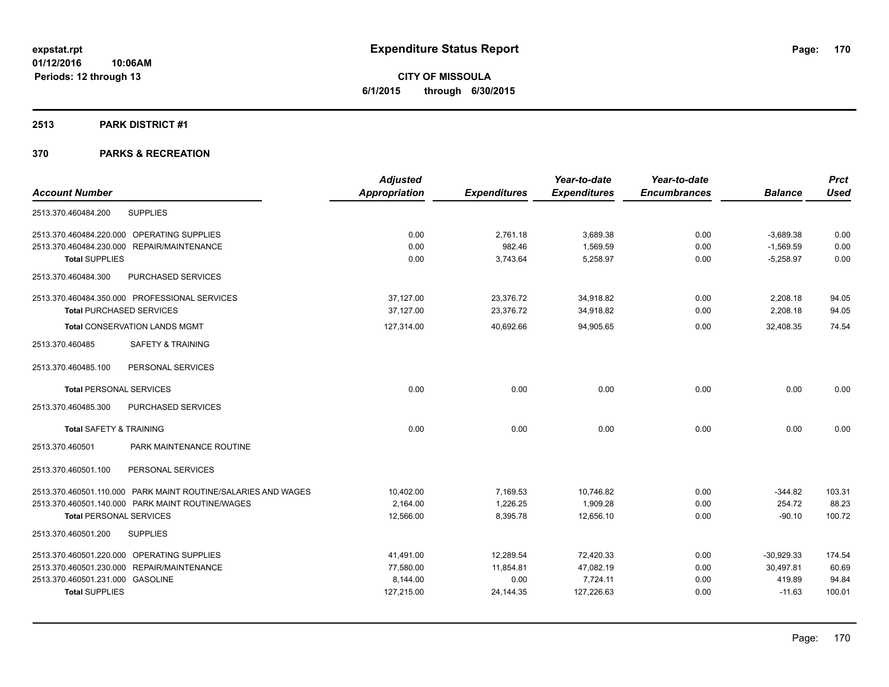# Expenditure Status Report

expstat.rpt
01/12/2016 10:06AM
Periods: 12 through 13

**CITY OF MISSOULA**
**6/1/2015 through 6/30/2015**

## 2513 PARK DISTRICT #1

## 370 PARKS & RECREATION

| Account Number | Adjusted Appropriation | Expenditures | Year-to-date Expenditures | Year-to-date Encumbrances | Balance | Prct Used |
|---|---|---|---|---|---|---|
| 2513.370.460484.200 SUPPLIES | | | | | | |
| 2513.370.460484.220.000 OPERATING SUPPLIES | 0.00 | 2,761.18 | 3,689.38 | 0.00 | -3,689.38 | 0.00 |
| 2513.370.460484.230.000 REPAIR/MAINTENANCE | 0.00 | 982.46 | 1,569.59 | 0.00 | -1,569.59 | 0.00 |
| **Total** SUPPLIES | 0.00 | 3,743.64 | 5,258.97 | 0.00 | -5,258.97 | 0.00 |
| 2513.370.460484.300 PURCHASED SERVICES | | | | | | |
| 2513.370.460484.350.000 PROFESSIONAL SERVICES | 37,127.00 | 23,376.72 | 34,918.82 | 0.00 | 2,208.18 | 94.05 |
| **Total** PURCHASED SERVICES | 37,127.00 | 23,376.72 | 34,918.82 | 0.00 | 2,208.18 | 94.05 |
| **Total** CONSERVATION LANDS MGMT | 127,314.00 | 40,692.66 | 94,905.65 | 0.00 | 32,408.35 | 74.54 |
| 2513.370.460485 SAFETY & TRAINING | | | | | | |
| 2513.370.460485.100 PERSONAL SERVICES | | | | | | |
| **Total** PERSONAL SERVICES | 0.00 | 0.00 | 0.00 | 0.00 | 0.00 | 0.00 |
| 2513.370.460485.300 PURCHASED SERVICES | | | | | | |
| **Total** SAFETY & TRAINING | 0.00 | 0.00 | 0.00 | 0.00 | 0.00 | 0.00 |
| 2513.370.460501 PARK MAINTENANCE ROUTINE | | | | | | |
| 2513.370.460501.100 PERSONAL SERVICES | | | | | | |
| 2513.370.460501.110.000 PARK MAINT ROUTINE/SALARIES AND WAGES | 10,402.00 | 7,169.53 | 10,746.82 | 0.00 | -344.82 | 103.31 |
| 2513.370.460501.140.000 PARK MAINT ROUTINE/WAGES | 2,164.00 | 1,226.25 | 1,909.28 | 0.00 | 254.72 | 88.23 |
| **Total** PERSONAL SERVICES | 12,566.00 | 8,395.78 | 12,656.10 | 0.00 | -90.10 | 100.72 |
| 2513.370.460501.200 SUPPLIES | | | | | | |
| 2513.370.460501.220.000 OPERATING SUPPLIES | 41,491.00 | 12,289.54 | 72,420.33 | 0.00 | -30,929.33 | 174.54 |
| 2513.370.460501.230.000 REPAIR/MAINTENANCE | 77,580.00 | 11,854.81 | 47,082.19 | 0.00 | 30,497.81 | 60.69 |
| 2513.370.460501.231.000 GASOLINE | 8,144.00 | 0.00 | 7,724.11 | 0.00 | 419.89 | 94.84 |
| **Total** SUPPLIES | 127,215.00 | 24,144.35 | 127,226.63 | 0.00 | -11.63 | 100.01 |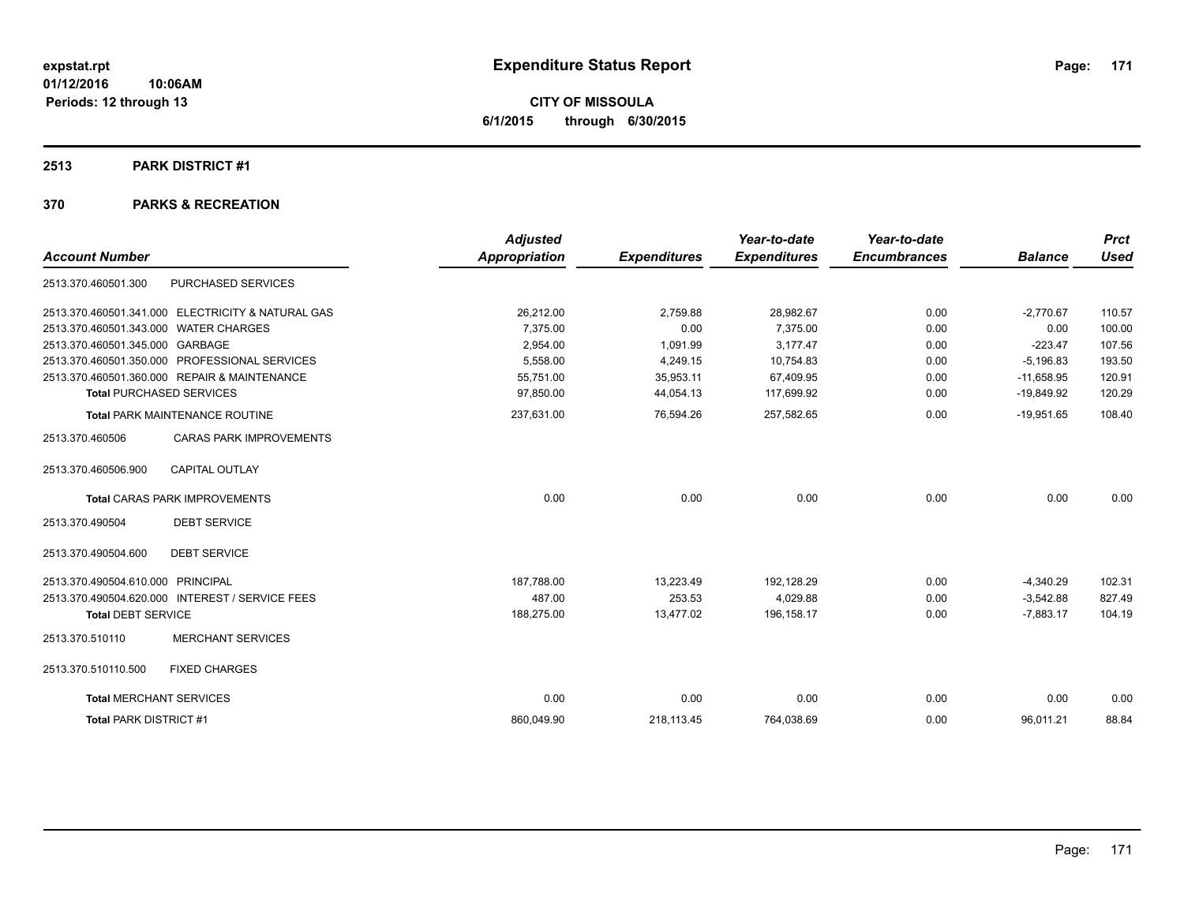expstat.rpt
01/12/2016 10:06AM
Periods: 12 through 13

# Expenditure Status Report

**CITY OF MISSOULA**
**6/1/2015 through 6/30/2015**

## 2513 PARK DISTRICT #1

## 370 PARKS & RECREATION

| Account Number | | Adjusted Appropriation | Expenditures | Year-to-date Expenditures | Year-to-date Encumbrances | Balance | Prct Used |
|---|---|---|---|---|---|---|---|
| 2513.370.460501.300 | PURCHASED SERVICES | | | | | | |
| 2513.370.460501.341.000 | ELECTRICITY & NATURAL GAS | 26,212.00 | 2,759.88 | 28,982.67 | 0.00 | -2,770.67 | 110.57 |
| 2513.370.460501.343.000 | WATER CHARGES | 7,375.00 | 0.00 | 7,375.00 | 0.00 | 0.00 | 100.00 |
| 2513.370.460501.345.000 | GARBAGE | 2,954.00 | 1,091.99 | 3,177.47 | 0.00 | -223.47 | 107.56 |
| 2513.370.460501.350.000 | PROFESSIONAL SERVICES | 5,558.00 | 4,249.15 | 10,754.83 | 0.00 | -5,196.83 | 193.50 |
| 2513.370.460501.360.000 | REPAIR & MAINTENANCE | 55,751.00 | 35,953.11 | 67,409.95 | 0.00 | -11,658.95 | 120.91 |
| **Total** PURCHASED SERVICES | | 97,850.00 | 44,054.13 | 117,699.92 | 0.00 | -19,849.92 | 120.29 |
| **Total** PARK MAINTENANCE ROUTINE | | 237,631.00 | 76,594.26 | 257,582.65 | 0.00 | -19,951.65 | 108.40 |
| 2513.370.460506 | CARAS PARK IMPROVEMENTS | | | | | | |
| 2513.370.460506.900 | CAPITAL OUTLAY | | | | | | |
| **Total** CARAS PARK IMPROVEMENTS | | 0.00 | 0.00 | 0.00 | 0.00 | 0.00 | 0.00 |
| 2513.370.490504 | DEBT SERVICE | | | | | | |
| 2513.370.490504.600 | DEBT SERVICE | | | | | | |
| 2513.370.490504.610.000 | PRINCIPAL | 187,788.00 | 13,223.49 | 192,128.29 | 0.00 | -4,340.29 | 102.31 |
| 2513.370.490504.620.000 | INTEREST / SERVICE FEES | 487.00 | 253.53 | 4,029.88 | 0.00 | -3,542.88 | 827.49 |
| **Total** DEBT SERVICE | | 188,275.00 | 13,477.02 | 196,158.17 | 0.00 | -7,883.17 | 104.19 |
| 2513.370.510110 | MERCHANT SERVICES | | | | | | |
| 2513.370.510110.500 | FIXED CHARGES | | | | | | |
| **Total** MERCHANT SERVICES | | 0.00 | 0.00 | 0.00 | 0.00 | 0.00 | 0.00 |
| **Total** PARK DISTRICT #1 | | 860,049.90 | 218,113.45 | 764,038.69 | 0.00 | 96,011.21 | 88.84 |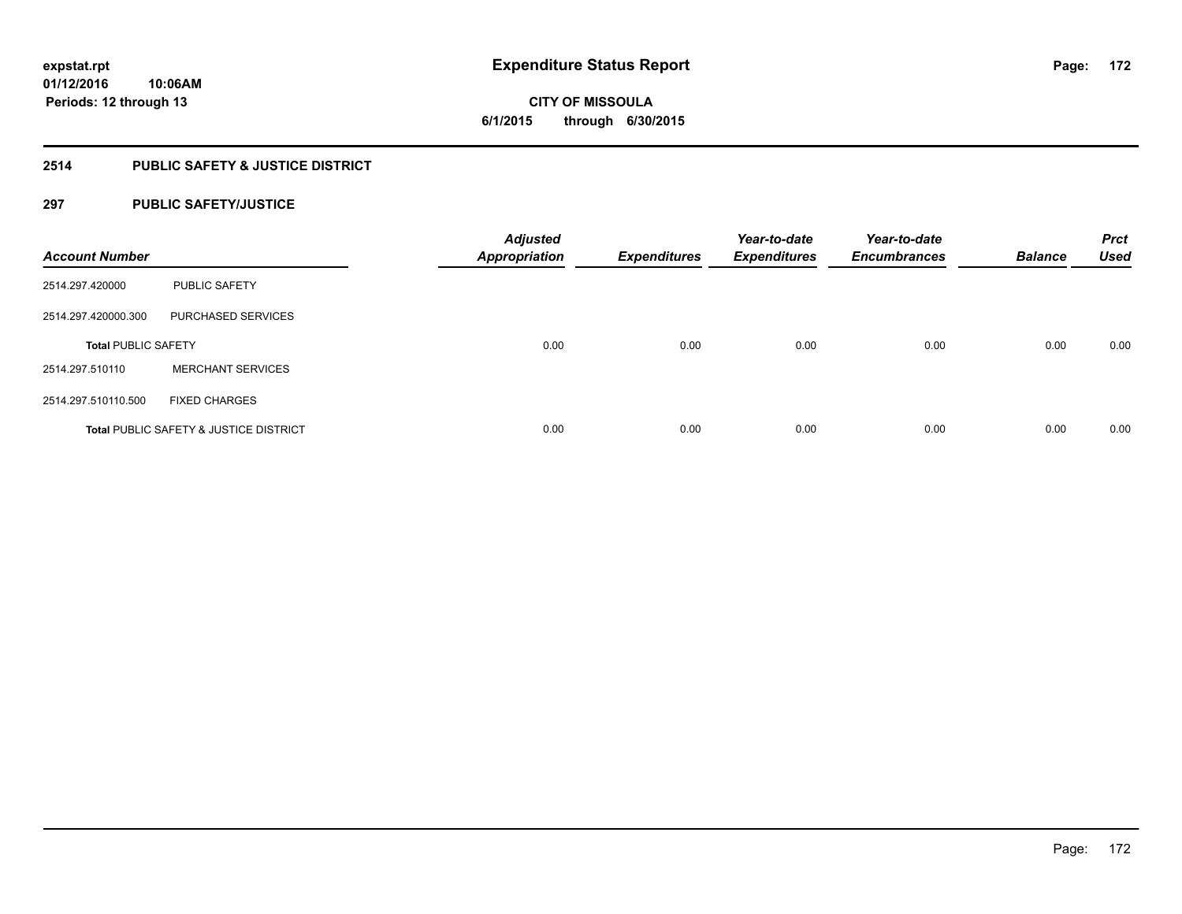# Expenditure Status Report

**CITY OF MISSOULA**

**6/1/2015 through 6/30/2015**

expstat.rpt
01/12/2016 10:06AM
Periods: 12 through 13

## 2514 PUBLIC SAFETY & JUSTICE DISTRICT

### 297 PUBLIC SAFETY/JUSTICE

| Account Number | | Adjusted Appropriation | Expenditures | Year-to-date Expenditures | Year-to-date Encumbrances | Balance | Prct Used |
|---|---|---|---|---|---|---|---|
| 2514.297.420000 | PUBLIC SAFETY | | | | | | |
| 2514.297.420000.300 | PURCHASED SERVICES | | | | | | |
| **Total** PUBLIC SAFETY | | 0.00 | 0.00 | 0.00 | 0.00 | 0.00 | 0.00 |
| 2514.297.510110 | MERCHANT SERVICES | | | | | | |
| 2514.297.510110.500 | FIXED CHARGES | | | | | | |
| **Total** PUBLIC SAFETY & JUSTICE DISTRICT | | 0.00 | 0.00 | 0.00 | 0.00 | 0.00 | 0.00 |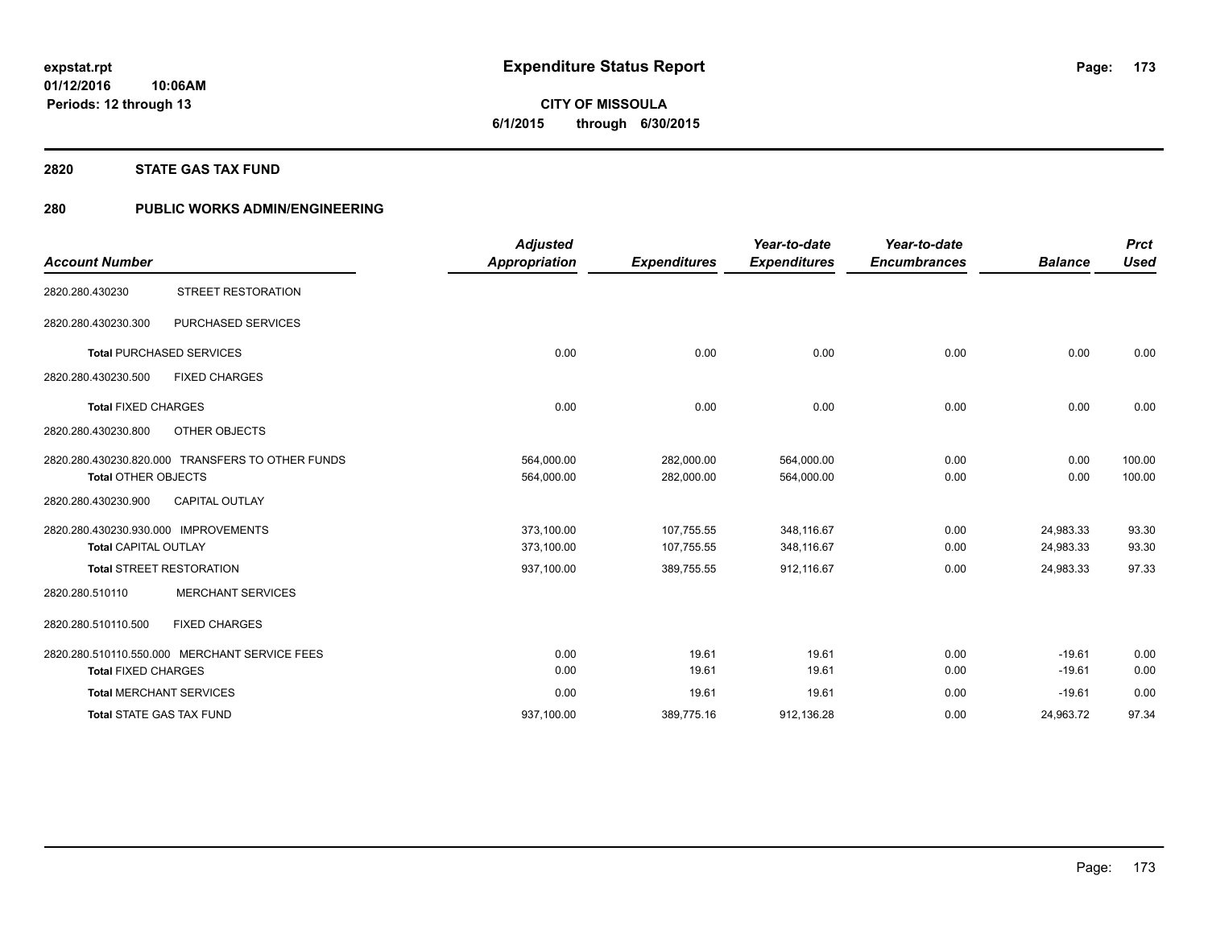# Expenditure Status Report

**CITY OF MISSOULA**
**6/1/2015 through 6/30/2015**

expstat.rpt
01/12/2016 10:06AM
Periods: 12 through 13

## 2820 STATE GAS TAX FUND

## 280 PUBLIC WORKS ADMIN/ENGINEERING

| Account Number | | Adjusted Appropriation | Expenditures | Year-to-date Expenditures | Year-to-date Encumbrances | Balance | Prct Used |
|---|---|---|---|---|---|---|---|
| 2820.280.430230 | STREET RESTORATION | | | | | | |
| 2820.280.430230.300 | PURCHASED SERVICES | | | | | | |
| **Total** PURCHASED SERVICES | | 0.00 | 0.00 | 0.00 | 0.00 | 0.00 | 0.00 |
| 2820.280.430230.500 | FIXED CHARGES | | | | | | |
| **Total** FIXED CHARGES | | 0.00 | 0.00 | 0.00 | 0.00 | 0.00 | 0.00 |
| 2820.280.430230.800 | OTHER OBJECTS | | | | | | |
| 2820.280.430230.820.000 | TRANSFERS TO OTHER FUNDS | 564,000.00 | 282,000.00 | 564,000.00 | 0.00 | 0.00 | 100.00 |
| **Total** OTHER OBJECTS | | 564,000.00 | 282,000.00 | 564,000.00 | 0.00 | 0.00 | 100.00 |
| 2820.280.430230.900 | CAPITAL OUTLAY | | | | | | |
| 2820.280.430230.930.000 | IMPROVEMENTS | 373,100.00 | 107,755.55 | 348,116.67 | 0.00 | 24,983.33 | 93.30 |
| **Total** CAPITAL OUTLAY | | 373,100.00 | 107,755.55 | 348,116.67 | 0.00 | 24,983.33 | 93.30 |
| **Total** STREET RESTORATION | | 937,100.00 | 389,755.55 | 912,116.67 | 0.00 | 24,983.33 | 97.33 |
| 2820.280.510110 | MERCHANT SERVICES | | | | | | |
| 2820.280.510110.500 | FIXED CHARGES | | | | | | |
| 2820.280.510110.550.000 | MERCHANT SERVICE FEES | 0.00 | 19.61 | 19.61 | 0.00 | -19.61 | 0.00 |
| **Total** FIXED CHARGES | | 0.00 | 19.61 | 19.61 | 0.00 | -19.61 | 0.00 |
| **Total** MERCHANT SERVICES | | 0.00 | 19.61 | 19.61 | 0.00 | -19.61 | 0.00 |
| **Total** STATE GAS TAX FUND | | 937,100.00 | 389,775.16 | 912,136.28 | 0.00 | 24,963.72 | 97.34 |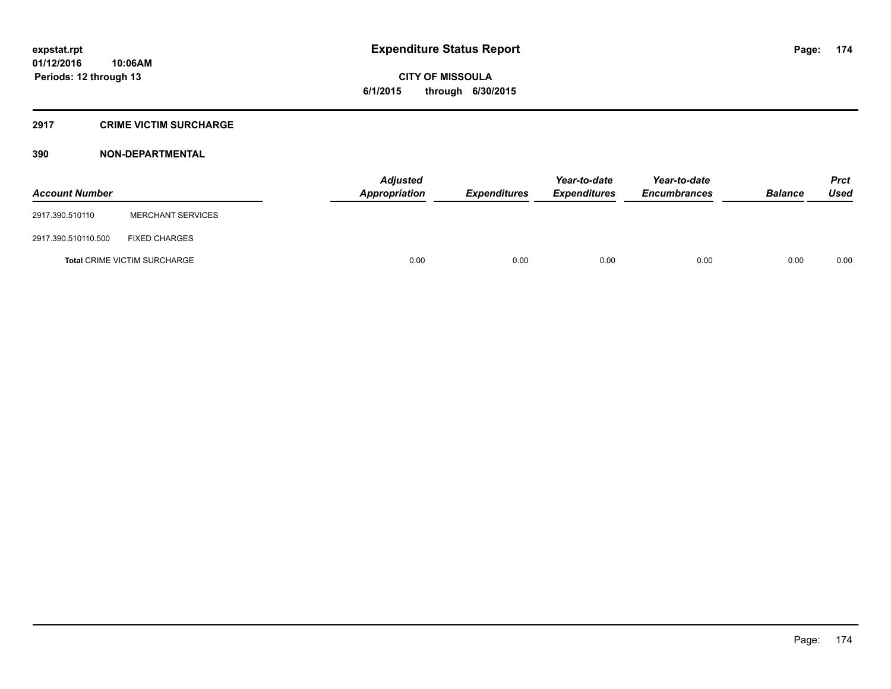# Expenditure Status Report

expstat.rpt
01/12/2016 10:06AM
Periods: 12 through 13

**CITY OF MISSOULA**
**6/1/2015 through 6/30/2015**

## 2917 CRIME VICTIM SURCHARGE

### 390 NON-DEPARTMENTAL

| Account Number | | Adjusted Appropriation | Expenditures | Year-to-date Expenditures | Year-to-date Encumbrances | Balance | Prct Used |
|---|---|---|---|---|---|---|---|
| 2917.390.510110 | MERCHANT SERVICES | | | | | | |
| 2917.390.510110.500 | FIXED CHARGES | | | | | | |
| **Total** CRIME VICTIM SURCHARGE | | 0.00 | 0.00 | 0.00 | 0.00 | 0.00 | 0.00 |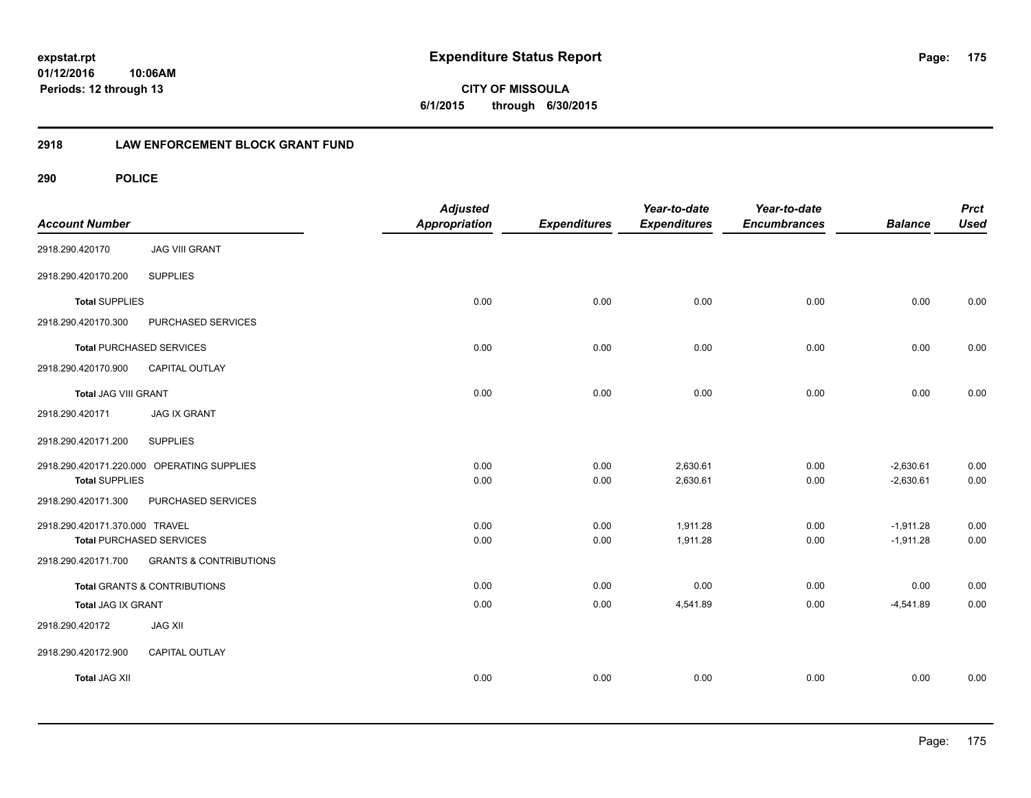**expstat.rpt**
**01/12/2016 10:06AM**
**Periods: 12 through 13**

# Expenditure Status Report

**CITY OF MISSOULA**
**6/1/2015 through 6/30/2015**

## 2918 LAW ENFORCEMENT BLOCK GRANT FUND

## 290 POLICE

| Account Number | | Adjusted Appropriation | Expenditures | Year-to-date Expenditures | Year-to-date Encumbrances | Balance | Prct Used |
|---|---|---|---|---|---|---|---|
| 2918.290.420170 | JAG VIII GRANT | | | | | | |
| 2918.290.420170.200 | SUPPLIES | | | | | | |
| **Total** SUPPLIES | | 0.00 | 0.00 | 0.00 | 0.00 | 0.00 | 0.00 |
| 2918.290.420170.300 | PURCHASED SERVICES | | | | | | |
| **Total** PURCHASED SERVICES | | 0.00 | 0.00 | 0.00 | 0.00 | 0.00 | 0.00 |
| 2918.290.420170.900 | CAPITAL OUTLAY | | | | | | |
| **Total** JAG VIII GRANT | | 0.00 | 0.00 | 0.00 | 0.00 | 0.00 | 0.00 |
| 2918.290.420171 | JAG IX GRANT | | | | | | |
| 2918.290.420171.200 | SUPPLIES | | | | | | |
| 2918.290.420171.220.000 | OPERATING SUPPLIES | 0.00 | 0.00 | 2,630.61 | 0.00 | -2,630.61 | 0.00 |
| **Total** SUPPLIES | | 0.00 | 0.00 | 2,630.61 | 0.00 | -2,630.61 | 0.00 |
| 2918.290.420171.300 | PURCHASED SERVICES | | | | | | |
| 2918.290.420171.370.000 | TRAVEL | 0.00 | 0.00 | 1,911.28 | 0.00 | -1,911.28 | 0.00 |
| **Total** PURCHASED SERVICES | | 0.00 | 0.00 | 1,911.28 | 0.00 | -1,911.28 | 0.00 |
| 2918.290.420171.700 | GRANTS & CONTRIBUTIONS | | | | | | |
| **Total** GRANTS & CONTRIBUTIONS | | 0.00 | 0.00 | 0.00 | 0.00 | 0.00 | 0.00 |
| **Total** JAG IX GRANT | | 0.00 | 0.00 | 4,541.89 | 0.00 | -4,541.89 | 0.00 |
| 2918.290.420172 | JAG XII | | | | | | |
| 2918.290.420172.900 | CAPITAL OUTLAY | | | | | | |
| **Total** JAG XII | | 0.00 | 0.00 | 0.00 | 0.00 | 0.00 | 0.00 |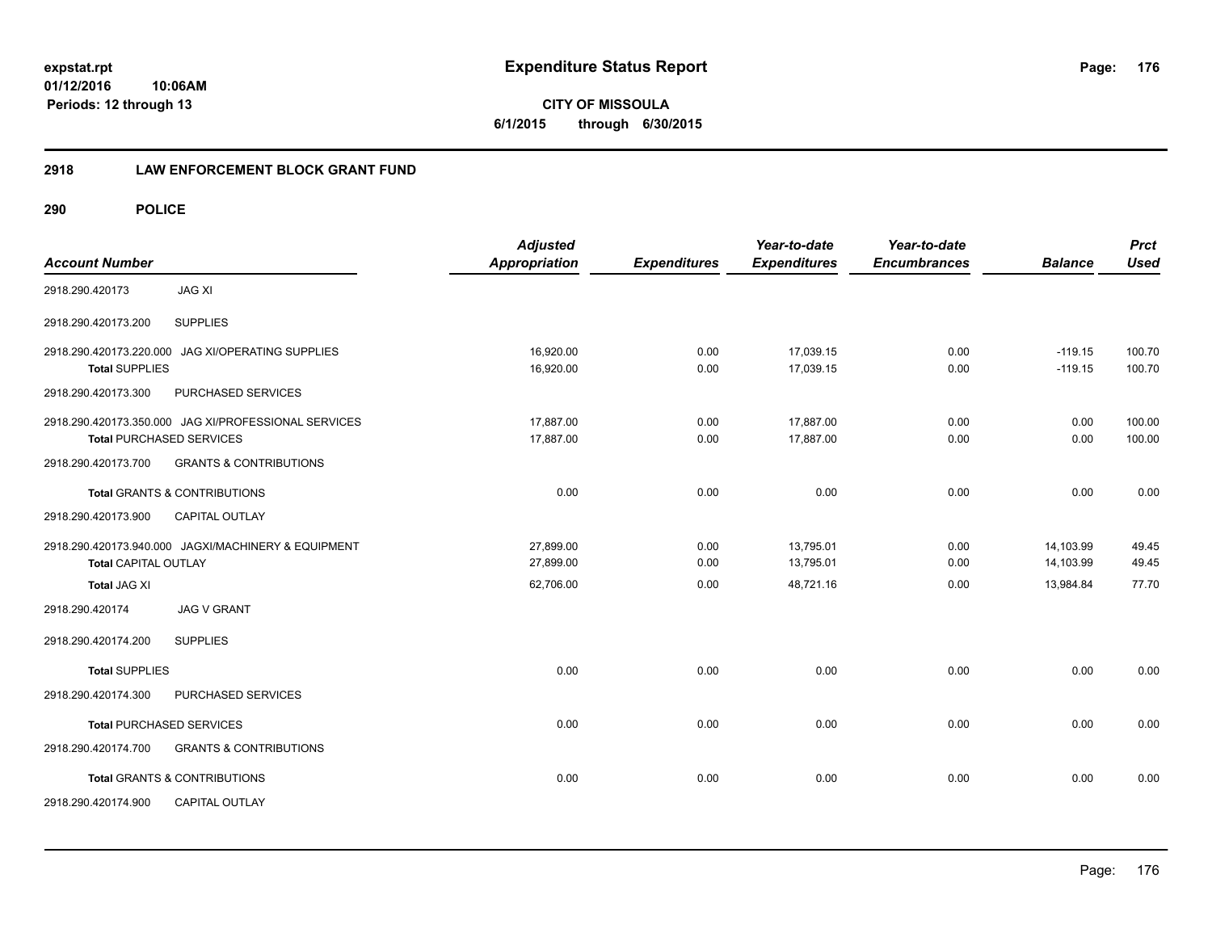# Expenditure Status Report

expstat.rpt
01/12/2016 10:06AM
Periods: 12 through 13

**CITY OF MISSOULA**
**6/1/2015 through 6/30/2015**

## 2918 LAW ENFORCEMENT BLOCK GRANT FUND

### 290 POLICE

| Account Number | | Adjusted Appropriation | Expenditures | Year-to-date Expenditures | Year-to-date Encumbrances | Balance | Prct Used |
|---|---|---|---|---|---|---|---|
| 2918.290.420173 | JAG XI | | | | | | |
| 2918.290.420173.200 | SUPPLIES | | | | | | |
| 2918.290.420173.220.000 | JAG XI/OPERATING SUPPLIES | 16,920.00 | 0.00 | 17,039.15 | 0.00 | -119.15 | 100.70 |
| **Total** SUPPLIES | | 16,920.00 | 0.00 | 17,039.15 | 0.00 | -119.15 | 100.70 |
| 2918.290.420173.300 | PURCHASED SERVICES | | | | | | |
| 2918.290.420173.350.000 | JAG XI/PROFESSIONAL SERVICES | 17,887.00 | 0.00 | 17,887.00 | 0.00 | 0.00 | 100.00 |
| **Total** PURCHASED SERVICES | | 17,887.00 | 0.00 | 17,887.00 | 0.00 | 0.00 | 100.00 |
| 2918.290.420173.700 | GRANTS & CONTRIBUTIONS | | | | | | |
| **Total** GRANTS & CONTRIBUTIONS | | 0.00 | 0.00 | 0.00 | 0.00 | 0.00 | 0.00 |
| 2918.290.420173.900 | CAPITAL OUTLAY | | | | | | |
| 2918.290.420173.940.000 | JAGXI/MACHINERY & EQUIPMENT | 27,899.00 | 0.00 | 13,795.01 | 0.00 | 14,103.99 | 49.45 |
| **Total** CAPITAL OUTLAY | | 27,899.00 | 0.00 | 13,795.01 | 0.00 | 14,103.99 | 49.45 |
| **Total** JAG XI | | 62,706.00 | 0.00 | 48,721.16 | 0.00 | 13,984.84 | 77.70 |
| 2918.290.420174 | JAG V GRANT | | | | | | |
| 2918.290.420174.200 | SUPPLIES | | | | | | |
| **Total** SUPPLIES | | 0.00 | 0.00 | 0.00 | 0.00 | 0.00 | 0.00 |
| 2918.290.420174.300 | PURCHASED SERVICES | | | | | | |
| **Total** PURCHASED SERVICES | | 0.00 | 0.00 | 0.00 | 0.00 | 0.00 | 0.00 |
| 2918.290.420174.700 | GRANTS & CONTRIBUTIONS | | | | | | |
| **Total** GRANTS & CONTRIBUTIONS | | 0.00 | 0.00 | 0.00 | 0.00 | 0.00 | 0.00 |
| 2918.290.420174.900 | CAPITAL OUTLAY | | | | | | |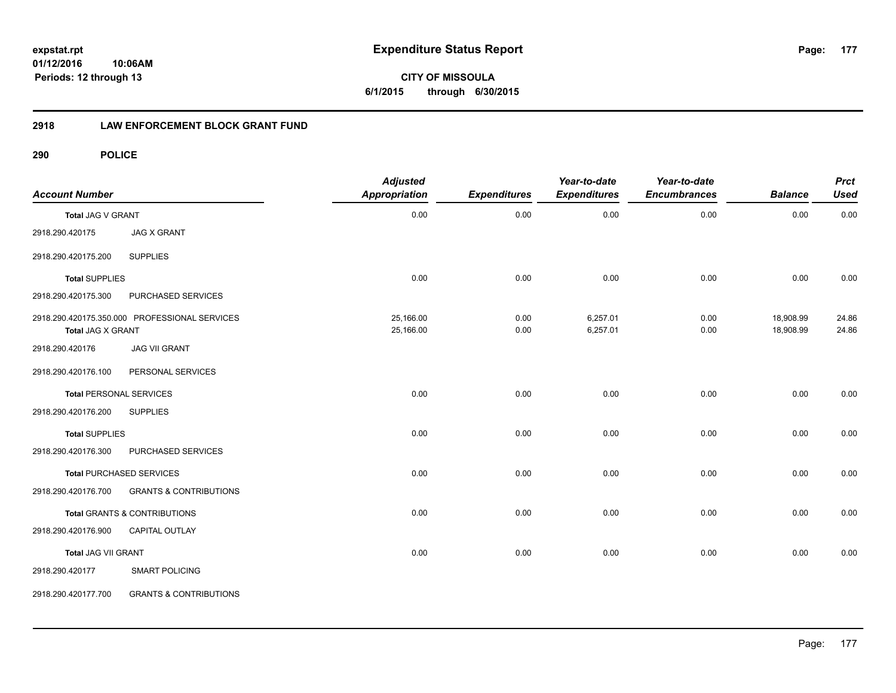# Expenditure Status Report

**CITY OF MISSOULA**
**6/1/2015 through 6/30/2015**

expstat.rpt
01/12/2016 10:06AM
Periods: 12 through 13

## 2918 LAW ENFORCEMENT BLOCK GRANT FUND

### 290 POLICE

| Account Number | | Adjusted Appropriation | Expenditures | Year-to-date Expenditures | Year-to-date Encumbrances | Balance | Prct Used |
|---|---|---|---|---|---|---|---|
| **Total** JAG V GRANT | | 0.00 | 0.00 | 0.00 | 0.00 | 0.00 | 0.00 |
| 2918.290.420175 | JAG X GRANT | | | | | | |
| 2918.290.420175.200 | SUPPLIES | | | | | | |
| **Total** SUPPLIES | | 0.00 | 0.00 | 0.00 | 0.00 | 0.00 | 0.00 |
| 2918.290.420175.300 | PURCHASED SERVICES | | | | | | |
| 2918.290.420175.350.000 | PROFESSIONAL SERVICES | 25,166.00 | 0.00 | 6,257.01 | 0.00 | 18,908.99 | 24.86 |
| **Total** JAG X GRANT | | 25,166.00 | 0.00 | 6,257.01 | 0.00 | 18,908.99 | 24.86 |
| 2918.290.420176 | JAG VII GRANT | | | | | | |
| 2918.290.420176.100 | PERSONAL SERVICES | | | | | | |
| **Total** PERSONAL SERVICES | | 0.00 | 0.00 | 0.00 | 0.00 | 0.00 | 0.00 |
| 2918.290.420176.200 | SUPPLIES | | | | | | |
| **Total** SUPPLIES | | 0.00 | 0.00 | 0.00 | 0.00 | 0.00 | 0.00 |
| 2918.290.420176.300 | PURCHASED SERVICES | | | | | | |
| **Total** PURCHASED SERVICES | | 0.00 | 0.00 | 0.00 | 0.00 | 0.00 | 0.00 |
| 2918.290.420176.700 | GRANTS & CONTRIBUTIONS | | | | | | |
| **Total** GRANTS & CONTRIBUTIONS | | 0.00 | 0.00 | 0.00 | 0.00 | 0.00 | 0.00 |
| 2918.290.420176.900 | CAPITAL OUTLAY | | | | | | |
| **Total** JAG VII GRANT | | 0.00 | 0.00 | 0.00 | 0.00 | 0.00 | 0.00 |
| 2918.290.420177 | SMART POLICING | | | | | | |
| 2918.290.420177.700 | GRANTS & CONTRIBUTIONS | | | | | | |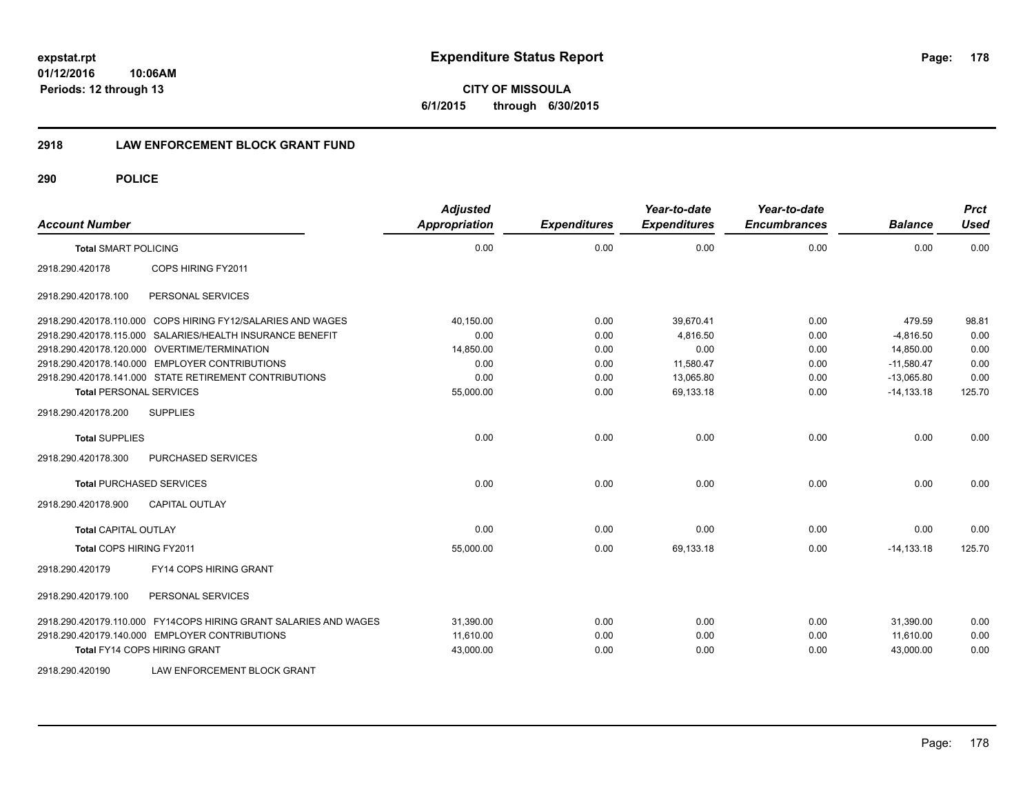# Expenditure Status Report

expstat.rpt
01/12/2016 10:06AM
Periods: 12 through 13

**CITY OF MISSOULA**
**6/1/2015 through 6/30/2015**

## 2918 LAW ENFORCEMENT BLOCK GRANT FUND

### 290 POLICE

| Account Number | Adjusted Appropriation | Expenditures | Year-to-date Expenditures | Year-to-date Encumbrances | Balance | Prct Used |
|---|---|---|---|---|---|---|
| **Total SMART POLICING** | 0.00 | 0.00 | 0.00 | 0.00 | 0.00 | 0.00 |
| 2918.290.420178 COPS HIRING FY2011 | | | | | | |
| 2918.290.420178.100 PERSONAL SERVICES | | | | | | |
| 2918.290.420178.110.000 COPS HIRING FY12/SALARIES AND WAGES | 40,150.00 | 0.00 | 39,670.41 | 0.00 | 479.59 | 98.81 |
| 2918.290.420178.115.000 SALARIES/HEALTH INSURANCE BENEFIT | 0.00 | 0.00 | 4,816.50 | 0.00 | -4,816.50 | 0.00 |
| 2918.290.420178.120.000 OVERTIME/TERMINATION | 14,850.00 | 0.00 | 0.00 | 0.00 | 14,850.00 | 0.00 |
| 2918.290.420178.140.000 EMPLOYER CONTRIBUTIONS | 0.00 | 0.00 | 11,580.47 | 0.00 | -11,580.47 | 0.00 |
| 2918.290.420178.141.000 STATE RETIREMENT CONTRIBUTIONS | 0.00 | 0.00 | 13,065.80 | 0.00 | -13,065.80 | 0.00 |
| **Total PERSONAL SERVICES** | 55,000.00 | 0.00 | 69,133.18 | 0.00 | -14,133.18 | 125.70 |
| 2918.290.420178.200 SUPPLIES | | | | | | |
| **Total SUPPLIES** | 0.00 | 0.00 | 0.00 | 0.00 | 0.00 | 0.00 |
| 2918.290.420178.300 PURCHASED SERVICES | | | | | | |
| **Total PURCHASED SERVICES** | 0.00 | 0.00 | 0.00 | 0.00 | 0.00 | 0.00 |
| 2918.290.420178.900 CAPITAL OUTLAY | | | | | | |
| **Total CAPITAL OUTLAY** | 0.00 | 0.00 | 0.00 | 0.00 | 0.00 | 0.00 |
| **Total COPS HIRING FY2011** | 55,000.00 | 0.00 | 69,133.18 | 0.00 | -14,133.18 | 125.70 |
| 2918.290.420179 FY14 COPS HIRING GRANT | | | | | | |
| 2918.290.420179.100 PERSONAL SERVICES | | | | | | |
| 2918.290.420179.110.000 FY14COPS HIRING GRANT SALARIES AND WAGES | 31,390.00 | 0.00 | 0.00 | 0.00 | 31,390.00 | 0.00 |
| 2918.290.420179.140.000 EMPLOYER CONTRIBUTIONS | 11,610.00 | 0.00 | 0.00 | 0.00 | 11,610.00 | 0.00 |
| **Total FY14 COPS HIRING GRANT** | 43,000.00 | 0.00 | 0.00 | 0.00 | 43,000.00 | 0.00 |
| 2918.290.420190 LAW ENFORCEMENT BLOCK GRANT | | | | | | |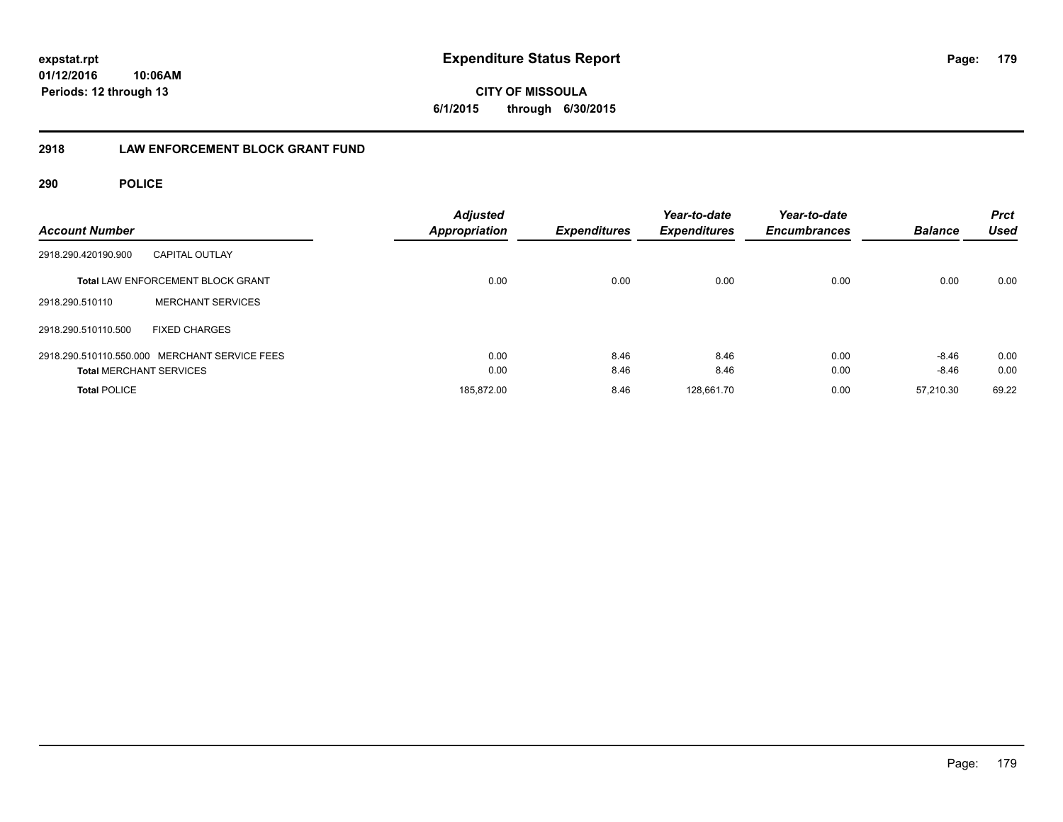**expstat.rpt**
**01/12/2016 10:06AM**
**Periods: 12 through 13**

# Expenditure Status Report

**CITY OF MISSOULA**
**6/1/2015 through 6/30/2015**

## 2918 LAW ENFORCEMENT BLOCK GRANT FUND

### 290 POLICE

| Account Number | | Adjusted Appropriation | Expenditures | Year-to-date Expenditures | Year-to-date Encumbrances | Balance | Prct Used |
|---|---|---|---|---|---|---|---|
| 2918.290.420190.900 | CAPITAL OUTLAY | | | | | | |
| **Total** LAW ENFORCEMENT BLOCK GRANT | | 0.00 | 0.00 | 0.00 | 0.00 | 0.00 | 0.00 |
| 2918.290.510110 | MERCHANT SERVICES | | | | | | |
| 2918.290.510110.500 | FIXED CHARGES | | | | | | |
| 2918.290.510110.550.000 | MERCHANT SERVICE FEES | 0.00 | 8.46 | 8.46 | 0.00 | -8.46 | 0.00 |
| **Total** MERCHANT SERVICES | | 0.00 | 8.46 | 8.46 | 0.00 | -8.46 | 0.00 |
| **Total** POLICE | | 185,872.00 | 8.46 | 128,661.70 | 0.00 | 57,210.30 | 69.22 |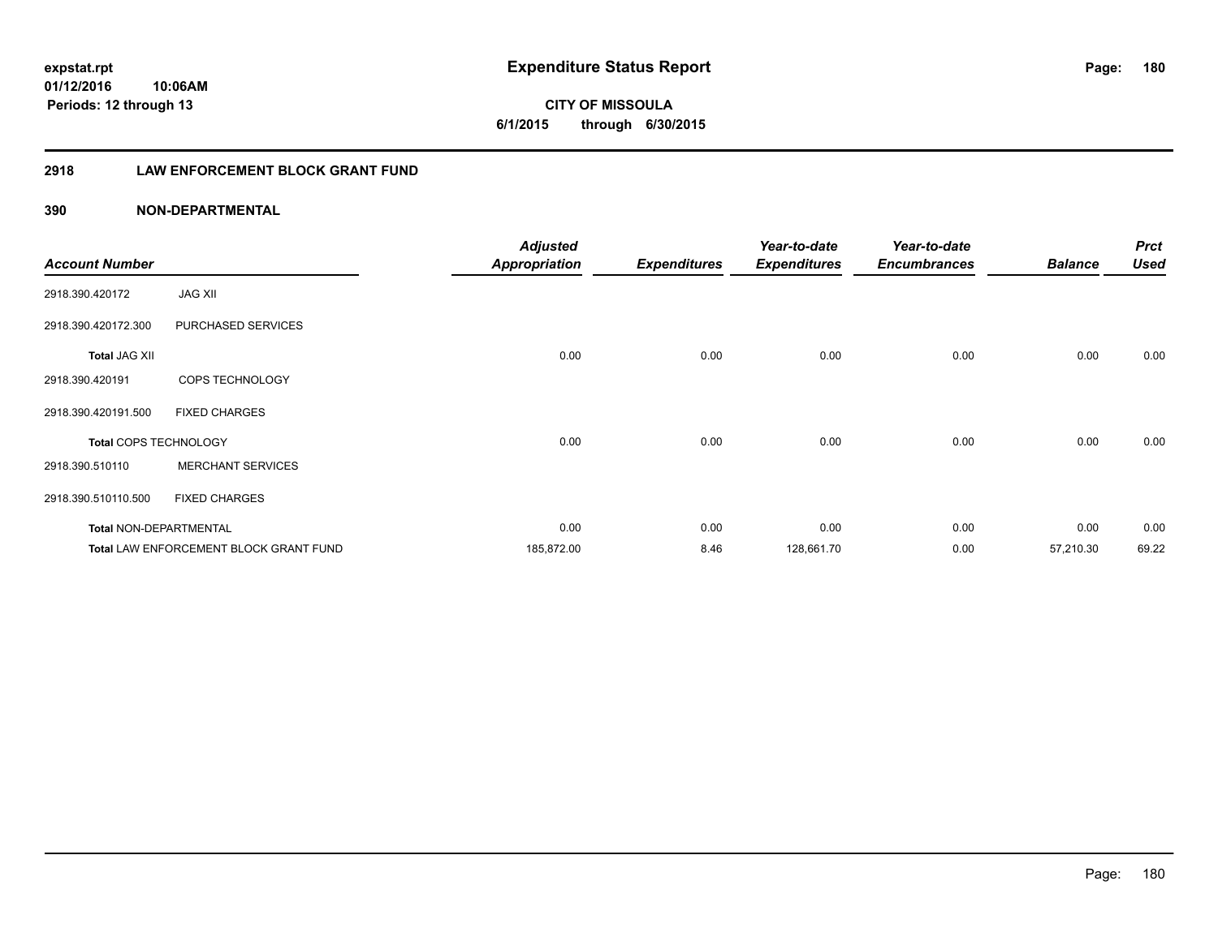**expstat.rpt**
**01/12/2016 10:06AM**
**Periods: 12 through 13**

# Expenditure Status Report

**CITY OF MISSOULA**
**6/1/2015 through 6/30/2015**

## 2918 LAW ENFORCEMENT BLOCK GRANT FUND

### 390 NON-DEPARTMENTAL

| Account Number | | Adjusted Appropriation | Expenditures | Year-to-date Expenditures | Year-to-date Encumbrances | Balance | Prct Used |
|---|---|---|---|---|---|---|---|
| 2918.390.420172 | JAG XII | | | | | | |
| 2918.390.420172.300 | PURCHASED SERVICES | | | | | | |
| **Total** JAG XII | | 0.00 | 0.00 | 0.00 | 0.00 | 0.00 | 0.00 |
| 2918.390.420191 | COPS TECHNOLOGY | | | | | | |
| 2918.390.420191.500 | FIXED CHARGES | | | | | | |
| **Total** COPS TECHNOLOGY | | 0.00 | 0.00 | 0.00 | 0.00 | 0.00 | 0.00 |
| 2918.390.510110 | MERCHANT SERVICES | | | | | | |
| 2918.390.510110.500 | FIXED CHARGES | | | | | | |
| **Total** NON-DEPARTMENTAL | | 0.00 | 0.00 | 0.00 | 0.00 | 0.00 | 0.00 |
| **Total** LAW ENFORCEMENT BLOCK GRANT FUND | | 185,872.00 | 8.46 | 128,661.70 | 0.00 | 57,210.30 | 69.22 |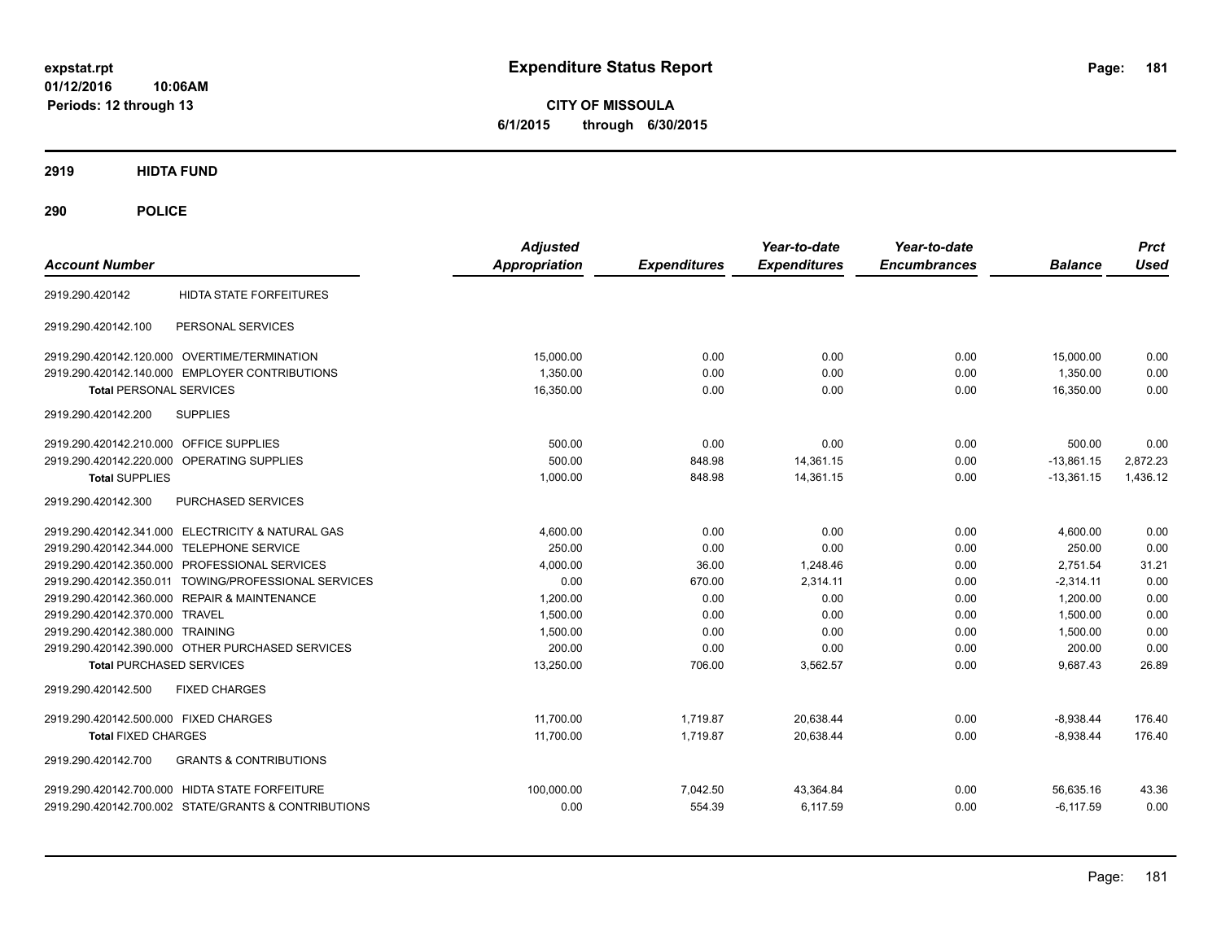expstat.rpt
01/12/2016 10:06AM
Periods: 12 through 13

# Expenditure Status Report

**CITY OF MISSOULA**
**6/1/2015 through 6/30/2015**

## 2919 HIDTA FUND

## 290 POLICE

| Account Number | | Adjusted Appropriation | Expenditures | Year-to-date Expenditures | Year-to-date Encumbrances | Balance | Prct Used |
|---|---|---|---|---|---|---|---|
| 2919.290.420142 | HIDTA STATE FORFEITURES | | | | | | |
| 2919.290.420142.100 | PERSONAL SERVICES | | | | | | |
| 2919.290.420142.120.000 | OVERTIME/TERMINATION | 15,000.00 | 0.00 | 0.00 | 0.00 | 15,000.00 | 0.00 |
| 2919.290.420142.140.000 | EMPLOYER CONTRIBUTIONS | 1,350.00 | 0.00 | 0.00 | 0.00 | 1,350.00 | 0.00 |
| **Total** PERSONAL SERVICES | | 16,350.00 | 0.00 | 0.00 | 0.00 | 16,350.00 | 0.00 |
| 2919.290.420142.200 | SUPPLIES | | | | | | |
| 2919.290.420142.210.000 | OFFICE SUPPLIES | 500.00 | 0.00 | 0.00 | 0.00 | 500.00 | 0.00 |
| 2919.290.420142.220.000 | OPERATING SUPPLIES | 500.00 | 848.98 | 14,361.15 | 0.00 | -13,861.15 | 2,872.23 |
| **Total** SUPPLIES | | 1,000.00 | 848.98 | 14,361.15 | 0.00 | -13,361.15 | 1,436.12 |
| 2919.290.420142.300 | PURCHASED SERVICES | | | | | | |
| 2919.290.420142.341.000 | ELECTRICITY & NATURAL GAS | 4,600.00 | 0.00 | 0.00 | 0.00 | 4,600.00 | 0.00 |
| 2919.290.420142.344.000 | TELEPHONE SERVICE | 250.00 | 0.00 | 0.00 | 0.00 | 250.00 | 0.00 |
| 2919.290.420142.350.000 | PROFESSIONAL SERVICES | 4,000.00 | 36.00 | 1,248.46 | 0.00 | 2,751.54 | 31.21 |
| 2919.290.420142.350.011 | TOWING/PROFESSIONAL SERVICES | 0.00 | 670.00 | 2,314.11 | 0.00 | -2,314.11 | 0.00 |
| 2919.290.420142.360.000 | REPAIR & MAINTENANCE | 1,200.00 | 0.00 | 0.00 | 0.00 | 1,200.00 | 0.00 |
| 2919.290.420142.370.000 | TRAVEL | 1,500.00 | 0.00 | 0.00 | 0.00 | 1,500.00 | 0.00 |
| 2919.290.420142.380.000 | TRAINING | 1,500.00 | 0.00 | 0.00 | 0.00 | 1,500.00 | 0.00 |
| 2919.290.420142.390.000 | OTHER PURCHASED SERVICES | 200.00 | 0.00 | 0.00 | 0.00 | 200.00 | 0.00 |
| **Total** PURCHASED SERVICES | | 13,250.00 | 706.00 | 3,562.57 | 0.00 | 9,687.43 | 26.89 |
| 2919.290.420142.500 | FIXED CHARGES | | | | | | |
| 2919.290.420142.500.000 | FIXED CHARGES | 11,700.00 | 1,719.87 | 20,638.44 | 0.00 | -8,938.44 | 176.40 |
| **Total** FIXED CHARGES | | 11,700.00 | 1,719.87 | 20,638.44 | 0.00 | -8,938.44 | 176.40 |
| 2919.290.420142.700 | GRANTS & CONTRIBUTIONS | | | | | | |
| 2919.290.420142.700.000 | HIDTA STATE FORFEITURE | 100,000.00 | 7,042.50 | 43,364.84 | 0.00 | 56,635.16 | 43.36 |
| 2919.290.420142.700.002 | STATE/GRANTS & CONTRIBUTIONS | 0.00 | 554.39 | 6,117.59 | 0.00 | -6,117.59 | 0.00 |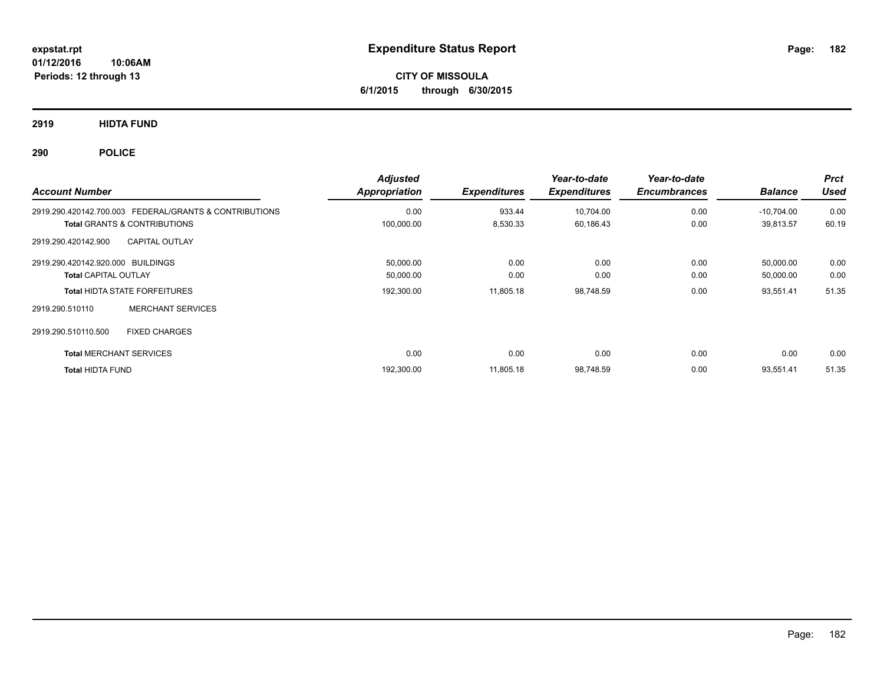# Expenditure Status Report

**expstat.rpt**
**01/12/2016 10:06AM**
**Periods: 12 through 13**

**CITY OF MISSOULA**
**6/1/2015 through 6/30/2015**

## 2919 HIDTA FUND

## 290 POLICE

| Account Number | Adjusted Appropriation | Expenditures | Year-to-date Expenditures | Year-to-date Encumbrances | Balance | Prct Used |
|---|---|---|---|---|---|---|
| 2919.290.420142.700.003 FEDERAL/GRANTS & CONTRIBUTIONS | 0.00 | 933.44 | 10,704.00 | 0.00 | -10,704.00 | 0.00 |
| **Total** GRANTS & CONTRIBUTIONS | 100,000.00 | 8,530.33 | 60,186.43 | 0.00 | 39,813.57 | 60.19 |
| 2919.290.420142.900 CAPITAL OUTLAY | | | | | | |
| 2919.290.420142.920.000 BUILDINGS | 50,000.00 | 0.00 | 0.00 | 0.00 | 50,000.00 | 0.00 |
| **Total** CAPITAL OUTLAY | 50,000.00 | 0.00 | 0.00 | 0.00 | 50,000.00 | 0.00 |
| **Total** HIDTA STATE FORFEITURES | 192,300.00 | 11,805.18 | 98,748.59 | 0.00 | 93,551.41 | 51.35 |
| 2919.290.510110 MERCHANT SERVICES | | | | | | |
| 2919.290.510110.500 FIXED CHARGES | | | | | | |
| **Total** MERCHANT SERVICES | 0.00 | 0.00 | 0.00 | 0.00 | 0.00 | 0.00 |
| **Total** HIDTA FUND | 192,300.00 | 11,805.18 | 98,748.59 | 0.00 | 93,551.41 | 51.35 |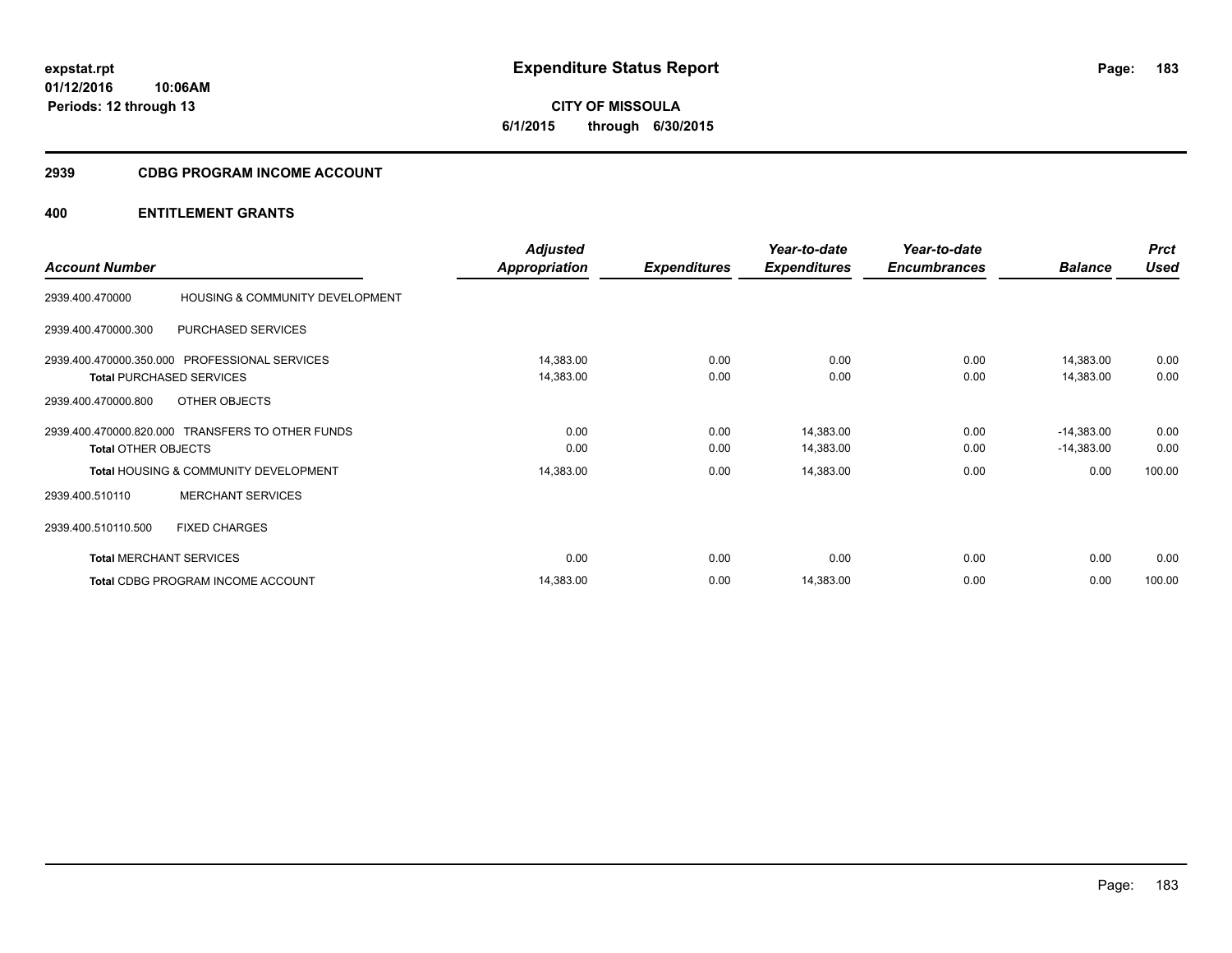**expstat.rpt**
**01/12/2016 10:06AM**
**Periods: 12 through 13**

# Expenditure Status Report

**CITY OF MISSOULA**
**6/1/2015 through 6/30/2015**

## 2939 CDBG PROGRAM INCOME ACCOUNT

## 400 ENTITLEMENT GRANTS

| Account Number | | Adjusted Appropriation | Expenditures | Year-to-date Expenditures | Year-to-date Encumbrances | Balance | Prct Used |
|---|---|---|---|---|---|---|---|
| 2939.400.470000 | HOUSING & COMMUNITY DEVELOPMENT | | | | | | |
| 2939.400.470000.300 | PURCHASED SERVICES | | | | | | |
| 2939.400.470000.350.000 | PROFESSIONAL SERVICES | 14,383.00 | 0.00 | 0.00 | 0.00 | 14,383.00 | 0.00 |
| **Total** PURCHASED SERVICES | | 14,383.00 | 0.00 | 0.00 | 0.00 | 14,383.00 | 0.00 |
| 2939.400.470000.800 | OTHER OBJECTS | | | | | | |
| 2939.400.470000.820.000 | TRANSFERS TO OTHER FUNDS | 0.00 | 0.00 | 14,383.00 | 0.00 | -14,383.00 | 0.00 |
| **Total** OTHER OBJECTS | | 0.00 | 0.00 | 14,383.00 | 0.00 | -14,383.00 | 0.00 |
| **Total** HOUSING & COMMUNITY DEVELOPMENT | | 14,383.00 | 0.00 | 14,383.00 | 0.00 | 0.00 | 100.00 |
| 2939.400.510110 | MERCHANT SERVICES | | | | | | |
| 2939.400.510110.500 | FIXED CHARGES | | | | | | |
| **Total** MERCHANT SERVICES | | 0.00 | 0.00 | 0.00 | 0.00 | 0.00 | 0.00 |
| **Total** CDBG PROGRAM INCOME ACCOUNT | | 14,383.00 | 0.00 | 14,383.00 | 0.00 | 0.00 | 100.00 |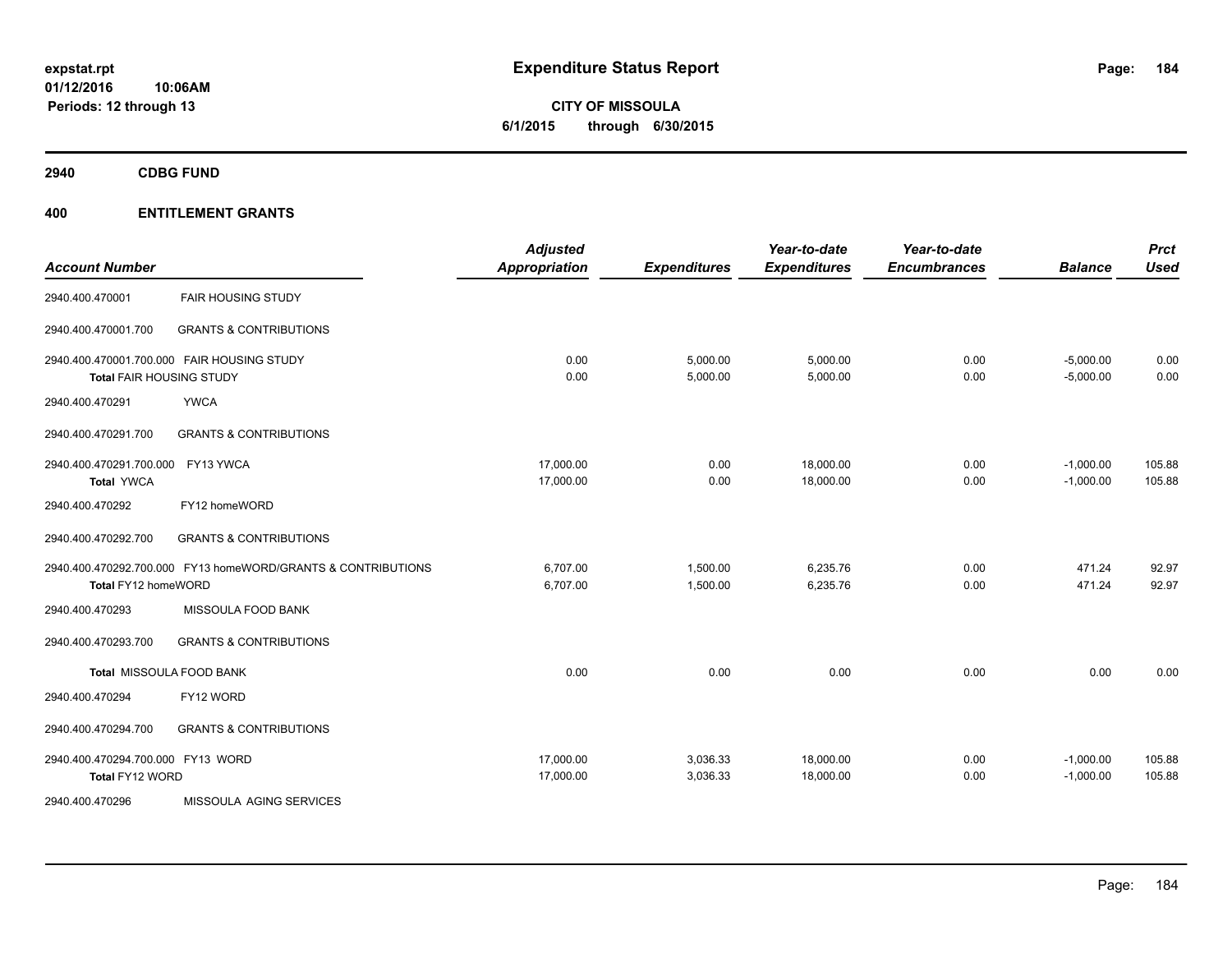# Expenditure Status Report

**CITY OF MISSOULA**
**6/1/2015 through 6/30/2015**

expstat.rpt
01/12/2016 10:06AM
Periods: 12 through 13

**2940 CDBG FUND**

**400 ENTITLEMENT GRANTS**

| Account Number | | Adjusted Appropriation | Expenditures | Year-to-date Expenditures | Year-to-date Encumbrances | Balance | Prct Used |
|---|---|---|---|---|---|---|---|
| 2940.400.470001 | FAIR HOUSING STUDY | | | | | | |
| 2940.400.470001.700 | GRANTS & CONTRIBUTIONS | | | | | | |
| 2940.400.470001.700.000 FAIR HOUSING STUDY | | 0.00 | 5,000.00 | 5,000.00 | 0.00 | -5,000.00 | 0.00 |
| Total FAIR HOUSING STUDY | | 0.00 | 5,000.00 | 5,000.00 | 0.00 | -5,000.00 | 0.00 |
| 2940.400.470291 | YWCA | | | | | | |
| 2940.400.470291.700 | GRANTS & CONTRIBUTIONS | | | | | | |
| 2940.400.470291.700.000 FY13 YWCA | | 17,000.00 | 0.00 | 18,000.00 | 0.00 | -1,000.00 | 105.88 |
| Total YWCA | | 17,000.00 | 0.00 | 18,000.00 | 0.00 | -1,000.00 | 105.88 |
| 2940.400.470292 | FY12 homeWORD | | | | | | |
| 2940.400.470292.700 | GRANTS & CONTRIBUTIONS | | | | | | |
| 2940.400.470292.700.000 FY13 homeWORD/GRANTS & CONTRIBUTIONS | | 6,707.00 | 1,500.00 | 6,235.76 | 0.00 | 471.24 | 92.97 |
| Total FY12 homeWORD | | 6,707.00 | 1,500.00 | 6,235.76 | 0.00 | 471.24 | 92.97 |
| 2940.400.470293 | MISSOULA FOOD BANK | | | | | | |
| 2940.400.470293.700 | GRANTS & CONTRIBUTIONS | | | | | | |
| Total MISSOULA FOOD BANK | | 0.00 | 0.00 | 0.00 | 0.00 | 0.00 | 0.00 |
| 2940.400.470294 | FY12 WORD | | | | | | |
| 2940.400.470294.700 | GRANTS & CONTRIBUTIONS | | | | | | |
| 2940.400.470294.700.000 FY13 WORD | | 17,000.00 | 3,036.33 | 18,000.00 | 0.00 | -1,000.00 | 105.88 |
| Total FY12 WORD | | 17,000.00 | 3,036.33 | 18,000.00 | 0.00 | -1,000.00 | 105.88 |
| 2940.400.470296 | MISSOULA AGING SERVICES | | | | | | |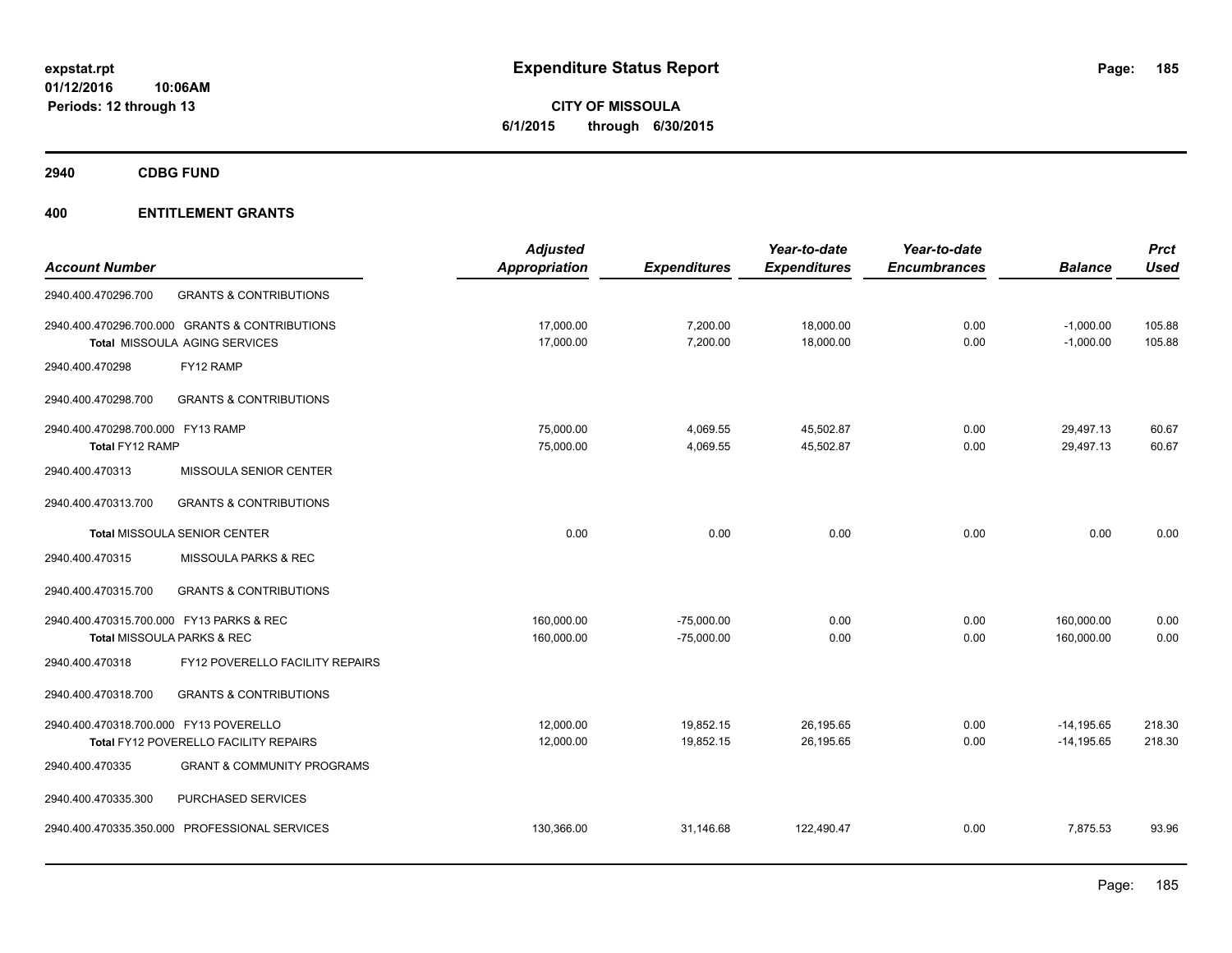**expstat.rpt**
**01/12/2016 10:06AM**
**Periods: 12 through 13**

# Expenditure Status Report

**CITY OF MISSOULA**
**6/1/2015 through 6/30/2015**

**2940 CDBG FUND**

**400 ENTITLEMENT GRANTS**

| Account Number | | Adjusted Appropriation | Expenditures | Year-to-date Expenditures | Year-to-date Encumbrances | Balance | Prct Used |
|---|---|---|---|---|---|---|---|
| 2940.400.470296.700 | GRANTS & CONTRIBUTIONS | | | | | | |
| 2940.400.470296.700.000 | GRANTS & CONTRIBUTIONS | 17,000.00 | 7,200.00 | 18,000.00 | 0.00 | -1,000.00 | 105.88 |
| **Total** MISSOULA AGING SERVICES | | 17,000.00 | 7,200.00 | 18,000.00 | 0.00 | -1,000.00 | 105.88 |
| 2940.400.470298 | FY12 RAMP | | | | | | |
| 2940.400.470298.700 | GRANTS & CONTRIBUTIONS | | | | | | |
| 2940.400.470298.700.000 | FY13 RAMP | 75,000.00 | 4,069.55 | 45,502.87 | 0.00 | 29,497.13 | 60.67 |
| **Total** FY12 RAMP | | 75,000.00 | 4,069.55 | 45,502.87 | 0.00 | 29,497.13 | 60.67 |
| 2940.400.470313 | MISSOULA SENIOR CENTER | | | | | | |
| 2940.400.470313.700 | GRANTS & CONTRIBUTIONS | | | | | | |
| **Total** MISSOULA SENIOR CENTER | | 0.00 | 0.00 | 0.00 | 0.00 | 0.00 | 0.00 |
| 2940.400.470315 | MISSOULA PARKS & REC | | | | | | |
| 2940.400.470315.700 | GRANTS & CONTRIBUTIONS | | | | | | |
| 2940.400.470315.700.000 | FY13 PARKS & REC | 160,000.00 | -75,000.00 | 0.00 | 0.00 | 160,000.00 | 0.00 |
| **Total** MISSOULA PARKS & REC | | 160,000.00 | -75,000.00 | 0.00 | 0.00 | 160,000.00 | 0.00 |
| 2940.400.470318 | FY12 POVERELLO FACILITY REPAIRS | | | | | | |
| 2940.400.470318.700 | GRANTS & CONTRIBUTIONS | | | | | | |
| 2940.400.470318.700.000 | FY13 POVERELLO | 12,000.00 | 19,852.15 | 26,195.65 | 0.00 | -14,195.65 | 218.30 |
| **Total** FY12 POVERELLO FACILITY REPAIRS | | 12,000.00 | 19,852.15 | 26,195.65 | 0.00 | -14,195.65 | 218.30 |
| 2940.400.470335 | GRANT & COMMUNITY PROGRAMS | | | | | | |
| 2940.400.470335.300 | PURCHASED SERVICES | | | | | | |
| 2940.400.470335.350.000 | PROFESSIONAL SERVICES | 130,366.00 | 31,146.68 | 122,490.47 | 0.00 | 7,875.53 | 93.96 |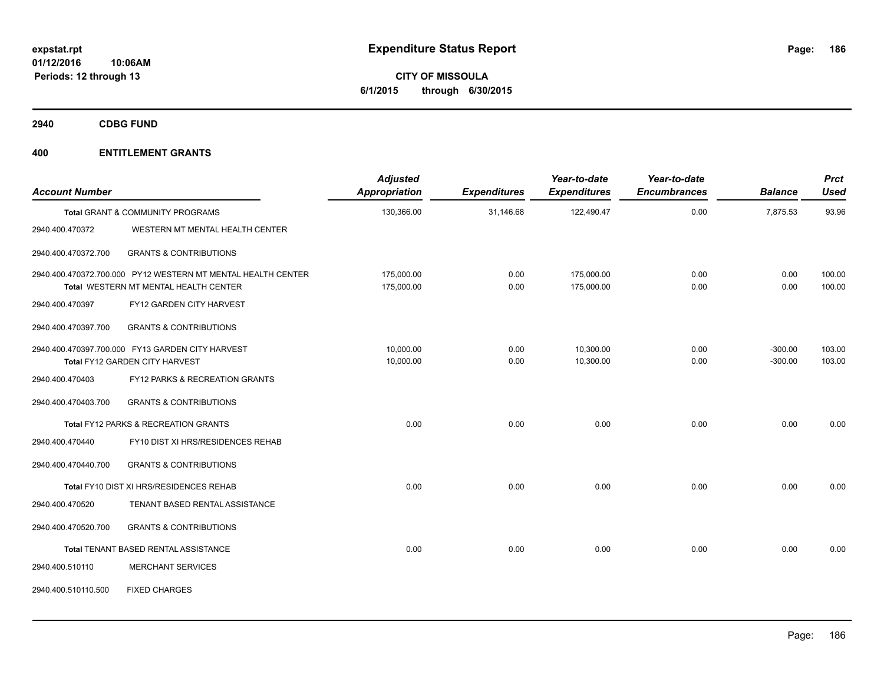**Expenditure Status Report**

**CITY OF MISSOULA**
**6/1/2015 through 6/30/2015**

expstat.rpt
01/12/2016 10:06AM
Periods: 12 through 13

## 2940 CDBG FUND

## 400 ENTITLEMENT GRANTS

| Account Number | | Adjusted Appropriation | Expenditures | Year-to-date Expenditures | Year-to-date Encumbrances | Balance | Prct Used |
|---|---|---|---|---|---|---|---|
| **Total** GRANT & COMMUNITY PROGRAMS | | 130,366.00 | 31,146.68 | 122,490.47 | 0.00 | 7,875.53 | 93.96 |
| 2940.400.470372 | WESTERN MT MENTAL HEALTH CENTER | | | | | | |
| 2940.400.470372.700 | GRANTS & CONTRIBUTIONS | | | | | | |
| 2940.400.470372.700.000 | PY12 WESTERN MT MENTAL HEALTH CENTER | 175,000.00 | 0.00 | 175,000.00 | 0.00 | 0.00 | 100.00 |
| **Total** WESTERN MT MENTAL HEALTH CENTER | | 175,000.00 | 0.00 | 175,000.00 | 0.00 | 0.00 | 100.00 |
| 2940.400.470397 | FY12 GARDEN CITY HARVEST | | | | | | |
| 2940.400.470397.700 | GRANTS & CONTRIBUTIONS | | | | | | |
| 2940.400.470397.700.000 | FY13 GARDEN CITY HARVEST | 10,000.00 | 0.00 | 10,300.00 | 0.00 | -300.00 | 103.00 |
| **Total** FY12 GARDEN CITY HARVEST | | 10,000.00 | 0.00 | 10,300.00 | 0.00 | -300.00 | 103.00 |
| 2940.400.470403 | FY12 PARKS & RECREATION GRANTS | | | | | | |
| 2940.400.470403.700 | GRANTS & CONTRIBUTIONS | | | | | | |
| **Total** FY12 PARKS & RECREATION GRANTS | | 0.00 | 0.00 | 0.00 | 0.00 | 0.00 | 0.00 |
| 2940.400.470440 | FY10 DIST XI HRS/RESIDENCES REHAB | | | | | | |
| 2940.400.470440.700 | GRANTS & CONTRIBUTIONS | | | | | | |
| **Total** FY10 DIST XI HRS/RESIDENCES REHAB | | 0.00 | 0.00 | 0.00 | 0.00 | 0.00 | 0.00 |
| 2940.400.470520 | TENANT BASED RENTAL ASSISTANCE | | | | | | |
| 2940.400.470520.700 | GRANTS & CONTRIBUTIONS | | | | | | |
| **Total** TENANT BASED RENTAL ASSISTANCE | | 0.00 | 0.00 | 0.00 | 0.00 | 0.00 | 0.00 |
| 2940.400.510110 | MERCHANT SERVICES | | | | | | |
| 2940.400.510110.500 | FIXED CHARGES | | | | | | |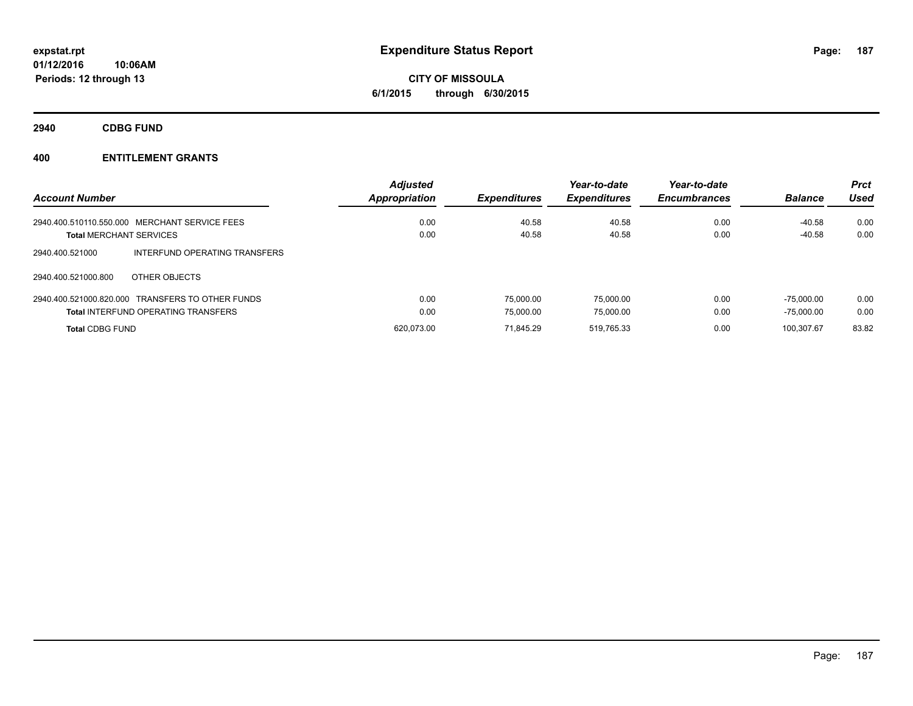**expstat.rpt**
**01/12/2016 10:06AM**
**Periods: 12 through 13**

# Expenditure Status Report

**CITY OF MISSOULA**
**6/1/2015 through 6/30/2015**

## 2940 CDBG FUND

## 400 ENTITLEMENT GRANTS

| Account Number | | Adjusted Appropriation | Expenditures | Year-to-date Expenditures | Year-to-date Encumbrances | Balance | Prct Used |
|---|---|---|---|---|---|---|---|
| 2940.400.510110.550.000 | MERCHANT SERVICE FEES | 0.00 | 40.58 | 40.58 | 0.00 | -40.58 | 0.00 |
| **Total** MERCHANT SERVICES | | 0.00 | 40.58 | 40.58 | 0.00 | -40.58 | 0.00 |
| 2940.400.521000 | INTERFUND OPERATING TRANSFERS | | | | | | |
| 2940.400.521000.800 | OTHER OBJECTS | | | | | | |
| 2940.400.521000.820.000 | TRANSFERS TO OTHER FUNDS | 0.00 | 75,000.00 | 75,000.00 | 0.00 | -75,000.00 | 0.00 |
| **Total** INTERFUND OPERATING TRANSFERS | | 0.00 | 75,000.00 | 75,000.00 | 0.00 | -75,000.00 | 0.00 |
| **Total** CDBG FUND | | 620,073.00 | 71,845.29 | 519,765.33 | 0.00 | 100,307.67 | 83.82 |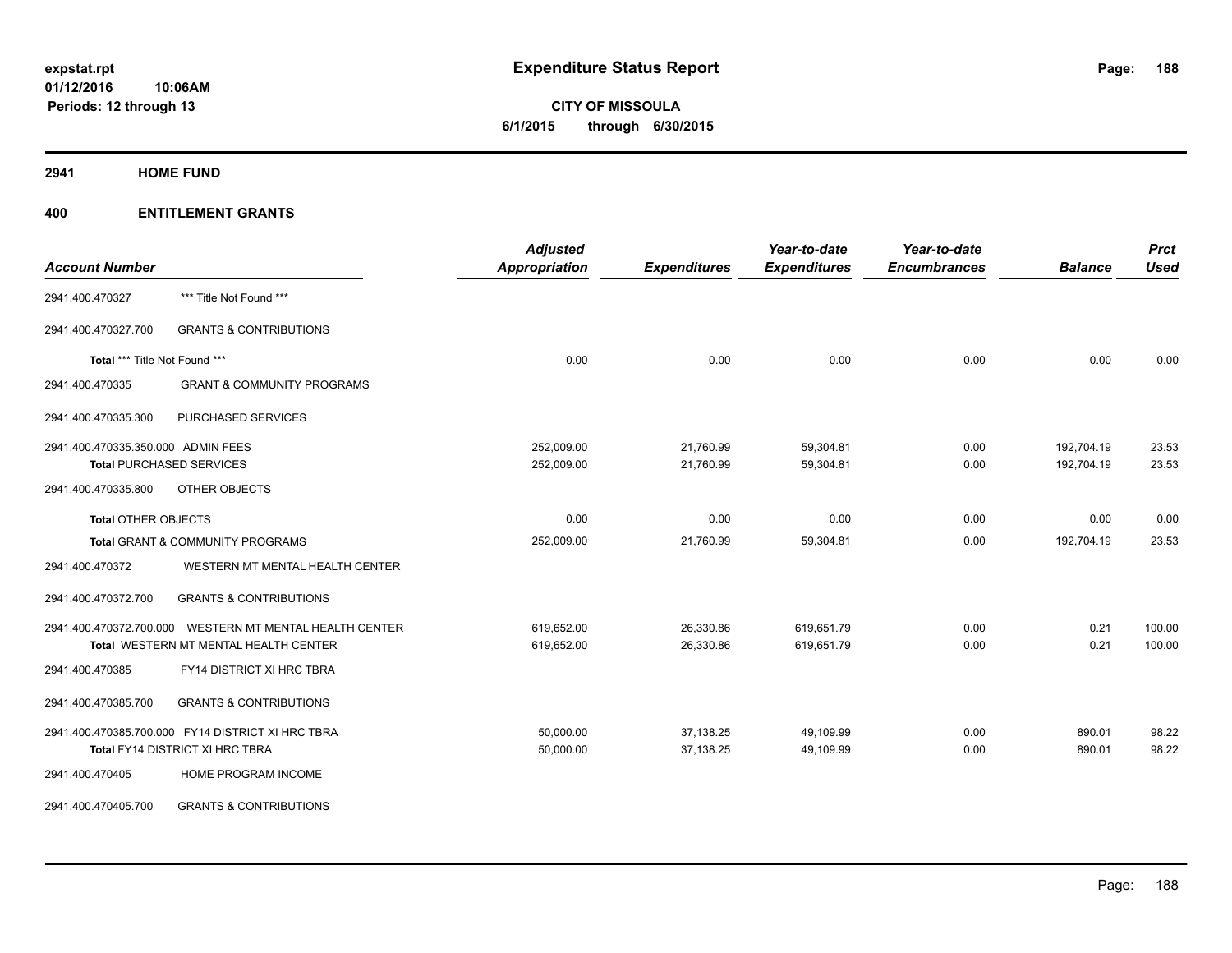**Expenditure Status Report**

**CITY OF MISSOULA**
**6/1/2015 through 6/30/2015**

expstat.rpt
01/12/2016 10:06AM
Periods: 12 through 13

## 2941 HOME FUND

## 400 ENTITLEMENT GRANTS

| Account Number | | Adjusted Appropriation | Expenditures | Year-to-date Expenditures | Year-to-date Encumbrances | Balance | Prct Used |
|---|---|---|---|---|---|---|---|
| 2941.400.470327 | *** Title Not Found *** | | | | | | |
| 2941.400.470327.700 | GRANTS & CONTRIBUTIONS | | | | | | |
| Total *** Title Not Found *** | | 0.00 | 0.00 | 0.00 | 0.00 | 0.00 | 0.00 |
| 2941.400.470335 | GRANT & COMMUNITY PROGRAMS | | | | | | |
| 2941.400.470335.300 | PURCHASED SERVICES | | | | | | |
| 2941.400.470335.350.000 | ADMIN FEES | 252,009.00 | 21,760.99 | 59,304.81 | 0.00 | 192,704.19 | 23.53 |
| Total PURCHASED SERVICES | | 252,009.00 | 21,760.99 | 59,304.81 | 0.00 | 192,704.19 | 23.53 |
| 2941.400.470335.800 | OTHER OBJECTS | | | | | | |
| Total OTHER OBJECTS | | 0.00 | 0.00 | 0.00 | 0.00 | 0.00 | 0.00 |
| Total GRANT & COMMUNITY PROGRAMS | | 252,009.00 | 21,760.99 | 59,304.81 | 0.00 | 192,704.19 | 23.53 |
| 2941.400.470372 | WESTERN MT MENTAL HEALTH CENTER | | | | | | |
| 2941.400.470372.700 | GRANTS & CONTRIBUTIONS | | | | | | |
| 2941.400.470372.700.000 | WESTERN MT MENTAL HEALTH CENTER | 619,652.00 | 26,330.86 | 619,651.79 | 0.00 | 0.21 | 100.00 |
| Total WESTERN MT MENTAL HEALTH CENTER | | 619,652.00 | 26,330.86 | 619,651.79 | 0.00 | 0.21 | 100.00 |
| 2941.400.470385 | FY14 DISTRICT XI HRC TBRA | | | | | | |
| 2941.400.470385.700 | GRANTS & CONTRIBUTIONS | | | | | | |
| 2941.400.470385.700.000 | FY14 DISTRICT XI HRC TBRA | 50,000.00 | 37,138.25 | 49,109.99 | 0.00 | 890.01 | 98.22 |
| Total FY14 DISTRICT XI HRC TBRA | | 50,000.00 | 37,138.25 | 49,109.99 | 0.00 | 890.01 | 98.22 |
| 2941.400.470405 | HOME PROGRAM INCOME | | | | | | |
| 2941.400.470405.700 | GRANTS & CONTRIBUTIONS | | | | | | |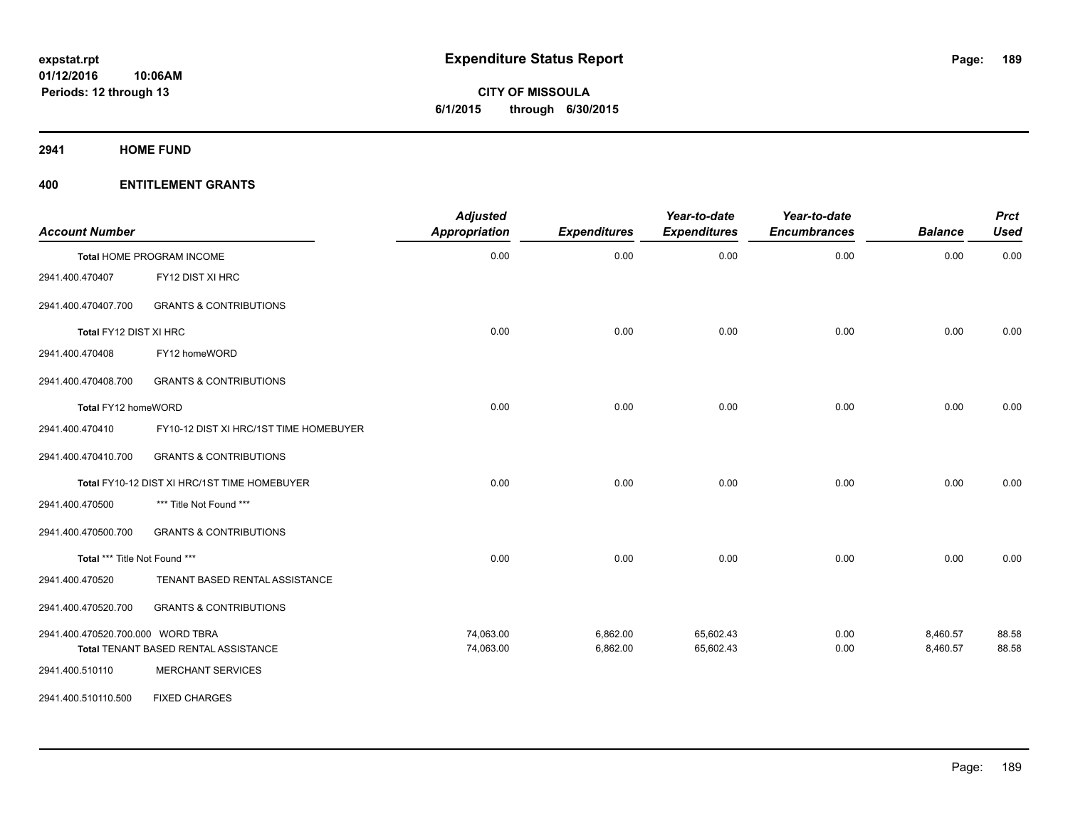# Expenditure Status Report

**CITY OF MISSOULA**
**6/1/2015 through 6/30/2015**

expstat.rpt
01/12/2016 10:06AM
Periods: 12 through 13

## 2941 HOME FUND

### 400 ENTITLEMENT GRANTS

| Account Number | | Adjusted Appropriation | Expenditures | Year-to-date Expenditures | Year-to-date Encumbrances | Balance | Prct Used |
|---|---|---|---|---|---|---|---|
| Total HOME PROGRAM INCOME | | 0.00 | 0.00 | 0.00 | 0.00 | 0.00 | 0.00 |
| 2941.400.470407 | FY12 DIST XI HRC | | | | | | |
| 2941.400.470407.700 | GRANTS & CONTRIBUTIONS | | | | | | |
| Total FY12 DIST XI HRC | | 0.00 | 0.00 | 0.00 | 0.00 | 0.00 | 0.00 |
| 2941.400.470408 | FY12 homeWORD | | | | | | |
| 2941.400.470408.700 | GRANTS & CONTRIBUTIONS | | | | | | |
| Total FY12 homeWORD | | 0.00 | 0.00 | 0.00 | 0.00 | 0.00 | 0.00 |
| 2941.400.470410 | FY10-12 DIST XI HRC/1ST TIME HOMEBUYER | | | | | | |
| 2941.400.470410.700 | GRANTS & CONTRIBUTIONS | | | | | | |
| Total FY10-12 DIST XI HRC/1ST TIME HOMEBUYER | | 0.00 | 0.00 | 0.00 | 0.00 | 0.00 | 0.00 |
| 2941.400.470500 | *** Title Not Found *** | | | | | | |
| 2941.400.470500.700 | GRANTS & CONTRIBUTIONS | | | | | | |
| Total *** Title Not Found *** | | 0.00 | 0.00 | 0.00 | 0.00 | 0.00 | 0.00 |
| 2941.400.470520 | TENANT BASED RENTAL ASSISTANCE | | | | | | |
| 2941.400.470520.700 | GRANTS & CONTRIBUTIONS | | | | | | |
| 2941.400.470520.700.000 | WORD TBRA | 74,063.00 | 6,862.00 | 65,602.43 | 0.00 | 8,460.57 | 88.58 |
| Total TENANT BASED RENTAL ASSISTANCE | | 74,063.00 | 6,862.00 | 65,602.43 | 0.00 | 8,460.57 | 88.58 |
| 2941.400.510110 | MERCHANT SERVICES | | | | | | |
| 2941.400.510110.500 | FIXED CHARGES | | | | | | |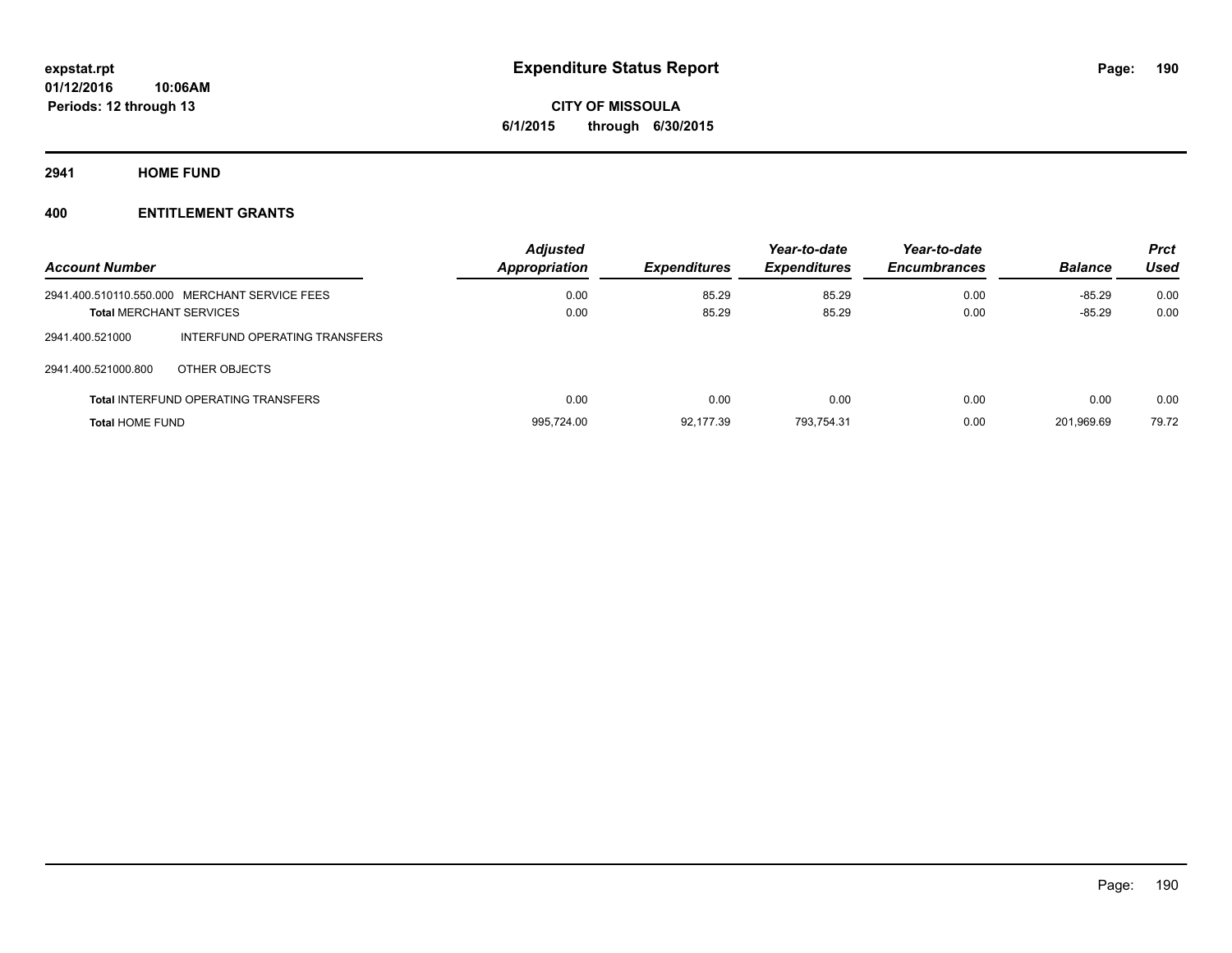**Expenditure Status Report**

**CITY OF MISSOULA**

**6/1/2015 through 6/30/2015**

**expstat.rpt**
**01/12/2016 10:06AM**
**Periods: 12 through 13**

## 2941 HOME FUND

### 400 ENTITLEMENT GRANTS

| Account Number | | Adjusted Appropriation | Expenditures | Year-to-date Expenditures | Year-to-date Encumbrances | Balance | Prct Used |
|---|---|---|---|---|---|---|---|
| 2941.400.510110.550.000 | MERCHANT SERVICE FEES | 0.00 | 85.29 | 85.29 | 0.00 | -85.29 | 0.00 |
| **Total** MERCHANT SERVICES | | 0.00 | 85.29 | 85.29 | 0.00 | -85.29 | 0.00 |
| 2941.400.521000 | INTERFUND OPERATING TRANSFERS | | | | | | |
| 2941.400.521000.800 | OTHER OBJECTS | | | | | | |
| **Total** INTERFUND OPERATING TRANSFERS | | 0.00 | 0.00 | 0.00 | 0.00 | 0.00 | 0.00 |
| **Total** HOME FUND | | 995,724.00 | 92,177.39 | 793,754.31 | 0.00 | 201,969.69 | 79.72 |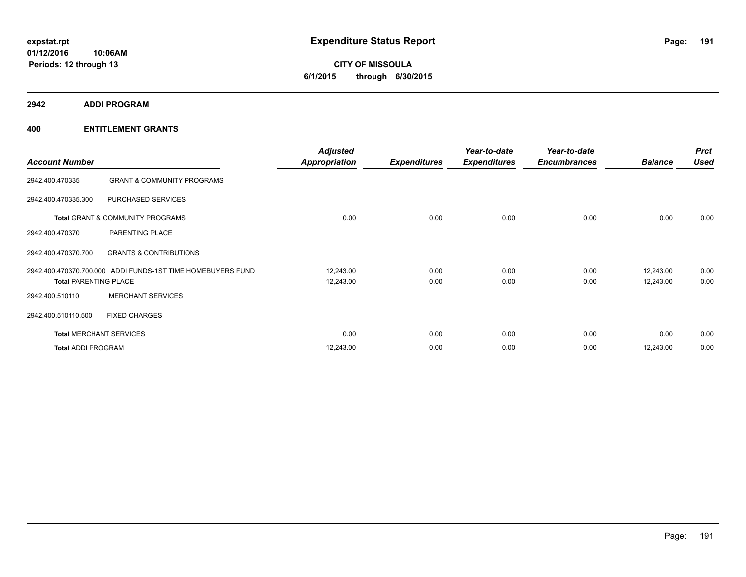expstat.rpt
01/12/2016 10:06AM
Periods: 12 through 13

# Expenditure Status Report

**CITY OF MISSOULA**
**6/1/2015 through 6/30/2015**

## 2942 ADDI PROGRAM

## 400 ENTITLEMENT GRANTS

| Account Number | | Adjusted Appropriation | Expenditures | Year-to-date Expenditures | Year-to-date Encumbrances | Balance | Prct Used |
|---|---|---|---|---|---|---|---|
| 2942.400.470335 | GRANT & COMMUNITY PROGRAMS | | | | | | |
| 2942.400.470335.300 | PURCHASED SERVICES | | | | | | |
| **Total** GRANT & COMMUNITY PROGRAMS | | 0.00 | 0.00 | 0.00 | 0.00 | 0.00 | 0.00 |
| 2942.400.470370 | PARENTING PLACE | | | | | | |
| 2942.400.470370.700 | GRANTS & CONTRIBUTIONS | | | | | | |
| 2942.400.470370.700.000 | ADDI FUNDS-1ST TIME HOMEBUYERS FUND | 12,243.00 | 0.00 | 0.00 | 0.00 | 12,243.00 | 0.00 |
| **Total** PARENTING PLACE | | 12,243.00 | 0.00 | 0.00 | 0.00 | 12,243.00 | 0.00 |
| 2942.400.510110 | MERCHANT SERVICES | | | | | | |
| 2942.400.510110.500 | FIXED CHARGES | | | | | | |
| **Total** MERCHANT SERVICES | | 0.00 | 0.00 | 0.00 | 0.00 | 0.00 | 0.00 |
| **Total** ADDI PROGRAM | | 12,243.00 | 0.00 | 0.00 | 0.00 | 12,243.00 | 0.00 |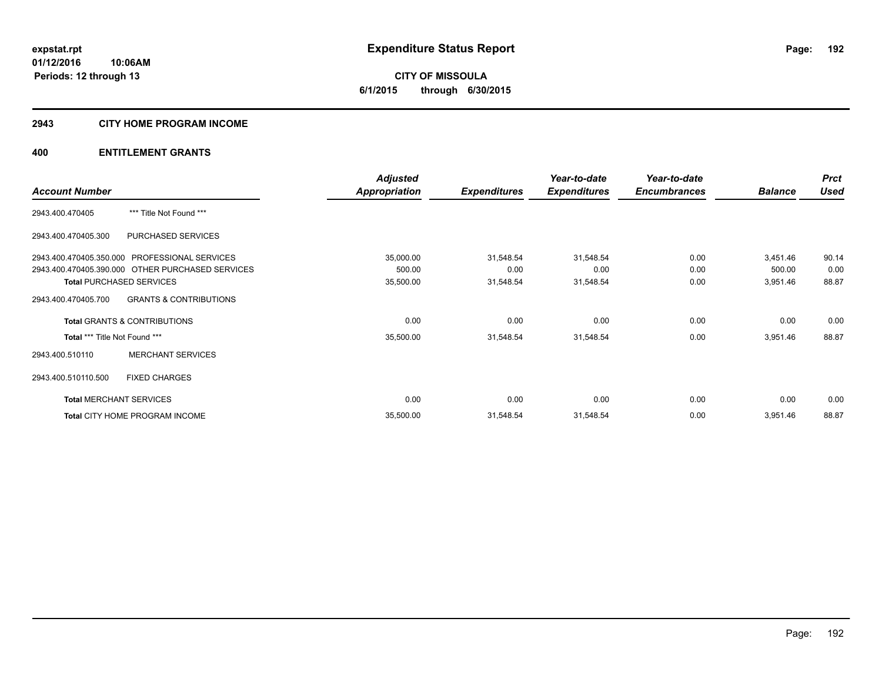expstat.rpt
01/12/2016 10:06AM
Periods: 12 through 13

# Expenditure Status Report

**CITY OF MISSOULA**
**6/1/2015 through 6/30/2015**

## 2943 CITY HOME PROGRAM INCOME

## 400 ENTITLEMENT GRANTS

| Account Number | | Adjusted Appropriation | Expenditures | Year-to-date Expenditures | Year-to-date Encumbrances | Balance | Prct Used |
|---|---|---|---|---|---|---|---|
| 2943.400.470405 | *** Title Not Found *** | | | | | | |
| 2943.400.470405.300 | PURCHASED SERVICES | | | | | | |
| 2943.400.470405.350.000 | PROFESSIONAL SERVICES | 35,000.00 | 31,548.54 | 31,548.54 | 0.00 | 3,451.46 | 90.14 |
| 2943.400.470405.390.000 | OTHER PURCHASED SERVICES | 500.00 | 0.00 | 0.00 | 0.00 | 500.00 | 0.00 |
| **Total** PURCHASED SERVICES | | 35,500.00 | 31,548.54 | 31,548.54 | 0.00 | 3,951.46 | 88.87 |
| 2943.400.470405.700 | GRANTS & CONTRIBUTIONS | | | | | | |
| **Total** GRANTS & CONTRIBUTIONS | | 0.00 | 0.00 | 0.00 | 0.00 | 0.00 | 0.00 |
| **Total** *** Title Not Found *** | | 35,500.00 | 31,548.54 | 31,548.54 | 0.00 | 3,951.46 | 88.87 |
| 2943.400.510110 | MERCHANT SERVICES | | | | | | |
| 2943.400.510110.500 | FIXED CHARGES | | | | | | |
| **Total** MERCHANT SERVICES | | 0.00 | 0.00 | 0.00 | 0.00 | 0.00 | 0.00 |
| **Total** CITY HOME PROGRAM INCOME | | 35,500.00 | 31,548.54 | 31,548.54 | 0.00 | 3,951.46 | 88.87 |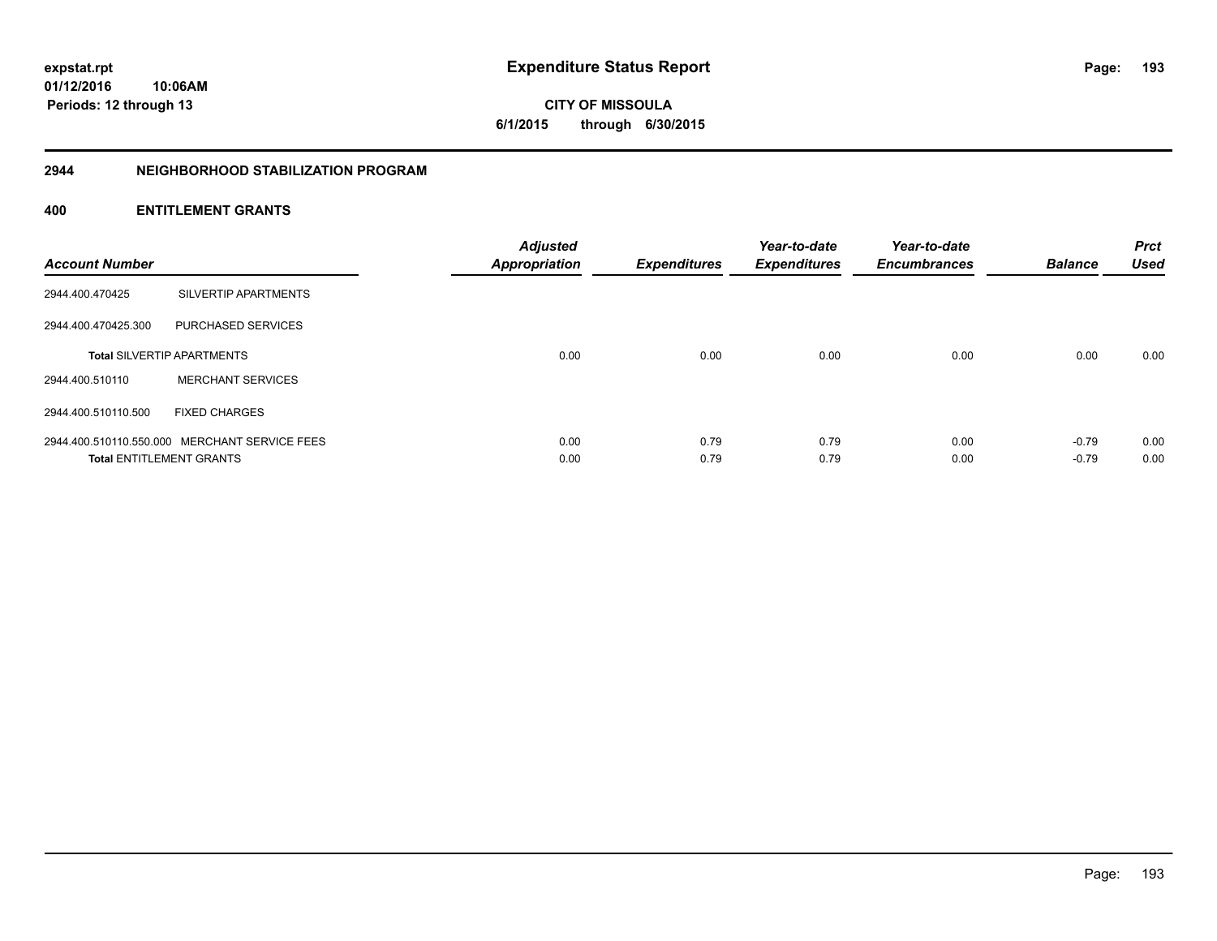expstat.rpt
01/12/2016 10:06AM
Periods: 12 through 13

# Expenditure Status Report

**CITY OF MISSOULA**
**6/1/2015 through 6/30/2015**

## 2944 NEIGHBORHOOD STABILIZATION PROGRAM

### 400 ENTITLEMENT GRANTS

| Account Number | | Adjusted Appropriation | Expenditures | Year-to-date Expenditures | Year-to-date Encumbrances | Balance | Prct Used |
|---|---|---|---|---|---|---|---|
| 2944.400.470425 | SILVERTIP APARTMENTS | | | | | | |
| 2944.400.470425.300 | PURCHASED SERVICES | | | | | | |
| **Total** SILVERTIP APARTMENTS | | 0.00 | 0.00 | 0.00 | 0.00 | 0.00 | 0.00 |
| 2944.400.510110 | MERCHANT SERVICES | | | | | | |
| 2944.400.510110.500 | FIXED CHARGES | | | | | | |
| 2944.400.510110.550.000 | MERCHANT SERVICE FEES | 0.00 | 0.79 | 0.79 | 0.00 | -0.79 | 0.00 |
| **Total** ENTITLEMENT GRANTS | | 0.00 | 0.79 | 0.79 | 0.00 | -0.79 | 0.00 |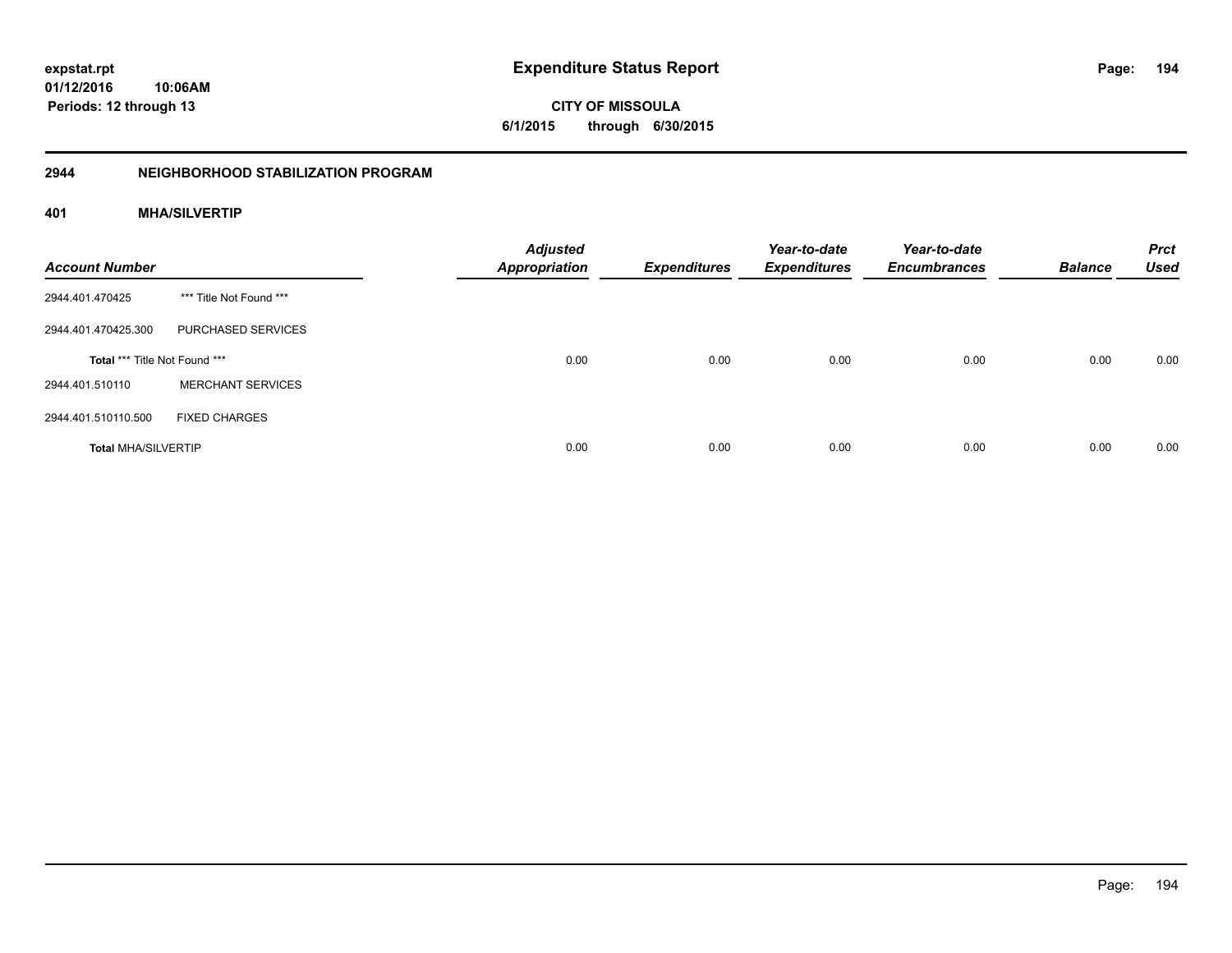# Expenditure Status Report

expstat.rpt
01/12/2016 10:06AM
Periods: 12 through 13

**CITY OF MISSOULA**
**6/1/2015 through 6/30/2015**

## 2944 NEIGHBORHOOD STABILIZATION PROGRAM

### 401 MHA/SILVERTIP

| Account Number | | Adjusted Appropriation | Expenditures | Year-to-date Expenditures | Year-to-date Encumbrances | Balance | Prct Used |
|---|---|---|---|---|---|---|---|
| 2944.401.470425 | *** Title Not Found *** | | | | | | |
| 2944.401.470425.300 | PURCHASED SERVICES | | | | | | |
| **Total** *** Title Not Found *** | | 0.00 | 0.00 | 0.00 | 0.00 | 0.00 | 0.00 |
| 2944.401.510110 | MERCHANT SERVICES | | | | | | |
| 2944.401.510110.500 | FIXED CHARGES | | | | | | |
| **Total** MHA/SILVERTIP | | 0.00 | 0.00 | 0.00 | 0.00 | 0.00 | 0.00 |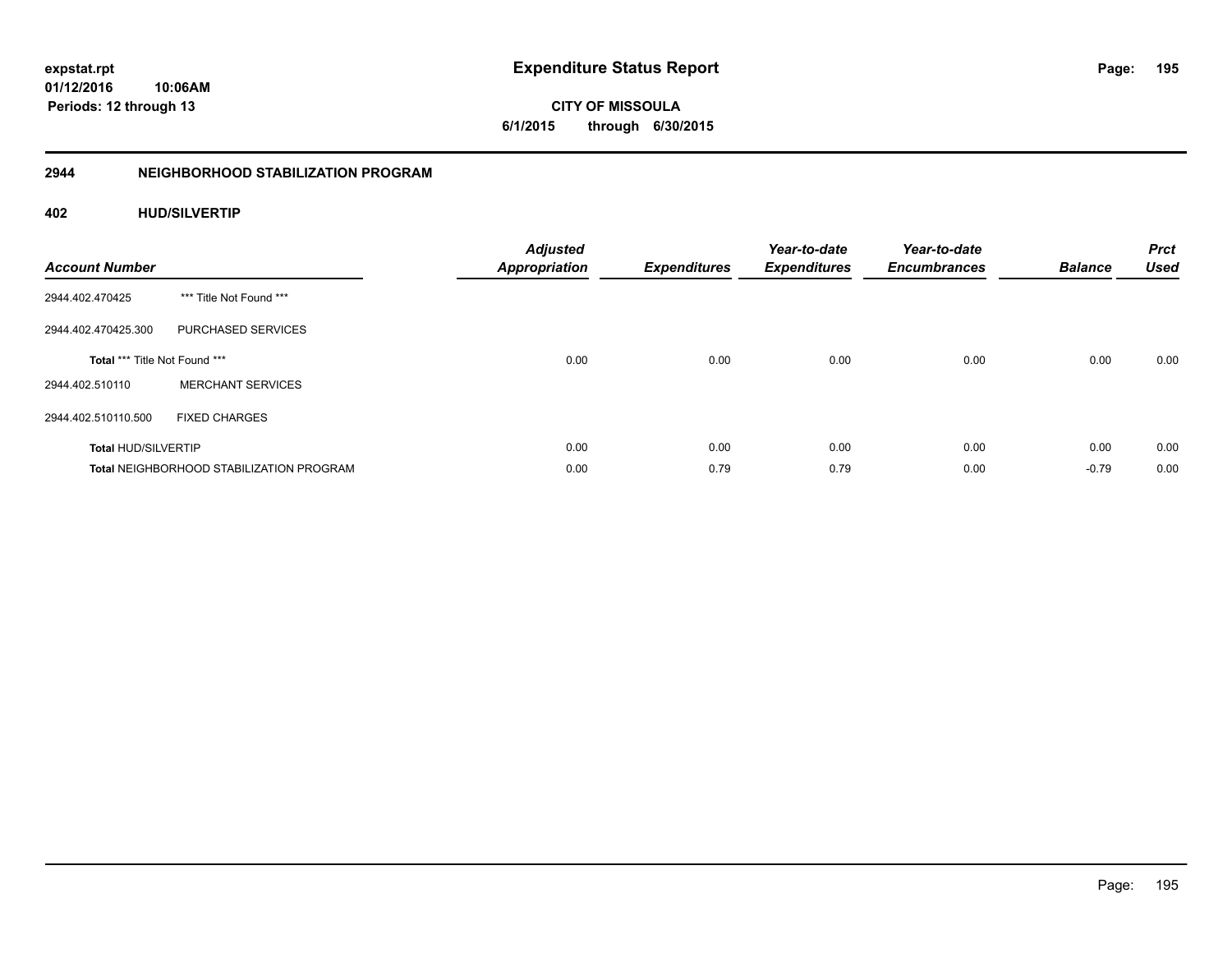**expstat.rpt**
**01/12/2016 10:06AM**
**Periods: 12 through 13**

# Expenditure Status Report

**CITY OF MISSOULA**
**6/1/2015 through 6/30/2015**

## 2944 NEIGHBORHOOD STABILIZATION PROGRAM

### 402 HUD/SILVERTIP

| Account Number | | Adjusted Appropriation | Expenditures | Year-to-date Expenditures | Year-to-date Encumbrances | Balance | Prct Used |
|---|---|---|---|---|---|---|---|
| 2944.402.470425 | *** Title Not Found *** | | | | | | |
| 2944.402.470425.300 | PURCHASED SERVICES | | | | | | |
| **Total** *** Title Not Found *** | | 0.00 | 0.00 | 0.00 | 0.00 | 0.00 | 0.00 |
| 2944.402.510110 | MERCHANT SERVICES | | | | | | |
| 2944.402.510110.500 | FIXED CHARGES | | | | | | |
| **Total** HUD/SILVERTIP | | 0.00 | 0.00 | 0.00 | 0.00 | 0.00 | 0.00 |
| **Total** NEIGHBORHOOD STABILIZATION PROGRAM | | 0.00 | 0.79 | 0.79 | 0.00 | -0.79 | 0.00 |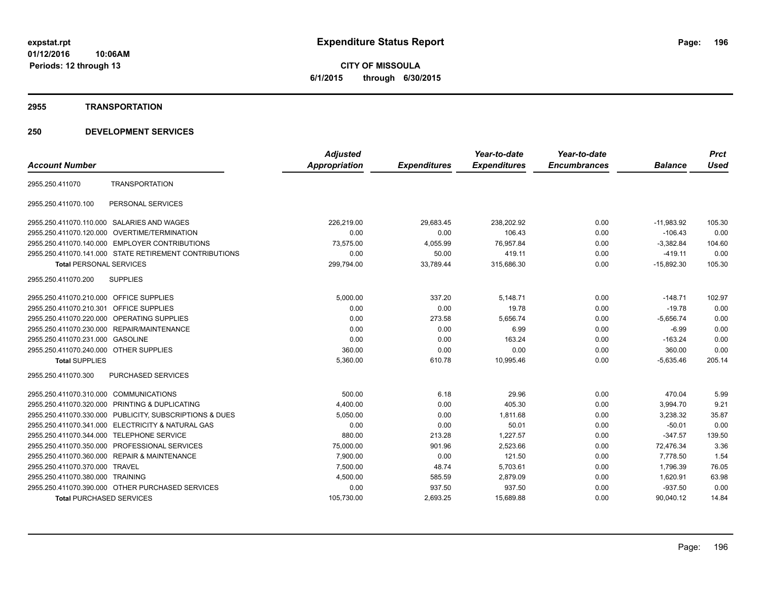# Expenditure Status Report

**CITY OF MISSOULA**

**6/1/2015 through 6/30/2015**

expstat.rpt
01/12/2016 10:06AM
Periods: 12 through 13

## 2955 TRANSPORTATION

## 250 DEVELOPMENT SERVICES

| Account Number | | Adjusted Appropriation | Expenditures | Year-to-date Expenditures | Year-to-date Encumbrances | Balance | Prct Used |
|---|---|---|---|---|---|---|---|
| 2955.250.411070 | TRANSPORTATION | | | | | | |
| 2955.250.411070.100 | PERSONAL SERVICES | | | | | | |
| 2955.250.411070.110.000 | SALARIES AND WAGES | 226,219.00 | 29,683.45 | 238,202.92 | 0.00 | -11,983.92 | 105.30 |
| 2955.250.411070.120.000 | OVERTIME/TERMINATION | 0.00 | 0.00 | 106.43 | 0.00 | -106.43 | 0.00 |
| 2955.250.411070.140.000 | EMPLOYER CONTRIBUTIONS | 73,575.00 | 4,055.99 | 76,957.84 | 0.00 | -3,382.84 | 104.60 |
| 2955.250.411070.141.000 | STATE RETIREMENT CONTRIBUTIONS | 0.00 | 50.00 | 419.11 | 0.00 | -419.11 | 0.00 |
| **Total** PERSONAL SERVICES | | 299,794.00 | 33,789.44 | 315,686.30 | 0.00 | -15,892.30 | 105.30 |
| 2955.250.411070.200 | SUPPLIES | | | | | | |
| 2955.250.411070.210.000 | OFFICE SUPPLIES | 5,000.00 | 337.20 | 5,148.71 | 0.00 | -148.71 | 102.97 |
| 2955.250.411070.210.301 | OFFICE SUPPLIES | 0.00 | 0.00 | 19.78 | 0.00 | -19.78 | 0.00 |
| 2955.250.411070.220.000 | OPERATING SUPPLIES | 0.00 | 273.58 | 5,656.74 | 0.00 | -5,656.74 | 0.00 |
| 2955.250.411070.230.000 | REPAIR/MAINTENANCE | 0.00 | 0.00 | 6.99 | 0.00 | -6.99 | 0.00 |
| 2955.250.411070.231.000 | GASOLINE | 0.00 | 0.00 | 163.24 | 0.00 | -163.24 | 0.00 |
| 2955.250.411070.240.000 | OTHER SUPPLIES | 360.00 | 0.00 | 0.00 | 0.00 | 360.00 | 0.00 |
| **Total** SUPPLIES | | 5,360.00 | 610.78 | 10,995.46 | 0.00 | -5,635.46 | 205.14 |
| 2955.250.411070.300 | PURCHASED SERVICES | | | | | | |
| 2955.250.411070.310.000 | COMMUNICATIONS | 500.00 | 6.18 | 29.96 | 0.00 | 470.04 | 5.99 |
| 2955.250.411070.320.000 | PRINTING & DUPLICATING | 4,400.00 | 0.00 | 405.30 | 0.00 | 3,994.70 | 9.21 |
| 2955.250.411070.330.000 | PUBLICITY, SUBSCRIPTIONS & DUES | 5,050.00 | 0.00 | 1,811.68 | 0.00 | 3,238.32 | 35.87 |
| 2955.250.411070.341.000 | ELECTRICITY & NATURAL GAS | 0.00 | 0.00 | 50.01 | 0.00 | -50.01 | 0.00 |
| 2955.250.411070.344.000 | TELEPHONE SERVICE | 880.00 | 213.28 | 1,227.57 | 0.00 | -347.57 | 139.50 |
| 2955.250.411070.350.000 | PROFESSIONAL SERVICES | 75,000.00 | 901.96 | 2,523.66 | 0.00 | 72,476.34 | 3.36 |
| 2955.250.411070.360.000 | REPAIR & MAINTENANCE | 7,900.00 | 0.00 | 121.50 | 0.00 | 7,778.50 | 1.54 |
| 2955.250.411070.370.000 | TRAVEL | 7,500.00 | 48.74 | 5,703.61 | 0.00 | 1,796.39 | 76.05 |
| 2955.250.411070.380.000 | TRAINING | 4,500.00 | 585.59 | 2,879.09 | 0.00 | 1,620.91 | 63.98 |
| 2955.250.411070.390.000 | OTHER PURCHASED SERVICES | 0.00 | 937.50 | 937.50 | 0.00 | -937.50 | 0.00 |
| **Total** PURCHASED SERVICES | | 105,730.00 | 2,693.25 | 15,689.88 | 0.00 | 90,040.12 | 14.84 |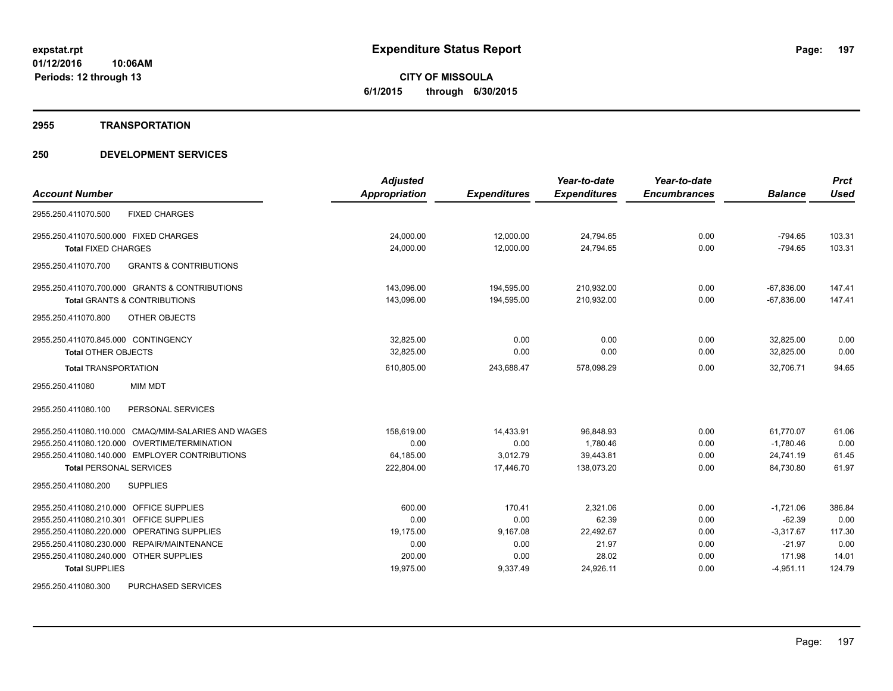**expstat.rpt**
**01/12/2016 10:06AM**
**Periods: 12 through 13**

# Expenditure Status Report

**CITY OF MISSOULA**
**6/1/2015 through 6/30/2015**

## 2955 TRANSPORTATION

## 250 DEVELOPMENT SERVICES

| Account Number | Adjusted Appropriation | Expenditures | Year-to-date Expenditures | Year-to-date Encumbrances | Balance | Prct Used |
|---|---|---|---|---|---|---|
| 2955.250.411070.500 FIXED CHARGES | | | | | | |
| 2955.250.411070.500.000 FIXED CHARGES | 24,000.00 | 12,000.00 | 24,794.65 | 0.00 | -794.65 | 103.31 |
| **Total** FIXED CHARGES | 24,000.00 | 12,000.00 | 24,794.65 | 0.00 | -794.65 | 103.31 |
| 2955.250.411070.700 GRANTS & CONTRIBUTIONS | | | | | | |
| 2955.250.411070.700.000 GRANTS & CONTRIBUTIONS | 143,096.00 | 194,595.00 | 210,932.00 | 0.00 | -67,836.00 | 147.41 |
| **Total** GRANTS & CONTRIBUTIONS | 143,096.00 | 194,595.00 | 210,932.00 | 0.00 | -67,836.00 | 147.41 |
| 2955.250.411070.800 OTHER OBJECTS | | | | | | |
| 2955.250.411070.845.000 CONTINGENCY | 32,825.00 | 0.00 | 0.00 | 0.00 | 32,825.00 | 0.00 |
| **Total** OTHER OBJECTS | 32,825.00 | 0.00 | 0.00 | 0.00 | 32,825.00 | 0.00 |
| **Total** TRANSPORTATION | 610,805.00 | 243,688.47 | 578,098.29 | 0.00 | 32,706.71 | 94.65 |
| 2955.250.411080 MIM MDT | | | | | | |
| 2955.250.411080.100 PERSONAL SERVICES | | | | | | |
| 2955.250.411080.110.000 CMAQ/MIM-SALARIES AND WAGES | 158,619.00 | 14,433.91 | 96,848.93 | 0.00 | 61,770.07 | 61.06 |
| 2955.250.411080.120.000 OVERTIME/TERMINATION | 0.00 | 0.00 | 1,780.46 | 0.00 | -1,780.46 | 0.00 |
| 2955.250.411080.140.000 EMPLOYER CONTRIBUTIONS | 64,185.00 | 3,012.79 | 39,443.81 | 0.00 | 24,741.19 | 61.45 |
| **Total** PERSONAL SERVICES | 222,804.00 | 17,446.70 | 138,073.20 | 0.00 | 84,730.80 | 61.97 |
| 2955.250.411080.200 SUPPLIES | | | | | | |
| 2955.250.411080.210.000 OFFICE SUPPLIES | 600.00 | 170.41 | 2,321.06 | 0.00 | -1,721.06 | 386.84 |
| 2955.250.411080.210.301 OFFICE SUPPLIES | 0.00 | 0.00 | 62.39 | 0.00 | -62.39 | 0.00 |
| 2955.250.411080.220.000 OPERATING SUPPLIES | 19,175.00 | 9,167.08 | 22,492.67 | 0.00 | -3,317.67 | 117.30 |
| 2955.250.411080.230.000 REPAIR/MAINTENANCE | 0.00 | 0.00 | 21.97 | 0.00 | -21.97 | 0.00 |
| 2955.250.411080.240.000 OTHER SUPPLIES | 200.00 | 0.00 | 28.02 | 0.00 | 171.98 | 14.01 |
| **Total** SUPPLIES | 19,975.00 | 9,337.49 | 24,926.11 | 0.00 | -4,951.11 | 124.79 |
| 2955.250.411080.300 PURCHASED SERVICES | | | | | | |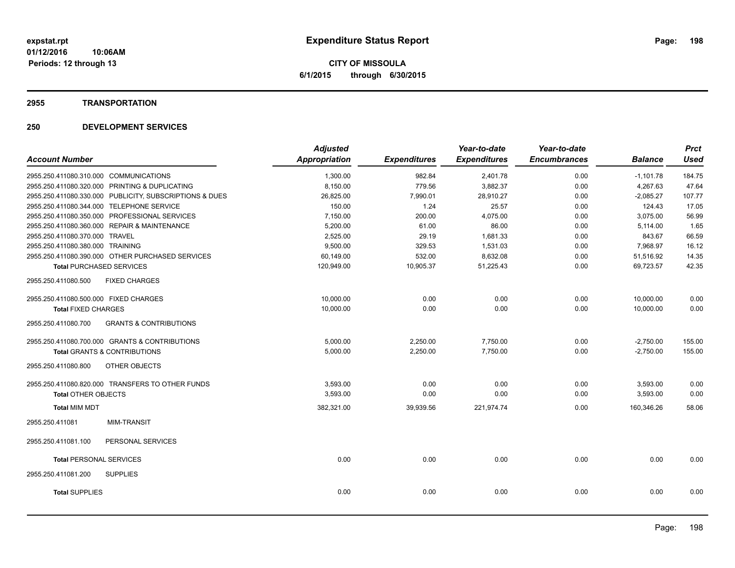# Expenditure Status Report

**CITY OF MISSOULA**
**6/1/2015 through 6/30/2015**

expstat.rpt
01/12/2016 10:06AM
Periods: 12 through 13

## 2955 TRANSPORTATION

## 250 DEVELOPMENT SERVICES

| Account Number | Adjusted Appropriation | Expenditures | Year-to-date Expenditures | Year-to-date Encumbrances | Balance | Prct Used |
|---|---|---|---|---|---|---|
| 2955.250.411080.310.000 COMMUNICATIONS | 1,300.00 | 982.84 | 2,401.78 | 0.00 | -1,101.78 | 184.75 |
| 2955.250.411080.320.000 PRINTING & DUPLICATING | 8,150.00 | 779.56 | 3,882.37 | 0.00 | 4,267.63 | 47.64 |
| 2955.250.411080.330.000 PUBLICITY, SUBSCRIPTIONS & DUES | 26,825.00 | 7,990.01 | 28,910.27 | 0.00 | -2,085.27 | 107.77 |
| 2955.250.411080.344.000 TELEPHONE SERVICE | 150.00 | 1.24 | 25.57 | 0.00 | 124.43 | 17.05 |
| 2955.250.411080.350.000 PROFESSIONAL SERVICES | 7,150.00 | 200.00 | 4,075.00 | 0.00 | 3,075.00 | 56.99 |
| 2955.250.411080.360.000 REPAIR & MAINTENANCE | 5,200.00 | 61.00 | 86.00 | 0.00 | 5,114.00 | 1.65 |
| 2955.250.411080.370.000 TRAVEL | 2,525.00 | 29.19 | 1,681.33 | 0.00 | 843.67 | 66.59 |
| 2955.250.411080.380.000 TRAINING | 9,500.00 | 329.53 | 1,531.03 | 0.00 | 7,968.97 | 16.12 |
| 2955.250.411080.390.000 OTHER PURCHASED SERVICES | 60,149.00 | 532.00 | 8,632.08 | 0.00 | 51,516.92 | 14.35 |
| **Total** PURCHASED SERVICES | 120,949.00 | 10,905.37 | 51,225.43 | 0.00 | 69,723.57 | 42.35 |
| 2955.250.411080.500 FIXED CHARGES | | | | | | |
| 2955.250.411080.500.000 FIXED CHARGES | 10,000.00 | 0.00 | 0.00 | 0.00 | 10,000.00 | 0.00 |
| **Total** FIXED CHARGES | 10,000.00 | 0.00 | 0.00 | 0.00 | 10,000.00 | 0.00 |
| 2955.250.411080.700 GRANTS & CONTRIBUTIONS | | | | | | |
| 2955.250.411080.700.000 GRANTS & CONTRIBUTIONS | 5,000.00 | 2,250.00 | 7,750.00 | 0.00 | -2,750.00 | 155.00 |
| **Total** GRANTS & CONTRIBUTIONS | 5,000.00 | 2,250.00 | 7,750.00 | 0.00 | -2,750.00 | 155.00 |
| 2955.250.411080.800 OTHER OBJECTS | | | | | | |
| 2955.250.411080.820.000 TRANSFERS TO OTHER FUNDS | 3,593.00 | 0.00 | 0.00 | 0.00 | 3,593.00 | 0.00 |
| **Total** OTHER OBJECTS | 3,593.00 | 0.00 | 0.00 | 0.00 | 3,593.00 | 0.00 |
| **Total** MIM MDT | 382,321.00 | 39,939.56 | 221,974.74 | 0.00 | 160,346.26 | 58.06 |
| 2955.250.411081 MIM-TRANSIT | | | | | | |
| 2955.250.411081.100 PERSONAL SERVICES | | | | | | |
| **Total** PERSONAL SERVICES | 0.00 | 0.00 | 0.00 | 0.00 | 0.00 | 0.00 |
| 2955.250.411081.200 SUPPLIES | | | | | | |
| **Total** SUPPLIES | 0.00 | 0.00 | 0.00 | 0.00 | 0.00 | 0.00 |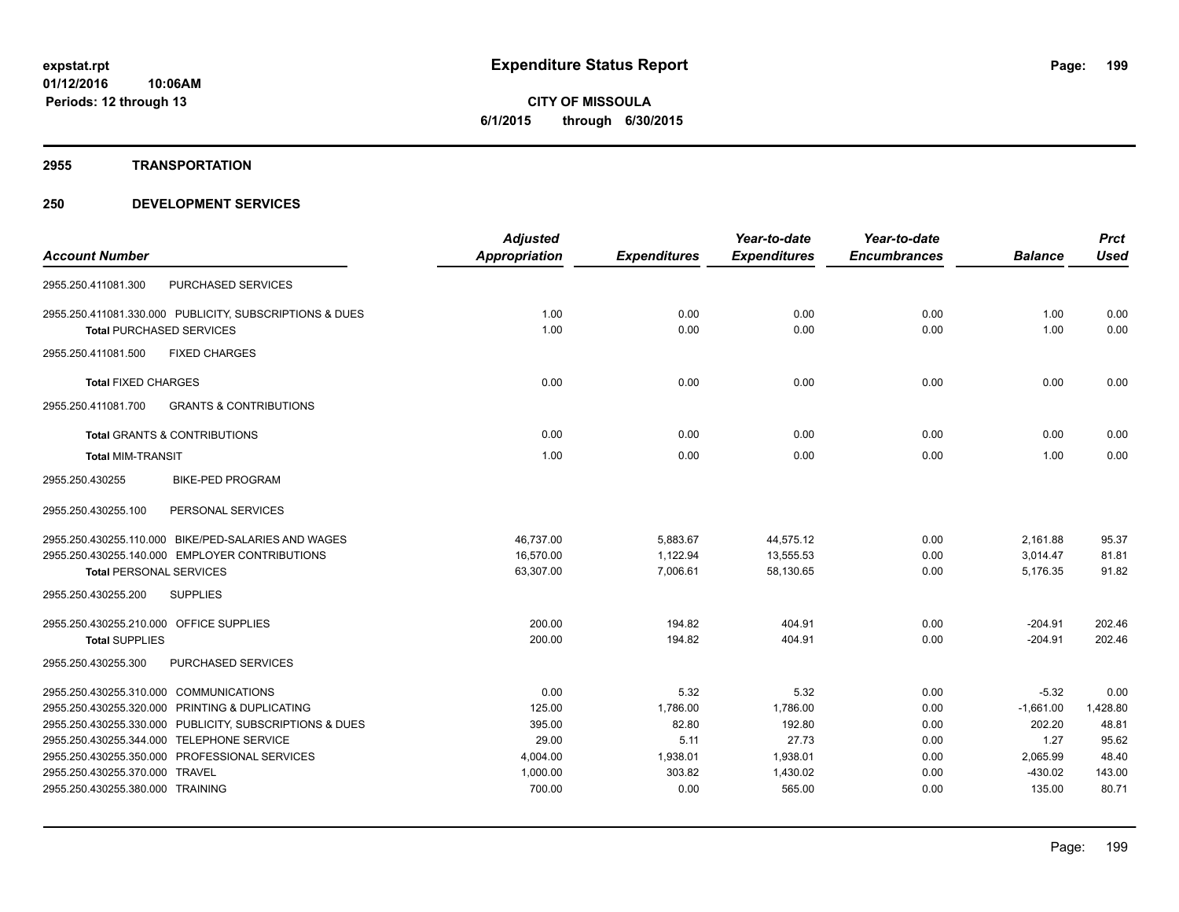# Expenditure Status Report

**CITY OF MISSOULA**
**6/1/2015 through 6/30/2015**

expstat.rpt
01/12/2016 10:06AM
Periods: 12 through 13

## 2955 TRANSPORTATION

## 250 DEVELOPMENT SERVICES

| Account Number | | Adjusted Appropriation | Expenditures | Year-to-date Expenditures | Year-to-date Encumbrances | Balance | Prct Used |
|---|---|---|---|---|---|---|---|
| 2955.250.411081.300 | PURCHASED SERVICES | | | | | | |
| 2955.250.411081.330.000 | PUBLICITY, SUBSCRIPTIONS & DUES | 1.00 | 0.00 | 0.00 | 0.00 | 1.00 | 0.00 |
| **Total** PURCHASED SERVICES | | 1.00 | 0.00 | 0.00 | 0.00 | 1.00 | 0.00 |
| 2955.250.411081.500 | FIXED CHARGES | | | | | | |
| **Total** FIXED CHARGES | | 0.00 | 0.00 | 0.00 | 0.00 | 0.00 | 0.00 |
| 2955.250.411081.700 | GRANTS & CONTRIBUTIONS | | | | | | |
| **Total** GRANTS & CONTRIBUTIONS | | 0.00 | 0.00 | 0.00 | 0.00 | 0.00 | 0.00 |
| **Total** MIM-TRANSIT | | 1.00 | 0.00 | 0.00 | 0.00 | 1.00 | 0.00 |
| 2955.250.430255 | BIKE-PED PROGRAM | | | | | | |
| 2955.250.430255.100 | PERSONAL SERVICES | | | | | | |
| 2955.250.430255.110.000 | BIKE/PED-SALARIES AND WAGES | 46,737.00 | 5,883.67 | 44,575.12 | 0.00 | 2,161.88 | 95.37 |
| 2955.250.430255.140.000 | EMPLOYER CONTRIBUTIONS | 16,570.00 | 1,122.94 | 13,555.53 | 0.00 | 3,014.47 | 81.81 |
| **Total** PERSONAL SERVICES | | 63,307.00 | 7,006.61 | 58,130.65 | 0.00 | 5,176.35 | 91.82 |
| 2955.250.430255.200 | SUPPLIES | | | | | | |
| 2955.250.430255.210.000 | OFFICE SUPPLIES | 200.00 | 194.82 | 404.91 | 0.00 | -204.91 | 202.46 |
| **Total** SUPPLIES | | 200.00 | 194.82 | 404.91 | 0.00 | -204.91 | 202.46 |
| 2955.250.430255.300 | PURCHASED SERVICES | | | | | | |
| 2955.250.430255.310.000 | COMMUNICATIONS | 0.00 | 5.32 | 5.32 | 0.00 | -5.32 | 0.00 |
| 2955.250.430255.320.000 | PRINTING & DUPLICATING | 125.00 | 1,786.00 | 1,786.00 | 0.00 | -1,661.00 | 1,428.80 |
| 2955.250.430255.330.000 | PUBLICITY, SUBSCRIPTIONS & DUES | 395.00 | 82.80 | 192.80 | 0.00 | 202.20 | 48.81 |
| 2955.250.430255.344.000 | TELEPHONE SERVICE | 29.00 | 5.11 | 27.73 | 0.00 | 1.27 | 95.62 |
| 2955.250.430255.350.000 | PROFESSIONAL SERVICES | 4,004.00 | 1,938.01 | 1,938.01 | 0.00 | 2,065.99 | 48.40 |
| 2955.250.430255.370.000 | TRAVEL | 1,000.00 | 303.82 | 1,430.02 | 0.00 | -430.02 | 143.00 |
| 2955.250.430255.380.000 | TRAINING | 700.00 | 0.00 | 565.00 | 0.00 | 135.00 | 80.71 |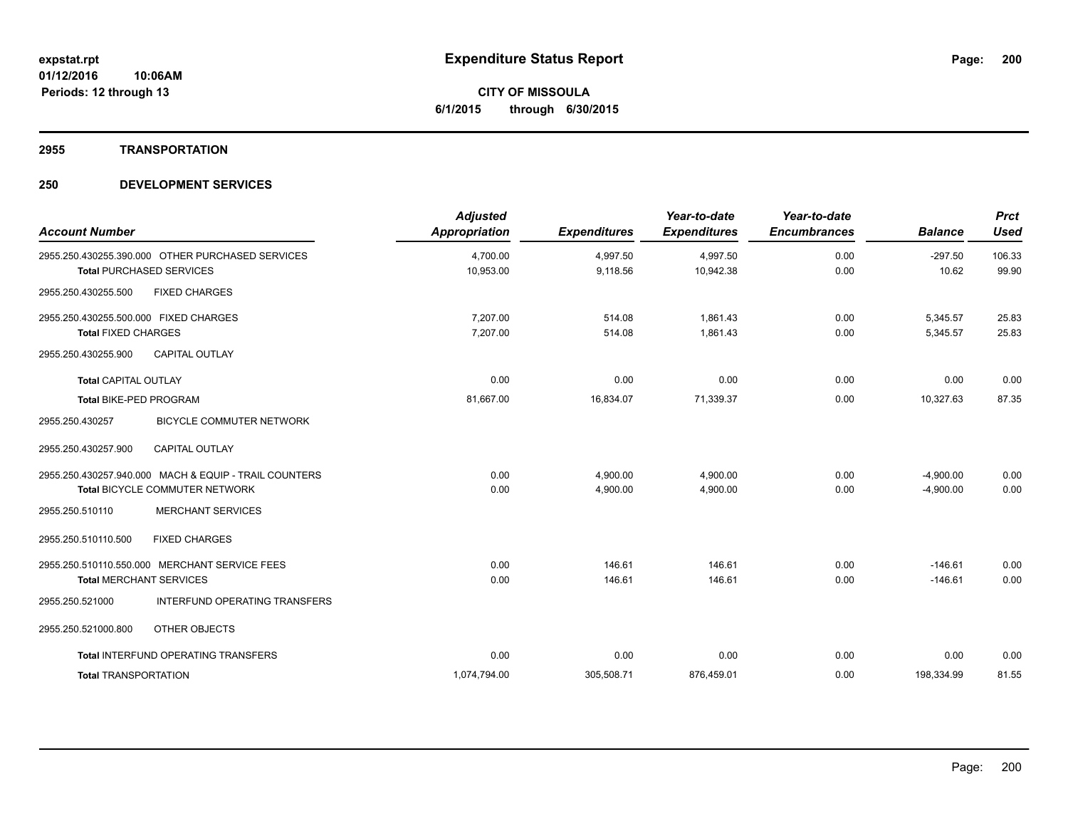**CITY OF MISSOULA**

**6/1/2015 through 6/30/2015**

## 2955 TRANSPORTATION

## 250 DEVELOPMENT SERVICES

| Account Number | Adjusted Appropriation | Expenditures | Year-to-date Expenditures | Year-to-date Encumbrances | Balance | Prct Used |
|---|---|---|---|---|---|---|
| 2955.250.430255.390.000 OTHER PURCHASED SERVICES | 4,700.00 | 4,997.50 | 4,997.50 | 0.00 | -297.50 | 106.33 |
| **Total** PURCHASED SERVICES | 10,953.00 | 9,118.56 | 10,942.38 | 0.00 | 10.62 | 99.90 |
| 2955.250.430255.500 FIXED CHARGES | | | | | | |
| 2955.250.430255.500.000 FIXED CHARGES | 7,207.00 | 514.08 | 1,861.43 | 0.00 | 5,345.57 | 25.83 |
| **Total** FIXED CHARGES | 7,207.00 | 514.08 | 1,861.43 | 0.00 | 5,345.57 | 25.83 |
| 2955.250.430255.900 CAPITAL OUTLAY | | | | | | |
| **Total** CAPITAL OUTLAY | 0.00 | 0.00 | 0.00 | 0.00 | 0.00 | 0.00 |
| **Total** BIKE-PED PROGRAM | 81,667.00 | 16,834.07 | 71,339.37 | 0.00 | 10,327.63 | 87.35 |
| 2955.250.430257 BICYCLE COMMUTER NETWORK | | | | | | |
| 2955.250.430257.900 CAPITAL OUTLAY | | | | | | |
| 2955.250.430257.940.000 MACH & EQUIP - TRAIL COUNTERS | 0.00 | 4,900.00 | 4,900.00 | 0.00 | -4,900.00 | 0.00 |
| **Total** BICYCLE COMMUTER NETWORK | 0.00 | 4,900.00 | 4,900.00 | 0.00 | -4,900.00 | 0.00 |
| 2955.250.510110 MERCHANT SERVICES | | | | | | |
| 2955.250.510110.500 FIXED CHARGES | | | | | | |
| 2955.250.510110.550.000 MERCHANT SERVICE FEES | 0.00 | 146.61 | 146.61 | 0.00 | -146.61 | 0.00 |
| **Total** MERCHANT SERVICES | 0.00 | 146.61 | 146.61 | 0.00 | -146.61 | 0.00 |
| 2955.250.521000 INTERFUND OPERATING TRANSFERS | | | | | | |
| 2955.250.521000.800 OTHER OBJECTS | | | | | | |
| **Total** INTERFUND OPERATING TRANSFERS | 0.00 | 0.00 | 0.00 | 0.00 | 0.00 | 0.00 |
| **Total** TRANSPORTATION | 1,074,794.00 | 305,508.71 | 876,459.01 | 0.00 | 198,334.99 | 81.55 |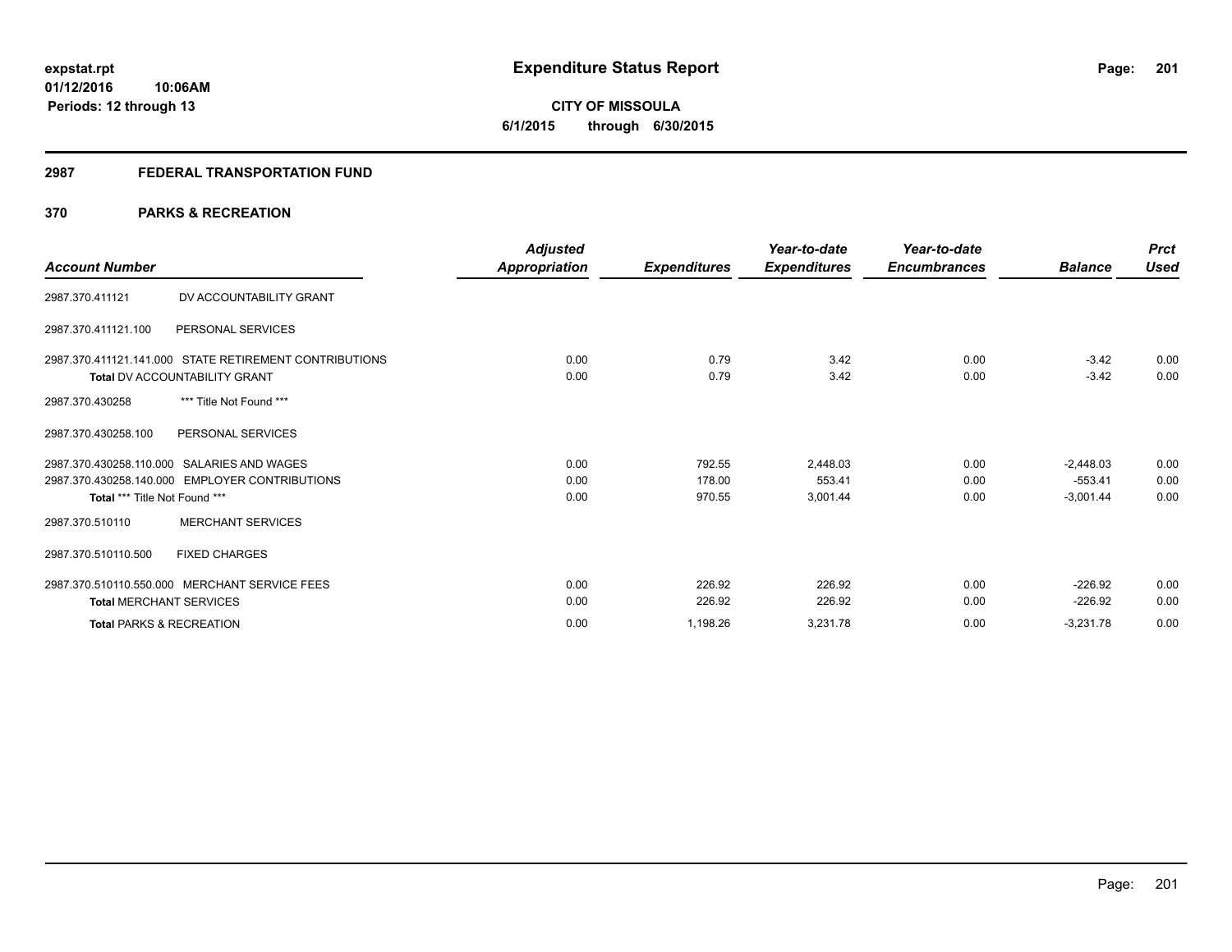expstat.rpt
01/12/2016 10:06AM
Periods: 12 through 13

# Expenditure Status Report

CITY OF MISSOULA
6/1/2015 through 6/30/2015

## 2987 FEDERAL TRANSPORTATION FUND

### 370 PARKS & RECREATION

| Account Number | | Adjusted Appropriation | Expenditures | Year-to-date Expenditures | Year-to-date Encumbrances | Balance | Prct Used |
|---|---|---|---|---|---|---|---|
| 2987.370.411121 | DV ACCOUNTABILITY GRANT | | | | | | |
| 2987.370.411121.100 | PERSONAL SERVICES | | | | | | |
| 2987.370.411121.141.000 | STATE RETIREMENT CONTRIBUTIONS | 0.00 | 0.79 | 3.42 | 0.00 | -3.42 | 0.00 |
| Total DV ACCOUNTABILITY GRANT | | 0.00 | 0.79 | 3.42 | 0.00 | -3.42 | 0.00 |
| 2987.370.430258 | *** Title Not Found *** | | | | | | |
| 2987.370.430258.100 | PERSONAL SERVICES | | | | | | |
| 2987.370.430258.110.000 | SALARIES AND WAGES | 0.00 | 792.55 | 2,448.03 | 0.00 | -2,448.03 | 0.00 |
| 2987.370.430258.140.000 | EMPLOYER CONTRIBUTIONS | 0.00 | 178.00 | 553.41 | 0.00 | -553.41 | 0.00 |
| Total *** Title Not Found *** | | 0.00 | 970.55 | 3,001.44 | 0.00 | -3,001.44 | 0.00 |
| 2987.370.510110 | MERCHANT SERVICES | | | | | | |
| 2987.370.510110.500 | FIXED CHARGES | | | | | | |
| 2987.370.510110.550.000 | MERCHANT SERVICE FEES | 0.00 | 226.92 | 226.92 | 0.00 | -226.92 | 0.00 |
| Total MERCHANT SERVICES | | 0.00 | 226.92 | 226.92 | 0.00 | -226.92 | 0.00 |
| Total PARKS & RECREATION | | 0.00 | 1,198.26 | 3,231.78 | 0.00 | -3,231.78 | 0.00 |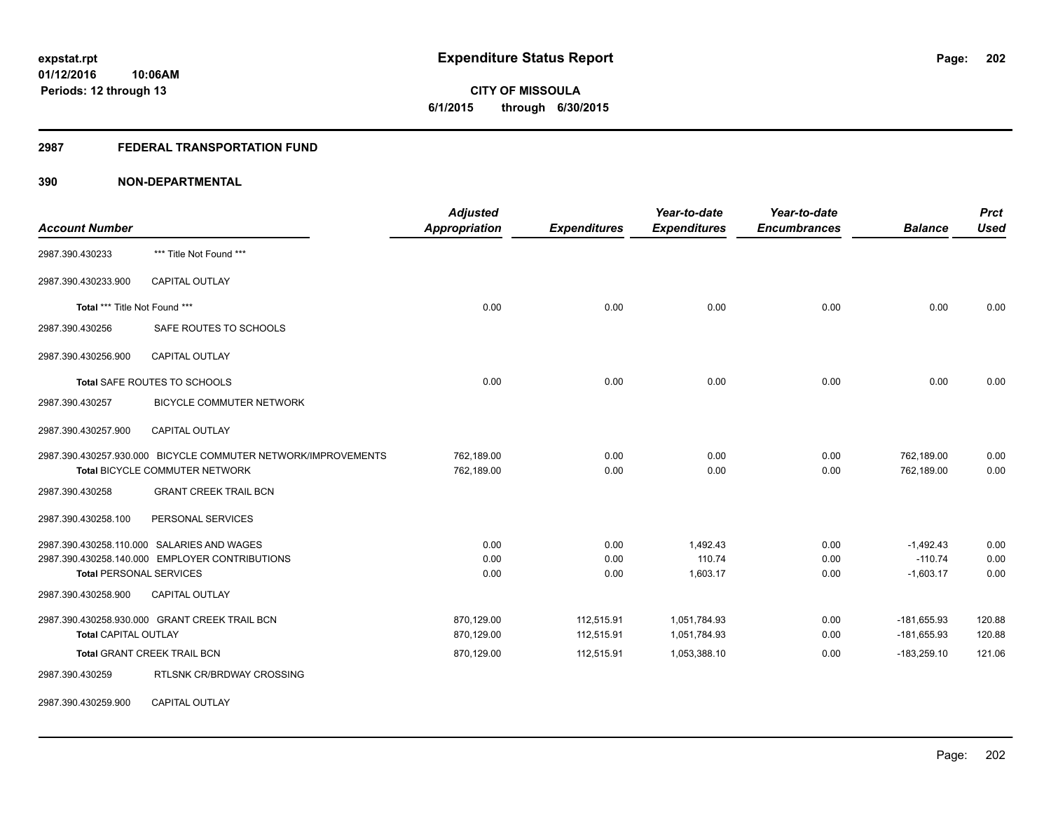# Expenditure Status Report

**CITY OF MISSOULA**

**6/1/2015 through 6/30/2015**

expstat.rpt
01/12/2016 10:06AM
Periods: 12 through 13

## 2987 FEDERAL TRANSPORTATION FUND

## 390 NON-DEPARTMENTAL

| Account Number | | Adjusted Appropriation | Expenditures | Year-to-date Expenditures | Year-to-date Encumbrances | Balance | Prct Used |
|---|---|---|---|---|---|---|---|
| 2987.390.430233 | *** Title Not Found *** | | | | | | |
| 2987.390.430233.900 | CAPITAL OUTLAY | | | | | | |
| Total *** Title Not Found *** | | 0.00 | 0.00 | 0.00 | 0.00 | 0.00 | 0.00 |
| 2987.390.430256 | SAFE ROUTES TO SCHOOLS | | | | | | |
| 2987.390.430256.900 | CAPITAL OUTLAY | | | | | | |
| Total SAFE ROUTES TO SCHOOLS | | 0.00 | 0.00 | 0.00 | 0.00 | 0.00 | 0.00 |
| 2987.390.430257 | BICYCLE COMMUTER NETWORK | | | | | | |
| 2987.390.430257.900 | CAPITAL OUTLAY | | | | | | |
| 2987.390.430257.930.000 | BICYCLE COMMUTER NETWORK/IMPROVEMENTS | 762,189.00 | 0.00 | 0.00 | 0.00 | 762,189.00 | 0.00 |
| Total BICYCLE COMMUTER NETWORK | | 762,189.00 | 0.00 | 0.00 | 0.00 | 762,189.00 | 0.00 |
| 2987.390.430258 | GRANT CREEK TRAIL BCN | | | | | | |
| 2987.390.430258.100 | PERSONAL SERVICES | | | | | | |
| 2987.390.430258.110.000 | SALARIES AND WAGES | 0.00 | 0.00 | 1,492.43 | 0.00 | -1,492.43 | 0.00 |
| 2987.390.430258.140.000 | EMPLOYER CONTRIBUTIONS | 0.00 | 0.00 | 110.74 | 0.00 | -110.74 | 0.00 |
| Total PERSONAL SERVICES | | 0.00 | 0.00 | 1,603.17 | 0.00 | -1,603.17 | 0.00 |
| 2987.390.430258.900 | CAPITAL OUTLAY | | | | | | |
| 2987.390.430258.930.000 | GRANT CREEK TRAIL BCN | 870,129.00 | 112,515.91 | 1,051,784.93 | 0.00 | -181,655.93 | 120.88 |
| Total CAPITAL OUTLAY | | 870,129.00 | 112,515.91 | 1,051,784.93 | 0.00 | -181,655.93 | 120.88 |
| Total GRANT CREEK TRAIL BCN | | 870,129.00 | 112,515.91 | 1,053,388.10 | 0.00 | -183,259.10 | 121.06 |
| 2987.390.430259 | RTLSNK CR/BRDWAY CROSSING | | | | | | |
| 2987.390.430259.900 | CAPITAL OUTLAY | | | | | | |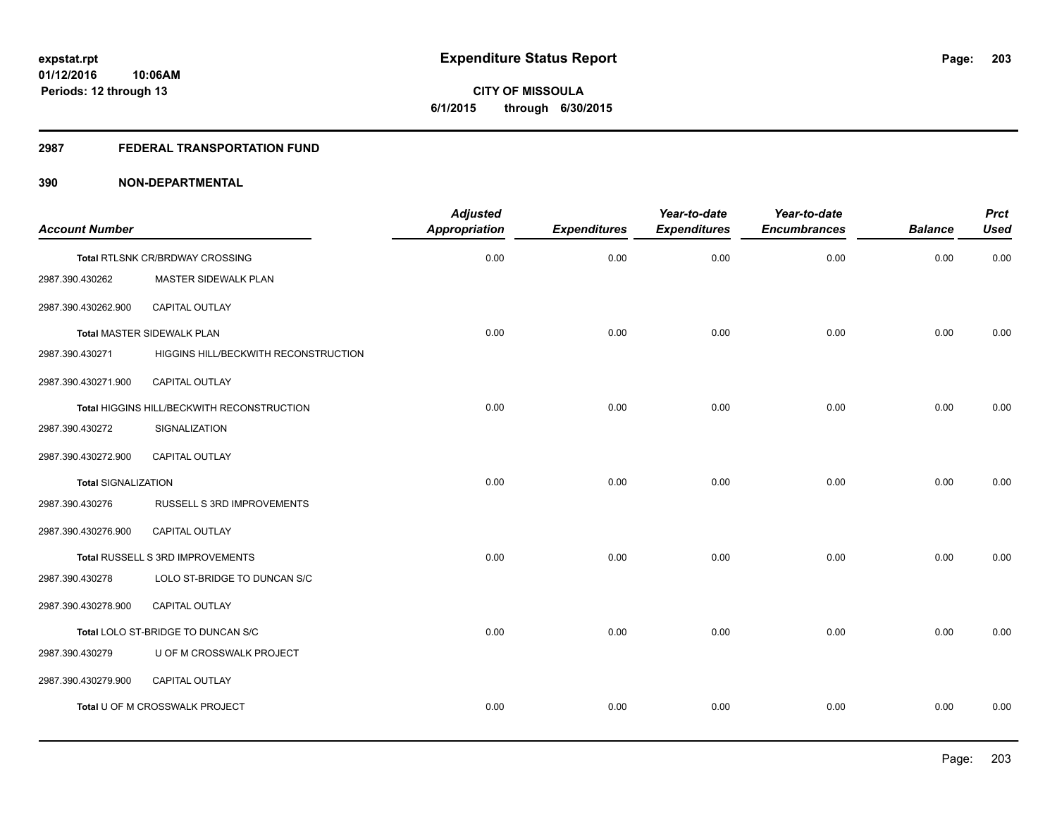**expstat.rpt**
**01/12/2016 10:06AM**
**Periods: 12 through 13**

# Expenditure Status Report

**CITY OF MISSOULA**
**6/1/2015 through 6/30/2015**

## 2987 FEDERAL TRANSPORTATION FUND

## 390 NON-DEPARTMENTAL

| Account Number | | Adjusted Appropriation | Expenditures | Year-to-date Expenditures | Year-to-date Encumbrances | Balance | Prct Used |
|---|---|---|---|---|---|---|---|
| Total RTLSNK CR/BRDWAY CROSSING | | 0.00 | 0.00 | 0.00 | 0.00 | 0.00 | 0.00 |
| 2987.390.430262 | MASTER SIDEWALK PLAN | | | | | | |
| 2987.390.430262.900 | CAPITAL OUTLAY | | | | | | |
| Total MASTER SIDEWALK PLAN | | 0.00 | 0.00 | 0.00 | 0.00 | 0.00 | 0.00 |
| 2987.390.430271 | HIGGINS HILL/BECKWITH RECONSTRUCTION | | | | | | |
| 2987.390.430271.900 | CAPITAL OUTLAY | | | | | | |
| Total HIGGINS HILL/BECKWITH RECONSTRUCTION | | 0.00 | 0.00 | 0.00 | 0.00 | 0.00 | 0.00 |
| 2987.390.430272 | SIGNALIZATION | | | | | | |
| 2987.390.430272.900 | CAPITAL OUTLAY | | | | | | |
| Total SIGNALIZATION | | 0.00 | 0.00 | 0.00 | 0.00 | 0.00 | 0.00 |
| 2987.390.430276 | RUSSELL S 3RD IMPROVEMENTS | | | | | | |
| 2987.390.430276.900 | CAPITAL OUTLAY | | | | | | |
| Total RUSSELL S 3RD IMPROVEMENTS | | 0.00 | 0.00 | 0.00 | 0.00 | 0.00 | 0.00 |
| 2987.390.430278 | LOLO ST-BRIDGE TO DUNCAN S/C | | | | | | |
| 2987.390.430278.900 | CAPITAL OUTLAY | | | | | | |
| Total LOLO ST-BRIDGE TO DUNCAN S/C | | 0.00 | 0.00 | 0.00 | 0.00 | 0.00 | 0.00 |
| 2987.390.430279 | U OF M CROSSWALK PROJECT | | | | | | |
| 2987.390.430279.900 | CAPITAL OUTLAY | | | | | | |
| Total U OF M CROSSWALK PROJECT | | 0.00 | 0.00 | 0.00 | 0.00 | 0.00 | 0.00 |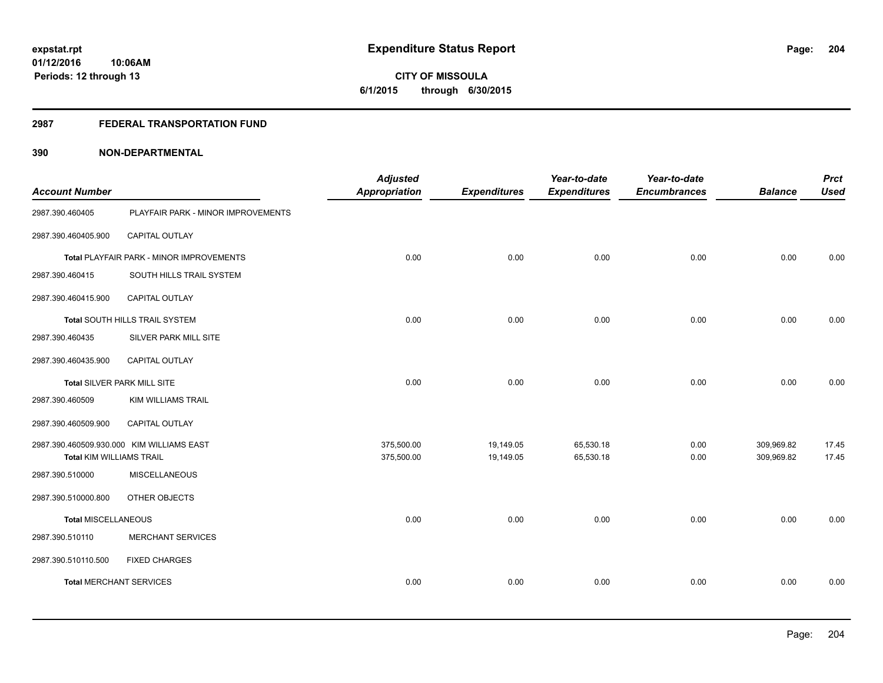**expstat.rpt**
**01/12/2016 10:06AM**
**Periods: 12 through 13**

# Expenditure Status Report

**CITY OF MISSOULA**
**6/1/2015 through 6/30/2015**

## 2987 FEDERAL TRANSPORTATION FUND

### 390 NON-DEPARTMENTAL

| Account Number | | Adjusted Appropriation | Expenditures | Year-to-date Expenditures | Year-to-date Encumbrances | Balance | Prct Used |
|---|---|---|---|---|---|---|---|
| 2987.390.460405 | PLAYFAIR PARK - MINOR IMPROVEMENTS | | | | | | |
| 2987.390.460405.900 | CAPITAL OUTLAY | | | | | | |
| Total PLAYFAIR PARK - MINOR IMPROVEMENTS | | 0.00 | 0.00 | 0.00 | 0.00 | 0.00 | 0.00 |
| 2987.390.460415 | SOUTH HILLS TRAIL SYSTEM | | | | | | |
| 2987.390.460415.900 | CAPITAL OUTLAY | | | | | | |
| Total SOUTH HILLS TRAIL SYSTEM | | 0.00 | 0.00 | 0.00 | 0.00 | 0.00 | 0.00 |
| 2987.390.460435 | SILVER PARK MILL SITE | | | | | | |
| 2987.390.460435.900 | CAPITAL OUTLAY | | | | | | |
| Total SILVER PARK MILL SITE | | 0.00 | 0.00 | 0.00 | 0.00 | 0.00 | 0.00 |
| 2987.390.460509 | KIM WILLIAMS TRAIL | | | | | | |
| 2987.390.460509.900 | CAPITAL OUTLAY | | | | | | |
| 2987.390.460509.930.000 | KIM WILLIAMS EAST | 375,500.00 | 19,149.05 | 65,530.18 | 0.00 | 309,969.82 | 17.45 |
| Total KIM WILLIAMS TRAIL | | 375,500.00 | 19,149.05 | 65,530.18 | 0.00 | 309,969.82 | 17.45 |
| 2987.390.510000 | MISCELLANEOUS | | | | | | |
| 2987.390.510000.800 | OTHER OBJECTS | | | | | | |
| Total MISCELLANEOUS | | 0.00 | 0.00 | 0.00 | 0.00 | 0.00 | 0.00 |
| 2987.390.510110 | MERCHANT SERVICES | | | | | | |
| 2987.390.510110.500 | FIXED CHARGES | | | | | | |
| Total MERCHANT SERVICES | | 0.00 | 0.00 | 0.00 | 0.00 | 0.00 | 0.00 |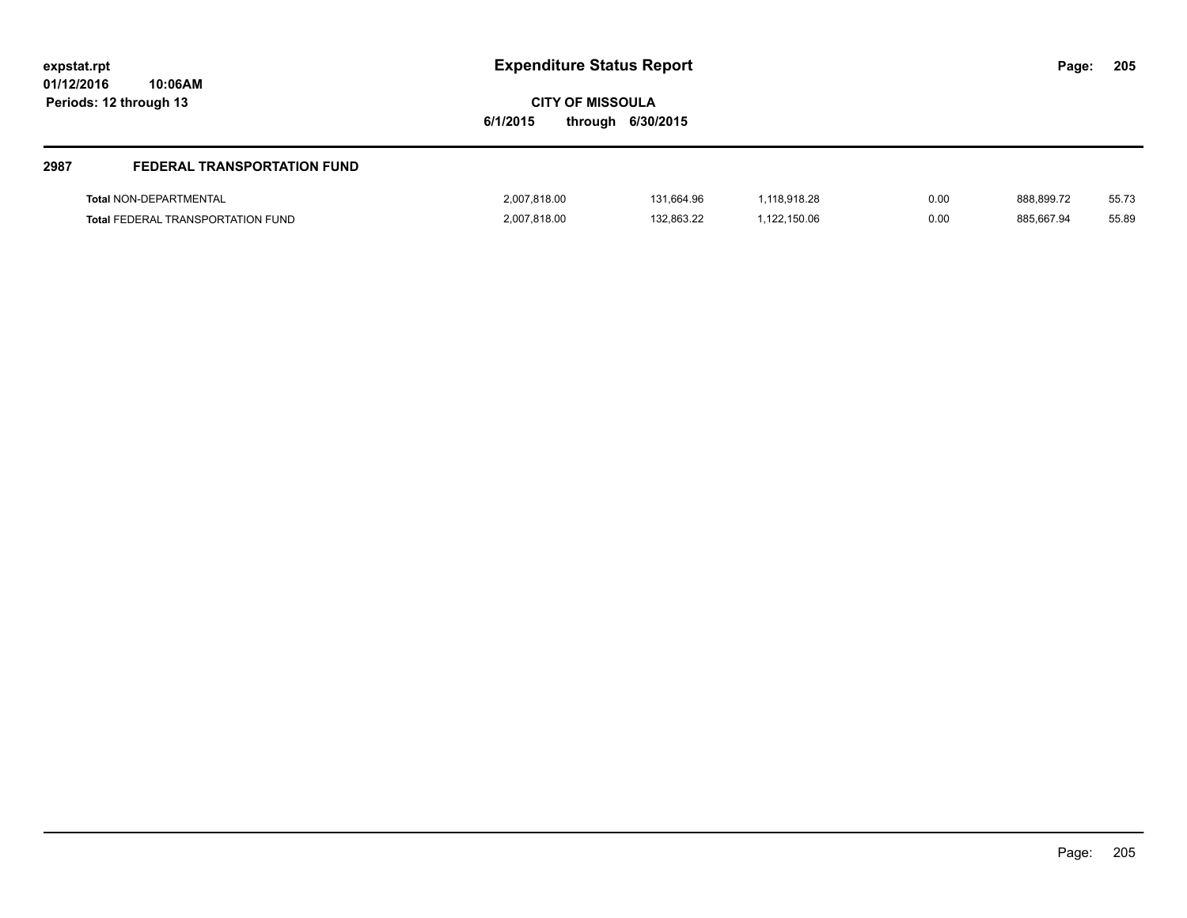**expstat.rpt**
**01/12/2016 10:06AM**
**Periods: 12 through 13**

# Expenditure Status Report

**CITY OF MISSOULA**
**6/1/2015 through 6/30/2015**

## 2987 FEDERAL TRANSPORTATION FUND

| | | | | | | |
|---|---|---|---|---|---|---|
| **Total** NON-DEPARTMENTAL | 2,007,818.00 | 131,664.96 | 1,118,918.28 | 0.00 | 888,899.72 | 55.73 |
| **Total** FEDERAL TRANSPORTATION FUND | 2,007,818.00 | 132,863.22 | 1,122,150.06 | 0.00 | 885,667.94 | 55.89 |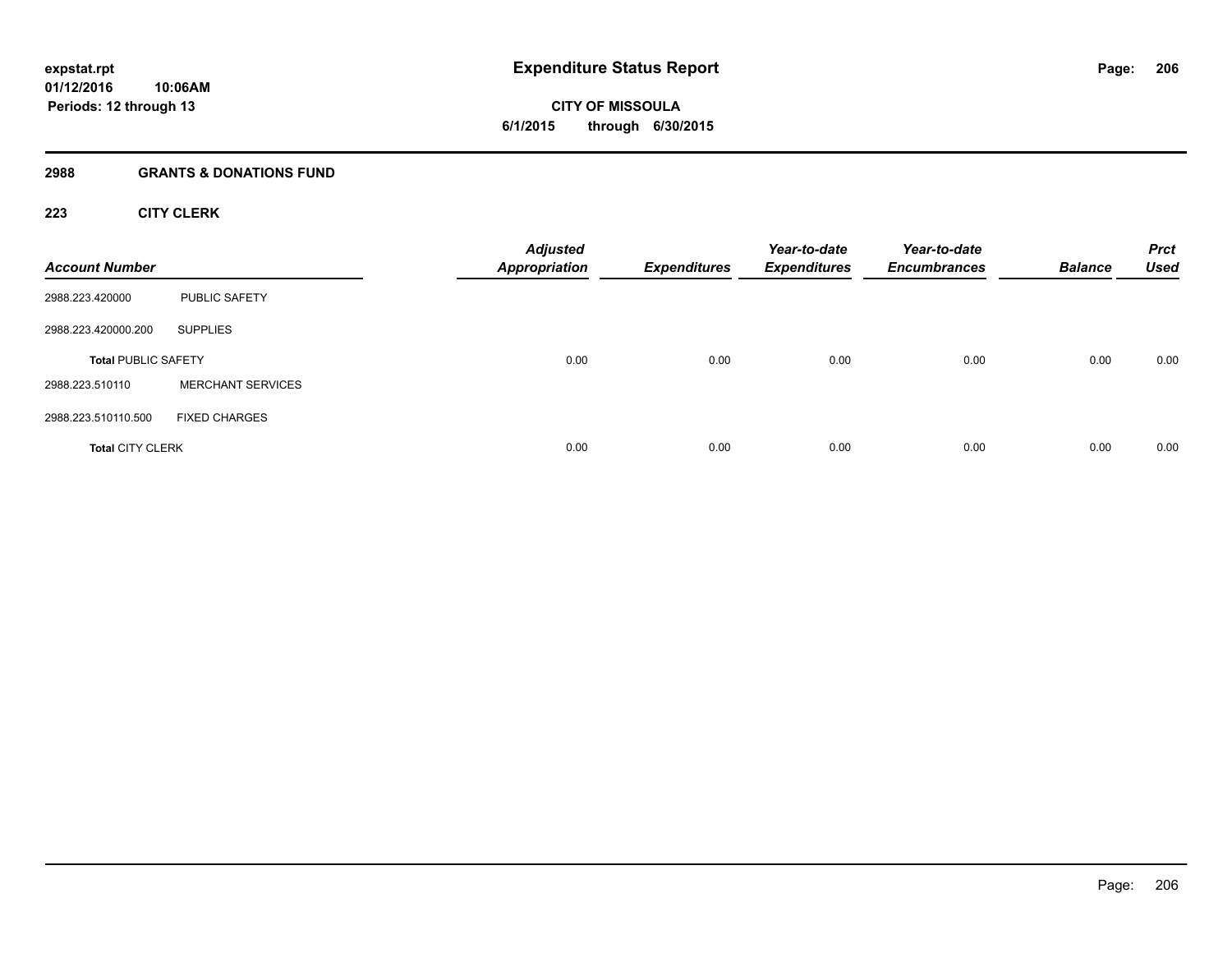**expstat.rpt**
**01/12/2016 10:06AM**
**Periods: 12 through 13**

# Expenditure Status Report

**CITY OF MISSOULA**
**6/1/2015 through 6/30/2015**

## 2988 GRANTS & DONATIONS FUND

### 223 CITY CLERK

| Account Number | | Adjusted Appropriation | Expenditures | Year-to-date Expenditures | Year-to-date Encumbrances | Balance | Prct Used |
|---|---|---|---|---|---|---|---|
| 2988.223.420000 | PUBLIC SAFETY | | | | | | |
| 2988.223.420000.200 | SUPPLIES | | | | | | |
| **Total** PUBLIC SAFETY | | 0.00 | 0.00 | 0.00 | 0.00 | 0.00 | 0.00 |
| 2988.223.510110 | MERCHANT SERVICES | | | | | | |
| 2988.223.510110.500 | FIXED CHARGES | | | | | | |
| **Total** CITY CLERK | | 0.00 | 0.00 | 0.00 | 0.00 | 0.00 | 0.00 |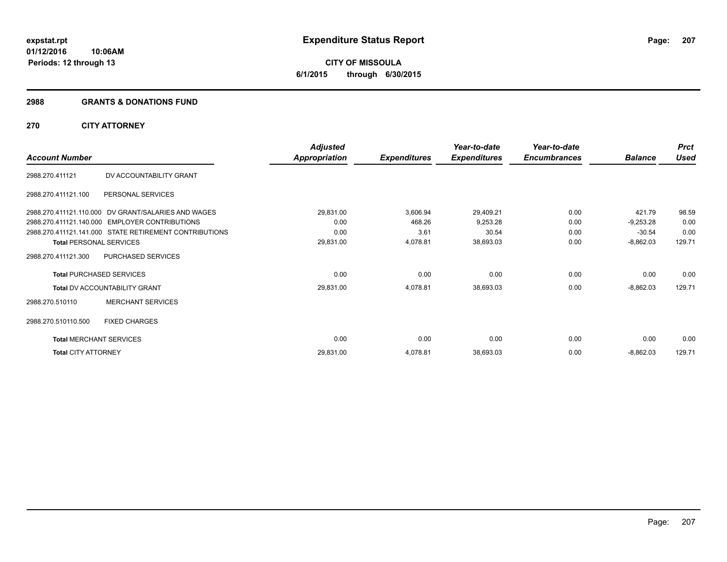# Expenditure Status Report

**CITY OF MISSOULA**

**6/1/2015 through 6/30/2015**

expstat.rpt
01/12/2016 10:06AM
Periods: 12 through 13

## 2988 GRANTS & DONATIONS FUND

## 270 CITY ATTORNEY

| Account Number | | Adjusted Appropriation | Expenditures | Year-to-date Expenditures | Year-to-date Encumbrances | Balance | Prct Used |
|---|---|---|---|---|---|---|---|
| 2988.270.411121 | DV ACCOUNTABILITY GRANT | | | | | | |
| 2988.270.411121.100 | PERSONAL SERVICES | | | | | | |
| 2988.270.411121.110.000 | DV GRANT/SALARIES AND WAGES | 29,831.00 | 3,606.94 | 29,409.21 | 0.00 | 421.79 | 98.59 |
| 2988.270.411121.140.000 | EMPLOYER CONTRIBUTIONS | 0.00 | 468.26 | 9,253.28 | 0.00 | -9,253.28 | 0.00 |
| 2988.270.411121.141.000 | STATE RETIREMENT CONTRIBUTIONS | 0.00 | 3.61 | 30.54 | 0.00 | -30.54 | 0.00 |
| **Total** PERSONAL SERVICES | | 29,831.00 | 4,078.81 | 38,693.03 | 0.00 | -8,862.03 | 129.71 |
| 2988.270.411121.300 | PURCHASED SERVICES | | | | | | |
| **Total** PURCHASED SERVICES | | 0.00 | 0.00 | 0.00 | 0.00 | 0.00 | 0.00 |
| **Total** DV ACCOUNTABILITY GRANT | | 29,831.00 | 4,078.81 | 38,693.03 | 0.00 | -8,862.03 | 129.71 |
| 2988.270.510110 | MERCHANT SERVICES | | | | | | |
| 2988.270.510110.500 | FIXED CHARGES | | | | | | |
| **Total** MERCHANT SERVICES | | 0.00 | 0.00 | 0.00 | 0.00 | 0.00 | 0.00 |
| **Total** CITY ATTORNEY | | 29,831.00 | 4,078.81 | 38,693.03 | 0.00 | -8,862.03 | 129.71 |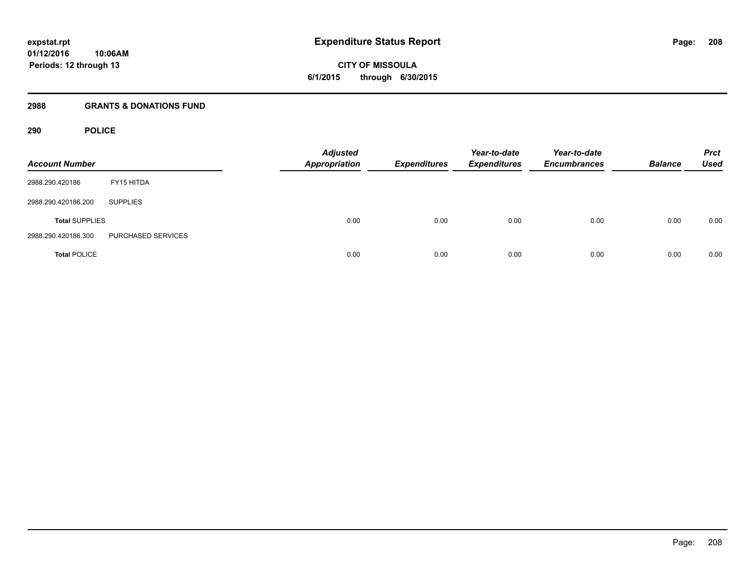expstat.rpt
01/12/2016 10:06AM
Periods: 12 through 13

# Expenditure Status Report

**CITY OF MISSOULA**
**6/1/2015 through 6/30/2015**

## 2988 GRANTS & DONATIONS FUND

### 290 POLICE

| Account Number | | Adjusted Appropriation | Expenditures | Year-to-date Expenditures | Year-to-date Encumbrances | Balance | Prct Used |
|---|---|---|---|---|---|---|---|
| 2988.290.420186 | FY15 HITDA | | | | | | |
| 2988.290.420186.200 | SUPPLIES | | | | | | |
| **Total** SUPPLIES | | 0.00 | 0.00 | 0.00 | 0.00 | 0.00 | 0.00 |
| 2988.290.420186.300 | PURCHASED SERVICES | | | | | | |
| **Total** POLICE | | 0.00 | 0.00 | 0.00 | 0.00 | 0.00 | 0.00 |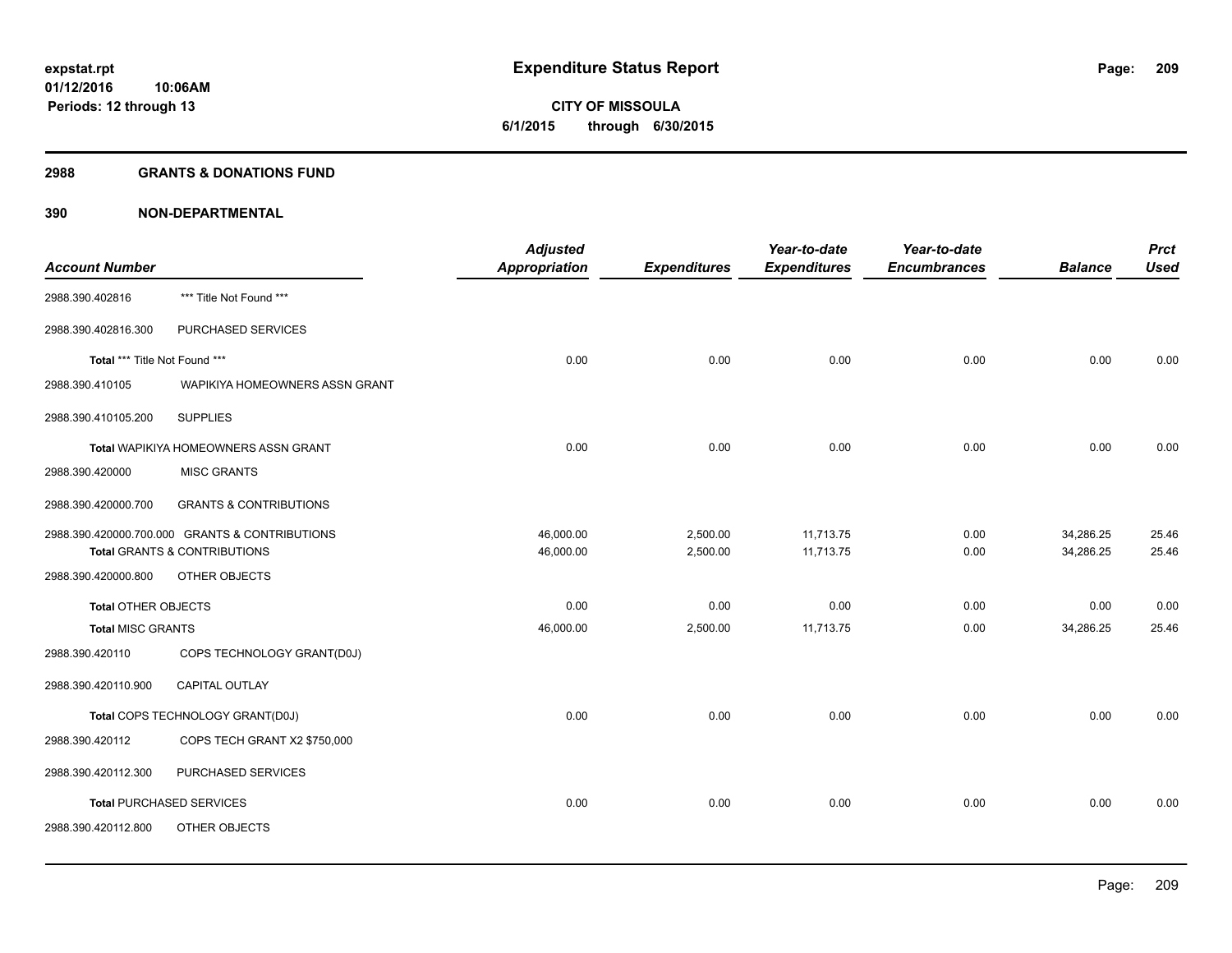# Expenditure Status Report

expstat.rpt
01/12/2016 10:06AM
Periods: 12 through 13

**CITY OF MISSOULA**
**6/1/2015 through 6/30/2015**

## 2988 GRANTS & DONATIONS FUND

### 390 NON-DEPARTMENTAL

| Account Number | | Adjusted Appropriation | Expenditures | Year-to-date Expenditures | Year-to-date Encumbrances | Balance | Prct Used |
|---|---|---|---|---|---|---|---|
| 2988.390.402816 | *** Title Not Found *** | | | | | | |
| 2988.390.402816.300 | PURCHASED SERVICES | | | | | | |
| Total *** Title Not Found *** | | 0.00 | 0.00 | 0.00 | 0.00 | 0.00 | 0.00 |
| 2988.390.410105 | WAPIKIYA HOMEOWNERS ASSN GRANT | | | | | | |
| 2988.390.410105.200 | SUPPLIES | | | | | | |
| Total WAPIKIYA HOMEOWNERS ASSN GRANT | | 0.00 | 0.00 | 0.00 | 0.00 | 0.00 | 0.00 |
| 2988.390.420000 | MISC GRANTS | | | | | | |
| 2988.390.420000.700 | GRANTS & CONTRIBUTIONS | | | | | | |
| 2988.390.420000.700.000 | GRANTS & CONTRIBUTIONS | 46,000.00 | 2,500.00 | 11,713.75 | 0.00 | 34,286.25 | 25.46 |
| Total GRANTS & CONTRIBUTIONS | | 46,000.00 | 2,500.00 | 11,713.75 | 0.00 | 34,286.25 | 25.46 |
| 2988.390.420000.800 | OTHER OBJECTS | | | | | | |
| Total OTHER OBJECTS | | 0.00 | 0.00 | 0.00 | 0.00 | 0.00 | 0.00 |
| Total MISC GRANTS | | 46,000.00 | 2,500.00 | 11,713.75 | 0.00 | 34,286.25 | 25.46 |
| 2988.390.420110 | COPS TECHNOLOGY GRANT(D0J) | | | | | | |
| 2988.390.420110.900 | CAPITAL OUTLAY | | | | | | |
| Total COPS TECHNOLOGY GRANT(D0J) | | 0.00 | 0.00 | 0.00 | 0.00 | 0.00 | 0.00 |
| 2988.390.420112 | COPS TECH GRANT X2 $750,000 | | | | | | |
| 2988.390.420112.300 | PURCHASED SERVICES | | | | | | |
| Total PURCHASED SERVICES | | 0.00 | 0.00 | 0.00 | 0.00 | 0.00 | 0.00 |
| 2988.390.420112.800 | OTHER OBJECTS | | | | | | |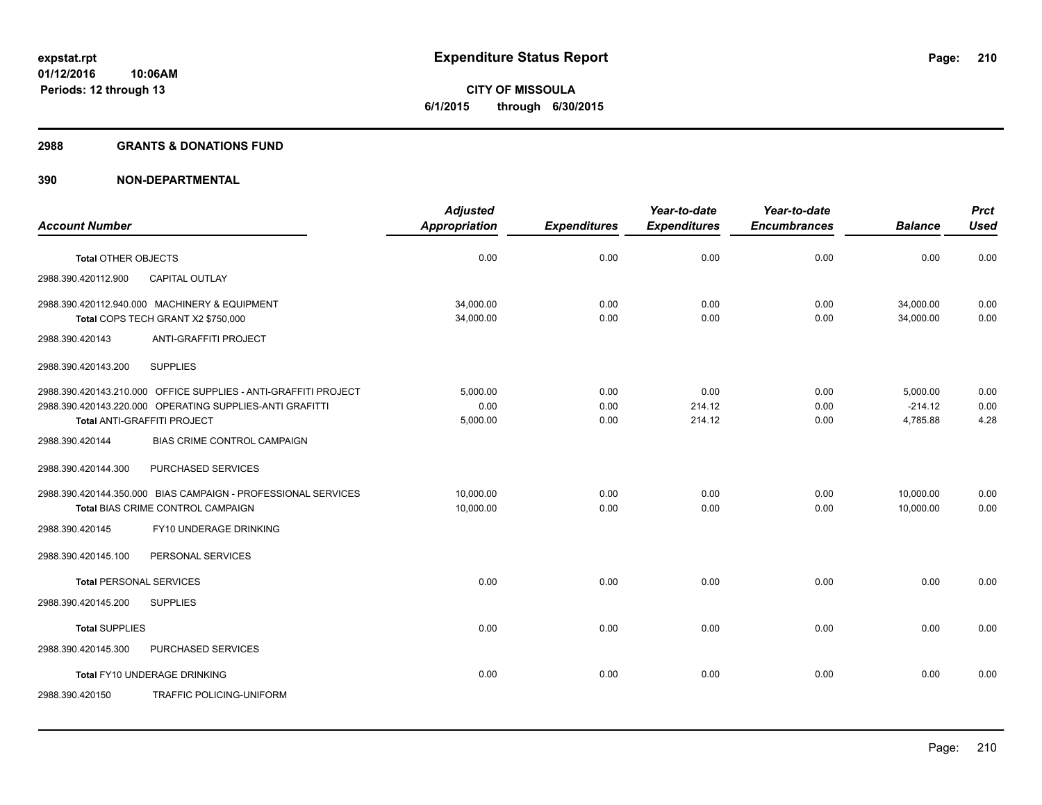# Expenditure Status Report

**expstat.rpt**
**01/12/2016 10:06AM**
**Periods: 12 through 13**

**CITY OF MISSOULA**
**6/1/2015 through 6/30/2015**

## 2988 GRANTS & DONATIONS FUND

## 390 NON-DEPARTMENTAL

| Account Number | Adjusted Appropriation | Expenditures | Year-to-date Expenditures | Year-to-date Encumbrances | Balance | Prct Used |
|---|---|---|---|---|---|---|
| **Total** OTHER OBJECTS | 0.00 | 0.00 | 0.00 | 0.00 | 0.00 | 0.00 |
| 2988.390.420112.900 CAPITAL OUTLAY | | | | | | |
| 2988.390.420112.940.000 MACHINERY & EQUIPMENT | 34,000.00 | 0.00 | 0.00 | 0.00 | 34,000.00 | 0.00 |
| **Total** COPS TECH GRANT X2 $750,000 | 34,000.00 | 0.00 | 0.00 | 0.00 | 34,000.00 | 0.00 |
| 2988.390.420143 ANTI-GRAFFITI PROJECT | | | | | | |
| 2988.390.420143.200 SUPPLIES | | | | | | |
| 2988.390.420143.210.000 OFFICE SUPPLIES - ANTI-GRAFFITI PROJECT | 5,000.00 | 0.00 | 0.00 | 0.00 | 5,000.00 | 0.00 |
| 2988.390.420143.220.000 OPERATING SUPPLIES-ANTI GRAFITTI | 0.00 | 0.00 | 214.12 | 0.00 | -214.12 | 0.00 |
| **Total** ANTI-GRAFFITI PROJECT | 5,000.00 | 0.00 | 214.12 | 0.00 | 4,785.88 | 4.28 |
| 2988.390.420144 BIAS CRIME CONTROL CAMPAIGN | | | | | | |
| 2988.390.420144.300 PURCHASED SERVICES | | | | | | |
| 2988.390.420144.350.000 BIAS CAMPAIGN - PROFESSIONAL SERVICES | 10,000.00 | 0.00 | 0.00 | 0.00 | 10,000.00 | 0.00 |
| **Total** BIAS CRIME CONTROL CAMPAIGN | 10,000.00 | 0.00 | 0.00 | 0.00 | 10,000.00 | 0.00 |
| 2988.390.420145 FY10 UNDERAGE DRINKING | | | | | | |
| 2988.390.420145.100 PERSONAL SERVICES | | | | | | |
| **Total** PERSONAL SERVICES | 0.00 | 0.00 | 0.00 | 0.00 | 0.00 | 0.00 |
| 2988.390.420145.200 SUPPLIES | | | | | | |
| **Total** SUPPLIES | 0.00 | 0.00 | 0.00 | 0.00 | 0.00 | 0.00 |
| 2988.390.420145.300 PURCHASED SERVICES | | | | | | |
| **Total** FY10 UNDERAGE DRINKING | 0.00 | 0.00 | 0.00 | 0.00 | 0.00 | 0.00 |
| 2988.390.420150 TRAFFIC POLICING-UNIFORM | | | | | | |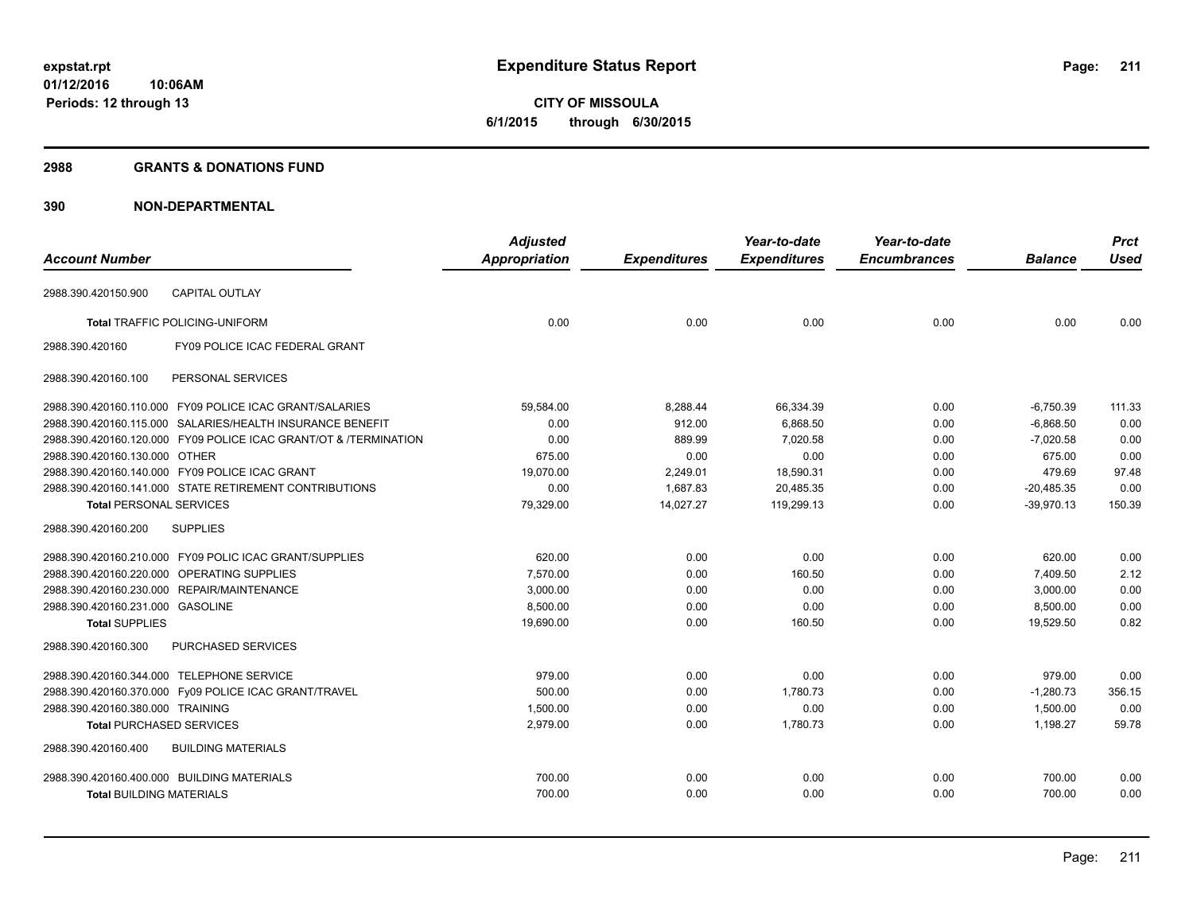# Expenditure Status Report

expstat.rpt
01/12/2016 10:06AM
Periods: 12 through 13

**CITY OF MISSOULA**
**6/1/2015 through 6/30/2015**

## 2988 GRANTS & DONATIONS FUND

## 390 NON-DEPARTMENTAL

| Account Number | Adjusted Appropriation | Expenditures | Year-to-date Expenditures | Year-to-date Encumbrances | Balance | Prct Used |
|---|---|---|---|---|---|---|
| 2988.390.420150.900 CAPITAL OUTLAY | | | | | | |
| **Total** TRAFFIC POLICING-UNIFORM | 0.00 | 0.00 | 0.00 | 0.00 | 0.00 | 0.00 |
| 2988.390.420160 FY09 POLICE ICAC FEDERAL GRANT | | | | | | |
| 2988.390.420160.100 PERSONAL SERVICES | | | | | | |
| 2988.390.420160.110.000 FY09 POLICE ICAC GRANT/SALARIES | 59,584.00 | 8,288.44 | 66,334.39 | 0.00 | -6,750.39 | 111.33 |
| 2988.390.420160.115.000 SALARIES/HEALTH INSURANCE BENEFIT | 0.00 | 912.00 | 6,868.50 | 0.00 | -6,868.50 | 0.00 |
| 2988.390.420160.120.000 FY09 POLICE ICAC GRANT/OT & /TERMINATION | 0.00 | 889.99 | 7,020.58 | 0.00 | -7,020.58 | 0.00 |
| 2988.390.420160.130.000 OTHER | 675.00 | 0.00 | 0.00 | 0.00 | 675.00 | 0.00 |
| 2988.390.420160.140.000 FY09 POLICE ICAC GRANT | 19,070.00 | 2,249.01 | 18,590.31 | 0.00 | 479.69 | 97.48 |
| 2988.390.420160.141.000 STATE RETIREMENT CONTRIBUTIONS | 0.00 | 1,687.83 | 20,485.35 | 0.00 | -20,485.35 | 0.00 |
| **Total** PERSONAL SERVICES | 79,329.00 | 14,027.27 | 119,299.13 | 0.00 | -39,970.13 | 150.39 |
| 2988.390.420160.200 SUPPLIES | | | | | | |
| 2988.390.420160.210.000 FY09 POLIC ICAC GRANT/SUPPLIES | 620.00 | 0.00 | 0.00 | 0.00 | 620.00 | 0.00 |
| 2988.390.420160.220.000 OPERATING SUPPLIES | 7,570.00 | 0.00 | 160.50 | 0.00 | 7,409.50 | 2.12 |
| 2988.390.420160.230.000 REPAIR/MAINTENANCE | 3,000.00 | 0.00 | 0.00 | 0.00 | 3,000.00 | 0.00 |
| 2988.390.420160.231.000 GASOLINE | 8,500.00 | 0.00 | 0.00 | 0.00 | 8,500.00 | 0.00 |
| **Total** SUPPLIES | 19,690.00 | 0.00 | 160.50 | 0.00 | 19,529.50 | 0.82 |
| 2988.390.420160.300 PURCHASED SERVICES | | | | | | |
| 2988.390.420160.344.000 TELEPHONE SERVICE | 979.00 | 0.00 | 0.00 | 0.00 | 979.00 | 0.00 |
| 2988.390.420160.370.000 Fy09 POLICE ICAC GRANT/TRAVEL | 500.00 | 0.00 | 1,780.73 | 0.00 | -1,280.73 | 356.15 |
| 2988.390.420160.380.000 TRAINING | 1,500.00 | 0.00 | 0.00 | 0.00 | 1,500.00 | 0.00 |
| **Total** PURCHASED SERVICES | 2,979.00 | 0.00 | 1,780.73 | 0.00 | 1,198.27 | 59.78 |
| 2988.390.420160.400 BUILDING MATERIALS | | | | | | |
| 2988.390.420160.400.000 BUILDING MATERIALS | 700.00 | 0.00 | 0.00 | 0.00 | 700.00 | 0.00 |
| **Total** BUILDING MATERIALS | 700.00 | 0.00 | 0.00 | 0.00 | 700.00 | 0.00 |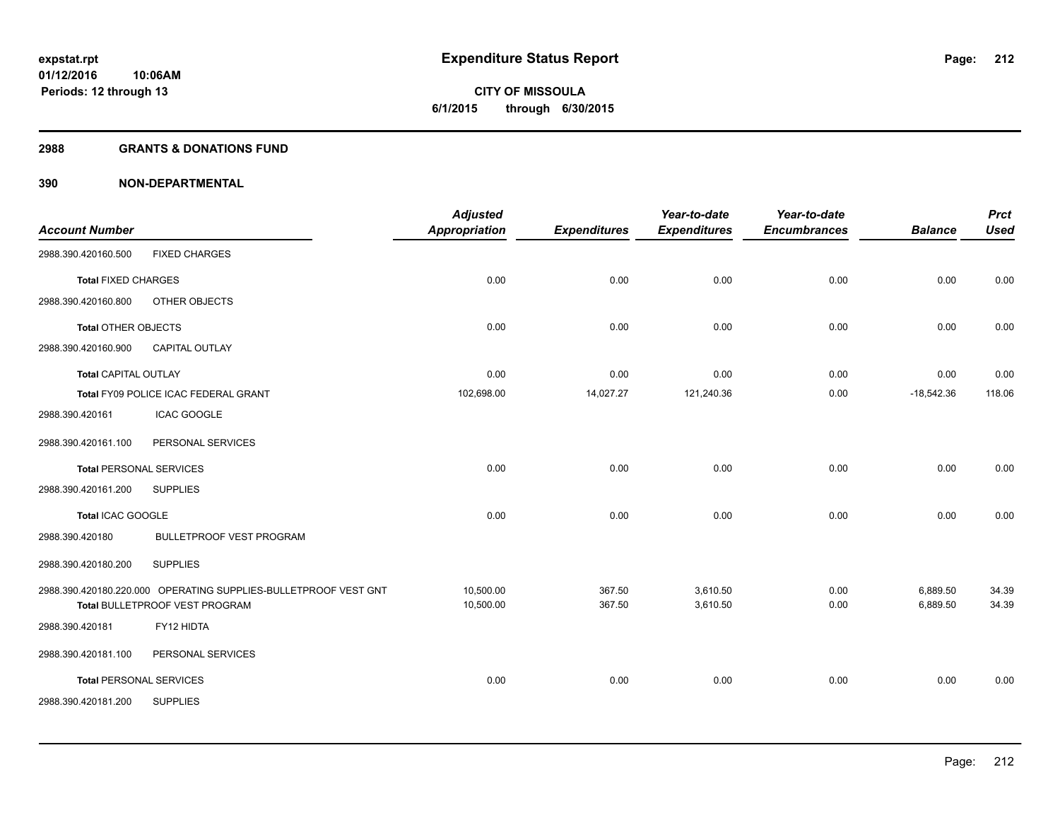**expstat.rpt**
**01/12/2016 10:06AM**
**Periods: 12 through 13**

# Expenditure Status Report

**CITY OF MISSOULA**
**6/1/2015 through 6/30/2015**

## 2988 GRANTS & DONATIONS FUND

## 390 NON-DEPARTMENTAL

| Account Number | | Adjusted Appropriation | Expenditures | Year-to-date Expenditures | Year-to-date Encumbrances | Balance | Prct Used |
|---|---|---|---|---|---|---|---|
| 2988.390.420160.500 | FIXED CHARGES | | | | | | |
| **Total** FIXED CHARGES | | 0.00 | 0.00 | 0.00 | 0.00 | 0.00 | 0.00 |
| 2988.390.420160.800 | OTHER OBJECTS | | | | | | |
| **Total** OTHER OBJECTS | | 0.00 | 0.00 | 0.00 | 0.00 | 0.00 | 0.00 |
| 2988.390.420160.900 | CAPITAL OUTLAY | | | | | | |
| **Total** CAPITAL OUTLAY | | 0.00 | 0.00 | 0.00 | 0.00 | 0.00 | 0.00 |
| Total FY09 POLICE ICAC FEDERAL GRANT | | 102,698.00 | 14,027.27 | 121,240.36 | 0.00 | -18,542.36 | 118.06 |
| 2988.390.420161 | ICAC GOOGLE | | | | | | |
| 2988.390.420161.100 | PERSONAL SERVICES | | | | | | |
| **Total** PERSONAL SERVICES | | 0.00 | 0.00 | 0.00 | 0.00 | 0.00 | 0.00 |
| 2988.390.420161.200 | SUPPLIES | | | | | | |
| **Total** ICAC GOOGLE | | 0.00 | 0.00 | 0.00 | 0.00 | 0.00 | 0.00 |
| 2988.390.420180 | BULLETPROOF VEST PROGRAM | | | | | | |
| 2988.390.420180.200 | SUPPLIES | | | | | | |
| 2988.390.420180.220.000 | OPERATING SUPPLIES-BULLETPROOF VEST GNT | 10,500.00 | 367.50 | 3,610.50 | 0.00 | 6,889.50 | 34.39 |
| Total BULLETPROOF VEST PROGRAM | | 10,500.00 | 367.50 | 3,610.50 | 0.00 | 6,889.50 | 34.39 |
| 2988.390.420181 | FY12 HIDTA | | | | | | |
| 2988.390.420181.100 | PERSONAL SERVICES | | | | | | |
| **Total** PERSONAL SERVICES | | 0.00 | 0.00 | 0.00 | 0.00 | 0.00 | 0.00 |
| 2988.390.420181.200 | SUPPLIES | | | | | | |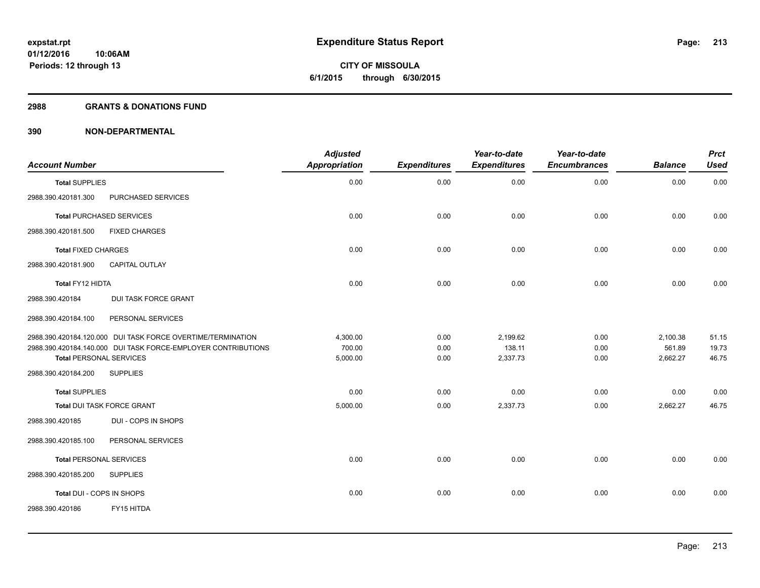# Expenditure Status Report

**CITY OF MISSOULA**
**6/1/2015 through 6/30/2015**

expstat.rpt
01/12/2016 10:06AM
Periods: 12 through 13

## 2988 GRANTS & DONATIONS FUND

## 390 NON-DEPARTMENTAL

| Account Number | Adjusted Appropriation | Expenditures | Year-to-date Expenditures | Year-to-date Encumbrances | Balance | Prct Used |
|---|---|---|---|---|---|---|
| **Total** SUPPLIES | 0.00 | 0.00 | 0.00 | 0.00 | 0.00 | 0.00 |
| 2988.390.420181.300 PURCHASED SERVICES | | | | | | |
| **Total** PURCHASED SERVICES | 0.00 | 0.00 | 0.00 | 0.00 | 0.00 | 0.00 |
| 2988.390.420181.500 FIXED CHARGES | | | | | | |
| **Total** FIXED CHARGES | 0.00 | 0.00 | 0.00 | 0.00 | 0.00 | 0.00 |
| 2988.390.420181.900 CAPITAL OUTLAY | | | | | | |
| **Total** FY12 HIDTA | 0.00 | 0.00 | 0.00 | 0.00 | 0.00 | 0.00 |
| 2988.390.420184 DUI TASK FORCE GRANT | | | | | | |
| 2988.390.420184.100 PERSONAL SERVICES | | | | | | |
| 2988.390.420184.120.000 DUI TASK FORCE OVERTIME/TERMINATION | 4,300.00 | 0.00 | 2,199.62 | 0.00 | 2,100.38 | 51.15 |
| 2988.390.420184.140.000 DUI TASK FORCE-EMPLOYER CONTRIBUTIONS | 700.00 | 0.00 | 138.11 | 0.00 | 561.89 | 19.73 |
| **Total** PERSONAL SERVICES | 5,000.00 | 0.00 | 2,337.73 | 0.00 | 2,662.27 | 46.75 |
| 2988.390.420184.200 SUPPLIES | | | | | | |
| **Total** SUPPLIES | 0.00 | 0.00 | 0.00 | 0.00 | 0.00 | 0.00 |
| **Total** DUI TASK FORCE GRANT | 5,000.00 | 0.00 | 2,337.73 | 0.00 | 2,662.27 | 46.75 |
| 2988.390.420185 DUI - COPS IN SHOPS | | | | | | |
| 2988.390.420185.100 PERSONAL SERVICES | | | | | | |
| **Total** PERSONAL SERVICES | 0.00 | 0.00 | 0.00 | 0.00 | 0.00 | 0.00 |
| 2988.390.420185.200 SUPPLIES | | | | | | |
| **Total** DUI - COPS IN SHOPS | 0.00 | 0.00 | 0.00 | 0.00 | 0.00 | 0.00 |
| 2988.390.420186 FY15 HITDA | | | | | | |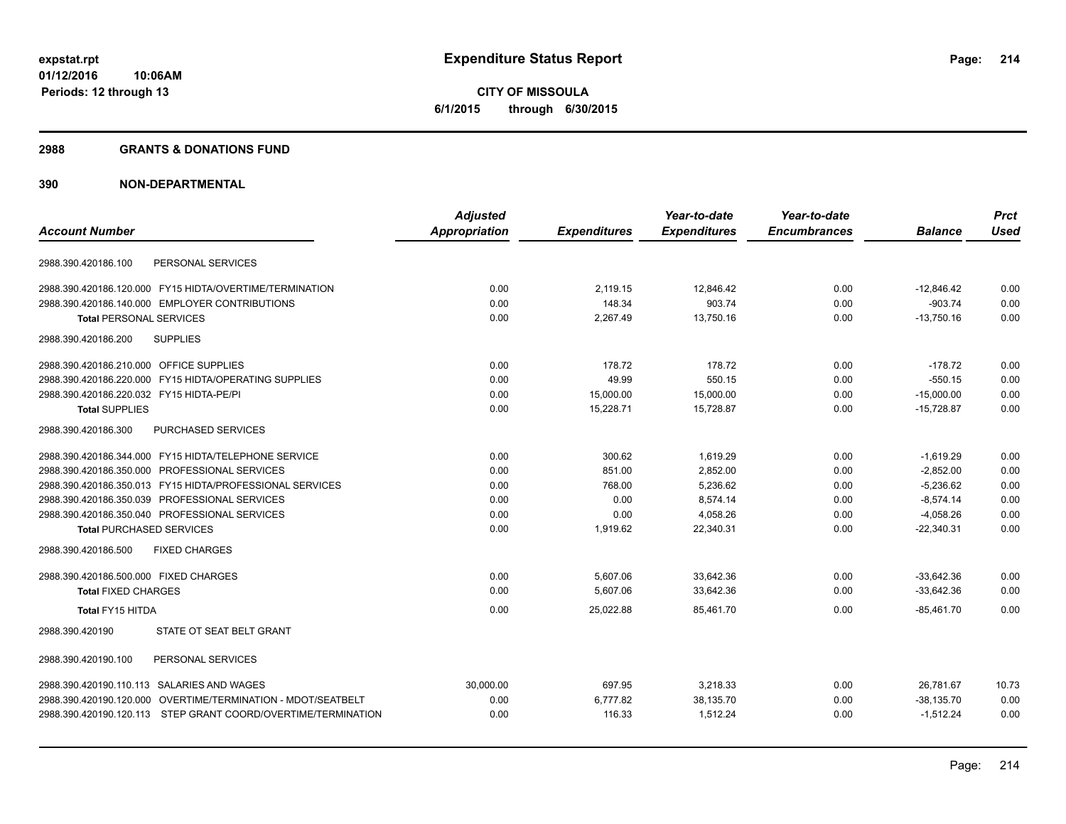# Expenditure Status Report

**CITY OF MISSOULA**
**6/1/2015 through 6/30/2015**

expstat.rpt
01/12/2016 10:06AM
Periods: 12 through 13

## 2988 GRANTS & DONATIONS FUND

## 390 NON-DEPARTMENTAL

| Account Number | Adjusted Appropriation | Expenditures | Year-to-date Expenditures | Year-to-date Encumbrances | Balance | Prct Used |
|---|---|---|---|---|---|---|
| 2988.390.420186.100 PERSONAL SERVICES | | | | | | |
| 2988.390.420186.120.000 FY15 HIDTA/OVERTIME/TERMINATION | 0.00 | 2,119.15 | 12,846.42 | 0.00 | -12,846.42 | 0.00 |
| 2988.390.420186.140.000 EMPLOYER CONTRIBUTIONS | 0.00 | 148.34 | 903.74 | 0.00 | -903.74 | 0.00 |
| **Total** PERSONAL SERVICES | 0.00 | 2,267.49 | 13,750.16 | 0.00 | -13,750.16 | 0.00 |
| 2988.390.420186.200 SUPPLIES | | | | | | |
| 2988.390.420186.210.000 OFFICE SUPPLIES | 0.00 | 178.72 | 178.72 | 0.00 | -178.72 | 0.00 |
| 2988.390.420186.220.000 FY15 HIDTA/OPERATING SUPPLIES | 0.00 | 49.99 | 550.15 | 0.00 | -550.15 | 0.00 |
| 2988.390.420186.220.032 FY15 HIDTA-PE/PI | 0.00 | 15,000.00 | 15,000.00 | 0.00 | -15,000.00 | 0.00 |
| **Total** SUPPLIES | 0.00 | 15,228.71 | 15,728.87 | 0.00 | -15,728.87 | 0.00 |
| 2988.390.420186.300 PURCHASED SERVICES | | | | | | |
| 2988.390.420186.344.000 FY15 HIDTA/TELEPHONE SERVICE | 0.00 | 300.62 | 1,619.29 | 0.00 | -1,619.29 | 0.00 |
| 2988.390.420186.350.000 PROFESSIONAL SERVICES | 0.00 | 851.00 | 2,852.00 | 0.00 | -2,852.00 | 0.00 |
| 2988.390.420186.350.013 FY15 HIDTA/PROFESSIONAL SERVICES | 0.00 | 768.00 | 5,236.62 | 0.00 | -5,236.62 | 0.00 |
| 2988.390.420186.350.039 PROFESSIONAL SERVICES | 0.00 | 0.00 | 8,574.14 | 0.00 | -8,574.14 | 0.00 |
| 2988.390.420186.350.040 PROFESSIONAL SERVICES | 0.00 | 0.00 | 4,058.26 | 0.00 | -4,058.26 | 0.00 |
| **Total** PURCHASED SERVICES | 0.00 | 1,919.62 | 22,340.31 | 0.00 | -22,340.31 | 0.00 |
| 2988.390.420186.500 FIXED CHARGES | | | | | | |
| 2988.390.420186.500.000 FIXED CHARGES | 0.00 | 5,607.06 | 33,642.36 | 0.00 | -33,642.36 | 0.00 |
| **Total** FIXED CHARGES | 0.00 | 5,607.06 | 33,642.36 | 0.00 | -33,642.36 | 0.00 |
| **Total** FY15 HITDA | 0.00 | 25,022.88 | 85,461.70 | 0.00 | -85,461.70 | 0.00 |
| 2988.390.420190 STATE OT SEAT BELT GRANT | | | | | | |
| 2988.390.420190.100 PERSONAL SERVICES | | | | | | |
| 2988.390.420190.110.113 SALARIES AND WAGES | 30,000.00 | 697.95 | 3,218.33 | 0.00 | 26,781.67 | 10.73 |
| 2988.390.420190.120.000 OVERTIME/TERMINATION - MDOT/SEATBELT | 0.00 | 6,777.82 | 38,135.70 | 0.00 | -38,135.70 | 0.00 |
| 2988.390.420190.120.113 STEP GRANT COORD/OVERTIME/TERMINATION | 0.00 | 116.33 | 1,512.24 | 0.00 | -1,512.24 | 0.00 |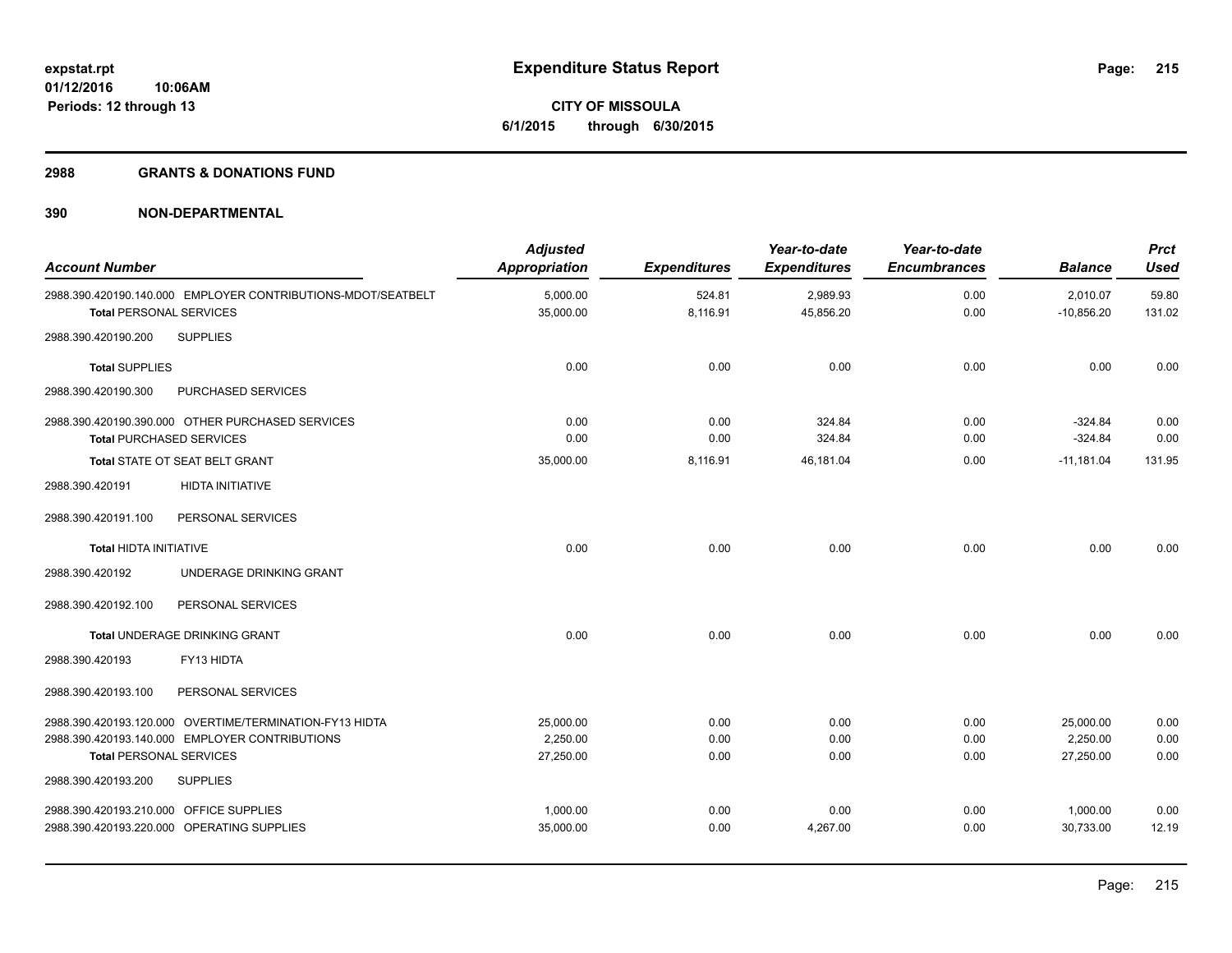# Expenditure Status Report

**CITY OF MISSOULA**
**6/1/2015 through 6/30/2015**

expstat.rpt
01/12/2016 10:06AM
Periods: 12 through 13

## 2988 GRANTS & DONATIONS FUND

## 390 NON-DEPARTMENTAL

| Account Number | Adjusted Appropriation | Expenditures | Year-to-date Expenditures | Year-to-date Encumbrances | Balance | Prct Used |
|---|---|---|---|---|---|---|
| 2988.390.420190.140.000 EMPLOYER CONTRIBUTIONS-MDOT/SEATBELT | 5,000.00 | 524.81 | 2,989.93 | 0.00 | 2,010.07 | 59.80 |
| **Total** PERSONAL SERVICES | 35,000.00 | 8,116.91 | 45,856.20 | 0.00 | -10,856.20 | 131.02 |
| 2988.390.420190.200 SUPPLIES | | | | | | |
| **Total** SUPPLIES | 0.00 | 0.00 | 0.00 | 0.00 | 0.00 | 0.00 |
| 2988.390.420190.300 PURCHASED SERVICES | | | | | | |
| 2988.390.420190.390.000 OTHER PURCHASED SERVICES | 0.00 | 0.00 | 324.84 | 0.00 | -324.84 | 0.00 |
| **Total** PURCHASED SERVICES | 0.00 | 0.00 | 324.84 | 0.00 | -324.84 | 0.00 |
| **Total** STATE OT SEAT BELT GRANT | 35,000.00 | 8,116.91 | 46,181.04 | 0.00 | -11,181.04 | 131.95 |
| 2988.390.420191 HIDTA INITIATIVE | | | | | | |
| 2988.390.420191.100 PERSONAL SERVICES | | | | | | |
| **Total** HIDTA INITIATIVE | 0.00 | 0.00 | 0.00 | 0.00 | 0.00 | 0.00 |
| 2988.390.420192 UNDERAGE DRINKING GRANT | | | | | | |
| 2988.390.420192.100 PERSONAL SERVICES | | | | | | |
| **Total** UNDERAGE DRINKING GRANT | 0.00 | 0.00 | 0.00 | 0.00 | 0.00 | 0.00 |
| 2988.390.420193 FY13 HIDTA | | | | | | |
| 2988.390.420193.100 PERSONAL SERVICES | | | | | | |
| 2988.390.420193.120.000 OVERTIME/TERMINATION-FY13 HIDTA | 25,000.00 | 0.00 | 0.00 | 0.00 | 25,000.00 | 0.00 |
| 2988.390.420193.140.000 EMPLOYER CONTRIBUTIONS | 2,250.00 | 0.00 | 0.00 | 0.00 | 2,250.00 | 0.00 |
| **Total** PERSONAL SERVICES | 27,250.00 | 0.00 | 0.00 | 0.00 | 27,250.00 | 0.00 |
| 2988.390.420193.200 SUPPLIES | | | | | | |
| 2988.390.420193.210.000 OFFICE SUPPLIES | 1,000.00 | 0.00 | 0.00 | 0.00 | 1,000.00 | 0.00 |
| 2988.390.420193.220.000 OPERATING SUPPLIES | 35,000.00 | 0.00 | 4,267.00 | 0.00 | 30,733.00 | 12.19 |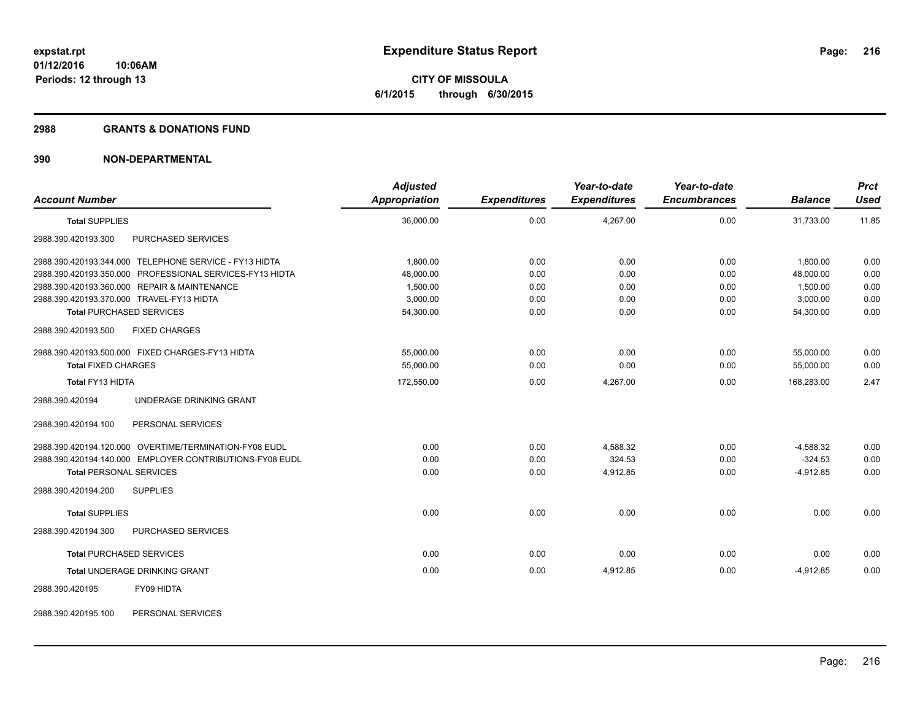**Expenditure Status Report**

**CITY OF MISSOULA**
**6/1/2015 through 6/30/2015**

expstat.rpt
01/12/2016 10:06AM
Periods: 12 through 13

## 2988 GRANTS & DONATIONS FUND

### 390 NON-DEPARTMENTAL

| Account Number | | Adjusted Appropriation | Expenditures | Year-to-date Expenditures | Year-to-date Encumbrances | Balance | Prct Used |
|---|---|---|---|---|---|---|---|
| **Total** SUPPLIES | | 36,000.00 | 0.00 | 4,267.00 | 0.00 | 31,733.00 | 11.85 |
| 2988.390.420193.300 | PURCHASED SERVICES | | | | | | |
| 2988.390.420193.344.000 | TELEPHONE SERVICE - FY13 HIDTA | 1,800.00 | 0.00 | 0.00 | 0.00 | 1,800.00 | 0.00 |
| 2988.390.420193.350.000 | PROFESSIONAL SERVICES-FY13 HIDTA | 48,000.00 | 0.00 | 0.00 | 0.00 | 48,000.00 | 0.00 |
| 2988.390.420193.360.000 | REPAIR & MAINTENANCE | 1,500.00 | 0.00 | 0.00 | 0.00 | 1,500.00 | 0.00 |
| 2988.390.420193.370.000 | TRAVEL-FY13 HIDTA | 3,000.00 | 0.00 | 0.00 | 0.00 | 3,000.00 | 0.00 |
| **Total** PURCHASED SERVICES | | 54,300.00 | 0.00 | 0.00 | 0.00 | 54,300.00 | 0.00 |
| 2988.390.420193.500 | FIXED CHARGES | | | | | | |
| 2988.390.420193.500.000 | FIXED CHARGES-FY13 HIDTA | 55,000.00 | 0.00 | 0.00 | 0.00 | 55,000.00 | 0.00 |
| **Total** FIXED CHARGES | | 55,000.00 | 0.00 | 0.00 | 0.00 | 55,000.00 | 0.00 |
| **Total** FY13 HIDTA | | 172,550.00 | 0.00 | 4,267.00 | 0.00 | 168,283.00 | 2.47 |
| 2988.390.420194 | UNDERAGE DRINKING GRANT | | | | | | |
| 2988.390.420194.100 | PERSONAL SERVICES | | | | | | |
| 2988.390.420194.120.000 | OVERTIME/TERMINATION-FY08 EUDL | 0.00 | 0.00 | 4,588.32 | 0.00 | -4,588.32 | 0.00 |
| 2988.390.420194.140.000 | EMPLOYER CONTRIBUTIONS-FY08 EUDL | 0.00 | 0.00 | 324.53 | 0.00 | -324.53 | 0.00 |
| **Total** PERSONAL SERVICES | | 0.00 | 0.00 | 4,912.85 | 0.00 | -4,912.85 | 0.00 |
| 2988.390.420194.200 | SUPPLIES | | | | | | |
| **Total** SUPPLIES | | 0.00 | 0.00 | 0.00 | 0.00 | 0.00 | 0.00 |
| 2988.390.420194.300 | PURCHASED SERVICES | | | | | | |
| **Total** PURCHASED SERVICES | | 0.00 | 0.00 | 0.00 | 0.00 | 0.00 | 0.00 |
| **Total** UNDERAGE DRINKING GRANT | | 0.00 | 0.00 | 4,912.85 | 0.00 | -4,912.85 | 0.00 |
| 2988.390.420195 | FY09 HIDTA | | | | | | |
| 2988.390.420195.100 | PERSONAL SERVICES | | | | | | |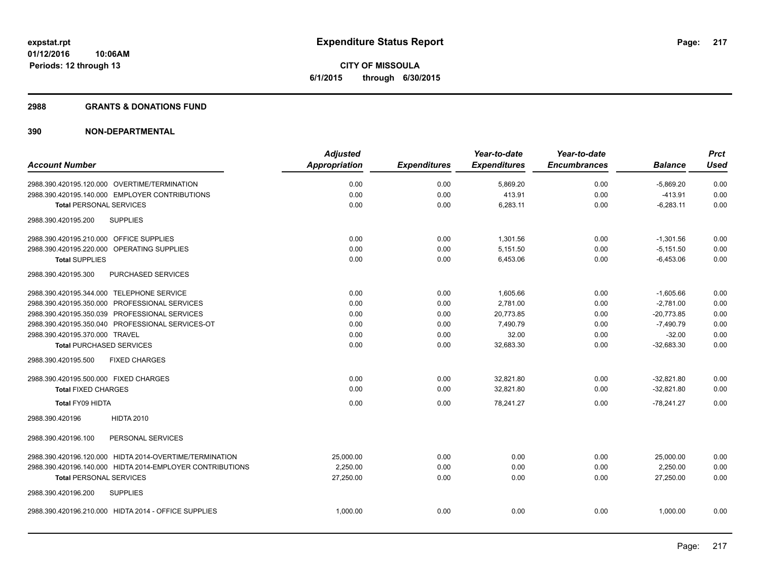**Expenditure Status Report**

expstat.rpt
01/12/2016 10:06AM
Periods: 12 through 13

**CITY OF MISSOULA**
**6/1/2015 through 6/30/2015**

## 2988 GRANTS & DONATIONS FUND

## 390 NON-DEPARTMENTAL

| Account Number | Adjusted Appropriation | Expenditures | Year-to-date Expenditures | Year-to-date Encumbrances | Balance | Prct Used |
|---|---|---|---|---|---|---|
| 2988.390.420195.120.000 OVERTIME/TERMINATION | 0.00 | 0.00 | 5,869.20 | 0.00 | -5,869.20 | 0.00 |
| 2988.390.420195.140.000 EMPLOYER CONTRIBUTIONS | 0.00 | 0.00 | 413.91 | 0.00 | -413.91 | 0.00 |
| **Total** PERSONAL SERVICES | 0.00 | 0.00 | 6,283.11 | 0.00 | -6,283.11 | 0.00 |
| 2988.390.420195.200 SUPPLIES | | | | | | |
| 2988.390.420195.210.000 OFFICE SUPPLIES | 0.00 | 0.00 | 1,301.56 | 0.00 | -1,301.56 | 0.00 |
| 2988.390.420195.220.000 OPERATING SUPPLIES | 0.00 | 0.00 | 5,151.50 | 0.00 | -5,151.50 | 0.00 |
| **Total** SUPPLIES | 0.00 | 0.00 | 6,453.06 | 0.00 | -6,453.06 | 0.00 |
| 2988.390.420195.300 PURCHASED SERVICES | | | | | | |
| 2988.390.420195.344.000 TELEPHONE SERVICE | 0.00 | 0.00 | 1,605.66 | 0.00 | -1,605.66 | 0.00 |
| 2988.390.420195.350.000 PROFESSIONAL SERVICES | 0.00 | 0.00 | 2,781.00 | 0.00 | -2,781.00 | 0.00 |
| 2988.390.420195.350.039 PROFESSIONAL SERVICES | 0.00 | 0.00 | 20,773.85 | 0.00 | -20,773.85 | 0.00 |
| 2988.390.420195.350.040 PROFESSIONAL SERVICES-OT | 0.00 | 0.00 | 7,490.79 | 0.00 | -7,490.79 | 0.00 |
| 2988.390.420195.370.000 TRAVEL | 0.00 | 0.00 | 32.00 | 0.00 | -32.00 | 0.00 |
| **Total** PURCHASED SERVICES | 0.00 | 0.00 | 32,683.30 | 0.00 | -32,683.30 | 0.00 |
| 2988.390.420195.500 FIXED CHARGES | | | | | | |
| 2988.390.420195.500.000 FIXED CHARGES | 0.00 | 0.00 | 32,821.80 | 0.00 | -32,821.80 | 0.00 |
| **Total** FIXED CHARGES | 0.00 | 0.00 | 32,821.80 | 0.00 | -32,821.80 | 0.00 |
| **Total FY09 HIDTA** | 0.00 | 0.00 | 78,241.27 | 0.00 | -78,241.27 | 0.00 |
| 2988.390.420196 HIDTA 2010 | | | | | | |
| 2988.390.420196.100 PERSONAL SERVICES | | | | | | |
| 2988.390.420196.120.000 HIDTA 2014-OVERTIME/TERMINATION | 25,000.00 | 0.00 | 0.00 | 0.00 | 25,000.00 | 0.00 |
| 2988.390.420196.140.000 HIDTA 2014-EMPLOYER CONTRIBUTIONS | 2,250.00 | 0.00 | 0.00 | 0.00 | 2,250.00 | 0.00 |
| **Total** PERSONAL SERVICES | 27,250.00 | 0.00 | 0.00 | 0.00 | 27,250.00 | 0.00 |
| 2988.390.420196.200 SUPPLIES | | | | | | |
| 2988.390.420196.210.000 HIDTA 2014 - OFFICE SUPPLIES | 1,000.00 | 0.00 | 0.00 | 0.00 | 1,000.00 | 0.00 |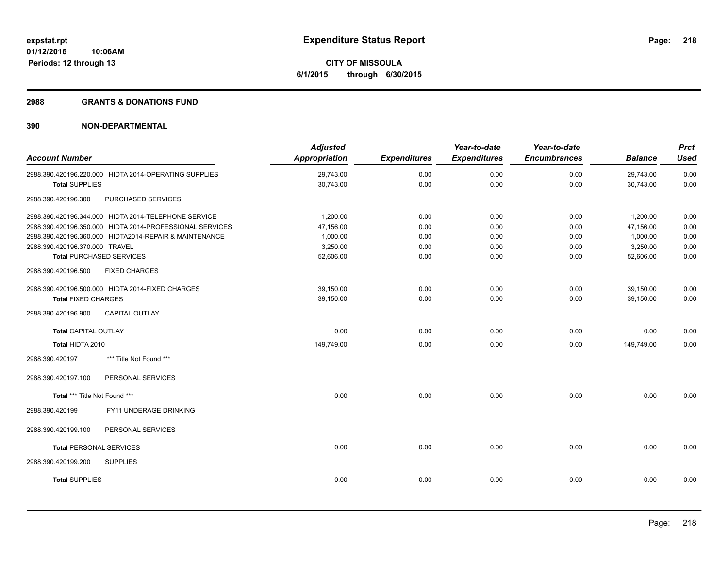# Expenditure Status Report

**CITY OF MISSOULA**

**6/1/2015 through 6/30/2015**

expstat.rpt
01/12/2016 10:06AM
Periods: 12 through 13

## 2988 GRANTS & DONATIONS FUND

## 390 NON-DEPARTMENTAL

| Account Number | Adjusted Appropriation | Expenditures | Year-to-date Expenditures | Year-to-date Encumbrances | Balance | Prct Used |
|---|---|---|---|---|---|---|
| 2988.390.420196.220.000 HIDTA 2014-OPERATING SUPPLIES | 29,743.00 | 0.00 | 0.00 | 0.00 | 29,743.00 | 0.00 |
| **Total** SUPPLIES | 30,743.00 | 0.00 | 0.00 | 0.00 | 30,743.00 | 0.00 |
| 2988.390.420196.300 PURCHASED SERVICES | | | | | | |
| 2988.390.420196.344.000 HIDTA 2014-TELEPHONE SERVICE | 1,200.00 | 0.00 | 0.00 | 0.00 | 1,200.00 | 0.00 |
| 2988.390.420196.350.000 HIDTA 2014-PROFESSIONAL SERVICES | 47,156.00 | 0.00 | 0.00 | 0.00 | 47,156.00 | 0.00 |
| 2988.390.420196.360.000 HIDTA2014-REPAIR & MAINTENANCE | 1,000.00 | 0.00 | 0.00 | 0.00 | 1,000.00 | 0.00 |
| 2988.390.420196.370.000 TRAVEL | 3,250.00 | 0.00 | 0.00 | 0.00 | 3,250.00 | 0.00 |
| **Total** PURCHASED SERVICES | 52,606.00 | 0.00 | 0.00 | 0.00 | 52,606.00 | 0.00 |
| 2988.390.420196.500 FIXED CHARGES | | | | | | |
| 2988.390.420196.500.000 HIDTA 2014-FIXED CHARGES | 39,150.00 | 0.00 | 0.00 | 0.00 | 39,150.00 | 0.00 |
| **Total** FIXED CHARGES | 39,150.00 | 0.00 | 0.00 | 0.00 | 39,150.00 | 0.00 |
| 2988.390.420196.900 CAPITAL OUTLAY | | | | | | |
| **Total** CAPITAL OUTLAY | 0.00 | 0.00 | 0.00 | 0.00 | 0.00 | 0.00 |
| **Total HIDTA 2010** | 149,749.00 | 0.00 | 0.00 | 0.00 | 149,749.00 | 0.00 |
| 2988.390.420197 *** Title Not Found *** | | | | | | |
| 2988.390.420197.100 PERSONAL SERVICES | | | | | | |
| **Total** *** Title Not Found *** | 0.00 | 0.00 | 0.00 | 0.00 | 0.00 | 0.00 |
| 2988.390.420199 FY11 UNDERAGE DRINKING | | | | | | |
| 2988.390.420199.100 PERSONAL SERVICES | | | | | | |
| **Total** PERSONAL SERVICES | 0.00 | 0.00 | 0.00 | 0.00 | 0.00 | 0.00 |
| 2988.390.420199.200 SUPPLIES | | | | | | |
| **Total** SUPPLIES | 0.00 | 0.00 | 0.00 | 0.00 | 0.00 | 0.00 |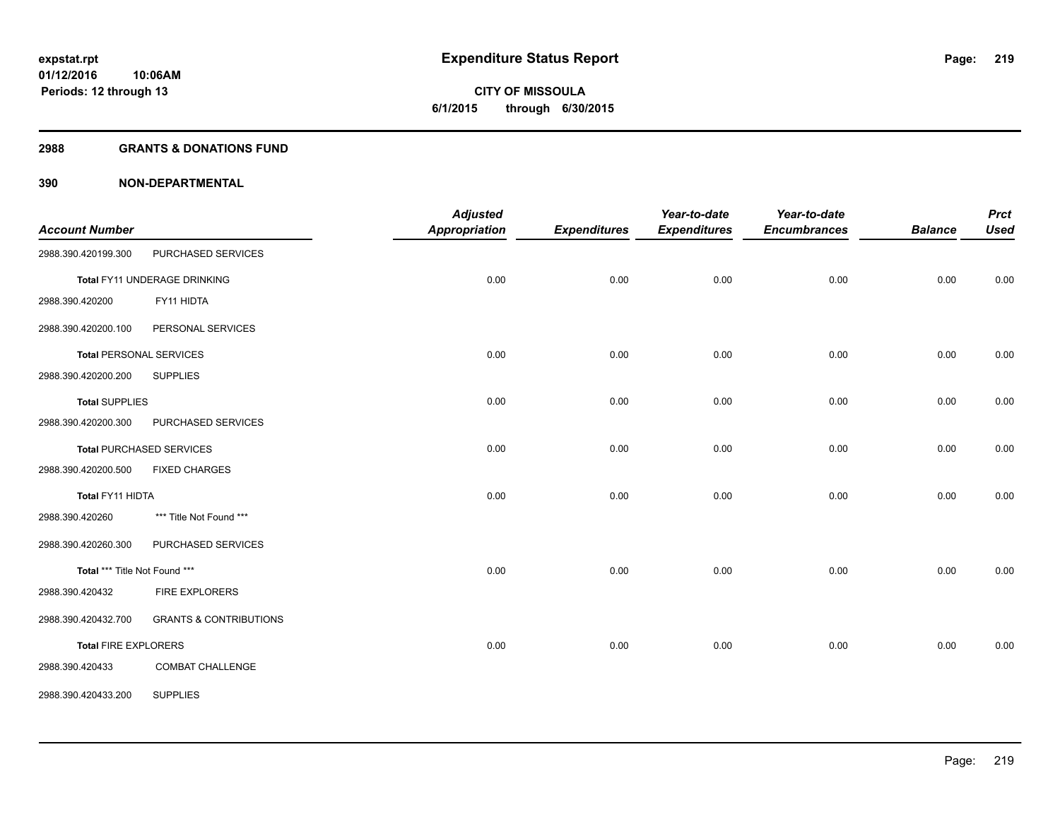# Expenditure Status Report

**expstat.rpt**
**01/12/2016 10:06AM**
**Periods: 12 through 13**

**CITY OF MISSOULA**
**6/1/2015 through 6/30/2015**

## 2988 GRANTS & DONATIONS FUND

### 390 NON-DEPARTMENTAL

| Account Number | | Adjusted Appropriation | Expenditures | Year-to-date Expenditures | Year-to-date Encumbrances | Balance | Prct Used |
|---|---|---|---|---|---|---|---|
| 2988.390.420199.300 | PURCHASED SERVICES | | | | | | |
| **Total** FY11 UNDERAGE DRINKING | | 0.00 | 0.00 | 0.00 | 0.00 | 0.00 | 0.00 |
| 2988.390.420200 | FY11 HIDTA | | | | | | |
| 2988.390.420200.100 | PERSONAL SERVICES | | | | | | |
| **Total** PERSONAL SERVICES | | 0.00 | 0.00 | 0.00 | 0.00 | 0.00 | 0.00 |
| 2988.390.420200.200 | SUPPLIES | | | | | | |
| **Total** SUPPLIES | | 0.00 | 0.00 | 0.00 | 0.00 | 0.00 | 0.00 |
| 2988.390.420200.300 | PURCHASED SERVICES | | | | | | |
| **Total** PURCHASED SERVICES | | 0.00 | 0.00 | 0.00 | 0.00 | 0.00 | 0.00 |
| 2988.390.420200.500 | FIXED CHARGES | | | | | | |
| **Total** FY11 HIDTA | | 0.00 | 0.00 | 0.00 | 0.00 | 0.00 | 0.00 |
| 2988.390.420260 | *** Title Not Found *** | | | | | | |
| 2988.390.420260.300 | PURCHASED SERVICES | | | | | | |
| **Total** *** Title Not Found *** | | 0.00 | 0.00 | 0.00 | 0.00 | 0.00 | 0.00 |
| 2988.390.420432 | FIRE EXPLORERS | | | | | | |
| 2988.390.420432.700 | GRANTS & CONTRIBUTIONS | | | | | | |
| **Total** FIRE EXPLORERS | | 0.00 | 0.00 | 0.00 | 0.00 | 0.00 | 0.00 |
| 2988.390.420433 | COMBAT CHALLENGE | | | | | | |
| 2988.390.420433.200 | SUPPLIES | | | | | | |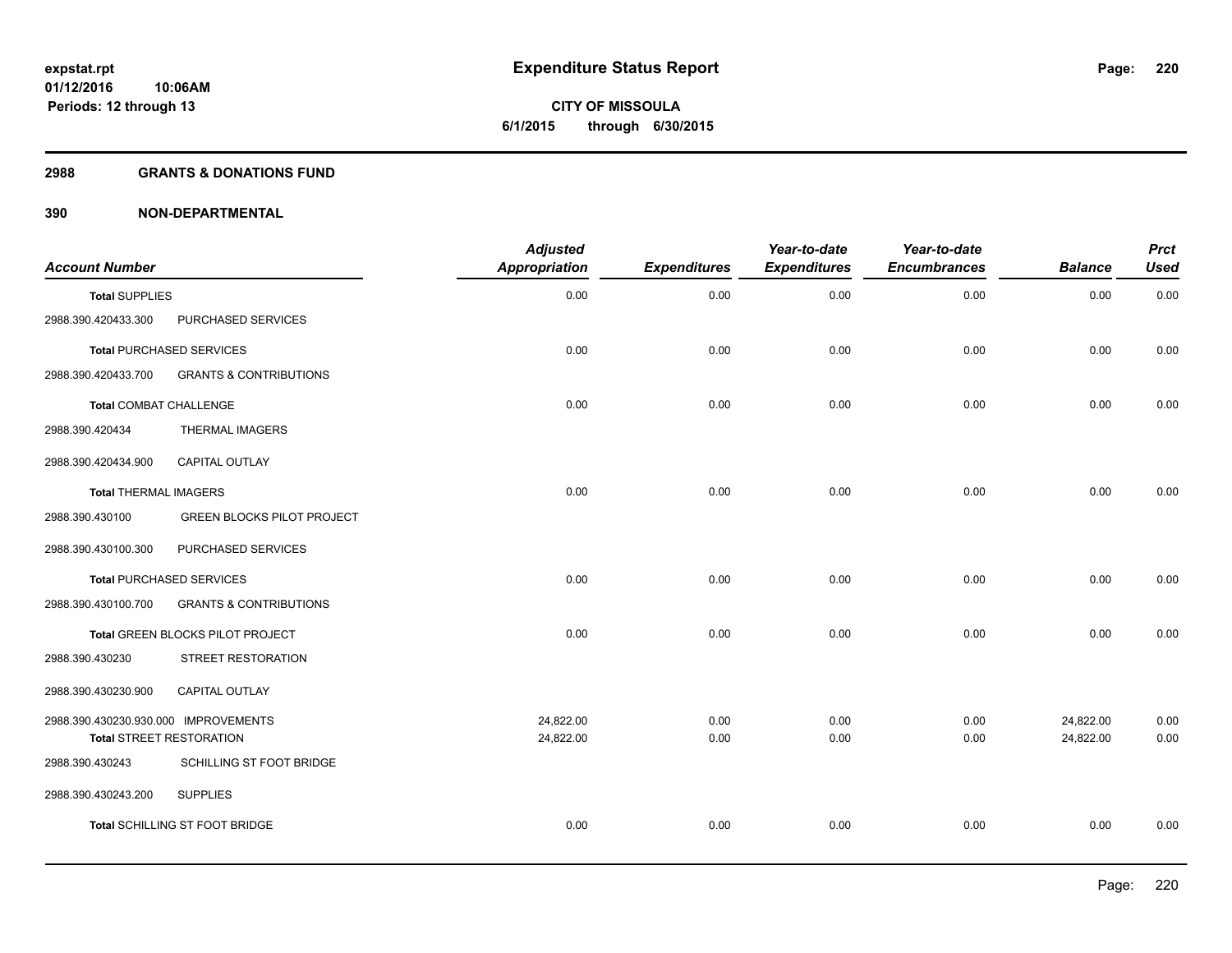# Expenditure Status Report

**CITY OF MISSOULA**
**6/1/2015 through 6/30/2015**

expstat.rpt
01/12/2016 10:06AM
Periods: 12 through 13

## 2988 GRANTS & DONATIONS FUND

## 390 NON-DEPARTMENTAL

| Account Number | | Adjusted Appropriation | Expenditures | Year-to-date Expenditures | Year-to-date Encumbrances | Balance | Prct Used |
|---|---|---|---|---|---|---|---|
| **Total SUPPLIES** | | 0.00 | 0.00 | 0.00 | 0.00 | 0.00 | 0.00 |
| 2988.390.420433.300 | PURCHASED SERVICES | | | | | | |
| **Total PURCHASED SERVICES** | | 0.00 | 0.00 | 0.00 | 0.00 | 0.00 | 0.00 |
| 2988.390.420433.700 | GRANTS & CONTRIBUTIONS | | | | | | |
| **Total COMBAT CHALLENGE** | | 0.00 | 0.00 | 0.00 | 0.00 | 0.00 | 0.00 |
| 2988.390.420434 | THERMAL IMAGERS | | | | | | |
| 2988.390.420434.900 | CAPITAL OUTLAY | | | | | | |
| **Total THERMAL IMAGERS** | | 0.00 | 0.00 | 0.00 | 0.00 | 0.00 | 0.00 |
| 2988.390.430100 | GREEN BLOCKS PILOT PROJECT | | | | | | |
| 2988.390.430100.300 | PURCHASED SERVICES | | | | | | |
| **Total PURCHASED SERVICES** | | 0.00 | 0.00 | 0.00 | 0.00 | 0.00 | 0.00 |
| 2988.390.430100.700 | GRANTS & CONTRIBUTIONS | | | | | | |
| **Total GREEN BLOCKS PILOT PROJECT** | | 0.00 | 0.00 | 0.00 | 0.00 | 0.00 | 0.00 |
| 2988.390.430230 | STREET RESTORATION | | | | | | |
| 2988.390.430230.900 | CAPITAL OUTLAY | | | | | | |
| 2988.390.430230.930.000 | IMPROVEMENTS | 24,822.00 | 0.00 | 0.00 | 0.00 | 24,822.00 | 0.00 |
| **Total STREET RESTORATION** | | 24,822.00 | 0.00 | 0.00 | 0.00 | 24,822.00 | 0.00 |
| 2988.390.430243 | SCHILLING ST FOOT BRIDGE | | | | | | |
| 2988.390.430243.200 | SUPPLIES | | | | | | |
| **Total SCHILLING ST FOOT BRIDGE** | | 0.00 | 0.00 | 0.00 | 0.00 | 0.00 | 0.00 |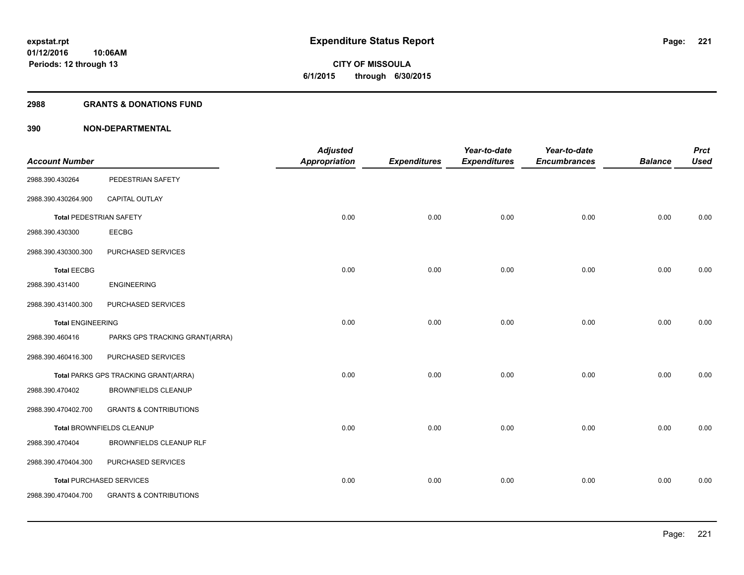**Expenditure Status Report**

**CITY OF MISSOULA**
**6/1/2015 through 6/30/2015**

expstat.rpt
01/12/2016 10:06AM
Periods: 12 through 13

## 2988 GRANTS & DONATIONS FUND

## 390 NON-DEPARTMENTAL

| Account Number | | Adjusted Appropriation | Expenditures | Year-to-date Expenditures | Year-to-date Encumbrances | Balance | Prct Used |
|---|---|---|---|---|---|---|---|
| 2988.390.430264 | PEDESTRIAN SAFETY | | | | | | |
| 2988.390.430264.900 | CAPITAL OUTLAY | | | | | | |
| **Total** PEDESTRIAN SAFETY | | 0.00 | 0.00 | 0.00 | 0.00 | 0.00 | 0.00 |
| 2988.390.430300 | EECBG | | | | | | |
| 2988.390.430300.300 | PURCHASED SERVICES | | | | | | |
| **Total** EECBG | | 0.00 | 0.00 | 0.00 | 0.00 | 0.00 | 0.00 |
| 2988.390.431400 | ENGINEERING | | | | | | |
| 2988.390.431400.300 | PURCHASED SERVICES | | | | | | |
| **Total** ENGINEERING | | 0.00 | 0.00 | 0.00 | 0.00 | 0.00 | 0.00 |
| 2988.390.460416 | PARKS GPS TRACKING GRANT(ARRA) | | | | | | |
| 2988.390.460416.300 | PURCHASED SERVICES | | | | | | |
| **Total** PARKS GPS TRACKING GRANT(ARRA) | | 0.00 | 0.00 | 0.00 | 0.00 | 0.00 | 0.00 |
| 2988.390.470402 | BROWNFIELDS CLEANUP | | | | | | |
| 2988.390.470402.700 | GRANTS & CONTRIBUTIONS | | | | | | |
| **Total** BROWNFIELDS CLEANUP | | 0.00 | 0.00 | 0.00 | 0.00 | 0.00 | 0.00 |
| 2988.390.470404 | BROWNFIELDS CLEANUP RLF | | | | | | |
| 2988.390.470404.300 | PURCHASED SERVICES | | | | | | |
| **Total** PURCHASED SERVICES | | 0.00 | 0.00 | 0.00 | 0.00 | 0.00 | 0.00 |
| 2988.390.470404.700 | GRANTS & CONTRIBUTIONS | | | | | | |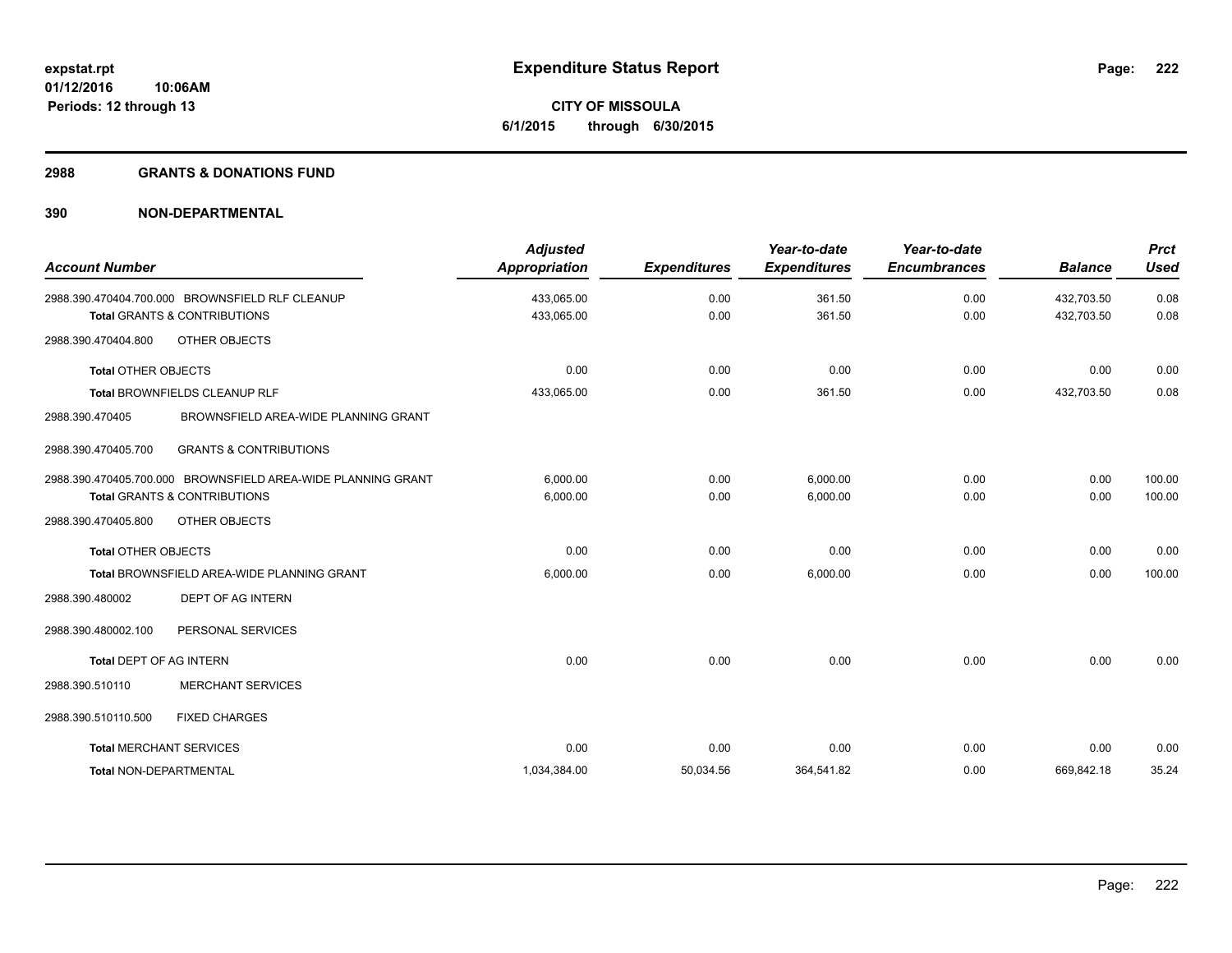# Expenditure Status Report

**CITY OF MISSOULA**

**6/1/2015 through 6/30/2015**

expstat.rpt
01/12/2016 10:06AM
Periods: 12 through 13

## 2988 GRANTS & DONATIONS FUND

### 390 NON-DEPARTMENTAL

| Account Number | Adjusted Appropriation | Expenditures | Year-to-date Expenditures | Year-to-date Encumbrances | Balance | Prct Used |
|---|---|---|---|---|---|---|
| 2988.390.470404.700.000 BROWNSFIELD RLF CLEANUP | 433,065.00 | 0.00 | 361.50 | 0.00 | 432,703.50 | 0.08 |
| **Total** GRANTS & CONTRIBUTIONS | 433,065.00 | 0.00 | 361.50 | 0.00 | 432,703.50 | 0.08 |
| 2988.390.470404.800 OTHER OBJECTS | | | | | | |
| **Total** OTHER OBJECTS | 0.00 | 0.00 | 0.00 | 0.00 | 0.00 | 0.00 |
| **Total** BROWNFIELDS CLEANUP RLF | 433,065.00 | 0.00 | 361.50 | 0.00 | 432,703.50 | 0.08 |
| 2988.390.470405 BROWNSFIELD AREA-WIDE PLANNING GRANT | | | | | | |
| 2988.390.470405.700 GRANTS & CONTRIBUTIONS | | | | | | |
| 2988.390.470405.700.000 BROWNSFIELD AREA-WIDE PLANNING GRANT | 6,000.00 | 0.00 | 6,000.00 | 0.00 | 0.00 | 100.00 |
| **Total** GRANTS & CONTRIBUTIONS | 6,000.00 | 0.00 | 6,000.00 | 0.00 | 0.00 | 100.00 |
| 2988.390.470405.800 OTHER OBJECTS | | | | | | |
| **Total** OTHER OBJECTS | 0.00 | 0.00 | 0.00 | 0.00 | 0.00 | 0.00 |
| **Total** BROWNSFIELD AREA-WIDE PLANNING GRANT | 6,000.00 | 0.00 | 6,000.00 | 0.00 | 0.00 | 100.00 |
| 2988.390.480002 DEPT OF AG INTERN | | | | | | |
| 2988.390.480002.100 PERSONAL SERVICES | | | | | | |
| **Total** DEPT OF AG INTERN | 0.00 | 0.00 | 0.00 | 0.00 | 0.00 | 0.00 |
| 2988.390.510110 MERCHANT SERVICES | | | | | | |
| 2988.390.510110.500 FIXED CHARGES | | | | | | |
| **Total** MERCHANT SERVICES | 0.00 | 0.00 | 0.00 | 0.00 | 0.00 | 0.00 |
| **Total** NON-DEPARTMENTAL | 1,034,384.00 | 50,034.56 | 364,541.82 | 0.00 | 669,842.18 | 35.24 |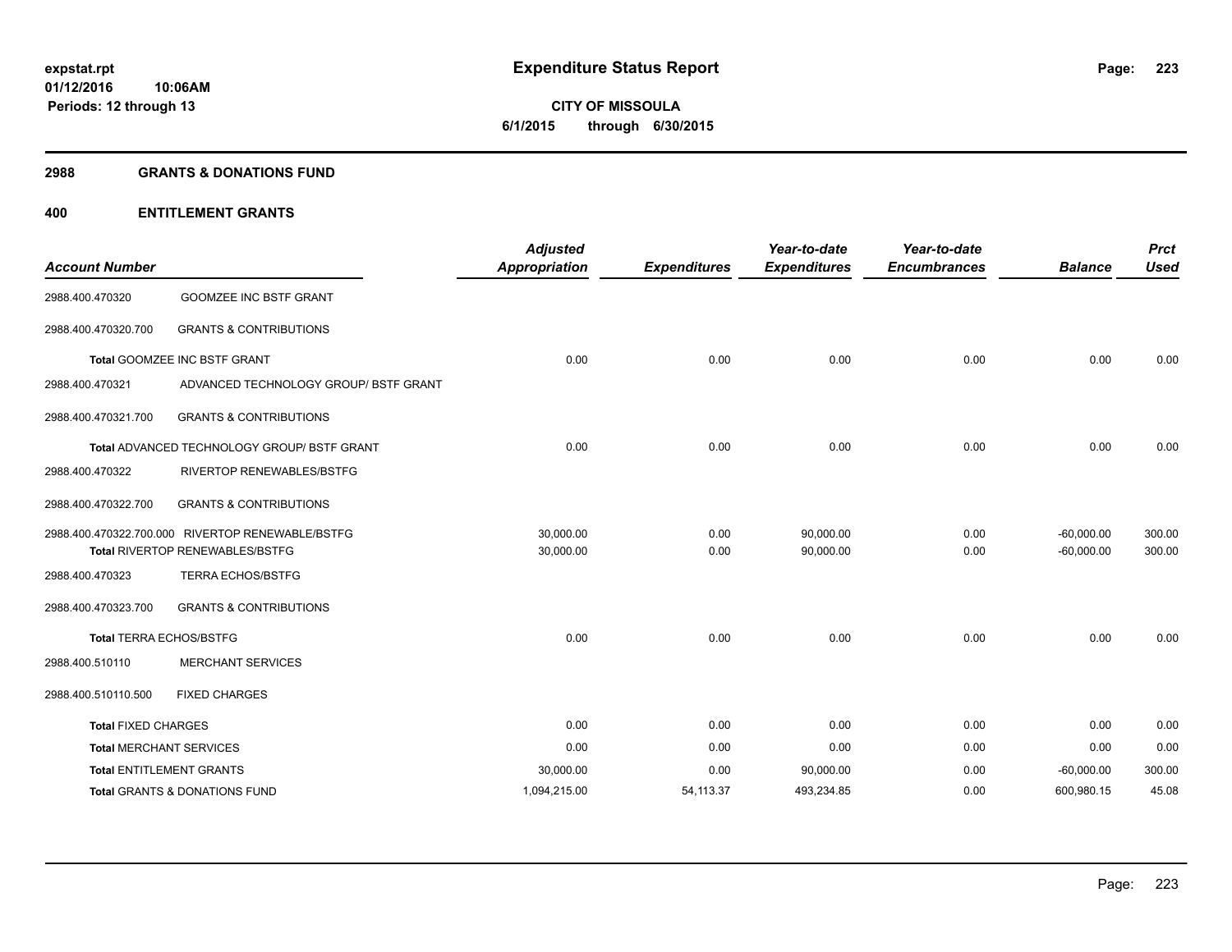# Expenditure Status Report

**CITY OF MISSOULA**
**6/1/2015 through 6/30/2015**

expstat.rpt
01/12/2016 10:06AM
Periods: 12 through 13

## 2988 GRANTS & DONATIONS FUND

### 400 ENTITLEMENT GRANTS

| Account Number | | Adjusted Appropriation | Expenditures | Year-to-date Expenditures | Year-to-date Encumbrances | Balance | Prct Used |
|---|---|---|---|---|---|---|---|
| 2988.400.470320 | GOOMZEE INC BSTF GRANT | | | | | | |
| 2988.400.470320.700 | GRANTS & CONTRIBUTIONS | | | | | | |
| Total GOOMZEE INC BSTF GRANT | | 0.00 | 0.00 | 0.00 | 0.00 | 0.00 | 0.00 |
| 2988.400.470321 | ADVANCED TECHNOLOGY GROUP/ BSTF GRANT | | | | | | |
| 2988.400.470321.700 | GRANTS & CONTRIBUTIONS | | | | | | |
| Total ADVANCED TECHNOLOGY GROUP/ BSTF GRANT | | 0.00 | 0.00 | 0.00 | 0.00 | 0.00 | 0.00 |
| 2988.400.470322 | RIVERTOP RENEWABLES/BSTFG | | | | | | |
| 2988.400.470322.700 | GRANTS & CONTRIBUTIONS | | | | | | |
| 2988.400.470322.700.000 | RIVERTOP RENEWABLE/BSTFG | 30,000.00 | 0.00 | 90,000.00 | 0.00 | -60,000.00 | 300.00 |
| Total RIVERTOP RENEWABLES/BSTFG | | 30,000.00 | 0.00 | 90,000.00 | 0.00 | -60,000.00 | 300.00 |
| 2988.400.470323 | TERRA ECHOS/BSTFG | | | | | | |
| 2988.400.470323.700 | GRANTS & CONTRIBUTIONS | | | | | | |
| Total TERRA ECHOS/BSTFG | | 0.00 | 0.00 | 0.00 | 0.00 | 0.00 | 0.00 |
| 2988.400.510110 | MERCHANT SERVICES | | | | | | |
| 2988.400.510110.500 | FIXED CHARGES | | | | | | |
| Total FIXED CHARGES | | 0.00 | 0.00 | 0.00 | 0.00 | 0.00 | 0.00 |
| Total MERCHANT SERVICES | | 0.00 | 0.00 | 0.00 | 0.00 | 0.00 | 0.00 |
| Total ENTITLEMENT GRANTS | | 30,000.00 | 0.00 | 90,000.00 | 0.00 | -60,000.00 | 300.00 |
| Total GRANTS & DONATIONS FUND | | 1,094,215.00 | 54,113.37 | 493,234.85 | 0.00 | 600,980.15 | 45.08 |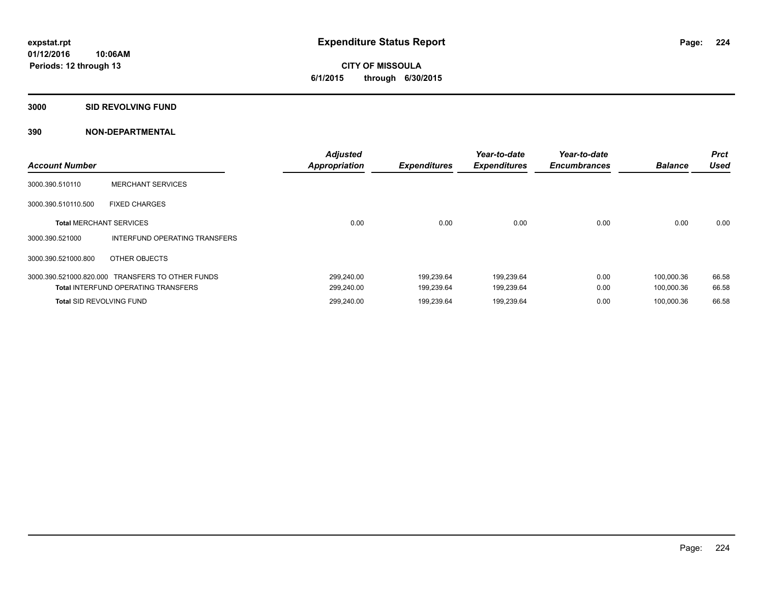**expstat.rpt**
**01/12/2016 10:06AM**
**Periods: 12 through 13**

# Expenditure Status Report

**CITY OF MISSOULA**
**6/1/2015 through 6/30/2015**

## 3000 SID REVOLVING FUND

### 390 NON-DEPARTMENTAL

| Account Number | | Adjusted Appropriation | Expenditures | Year-to-date Expenditures | Year-to-date Encumbrances | Balance | Prct Used |
|---|---|---|---|---|---|---|---|
| 3000.390.510110 | MERCHANT SERVICES | | | | | | |
| 3000.390.510110.500 | FIXED CHARGES | | | | | | |
| **Total** MERCHANT SERVICES | | 0.00 | 0.00 | 0.00 | 0.00 | 0.00 | 0.00 |
| 3000.390.521000 | INTERFUND OPERATING TRANSFERS | | | | | | |
| 3000.390.521000.800 | OTHER OBJECTS | | | | | | |
| 3000.390.521000.820.000 | TRANSFERS TO OTHER FUNDS | 299,240.00 | 199,239.64 | 199,239.64 | 0.00 | 100,000.36 | 66.58 |
| **Total** INTERFUND OPERATING TRANSFERS | | 299,240.00 | 199,239.64 | 199,239.64 | 0.00 | 100,000.36 | 66.58 |
| **Total** SID REVOLVING FUND | | 299,240.00 | 199,239.64 | 199,239.64 | 0.00 | 100,000.36 | 66.58 |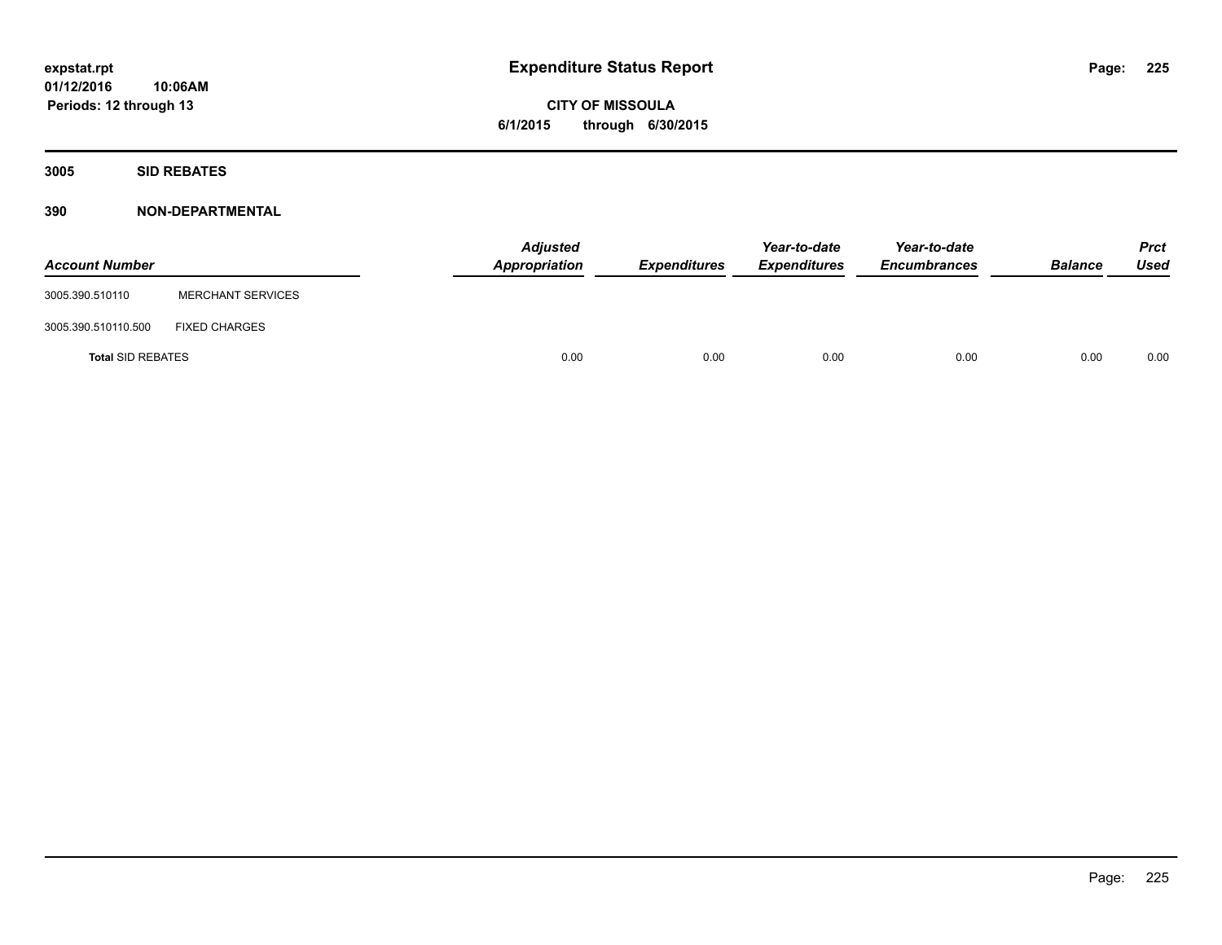expstat.rpt
01/12/2016 10:06AM
Periods: 12 through 13

# Expenditure Status Report

**CITY OF MISSOULA**
**6/1/2015 through 6/30/2015**

## 3005 SID REBATES

## 390 NON-DEPARTMENTAL

| Account Number | | Adjusted Appropriation | Expenditures | Year-to-date Expenditures | Year-to-date Encumbrances | Balance | Prct Used |
|---|---|---|---|---|---|---|---|
| 3005.390.510110 | MERCHANT SERVICES | | | | | | |
| 3005.390.510110.500 | FIXED CHARGES | | | | | | |
| **Total** SID REBATES | | 0.00 | 0.00 | 0.00 | 0.00 | 0.00 | 0.00 |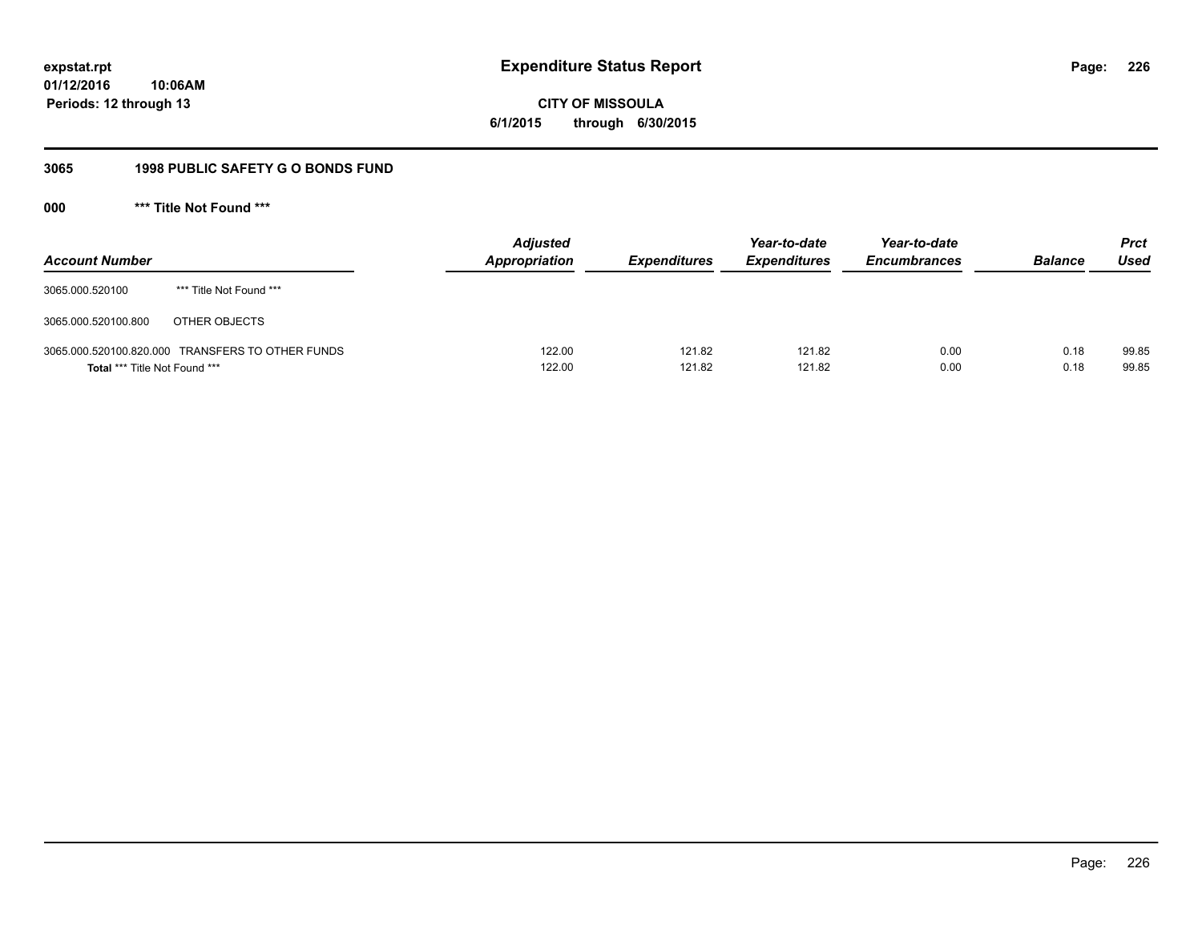# Expenditure Status Report

**expstat.rpt**
**01/12/2016 10:06AM**
**Periods: 12 through 13**

**CITY OF MISSOULA**
**6/1/2015 through 6/30/2015**

## 3065 1998 PUBLIC SAFETY G O BONDS FUND

### 000 *** Title Not Found ***

| Account Number | | Adjusted Appropriation | Expenditures | Year-to-date Expenditures | Year-to-date Encumbrances | Balance | Prct Used |
|---|---|---|---|---|---|---|---|
| 3065.000.520100 | *** Title Not Found *** | | | | | | |
| 3065.000.520100.800 | OTHER OBJECTS | | | | | | |
| 3065.000.520100.820.000 | TRANSFERS TO OTHER FUNDS | 122.00 | 121.82 | 121.82 | 0.00 | 0.18 | 99.85 |
| **Total** *** Title Not Found *** | | 122.00 | 121.82 | 121.82 | 0.00 | 0.18 | 99.85 |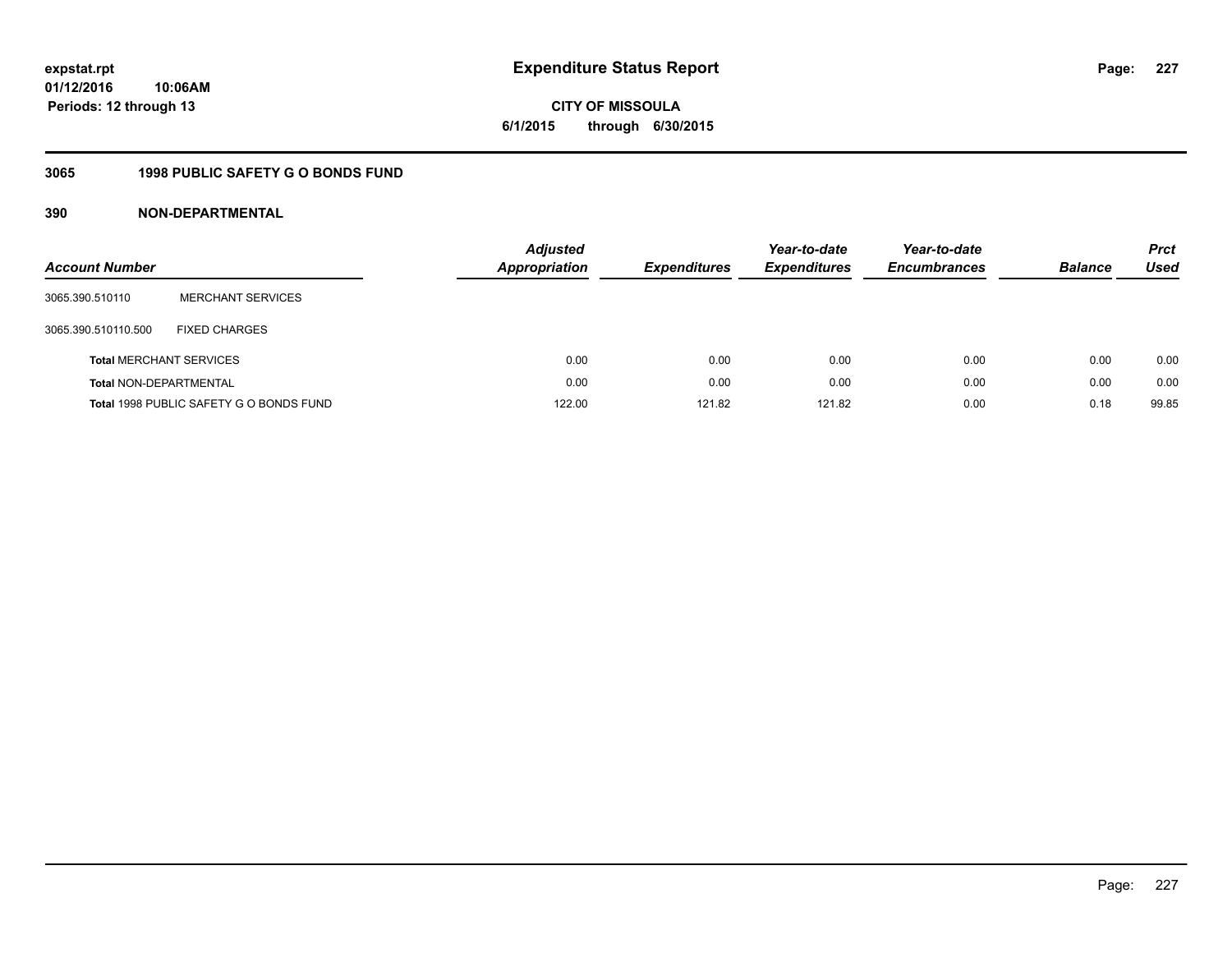**expstat.rpt**
**01/12/2016 10:06AM**
**Periods: 12 through 13**

# Expenditure Status Report

**CITY OF MISSOULA**
**6/1/2015 through 6/30/2015**

## 3065 1998 PUBLIC SAFETY G O BONDS FUND

### 390 NON-DEPARTMENTAL

| Account Number | | Adjusted Appropriation | Expenditures | Year-to-date Expenditures | Year-to-date Encumbrances | Balance | Prct Used |
|---|---|---|---|---|---|---|---|
| 3065.390.510110 | MERCHANT SERVICES | | | | | | |
| 3065.390.510110.500 | FIXED CHARGES | | | | | | |
| **Total** MERCHANT SERVICES | | 0.00 | 0.00 | 0.00 | 0.00 | 0.00 | 0.00 |
| **Total** NON-DEPARTMENTAL | | 0.00 | 0.00 | 0.00 | 0.00 | 0.00 | 0.00 |
| **Total** 1998 PUBLIC SAFETY G O BONDS FUND | | 122.00 | 121.82 | 121.82 | 0.00 | 0.18 | 99.85 |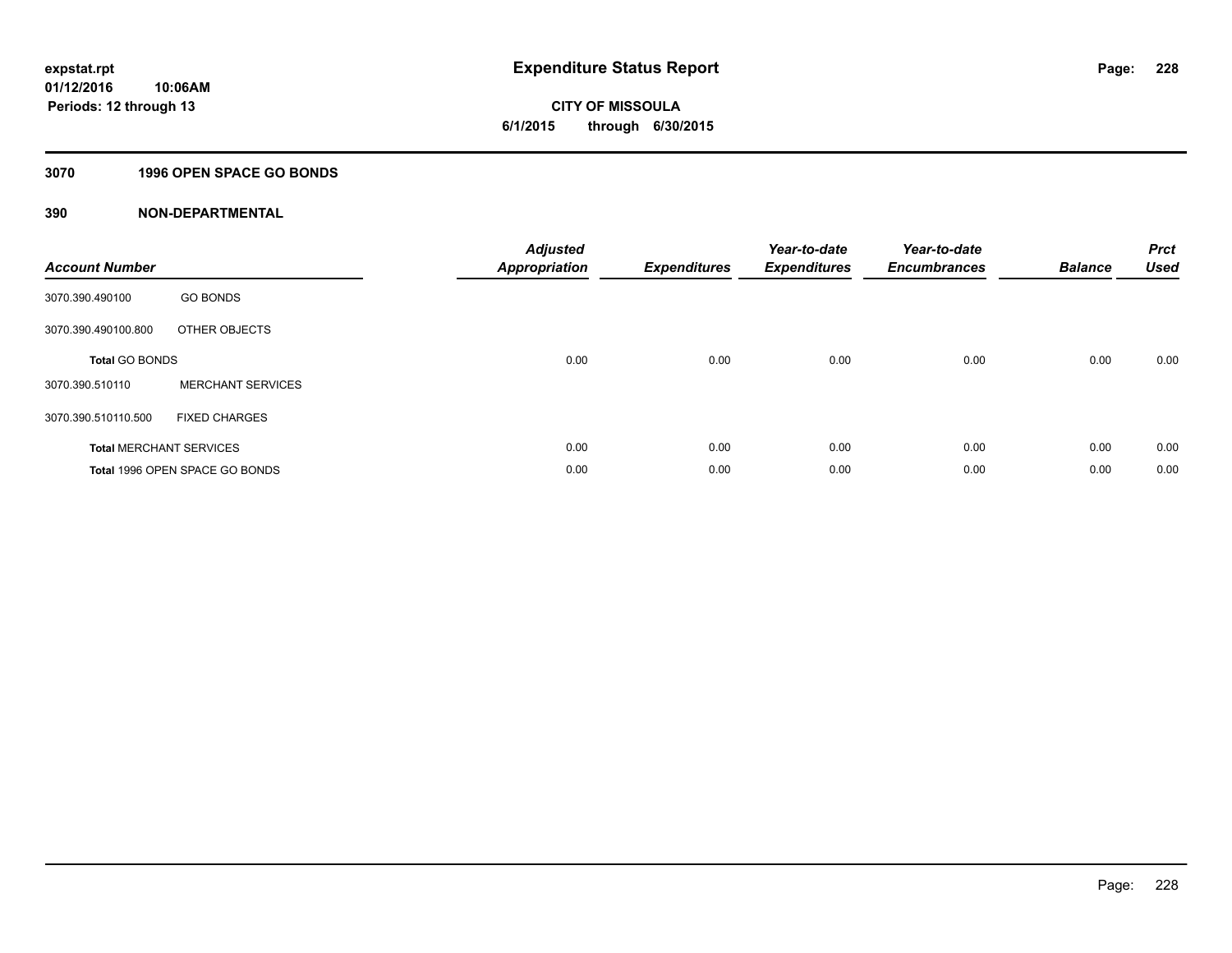# Expenditure Status Report

expstat.rpt
01/12/2016 10:06AM
Periods: 12 through 13

**CITY OF MISSOULA**
**6/1/2015 through 6/30/2015**

## 3070 1996 OPEN SPACE GO BONDS

## 390 NON-DEPARTMENTAL

| Account Number | | Adjusted Appropriation | Expenditures | Year-to-date Expenditures | Year-to-date Encumbrances | Balance | Prct Used |
|---|---|---|---|---|---|---|---|
| 3070.390.490100 | GO BONDS | | | | | | |
| 3070.390.490100.800 | OTHER OBJECTS | | | | | | |
| **Total** GO BONDS | | 0.00 | 0.00 | 0.00 | 0.00 | 0.00 | 0.00 |
| 3070.390.510110 | MERCHANT SERVICES | | | | | | |
| 3070.390.510110.500 | FIXED CHARGES | | | | | | |
| **Total** MERCHANT SERVICES | | 0.00 | 0.00 | 0.00 | 0.00 | 0.00 | 0.00 |
| **Total** 1996 OPEN SPACE GO BONDS | | 0.00 | 0.00 | 0.00 | 0.00 | 0.00 | 0.00 |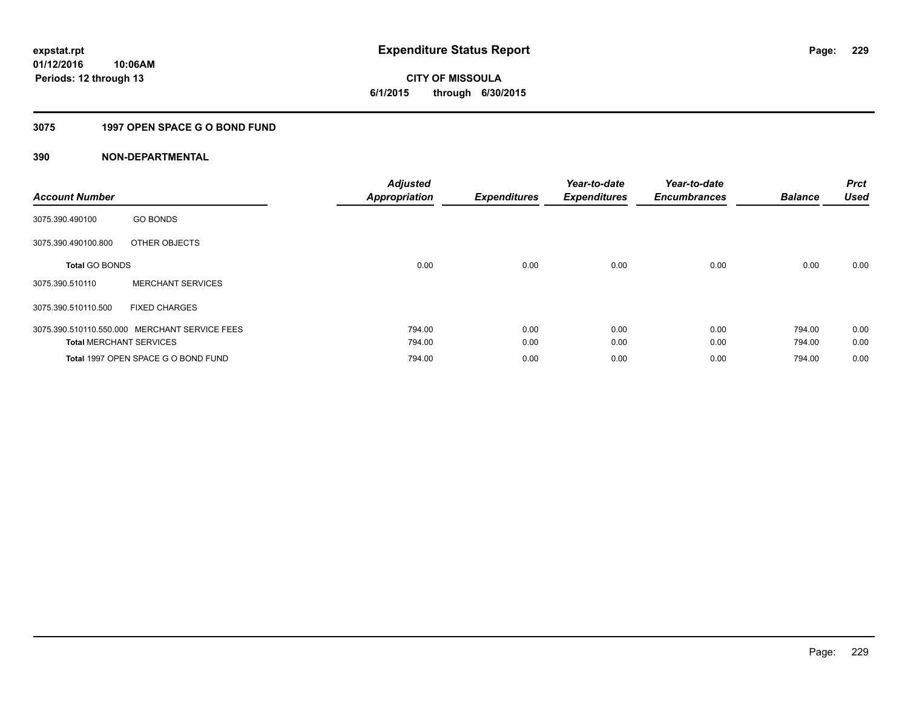**expstat.rpt**
**01/12/2016 10:06AM**
**Periods: 12 through 13**

# Expenditure Status Report

**CITY OF MISSOULA**
**6/1/2015 through 6/30/2015**

## 3075 1997 OPEN SPACE G O BOND FUND

### 390 NON-DEPARTMENTAL

| Account Number | | Adjusted Appropriation | Expenditures | Year-to-date Expenditures | Year-to-date Encumbrances | Balance | Prct Used |
|---|---|---|---|---|---|---|---|
| 3075.390.490100 | GO BONDS | | | | | | |
| 3075.390.490100.800 | OTHER OBJECTS | | | | | | |
| **Total** GO BONDS | | 0.00 | 0.00 | 0.00 | 0.00 | 0.00 | 0.00 |
| 3075.390.510110 | MERCHANT SERVICES | | | | | | |
| 3075.390.510110.500 | FIXED CHARGES | | | | | | |
| 3075.390.510110.550.000 | MERCHANT SERVICE FEES | 794.00 | 0.00 | 0.00 | 0.00 | 794.00 | 0.00 |
| **Total** MERCHANT SERVICES | | 794.00 | 0.00 | 0.00 | 0.00 | 794.00 | 0.00 |
| **Total** 1997 OPEN SPACE G O BOND FUND | | 794.00 | 0.00 | 0.00 | 0.00 | 794.00 | 0.00 |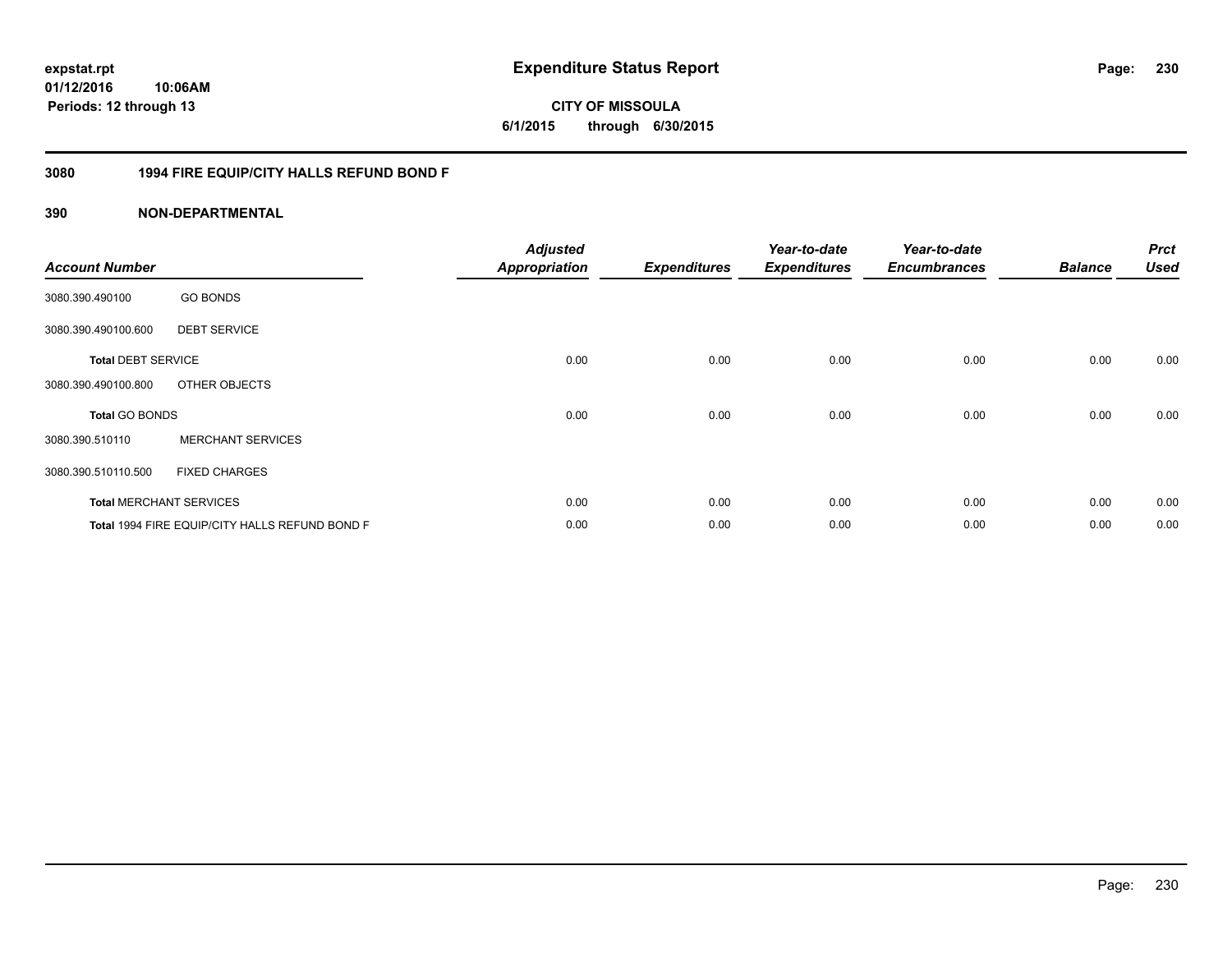# Expenditure Status Report

**CITY OF MISSOULA**

**6/1/2015 through 6/30/2015**

expstat.rpt
01/12/2016 10:06AM
Periods: 12 through 13

## 3080 1994 FIRE EQUIP/CITY HALLS REFUND BOND F

### 390 NON-DEPARTMENTAL

| Account Number | | Adjusted Appropriation | Expenditures | Year-to-date Expenditures | Year-to-date Encumbrances | Balance | Prct Used |
|---|---|---|---|---|---|---|---|
| 3080.390.490100 | GO BONDS | | | | | | |
| 3080.390.490100.600 | DEBT SERVICE | | | | | | |
| **Total** DEBT SERVICE | | 0.00 | 0.00 | 0.00 | 0.00 | 0.00 | 0.00 |
| 3080.390.490100.800 | OTHER OBJECTS | | | | | | |
| **Total** GO BONDS | | 0.00 | 0.00 | 0.00 | 0.00 | 0.00 | 0.00 |
| 3080.390.510110 | MERCHANT SERVICES | | | | | | |
| 3080.390.510110.500 | FIXED CHARGES | | | | | | |
| **Total** MERCHANT SERVICES | | 0.00 | 0.00 | 0.00 | 0.00 | 0.00 | 0.00 |
| **Total** 1994 FIRE EQUIP/CITY HALLS REFUND BOND F | | 0.00 | 0.00 | 0.00 | 0.00 | 0.00 | 0.00 |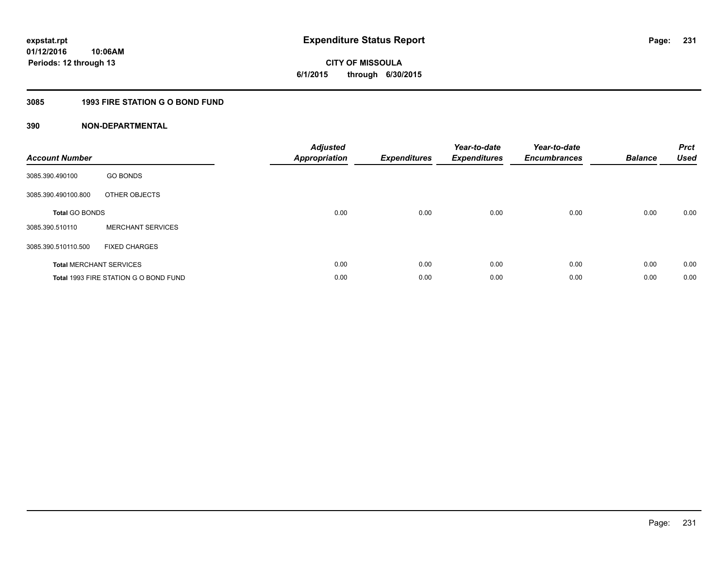**expstat.rpt**
**01/12/2016 10:06AM**
**Periods: 12 through 13**

# Expenditure Status Report

**CITY OF MISSOULA**
**6/1/2015 through 6/30/2015**

## 3085 1993 FIRE STATION G O BOND FUND

### 390 NON-DEPARTMENTAL

| Account Number | | Adjusted Appropriation | Expenditures | Year-to-date Expenditures | Year-to-date Encumbrances | Balance | Prct Used |
|---|---|---|---|---|---|---|---|
| 3085.390.490100 | GO BONDS | | | | | | |
| 3085.390.490100.800 | OTHER OBJECTS | | | | | | |
| **Total** GO BONDS | | 0.00 | 0.00 | 0.00 | 0.00 | 0.00 | 0.00 |
| 3085.390.510110 | MERCHANT SERVICES | | | | | | |
| 3085.390.510110.500 | FIXED CHARGES | | | | | | |
| **Total** MERCHANT SERVICES | | 0.00 | 0.00 | 0.00 | 0.00 | 0.00 | 0.00 |
| **Total** 1993 FIRE STATION G O BOND FUND | | 0.00 | 0.00 | 0.00 | 0.00 | 0.00 | 0.00 |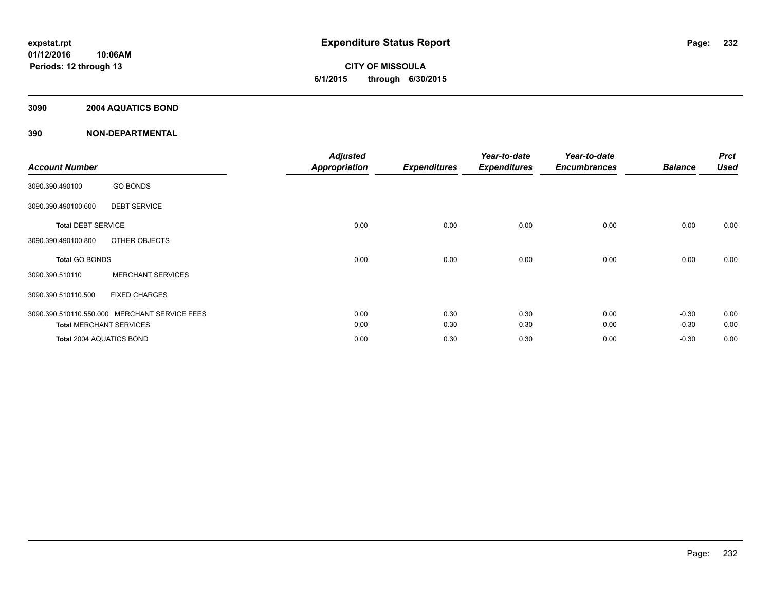**expstat.rpt**
**01/12/2016 10:06AM**
**Periods: 12 through 13**

# Expenditure Status Report

**CITY OF MISSOULA**
**6/1/2015 through 6/30/2015**

## 3090 2004 AQUATICS BOND

## 390 NON-DEPARTMENTAL

| Account Number | | Adjusted Appropriation | Expenditures | Year-to-date Expenditures | Year-to-date Encumbrances | Balance | Prct Used |
|---|---|---|---|---|---|---|---|
| 3090.390.490100 | GO BONDS | | | | | | |
| 3090.390.490100.600 | DEBT SERVICE | | | | | | |
| **Total** DEBT SERVICE | | 0.00 | 0.00 | 0.00 | 0.00 | 0.00 | 0.00 |
| 3090.390.490100.800 | OTHER OBJECTS | | | | | | |
| **Total** GO BONDS | | 0.00 | 0.00 | 0.00 | 0.00 | 0.00 | 0.00 |
| 3090.390.510110 | MERCHANT SERVICES | | | | | | |
| 3090.390.510110.500 | FIXED CHARGES | | | | | | |
| 3090.390.510110.550.000 | MERCHANT SERVICE FEES | 0.00 | 0.30 | 0.30 | 0.00 | -0.30 | 0.00 |
| **Total** MERCHANT SERVICES | | 0.00 | 0.30 | 0.30 | 0.00 | -0.30 | 0.00 |
| **Total** 2004 AQUATICS BOND | | 0.00 | 0.30 | 0.30 | 0.00 | -0.30 | 0.00 |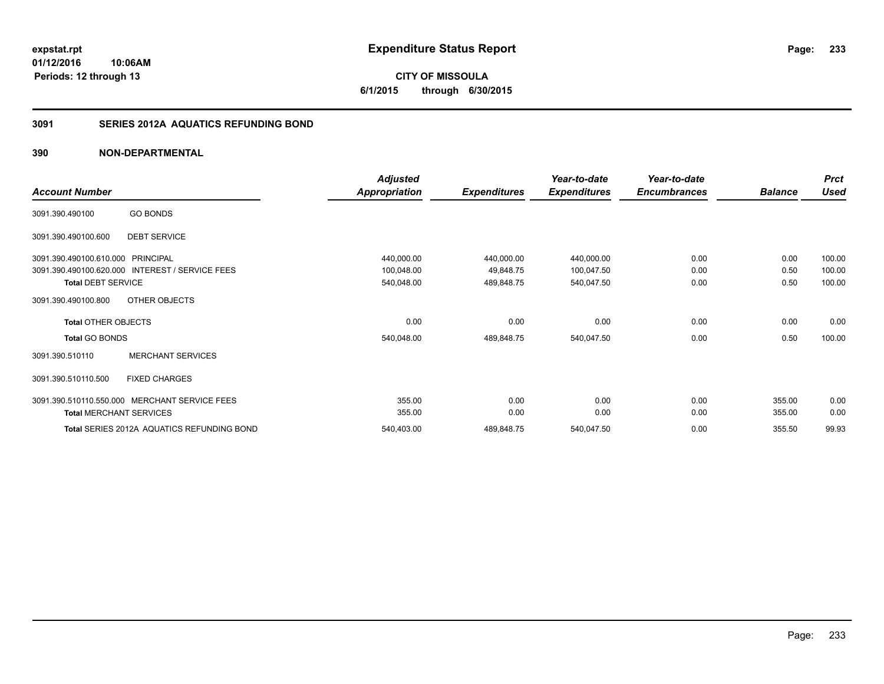**expstat.rpt**
**01/12/2016 10:06AM**
**Periods: 12 through 13**

# Expenditure Status Report

**CITY OF MISSOULA**
**6/1/2015 through 6/30/2015**

## 3091 SERIES 2012A AQUATICS REFUNDING BOND

### 390 NON-DEPARTMENTAL

| Account Number | | Adjusted Appropriation | Expenditures | Year-to-date Expenditures | Year-to-date Encumbrances | Balance | Prct Used |
|---|---|---|---|---|---|---|---|
| 3091.390.490100 | GO BONDS | | | | | | |
| 3091.390.490100.600 | DEBT SERVICE | | | | | | |
| 3091.390.490100.610.000 | PRINCIPAL | 440,000.00 | 440,000.00 | 440,000.00 | 0.00 | 0.00 | 100.00 |
| 3091.390.490100.620.000 | INTEREST / SERVICE FEES | 100,048.00 | 49,848.75 | 100,047.50 | 0.00 | 0.50 | 100.00 |
| **Total** DEBT SERVICE | | 540,048.00 | 489,848.75 | 540,047.50 | 0.00 | 0.50 | 100.00 |
| 3091.390.490100.800 | OTHER OBJECTS | | | | | | |
| **Total** OTHER OBJECTS | | 0.00 | 0.00 | 0.00 | 0.00 | 0.00 | 0.00 |
| **Total** GO BONDS | | 540,048.00 | 489,848.75 | 540,047.50 | 0.00 | 0.50 | 100.00 |
| 3091.390.510110 | MERCHANT SERVICES | | | | | | |
| 3091.390.510110.500 | FIXED CHARGES | | | | | | |
| 3091.390.510110.550.000 | MERCHANT SERVICE FEES | 355.00 | 0.00 | 0.00 | 0.00 | 355.00 | 0.00 |
| **Total** MERCHANT SERVICES | | 355.00 | 0.00 | 0.00 | 0.00 | 355.00 | 0.00 |
| **Total** SERIES 2012A AQUATICS REFUNDING BOND | | 540,403.00 | 489,848.75 | 540,047.50 | 0.00 | 355.50 | 99.93 |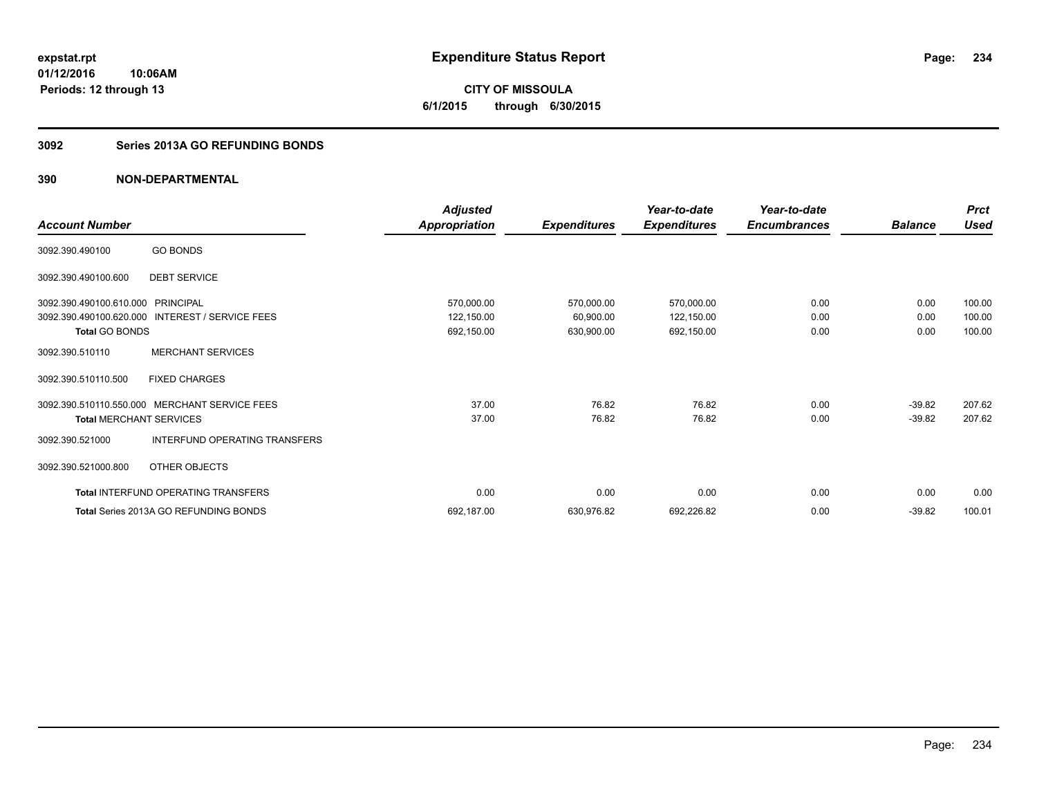**expstat.rpt**
**01/12/2016 10:06AM**
**Periods: 12 through 13**

# Expenditure Status Report

**CITY OF MISSOULA**
**6/1/2015 through 6/30/2015**

## 3092 Series 2013A GO REFUNDING BONDS

## 390 NON-DEPARTMENTAL

| Account Number | | Adjusted Appropriation | Expenditures | Year-to-date Expenditures | Year-to-date Encumbrances | Balance | Prct Used |
|---|---|---|---|---|---|---|---|
| 3092.390.490100 | GO BONDS | | | | | | |
| 3092.390.490100.600 | DEBT SERVICE | | | | | | |
| 3092.390.490100.610.000 | PRINCIPAL | 570,000.00 | 570,000.00 | 570,000.00 | 0.00 | 0.00 | 100.00 |
| 3092.390.490100.620.000 | INTEREST / SERVICE FEES | 122,150.00 | 60,900.00 | 122,150.00 | 0.00 | 0.00 | 100.00 |
| **Total** GO BONDS | | 692,150.00 | 630,900.00 | 692,150.00 | 0.00 | 0.00 | 100.00 |
| 3092.390.510110 | MERCHANT SERVICES | | | | | | |
| 3092.390.510110.500 | FIXED CHARGES | | | | | | |
| 3092.390.510110.550.000 | MERCHANT SERVICE FEES | 37.00 | 76.82 | 76.82 | 0.00 | -39.82 | 207.62 |
| **Total** MERCHANT SERVICES | | 37.00 | 76.82 | 76.82 | 0.00 | -39.82 | 207.62 |
| 3092.390.521000 | INTERFUND OPERATING TRANSFERS | | | | | | |
| 3092.390.521000.800 | OTHER OBJECTS | | | | | | |
| **Total** INTERFUND OPERATING TRANSFERS | | 0.00 | 0.00 | 0.00 | 0.00 | 0.00 | 0.00 |
| **Total** Series 2013A GO REFUNDING BONDS | | 692,187.00 | 630,976.82 | 692,226.82 | 0.00 | -39.82 | 100.01 |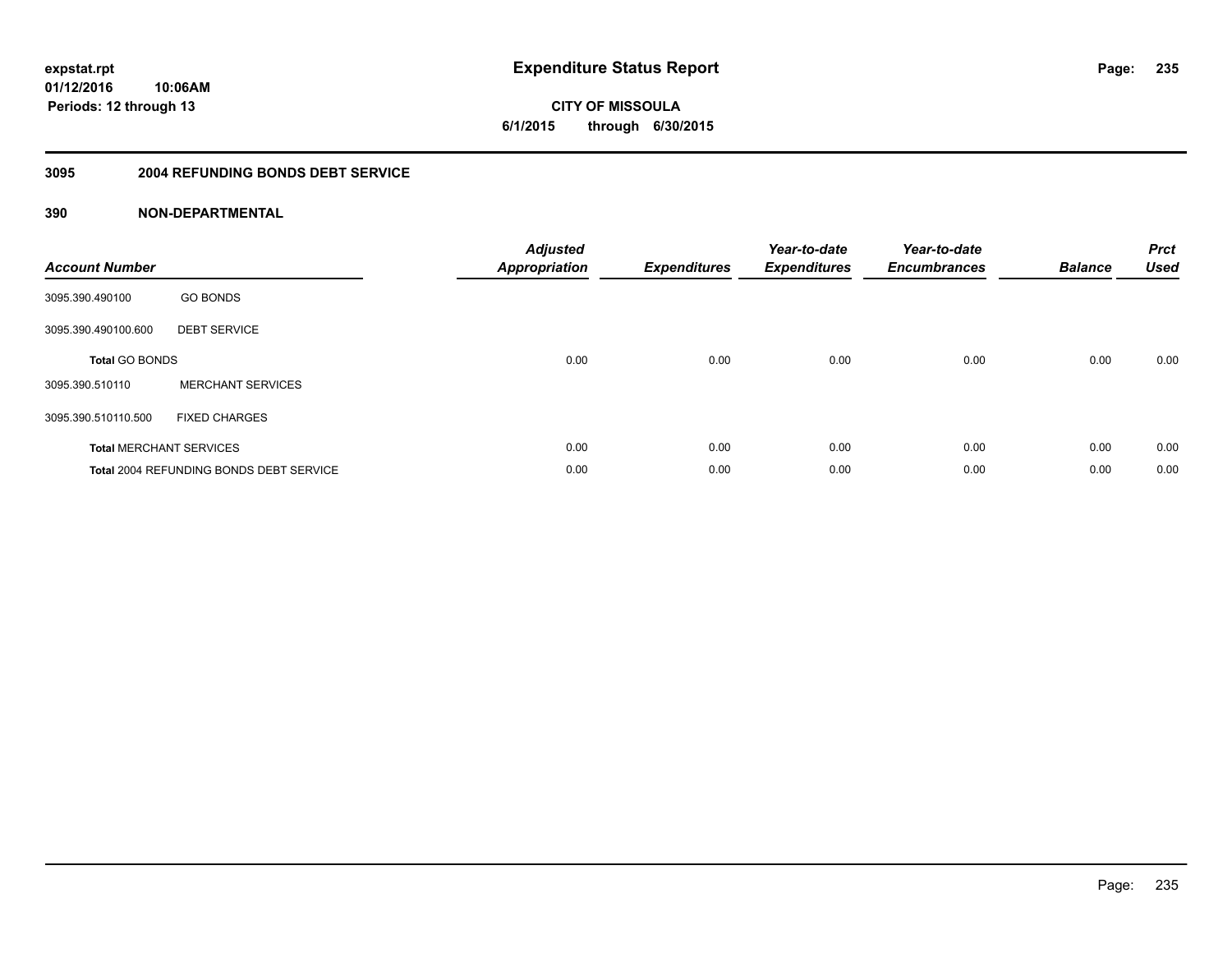**expstat.rpt**
**01/12/2016 10:06AM**
**Periods: 12 through 13**

# Expenditure Status Report

**CITY OF MISSOULA**
**6/1/2015 through 6/30/2015**

## 3095 2004 REFUNDING BONDS DEBT SERVICE

## 390 NON-DEPARTMENTAL

| Account Number | | Adjusted Appropriation | Expenditures | Year-to-date Expenditures | Year-to-date Encumbrances | Balance | Prct Used |
|---|---|---|---|---|---|---|---|
| 3095.390.490100 | GO BONDS | | | | | | |
| 3095.390.490100.600 | DEBT SERVICE | | | | | | |
| **Total** GO BONDS | | 0.00 | 0.00 | 0.00 | 0.00 | 0.00 | 0.00 |
| 3095.390.510110 | MERCHANT SERVICES | | | | | | |
| 3095.390.510110.500 | FIXED CHARGES | | | | | | |
| **Total** MERCHANT SERVICES | | 0.00 | 0.00 | 0.00 | 0.00 | 0.00 | 0.00 |
| **Total** 2004 REFUNDING BONDS DEBT SERVICE | | 0.00 | 0.00 | 0.00 | 0.00 | 0.00 | 0.00 |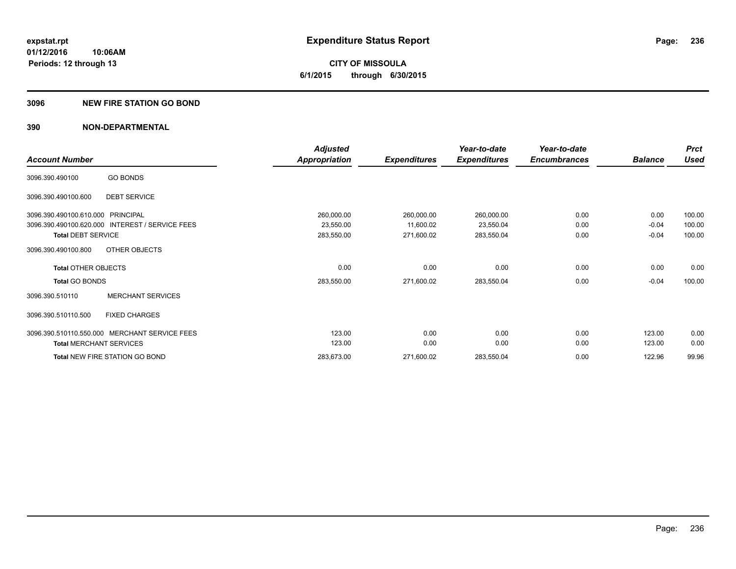**expstat.rpt**
**01/12/2016 10:06AM**
**Periods: 12 through 13**

# Expenditure Status Report

**CITY OF MISSOULA**
**6/1/2015 through 6/30/2015**

## 3096 NEW FIRE STATION GO BOND

## 390 NON-DEPARTMENTAL

| Account Number | | Adjusted Appropriation | Expenditures | Year-to-date Expenditures | Year-to-date Encumbrances | Balance | Prct Used |
|---|---|---|---|---|---|---|---|
| 3096.390.490100 | GO BONDS | | | | | | |
| 3096.390.490100.600 | DEBT SERVICE | | | | | | |
| 3096.390.490100.610.000 | PRINCIPAL | 260,000.00 | 260,000.00 | 260,000.00 | 0.00 | 0.00 | 100.00 |
| 3096.390.490100.620.000 | INTEREST / SERVICE FEES | 23,550.00 | 11,600.02 | 23,550.04 | 0.00 | -0.04 | 100.00 |
| **Total DEBT SERVICE** | | 283,550.00 | 271,600.02 | 283,550.04 | 0.00 | -0.04 | 100.00 |
| 3096.390.490100.800 | OTHER OBJECTS | | | | | | |
| **Total OTHER OBJECTS** | | 0.00 | 0.00 | 0.00 | 0.00 | 0.00 | 0.00 |
| **Total GO BONDS** | | 283,550.00 | 271,600.02 | 283,550.04 | 0.00 | -0.04 | 100.00 |
| 3096.390.510110 | MERCHANT SERVICES | | | | | | |
| 3096.390.510110.500 | FIXED CHARGES | | | | | | |
| 3096.390.510110.550.000 | MERCHANT SERVICE FEES | 123.00 | 0.00 | 0.00 | 0.00 | 123.00 | 0.00 |
| **Total MERCHANT SERVICES** | | 123.00 | 0.00 | 0.00 | 0.00 | 123.00 | 0.00 |
| **Total NEW FIRE STATION GO BOND** | | 283,673.00 | 271,600.02 | 283,550.04 | 0.00 | 122.96 | 99.96 |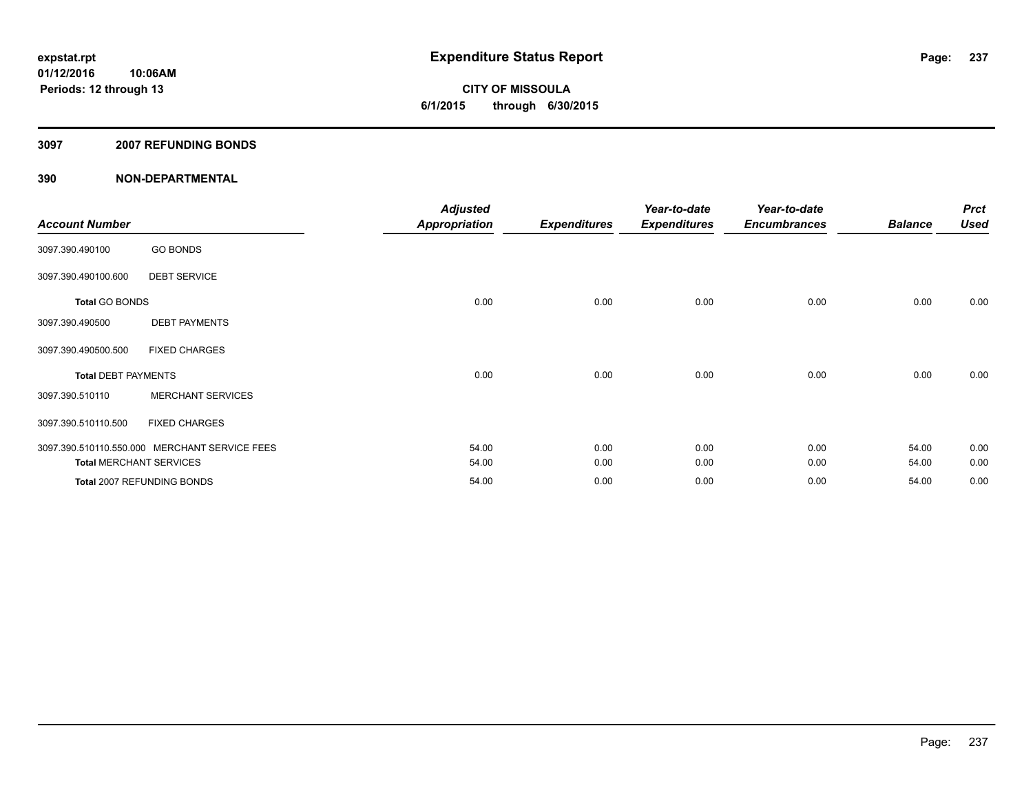**expstat.rpt**
**01/12/2016 10:06AM**
**Periods: 12 through 13**

# Expenditure Status Report

**CITY OF MISSOULA**
**6/1/2015 through 6/30/2015**

## 3097 2007 REFUNDING BONDS

## 390 NON-DEPARTMENTAL

| Account Number | | Adjusted Appropriation | Expenditures | Year-to-date Expenditures | Year-to-date Encumbrances | Balance | Prct Used |
|---|---|---|---|---|---|---|---|
| 3097.390.490100 | GO BONDS | | | | | | |
| 3097.390.490100.600 | DEBT SERVICE | | | | | | |
| **Total** GO BONDS | | 0.00 | 0.00 | 0.00 | 0.00 | 0.00 | 0.00 |
| 3097.390.490500 | DEBT PAYMENTS | | | | | | |
| 3097.390.490500.500 | FIXED CHARGES | | | | | | |
| **Total** DEBT PAYMENTS | | 0.00 | 0.00 | 0.00 | 0.00 | 0.00 | 0.00 |
| 3097.390.510110 | MERCHANT SERVICES | | | | | | |
| 3097.390.510110.500 | FIXED CHARGES | | | | | | |
| 3097.390.510110.550.000 | MERCHANT SERVICE FEES | 54.00 | 0.00 | 0.00 | 0.00 | 54.00 | 0.00 |
| **Total** MERCHANT SERVICES | | 54.00 | 0.00 | 0.00 | 0.00 | 54.00 | 0.00 |
| **Total** 2007 REFUNDING BONDS | | 54.00 | 0.00 | 0.00 | 0.00 | 54.00 | 0.00 |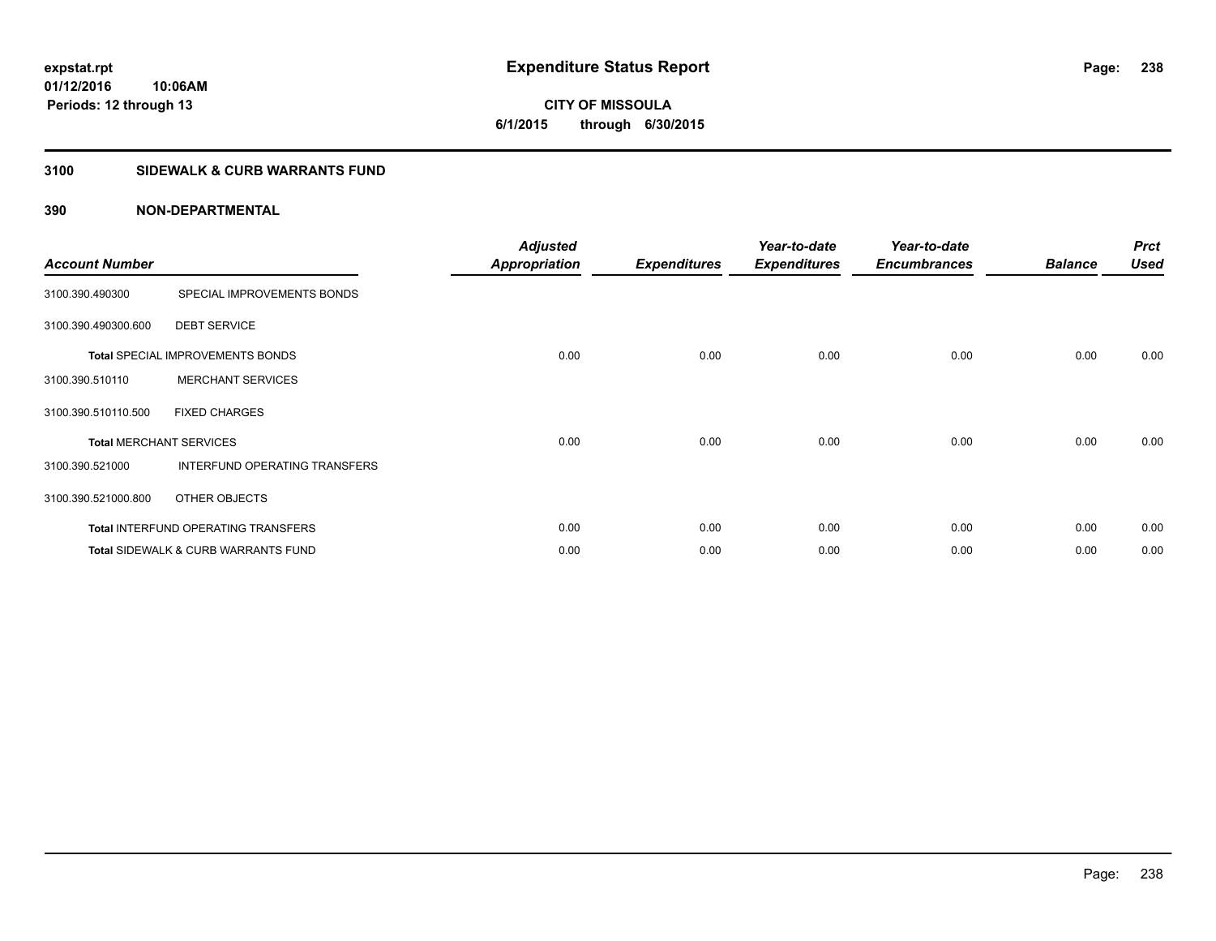**expstat.rpt**
**01/12/2016 10:06AM**
**Periods: 12 through 13**

# Expenditure Status Report

**CITY OF MISSOULA**
**6/1/2015 through 6/30/2015**

## 3100 SIDEWALK & CURB WARRANTS FUND

### 390 NON-DEPARTMENTAL

| Account Number | | Adjusted Appropriation | Expenditures | Year-to-date Expenditures | Year-to-date Encumbrances | Balance | Prct Used |
|---|---|---|---|---|---|---|---|
| 3100.390.490300 | SPECIAL IMPROVEMENTS BONDS | | | | | | |
| 3100.390.490300.600 | DEBT SERVICE | | | | | | |
| **Total** SPECIAL IMPROVEMENTS BONDS | | 0.00 | 0.00 | 0.00 | 0.00 | 0.00 | 0.00 |
| 3100.390.510110 | MERCHANT SERVICES | | | | | | |
| 3100.390.510110.500 | FIXED CHARGES | | | | | | |
| **Total** MERCHANT SERVICES | | 0.00 | 0.00 | 0.00 | 0.00 | 0.00 | 0.00 |
| 3100.390.521000 | INTERFUND OPERATING TRANSFERS | | | | | | |
| 3100.390.521000.800 | OTHER OBJECTS | | | | | | |
| **Total** INTERFUND OPERATING TRANSFERS | | 0.00 | 0.00 | 0.00 | 0.00 | 0.00 | 0.00 |
| **Total** SIDEWALK & CURB WARRANTS FUND | | 0.00 | 0.00 | 0.00 | 0.00 | 0.00 | 0.00 |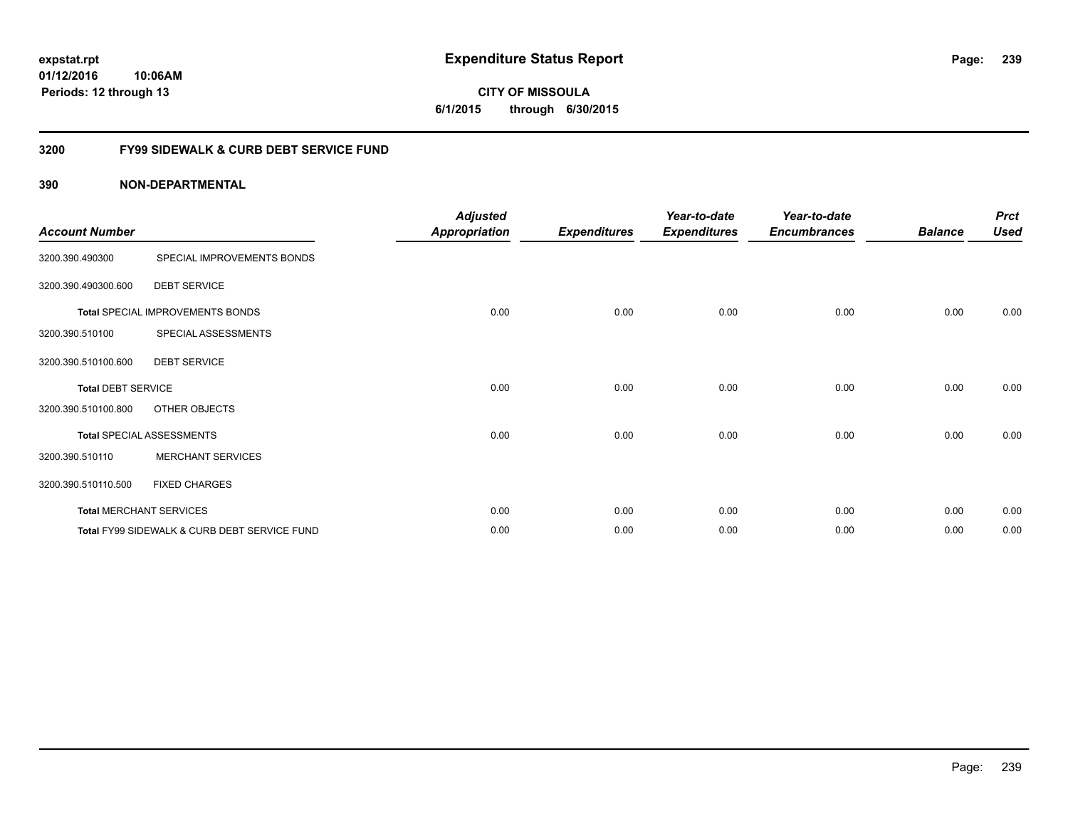**expstat.rpt**
**01/12/2016 10:06AM**
**Periods: 12 through 13**

# Expenditure Status Report

**CITY OF MISSOULA**
**6/1/2015 through 6/30/2015**

## 3200 FY99 SIDEWALK & CURB DEBT SERVICE FUND

### 390 NON-DEPARTMENTAL

| Account Number | | Adjusted Appropriation | Expenditures | Year-to-date Expenditures | Year-to-date Encumbrances | Balance | Prct Used |
|---|---|---|---|---|---|---|---|
| 3200.390.490300 | SPECIAL IMPROVEMENTS BONDS | | | | | | |
| 3200.390.490300.600 | DEBT SERVICE | | | | | | |
| **Total** SPECIAL IMPROVEMENTS BONDS | | 0.00 | 0.00 | 0.00 | 0.00 | 0.00 | 0.00 |
| 3200.390.510100 | SPECIAL ASSESSMENTS | | | | | | |
| 3200.390.510100.600 | DEBT SERVICE | | | | | | |
| **Total** DEBT SERVICE | | 0.00 | 0.00 | 0.00 | 0.00 | 0.00 | 0.00 |
| 3200.390.510100.800 | OTHER OBJECTS | | | | | | |
| **Total** SPECIAL ASSESSMENTS | | 0.00 | 0.00 | 0.00 | 0.00 | 0.00 | 0.00 |
| 3200.390.510110 | MERCHANT SERVICES | | | | | | |
| 3200.390.510110.500 | FIXED CHARGES | | | | | | |
| **Total** MERCHANT SERVICES | | 0.00 | 0.00 | 0.00 | 0.00 | 0.00 | 0.00 |
| **Total** FY99 SIDEWALK & CURB DEBT SERVICE FUND | | 0.00 | 0.00 | 0.00 | 0.00 | 0.00 | 0.00 |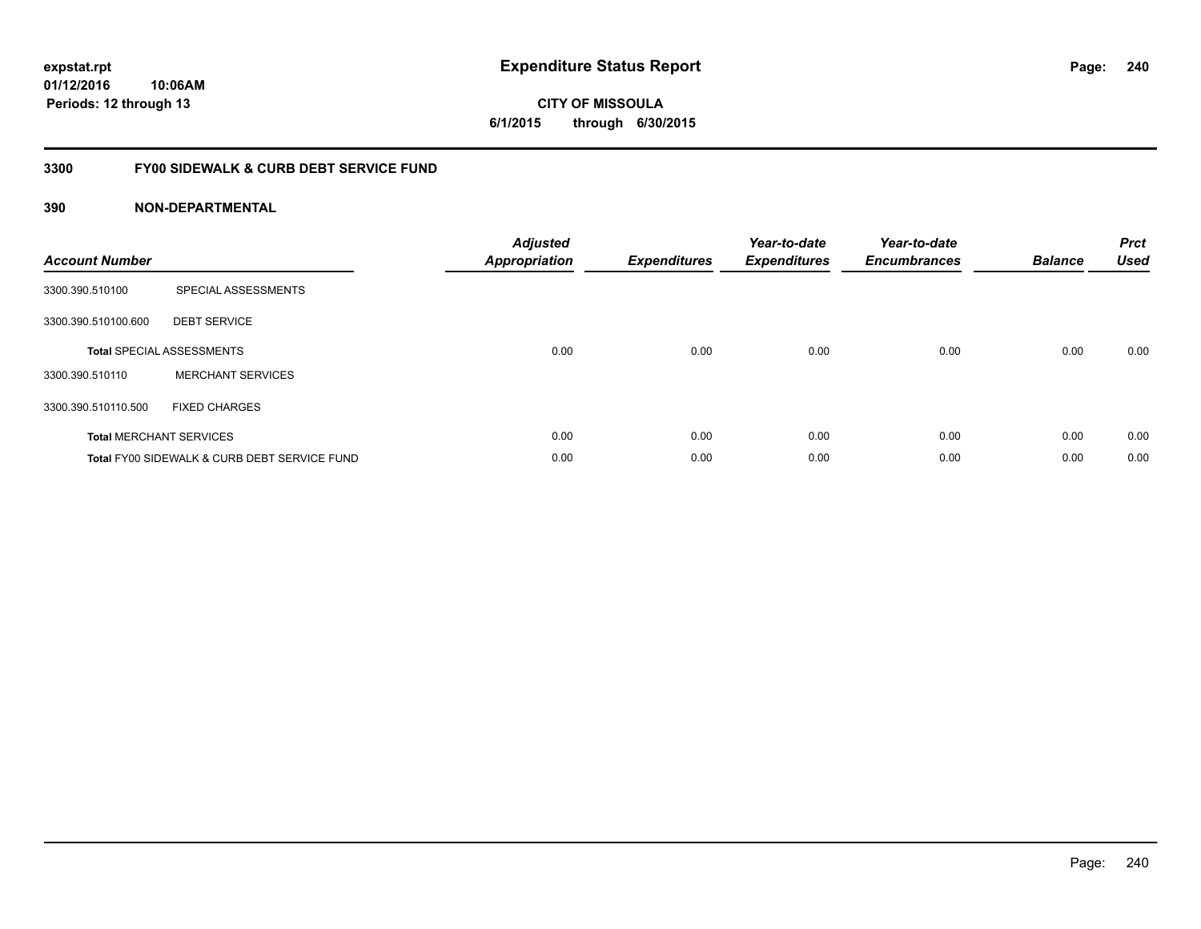expstat.rpt
01/12/2016 10:06AM
Periods: 12 through 13

# Expenditure Status Report

CITY OF MISSOULA
6/1/2015 through 6/30/2015

## 3300 FY00 SIDEWALK & CURB DEBT SERVICE FUND

### 390 NON-DEPARTMENTAL

| Account Number | | Adjusted Appropriation | Expenditures | Year-to-date Expenditures | Year-to-date Encumbrances | Balance | Prct Used |
|---|---|---|---|---|---|---|---|
| 3300.390.510100 | SPECIAL ASSESSMENTS | | | | | | |
| 3300.390.510100.600 | DEBT SERVICE | | | | | | |
| **Total** SPECIAL ASSESSMENTS | | 0.00 | 0.00 | 0.00 | 0.00 | 0.00 | 0.00 |
| 3300.390.510110 | MERCHANT SERVICES | | | | | | |
| 3300.390.510110.500 | FIXED CHARGES | | | | | | |
| **Total** MERCHANT SERVICES | | 0.00 | 0.00 | 0.00 | 0.00 | 0.00 | 0.00 |
| **Total** FY00 SIDEWALK & CURB DEBT SERVICE FUND | | 0.00 | 0.00 | 0.00 | 0.00 | 0.00 | 0.00 |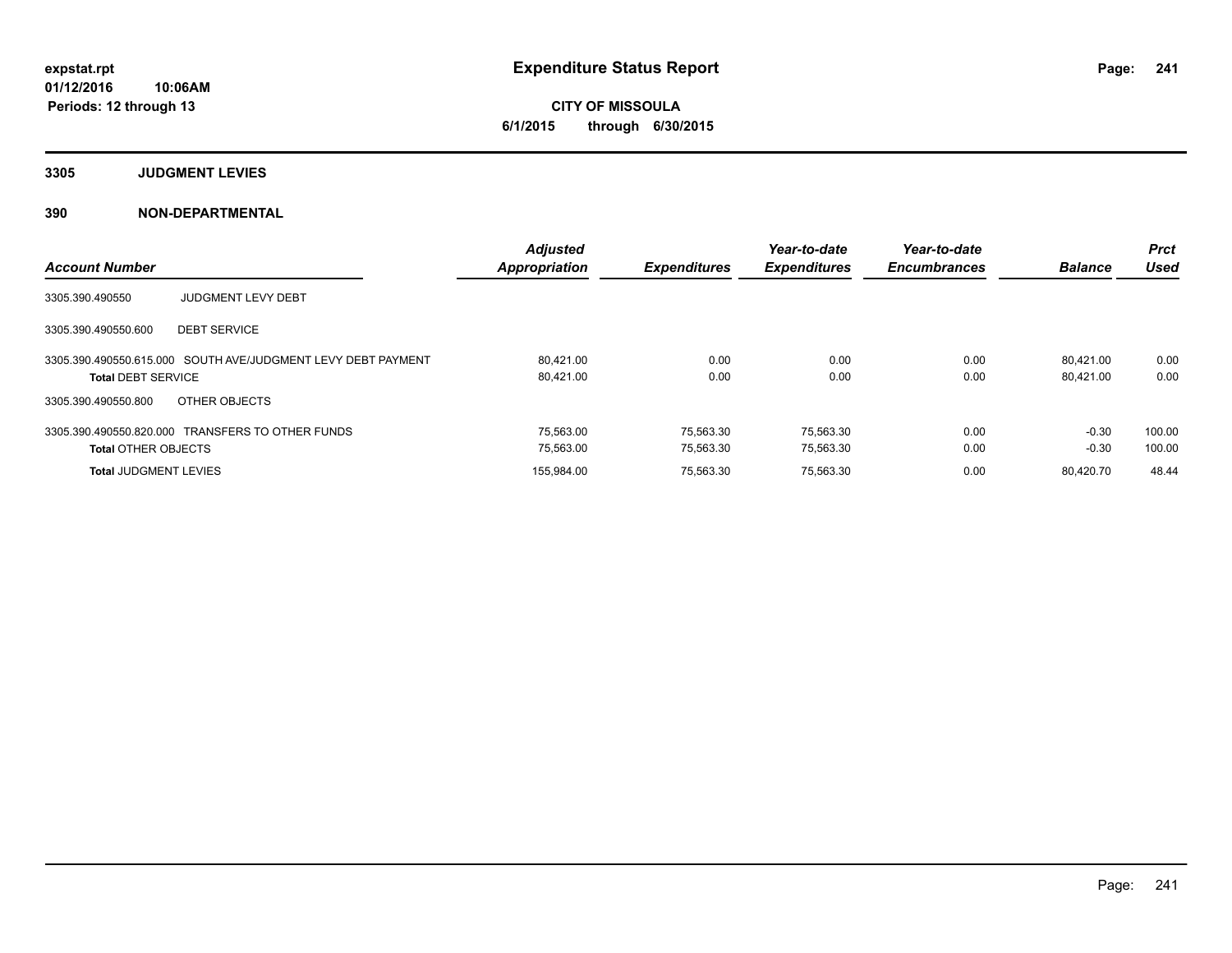expstat.rpt
01/12/2016 10:06AM
Periods: 12 through 13

# Expenditure Status Report

**CITY OF MISSOULA**
**6/1/2015 through 6/30/2015**

## 3305 JUDGMENT LEVIES

## 390 NON-DEPARTMENTAL

| Account Number | | Adjusted Appropriation | Expenditures | Year-to-date Expenditures | Year-to-date Encumbrances | Balance | Prct Used |
|---|---|---|---|---|---|---|---|
| 3305.390.490550 | JUDGMENT LEVY DEBT | | | | | | |
| 3305.390.490550.600 | DEBT SERVICE | | | | | | |
| 3305.390.490550.615.000 | SOUTH AVE/JUDGMENT LEVY DEBT PAYMENT | 80,421.00 | 0.00 | 0.00 | 0.00 | 80,421.00 | 0.00 |
| **Total** DEBT SERVICE | | 80,421.00 | 0.00 | 0.00 | 0.00 | 80,421.00 | 0.00 |
| 3305.390.490550.800 | OTHER OBJECTS | | | | | | |
| 3305.390.490550.820.000 | TRANSFERS TO OTHER FUNDS | 75,563.00 | 75,563.30 | 75,563.30 | 0.00 | -0.30 | 100.00 |
| **Total** OTHER OBJECTS | | 75,563.00 | 75,563.30 | 75,563.30 | 0.00 | -0.30 | 100.00 |
| **Total** JUDGMENT LEVIES | | 155,984.00 | 75,563.30 | 75,563.30 | 0.00 | 80,420.70 | 48.44 |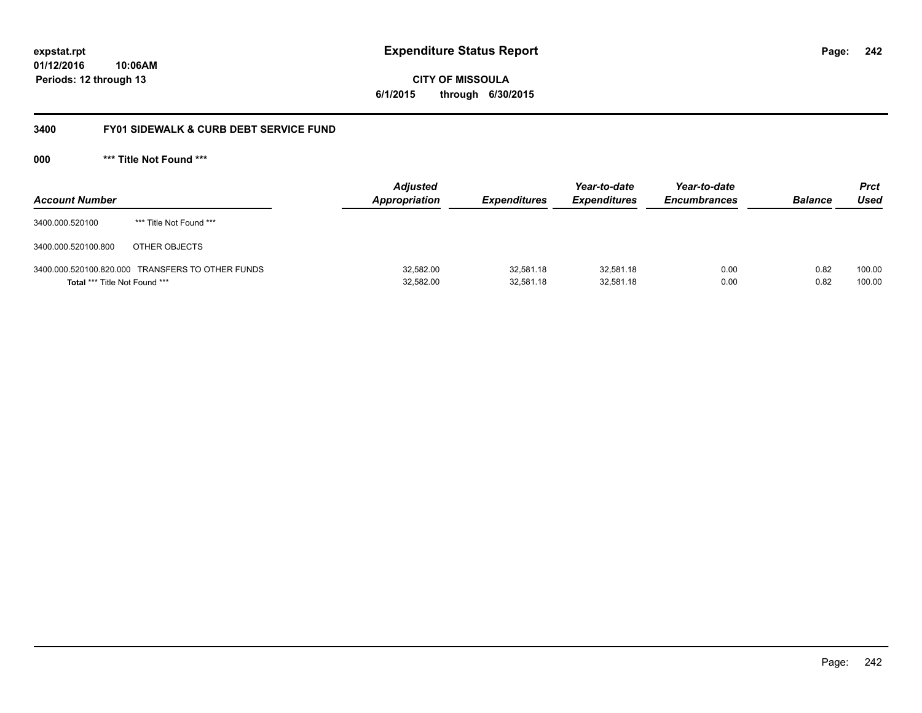**expstat.rpt**
**01/12/2016 10:06AM**
**Periods: 12 through 13**

# Expenditure Status Report

**CITY OF MISSOULA**
**6/1/2015 through 6/30/2015**

## 3400 FY01 SIDEWALK & CURB DEBT SERVICE FUND

### 000 *** Title Not Found ***

| Account Number | | Adjusted Appropriation | Expenditures | Year-to-date Expenditures | Year-to-date Encumbrances | Balance | Prct Used |
|---|---|---|---|---|---|---|---|
| 3400.000.520100 | *** Title Not Found *** | | | | | | |
| 3400.000.520100.800 | OTHER OBJECTS | | | | | | |
| 3400.000.520100.820.000 | TRANSFERS TO OTHER FUNDS | 32,582.00 | 32,581.18 | 32,581.18 | 0.00 | 0.82 | 100.00 |
| **Total** *** Title Not Found *** | | 32,582.00 | 32,581.18 | 32,581.18 | 0.00 | 0.82 | 100.00 |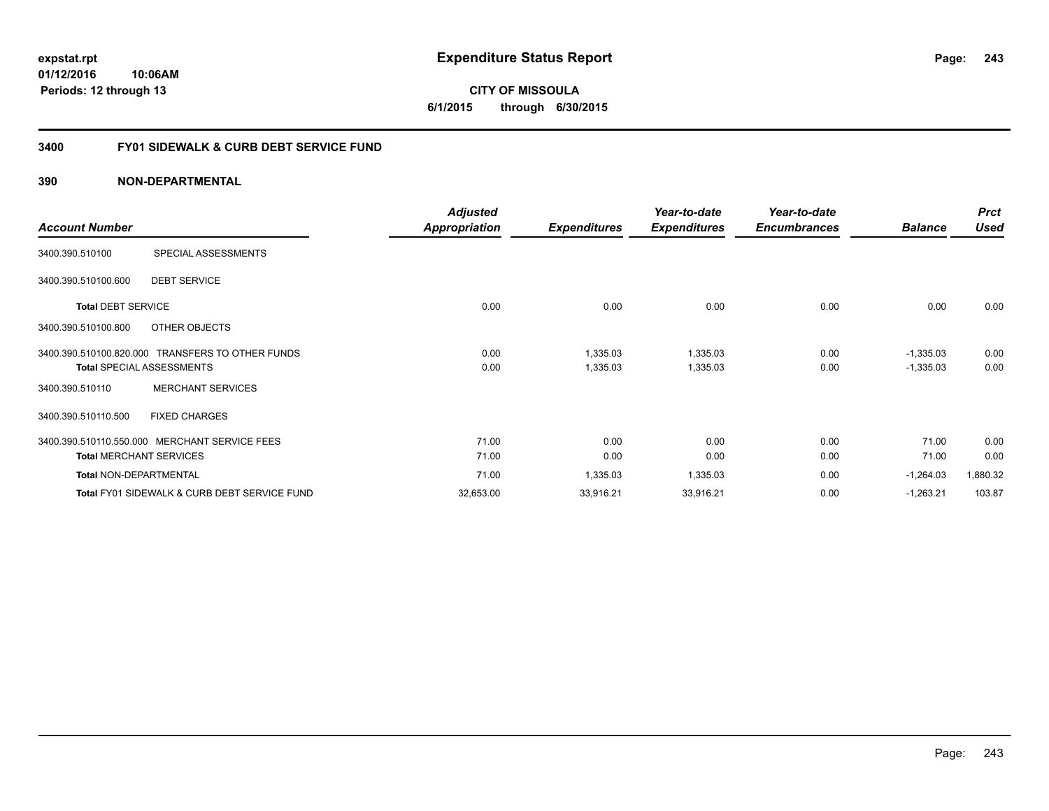# Expenditure Status Report

**CITY OF MISSOULA**

**6/1/2015 through 6/30/2015**

expstat.rpt
01/12/2016 10:06AM
Periods: 12 through 13

## 3400 FY01 SIDEWALK & CURB DEBT SERVICE FUND

### 390 NON-DEPARTMENTAL

| Account Number | | Adjusted Appropriation | Expenditures | Year-to-date Expenditures | Year-to-date Encumbrances | Balance | Prct Used |
|---|---|---|---|---|---|---|---|
| 3400.390.510100 | SPECIAL ASSESSMENTS | | | | | | |
| 3400.390.510100.600 | DEBT SERVICE | | | | | | |
| **Total** DEBT SERVICE | | 0.00 | 0.00 | 0.00 | 0.00 | 0.00 | 0.00 |
| 3400.390.510100.800 | OTHER OBJECTS | | | | | | |
| 3400.390.510100.820.000 | TRANSFERS TO OTHER FUNDS | 0.00 | 1,335.03 | 1,335.03 | 0.00 | -1,335.03 | 0.00 |
| **Total** SPECIAL ASSESSMENTS | | 0.00 | 1,335.03 | 1,335.03 | 0.00 | -1,335.03 | 0.00 |
| 3400.390.510110 | MERCHANT SERVICES | | | | | | |
| 3400.390.510110.500 | FIXED CHARGES | | | | | | |
| 3400.390.510110.550.000 | MERCHANT SERVICE FEES | 71.00 | 0.00 | 0.00 | 0.00 | 71.00 | 0.00 |
| **Total** MERCHANT SERVICES | | 71.00 | 0.00 | 0.00 | 0.00 | 71.00 | 0.00 |
| **Total** NON-DEPARTMENTAL | | 71.00 | 1,335.03 | 1,335.03 | 0.00 | -1,264.03 | 1,880.32 |
| **Total** FY01 SIDEWALK & CURB DEBT SERVICE FUND | | 32,653.00 | 33,916.21 | 33,916.21 | 0.00 | -1,263.21 | 103.87 |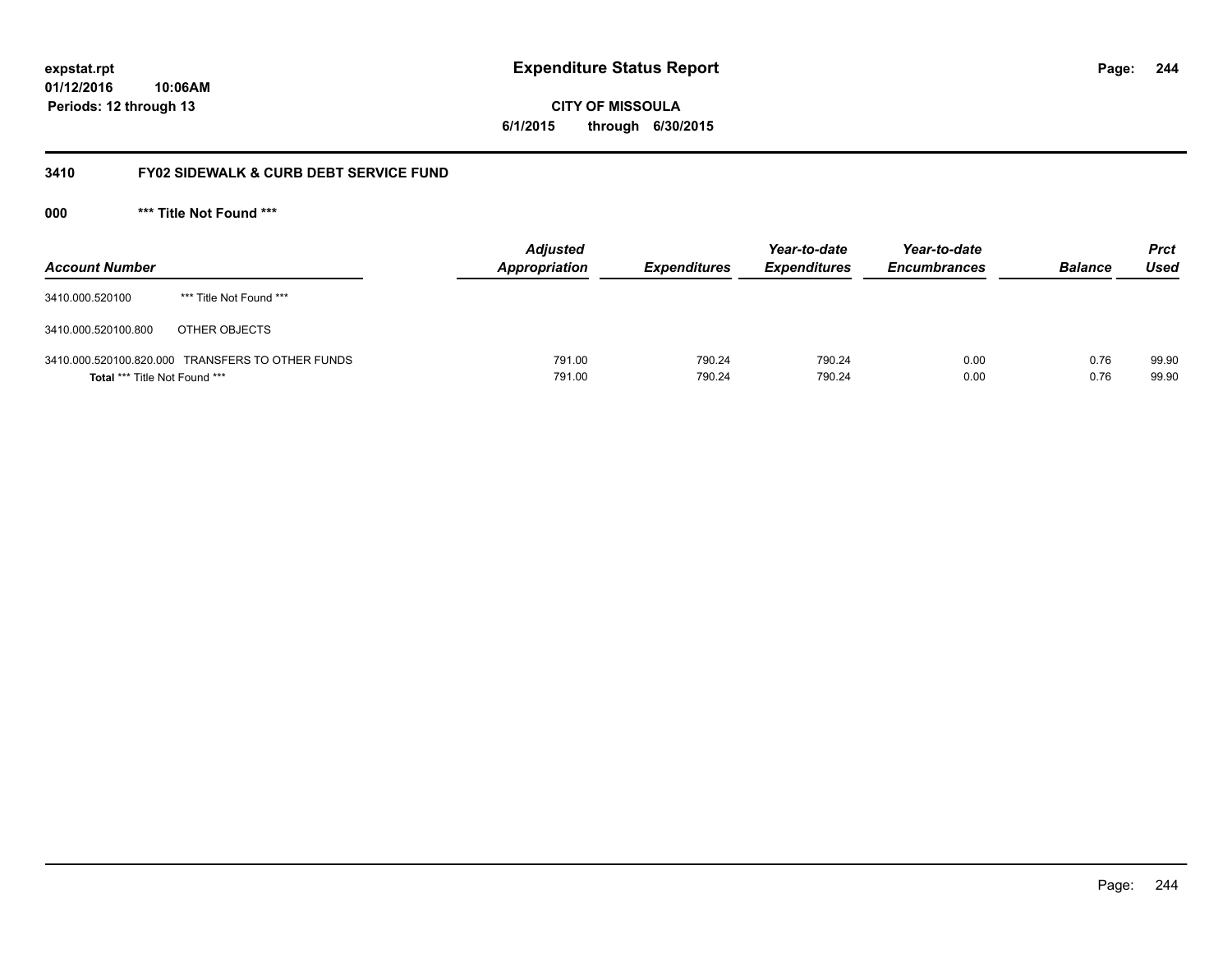**expstat.rpt**
**01/12/2016 10:06AM**
**Periods: 12 through 13**

# Expenditure Status Report

**CITY OF MISSOULA**
**6/1/2015 through 6/30/2015**

## 3410 FY02 SIDEWALK & CURB DEBT SERVICE FUND

### 000 *** Title Not Found ***

| Account Number | | Adjusted Appropriation | Expenditures | Year-to-date Expenditures | Year-to-date Encumbrances | Balance | Prct Used |
|---|---|---|---|---|---|---|---|
| 3410.000.520100 | *** Title Not Found *** | | | | | | |
| 3410.000.520100.800 | OTHER OBJECTS | | | | | | |
| 3410.000.520100.820.000 | TRANSFERS TO OTHER FUNDS | 791.00 | 790.24 | 790.24 | 0.00 | 0.76 | 99.90 |
| **Total** *** Title Not Found *** | | 791.00 | 790.24 | 790.24 | 0.00 | 0.76 | 99.90 |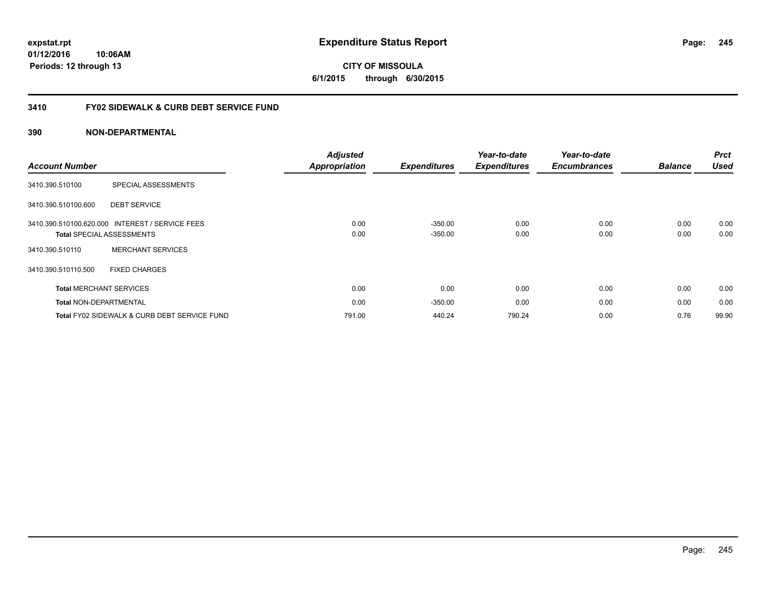**expstat.rpt**
**01/12/2016 10:06AM**
**Periods: 12 through 13**

# Expenditure Status Report

**CITY OF MISSOULA**
**6/1/2015 through 6/30/2015**

## 3410 FY02 SIDEWALK & CURB DEBT SERVICE FUND

### 390 NON-DEPARTMENTAL

| Account Number | | Adjusted Appropriation | Expenditures | Year-to-date Expenditures | Year-to-date Encumbrances | Balance | Prct Used |
|---|---|---|---|---|---|---|---|
| 3410.390.510100 | SPECIAL ASSESSMENTS | | | | | | |
| 3410.390.510100.600 | DEBT SERVICE | | | | | | |
| 3410.390.510100.620.000 | INTEREST / SERVICE FEES | 0.00 | -350.00 | 0.00 | 0.00 | 0.00 | 0.00 |
| **Total** SPECIAL ASSESSMENTS | | 0.00 | -350.00 | 0.00 | 0.00 | 0.00 | 0.00 |
| 3410.390.510110 | MERCHANT SERVICES | | | | | | |
| 3410.390.510110.500 | FIXED CHARGES | | | | | | |
| **Total** MERCHANT SERVICES | | 0.00 | 0.00 | 0.00 | 0.00 | 0.00 | 0.00 |
| **Total** NON-DEPARTMENTAL | | 0.00 | -350.00 | 0.00 | 0.00 | 0.00 | 0.00 |
| **Total** FY02 SIDEWALK & CURB DEBT SERVICE FUND | | 791.00 | 440.24 | 790.24 | 0.00 | 0.76 | 99.90 |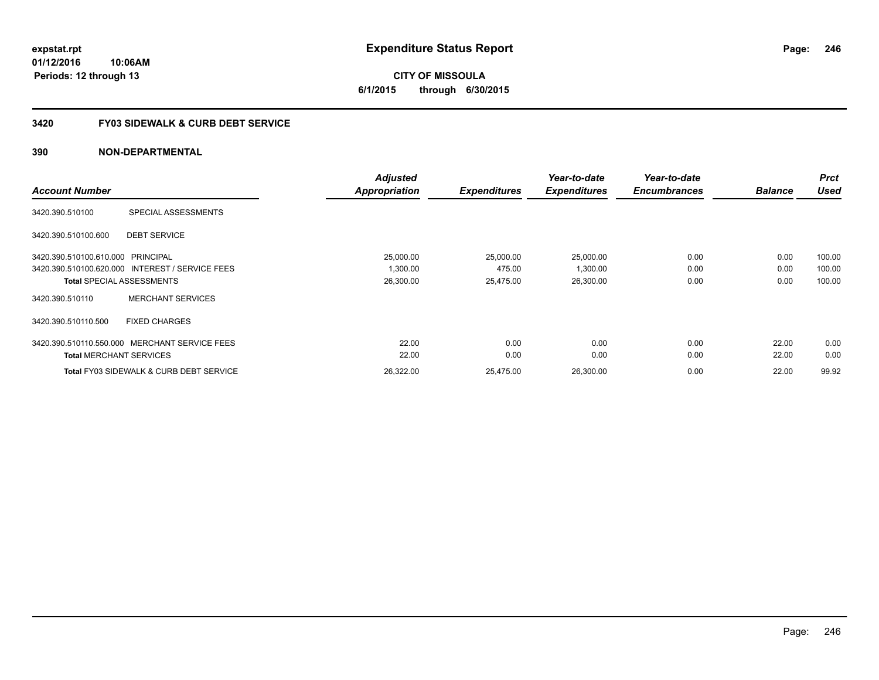**expstat.rpt**
**01/12/2016 10:06AM**
**Periods: 12 through 13**

# Expenditure Status Report

**CITY OF MISSOULA**
**6/1/2015 through 6/30/2015**

## 3420 FY03 SIDEWALK & CURB DEBT SERVICE

### 390 NON-DEPARTMENTAL

| Account Number | | Adjusted Appropriation | Expenditures | Year-to-date Expenditures | Year-to-date Encumbrances | Balance | Prct Used |
|---|---|---|---|---|---|---|---|
| 3420.390.510100 | SPECIAL ASSESSMENTS | | | | | | |
| 3420.390.510100.600 | DEBT SERVICE | | | | | | |
| 3420.390.510100.610.000 | PRINCIPAL | 25,000.00 | 25,000.00 | 25,000.00 | 0.00 | 0.00 | 100.00 |
| 3420.390.510100.620.000 | INTEREST / SERVICE FEES | 1,300.00 | 475.00 | 1,300.00 | 0.00 | 0.00 | 100.00 |
| **Total** SPECIAL ASSESSMENTS | | 26,300.00 | 25,475.00 | 26,300.00 | 0.00 | 0.00 | 100.00 |
| 3420.390.510110 | MERCHANT SERVICES | | | | | | |
| 3420.390.510110.500 | FIXED CHARGES | | | | | | |
| 3420.390.510110.550.000 | MERCHANT SERVICE FEES | 22.00 | 0.00 | 0.00 | 0.00 | 22.00 | 0.00 |
| **Total** MERCHANT SERVICES | | 22.00 | 0.00 | 0.00 | 0.00 | 22.00 | 0.00 |
| **Total** FY03 SIDEWALK & CURB DEBT SERVICE | | 26,322.00 | 25,475.00 | 26,300.00 | 0.00 | 22.00 | 99.92 |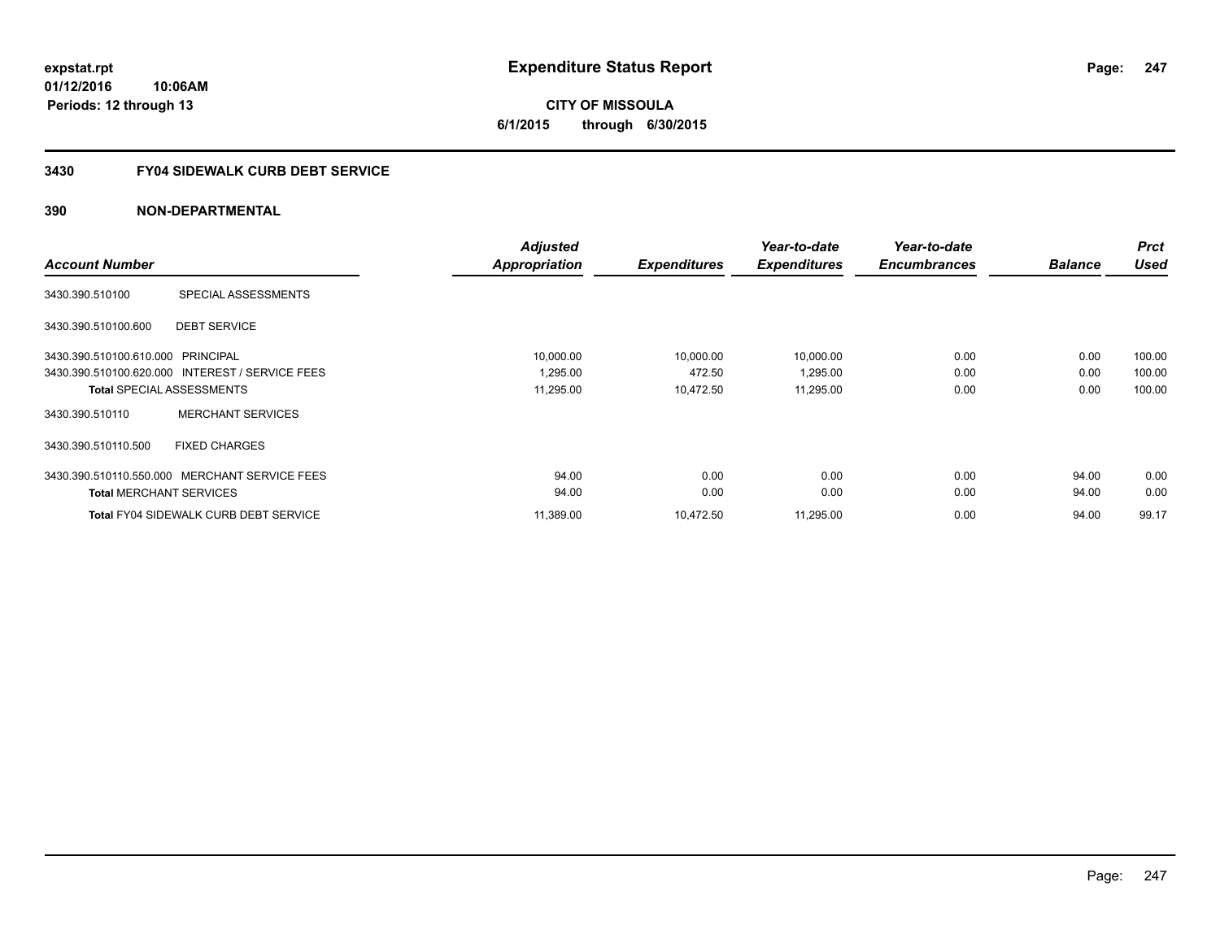expstat.rpt
01/12/2016 10:06AM
Periods: 12 through 13

# Expenditure Status Report

**CITY OF MISSOULA**
**6/1/2015 through 6/30/2015**

## 3430 FY04 SIDEWALK CURB DEBT SERVICE

### 390 NON-DEPARTMENTAL

| Account Number | | Adjusted Appropriation | Expenditures | Year-to-date Expenditures | Year-to-date Encumbrances | Balance | Prct Used |
|---|---|---|---|---|---|---|---|
| 3430.390.510100 | SPECIAL ASSESSMENTS | | | | | | |
| 3430.390.510100.600 | DEBT SERVICE | | | | | | |
| 3430.390.510100.610.000 | PRINCIPAL | 10,000.00 | 10,000.00 | 10,000.00 | 0.00 | 0.00 | 100.00 |
| 3430.390.510100.620.000 | INTEREST / SERVICE FEES | 1,295.00 | 472.50 | 1,295.00 | 0.00 | 0.00 | 100.00 |
| **Total** SPECIAL ASSESSMENTS | | 11,295.00 | 10,472.50 | 11,295.00 | 0.00 | 0.00 | 100.00 |
| 3430.390.510110 | MERCHANT SERVICES | | | | | | |
| 3430.390.510110.500 | FIXED CHARGES | | | | | | |
| 3430.390.510110.550.000 | MERCHANT SERVICE FEES | 94.00 | 0.00 | 0.00 | 0.00 | 94.00 | 0.00 |
| **Total** MERCHANT SERVICES | | 94.00 | 0.00 | 0.00 | 0.00 | 94.00 | 0.00 |
| **Total** FY04 SIDEWALK CURB DEBT SERVICE | | 11,389.00 | 10,472.50 | 11,295.00 | 0.00 | 94.00 | 99.17 |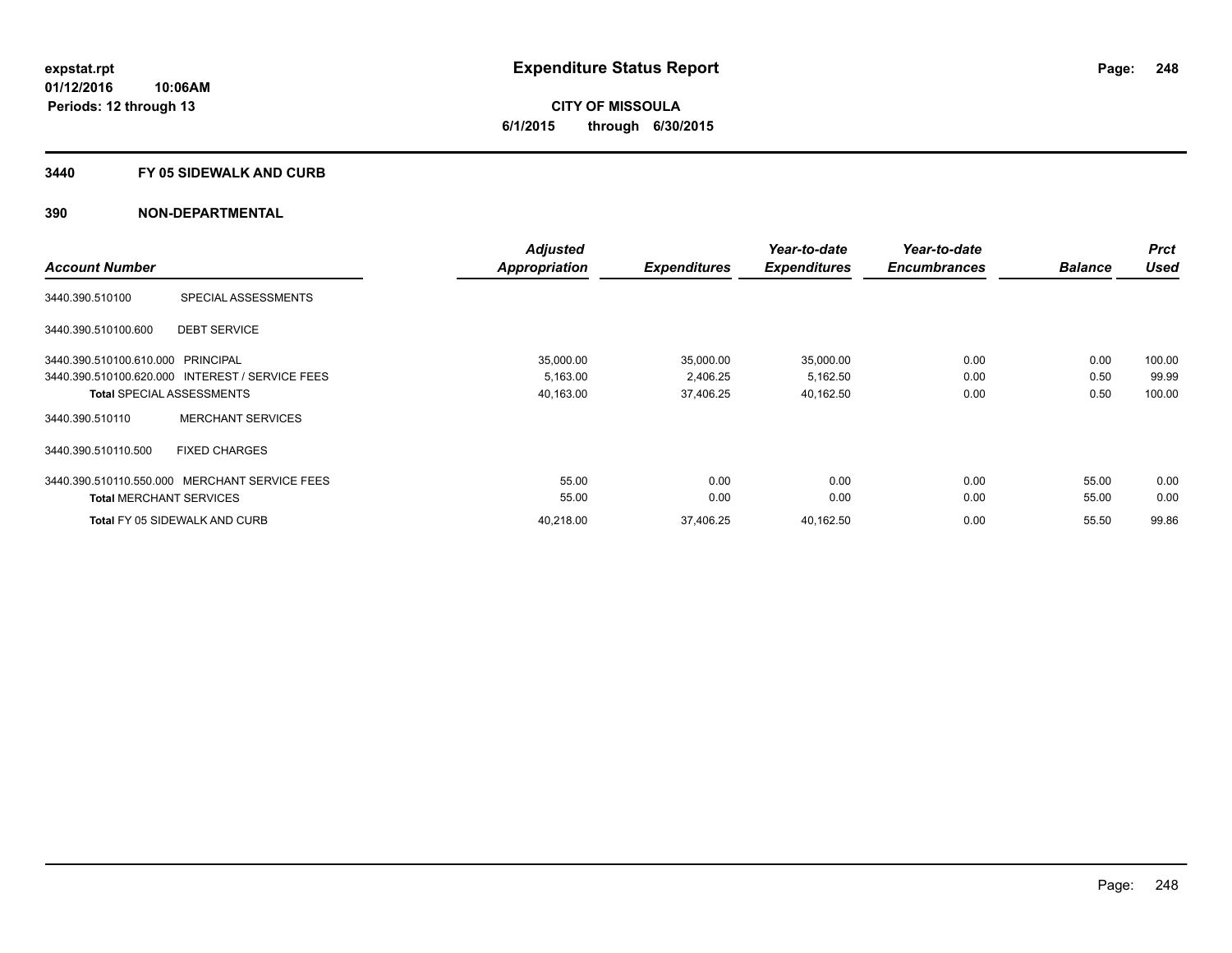**expstat.rpt**
**01/12/2016 10:06AM**
**Periods: 12 through 13**

# Expenditure Status Report

**CITY OF MISSOULA**
**6/1/2015 through 6/30/2015**

## 3440 FY 05 SIDEWALK AND CURB

## 390 NON-DEPARTMENTAL

| Account Number | | Adjusted Appropriation | Expenditures | Year-to-date Expenditures | Year-to-date Encumbrances | Balance | Prct Used |
|---|---|---|---|---|---|---|---|
| 3440.390.510100 | SPECIAL ASSESSMENTS | | | | | | |
| 3440.390.510100.600 | DEBT SERVICE | | | | | | |
| 3440.390.510100.610.000 | PRINCIPAL | 35,000.00 | 35,000.00 | 35,000.00 | 0.00 | 0.00 | 100.00 |
| 3440.390.510100.620.000 | INTEREST / SERVICE FEES | 5,163.00 | 2,406.25 | 5,162.50 | 0.00 | 0.50 | 99.99 |
| **Total** SPECIAL ASSESSMENTS | | 40,163.00 | 37,406.25 | 40,162.50 | 0.00 | 0.50 | 100.00 |
| 3440.390.510110 | MERCHANT SERVICES | | | | | | |
| 3440.390.510110.500 | FIXED CHARGES | | | | | | |
| 3440.390.510110.550.000 | MERCHANT SERVICE FEES | 55.00 | 0.00 | 0.00 | 0.00 | 55.00 | 0.00 |
| **Total** MERCHANT SERVICES | | 55.00 | 0.00 | 0.00 | 0.00 | 55.00 | 0.00 |
| **Total** FY 05 SIDEWALK AND CURB | | 40,218.00 | 37,406.25 | 40,162.50 | 0.00 | 55.50 | 99.86 |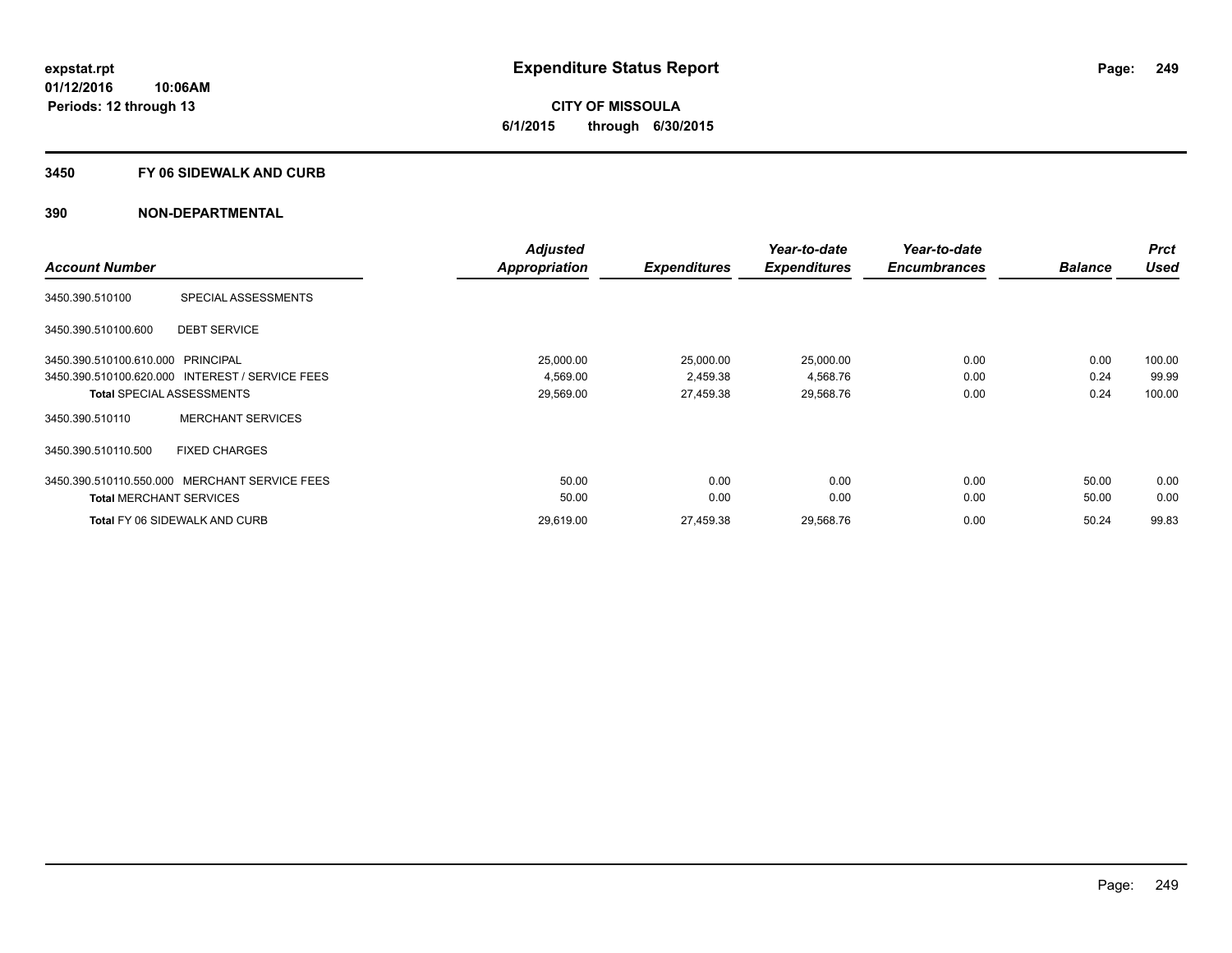**expstat.rpt**
**01/12/2016 10:06AM**
**Periods: 12 through 13**

# Expenditure Status Report

**CITY OF MISSOULA**
**6/1/2015 through 6/30/2015**

## 3450 FY 06 SIDEWALK AND CURB

### 390 NON-DEPARTMENTAL

| Account Number | | Adjusted Appropriation | Expenditures | Year-to-date Expenditures | Year-to-date Encumbrances | Balance | Prct Used |
|---|---|---|---|---|---|---|---|
| 3450.390.510100 | SPECIAL ASSESSMENTS | | | | | | |
| 3450.390.510100.600 | DEBT SERVICE | | | | | | |
| 3450.390.510100.610.000 | PRINCIPAL | 25,000.00 | 25,000.00 | 25,000.00 | 0.00 | 0.00 | 100.00 |
| 3450.390.510100.620.000 | INTEREST / SERVICE FEES | 4,569.00 | 2,459.38 | 4,568.76 | 0.00 | 0.24 | 99.99 |
| **Total** SPECIAL ASSESSMENTS | | 29,569.00 | 27,459.38 | 29,568.76 | 0.00 | 0.24 | 100.00 |
| 3450.390.510110 | MERCHANT SERVICES | | | | | | |
| 3450.390.510110.500 | FIXED CHARGES | | | | | | |
| 3450.390.510110.550.000 | MERCHANT SERVICE FEES | 50.00 | 0.00 | 0.00 | 0.00 | 50.00 | 0.00 |
| **Total** MERCHANT SERVICES | | 50.00 | 0.00 | 0.00 | 0.00 | 50.00 | 0.00 |
| **Total** FY 06 SIDEWALK AND CURB | | 29,619.00 | 27,459.38 | 29,568.76 | 0.00 | 50.24 | 99.83 |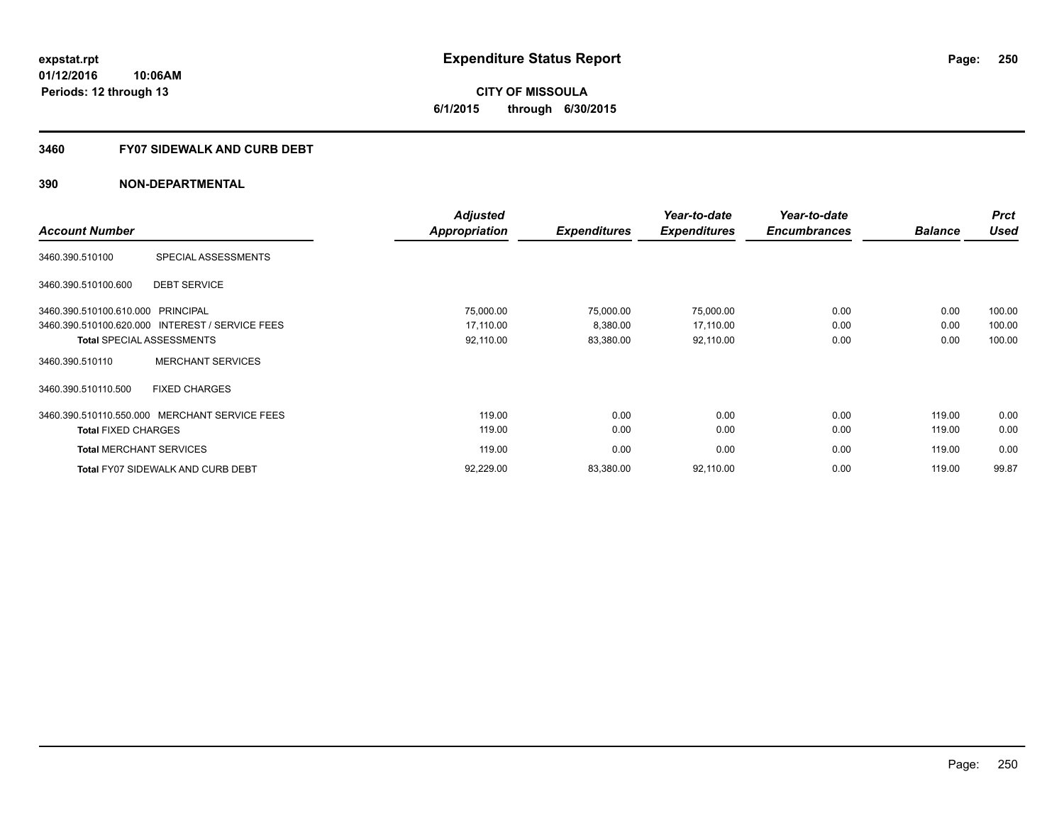expstat.rpt
01/12/2016 10:06AM
Periods: 12 through 13

# Expenditure Status Report

**CITY OF MISSOULA**
**6/1/2015 through 6/30/2015**

## 3460 FY07 SIDEWALK AND CURB DEBT

### 390 NON-DEPARTMENTAL

| Account Number | | Adjusted Appropriation | Expenditures | Year-to-date Expenditures | Year-to-date Encumbrances | Balance | Prct Used |
|---|---|---|---|---|---|---|---|
| 3460.390.510100 | SPECIAL ASSESSMENTS | | | | | | |
| 3460.390.510100.600 | DEBT SERVICE | | | | | | |
| 3460.390.510100.610.000 | PRINCIPAL | 75,000.00 | 75,000.00 | 75,000.00 | 0.00 | 0.00 | 100.00 |
| 3460.390.510100.620.000 | INTEREST / SERVICE FEES | 17,110.00 | 8,380.00 | 17,110.00 | 0.00 | 0.00 | 100.00 |
| **Total** SPECIAL ASSESSMENTS | | 92,110.00 | 83,380.00 | 92,110.00 | 0.00 | 0.00 | 100.00 |
| 3460.390.510110 | MERCHANT SERVICES | | | | | | |
| 3460.390.510110.500 | FIXED CHARGES | | | | | | |
| 3460.390.510110.550.000 | MERCHANT SERVICE FEES | 119.00 | 0.00 | 0.00 | 0.00 | 119.00 | 0.00 |
| **Total** FIXED CHARGES | | 119.00 | 0.00 | 0.00 | 0.00 | 119.00 | 0.00 |
| **Total** MERCHANT SERVICES | | 119.00 | 0.00 | 0.00 | 0.00 | 119.00 | 0.00 |
| **Total** FY07 SIDEWALK AND CURB DEBT | | 92,229.00 | 83,380.00 | 92,110.00 | 0.00 | 119.00 | 99.87 |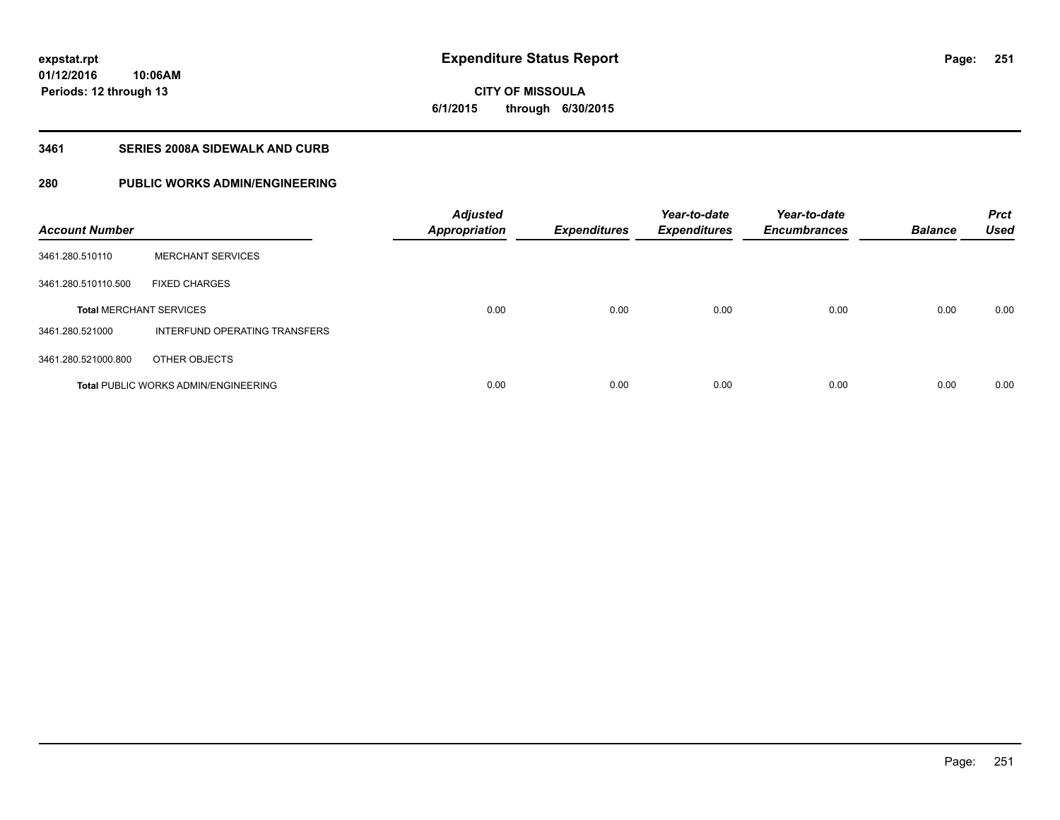expstat.rpt
01/12/2016 10:06AM
Periods: 12 through 13

# Expenditure Status Report

CITY OF MISSOULA
6/1/2015 through 6/30/2015

## 3461 SERIES 2008A SIDEWALK AND CURB

## 280 PUBLIC WORKS ADMIN/ENGINEERING

| Account Number | | Adjusted Appropriation | Expenditures | Year-to-date Expenditures | Year-to-date Encumbrances | Balance | Prct Used |
|---|---|---|---|---|---|---|---|
| 3461.280.510110 | MERCHANT SERVICES | | | | | | |
| 3461.280.510110.500 | FIXED CHARGES | | | | | | |
| **Total** MERCHANT SERVICES | | 0.00 | 0.00 | 0.00 | 0.00 | 0.00 | 0.00 |
| 3461.280.521000 | INTERFUND OPERATING TRANSFERS | | | | | | |
| 3461.280.521000.800 | OTHER OBJECTS | | | | | | |
| **Total** PUBLIC WORKS ADMIN/ENGINEERING | | 0.00 | 0.00 | 0.00 | 0.00 | 0.00 | 0.00 |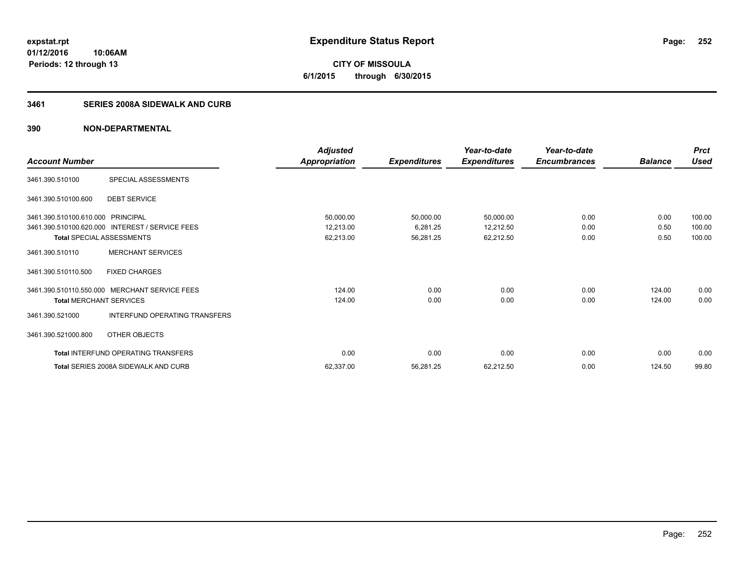**expstat.rpt**
**01/12/2016 10:06AM**
**Periods: 12 through 13**

# Expenditure Status Report

**CITY OF MISSOULA**
**6/1/2015 through 6/30/2015**

## 3461 SERIES 2008A SIDEWALK AND CURB

### 390 NON-DEPARTMENTAL

| Account Number | | Adjusted Appropriation | Expenditures | Year-to-date Expenditures | Year-to-date Encumbrances | Balance | Prct Used |
|---|---|---|---|---|---|---|---|
| 3461.390.510100 | SPECIAL ASSESSMENTS | | | | | | |
| 3461.390.510100.600 | DEBT SERVICE | | | | | | |
| 3461.390.510100.610.000 | PRINCIPAL | 50,000.00 | 50,000.00 | 50,000.00 | 0.00 | 0.00 | 100.00 |
| 3461.390.510100.620.000 | INTEREST / SERVICE FEES | 12,213.00 | 6,281.25 | 12,212.50 | 0.00 | 0.50 | 100.00 |
| **Total** SPECIAL ASSESSMENTS | | 62,213.00 | 56,281.25 | 62,212.50 | 0.00 | 0.50 | 100.00 |
| 3461.390.510110 | MERCHANT SERVICES | | | | | | |
| 3461.390.510110.500 | FIXED CHARGES | | | | | | |
| 3461.390.510110.550.000 | MERCHANT SERVICE FEES | 124.00 | 0.00 | 0.00 | 0.00 | 124.00 | 0.00 |
| **Total** MERCHANT SERVICES | | 124.00 | 0.00 | 0.00 | 0.00 | 124.00 | 0.00 |
| 3461.390.521000 | INTERFUND OPERATING TRANSFERS | | | | | | |
| 3461.390.521000.800 | OTHER OBJECTS | | | | | | |
| **Total** INTERFUND OPERATING TRANSFERS | | 0.00 | 0.00 | 0.00 | 0.00 | 0.00 | 0.00 |
| **Total** SERIES 2008A SIDEWALK AND CURB | | 62,337.00 | 56,281.25 | 62,212.50 | 0.00 | 124.50 | 99.80 |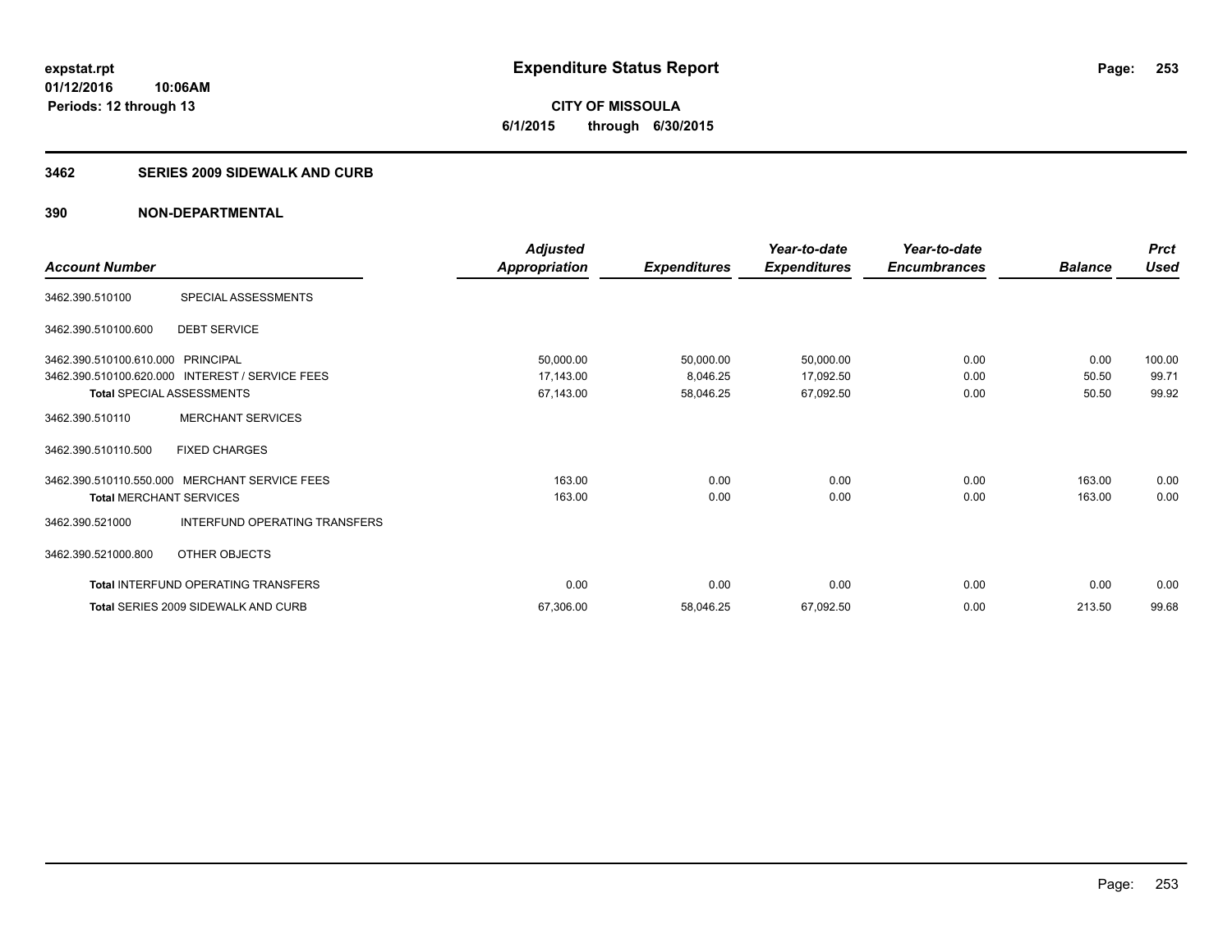# Expenditure Status Report

**CITY OF MISSOULA**
**6/1/2015 through 6/30/2015**

expstat.rpt
01/12/2016 10:06AM
Periods: 12 through 13

## 3462 SERIES 2009 SIDEWALK AND CURB

### 390 NON-DEPARTMENTAL

| Account Number | | Adjusted Appropriation | Expenditures | Year-to-date Expenditures | Year-to-date Encumbrances | Balance | Prct Used |
|---|---|---|---|---|---|---|---|
| 3462.390.510100 | SPECIAL ASSESSMENTS | | | | | | |
| 3462.390.510100.600 | DEBT SERVICE | | | | | | |
| 3462.390.510100.610.000 | PRINCIPAL | 50,000.00 | 50,000.00 | 50,000.00 | 0.00 | 0.00 | 100.00 |
| 3462.390.510100.620.000 | INTEREST / SERVICE FEES | 17,143.00 | 8,046.25 | 17,092.50 | 0.00 | 50.50 | 99.71 |
| **Total** SPECIAL ASSESSMENTS | | 67,143.00 | 58,046.25 | 67,092.50 | 0.00 | 50.50 | 99.92 |
| 3462.390.510110 | MERCHANT SERVICES | | | | | | |
| 3462.390.510110.500 | FIXED CHARGES | | | | | | |
| 3462.390.510110.550.000 | MERCHANT SERVICE FEES | 163.00 | 0.00 | 0.00 | 0.00 | 163.00 | 0.00 |
| **Total** MERCHANT SERVICES | | 163.00 | 0.00 | 0.00 | 0.00 | 163.00 | 0.00 |
| 3462.390.521000 | INTERFUND OPERATING TRANSFERS | | | | | | |
| 3462.390.521000.800 | OTHER OBJECTS | | | | | | |
| **Total** INTERFUND OPERATING TRANSFERS | | 0.00 | 0.00 | 0.00 | 0.00 | 0.00 | 0.00 |
| **Total** SERIES 2009 SIDEWALK AND CURB | | 67,306.00 | 58,046.25 | 67,092.50 | 0.00 | 213.50 | 99.68 |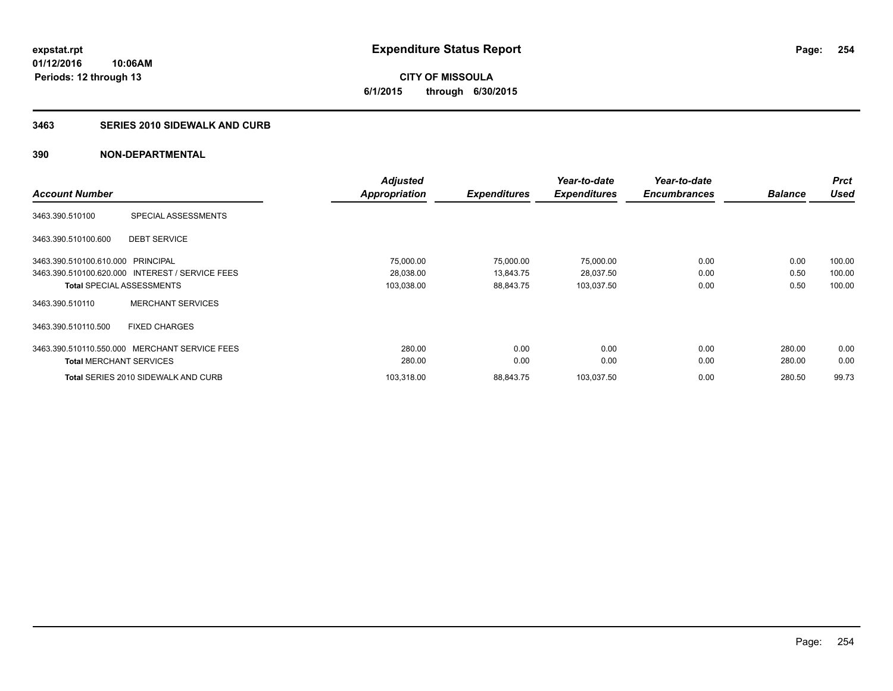expstat.rpt
01/12/2016 10:06AM
Periods: 12 through 13

# Expenditure Status Report

**CITY OF MISSOULA**
**6/1/2015 through 6/30/2015**

## 3463 SERIES 2010 SIDEWALK AND CURB

## 390 NON-DEPARTMENTAL

| Account Number | | Adjusted Appropriation | Expenditures | Year-to-date Expenditures | Year-to-date Encumbrances | Balance | Prct Used |
|---|---|---|---|---|---|---|---|
| 3463.390.510100 | SPECIAL ASSESSMENTS | | | | | | |
| 3463.390.510100.600 | DEBT SERVICE | | | | | | |
| 3463.390.510100.610.000 | PRINCIPAL | 75,000.00 | 75,000.00 | 75,000.00 | 0.00 | 0.00 | 100.00 |
| 3463.390.510100.620.000 | INTEREST / SERVICE FEES | 28,038.00 | 13,843.75 | 28,037.50 | 0.00 | 0.50 | 100.00 |
| **Total** SPECIAL ASSESSMENTS | | 103,038.00 | 88,843.75 | 103,037.50 | 0.00 | 0.50 | 100.00 |
| 3463.390.510110 | MERCHANT SERVICES | | | | | | |
| 3463.390.510110.500 | FIXED CHARGES | | | | | | |
| 3463.390.510110.550.000 | MERCHANT SERVICE FEES | 280.00 | 0.00 | 0.00 | 0.00 | 280.00 | 0.00 |
| **Total** MERCHANT SERVICES | | 280.00 | 0.00 | 0.00 | 0.00 | 280.00 | 0.00 |
| **Total** SERIES 2010 SIDEWALK AND CURB | | 103,318.00 | 88,843.75 | 103,037.50 | 0.00 | 280.50 | 99.73 |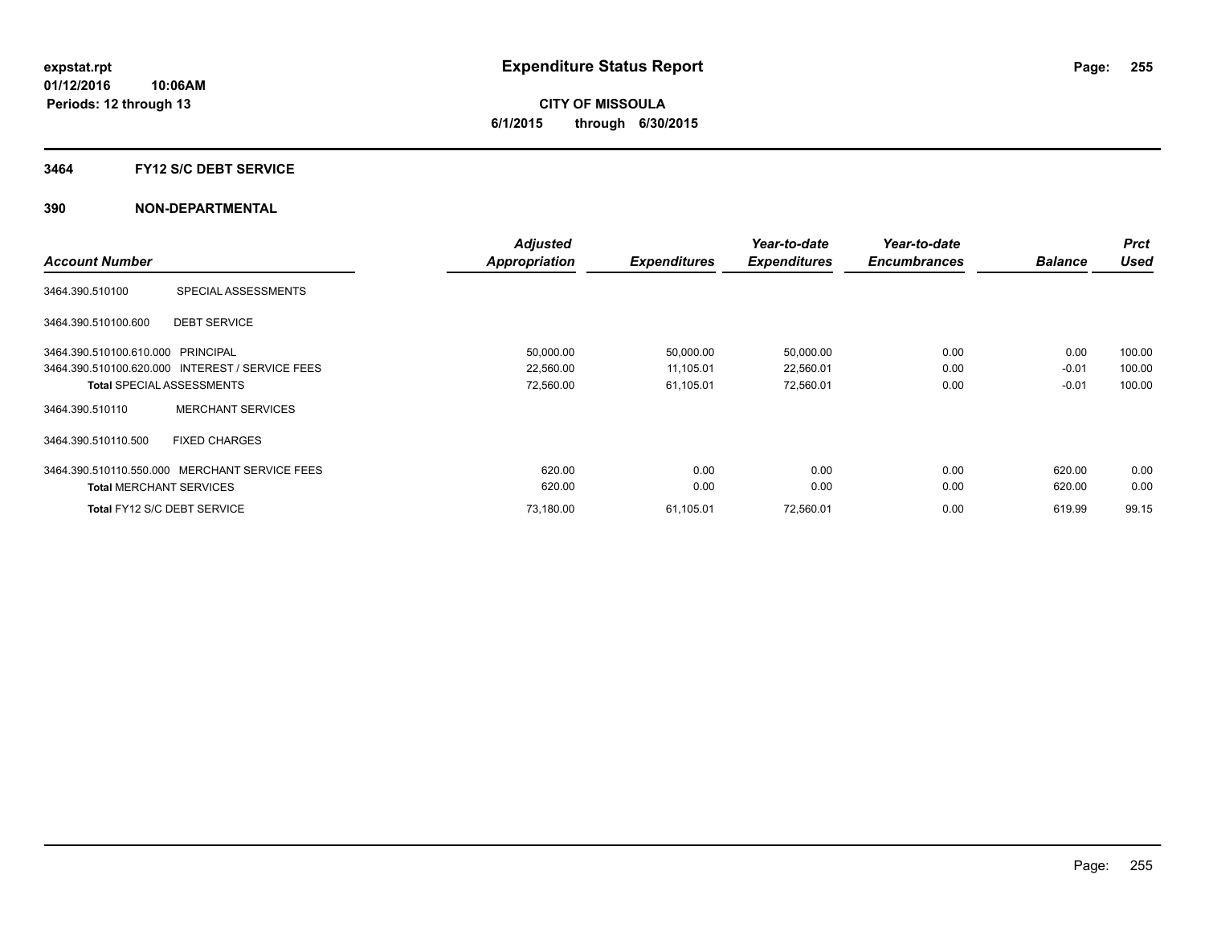**expstat.rpt**
**01/12/2016 10:06AM**
**Periods: 12 through 13**

# Expenditure Status Report

**CITY OF MISSOULA**
**6/1/2015 through 6/30/2015**

## 3464 FY12 S/C DEBT SERVICE

## 390 NON-DEPARTMENTAL

| Account Number | | Adjusted Appropriation | Expenditures | Year-to-date Expenditures | Year-to-date Encumbrances | Balance | Prct Used |
|---|---|---|---|---|---|---|---|
| 3464.390.510100 | SPECIAL ASSESSMENTS | | | | | | |
| 3464.390.510100.600 | DEBT SERVICE | | | | | | |
| 3464.390.510100.610.000 | PRINCIPAL | 50,000.00 | 50,000.00 | 50,000.00 | 0.00 | 0.00 | 100.00 |
| 3464.390.510100.620.000 | INTEREST / SERVICE FEES | 22,560.00 | 11,105.01 | 22,560.01 | 0.00 | -0.01 | 100.00 |
| **Total** SPECIAL ASSESSMENTS | | 72,560.00 | 61,105.01 | 72,560.01 | 0.00 | -0.01 | 100.00 |
| 3464.390.510110 | MERCHANT SERVICES | | | | | | |
| 3464.390.510110.500 | FIXED CHARGES | | | | | | |
| 3464.390.510110.550.000 | MERCHANT SERVICE FEES | 620.00 | 0.00 | 0.00 | 0.00 | 620.00 | 0.00 |
| **Total** MERCHANT SERVICES | | 620.00 | 0.00 | 0.00 | 0.00 | 620.00 | 0.00 |
| **Total** FY12 S/C DEBT SERVICE | | 73,180.00 | 61,105.01 | 72,560.01 | 0.00 | 619.99 | 99.15 |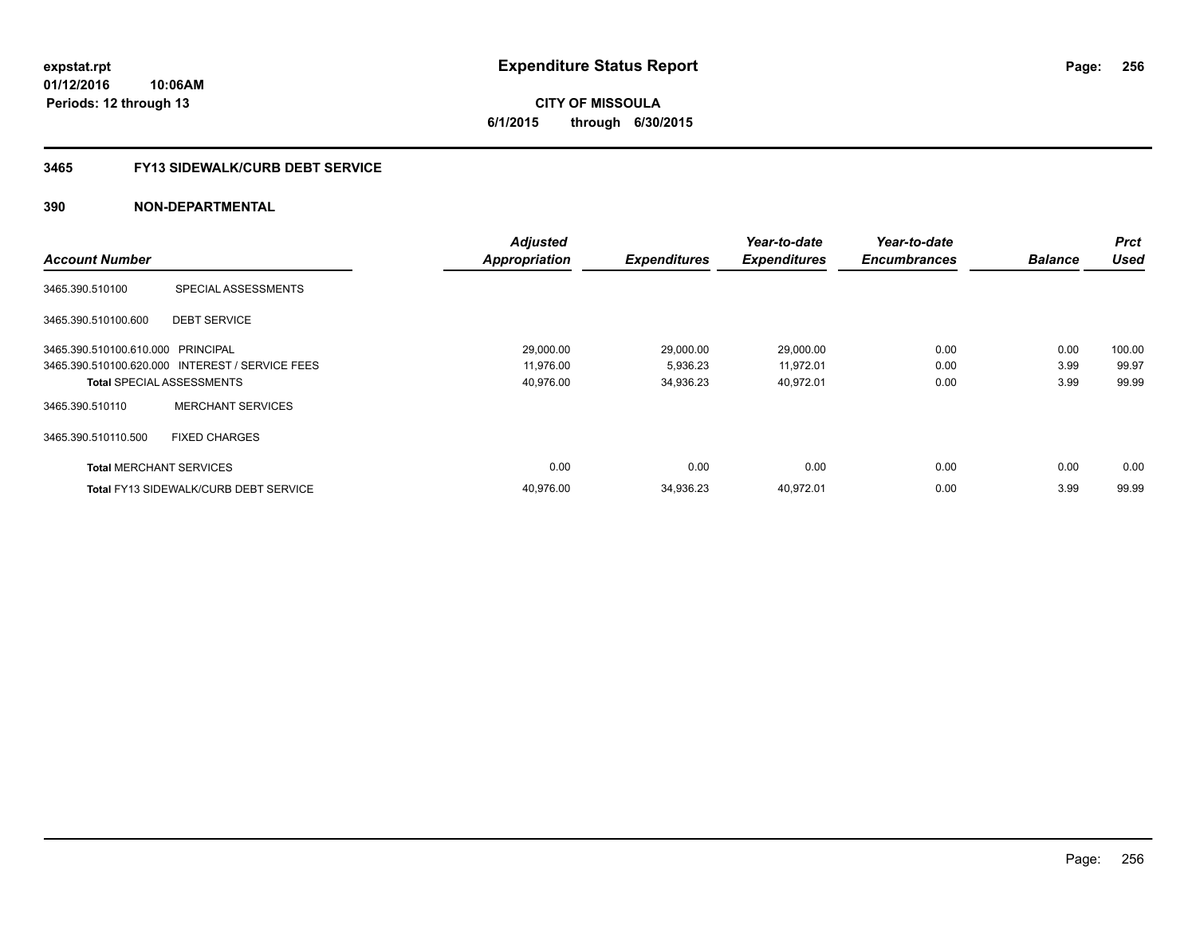expstat.rpt
01/12/2016 10:06AM
Periods: 12 through 13

# Expenditure Status Report

**CITY OF MISSOULA**
**6/1/2015 through 6/30/2015**

## 3465 FY13 SIDEWALK/CURB DEBT SERVICE

## 390 NON-DEPARTMENTAL

| Account Number | | Adjusted Appropriation | Expenditures | Year-to-date Expenditures | Year-to-date Encumbrances | Balance | Prct Used |
|---|---|---|---|---|---|---|---|
| 3465.390.510100 | SPECIAL ASSESSMENTS | | | | | | |
| 3465.390.510100.600 | DEBT SERVICE | | | | | | |
| 3465.390.510100.610.000 | PRINCIPAL | 29,000.00 | 29,000.00 | 29,000.00 | 0.00 | 0.00 | 100.00 |
| 3465.390.510100.620.000 | INTEREST / SERVICE FEES | 11,976.00 | 5,936.23 | 11,972.01 | 0.00 | 3.99 | 99.97 |
| **Total** SPECIAL ASSESSMENTS | | 40,976.00 | 34,936.23 | 40,972.01 | 0.00 | 3.99 | 99.99 |
| 3465.390.510110 | MERCHANT SERVICES | | | | | | |
| 3465.390.510110.500 | FIXED CHARGES | | | | | | |
| **Total** MERCHANT SERVICES | | 0.00 | 0.00 | 0.00 | 0.00 | 0.00 | 0.00 |
| **Total** FY13 SIDEWALK/CURB DEBT SERVICE | | 40,976.00 | 34,936.23 | 40,972.01 | 0.00 | 3.99 | 99.99 |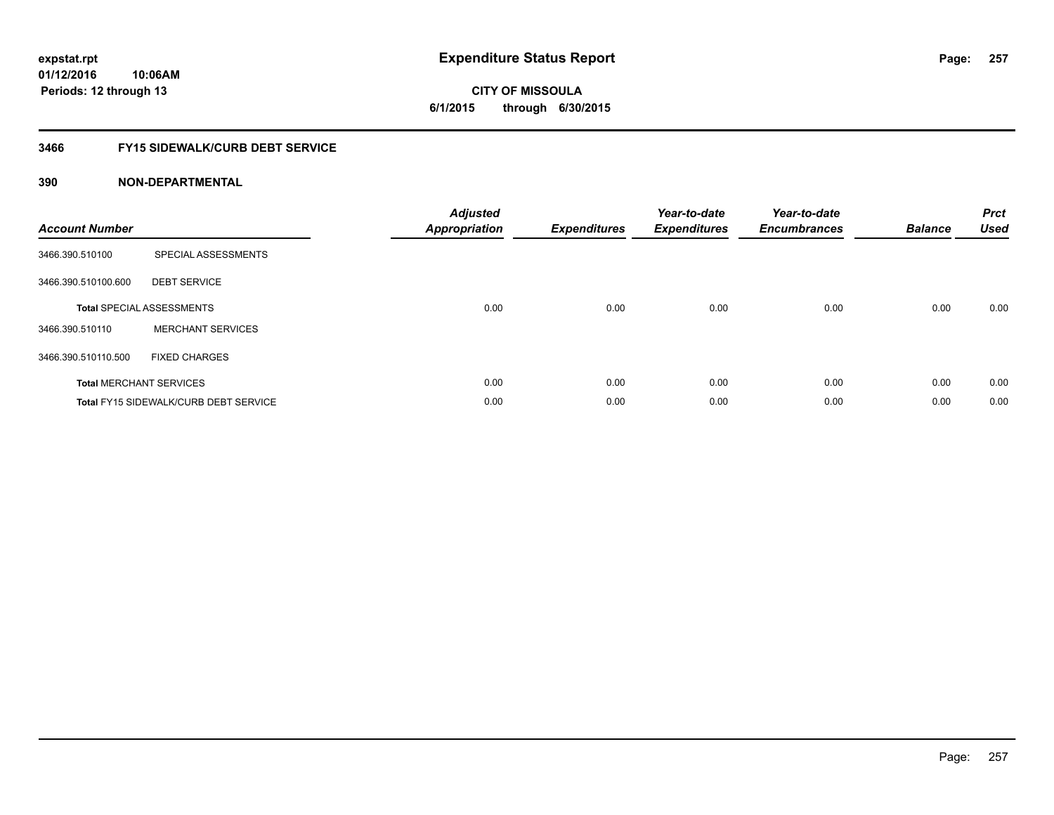# Expenditure Status Report

expstat.rpt
01/12/2016 10:06AM
Periods: 12 through 13

**CITY OF MISSOULA**
**6/1/2015 through 6/30/2015**

## 3466 FY15 SIDEWALK/CURB DEBT SERVICE

### 390 NON-DEPARTMENTAL

| Account Number | | Adjusted Appropriation | Expenditures | Year-to-date Expenditures | Year-to-date Encumbrances | Balance | Prct Used |
|---|---|---|---|---|---|---|---|
| 3466.390.510100 | SPECIAL ASSESSMENTS | | | | | | |
| 3466.390.510100.600 | DEBT SERVICE | | | | | | |
| **Total** SPECIAL ASSESSMENTS | | 0.00 | 0.00 | 0.00 | 0.00 | 0.00 | 0.00 |
| 3466.390.510110 | MERCHANT SERVICES | | | | | | |
| 3466.390.510110.500 | FIXED CHARGES | | | | | | |
| **Total** MERCHANT SERVICES | | 0.00 | 0.00 | 0.00 | 0.00 | 0.00 | 0.00 |
| **Total** FY15 SIDEWALK/CURB DEBT SERVICE | | 0.00 | 0.00 | 0.00 | 0.00 | 0.00 | 0.00 |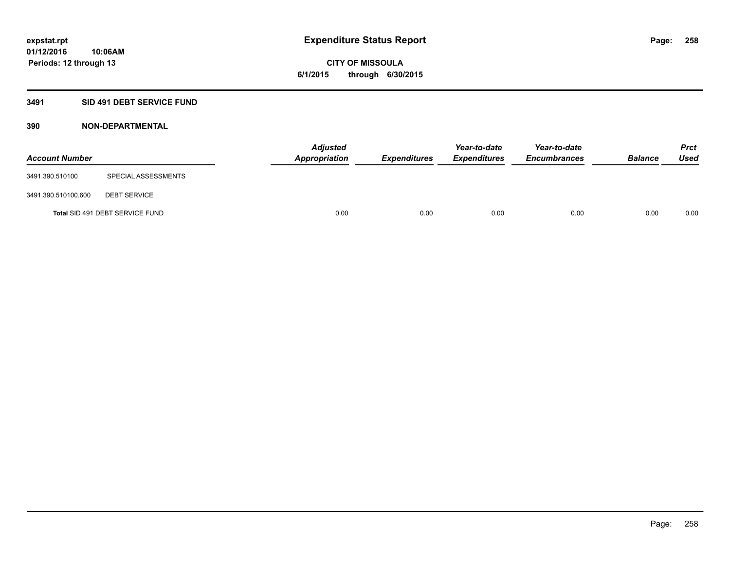**expstat.rpt**
**01/12/2016 10:06AM**
**Periods: 12 through 13**

# Expenditure Status Report

**CITY OF MISSOULA**
**6/1/2015 through 6/30/2015**

## 3491 SID 491 DEBT SERVICE FUND

### 390 NON-DEPARTMENTAL

| Account Number | | Adjusted Appropriation | Expenditures | Year-to-date Expenditures | Year-to-date Encumbrances | Balance | Prct Used |
|---|---|---|---|---|---|---|---|
| 3491.390.510100 | SPECIAL ASSESSMENTS | | | | | | |
| 3491.390.510100.600 | DEBT SERVICE | | | | | | |
| Total SID 491 DEBT SERVICE FUND | | 0.00 | 0.00 | 0.00 | 0.00 | 0.00 | 0.00 |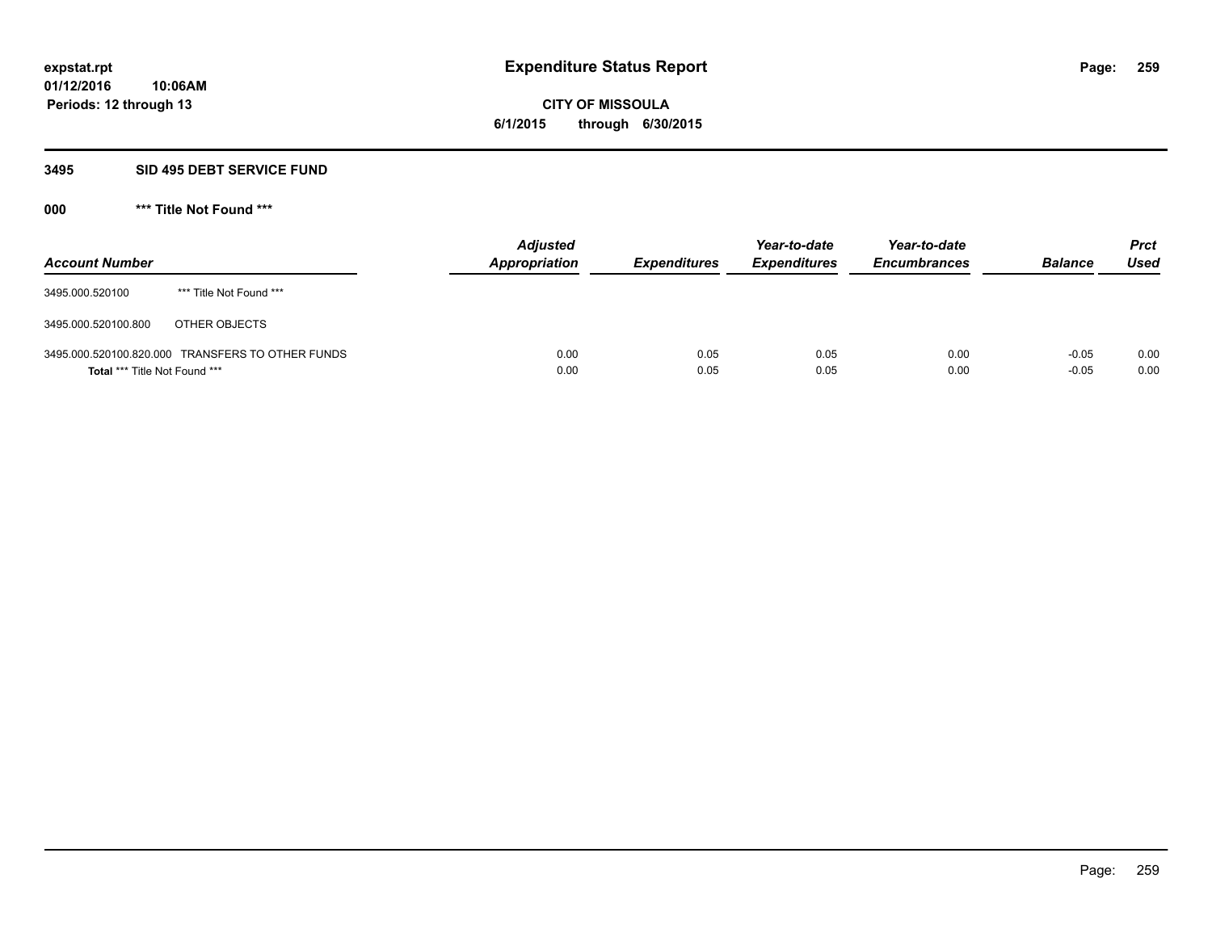expstat.rpt
01/12/2016 10:06AM
Periods: 12 through 13

# Expenditure Status Report

**CITY OF MISSOULA**
**6/1/2015 through 6/30/2015**

## 3495 SID 495 DEBT SERVICE FUND

### 000 *** Title Not Found ***

| Account Number | | Adjusted Appropriation | Expenditures | Year-to-date Expenditures | Year-to-date Encumbrances | Balance | Prct Used |
|---|---|---|---|---|---|---|---|
| 3495.000.520100 | *** Title Not Found *** | | | | | | |
| 3495.000.520100.800 | OTHER OBJECTS | | | | | | |
| 3495.000.520100.820.000 | TRANSFERS TO OTHER FUNDS | 0.00 | 0.05 | 0.05 | 0.00 | -0.05 | 0.00 |
| **Total** *** Title Not Found *** | | 0.00 | 0.05 | 0.05 | 0.00 | -0.05 | 0.00 |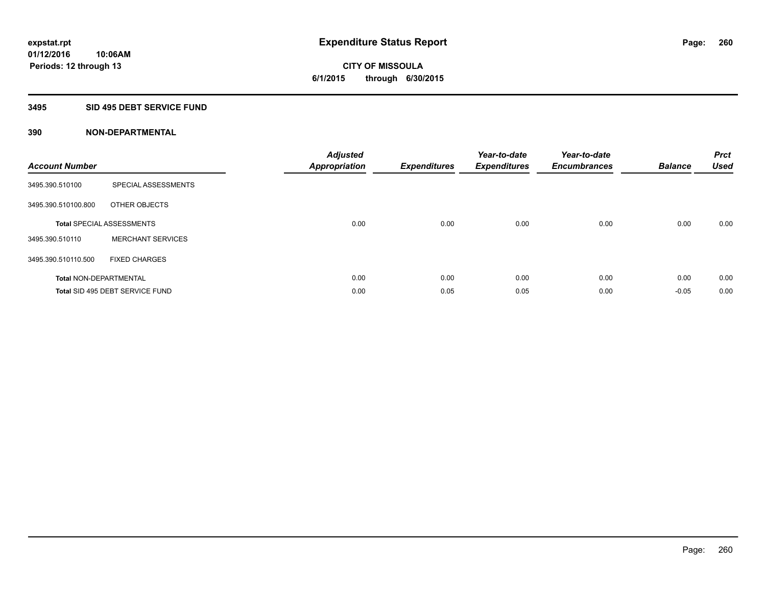**expstat.rpt**
**01/12/2016 10:06AM**
**Periods: 12 through 13**

# Expenditure Status Report

**CITY OF MISSOULA**
**6/1/2015 through 6/30/2015**

## 3495 SID 495 DEBT SERVICE FUND

### 390 NON-DEPARTMENTAL

| Account Number | | Adjusted Appropriation | Expenditures | Year-to-date Expenditures | Year-to-date Encumbrances | Balance | Prct Used |
|---|---|---|---|---|---|---|---|
| 3495.390.510100 | SPECIAL ASSESSMENTS | | | | | | |
| 3495.390.510100.800 | OTHER OBJECTS | | | | | | |
| **Total** SPECIAL ASSESSMENTS | | 0.00 | 0.00 | 0.00 | 0.00 | 0.00 | 0.00 |
| 3495.390.510110 | MERCHANT SERVICES | | | | | | |
| 3495.390.510110.500 | FIXED CHARGES | | | | | | |
| **Total** NON-DEPARTMENTAL | | 0.00 | 0.00 | 0.00 | 0.00 | 0.00 | 0.00 |
| **Total** SID 495 DEBT SERVICE FUND | | 0.00 | 0.05 | 0.05 | 0.00 | -0.05 | 0.00 |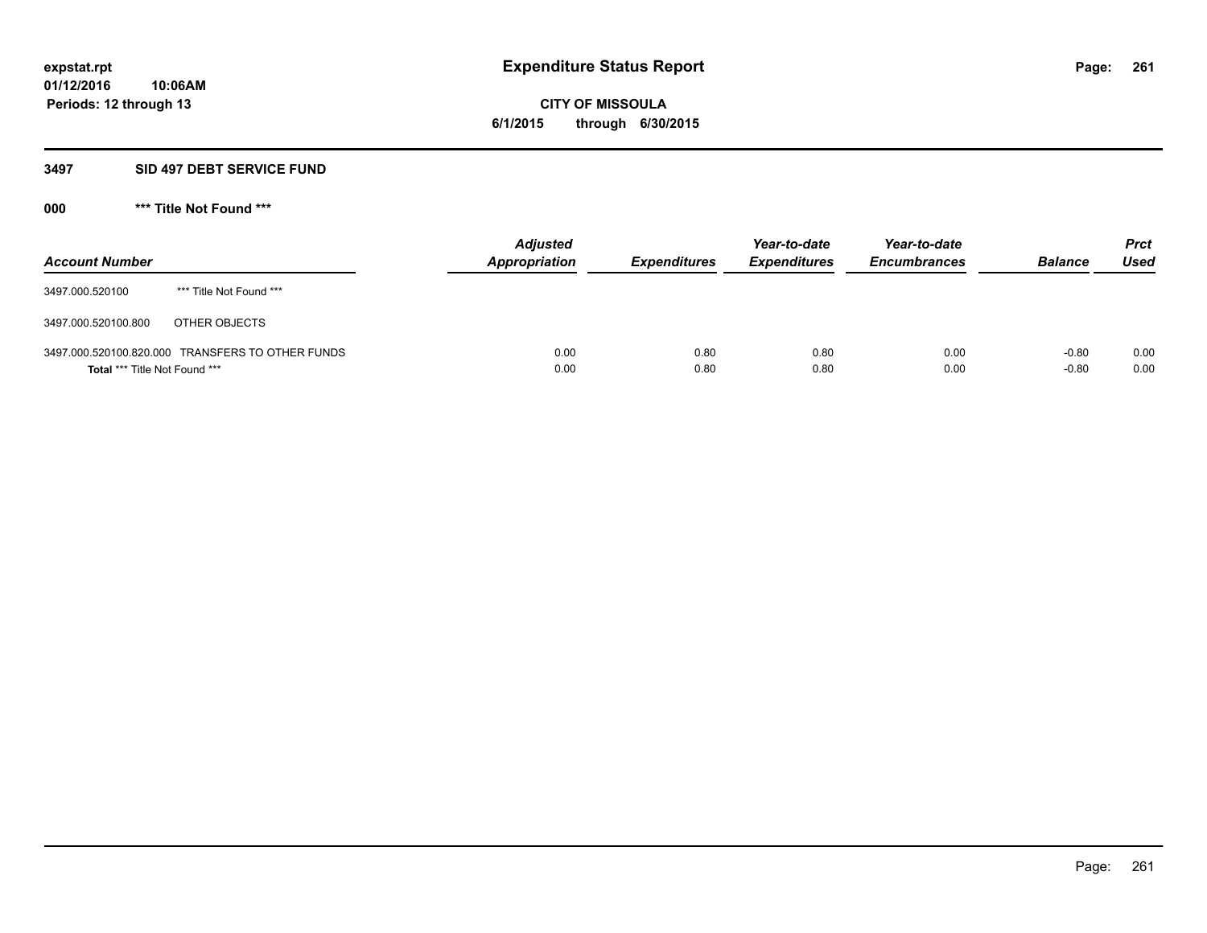expstat.rpt
01/12/2016 10:06AM
Periods: 12 through 13

# Expenditure Status Report

**CITY OF MISSOULA**
**6/1/2015 through 6/30/2015**

## 3497 SID 497 DEBT SERVICE FUND

### 000 *** Title Not Found ***

| Account Number | | Adjusted Appropriation | Expenditures | Year-to-date Expenditures | Year-to-date Encumbrances | Balance | Prct Used |
|---|---|---|---|---|---|---|---|
| 3497.000.520100 | *** Title Not Found *** | | | | | | |
| 3497.000.520100.800 | OTHER OBJECTS | | | | | | |
| 3497.000.520100.820.000 | TRANSFERS TO OTHER FUNDS | 0.00 | 0.80 | 0.80 | 0.00 | -0.80 | 0.00 |
| **Total** *** Title Not Found *** | | 0.00 | 0.80 | 0.80 | 0.00 | -0.80 | 0.00 |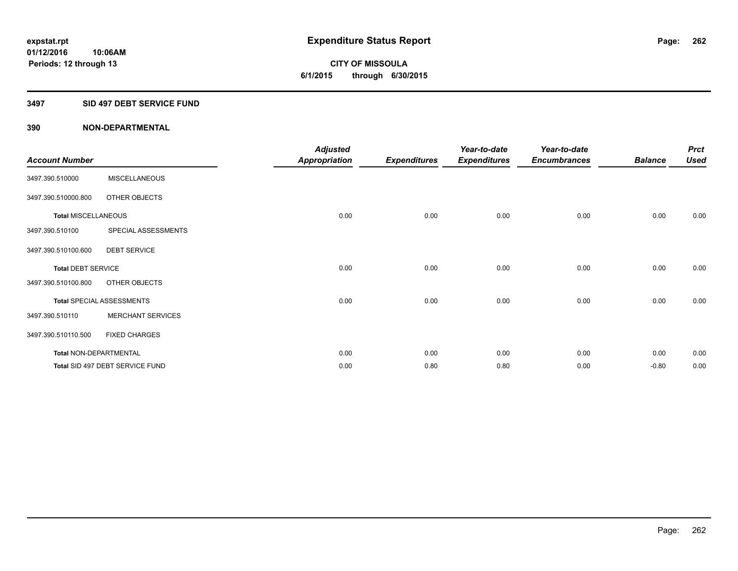expstat.rpt
01/12/2016 10:06AM
Periods: 12 through 13

# Expenditure Status Report

CITY OF MISSOULA
6/1/2015 through 6/30/2015

## 3497 SID 497 DEBT SERVICE FUND

### 390 NON-DEPARTMENTAL

| Account Number | | Adjusted Appropriation | Expenditures | Year-to-date Expenditures | Year-to-date Encumbrances | Balance | Prct Used |
|---|---|---|---|---|---|---|---|
| 3497.390.510000 | MISCELLANEOUS | | | | | | |
| 3497.390.510000.800 | OTHER OBJECTS | | | | | | |
| **Total** MISCELLANEOUS | | 0.00 | 0.00 | 0.00 | 0.00 | 0.00 | 0.00 |
| 3497.390.510100 | SPECIAL ASSESSMENTS | | | | | | |
| 3497.390.510100.600 | DEBT SERVICE | | | | | | |
| **Total** DEBT SERVICE | | 0.00 | 0.00 | 0.00 | 0.00 | 0.00 | 0.00 |
| 3497.390.510100.800 | OTHER OBJECTS | | | | | | |
| **Total** SPECIAL ASSESSMENTS | | 0.00 | 0.00 | 0.00 | 0.00 | 0.00 | 0.00 |
| 3497.390.510110 | MERCHANT SERVICES | | | | | | |
| 3497.390.510110.500 | FIXED CHARGES | | | | | | |
| **Total** NON-DEPARTMENTAL | | 0.00 | 0.00 | 0.00 | 0.00 | 0.00 | 0.00 |
| **Total** SID 497 DEBT SERVICE FUND | | 0.00 | 0.80 | 0.80 | 0.00 | -0.80 | 0.00 |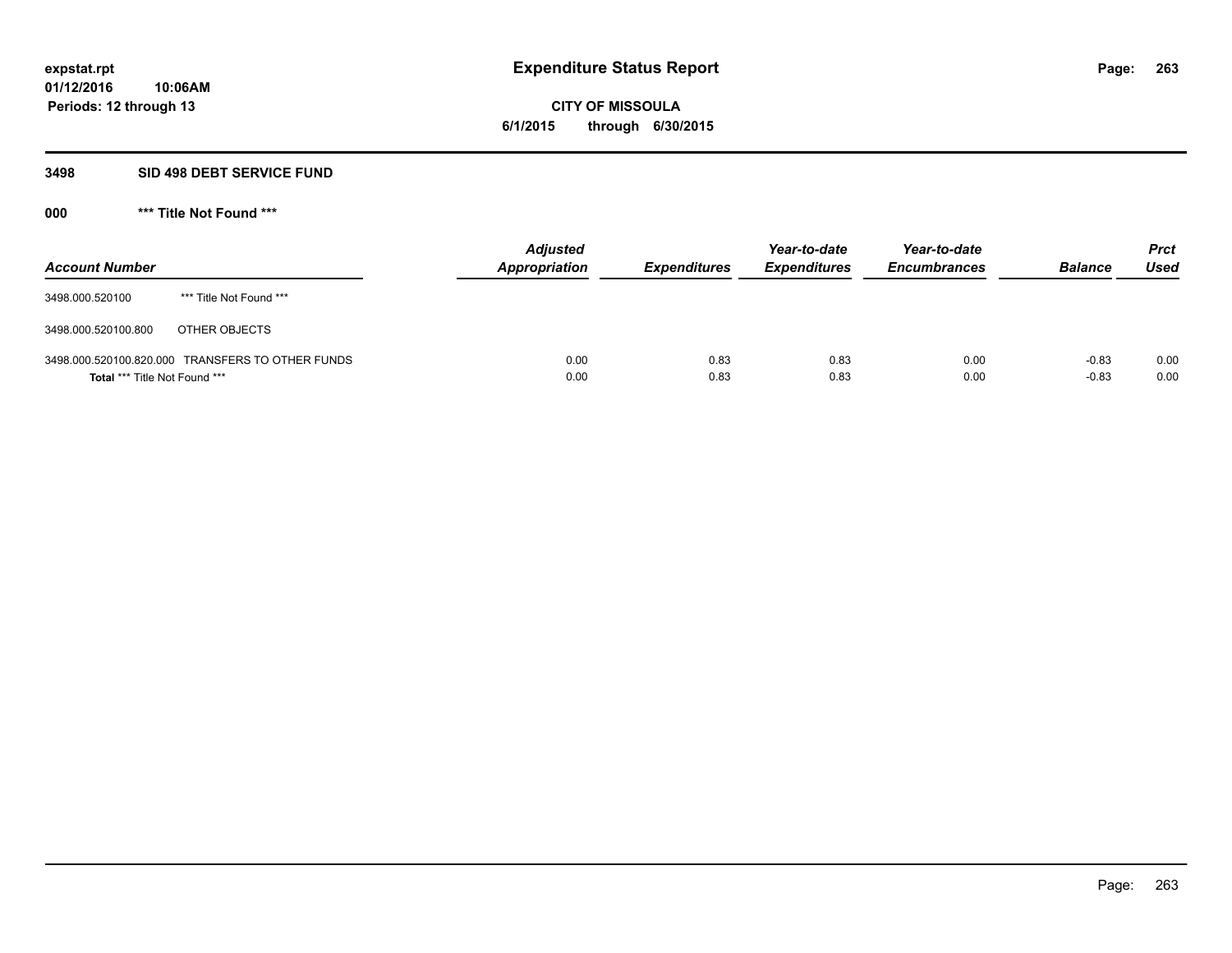**expstat.rpt**
**01/12/2016 10:06AM**
**Periods: 12 through 13**

# Expenditure Status Report

**CITY OF MISSOULA**
**6/1/2015 through 6/30/2015**

## 3498 SID 498 DEBT SERVICE FUND

### 000 *** Title Not Found ***

| Account Number | | Adjusted Appropriation | Expenditures | Year-to-date Expenditures | Year-to-date Encumbrances | Balance | Prct Used |
|---|---|---|---|---|---|---|---|
| 3498.000.520100 | *** Title Not Found *** | | | | | | |
| 3498.000.520100.800 | OTHER OBJECTS | | | | | | |
| 3498.000.520100.820.000 | TRANSFERS TO OTHER FUNDS | 0.00 | 0.83 | 0.83 | 0.00 | -0.83 | 0.00 |
| **Total** *** Title Not Found *** | | 0.00 | 0.83 | 0.83 | 0.00 | -0.83 | 0.00 |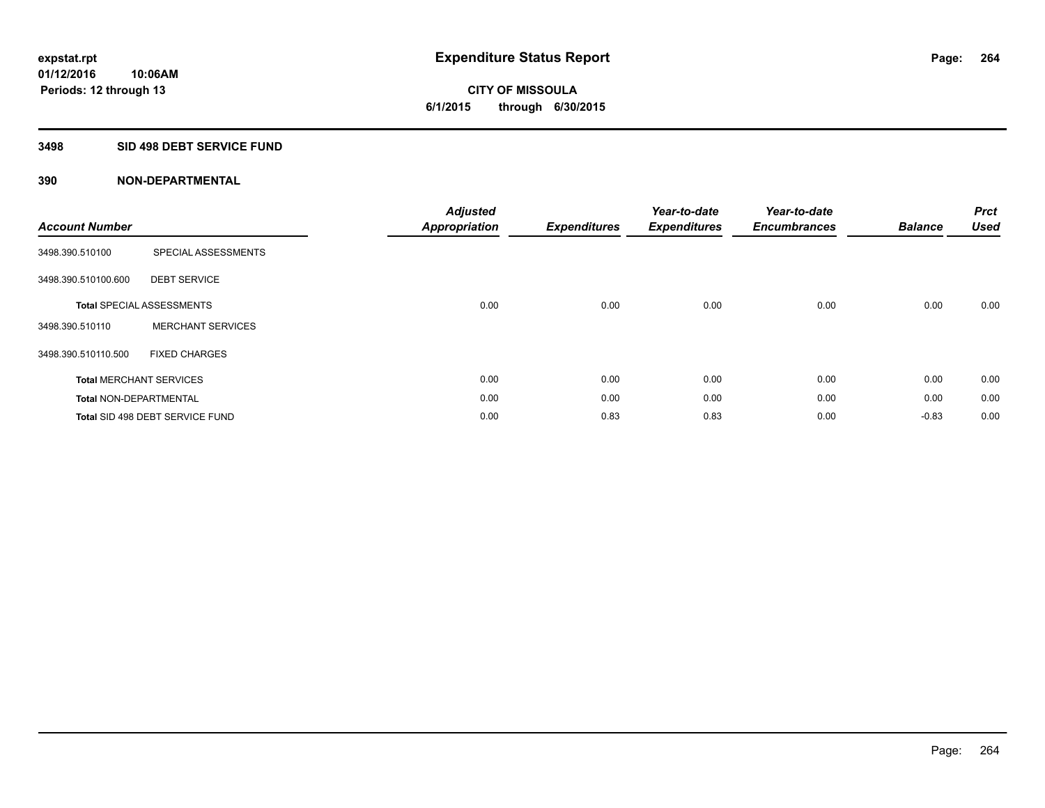**expstat.rpt**
**01/12/2016 10:06AM**
**Periods: 12 through 13**

# Expenditure Status Report

**CITY OF MISSOULA**
**6/1/2015 through 6/30/2015**

## 3498 SID 498 DEBT SERVICE FUND

### 390 NON-DEPARTMENTAL

| Account Number | | Adjusted Appropriation | Expenditures | Year-to-date Expenditures | Year-to-date Encumbrances | Balance | Prct Used |
|---|---|---|---|---|---|---|---|
| 3498.390.510100 | SPECIAL ASSESSMENTS | | | | | | |
| 3498.390.510100.600 | DEBT SERVICE | | | | | | |
| **Total** SPECIAL ASSESSMENTS | | 0.00 | 0.00 | 0.00 | 0.00 | 0.00 | 0.00 |
| 3498.390.510110 | MERCHANT SERVICES | | | | | | |
| 3498.390.510110.500 | FIXED CHARGES | | | | | | |
| **Total** MERCHANT SERVICES | | 0.00 | 0.00 | 0.00 | 0.00 | 0.00 | 0.00 |
| **Total** NON-DEPARTMENTAL | | 0.00 | 0.00 | 0.00 | 0.00 | 0.00 | 0.00 |
| **Total** SID 498 DEBT SERVICE FUND | | 0.00 | 0.83 | 0.83 | 0.00 | -0.83 | 0.00 |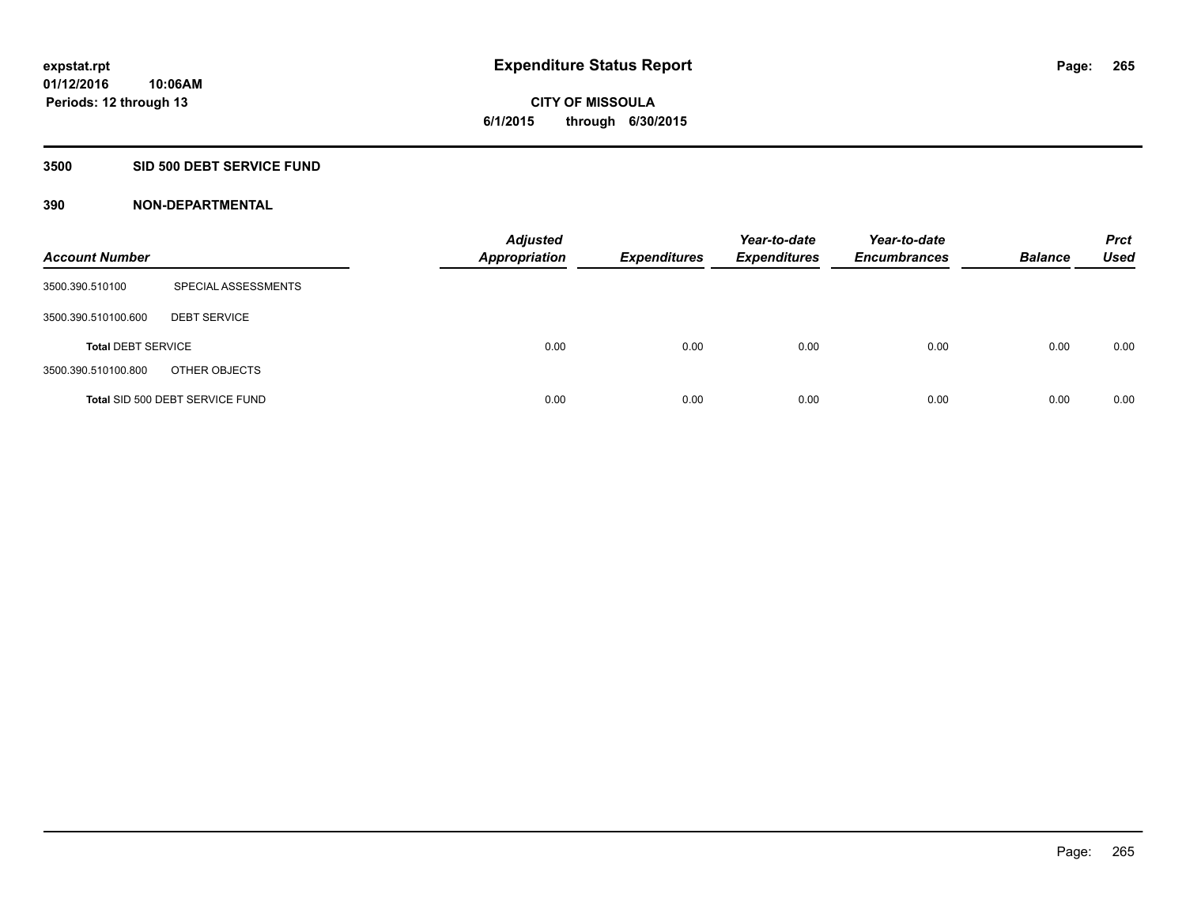expstat.rpt
01/12/2016 10:06AM
Periods: 12 through 13

# Expenditure Status Report

CITY OF MISSOULA
6/1/2015 through 6/30/2015

## 3500 SID 500 DEBT SERVICE FUND

### 390 NON-DEPARTMENTAL

| Account Number | | Adjusted Appropriation | Expenditures | Year-to-date Expenditures | Year-to-date Encumbrances | Balance | Prct Used |
|---|---|---|---|---|---|---|---|
| 3500.390.510100 | SPECIAL ASSESSMENTS | | | | | | |
| 3500.390.510100.600 | DEBT SERVICE | | | | | | |
| **Total** DEBT SERVICE | | 0.00 | 0.00 | 0.00 | 0.00 | 0.00 | 0.00 |
| 3500.390.510100.800 | OTHER OBJECTS | | | | | | |
| **Total** SID 500 DEBT SERVICE FUND | | 0.00 | 0.00 | 0.00 | 0.00 | 0.00 | 0.00 |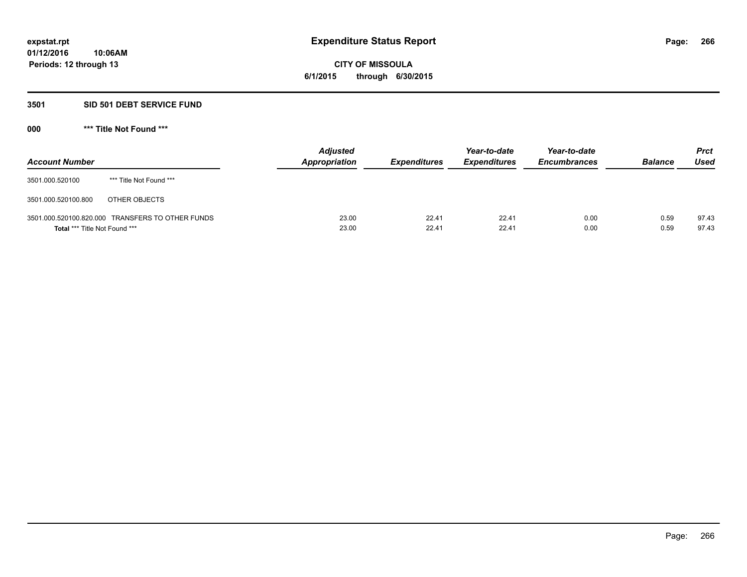expstat.rpt
01/12/2016 10:06AM
Periods: 12 through 13

# Expenditure Status Report

**CITY OF MISSOULA**
**6/1/2015 through 6/30/2015**

## 3501 SID 501 DEBT SERVICE FUND

### 000 *** Title Not Found ***

| Account Number | | Adjusted Appropriation | Expenditures | Year-to-date Expenditures | Year-to-date Encumbrances | Balance | Prct Used |
|---|---|---|---|---|---|---|---|
| 3501.000.520100 | *** Title Not Found *** | | | | | | |
| 3501.000.520100.800 | OTHER OBJECTS | | | | | | |
| 3501.000.520100.820.000 | TRANSFERS TO OTHER FUNDS | 23.00 | 22.41 | 22.41 | 0.00 | 0.59 | 97.43 |
| **Total** *** Title Not Found *** | | 23.00 | 22.41 | 22.41 | 0.00 | 0.59 | 97.43 |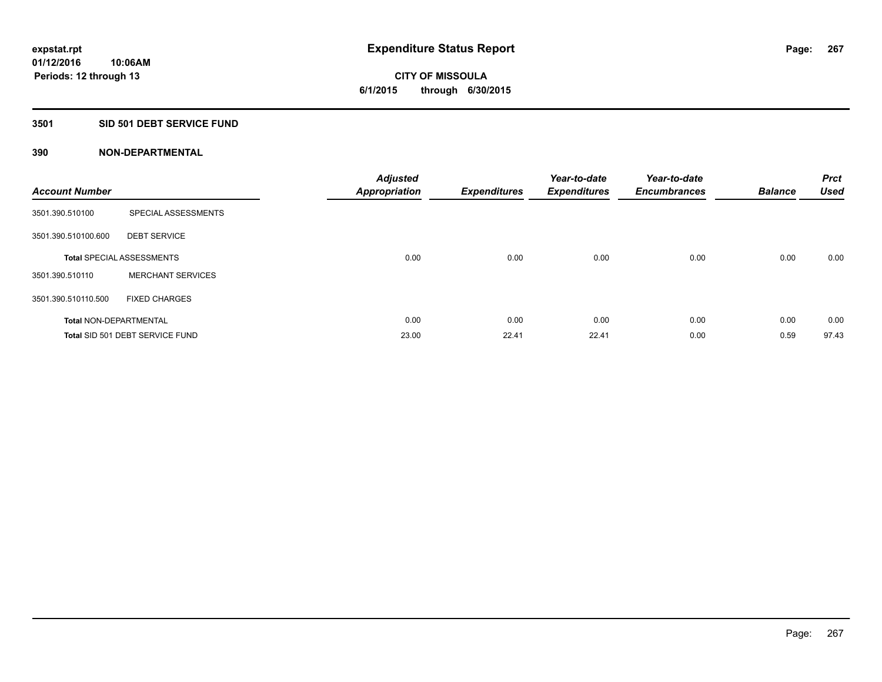# Expenditure Status Report

**expstat.rpt**
**01/12/2016 10:06AM**
**Periods: 12 through 13**

**CITY OF MISSOULA**
**6/1/2015 through 6/30/2015**

## 3501 SID 501 DEBT SERVICE FUND

### 390 NON-DEPARTMENTAL

| Account Number | | Adjusted Appropriation | Expenditures | Year-to-date Expenditures | Year-to-date Encumbrances | Balance | Prct Used |
|---|---|---|---|---|---|---|---|
| 3501.390.510100 | SPECIAL ASSESSMENTS | | | | | | |
| 3501.390.510100.600 | DEBT SERVICE | | | | | | |
| **Total** SPECIAL ASSESSMENTS | | 0.00 | 0.00 | 0.00 | 0.00 | 0.00 | 0.00 |
| 3501.390.510110 | MERCHANT SERVICES | | | | | | |
| 3501.390.510110.500 | FIXED CHARGES | | | | | | |
| **Total** NON-DEPARTMENTAL | | 0.00 | 0.00 | 0.00 | 0.00 | 0.00 | 0.00 |
| **Total** SID 501 DEBT SERVICE FUND | | 23.00 | 22.41 | 22.41 | 0.00 | 0.59 | 97.43 |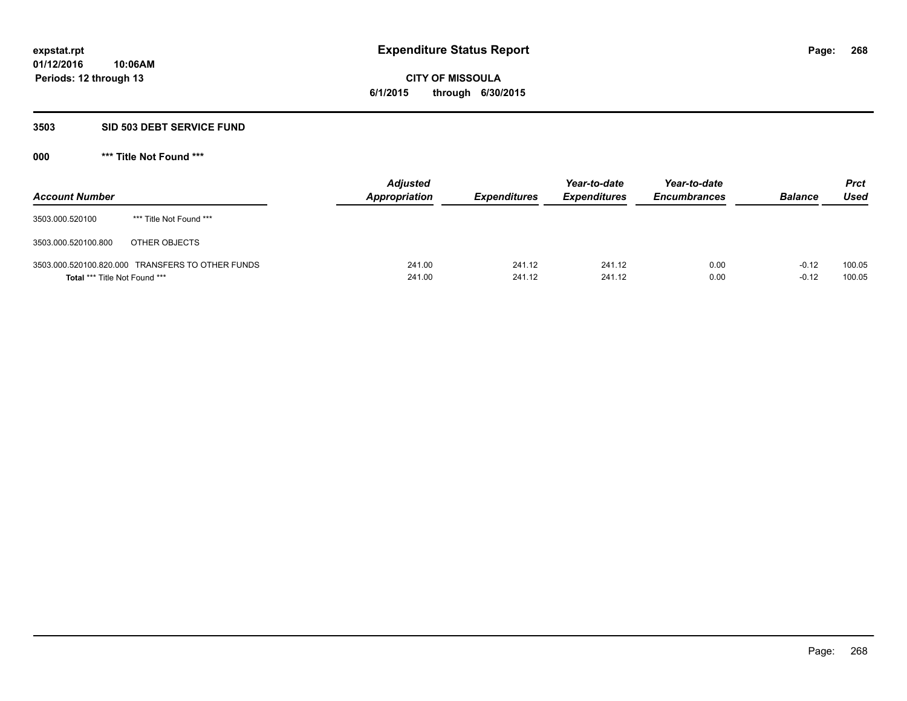# Expenditure Status Report

expstat.rpt
01/12/2016 10:06AM
Periods: 12 through 13

**CITY OF MISSOULA**
**6/1/2015 through 6/30/2015**

## 3503 SID 503 DEBT SERVICE FUND

### 000 *** Title Not Found ***

| Account Number | | Adjusted Appropriation | Expenditures | Year-to-date Expenditures | Year-to-date Encumbrances | Balance | Prct Used |
|---|---|---|---|---|---|---|---|
| 3503.000.520100 | *** Title Not Found *** | | | | | | |
| 3503.000.520100.800 | OTHER OBJECTS | | | | | | |
| 3503.000.520100.820.000 | TRANSFERS TO OTHER FUNDS | 241.00 | 241.12 | 241.12 | 0.00 | -0.12 | 100.05 |
| **Total** *** Title Not Found *** | | 241.00 | 241.12 | 241.12 | 0.00 | -0.12 | 100.05 |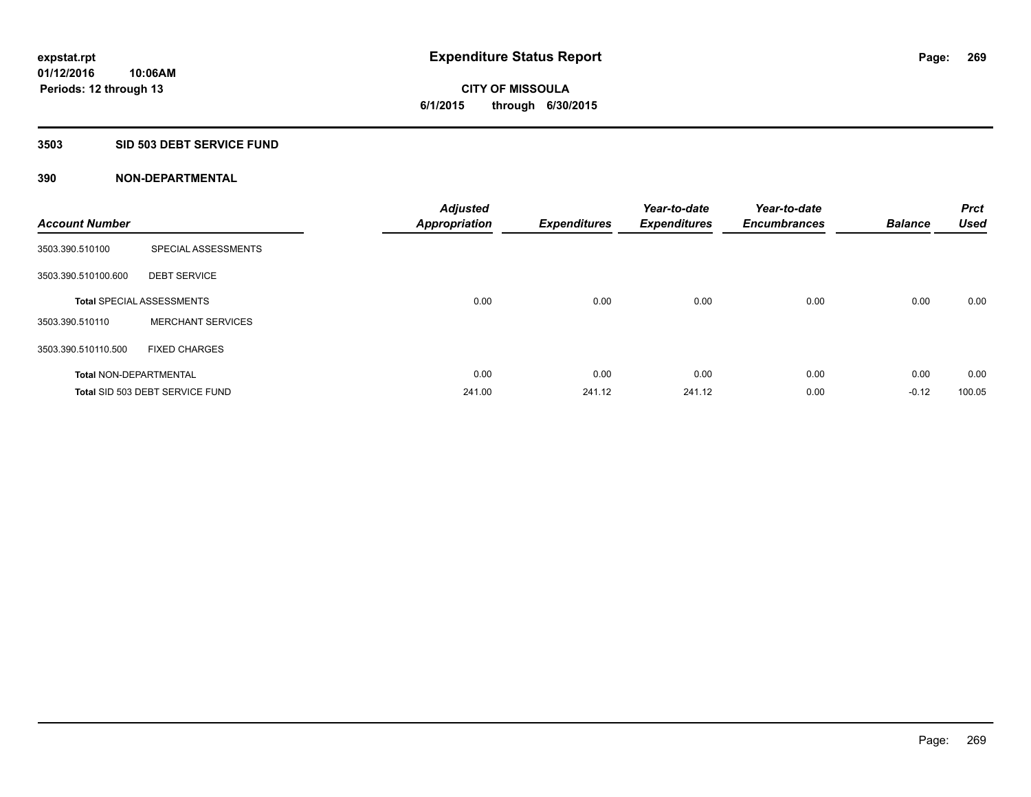# Expenditure Status Report

expstat.rpt
01/12/2016 10:06AM
Periods: 12 through 13

**CITY OF MISSOULA**
**6/1/2015 through 6/30/2015**

## 3503 SID 503 DEBT SERVICE FUND

### 390 NON-DEPARTMENTAL

| Account Number | | Adjusted Appropriation | Expenditures | Year-to-date Expenditures | Year-to-date Encumbrances | Balance | Prct Used |
|---|---|---|---|---|---|---|---|
| 3503.390.510100 | SPECIAL ASSESSMENTS | | | | | | |
| 3503.390.510100.600 | DEBT SERVICE | | | | | | |
| **Total** SPECIAL ASSESSMENTS | | 0.00 | 0.00 | 0.00 | 0.00 | 0.00 | 0.00 |
| 3503.390.510110 | MERCHANT SERVICES | | | | | | |
| 3503.390.510110.500 | FIXED CHARGES | | | | | | |
| **Total** NON-DEPARTMENTAL | | 0.00 | 0.00 | 0.00 | 0.00 | 0.00 | 0.00 |
| **Total** SID 503 DEBT SERVICE FUND | | 241.00 | 241.12 | 241.12 | 0.00 | -0.12 | 100.05 |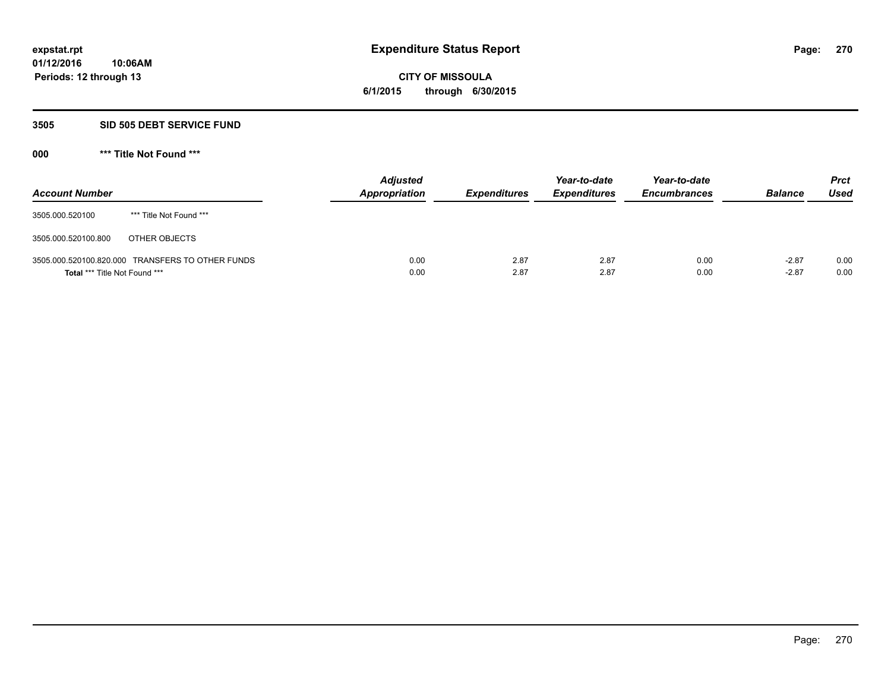**expstat.rpt**
**01/12/2016 10:06AM**
**Periods: 12 through 13**

# Expenditure Status Report

**CITY OF MISSOULA**
**6/1/2015 through 6/30/2015**

## 3505 SID 505 DEBT SERVICE FUND

### 000 *** Title Not Found ***

| Account Number | | Adjusted Appropriation | Expenditures | Year-to-date Expenditures | Year-to-date Encumbrances | Balance | Prct Used |
|---|---|---|---|---|---|---|---|
| 3505.000.520100 | *** Title Not Found *** | | | | | | |
| 3505.000.520100.800 | OTHER OBJECTS | | | | | | |
| 3505.000.520100.820.000 | TRANSFERS TO OTHER FUNDS | 0.00 | 2.87 | 2.87 | 0.00 | -2.87 | 0.00 |
| **Total** *** Title Not Found *** | | 0.00 | 2.87 | 2.87 | 0.00 | -2.87 | 0.00 |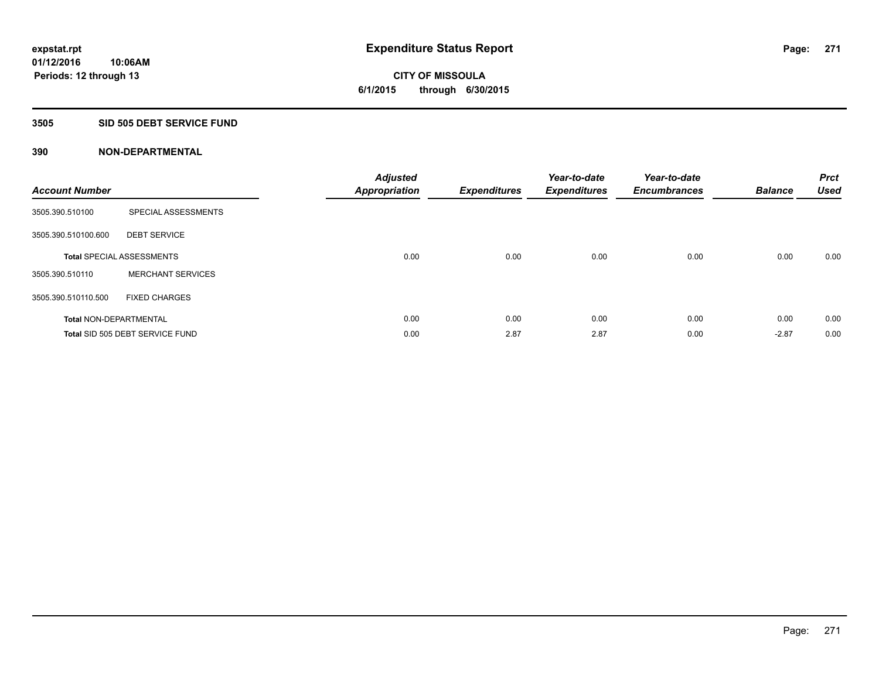expstat.rpt
01/12/2016 10:06AM
Periods: 12 through 13

# Expenditure Status Report

**CITY OF MISSOULA**
**6/1/2015 through 6/30/2015**

## 3505 SID 505 DEBT SERVICE FUND

### 390 NON-DEPARTMENTAL

| Account Number | | Adjusted Appropriation | Expenditures | Year-to-date Expenditures | Year-to-date Encumbrances | Balance | Prct Used |
|---|---|---|---|---|---|---|---|
| 3505.390.510100 | SPECIAL ASSESSMENTS | | | | | | |
| 3505.390.510100.600 | DEBT SERVICE | | | | | | |
| **Total** SPECIAL ASSESSMENTS | | 0.00 | 0.00 | 0.00 | 0.00 | 0.00 | 0.00 |
| 3505.390.510110 | MERCHANT SERVICES | | | | | | |
| 3505.390.510110.500 | FIXED CHARGES | | | | | | |
| **Total** NON-DEPARTMENTAL | | 0.00 | 0.00 | 0.00 | 0.00 | 0.00 | 0.00 |
| **Total** SID 505 DEBT SERVICE FUND | | 0.00 | 2.87 | 2.87 | 0.00 | -2.87 | 0.00 |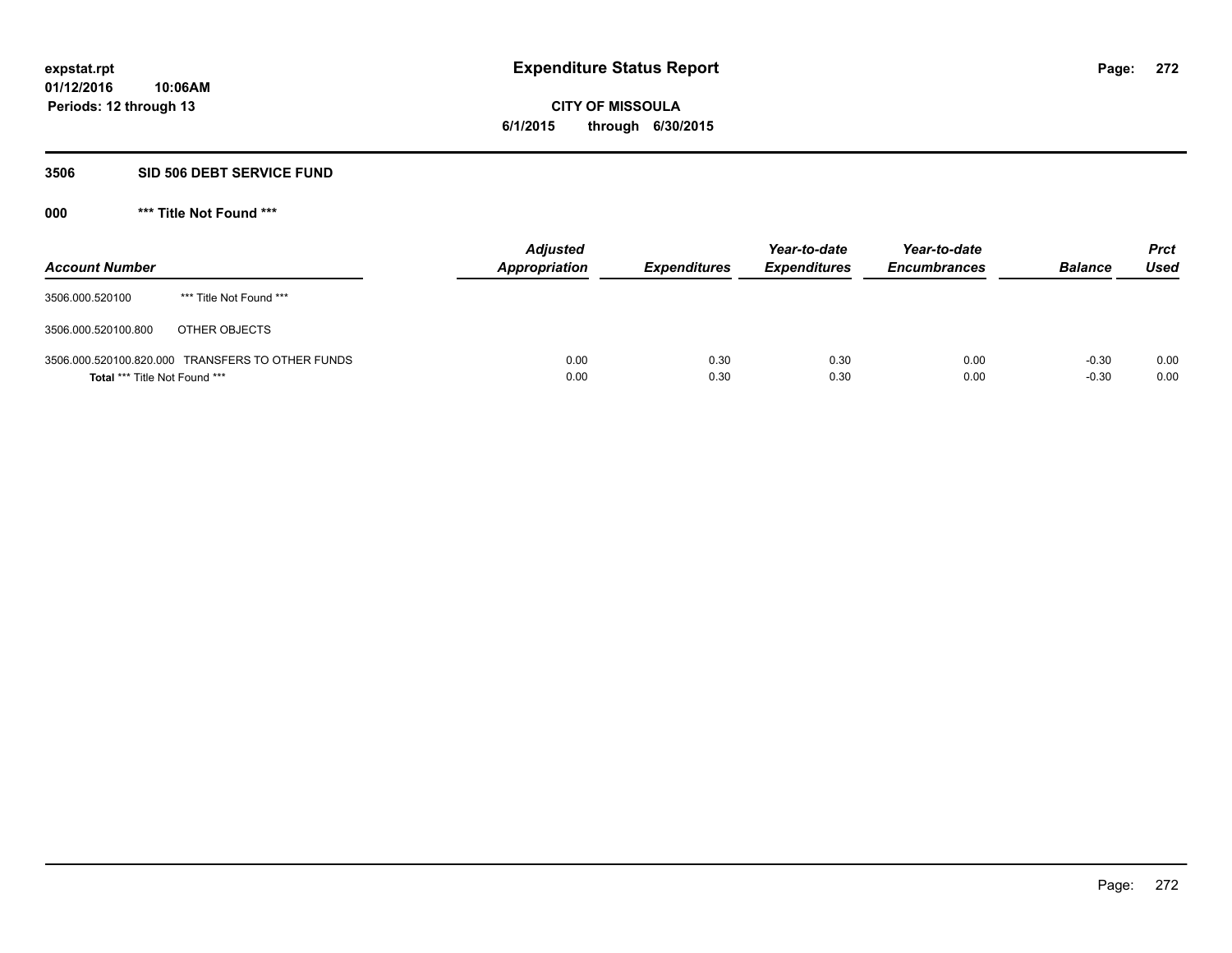expstat.rpt
01/12/2016 10:06AM
Periods: 12 through 13

# Expenditure Status Report

**CITY OF MISSOULA**
**6/1/2015 through 6/30/2015**

## 3506 SID 506 DEBT SERVICE FUND

### 000 *** Title Not Found ***

| Account Number | | Adjusted Appropriation | Expenditures | Year-to-date Expenditures | Year-to-date Encumbrances | Balance | Prct Used |
|---|---|---|---|---|---|---|---|
| 3506.000.520100 | *** Title Not Found *** | | | | | | |
| 3506.000.520100.800 | OTHER OBJECTS | | | | | | |
| 3506.000.520100.820.000 | TRANSFERS TO OTHER FUNDS | 0.00 | 0.30 | 0.30 | 0.00 | -0.30 | 0.00 |
| **Total** *** Title Not Found *** | | 0.00 | 0.30 | 0.30 | 0.00 | -0.30 | 0.00 |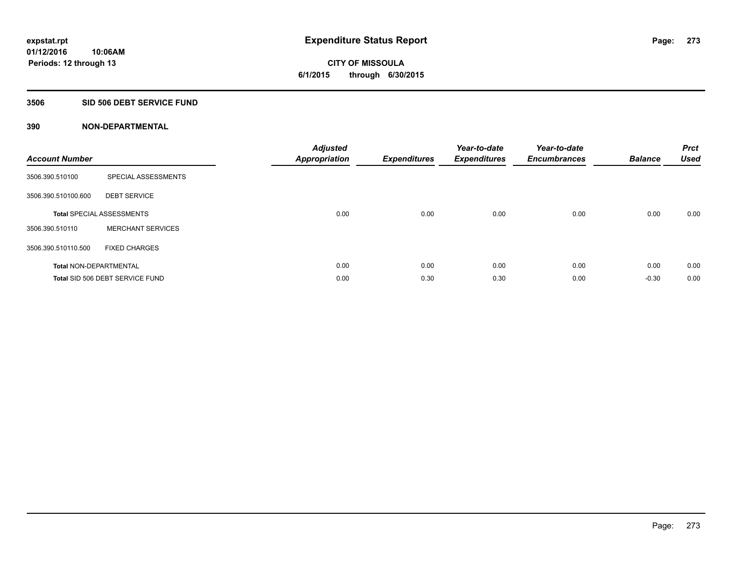**expstat.rpt**
**01/12/2016 10:06AM**
**Periods: 12 through 13**

# Expenditure Status Report

**CITY OF MISSOULA**
**6/1/2015 through 6/30/2015**

## 3506 SID 506 DEBT SERVICE FUND

### 390 NON-DEPARTMENTAL

| Account Number | | Adjusted Appropriation | Expenditures | Year-to-date Expenditures | Year-to-date Encumbrances | Balance | Prct Used |
|---|---|---|---|---|---|---|---|
| 3506.390.510100 | SPECIAL ASSESSMENTS | | | | | | |
| 3506.390.510100.600 | DEBT SERVICE | | | | | | |
| **Total** SPECIAL ASSESSMENTS | | 0.00 | 0.00 | 0.00 | 0.00 | 0.00 | 0.00 |
| 3506.390.510110 | MERCHANT SERVICES | | | | | | |
| 3506.390.510110.500 | FIXED CHARGES | | | | | | |
| **Total** NON-DEPARTMENTAL | | 0.00 | 0.00 | 0.00 | 0.00 | 0.00 | 0.00 |
| **Total** SID 506 DEBT SERVICE FUND | | 0.00 | 0.30 | 0.30 | 0.00 | -0.30 | 0.00 |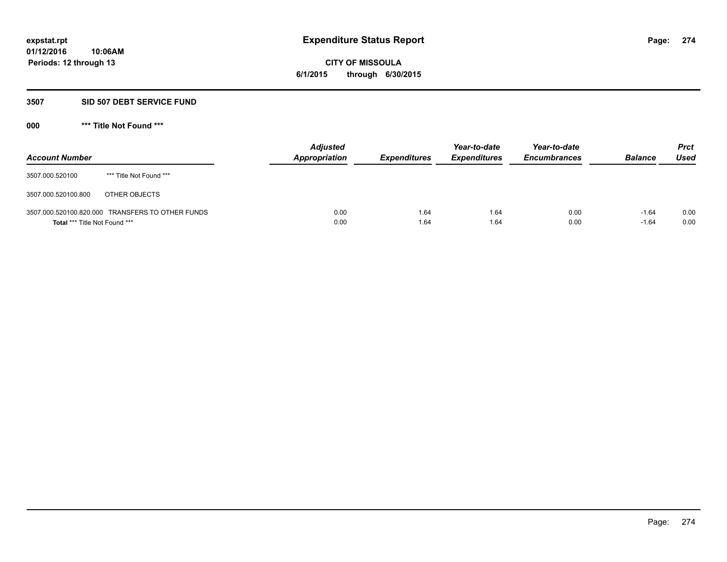**expstat.rpt**
**01/12/2016 10:06AM**
**Periods: 12 through 13**

# Expenditure Status Report

**CITY OF MISSOULA**
**6/1/2015 through 6/30/2015**

## 3507 SID 507 DEBT SERVICE FUND

### 000 *** Title Not Found ***

| Account Number | | Adjusted Appropriation | Expenditures | Year-to-date Expenditures | Year-to-date Encumbrances | Balance | Prct Used |
|---|---|---|---|---|---|---|---|
| 3507.000.520100 | *** Title Not Found *** | | | | | | |
| 3507.000.520100.800 | OTHER OBJECTS | | | | | | |
| 3507.000.520100.820.000 | TRANSFERS TO OTHER FUNDS | 0.00 | 1.64 | 1.64 | 0.00 | -1.64 | 0.00 |
| **Total** *** Title Not Found *** | | 0.00 | 1.64 | 1.64 | 0.00 | -1.64 | 0.00 |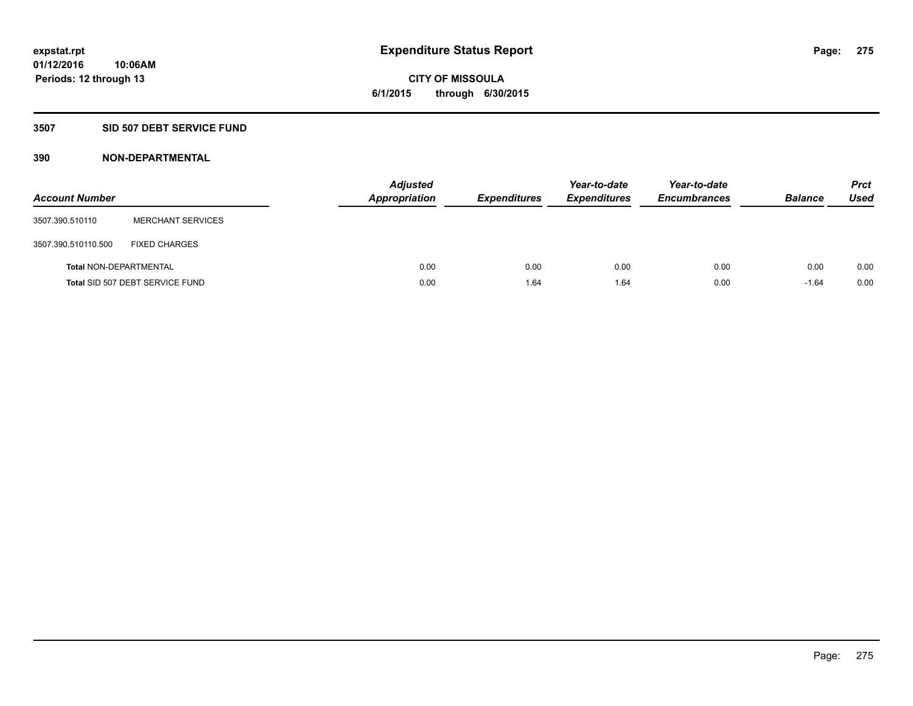# Expenditure Status Report

**CITY OF MISSOULA**
**6/1/2015 through 6/30/2015**

expstat.rpt
01/12/2016 10:06AM
Periods: 12 through 13

## 3507 SID 507 DEBT SERVICE FUND

### 390 NON-DEPARTMENTAL

| Account Number | | Adjusted Appropriation | Expenditures | Year-to-date Expenditures | Year-to-date Encumbrances | Balance | Prct Used |
|---|---|---|---|---|---|---|---|
| 3507.390.510110 | MERCHANT SERVICES | | | | | | |
| 3507.390.510110.500 | FIXED CHARGES | | | | | | |
| Total NON-DEPARTMENTAL | | 0.00 | 0.00 | 0.00 | 0.00 | 0.00 | 0.00 |
| Total SID 507 DEBT SERVICE FUND | | 0.00 | 1.64 | 1.64 | 0.00 | -1.64 | 0.00 |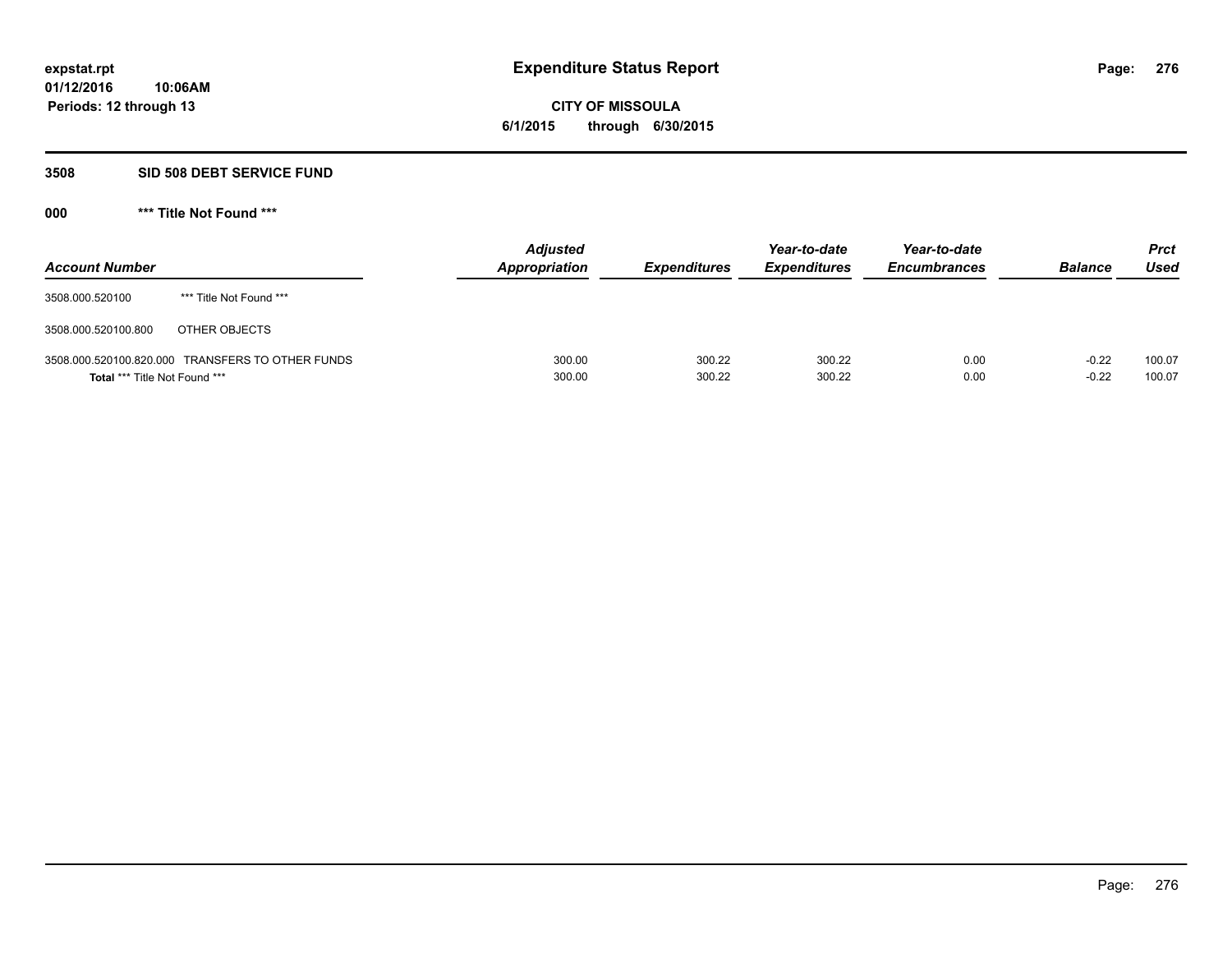# Expenditure Status Report

expstat.rpt
01/12/2016 10:06AM
Periods: 12 through 13

**CITY OF MISSOULA**
**6/1/2015 through 6/30/2015**

## 3508 SID 508 DEBT SERVICE FUND

### 000 *** Title Not Found ***

| Account Number | | Adjusted Appropriation | Expenditures | Year-to-date Expenditures | Year-to-date Encumbrances | Balance | Prct Used |
|---|---|---|---|---|---|---|---|
| 3508.000.520100 | *** Title Not Found *** | | | | | | |
| 3508.000.520100.800 | OTHER OBJECTS | | | | | | |
| 3508.000.520100.820.000 | TRANSFERS TO OTHER FUNDS | 300.00 | 300.22 | 300.22 | 0.00 | -0.22 | 100.07 |
| **Total** *** Title Not Found *** | | 300.00 | 300.22 | 300.22 | 0.00 | -0.22 | 100.07 |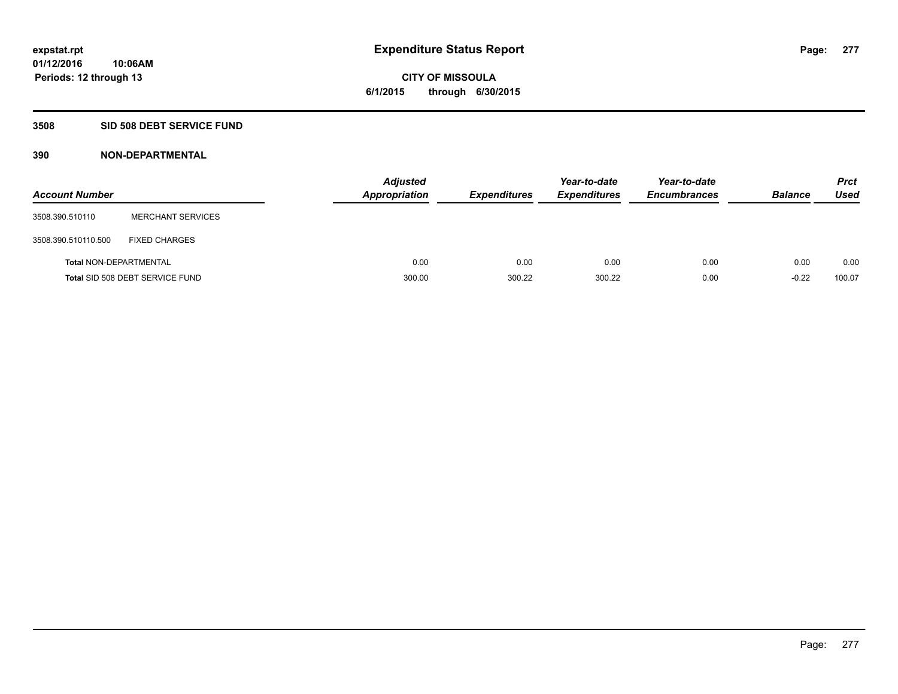expstat.rpt
01/12/2016 10:06AM
Periods: 12 through 13

# Expenditure Status Report

**CITY OF MISSOULA**
**6/1/2015 through 6/30/2015**

## 3508 SID 508 DEBT SERVICE FUND

### 390 NON-DEPARTMENTAL

| Account Number | | Adjusted Appropriation | Expenditures | Year-to-date Expenditures | Year-to-date Encumbrances | Balance | Prct Used |
|---|---|---|---|---|---|---|---|
| 3508.390.510110 | MERCHANT SERVICES | | | | | | |
| 3508.390.510110.500 | FIXED CHARGES | | | | | | |
| Total NON-DEPARTMENTAL | | 0.00 | 0.00 | 0.00 | 0.00 | 0.00 | 0.00 |
| Total SID 508 DEBT SERVICE FUND | | 300.00 | 300.22 | 300.22 | 0.00 | -0.22 | 100.07 |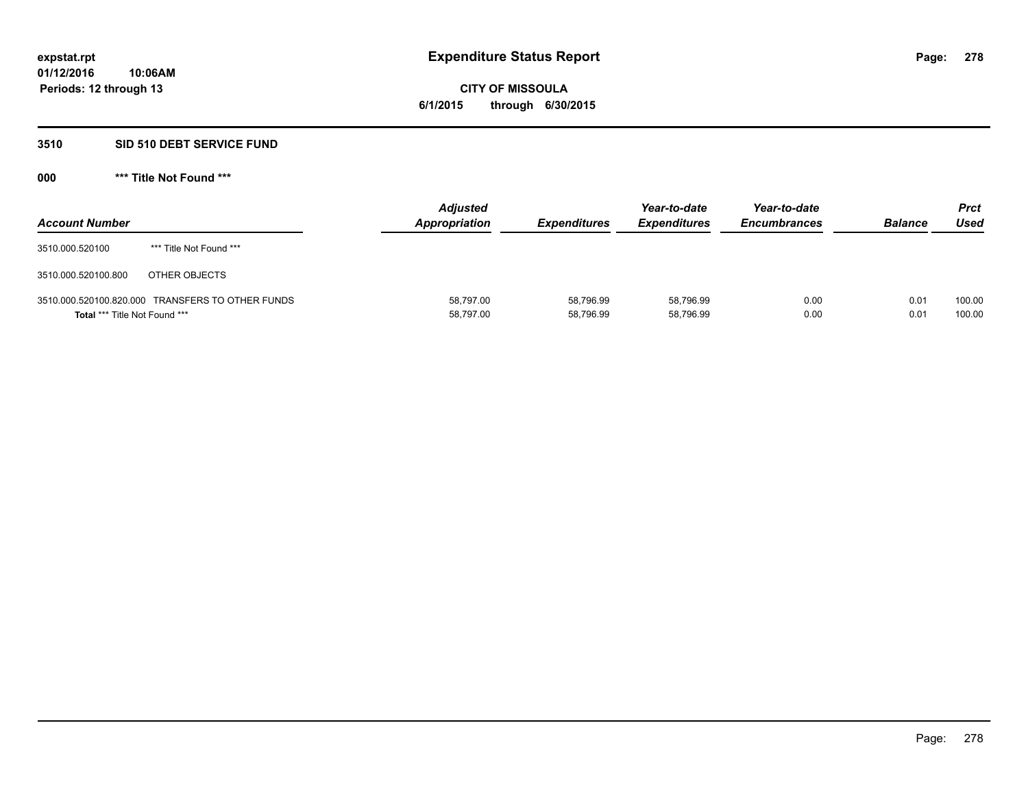expstat.rpt
01/12/2016 10:06AM
Periods: 12 through 13

# Expenditure Status Report

**CITY OF MISSOULA**
**6/1/2015 through 6/30/2015**

## 3510 SID 510 DEBT SERVICE FUND

### 000 *** Title Not Found ***

| Account Number | | Adjusted Appropriation | Expenditures | Year-to-date Expenditures | Year-to-date Encumbrances | Balance | Prct Used |
|---|---|---|---|---|---|---|---|
| 3510.000.520100 | *** Title Not Found *** | | | | | | |
| 3510.000.520100.800 | OTHER OBJECTS | | | | | | |
| 3510.000.520100.820.000 | TRANSFERS TO OTHER FUNDS | 58,797.00 | 58,796.99 | 58,796.99 | 0.00 | 0.01 | 100.00 |
| **Total** *** Title Not Found *** | | 58,797.00 | 58,796.99 | 58,796.99 | 0.00 | 0.01 | 100.00 |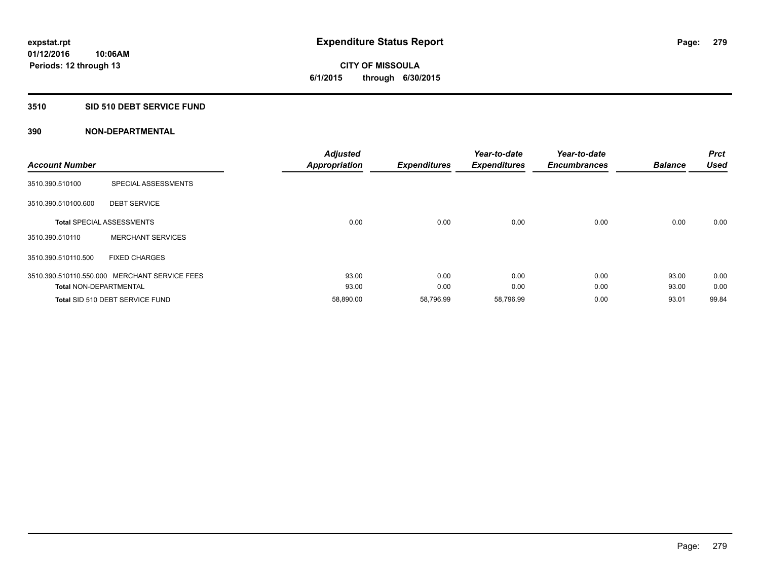# Expenditure Status Report

expstat.rpt
01/12/2016 10:06AM
Periods: 12 through 13

**CITY OF MISSOULA**
**6/1/2015 through 6/30/2015**

## 3510 SID 510 DEBT SERVICE FUND

### 390 NON-DEPARTMENTAL

| Account Number | | Adjusted Appropriation | Expenditures | Year-to-date Expenditures | Year-to-date Encumbrances | Balance | Prct Used |
|---|---|---|---|---|---|---|---|
| 3510.390.510100 | SPECIAL ASSESSMENTS | | | | | | |
| 3510.390.510100.600 | DEBT SERVICE | | | | | | |
| **Total** SPECIAL ASSESSMENTS | | 0.00 | 0.00 | 0.00 | 0.00 | 0.00 | 0.00 |
| 3510.390.510110 | MERCHANT SERVICES | | | | | | |
| 3510.390.510110.500 | FIXED CHARGES | | | | | | |
| 3510.390.510110.550.000 | MERCHANT SERVICE FEES | 93.00 | 0.00 | 0.00 | 0.00 | 93.00 | 0.00 |
| **Total** NON-DEPARTMENTAL | | 93.00 | 0.00 | 0.00 | 0.00 | 93.00 | 0.00 |
| **Total** SID 510 DEBT SERVICE FUND | | 58,890.00 | 58,796.99 | 58,796.99 | 0.00 | 93.01 | 99.84 |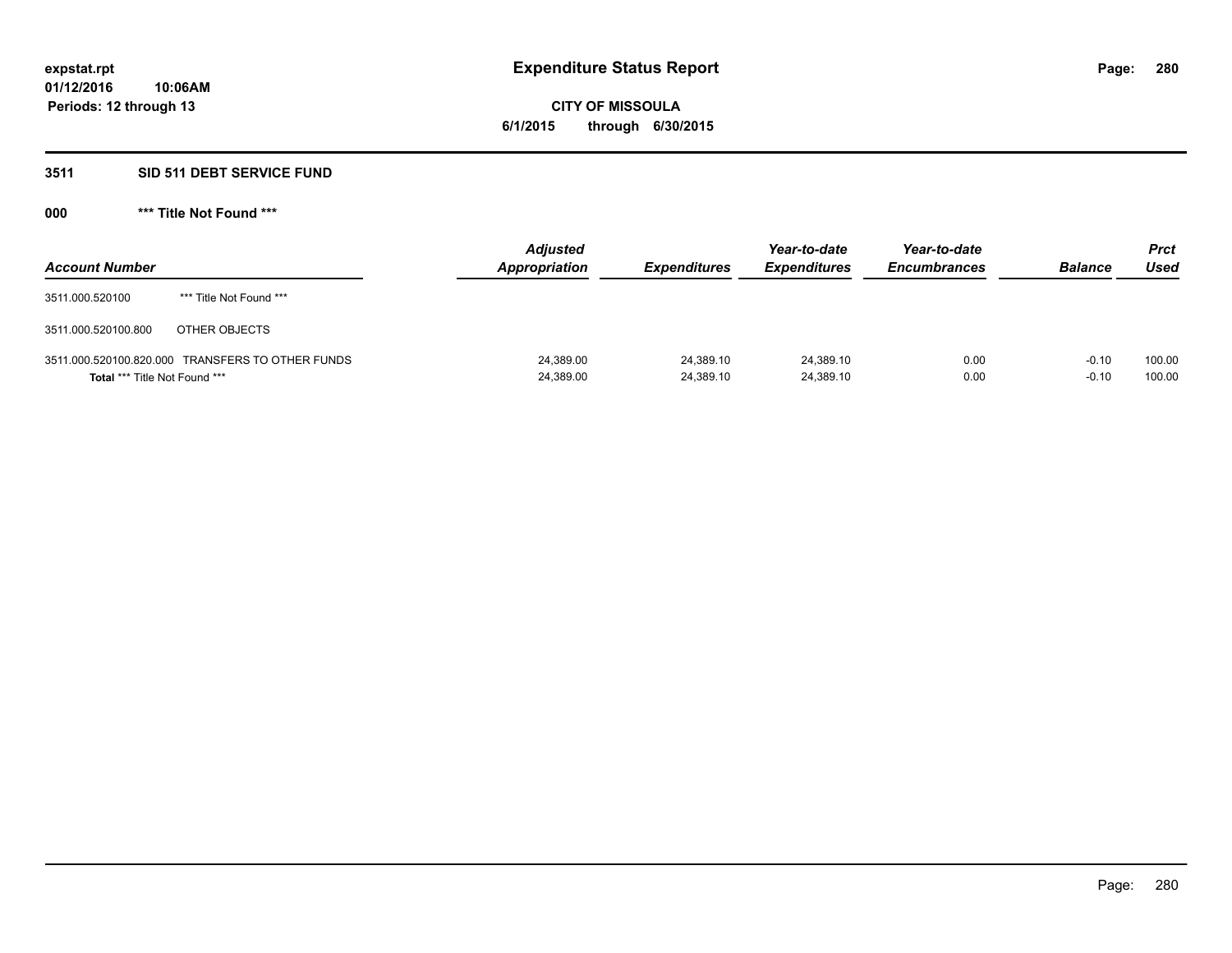**expstat.rpt**
**01/12/2016 10:06AM**
**Periods: 12 through 13**

# Expenditure Status Report

**CITY OF MISSOULA**
**6/1/2015 through 6/30/2015**

## 3511 SID 511 DEBT SERVICE FUND

### 000 *** Title Not Found ***

| Account Number | | Adjusted Appropriation | Expenditures | Year-to-date Expenditures | Year-to-date Encumbrances | Balance | Prct Used |
|---|---|---|---|---|---|---|---|
| 3511.000.520100 | *** Title Not Found *** | | | | | | |
| 3511.000.520100.800 | OTHER OBJECTS | | | | | | |
| 3511.000.520100.820.000 | TRANSFERS TO OTHER FUNDS | 24,389.00 | 24,389.10 | 24,389.10 | 0.00 | -0.10 | 100.00 |
| **Total** *** Title Not Found *** | | 24,389.00 | 24,389.10 | 24,389.10 | 0.00 | -0.10 | 100.00 |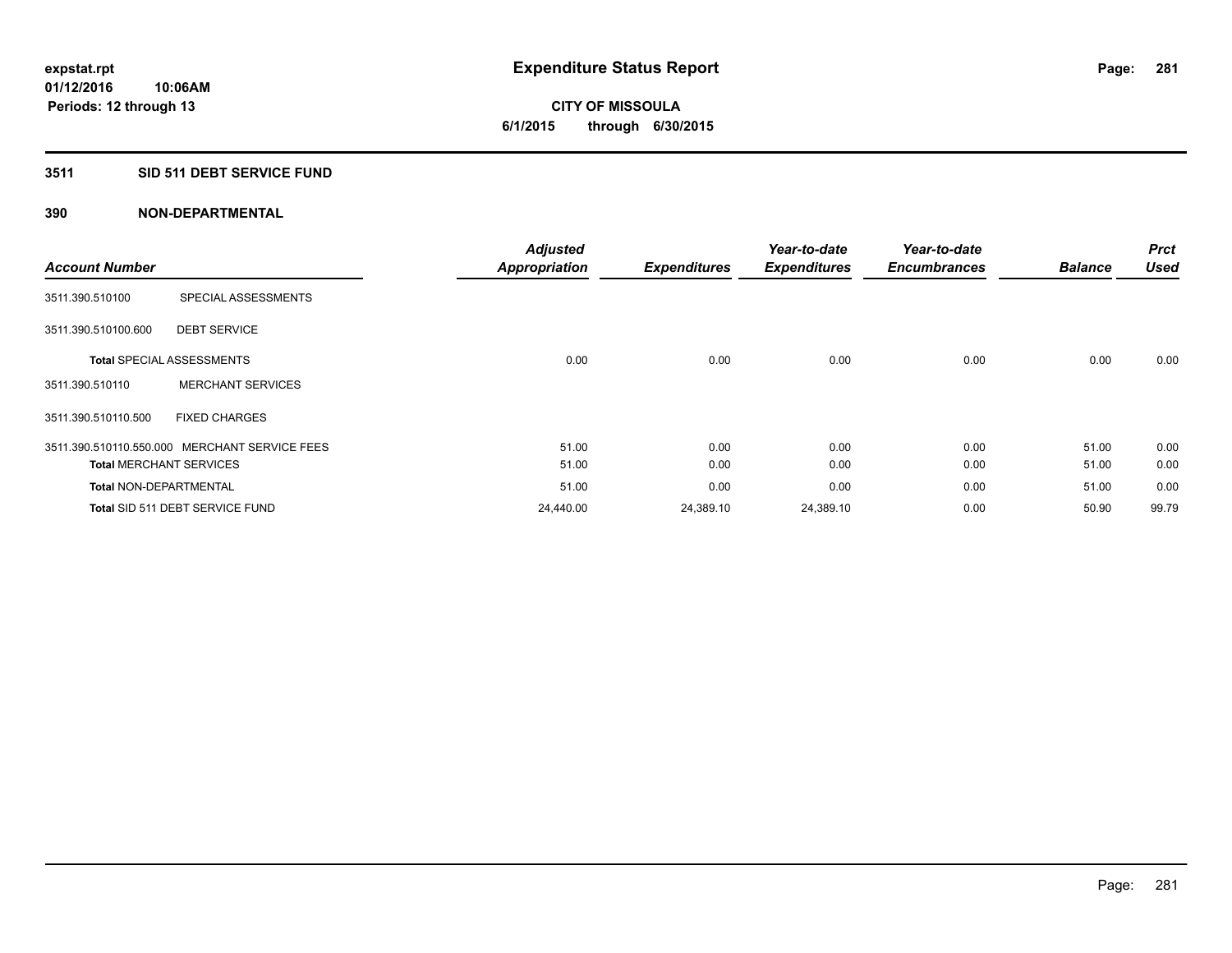expstat.rpt
01/12/2016 10:06AM
Periods: 12 through 13

# Expenditure Status Report

**CITY OF MISSOULA**
**6/1/2015 through 6/30/2015**

## 3511 SID 511 DEBT SERVICE FUND

### 390 NON-DEPARTMENTAL

| Account Number | | Adjusted Appropriation | Expenditures | Year-to-date Expenditures | Year-to-date Encumbrances | Balance | Prct Used |
|---|---|---|---|---|---|---|---|
| 3511.390.510100 | SPECIAL ASSESSMENTS | | | | | | |
| 3511.390.510100.600 | DEBT SERVICE | | | | | | |
| **Total** SPECIAL ASSESSMENTS | | 0.00 | 0.00 | 0.00 | 0.00 | 0.00 | 0.00 |
| 3511.390.510110 | MERCHANT SERVICES | | | | | | |
| 3511.390.510110.500 | FIXED CHARGES | | | | | | |
| 3511.390.510110.550.000 | MERCHANT SERVICE FEES | 51.00 | 0.00 | 0.00 | 0.00 | 51.00 | 0.00 |
| **Total** MERCHANT SERVICES | | 51.00 | 0.00 | 0.00 | 0.00 | 51.00 | 0.00 |
| **Total** NON-DEPARTMENTAL | | 51.00 | 0.00 | 0.00 | 0.00 | 51.00 | 0.00 |
| **Total** SID 511 DEBT SERVICE FUND | | 24,440.00 | 24,389.10 | 24,389.10 | 0.00 | 50.90 | 99.79 |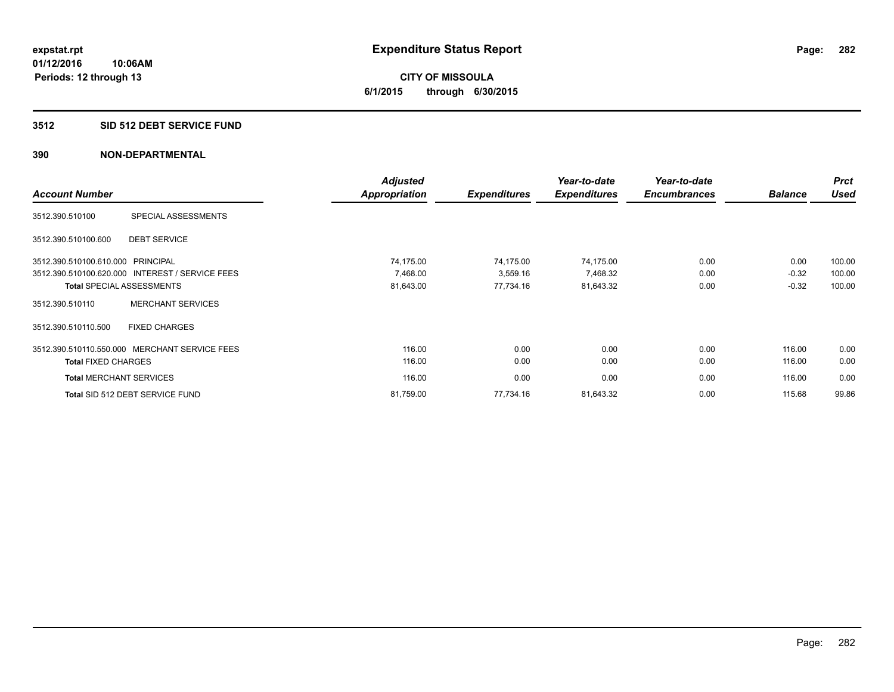**expstat.rpt**
**01/12/2016 10:06AM**
**Periods: 12 through 13**

# Expenditure Status Report

**CITY OF MISSOULA**
**6/1/2015 through 6/30/2015**

## 3512 SID 512 DEBT SERVICE FUND

## 390 NON-DEPARTMENTAL

| Account Number | | Adjusted Appropriation | Expenditures | Year-to-date Expenditures | Year-to-date Encumbrances | Balance | Prct Used |
|---|---|---|---|---|---|---|---|
| 3512.390.510100 | SPECIAL ASSESSMENTS | | | | | | |
| 3512.390.510100.600 | DEBT SERVICE | | | | | | |
| 3512.390.510100.610.000 | PRINCIPAL | 74,175.00 | 74,175.00 | 74,175.00 | 0.00 | 0.00 | 100.00 |
| 3512.390.510100.620.000 | INTEREST / SERVICE FEES | 7,468.00 | 3,559.16 | 7,468.32 | 0.00 | -0.32 | 100.00 |
| **Total** SPECIAL ASSESSMENTS | | 81,643.00 | 77,734.16 | 81,643.32 | 0.00 | -0.32 | 100.00 |
| 3512.390.510110 | MERCHANT SERVICES | | | | | | |
| 3512.390.510110.500 | FIXED CHARGES | | | | | | |
| 3512.390.510110.550.000 | MERCHANT SERVICE FEES | 116.00 | 0.00 | 0.00 | 0.00 | 116.00 | 0.00 |
| **Total** FIXED CHARGES | | 116.00 | 0.00 | 0.00 | 0.00 | 116.00 | 0.00 |
| **Total** MERCHANT SERVICES | | 116.00 | 0.00 | 0.00 | 0.00 | 116.00 | 0.00 |
| **Total** SID 512 DEBT SERVICE FUND | | 81,759.00 | 77,734.16 | 81,643.32 | 0.00 | 115.68 | 99.86 |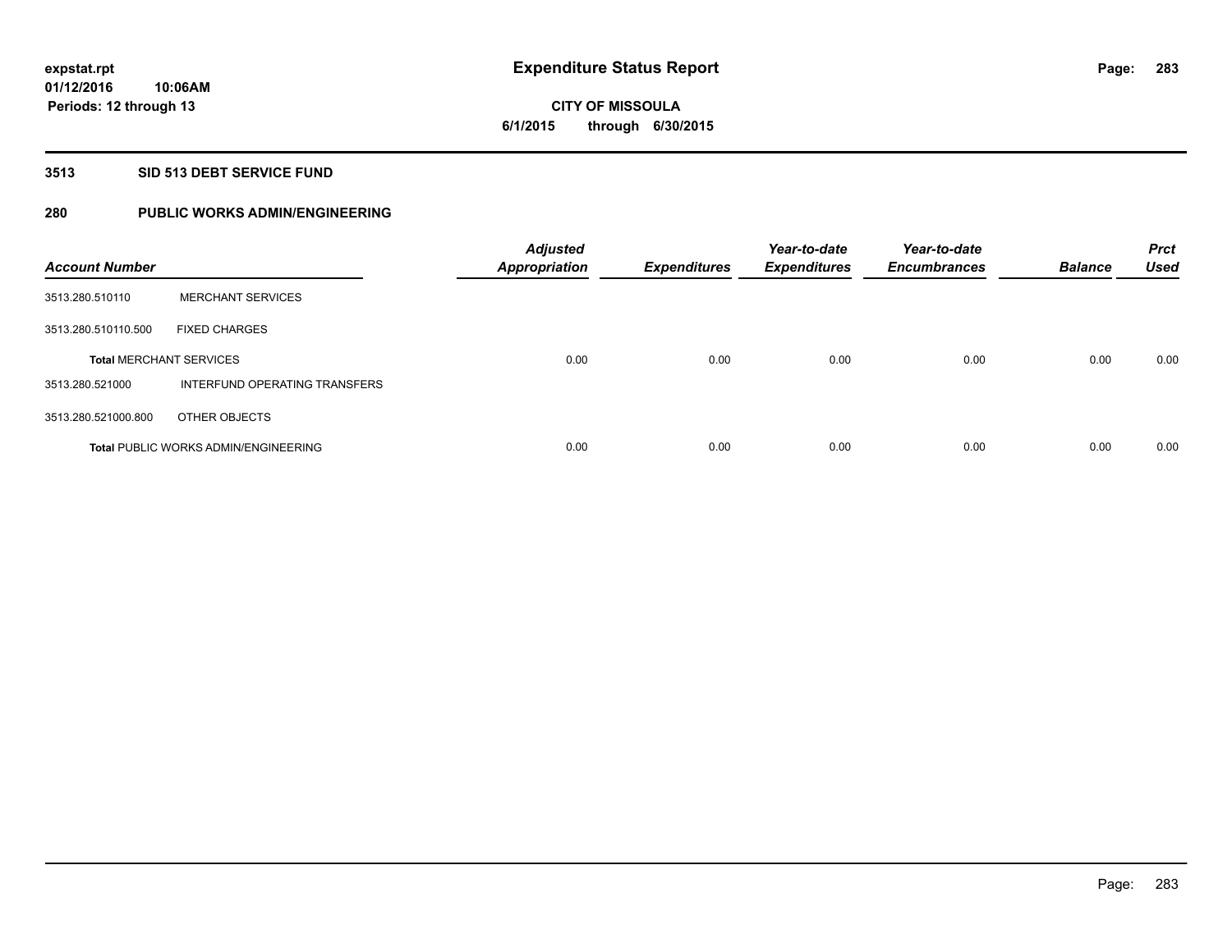**expstat.rpt**
**01/12/2016 10:06AM**
**Periods: 12 through 13**

# Expenditure Status Report

**CITY OF MISSOULA**
**6/1/2015 through 6/30/2015**

## 3513 SID 513 DEBT SERVICE FUND

## 280 PUBLIC WORKS ADMIN/ENGINEERING

| Account Number | | Adjusted Appropriation | Expenditures | Year-to-date Expenditures | Year-to-date Encumbrances | Balance | Prct Used |
|---|---|---|---|---|---|---|---|
| 3513.280.510110 | MERCHANT SERVICES | | | | | | |
| 3513.280.510110.500 | FIXED CHARGES | | | | | | |
| **Total** MERCHANT SERVICES | | 0.00 | 0.00 | 0.00 | 0.00 | 0.00 | 0.00 |
| 3513.280.521000 | INTERFUND OPERATING TRANSFERS | | | | | | |
| 3513.280.521000.800 | OTHER OBJECTS | | | | | | |
| **Total** PUBLIC WORKS ADMIN/ENGINEERING | | 0.00 | 0.00 | 0.00 | 0.00 | 0.00 | 0.00 |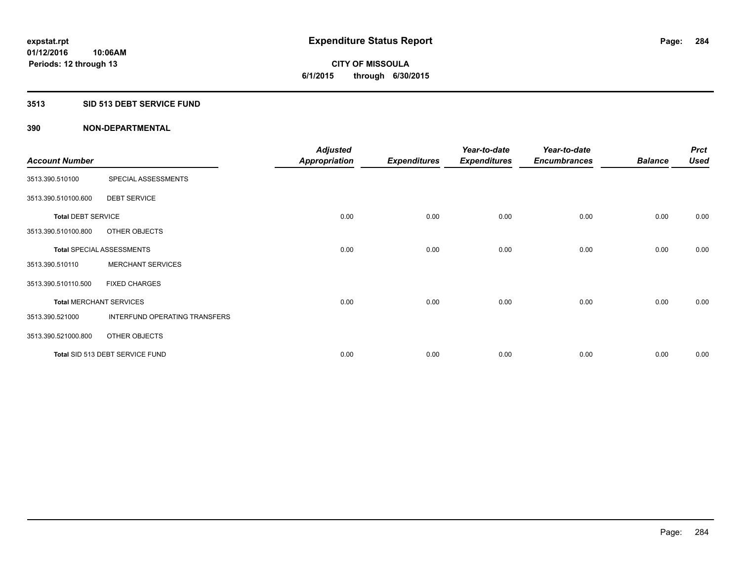# Expenditure Status Report

**CITY OF MISSOULA**

**6/1/2015 through 6/30/2015**

expstat.rpt
01/12/2016 10:06AM
Periods: 12 through 13

## 3513 SID 513 DEBT SERVICE FUND

### 390 NON-DEPARTMENTAL

| Account Number | | Adjusted Appropriation | Expenditures | Year-to-date Expenditures | Year-to-date Encumbrances | Balance | Prct Used |
|---|---|---|---|---|---|---|---|
| 3513.390.510100 | SPECIAL ASSESSMENTS | | | | | | |
| 3513.390.510100.600 | DEBT SERVICE | | | | | | |
| **Total** DEBT SERVICE | | 0.00 | 0.00 | 0.00 | 0.00 | 0.00 | 0.00 |
| 3513.390.510100.800 | OTHER OBJECTS | | | | | | |
| **Total** SPECIAL ASSESSMENTS | | 0.00 | 0.00 | 0.00 | 0.00 | 0.00 | 0.00 |
| 3513.390.510110 | MERCHANT SERVICES | | | | | | |
| 3513.390.510110.500 | FIXED CHARGES | | | | | | |
| **Total** MERCHANT SERVICES | | 0.00 | 0.00 | 0.00 | 0.00 | 0.00 | 0.00 |
| 3513.390.521000 | INTERFUND OPERATING TRANSFERS | | | | | | |
| 3513.390.521000.800 | OTHER OBJECTS | | | | | | |
| **Total** SID 513 DEBT SERVICE FUND | | 0.00 | 0.00 | 0.00 | 0.00 | 0.00 | 0.00 |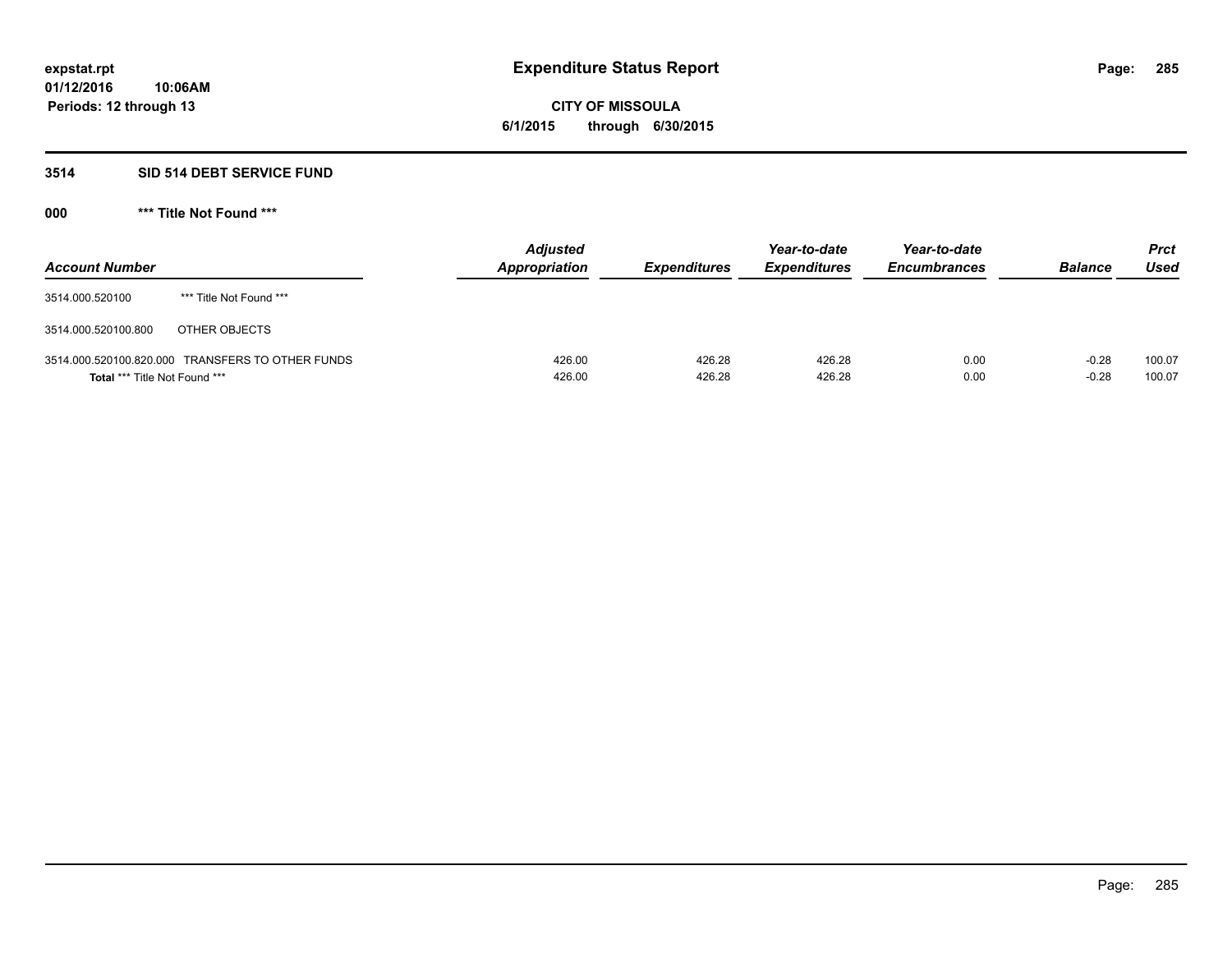# Expenditure Status Report

**expstat.rpt**
**01/12/2016 10:06AM**
**Periods: 12 through 13**

**CITY OF MISSOULA**
**6/1/2015 through 6/30/2015**

## 3514 SID 514 DEBT SERVICE FUND

### 000 *** Title Not Found ***

| Account Number | | Adjusted Appropriation | Expenditures | Year-to-date Expenditures | Year-to-date Encumbrances | Balance | Prct Used |
|---|---|---|---|---|---|---|---|
| 3514.000.520100 | *** Title Not Found *** | | | | | | |
| 3514.000.520100.800 | OTHER OBJECTS | | | | | | |
| 3514.000.520100.820.000 | TRANSFERS TO OTHER FUNDS | 426.00 | 426.28 | 426.28 | 0.00 | -0.28 | 100.07 |
| **Total** *** Title Not Found *** | | 426.00 | 426.28 | 426.28 | 0.00 | -0.28 | 100.07 |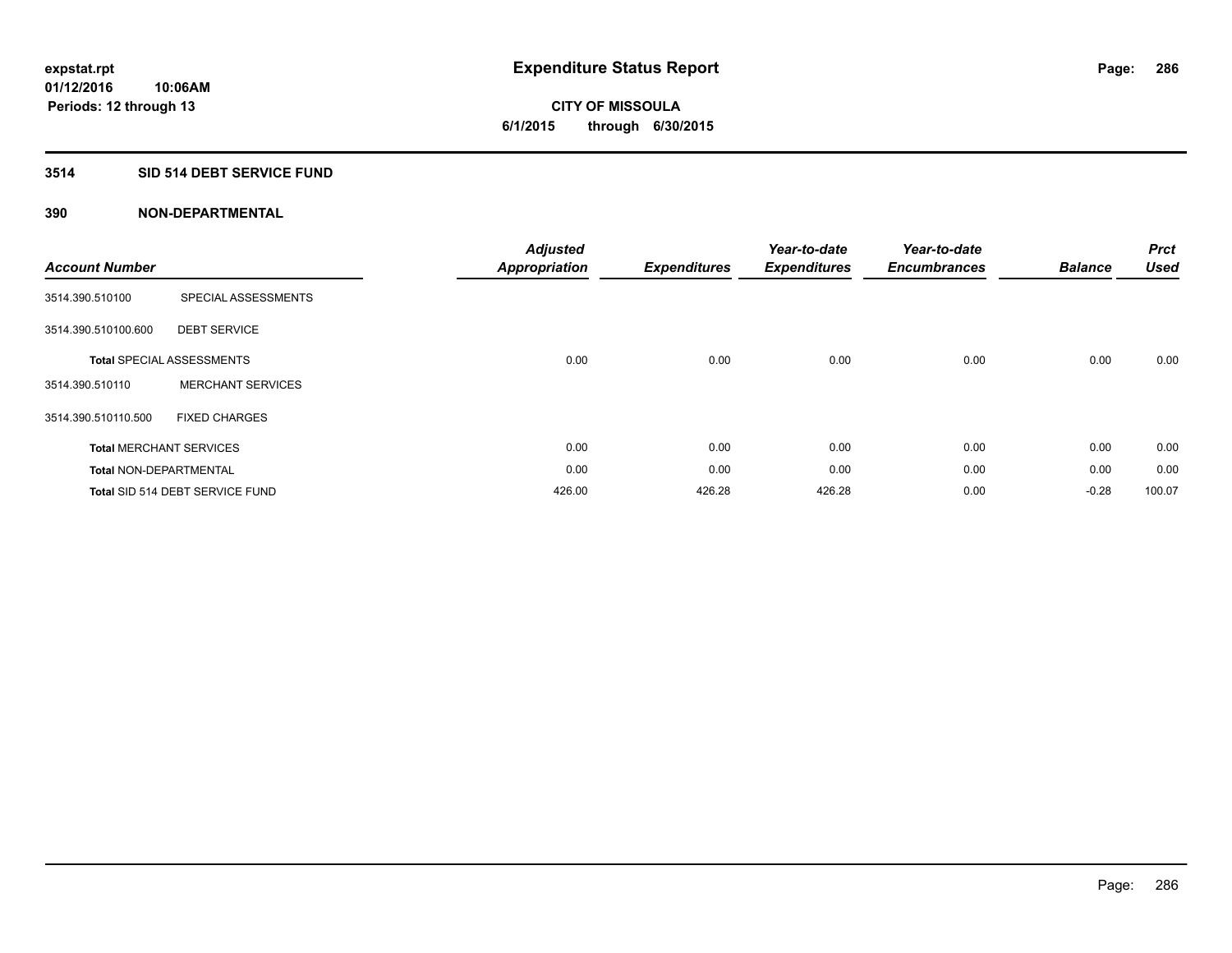# Expenditure Status Report

**CITY OF MISSOULA**
**6/1/2015 through 6/30/2015**

expstat.rpt
01/12/2016 10:06AM
Periods: 12 through 13

## 3514 SID 514 DEBT SERVICE FUND

### 390 NON-DEPARTMENTAL

| Account Number | | Adjusted Appropriation | Expenditures | Year-to-date Expenditures | Year-to-date Encumbrances | Balance | Prct Used |
|---|---|---|---|---|---|---|---|
| 3514.390.510100 | SPECIAL ASSESSMENTS | | | | | | |
| 3514.390.510100.600 | DEBT SERVICE | | | | | | |
| **Total** SPECIAL ASSESSMENTS | | 0.00 | 0.00 | 0.00 | 0.00 | 0.00 | 0.00 |
| 3514.390.510110 | MERCHANT SERVICES | | | | | | |
| 3514.390.510110.500 | FIXED CHARGES | | | | | | |
| **Total** MERCHANT SERVICES | | 0.00 | 0.00 | 0.00 | 0.00 | 0.00 | 0.00 |
| **Total** NON-DEPARTMENTAL | | 0.00 | 0.00 | 0.00 | 0.00 | 0.00 | 0.00 |
| **Total** SID 514 DEBT SERVICE FUND | | 426.00 | 426.28 | 426.28 | 0.00 | -0.28 | 100.07 |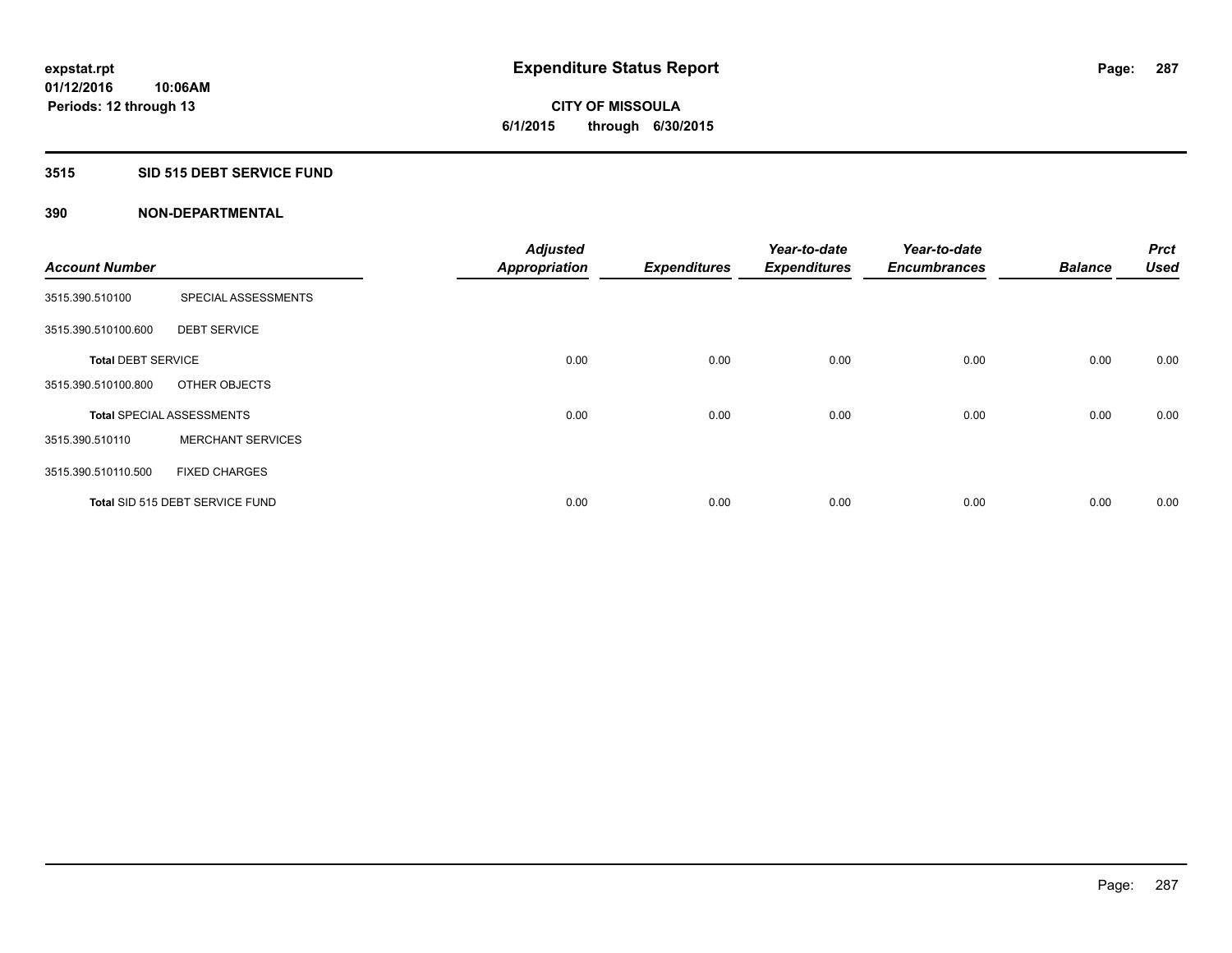**expstat.rpt**
**01/12/2016 10:06AM**
**Periods: 12 through 13**

# Expenditure Status Report

**CITY OF MISSOULA**
**6/1/2015 through 6/30/2015**

## 3515 SID 515 DEBT SERVICE FUND

### 390 NON-DEPARTMENTAL

| Account Number | | Adjusted Appropriation | Expenditures | Year-to-date Expenditures | Year-to-date Encumbrances | Balance | Prct Used |
|---|---|---|---|---|---|---|---|
| 3515.390.510100 | SPECIAL ASSESSMENTS | | | | | | |
| 3515.390.510100.600 | DEBT SERVICE | | | | | | |
| **Total** DEBT SERVICE | | 0.00 | 0.00 | 0.00 | 0.00 | 0.00 | 0.00 |
| 3515.390.510100.800 | OTHER OBJECTS | | | | | | |
| **Total** SPECIAL ASSESSMENTS | | 0.00 | 0.00 | 0.00 | 0.00 | 0.00 | 0.00 |
| 3515.390.510110 | MERCHANT SERVICES | | | | | | |
| 3515.390.510110.500 | FIXED CHARGES | | | | | | |
| **Total** SID 515 DEBT SERVICE FUND | | 0.00 | 0.00 | 0.00 | 0.00 | 0.00 | 0.00 |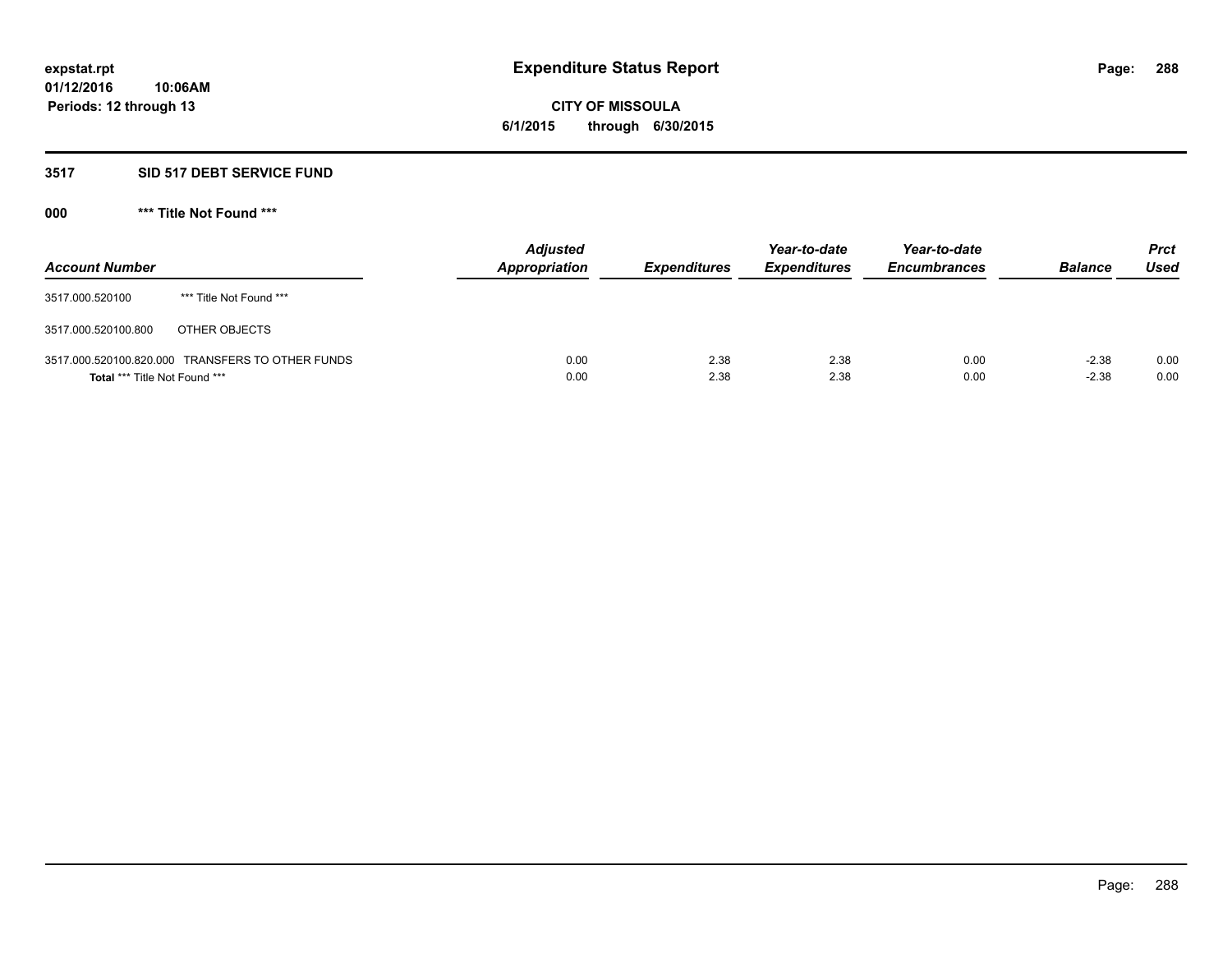**expstat.rpt**
**01/12/2016 10:06AM**
**Periods: 12 through 13**

# Expenditure Status Report

**CITY OF MISSOULA**
**6/1/2015 through 6/30/2015**

### 3517 SID 517 DEBT SERVICE FUND

### 000 *** Title Not Found ***

| Account Number | | Adjusted Appropriation | Expenditures | Year-to-date Expenditures | Year-to-date Encumbrances | Balance | Prct Used |
|---|---|---|---|---|---|---|---|
| 3517.000.520100 | *** Title Not Found *** | | | | | | |
| 3517.000.520100.800 | OTHER OBJECTS | | | | | | |
| 3517.000.520100.820.000 | TRANSFERS TO OTHER FUNDS | 0.00 | 2.38 | 2.38 | 0.00 | -2.38 | 0.00 |
| **Total** *** Title Not Found *** | | 0.00 | 2.38 | 2.38 | 0.00 | -2.38 | 0.00 |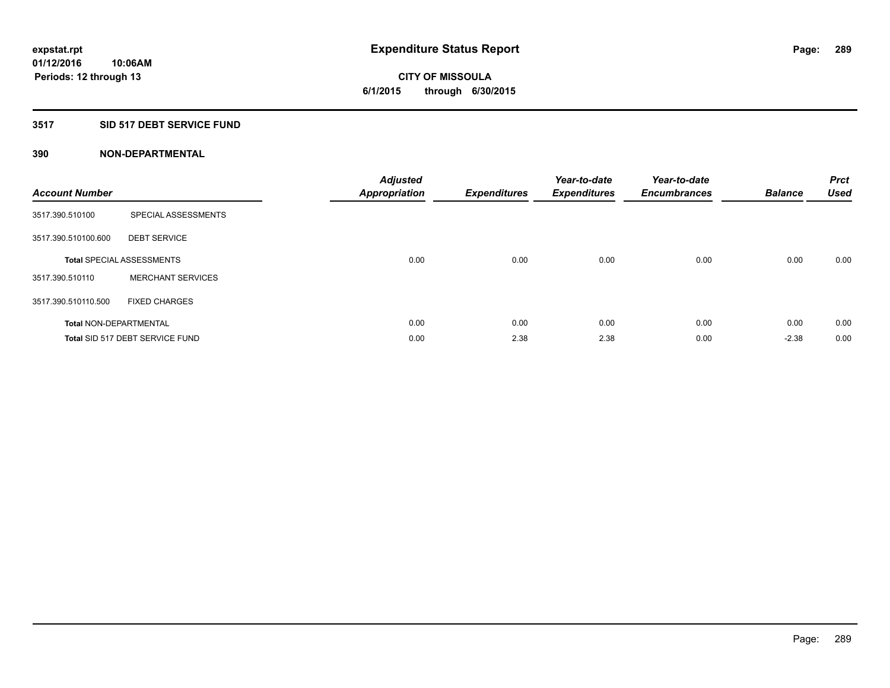**expstat.rpt**
**01/12/2016 10:06AM**
**Periods: 12 through 13**

# Expenditure Status Report

**CITY OF MISSOULA**
**6/1/2015 through 6/30/2015**

## 3517 SID 517 DEBT SERVICE FUND

### 390 NON-DEPARTMENTAL

| Account Number | | Adjusted Appropriation | Expenditures | Year-to-date Expenditures | Year-to-date Encumbrances | Balance | Prct Used |
|---|---|---|---|---|---|---|---|
| 3517.390.510100 | SPECIAL ASSESSMENTS | | | | | | |
| 3517.390.510100.600 | DEBT SERVICE | | | | | | |
| **Total** SPECIAL ASSESSMENTS | | 0.00 | 0.00 | 0.00 | 0.00 | 0.00 | 0.00 |
| 3517.390.510110 | MERCHANT SERVICES | | | | | | |
| 3517.390.510110.500 | FIXED CHARGES | | | | | | |
| **Total** NON-DEPARTMENTAL | | 0.00 | 0.00 | 0.00 | 0.00 | 0.00 | 0.00 |
| **Total** SID 517 DEBT SERVICE FUND | | 0.00 | 2.38 | 2.38 | 0.00 | -2.38 | 0.00 |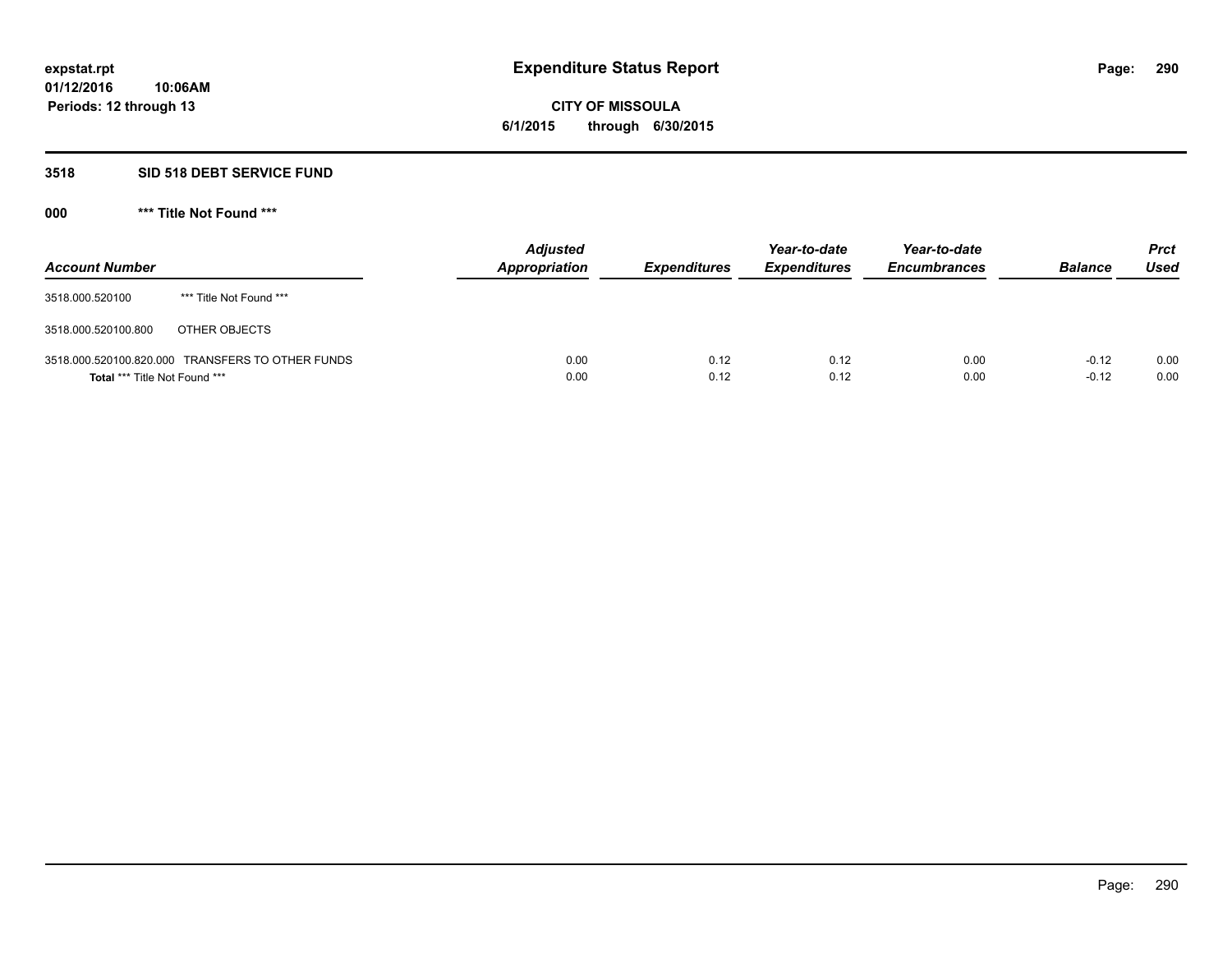expstat.rpt
01/12/2016 10:06AM
Periods: 12 through 13

# Expenditure Status Report

**CITY OF MISSOULA**
**6/1/2015 through 6/30/2015**

## 3518 SID 518 DEBT SERVICE FUND

### 000 *** Title Not Found ***

| Account Number | | Adjusted Appropriation | Expenditures | Year-to-date Expenditures | Year-to-date Encumbrances | Balance | Prct Used |
|---|---|---|---|---|---|---|---|
| 3518.000.520100 | *** Title Not Found *** | | | | | | |
| 3518.000.520100.800 | OTHER OBJECTS | | | | | | |
| 3518.000.520100.820.000 | TRANSFERS TO OTHER FUNDS | 0.00 | 0.12 | 0.12 | 0.00 | -0.12 | 0.00 |
| **Total** *** Title Not Found *** | | 0.00 | 0.12 | 0.12 | 0.00 | -0.12 | 0.00 |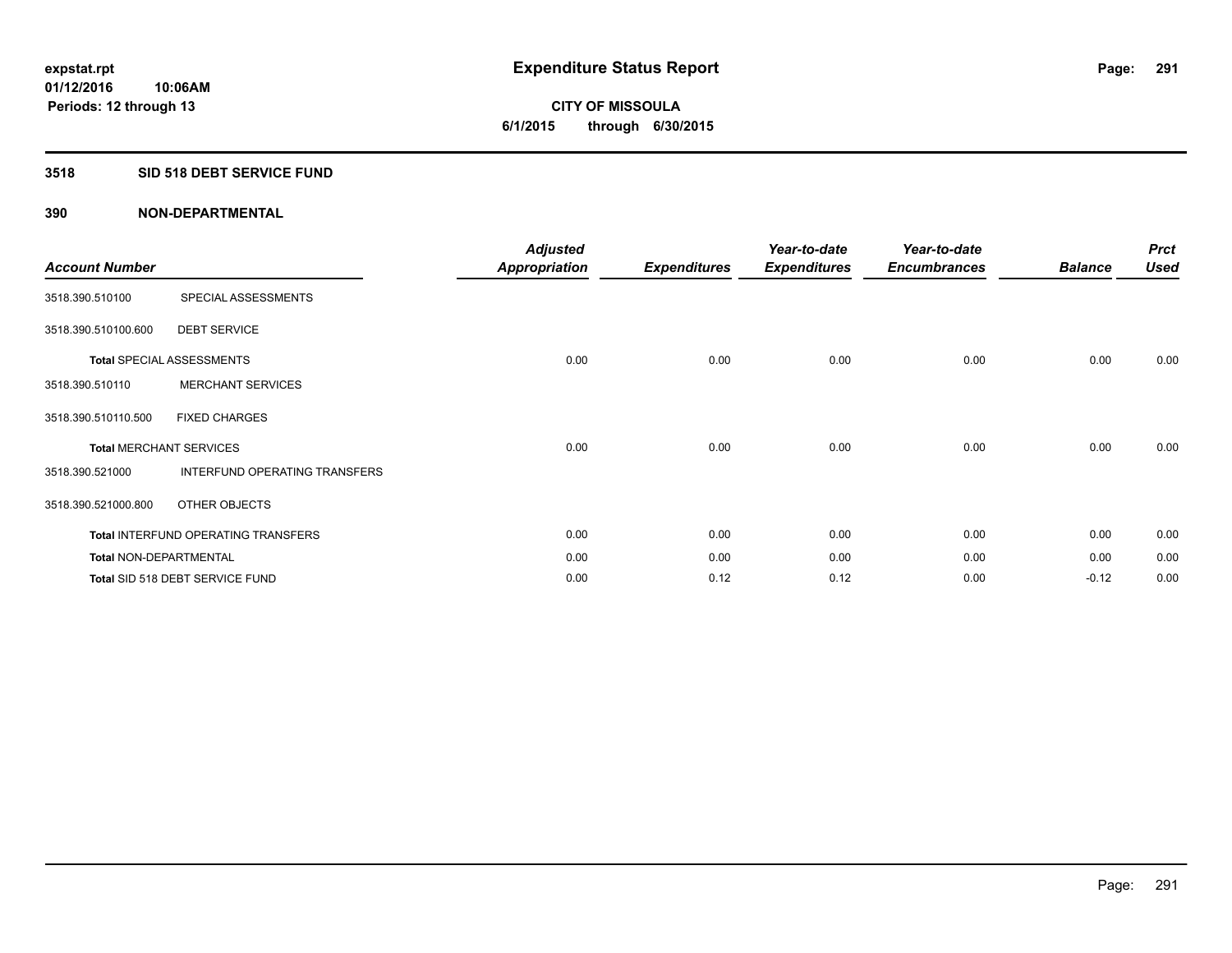# Expenditure Status Report

expstat.rpt
01/12/2016 10:06AM
Periods: 12 through 13

**CITY OF MISSOULA**
**6/1/2015 through 6/30/2015**

## 3518 SID 518 DEBT SERVICE FUND

### 390 NON-DEPARTMENTAL

| Account Number | | Adjusted Appropriation | Expenditures | Year-to-date Expenditures | Year-to-date Encumbrances | Balance | Prct Used |
|---|---|---|---|---|---|---|---|
| 3518.390.510100 | SPECIAL ASSESSMENTS | | | | | | |
| 3518.390.510100.600 | DEBT SERVICE | | | | | | |
| **Total** SPECIAL ASSESSMENTS | | 0.00 | 0.00 | 0.00 | 0.00 | 0.00 | 0.00 |
| 3518.390.510110 | MERCHANT SERVICES | | | | | | |
| 3518.390.510110.500 | FIXED CHARGES | | | | | | |
| **Total** MERCHANT SERVICES | | 0.00 | 0.00 | 0.00 | 0.00 | 0.00 | 0.00 |
| 3518.390.521000 | INTERFUND OPERATING TRANSFERS | | | | | | |
| 3518.390.521000.800 | OTHER OBJECTS | | | | | | |
| **Total** INTERFUND OPERATING TRANSFERS | | 0.00 | 0.00 | 0.00 | 0.00 | 0.00 | 0.00 |
| **Total** NON-DEPARTMENTAL | | 0.00 | 0.00 | 0.00 | 0.00 | 0.00 | 0.00 |
| **Total** SID 518 DEBT SERVICE FUND | | 0.00 | 0.12 | 0.12 | 0.00 | -0.12 | 0.00 |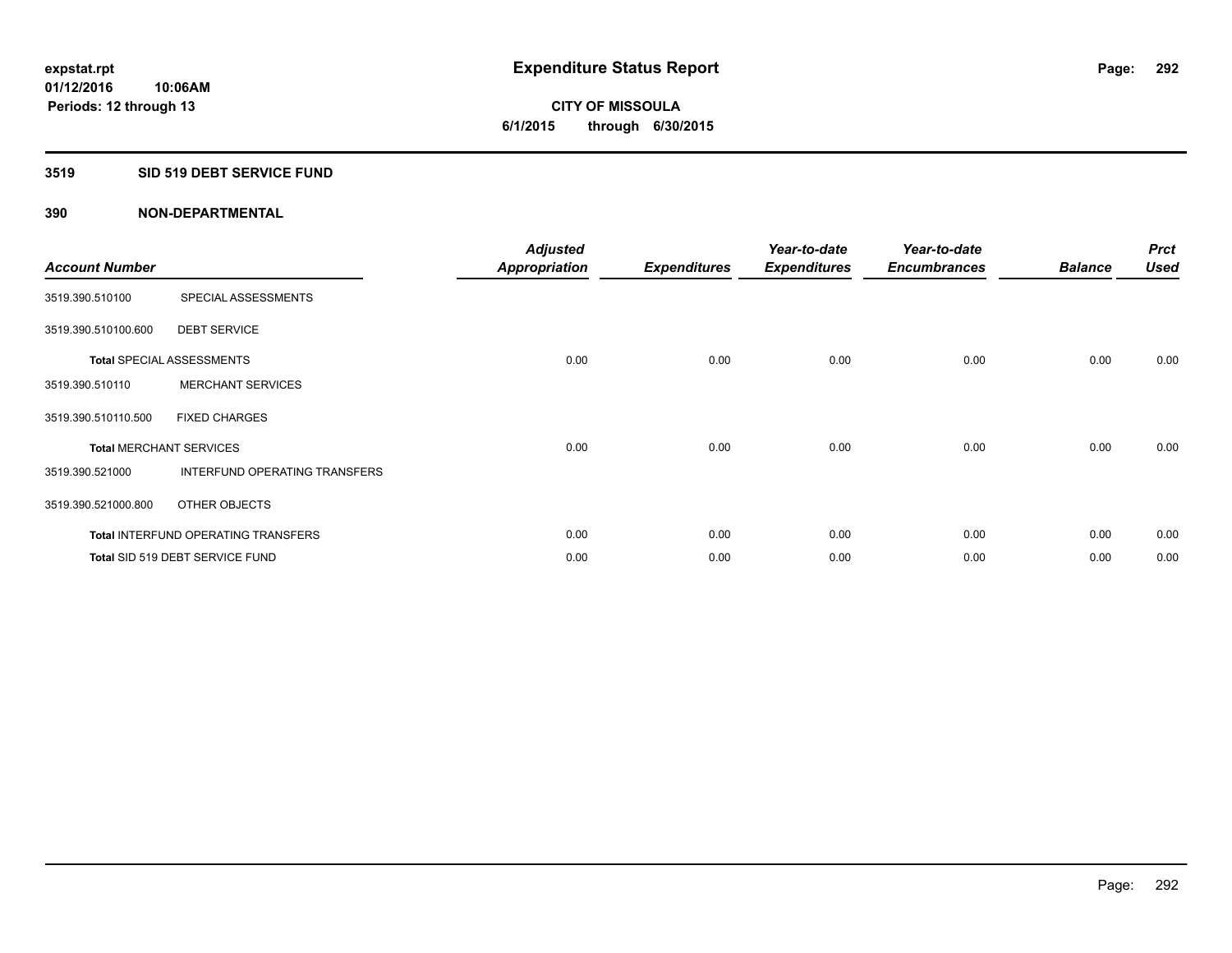expstat.rpt
01/12/2016 10:06AM
Periods: 12 through 13

# Expenditure Status Report

CITY OF MISSOULA
6/1/2015 through 6/30/2015

## 3519 SID 519 DEBT SERVICE FUND

### 390 NON-DEPARTMENTAL

| Account Number | | Adjusted Appropriation | Expenditures | Year-to-date Expenditures | Year-to-date Encumbrances | Balance | Prct Used |
|---|---|---|---|---|---|---|---|
| 3519.390.510100 | SPECIAL ASSESSMENTS | | | | | | |
| 3519.390.510100.600 | DEBT SERVICE | | | | | | |
| Total SPECIAL ASSESSMENTS | | 0.00 | 0.00 | 0.00 | 0.00 | 0.00 | 0.00 |
| 3519.390.510110 | MERCHANT SERVICES | | | | | | |
| 3519.390.510110.500 | FIXED CHARGES | | | | | | |
| Total MERCHANT SERVICES | | 0.00 | 0.00 | 0.00 | 0.00 | 0.00 | 0.00 |
| 3519.390.521000 | INTERFUND OPERATING TRANSFERS | | | | | | |
| 3519.390.521000.800 | OTHER OBJECTS | | | | | | |
| Total INTERFUND OPERATING TRANSFERS | | 0.00 | 0.00 | 0.00 | 0.00 | 0.00 | 0.00 |
| Total SID 519 DEBT SERVICE FUND | | 0.00 | 0.00 | 0.00 | 0.00 | 0.00 | 0.00 |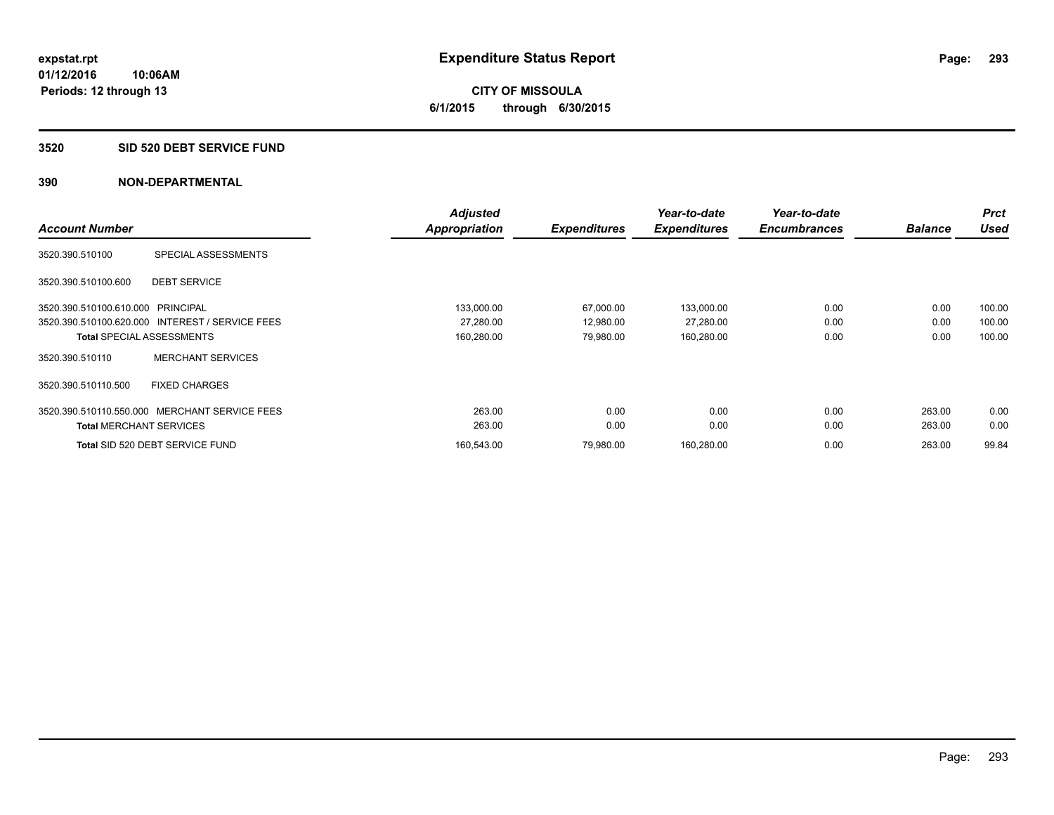**Expenditure Status Report**

**CITY OF MISSOULA**
**6/1/2015 through 6/30/2015**

expstat.rpt
01/12/2016 10:06AM
Periods: 12 through 13

## 3520 SID 520 DEBT SERVICE FUND

## 390 NON-DEPARTMENTAL

| Account Number | | Adjusted Appropriation | Expenditures | Year-to-date Expenditures | Year-to-date Encumbrances | Balance | Prct Used |
|---|---|---|---|---|---|---|---|
| 3520.390.510100 | SPECIAL ASSESSMENTS | | | | | | |
| 3520.390.510100.600 | DEBT SERVICE | | | | | | |
| 3520.390.510100.610.000 | PRINCIPAL | 133,000.00 | 67,000.00 | 133,000.00 | 0.00 | 0.00 | 100.00 |
| 3520.390.510100.620.000 | INTEREST / SERVICE FEES | 27,280.00 | 12,980.00 | 27,280.00 | 0.00 | 0.00 | 100.00 |
| **Total** SPECIAL ASSESSMENTS | | 160,280.00 | 79,980.00 | 160,280.00 | 0.00 | 0.00 | 100.00 |
| 3520.390.510110 | MERCHANT SERVICES | | | | | | |
| 3520.390.510110.500 | FIXED CHARGES | | | | | | |
| 3520.390.510110.550.000 | MERCHANT SERVICE FEES | 263.00 | 0.00 | 0.00 | 0.00 | 263.00 | 0.00 |
| **Total** MERCHANT SERVICES | | 263.00 | 0.00 | 0.00 | 0.00 | 263.00 | 0.00 |
| **Total** SID 520 DEBT SERVICE FUND | | 160,543.00 | 79,980.00 | 160,280.00 | 0.00 | 263.00 | 99.84 |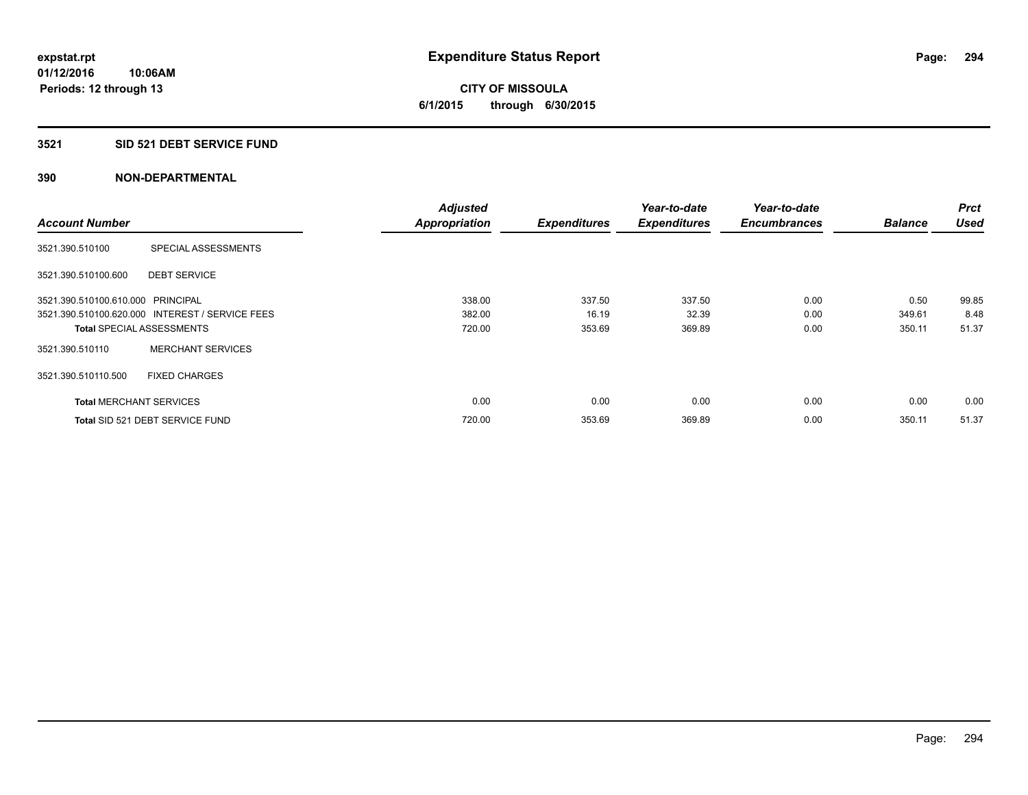# Expenditure Status Report

**expstat.rpt**
**01/12/2016 10:06AM**
**Periods: 12 through 13**

**CITY OF MISSOULA**
**6/1/2015 through 6/30/2015**

## 3521 SID 521 DEBT SERVICE FUND

## 390 NON-DEPARTMENTAL

| Account Number | | Adjusted Appropriation | Expenditures | Year-to-date Expenditures | Year-to-date Encumbrances | Balance | Prct Used |
|---|---|---|---|---|---|---|---|
| 3521.390.510100 | SPECIAL ASSESSMENTS | | | | | | |
| 3521.390.510100.600 | DEBT SERVICE | | | | | | |
| 3521.390.510100.610.000 | PRINCIPAL | 338.00 | 337.50 | 337.50 | 0.00 | 0.50 | 99.85 |
| 3521.390.510100.620.000 | INTEREST / SERVICE FEES | 382.00 | 16.19 | 32.39 | 0.00 | 349.61 | 8.48 |
| **Total** SPECIAL ASSESSMENTS | | 720.00 | 353.69 | 369.89 | 0.00 | 350.11 | 51.37 |
| 3521.390.510110 | MERCHANT SERVICES | | | | | | |
| 3521.390.510110.500 | FIXED CHARGES | | | | | | |
| **Total** MERCHANT SERVICES | | 0.00 | 0.00 | 0.00 | 0.00 | 0.00 | 0.00 |
| **Total** SID 521 DEBT SERVICE FUND | | 720.00 | 353.69 | 369.89 | 0.00 | 350.11 | 51.37 |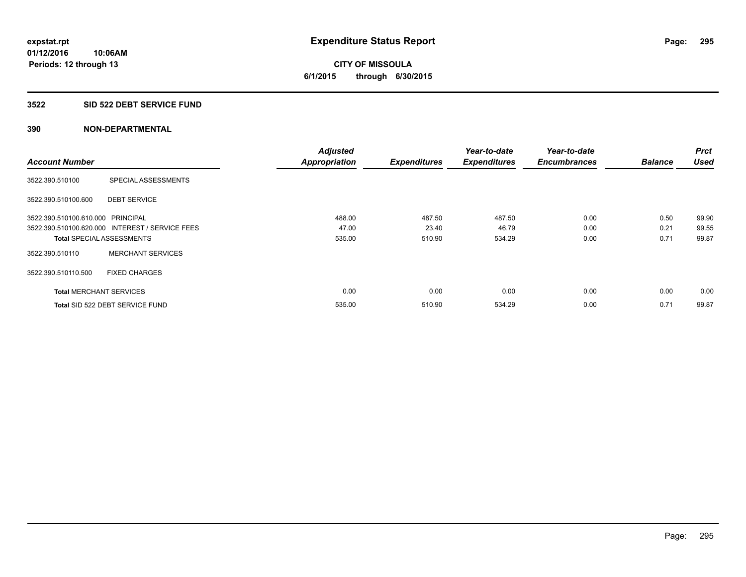# Expenditure Status Report

expstat.rpt
01/12/2016 10:06AM
Periods: 12 through 13

**CITY OF MISSOULA**
**6/1/2015 through 6/30/2015**

## 3522 SID 522 DEBT SERVICE FUND

### 390 NON-DEPARTMENTAL

| Account Number | | Adjusted Appropriation | Expenditures | Year-to-date Expenditures | Year-to-date Encumbrances | Balance | Prct Used |
|---|---|---|---|---|---|---|---|
| 3522.390.510100 | SPECIAL ASSESSMENTS | | | | | | |
| 3522.390.510100.600 | DEBT SERVICE | | | | | | |
| 3522.390.510100.610.000 | PRINCIPAL | 488.00 | 487.50 | 487.50 | 0.00 | 0.50 | 99.90 |
| 3522.390.510100.620.000 | INTEREST / SERVICE FEES | 47.00 | 23.40 | 46.79 | 0.00 | 0.21 | 99.55 |
| **Total** SPECIAL ASSESSMENTS | | 535.00 | 510.90 | 534.29 | 0.00 | 0.71 | 99.87 |
| 3522.390.510110 | MERCHANT SERVICES | | | | | | |
| 3522.390.510110.500 | FIXED CHARGES | | | | | | |
| **Total** MERCHANT SERVICES | | 0.00 | 0.00 | 0.00 | 0.00 | 0.00 | 0.00 |
| **Total** SID 522 DEBT SERVICE FUND | | 535.00 | 510.90 | 534.29 | 0.00 | 0.71 | 99.87 |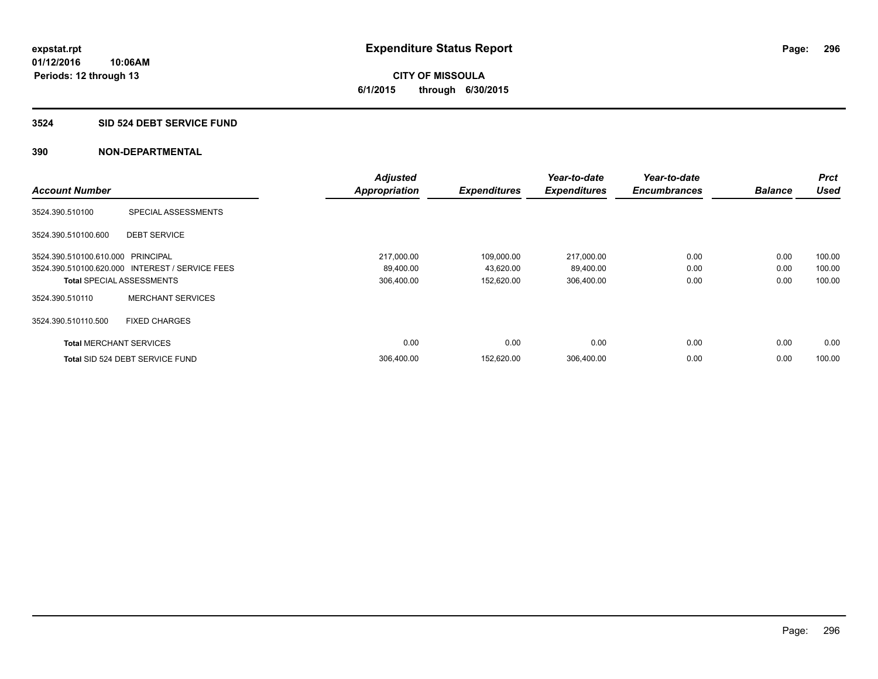**expstat.rpt**
**01/12/2016 10:06AM**
**Periods: 12 through 13**

# Expenditure Status Report

**CITY OF MISSOULA**
**6/1/2015 through 6/30/2015**

## 3524 SID 524 DEBT SERVICE FUND

## 390 NON-DEPARTMENTAL

| Account Number | | Adjusted Appropriation | Expenditures | Year-to-date Expenditures | Year-to-date Encumbrances | Balance | Prct Used |
|---|---|---|---|---|---|---|---|
| 3524.390.510100 | SPECIAL ASSESSMENTS | | | | | | |
| 3524.390.510100.600 | DEBT SERVICE | | | | | | |
| 3524.390.510100.610.000 | PRINCIPAL | 217,000.00 | 109,000.00 | 217,000.00 | 0.00 | 0.00 | 100.00 |
| 3524.390.510100.620.000 | INTEREST / SERVICE FEES | 89,400.00 | 43,620.00 | 89,400.00 | 0.00 | 0.00 | 100.00 |
| **Total** SPECIAL ASSESSMENTS | | 306,400.00 | 152,620.00 | 306,400.00 | 0.00 | 0.00 | 100.00 |
| 3524.390.510110 | MERCHANT SERVICES | | | | | | |
| 3524.390.510110.500 | FIXED CHARGES | | | | | | |
| **Total** MERCHANT SERVICES | | 0.00 | 0.00 | 0.00 | 0.00 | 0.00 | 0.00 |
| **Total** SID 524 DEBT SERVICE FUND | | 306,400.00 | 152,620.00 | 306,400.00 | 0.00 | 0.00 | 100.00 |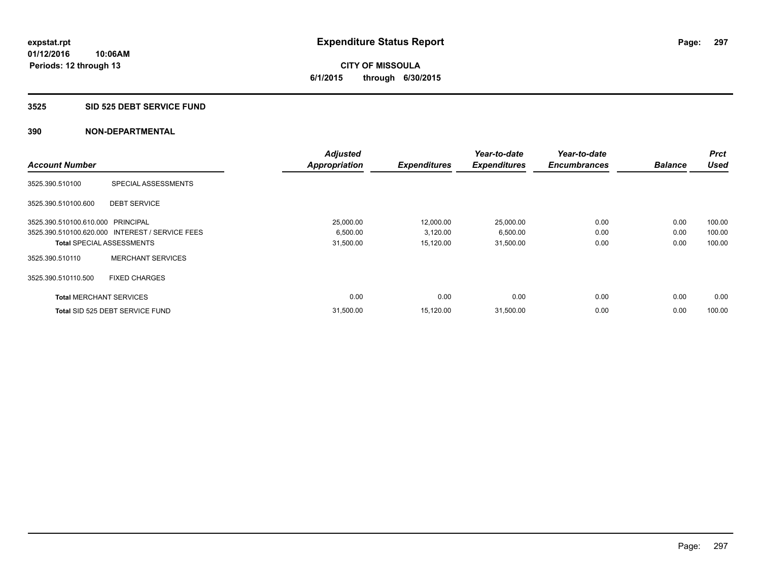**expstat.rpt**
**01/12/2016 10:06AM**
**Periods: 12 through 13**

# Expenditure Status Report

**CITY OF MISSOULA**
**6/1/2015 through 6/30/2015**

## 3525 SID 525 DEBT SERVICE FUND

### 390 NON-DEPARTMENTAL

| Account Number | | Adjusted Appropriation | Expenditures | Year-to-date Expenditures | Year-to-date Encumbrances | Balance | Prct Used |
|---|---|---|---|---|---|---|---|
| 3525.390.510100 | SPECIAL ASSESSMENTS | | | | | | |
| 3525.390.510100.600 | DEBT SERVICE | | | | | | |
| 3525.390.510100.610.000 | PRINCIPAL | 25,000.00 | 12,000.00 | 25,000.00 | 0.00 | 0.00 | 100.00 |
| 3525.390.510100.620.000 | INTEREST / SERVICE FEES | 6,500.00 | 3,120.00 | 6,500.00 | 0.00 | 0.00 | 100.00 |
| **Total** SPECIAL ASSESSMENTS | | 31,500.00 | 15,120.00 | 31,500.00 | 0.00 | 0.00 | 100.00 |
| 3525.390.510110 | MERCHANT SERVICES | | | | | | |
| 3525.390.510110.500 | FIXED CHARGES | | | | | | |
| **Total** MERCHANT SERVICES | | 0.00 | 0.00 | 0.00 | 0.00 | 0.00 | 0.00 |
| **Total** SID 525 DEBT SERVICE FUND | | 31,500.00 | 15,120.00 | 31,500.00 | 0.00 | 0.00 | 100.00 |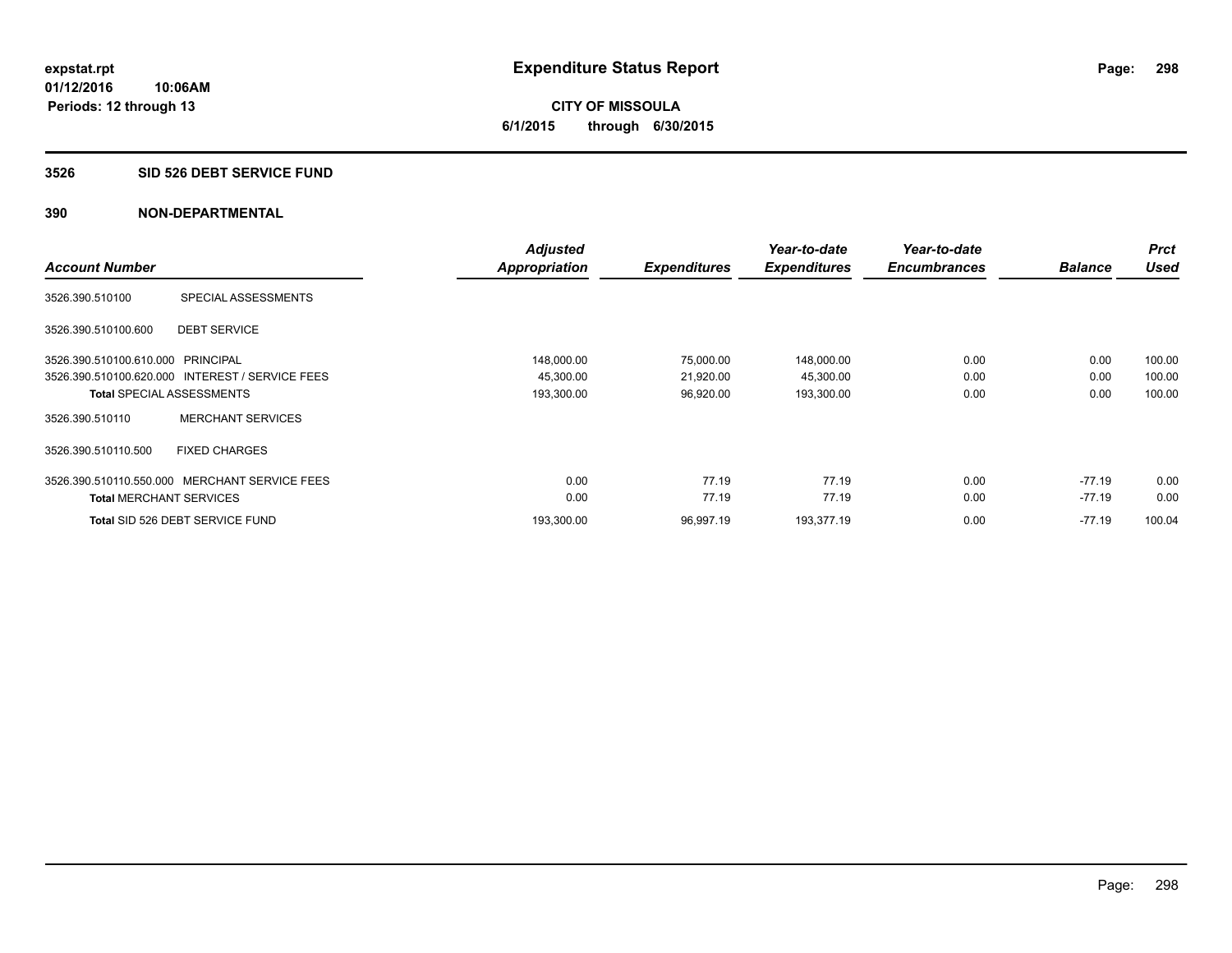expstat.rpt
01/12/2016 10:06AM
Periods: 12 through 13

# Expenditure Status Report

**CITY OF MISSOULA**
**6/1/2015 through 6/30/2015**

## 3526 SID 526 DEBT SERVICE FUND

### 390 NON-DEPARTMENTAL

| Account Number | | Adjusted Appropriation | Expenditures | Year-to-date Expenditures | Year-to-date Encumbrances | Balance | Prct Used |
|---|---|---|---|---|---|---|---|
| 3526.390.510100 | SPECIAL ASSESSMENTS | | | | | | |
| 3526.390.510100.600 | DEBT SERVICE | | | | | | |
| 3526.390.510100.610.000 | PRINCIPAL | 148,000.00 | 75,000.00 | 148,000.00 | 0.00 | 0.00 | 100.00 |
| 3526.390.510100.620.000 | INTEREST / SERVICE FEES | 45,300.00 | 21,920.00 | 45,300.00 | 0.00 | 0.00 | 100.00 |
| **Total** SPECIAL ASSESSMENTS | | 193,300.00 | 96,920.00 | 193,300.00 | 0.00 | 0.00 | 100.00 |
| 3526.390.510110 | MERCHANT SERVICES | | | | | | |
| 3526.390.510110.500 | FIXED CHARGES | | | | | | |
| 3526.390.510110.550.000 | MERCHANT SERVICE FEES | 0.00 | 77.19 | 77.19 | 0.00 | -77.19 | 0.00 |
| **Total** MERCHANT SERVICES | | 0.00 | 77.19 | 77.19 | 0.00 | -77.19 | 0.00 |
| **Total** SID 526 DEBT SERVICE FUND | | 193,300.00 | 96,997.19 | 193,377.19 | 0.00 | -77.19 | 100.04 |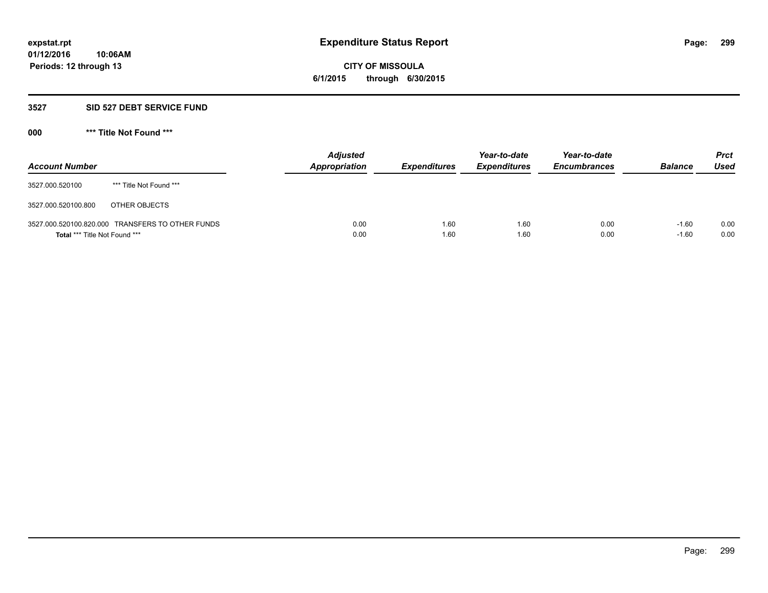**expstat.rpt**
**01/12/2016 10:06AM**
**Periods: 12 through 13**

# Expenditure Status Report

**CITY OF MISSOULA**
**6/1/2015 through 6/30/2015**

## 3527 SID 527 DEBT SERVICE FUND

### 000 *** Title Not Found ***

| Account Number | | Adjusted Appropriation | Expenditures | Year-to-date Expenditures | Year-to-date Encumbrances | Balance | Prct Used |
|---|---|---|---|---|---|---|---|
| 3527.000.520100 | *** Title Not Found *** | | | | | | |
| 3527.000.520100.800 | OTHER OBJECTS | | | | | | |
| 3527.000.520100.820.000 | TRANSFERS TO OTHER FUNDS | 0.00 | 1.60 | 1.60 | 0.00 | -1.60 | 0.00 |
| **Total** *** Title Not Found *** | | 0.00 | 1.60 | 1.60 | 0.00 | -1.60 | 0.00 |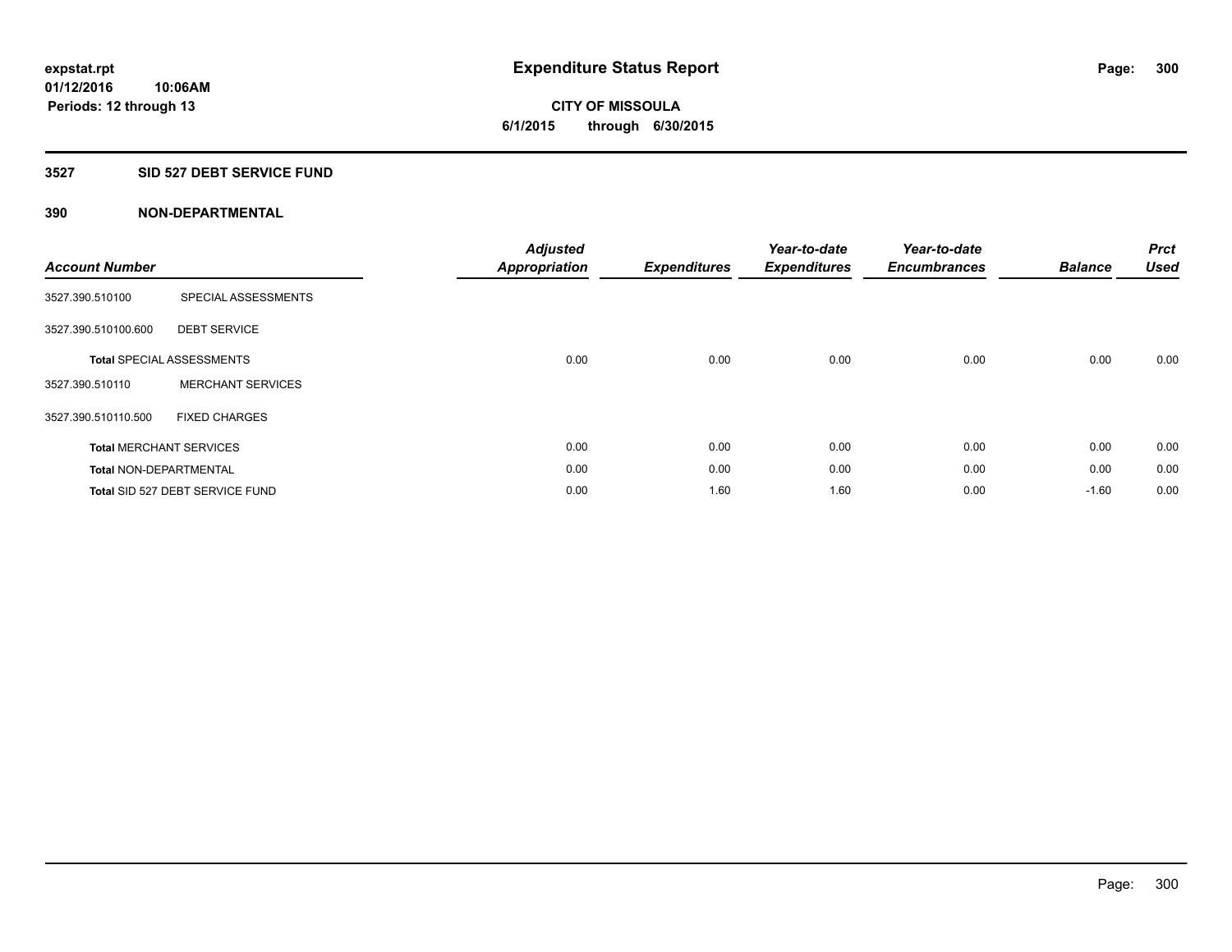# Expenditure Status Report

**CITY OF MISSOULA**
**6/1/2015 through 6/30/2015**

expstat.rpt
01/12/2016 10:06AM
Periods: 12 through 13

## 3527 SID 527 DEBT SERVICE FUND

## 390 NON-DEPARTMENTAL

| Account Number | | Adjusted Appropriation | Expenditures | Year-to-date Expenditures | Year-to-date Encumbrances | Balance | Prct Used |
|---|---|---|---|---|---|---|---|
| 3527.390.510100 | SPECIAL ASSESSMENTS | | | | | | |
| 3527.390.510100.600 | DEBT SERVICE | | | | | | |
| **Total** SPECIAL ASSESSMENTS | | 0.00 | 0.00 | 0.00 | 0.00 | 0.00 | 0.00 |
| 3527.390.510110 | MERCHANT SERVICES | | | | | | |
| 3527.390.510110.500 | FIXED CHARGES | | | | | | |
| **Total** MERCHANT SERVICES | | 0.00 | 0.00 | 0.00 | 0.00 | 0.00 | 0.00 |
| **Total** NON-DEPARTMENTAL | | 0.00 | 0.00 | 0.00 | 0.00 | 0.00 | 0.00 |
| **Total** SID 527 DEBT SERVICE FUND | | 0.00 | 1.60 | 1.60 | 0.00 | -1.60 | 0.00 |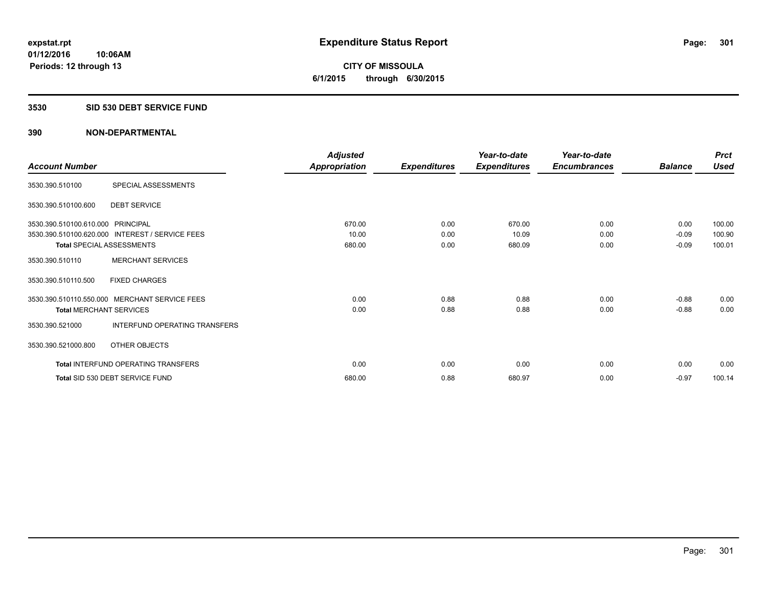expstat.rpt
01/12/2016 10:06AM
Periods: 12 through 13

# Expenditure Status Report

**CITY OF MISSOULA**
**6/1/2015 through 6/30/2015**

## 3530 SID 530 DEBT SERVICE FUND

## 390 NON-DEPARTMENTAL

| Account Number | | Adjusted Appropriation | Expenditures | Year-to-date Expenditures | Year-to-date Encumbrances | Balance | Prct Used |
|---|---|---|---|---|---|---|---|
| 3530.390.510100 | SPECIAL ASSESSMENTS | | | | | | |
| 3530.390.510100.600 | DEBT SERVICE | | | | | | |
| 3530.390.510100.610.000 | PRINCIPAL | 670.00 | 0.00 | 670.00 | 0.00 | 0.00 | 100.00 |
| 3530.390.510100.620.000 | INTEREST / SERVICE FEES | 10.00 | 0.00 | 10.09 | 0.00 | -0.09 | 100.90 |
| **Total** SPECIAL ASSESSMENTS | | 680.00 | 0.00 | 680.09 | 0.00 | -0.09 | 100.01 |
| 3530.390.510110 | MERCHANT SERVICES | | | | | | |
| 3530.390.510110.500 | FIXED CHARGES | | | | | | |
| 3530.390.510110.550.000 | MERCHANT SERVICE FEES | 0.00 | 0.88 | 0.88 | 0.00 | -0.88 | 0.00 |
| **Total** MERCHANT SERVICES | | 0.00 | 0.88 | 0.88 | 0.00 | -0.88 | 0.00 |
| 3530.390.521000 | INTERFUND OPERATING TRANSFERS | | | | | | |
| 3530.390.521000.800 | OTHER OBJECTS | | | | | | |
| **Total** INTERFUND OPERATING TRANSFERS | | 0.00 | 0.00 | 0.00 | 0.00 | 0.00 | 0.00 |
| **Total** SID 530 DEBT SERVICE FUND | | 680.00 | 0.88 | 680.97 | 0.00 | -0.97 | 100.14 |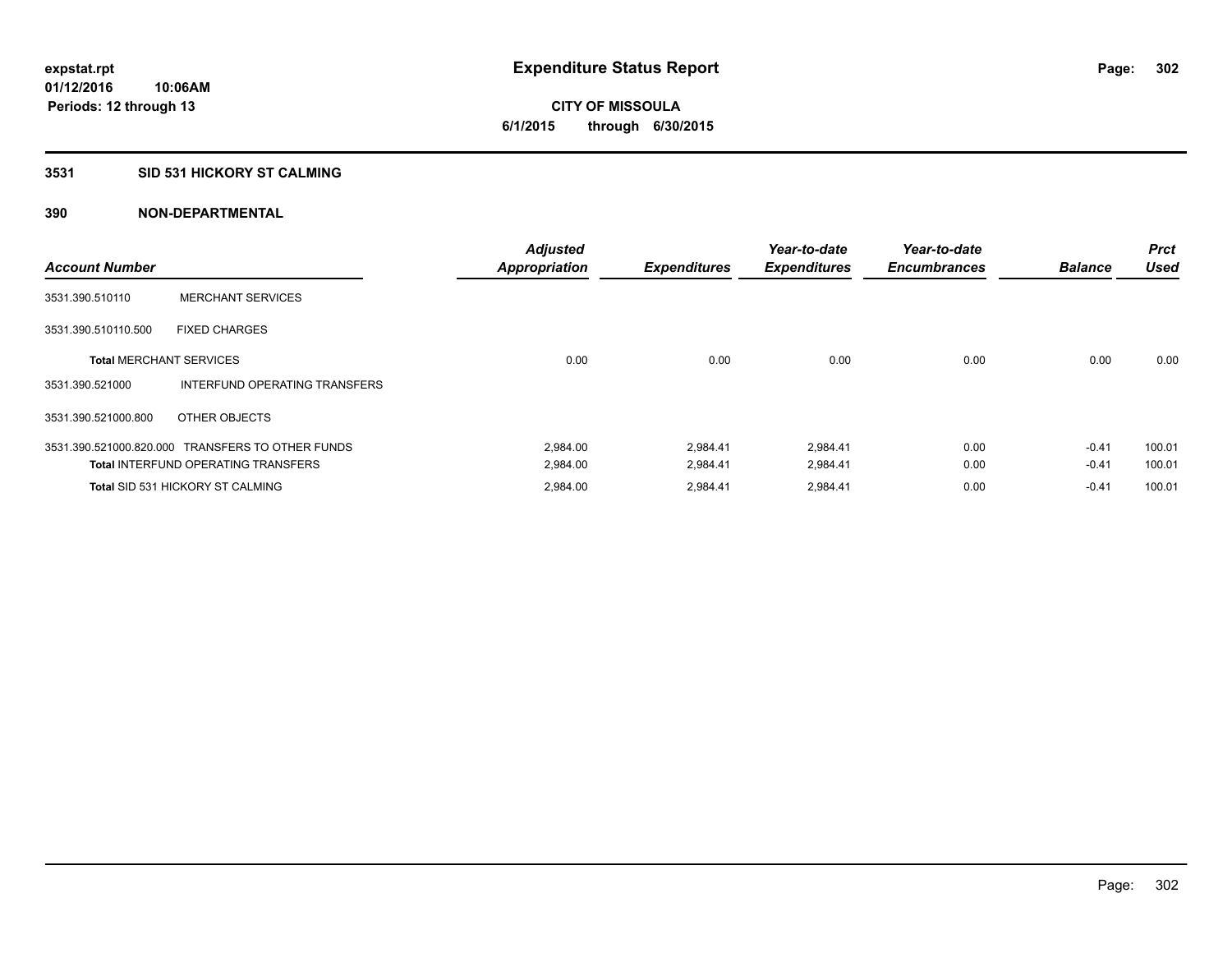# Expenditure Status Report

expstat.rpt
01/12/2016 10:06AM
Periods: 12 through 13

**CITY OF MISSOULA**
**6/1/2015 through 6/30/2015**

## 3531 SID 531 HICKORY ST CALMING

### 390 NON-DEPARTMENTAL

| Account Number | | Adjusted Appropriation | Expenditures | Year-to-date Expenditures | Year-to-date Encumbrances | Balance | Prct Used |
|---|---|---|---|---|---|---|---|
| 3531.390.510110 | MERCHANT SERVICES | | | | | | |
| 3531.390.510110.500 | FIXED CHARGES | | | | | | |
| **Total** MERCHANT SERVICES | | 0.00 | 0.00 | 0.00 | 0.00 | 0.00 | 0.00 |
| 3531.390.521000 | INTERFUND OPERATING TRANSFERS | | | | | | |
| 3531.390.521000.800 | OTHER OBJECTS | | | | | | |
| 3531.390.521000.820.000 | TRANSFERS TO OTHER FUNDS | 2,984.00 | 2,984.41 | 2,984.41 | 0.00 | -0.41 | 100.01 |
| **Total** INTERFUND OPERATING TRANSFERS | | 2,984.00 | 2,984.41 | 2,984.41 | 0.00 | -0.41 | 100.01 |
| **Total** SID 531 HICKORY ST CALMING | | 2,984.00 | 2,984.41 | 2,984.41 | 0.00 | -0.41 | 100.01 |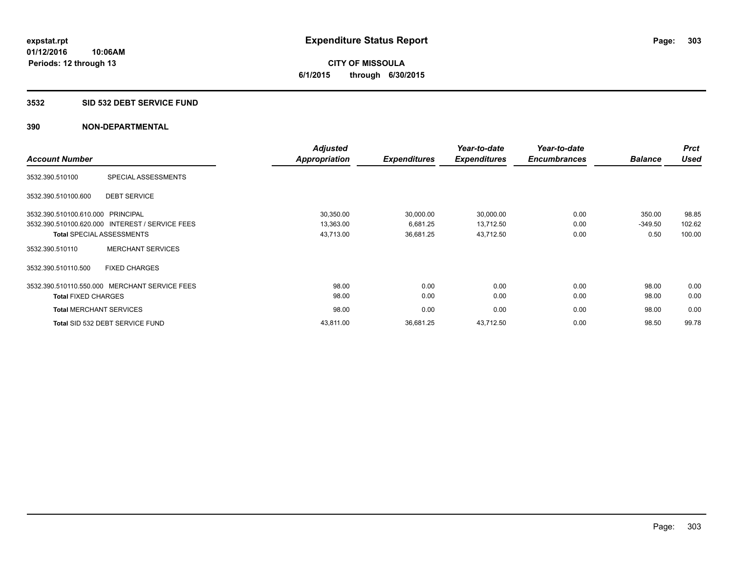expstat.rpt
01/12/2016 10:06AM
Periods: 12 through 13

# Expenditure Status Report

**CITY OF MISSOULA**
**6/1/2015 through 6/30/2015**

## 3532 SID 532 DEBT SERVICE FUND

## 390 NON-DEPARTMENTAL

| Account Number | | Adjusted Appropriation | Expenditures | Year-to-date Expenditures | Year-to-date Encumbrances | Balance | Prct Used |
|---|---|---|---|---|---|---|---|
| 3532.390.510100 | SPECIAL ASSESSMENTS | | | | | | |
| 3532.390.510100.600 | DEBT SERVICE | | | | | | |
| 3532.390.510100.610.000 | PRINCIPAL | 30,350.00 | 30,000.00 | 30,000.00 | 0.00 | 350.00 | 98.85 |
| 3532.390.510100.620.000 | INTEREST / SERVICE FEES | 13,363.00 | 6,681.25 | 13,712.50 | 0.00 | -349.50 | 102.62 |
| **Total** SPECIAL ASSESSMENTS | | 43,713.00 | 36,681.25 | 43,712.50 | 0.00 | 0.50 | 100.00 |
| 3532.390.510110 | MERCHANT SERVICES | | | | | | |
| 3532.390.510110.500 | FIXED CHARGES | | | | | | |
| 3532.390.510110.550.000 | MERCHANT SERVICE FEES | 98.00 | 0.00 | 0.00 | 0.00 | 98.00 | 0.00 |
| **Total** FIXED CHARGES | | 98.00 | 0.00 | 0.00 | 0.00 | 98.00 | 0.00 |
| **Total** MERCHANT SERVICES | | 98.00 | 0.00 | 0.00 | 0.00 | 98.00 | 0.00 |
| **Total** SID 532 DEBT SERVICE FUND | | 43,811.00 | 36,681.25 | 43,712.50 | 0.00 | 98.50 | 99.78 |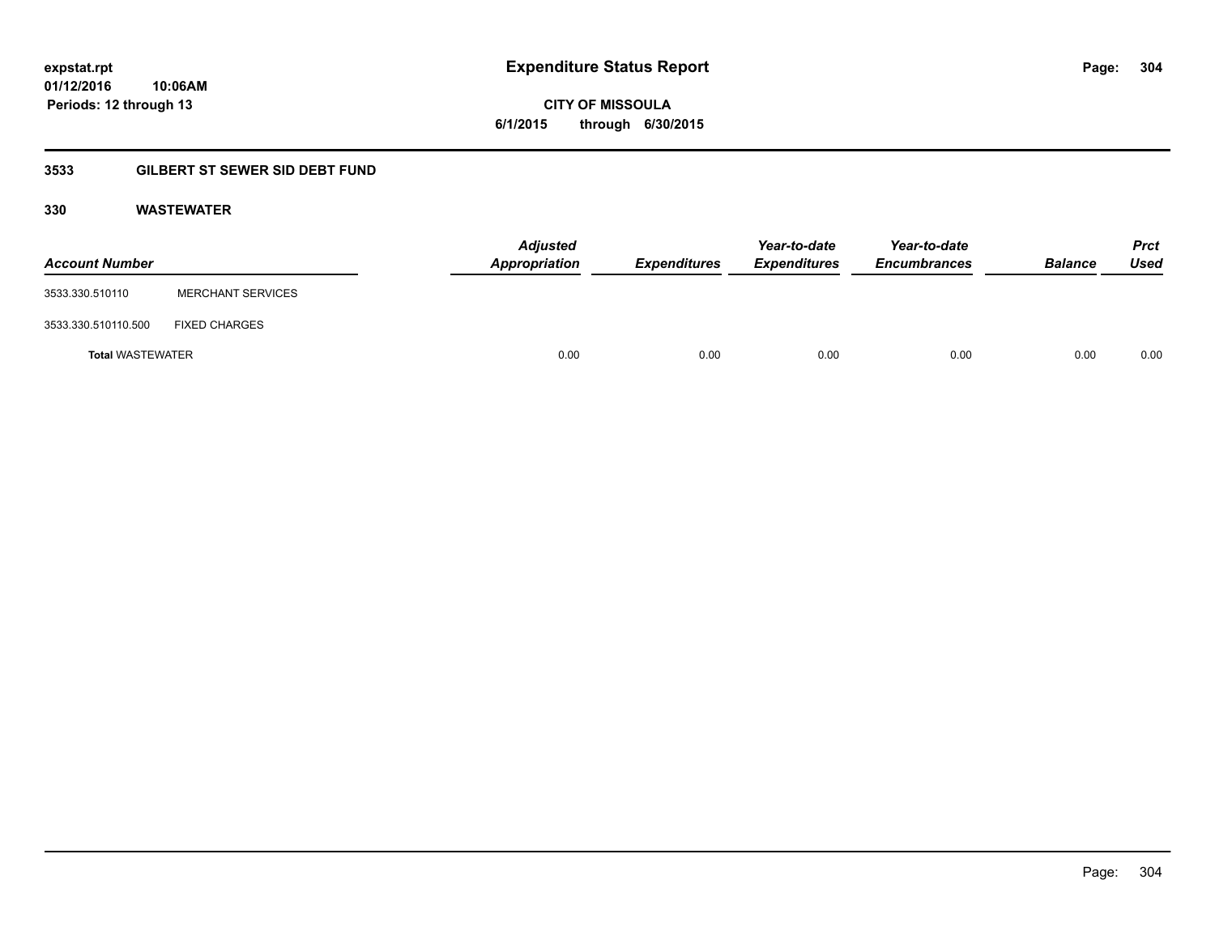# Expenditure Status Report

**CITY OF MISSOULA**

**6/1/2015 through 6/30/2015**

expstat.rpt
01/12/2016 10:06AM
Periods: 12 through 13

## 3533 GILBERT ST SEWER SID DEBT FUND

### 330 WASTEWATER

| Account Number | | Adjusted Appropriation | Expenditures | Year-to-date Expenditures | Year-to-date Encumbrances | Balance | Prct Used |
|---|---|---|---|---|---|---|---|
| 3533.330.510110 | MERCHANT SERVICES | | | | | | |
| 3533.330.510110.500 | FIXED CHARGES | | | | | | |
| **Total** WASTEWATER | | 0.00 | 0.00 | 0.00 | 0.00 | 0.00 | 0.00 |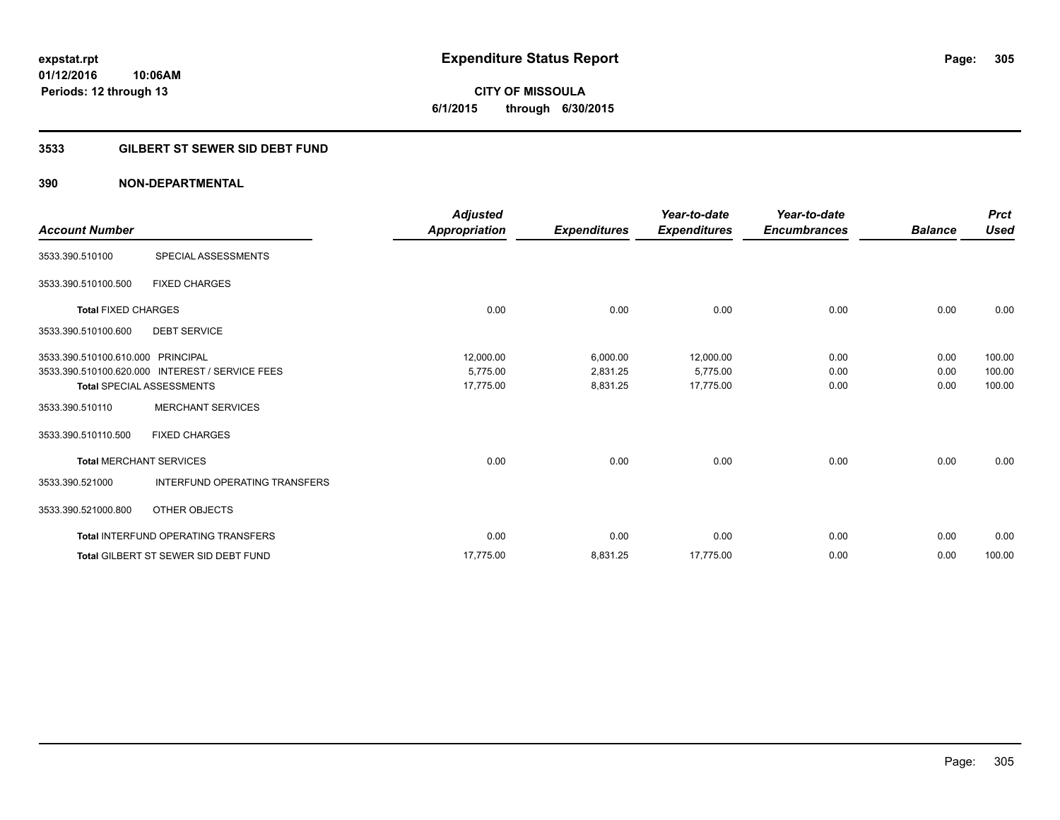# Expenditure Status Report

**expstat.rpt**
**01/12/2016 10:06AM**
**Periods: 12 through 13**

**CITY OF MISSOULA**
**6/1/2015 through 6/30/2015**

## 3533 GILBERT ST SEWER SID DEBT FUND

### 390 NON-DEPARTMENTAL

| Account Number | | Adjusted Appropriation | Expenditures | Year-to-date Expenditures | Year-to-date Encumbrances | Balance | Prct Used |
|---|---|---|---|---|---|---|---|
| 3533.390.510100 | SPECIAL ASSESSMENTS | | | | | | |
| 3533.390.510100.500 | FIXED CHARGES | | | | | | |
| **Total** FIXED CHARGES | | 0.00 | 0.00 | 0.00 | 0.00 | 0.00 | 0.00 |
| 3533.390.510100.600 | DEBT SERVICE | | | | | | |
| 3533.390.510100.610.000 | PRINCIPAL | 12,000.00 | 6,000.00 | 12,000.00 | 0.00 | 0.00 | 100.00 |
| 3533.390.510100.620.000 | INTEREST / SERVICE FEES | 5,775.00 | 2,831.25 | 5,775.00 | 0.00 | 0.00 | 100.00 |
| **Total** SPECIAL ASSESSMENTS | | 17,775.00 | 8,831.25 | 17,775.00 | 0.00 | 0.00 | 100.00 |
| 3533.390.510110 | MERCHANT SERVICES | | | | | | |
| 3533.390.510110.500 | FIXED CHARGES | | | | | | |
| **Total** MERCHANT SERVICES | | 0.00 | 0.00 | 0.00 | 0.00 | 0.00 | 0.00 |
| 3533.390.521000 | INTERFUND OPERATING TRANSFERS | | | | | | |
| 3533.390.521000.800 | OTHER OBJECTS | | | | | | |
| **Total** INTERFUND OPERATING TRANSFERS | | 0.00 | 0.00 | 0.00 | 0.00 | 0.00 | 0.00 |
| **Total** GILBERT ST SEWER SID DEBT FUND | | 17,775.00 | 8,831.25 | 17,775.00 | 0.00 | 0.00 | 100.00 |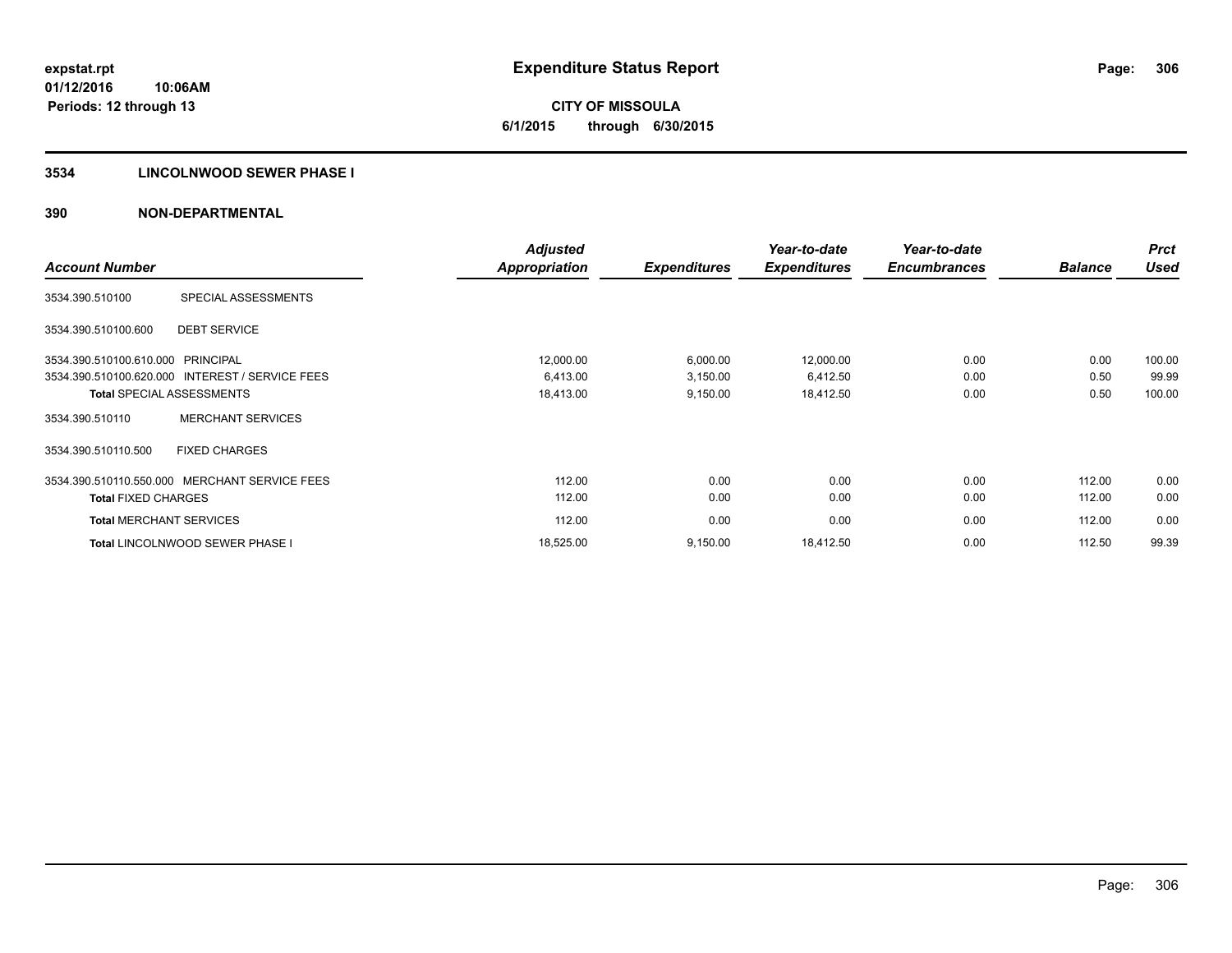**expstat.rpt**
**01/12/2016 10:06AM**
**Periods: 12 through 13**

# Expenditure Status Report

**CITY OF MISSOULA**
**6/1/2015 through 6/30/2015**

## 3534 LINCOLNWOOD SEWER PHASE I

## 390 NON-DEPARTMENTAL

| Account Number | | Adjusted Appropriation | Expenditures | Year-to-date Expenditures | Year-to-date Encumbrances | Balance | Prct Used |
|---|---|---|---|---|---|---|---|
| 3534.390.510100 | SPECIAL ASSESSMENTS | | | | | | |
| 3534.390.510100.600 | DEBT SERVICE | | | | | | |
| 3534.390.510100.610.000 | PRINCIPAL | 12,000.00 | 6,000.00 | 12,000.00 | 0.00 | 0.00 | 100.00 |
| 3534.390.510100.620.000 | INTEREST / SERVICE FEES | 6,413.00 | 3,150.00 | 6,412.50 | 0.00 | 0.50 | 99.99 |
| **Total** SPECIAL ASSESSMENTS | | 18,413.00 | 9,150.00 | 18,412.50 | 0.00 | 0.50 | 100.00 |
| 3534.390.510110 | MERCHANT SERVICES | | | | | | |
| 3534.390.510110.500 | FIXED CHARGES | | | | | | |
| 3534.390.510110.550.000 | MERCHANT SERVICE FEES | 112.00 | 0.00 | 0.00 | 0.00 | 112.00 | 0.00 |
| **Total** FIXED CHARGES | | 112.00 | 0.00 | 0.00 | 0.00 | 112.00 | 0.00 |
| **Total** MERCHANT SERVICES | | 112.00 | 0.00 | 0.00 | 0.00 | 112.00 | 0.00 |
| **Total** LINCOLNWOOD SEWER PHASE I | | 18,525.00 | 9,150.00 | 18,412.50 | 0.00 | 112.50 | 99.39 |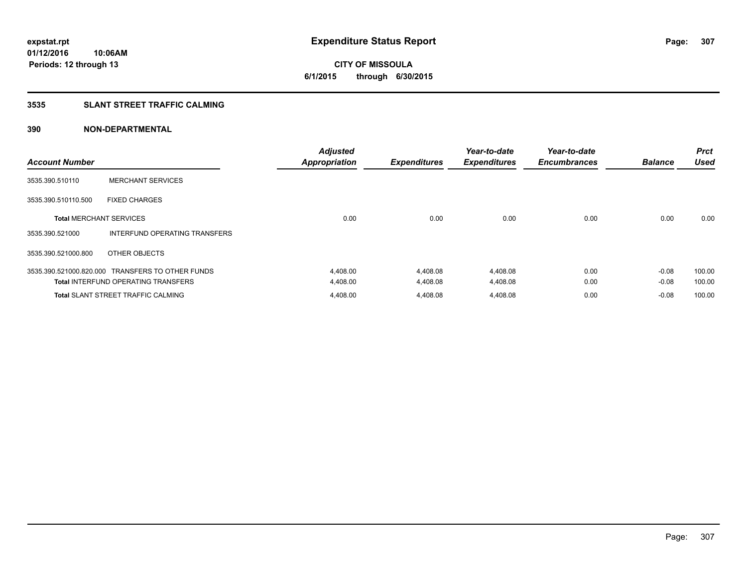# Expenditure Status Report

expstat.rpt
01/12/2016 10:06AM
Periods: 12 through 13

**CITY OF MISSOULA**
**6/1/2015 through 6/30/2015**

## 3535 SLANT STREET TRAFFIC CALMING

## 390 NON-DEPARTMENTAL

| Account Number | | Adjusted Appropriation | Expenditures | Year-to-date Expenditures | Year-to-date Encumbrances | Balance | Prct Used |
|---|---|---|---|---|---|---|---|
| 3535.390.510110 | MERCHANT SERVICES | | | | | | |
| 3535.390.510110.500 | FIXED CHARGES | | | | | | |
| **Total** MERCHANT SERVICES | | 0.00 | 0.00 | 0.00 | 0.00 | 0.00 | 0.00 |
| 3535.390.521000 | INTERFUND OPERATING TRANSFERS | | | | | | |
| 3535.390.521000.800 | OTHER OBJECTS | | | | | | |
| 3535.390.521000.820.000 | TRANSFERS TO OTHER FUNDS | 4,408.00 | 4,408.08 | 4,408.08 | 0.00 | -0.08 | 100.00 |
| **Total** INTERFUND OPERATING TRANSFERS | | 4,408.00 | 4,408.08 | 4,408.08 | 0.00 | -0.08 | 100.00 |
| **Total** SLANT STREET TRAFFIC CALMING | | 4,408.00 | 4,408.08 | 4,408.08 | 0.00 | -0.08 | 100.00 |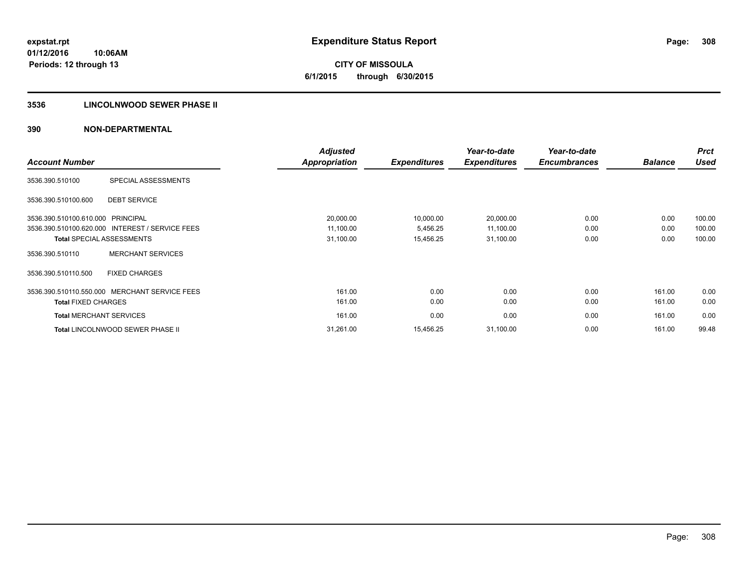expstat.rpt
01/12/2016 10:06AM
Periods: 12 through 13

# Expenditure Status Report

**CITY OF MISSOULA**
**6/1/2015 through 6/30/2015**

## 3536 LINCOLNWOOD SEWER PHASE II

## 390 NON-DEPARTMENTAL

| Account Number | | Adjusted Appropriation | Expenditures | Year-to-date Expenditures | Year-to-date Encumbrances | Balance | Prct Used |
|---|---|---|---|---|---|---|---|
| 3536.390.510100 | SPECIAL ASSESSMENTS | | | | | | |
| 3536.390.510100.600 | DEBT SERVICE | | | | | | |
| 3536.390.510100.610.000 | PRINCIPAL | 20,000.00 | 10,000.00 | 20,000.00 | 0.00 | 0.00 | 100.00 |
| 3536.390.510100.620.000 | INTEREST / SERVICE FEES | 11,100.00 | 5,456.25 | 11,100.00 | 0.00 | 0.00 | 100.00 |
| **Total** SPECIAL ASSESSMENTS | | 31,100.00 | 15,456.25 | 31,100.00 | 0.00 | 0.00 | 100.00 |
| 3536.390.510110 | MERCHANT SERVICES | | | | | | |
| 3536.390.510110.500 | FIXED CHARGES | | | | | | |
| 3536.390.510110.550.000 | MERCHANT SERVICE FEES | 161.00 | 0.00 | 0.00 | 0.00 | 161.00 | 0.00 |
| **Total** FIXED CHARGES | | 161.00 | 0.00 | 0.00 | 0.00 | 161.00 | 0.00 |
| **Total** MERCHANT SERVICES | | 161.00 | 0.00 | 0.00 | 0.00 | 161.00 | 0.00 |
| **Total** LINCOLNWOOD SEWER PHASE II | | 31,261.00 | 15,456.25 | 31,100.00 | 0.00 | 161.00 | 99.48 |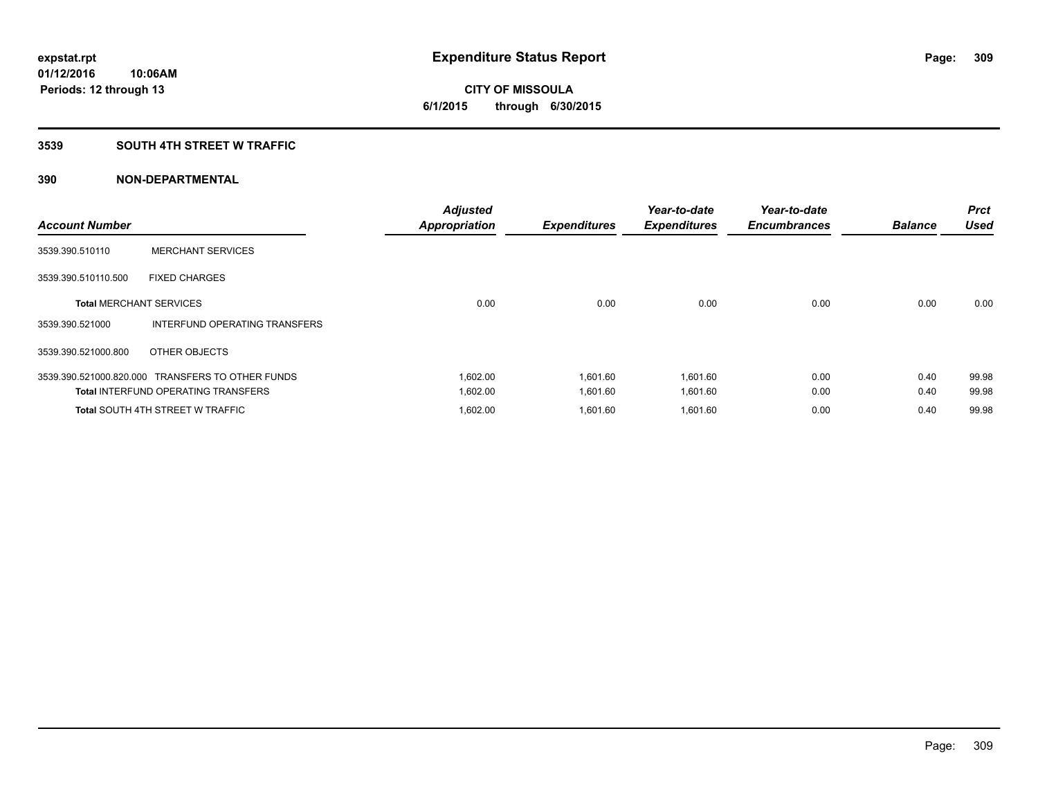**expstat.rpt**
**01/12/2016 10:06AM**
**Periods: 12 through 13**

# Expenditure Status Report

**CITY OF MISSOULA**
**6/1/2015 through 6/30/2015**

## 3539 SOUTH 4TH STREET W TRAFFIC

## 390 NON-DEPARTMENTAL

| Account Number | | Adjusted Appropriation | Expenditures | Year-to-date Expenditures | Year-to-date Encumbrances | Balance | Prct Used |
|---|---|---|---|---|---|---|---|
| 3539.390.510110 | MERCHANT SERVICES | | | | | | |
| 3539.390.510110.500 | FIXED CHARGES | | | | | | |
| **Total** MERCHANT SERVICES | | 0.00 | 0.00 | 0.00 | 0.00 | 0.00 | 0.00 |
| 3539.390.521000 | INTERFUND OPERATING TRANSFERS | | | | | | |
| 3539.390.521000.800 | OTHER OBJECTS | | | | | | |
| 3539.390.521000.820.000 | TRANSFERS TO OTHER FUNDS | 1,602.00 | 1,601.60 | 1,601.60 | 0.00 | 0.40 | 99.98 |
| **Total** INTERFUND OPERATING TRANSFERS | | 1,602.00 | 1,601.60 | 1,601.60 | 0.00 | 0.40 | 99.98 |
| **Total** SOUTH 4TH STREET W TRAFFIC | | 1,602.00 | 1,601.60 | 1,601.60 | 0.00 | 0.40 | 99.98 |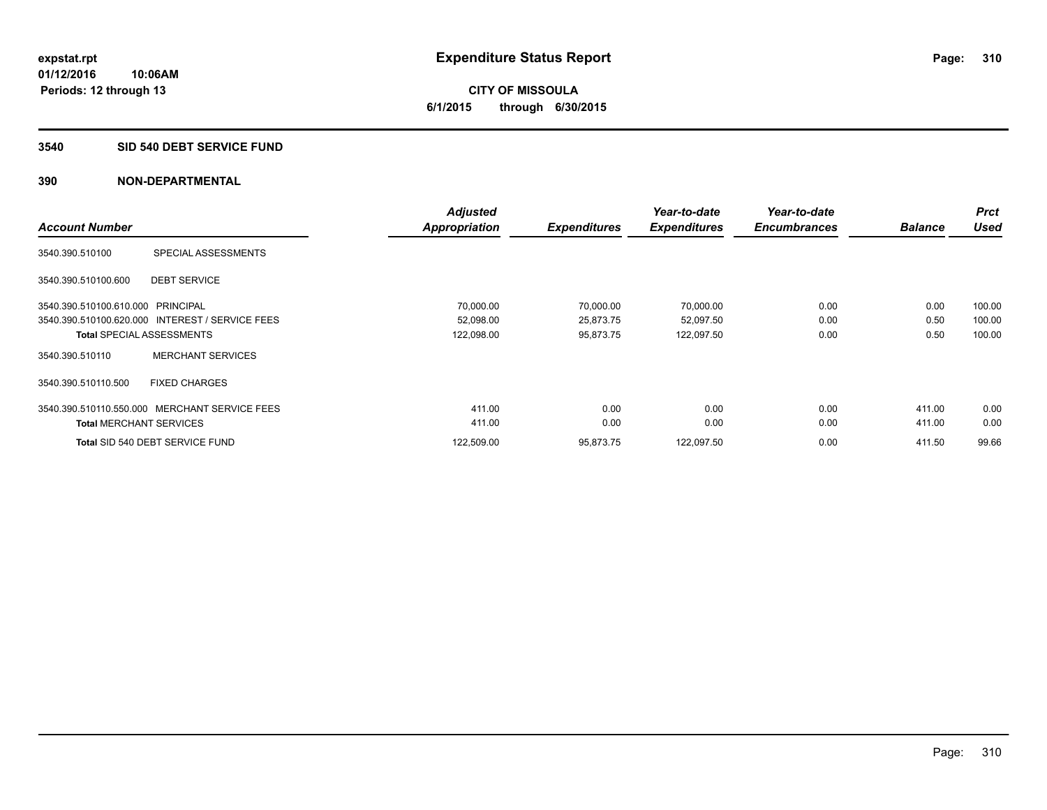**expstat.rpt**
**01/12/2016 10:06AM**
**Periods: 12 through 13**

# Expenditure Status Report

**CITY OF MISSOULA**
**6/1/2015 through 6/30/2015**

## 3540 SID 540 DEBT SERVICE FUND

## 390 NON-DEPARTMENTAL

| Account Number | | Adjusted Appropriation | Expenditures | Year-to-date Expenditures | Year-to-date Encumbrances | Balance | Prct Used |
|---|---|---|---|---|---|---|---|
| 3540.390.510100 | SPECIAL ASSESSMENTS | | | | | | |
| 3540.390.510100.600 | DEBT SERVICE | | | | | | |
| 3540.390.510100.610.000 | PRINCIPAL | 70,000.00 | 70,000.00 | 70,000.00 | 0.00 | 0.00 | 100.00 |
| 3540.390.510100.620.000 | INTEREST / SERVICE FEES | 52,098.00 | 25,873.75 | 52,097.50 | 0.00 | 0.50 | 100.00 |
| **Total** SPECIAL ASSESSMENTS | | 122,098.00 | 95,873.75 | 122,097.50 | 0.00 | 0.50 | 100.00 |
| 3540.390.510110 | MERCHANT SERVICES | | | | | | |
| 3540.390.510110.500 | FIXED CHARGES | | | | | | |
| 3540.390.510110.550.000 | MERCHANT SERVICE FEES | 411.00 | 0.00 | 0.00 | 0.00 | 411.00 | 0.00 |
| **Total** MERCHANT SERVICES | | 411.00 | 0.00 | 0.00 | 0.00 | 411.00 | 0.00 |
| **Total** SID 540 DEBT SERVICE FUND | | 122,509.00 | 95,873.75 | 122,097.50 | 0.00 | 411.50 | 99.66 |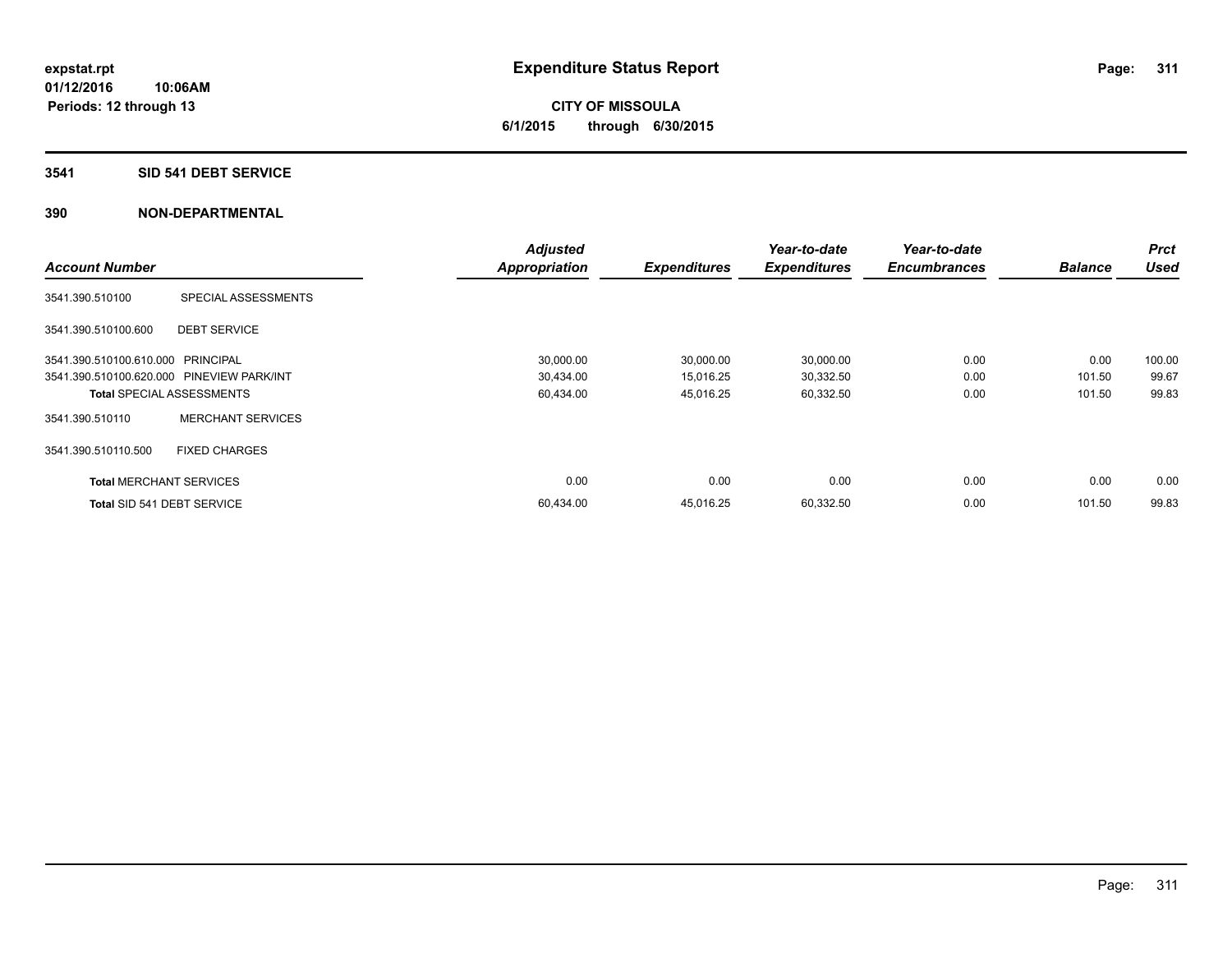expstat.rpt
01/12/2016 10:06AM
Periods: 12 through 13

# Expenditure Status Report

**CITY OF MISSOULA**
**6/1/2015 through 6/30/2015**

## 3541 SID 541 DEBT SERVICE

### 390 NON-DEPARTMENTAL

| Account Number | | Adjusted Appropriation | Expenditures | Year-to-date Expenditures | Year-to-date Encumbrances | Balance | Prct Used |
|---|---|---|---|---|---|---|---|
| 3541.390.510100 | SPECIAL ASSESSMENTS | | | | | | |
| 3541.390.510100.600 | DEBT SERVICE | | | | | | |
| 3541.390.510100.610.000 | PRINCIPAL | 30,000.00 | 30,000.00 | 30,000.00 | 0.00 | 0.00 | 100.00 |
| 3541.390.510100.620.000 | PINEVIEW PARK/INT | 30,434.00 | 15,016.25 | 30,332.50 | 0.00 | 101.50 | 99.67 |
| **Total** SPECIAL ASSESSMENTS | | 60,434.00 | 45,016.25 | 60,332.50 | 0.00 | 101.50 | 99.83 |
| 3541.390.510110 | MERCHANT SERVICES | | | | | | |
| 3541.390.510110.500 | FIXED CHARGES | | | | | | |
| **Total** MERCHANT SERVICES | | 0.00 | 0.00 | 0.00 | 0.00 | 0.00 | 0.00 |
| **Total** SID 541 DEBT SERVICE | | 60,434.00 | 45,016.25 | 60,332.50 | 0.00 | 101.50 | 99.83 |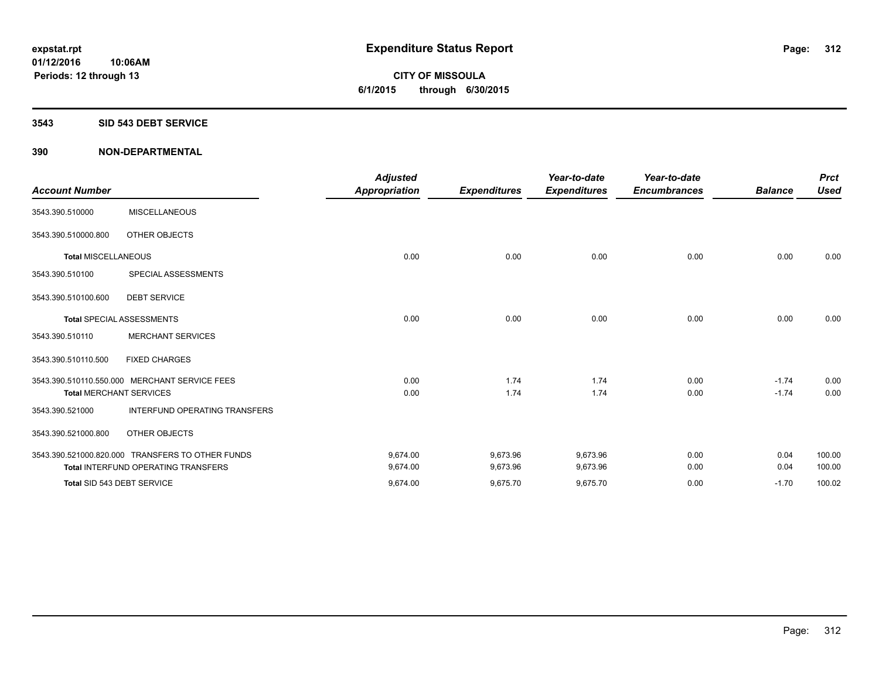**expstat.rpt**
**01/12/2016 10:06AM**
**Periods: 12 through 13**

# Expenditure Status Report

**CITY OF MISSOULA**
**6/1/2015 through 6/30/2015**

## 3543 SID 543 DEBT SERVICE

### 390 NON-DEPARTMENTAL

| Account Number | | Adjusted Appropriation | Expenditures | Year-to-date Expenditures | Year-to-date Encumbrances | Balance | Prct Used |
|---|---|---|---|---|---|---|---|
| 3543.390.510000 | MISCELLANEOUS | | | | | | |
| 3543.390.510000.800 | OTHER OBJECTS | | | | | | |
| **Total** MISCELLANEOUS | | 0.00 | 0.00 | 0.00 | 0.00 | 0.00 | 0.00 |
| 3543.390.510100 | SPECIAL ASSESSMENTS | | | | | | |
| 3543.390.510100.600 | DEBT SERVICE | | | | | | |
| **Total** SPECIAL ASSESSMENTS | | 0.00 | 0.00 | 0.00 | 0.00 | 0.00 | 0.00 |
| 3543.390.510110 | MERCHANT SERVICES | | | | | | |
| 3543.390.510110.500 | FIXED CHARGES | | | | | | |
| 3543.390.510110.550.000 | MERCHANT SERVICE FEES | 0.00 | 1.74 | 1.74 | 0.00 | -1.74 | 0.00 |
| **Total** MERCHANT SERVICES | | 0.00 | 1.74 | 1.74 | 0.00 | -1.74 | 0.00 |
| 3543.390.521000 | INTERFUND OPERATING TRANSFERS | | | | | | |
| 3543.390.521000.800 | OTHER OBJECTS | | | | | | |
| 3543.390.521000.820.000 | TRANSFERS TO OTHER FUNDS | 9,674.00 | 9,673.96 | 9,673.96 | 0.00 | 0.04 | 100.00 |
| **Total** INTERFUND OPERATING TRANSFERS | | 9,674.00 | 9,673.96 | 9,673.96 | 0.00 | 0.04 | 100.00 |
| **Total** SID 543 DEBT SERVICE | | 9,674.00 | 9,675.70 | 9,675.70 | 0.00 | -1.70 | 100.02 |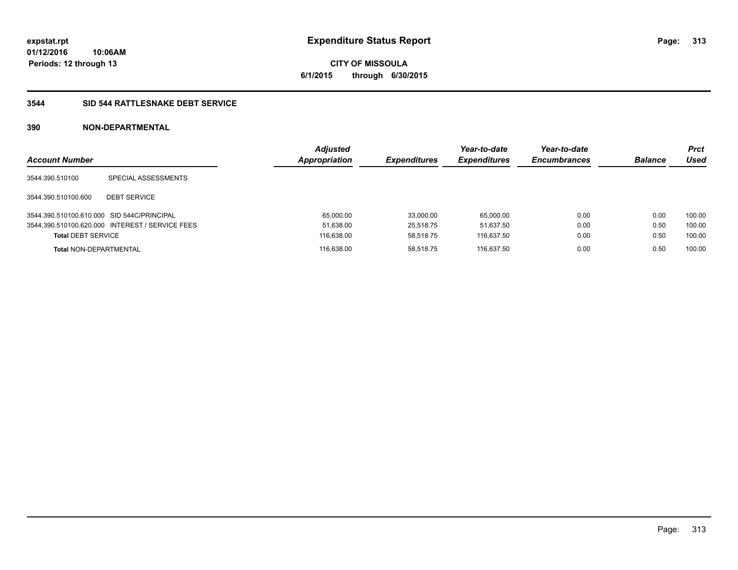# Expenditure Status Report

**CITY OF MISSOULA**
**6/1/2015 through 6/30/2015**

expstat.rpt
01/12/2016 10:06AM
Periods: 12 through 13

## 3544 SID 544 RATTLESNAKE DEBT SERVICE

### 390 NON-DEPARTMENTAL

| Account Number | | Adjusted Appropriation | Expenditures | Year-to-date Expenditures | Year-to-date Encumbrances | Balance | Prct Used |
|---|---|---|---|---|---|---|---|
| 3544.390.510100 | SPECIAL ASSESSMENTS | | | | | | |
| 3544.390.510100.600 | DEBT SERVICE | | | | | | |
| 3544.390.510100.610.000 | SID 544C/PRINCIPAL | 65,000.00 | 33,000.00 | 65,000.00 | 0.00 | 0.00 | 100.00 |
| 3544.390.510100.620.000 | INTEREST / SERVICE FEES | 51,638.00 | 25,518.75 | 51,637.50 | 0.00 | 0.50 | 100.00 |
| **Total** DEBT SERVICE | | 116,638.00 | 58,518.75 | 116,637.50 | 0.00 | 0.50 | 100.00 |
| **Total** NON-DEPARTMENTAL | | 116,638.00 | 58,518.75 | 116,637.50 | 0.00 | 0.50 | 100.00 |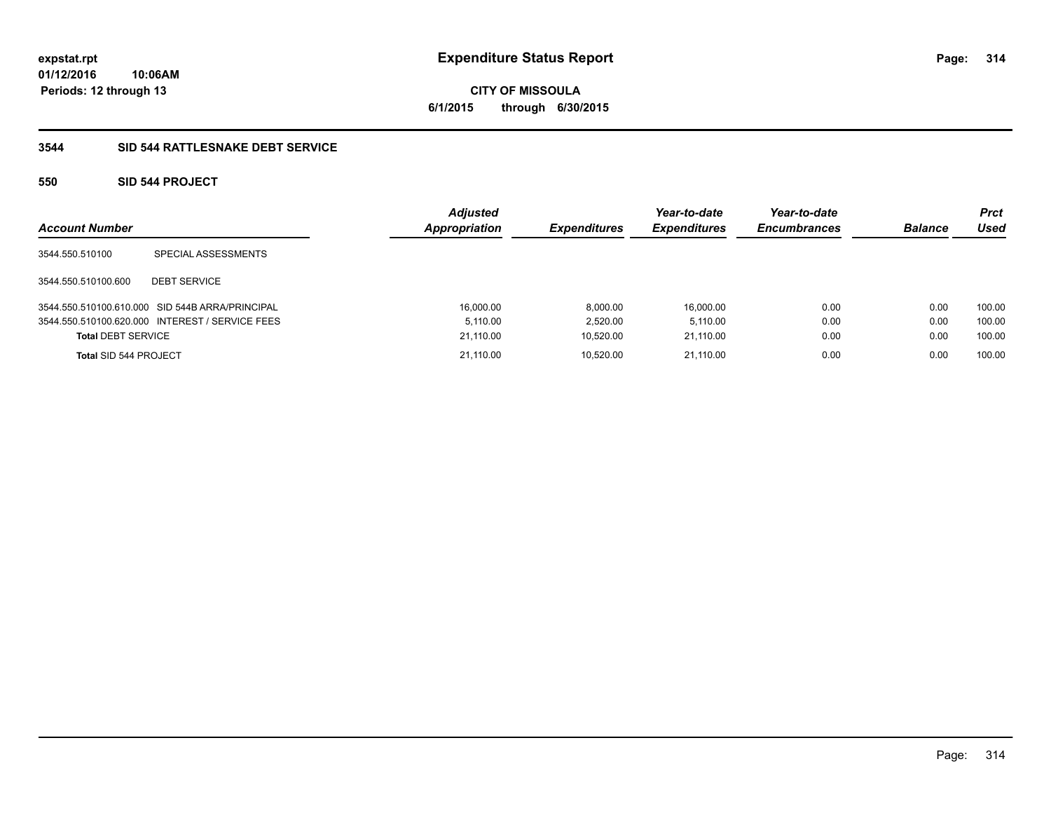# Expenditure Status Report

**CITY OF MISSOULA**
**6/1/2015 through 6/30/2015**

expstat.rpt
01/12/2016 10:06AM
Periods: 12 through 13

## 3544 SID 544 RATTLESNAKE DEBT SERVICE

### 550 SID 544 PROJECT

| Account Number | | Adjusted Appropriation | Expenditures | Year-to-date Expenditures | Year-to-date Encumbrances | Balance | Prct Used |
|---|---|---|---|---|---|---|---|
| 3544.550.510100 | SPECIAL ASSESSMENTS | | | | | | |
| 3544.550.510100.600 | DEBT SERVICE | | | | | | |
| 3544.550.510100.610.000 | SID 544B ARRA/PRINCIPAL | 16,000.00 | 8,000.00 | 16,000.00 | 0.00 | 0.00 | 100.00 |
| 3544.550.510100.620.000 | INTEREST / SERVICE FEES | 5,110.00 | 2,520.00 | 5,110.00 | 0.00 | 0.00 | 100.00 |
| **Total** DEBT SERVICE | | 21,110.00 | 10,520.00 | 21,110.00 | 0.00 | 0.00 | 100.00 |
| **Total** SID 544 PROJECT | | 21,110.00 | 10,520.00 | 21,110.00 | 0.00 | 0.00 | 100.00 |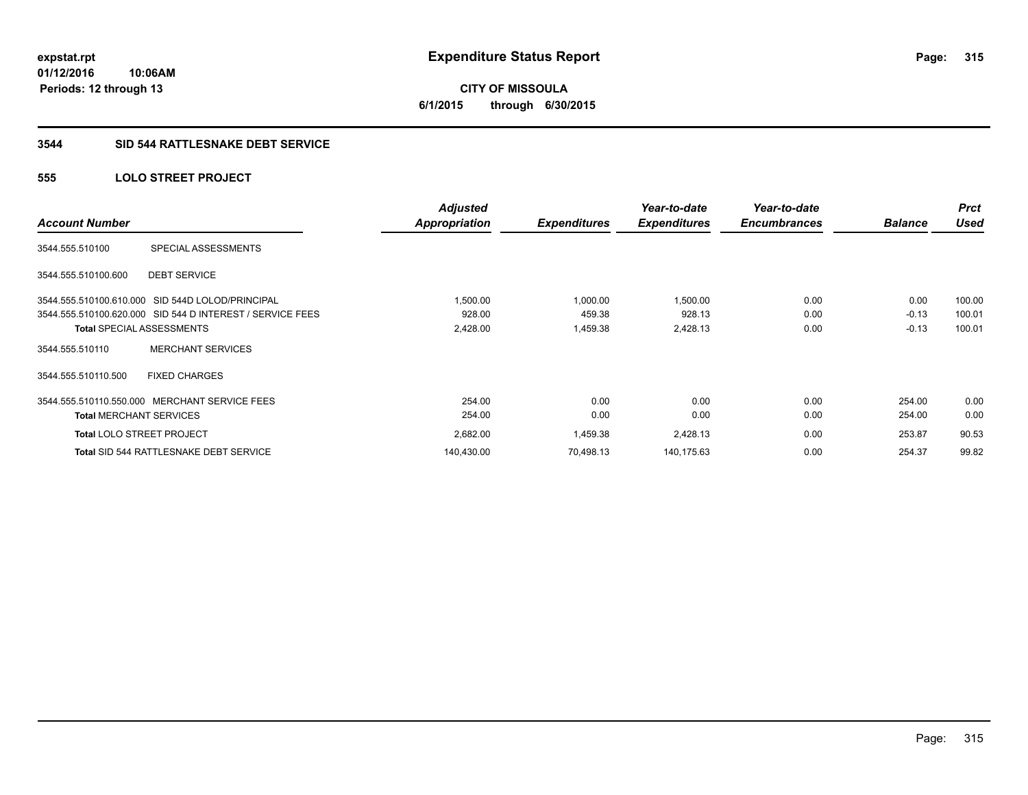**expstat.rpt**
**01/12/2016 10:06AM**
**Periods: 12 through 13**

# Expenditure Status Report

**CITY OF MISSOULA**
**6/1/2015 through 6/30/2015**

## 3544 SID 544 RATTLESNAKE DEBT SERVICE

### 555 LOLO STREET PROJECT

| Account Number | | Adjusted Appropriation | Expenditures | Year-to-date Expenditures | Year-to-date Encumbrances | Balance | Prct Used |
|---|---|---|---|---|---|---|---|
| 3544.555.510100 | SPECIAL ASSESSMENTS | | | | | | |
| 3544.555.510100.600 | DEBT SERVICE | | | | | | |
| 3544.555.510100.610.000 | SID 544D LOLOD/PRINCIPAL | 1,500.00 | 1,000.00 | 1,500.00 | 0.00 | 0.00 | 100.00 |
| 3544.555.510100.620.000 | SID 544 D INTEREST / SERVICE FEES | 928.00 | 459.38 | 928.13 | 0.00 | -0.13 | 100.01 |
| **Total** SPECIAL ASSESSMENTS | | 2,428.00 | 1,459.38 | 2,428.13 | 0.00 | -0.13 | 100.01 |
| 3544.555.510110 | MERCHANT SERVICES | | | | | | |
| 3544.555.510110.500 | FIXED CHARGES | | | | | | |
| 3544.555.510110.550.000 | MERCHANT SERVICE FEES | 254.00 | 0.00 | 0.00 | 0.00 | 254.00 | 0.00 |
| **Total** MERCHANT SERVICES | | 254.00 | 0.00 | 0.00 | 0.00 | 254.00 | 0.00 |
| **Total** LOLO STREET PROJECT | | 2,682.00 | 1,459.38 | 2,428.13 | 0.00 | 253.87 | 90.53 |
| **Total** SID 544 RATTLESNAKE DEBT SERVICE | | 140,430.00 | 70,498.13 | 140,175.63 | 0.00 | 254.37 | 99.82 |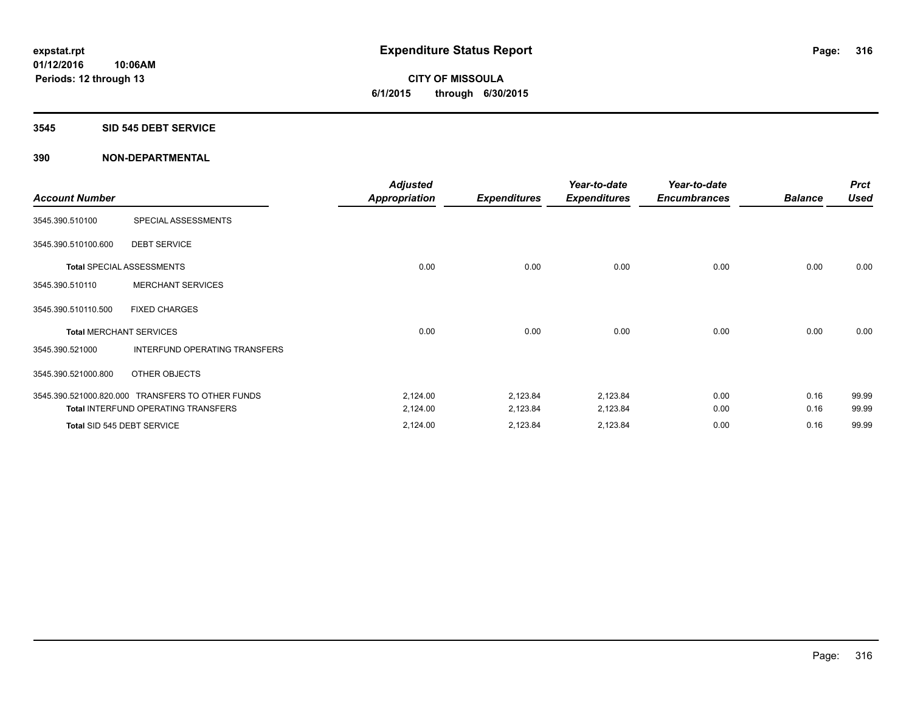expstat.rpt
01/12/2016 10:06AM
Periods: 12 through 13

# Expenditure Status Report

**CITY OF MISSOULA**
**6/1/2015 through 6/30/2015**

## 3545 SID 545 DEBT SERVICE

## 390 NON-DEPARTMENTAL

| Account Number | | Adjusted Appropriation | Expenditures | Year-to-date Expenditures | Year-to-date Encumbrances | Balance | Prct Used |
|---|---|---|---|---|---|---|---|
| 3545.390.510100 | SPECIAL ASSESSMENTS | | | | | | |
| 3545.390.510100.600 | DEBT SERVICE | | | | | | |
| **Total** SPECIAL ASSESSMENTS | | 0.00 | 0.00 | 0.00 | 0.00 | 0.00 | 0.00 |
| 3545.390.510110 | MERCHANT SERVICES | | | | | | |
| 3545.390.510110.500 | FIXED CHARGES | | | | | | |
| **Total** MERCHANT SERVICES | | 0.00 | 0.00 | 0.00 | 0.00 | 0.00 | 0.00 |
| 3545.390.521000 | INTERFUND OPERATING TRANSFERS | | | | | | |
| 3545.390.521000.800 | OTHER OBJECTS | | | | | | |
| 3545.390.521000.820.000 | TRANSFERS TO OTHER FUNDS | 2,124.00 | 2,123.84 | 2,123.84 | 0.00 | 0.16 | 99.99 |
| **Total** INTERFUND OPERATING TRANSFERS | | 2,124.00 | 2,123.84 | 2,123.84 | 0.00 | 0.16 | 99.99 |
| **Total** SID 545 DEBT SERVICE | | 2,124.00 | 2,123.84 | 2,123.84 | 0.00 | 0.16 | 99.99 |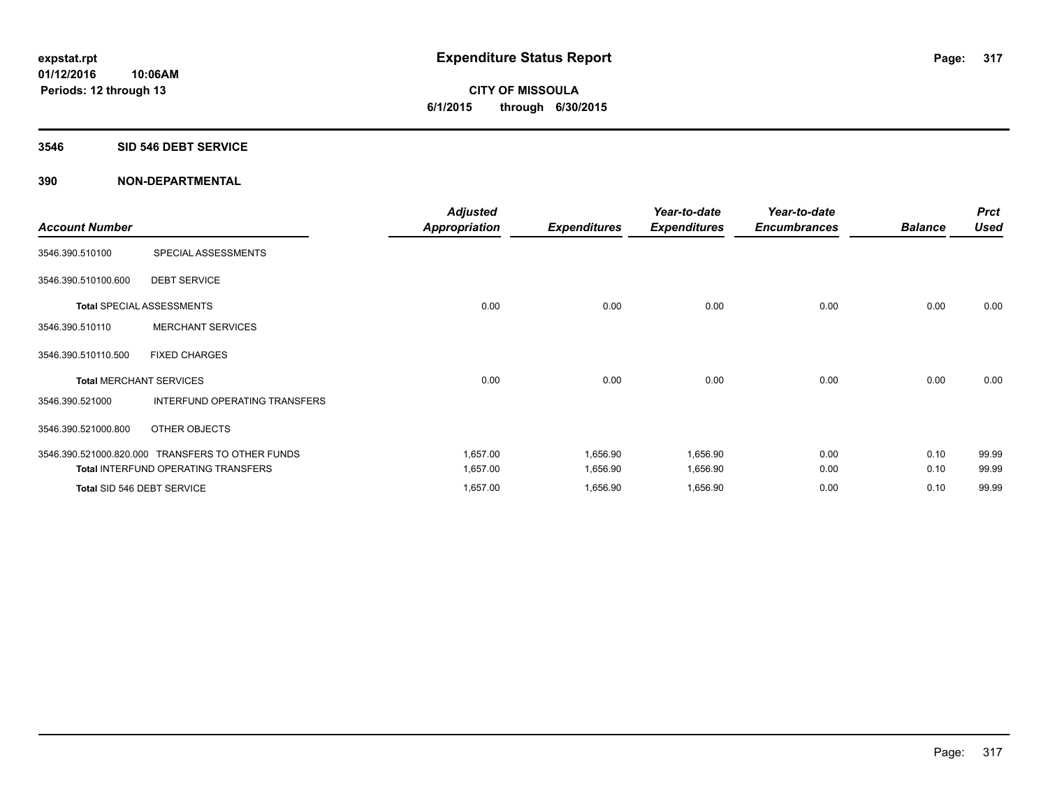# Expenditure Status Report

**CITY OF MISSOULA**

**6/1/2015 through 6/30/2015**

expstat.rpt
01/12/2016 10:06AM
Periods: 12 through 13

## 3546 SID 546 DEBT SERVICE

## 390 NON-DEPARTMENTAL

| Account Number | | Adjusted Appropriation | Expenditures | Year-to-date Expenditures | Year-to-date Encumbrances | Balance | Prct Used |
|---|---|---|---|---|---|---|---|
| 3546.390.510100 | SPECIAL ASSESSMENTS | | | | | | |
| 3546.390.510100.600 | DEBT SERVICE | | | | | | |
| **Total** SPECIAL ASSESSMENTS | | 0.00 | 0.00 | 0.00 | 0.00 | 0.00 | 0.00 |
| 3546.390.510110 | MERCHANT SERVICES | | | | | | |
| 3546.390.510110.500 | FIXED CHARGES | | | | | | |
| **Total** MERCHANT SERVICES | | 0.00 | 0.00 | 0.00 | 0.00 | 0.00 | 0.00 |
| 3546.390.521000 | INTERFUND OPERATING TRANSFERS | | | | | | |
| 3546.390.521000.800 | OTHER OBJECTS | | | | | | |
| 3546.390.521000.820.000 | TRANSFERS TO OTHER FUNDS | 1,657.00 | 1,656.90 | 1,656.90 | 0.00 | 0.10 | 99.99 |
| **Total** INTERFUND OPERATING TRANSFERS | | 1,657.00 | 1,656.90 | 1,656.90 | 0.00 | 0.10 | 99.99 |
| **Total** SID 546 DEBT SERVICE | | 1,657.00 | 1,656.90 | 1,656.90 | 0.00 | 0.10 | 99.99 |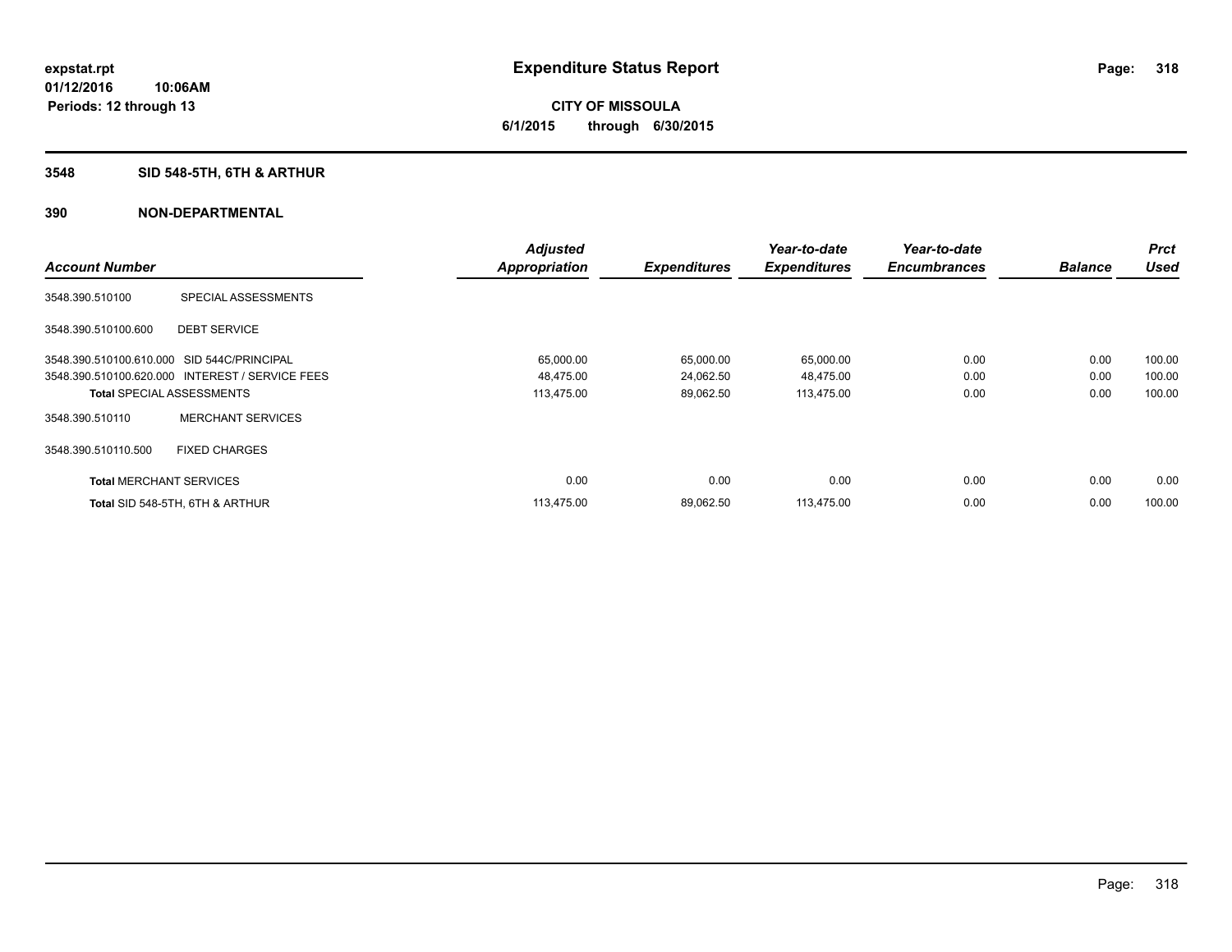**expstat.rpt**
**01/12/2016 10:06AM**
**Periods: 12 through 13**

# Expenditure Status Report

**CITY OF MISSOULA**
**6/1/2015 through 6/30/2015**

## 3548 SID 548-5TH, 6TH & ARTHUR

### 390 NON-DEPARTMENTAL

| Account Number | | Adjusted Appropriation | Expenditures | Year-to-date Expenditures | Year-to-date Encumbrances | Balance | Prct Used |
|---|---|---|---|---|---|---|---|
| 3548.390.510100 | SPECIAL ASSESSMENTS | | | | | | |
| 3548.390.510100.600 | DEBT SERVICE | | | | | | |
| 3548.390.510100.610.000 | SID 544C/PRINCIPAL | 65,000.00 | 65,000.00 | 65,000.00 | 0.00 | 0.00 | 100.00 |
| 3548.390.510100.620.000 | INTEREST / SERVICE FEES | 48,475.00 | 24,062.50 | 48,475.00 | 0.00 | 0.00 | 100.00 |
| **Total** SPECIAL ASSESSMENTS | | 113,475.00 | 89,062.50 | 113,475.00 | 0.00 | 0.00 | 100.00 |
| 3548.390.510110 | MERCHANT SERVICES | | | | | | |
| 3548.390.510110.500 | FIXED CHARGES | | | | | | |
| **Total** MERCHANT SERVICES | | 0.00 | 0.00 | 0.00 | 0.00 | 0.00 | 0.00 |
| **Total** SID 548-5TH, 6TH & ARTHUR | | 113,475.00 | 89,062.50 | 113,475.00 | 0.00 | 0.00 | 100.00 |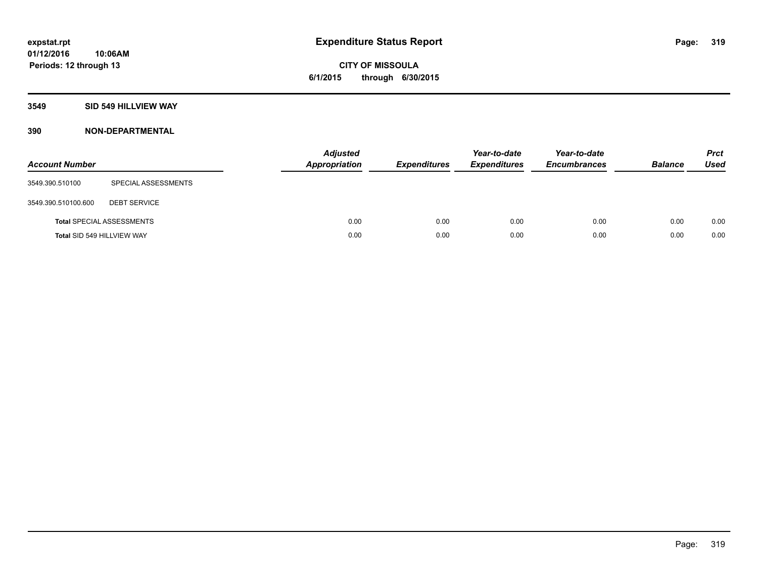# Expenditure Status Report

expstat.rpt
01/12/2016 10:06AM
Periods: 12 through 13

CITY OF MISSOULA
6/1/2015 through 6/30/2015

**3549 SID 549 HILLVIEW WAY**

**390 NON-DEPARTMENTAL**

| Account Number | | Adjusted Appropriation | Expenditures | Year-to-date Expenditures | Year-to-date Encumbrances | Balance | Prct Used |
|---|---|---|---|---|---|---|---|
| 3549.390.510100 | SPECIAL ASSESSMENTS | | | | | | |
| 3549.390.510100.600 | DEBT SERVICE | | | | | | |
| **Total** SPECIAL ASSESSMENTS | | 0.00 | 0.00 | 0.00 | 0.00 | 0.00 | 0.00 |
| **Total** SID 549 HILLVIEW WAY | | 0.00 | 0.00 | 0.00 | 0.00 | 0.00 | 0.00 |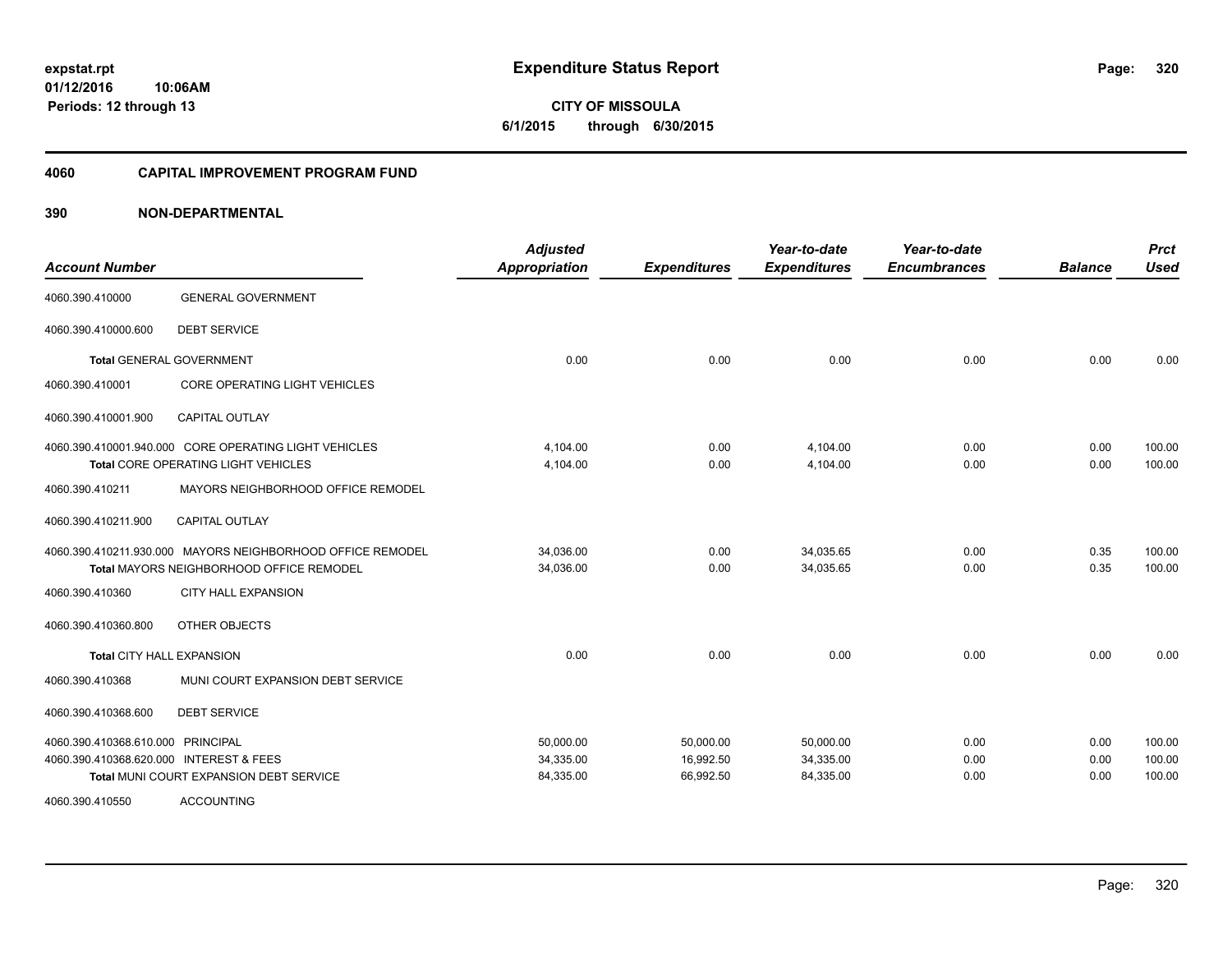**expstat.rpt**
**01/12/2016 10:06AM**
**Periods: 12 through 13**

# Expenditure Status Report

**CITY OF MISSOULA**
**6/1/2015 through 6/30/2015**

## 4060 CAPITAL IMPROVEMENT PROGRAM FUND

## 390 NON-DEPARTMENTAL

| Account Number | | Adjusted Appropriation | Expenditures | Year-to-date Expenditures | Year-to-date Encumbrances | Balance | Prct Used |
|---|---|---|---|---|---|---|---|
| 4060.390.410000 | GENERAL GOVERNMENT | | | | | | |
| 4060.390.410000.600 | DEBT SERVICE | | | | | | |
| **Total** GENERAL GOVERNMENT | | 0.00 | 0.00 | 0.00 | 0.00 | 0.00 | 0.00 |
| 4060.390.410001 | CORE OPERATING LIGHT VEHICLES | | | | | | |
| 4060.390.410001.900 | CAPITAL OUTLAY | | | | | | |
| 4060.390.410001.940.000 | CORE OPERATING LIGHT VEHICLES | 4,104.00 | 0.00 | 4,104.00 | 0.00 | 0.00 | 100.00 |
| **Total** CORE OPERATING LIGHT VEHICLES | | 4,104.00 | 0.00 | 4,104.00 | 0.00 | 0.00 | 100.00 |
| 4060.390.410211 | MAYORS NEIGHBORHOOD OFFICE REMODEL | | | | | | |
| 4060.390.410211.900 | CAPITAL OUTLAY | | | | | | |
| 4060.390.410211.930.000 | MAYORS NEIGHBORHOOD OFFICE REMODEL | 34,036.00 | 0.00 | 34,035.65 | 0.00 | 0.35 | 100.00 |
| **Total** MAYORS NEIGHBORHOOD OFFICE REMODEL | | 34,036.00 | 0.00 | 34,035.65 | 0.00 | 0.35 | 100.00 |
| 4060.390.410360 | CITY HALL EXPANSION | | | | | | |
| 4060.390.410360.800 | OTHER OBJECTS | | | | | | |
| **Total** CITY HALL EXPANSION | | 0.00 | 0.00 | 0.00 | 0.00 | 0.00 | 0.00 |
| 4060.390.410368 | MUNI COURT EXPANSION DEBT SERVICE | | | | | | |
| 4060.390.410368.600 | DEBT SERVICE | | | | | | |
| 4060.390.410368.610.000 | PRINCIPAL | 50,000.00 | 50,000.00 | 50,000.00 | 0.00 | 0.00 | 100.00 |
| 4060.390.410368.620.000 | INTEREST & FEES | 34,335.00 | 16,992.50 | 34,335.00 | 0.00 | 0.00 | 100.00 |
| **Total** MUNI COURT EXPANSION DEBT SERVICE | | 84,335.00 | 66,992.50 | 84,335.00 | 0.00 | 0.00 | 100.00 |
| 4060.390.410550 | ACCOUNTING | | | | | | |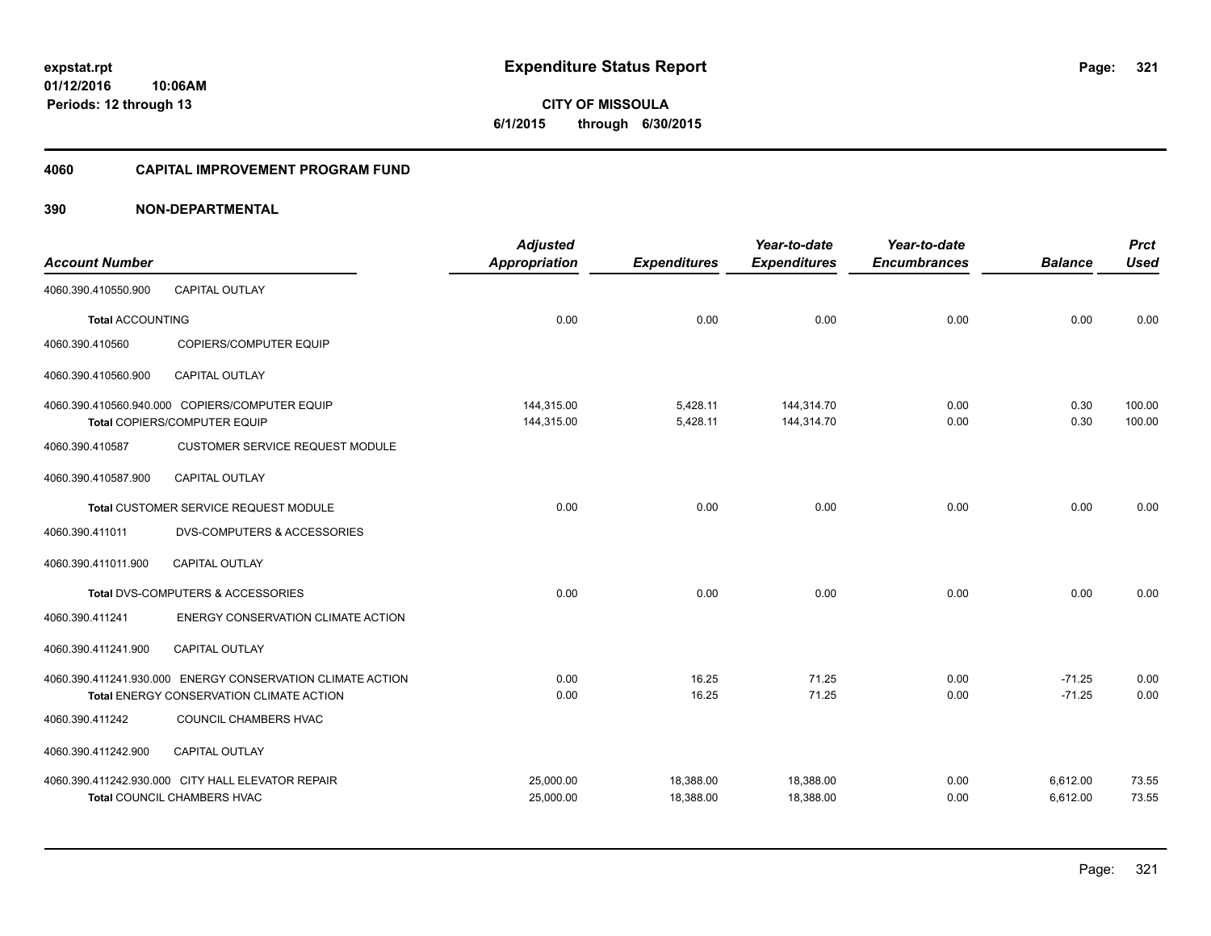**expstat.rpt**
**01/12/2016 10:06AM**
**Periods: 12 through 13**

# Expenditure Status Report

**CITY OF MISSOULA**
**6/1/2015 through 6/30/2015**

## 4060 CAPITAL IMPROVEMENT PROGRAM FUND

## 390 NON-DEPARTMENTAL

| Account Number | | Adjusted Appropriation | Expenditures | Year-to-date Expenditures | Year-to-date Encumbrances | Balance | Prct Used |
|---|---|---|---|---|---|---|---|
| 4060.390.410550.900 | CAPITAL OUTLAY | | | | | | |
| **Total** ACCOUNTING | | 0.00 | 0.00 | 0.00 | 0.00 | 0.00 | 0.00 |
| 4060.390.410560 | COPIERS/COMPUTER EQUIP | | | | | | |
| 4060.390.410560.900 | CAPITAL OUTLAY | | | | | | |
| 4060.390.410560.940.000 COPIERS/COMPUTER EQUIP | | 144,315.00 | 5,428.11 | 144,314.70 | 0.00 | 0.30 | 100.00 |
| **Total** COPIERS/COMPUTER EQUIP | | 144,315.00 | 5,428.11 | 144,314.70 | 0.00 | 0.30 | 100.00 |
| 4060.390.410587 | CUSTOMER SERVICE REQUEST MODULE | | | | | | |
| 4060.390.410587.900 | CAPITAL OUTLAY | | | | | | |
| **Total** CUSTOMER SERVICE REQUEST MODULE | | 0.00 | 0.00 | 0.00 | 0.00 | 0.00 | 0.00 |
| 4060.390.411011 | DVS-COMPUTERS & ACCESSORIES | | | | | | |
| 4060.390.411011.900 | CAPITAL OUTLAY | | | | | | |
| **Total** DVS-COMPUTERS & ACCESSORIES | | 0.00 | 0.00 | 0.00 | 0.00 | 0.00 | 0.00 |
| 4060.390.411241 | ENERGY CONSERVATION CLIMATE ACTION | | | | | | |
| 4060.390.411241.900 | CAPITAL OUTLAY | | | | | | |
| 4060.390.411241.930.000 ENERGY CONSERVATION CLIMATE ACTION | | 0.00 | 16.25 | 71.25 | 0.00 | -71.25 | 0.00 |
| **Total** ENERGY CONSERVATION CLIMATE ACTION | | 0.00 | 16.25 | 71.25 | 0.00 | -71.25 | 0.00 |
| 4060.390.411242 | COUNCIL CHAMBERS HVAC | | | | | | |
| 4060.390.411242.900 | CAPITAL OUTLAY | | | | | | |
| 4060.390.411242.930.000 CITY HALL ELEVATOR REPAIR | | 25,000.00 | 18,388.00 | 18,388.00 | 0.00 | 6,612.00 | 73.55 |
| **Total** COUNCIL CHAMBERS HVAC | | 25,000.00 | 18,388.00 | 18,388.00 | 0.00 | 6,612.00 | 73.55 |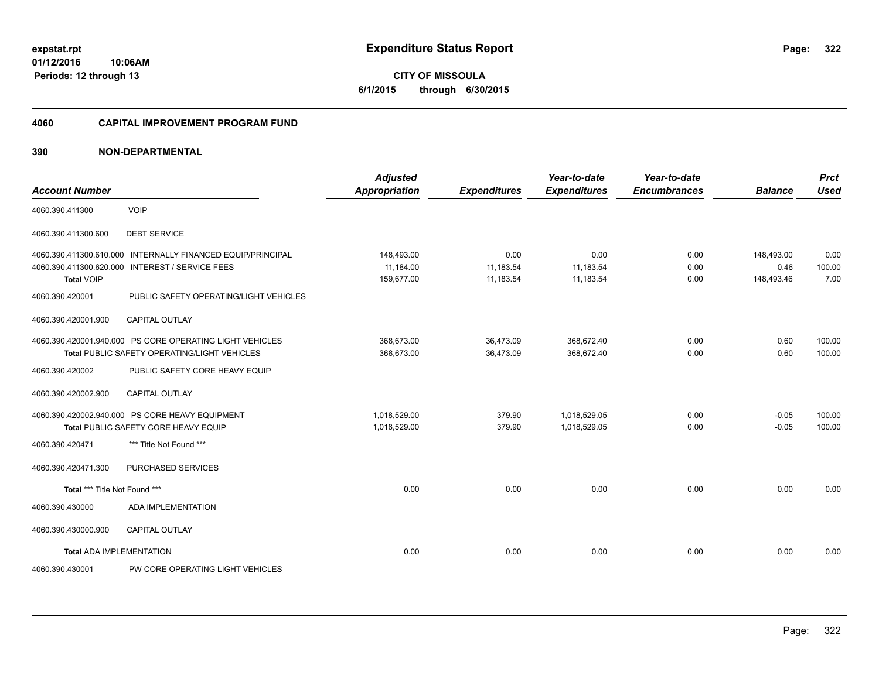**expstat.rpt**
**01/12/2016 10:06AM**
**Periods: 12 through 13**

# Expenditure Status Report

**CITY OF MISSOULA**
**6/1/2015 through 6/30/2015**

## 4060 CAPITAL IMPROVEMENT PROGRAM FUND

### 390 NON-DEPARTMENTAL

| Account Number | | Adjusted Appropriation | Expenditures | Year-to-date Expenditures | Year-to-date Encumbrances | Balance | Prct Used |
|---|---|---|---|---|---|---|---|
| 4060.390.411300 | VOIP | | | | | | |
| 4060.390.411300.600 | DEBT SERVICE | | | | | | |
| 4060.390.411300.610.000 | INTERNALLY FINANCED EQUIP/PRINCIPAL | 148,493.00 | 0.00 | 0.00 | 0.00 | 148,493.00 | 0.00 |
| 4060.390.411300.620.000 | INTEREST / SERVICE FEES | 11,184.00 | 11,183.54 | 11,183.54 | 0.00 | 0.46 | 100.00 |
| **Total** VOIP | | 159,677.00 | 11,183.54 | 11,183.54 | 0.00 | 148,493.46 | 7.00 |
| 4060.390.420001 | PUBLIC SAFETY OPERATING/LIGHT VEHICLES | | | | | | |
| 4060.390.420001.900 | CAPITAL OUTLAY | | | | | | |
| 4060.390.420001.940.000 | PS CORE OPERATING LIGHT VEHICLES | 368,673.00 | 36,473.09 | 368,672.40 | 0.00 | 0.60 | 100.00 |
| **Total** PUBLIC SAFETY OPERATING/LIGHT VEHICLES | | 368,673.00 | 36,473.09 | 368,672.40 | 0.00 | 0.60 | 100.00 |
| 4060.390.420002 | PUBLIC SAFETY CORE HEAVY EQUIP | | | | | | |
| 4060.390.420002.900 | CAPITAL OUTLAY | | | | | | |
| 4060.390.420002.940.000 | PS CORE HEAVY EQUIPMENT | 1,018,529.00 | 379.90 | 1,018,529.05 | 0.00 | -0.05 | 100.00 |
| **Total** PUBLIC SAFETY CORE HEAVY EQUIP | | 1,018,529.00 | 379.90 | 1,018,529.05 | 0.00 | -0.05 | 100.00 |
| 4060.390.420471 | *** Title Not Found *** | | | | | | |
| 4060.390.420471.300 | PURCHASED SERVICES | | | | | | |
| **Total** *** Title Not Found *** | | 0.00 | 0.00 | 0.00 | 0.00 | 0.00 | 0.00 |
| 4060.390.430000 | ADA IMPLEMENTATION | | | | | | |
| 4060.390.430000.900 | CAPITAL OUTLAY | | | | | | |
| **Total** ADA IMPLEMENTATION | | 0.00 | 0.00 | 0.00 | 0.00 | 0.00 | 0.00 |
| 4060.390.430001 | PW CORE OPERATING LIGHT VEHICLES | | | | | | |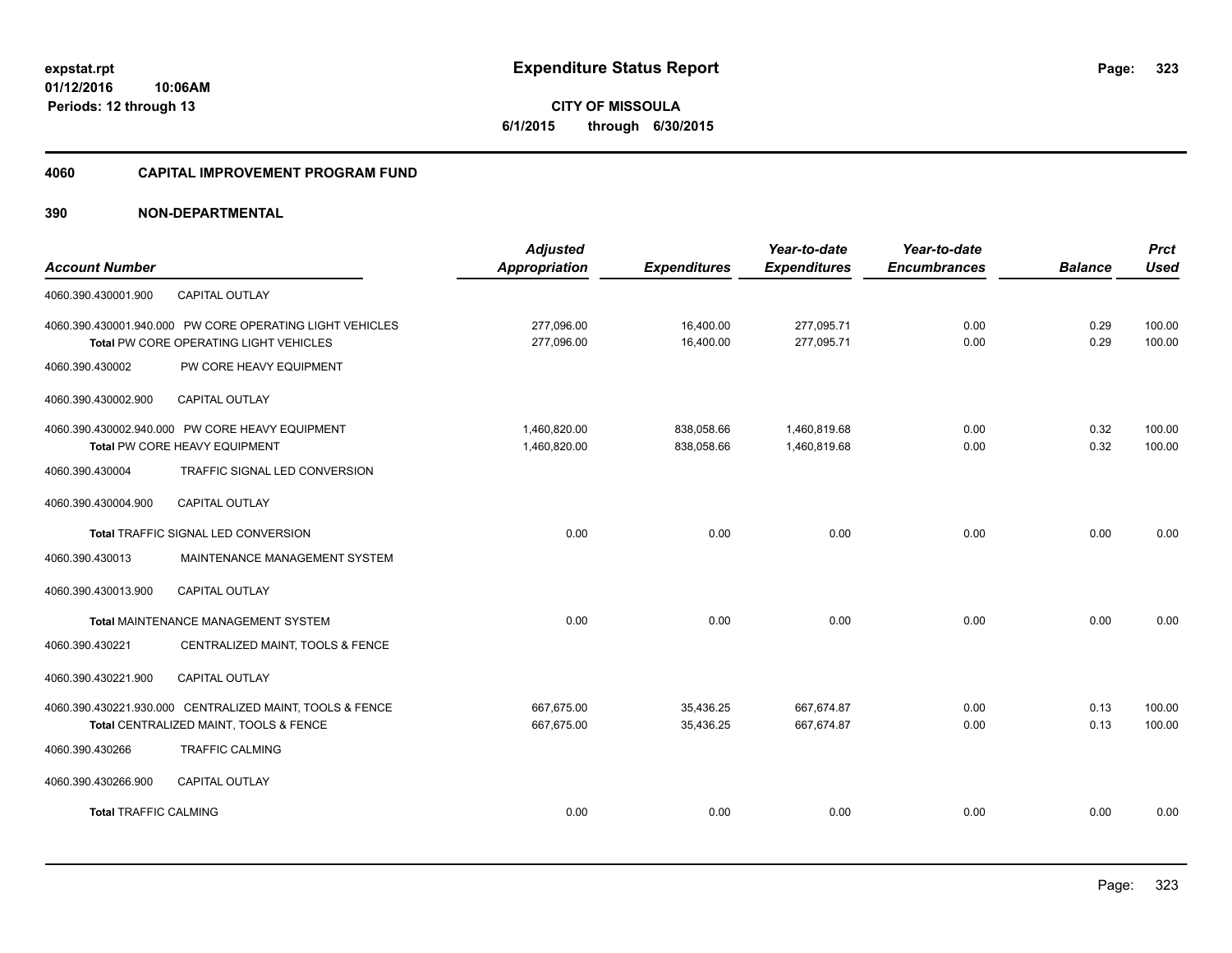**expstat.rpt**
**01/12/2016 10:06AM**
**Periods: 12 through 13**

# Expenditure Status Report

**CITY OF MISSOULA**
**6/1/2015 through 6/30/2015**

## 4060 CAPITAL IMPROVEMENT PROGRAM FUND

## 390 NON-DEPARTMENTAL

| Account Number | | Adjusted Appropriation | Expenditures | Year-to-date Expenditures | Year-to-date Encumbrances | Balance | Prct Used |
|---|---|---|---|---|---|---|---|
| 4060.390.430001.900 | CAPITAL OUTLAY | | | | | | |
| 4060.390.430001.940.000 PW CORE OPERATING LIGHT VEHICLES | | 277,096.00 | 16,400.00 | 277,095.71 | 0.00 | 0.29 | 100.00 |
| **Total** PW CORE OPERATING LIGHT VEHICLES | | 277,096.00 | 16,400.00 | 277,095.71 | 0.00 | 0.29 | 100.00 |
| 4060.390.430002 | PW CORE HEAVY EQUIPMENT | | | | | | |
| 4060.390.430002.900 | CAPITAL OUTLAY | | | | | | |
| 4060.390.430002.940.000 PW CORE HEAVY EQUIPMENT | | 1,460,820.00 | 838,058.66 | 1,460,819.68 | 0.00 | 0.32 | 100.00 |
| **Total** PW CORE HEAVY EQUIPMENT | | 1,460,820.00 | 838,058.66 | 1,460,819.68 | 0.00 | 0.32 | 100.00 |
| 4060.390.430004 | TRAFFIC SIGNAL LED CONVERSION | | | | | | |
| 4060.390.430004.900 | CAPITAL OUTLAY | | | | | | |
| **Total** TRAFFIC SIGNAL LED CONVERSION | | 0.00 | 0.00 | 0.00 | 0.00 | 0.00 | 0.00 |
| 4060.390.430013 | MAINTENANCE MANAGEMENT SYSTEM | | | | | | |
| 4060.390.430013.900 | CAPITAL OUTLAY | | | | | | |
| **Total** MAINTENANCE MANAGEMENT SYSTEM | | 0.00 | 0.00 | 0.00 | 0.00 | 0.00 | 0.00 |
| 4060.390.430221 | CENTRALIZED MAINT, TOOLS & FENCE | | | | | | |
| 4060.390.430221.900 | CAPITAL OUTLAY | | | | | | |
| 4060.390.430221.930.000 CENTRALIZED MAINT, TOOLS & FENCE | | 667,675.00 | 35,436.25 | 667,674.87 | 0.00 | 0.13 | 100.00 |
| **Total** CENTRALIZED MAINT, TOOLS & FENCE | | 667,675.00 | 35,436.25 | 667,674.87 | 0.00 | 0.13 | 100.00 |
| 4060.390.430266 | TRAFFIC CALMING | | | | | | |
| 4060.390.430266.900 | CAPITAL OUTLAY | | | | | | |
| **Total** TRAFFIC CALMING | | 0.00 | 0.00 | 0.00 | 0.00 | 0.00 | 0.00 |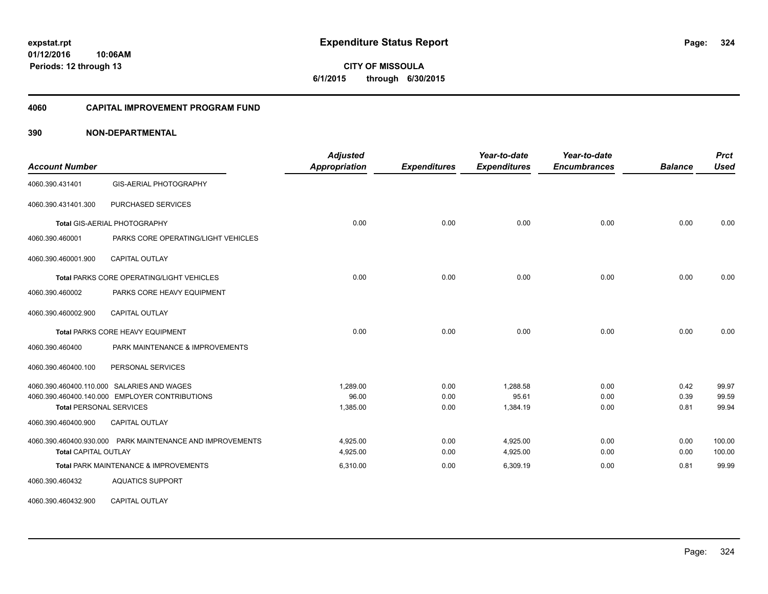# Expenditure Status Report

expstat.rpt
01/12/2016 10:06AM
Periods: 12 through 13

**CITY OF MISSOULA**
**6/1/2015 through 6/30/2015**

## 4060 CAPITAL IMPROVEMENT PROGRAM FUND

## 390 NON-DEPARTMENTAL

| Account Number | | Adjusted Appropriation | Expenditures | Year-to-date Expenditures | Year-to-date Encumbrances | Balance | Prct Used |
|---|---|---|---|---|---|---|---|
| 4060.390.431401 | GIS-AERIAL PHOTOGRAPHY | | | | | | |
| 4060.390.431401.300 | PURCHASED SERVICES | | | | | | |
| **Total** GIS-AERIAL PHOTOGRAPHY | | 0.00 | 0.00 | 0.00 | 0.00 | 0.00 | 0.00 |
| 4060.390.460001 | PARKS CORE OPERATING/LIGHT VEHICLES | | | | | | |
| 4060.390.460001.900 | CAPITAL OUTLAY | | | | | | |
| **Total** PARKS CORE OPERATING/LIGHT VEHICLES | | 0.00 | 0.00 | 0.00 | 0.00 | 0.00 | 0.00 |
| 4060.390.460002 | PARKS CORE HEAVY EQUIPMENT | | | | | | |
| 4060.390.460002.900 | CAPITAL OUTLAY | | | | | | |
| **Total** PARKS CORE HEAVY EQUIPMENT | | 0.00 | 0.00 | 0.00 | 0.00 | 0.00 | 0.00 |
| 4060.390.460400 | PARK MAINTENANCE & IMPROVEMENTS | | | | | | |
| 4060.390.460400.100 | PERSONAL SERVICES | | | | | | |
| 4060.390.460400.110.000 | SALARIES AND WAGES | 1,289.00 | 0.00 | 1,288.58 | 0.00 | 0.42 | 99.97 |
| 4060.390.460400.140.000 | EMPLOYER CONTRIBUTIONS | 96.00 | 0.00 | 95.61 | 0.00 | 0.39 | 99.59 |
| **Total** PERSONAL SERVICES | | 1,385.00 | 0.00 | 1,384.19 | 0.00 | 0.81 | 99.94 |
| 4060.390.460400.900 | CAPITAL OUTLAY | | | | | | |
| 4060.390.460400.930.000 | PARK MAINTENANCE AND IMPROVEMENTS | 4,925.00 | 0.00 | 4,925.00 | 0.00 | 0.00 | 100.00 |
| **Total** CAPITAL OUTLAY | | 4,925.00 | 0.00 | 4,925.00 | 0.00 | 0.00 | 100.00 |
| **Total** PARK MAINTENANCE & IMPROVEMENTS | | 6,310.00 | 0.00 | 6,309.19 | 0.00 | 0.81 | 99.99 |
| 4060.390.460432 | AQUATICS SUPPORT | | | | | | |
| 4060.390.460432.900 | CAPITAL OUTLAY | | | | | | |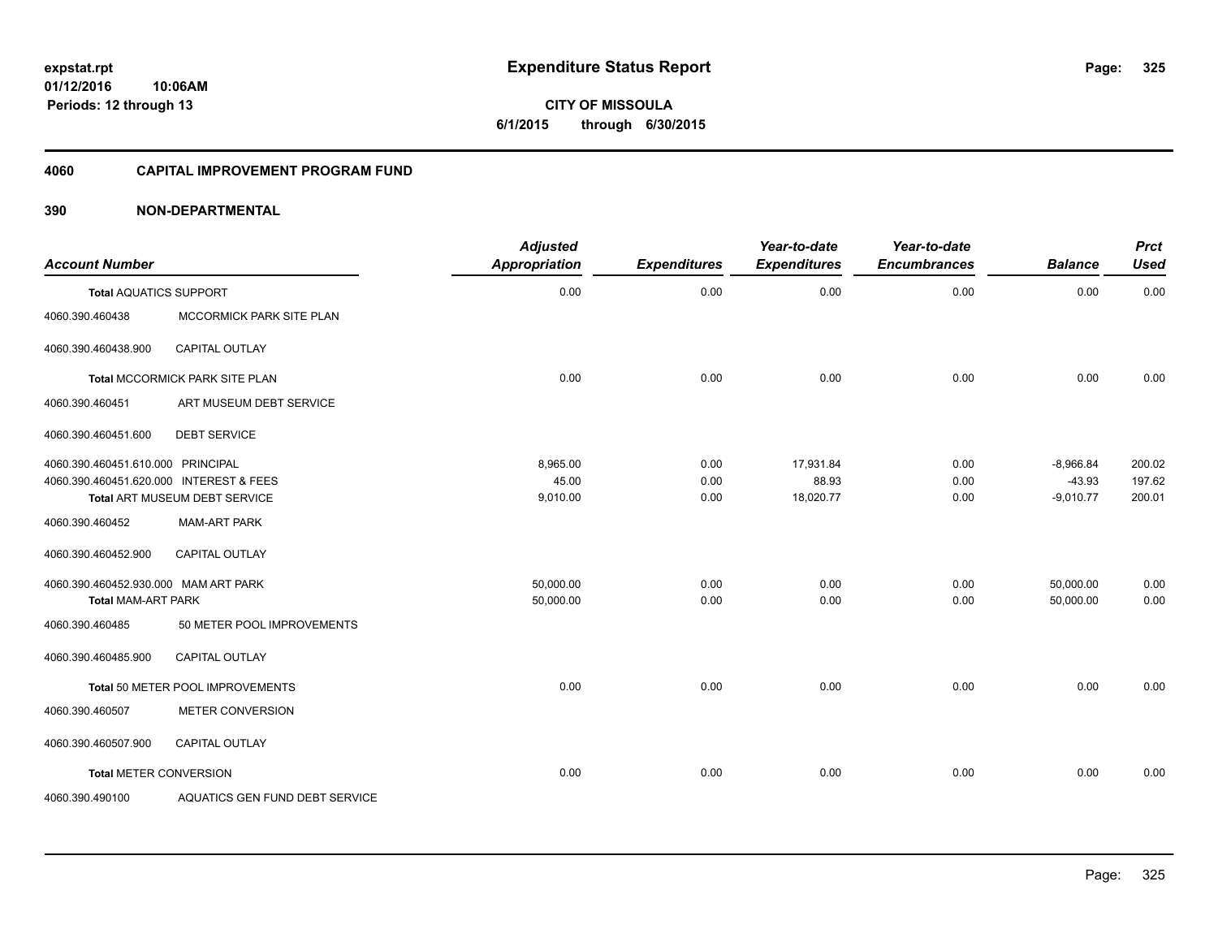**expstat.rpt**
**01/12/2016 10:06AM**
**Periods: 12 through 13**

# Expenditure Status Report

**CITY OF MISSOULA**
**6/1/2015 through 6/30/2015**

## 4060 CAPITAL IMPROVEMENT PROGRAM FUND

## 390 NON-DEPARTMENTAL

| Account Number | | Adjusted Appropriation | Expenditures | Year-to-date Expenditures | Year-to-date Encumbrances | Balance | Prct Used |
|---|---|---|---|---|---|---|---|
| **Total** AQUATICS SUPPORT | | 0.00 | 0.00 | 0.00 | 0.00 | 0.00 | 0.00 |
| 4060.390.460438 | MCCORMICK PARK SITE PLAN | | | | | | |
| 4060.390.460438.900 | CAPITAL OUTLAY | | | | | | |
| **Total** MCCORMICK PARK SITE PLAN | | 0.00 | 0.00 | 0.00 | 0.00 | 0.00 | 0.00 |
| 4060.390.460451 | ART MUSEUM DEBT SERVICE | | | | | | |
| 4060.390.460451.600 | DEBT SERVICE | | | | | | |
| 4060.390.460451.610.000 | PRINCIPAL | 8,965.00 | 0.00 | 17,931.84 | 0.00 | -8,966.84 | 200.02 |
| 4060.390.460451.620.000 | INTEREST & FEES | 45.00 | 0.00 | 88.93 | 0.00 | -43.93 | 197.62 |
| **Total** ART MUSEUM DEBT SERVICE | | 9,010.00 | 0.00 | 18,020.77 | 0.00 | -9,010.77 | 200.01 |
| 4060.390.460452 | MAM-ART PARK | | | | | | |
| 4060.390.460452.900 | CAPITAL OUTLAY | | | | | | |
| 4060.390.460452.930.000 | MAM ART PARK | 50,000.00 | 0.00 | 0.00 | 0.00 | 50,000.00 | 0.00 |
| **Total MAM-ART PARK** | | 50,000.00 | 0.00 | 0.00 | 0.00 | 50,000.00 | 0.00 |
| 4060.390.460485 | 50 METER POOL IMPROVEMENTS | | | | | | |
| 4060.390.460485.900 | CAPITAL OUTLAY | | | | | | |
| **Total** 50 METER POOL IMPROVEMENTS | | 0.00 | 0.00 | 0.00 | 0.00 | 0.00 | 0.00 |
| 4060.390.460507 | METER CONVERSION | | | | | | |
| 4060.390.460507.900 | CAPITAL OUTLAY | | | | | | |
| **Total** METER CONVERSION | | 0.00 | 0.00 | 0.00 | 0.00 | 0.00 | 0.00 |
| 4060.390.490100 | AQUATICS GEN FUND DEBT SERVICE | | | | | | |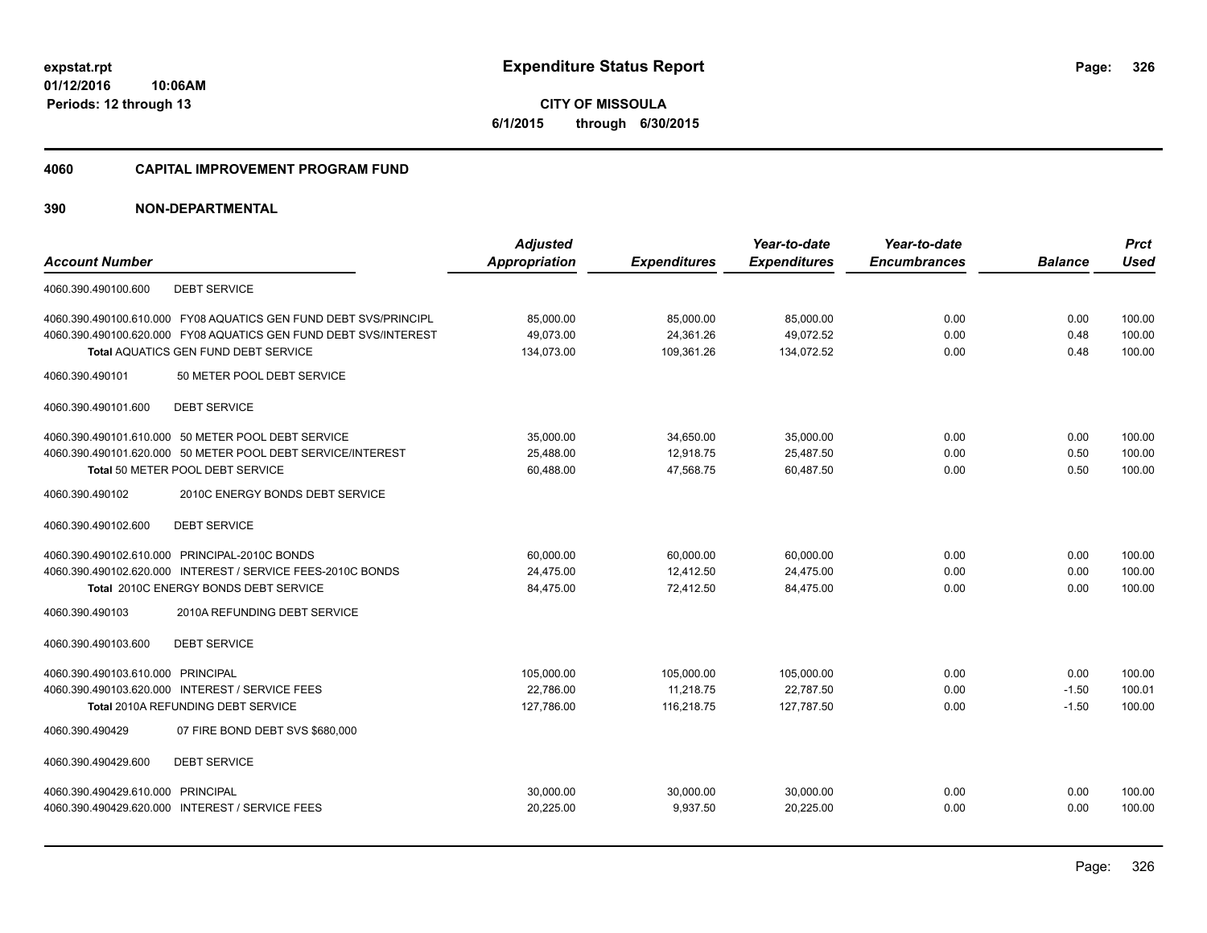**expstat.rpt**
**01/12/2016 10:06AM**
**Periods: 12 through 13**

# Expenditure Status Report

**CITY OF MISSOULA**
**6/1/2015 through 6/30/2015**

## 4060 CAPITAL IMPROVEMENT PROGRAM FUND

## 390 NON-DEPARTMENTAL

| Account Number | | Adjusted Appropriation | Expenditures | Year-to-date Expenditures | Year-to-date Encumbrances | Balance | Prct Used |
|---|---|---|---|---|---|---|---|
| 4060.390.490100.600 | DEBT SERVICE | | | | | | |
| 4060.390.490100.610.000 | FY08 AQUATICS GEN FUND DEBT SVS/PRINCIPL | 85,000.00 | 85,000.00 | 85,000.00 | 0.00 | 0.00 | 100.00 |
| 4060.390.490100.620.000 | FY08 AQUATICS GEN FUND DEBT SVS/INTEREST | 49,073.00 | 24,361.26 | 49,072.52 | 0.00 | 0.48 | 100.00 |
| | **Total AQUATICS GEN FUND DEBT SERVICE** | 134,073.00 | 109,361.26 | 134,072.52 | 0.00 | 0.48 | 100.00 |
| 4060.390.490101 | 50 METER POOL DEBT SERVICE | | | | | | |
| 4060.390.490101.600 | DEBT SERVICE | | | | | | |
| 4060.390.490101.610.000 | 50 METER POOL DEBT SERVICE | 35,000.00 | 34,650.00 | 35,000.00 | 0.00 | 0.00 | 100.00 |
| 4060.390.490101.620.000 | 50 METER POOL DEBT SERVICE/INTEREST | 25,488.00 | 12,918.75 | 25,487.50 | 0.00 | 0.50 | 100.00 |
| | **Total 50 METER POOL DEBT SERVICE** | 60,488.00 | 47,568.75 | 60,487.50 | 0.00 | 0.50 | 100.00 |
| 4060.390.490102 | 2010C ENERGY BONDS DEBT SERVICE | | | | | | |
| 4060.390.490102.600 | DEBT SERVICE | | | | | | |
| 4060.390.490102.610.000 | PRINCIPAL-2010C BONDS | 60,000.00 | 60,000.00 | 60,000.00 | 0.00 | 0.00 | 100.00 |
| 4060.390.490102.620.000 | INTEREST / SERVICE FEES-2010C BONDS | 24,475.00 | 12,412.50 | 24,475.00 | 0.00 | 0.00 | 100.00 |
| | **Total 2010C ENERGY BONDS DEBT SERVICE** | 84,475.00 | 72,412.50 | 84,475.00 | 0.00 | 0.00 | 100.00 |
| 4060.390.490103 | 2010A REFUNDING DEBT SERVICE | | | | | | |
| 4060.390.490103.600 | DEBT SERVICE | | | | | | |
| 4060.390.490103.610.000 | PRINCIPAL | 105,000.00 | 105,000.00 | 105,000.00 | 0.00 | 0.00 | 100.00 |
| 4060.390.490103.620.000 | INTEREST / SERVICE FEES | 22,786.00 | 11,218.75 | 22,787.50 | 0.00 | -1.50 | 100.01 |
| | **Total 2010A REFUNDING DEBT SERVICE** | 127,786.00 | 116,218.75 | 127,787.50 | 0.00 | -1.50 | 100.00 |
| 4060.390.490429 | 07 FIRE BOND DEBT SVS $680,000 | | | | | | |
| 4060.390.490429.600 | DEBT SERVICE | | | | | | |
| 4060.390.490429.610.000 | PRINCIPAL | 30,000.00 | 30,000.00 | 30,000.00 | 0.00 | 0.00 | 100.00 |
| 4060.390.490429.620.000 | INTEREST / SERVICE FEES | 20,225.00 | 9,937.50 | 20,225.00 | 0.00 | 0.00 | 100.00 |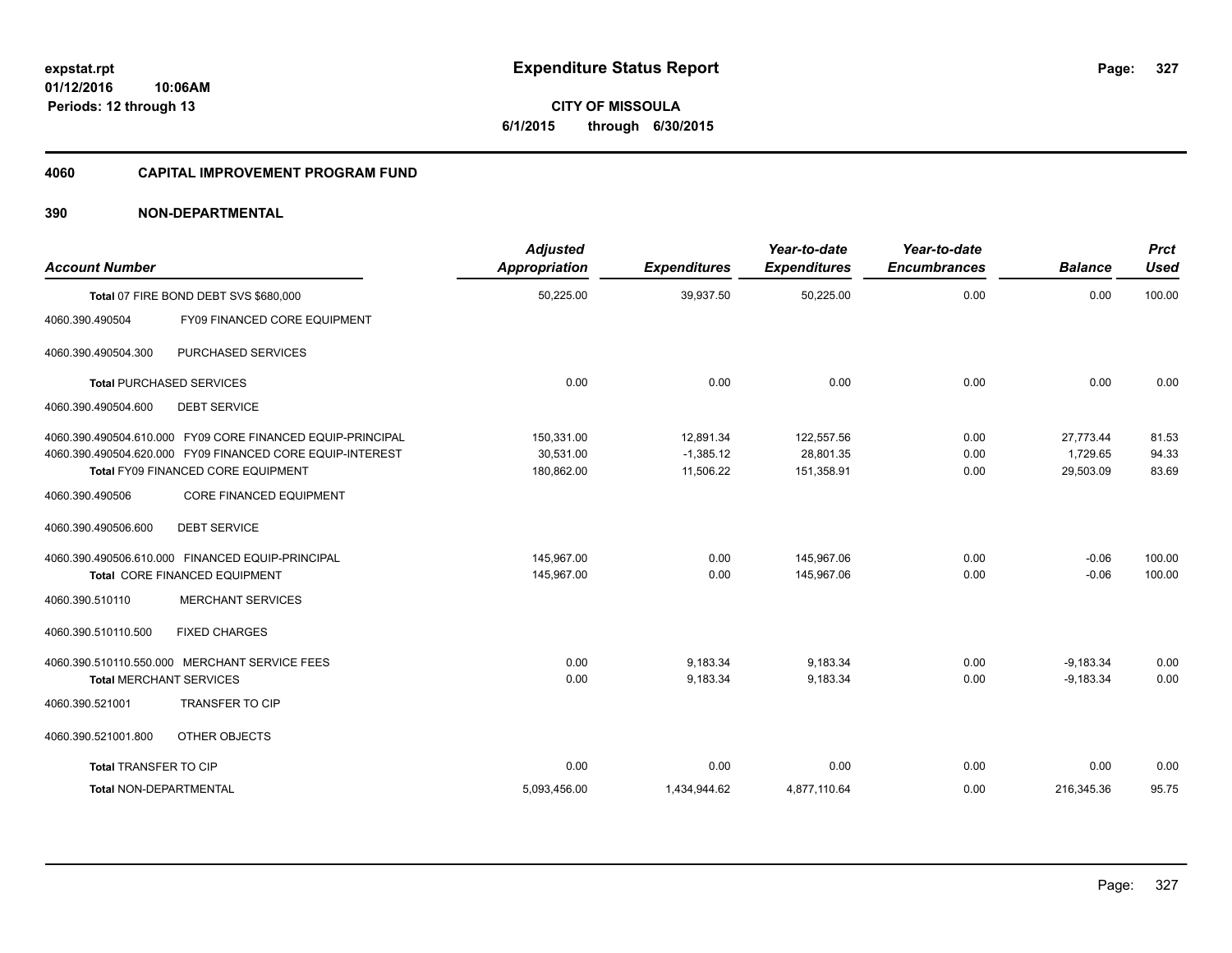# Expenditure Status Report

**CITY OF MISSOULA**

**6/1/2015 through 6/30/2015**

expstat.rpt
01/12/2016 10:06AM
Periods: 12 through 13

## 4060 CAPITAL IMPROVEMENT PROGRAM FUND

### 390 NON-DEPARTMENTAL

| Account Number | | Adjusted Appropriation | Expenditures | Year-to-date Expenditures | Year-to-date Encumbrances | Balance | Prct Used |
|---|---|---|---|---|---|---|---|
| Total 07 FIRE BOND DEBT SVS $680,000 | | 50,225.00 | 39,937.50 | 50,225.00 | 0.00 | 0.00 | 100.00 |
| 4060.390.490504 | FY09 FINANCED CORE EQUIPMENT | | | | | | |
| 4060.390.490504.300 | PURCHASED SERVICES | | | | | | |
| Total PURCHASED SERVICES | | 0.00 | 0.00 | 0.00 | 0.00 | 0.00 | 0.00 |
| 4060.390.490504.600 | DEBT SERVICE | | | | | | |
| 4060.390.490504.610.000 | FY09 CORE FINANCED EQUIP-PRINCIPAL | 150,331.00 | 12,891.34 | 122,557.56 | 0.00 | 27,773.44 | 81.53 |
| 4060.390.490504.620.000 | FY09 FINANCED CORE EQUIP-INTEREST | 30,531.00 | -1,385.12 | 28,801.35 | 0.00 | 1,729.65 | 94.33 |
| Total FY09 FINANCED CORE EQUIPMENT | | 180,862.00 | 11,506.22 | 151,358.91 | 0.00 | 29,503.09 | 83.69 |
| 4060.390.490506 | CORE FINANCED EQUIPMENT | | | | | | |
| 4060.390.490506.600 | DEBT SERVICE | | | | | | |
| 4060.390.490506.610.000 | FINANCED EQUIP-PRINCIPAL | 145,967.00 | 0.00 | 145,967.06 | 0.00 | -0.06 | 100.00 |
| Total CORE FINANCED EQUIPMENT | | 145,967.00 | 0.00 | 145,967.06 | 0.00 | -0.06 | 100.00 |
| 4060.390.510110 | MERCHANT SERVICES | | | | | | |
| 4060.390.510110.500 | FIXED CHARGES | | | | | | |
| 4060.390.510110.550.000 | MERCHANT SERVICE FEES | 0.00 | 9,183.34 | 9,183.34 | 0.00 | -9,183.34 | 0.00 |
| Total MERCHANT SERVICES | | 0.00 | 9,183.34 | 9,183.34 | 0.00 | -9,183.34 | 0.00 |
| 4060.390.521001 | TRANSFER TO CIP | | | | | | |
| 4060.390.521001.800 | OTHER OBJECTS | | | | | | |
| Total TRANSFER TO CIP | | 0.00 | 0.00 | 0.00 | 0.00 | 0.00 | 0.00 |
| Total NON-DEPARTMENTAL | | 5,093,456.00 | 1,434,944.62 | 4,877,110.64 | 0.00 | 216,345.36 | 95.75 |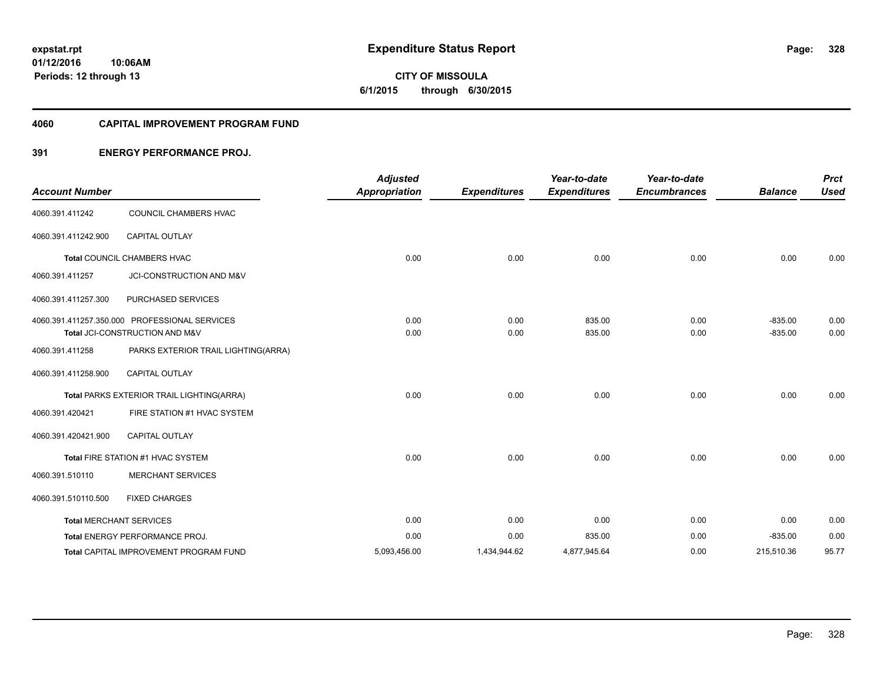# Expenditure Status Report

expstat.rpt
01/12/2016 10:06AM
Periods: 12 through 13

**CITY OF MISSOULA**
**6/1/2015 through 6/30/2015**

## 4060 CAPITAL IMPROVEMENT PROGRAM FUND

### 391 ENERGY PERFORMANCE PROJ.

| Account Number | | Adjusted Appropriation | Expenditures | Year-to-date Expenditures | Year-to-date Encumbrances | Balance | Prct Used |
|---|---|---|---|---|---|---|---|
| 4060.391.411242 | COUNCIL CHAMBERS HVAC | | | | | | |
| 4060.391.411242.900 | CAPITAL OUTLAY | | | | | | |
| **Total** COUNCIL CHAMBERS HVAC | | 0.00 | 0.00 | 0.00 | 0.00 | 0.00 | 0.00 |
| 4060.391.411257 | JCI-CONSTRUCTION AND M&V | | | | | | |
| 4060.391.411257.300 | PURCHASED SERVICES | | | | | | |
| 4060.391.411257.350.000 | PROFESSIONAL SERVICES | 0.00 | 0.00 | 835.00 | 0.00 | -835.00 | 0.00 |
| **Total** JCI-CONSTRUCTION AND M&V | | 0.00 | 0.00 | 835.00 | 0.00 | -835.00 | 0.00 |
| 4060.391.411258 | PARKS EXTERIOR TRAIL LIGHTING(ARRA) | | | | | | |
| 4060.391.411258.900 | CAPITAL OUTLAY | | | | | | |
| **Total** PARKS EXTERIOR TRAIL LIGHTING(ARRA) | | 0.00 | 0.00 | 0.00 | 0.00 | 0.00 | 0.00 |
| 4060.391.420421 | FIRE STATION #1 HVAC SYSTEM | | | | | | |
| 4060.391.420421.900 | CAPITAL OUTLAY | | | | | | |
| **Total** FIRE STATION #1 HVAC SYSTEM | | 0.00 | 0.00 | 0.00 | 0.00 | 0.00 | 0.00 |
| 4060.391.510110 | MERCHANT SERVICES | | | | | | |
| 4060.391.510110.500 | FIXED CHARGES | | | | | | |
| **Total** MERCHANT SERVICES | | 0.00 | 0.00 | 0.00 | 0.00 | 0.00 | 0.00 |
| **Total** ENERGY PERFORMANCE PROJ. | | 0.00 | 0.00 | 835.00 | 0.00 | -835.00 | 0.00 |
| **Total** CAPITAL IMPROVEMENT PROGRAM FUND | | 5,093,456.00 | 1,434,944.62 | 4,877,945.64 | 0.00 | 215,510.36 | 95.77 |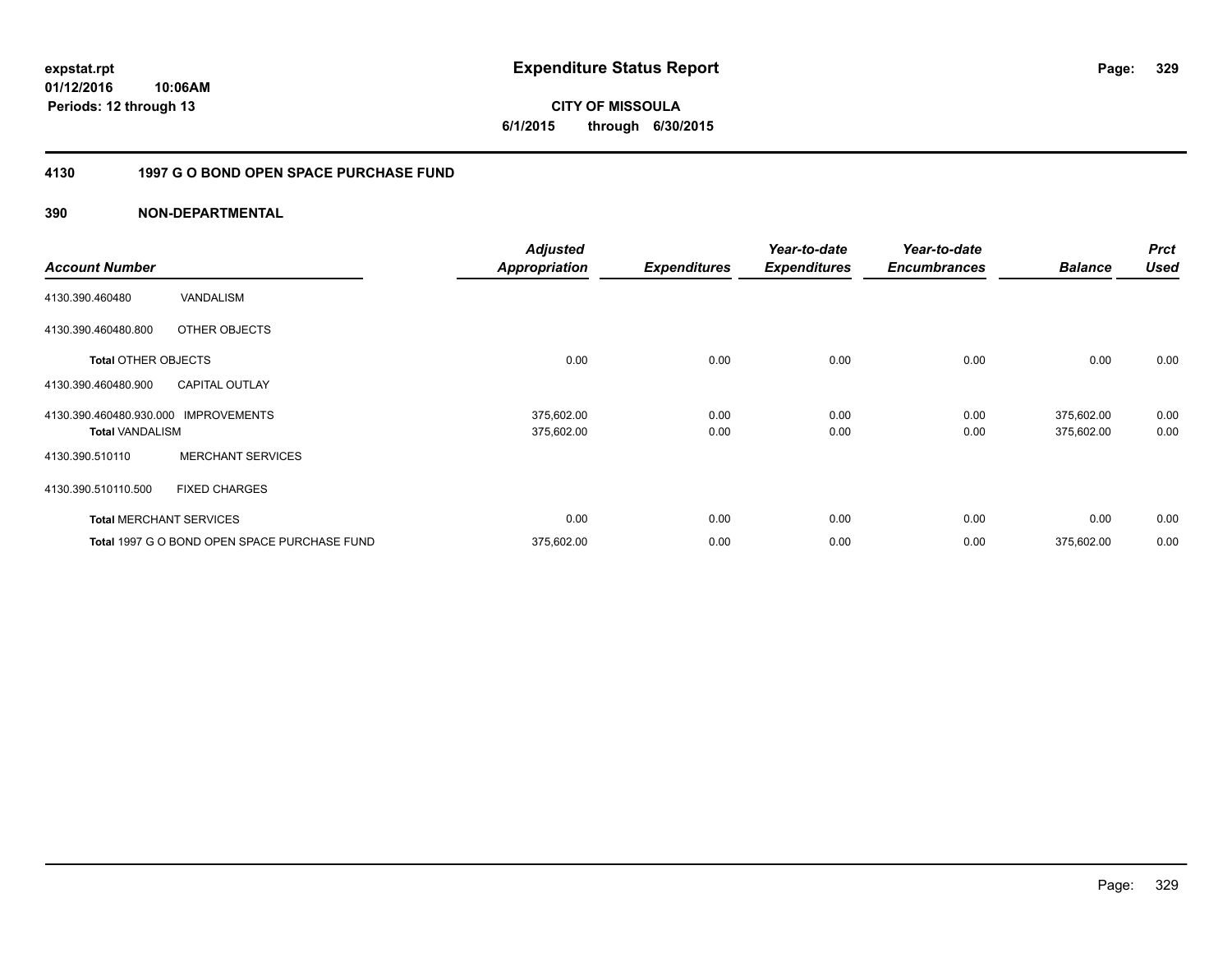# Expenditure Status Report

**CITY OF MISSOULA**
**6/1/2015 through 6/30/2015**

expstat.rpt
01/12/2016 10:06AM
Periods: 12 through 13

## 4130 1997 G O BOND OPEN SPACE PURCHASE FUND

### 390 NON-DEPARTMENTAL

| Account Number | | Adjusted Appropriation | Expenditures | Year-to-date Expenditures | Year-to-date Encumbrances | Balance | Prct Used |
|---|---|---|---|---|---|---|---|
| 4130.390.460480 | VANDALISM | | | | | | |
| 4130.390.460480.800 | OTHER OBJECTS | | | | | | |
| **Total** OTHER OBJECTS | | 0.00 | 0.00 | 0.00 | 0.00 | 0.00 | 0.00 |
| 4130.390.460480.900 | CAPITAL OUTLAY | | | | | | |
| 4130.390.460480.930.000 | IMPROVEMENTS | 375,602.00 | 0.00 | 0.00 | 0.00 | 375,602.00 | 0.00 |
| **Total** VANDALISM | | 375,602.00 | 0.00 | 0.00 | 0.00 | 375,602.00 | 0.00 |
| 4130.390.510110 | MERCHANT SERVICES | | | | | | |
| 4130.390.510110.500 | FIXED CHARGES | | | | | | |
| **Total** MERCHANT SERVICES | | 0.00 | 0.00 | 0.00 | 0.00 | 0.00 | 0.00 |
| **Total** 1997 G O BOND OPEN SPACE PURCHASE FUND | | 375,602.00 | 0.00 | 0.00 | 0.00 | 375,602.00 | 0.00 |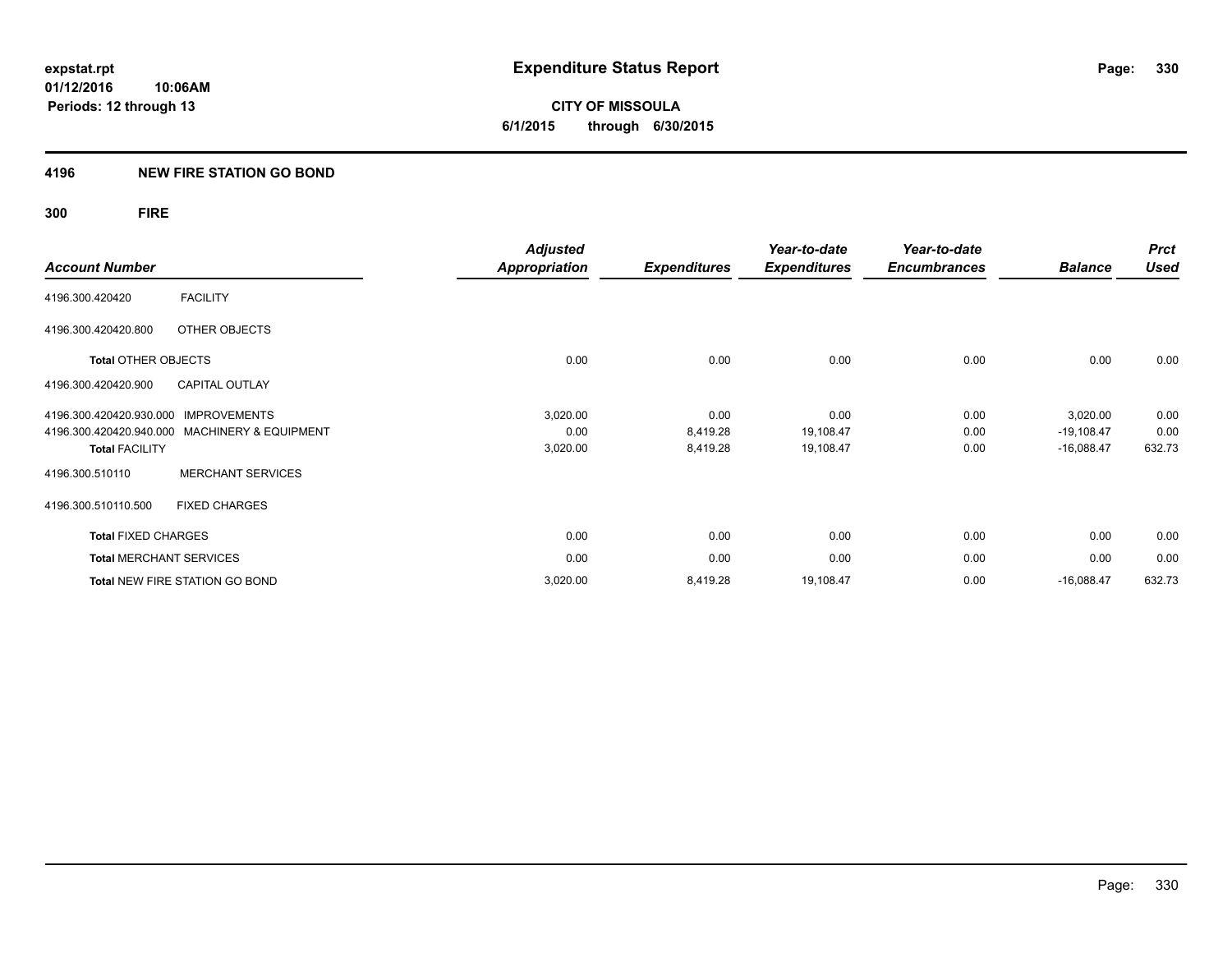**expstat.rpt**
**01/12/2016 10:06AM**
**Periods: 12 through 13**

# Expenditure Status Report

**CITY OF MISSOULA**
**6/1/2015 through 6/30/2015**

## 4196 NEW FIRE STATION GO BOND

### 300 FIRE

| Account Number | | Adjusted Appropriation | Expenditures | Year-to-date Expenditures | Year-to-date Encumbrances | Balance | Prct Used |
|---|---|---|---|---|---|---|---|
| 4196.300.420420 | FACILITY | | | | | | |
| 4196.300.420420.800 | OTHER OBJECTS | | | | | | |
| **Total** OTHER OBJECTS | | 0.00 | 0.00 | 0.00 | 0.00 | 0.00 | 0.00 |
| 4196.300.420420.900 | CAPITAL OUTLAY | | | | | | |
| 4196.300.420420.930.000 | IMPROVEMENTS | 3,020.00 | 0.00 | 0.00 | 0.00 | 3,020.00 | 0.00 |
| 4196.300.420420.940.000 | MACHINERY & EQUIPMENT | 0.00 | 8,419.28 | 19,108.47 | 0.00 | -19,108.47 | 0.00 |
| **Total** FACILITY | | 3,020.00 | 8,419.28 | 19,108.47 | 0.00 | -16,088.47 | 632.73 |
| 4196.300.510110 | MERCHANT SERVICES | | | | | | |
| 4196.300.510110.500 | FIXED CHARGES | | | | | | |
| **Total** FIXED CHARGES | | 0.00 | 0.00 | 0.00 | 0.00 | 0.00 | 0.00 |
| **Total** MERCHANT SERVICES | | 0.00 | 0.00 | 0.00 | 0.00 | 0.00 | 0.00 |
| **Total** NEW FIRE STATION GO BOND | | 3,020.00 | 8,419.28 | 19,108.47 | 0.00 | -16,088.47 | 632.73 |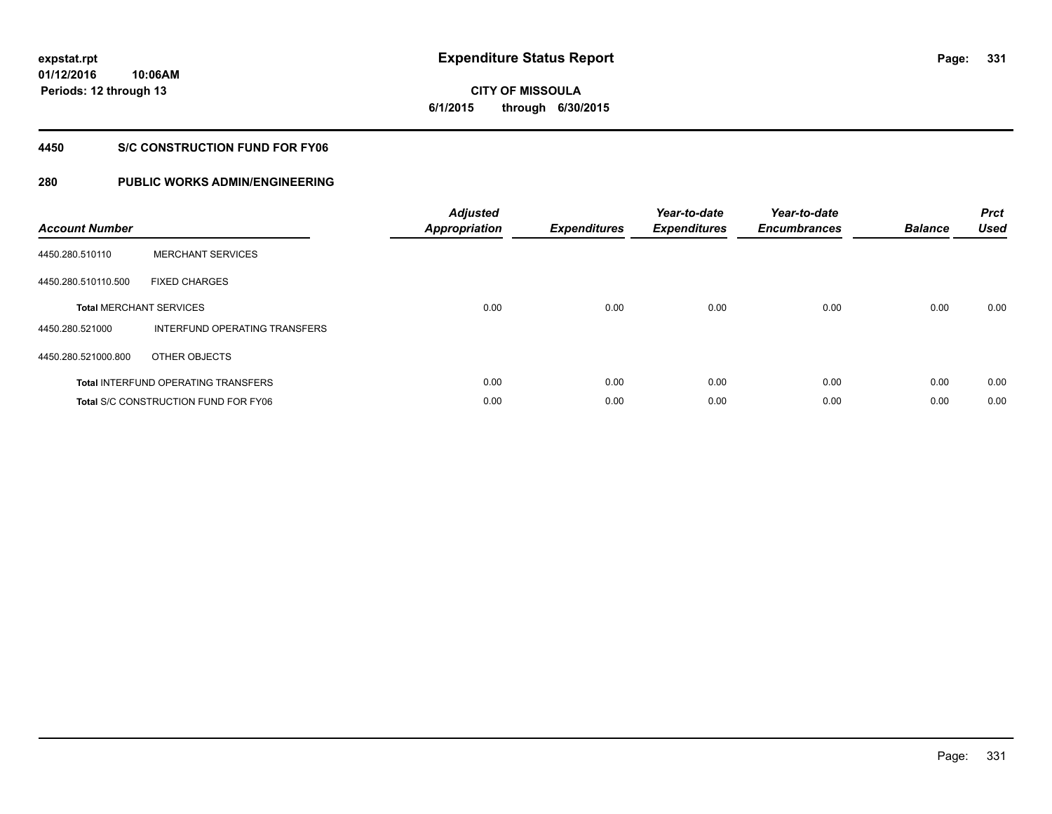**expstat.rpt**
**01/12/2016 10:06AM**
**Periods: 12 through 13**

# Expenditure Status Report

**CITY OF MISSOULA**
**6/1/2015 through 6/30/2015**

## 4450 S/C CONSTRUCTION FUND FOR FY06

## 280 PUBLIC WORKS ADMIN/ENGINEERING

| Account Number | | Adjusted Appropriation | Expenditures | Year-to-date Expenditures | Year-to-date Encumbrances | Balance | Prct Used |
|---|---|---|---|---|---|---|---|
| 4450.280.510110 | MERCHANT SERVICES | | | | | | |
| 4450.280.510110.500 | FIXED CHARGES | | | | | | |
| **Total** MERCHANT SERVICES | | 0.00 | 0.00 | 0.00 | 0.00 | 0.00 | 0.00 |
| 4450.280.521000 | INTERFUND OPERATING TRANSFERS | | | | | | |
| 4450.280.521000.800 | OTHER OBJECTS | | | | | | |
| **Total** INTERFUND OPERATING TRANSFERS | | 0.00 | 0.00 | 0.00 | 0.00 | 0.00 | 0.00 |
| **Total** S/C CONSTRUCTION FUND FOR FY06 | | 0.00 | 0.00 | 0.00 | 0.00 | 0.00 | 0.00 |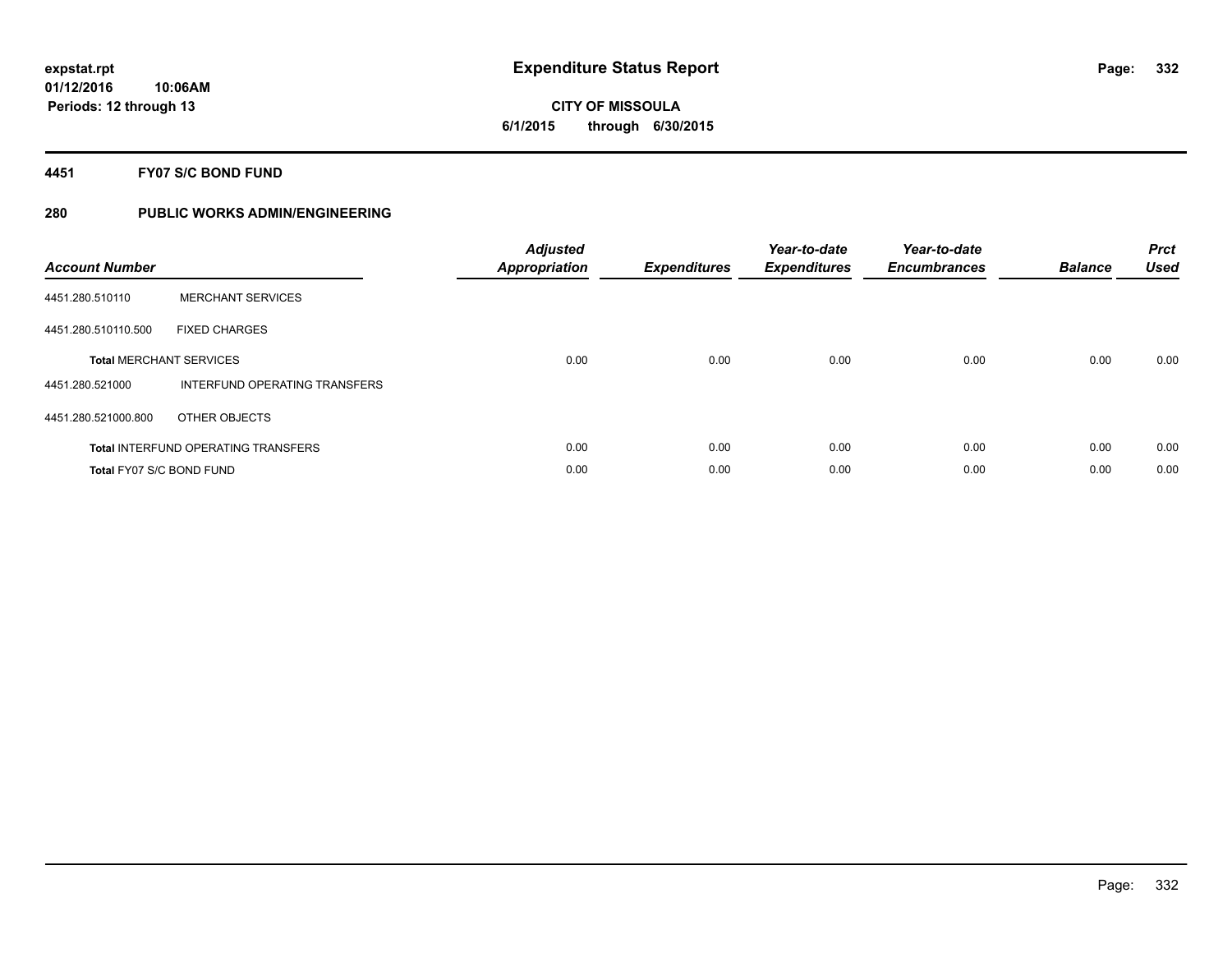**expstat.rpt**
**01/12/2016 10:06AM**
**Periods: 12 through 13**

# Expenditure Status Report

**CITY OF MISSOULA**
**6/1/2015 through 6/30/2015**

## 4451 FY07 S/C BOND FUND

### 280 PUBLIC WORKS ADMIN/ENGINEERING

| Account Number | | Adjusted Appropriation | Expenditures | Year-to-date Expenditures | Year-to-date Encumbrances | Balance | Prct Used |
|---|---|---|---|---|---|---|---|
| 4451.280.510110 | MERCHANT SERVICES | | | | | | |
| 4451.280.510110.500 | FIXED CHARGES | | | | | | |
| **Total** MERCHANT SERVICES | | 0.00 | 0.00 | 0.00 | 0.00 | 0.00 | 0.00 |
| 4451.280.521000 | INTERFUND OPERATING TRANSFERS | | | | | | |
| 4451.280.521000.800 | OTHER OBJECTS | | | | | | |
| **Total** INTERFUND OPERATING TRANSFERS | | 0.00 | 0.00 | 0.00 | 0.00 | 0.00 | 0.00 |
| **Total** FY07 S/C BOND FUND | | 0.00 | 0.00 | 0.00 | 0.00 | 0.00 | 0.00 |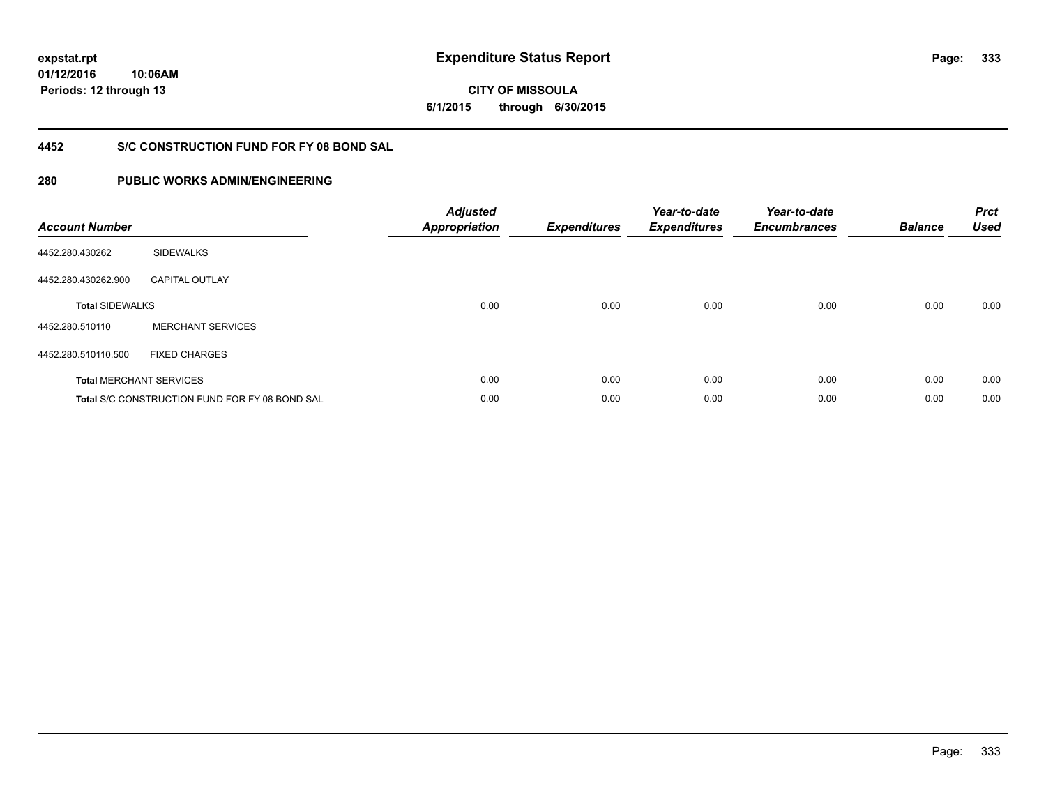expstat.rpt
01/12/2016 10:06AM
Periods: 12 through 13

# Expenditure Status Report

CITY OF MISSOULA
6/1/2015 through 6/30/2015

## 4452 S/C CONSTRUCTION FUND FOR FY 08 BOND SAL

## 280 PUBLIC WORKS ADMIN/ENGINEERING

| Account Number | | Adjusted Appropriation | Expenditures | Year-to-date Expenditures | Year-to-date Encumbrances | Balance | Prct Used |
|---|---|---|---|---|---|---|---|
| 4452.280.430262 | SIDEWALKS | | | | | | |
| 4452.280.430262.900 | CAPITAL OUTLAY | | | | | | |
| **Total** SIDEWALKS | | 0.00 | 0.00 | 0.00 | 0.00 | 0.00 | 0.00 |
| 4452.280.510110 | MERCHANT SERVICES | | | | | | |
| 4452.280.510110.500 | FIXED CHARGES | | | | | | |
| **Total** MERCHANT SERVICES | | 0.00 | 0.00 | 0.00 | 0.00 | 0.00 | 0.00 |
| **Total** S/C CONSTRUCTION FUND FOR FY 08 BOND SAL | | 0.00 | 0.00 | 0.00 | 0.00 | 0.00 | 0.00 |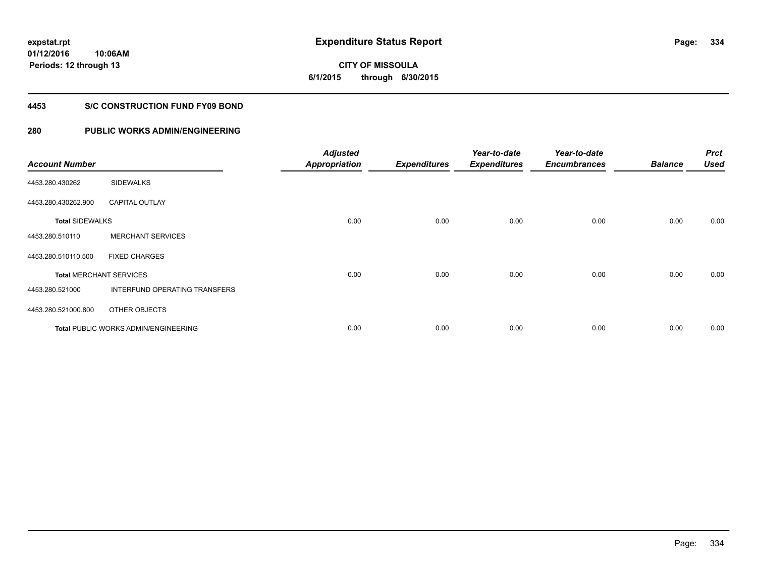**expstat.rpt**
**01/12/2016 10:06AM**
**Periods: 12 through 13**

# Expenditure Status Report

**CITY OF MISSOULA**
**6/1/2015 through 6/30/2015**

## 4453 S/C CONSTRUCTION FUND FY09 BOND

## 280 PUBLIC WORKS ADMIN/ENGINEERING

| Account Number | | Adjusted Appropriation | Expenditures | Year-to-date Expenditures | Year-to-date Encumbrances | Balance | Prct Used |
|---|---|---|---|---|---|---|---|
| 4453.280.430262 | SIDEWALKS | | | | | | |
| 4453.280.430262.900 | CAPITAL OUTLAY | | | | | | |
| **Total** SIDEWALKS | | 0.00 | 0.00 | 0.00 | 0.00 | 0.00 | 0.00 |
| 4453.280.510110 | MERCHANT SERVICES | | | | | | |
| 4453.280.510110.500 | FIXED CHARGES | | | | | | |
| **Total** MERCHANT SERVICES | | 0.00 | 0.00 | 0.00 | 0.00 | 0.00 | 0.00 |
| 4453.280.521000 | INTERFUND OPERATING TRANSFERS | | | | | | |
| 4453.280.521000.800 | OTHER OBJECTS | | | | | | |
| **Total** PUBLIC WORKS ADMIN/ENGINEERING | | 0.00 | 0.00 | 0.00 | 0.00 | 0.00 | 0.00 |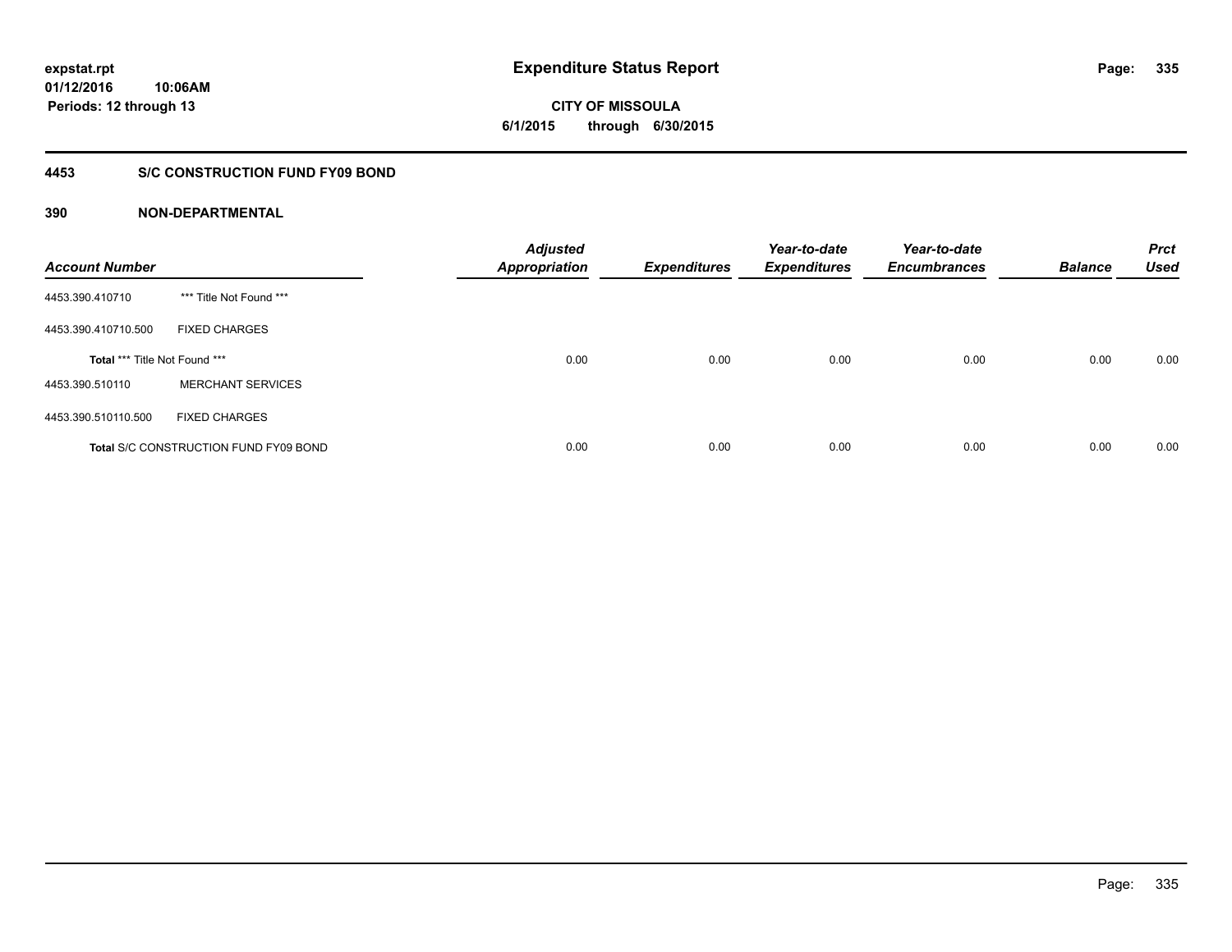expstat.rpt
01/12/2016 10:06AM
Periods: 12 through 13

# Expenditure Status Report

CITY OF MISSOULA
6/1/2015 through 6/30/2015

## 4453 S/C CONSTRUCTION FUND FY09 BOND

### 390 NON-DEPARTMENTAL

| Account Number | | Adjusted Appropriation | Expenditures | Year-to-date Expenditures | Year-to-date Encumbrances | Balance | Prct Used |
|---|---|---|---|---|---|---|---|
| 4453.390.410710 | *** Title Not Found *** | | | | | | |
| 4453.390.410710.500 | FIXED CHARGES | | | | | | |
| **Total** *** Title Not Found *** | | 0.00 | 0.00 | 0.00 | 0.00 | 0.00 | 0.00 |
| 4453.390.510110 | MERCHANT SERVICES | | | | | | |
| 4453.390.510110.500 | FIXED CHARGES | | | | | | |
| **Total** S/C CONSTRUCTION FUND FY09 BOND | | 0.00 | 0.00 | 0.00 | 0.00 | 0.00 | 0.00 |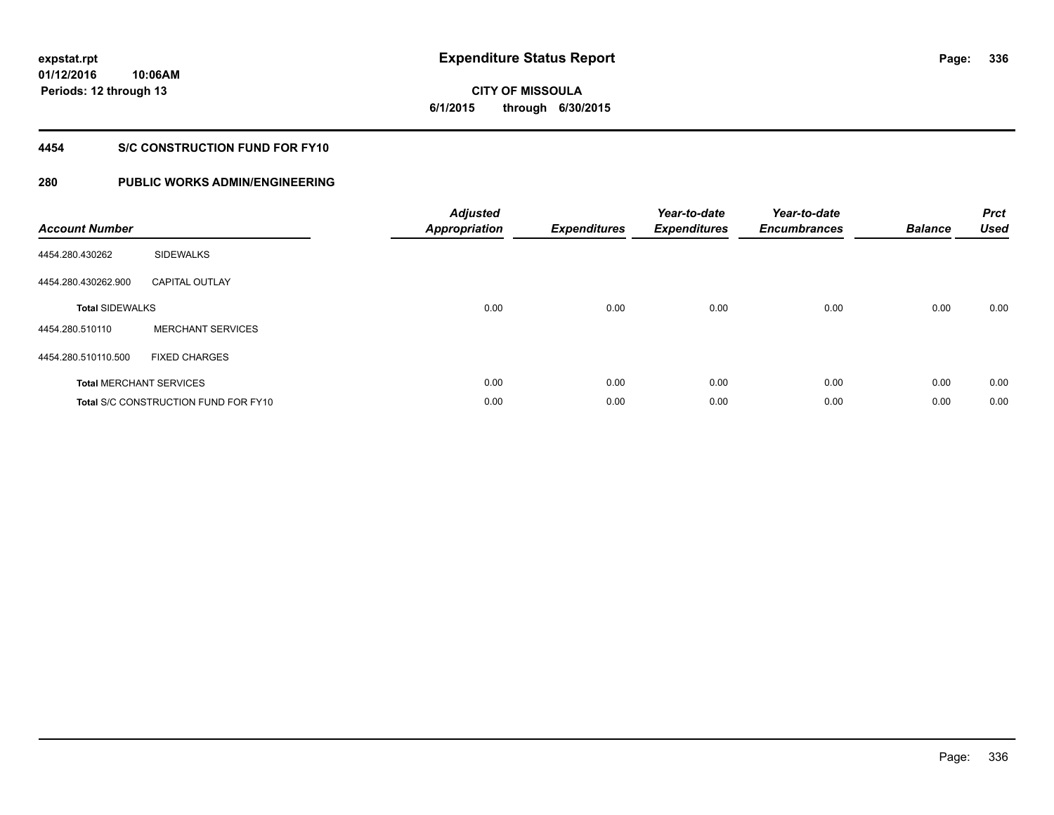expstat.rpt
01/12/2016 10:06AM
Periods: 12 through 13

# Expenditure Status Report

**CITY OF MISSOULA**
**6/1/2015 through 6/30/2015**

## 4454 S/C CONSTRUCTION FUND FOR FY10

## 280 PUBLIC WORKS ADMIN/ENGINEERING

| Account Number | | Adjusted Appropriation | Expenditures | Year-to-date Expenditures | Year-to-date Encumbrances | Balance | Prct Used |
|---|---|---|---|---|---|---|---|
| 4454.280.430262 | SIDEWALKS | | | | | | |
| 4454.280.430262.900 | CAPITAL OUTLAY | | | | | | |
| **Total** SIDEWALKS | | 0.00 | 0.00 | 0.00 | 0.00 | 0.00 | 0.00 |
| 4454.280.510110 | MERCHANT SERVICES | | | | | | |
| 4454.280.510110.500 | FIXED CHARGES | | | | | | |
| **Total** MERCHANT SERVICES | | 0.00 | 0.00 | 0.00 | 0.00 | 0.00 | 0.00 |
| **Total** S/C CONSTRUCTION FUND FOR FY10 | | 0.00 | 0.00 | 0.00 | 0.00 | 0.00 | 0.00 |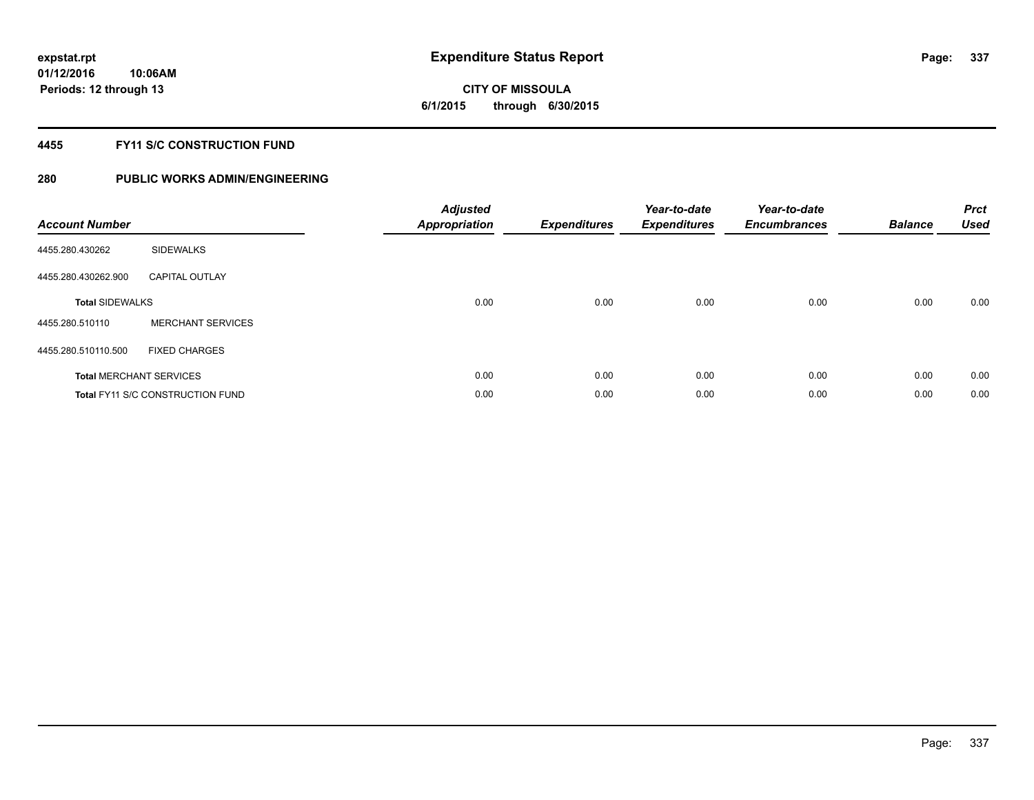expstat.rpt
01/12/2016 10:06AM
Periods: 12 through 13

# Expenditure Status Report

CITY OF MISSOULA
6/1/2015 through 6/30/2015

## 4455 FY11 S/C CONSTRUCTION FUND

## 280 PUBLIC WORKS ADMIN/ENGINEERING

| Account Number | | Adjusted Appropriation | Expenditures | Year-to-date Expenditures | Year-to-date Encumbrances | Balance | Prct Used |
|---|---|---|---|---|---|---|---|
| 4455.280.430262 | SIDEWALKS | | | | | | |
| 4455.280.430262.900 | CAPITAL OUTLAY | | | | | | |
| **Total** SIDEWALKS | | 0.00 | 0.00 | 0.00 | 0.00 | 0.00 | 0.00 |
| 4455.280.510110 | MERCHANT SERVICES | | | | | | |
| 4455.280.510110.500 | FIXED CHARGES | | | | | | |
| **Total** MERCHANT SERVICES | | 0.00 | 0.00 | 0.00 | 0.00 | 0.00 | 0.00 |
| **Total** FY11 S/C CONSTRUCTION FUND | | 0.00 | 0.00 | 0.00 | 0.00 | 0.00 | 0.00 |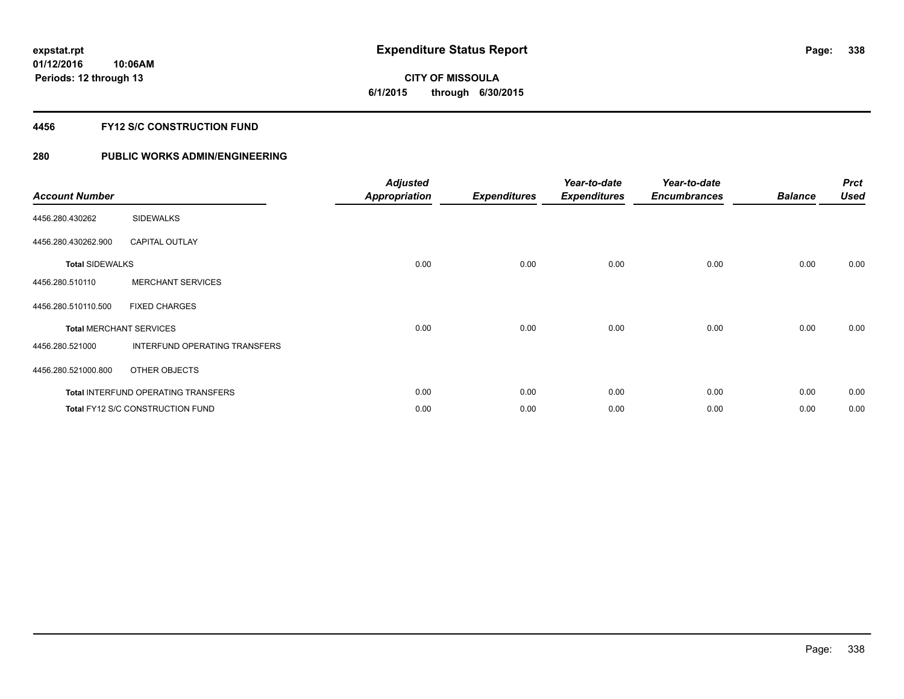expstat.rpt
01/12/2016 10:06AM
Periods: 12 through 13

# Expenditure Status Report

**CITY OF MISSOULA**
**6/1/2015 through 6/30/2015**

## 4456 FY12 S/C CONSTRUCTION FUND

## 280 PUBLIC WORKS ADMIN/ENGINEERING

| Account Number | | Adjusted Appropriation | Expenditures | Year-to-date Expenditures | Year-to-date Encumbrances | Balance | Prct Used |
|---|---|---|---|---|---|---|---|
| 4456.280.430262 | SIDEWALKS | | | | | | |
| 4456.280.430262.900 | CAPITAL OUTLAY | | | | | | |
| **Total** SIDEWALKS | | 0.00 | 0.00 | 0.00 | 0.00 | 0.00 | 0.00 |
| 4456.280.510110 | MERCHANT SERVICES | | | | | | |
| 4456.280.510110.500 | FIXED CHARGES | | | | | | |
| **Total** MERCHANT SERVICES | | 0.00 | 0.00 | 0.00 | 0.00 | 0.00 | 0.00 |
| 4456.280.521000 | INTERFUND OPERATING TRANSFERS | | | | | | |
| 4456.280.521000.800 | OTHER OBJECTS | | | | | | |
| **Total** INTERFUND OPERATING TRANSFERS | | 0.00 | 0.00 | 0.00 | 0.00 | 0.00 | 0.00 |
| **Total** FY12 S/C CONSTRUCTION FUND | | 0.00 | 0.00 | 0.00 | 0.00 | 0.00 | 0.00 |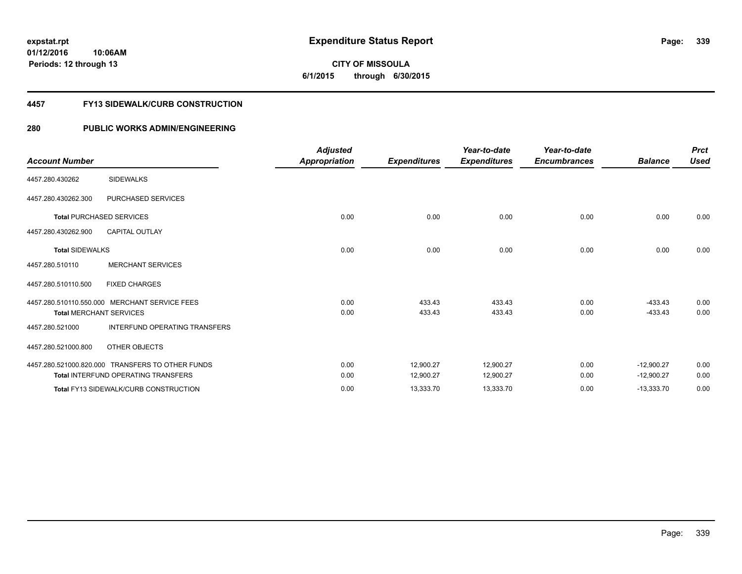**expstat.rpt**
**01/12/2016 10:06AM**
**Periods: 12 through 13**

# Expenditure Status Report

**CITY OF MISSOULA**
**6/1/2015 through 6/30/2015**

## 4457 FY13 SIDEWALK/CURB CONSTRUCTION

## 280 PUBLIC WORKS ADMIN/ENGINEERING

| Account Number | | Adjusted Appropriation | Expenditures | Year-to-date Expenditures | Year-to-date Encumbrances | Balance | Prct Used |
|---|---|---|---|---|---|---|---|
| 4457.280.430262 | SIDEWALKS | | | | | | |
| 4457.280.430262.300 | PURCHASED SERVICES | | | | | | |
| **Total** PURCHASED SERVICES | | 0.00 | 0.00 | 0.00 | 0.00 | 0.00 | 0.00 |
| 4457.280.430262.900 | CAPITAL OUTLAY | | | | | | |
| **Total** SIDEWALKS | | 0.00 | 0.00 | 0.00 | 0.00 | 0.00 | 0.00 |
| 4457.280.510110 | MERCHANT SERVICES | | | | | | |
| 4457.280.510110.500 | FIXED CHARGES | | | | | | |
| 4457.280.510110.550.000 | MERCHANT SERVICE FEES | 0.00 | 433.43 | 433.43 | 0.00 | -433.43 | 0.00 |
| **Total** MERCHANT SERVICES | | 0.00 | 433.43 | 433.43 | 0.00 | -433.43 | 0.00 |
| 4457.280.521000 | INTERFUND OPERATING TRANSFERS | | | | | | |
| 4457.280.521000.800 | OTHER OBJECTS | | | | | | |
| 4457.280.521000.820.000 | TRANSFERS TO OTHER FUNDS | 0.00 | 12,900.27 | 12,900.27 | 0.00 | -12,900.27 | 0.00 |
| **Total** INTERFUND OPERATING TRANSFERS | | 0.00 | 12,900.27 | 12,900.27 | 0.00 | -12,900.27 | 0.00 |
| **Total** FY13 SIDEWALK/CURB CONSTRUCTION | | 0.00 | 13,333.70 | 13,333.70 | 0.00 | -13,333.70 | 0.00 |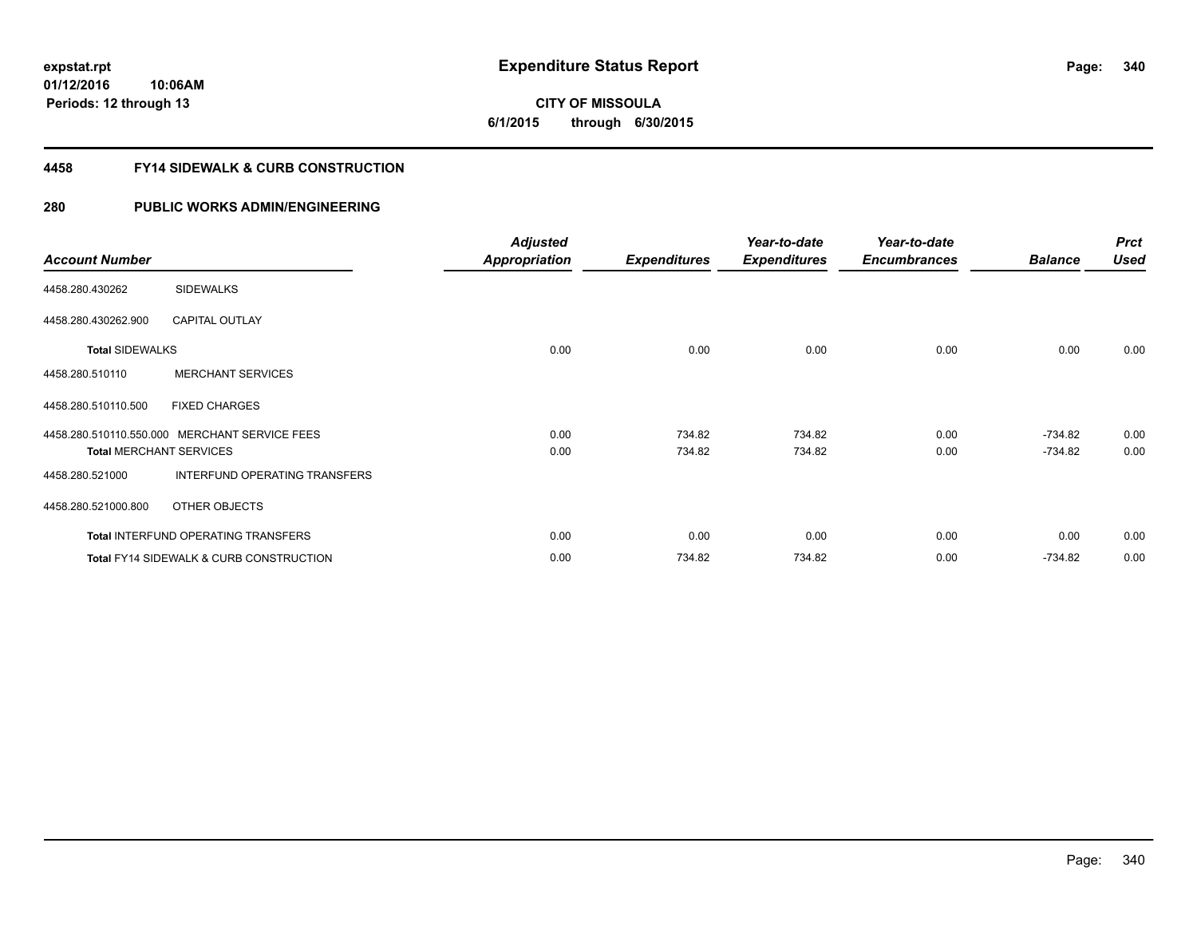**expstat.rpt**
**01/12/2016 10:06AM**
**Periods: 12 through 13**

# Expenditure Status Report

**CITY OF MISSOULA**
**6/1/2015 through 6/30/2015**

## 4458 FY14 SIDEWALK & CURB CONSTRUCTION

## 280 PUBLIC WORKS ADMIN/ENGINEERING

| Account Number | | Adjusted Appropriation | Expenditures | Year-to-date Expenditures | Year-to-date Encumbrances | Balance | Prct Used |
|---|---|---|---|---|---|---|---|
| 4458.280.430262 | SIDEWALKS | | | | | | |
| 4458.280.430262.900 | CAPITAL OUTLAY | | | | | | |
| **Total** SIDEWALKS | | 0.00 | 0.00 | 0.00 | 0.00 | 0.00 | 0.00 |
| 4458.280.510110 | MERCHANT SERVICES | | | | | | |
| 4458.280.510110.500 | FIXED CHARGES | | | | | | |
| 4458.280.510110.550.000 | MERCHANT SERVICE FEES | 0.00 | 734.82 | 734.82 | 0.00 | -734.82 | 0.00 |
| **Total** MERCHANT SERVICES | | 0.00 | 734.82 | 734.82 | 0.00 | -734.82 | 0.00 |
| 4458.280.521000 | INTERFUND OPERATING TRANSFERS | | | | | | |
| 4458.280.521000.800 | OTHER OBJECTS | | | | | | |
| **Total** INTERFUND OPERATING TRANSFERS | | 0.00 | 0.00 | 0.00 | 0.00 | 0.00 | 0.00 |
| **Total** FY14 SIDEWALK & CURB CONSTRUCTION | | 0.00 | 734.82 | 734.82 | 0.00 | -734.82 | 0.00 |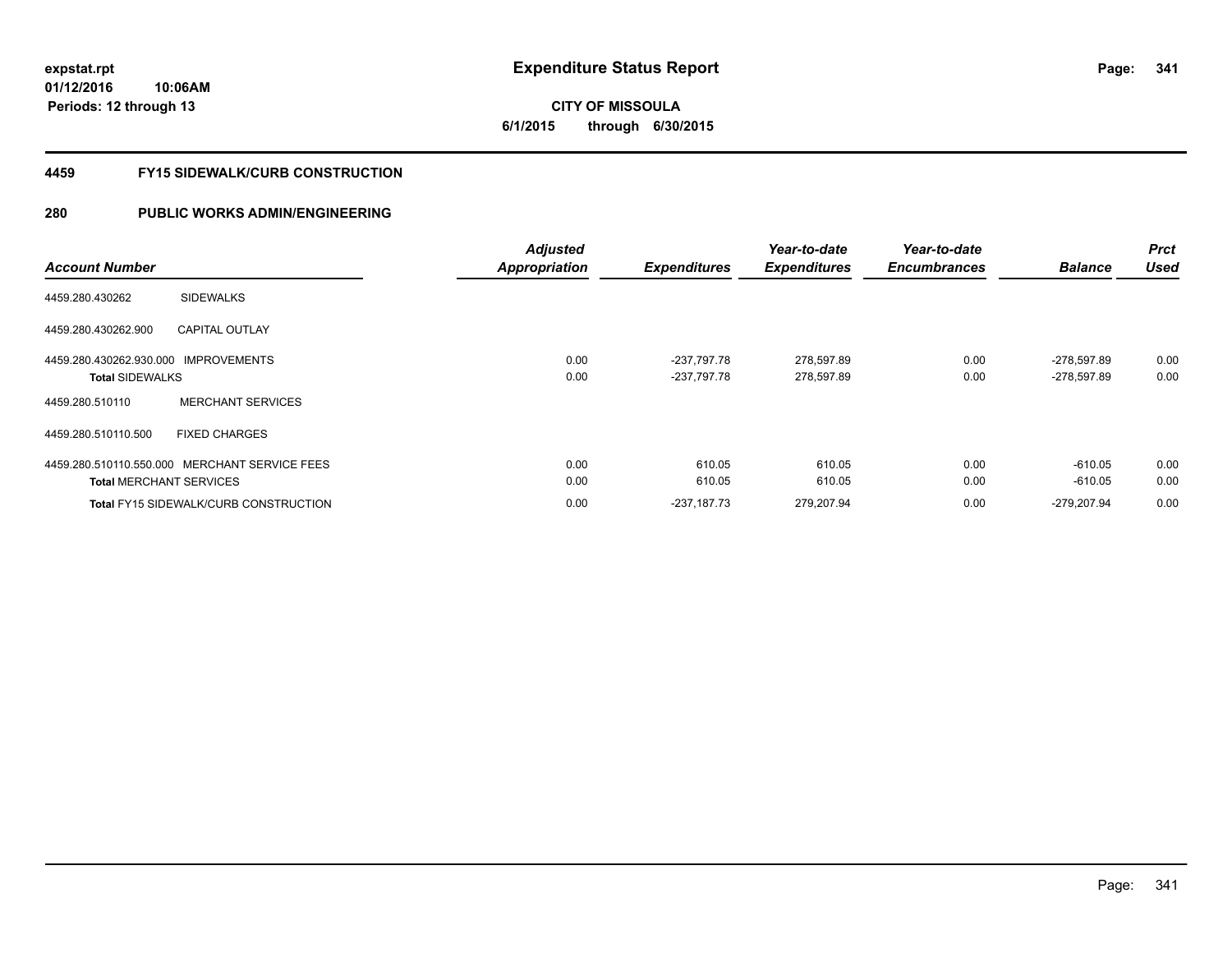**expstat.rpt**
**01/12/2016 10:06AM**
**Periods: 12 through 13**

# Expenditure Status Report

**CITY OF MISSOULA**
**6/1/2015 through 6/30/2015**

## 4459 FY15 SIDEWALK/CURB CONSTRUCTION

## 280 PUBLIC WORKS ADMIN/ENGINEERING

| Account Number | | Adjusted Appropriation | Expenditures | Year-to-date Expenditures | Year-to-date Encumbrances | Balance | Prct Used |
|---|---|---|---|---|---|---|---|
| 4459.280.430262 | SIDEWALKS | | | | | | |
| 4459.280.430262.900 | CAPITAL OUTLAY | | | | | | |
| 4459.280.430262.930.000 | IMPROVEMENTS | 0.00 | -237,797.78 | 278,597.89 | 0.00 | -278,597.89 | 0.00 |
| **Total** SIDEWALKS | | 0.00 | -237,797.78 | 278,597.89 | 0.00 | -278,597.89 | 0.00 |
| 4459.280.510110 | MERCHANT SERVICES | | | | | | |
| 4459.280.510110.500 | FIXED CHARGES | | | | | | |
| 4459.280.510110.550.000 | MERCHANT SERVICE FEES | 0.00 | 610.05 | 610.05 | 0.00 | -610.05 | 0.00 |
| **Total** MERCHANT SERVICES | | 0.00 | 610.05 | 610.05 | 0.00 | -610.05 | 0.00 |
| **Total** FY15 SIDEWALK/CURB CONSTRUCTION | | 0.00 | -237,187.73 | 279,207.94 | 0.00 | -279,207.94 | 0.00 |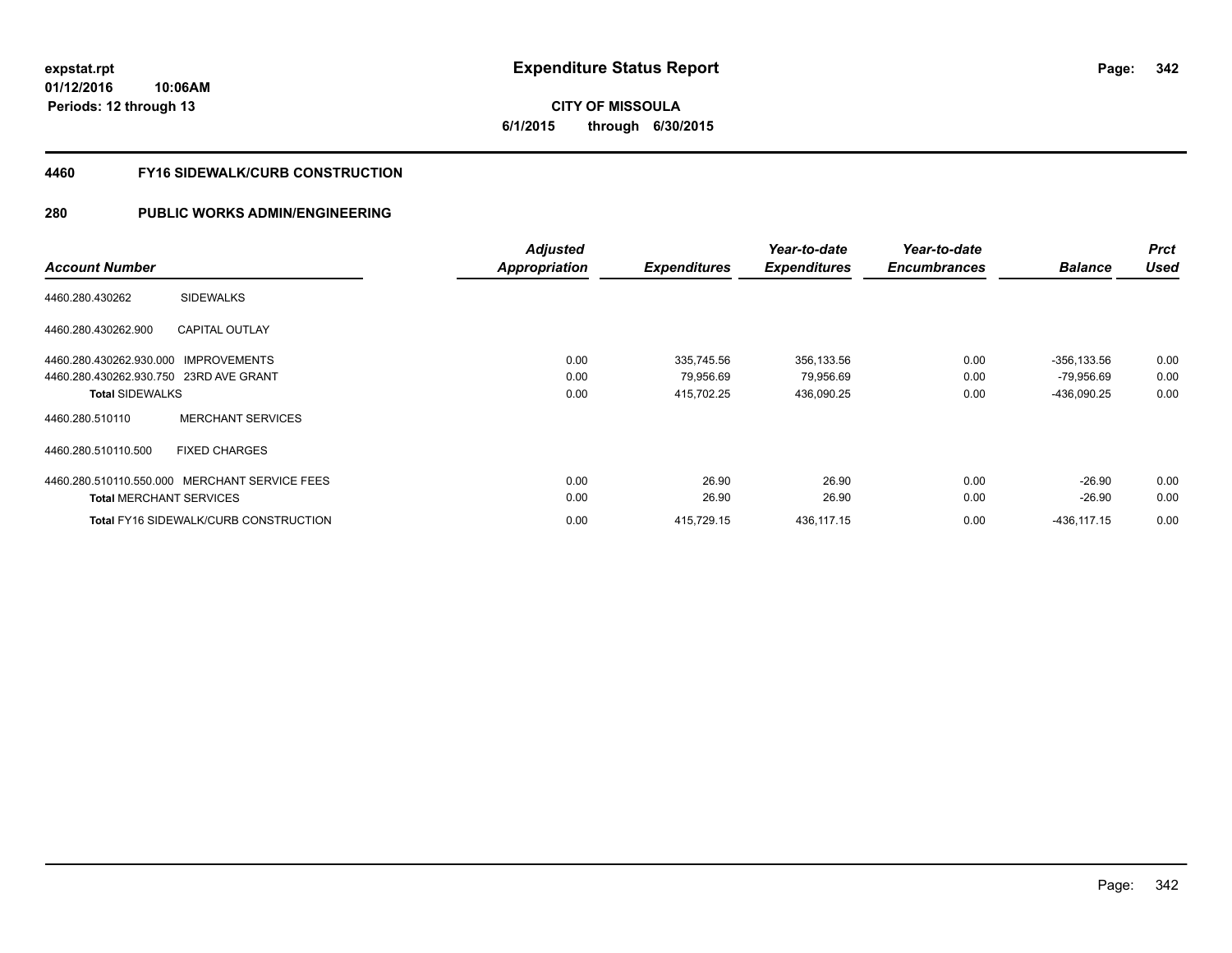# Expenditure Status Report

**expstat.rpt**
**01/12/2016 10:06AM**
**Periods: 12 through 13**

**CITY OF MISSOULA**
**6/1/2015 through 6/30/2015**

## 4460 FY16 SIDEWALK/CURB CONSTRUCTION

## 280 PUBLIC WORKS ADMIN/ENGINEERING

| Account Number | | Adjusted Appropriation | Expenditures | Year-to-date Expenditures | Year-to-date Encumbrances | Balance | Prct Used |
|---|---|---|---|---|---|---|---|
| 4460.280.430262 | SIDEWALKS | | | | | | |
| 4460.280.430262.900 | CAPITAL OUTLAY | | | | | | |
| 4460.280.430262.930.000 | IMPROVEMENTS | 0.00 | 335,745.56 | 356,133.56 | 0.00 | -356,133.56 | 0.00 |
| 4460.280.430262.930.750 | 23RD AVE GRANT | 0.00 | 79,956.69 | 79,956.69 | 0.00 | -79,956.69 | 0.00 |
| **Total SIDEWALKS** | | 0.00 | 415,702.25 | 436,090.25 | 0.00 | -436,090.25 | 0.00 |
| 4460.280.510110 | MERCHANT SERVICES | | | | | | |
| 4460.280.510110.500 | FIXED CHARGES | | | | | | |
| 4460.280.510110.550.000 | MERCHANT SERVICE FEES | 0.00 | 26.90 | 26.90 | 0.00 | -26.90 | 0.00 |
| **Total MERCHANT SERVICES** | | 0.00 | 26.90 | 26.90 | 0.00 | -26.90 | 0.00 |
| **Total FY16 SIDEWALK/CURB CONSTRUCTION** | | 0.00 | 415,729.15 | 436,117.15 | 0.00 | -436,117.15 | 0.00 |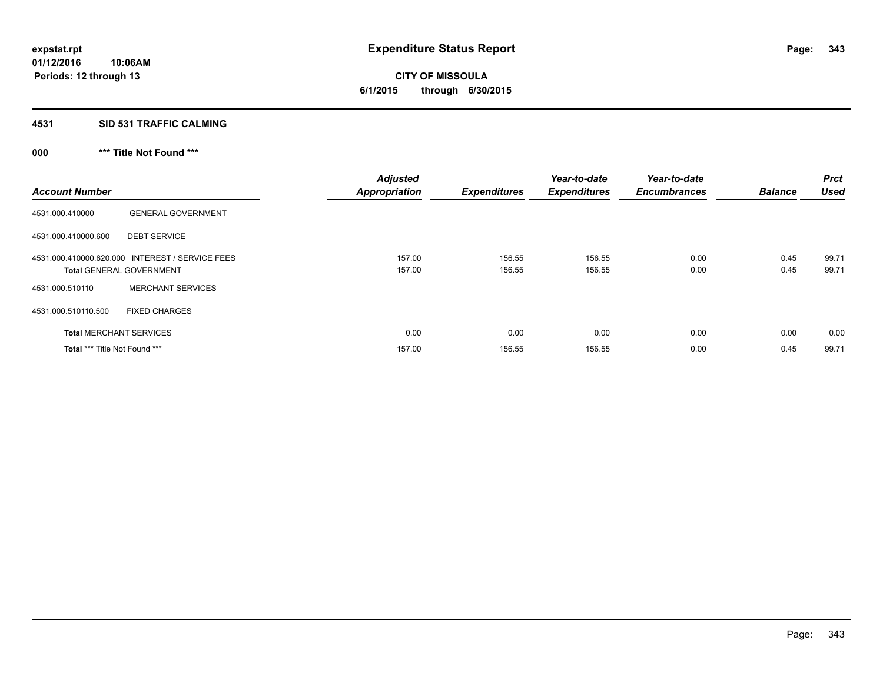**expstat.rpt**
**01/12/2016 10:06AM**
**Periods: 12 through 13**

# Expenditure Status Report

**CITY OF MISSOULA**
**6/1/2015 through 6/30/2015**

## 4531 SID 531 TRAFFIC CALMING

### 000 *** Title Not Found ***

| Account Number | | Adjusted Appropriation | Expenditures | Year-to-date Expenditures | Year-to-date Encumbrances | Balance | Prct Used |
|---|---|---|---|---|---|---|---|
| 4531.000.410000 | GENERAL GOVERNMENT | | | | | | |
| 4531.000.410000.600 | DEBT SERVICE | | | | | | |
| 4531.000.410000.620.000 | INTEREST / SERVICE FEES | 157.00 | 156.55 | 156.55 | 0.00 | 0.45 | 99.71 |
| **Total** GENERAL GOVERNMENT | | 157.00 | 156.55 | 156.55 | 0.00 | 0.45 | 99.71 |
| 4531.000.510110 | MERCHANT SERVICES | | | | | | |
| 4531.000.510110.500 | FIXED CHARGES | | | | | | |
| **Total** MERCHANT SERVICES | | 0.00 | 0.00 | 0.00 | 0.00 | 0.00 | 0.00 |
| **Total** *** Title Not Found *** | | 157.00 | 156.55 | 156.55 | 0.00 | 0.45 | 99.71 |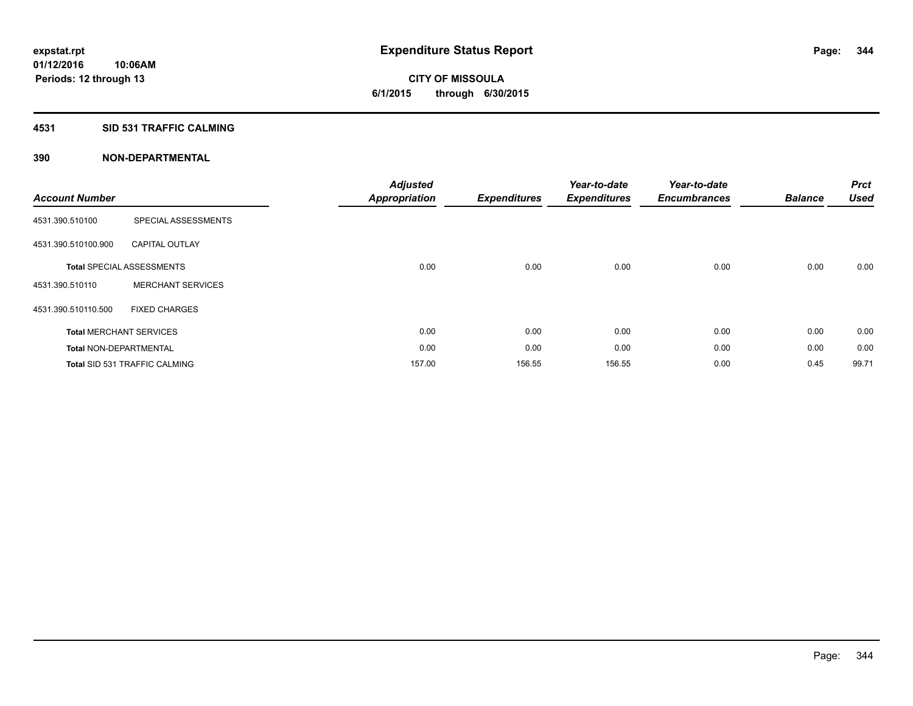**expstat.rpt**
**01/12/2016 10:06AM**
**Periods: 12 through 13**

# Expenditure Status Report

**CITY OF MISSOULA**
**6/1/2015 through 6/30/2015**

## 4531 SID 531 TRAFFIC CALMING

### 390 NON-DEPARTMENTAL

| Account Number | | Adjusted Appropriation | Expenditures | Year-to-date Expenditures | Year-to-date Encumbrances | Balance | Prct Used |
|---|---|---|---|---|---|---|---|
| 4531.390.510100 | SPECIAL ASSESSMENTS | | | | | | |
| 4531.390.510100.900 | CAPITAL OUTLAY | | | | | | |
| **Total** SPECIAL ASSESSMENTS | | 0.00 | 0.00 | 0.00 | 0.00 | 0.00 | 0.00 |
| 4531.390.510110 | MERCHANT SERVICES | | | | | | |
| 4531.390.510110.500 | FIXED CHARGES | | | | | | |
| **Total** MERCHANT SERVICES | | 0.00 | 0.00 | 0.00 | 0.00 | 0.00 | 0.00 |
| **Total** NON-DEPARTMENTAL | | 0.00 | 0.00 | 0.00 | 0.00 | 0.00 | 0.00 |
| **Total** SID 531 TRAFFIC CALMING | | 157.00 | 156.55 | 156.55 | 0.00 | 0.45 | 99.71 |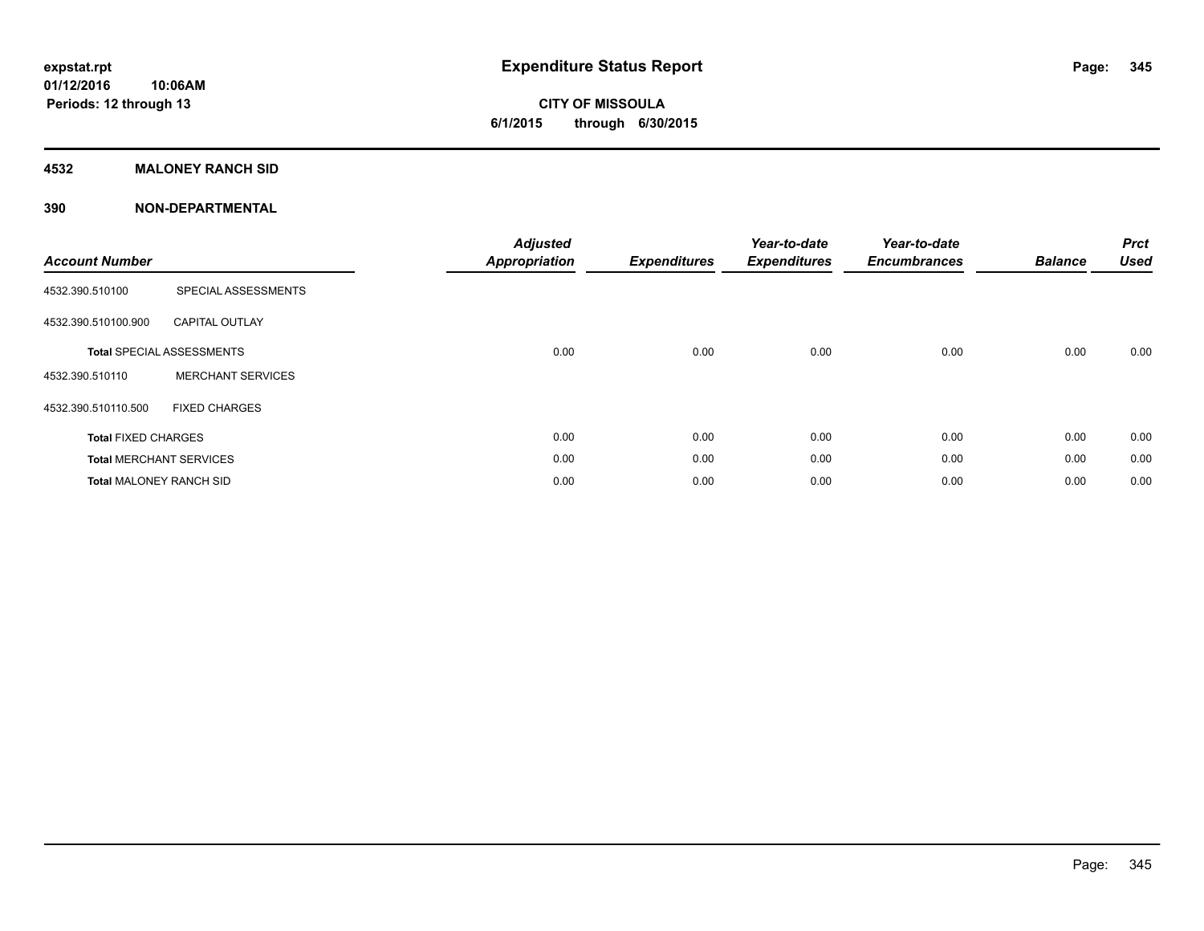# Expenditure Status Report

expstat.rpt
01/12/2016 10:06AM
Periods: 12 through 13

**CITY OF MISSOULA**
**6/1/2015 through 6/30/2015**

## 4532 MALONEY RANCH SID

## 390 NON-DEPARTMENTAL

| Account Number | | Adjusted Appropriation | Expenditures | Year-to-date Expenditures | Year-to-date Encumbrances | Balance | Prct Used |
|---|---|---|---|---|---|---|---|
| 4532.390.510100 | SPECIAL ASSESSMENTS | | | | | | |
| 4532.390.510100.900 | CAPITAL OUTLAY | | | | | | |
| **Total** SPECIAL ASSESSMENTS | | 0.00 | 0.00 | 0.00 | 0.00 | 0.00 | 0.00 |
| 4532.390.510110 | MERCHANT SERVICES | | | | | | |
| 4532.390.510110.500 | FIXED CHARGES | | | | | | |
| **Total** FIXED CHARGES | | 0.00 | 0.00 | 0.00 | 0.00 | 0.00 | 0.00 |
| **Total** MERCHANT SERVICES | | 0.00 | 0.00 | 0.00 | 0.00 | 0.00 | 0.00 |
| **Total** MALONEY RANCH SID | | 0.00 | 0.00 | 0.00 | 0.00 | 0.00 | 0.00 |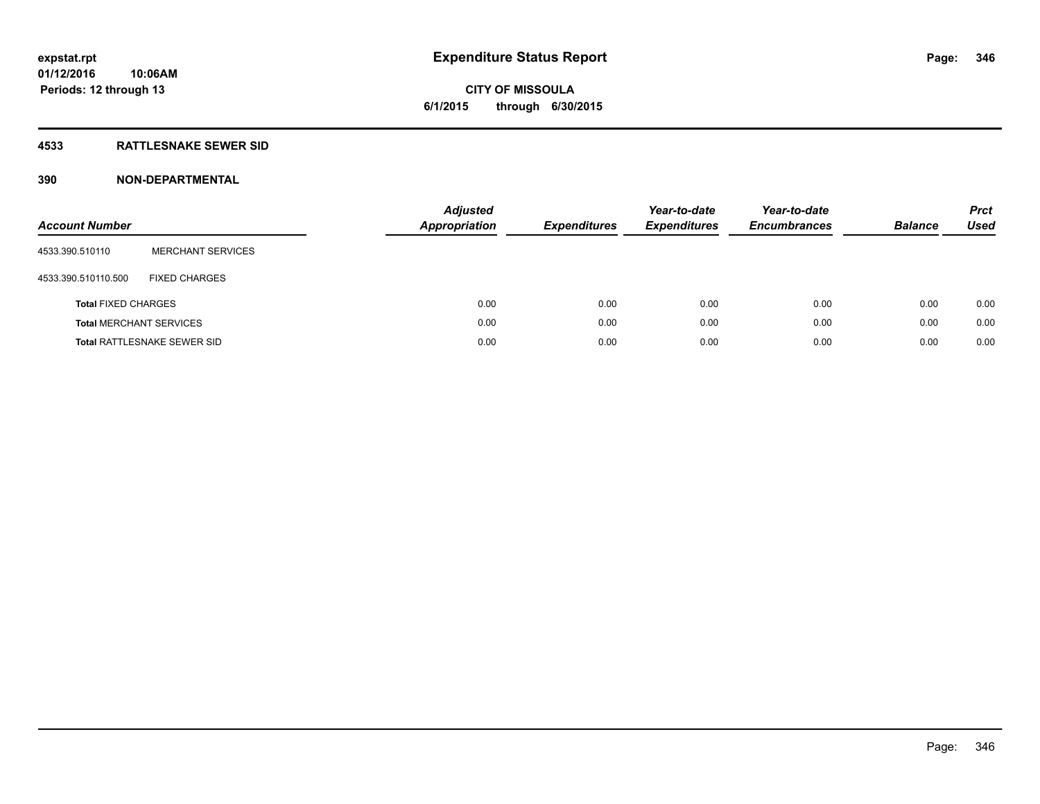**expstat.rpt**
**01/12/2016 10:06AM**
**Periods: 12 through 13**

# Expenditure Status Report

**CITY OF MISSOULA**
**6/1/2015 through 6/30/2015**

## 4533 RATTLESNAKE SEWER SID

## 390 NON-DEPARTMENTAL

| Account Number | | Adjusted Appropriation | Expenditures | Year-to-date Expenditures | Year-to-date Encumbrances | Balance | Prct Used |
|---|---|---|---|---|---|---|---|
| 4533.390.510110 | MERCHANT SERVICES | | | | | | |
| 4533.390.510110.500 | FIXED CHARGES | | | | | | |
| **Total** FIXED CHARGES | | 0.00 | 0.00 | 0.00 | 0.00 | 0.00 | 0.00 |
| **Total** MERCHANT SERVICES | | 0.00 | 0.00 | 0.00 | 0.00 | 0.00 | 0.00 |
| **Total** RATTLESNAKE SEWER SID | | 0.00 | 0.00 | 0.00 | 0.00 | 0.00 | 0.00 |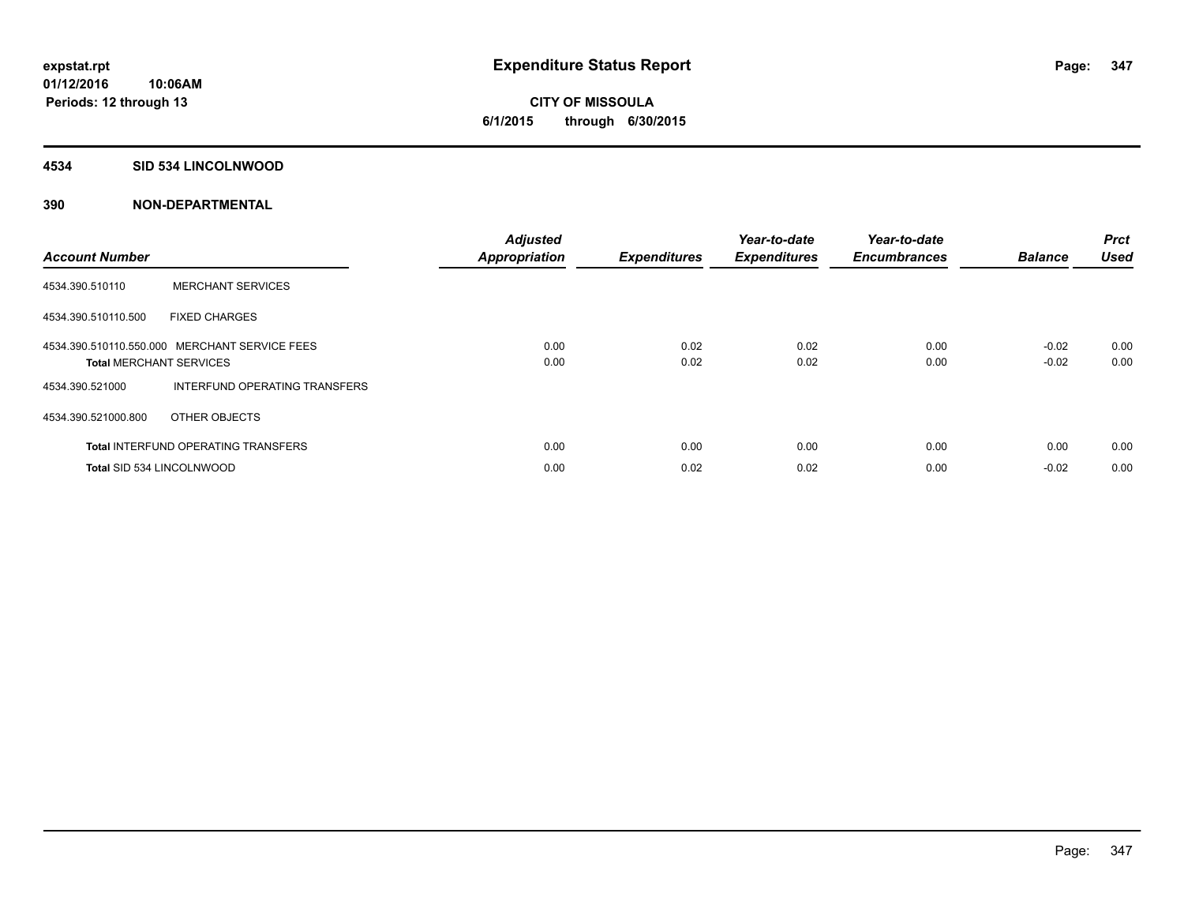**expstat.rpt**
**01/12/2016 10:06AM**
**Periods: 12 through 13**

# Expenditure Status Report

**CITY OF MISSOULA**
**6/1/2015 through 6/30/2015**

## 4534 SID 534 LINCOLNWOOD

## 390 NON-DEPARTMENTAL

| Account Number | | Adjusted Appropriation | Expenditures | Year-to-date Expenditures | Year-to-date Encumbrances | Balance | Prct Used |
|---|---|---|---|---|---|---|---|
| 4534.390.510110 | MERCHANT SERVICES | | | | | | |
| 4534.390.510110.500 | FIXED CHARGES | | | | | | |
| 4534.390.510110.550.000 | MERCHANT SERVICE FEES | 0.00 | 0.02 | 0.02 | 0.00 | -0.02 | 0.00 |
| **Total** MERCHANT SERVICES | | 0.00 | 0.02 | 0.02 | 0.00 | -0.02 | 0.00 |
| 4534.390.521000 | INTERFUND OPERATING TRANSFERS | | | | | | |
| 4534.390.521000.800 | OTHER OBJECTS | | | | | | |
| **Total** INTERFUND OPERATING TRANSFERS | | 0.00 | 0.00 | 0.00 | 0.00 | 0.00 | 0.00 |
| **Total** SID 534 LINCOLNWOOD | | 0.00 | 0.02 | 0.02 | 0.00 | -0.02 | 0.00 |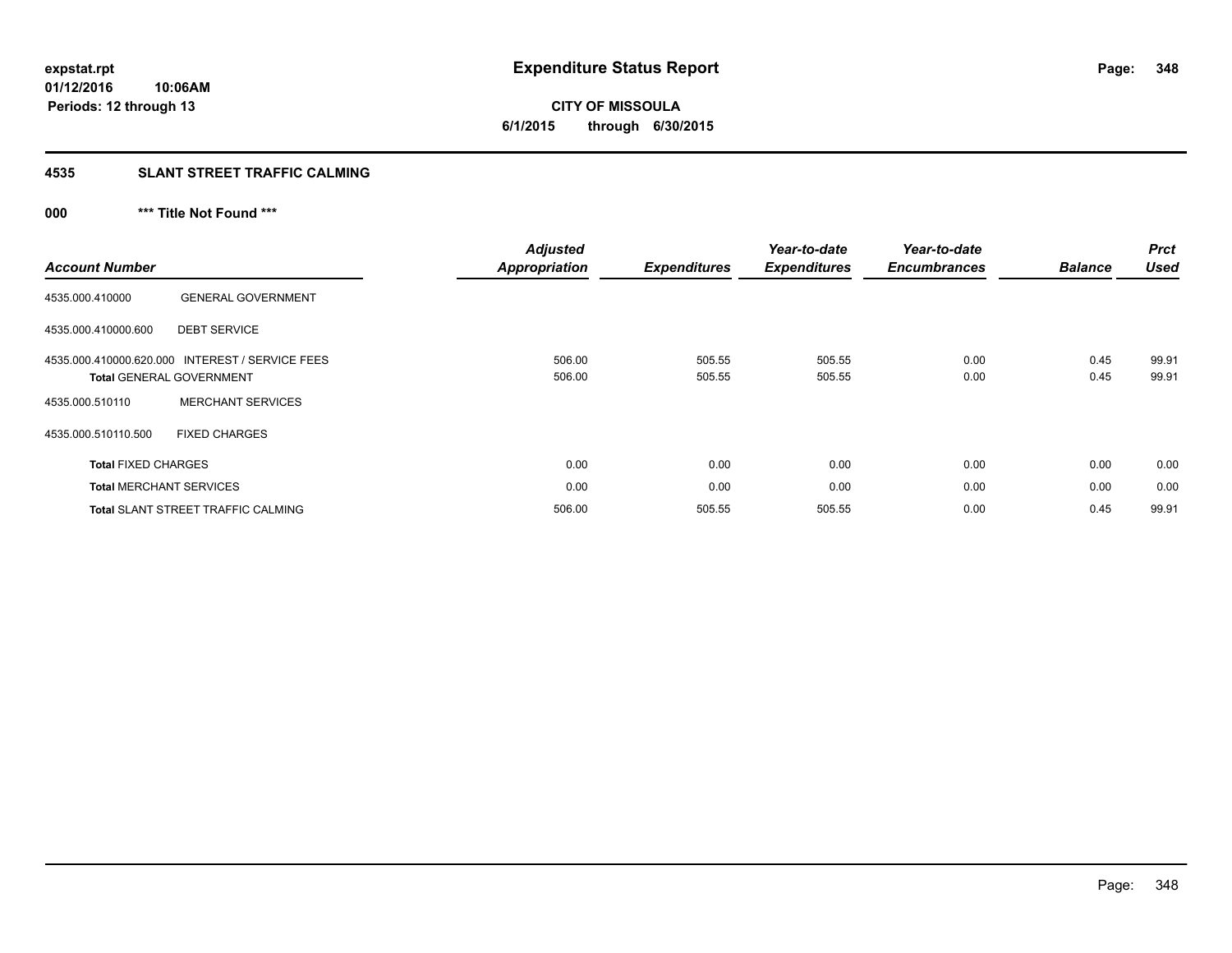# Expenditure Status Report

**CITY OF MISSOULA**
**6/1/2015 through 6/30/2015**

expstat.rpt
01/12/2016 10:06AM
Periods: 12 through 13

## 4535 SLANT STREET TRAFFIC CALMING

### 000 *** Title Not Found ***

| Account Number | | Adjusted Appropriation | Expenditures | Year-to-date Expenditures | Year-to-date Encumbrances | Balance | Prct Used |
|---|---|---|---|---|---|---|---|
| 4535.000.410000 | GENERAL GOVERNMENT | | | | | | |
| 4535.000.410000.600 | DEBT SERVICE | | | | | | |
| 4535.000.410000.620.000 | INTEREST / SERVICE FEES | 506.00 | 505.55 | 505.55 | 0.00 | 0.45 | 99.91 |
| **Total** GENERAL GOVERNMENT | | 506.00 | 505.55 | 505.55 | 0.00 | 0.45 | 99.91 |
| 4535.000.510110 | MERCHANT SERVICES | | | | | | |
| 4535.000.510110.500 | FIXED CHARGES | | | | | | |
| **Total** FIXED CHARGES | | 0.00 | 0.00 | 0.00 | 0.00 | 0.00 | 0.00 |
| **Total** MERCHANT SERVICES | | 0.00 | 0.00 | 0.00 | 0.00 | 0.00 | 0.00 |
| **Total** SLANT STREET TRAFFIC CALMING | | 506.00 | 505.55 | 505.55 | 0.00 | 0.45 | 99.91 |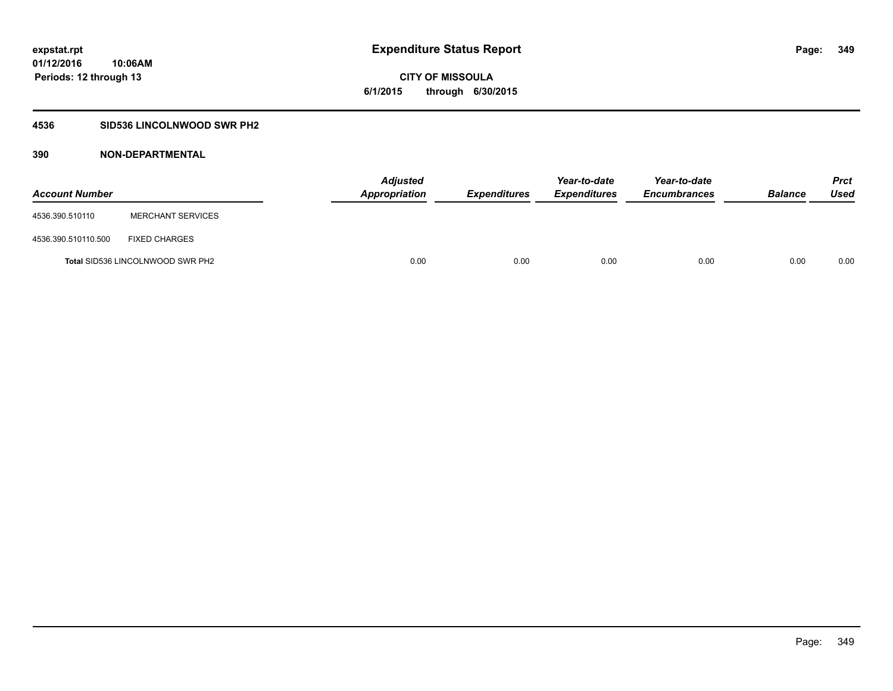**Expenditure Status Report**

**CITY OF MISSOULA**
**6/1/2015 through 6/30/2015**

expstat.rpt
01/12/2016 10:06AM
Periods: 12 through 13

## 4536 SID536 LINCOLNWOOD SWR PH2

### 390 NON-DEPARTMENTAL

| Account Number | | Adjusted Appropriation | Expenditures | Year-to-date Expenditures | Year-to-date Encumbrances | Balance | Prct Used |
|---|---|---|---|---|---|---|---|
| 4536.390.510110 | MERCHANT SERVICES | | | | | | |
| 4536.390.510110.500 | FIXED CHARGES | | | | | | |
| Total SID536 LINCOLNWOOD SWR PH2 | | 0.00 | 0.00 | 0.00 | 0.00 | 0.00 | 0.00 |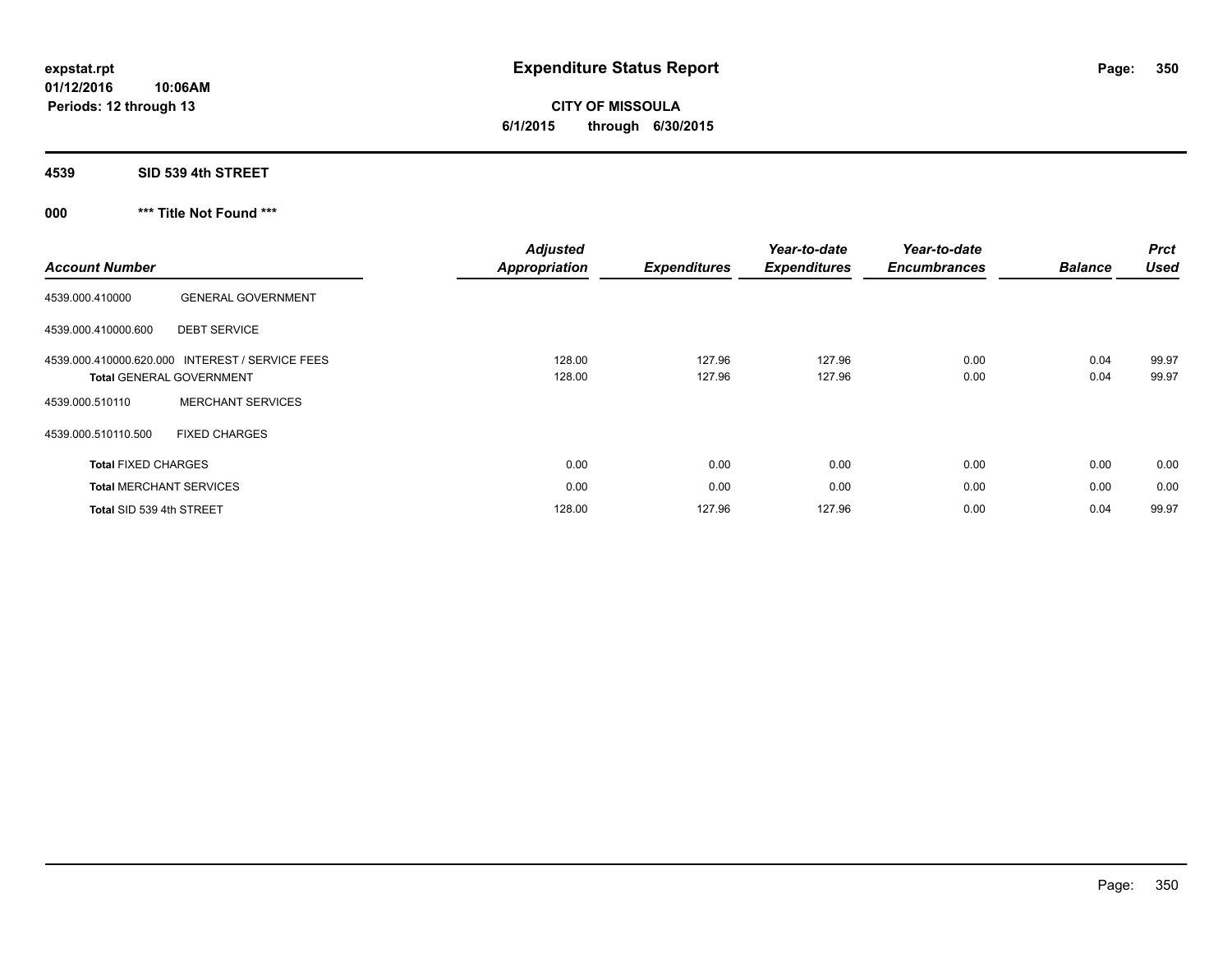# Expenditure Status Report

**CITY OF MISSOULA**
**6/1/2015 through 6/30/2015**

expstat.rpt
01/12/2016 10:06AM
Periods: 12 through 13

## 4539 SID 539 4th STREET

### 000 *** Title Not Found ***

| Account Number | | Adjusted Appropriation | Expenditures | Year-to-date Expenditures | Year-to-date Encumbrances | Balance | Prct Used |
|---|---|---|---|---|---|---|---|
| 4539.000.410000 | GENERAL GOVERNMENT | | | | | | |
| 4539.000.410000.600 | DEBT SERVICE | | | | | | |
| 4539.000.410000.620.000 | INTEREST / SERVICE FEES | 128.00 | 127.96 | 127.96 | 0.00 | 0.04 | 99.97 |
| **Total** GENERAL GOVERNMENT | | 128.00 | 127.96 | 127.96 | 0.00 | 0.04 | 99.97 |
| 4539.000.510110 | MERCHANT SERVICES | | | | | | |
| 4539.000.510110.500 | FIXED CHARGES | | | | | | |
| **Total** FIXED CHARGES | | 0.00 | 0.00 | 0.00 | 0.00 | 0.00 | 0.00 |
| **Total** MERCHANT SERVICES | | 0.00 | 0.00 | 0.00 | 0.00 | 0.00 | 0.00 |
| **Total** SID 539 4th STREET | | 128.00 | 127.96 | 127.96 | 0.00 | 0.04 | 99.97 |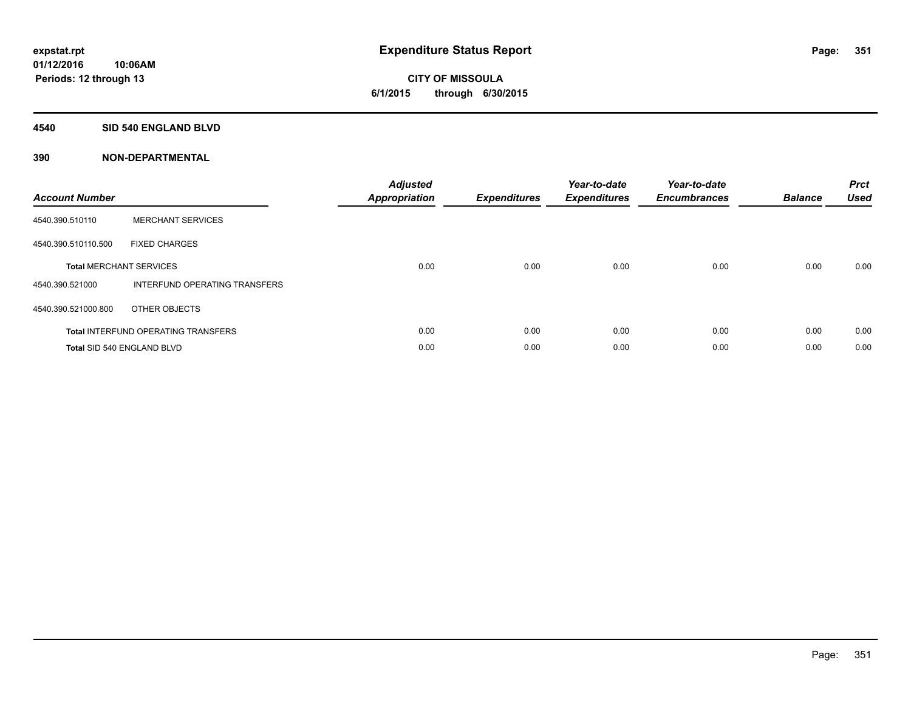**expstat.rpt**
**01/12/2016 10:06AM**
**Periods: 12 through 13**

# Expenditure Status Report

**CITY OF MISSOULA**
**6/1/2015 through 6/30/2015**

## 4540 SID 540 ENGLAND BLVD

## 390 NON-DEPARTMENTAL

| Account Number | | Adjusted Appropriation | Expenditures | Year-to-date Expenditures | Year-to-date Encumbrances | Balance | Prct Used |
|---|---|---|---|---|---|---|---|
| 4540.390.510110 | MERCHANT SERVICES | | | | | | |
| 4540.390.510110.500 | FIXED CHARGES | | | | | | |
| **Total** MERCHANT SERVICES | | 0.00 | 0.00 | 0.00 | 0.00 | 0.00 | 0.00 |
| 4540.390.521000 | INTERFUND OPERATING TRANSFERS | | | | | | |
| 4540.390.521000.800 | OTHER OBJECTS | | | | | | |
| **Total** INTERFUND OPERATING TRANSFERS | | 0.00 | 0.00 | 0.00 | 0.00 | 0.00 | 0.00 |
| **Total** SID 540 ENGLAND BLVD | | 0.00 | 0.00 | 0.00 | 0.00 | 0.00 | 0.00 |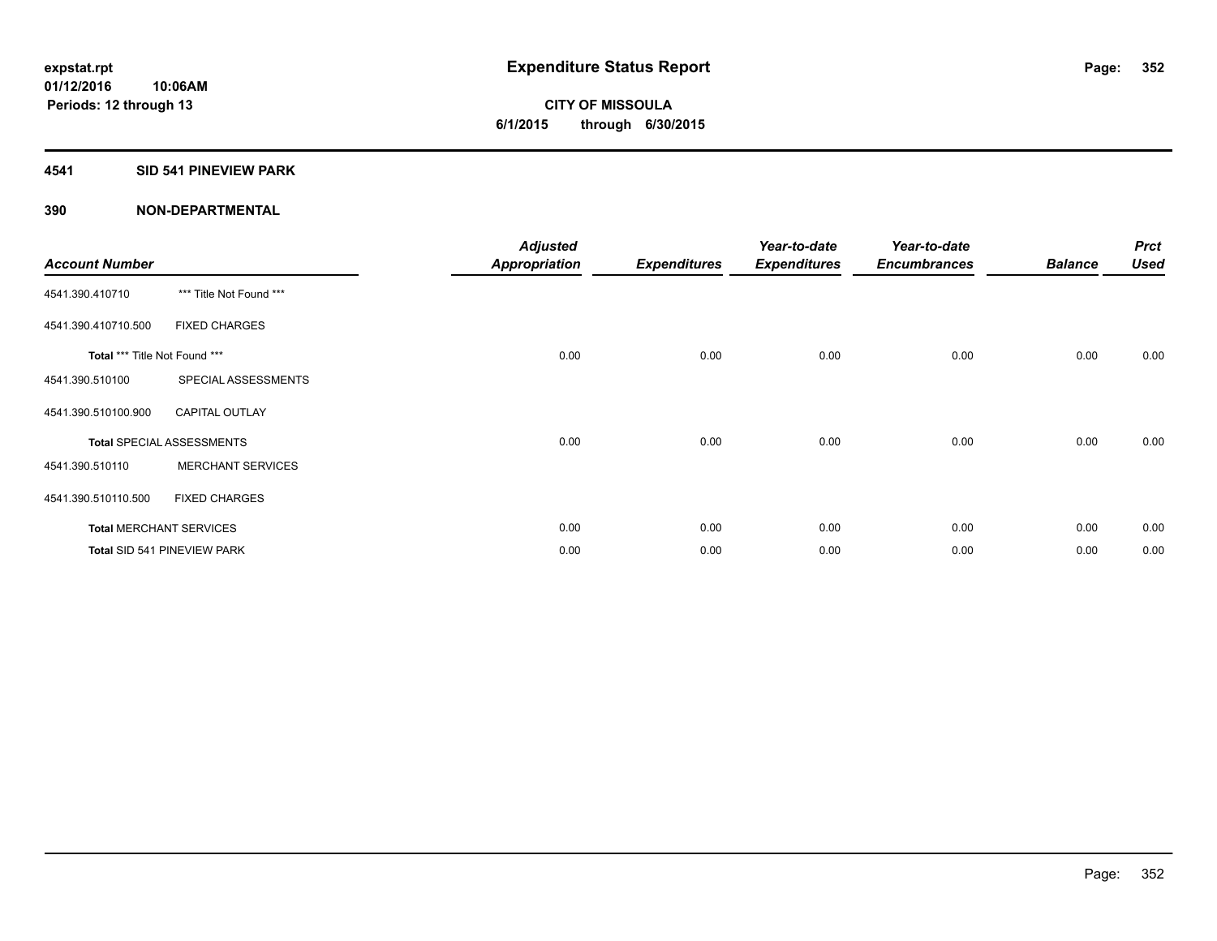# Expenditure Status Report

expstat.rpt
01/12/2016 10:06AM
Periods: 12 through 13

**CITY OF MISSOULA**
**6/1/2015 through 6/30/2015**

## 4541 SID 541 PINEVIEW PARK

### 390 NON-DEPARTMENTAL

| Account Number | | Adjusted Appropriation | Expenditures | Year-to-date Expenditures | Year-to-date Encumbrances | Balance | Prct Used |
|---|---|---|---|---|---|---|---|
| 4541.390.410710 | *** Title Not Found *** | | | | | | |
| 4541.390.410710.500 | FIXED CHARGES | | | | | | |
| **Total** *** Title Not Found *** | | 0.00 | 0.00 | 0.00 | 0.00 | 0.00 | 0.00 |
| 4541.390.510100 | SPECIAL ASSESSMENTS | | | | | | |
| 4541.390.510100.900 | CAPITAL OUTLAY | | | | | | |
| **Total** SPECIAL ASSESSMENTS | | 0.00 | 0.00 | 0.00 | 0.00 | 0.00 | 0.00 |
| 4541.390.510110 | MERCHANT SERVICES | | | | | | |
| 4541.390.510110.500 | FIXED CHARGES | | | | | | |
| **Total** MERCHANT SERVICES | | 0.00 | 0.00 | 0.00 | 0.00 | 0.00 | 0.00 |
| **Total** SID 541 PINEVIEW PARK | | 0.00 | 0.00 | 0.00 | 0.00 | 0.00 | 0.00 |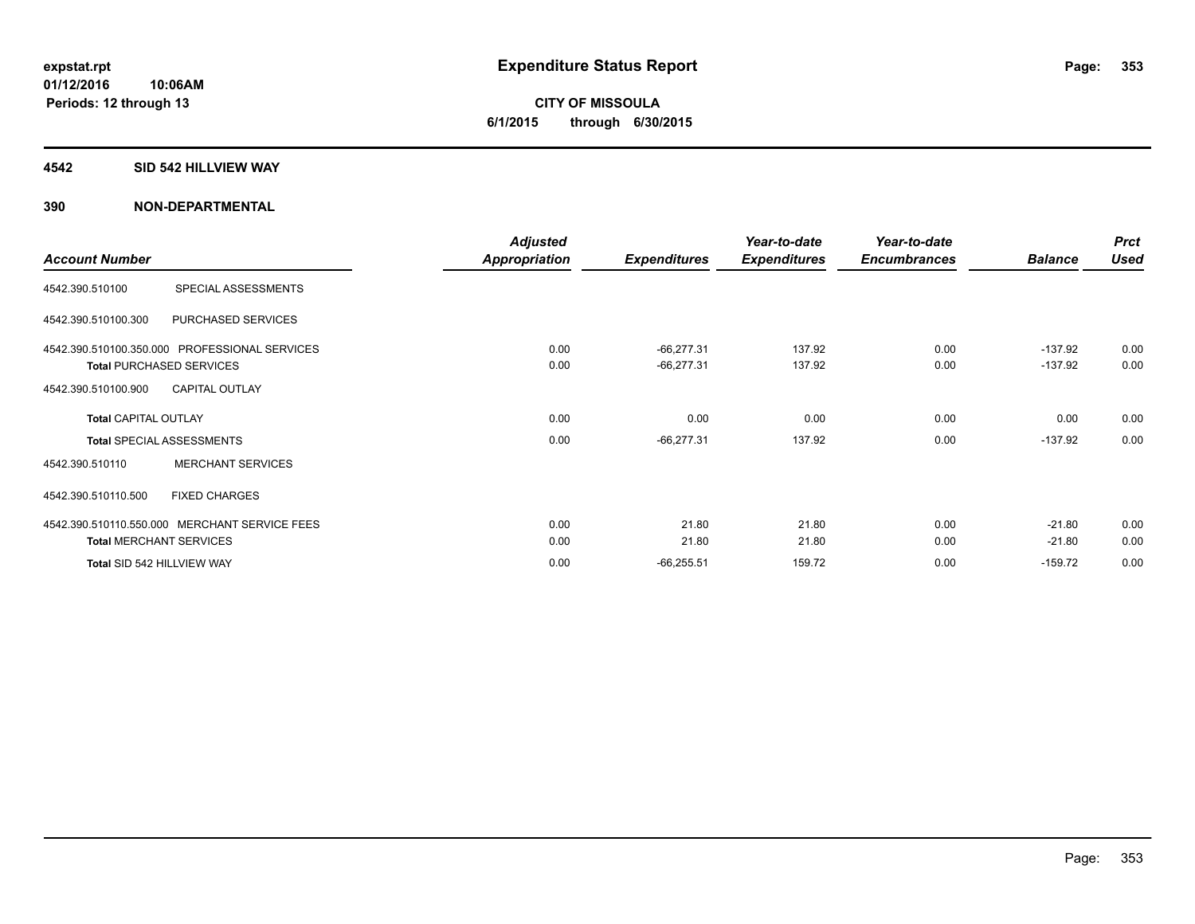**expstat.rpt**
**01/12/2016 10:06AM**
**Periods: 12 through 13**

# Expenditure Status Report

**CITY OF MISSOULA**
**6/1/2015 through 6/30/2015**

## 4542 SID 542 HILLVIEW WAY

### 390 NON-DEPARTMENTAL

| Account Number | | Adjusted Appropriation | Expenditures | Year-to-date Expenditures | Year-to-date Encumbrances | Balance | Prct Used |
|---|---|---|---|---|---|---|---|
| 4542.390.510100 | SPECIAL ASSESSMENTS | | | | | | |
| 4542.390.510100.300 | PURCHASED SERVICES | | | | | | |
| 4542.390.510100.350.000 | PROFESSIONAL SERVICES | 0.00 | -66,277.31 | 137.92 | 0.00 | -137.92 | 0.00 |
| **Total** PURCHASED SERVICES | | 0.00 | -66,277.31 | 137.92 | 0.00 | -137.92 | 0.00 |
| 4542.390.510100.900 | CAPITAL OUTLAY | | | | | | |
| **Total** CAPITAL OUTLAY | | 0.00 | 0.00 | 0.00 | 0.00 | 0.00 | 0.00 |
| **Total** SPECIAL ASSESSMENTS | | 0.00 | -66,277.31 | 137.92 | 0.00 | -137.92 | 0.00 |
| 4542.390.510110 | MERCHANT SERVICES | | | | | | |
| 4542.390.510110.500 | FIXED CHARGES | | | | | | |
| 4542.390.510110.550.000 | MERCHANT SERVICE FEES | 0.00 | 21.80 | 21.80 | 0.00 | -21.80 | 0.00 |
| **Total** MERCHANT SERVICES | | 0.00 | 21.80 | 21.80 | 0.00 | -21.80 | 0.00 |
| **Total** SID 542 HILLVIEW WAY | | 0.00 | -66,255.51 | 159.72 | 0.00 | -159.72 | 0.00 |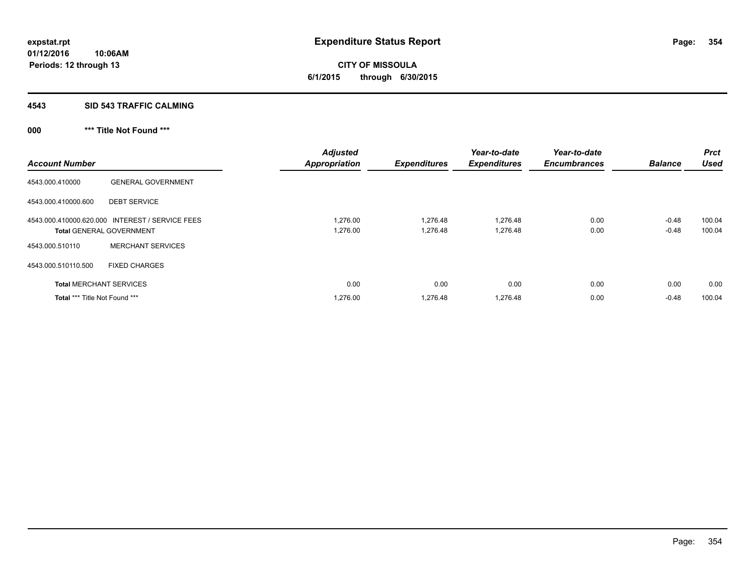**expstat.rpt**
**01/12/2016 10:06AM**
**Periods: 12 through 13**

# Expenditure Status Report

**CITY OF MISSOULA**
**6/1/2015 through 6/30/2015**

## 4543 SID 543 TRAFFIC CALMING

### 000 *** Title Not Found ***

| Account Number | | Adjusted Appropriation | Expenditures | Year-to-date Expenditures | Year-to-date Encumbrances | Balance | Prct Used |
|---|---|---|---|---|---|---|---|
| 4543.000.410000 | GENERAL GOVERNMENT | | | | | | |
| 4543.000.410000.600 | DEBT SERVICE | | | | | | |
| 4543.000.410000.620.000 | INTEREST / SERVICE FEES | 1,276.00 | 1,276.48 | 1,276.48 | 0.00 | -0.48 | 100.04 |
| **Total** GENERAL GOVERNMENT | | 1,276.00 | 1,276.48 | 1,276.48 | 0.00 | -0.48 | 100.04 |
| 4543.000.510110 | MERCHANT SERVICES | | | | | | |
| 4543.000.510110.500 | FIXED CHARGES | | | | | | |
| **Total** MERCHANT SERVICES | | 0.00 | 0.00 | 0.00 | 0.00 | 0.00 | 0.00 |
| **Total** *** Title Not Found *** | | 1,276.00 | 1,276.48 | 1,276.48 | 0.00 | -0.48 | 100.04 |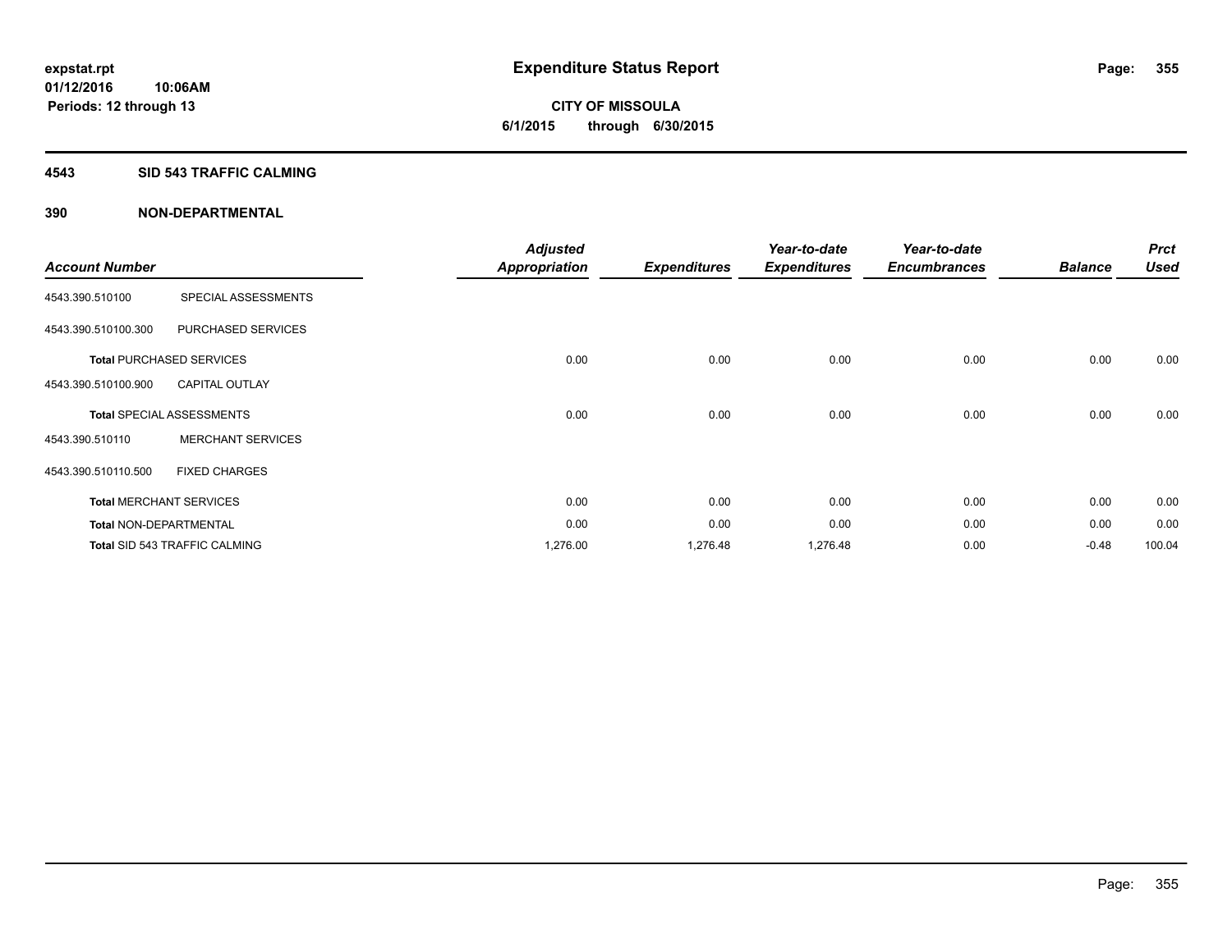# Expenditure Status Report

**expstat.rpt**
**01/12/2016 10:06AM**
**Periods: 12 through 13**

**CITY OF MISSOULA**
**6/1/2015 through 6/30/2015**

## 4543 SID 543 TRAFFIC CALMING

## 390 NON-DEPARTMENTAL

| Account Number | | Adjusted Appropriation | Expenditures | Year-to-date Expenditures | Year-to-date Encumbrances | Balance | Prct Used |
|---|---|---|---|---|---|---|---|
| 4543.390.510100 | SPECIAL ASSESSMENTS | | | | | | |
| 4543.390.510100.300 | PURCHASED SERVICES | | | | | | |
| **Total** PURCHASED SERVICES | | 0.00 | 0.00 | 0.00 | 0.00 | 0.00 | 0.00 |
| 4543.390.510100.900 | CAPITAL OUTLAY | | | | | | |
| **Total** SPECIAL ASSESSMENTS | | 0.00 | 0.00 | 0.00 | 0.00 | 0.00 | 0.00 |
| 4543.390.510110 | MERCHANT SERVICES | | | | | | |
| 4543.390.510110.500 | FIXED CHARGES | | | | | | |
| **Total** MERCHANT SERVICES | | 0.00 | 0.00 | 0.00 | 0.00 | 0.00 | 0.00 |
| **Total** NON-DEPARTMENTAL | | 0.00 | 0.00 | 0.00 | 0.00 | 0.00 | 0.00 |
| **Total** SID 543 TRAFFIC CALMING | | 1,276.00 | 1,276.48 | 1,276.48 | 0.00 | -0.48 | 100.04 |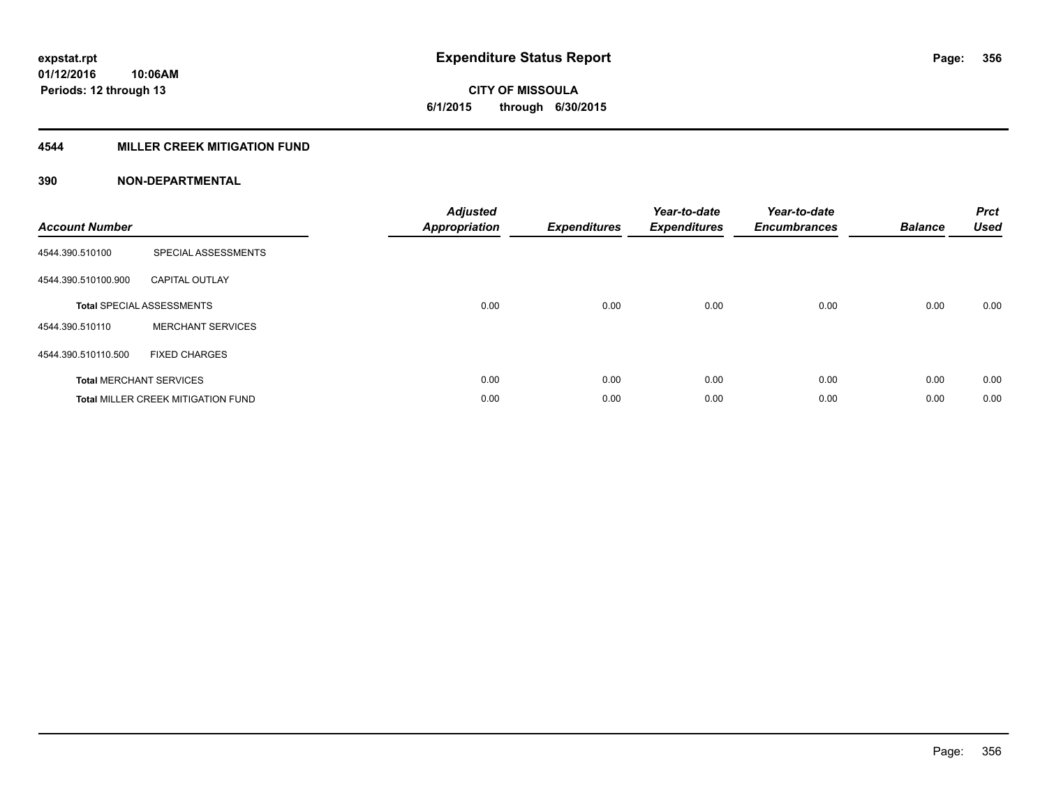**expstat.rpt**
**01/12/2016 10:06AM**
**Periods: 12 through 13**

# Expenditure Status Report

**CITY OF MISSOULA**
**6/1/2015 through 6/30/2015**

## 4544 MILLER CREEK MITIGATION FUND

### 390 NON-DEPARTMENTAL

| Account Number | | Adjusted Appropriation | Expenditures | Year-to-date Expenditures | Year-to-date Encumbrances | Balance | Prct Used |
|---|---|---|---|---|---|---|---|
| 4544.390.510100 | SPECIAL ASSESSMENTS | | | | | | |
| 4544.390.510100.900 | CAPITAL OUTLAY | | | | | | |
| **Total** SPECIAL ASSESSMENTS | | 0.00 | 0.00 | 0.00 | 0.00 | 0.00 | 0.00 |
| 4544.390.510110 | MERCHANT SERVICES | | | | | | |
| 4544.390.510110.500 | FIXED CHARGES | | | | | | |
| **Total** MERCHANT SERVICES | | 0.00 | 0.00 | 0.00 | 0.00 | 0.00 | 0.00 |
| **Total** MILLER CREEK MITIGATION FUND | | 0.00 | 0.00 | 0.00 | 0.00 | 0.00 | 0.00 |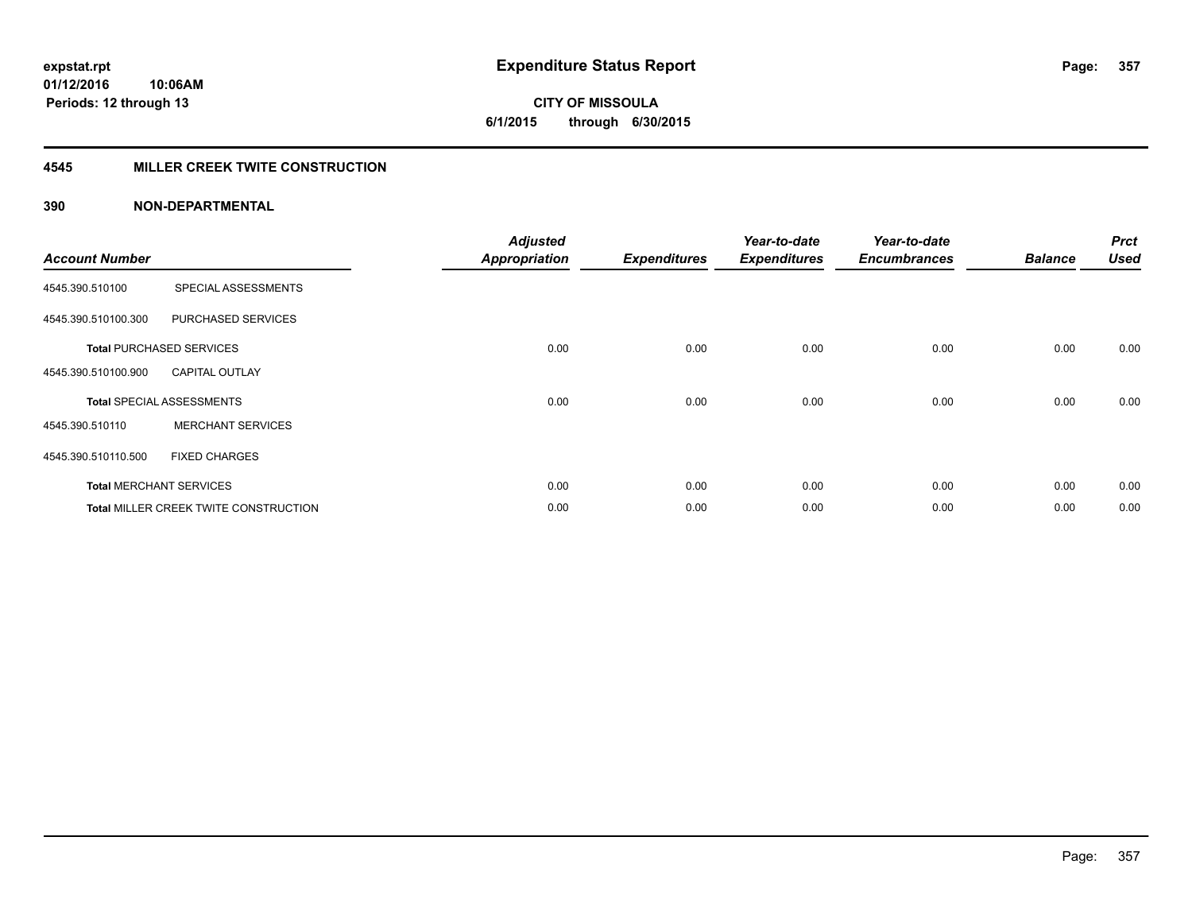expstat.rpt
01/12/2016 10:06AM
Periods: 12 through 13

# Expenditure Status Report

**CITY OF MISSOULA**
**6/1/2015 through 6/30/2015**

## 4545 MILLER CREEK TWITE CONSTRUCTION

### 390 NON-DEPARTMENTAL

| Account Number | | Adjusted Appropriation | Expenditures | Year-to-date Expenditures | Year-to-date Encumbrances | Balance | Prct Used |
|---|---|---|---|---|---|---|---|
| 4545.390.510100 | SPECIAL ASSESSMENTS | | | | | | |
| 4545.390.510100.300 | PURCHASED SERVICES | | | | | | |
| **Total** PURCHASED SERVICES | | 0.00 | 0.00 | 0.00 | 0.00 | 0.00 | 0.00 |
| 4545.390.510100.900 | CAPITAL OUTLAY | | | | | | |
| **Total** SPECIAL ASSESSMENTS | | 0.00 | 0.00 | 0.00 | 0.00 | 0.00 | 0.00 |
| 4545.390.510110 | MERCHANT SERVICES | | | | | | |
| 4545.390.510110.500 | FIXED CHARGES | | | | | | |
| **Total** MERCHANT SERVICES | | 0.00 | 0.00 | 0.00 | 0.00 | 0.00 | 0.00 |
| **Total** MILLER CREEK TWITE CONSTRUCTION | | 0.00 | 0.00 | 0.00 | 0.00 | 0.00 | 0.00 |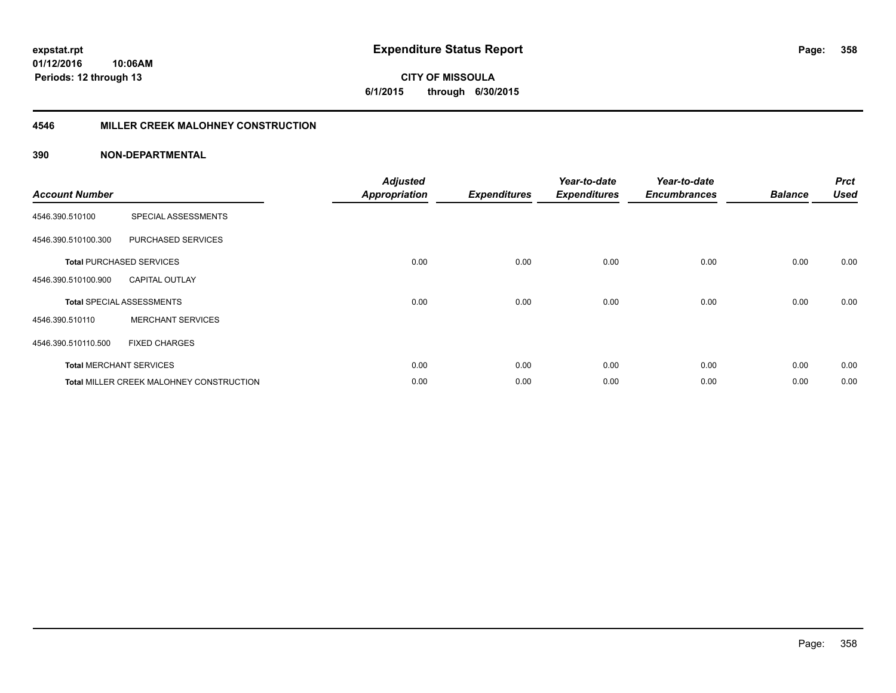**expstat.rpt**
**01/12/2016 10:06AM**
**Periods: 12 through 13**

# Expenditure Status Report

**CITY OF MISSOULA**
**6/1/2015 through 6/30/2015**

## 4546 MILLER CREEK MALOHNEY CONSTRUCTION

### 390 NON-DEPARTMENTAL

| Account Number | | Adjusted Appropriation | Expenditures | Year-to-date Expenditures | Year-to-date Encumbrances | Balance | Prct Used |
|---|---|---|---|---|---|---|---|
| 4546.390.510100 | SPECIAL ASSESSMENTS | | | | | | |
| 4546.390.510100.300 | PURCHASED SERVICES | | | | | | |
| **Total** PURCHASED SERVICES | | 0.00 | 0.00 | 0.00 | 0.00 | 0.00 | 0.00 |
| 4546.390.510100.900 | CAPITAL OUTLAY | | | | | | |
| **Total** SPECIAL ASSESSMENTS | | 0.00 | 0.00 | 0.00 | 0.00 | 0.00 | 0.00 |
| 4546.390.510110 | MERCHANT SERVICES | | | | | | |
| 4546.390.510110.500 | FIXED CHARGES | | | | | | |
| **Total** MERCHANT SERVICES | | 0.00 | 0.00 | 0.00 | 0.00 | 0.00 | 0.00 |
| **Total** MILLER CREEK MALOHNEY CONSTRUCTION | | 0.00 | 0.00 | 0.00 | 0.00 | 0.00 | 0.00 |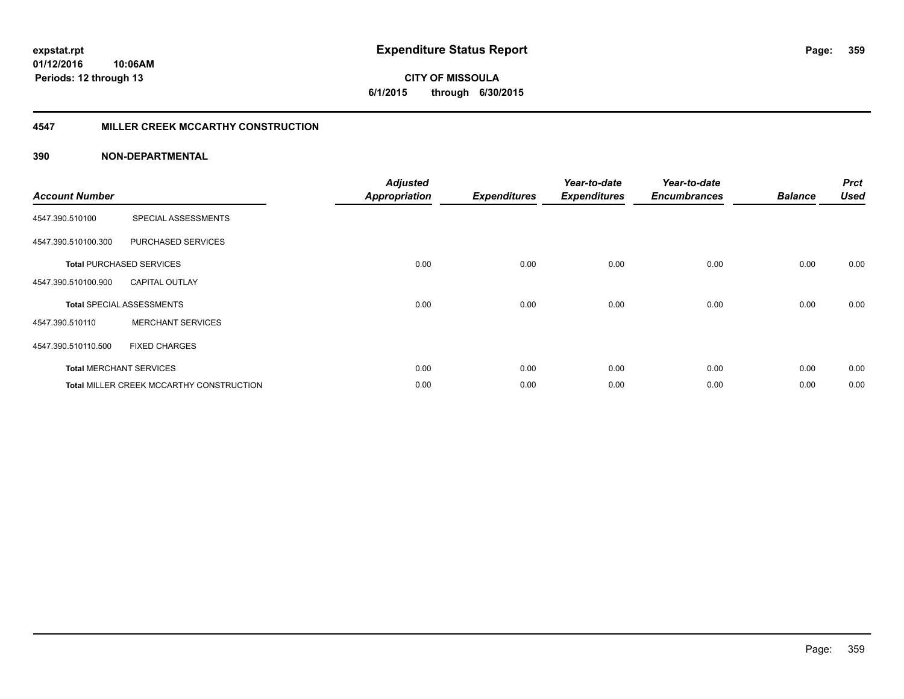# Expenditure Status Report

**CITY OF MISSOULA**

**6/1/2015 through 6/30/2015**

expstat.rpt
01/12/2016 10:06AM
Periods: 12 through 13

## 4547 MILLER CREEK MCCARTHY CONSTRUCTION

### 390 NON-DEPARTMENTAL

| Account Number | | Adjusted Appropriation | Expenditures | Year-to-date Expenditures | Year-to-date Encumbrances | Balance | Prct Used |
|---|---|---|---|---|---|---|---|
| 4547.390.510100 | SPECIAL ASSESSMENTS | | | | | | |
| 4547.390.510100.300 | PURCHASED SERVICES | | | | | | |
| **Total** PURCHASED SERVICES | | 0.00 | 0.00 | 0.00 | 0.00 | 0.00 | 0.00 |
| 4547.390.510100.900 | CAPITAL OUTLAY | | | | | | |
| **Total** SPECIAL ASSESSMENTS | | 0.00 | 0.00 | 0.00 | 0.00 | 0.00 | 0.00 |
| 4547.390.510110 | MERCHANT SERVICES | | | | | | |
| 4547.390.510110.500 | FIXED CHARGES | | | | | | |
| **Total** MERCHANT SERVICES | | 0.00 | 0.00 | 0.00 | 0.00 | 0.00 | 0.00 |
| **Total** MILLER CREEK MCCARTHY CONSTRUCTION | | 0.00 | 0.00 | 0.00 | 0.00 | 0.00 | 0.00 |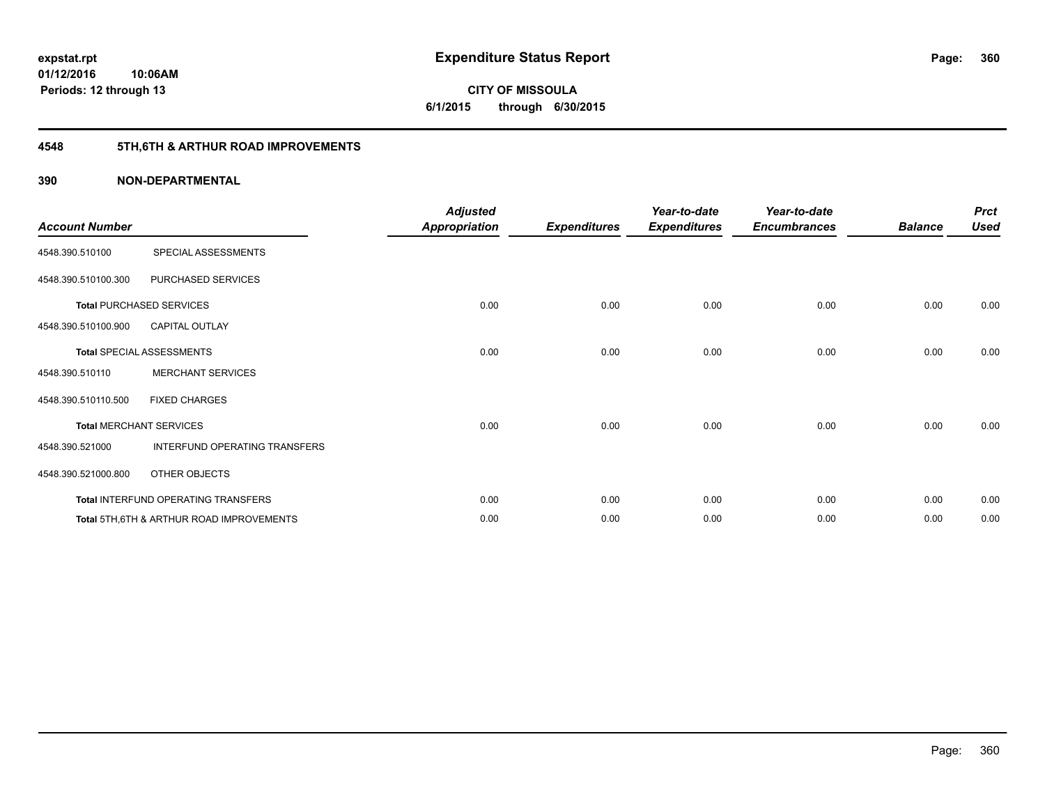# Expenditure Status Report

expstat.rpt
01/12/2016 10:06AM
Periods: 12 through 13

**CITY OF MISSOULA**
**6/1/2015 through 6/30/2015**

## 4548 5TH,6TH & ARTHUR ROAD IMPROVEMENTS

### 390 NON-DEPARTMENTAL

| Account Number | | Adjusted Appropriation | Expenditures | Year-to-date Expenditures | Year-to-date Encumbrances | Balance | Prct Used |
|---|---|---|---|---|---|---|---|
| 4548.390.510100 | SPECIAL ASSESSMENTS | | | | | | |
| 4548.390.510100.300 | PURCHASED SERVICES | | | | | | |
| **Total** PURCHASED SERVICES | | 0.00 | 0.00 | 0.00 | 0.00 | 0.00 | 0.00 |
| 4548.390.510100.900 | CAPITAL OUTLAY | | | | | | |
| **Total** SPECIAL ASSESSMENTS | | 0.00 | 0.00 | 0.00 | 0.00 | 0.00 | 0.00 |
| 4548.390.510110 | MERCHANT SERVICES | | | | | | |
| 4548.390.510110.500 | FIXED CHARGES | | | | | | |
| **Total** MERCHANT SERVICES | | 0.00 | 0.00 | 0.00 | 0.00 | 0.00 | 0.00 |
| 4548.390.521000 | INTERFUND OPERATING TRANSFERS | | | | | | |
| 4548.390.521000.800 | OTHER OBJECTS | | | | | | |
| **Total** INTERFUND OPERATING TRANSFERS | | 0.00 | 0.00 | 0.00 | 0.00 | 0.00 | 0.00 |
| **Total** 5TH,6TH & ARTHUR ROAD IMPROVEMENTS | | 0.00 | 0.00 | 0.00 | 0.00 | 0.00 | 0.00 |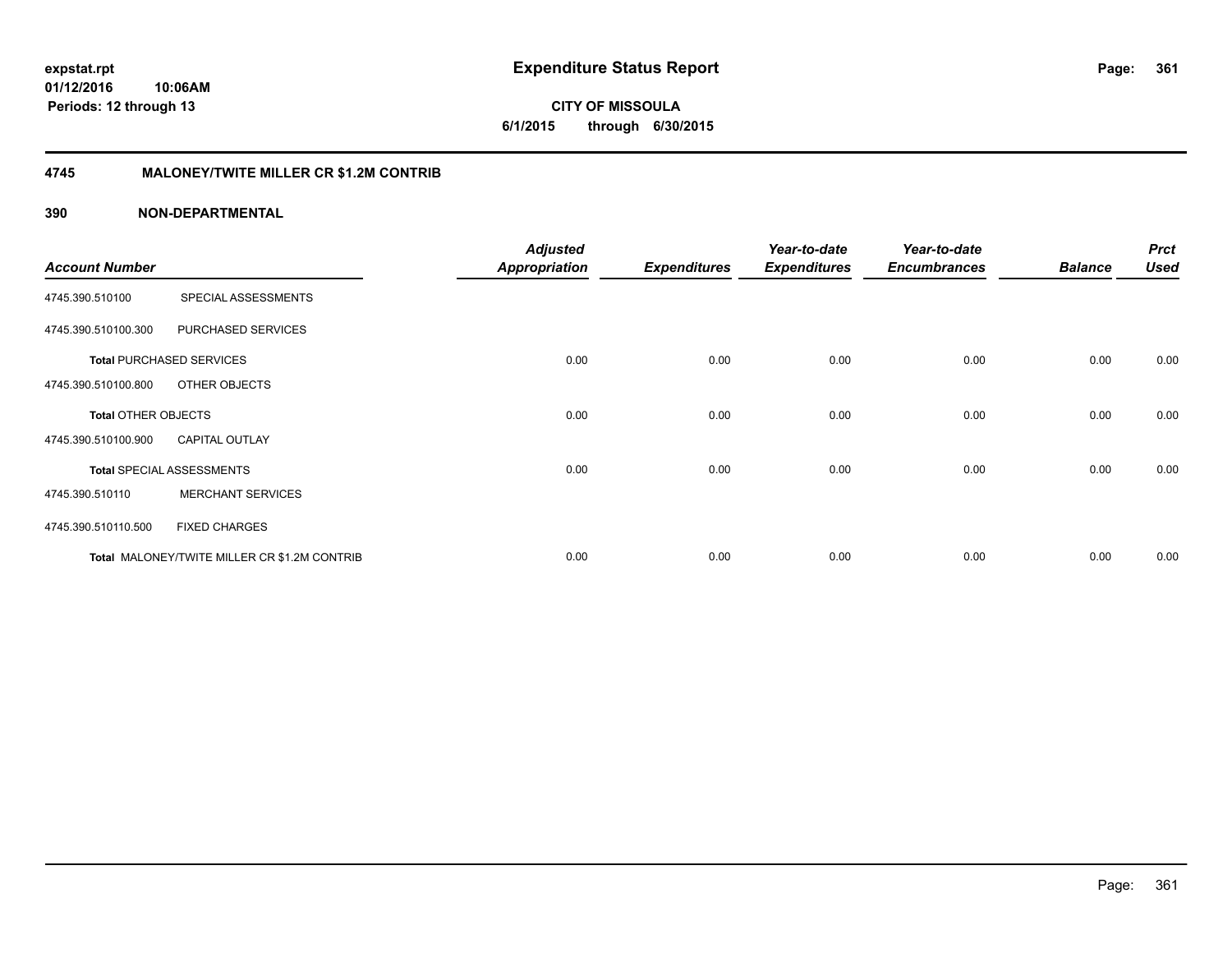# Expenditure Status Report

**CITY OF MISSOULA**

**6/1/2015 through 6/30/2015**

expstat.rpt
01/12/2016 10:06AM
Periods: 12 through 13

## 4745 MALONEY/TWITE MILLER CR $1.2M CONTRIB

### 390 NON-DEPARTMENTAL

| Account Number | | Adjusted Appropriation | Expenditures | Year-to-date Expenditures | Year-to-date Encumbrances | Balance | Prct Used |
|---|---|---|---|---|---|---|---|
| 4745.390.510100 | SPECIAL ASSESSMENTS | | | | | | |
| 4745.390.510100.300 | PURCHASED SERVICES | | | | | | |
| **Total** PURCHASED SERVICES | | 0.00 | 0.00 | 0.00 | 0.00 | 0.00 | 0.00 |
| 4745.390.510100.800 | OTHER OBJECTS | | | | | | |
| **Total** OTHER OBJECTS | | 0.00 | 0.00 | 0.00 | 0.00 | 0.00 | 0.00 |
| 4745.390.510100.900 | CAPITAL OUTLAY | | | | | | |
| **Total** SPECIAL ASSESSMENTS | | 0.00 | 0.00 | 0.00 | 0.00 | 0.00 | 0.00 |
| 4745.390.510110 | MERCHANT SERVICES | | | | | | |
| 4745.390.510110.500 | FIXED CHARGES | | | | | | |
| **Total** MALONEY/TWITE MILLER CR $1.2M CONTRIB | | 0.00 | 0.00 | 0.00 | 0.00 | 0.00 | 0.00 |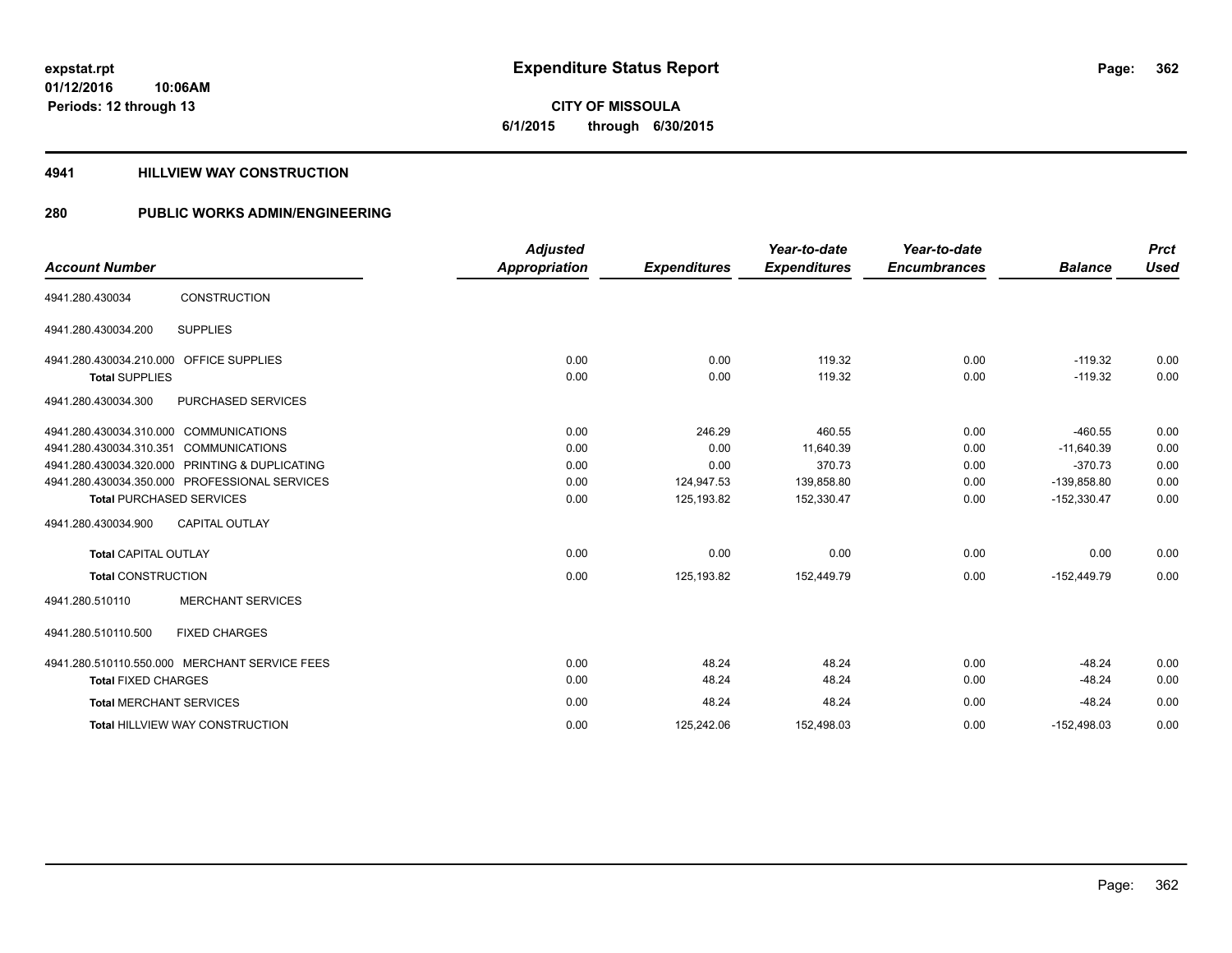# Expenditure Status Report

expstat.rpt
01/12/2016 10:06AM
Periods: 12 through 13

**CITY OF MISSOULA**
**6/1/2015 through 6/30/2015**

## 4941 HILLVIEW WAY CONSTRUCTION

## 280 PUBLIC WORKS ADMIN/ENGINEERING

| Account Number | | Adjusted Appropriation | Expenditures | Year-to-date Expenditures | Year-to-date Encumbrances | Balance | Prct Used |
|---|---|---|---|---|---|---|---|
| 4941.280.430034 | CONSTRUCTION | | | | | | |
| 4941.280.430034.200 | SUPPLIES | | | | | | |
| 4941.280.430034.210.000 | OFFICE SUPPLIES | 0.00 | 0.00 | 119.32 | 0.00 | -119.32 | 0.00 |
| **Total** SUPPLIES | | 0.00 | 0.00 | 119.32 | 0.00 | -119.32 | 0.00 |
| 4941.280.430034.300 | PURCHASED SERVICES | | | | | | |
| 4941.280.430034.310.000 | COMMUNICATIONS | 0.00 | 246.29 | 460.55 | 0.00 | -460.55 | 0.00 |
| 4941.280.430034.310.351 | COMMUNICATIONS | 0.00 | 0.00 | 11,640.39 | 0.00 | -11,640.39 | 0.00 |
| 4941.280.430034.320.000 | PRINTING & DUPLICATING | 0.00 | 0.00 | 370.73 | 0.00 | -370.73 | 0.00 |
| 4941.280.430034.350.000 | PROFESSIONAL SERVICES | 0.00 | 124,947.53 | 139,858.80 | 0.00 | -139,858.80 | 0.00 |
| **Total** PURCHASED SERVICES | | 0.00 | 125,193.82 | 152,330.47 | 0.00 | -152,330.47 | 0.00 |
| 4941.280.430034.900 | CAPITAL OUTLAY | | | | | | |
| **Total** CAPITAL OUTLAY | | 0.00 | 0.00 | 0.00 | 0.00 | 0.00 | 0.00 |
| **Total** CONSTRUCTION | | 0.00 | 125,193.82 | 152,449.79 | 0.00 | -152,449.79 | 0.00 |
| 4941.280.510110 | MERCHANT SERVICES | | | | | | |
| 4941.280.510110.500 | FIXED CHARGES | | | | | | |
| 4941.280.510110.550.000 | MERCHANT SERVICE FEES | 0.00 | 48.24 | 48.24 | 0.00 | -48.24 | 0.00 |
| **Total** FIXED CHARGES | | 0.00 | 48.24 | 48.24 | 0.00 | -48.24 | 0.00 |
| **Total** MERCHANT SERVICES | | 0.00 | 48.24 | 48.24 | 0.00 | -48.24 | 0.00 |
| **Total** HILLVIEW WAY CONSTRUCTION | | 0.00 | 125,242.06 | 152,498.03 | 0.00 | -152,498.03 | 0.00 |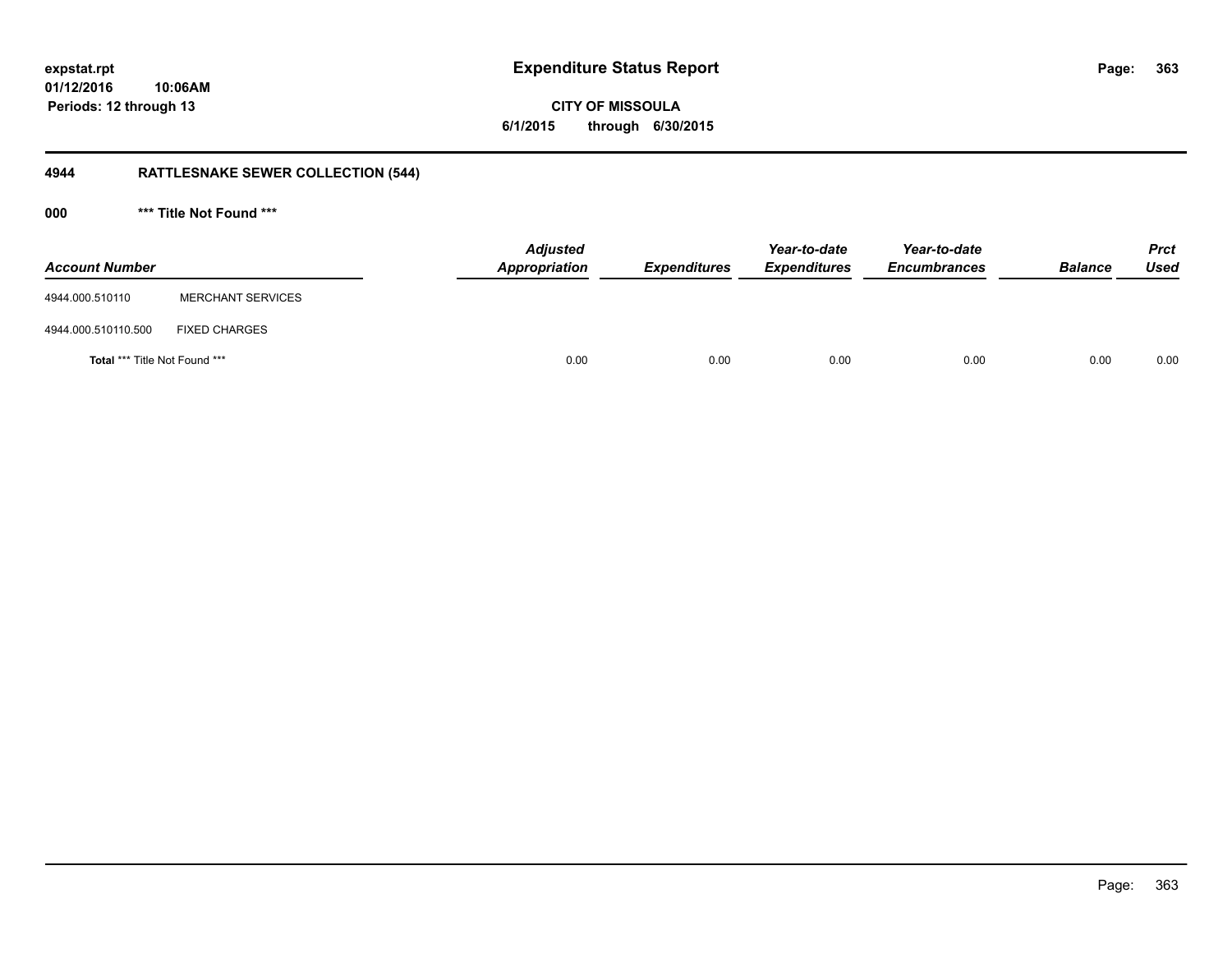**expstat.rpt**
**01/12/2016 10:06AM**
**Periods: 12 through 13**

# Expenditure Status Report

**CITY OF MISSOULA**
**6/1/2015 through 6/30/2015**

## 4944 RATTLESNAKE SEWER COLLECTION (544)

### 000 *** Title Not Found ***

| Account Number | | Adjusted Appropriation | Expenditures | Year-to-date Expenditures | Year-to-date Encumbrances | Balance | Prct Used |
|---|---|---|---|---|---|---|---|
| 4944.000.510110 | MERCHANT SERVICES | | | | | | |
| 4944.000.510110.500 | FIXED CHARGES | | | | | | |
| **Total** *** Title Not Found *** | | 0.00 | 0.00 | 0.00 | 0.00 | 0.00 | 0.00 |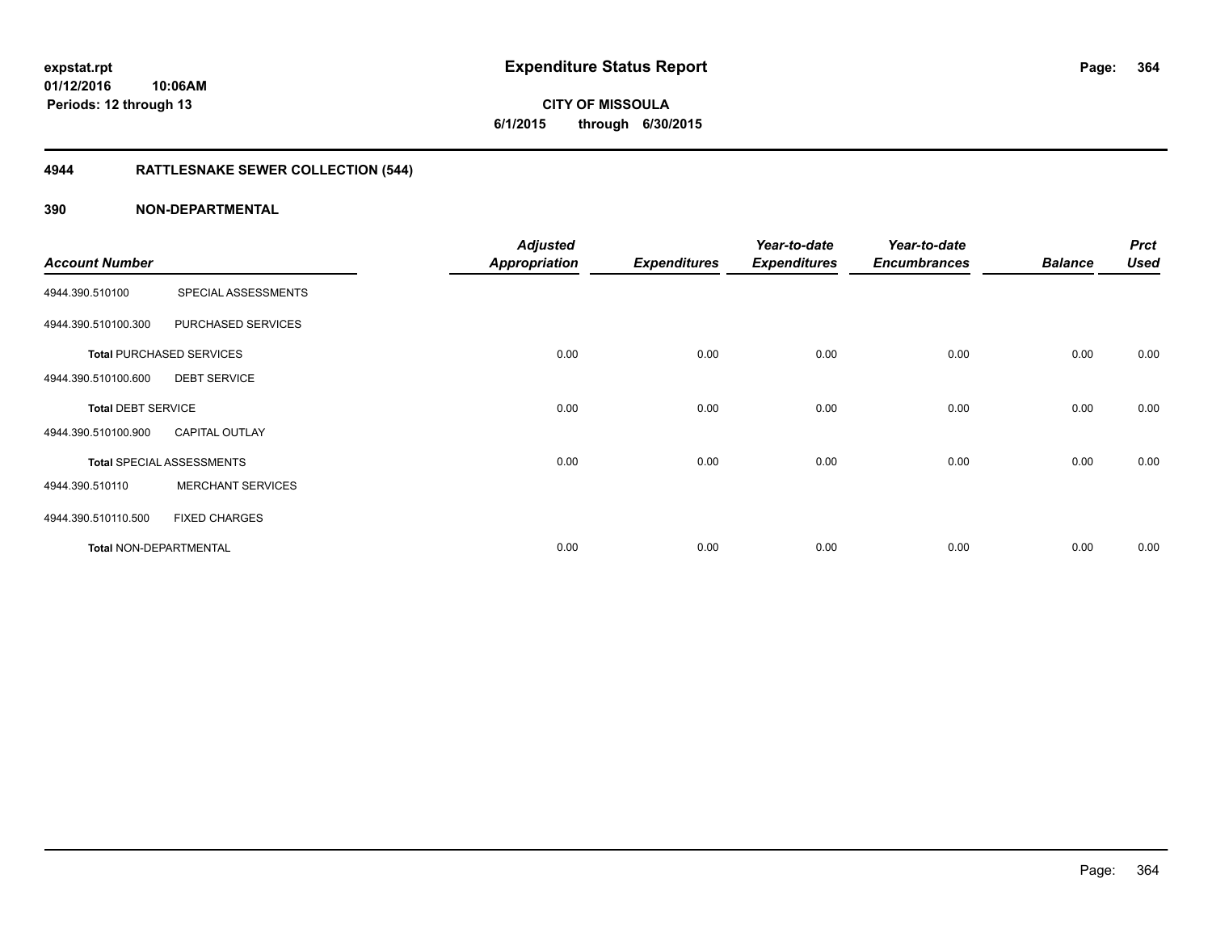**expstat.rpt**
**01/12/2016 10:06AM**
**Periods: 12 through 13**

# Expenditure Status Report

**CITY OF MISSOULA**
**6/1/2015 through 6/30/2015**

## 4944 RATTLESNAKE SEWER COLLECTION (544)

### 390 NON-DEPARTMENTAL

| Account Number | | Adjusted Appropriation | Expenditures | Year-to-date Expenditures | Year-to-date Encumbrances | Balance | Prct Used |
|---|---|---|---|---|---|---|---|
| 4944.390.510100 | SPECIAL ASSESSMENTS | | | | | | |
| 4944.390.510100.300 | PURCHASED SERVICES | | | | | | |
| **Total** PURCHASED SERVICES | | 0.00 | 0.00 | 0.00 | 0.00 | 0.00 | 0.00 |
| 4944.390.510100.600 | DEBT SERVICE | | | | | | |
| **Total** DEBT SERVICE | | 0.00 | 0.00 | 0.00 | 0.00 | 0.00 | 0.00 |
| 4944.390.510100.900 | CAPITAL OUTLAY | | | | | | |
| **Total** SPECIAL ASSESSMENTS | | 0.00 | 0.00 | 0.00 | 0.00 | 0.00 | 0.00 |
| 4944.390.510110 | MERCHANT SERVICES | | | | | | |
| 4944.390.510110.500 | FIXED CHARGES | | | | | | |
| **Total** NON-DEPARTMENTAL | | 0.00 | 0.00 | 0.00 | 0.00 | 0.00 | 0.00 |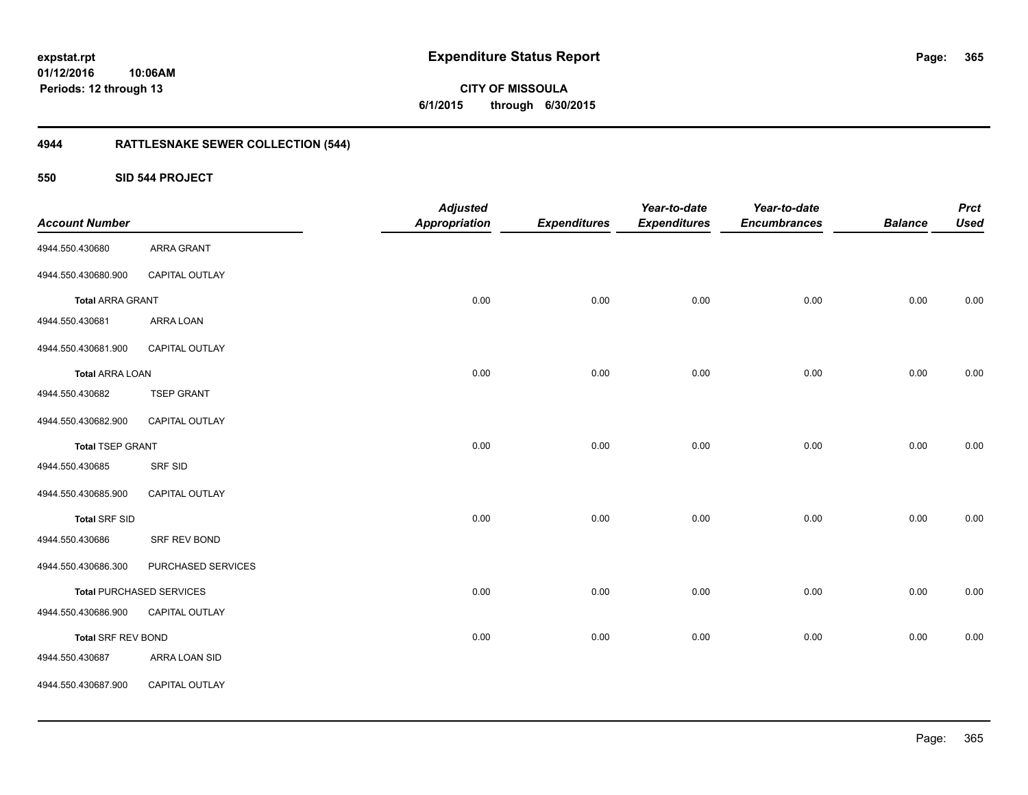**expstat.rpt**
**01/12/2016 10:06AM**
**Periods: 12 through 13**

# Expenditure Status Report

**CITY OF MISSOULA**
**6/1/2015 through 6/30/2015**

## 4944 RATTLESNAKE SEWER COLLECTION (544)

### 550 SID 544 PROJECT

| Account Number | | Adjusted Appropriation | Expenditures | Year-to-date Expenditures | Year-to-date Encumbrances | Balance | Prct Used |
|---|---|---|---|---|---|---|---|
| 4944.550.430680 | ARRA GRANT | | | | | | |
| 4944.550.430680.900 | CAPITAL OUTLAY | | | | | | |
| **Total** ARRA GRANT | | 0.00 | 0.00 | 0.00 | 0.00 | 0.00 | 0.00 |
| 4944.550.430681 | ARRA LOAN | | | | | | |
| 4944.550.430681.900 | CAPITAL OUTLAY | | | | | | |
| **Total** ARRA LOAN | | 0.00 | 0.00 | 0.00 | 0.00 | 0.00 | 0.00 |
| 4944.550.430682 | TSEP GRANT | | | | | | |
| 4944.550.430682.900 | CAPITAL OUTLAY | | | | | | |
| **Total** TSEP GRANT | | 0.00 | 0.00 | 0.00 | 0.00 | 0.00 | 0.00 |
| 4944.550.430685 | SRF SID | | | | | | |
| 4944.550.430685.900 | CAPITAL OUTLAY | | | | | | |
| **Total** SRF SID | | 0.00 | 0.00 | 0.00 | 0.00 | 0.00 | 0.00 |
| 4944.550.430686 | SRF REV BOND | | | | | | |
| 4944.550.430686.300 | PURCHASED SERVICES | | | | | | |
| **Total** PURCHASED SERVICES | | 0.00 | 0.00 | 0.00 | 0.00 | 0.00 | 0.00 |
| 4944.550.430686.900 | CAPITAL OUTLAY | | | | | | |
| **Total** SRF REV BOND | | 0.00 | 0.00 | 0.00 | 0.00 | 0.00 | 0.00 |
| 4944.550.430687 | ARRA LOAN SID | | | | | | |
| 4944.550.430687.900 | CAPITAL OUTLAY | | | | | | |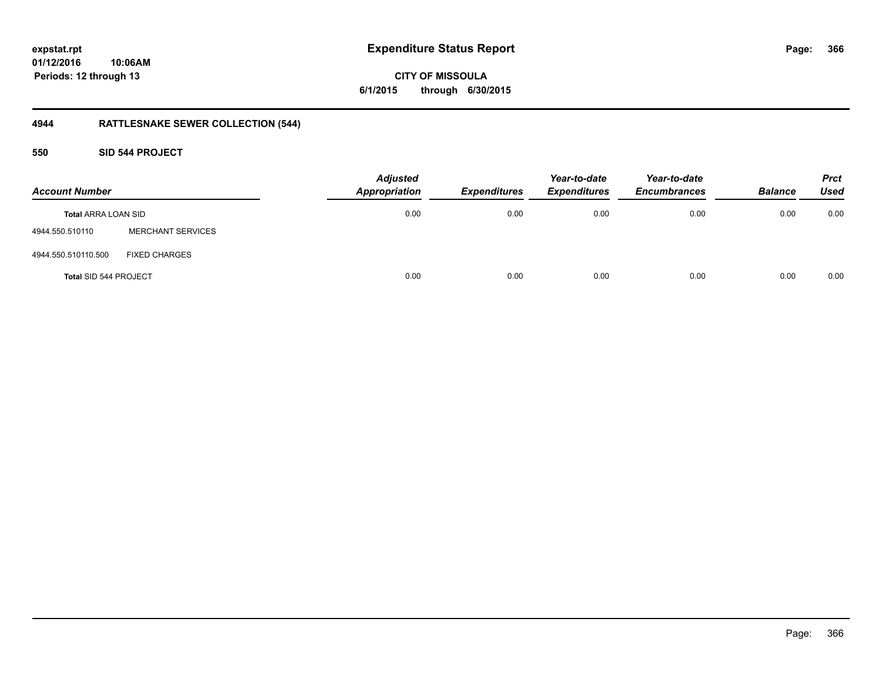# Expenditure Status Report

**CITY OF MISSOULA**

**6/1/2015 through 6/30/2015**

expstat.rpt
01/12/2016 10:06AM
Periods: 12 through 13

## 4944 RATTLESNAKE SEWER COLLECTION (544)

### 550 SID 544 PROJECT

| Account Number | | Adjusted Appropriation | Expenditures | Year-to-date Expenditures | Year-to-date Encumbrances | Balance | Prct Used |
|---|---|---|---|---|---|---|---|
| **Total** ARRA LOAN SID | | 0.00 | 0.00 | 0.00 | 0.00 | 0.00 | 0.00 |
| 4944.550.510110 | MERCHANT SERVICES | | | | | | |
| 4944.550.510110.500 | FIXED CHARGES | | | | | | |
| **Total** SID 544 PROJECT | | 0.00 | 0.00 | 0.00 | 0.00 | 0.00 | 0.00 |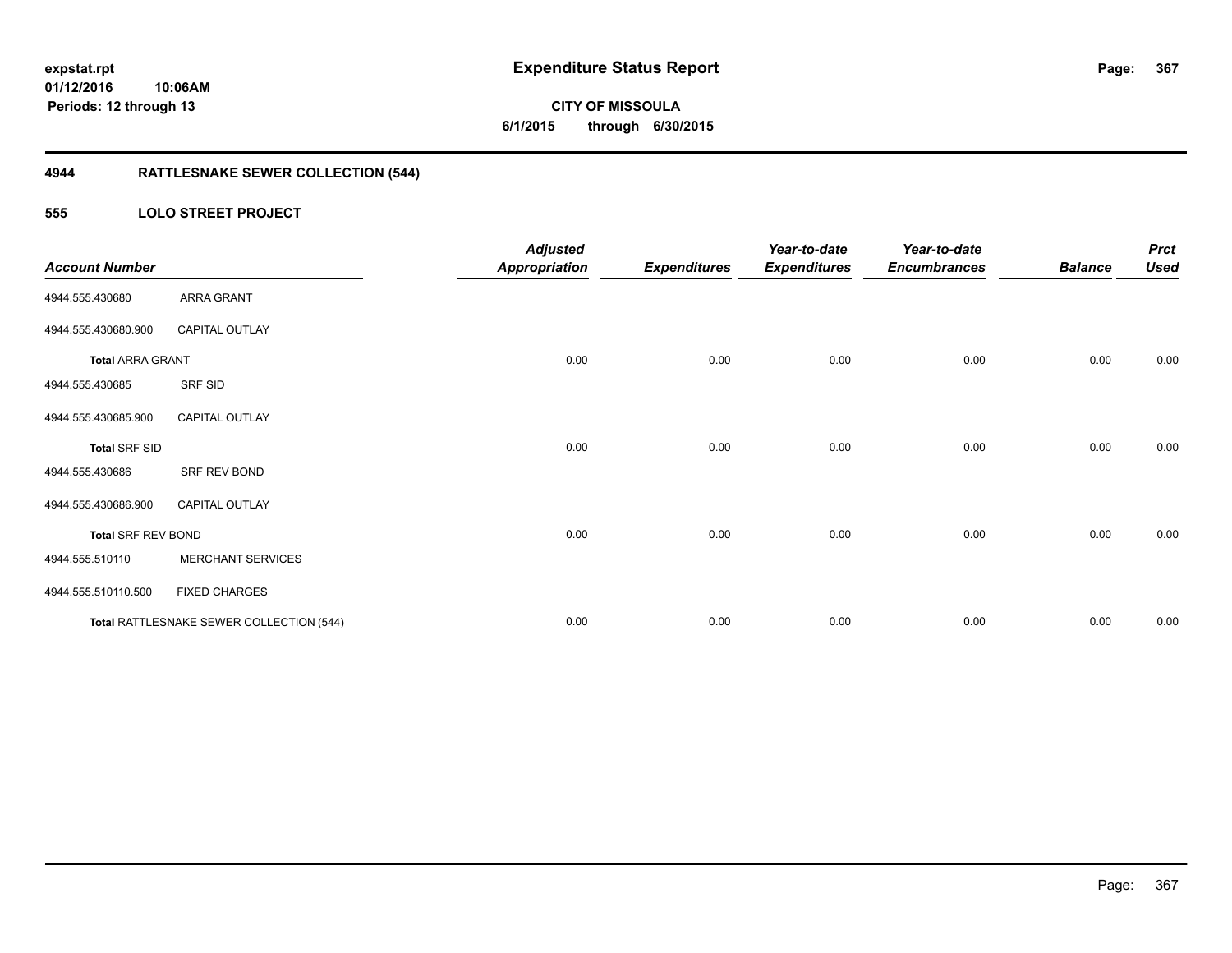expstat.rpt
01/12/2016 10:06AM
Periods: 12 through 13

# Expenditure Status Report

**CITY OF MISSOULA**
**6/1/2015 through 6/30/2015**

## 4944 RATTLESNAKE SEWER COLLECTION (544)

## 555 LOLO STREET PROJECT

| Account Number | | Adjusted Appropriation | Expenditures | Year-to-date Expenditures | Year-to-date Encumbrances | Balance | Prct Used |
|---|---|---|---|---|---|---|---|
| 4944.555.430680 | ARRA GRANT | | | | | | |
| 4944.555.430680.900 | CAPITAL OUTLAY | | | | | | |
| **Total** ARRA GRANT | | 0.00 | 0.00 | 0.00 | 0.00 | 0.00 | 0.00 |
| 4944.555.430685 | SRF SID | | | | | | |
| 4944.555.430685.900 | CAPITAL OUTLAY | | | | | | |
| **Total** SRF SID | | 0.00 | 0.00 | 0.00 | 0.00 | 0.00 | 0.00 |
| 4944.555.430686 | SRF REV BOND | | | | | | |
| 4944.555.430686.900 | CAPITAL OUTLAY | | | | | | |
| **Total** SRF REV BOND | | 0.00 | 0.00 | 0.00 | 0.00 | 0.00 | 0.00 |
| 4944.555.510110 | MERCHANT SERVICES | | | | | | |
| 4944.555.510110.500 | FIXED CHARGES | | | | | | |
| **Total** RATTLESNAKE SEWER COLLECTION (544) | | 0.00 | 0.00 | 0.00 | 0.00 | 0.00 | 0.00 |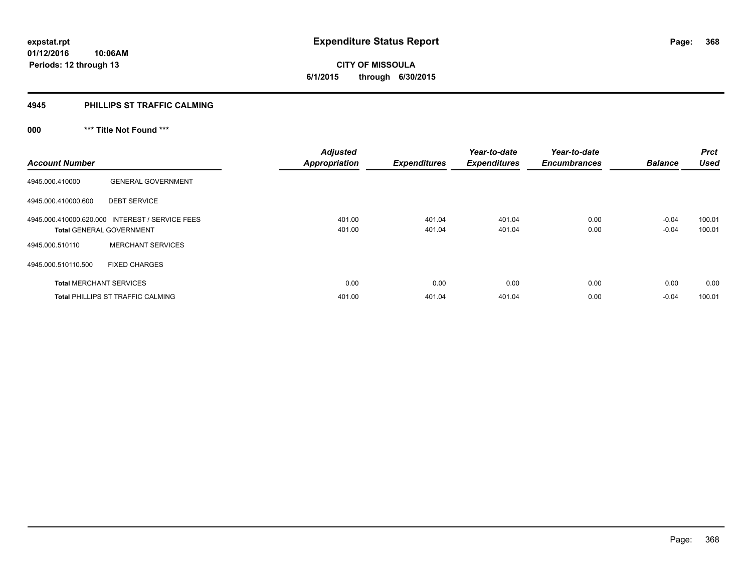**expstat.rpt**
**01/12/2016 10:06AM**
**Periods: 12 through 13**

# Expenditure Status Report

**CITY OF MISSOULA**
**6/1/2015 through 6/30/2015**

## 4945 PHILLIPS ST TRAFFIC CALMING

### 000 *** Title Not Found ***

| Account Number | | Adjusted Appropriation | Expenditures | Year-to-date Expenditures | Year-to-date Encumbrances | Balance | Prct Used |
|---|---|---|---|---|---|---|---|
| 4945.000.410000 | GENERAL GOVERNMENT | | | | | | |
| 4945.000.410000.600 | DEBT SERVICE | | | | | | |
| 4945.000.410000.620.000 | INTEREST / SERVICE FEES | 401.00 | 401.04 | 401.04 | 0.00 | -0.04 | 100.01 |
| **Total** GENERAL GOVERNMENT | | 401.00 | 401.04 | 401.04 | 0.00 | -0.04 | 100.01 |
| 4945.000.510110 | MERCHANT SERVICES | | | | | | |
| 4945.000.510110.500 | FIXED CHARGES | | | | | | |
| **Total** MERCHANT SERVICES | | 0.00 | 0.00 | 0.00 | 0.00 | 0.00 | 0.00 |
| **Total** PHILLIPS ST TRAFFIC CALMING | | 401.00 | 401.04 | 401.04 | 0.00 | -0.04 | 100.01 |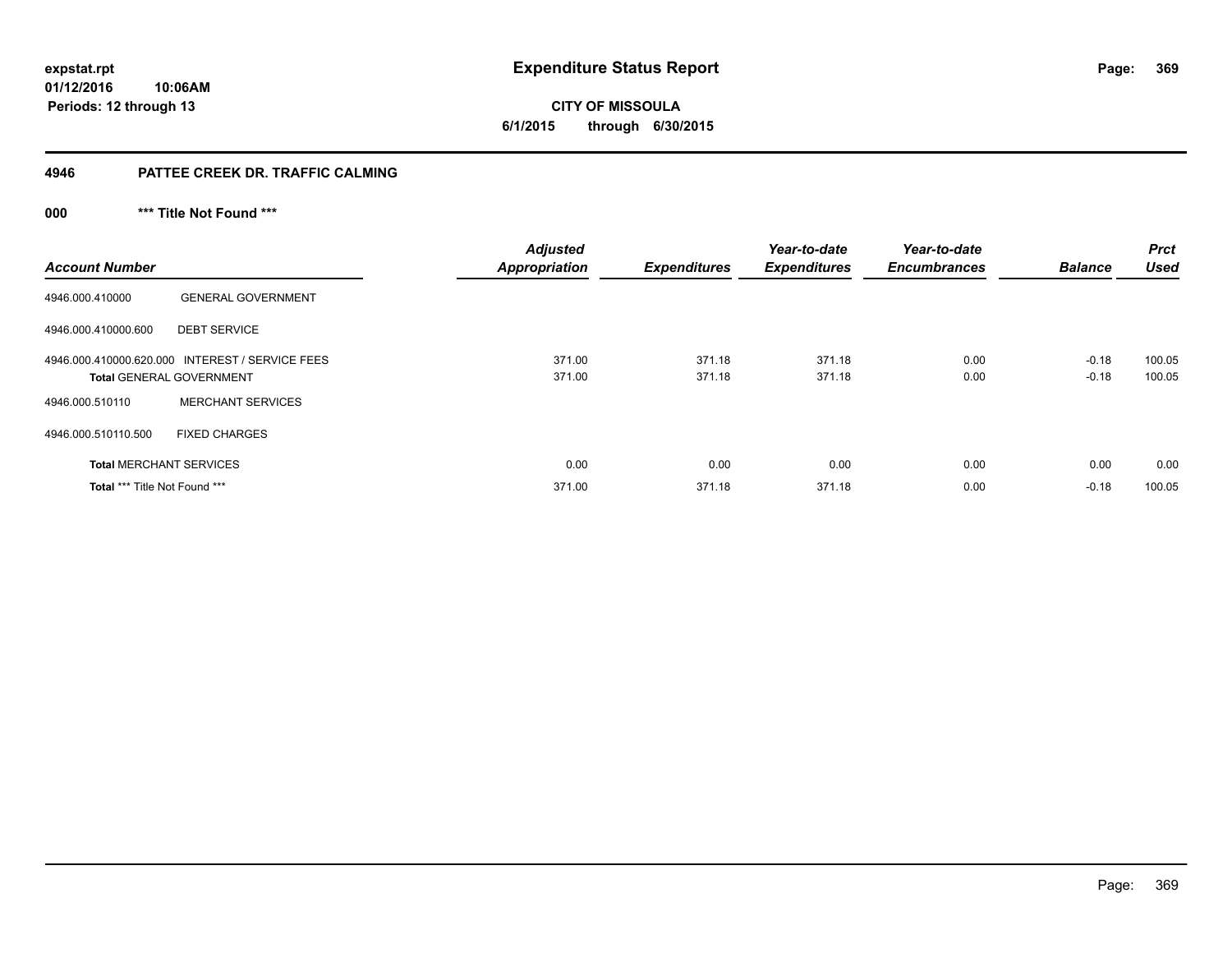# Expenditure Status Report

**CITY OF MISSOULA**

**6/1/2015 through 6/30/2015**

expstat.rpt
01/12/2016 10:06AM
Periods: 12 through 13

## 4946 PATTEE CREEK DR. TRAFFIC CALMING

### 000 *** Title Not Found ***

| Account Number | | Adjusted Appropriation | Expenditures | Year-to-date Expenditures | Year-to-date Encumbrances | Balance | Prct Used |
|---|---|---|---|---|---|---|---|
| 4946.000.410000 | GENERAL GOVERNMENT | | | | | | |
| 4946.000.410000.600 | DEBT SERVICE | | | | | | |
| 4946.000.410000.620.000 | INTEREST / SERVICE FEES | 371.00 | 371.18 | 371.18 | 0.00 | -0.18 | 100.05 |
| **Total** GENERAL GOVERNMENT | | 371.00 | 371.18 | 371.18 | 0.00 | -0.18 | 100.05 |
| 4946.000.510110 | MERCHANT SERVICES | | | | | | |
| 4946.000.510110.500 | FIXED CHARGES | | | | | | |
| **Total** MERCHANT SERVICES | | 0.00 | 0.00 | 0.00 | 0.00 | 0.00 | 0.00 |
| **Total** *** Title Not Found *** | | 371.00 | 371.18 | 371.18 | 0.00 | -0.18 | 100.05 |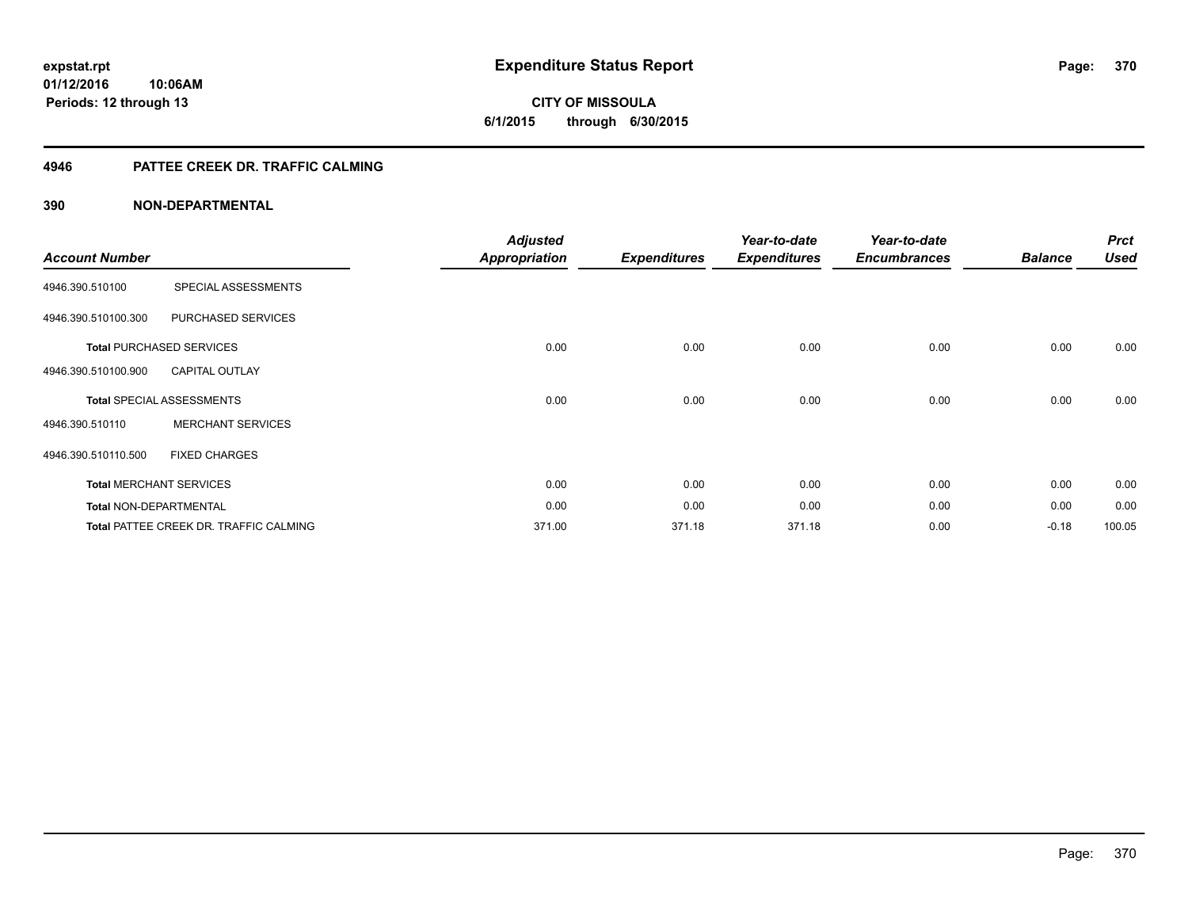**expstat.rpt**
**01/12/2016 10:06AM**
**Periods: 12 through 13**

# Expenditure Status Report

**CITY OF MISSOULA**
**6/1/2015 through 6/30/2015**

## 4946 PATTEE CREEK DR. TRAFFIC CALMING

## 390 NON-DEPARTMENTAL

| Account Number | | Adjusted Appropriation | Expenditures | Year-to-date Expenditures | Year-to-date Encumbrances | Balance | Prct Used |
|---|---|---|---|---|---|---|---|
| 4946.390.510100 | SPECIAL ASSESSMENTS | | | | | | |
| 4946.390.510100.300 | PURCHASED SERVICES | | | | | | |
| **Total** PURCHASED SERVICES | | 0.00 | 0.00 | 0.00 | 0.00 | 0.00 | 0.00 |
| 4946.390.510100.900 | CAPITAL OUTLAY | | | | | | |
| **Total** SPECIAL ASSESSMENTS | | 0.00 | 0.00 | 0.00 | 0.00 | 0.00 | 0.00 |
| 4946.390.510110 | MERCHANT SERVICES | | | | | | |
| 4946.390.510110.500 | FIXED CHARGES | | | | | | |
| **Total** MERCHANT SERVICES | | 0.00 | 0.00 | 0.00 | 0.00 | 0.00 | 0.00 |
| **Total** NON-DEPARTMENTAL | | 0.00 | 0.00 | 0.00 | 0.00 | 0.00 | 0.00 |
| **Total** PATTEE CREEK DR. TRAFFIC CALMING | | 371.00 | 371.18 | 371.18 | 0.00 | -0.18 | 100.05 |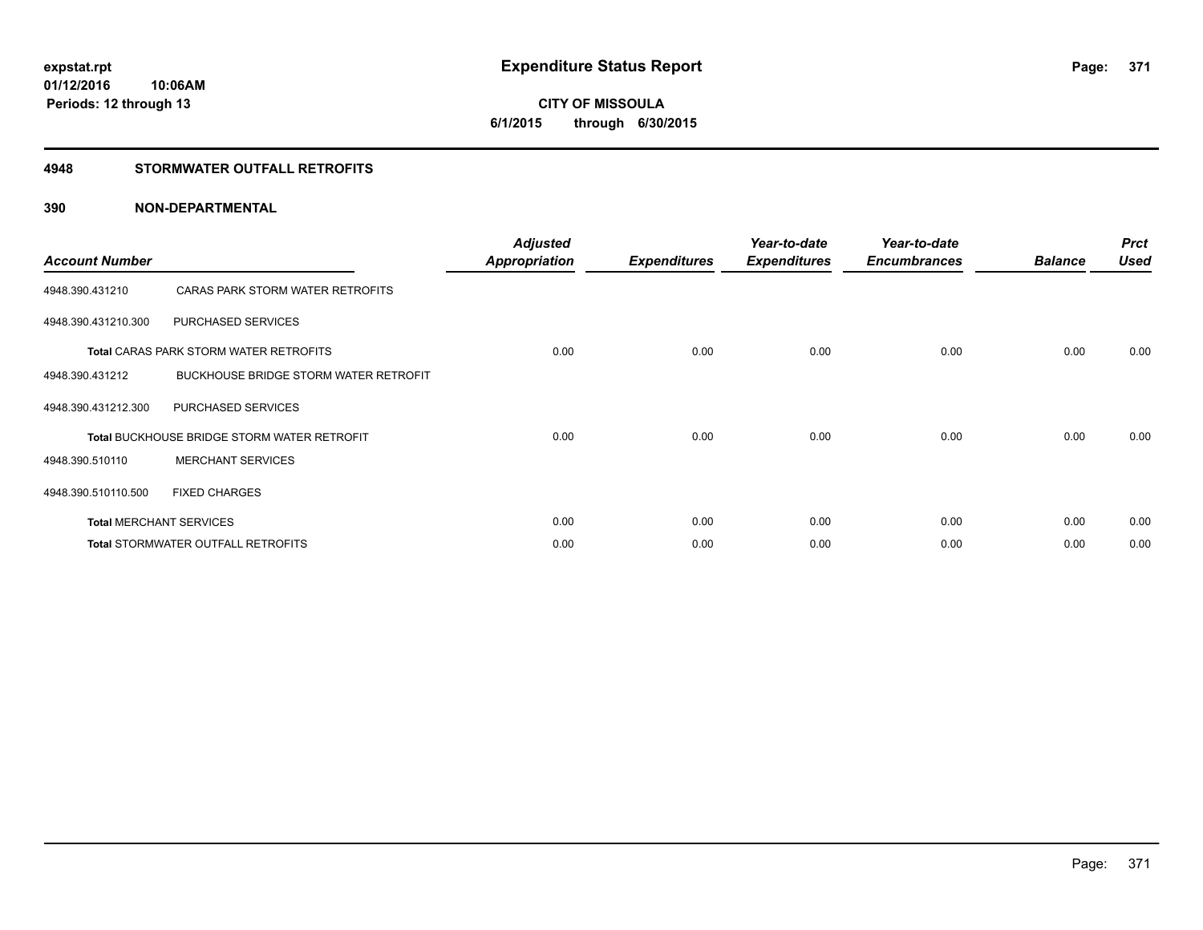# Expenditure Status Report

**expstat.rpt**
**01/12/2016 10:06AM**
**Periods: 12 through 13**

**CITY OF MISSOULA**
**6/1/2015 through 6/30/2015**

## 4948 STORMWATER OUTFALL RETROFITS

### 390 NON-DEPARTMENTAL

| Account Number | | Adjusted Appropriation | Expenditures | Year-to-date Expenditures | Year-to-date Encumbrances | Balance | Prct Used |
|---|---|---|---|---|---|---|---|
| 4948.390.431210 | CARAS PARK STORM WATER RETROFITS | | | | | | |
| 4948.390.431210.300 | PURCHASED SERVICES | | | | | | |
| **Total** CARAS PARK STORM WATER RETROFITS | | 0.00 | 0.00 | 0.00 | 0.00 | 0.00 | 0.00 |
| 4948.390.431212 | BUCKHOUSE BRIDGE STORM WATER RETROFIT | | | | | | |
| 4948.390.431212.300 | PURCHASED SERVICES | | | | | | |
| **Total** BUCKHOUSE BRIDGE STORM WATER RETROFIT | | 0.00 | 0.00 | 0.00 | 0.00 | 0.00 | 0.00 |
| 4948.390.510110 | MERCHANT SERVICES | | | | | | |
| 4948.390.510110.500 | FIXED CHARGES | | | | | | |
| **Total** MERCHANT SERVICES | | 0.00 | 0.00 | 0.00 | 0.00 | 0.00 | 0.00 |
| **Total** STORMWATER OUTFALL RETROFITS | | 0.00 | 0.00 | 0.00 | 0.00 | 0.00 | 0.00 |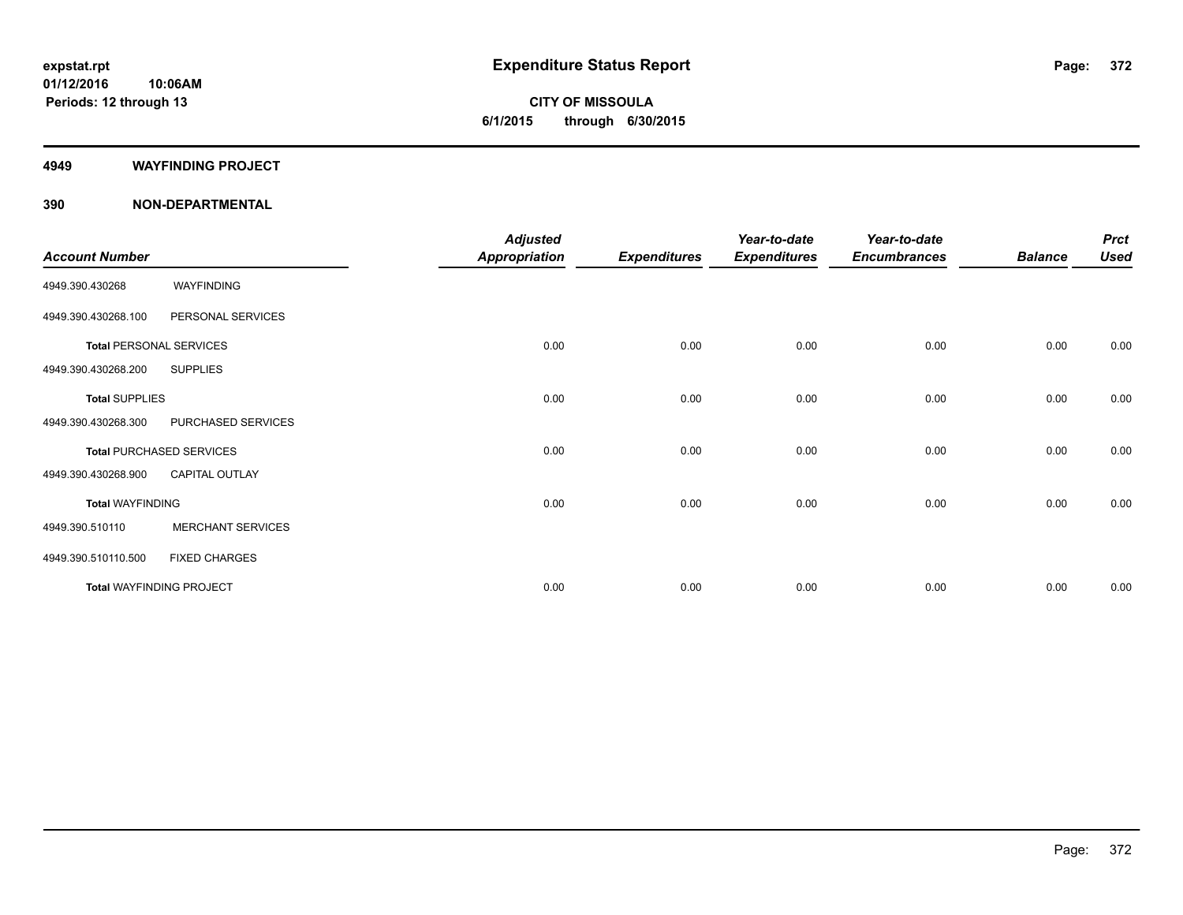**expstat.rpt**
**01/12/2016 10:06AM**
**Periods: 12 through 13**

# Expenditure Status Report

**CITY OF MISSOULA**
**6/1/2015 through 6/30/2015**

## 4949 WAYFINDING PROJECT

### 390 NON-DEPARTMENTAL

| Account Number | | Adjusted Appropriation | Expenditures | Year-to-date Expenditures | Year-to-date Encumbrances | Balance | Prct Used |
|---|---|---|---|---|---|---|---|
| 4949.390.430268 | WAYFINDING | | | | | | |
| 4949.390.430268.100 | PERSONAL SERVICES | | | | | | |
| **Total** PERSONAL SERVICES | | 0.00 | 0.00 | 0.00 | 0.00 | 0.00 | 0.00 |
| 4949.390.430268.200 | SUPPLIES | | | | | | |
| **Total** SUPPLIES | | 0.00 | 0.00 | 0.00 | 0.00 | 0.00 | 0.00 |
| 4949.390.430268.300 | PURCHASED SERVICES | | | | | | |
| **Total** PURCHASED SERVICES | | 0.00 | 0.00 | 0.00 | 0.00 | 0.00 | 0.00 |
| 4949.390.430268.900 | CAPITAL OUTLAY | | | | | | |
| **Total** WAYFINDING | | 0.00 | 0.00 | 0.00 | 0.00 | 0.00 | 0.00 |
| 4949.390.510110 | MERCHANT SERVICES | | | | | | |
| 4949.390.510110.500 | FIXED CHARGES | | | | | | |
| **Total** WAYFINDING PROJECT | | 0.00 | 0.00 | 0.00 | 0.00 | 0.00 | 0.00 |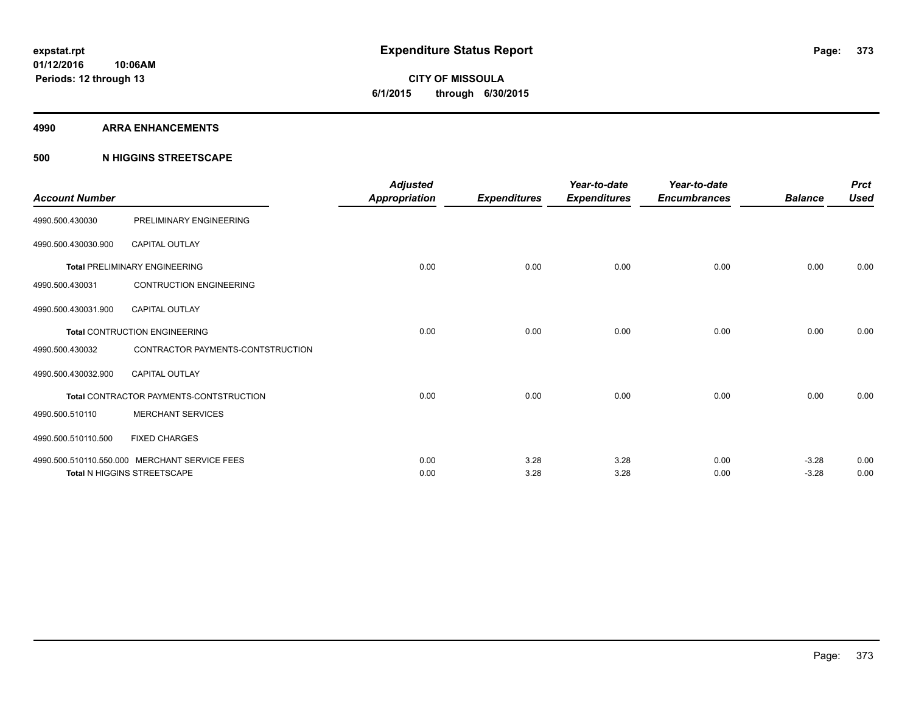expstat.rpt
01/12/2016 10:06AM
Periods: 12 through 13

# Expenditure Status Report

**CITY OF MISSOULA**
**6/1/2015 through 6/30/2015**

## 4990 ARRA ENHANCEMENTS

### 500 N HIGGINS STREETSCAPE

| Account Number | | Adjusted Appropriation | Expenditures | Year-to-date Expenditures | Year-to-date Encumbrances | Balance | Prct Used |
|---|---|---|---|---|---|---|---|
| 4990.500.430030 | PRELIMINARY ENGINEERING | | | | | | |
| 4990.500.430030.900 | CAPITAL OUTLAY | | | | | | |
| **Total** PRELIMINARY ENGINEERING | | 0.00 | 0.00 | 0.00 | 0.00 | 0.00 | 0.00 |
| 4990.500.430031 | CONTRUCTION ENGINEERING | | | | | | |
| 4990.500.430031.900 | CAPITAL OUTLAY | | | | | | |
| **Total** CONTRUCTION ENGINEERING | | 0.00 | 0.00 | 0.00 | 0.00 | 0.00 | 0.00 |
| 4990.500.430032 | CONTRACTOR PAYMENTS-CONTSTRUCTION | | | | | | |
| 4990.500.430032.900 | CAPITAL OUTLAY | | | | | | |
| **Total** CONTRACTOR PAYMENTS-CONTSTRUCTION | | 0.00 | 0.00 | 0.00 | 0.00 | 0.00 | 0.00 |
| 4990.500.510110 | MERCHANT SERVICES | | | | | | |
| 4990.500.510110.500 | FIXED CHARGES | | | | | | |
| 4990.500.510110.550.000 | MERCHANT SERVICE FEES | 0.00 | 3.28 | 3.28 | 0.00 | -3.28 | 0.00 |
| **Total** N HIGGINS STREETSCAPE | | 0.00 | 3.28 | 3.28 | 0.00 | -3.28 | 0.00 |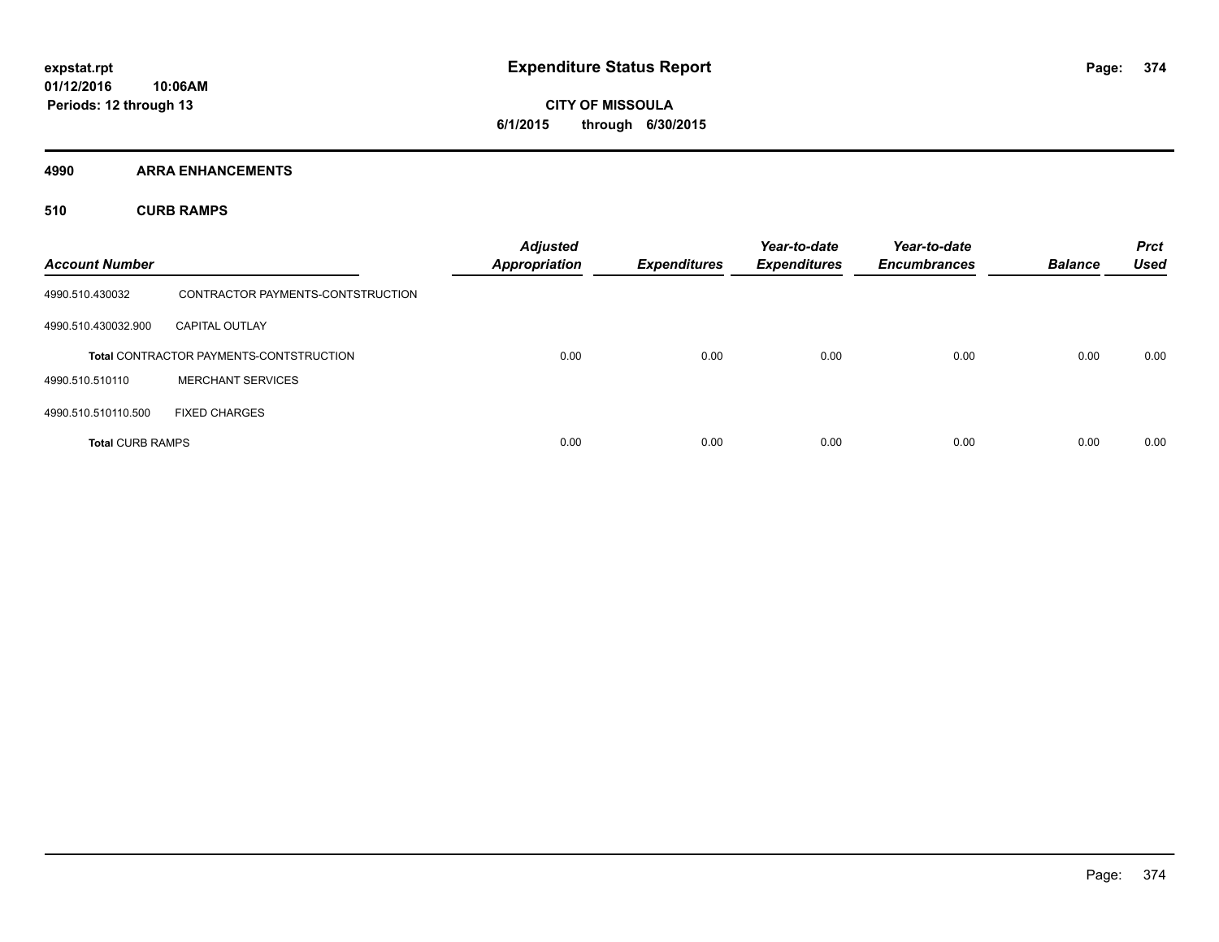# Expenditure Status Report

expstat.rpt
01/12/2016 10:06AM
Periods: 12 through 13

CITY OF MISSOULA
6/1/2015 through 6/30/2015

## 4990 ARRA ENHANCEMENTS

### 510 CURB RAMPS

| Account Number | | Adjusted Appropriation | Expenditures | Year-to-date Expenditures | Year-to-date Encumbrances | Balance | Prct Used |
|---|---|---|---|---|---|---|---|
| 4990.510.430032 | CONTRACTOR PAYMENTS-CONTSTRUCTION | | | | | | |
| 4990.510.430032.900 | CAPITAL OUTLAY | | | | | | |
| | **Total** CONTRACTOR PAYMENTS-CONTSTRUCTION | 0.00 | 0.00 | 0.00 | 0.00 | 0.00 | 0.00 |
| 4990.510.510110 | MERCHANT SERVICES | | | | | | |
| 4990.510.510110.500 | FIXED CHARGES | | | | | | |
| **Total** CURB RAMPS | | 0.00 | 0.00 | 0.00 | 0.00 | 0.00 | 0.00 |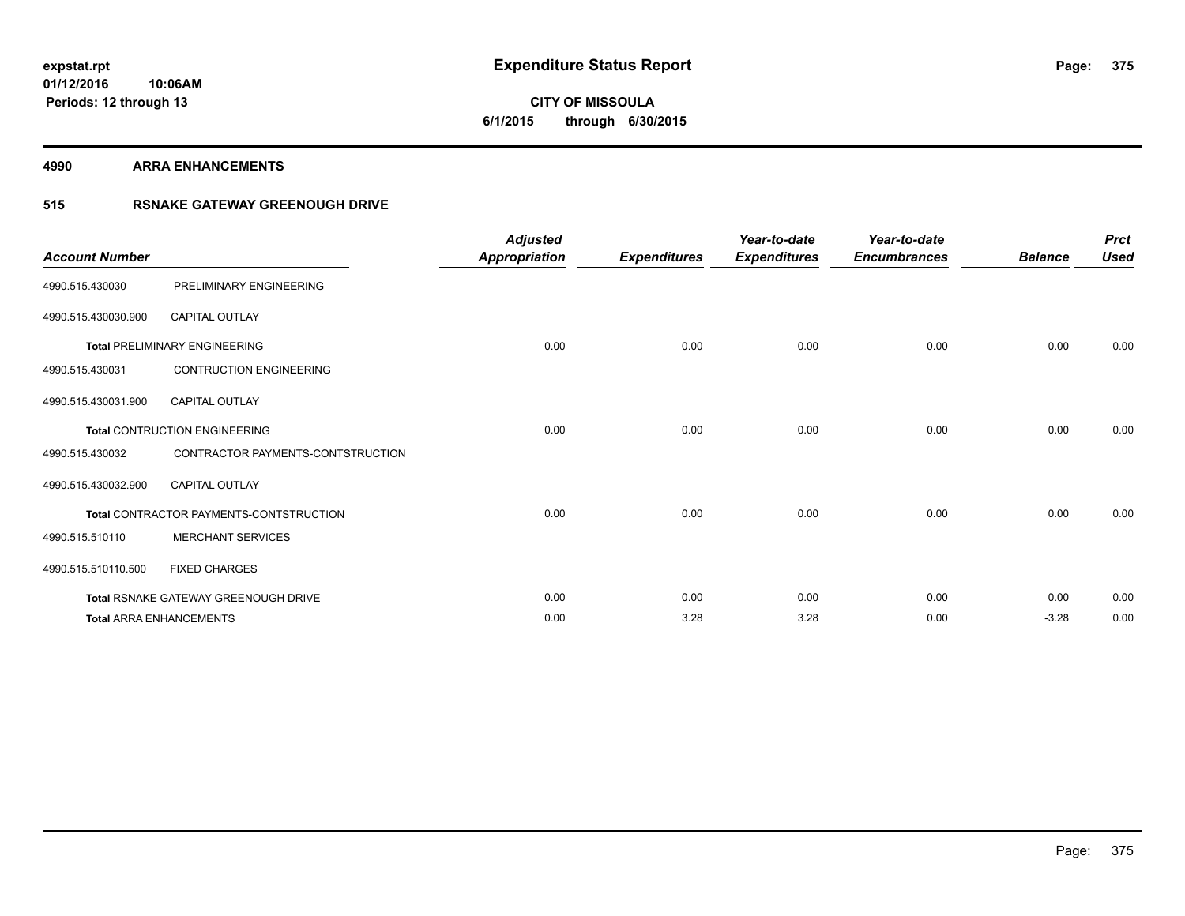**expstat.rpt**
**01/12/2016 10:06AM**
**Periods: 12 through 13**

# Expenditure Status Report

**CITY OF MISSOULA**
**6/1/2015 through 6/30/2015**

## 4990 ARRA ENHANCEMENTS

### 515 RSNAKE GATEWAY GREENOUGH DRIVE

| Account Number | | Adjusted Appropriation | Expenditures | Year-to-date Expenditures | Year-to-date Encumbrances | Balance | Prct Used |
|---|---|---|---|---|---|---|---|
| 4990.515.430030 | PRELIMINARY ENGINEERING | | | | | | |
| 4990.515.430030.900 | CAPITAL OUTLAY | | | | | | |
| | **Total** PRELIMINARY ENGINEERING | 0.00 | 0.00 | 0.00 | 0.00 | 0.00 | 0.00 |
| 4990.515.430031 | CONTRUCTION ENGINEERING | | | | | | |
| 4990.515.430031.900 | CAPITAL OUTLAY | | | | | | |
| | **Total** CONTRUCTION ENGINEERING | 0.00 | 0.00 | 0.00 | 0.00 | 0.00 | 0.00 |
| 4990.515.430032 | CONTRACTOR PAYMENTS-CONTSTRUCTION | | | | | | |
| 4990.515.430032.900 | CAPITAL OUTLAY | | | | | | |
| | **Total** CONTRACTOR PAYMENTS-CONTSTRUCTION | 0.00 | 0.00 | 0.00 | 0.00 | 0.00 | 0.00 |
| 4990.515.510110 | MERCHANT SERVICES | | | | | | |
| 4990.515.510110.500 | FIXED CHARGES | | | | | | |
| | **Total** RSNAKE GATEWAY GREENOUGH DRIVE | 0.00 | 0.00 | 0.00 | 0.00 | 0.00 | 0.00 |
| | **Total** ARRA ENHANCEMENTS | 0.00 | 3.28 | 3.28 | 0.00 | -3.28 | 0.00 |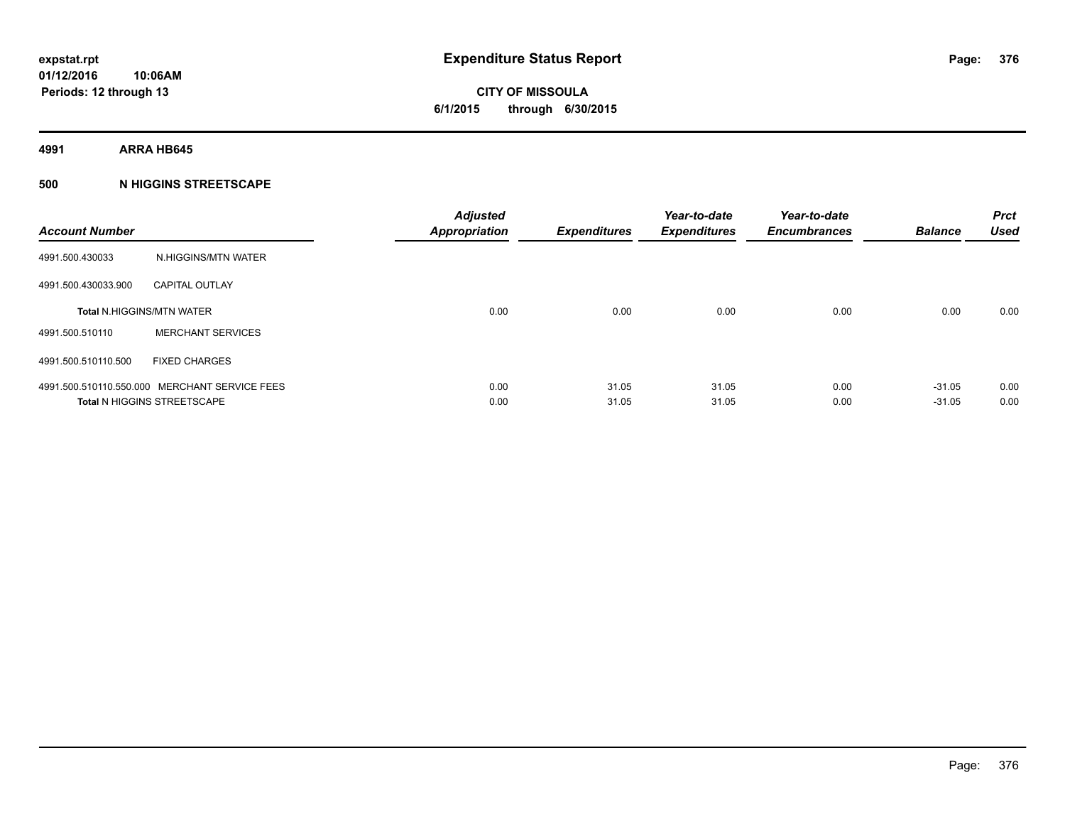expstat.rpt
01/12/2016 10:06AM
Periods: 12 through 13

# Expenditure Status Report

**CITY OF MISSOULA**
**6/1/2015 through 6/30/2015**

**4991 ARRA HB645**

**500 N HIGGINS STREETSCAPE**

| Account Number | | Adjusted Appropriation | Expenditures | Year-to-date Expenditures | Year-to-date Encumbrances | Balance | Prct Used |
|---|---|---|---|---|---|---|---|
| 4991.500.430033 | N.HIGGINS/MTN WATER | | | | | | |
| 4991.500.430033.900 | CAPITAL OUTLAY | | | | | | |
| **Total** N.HIGGINS/MTN WATER | | 0.00 | 0.00 | 0.00 | 0.00 | 0.00 | 0.00 |
| 4991.500.510110 | MERCHANT SERVICES | | | | | | |
| 4991.500.510110.500 | FIXED CHARGES | | | | | | |
| 4991.500.510110.550.000 | MERCHANT SERVICE FEES | 0.00 | 31.05 | 31.05 | 0.00 | -31.05 | 0.00 |
| **Total** N HIGGINS STREETSCAPE | | 0.00 | 31.05 | 31.05 | 0.00 | -31.05 | 0.00 |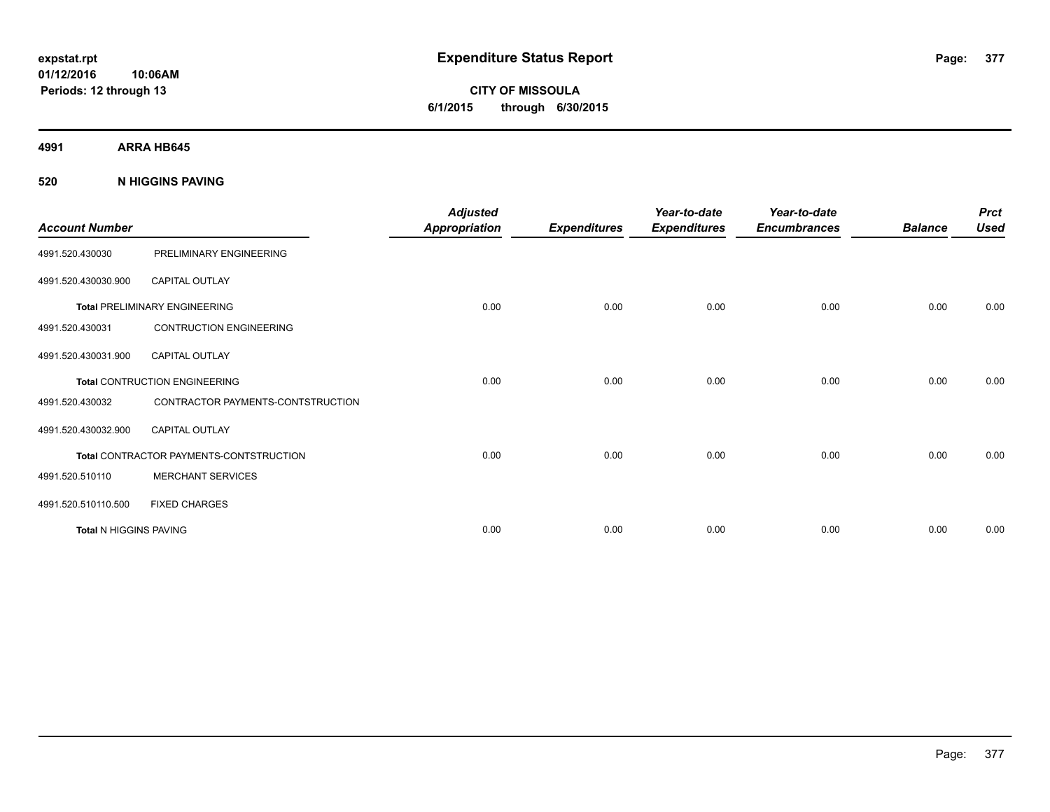expstat.rpt
01/12/2016 10:06AM
Periods: 12 through 13

# Expenditure Status Report

**CITY OF MISSOULA**
**6/1/2015 through 6/30/2015**

## 4991 ARRA HB645

### 520 N HIGGINS PAVING

| Account Number | | Adjusted Appropriation | Expenditures | Year-to-date Expenditures | Year-to-date Encumbrances | Balance | Prct Used |
|---|---|---|---|---|---|---|---|
| 4991.520.430030 | PRELIMINARY ENGINEERING | | | | | | |
| 4991.520.430030.900 | CAPITAL OUTLAY | | | | | | |
| **Total** PRELIMINARY ENGINEERING | | 0.00 | 0.00 | 0.00 | 0.00 | 0.00 | 0.00 |
| 4991.520.430031 | CONTRUCTION ENGINEERING | | | | | | |
| 4991.520.430031.900 | CAPITAL OUTLAY | | | | | | |
| **Total** CONTRUCTION ENGINEERING | | 0.00 | 0.00 | 0.00 | 0.00 | 0.00 | 0.00 |
| 4991.520.430032 | CONTRACTOR PAYMENTS-CONTSTRUCTION | | | | | | |
| 4991.520.430032.900 | CAPITAL OUTLAY | | | | | | |
| **Total** CONTRACTOR PAYMENTS-CONTSTRUCTION | | 0.00 | 0.00 | 0.00 | 0.00 | 0.00 | 0.00 |
| 4991.520.510110 | MERCHANT SERVICES | | | | | | |
| 4991.520.510110.500 | FIXED CHARGES | | | | | | |
| **Total** N HIGGINS PAVING | | 0.00 | 0.00 | 0.00 | 0.00 | 0.00 | 0.00 |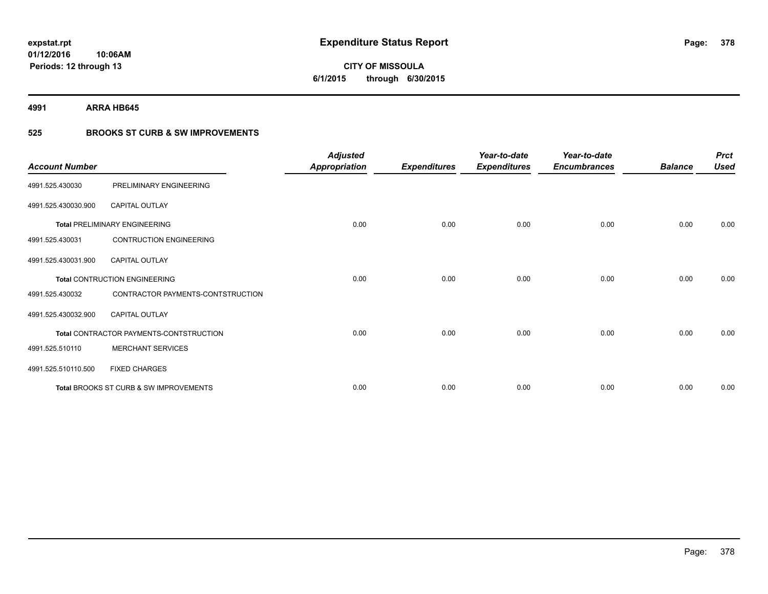**expstat.rpt**
**01/12/2016 10:06AM**
**Periods: 12 through 13**

# Expenditure Status Report

**CITY OF MISSOULA**
**6/1/2015 through 6/30/2015**

**4991 ARRA HB645**

**525 BROOKS ST CURB & SW IMPROVEMENTS**

| Account Number | | Adjusted Appropriation | Expenditures | Year-to-date Expenditures | Year-to-date Encumbrances | Balance | Prct Used |
|---|---|---|---|---|---|---|---|
| 4991.525.430030 | PRELIMINARY ENGINEERING | | | | | | |
| 4991.525.430030.900 | CAPITAL OUTLAY | | | | | | |
| **Total** PRELIMINARY ENGINEERING | | 0.00 | 0.00 | 0.00 | 0.00 | 0.00 | 0.00 |
| 4991.525.430031 | CONTRUCTION ENGINEERING | | | | | | |
| 4991.525.430031.900 | CAPITAL OUTLAY | | | | | | |
| **Total** CONTRUCTION ENGINEERING | | 0.00 | 0.00 | 0.00 | 0.00 | 0.00 | 0.00 |
| 4991.525.430032 | CONTRACTOR PAYMENTS-CONTSTRUCTION | | | | | | |
| 4991.525.430032.900 | CAPITAL OUTLAY | | | | | | |
| **Total** CONTRACTOR PAYMENTS-CONTSTRUCTION | | 0.00 | 0.00 | 0.00 | 0.00 | 0.00 | 0.00 |
| 4991.525.510110 | MERCHANT SERVICES | | | | | | |
| 4991.525.510110.500 | FIXED CHARGES | | | | | | |
| **Total** BROOKS ST CURB & SW IMPROVEMENTS | | 0.00 | 0.00 | 0.00 | 0.00 | 0.00 | 0.00 |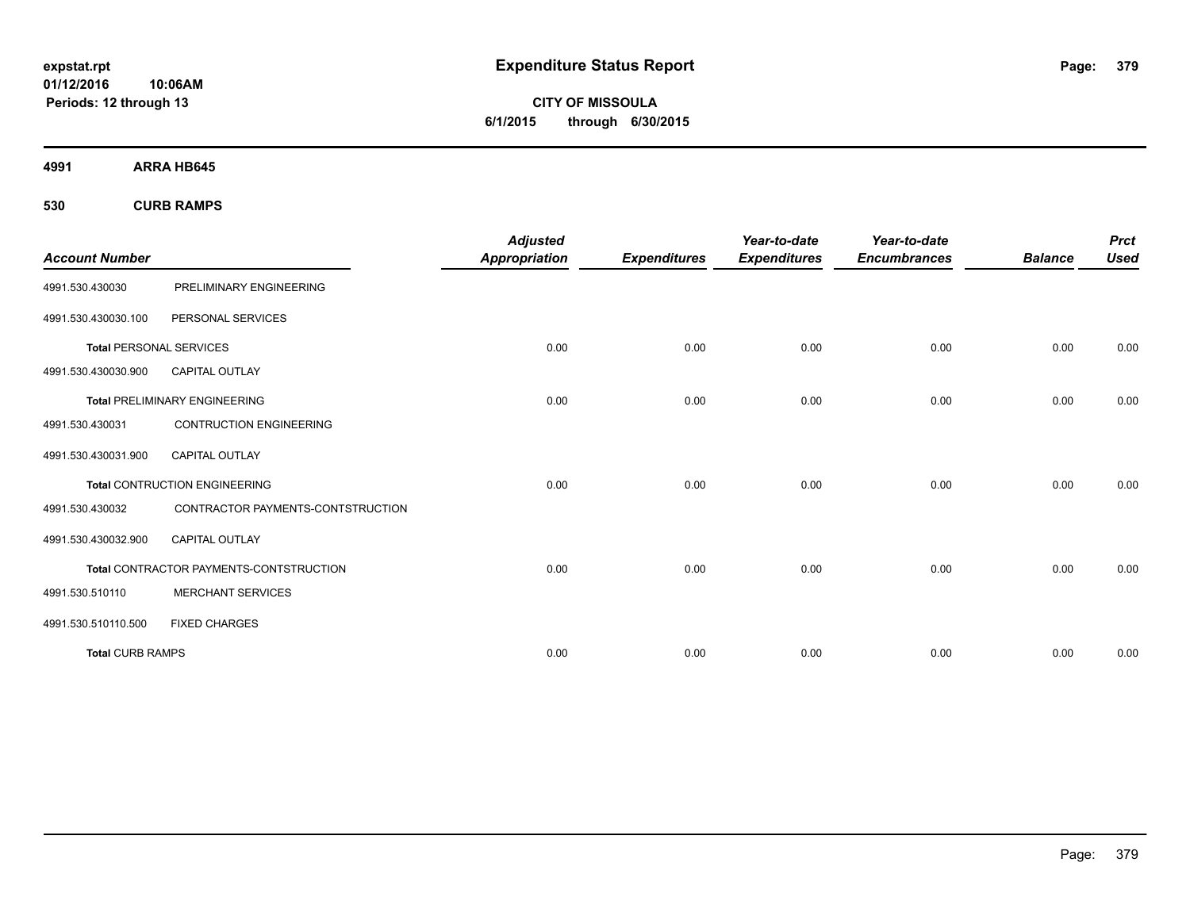**expstat.rpt**
**01/12/2016 10:06AM**
**Periods: 12 through 13**

# Expenditure Status Report

**CITY OF MISSOULA**
**6/1/2015 through 6/30/2015**

## 4991 ARRA HB645

## 530 CURB RAMPS

| Account Number | | Adjusted Appropriation | Expenditures | Year-to-date Expenditures | Year-to-date Encumbrances | Balance | Prct Used |
|---|---|---|---|---|---|---|---|
| 4991.530.430030 | PRELIMINARY ENGINEERING | | | | | | |
| 4991.530.430030.100 | PERSONAL SERVICES | | | | | | |
| **Total** PERSONAL SERVICES | | 0.00 | 0.00 | 0.00 | 0.00 | 0.00 | 0.00 |
| 4991.530.430030.900 | CAPITAL OUTLAY | | | | | | |
| **Total** PRELIMINARY ENGINEERING | | 0.00 | 0.00 | 0.00 | 0.00 | 0.00 | 0.00 |
| 4991.530.430031 | CONTRUCTION ENGINEERING | | | | | | |
| 4991.530.430031.900 | CAPITAL OUTLAY | | | | | | |
| **Total** CONTRUCTION ENGINEERING | | 0.00 | 0.00 | 0.00 | 0.00 | 0.00 | 0.00 |
| 4991.530.430032 | CONTRACTOR PAYMENTS-CONTSTRUCTION | | | | | | |
| 4991.530.430032.900 | CAPITAL OUTLAY | | | | | | |
| **Total** CONTRACTOR PAYMENTS-CONTSTRUCTION | | 0.00 | 0.00 | 0.00 | 0.00 | 0.00 | 0.00 |
| 4991.530.510110 | MERCHANT SERVICES | | | | | | |
| 4991.530.510110.500 | FIXED CHARGES | | | | | | |
| **Total** CURB RAMPS | | 0.00 | 0.00 | 0.00 | 0.00 | 0.00 | 0.00 |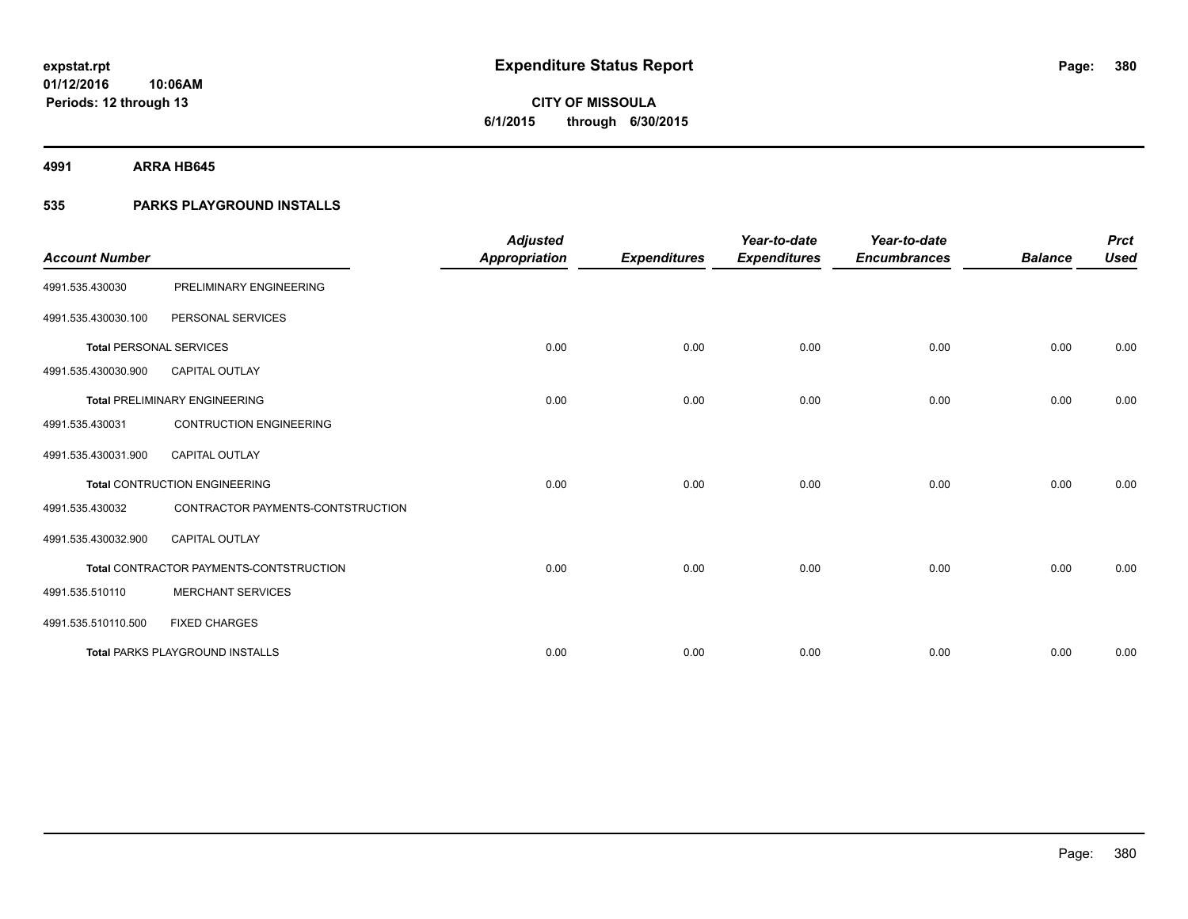**expstat.rpt**
**01/12/2016 10:06AM**
**Periods: 12 through 13**

# Expenditure Status Report

**CITY OF MISSOULA**
**6/1/2015 through 6/30/2015**

## 4991 ARRA HB645

## 535 PARKS PLAYGROUND INSTALLS

| Account Number | | Adjusted Appropriation | Expenditures | Year-to-date Expenditures | Year-to-date Encumbrances | Balance | Prct Used |
|---|---|---|---|---|---|---|---|
| 4991.535.430030 | PRELIMINARY ENGINEERING | | | | | | |
| 4991.535.430030.100 | PERSONAL SERVICES | | | | | | |
| **Total** PERSONAL SERVICES | | 0.00 | 0.00 | 0.00 | 0.00 | 0.00 | 0.00 |
| 4991.535.430030.900 | CAPITAL OUTLAY | | | | | | |
| **Total** PRELIMINARY ENGINEERING | | 0.00 | 0.00 | 0.00 | 0.00 | 0.00 | 0.00 |
| 4991.535.430031 | CONTRUCTION ENGINEERING | | | | | | |
| 4991.535.430031.900 | CAPITAL OUTLAY | | | | | | |
| **Total** CONTRUCTION ENGINEERING | | 0.00 | 0.00 | 0.00 | 0.00 | 0.00 | 0.00 |
| 4991.535.430032 | CONTRACTOR PAYMENTS-CONTSTRUCTION | | | | | | |
| 4991.535.430032.900 | CAPITAL OUTLAY | | | | | | |
| **Total** CONTRACTOR PAYMENTS-CONTSTRUCTION | | 0.00 | 0.00 | 0.00 | 0.00 | 0.00 | 0.00 |
| 4991.535.510110 | MERCHANT SERVICES | | | | | | |
| 4991.535.510110.500 | FIXED CHARGES | | | | | | |
| **Total** PARKS PLAYGROUND INSTALLS | | 0.00 | 0.00 | 0.00 | 0.00 | 0.00 | 0.00 |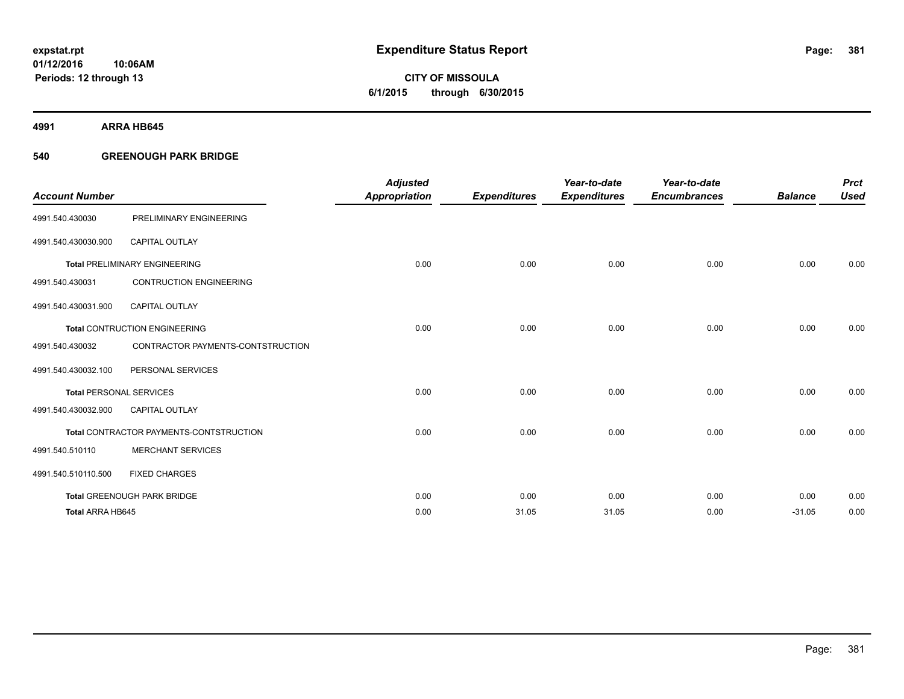**expstat.rpt**
**01/12/2016 10:06AM**
**Periods: 12 through 13**

# Expenditure Status Report

**CITY OF MISSOULA**
**6/1/2015 through 6/30/2015**

## 4991 ARRA HB645

### 540 GREENOUGH PARK BRIDGE

| Account Number | | Adjusted Appropriation | Expenditures | Year-to-date Expenditures | Year-to-date Encumbrances | Balance | Prct Used |
|---|---|---|---|---|---|---|---|
| 4991.540.430030 | PRELIMINARY ENGINEERING | | | | | | |
| 4991.540.430030.900 | CAPITAL OUTLAY | | | | | | |
| **Total** PRELIMINARY ENGINEERING | | 0.00 | 0.00 | 0.00 | 0.00 | 0.00 | 0.00 |
| 4991.540.430031 | CONTRUCTION ENGINEERING | | | | | | |
| 4991.540.430031.900 | CAPITAL OUTLAY | | | | | | |
| **Total** CONTRUCTION ENGINEERING | | 0.00 | 0.00 | 0.00 | 0.00 | 0.00 | 0.00 |
| 4991.540.430032 | CONTRACTOR PAYMENTS-CONTSTRUCTION | | | | | | |
| 4991.540.430032.100 | PERSONAL SERVICES | | | | | | |
| **Total** PERSONAL SERVICES | | 0.00 | 0.00 | 0.00 | 0.00 | 0.00 | 0.00 |
| 4991.540.430032.900 | CAPITAL OUTLAY | | | | | | |
| **Total** CONTRACTOR PAYMENTS-CONTSTRUCTION | | 0.00 | 0.00 | 0.00 | 0.00 | 0.00 | 0.00 |
| 4991.540.510110 | MERCHANT SERVICES | | | | | | |
| 4991.540.510110.500 | FIXED CHARGES | | | | | | |
| **Total** GREENOUGH PARK BRIDGE | | 0.00 | 0.00 | 0.00 | 0.00 | 0.00 | 0.00 |
| **Total ARRA HB645** | | 0.00 | 31.05 | 31.05 | 0.00 | -31.05 | 0.00 |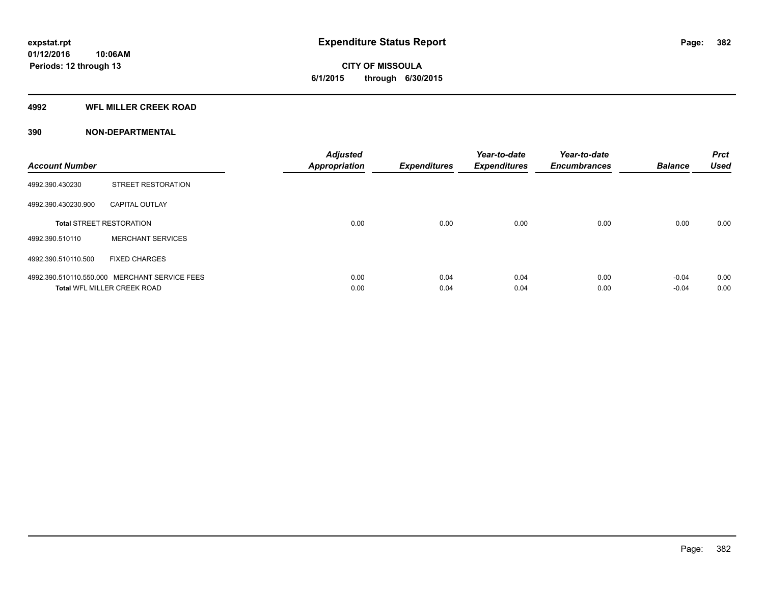# Expenditure Status Report

expstat.rpt
01/12/2016 10:06AM
Periods: 12 through 13

**CITY OF MISSOULA**
**6/1/2015 through 6/30/2015**

## 4992 WFL MILLER CREEK ROAD

### 390 NON-DEPARTMENTAL

| Account Number | | Adjusted Appropriation | Expenditures | Year-to-date Expenditures | Year-to-date Encumbrances | Balance | Prct Used |
|---|---|---|---|---|---|---|---|
| 4992.390.430230 | STREET RESTORATION | | | | | | |
| 4992.390.430230.900 | CAPITAL OUTLAY | | | | | | |
| **Total** STREET RESTORATION | | 0.00 | 0.00 | 0.00 | 0.00 | 0.00 | 0.00 |
| 4992.390.510110 | MERCHANT SERVICES | | | | | | |
| 4992.390.510110.500 | FIXED CHARGES | | | | | | |
| 4992.390.510110.550.000 | MERCHANT SERVICE FEES | 0.00 | 0.04 | 0.04 | 0.00 | -0.04 | 0.00 |
| **Total** WFL MILLER CREEK ROAD | | 0.00 | 0.04 | 0.04 | 0.00 | -0.04 | 0.00 |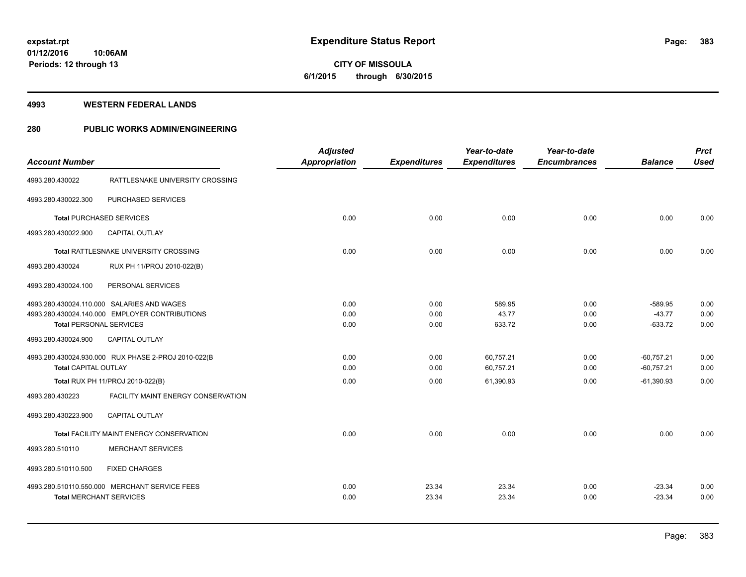**expstat.rpt**
**01/12/2016 10:06AM**
**Periods: 12 through 13**

# Expenditure Status Report

**CITY OF MISSOULA**
**6/1/2015 through 6/30/2015**

## 4993 WESTERN FEDERAL LANDS

## 280 PUBLIC WORKS ADMIN/ENGINEERING

| Account Number | | Adjusted Appropriation | Expenditures | Year-to-date Expenditures | Year-to-date Encumbrances | Balance | Prct Used |
|---|---|---|---|---|---|---|---|
| 4993.280.430022 | RATTLESNAKE UNIVERSITY CROSSING | | | | | | |
| 4993.280.430022.300 | PURCHASED SERVICES | | | | | | |
| **Total** PURCHASED SERVICES | | 0.00 | 0.00 | 0.00 | 0.00 | 0.00 | 0.00 |
| 4993.280.430022.900 | CAPITAL OUTLAY | | | | | | |
| **Total** RATTLESNAKE UNIVERSITY CROSSING | | 0.00 | 0.00 | 0.00 | 0.00 | 0.00 | 0.00 |
| 4993.280.430024 | RUX PH 11/PROJ 2010-022(B) | | | | | | |
| 4993.280.430024.100 | PERSONAL SERVICES | | | | | | |
| 4993.280.430024.110.000 | SALARIES AND WAGES | 0.00 | 0.00 | 589.95 | 0.00 | -589.95 | 0.00 |
| 4993.280.430024.140.000 | EMPLOYER CONTRIBUTIONS | 0.00 | 0.00 | 43.77 | 0.00 | -43.77 | 0.00 |
| **Total** PERSONAL SERVICES | | 0.00 | 0.00 | 633.72 | 0.00 | -633.72 | 0.00 |
| 4993.280.430024.900 | CAPITAL OUTLAY | | | | | | |
| 4993.280.430024.930.000 | RUX PHASE 2-PROJ 2010-022(B | 0.00 | 0.00 | 60,757.21 | 0.00 | -60,757.21 | 0.00 |
| **Total** CAPITAL OUTLAY | | 0.00 | 0.00 | 60,757.21 | 0.00 | -60,757.21 | 0.00 |
| **Total** RUX PH 11/PROJ 2010-022(B) | | 0.00 | 0.00 | 61,390.93 | 0.00 | -61,390.93 | 0.00 |
| 4993.280.430223 | FACILITY MAINT ENERGY CONSERVATION | | | | | | |
| 4993.280.430223.900 | CAPITAL OUTLAY | | | | | | |
| **Total** FACILITY MAINT ENERGY CONSERVATION | | 0.00 | 0.00 | 0.00 | 0.00 | 0.00 | 0.00 |
| 4993.280.510110 | MERCHANT SERVICES | | | | | | |
| 4993.280.510110.500 | FIXED CHARGES | | | | | | |
| 4993.280.510110.550.000 | MERCHANT SERVICE FEES | 0.00 | 23.34 | 23.34 | 0.00 | -23.34 | 0.00 |
| **Total** MERCHANT SERVICES | | 0.00 | 23.34 | 23.34 | 0.00 | -23.34 | 0.00 |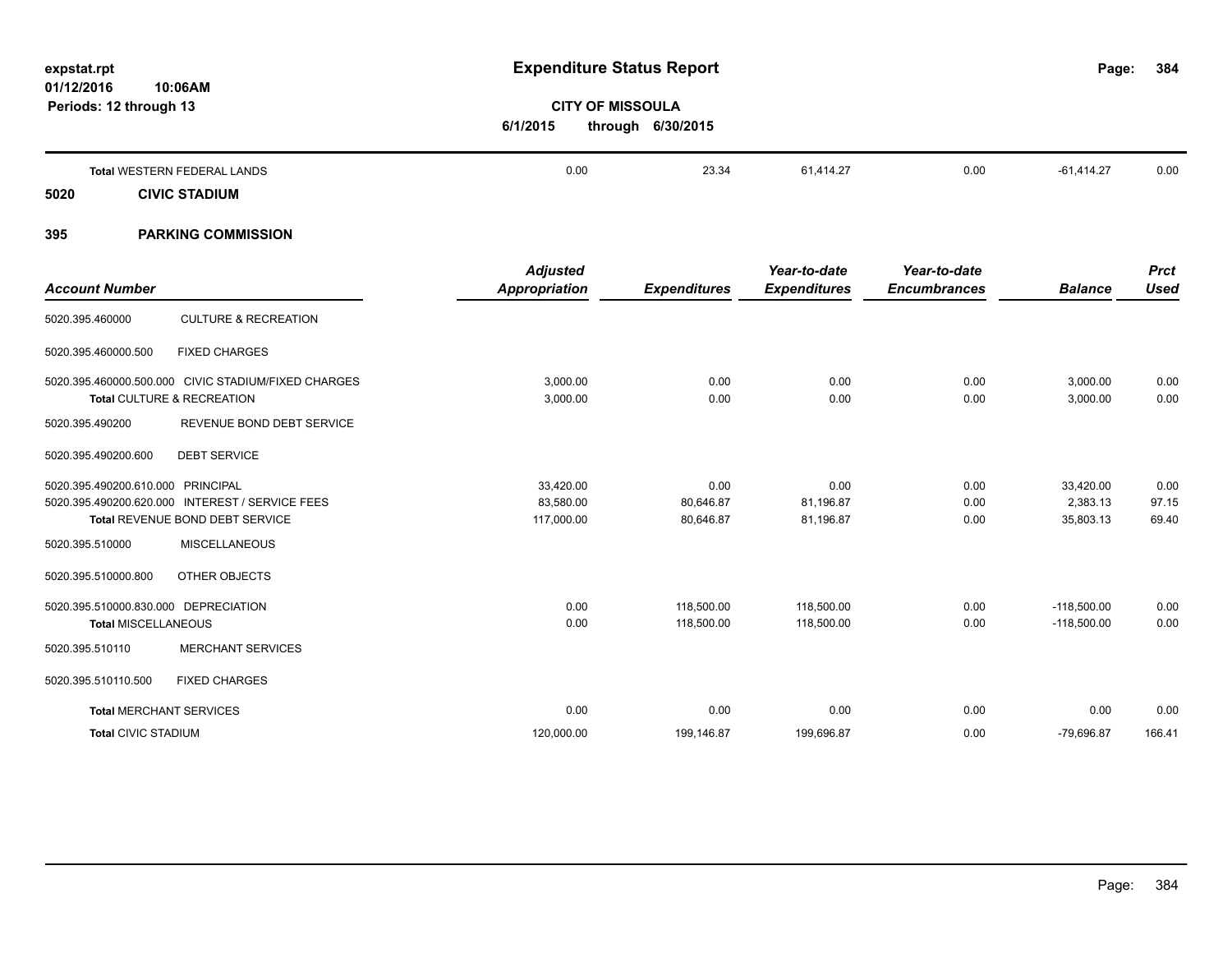# Expenditure Status Report

**CITY OF MISSOULA**

**6/1/2015 through 6/30/2015**

expstat.rpt
01/12/2016 10:06AM
Periods: 12 through 13

| Account Number | | Adjusted Appropriation | Expenditures | Year-to-date Expenditures | Year-to-date Encumbrances | Balance | Prct Used |
|---|---|---|---|---|---|---|---|
| **Total** WESTERN FEDERAL LANDS | | 0.00 | 23.34 | 61,414.27 | 0.00 | -61,414.27 | 0.00 |

## 5020 CIVIC STADIUM

## 395 PARKING COMMISSION

| Account Number | | Adjusted Appropriation | Expenditures | Year-to-date Expenditures | Year-to-date Encumbrances | Balance | Prct Used |
|---|---|---|---|---|---|---|---|
| 5020.395.460000 | CULTURE & RECREATION | | | | | | |
| 5020.395.460000.500 | FIXED CHARGES | | | | | | |
| 5020.395.460000.500.000 | CIVIC STADIUM/FIXED CHARGES | 3,000.00 | 0.00 | 0.00 | 0.00 | 3,000.00 | 0.00 |
| **Total** CULTURE & RECREATION | | 3,000.00 | 0.00 | 0.00 | 0.00 | 3,000.00 | 0.00 |
| 5020.395.490200 | REVENUE BOND DEBT SERVICE | | | | | | |
| 5020.395.490200.600 | DEBT SERVICE | | | | | | |
| 5020.395.490200.610.000 | PRINCIPAL | 33,420.00 | 0.00 | 0.00 | 0.00 | 33,420.00 | 0.00 |
| 5020.395.490200.620.000 | INTEREST / SERVICE FEES | 83,580.00 | 80,646.87 | 81,196.87 | 0.00 | 2,383.13 | 97.15 |
| **Total** REVENUE BOND DEBT SERVICE | | 117,000.00 | 80,646.87 | 81,196.87 | 0.00 | 35,803.13 | 69.40 |
| 5020.395.510000 | MISCELLANEOUS | | | | | | |
| 5020.395.510000.800 | OTHER OBJECTS | | | | | | |
| 5020.395.510000.830.000 | DEPRECIATION | 0.00 | 118,500.00 | 118,500.00 | 0.00 | -118,500.00 | 0.00 |
| **Total** MISCELLANEOUS | | 0.00 | 118,500.00 | 118,500.00 | 0.00 | -118,500.00 | 0.00 |
| 5020.395.510110 | MERCHANT SERVICES | | | | | | |
| 5020.395.510110.500 | FIXED CHARGES | | | | | | |
| **Total** MERCHANT SERVICES | | 0.00 | 0.00 | 0.00 | 0.00 | 0.00 | 0.00 |
| **Total** CIVIC STADIUM | | 120,000.00 | 199,146.87 | 199,696.87 | 0.00 | -79,696.87 | 166.41 |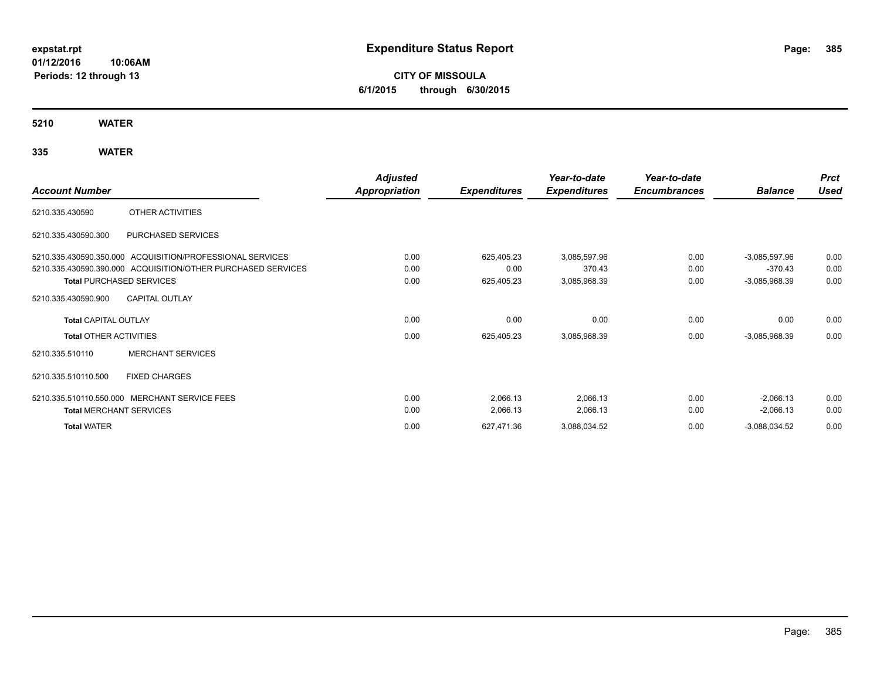expstat.rpt
01/12/2016 10:06AM
Periods: 12 through 13

# Expenditure Status Report

**CITY OF MISSOULA**
**6/1/2015 through 6/30/2015**

## 5210 WATER

## 335 WATER

| Account Number | | Adjusted Appropriation | Expenditures | Year-to-date Expenditures | Year-to-date Encumbrances | Balance | Prct Used |
|---|---|---|---|---|---|---|---|
| 5210.335.430590 | OTHER ACTIVITIES | | | | | | |
| 5210.335.430590.300 | PURCHASED SERVICES | | | | | | |
| 5210.335.430590.350.000 | ACQUISITION/PROFESSIONAL SERVICES | 0.00 | 625,405.23 | 3,085,597.96 | 0.00 | -3,085,597.96 | 0.00 |
| 5210.335.430590.390.000 | ACQUISITION/OTHER PURCHASED SERVICES | 0.00 | 0.00 | 370.43 | 0.00 | -370.43 | 0.00 |
| **Total** PURCHASED SERVICES | | 0.00 | 625,405.23 | 3,085,968.39 | 0.00 | -3,085,968.39 | 0.00 |
| 5210.335.430590.900 | CAPITAL OUTLAY | | | | | | |
| **Total** CAPITAL OUTLAY | | 0.00 | 0.00 | 0.00 | 0.00 | 0.00 | 0.00 |
| **Total** OTHER ACTIVITIES | | 0.00 | 625,405.23 | 3,085,968.39 | 0.00 | -3,085,968.39 | 0.00 |
| 5210.335.510110 | MERCHANT SERVICES | | | | | | |
| 5210.335.510110.500 | FIXED CHARGES | | | | | | |
| 5210.335.510110.550.000 | MERCHANT SERVICE FEES | 0.00 | 2,066.13 | 2,066.13 | 0.00 | -2,066.13 | 0.00 |
| **Total** MERCHANT SERVICES | | 0.00 | 2,066.13 | 2,066.13 | 0.00 | -2,066.13 | 0.00 |
| **Total** WATER | | 0.00 | 627,471.36 | 3,088,034.52 | 0.00 | -3,088,034.52 | 0.00 |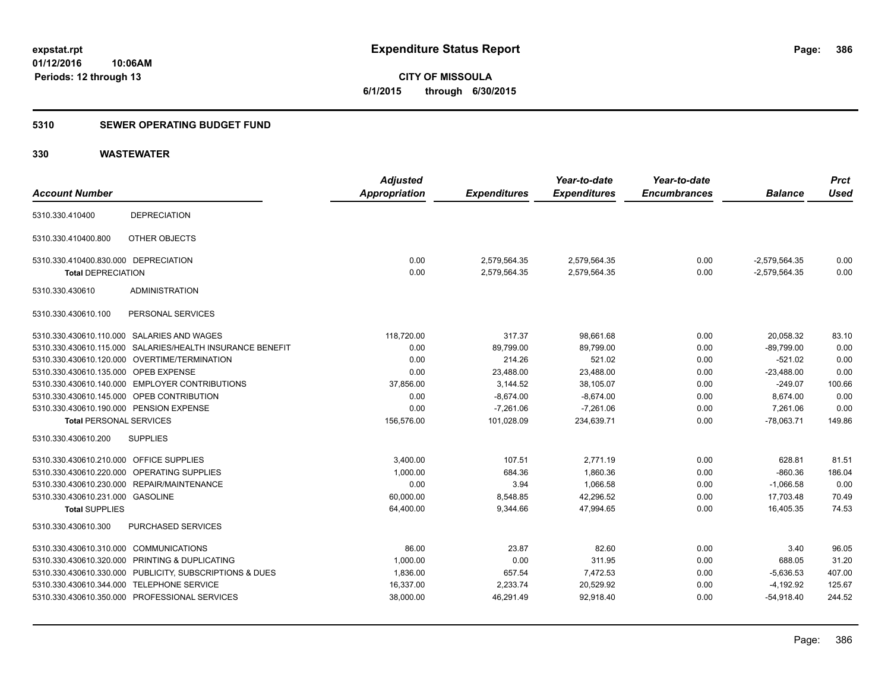**expstat.rpt**
**01/12/2016 10:06AM**
**Periods: 12 through 13**

# Expenditure Status Report

**CITY OF MISSOULA**
**6/1/2015 through 6/30/2015**

## 5310 SEWER OPERATING BUDGET FUND

## 330 WASTEWATER

| Account Number | | Adjusted Appropriation | Expenditures | Year-to-date Expenditures | Year-to-date Encumbrances | Balance | Prct Used |
|---|---|---|---|---|---|---|---|
| 5310.330.410400 | DEPRECIATION | | | | | | |
| 5310.330.410400.800 | OTHER OBJECTS | | | | | | |
| 5310.330.410400.830.000 | DEPRECIATION | 0.00 | 2,579,564.35 | 2,579,564.35 | 0.00 | -2,579,564.35 | 0.00 |
| **Total DEPRECIATION** | | 0.00 | 2,579,564.35 | 2,579,564.35 | 0.00 | -2,579,564.35 | 0.00 |
| 5310.330.430610 | ADMINISTRATION | | | | | | |
| 5310.330.430610.100 | PERSONAL SERVICES | | | | | | |
| 5310.330.430610.110.000 | SALARIES AND WAGES | 118,720.00 | 317.37 | 98,661.68 | 0.00 | 20,058.32 | 83.10 |
| 5310.330.430610.115.000 | SALARIES/HEALTH INSURANCE BENEFIT | 0.00 | 89,799.00 | 89,799.00 | 0.00 | -89,799.00 | 0.00 |
| 5310.330.430610.120.000 | OVERTIME/TERMINATION | 0.00 | 214.26 | 521.02 | 0.00 | -521.02 | 0.00 |
| 5310.330.430610.135.000 | OPEB EXPENSE | 0.00 | 23,488.00 | 23,488.00 | 0.00 | -23,488.00 | 0.00 |
| 5310.330.430610.140.000 | EMPLOYER CONTRIBUTIONS | 37,856.00 | 3,144.52 | 38,105.07 | 0.00 | -249.07 | 100.66 |
| 5310.330.430610.145.000 | OPEB CONTRIBUTION | 0.00 | -8,674.00 | -8,674.00 | 0.00 | 8,674.00 | 0.00 |
| 5310.330.430610.190.000 | PENSION EXPENSE | 0.00 | -7,261.06 | -7,261.06 | 0.00 | 7,261.06 | 0.00 |
| **Total PERSONAL SERVICES** | | 156,576.00 | 101,028.09 | 234,639.71 | 0.00 | -78,063.71 | 149.86 |
| 5310.330.430610.200 | SUPPLIES | | | | | | |
| 5310.330.430610.210.000 | OFFICE SUPPLIES | 3,400.00 | 107.51 | 2,771.19 | 0.00 | 628.81 | 81.51 |
| 5310.330.430610.220.000 | OPERATING SUPPLIES | 1,000.00 | 684.36 | 1,860.36 | 0.00 | -860.36 | 186.04 |
| 5310.330.430610.230.000 | REPAIR/MAINTENANCE | 0.00 | 3.94 | 1,066.58 | 0.00 | -1,066.58 | 0.00 |
| 5310.330.430610.231.000 | GASOLINE | 60,000.00 | 8,548.85 | 42,296.52 | 0.00 | 17,703.48 | 70.49 |
| **Total SUPPLIES** | | 64,400.00 | 9,344.66 | 47,994.65 | 0.00 | 16,405.35 | 74.53 |
| 5310.330.430610.300 | PURCHASED SERVICES | | | | | | |
| 5310.330.430610.310.000 | COMMUNICATIONS | 86.00 | 23.87 | 82.60 | 0.00 | 3.40 | 96.05 |
| 5310.330.430610.320.000 | PRINTING & DUPLICATING | 1,000.00 | 0.00 | 311.95 | 0.00 | 688.05 | 31.20 |
| 5310.330.430610.330.000 | PUBLICITY, SUBSCRIPTIONS & DUES | 1,836.00 | 657.54 | 7,472.53 | 0.00 | -5,636.53 | 407.00 |
| 5310.330.430610.344.000 | TELEPHONE SERVICE | 16,337.00 | 2,233.74 | 20,529.92 | 0.00 | -4,192.92 | 125.67 |
| 5310.330.430610.350.000 | PROFESSIONAL SERVICES | 38,000.00 | 46,291.49 | 92,918.40 | 0.00 | -54,918.40 | 244.52 |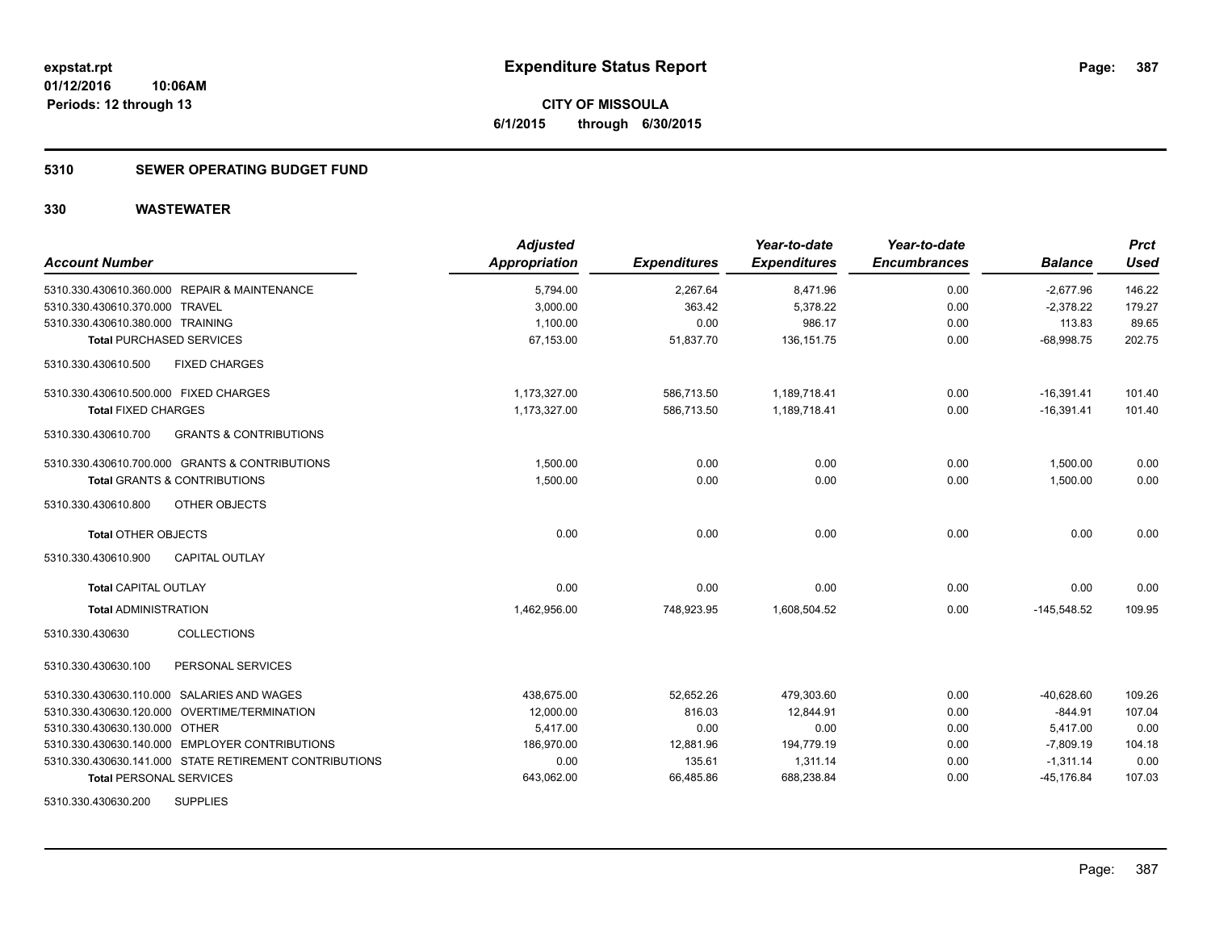**expstat.rpt**
**01/12/2016 10:06AM**
**Periods: 12 through 13**

# Expenditure Status Report

**CITY OF MISSOULA**
**6/1/2015 through 6/30/2015**

## 5310 SEWER OPERATING BUDGET FUND

## 330 WASTEWATER

| Account Number | | Adjusted Appropriation | Expenditures | Year-to-date Expenditures | Year-to-date Encumbrances | Balance | Prct Used |
|---|---|---|---|---|---|---|---|
| 5310.330.430610.360.000 | REPAIR & MAINTENANCE | 5,794.00 | 2,267.64 | 8,471.96 | 0.00 | -2,677.96 | 146.22 |
| 5310.330.430610.370.000 | TRAVEL | 3,000.00 | 363.42 | 5,378.22 | 0.00 | -2,378.22 | 179.27 |
| 5310.330.430610.380.000 | TRAINING | 1,100.00 | 0.00 | 986.17 | 0.00 | 113.83 | 89.65 |
| **Total** PURCHASED SERVICES | | 67,153.00 | 51,837.70 | 136,151.75 | 0.00 | -68,998.75 | 202.75 |
| 5310.330.430610.500 | FIXED CHARGES | | | | | | |
| 5310.330.430610.500.000 | FIXED CHARGES | 1,173,327.00 | 586,713.50 | 1,189,718.41 | 0.00 | -16,391.41 | 101.40 |
| **Total** FIXED CHARGES | | 1,173,327.00 | 586,713.50 | 1,189,718.41 | 0.00 | -16,391.41 | 101.40 |
| 5310.330.430610.700 | GRANTS & CONTRIBUTIONS | | | | | | |
| 5310.330.430610.700.000 | GRANTS & CONTRIBUTIONS | 1,500.00 | 0.00 | 0.00 | 0.00 | 1,500.00 | 0.00 |
| **Total** GRANTS & CONTRIBUTIONS | | 1,500.00 | 0.00 | 0.00 | 0.00 | 1,500.00 | 0.00 |
| 5310.330.430610.800 | OTHER OBJECTS | | | | | | |
| **Total** OTHER OBJECTS | | 0.00 | 0.00 | 0.00 | 0.00 | 0.00 | 0.00 |
| 5310.330.430610.900 | CAPITAL OUTLAY | | | | | | |
| **Total** CAPITAL OUTLAY | | 0.00 | 0.00 | 0.00 | 0.00 | 0.00 | 0.00 |
| **Total** ADMINISTRATION | | 1,462,956.00 | 748,923.95 | 1,608,504.52 | 0.00 | -145,548.52 | 109.95 |
| 5310.330.430630 | COLLECTIONS | | | | | | |
| 5310.330.430630.100 | PERSONAL SERVICES | | | | | | |
| 5310.330.430630.110.000 | SALARIES AND WAGES | 438,675.00 | 52,652.26 | 479,303.60 | 0.00 | -40,628.60 | 109.26 |
| 5310.330.430630.120.000 | OVERTIME/TERMINATION | 12,000.00 | 816.03 | 12,844.91 | 0.00 | -844.91 | 107.04 |
| 5310.330.430630.130.000 | OTHER | 5,417.00 | 0.00 | 0.00 | 0.00 | 5,417.00 | 0.00 |
| 5310.330.430630.140.000 | EMPLOYER CONTRIBUTIONS | 186,970.00 | 12,881.96 | 194,779.19 | 0.00 | -7,809.19 | 104.18 |
| 5310.330.430630.141.000 | STATE RETIREMENT CONTRIBUTIONS | 0.00 | 135.61 | 1,311.14 | 0.00 | -1,311.14 | 0.00 |
| **Total** PERSONAL SERVICES | | 643,062.00 | 66,485.86 | 688,238.84 | 0.00 | -45,176.84 | 107.03 |
| 5310.330.430630.200 | SUPPLIES | | | | | | |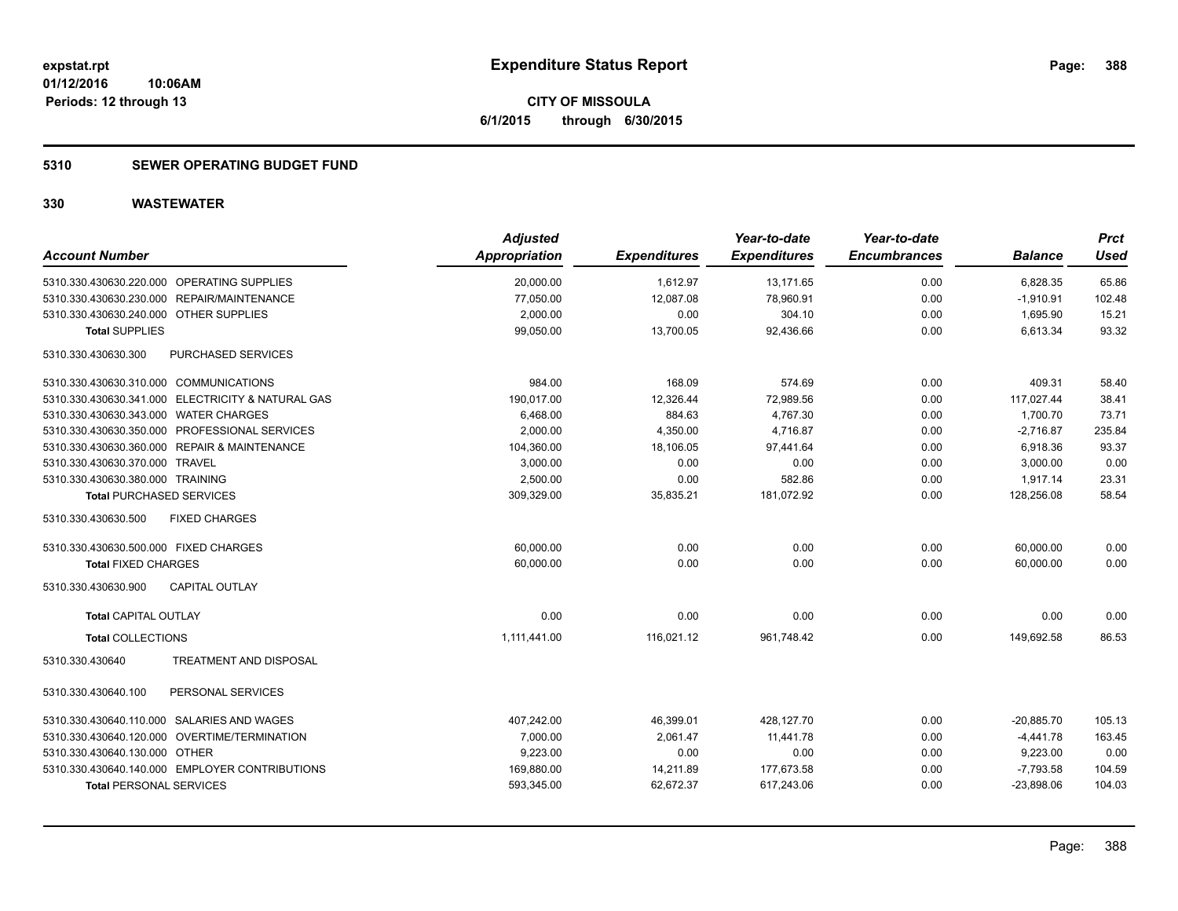**expstat.rpt**
**01/12/2016 10:06AM**
**Periods: 12 through 13**

# Expenditure Status Report

**CITY OF MISSOULA**
**6/1/2015 through 6/30/2015**

## 5310 SEWER OPERATING BUDGET FUND

## 330 WASTEWATER

| Account Number | Adjusted Appropriation | Expenditures | Year-to-date Expenditures | Year-to-date Encumbrances | Balance | Prct Used |
|---|---|---|---|---|---|---|
| 5310.330.430630.220.000 OPERATING SUPPLIES | 20,000.00 | 1,612.97 | 13,171.65 | 0.00 | 6,828.35 | 65.86 |
| 5310.330.430630.230.000 REPAIR/MAINTENANCE | 77,050.00 | 12,087.08 | 78,960.91 | 0.00 | -1,910.91 | 102.48 |
| 5310.330.430630.240.000 OTHER SUPPLIES | 2,000.00 | 0.00 | 304.10 | 0.00 | 1,695.90 | 15.21 |
| **Total SUPPLIES** | 99,050.00 | 13,700.05 | 92,436.66 | 0.00 | 6,613.34 | 93.32 |
| 5310.330.430630.300 PURCHASED SERVICES | | | | | | |
| 5310.330.430630.310.000 COMMUNICATIONS | 984.00 | 168.09 | 574.69 | 0.00 | 409.31 | 58.40 |
| 5310.330.430630.341.000 ELECTRICITY & NATURAL GAS | 190,017.00 | 12,326.44 | 72,989.56 | 0.00 | 117,027.44 | 38.41 |
| 5310.330.430630.343.000 WATER CHARGES | 6,468.00 | 884.63 | 4,767.30 | 0.00 | 1,700.70 | 73.71 |
| 5310.330.430630.350.000 PROFESSIONAL SERVICES | 2,000.00 | 4,350.00 | 4,716.87 | 0.00 | -2,716.87 | 235.84 |
| 5310.330.430630.360.000 REPAIR & MAINTENANCE | 104,360.00 | 18,106.05 | 97,441.64 | 0.00 | 6,918.36 | 93.37 |
| 5310.330.430630.370.000 TRAVEL | 3,000.00 | 0.00 | 0.00 | 0.00 | 3,000.00 | 0.00 |
| 5310.330.430630.380.000 TRAINING | 2,500.00 | 0.00 | 582.86 | 0.00 | 1,917.14 | 23.31 |
| **Total PURCHASED SERVICES** | 309,329.00 | 35,835.21 | 181,072.92 | 0.00 | 128,256.08 | 58.54 |
| 5310.330.430630.500 FIXED CHARGES | | | | | | |
| 5310.330.430630.500.000 FIXED CHARGES | 60,000.00 | 0.00 | 0.00 | 0.00 | 60,000.00 | 0.00 |
| **Total FIXED CHARGES** | 60,000.00 | 0.00 | 0.00 | 0.00 | 60,000.00 | 0.00 |
| 5310.330.430630.900 CAPITAL OUTLAY | | | | | | |
| **Total CAPITAL OUTLAY** | 0.00 | 0.00 | 0.00 | 0.00 | 0.00 | 0.00 |
| **Total COLLECTIONS** | 1,111,441.00 | 116,021.12 | 961,748.42 | 0.00 | 149,692.58 | 86.53 |
| 5310.330.430640 TREATMENT AND DISPOSAL | | | | | | |
| 5310.330.430640.100 PERSONAL SERVICES | | | | | | |
| 5310.330.430640.110.000 SALARIES AND WAGES | 407,242.00 | 46,399.01 | 428,127.70 | 0.00 | -20,885.70 | 105.13 |
| 5310.330.430640.120.000 OVERTIME/TERMINATION | 7,000.00 | 2,061.47 | 11,441.78 | 0.00 | -4,441.78 | 163.45 |
| 5310.330.430640.130.000 OTHER | 9,223.00 | 0.00 | 0.00 | 0.00 | 9,223.00 | 0.00 |
| 5310.330.430640.140.000 EMPLOYER CONTRIBUTIONS | 169,880.00 | 14,211.89 | 177,673.58 | 0.00 | -7,793.58 | 104.59 |
| **Total PERSONAL SERVICES** | 593,345.00 | 62,672.37 | 617,243.06 | 0.00 | -23,898.06 | 104.03 |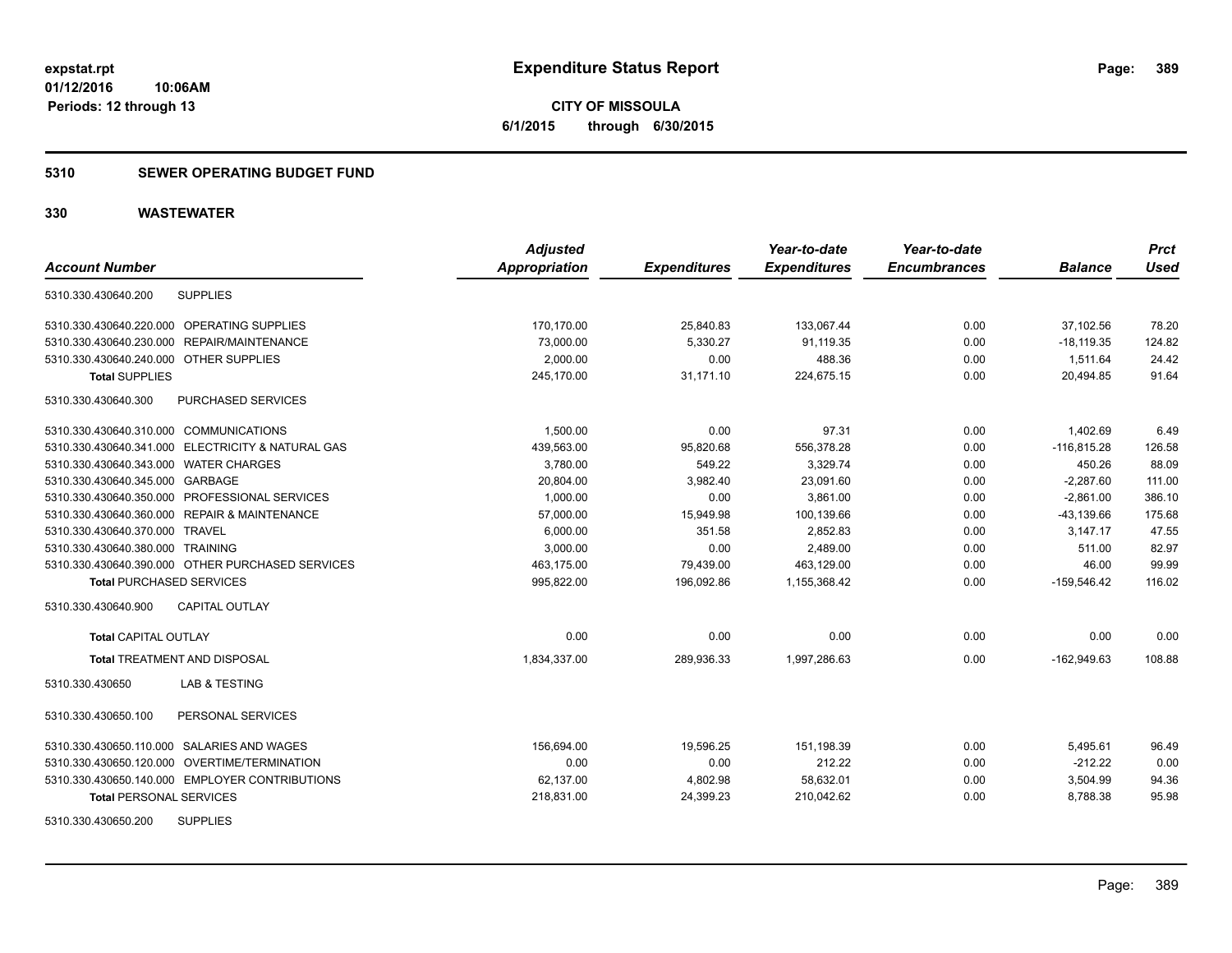# Expenditure Status Report

expstat.rpt
01/12/2016 10:06AM
Periods: 12 through 13

**CITY OF MISSOULA**
**6/1/2015 through 6/30/2015**

## 5310 SEWER OPERATING BUDGET FUND

## 330 WASTEWATER

| Account Number | Adjusted Appropriation | Expenditures | Year-to-date Expenditures | Year-to-date Encumbrances | Balance | Prct Used |
|---|---|---|---|---|---|---|
| 5310.330.430640.200 SUPPLIES | | | | | | |
| 5310.330.430640.220.000 OPERATING SUPPLIES | 170,170.00 | 25,840.83 | 133,067.44 | 0.00 | 37,102.56 | 78.20 |
| 5310.330.430640.230.000 REPAIR/MAINTENANCE | 73,000.00 | 5,330.27 | 91,119.35 | 0.00 | -18,119.35 | 124.82 |
| 5310.330.430640.240.000 OTHER SUPPLIES | 2,000.00 | 0.00 | 488.36 | 0.00 | 1,511.64 | 24.42 |
| **Total SUPPLIES** | 245,170.00 | 31,171.10 | 224,675.15 | 0.00 | 20,494.85 | 91.64 |
| 5310.330.430640.300 PURCHASED SERVICES | | | | | | |
| 5310.330.430640.310.000 COMMUNICATIONS | 1,500.00 | 0.00 | 97.31 | 0.00 | 1,402.69 | 6.49 |
| 5310.330.430640.341.000 ELECTRICITY & NATURAL GAS | 439,563.00 | 95,820.68 | 556,378.28 | 0.00 | -116,815.28 | 126.58 |
| 5310.330.430640.343.000 WATER CHARGES | 3,780.00 | 549.22 | 3,329.74 | 0.00 | 450.26 | 88.09 |
| 5310.330.430640.345.000 GARBAGE | 20,804.00 | 3,982.40 | 23,091.60 | 0.00 | -2,287.60 | 111.00 |
| 5310.330.430640.350.000 PROFESSIONAL SERVICES | 1,000.00 | 0.00 | 3,861.00 | 0.00 | -2,861.00 | 386.10 |
| 5310.330.430640.360.000 REPAIR & MAINTENANCE | 57,000.00 | 15,949.98 | 100,139.66 | 0.00 | -43,139.66 | 175.68 |
| 5310.330.430640.370.000 TRAVEL | 6,000.00 | 351.58 | 2,852.83 | 0.00 | 3,147.17 | 47.55 |
| 5310.330.430640.380.000 TRAINING | 3,000.00 | 0.00 | 2,489.00 | 0.00 | 511.00 | 82.97 |
| 5310.330.430640.390.000 OTHER PURCHASED SERVICES | 463,175.00 | 79,439.00 | 463,129.00 | 0.00 | 46.00 | 99.99 |
| **Total PURCHASED SERVICES** | 995,822.00 | 196,092.86 | 1,155,368.42 | 0.00 | -159,546.42 | 116.02 |
| 5310.330.430640.900 CAPITAL OUTLAY | | | | | | |
| **Total CAPITAL OUTLAY** | 0.00 | 0.00 | 0.00 | 0.00 | 0.00 | 0.00 |
| **Total TREATMENT AND DISPOSAL** | 1,834,337.00 | 289,936.33 | 1,997,286.63 | 0.00 | -162,949.63 | 108.88 |
| 5310.330.430650 LAB & TESTING | | | | | | |
| 5310.330.430650.100 PERSONAL SERVICES | | | | | | |
| 5310.330.430650.110.000 SALARIES AND WAGES | 156,694.00 | 19,596.25 | 151,198.39 | 0.00 | 5,495.61 | 96.49 |
| 5310.330.430650.120.000 OVERTIME/TERMINATION | 0.00 | 0.00 | 212.22 | 0.00 | -212.22 | 0.00 |
| 5310.330.430650.140.000 EMPLOYER CONTRIBUTIONS | 62,137.00 | 4,802.98 | 58,632.01 | 0.00 | 3,504.99 | 94.36 |
| **Total PERSONAL SERVICES** | 218,831.00 | 24,399.23 | 210,042.62 | 0.00 | 8,788.38 | 95.98 |
| 5310.330.430650.200 SUPPLIES | | | | | | |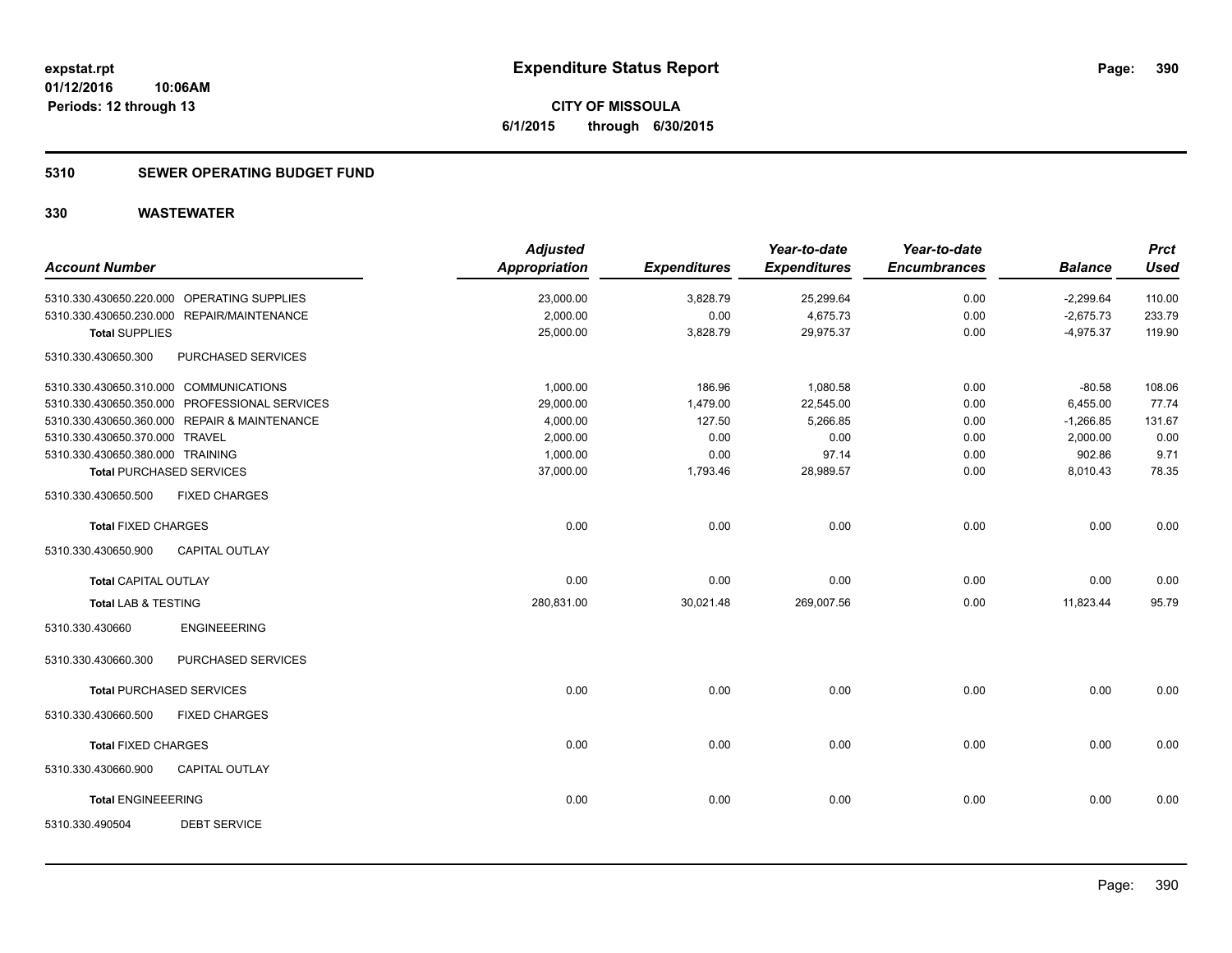**expstat.rpt**
**01/12/2016 10:06AM**
**Periods: 12 through 13**

# Expenditure Status Report

**CITY OF MISSOULA**
**6/1/2015 through 6/30/2015**

## 5310 SEWER OPERATING BUDGET FUND

### 330 WASTEWATER

| Account Number | | Adjusted Appropriation | Expenditures | Year-to-date Expenditures | Year-to-date Encumbrances | Balance | Prct Used |
|---|---|---|---|---|---|---|---|
| 5310.330.430650.220.000 | OPERATING SUPPLIES | 23,000.00 | 3,828.79 | 25,299.64 | 0.00 | -2,299.64 | 110.00 |
| 5310.330.430650.230.000 | REPAIR/MAINTENANCE | 2,000.00 | 0.00 | 4,675.73 | 0.00 | -2,675.73 | 233.79 |
| **Total** SUPPLIES | | 25,000.00 | 3,828.79 | 29,975.37 | 0.00 | -4,975.37 | 119.90 |
| 5310.330.430650.300 | PURCHASED SERVICES | | | | | | |
| 5310.330.430650.310.000 | COMMUNICATIONS | 1,000.00 | 186.96 | 1,080.58 | 0.00 | -80.58 | 108.06 |
| 5310.330.430650.350.000 | PROFESSIONAL SERVICES | 29,000.00 | 1,479.00 | 22,545.00 | 0.00 | 6,455.00 | 77.74 |
| 5310.330.430650.360.000 | REPAIR & MAINTENANCE | 4,000.00 | 127.50 | 5,266.85 | 0.00 | -1,266.85 | 131.67 |
| 5310.330.430650.370.000 | TRAVEL | 2,000.00 | 0.00 | 0.00 | 0.00 | 2,000.00 | 0.00 |
| 5310.330.430650.380.000 | TRAINING | 1,000.00 | 0.00 | 97.14 | 0.00 | 902.86 | 9.71 |
| **Total** PURCHASED SERVICES | | 37,000.00 | 1,793.46 | 28,989.57 | 0.00 | 8,010.43 | 78.35 |
| 5310.330.430650.500 | FIXED CHARGES | | | | | | |
| **Total** FIXED CHARGES | | 0.00 | 0.00 | 0.00 | 0.00 | 0.00 | 0.00 |
| 5310.330.430650.900 | CAPITAL OUTLAY | | | | | | |
| **Total** CAPITAL OUTLAY | | 0.00 | 0.00 | 0.00 | 0.00 | 0.00 | 0.00 |
| **Total** LAB & TESTING | | 280,831.00 | 30,021.48 | 269,007.56 | 0.00 | 11,823.44 | 95.79 |
| 5310.330.430660 | ENGINEEERING | | | | | | |
| 5310.330.430660.300 | PURCHASED SERVICES | | | | | | |
| **Total** PURCHASED SERVICES | | 0.00 | 0.00 | 0.00 | 0.00 | 0.00 | 0.00 |
| 5310.330.430660.500 | FIXED CHARGES | | | | | | |
| **Total** FIXED CHARGES | | 0.00 | 0.00 | 0.00 | 0.00 | 0.00 | 0.00 |
| 5310.330.430660.900 | CAPITAL OUTLAY | | | | | | |
| **Total** ENGINEEERING | | 0.00 | 0.00 | 0.00 | 0.00 | 0.00 | 0.00 |
| 5310.330.490504 | DEBT SERVICE | | | | | | |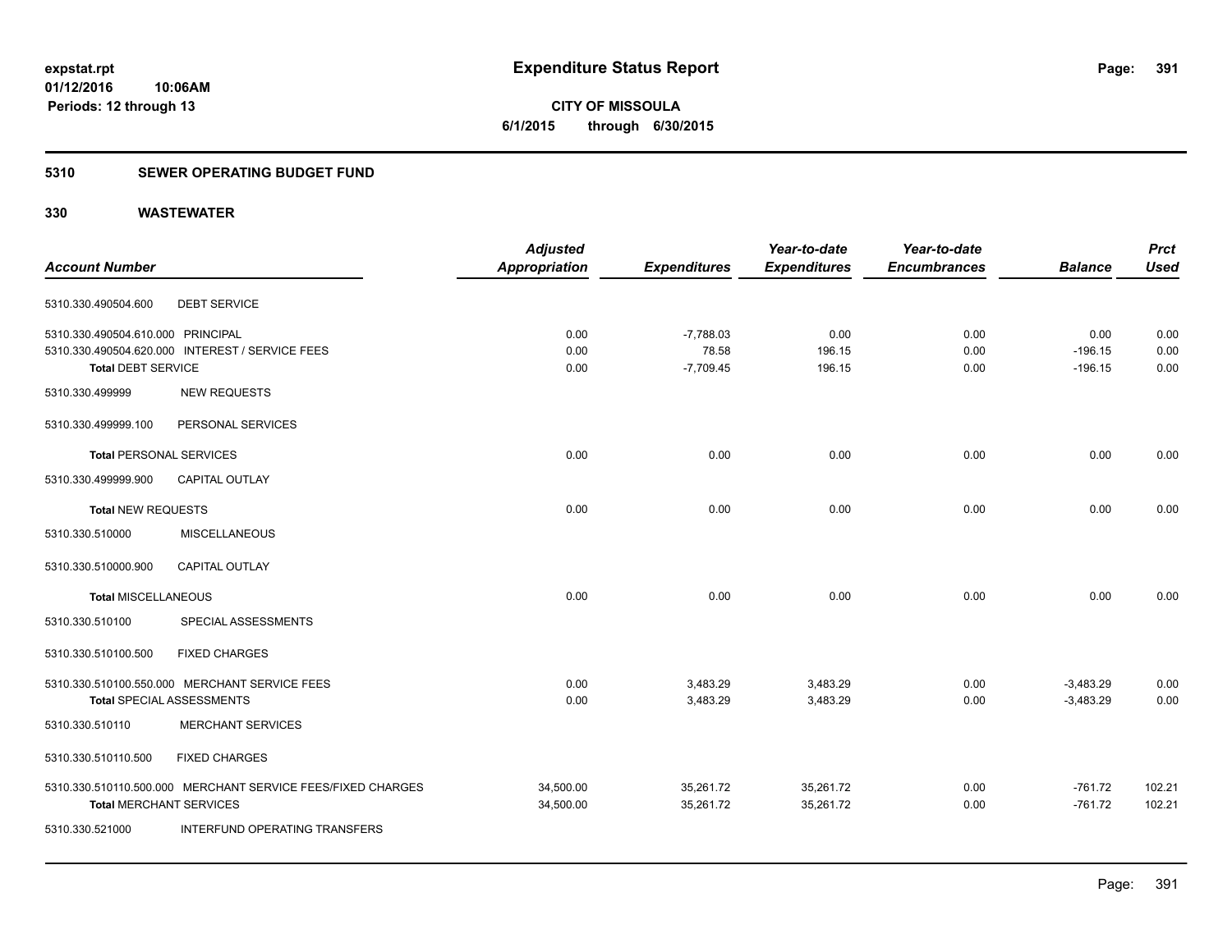# Expenditure Status Report

expstat.rpt
01/12/2016 10:06AM
Periods: 12 through 13

**CITY OF MISSOULA**
**6/1/2015 through 6/30/2015**

## 5310 SEWER OPERATING BUDGET FUND

## 330 WASTEWATER

| Account Number | | Adjusted Appropriation | Expenditures | Year-to-date Expenditures | Year-to-date Encumbrances | Balance | Prct Used |
|---|---|---|---|---|---|---|---|
| 5310.330.490504.600 | DEBT SERVICE | | | | | | |
| 5310.330.490504.610.000 | PRINCIPAL | 0.00 | -7,788.03 | 0.00 | 0.00 | 0.00 | 0.00 |
| 5310.330.490504.620.000 | INTEREST / SERVICE FEES | 0.00 | 78.58 | 196.15 | 0.00 | -196.15 | 0.00 |
| **Total** DEBT SERVICE | | 0.00 | -7,709.45 | 196.15 | 0.00 | -196.15 | 0.00 |
| 5310.330.499999 | NEW REQUESTS | | | | | | |
| 5310.330.499999.100 | PERSONAL SERVICES | | | | | | |
| **Total** PERSONAL SERVICES | | 0.00 | 0.00 | 0.00 | 0.00 | 0.00 | 0.00 |
| 5310.330.499999.900 | CAPITAL OUTLAY | | | | | | |
| **Total** NEW REQUESTS | | 0.00 | 0.00 | 0.00 | 0.00 | 0.00 | 0.00 |
| 5310.330.510000 | MISCELLANEOUS | | | | | | |
| 5310.330.510000.900 | CAPITAL OUTLAY | | | | | | |
| **Total** MISCELLANEOUS | | 0.00 | 0.00 | 0.00 | 0.00 | 0.00 | 0.00 |
| 5310.330.510100 | SPECIAL ASSESSMENTS | | | | | | |
| 5310.330.510100.500 | FIXED CHARGES | | | | | | |
| 5310.330.510100.550.000 | MERCHANT SERVICE FEES | 0.00 | 3,483.29 | 3,483.29 | 0.00 | -3,483.29 | 0.00 |
| **Total** SPECIAL ASSESSMENTS | | 0.00 | 3,483.29 | 3,483.29 | 0.00 | -3,483.29 | 0.00 |
| 5310.330.510110 | MERCHANT SERVICES | | | | | | |
| 5310.330.510110.500 | FIXED CHARGES | | | | | | |
| 5310.330.510110.500.000 | MERCHANT SERVICE FEES/FIXED CHARGES | 34,500.00 | 35,261.72 | 35,261.72 | 0.00 | -761.72 | 102.21 |
| **Total** MERCHANT SERVICES | | 34,500.00 | 35,261.72 | 35,261.72 | 0.00 | -761.72 | 102.21 |
| 5310.330.521000 | INTERFUND OPERATING TRANSFERS | | | | | | |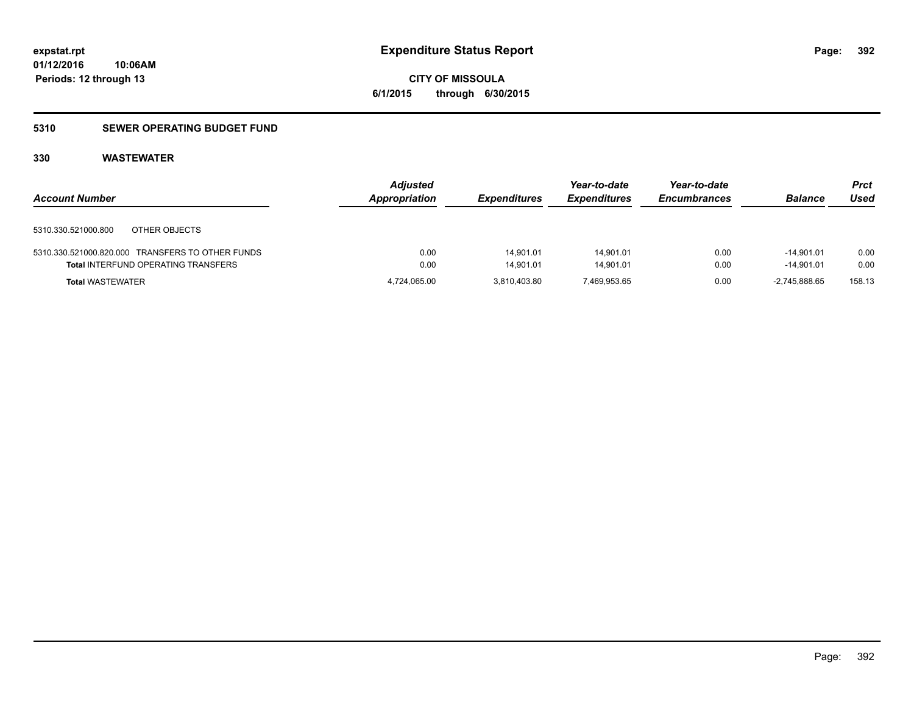# Expenditure Status Report

expstat.rpt
01/12/2016 10:06AM
Periods: 12 through 13

**CITY OF MISSOULA**
**6/1/2015 through 6/30/2015**

## 5310 SEWER OPERATING BUDGET FUND

### 330 WASTEWATER

| Account Number | Adjusted Appropriation | Expenditures | Year-to-date Expenditures | Year-to-date Encumbrances | Balance | Prct Used |
|---|---|---|---|---|---|---|
| 5310.330.521000.800 OTHER OBJECTS | | | | | | |
| 5310.330.521000.820.000 TRANSFERS TO OTHER FUNDS | 0.00 | 14,901.01 | 14,901.01 | 0.00 | -14,901.01 | 0.00 |
| **Total** INTERFUND OPERATING TRANSFERS | 0.00 | 14,901.01 | 14,901.01 | 0.00 | -14,901.01 | 0.00 |
| **Total** WASTEWATER | 4,724,065.00 | 3,810,403.80 | 7,469,953.65 | 0.00 | -2,745,888.65 | 158.13 |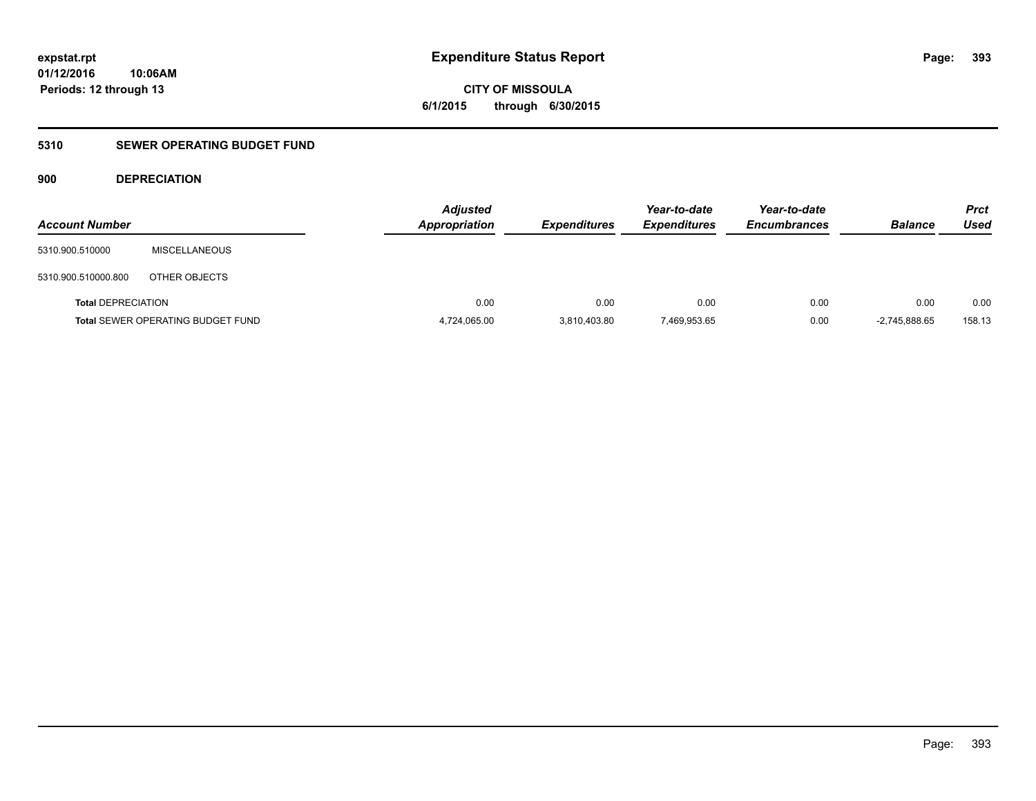**expstat.rpt**
**01/12/2016 10:06AM**
**Periods: 12 through 13**

# Expenditure Status Report

**CITY OF MISSOULA**
**6/1/2015 through 6/30/2015**

## 5310 SEWER OPERATING BUDGET FUND

### 900 DEPRECIATION

| Account Number | | Adjusted Appropriation | Expenditures | Year-to-date Expenditures | Year-to-date Encumbrances | Balance | Prct Used |
|---|---|---|---|---|---|---|---|
| 5310.900.510000 | MISCELLANEOUS | | | | | | |
| 5310.900.510000.800 | OTHER OBJECTS | | | | | | |
| **Total** DEPRECIATION | | 0.00 | 0.00 | 0.00 | 0.00 | 0.00 | 0.00 |
| **Total** SEWER OPERATING BUDGET FUND | | 4,724,065.00 | 3,810,403.80 | 7,469,953.65 | 0.00 | -2,745,888.65 | 158.13 |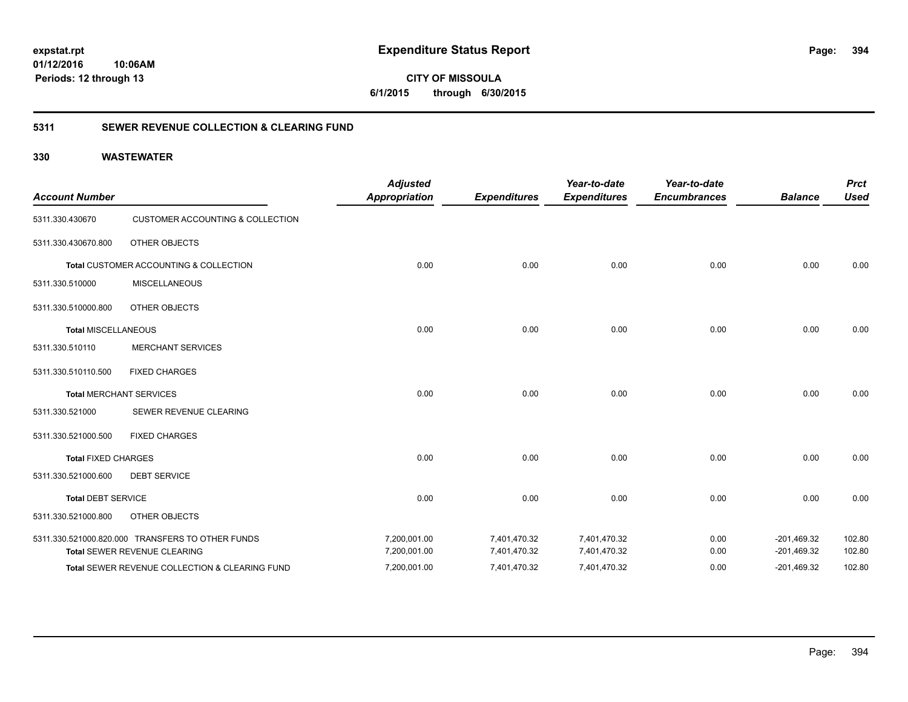expstat.rpt
01/12/2016 10:06AM
Periods: 12 through 13

# Expenditure Status Report

**CITY OF MISSOULA**
**6/1/2015 through 6/30/2015**

## 5311 SEWER REVENUE COLLECTION & CLEARING FUND

### 330 WASTEWATER

| Account Number | | Adjusted Appropriation | Expenditures | Year-to-date Expenditures | Year-to-date Encumbrances | Balance | Prct Used |
|---|---|---|---|---|---|---|---|
| 5311.330.430670 | CUSTOMER ACCOUNTING & COLLECTION | | | | | | |
| 5311.330.430670.800 | OTHER OBJECTS | | | | | | |
| **Total** CUSTOMER ACCOUNTING & COLLECTION | | 0.00 | 0.00 | 0.00 | 0.00 | 0.00 | 0.00 |
| 5311.330.510000 | MISCELLANEOUS | | | | | | |
| 5311.330.510000.800 | OTHER OBJECTS | | | | | | |
| **Total** MISCELLANEOUS | | 0.00 | 0.00 | 0.00 | 0.00 | 0.00 | 0.00 |
| 5311.330.510110 | MERCHANT SERVICES | | | | | | |
| 5311.330.510110.500 | FIXED CHARGES | | | | | | |
| **Total** MERCHANT SERVICES | | 0.00 | 0.00 | 0.00 | 0.00 | 0.00 | 0.00 |
| 5311.330.521000 | SEWER REVENUE CLEARING | | | | | | |
| 5311.330.521000.500 | FIXED CHARGES | | | | | | |
| **Total** FIXED CHARGES | | 0.00 | 0.00 | 0.00 | 0.00 | 0.00 | 0.00 |
| 5311.330.521000.600 | DEBT SERVICE | | | | | | |
| **Total** DEBT SERVICE | | 0.00 | 0.00 | 0.00 | 0.00 | 0.00 | 0.00 |
| 5311.330.521000.800 | OTHER OBJECTS | | | | | | |
| 5311.330.521000.820.000 | TRANSFERS TO OTHER FUNDS | 7,200,001.00 | 7,401,470.32 | 7,401,470.32 | 0.00 | -201,469.32 | 102.80 |
| **Total** SEWER REVENUE CLEARING | | 7,200,001.00 | 7,401,470.32 | 7,401,470.32 | 0.00 | -201,469.32 | 102.80 |
| **Total** SEWER REVENUE COLLECTION & CLEARING FUND | | 7,200,001.00 | 7,401,470.32 | 7,401,470.32 | 0.00 | -201,469.32 | 102.80 |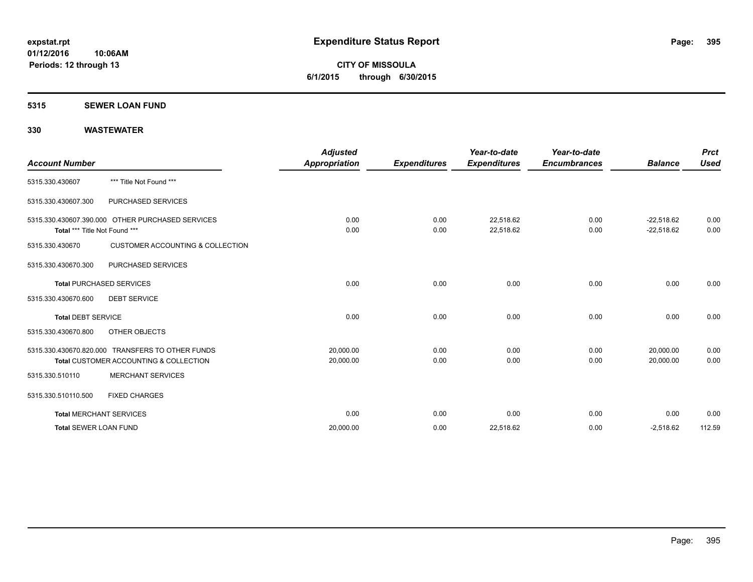# Expenditure Status Report

**CITY OF MISSOULA**
**6/1/2015 through 6/30/2015**

expstat.rpt
01/12/2016 10:06AM
Periods: 12 through 13

## 5315 SEWER LOAN FUND

### 330 WASTEWATER

| Account Number | | Adjusted Appropriation | Expenditures | Year-to-date Expenditures | Year-to-date Encumbrances | Balance | Prct Used |
|---|---|---|---|---|---|---|---|
| 5315.330.430607 | *** Title Not Found *** | | | | | | |
| 5315.330.430607.300 | PURCHASED SERVICES | | | | | | |
| 5315.330.430607.390.000 | OTHER PURCHASED SERVICES | 0.00 | 0.00 | 22,518.62 | 0.00 | -22,518.62 | 0.00 |
| **Total** *** Title Not Found *** | | 0.00 | 0.00 | 22,518.62 | 0.00 | -22,518.62 | 0.00 |
| 5315.330.430670 | CUSTOMER ACCOUNTING & COLLECTION | | | | | | |
| 5315.330.430670.300 | PURCHASED SERVICES | | | | | | |
| **Total** PURCHASED SERVICES | | 0.00 | 0.00 | 0.00 | 0.00 | 0.00 | 0.00 |
| 5315.330.430670.600 | DEBT SERVICE | | | | | | |
| **Total** DEBT SERVICE | | 0.00 | 0.00 | 0.00 | 0.00 | 0.00 | 0.00 |
| 5315.330.430670.800 | OTHER OBJECTS | | | | | | |
| 5315.330.430670.820.000 | TRANSFERS TO OTHER FUNDS | 20,000.00 | 0.00 | 0.00 | 0.00 | 20,000.00 | 0.00 |
| **Total** CUSTOMER ACCOUNTING & COLLECTION | | 20,000.00 | 0.00 | 0.00 | 0.00 | 20,000.00 | 0.00 |
| 5315.330.510110 | MERCHANT SERVICES | | | | | | |
| 5315.330.510110.500 | FIXED CHARGES | | | | | | |
| **Total** MERCHANT SERVICES | | 0.00 | 0.00 | 0.00 | 0.00 | 0.00 | 0.00 |
| **Total** SEWER LOAN FUND | | 20,000.00 | 0.00 | 22,518.62 | 0.00 | -2,518.62 | 112.59 |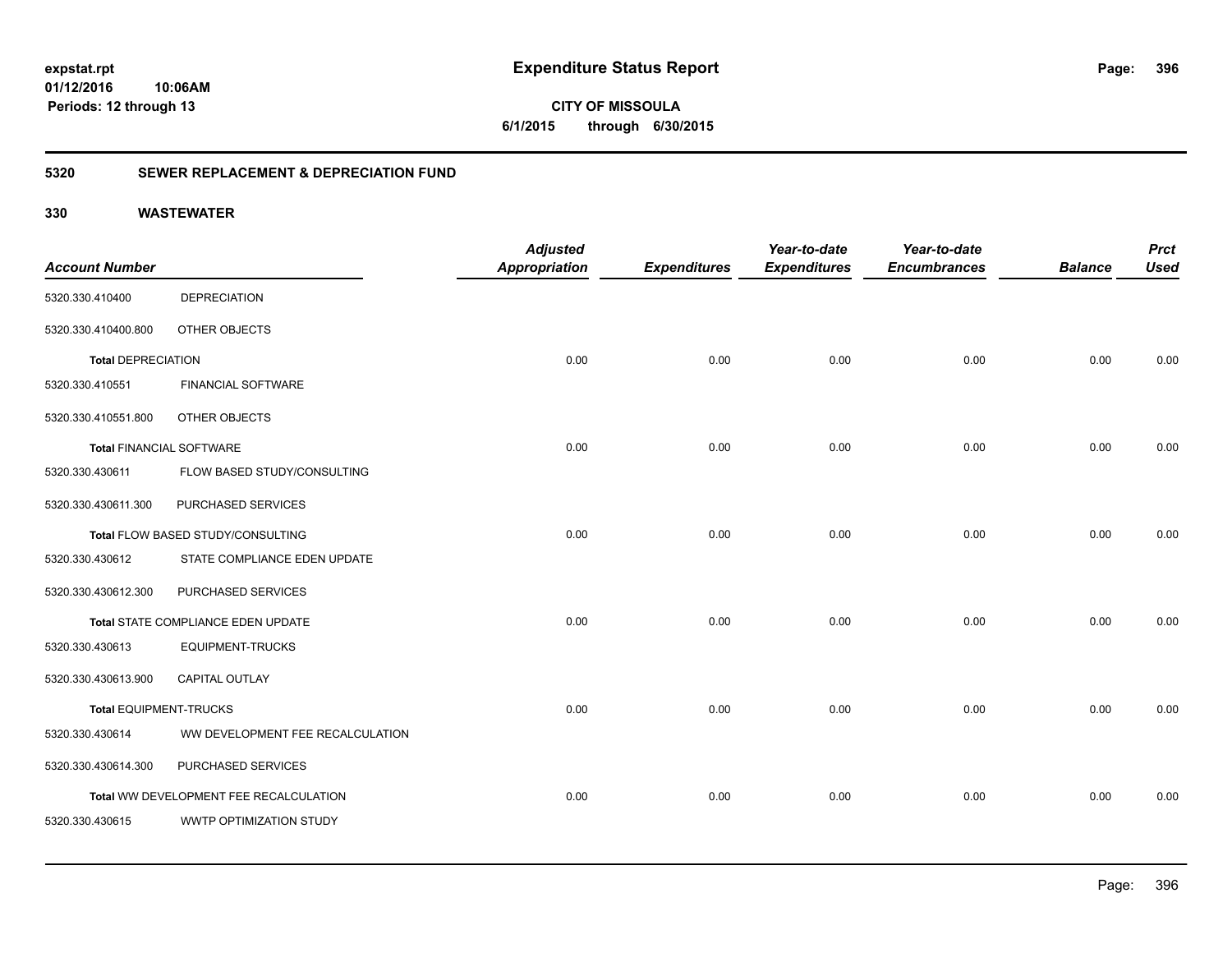**expstat.rpt**
**01/12/2016 10:06AM**
**Periods: 12 through 13**

# Expenditure Status Report

**CITY OF MISSOULA**
**6/1/2015 through 6/30/2015**

## 5320 SEWER REPLACEMENT & DEPRECIATION FUND

## 330 WASTEWATER

| Account Number | | Adjusted Appropriation | Expenditures | Year-to-date Expenditures | Year-to-date Encumbrances | Balance | Prct Used |
|---|---|---|---|---|---|---|---|
| 5320.330.410400 | DEPRECIATION | | | | | | |
| 5320.330.410400.800 | OTHER OBJECTS | | | | | | |
| **Total** DEPRECIATION | | 0.00 | 0.00 | 0.00 | 0.00 | 0.00 | 0.00 |
| 5320.330.410551 | FINANCIAL SOFTWARE | | | | | | |
| 5320.330.410551.800 | OTHER OBJECTS | | | | | | |
| **Total** FINANCIAL SOFTWARE | | 0.00 | 0.00 | 0.00 | 0.00 | 0.00 | 0.00 |
| 5320.330.430611 | FLOW BASED STUDY/CONSULTING | | | | | | |
| 5320.330.430611.300 | PURCHASED SERVICES | | | | | | |
| **Total** FLOW BASED STUDY/CONSULTING | | 0.00 | 0.00 | 0.00 | 0.00 | 0.00 | 0.00 |
| 5320.330.430612 | STATE COMPLIANCE EDEN UPDATE | | | | | | |
| 5320.330.430612.300 | PURCHASED SERVICES | | | | | | |
| **Total** STATE COMPLIANCE EDEN UPDATE | | 0.00 | 0.00 | 0.00 | 0.00 | 0.00 | 0.00 |
| 5320.330.430613 | EQUIPMENT-TRUCKS | | | | | | |
| 5320.330.430613.900 | CAPITAL OUTLAY | | | | | | |
| **Total** EQUIPMENT-TRUCKS | | 0.00 | 0.00 | 0.00 | 0.00 | 0.00 | 0.00 |
| 5320.330.430614 | WW DEVELOPMENT FEE RECALCULATION | | | | | | |
| 5320.330.430614.300 | PURCHASED SERVICES | | | | | | |
| **Total** WW DEVELOPMENT FEE RECALCULATION | | 0.00 | 0.00 | 0.00 | 0.00 | 0.00 | 0.00 |
| 5320.330.430615 | WWTP OPTIMIZATION STUDY | | | | | | |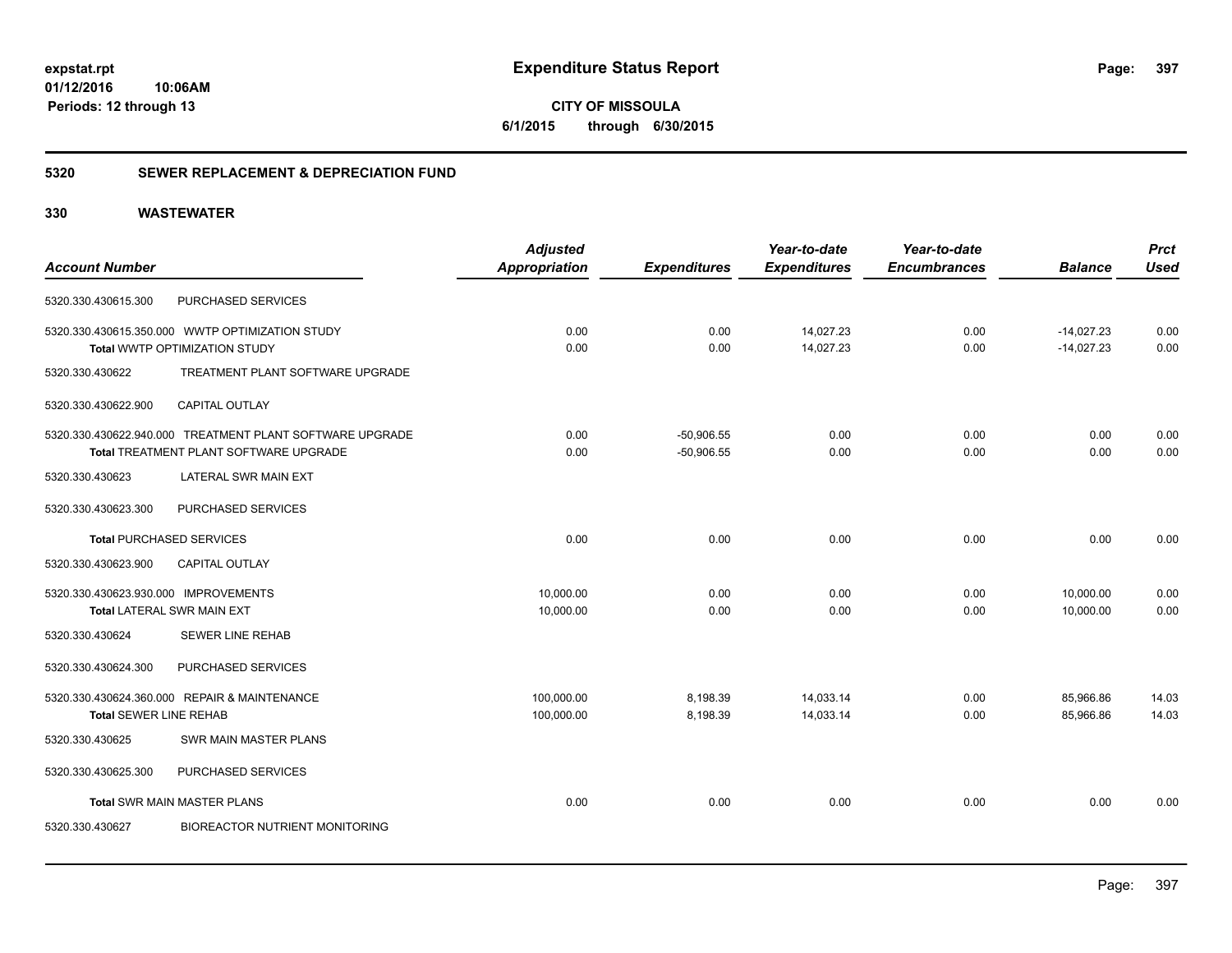# Expenditure Status Report

**CITY OF MISSOULA**

**6/1/2015 through 6/30/2015**

expstat.rpt
01/12/2016 10:06AM
Periods: 12 through 13

## 5320 SEWER REPLACEMENT & DEPRECIATION FUND

### 330 WASTEWATER

| Account Number | | Adjusted Appropriation | Expenditures | Year-to-date Expenditures | Year-to-date Encumbrances | Balance | Prct Used |
|---|---|---|---|---|---|---|---|
| 5320.330.430615.300 | PURCHASED SERVICES | | | | | | |
| 5320.330.430615.350.000 | WWTP OPTIMIZATION STUDY | 0.00 | 0.00 | 14,027.23 | 0.00 | -14,027.23 | 0.00 |
| Total WWTP OPTIMIZATION STUDY | | 0.00 | 0.00 | 14,027.23 | 0.00 | -14,027.23 | 0.00 |
| 5320.330.430622 | TREATMENT PLANT SOFTWARE UPGRADE | | | | | | |
| 5320.330.430622.900 | CAPITAL OUTLAY | | | | | | |
| 5320.330.430622.940.000 | TREATMENT PLANT SOFTWARE UPGRADE | 0.00 | -50,906.55 | 0.00 | 0.00 | 0.00 | 0.00 |
| Total TREATMENT PLANT SOFTWARE UPGRADE | | 0.00 | -50,906.55 | 0.00 | 0.00 | 0.00 | 0.00 |
| 5320.330.430623 | LATERAL SWR MAIN EXT | | | | | | |
| 5320.330.430623.300 | PURCHASED SERVICES | | | | | | |
| Total PURCHASED SERVICES | | 0.00 | 0.00 | 0.00 | 0.00 | 0.00 | 0.00 |
| 5320.330.430623.900 | CAPITAL OUTLAY | | | | | | |
| 5320.330.430623.930.000 | IMPROVEMENTS | 10,000.00 | 0.00 | 0.00 | 0.00 | 10,000.00 | 0.00 |
| Total LATERAL SWR MAIN EXT | | 10,000.00 | 0.00 | 0.00 | 0.00 | 10,000.00 | 0.00 |
| 5320.330.430624 | SEWER LINE REHAB | | | | | | |
| 5320.330.430624.300 | PURCHASED SERVICES | | | | | | |
| 5320.330.430624.360.000 | REPAIR & MAINTENANCE | 100,000.00 | 8,198.39 | 14,033.14 | 0.00 | 85,966.86 | 14.03 |
| Total SEWER LINE REHAB | | 100,000.00 | 8,198.39 | 14,033.14 | 0.00 | 85,966.86 | 14.03 |
| 5320.330.430625 | SWR MAIN MASTER PLANS | | | | | | |
| 5320.330.430625.300 | PURCHASED SERVICES | | | | | | |
| Total SWR MAIN MASTER PLANS | | 0.00 | 0.00 | 0.00 | 0.00 | 0.00 | 0.00 |
| 5320.330.430627 | BIOREACTOR NUTRIENT MONITORING | | | | | | |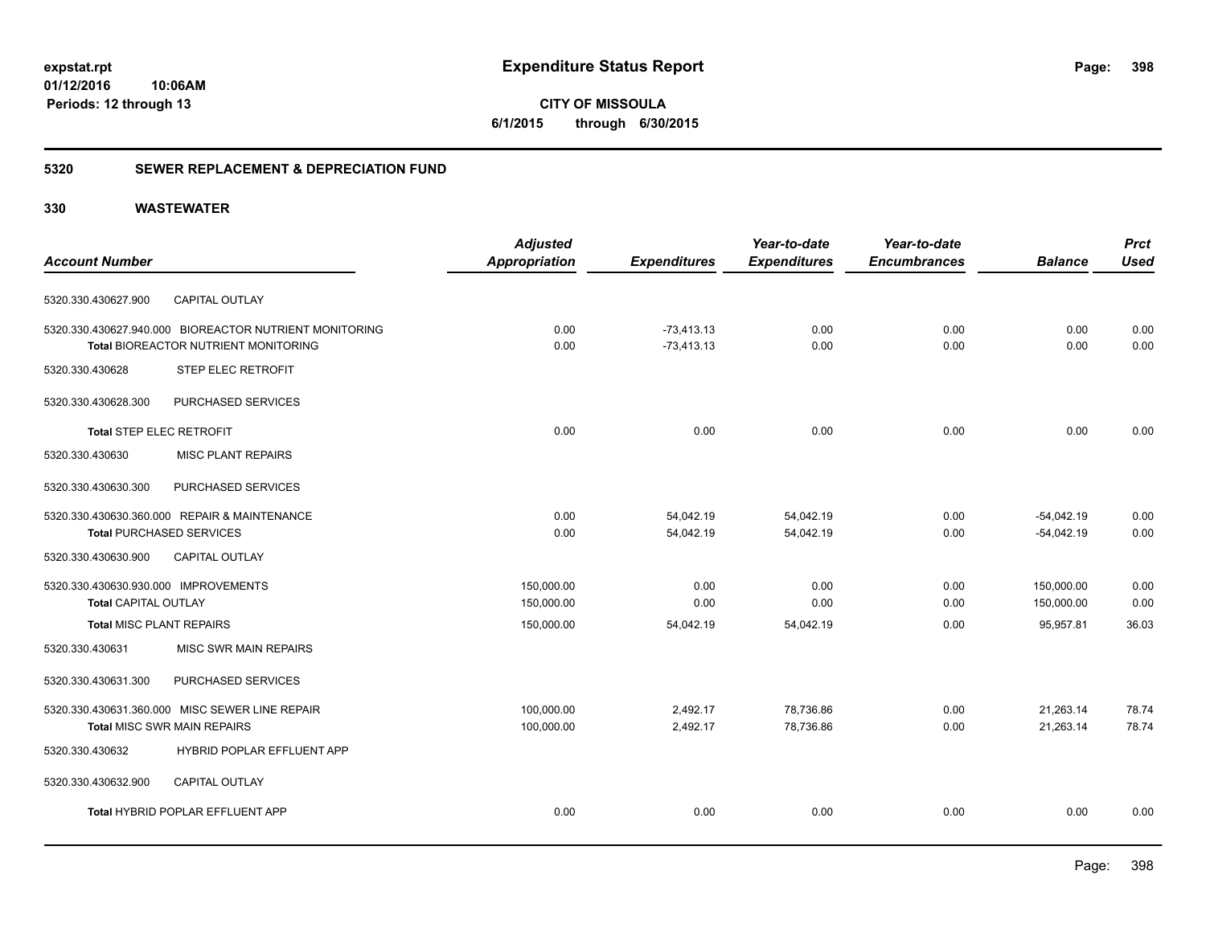**Expenditure Status Report**

**CITY OF MISSOULA**
**6/1/2015 through 6/30/2015**

expstat.rpt
01/12/2016 10:06AM
Periods: 12 through 13

## 5320 SEWER REPLACEMENT & DEPRECIATION FUND

## 330 WASTEWATER

| Account Number | | Adjusted Appropriation | Expenditures | Year-to-date Expenditures | Year-to-date Encumbrances | Balance | Prct Used |
|---|---|---|---|---|---|---|---|
| 5320.330.430627.900 | CAPITAL OUTLAY | | | | | | |
| 5320.330.430627.940.000 | BIOREACTOR NUTRIENT MONITORING | 0.00 | -73,413.13 | 0.00 | 0.00 | 0.00 | 0.00 |
| | Total BIOREACTOR NUTRIENT MONITORING | 0.00 | -73,413.13 | 0.00 | 0.00 | 0.00 | 0.00 |
| 5320.330.430628 | STEP ELEC RETROFIT | | | | | | |
| 5320.330.430628.300 | PURCHASED SERVICES | | | | | | |
| | Total STEP ELEC RETROFIT | 0.00 | 0.00 | 0.00 | 0.00 | 0.00 | 0.00 |
| 5320.330.430630 | MISC PLANT REPAIRS | | | | | | |
| 5320.330.430630.300 | PURCHASED SERVICES | | | | | | |
| 5320.330.430630.360.000 | REPAIR & MAINTENANCE | 0.00 | 54,042.19 | 54,042.19 | 0.00 | -54,042.19 | 0.00 |
| | Total PURCHASED SERVICES | 0.00 | 54,042.19 | 54,042.19 | 0.00 | -54,042.19 | 0.00 |
| 5320.330.430630.900 | CAPITAL OUTLAY | | | | | | |
| 5320.330.430630.930.000 | IMPROVEMENTS | 150,000.00 | 0.00 | 0.00 | 0.00 | 150,000.00 | 0.00 |
| | Total CAPITAL OUTLAY | 150,000.00 | 0.00 | 0.00 | 0.00 | 150,000.00 | 0.00 |
| | Total MISC PLANT REPAIRS | 150,000.00 | 54,042.19 | 54,042.19 | 0.00 | 95,957.81 | 36.03 |
| 5320.330.430631 | MISC SWR MAIN REPAIRS | | | | | | |
| 5320.330.430631.300 | PURCHASED SERVICES | | | | | | |
| 5320.330.430631.360.000 | MISC SEWER LINE REPAIR | 100,000.00 | 2,492.17 | 78,736.86 | 0.00 | 21,263.14 | 78.74 |
| | Total MISC SWR MAIN REPAIRS | 100,000.00 | 2,492.17 | 78,736.86 | 0.00 | 21,263.14 | 78.74 |
| 5320.330.430632 | HYBRID POPLAR EFFLUENT APP | | | | | | |
| 5320.330.430632.900 | CAPITAL OUTLAY | | | | | | |
| | Total HYBRID POPLAR EFFLUENT APP | 0.00 | 0.00 | 0.00 | 0.00 | 0.00 | 0.00 |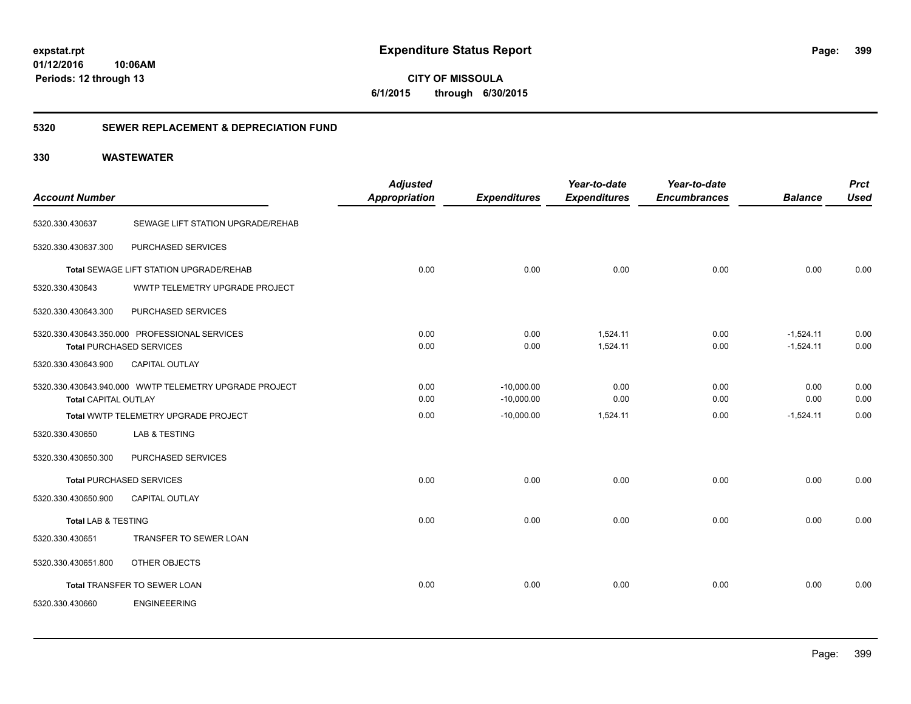**expstat.rpt**
**01/12/2016 10:06AM**
**Periods: 12 through 13**

# Expenditure Status Report

**CITY OF MISSOULA**
**6/1/2015 through 6/30/2015**

## 5320 SEWER REPLACEMENT & DEPRECIATION FUND

### 330 WASTEWATER

| Account Number | | Adjusted Appropriation | Expenditures | Year-to-date Expenditures | Year-to-date Encumbrances | Balance | Prct Used |
|---|---|---|---|---|---|---|---|
| 5320.330.430637 | SEWAGE LIFT STATION UPGRADE/REHAB | | | | | | |
| 5320.330.430637.300 | PURCHASED SERVICES | | | | | | |
| **Total** SEWAGE LIFT STATION UPGRADE/REHAB | | 0.00 | 0.00 | 0.00 | 0.00 | 0.00 | 0.00 |
| 5320.330.430643 | WWTP TELEMETRY UPGRADE PROJECT | | | | | | |
| 5320.330.430643.300 | PURCHASED SERVICES | | | | | | |
| 5320.330.430643.350.000 | PROFESSIONAL SERVICES | 0.00 | 0.00 | 1,524.11 | 0.00 | -1,524.11 | 0.00 |
| **Total** PURCHASED SERVICES | | 0.00 | 0.00 | 1,524.11 | 0.00 | -1,524.11 | 0.00 |
| 5320.330.430643.900 | CAPITAL OUTLAY | | | | | | |
| 5320.330.430643.940.000 | WWTP TELEMETRY UPGRADE PROJECT | 0.00 | -10,000.00 | 0.00 | 0.00 | 0.00 | 0.00 |
| **Total** CAPITAL OUTLAY | | 0.00 | -10,000.00 | 0.00 | 0.00 | 0.00 | 0.00 |
| **Total** WWTP TELEMETRY UPGRADE PROJECT | | 0.00 | -10,000.00 | 1,524.11 | 0.00 | -1,524.11 | 0.00 |
| 5320.330.430650 | LAB & TESTING | | | | | | |
| 5320.330.430650.300 | PURCHASED SERVICES | | | | | | |
| **Total** PURCHASED SERVICES | | 0.00 | 0.00 | 0.00 | 0.00 | 0.00 | 0.00 |
| 5320.330.430650.900 | CAPITAL OUTLAY | | | | | | |
| **Total** LAB & TESTING | | 0.00 | 0.00 | 0.00 | 0.00 | 0.00 | 0.00 |
| 5320.330.430651 | TRANSFER TO SEWER LOAN | | | | | | |
| 5320.330.430651.800 | OTHER OBJECTS | | | | | | |
| **Total** TRANSFER TO SEWER LOAN | | 0.00 | 0.00 | 0.00 | 0.00 | 0.00 | 0.00 |
| 5320.330.430660 | ENGINEEERING | | | | | | |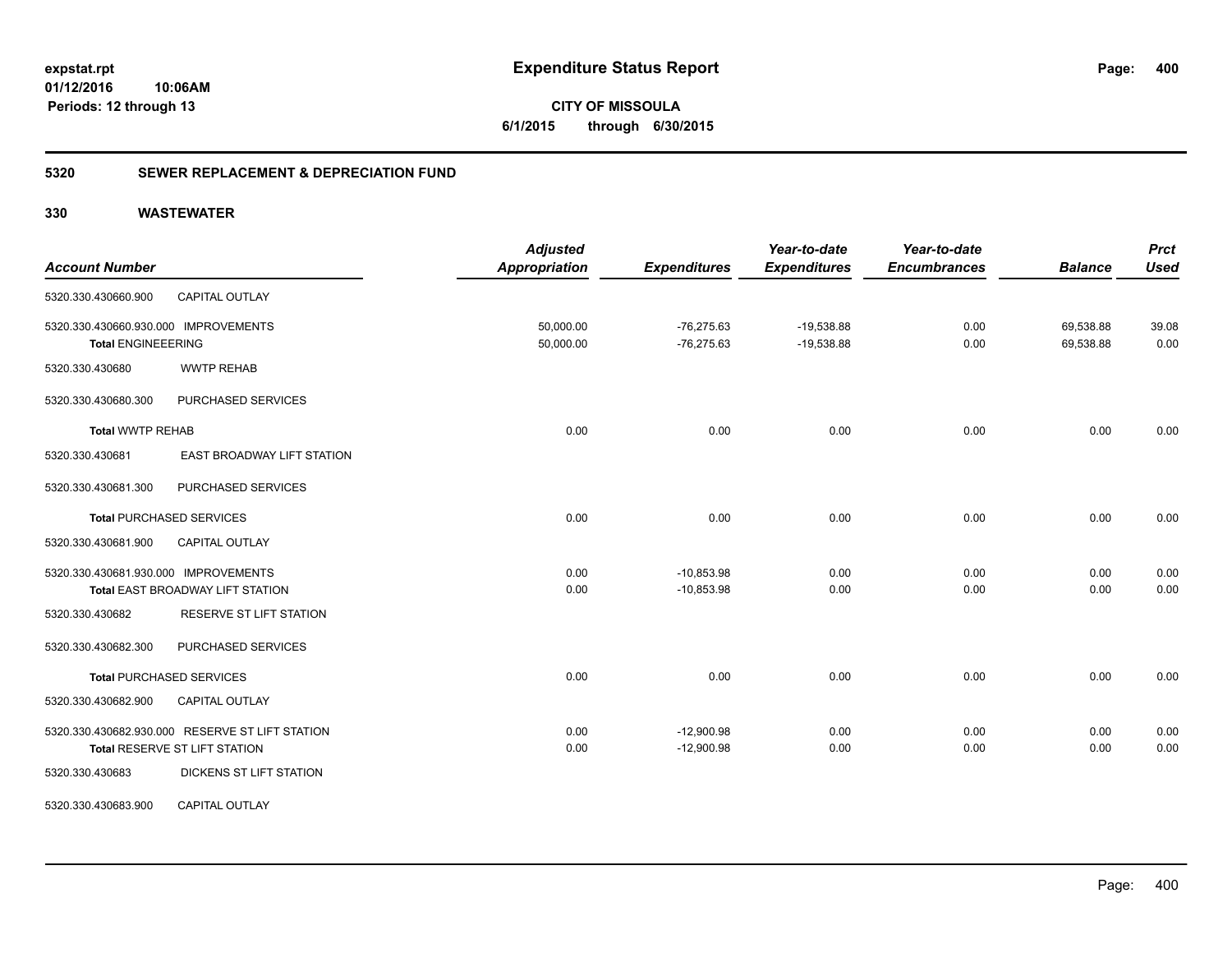**expstat.rpt**
**01/12/2016 10:06AM**
**Periods: 12 through 13**

# Expenditure Status Report

**CITY OF MISSOULA**
**6/1/2015 through 6/30/2015**

## 5320 SEWER REPLACEMENT & DEPRECIATION FUND

### 330 WASTEWATER

| Account Number | | Adjusted Appropriation | Expenditures | Year-to-date Expenditures | Year-to-date Encumbrances | Balance | Prct Used |
|---|---|---|---|---|---|---|---|
| 5320.330.430660.900 | CAPITAL OUTLAY | | | | | | |
| 5320.330.430660.930.000 | IMPROVEMENTS | 50,000.00 | -76,275.63 | -19,538.88 | 0.00 | 69,538.88 | 39.08 |
| **Total** ENGINEEERING | | 50,000.00 | -76,275.63 | -19,538.88 | 0.00 | 69,538.88 | 0.00 |
| 5320.330.430680 | WWTP REHAB | | | | | | |
| 5320.330.430680.300 | PURCHASED SERVICES | | | | | | |
| **Total** WWTP REHAB | | 0.00 | 0.00 | 0.00 | 0.00 | 0.00 | 0.00 |
| 5320.330.430681 | EAST BROADWAY LIFT STATION | | | | | | |
| 5320.330.430681.300 | PURCHASED SERVICES | | | | | | |
| **Total** PURCHASED SERVICES | | 0.00 | 0.00 | 0.00 | 0.00 | 0.00 | 0.00 |
| 5320.330.430681.900 | CAPITAL OUTLAY | | | | | | |
| 5320.330.430681.930.000 | IMPROVEMENTS | 0.00 | -10,853.98 | 0.00 | 0.00 | 0.00 | 0.00 |
| **Total** EAST BROADWAY LIFT STATION | | 0.00 | -10,853.98 | 0.00 | 0.00 | 0.00 | 0.00 |
| 5320.330.430682 | RESERVE ST LIFT STATION | | | | | | |
| 5320.330.430682.300 | PURCHASED SERVICES | | | | | | |
| **Total** PURCHASED SERVICES | | 0.00 | 0.00 | 0.00 | 0.00 | 0.00 | 0.00 |
| 5320.330.430682.900 | CAPITAL OUTLAY | | | | | | |
| 5320.330.430682.930.000 | RESERVE ST LIFT STATION | 0.00 | -12,900.98 | 0.00 | 0.00 | 0.00 | 0.00 |
| **Total** RESERVE ST LIFT STATION | | 0.00 | -12,900.98 | 0.00 | 0.00 | 0.00 | 0.00 |
| 5320.330.430683 | DICKENS ST LIFT STATION | | | | | | |
| 5320.330.430683.900 | CAPITAL OUTLAY | | | | | | |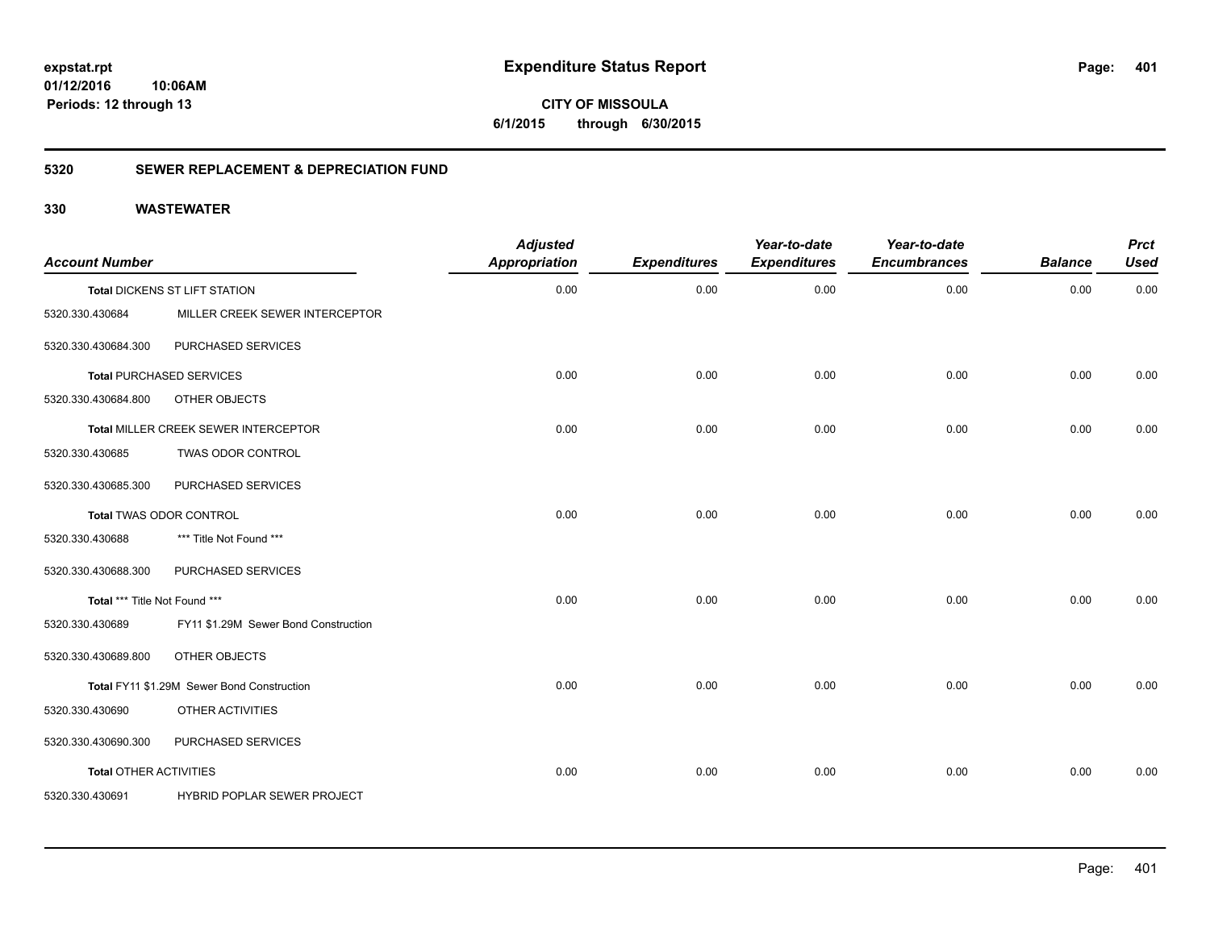# Expenditure Status Report

expstat.rpt
01/12/2016 10:06AM
Periods: 12 through 13

**CITY OF MISSOULA**
**6/1/2015 through 6/30/2015**

## 5320 SEWER REPLACEMENT & DEPRECIATION FUND

### 330 WASTEWATER

| Account Number | | Adjusted Appropriation | Expenditures | Year-to-date Expenditures | Year-to-date Encumbrances | Balance | Prct Used |
|---|---|---|---|---|---|---|---|
| **Total** DICKENS ST LIFT STATION | | 0.00 | 0.00 | 0.00 | 0.00 | 0.00 | 0.00 |
| 5320.330.430684 | MILLER CREEK SEWER INTERCEPTOR | | | | | | |
| 5320.330.430684.300 | PURCHASED SERVICES | | | | | | |
| **Total** PURCHASED SERVICES | | 0.00 | 0.00 | 0.00 | 0.00 | 0.00 | 0.00 |
| 5320.330.430684.800 | OTHER OBJECTS | | | | | | |
| **Total** MILLER CREEK SEWER INTERCEPTOR | | 0.00 | 0.00 | 0.00 | 0.00 | 0.00 | 0.00 |
| 5320.330.430685 | TWAS ODOR CONTROL | | | | | | |
| 5320.330.430685.300 | PURCHASED SERVICES | | | | | | |
| **Total** TWAS ODOR CONTROL | | 0.00 | 0.00 | 0.00 | 0.00 | 0.00 | 0.00 |
| 5320.330.430688 | *** Title Not Found *** | | | | | | |
| 5320.330.430688.300 | PURCHASED SERVICES | | | | | | |
| **Total** *** Title Not Found *** | | 0.00 | 0.00 | 0.00 | 0.00 | 0.00 | 0.00 |
| 5320.330.430689 | FY11 $1.29M Sewer Bond Construction | | | | | | |
| 5320.330.430689.800 | OTHER OBJECTS | | | | | | |
| **Total** FY11 $1.29M Sewer Bond Construction | | 0.00 | 0.00 | 0.00 | 0.00 | 0.00 | 0.00 |
| 5320.330.430690 | OTHER ACTIVITIES | | | | | | |
| 5320.330.430690.300 | PURCHASED SERVICES | | | | | | |
| **Total** OTHER ACTIVITIES | | 0.00 | 0.00 | 0.00 | 0.00 | 0.00 | 0.00 |
| 5320.330.430691 | HYBRID POPLAR SEWER PROJECT | | | | | | |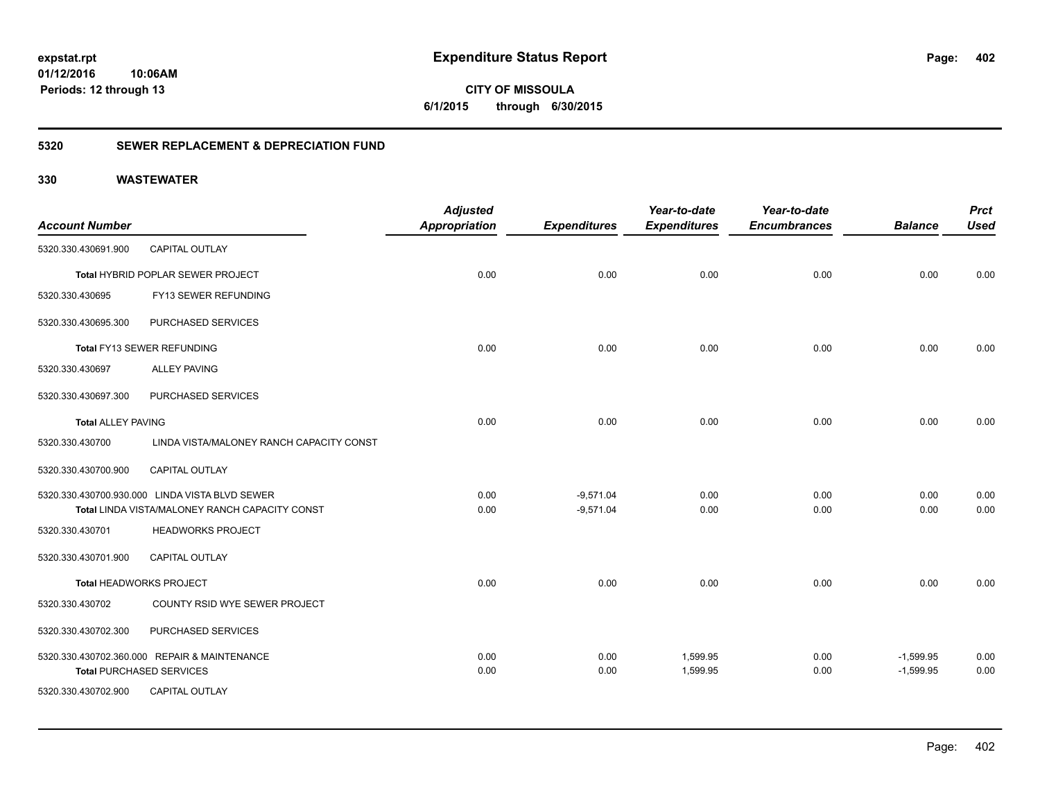**Expenditure Status Report**

**CITY OF MISSOULA**
**6/1/2015 through 6/30/2015**

expstat.rpt
01/12/2016 10:06AM
Periods: 12 through 13

## 5320 SEWER REPLACEMENT & DEPRECIATION FUND

### 330 WASTEWATER

| Account Number | | Adjusted Appropriation | Expenditures | Year-to-date Expenditures | Year-to-date Encumbrances | Balance | Prct Used |
|---|---|---|---|---|---|---|---|
| 5320.330.430691.900 | CAPITAL OUTLAY | | | | | | |
| **Total** HYBRID POPLAR SEWER PROJECT | | 0.00 | 0.00 | 0.00 | 0.00 | 0.00 | 0.00 |
| 5320.330.430695 | FY13 SEWER REFUNDING | | | | | | |
| 5320.330.430695.300 | PURCHASED SERVICES | | | | | | |
| **Total** FY13 SEWER REFUNDING | | 0.00 | 0.00 | 0.00 | 0.00 | 0.00 | 0.00 |
| 5320.330.430697 | ALLEY PAVING | | | | | | |
| 5320.330.430697.300 | PURCHASED SERVICES | | | | | | |
| **Total** ALLEY PAVING | | 0.00 | 0.00 | 0.00 | 0.00 | 0.00 | 0.00 |
| 5320.330.430700 | LINDA VISTA/MALONEY RANCH CAPACITY CONST | | | | | | |
| 5320.330.430700.900 | CAPITAL OUTLAY | | | | | | |
| 5320.330.430700.930.000 | LINDA VISTA BLVD SEWER | 0.00 | -9,571.04 | 0.00 | 0.00 | 0.00 | 0.00 |
| **Total** LINDA VISTA/MALONEY RANCH CAPACITY CONST | | 0.00 | -9,571.04 | 0.00 | 0.00 | 0.00 | 0.00 |
| 5320.330.430701 | HEADWORKS PROJECT | | | | | | |
| 5320.330.430701.900 | CAPITAL OUTLAY | | | | | | |
| **Total** HEADWORKS PROJECT | | 0.00 | 0.00 | 0.00 | 0.00 | 0.00 | 0.00 |
| 5320.330.430702 | COUNTY RSID WYE SEWER PROJECT | | | | | | |
| 5320.330.430702.300 | PURCHASED SERVICES | | | | | | |
| 5320.330.430702.360.000 | REPAIR & MAINTENANCE | 0.00 | 0.00 | 1,599.95 | 0.00 | -1,599.95 | 0.00 |
| **Total** PURCHASED SERVICES | | 0.00 | 0.00 | 1,599.95 | 0.00 | -1,599.95 | 0.00 |
| 5320.330.430702.900 | CAPITAL OUTLAY | | | | | | |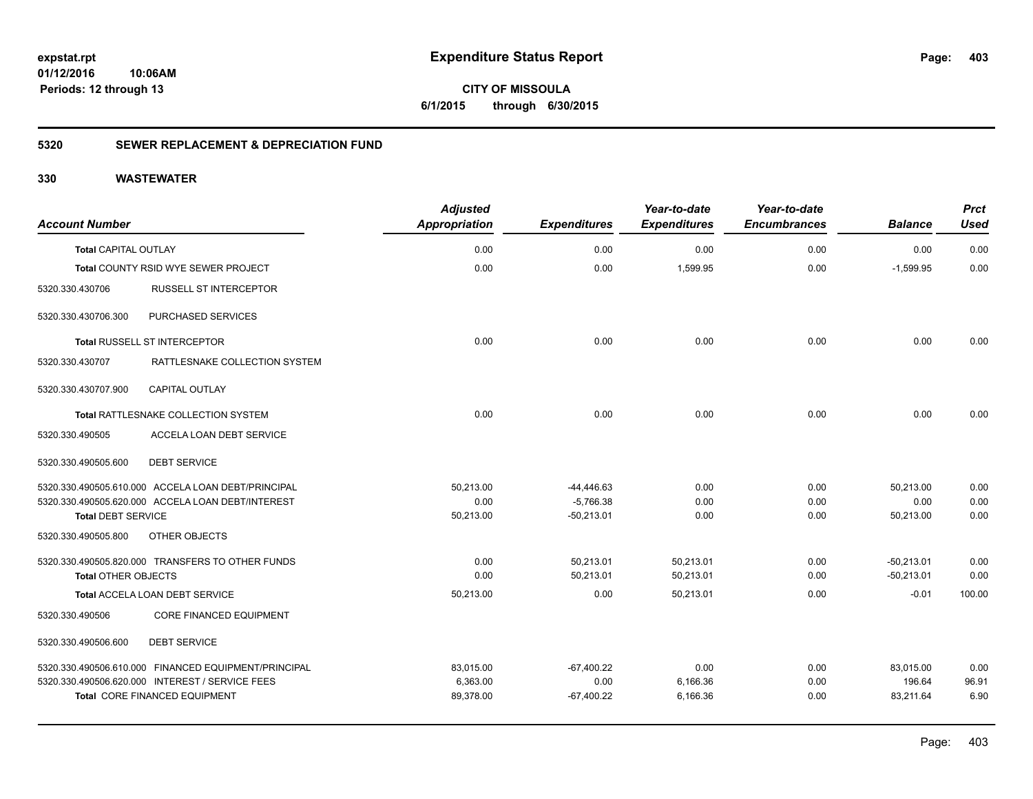# Expenditure Status Report

expstat.rpt
01/12/2016 10:06AM
Periods: 12 through 13

**CITY OF MISSOULA**
**6/1/2015 through 6/30/2015**

## 5320 SEWER REPLACEMENT & DEPRECIATION FUND

### 330 WASTEWATER

| Account Number | | Adjusted Appropriation | Expenditures | Year-to-date Expenditures | Year-to-date Encumbrances | Balance | Prct Used |
|---|---|---|---|---|---|---|---|
| **Total** CAPITAL OUTLAY | | 0.00 | 0.00 | 0.00 | 0.00 | 0.00 | 0.00 |
| **Total** COUNTY RSID WYE SEWER PROJECT | | 0.00 | 0.00 | 1,599.95 | 0.00 | -1,599.95 | 0.00 |
| 5320.330.430706 | RUSSELL ST INTERCEPTOR | | | | | | |
| 5320.330.430706.300 | PURCHASED SERVICES | | | | | | |
| **Total** RUSSELL ST INTERCEPTOR | | 0.00 | 0.00 | 0.00 | 0.00 | 0.00 | 0.00 |
| 5320.330.430707 | RATTLESNAKE COLLECTION SYSTEM | | | | | | |
| 5320.330.430707.900 | CAPITAL OUTLAY | | | | | | |
| **Total** RATTLESNAKE COLLECTION SYSTEM | | 0.00 | 0.00 | 0.00 | 0.00 | 0.00 | 0.00 |
| 5320.330.490505 | ACCELA LOAN DEBT SERVICE | | | | | | |
| 5320.330.490505.600 | DEBT SERVICE | | | | | | |
| 5320.330.490505.610.000 | ACCELA LOAN DEBT/PRINCIPAL | 50,213.00 | -44,446.63 | 0.00 | 0.00 | 50,213.00 | 0.00 |
| 5320.330.490505.620.000 | ACCELA LOAN DEBT/INTEREST | 0.00 | -5,766.38 | 0.00 | 0.00 | 0.00 | 0.00 |
| **Total** DEBT SERVICE | | 50,213.00 | -50,213.01 | 0.00 | 0.00 | 50,213.00 | 0.00 |
| 5320.330.490505.800 | OTHER OBJECTS | | | | | | |
| 5320.330.490505.820.000 | TRANSFERS TO OTHER FUNDS | 0.00 | 50,213.01 | 50,213.01 | 0.00 | -50,213.01 | 0.00 |
| **Total** OTHER OBJECTS | | 0.00 | 50,213.01 | 50,213.01 | 0.00 | -50,213.01 | 0.00 |
| **Total** ACCELA LOAN DEBT SERVICE | | 50,213.00 | 0.00 | 50,213.01 | 0.00 | -0.01 | 100.00 |
| 5320.330.490506 | CORE FINANCED EQUIPMENT | | | | | | |
| 5320.330.490506.600 | DEBT SERVICE | | | | | | |
| 5320.330.490506.610.000 | FINANCED EQUIPMENT/PRINCIPAL | 83,015.00 | -67,400.22 | 0.00 | 0.00 | 83,015.00 | 0.00 |
| 5320.330.490506.620.000 | INTEREST / SERVICE FEES | 6,363.00 | 0.00 | 6,166.36 | 0.00 | 196.64 | 96.91 |
| **Total** CORE FINANCED EQUIPMENT | | 89,378.00 | -67,400.22 | 6,166.36 | 0.00 | 83,211.64 | 6.90 |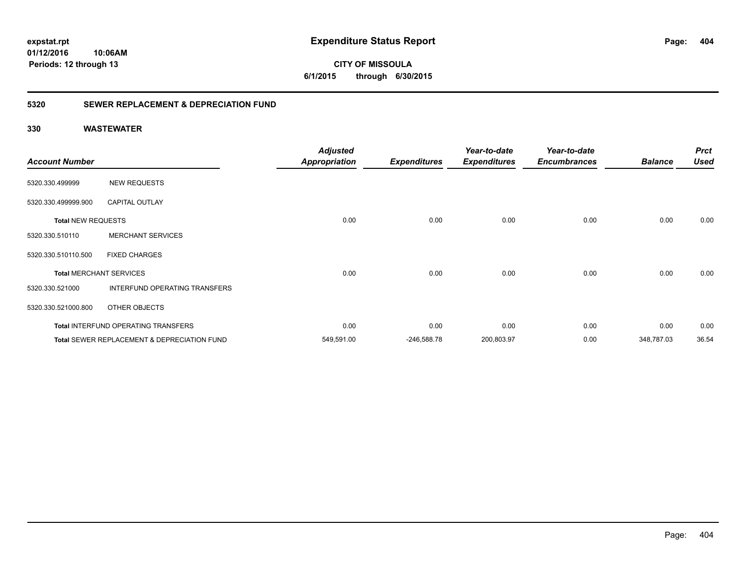# Expenditure Status Report

expstat.rpt
01/12/2016 10:06AM
Periods: 12 through 13

**CITY OF MISSOULA**
**6/1/2015 through 6/30/2015**

## 5320 SEWER REPLACEMENT & DEPRECIATION FUND

### 330 WASTEWATER

| Account Number | | Adjusted Appropriation | Expenditures | Year-to-date Expenditures | Year-to-date Encumbrances | Balance | Prct Used |
|---|---|---|---|---|---|---|---|
| 5320.330.499999 | NEW REQUESTS | | | | | | |
| 5320.330.499999.900 | CAPITAL OUTLAY | | | | | | |
| **Total** NEW REQUESTS | | 0.00 | 0.00 | 0.00 | 0.00 | 0.00 | 0.00 |
| 5320.330.510110 | MERCHANT SERVICES | | | | | | |
| 5320.330.510110.500 | FIXED CHARGES | | | | | | |
| **Total** MERCHANT SERVICES | | 0.00 | 0.00 | 0.00 | 0.00 | 0.00 | 0.00 |
| 5320.330.521000 | INTERFUND OPERATING TRANSFERS | | | | | | |
| 5320.330.521000.800 | OTHER OBJECTS | | | | | | |
| **Total** INTERFUND OPERATING TRANSFERS | | 0.00 | 0.00 | 0.00 | 0.00 | 0.00 | 0.00 |
| **Total** SEWER REPLACEMENT & DEPRECIATION FUND | | 549,591.00 | -246,588.78 | 200,803.97 | 0.00 | 348,787.03 | 36.54 |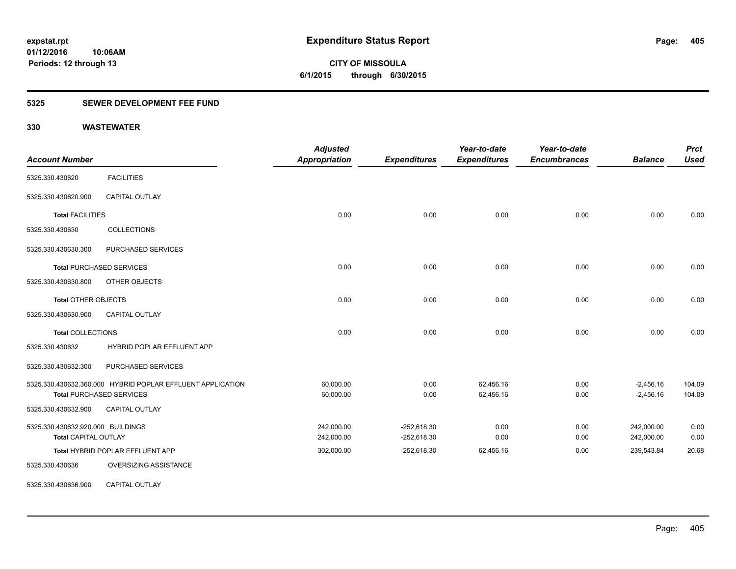expstat.rpt
01/12/2016 10:06AM
Periods: 12 through 13

# Expenditure Status Report

**CITY OF MISSOULA**
**6/1/2015 through 6/30/2015**

## 5325 SEWER DEVELOPMENT FEE FUND

## 330 WASTEWATER

| Account Number | | Adjusted Appropriation | Expenditures | Year-to-date Expenditures | Year-to-date Encumbrances | Balance | Prct Used |
|---|---|---|---|---|---|---|---|
| 5325.330.430620 | FACILITIES | | | | | | |
| 5325.330.430620.900 | CAPITAL OUTLAY | | | | | | |
| **Total** FACILITIES | | 0.00 | 0.00 | 0.00 | 0.00 | 0.00 | 0.00 |
| 5325.330.430630 | COLLECTIONS | | | | | | |
| 5325.330.430630.300 | PURCHASED SERVICES | | | | | | |
| **Total** PURCHASED SERVICES | | 0.00 | 0.00 | 0.00 | 0.00 | 0.00 | 0.00 |
| 5325.330.430630.800 | OTHER OBJECTS | | | | | | |
| **Total** OTHER OBJECTS | | 0.00 | 0.00 | 0.00 | 0.00 | 0.00 | 0.00 |
| 5325.330.430630.900 | CAPITAL OUTLAY | | | | | | |
| **Total** COLLECTIONS | | 0.00 | 0.00 | 0.00 | 0.00 | 0.00 | 0.00 |
| 5325.330.430632 | HYBRID POPLAR EFFLUENT APP | | | | | | |
| 5325.330.430632.300 | PURCHASED SERVICES | | | | | | |
| 5325.330.430632.360.000 | HYBRID POPLAR EFFLUENT APPLICATION | 60,000.00 | 0.00 | 62,456.16 | 0.00 | -2,456.16 | 104.09 |
| **Total** PURCHASED SERVICES | | 60,000.00 | 0.00 | 62,456.16 | 0.00 | -2,456.16 | 104.09 |
| 5325.330.430632.900 | CAPITAL OUTLAY | | | | | | |
| 5325.330.430632.920.000 | BUILDINGS | 242,000.00 | -252,618.30 | 0.00 | 0.00 | 242,000.00 | 0.00 |
| **Total** CAPITAL OUTLAY | | 242,000.00 | -252,618.30 | 0.00 | 0.00 | 242,000.00 | 0.00 |
| **Total** HYBRID POPLAR EFFLUENT APP | | 302,000.00 | -252,618.30 | 62,456.16 | 0.00 | 239,543.84 | 20.68 |
| 5325.330.430636 | OVERSIZING ASSISTANCE | | | | | | |
| 5325.330.430636.900 | CAPITAL OUTLAY | | | | | | |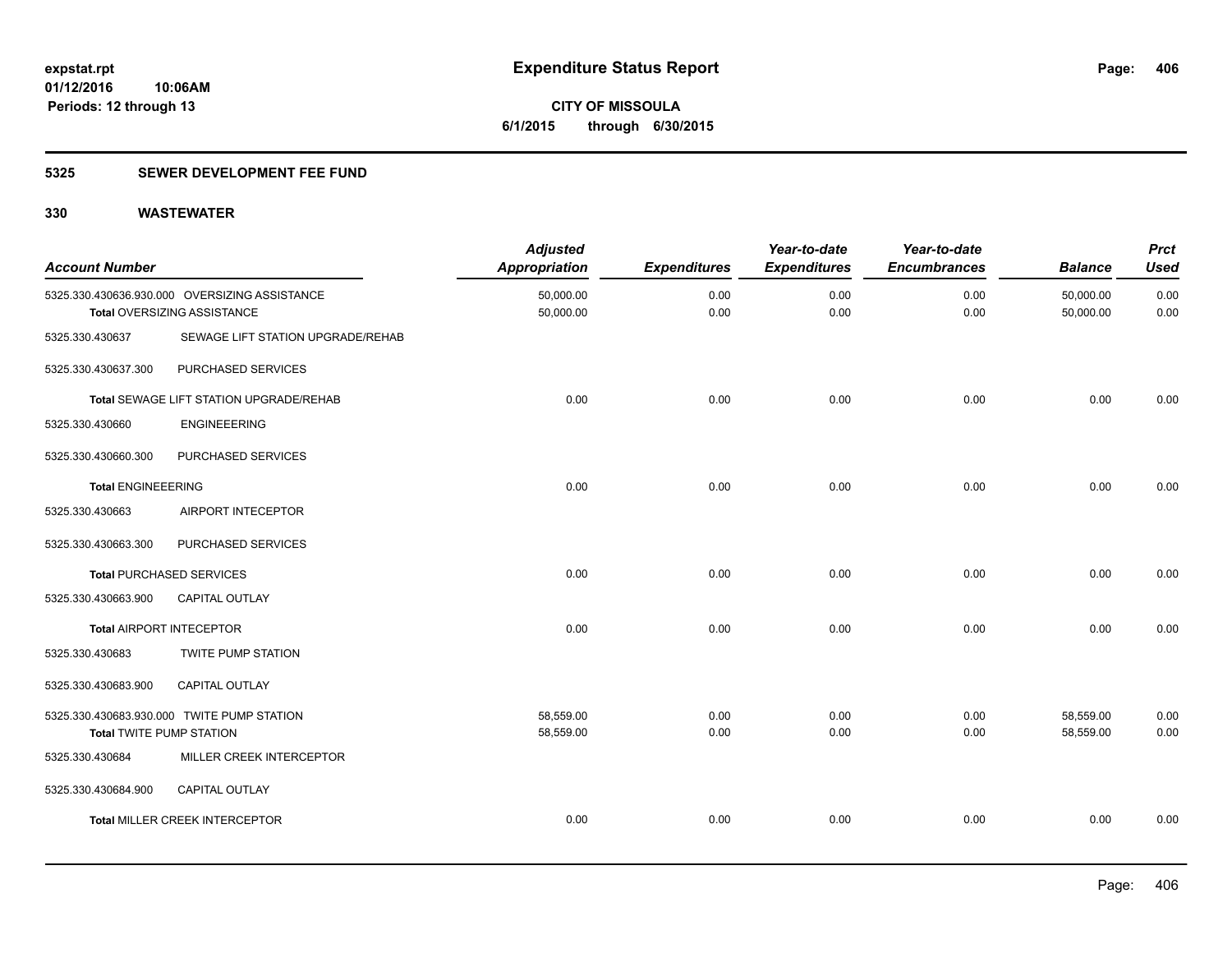# Expenditure Status Report

**CITY OF MISSOULA**
**6/1/2015 through 6/30/2015**

expstat.rpt
01/12/2016 10:06AM
Periods: 12 through 13

## 5325 SEWER DEVELOPMENT FEE FUND

### 330 WASTEWATER

| Account Number | | Adjusted Appropriation | Expenditures | Year-to-date Expenditures | Year-to-date Encumbrances | Balance | Prct Used |
|---|---|---|---|---|---|---|---|
| 5325.330.430636.930.000 | OVERSIZING ASSISTANCE | 50,000.00 | 0.00 | 0.00 | 0.00 | 50,000.00 | 0.00 |
| **Total** OVERSIZING ASSISTANCE | | 50,000.00 | 0.00 | 0.00 | 0.00 | 50,000.00 | 0.00 |
| 5325.330.430637 | SEWAGE LIFT STATION UPGRADE/REHAB | | | | | | |
| 5325.330.430637.300 | PURCHASED SERVICES | | | | | | |
| **Total** SEWAGE LIFT STATION UPGRADE/REHAB | | 0.00 | 0.00 | 0.00 | 0.00 | 0.00 | 0.00 |
| 5325.330.430660 | ENGINEEERING | | | | | | |
| 5325.330.430660.300 | PURCHASED SERVICES | | | | | | |
| **Total** ENGINEEERING | | 0.00 | 0.00 | 0.00 | 0.00 | 0.00 | 0.00 |
| 5325.330.430663 | AIRPORT INTECEPTOR | | | | | | |
| 5325.330.430663.300 | PURCHASED SERVICES | | | | | | |
| **Total** PURCHASED SERVICES | | 0.00 | 0.00 | 0.00 | 0.00 | 0.00 | 0.00 |
| 5325.330.430663.900 | CAPITAL OUTLAY | | | | | | |
| **Total** AIRPORT INTECEPTOR | | 0.00 | 0.00 | 0.00 | 0.00 | 0.00 | 0.00 |
| 5325.330.430683 | TWITE PUMP STATION | | | | | | |
| 5325.330.430683.900 | CAPITAL OUTLAY | | | | | | |
| 5325.330.430683.930.000 | TWITE PUMP STATION | 58,559.00 | 0.00 | 0.00 | 0.00 | 58,559.00 | 0.00 |
| **Total** TWITE PUMP STATION | | 58,559.00 | 0.00 | 0.00 | 0.00 | 58,559.00 | 0.00 |
| 5325.330.430684 | MILLER CREEK INTERCEPTOR | | | | | | |
| 5325.330.430684.900 | CAPITAL OUTLAY | | | | | | |
| **Total** MILLER CREEK INTERCEPTOR | | 0.00 | 0.00 | 0.00 | 0.00 | 0.00 | 0.00 |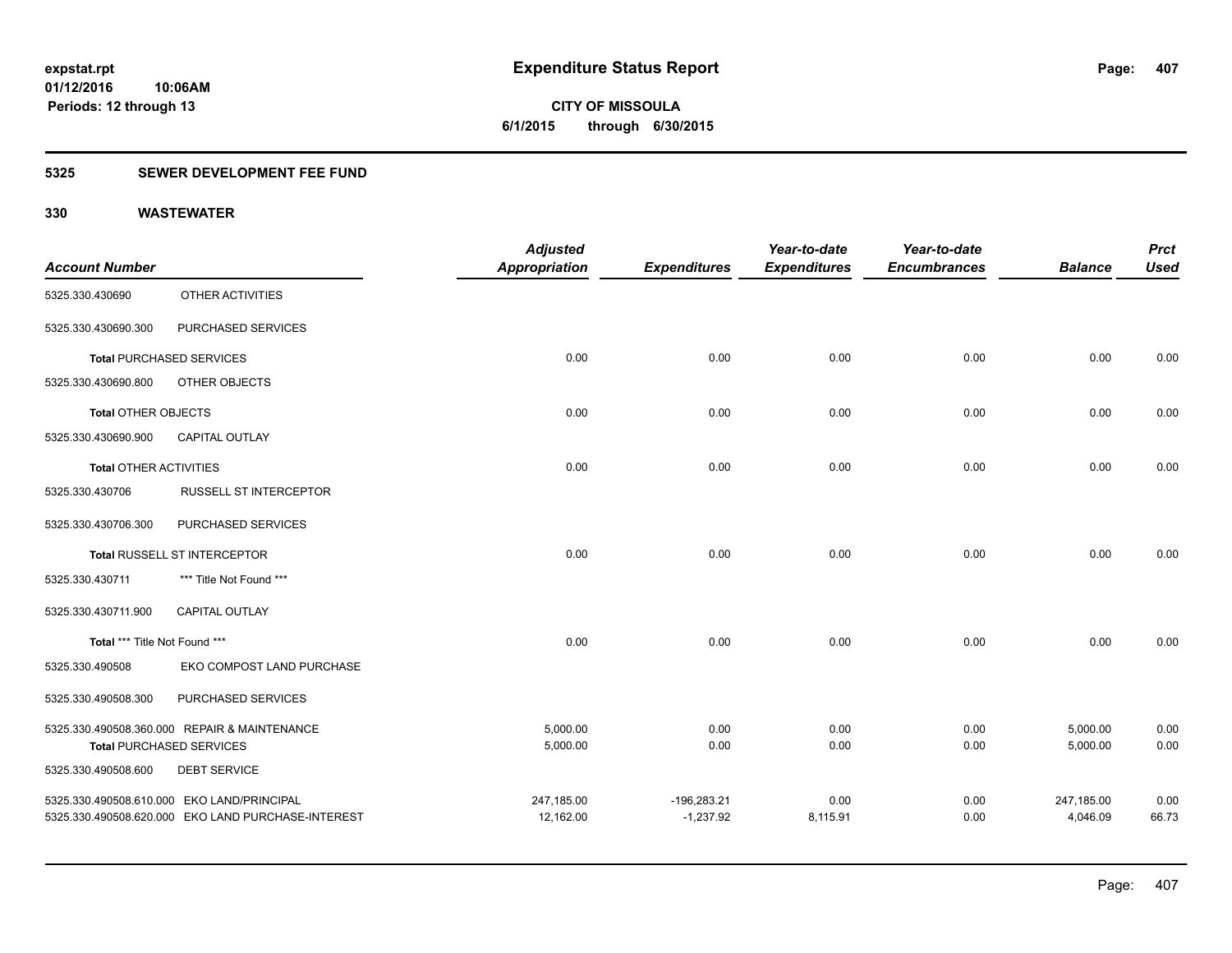**expstat.rpt**
**01/12/2016 10:06AM**
**Periods: 12 through 13**

# Expenditure Status Report

**CITY OF MISSOULA**
**6/1/2015 through 6/30/2015**

## 5325 SEWER DEVELOPMENT FEE FUND

## 330 WASTEWATER

| Account Number | | Adjusted Appropriation | Expenditures | Year-to-date Expenditures | Year-to-date Encumbrances | Balance | Prct Used |
|---|---|---|---|---|---|---|---|
| 5325.330.430690 | OTHER ACTIVITIES | | | | | | |
| 5325.330.430690.300 | PURCHASED SERVICES | | | | | | |
| **Total** PURCHASED SERVICES | | 0.00 | 0.00 | 0.00 | 0.00 | 0.00 | 0.00 |
| 5325.330.430690.800 | OTHER OBJECTS | | | | | | |
| **Total** OTHER OBJECTS | | 0.00 | 0.00 | 0.00 | 0.00 | 0.00 | 0.00 |
| 5325.330.430690.900 | CAPITAL OUTLAY | | | | | | |
| **Total** OTHER ACTIVITIES | | 0.00 | 0.00 | 0.00 | 0.00 | 0.00 | 0.00 |
| 5325.330.430706 | RUSSELL ST INTERCEPTOR | | | | | | |
| 5325.330.430706.300 | PURCHASED SERVICES | | | | | | |
| **Total** RUSSELL ST INTERCEPTOR | | 0.00 | 0.00 | 0.00 | 0.00 | 0.00 | 0.00 |
| 5325.330.430711 | *** Title Not Found *** | | | | | | |
| 5325.330.430711.900 | CAPITAL OUTLAY | | | | | | |
| **Total** *** Title Not Found *** | | 0.00 | 0.00 | 0.00 | 0.00 | 0.00 | 0.00 |
| 5325.330.490508 | EKO COMPOST LAND PURCHASE | | | | | | |
| 5325.330.490508.300 | PURCHASED SERVICES | | | | | | |
| 5325.330.490508.360.000 | REPAIR & MAINTENANCE | 5,000.00 | 0.00 | 0.00 | 0.00 | 5,000.00 | 0.00 |
| **Total** PURCHASED SERVICES | | 5,000.00 | 0.00 | 0.00 | 0.00 | 5,000.00 | 0.00 |
| 5325.330.490508.600 | DEBT SERVICE | | | | | | |
| 5325.330.490508.610.000 | EKO LAND/PRINCIPAL | 247,185.00 | -196,283.21 | 0.00 | 0.00 | 247,185.00 | 0.00 |
| 5325.330.490508.620.000 | EKO LAND PURCHASE-INTEREST | 12,162.00 | -1,237.92 | 8,115.91 | 0.00 | 4,046.09 | 66.73 |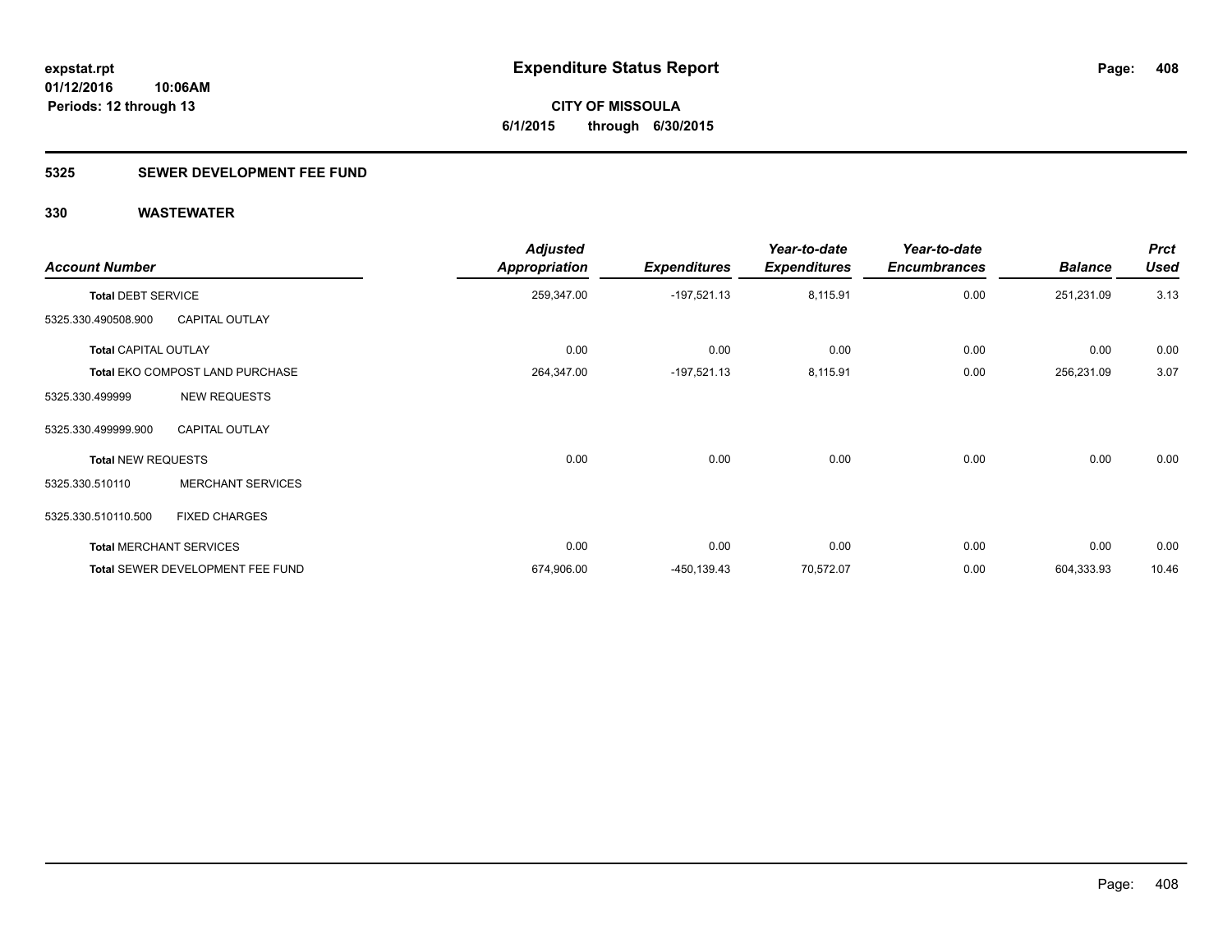**expstat.rpt**
**01/12/2016 10:06AM**
**Periods: 12 through 13**

# Expenditure Status Report

**CITY OF MISSOULA**
**6/1/2015 through 6/30/2015**

## 5325 SEWER DEVELOPMENT FEE FUND

### 330 WASTEWATER

| Account Number | | Adjusted Appropriation | Expenditures | Year-to-date Expenditures | Year-to-date Encumbrances | Balance | Prct Used |
|---|---|---|---|---|---|---|---|
| Total DEBT SERVICE | | 259,347.00 | -197,521.13 | 8,115.91 | 0.00 | 251,231.09 | 3.13 |
| 5325.330.490508.900 | CAPITAL OUTLAY | | | | | | |
| Total CAPITAL OUTLAY | | 0.00 | 0.00 | 0.00 | 0.00 | 0.00 | 0.00 |
| Total EKO COMPOST LAND PURCHASE | | 264,347.00 | -197,521.13 | 8,115.91 | 0.00 | 256,231.09 | 3.07 |
| 5325.330.499999 | NEW REQUESTS | | | | | | |
| 5325.330.499999.900 | CAPITAL OUTLAY | | | | | | |
| Total NEW REQUESTS | | 0.00 | 0.00 | 0.00 | 0.00 | 0.00 | 0.00 |
| 5325.330.510110 | MERCHANT SERVICES | | | | | | |
| 5325.330.510110.500 | FIXED CHARGES | | | | | | |
| Total MERCHANT SERVICES | | 0.00 | 0.00 | 0.00 | 0.00 | 0.00 | 0.00 |
| Total SEWER DEVELOPMENT FEE FUND | | 674,906.00 | -450,139.43 | 70,572.07 | 0.00 | 604,333.93 | 10.46 |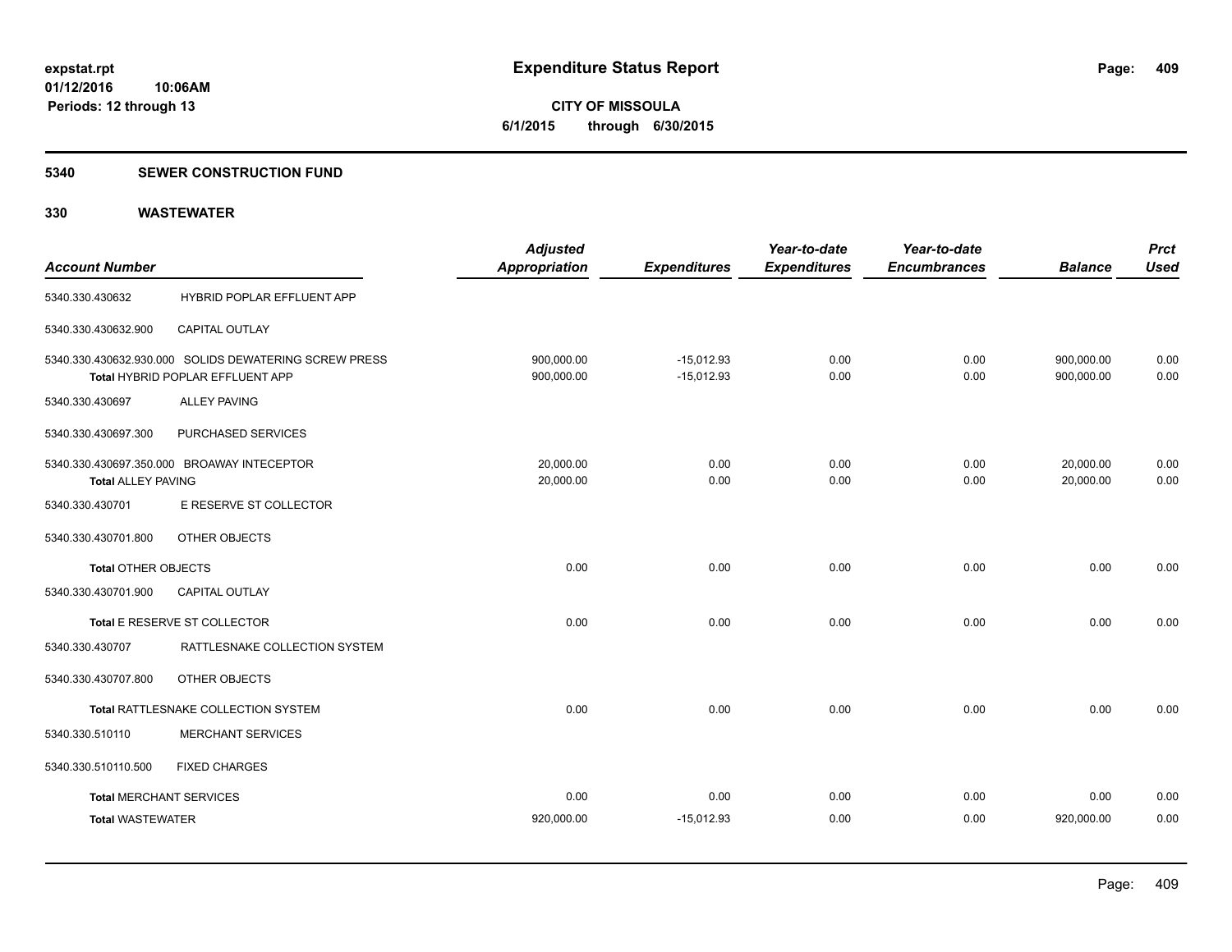# Expenditure Status Report

**CITY OF MISSOULA**
**6/1/2015 through 6/30/2015**

expstat.rpt
01/12/2016 10:06AM
Periods: 12 through 13

## 5340 SEWER CONSTRUCTION FUND

## 330 WASTEWATER

| Account Number | | Adjusted Appropriation | Expenditures | Year-to-date Expenditures | Year-to-date Encumbrances | Balance | Prct Used |
|---|---|---|---|---|---|---|---|
| 5340.330.430632 | HYBRID POPLAR EFFLUENT APP | | | | | | |
| 5340.330.430632.900 | CAPITAL OUTLAY | | | | | | |
| 5340.330.430632.930.000 | SOLIDS DEWATERING SCREW PRESS | 900,000.00 | -15,012.93 | 0.00 | 0.00 | 900,000.00 | 0.00 |
| Total HYBRID POPLAR EFFLUENT APP | | 900,000.00 | -15,012.93 | 0.00 | 0.00 | 900,000.00 | 0.00 |
| 5340.330.430697 | ALLEY PAVING | | | | | | |
| 5340.330.430697.300 | PURCHASED SERVICES | | | | | | |
| 5340.330.430697.350.000 | BROAWAY INTECEPTOR | 20,000.00 | 0.00 | 0.00 | 0.00 | 20,000.00 | 0.00 |
| Total ALLEY PAVING | | 20,000.00 | 0.00 | 0.00 | 0.00 | 20,000.00 | 0.00 |
| 5340.330.430701 | E RESERVE ST COLLECTOR | | | | | | |
| 5340.330.430701.800 | OTHER OBJECTS | | | | | | |
| Total OTHER OBJECTS | | 0.00 | 0.00 | 0.00 | 0.00 | 0.00 | 0.00 |
| 5340.330.430701.900 | CAPITAL OUTLAY | | | | | | |
| Total E RESERVE ST COLLECTOR | | 0.00 | 0.00 | 0.00 | 0.00 | 0.00 | 0.00 |
| 5340.330.430707 | RATTLESNAKE COLLECTION SYSTEM | | | | | | |
| 5340.330.430707.800 | OTHER OBJECTS | | | | | | |
| Total RATTLESNAKE COLLECTION SYSTEM | | 0.00 | 0.00 | 0.00 | 0.00 | 0.00 | 0.00 |
| 5340.330.510110 | MERCHANT SERVICES | | | | | | |
| 5340.330.510110.500 | FIXED CHARGES | | | | | | |
| Total MERCHANT SERVICES | | 0.00 | 0.00 | 0.00 | 0.00 | 0.00 | 0.00 |
| Total WASTEWATER | | 920,000.00 | -15,012.93 | 0.00 | 0.00 | 920,000.00 | 0.00 |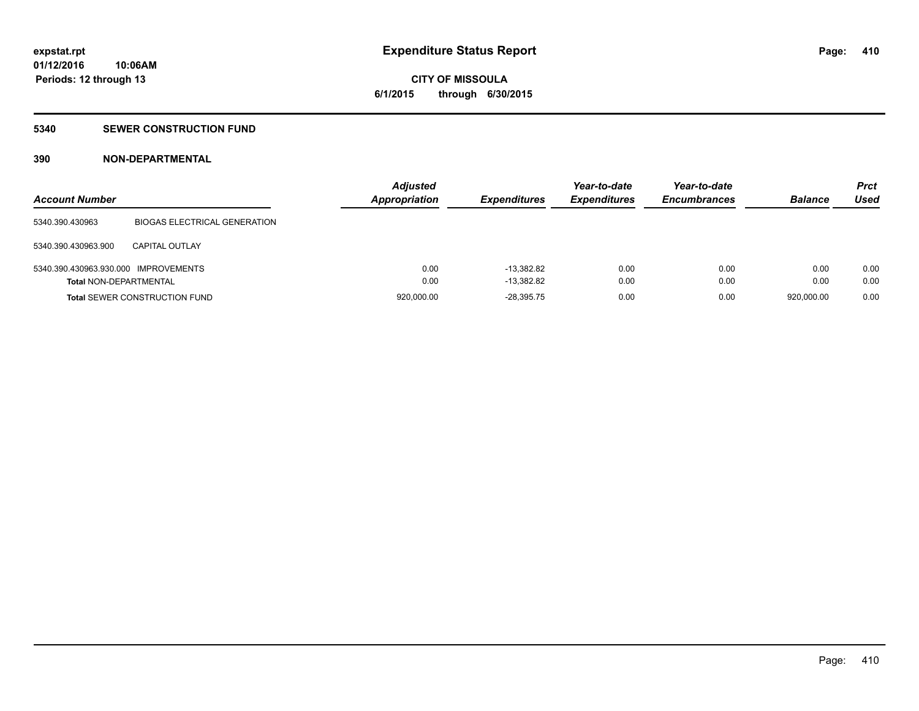# Expenditure Status Report

**CITY OF MISSOULA**
**6/1/2015 through 6/30/2015**

expstat.rpt
01/12/2016 10:06AM
Periods: 12 through 13

## 5340 SEWER CONSTRUCTION FUND

### 390 NON-DEPARTMENTAL

| Account Number | | Adjusted Appropriation | Expenditures | Year-to-date Expenditures | Year-to-date Encumbrances | Balance | Prct Used |
|---|---|---|---|---|---|---|---|
| 5340.390.430963 | BIOGAS ELECTRICAL GENERATION | | | | | | |
| 5340.390.430963.900 | CAPITAL OUTLAY | | | | | | |
| 5340.390.430963.930.000 | IMPROVEMENTS | 0.00 | -13,382.82 | 0.00 | 0.00 | 0.00 | 0.00 |
| **Total** NON-DEPARTMENTAL | | 0.00 | -13,382.82 | 0.00 | 0.00 | 0.00 | 0.00 |
| **Total** SEWER CONSTRUCTION FUND | | 920,000.00 | -28,395.75 | 0.00 | 0.00 | 920,000.00 | 0.00 |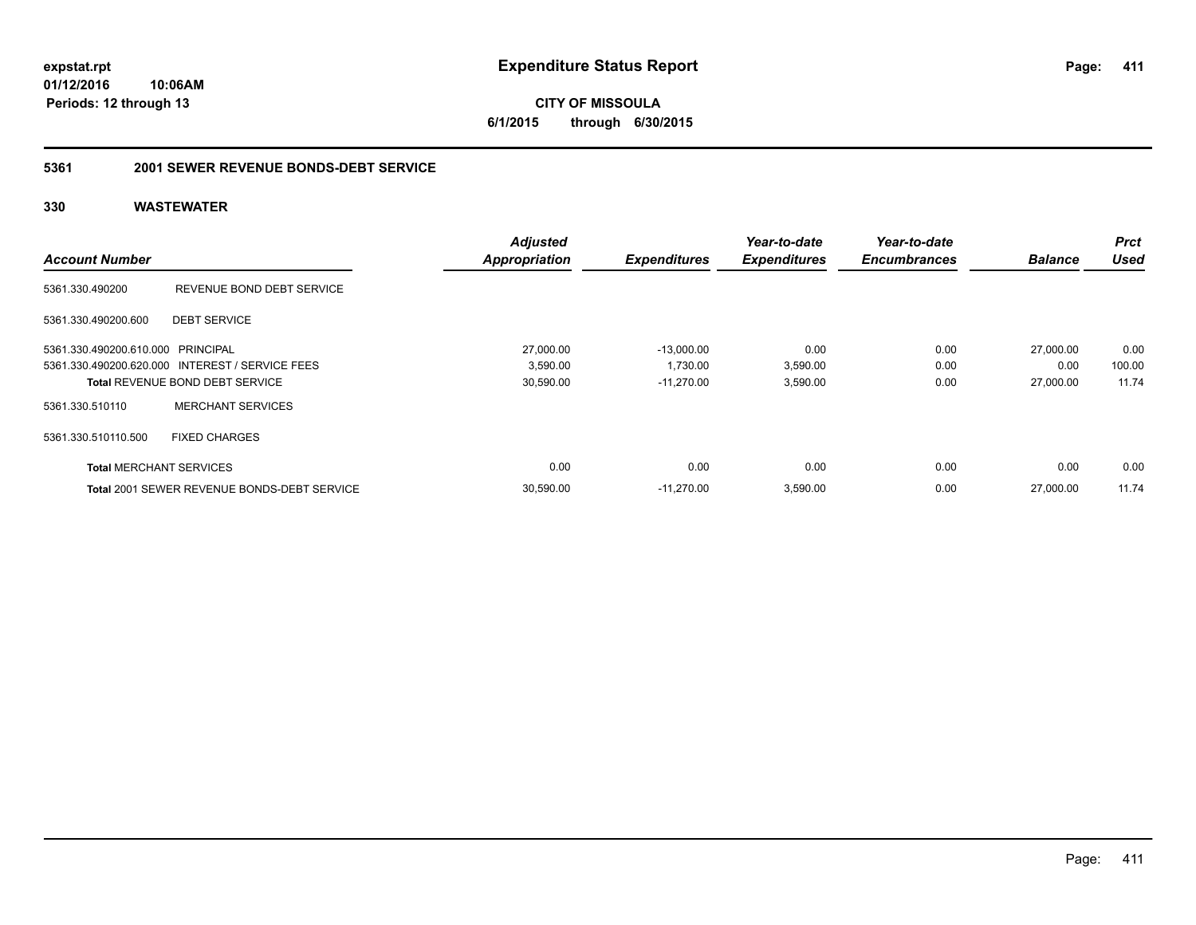**expstat.rpt**
**01/12/2016 10:06AM**
**Periods: 12 through 13**

# Expenditure Status Report

**CITY OF MISSOULA**
**6/1/2015 through 6/30/2015**

## 5361 2001 SEWER REVENUE BONDS-DEBT SERVICE

### 330 WASTEWATER

| Account Number | | Adjusted Appropriation | Expenditures | Year-to-date Expenditures | Year-to-date Encumbrances | Balance | Prct Used |
|---|---|---|---|---|---|---|---|
| 5361.330.490200 | REVENUE BOND DEBT SERVICE | | | | | | |
| 5361.330.490200.600 | DEBT SERVICE | | | | | | |
| 5361.330.490200.610.000 | PRINCIPAL | 27,000.00 | -13,000.00 | 0.00 | 0.00 | 27,000.00 | 0.00 |
| 5361.330.490200.620.000 | INTEREST / SERVICE FEES | 3,590.00 | 1,730.00 | 3,590.00 | 0.00 | 0.00 | 100.00 |
| **Total** REVENUE BOND DEBT SERVICE | | 30,590.00 | -11,270.00 | 3,590.00 | 0.00 | 27,000.00 | 11.74 |
| 5361.330.510110 | MERCHANT SERVICES | | | | | | |
| 5361.330.510110.500 | FIXED CHARGES | | | | | | |
| **Total** MERCHANT SERVICES | | 0.00 | 0.00 | 0.00 | 0.00 | 0.00 | 0.00 |
| **Total** 2001 SEWER REVENUE BONDS-DEBT SERVICE | | 30,590.00 | -11,270.00 | 3,590.00 | 0.00 | 27,000.00 | 11.74 |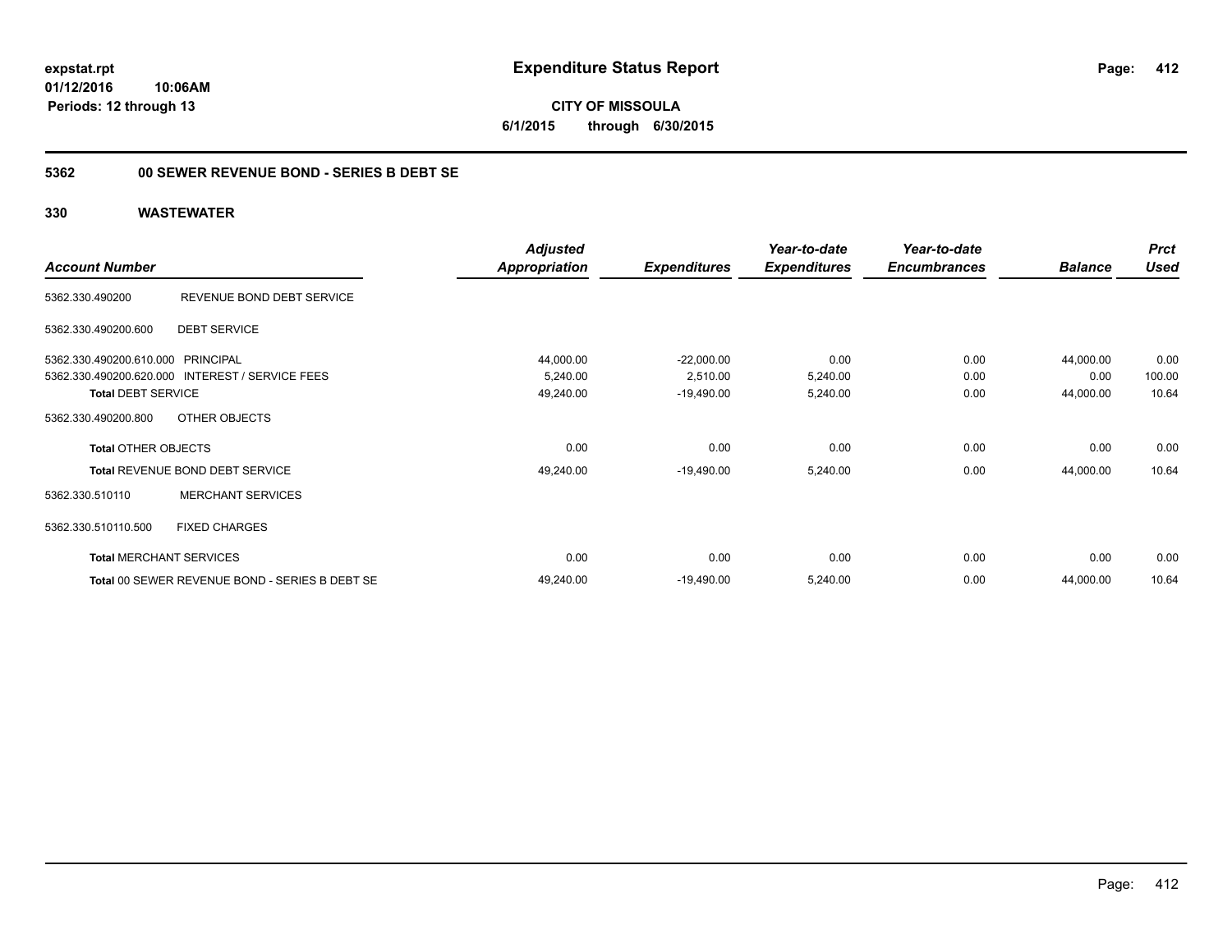**expstat.rpt**
**01/12/2016 10:06AM**
**Periods: 12 through 13**

# Expenditure Status Report

**CITY OF MISSOULA**
**6/1/2015 through 6/30/2015**

## 5362 00 SEWER REVENUE BOND - SERIES B DEBT SE

## 330 WASTEWATER

| Account Number | | Adjusted Appropriation | Expenditures | Year-to-date Expenditures | Year-to-date Encumbrances | Balance | Prct Used |
|---|---|---|---|---|---|---|---|
| 5362.330.490200 | REVENUE BOND DEBT SERVICE | | | | | | |
| 5362.330.490200.600 | DEBT SERVICE | | | | | | |
| 5362.330.490200.610.000 | PRINCIPAL | 44,000.00 | -22,000.00 | 0.00 | 0.00 | 44,000.00 | 0.00 |
| 5362.330.490200.620.000 | INTEREST / SERVICE FEES | 5,240.00 | 2,510.00 | 5,240.00 | 0.00 | 0.00 | 100.00 |
| **Total DEBT SERVICE** | | 49,240.00 | -19,490.00 | 5,240.00 | 0.00 | 44,000.00 | 10.64 |
| 5362.330.490200.800 | OTHER OBJECTS | | | | | | |
| **Total OTHER OBJECTS** | | 0.00 | 0.00 | 0.00 | 0.00 | 0.00 | 0.00 |
| **Total REVENUE BOND DEBT SERVICE** | | 49,240.00 | -19,490.00 | 5,240.00 | 0.00 | 44,000.00 | 10.64 |
| 5362.330.510110 | MERCHANT SERVICES | | | | | | |
| 5362.330.510110.500 | FIXED CHARGES | | | | | | |
| **Total MERCHANT SERVICES** | | 0.00 | 0.00 | 0.00 | 0.00 | 0.00 | 0.00 |
| **Total 00 SEWER REVENUE BOND - SERIES B DEBT SE** | | 49,240.00 | -19,490.00 | 5,240.00 | 0.00 | 44,000.00 | 10.64 |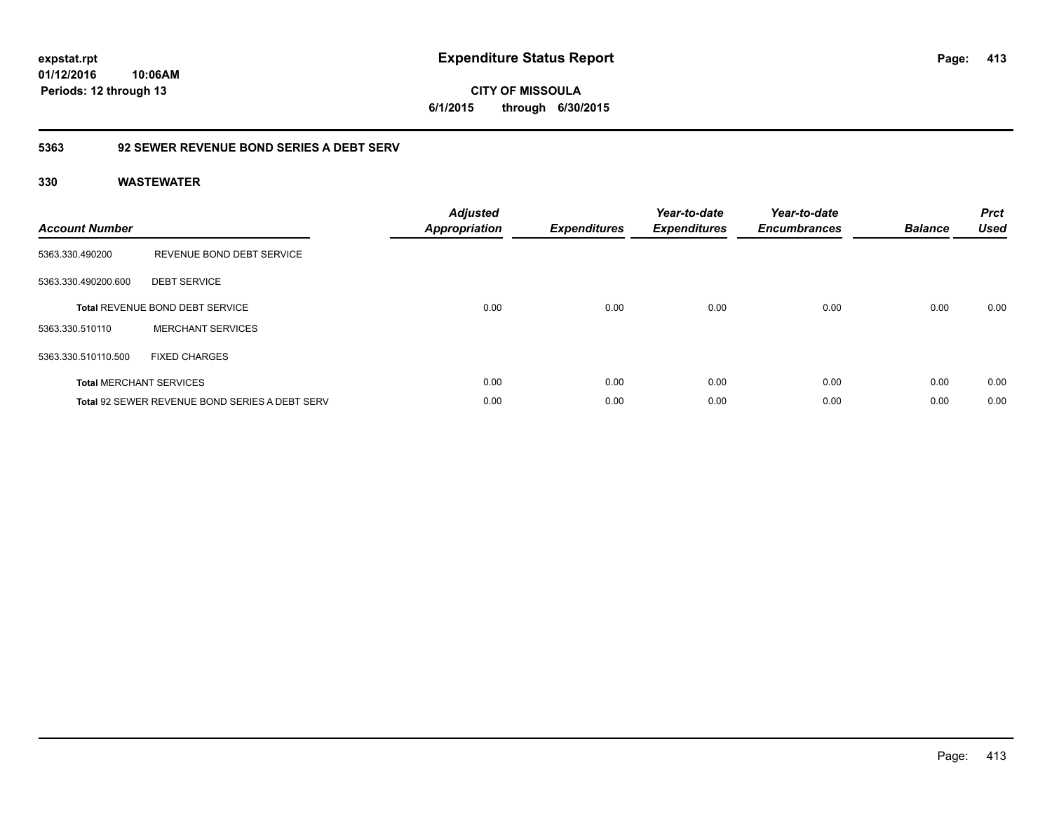**expstat.rpt**
**01/12/2016 10:06AM**
**Periods: 12 through 13**

# Expenditure Status Report

**CITY OF MISSOULA**
**6/1/2015 through 6/30/2015**

## 5363 92 SEWER REVENUE BOND SERIES A DEBT SERV

### 330 WASTEWATER

| Account Number | | Adjusted Appropriation | Expenditures | Year-to-date Expenditures | Year-to-date Encumbrances | Balance | Prct Used |
|---|---|---|---|---|---|---|---|
| 5363.330.490200 | REVENUE BOND DEBT SERVICE | | | | | | |
| 5363.330.490200.600 | DEBT SERVICE | | | | | | |
| **Total** REVENUE BOND DEBT SERVICE | | 0.00 | 0.00 | 0.00 | 0.00 | 0.00 | 0.00 |
| 5363.330.510110 | MERCHANT SERVICES | | | | | | |
| 5363.330.510110.500 | FIXED CHARGES | | | | | | |
| **Total** MERCHANT SERVICES | | 0.00 | 0.00 | 0.00 | 0.00 | 0.00 | 0.00 |
| **Total** 92 SEWER REVENUE BOND SERIES A DEBT SERV | | 0.00 | 0.00 | 0.00 | 0.00 | 0.00 | 0.00 |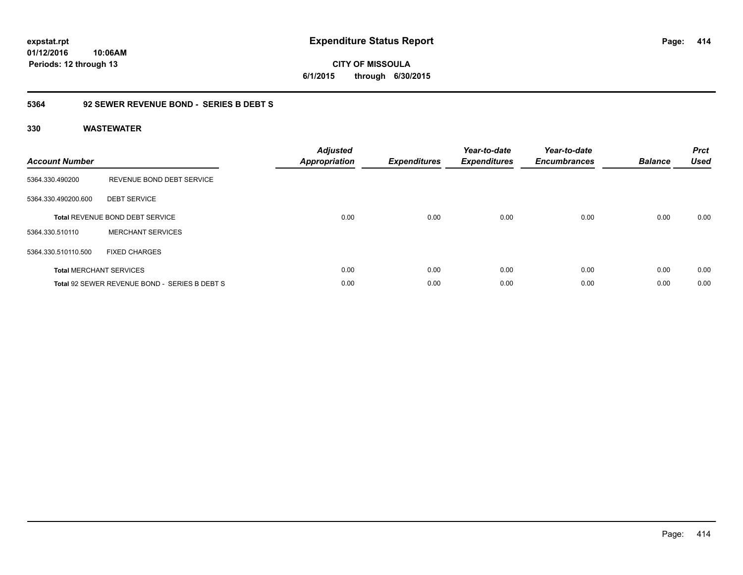# Expenditure Status Report

expstat.rpt
01/12/2016 10:06AM
Periods: 12 through 13

**CITY OF MISSOULA**
**6/1/2015 through 6/30/2015**

## 5364 92 SEWER REVENUE BOND - SERIES B DEBT S

### 330 WASTEWATER

| Account Number | | Adjusted Appropriation | Expenditures | Year-to-date Expenditures | Year-to-date Encumbrances | Balance | Prct Used |
|---|---|---|---|---|---|---|---|
| 5364.330.490200 | REVENUE BOND DEBT SERVICE | | | | | | |
| 5364.330.490200.600 | DEBT SERVICE | | | | | | |
| **Total** REVENUE BOND DEBT SERVICE | | 0.00 | 0.00 | 0.00 | 0.00 | 0.00 | 0.00 |
| 5364.330.510110 | MERCHANT SERVICES | | | | | | |
| 5364.330.510110.500 | FIXED CHARGES | | | | | | |
| **Total** MERCHANT SERVICES | | 0.00 | 0.00 | 0.00 | 0.00 | 0.00 | 0.00 |
| **Total** 92 SEWER REVENUE BOND - SERIES B DEBT S | | 0.00 | 0.00 | 0.00 | 0.00 | 0.00 | 0.00 |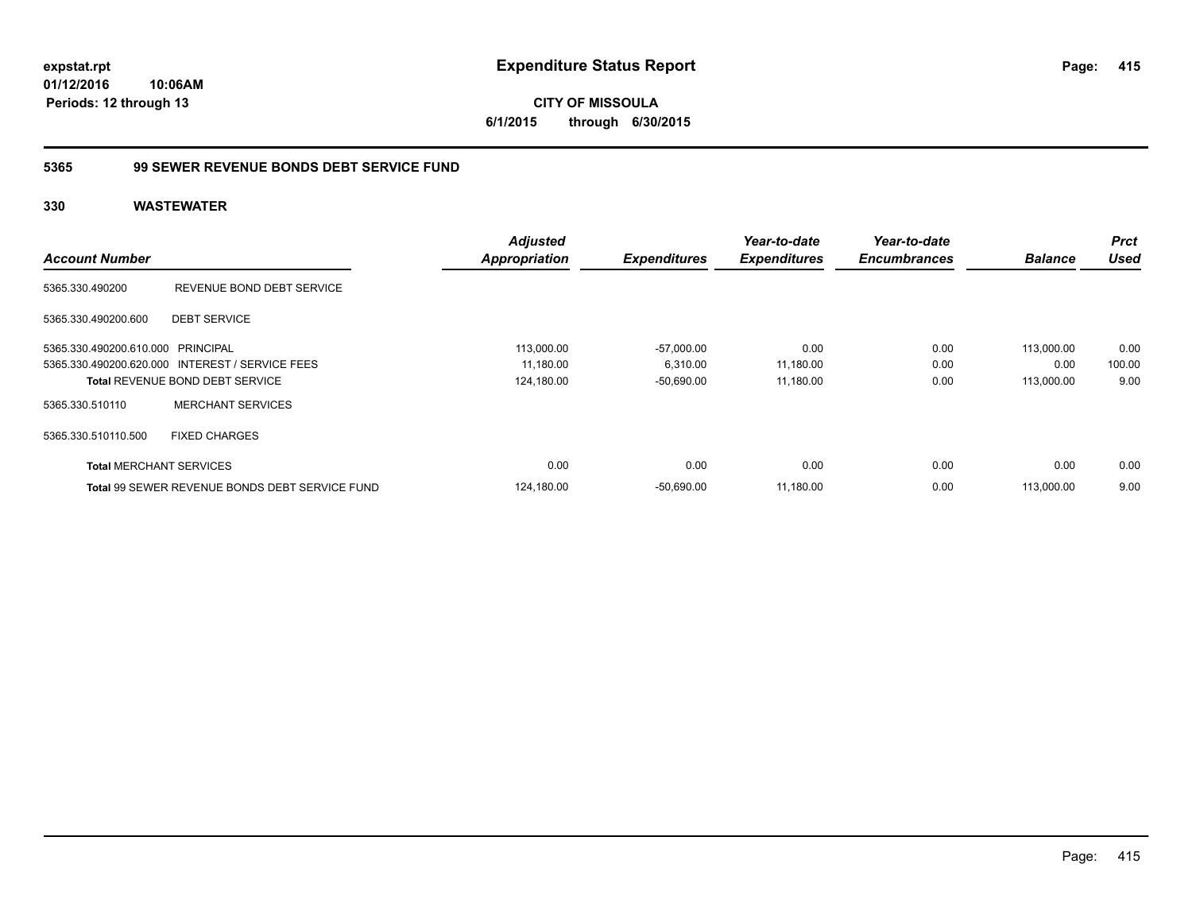# Expenditure Status Report

expstat.rpt
01/12/2016 10:06AM
Periods: 12 through 13

**CITY OF MISSOULA**
**6/1/2015 through 6/30/2015**

## 5365 99 SEWER REVENUE BONDS DEBT SERVICE FUND

### 330 WASTEWATER

| Account Number | | Adjusted Appropriation | Expenditures | Year-to-date Expenditures | Year-to-date Encumbrances | Balance | Prct Used |
|---|---|---|---|---|---|---|---|
| 5365.330.490200 | REVENUE BOND DEBT SERVICE | | | | | | |
| 5365.330.490200.600 | DEBT SERVICE | | | | | | |
| 5365.330.490200.610.000 | PRINCIPAL | 113,000.00 | -57,000.00 | 0.00 | 0.00 | 113,000.00 | 0.00 |
| 5365.330.490200.620.000 | INTEREST / SERVICE FEES | 11,180.00 | 6,310.00 | 11,180.00 | 0.00 | 0.00 | 100.00 |
| | **Total** REVENUE BOND DEBT SERVICE | 124,180.00 | -50,690.00 | 11,180.00 | 0.00 | 113,000.00 | 9.00 |
| 5365.330.510110 | MERCHANT SERVICES | | | | | | |
| 5365.330.510110.500 | FIXED CHARGES | | | | | | |
| **Total** MERCHANT SERVICES | | 0.00 | 0.00 | 0.00 | 0.00 | 0.00 | 0.00 |
| **Total** 99 SEWER REVENUE BONDS DEBT SERVICE FUND | | 124,180.00 | -50,690.00 | 11,180.00 | 0.00 | 113,000.00 | 9.00 |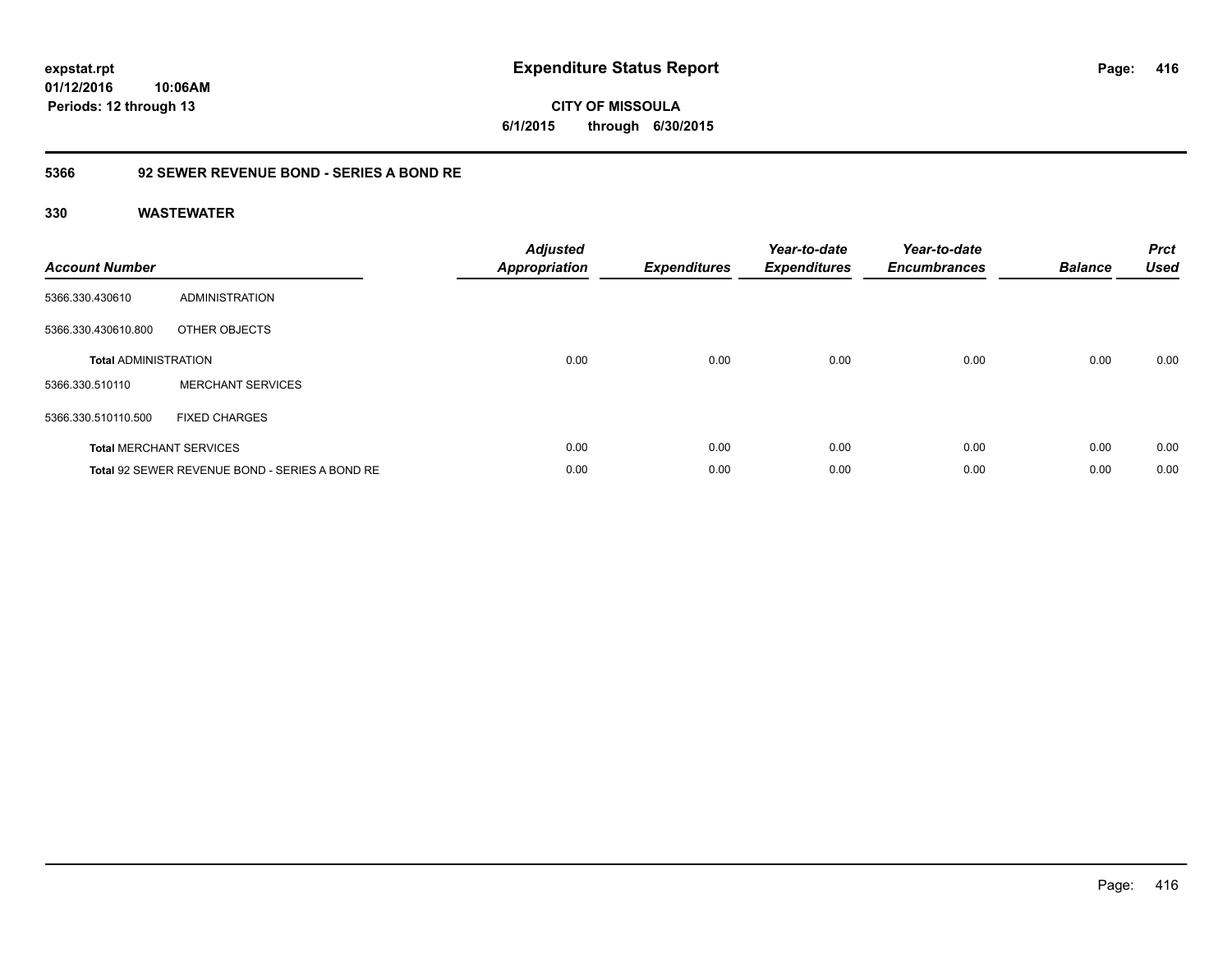**expstat.rpt**
**01/12/2016 10:06AM**
**Periods: 12 through 13**

# Expenditure Status Report

**CITY OF MISSOULA**
**6/1/2015 through 6/30/2015**

## 5366 92 SEWER REVENUE BOND - SERIES A BOND RE

### 330 WASTEWATER

| Account Number | | Adjusted Appropriation | Expenditures | Year-to-date Expenditures | Year-to-date Encumbrances | Balance | Prct Used |
|---|---|---|---|---|---|---|---|
| 5366.330.430610 | ADMINISTRATION | | | | | | |
| 5366.330.430610.800 | OTHER OBJECTS | | | | | | |
| **Total** ADMINISTRATION | | 0.00 | 0.00 | 0.00 | 0.00 | 0.00 | 0.00 |
| 5366.330.510110 | MERCHANT SERVICES | | | | | | |
| 5366.330.510110.500 | FIXED CHARGES | | | | | | |
| **Total** MERCHANT SERVICES | | 0.00 | 0.00 | 0.00 | 0.00 | 0.00 | 0.00 |
| **Total** 92 SEWER REVENUE BOND - SERIES A BOND RE | | 0.00 | 0.00 | 0.00 | 0.00 | 0.00 | 0.00 |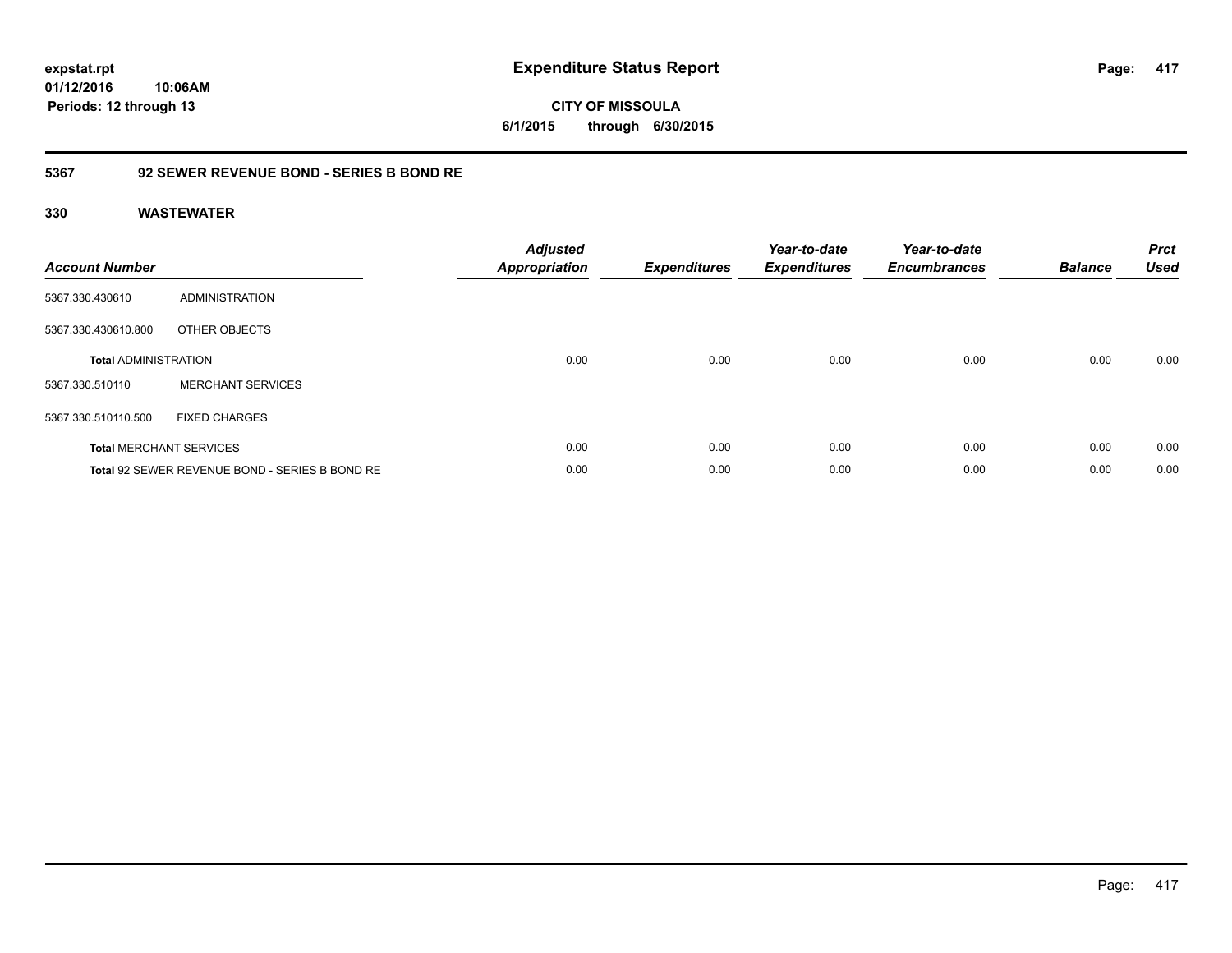**expstat.rpt**
**01/12/2016 10:06AM**
**Periods: 12 through 13**

# Expenditure Status Report

**CITY OF MISSOULA**
**6/1/2015 through 6/30/2015**

## 5367 92 SEWER REVENUE BOND - SERIES B BOND RE

### 330 WASTEWATER

| Account Number | | Adjusted Appropriation | Expenditures | Year-to-date Expenditures | Year-to-date Encumbrances | Balance | Prct Used |
|---|---|---|---|---|---|---|---|
| 5367.330.430610 | ADMINISTRATION | | | | | | |
| 5367.330.430610.800 | OTHER OBJECTS | | | | | | |
| **Total** ADMINISTRATION | | 0.00 | 0.00 | 0.00 | 0.00 | 0.00 | 0.00 |
| 5367.330.510110 | MERCHANT SERVICES | | | | | | |
| 5367.330.510110.500 | FIXED CHARGES | | | | | | |
| **Total** MERCHANT SERVICES | | 0.00 | 0.00 | 0.00 | 0.00 | 0.00 | 0.00 |
| **Total** 92 SEWER REVENUE BOND - SERIES B BOND RE | | 0.00 | 0.00 | 0.00 | 0.00 | 0.00 | 0.00 |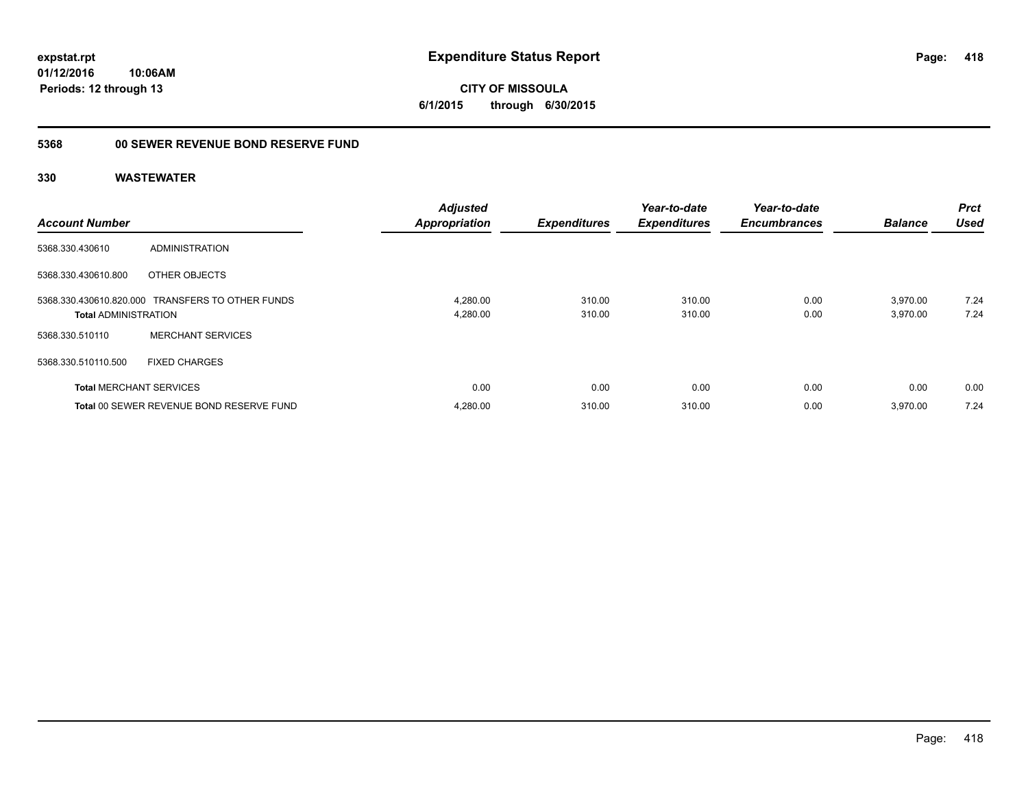**expstat.rpt**
**01/12/2016 10:06AM**
**Periods: 12 through 13**

# Expenditure Status Report

**CITY OF MISSOULA**
**6/1/2015 through 6/30/2015**

## 5368 00 SEWER REVENUE BOND RESERVE FUND

### 330 WASTEWATER

| Account Number | | Adjusted Appropriation | Expenditures | Year-to-date Expenditures | Year-to-date Encumbrances | Balance | Prct Used |
|---|---|---|---|---|---|---|---|
| 5368.330.430610 | ADMINISTRATION | | | | | | |
| 5368.330.430610.800 | OTHER OBJECTS | | | | | | |
| 5368.330.430610.820.000 | TRANSFERS TO OTHER FUNDS | 4,280.00 | 310.00 | 310.00 | 0.00 | 3,970.00 | 7.24 |
| **Total** ADMINISTRATION | | 4,280.00 | 310.00 | 310.00 | 0.00 | 3,970.00 | 7.24 |
| 5368.330.510110 | MERCHANT SERVICES | | | | | | |
| 5368.330.510110.500 | FIXED CHARGES | | | | | | |
| **Total** MERCHANT SERVICES | | 0.00 | 0.00 | 0.00 | 0.00 | 0.00 | 0.00 |
| **Total** 00 SEWER REVENUE BOND RESERVE FUND | | 4,280.00 | 310.00 | 310.00 | 0.00 | 3,970.00 | 7.24 |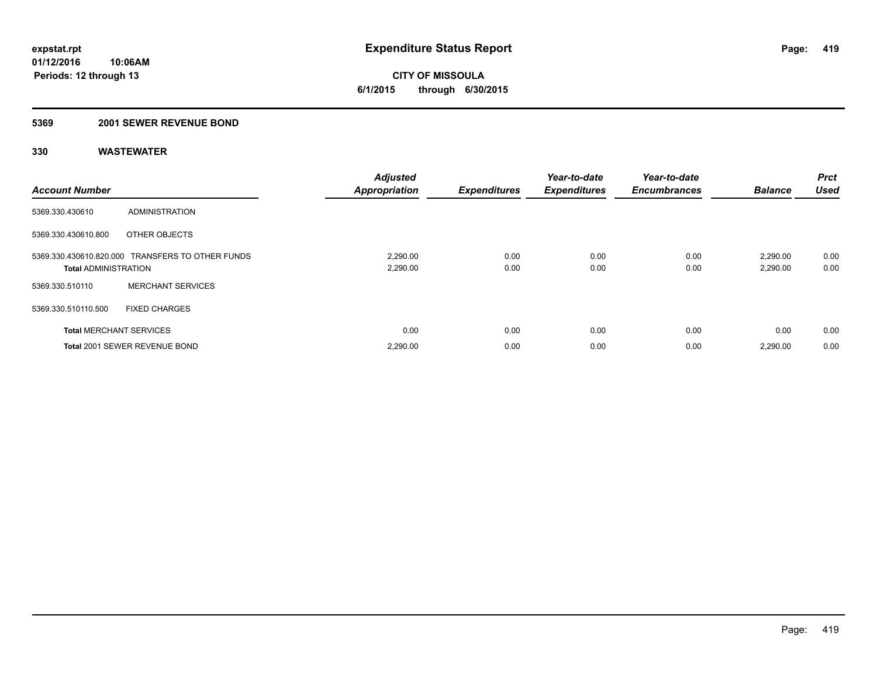**expstat.rpt**
**01/12/2016 10:06AM**
**Periods: 12 through 13**

# Expenditure Status Report

**CITY OF MISSOULA**
**6/1/2015 through 6/30/2015**

## 5369 2001 SEWER REVENUE BOND

### 330 WASTEWATER

| Account Number | | Adjusted Appropriation | Expenditures | Year-to-date Expenditures | Year-to-date Encumbrances | Balance | Prct Used |
|---|---|---|---|---|---|---|---|
| 5369.330.430610 | ADMINISTRATION | | | | | | |
| 5369.330.430610.800 | OTHER OBJECTS | | | | | | |
| 5369.330.430610.820.000 | TRANSFERS TO OTHER FUNDS | 2,290.00 | 0.00 | 0.00 | 0.00 | 2,290.00 | 0.00 |
| **Total** ADMINISTRATION | | 2,290.00 | 0.00 | 0.00 | 0.00 | 2,290.00 | 0.00 |
| 5369.330.510110 | MERCHANT SERVICES | | | | | | |
| 5369.330.510110.500 | FIXED CHARGES | | | | | | |
| **Total** MERCHANT SERVICES | | 0.00 | 0.00 | 0.00 | 0.00 | 0.00 | 0.00 |
| **Total** 2001 SEWER REVENUE BOND | | 2,290.00 | 0.00 | 0.00 | 0.00 | 2,290.00 | 0.00 |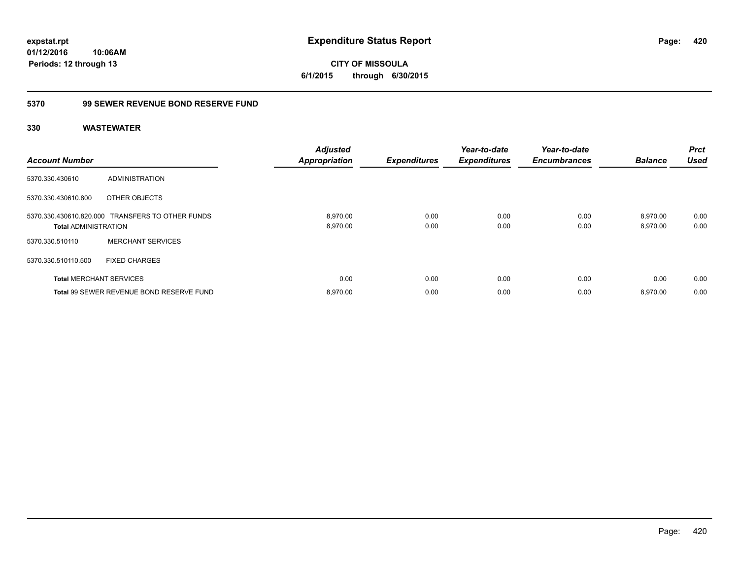**expstat.rpt**
**01/12/2016 10:06AM**
**Periods: 12 through 13**

# Expenditure Status Report

**CITY OF MISSOULA**
**6/1/2015 through 6/30/2015**

## 5370 99 SEWER REVENUE BOND RESERVE FUND

### 330 WASTEWATER

| Account Number | | Adjusted Appropriation | Expenditures | Year-to-date Expenditures | Year-to-date Encumbrances | Balance | Prct Used |
|---|---|---|---|---|---|---|---|
| 5370.330.430610 | ADMINISTRATION | | | | | | |
| 5370.330.430610.800 | OTHER OBJECTS | | | | | | |
| 5370.330.430610.820.000 | TRANSFERS TO OTHER FUNDS | 8,970.00 | 0.00 | 0.00 | 0.00 | 8,970.00 | 0.00 |
| **Total** ADMINISTRATION | | 8,970.00 | 0.00 | 0.00 | 0.00 | 8,970.00 | 0.00 |
| 5370.330.510110 | MERCHANT SERVICES | | | | | | |
| 5370.330.510110.500 | FIXED CHARGES | | | | | | |
| **Total** MERCHANT SERVICES | | 0.00 | 0.00 | 0.00 | 0.00 | 0.00 | 0.00 |
| **Total** 99 SEWER REVENUE BOND RESERVE FUND | | 8,970.00 | 0.00 | 0.00 | 0.00 | 8,970.00 | 0.00 |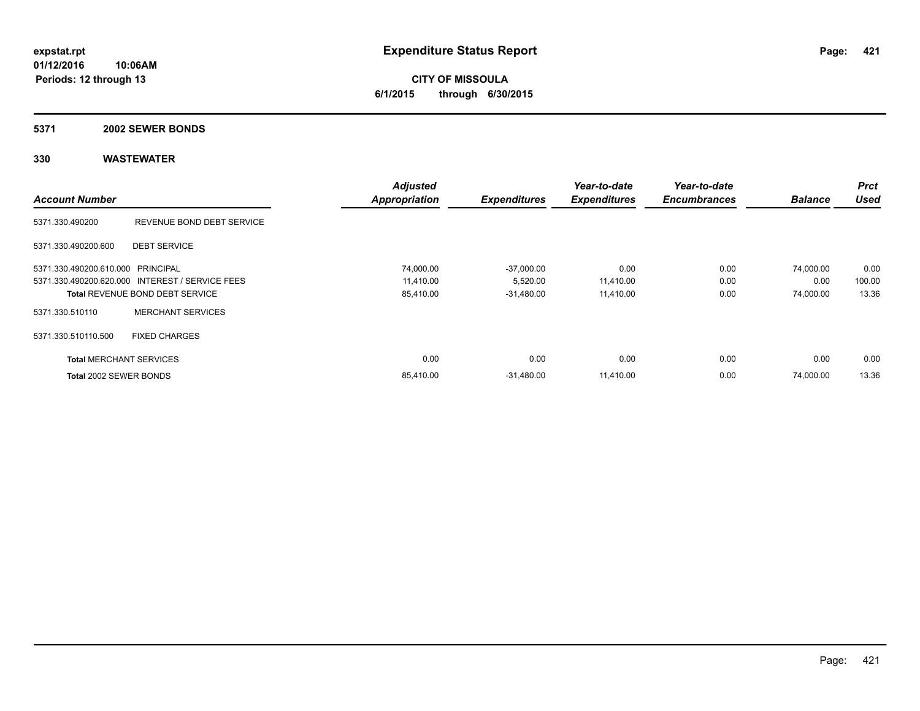expstat.rpt
01/12/2016 10:06AM
Periods: 12 through 13

# Expenditure Status Report

**CITY OF MISSOULA**
**6/1/2015 through 6/30/2015**

## 5371 2002 SEWER BONDS

### 330 WASTEWATER

| Account Number | | Adjusted Appropriation | Expenditures | Year-to-date Expenditures | Year-to-date Encumbrances | Balance | Prct Used |
|---|---|---|---|---|---|---|---|
| 5371.330.490200 | REVENUE BOND DEBT SERVICE | | | | | | |
| 5371.330.490200.600 | DEBT SERVICE | | | | | | |
| 5371.330.490200.610.000 | PRINCIPAL | 74,000.00 | -37,000.00 | 0.00 | 0.00 | 74,000.00 | 0.00 |
| 5371.330.490200.620.000 | INTEREST / SERVICE FEES | 11,410.00 | 5,520.00 | 11,410.00 | 0.00 | 0.00 | 100.00 |
| **Total** REVENUE BOND DEBT SERVICE | | 85,410.00 | -31,480.00 | 11,410.00 | 0.00 | 74,000.00 | 13.36 |
| 5371.330.510110 | MERCHANT SERVICES | | | | | | |
| 5371.330.510110.500 | FIXED CHARGES | | | | | | |
| **Total** MERCHANT SERVICES | | 0.00 | 0.00 | 0.00 | 0.00 | 0.00 | 0.00 |
| **Total** 2002 SEWER BONDS | | 85,410.00 | -31,480.00 | 11,410.00 | 0.00 | 74,000.00 | 13.36 |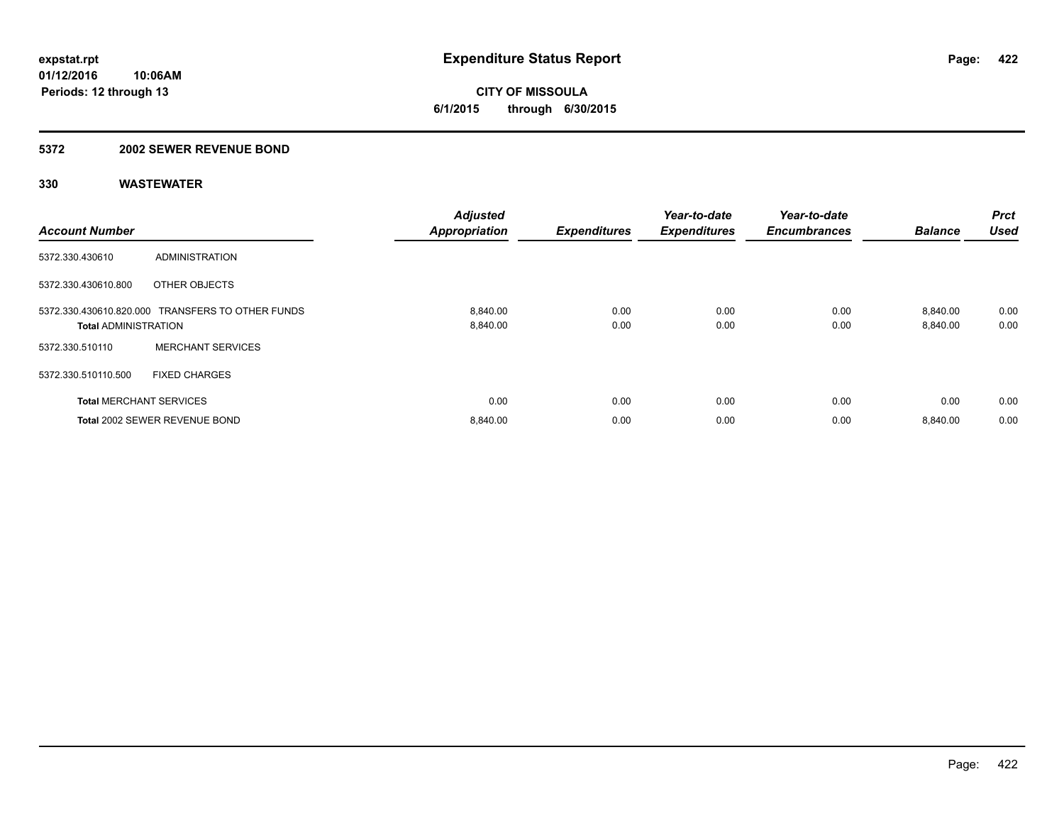**expstat.rpt**
**01/12/2016 10:06AM**
**Periods: 12 through 13**

# Expenditure Status Report

**CITY OF MISSOULA**
**6/1/2015 through 6/30/2015**

## 5372 2002 SEWER REVENUE BOND

### 330 WASTEWATER

| Account Number | | Adjusted Appropriation | Expenditures | Year-to-date Expenditures | Year-to-date Encumbrances | Balance | Prct Used |
|---|---|---|---|---|---|---|---|
| 5372.330.430610 | ADMINISTRATION | | | | | | |
| 5372.330.430610.800 | OTHER OBJECTS | | | | | | |
| 5372.330.430610.820.000 | TRANSFERS TO OTHER FUNDS | 8,840.00 | 0.00 | 0.00 | 0.00 | 8,840.00 | 0.00 |
| **Total** ADMINISTRATION | | 8,840.00 | 0.00 | 0.00 | 0.00 | 8,840.00 | 0.00 |
| 5372.330.510110 | MERCHANT SERVICES | | | | | | |
| 5372.330.510110.500 | FIXED CHARGES | | | | | | |
| **Total** MERCHANT SERVICES | | 0.00 | 0.00 | 0.00 | 0.00 | 0.00 | 0.00 |
| **Total** 2002 SEWER REVENUE BOND | | 8,840.00 | 0.00 | 0.00 | 0.00 | 8,840.00 | 0.00 |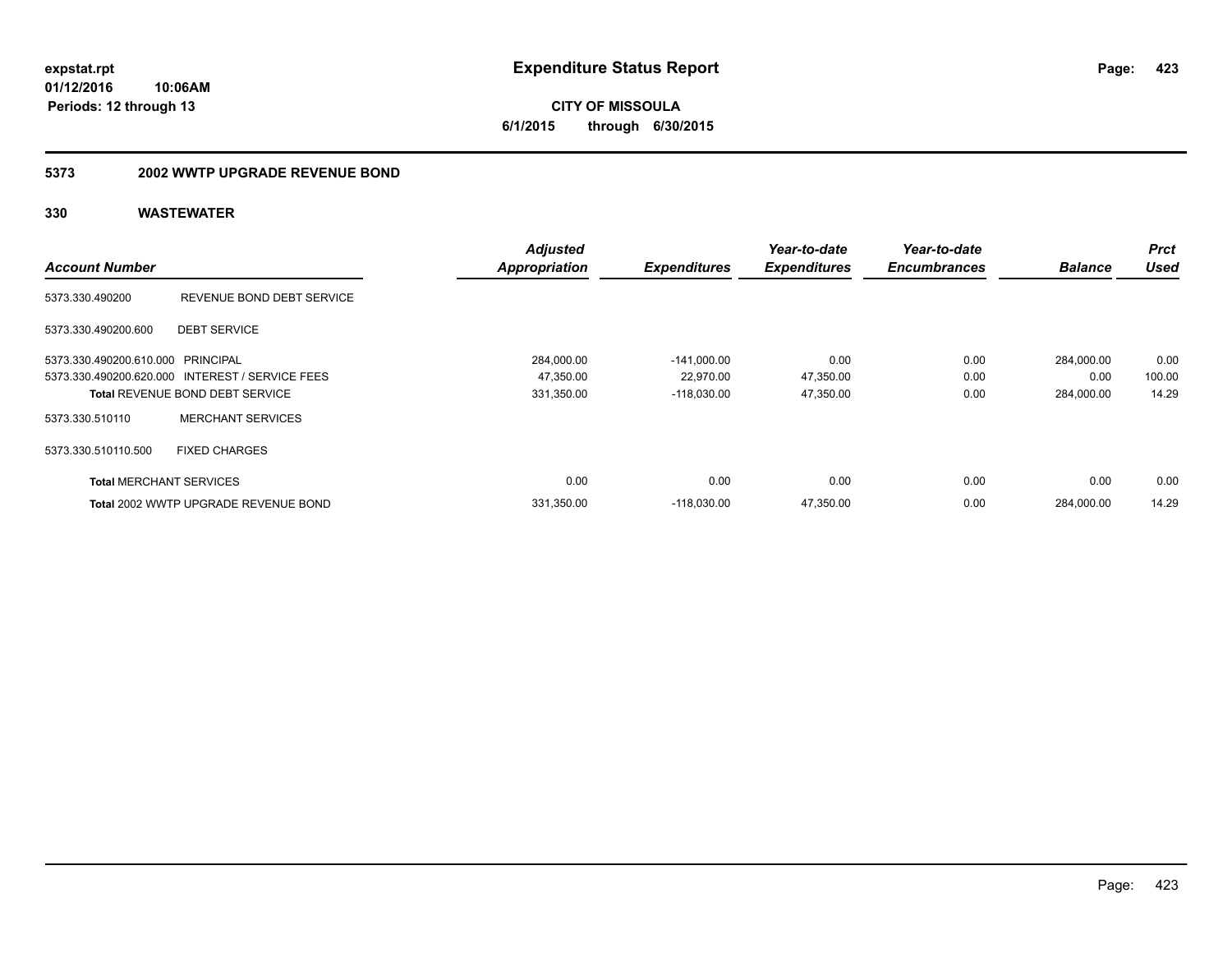# Expenditure Status Report

**expstat.rpt**
**01/12/2016 10:06AM**
**Periods: 12 through 13**

**CITY OF MISSOULA**
**6/1/2015 through 6/30/2015**

## 5373 2002 WWTP UPGRADE REVENUE BOND

## 330 WASTEWATER

| Account Number | | Adjusted Appropriation | Expenditures | Year-to-date Expenditures | Year-to-date Encumbrances | Balance | Prct Used |
|---|---|---|---|---|---|---|---|
| 5373.330.490200 | REVENUE BOND DEBT SERVICE | | | | | | |
| 5373.330.490200.600 | DEBT SERVICE | | | | | | |
| 5373.330.490200.610.000 | PRINCIPAL | 284,000.00 | -141,000.00 | 0.00 | 0.00 | 284,000.00 | 0.00 |
| 5373.330.490200.620.000 | INTEREST / SERVICE FEES | 47,350.00 | 22,970.00 | 47,350.00 | 0.00 | 0.00 | 100.00 |
| **Total** REVENUE BOND DEBT SERVICE | | 331,350.00 | -118,030.00 | 47,350.00 | 0.00 | 284,000.00 | 14.29 |
| 5373.330.510110 | MERCHANT SERVICES | | | | | | |
| 5373.330.510110.500 | FIXED CHARGES | | | | | | |
| **Total** MERCHANT SERVICES | | 0.00 | 0.00 | 0.00 | 0.00 | 0.00 | 0.00 |
| **Total** 2002 WWTP UPGRADE REVENUE BOND | | 331,350.00 | -118,030.00 | 47,350.00 | 0.00 | 284,000.00 | 14.29 |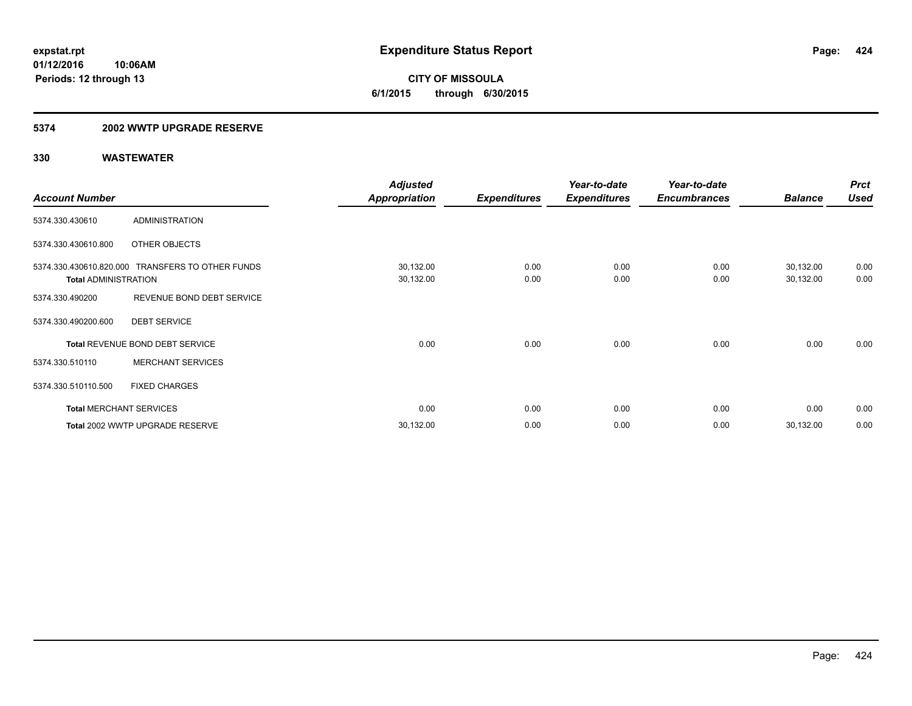# Expenditure Status Report

expstat.rpt
01/12/2016 10:06AM
Periods: 12 through 13

**CITY OF MISSOULA**
**6/1/2015 through 6/30/2015**

## 5374 2002 WWTP UPGRADE RESERVE

### 330 WASTEWATER

| Account Number | | Adjusted Appropriation | Expenditures | Year-to-date Expenditures | Year-to-date Encumbrances | Balance | Prct Used |
|---|---|---|---|---|---|---|---|
| 5374.330.430610 | ADMINISTRATION | | | | | | |
| 5374.330.430610.800 | OTHER OBJECTS | | | | | | |
| 5374.330.430610.820.000 | TRANSFERS TO OTHER FUNDS | 30,132.00 | 0.00 | 0.00 | 0.00 | 30,132.00 | 0.00 |
| **Total** ADMINISTRATION | | 30,132.00 | 0.00 | 0.00 | 0.00 | 30,132.00 | 0.00 |
| 5374.330.490200 | REVENUE BOND DEBT SERVICE | | | | | | |
| 5374.330.490200.600 | DEBT SERVICE | | | | | | |
| **Total** REVENUE BOND DEBT SERVICE | | 0.00 | 0.00 | 0.00 | 0.00 | 0.00 | 0.00 |
| 5374.330.510110 | MERCHANT SERVICES | | | | | | |
| 5374.330.510110.500 | FIXED CHARGES | | | | | | |
| **Total** MERCHANT SERVICES | | 0.00 | 0.00 | 0.00 | 0.00 | 0.00 | 0.00 |
| **Total** 2002 WWTP UPGRADE RESERVE | | 30,132.00 | 0.00 | 0.00 | 0.00 | 30,132.00 | 0.00 |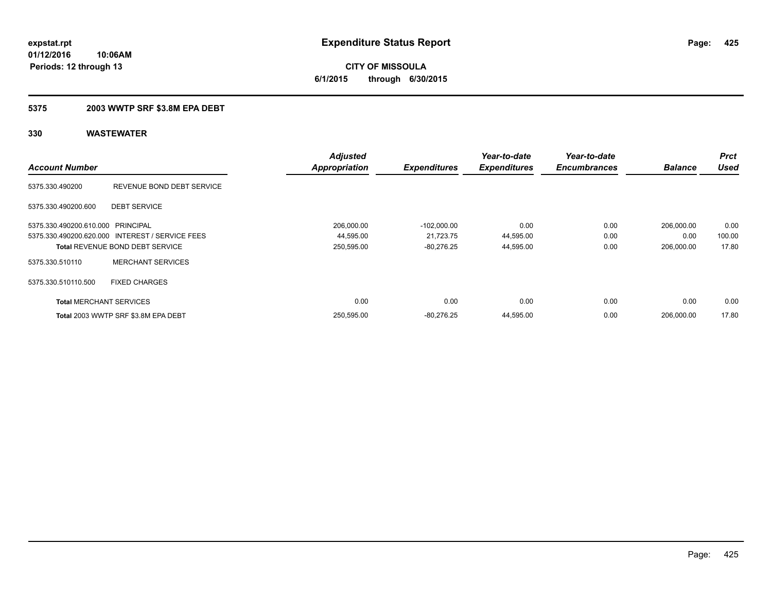# Expenditure Status Report

**expstat.rpt**
**01/12/2016 10:06AM**
**Periods: 12 through 13**

**CITY OF MISSOULA**
**6/1/2015 through 6/30/2015**

## 5375 2003 WWTP SRF $3.8M EPA DEBT

### 330 WASTEWATER

| Account Number | | Adjusted Appropriation | Expenditures | Year-to-date Expenditures | Year-to-date Encumbrances | Balance | Prct Used |
|---|---|---|---|---|---|---|---|
| 5375.330.490200 | REVENUE BOND DEBT SERVICE | | | | | | |
| 5375.330.490200.600 | DEBT SERVICE | | | | | | |
| 5375.330.490200.610.000 | PRINCIPAL | 206,000.00 | -102,000.00 | 0.00 | 0.00 | 206,000.00 | 0.00 |
| 5375.330.490200.620.000 | INTEREST / SERVICE FEES | 44,595.00 | 21,723.75 | 44,595.00 | 0.00 | 0.00 | 100.00 |
| **Total** REVENUE BOND DEBT SERVICE | | 250,595.00 | -80,276.25 | 44,595.00 | 0.00 | 206,000.00 | 17.80 |
| 5375.330.510110 | MERCHANT SERVICES | | | | | | |
| 5375.330.510110.500 | FIXED CHARGES | | | | | | |
| **Total** MERCHANT SERVICES | | 0.00 | 0.00 | 0.00 | 0.00 | 0.00 | 0.00 |
| **Total** 2003 WWTP SRF $3.8M EPA DEBT | | 250,595.00 | -80,276.25 | 44,595.00 | 0.00 | 206,000.00 | 17.80 |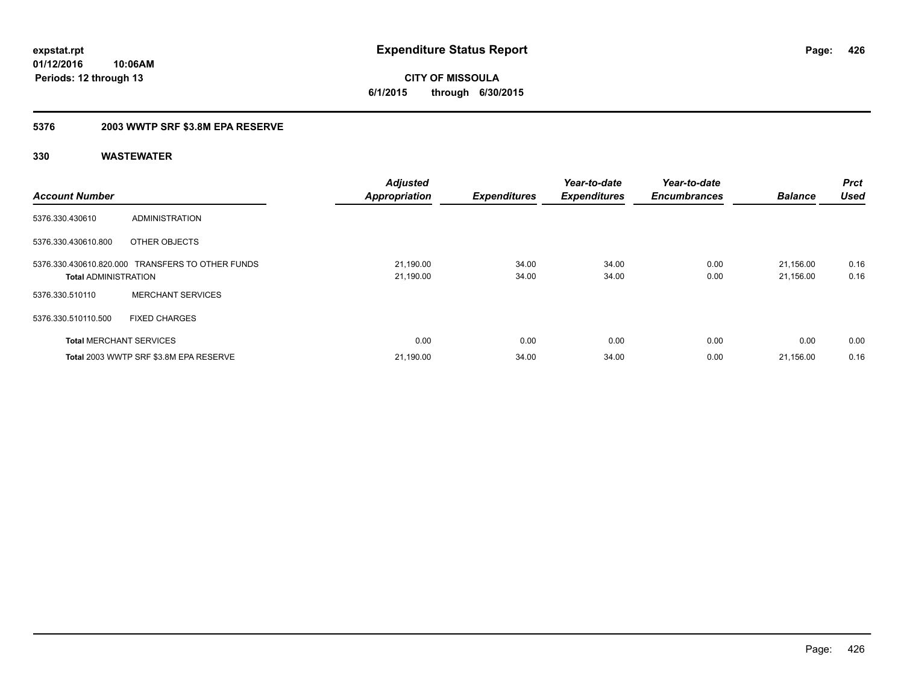**expstat.rpt**
**01/12/2016 10:06AM**
**Periods: 12 through 13**

# Expenditure Status Report

**CITY OF MISSOULA**
**6/1/2015 through 6/30/2015**

## 5376 2003 WWTP SRF $3.8M EPA RESERVE

### 330 WASTEWATER

| Account Number | | Adjusted Appropriation | Expenditures | Year-to-date Expenditures | Year-to-date Encumbrances | Balance | Prct Used |
|---|---|---|---|---|---|---|---|
| 5376.330.430610 | ADMINISTRATION | | | | | | |
| 5376.330.430610.800 | OTHER OBJECTS | | | | | | |
| 5376.330.430610.820.000 | TRANSFERS TO OTHER FUNDS | 21,190.00 | 34.00 | 34.00 | 0.00 | 21,156.00 | 0.16 |
| **Total** ADMINISTRATION | | 21,190.00 | 34.00 | 34.00 | 0.00 | 21,156.00 | 0.16 |
| 5376.330.510110 | MERCHANT SERVICES | | | | | | |
| 5376.330.510110.500 | FIXED CHARGES | | | | | | |
| **Total** MERCHANT SERVICES | | 0.00 | 0.00 | 0.00 | 0.00 | 0.00 | 0.00 |
| **Total** 2003 WWTP SRF $3.8M EPA RESERVE | | 21,190.00 | 34.00 | 34.00 | 0.00 | 21,156.00 | 0.16 |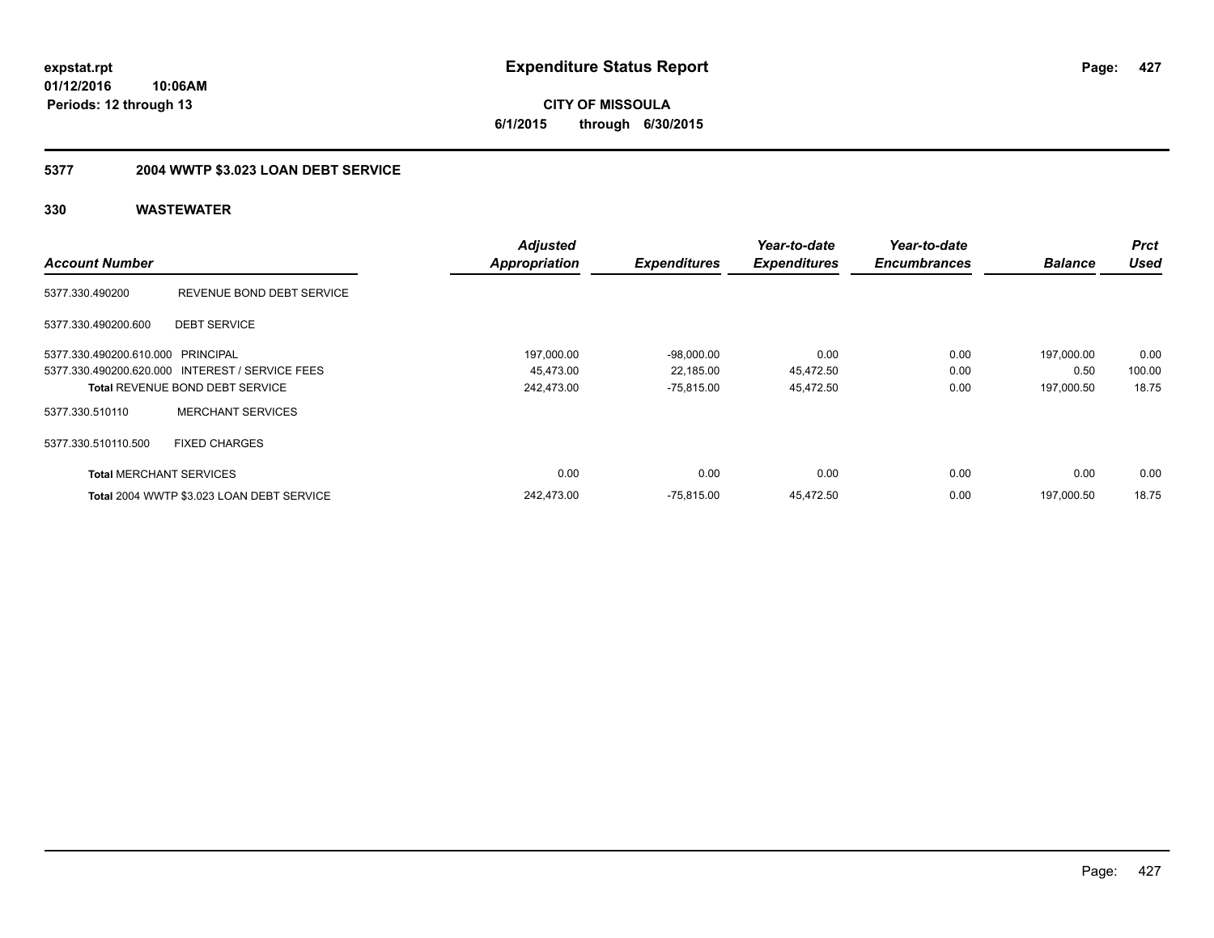**expstat.rpt**
**01/12/2016 10:06AM**
**Periods: 12 through 13**

# Expenditure Status Report

**CITY OF MISSOULA**
**6/1/2015 through 6/30/2015**

## 5377 2004 WWTP $3.023 LOAN DEBT SERVICE

### 330 WASTEWATER

| Account Number | | Adjusted Appropriation | Expenditures | Year-to-date Expenditures | Year-to-date Encumbrances | Balance | Prct Used |
|---|---|---|---|---|---|---|---|
| 5377.330.490200 | REVENUE BOND DEBT SERVICE | | | | | | |
| 5377.330.490200.600 | DEBT SERVICE | | | | | | |
| 5377.330.490200.610.000 | PRINCIPAL | 197,000.00 | -98,000.00 | 0.00 | 0.00 | 197,000.00 | 0.00 |
| 5377.330.490200.620.000 | INTEREST / SERVICE FEES | 45,473.00 | 22,185.00 | 45,472.50 | 0.00 | 0.50 | 100.00 |
| **Total** REVENUE BOND DEBT SERVICE | | 242,473.00 | -75,815.00 | 45,472.50 | 0.00 | 197,000.50 | 18.75 |
| 5377.330.510110 | MERCHANT SERVICES | | | | | | |
| 5377.330.510110.500 | FIXED CHARGES | | | | | | |
| **Total** MERCHANT SERVICES | | 0.00 | 0.00 | 0.00 | 0.00 | 0.00 | 0.00 |
| **Total** 2004 WWTP $3.023 LOAN DEBT SERVICE | | 242,473.00 | -75,815.00 | 45,472.50 | 0.00 | 197,000.50 | 18.75 |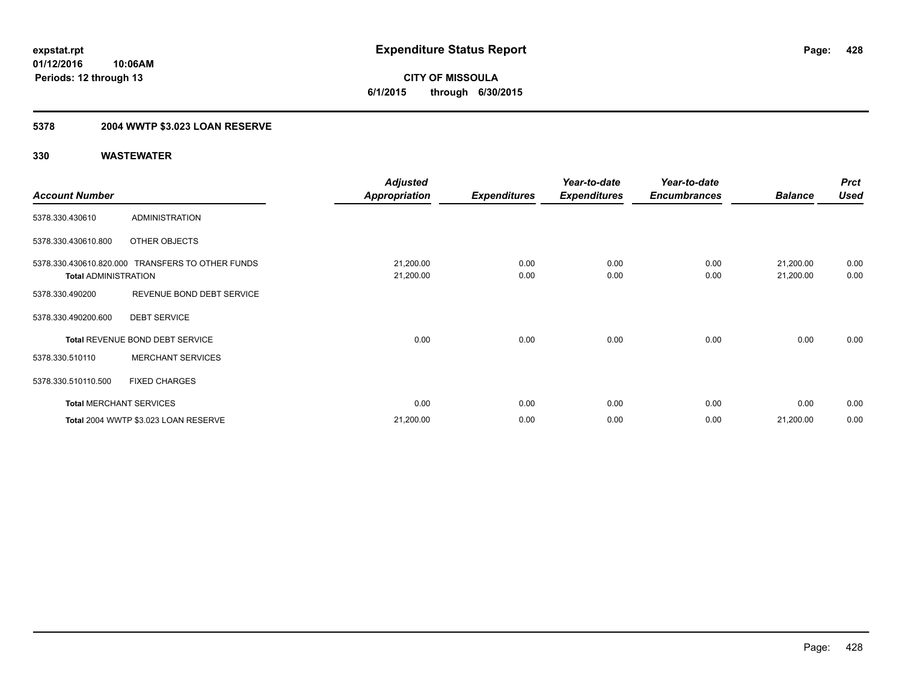# Expenditure Status Report

**CITY OF MISSOULA**
**6/1/2015 through 6/30/2015**

expstat.rpt
01/12/2016 10:06AM
Periods: 12 through 13

## 5378 2004 WWTP $3.023 LOAN RESERVE

### 330 WASTEWATER

| Account Number | | Adjusted Appropriation | Expenditures | Year-to-date Expenditures | Year-to-date Encumbrances | Balance | Prct Used |
|---|---|---|---|---|---|---|---|
| 5378.330.430610 | ADMINISTRATION | | | | | | |
| 5378.330.430610.800 | OTHER OBJECTS | | | | | | |
| 5378.330.430610.820.000 | TRANSFERS TO OTHER FUNDS | 21,200.00 | 0.00 | 0.00 | 0.00 | 21,200.00 | 0.00 |
| **Total** ADMINISTRATION | | 21,200.00 | 0.00 | 0.00 | 0.00 | 21,200.00 | 0.00 |
| 5378.330.490200 | REVENUE BOND DEBT SERVICE | | | | | | |
| 5378.330.490200.600 | DEBT SERVICE | | | | | | |
| **Total** REVENUE BOND DEBT SERVICE | | 0.00 | 0.00 | 0.00 | 0.00 | 0.00 | 0.00 |
| 5378.330.510110 | MERCHANT SERVICES | | | | | | |
| 5378.330.510110.500 | FIXED CHARGES | | | | | | |
| **Total** MERCHANT SERVICES | | 0.00 | 0.00 | 0.00 | 0.00 | 0.00 | 0.00 |
| **Total** 2004 WWTP $3.023 LOAN RESERVE | | 21,200.00 | 0.00 | 0.00 | 0.00 | 21,200.00 | 0.00 |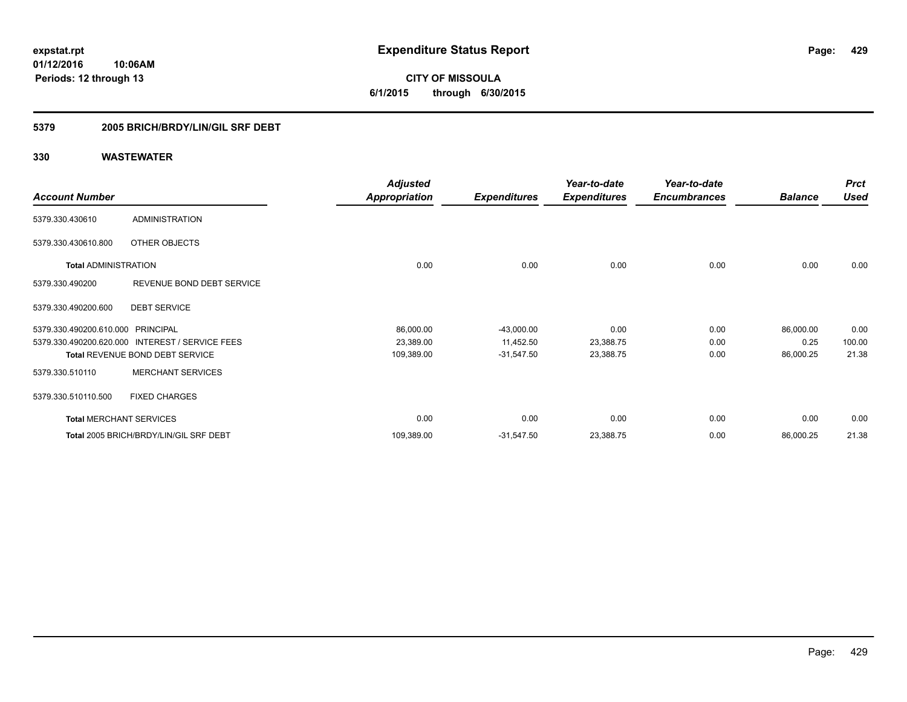**expstat.rpt**
**01/12/2016 10:06AM**
**Periods: 12 through 13**

# Expenditure Status Report

**CITY OF MISSOULA**
**6/1/2015 through 6/30/2015**

## 5379 2005 BRICH/BRDY/LIN/GIL SRF DEBT

### 330 WASTEWATER

| Account Number | | Adjusted Appropriation | Expenditures | Year-to-date Expenditures | Year-to-date Encumbrances | Balance | Prct Used |
|---|---|---|---|---|---|---|---|
| 5379.330.430610 | ADMINISTRATION | | | | | | |
| 5379.330.430610.800 | OTHER OBJECTS | | | | | | |
| **Total** ADMINISTRATION | | 0.00 | 0.00 | 0.00 | 0.00 | 0.00 | 0.00 |
| 5379.330.490200 | REVENUE BOND DEBT SERVICE | | | | | | |
| 5379.330.490200.600 | DEBT SERVICE | | | | | | |
| 5379.330.490200.610.000 | PRINCIPAL | 86,000.00 | -43,000.00 | 0.00 | 0.00 | 86,000.00 | 0.00 |
| 5379.330.490200.620.000 | INTEREST / SERVICE FEES | 23,389.00 | 11,452.50 | 23,388.75 | 0.00 | 0.25 | 100.00 |
| **Total** REVENUE BOND DEBT SERVICE | | 109,389.00 | -31,547.50 | 23,388.75 | 0.00 | 86,000.25 | 21.38 |
| 5379.330.510110 | MERCHANT SERVICES | | | | | | |
| 5379.330.510110.500 | FIXED CHARGES | | | | | | |
| **Total** MERCHANT SERVICES | | 0.00 | 0.00 | 0.00 | 0.00 | 0.00 | 0.00 |
| **Total** 2005 BRICH/BRDY/LIN/GIL SRF DEBT | | 109,389.00 | -31,547.50 | 23,388.75 | 0.00 | 86,000.25 | 21.38 |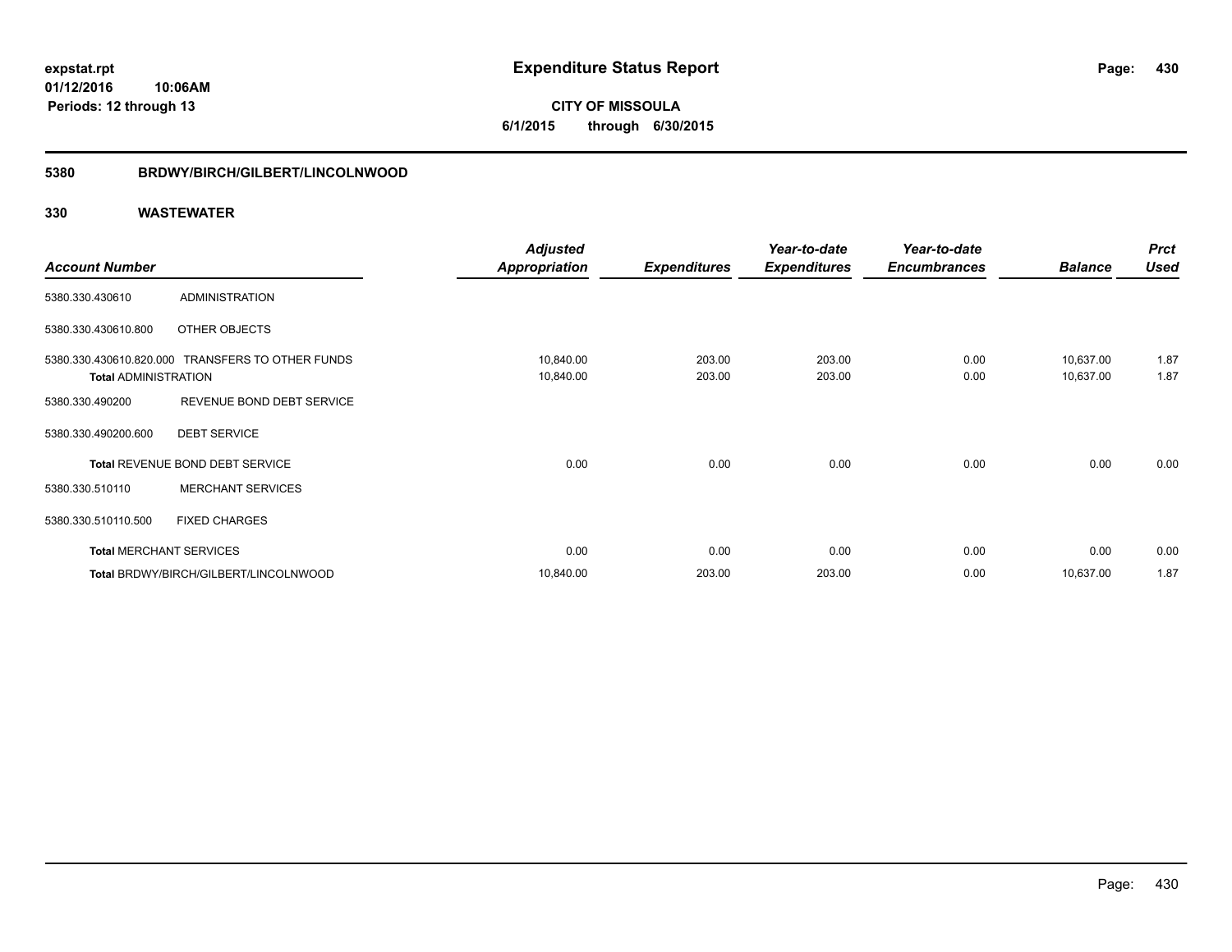**expstat.rpt**
**01/12/2016 10:06AM**
**Periods: 12 through 13**

# Expenditure Status Report

**CITY OF MISSOULA**
**6/1/2015 through 6/30/2015**

## 5380 BRDWY/BIRCH/GILBERT/LINCOLNWOOD

### 330 WASTEWATER

| Account Number | | Adjusted Appropriation | Expenditures | Year-to-date Expenditures | Year-to-date Encumbrances | Balance | Prct Used |
|---|---|---|---|---|---|---|---|
| 5380.330.430610 | ADMINISTRATION | | | | | | |
| 5380.330.430610.800 | OTHER OBJECTS | | | | | | |
| 5380.330.430610.820.000 | TRANSFERS TO OTHER FUNDS | 10,840.00 | 203.00 | 203.00 | 0.00 | 10,637.00 | 1.87 |
| **Total** ADMINISTRATION | | 10,840.00 | 203.00 | 203.00 | 0.00 | 10,637.00 | 1.87 |
| 5380.330.490200 | REVENUE BOND DEBT SERVICE | | | | | | |
| 5380.330.490200.600 | DEBT SERVICE | | | | | | |
| **Total** REVENUE BOND DEBT SERVICE | | 0.00 | 0.00 | 0.00 | 0.00 | 0.00 | 0.00 |
| 5380.330.510110 | MERCHANT SERVICES | | | | | | |
| 5380.330.510110.500 | FIXED CHARGES | | | | | | |
| **Total** MERCHANT SERVICES | | 0.00 | 0.00 | 0.00 | 0.00 | 0.00 | 0.00 |
| **Total** BRDWY/BIRCH/GILBERT/LINCOLNWOOD | | 10,840.00 | 203.00 | 203.00 | 0.00 | 10,637.00 | 1.87 |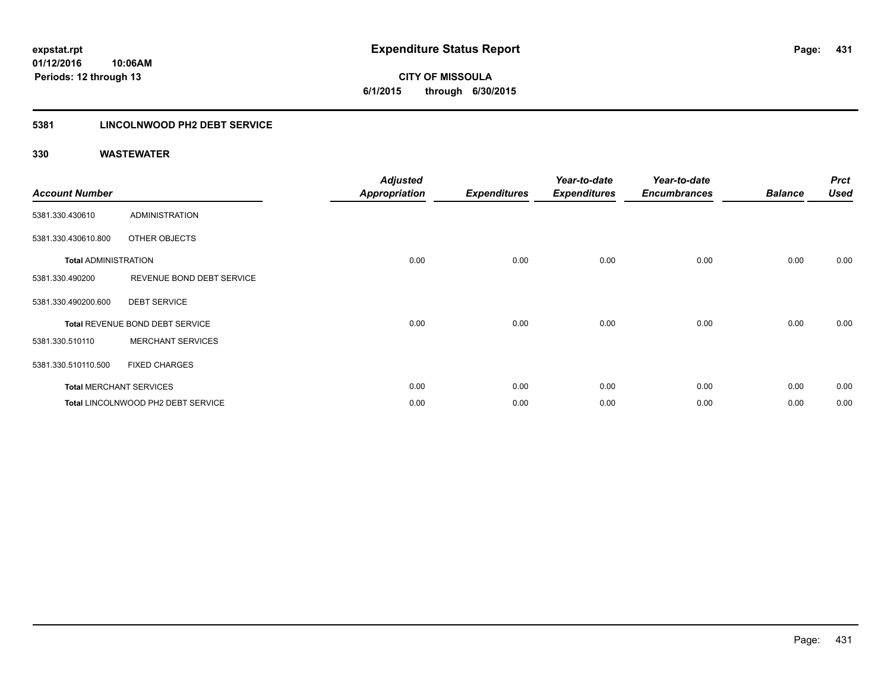**expstat.rpt**
**01/12/2016 10:06AM**
**Periods: 12 through 13**

# Expenditure Status Report

**CITY OF MISSOULA**
**6/1/2015 through 6/30/2015**

## 5381 LINCOLNWOOD PH2 DEBT SERVICE

### 330 WASTEWATER

| Account Number | | Adjusted Appropriation | Expenditures | Year-to-date Expenditures | Year-to-date Encumbrances | Balance | Prct Used |
|---|---|---|---|---|---|---|---|
| 5381.330.430610 | ADMINISTRATION | | | | | | |
| 5381.330.430610.800 | OTHER OBJECTS | | | | | | |
| **Total** ADMINISTRATION | | 0.00 | 0.00 | 0.00 | 0.00 | 0.00 | 0.00 |
| 5381.330.490200 | REVENUE BOND DEBT SERVICE | | | | | | |
| 5381.330.490200.600 | DEBT SERVICE | | | | | | |
| **Total** REVENUE BOND DEBT SERVICE | | 0.00 | 0.00 | 0.00 | 0.00 | 0.00 | 0.00 |
| 5381.330.510110 | MERCHANT SERVICES | | | | | | |
| 5381.330.510110.500 | FIXED CHARGES | | | | | | |
| **Total** MERCHANT SERVICES | | 0.00 | 0.00 | 0.00 | 0.00 | 0.00 | 0.00 |
| **Total** LINCOLNWOOD PH2 DEBT SERVICE | | 0.00 | 0.00 | 0.00 | 0.00 | 0.00 | 0.00 |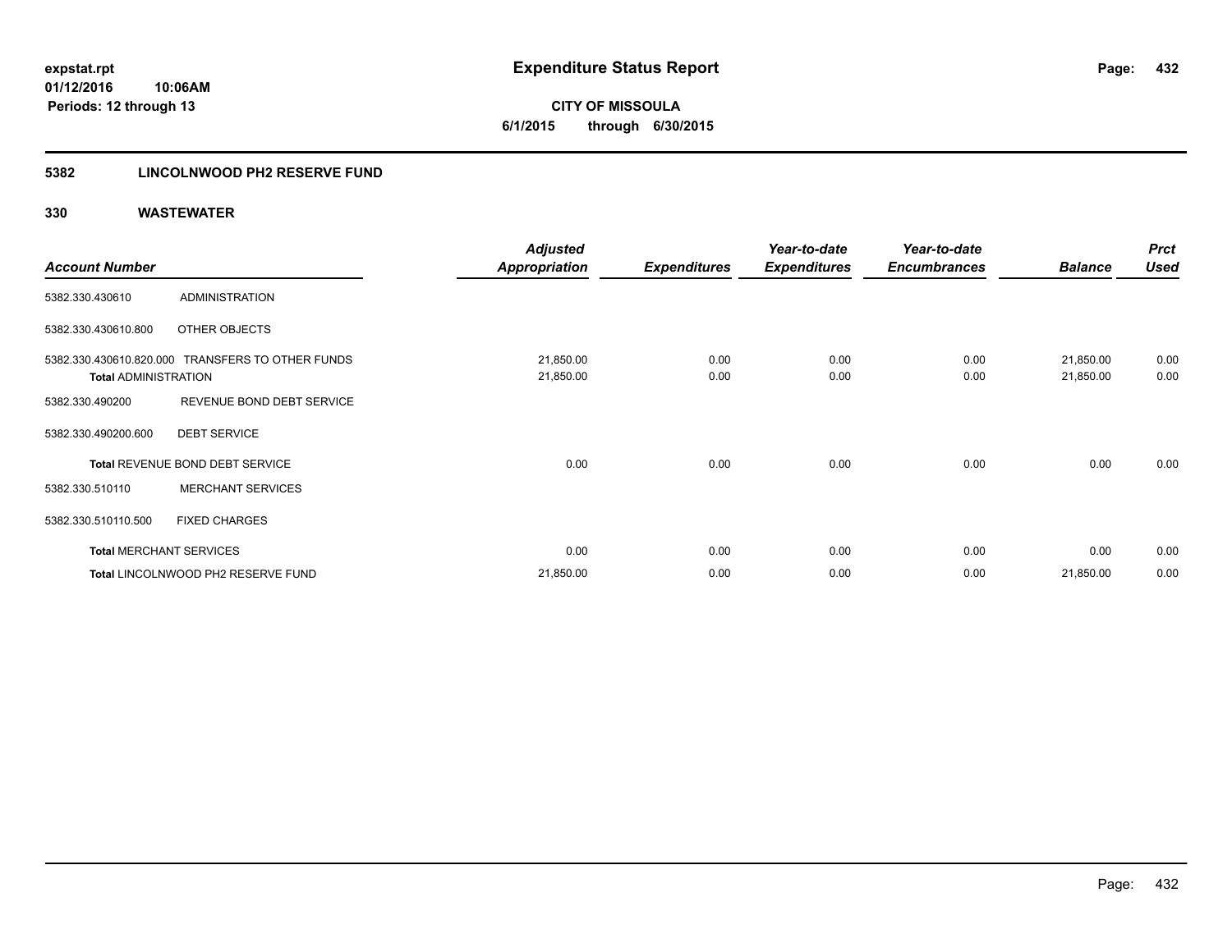**expstat.rpt**
**01/12/2016 10:06AM**
**Periods: 12 through 13**

# Expenditure Status Report

**CITY OF MISSOULA**
**6/1/2015 through 6/30/2015**

## 5382 LINCOLNWOOD PH2 RESERVE FUND

### 330 WASTEWATER

| Account Number | | Adjusted Appropriation | Expenditures | Year-to-date Expenditures | Year-to-date Encumbrances | Balance | Prct Used |
|---|---|---|---|---|---|---|---|
| 5382.330.430610 | ADMINISTRATION | | | | | | |
| 5382.330.430610.800 | OTHER OBJECTS | | | | | | |
| 5382.330.430610.820.000 | TRANSFERS TO OTHER FUNDS | 21,850.00 | 0.00 | 0.00 | 0.00 | 21,850.00 | 0.00 |
| **Total** ADMINISTRATION | | 21,850.00 | 0.00 | 0.00 | 0.00 | 21,850.00 | 0.00 |
| 5382.330.490200 | REVENUE BOND DEBT SERVICE | | | | | | |
| 5382.330.490200.600 | DEBT SERVICE | | | | | | |
| **Total** REVENUE BOND DEBT SERVICE | | 0.00 | 0.00 | 0.00 | 0.00 | 0.00 | 0.00 |
| 5382.330.510110 | MERCHANT SERVICES | | | | | | |
| 5382.330.510110.500 | FIXED CHARGES | | | | | | |
| **Total** MERCHANT SERVICES | | 0.00 | 0.00 | 0.00 | 0.00 | 0.00 | 0.00 |
| **Total** LINCOLNWOOD PH2 RESERVE FUND | | 21,850.00 | 0.00 | 0.00 | 0.00 | 21,850.00 | 0.00 |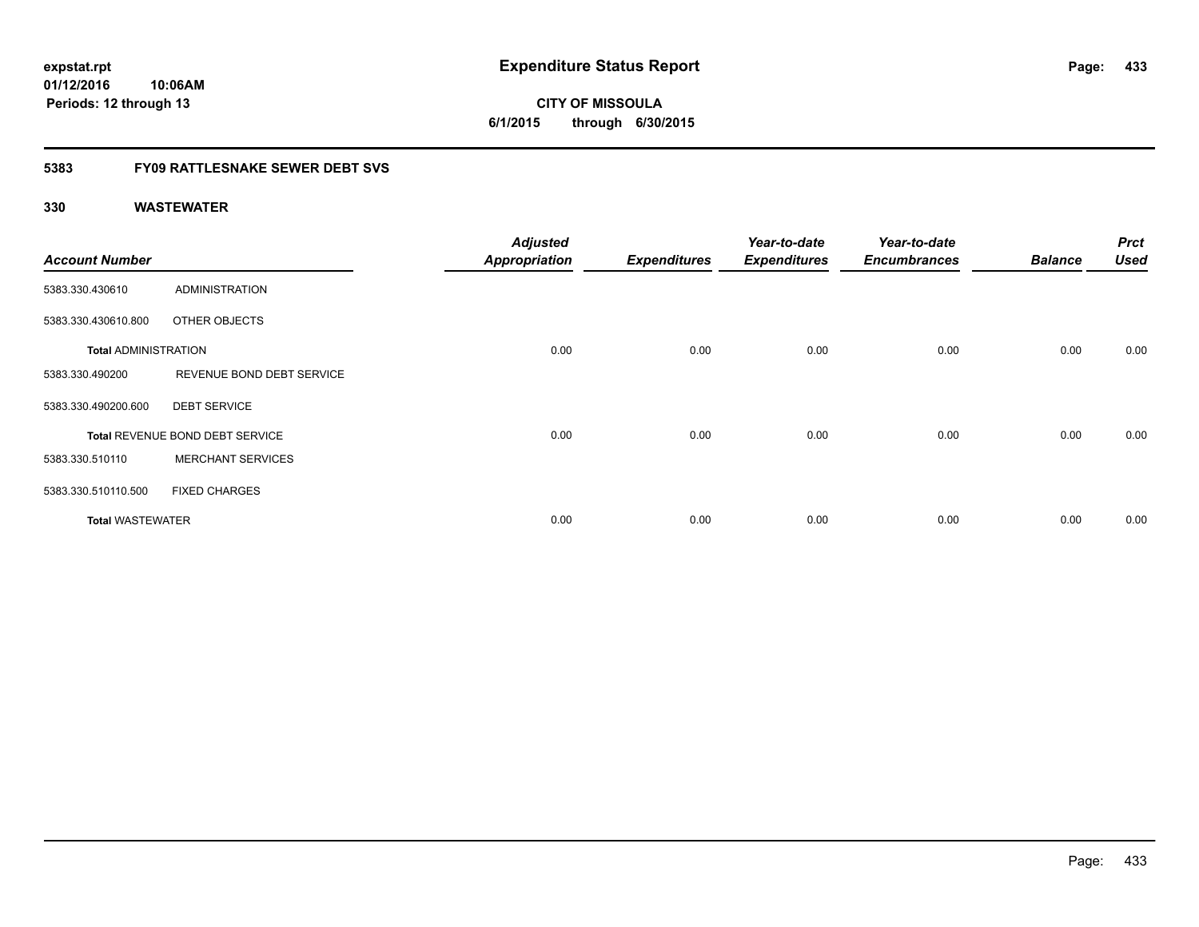**expstat.rpt**
**01/12/2016 10:06AM**
**Periods: 12 through 13**

# Expenditure Status Report

**CITY OF MISSOULA**
**6/1/2015 through 6/30/2015**

## 5383 FY09 RATTLESNAKE SEWER DEBT SVS

### 330 WASTEWATER

| Account Number | | Adjusted Appropriation | Expenditures | Year-to-date Expenditures | Year-to-date Encumbrances | Balance | Prct Used |
|---|---|---|---|---|---|---|---|
| 5383.330.430610 | ADMINISTRATION | | | | | | |
| 5383.330.430610.800 | OTHER OBJECTS | | | | | | |
| **Total ADMINISTRATION** | | 0.00 | 0.00 | 0.00 | 0.00 | 0.00 | 0.00 |
| 5383.330.490200 | REVENUE BOND DEBT SERVICE | | | | | | |
| 5383.330.490200.600 | DEBT SERVICE | | | | | | |
| **Total** REVENUE BOND DEBT SERVICE | | 0.00 | 0.00 | 0.00 | 0.00 | 0.00 | 0.00 |
| 5383.330.510110 | MERCHANT SERVICES | | | | | | |
| 5383.330.510110.500 | FIXED CHARGES | | | | | | |
| **Total WASTEWATER** | | 0.00 | 0.00 | 0.00 | 0.00 | 0.00 | 0.00 |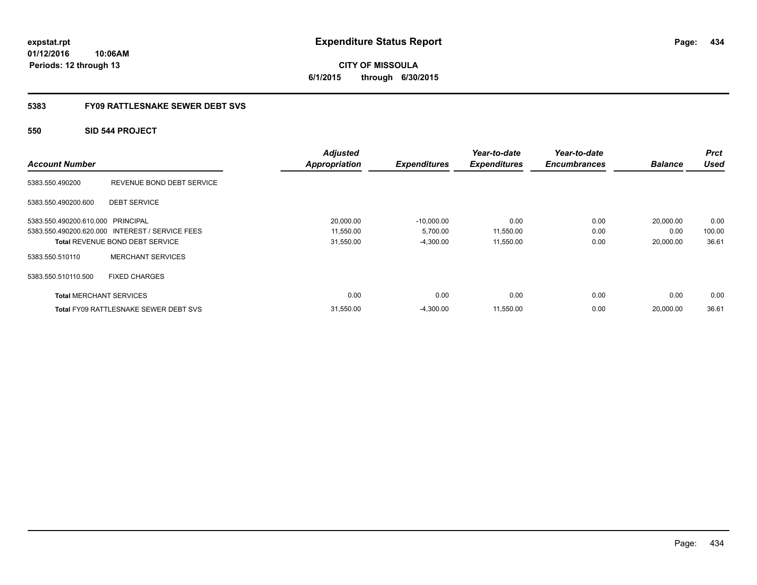expstat.rpt
01/12/2016 10:06AM
Periods: 12 through 13

# Expenditure Status Report

**CITY OF MISSOULA**
**6/1/2015 through 6/30/2015**

## 5383 FY09 RATTLESNAKE SEWER DEBT SVS

### 550 SID 544 PROJECT

| Account Number | | Adjusted Appropriation | Expenditures | Year-to-date Expenditures | Year-to-date Encumbrances | Balance | Prct Used |
|---|---|---|---|---|---|---|---|
| 5383.550.490200 | REVENUE BOND DEBT SERVICE | | | | | | |
| 5383.550.490200.600 | DEBT SERVICE | | | | | | |
| 5383.550.490200.610.000 | PRINCIPAL | 20,000.00 | -10,000.00 | 0.00 | 0.00 | 20,000.00 | 0.00 |
| 5383.550.490200.620.000 | INTEREST / SERVICE FEES | 11,550.00 | 5,700.00 | 11,550.00 | 0.00 | 0.00 | 100.00 |
| **Total** REVENUE BOND DEBT SERVICE | | 31,550.00 | -4,300.00 | 11,550.00 | 0.00 | 20,000.00 | 36.61 |
| 5383.550.510110 | MERCHANT SERVICES | | | | | | |
| 5383.550.510110.500 | FIXED CHARGES | | | | | | |
| **Total** MERCHANT SERVICES | | 0.00 | 0.00 | 0.00 | 0.00 | 0.00 | 0.00 |
| **Total** FY09 RATTLESNAKE SEWER DEBT SVS | | 31,550.00 | -4,300.00 | 11,550.00 | 0.00 | 20,000.00 | 36.61 |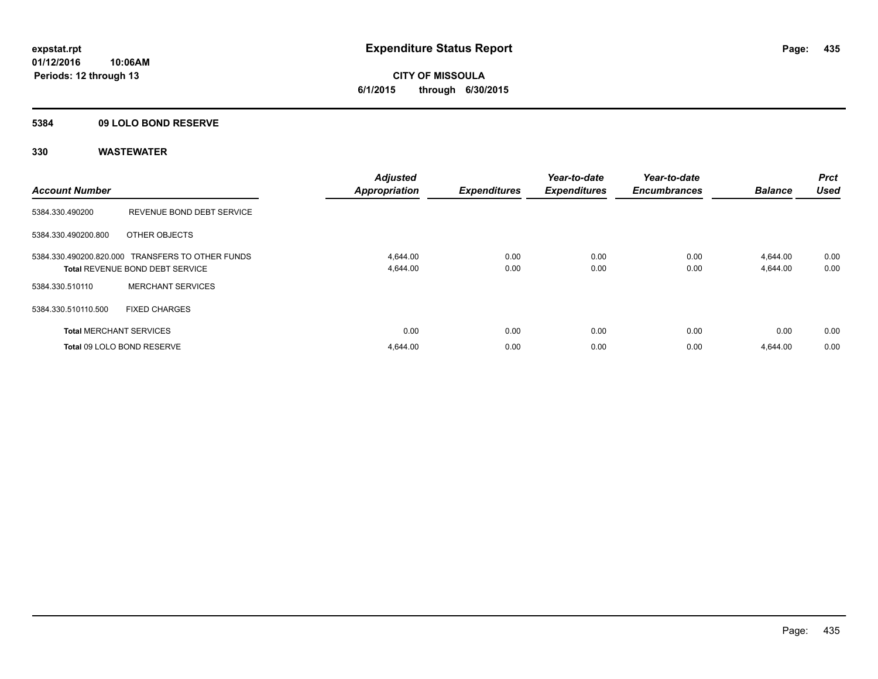expstat.rpt
01/12/2016 10:06AM
Periods: 12 through 13

# Expenditure Status Report

**CITY OF MISSOULA**
**6/1/2015 through 6/30/2015**

**5384 09 LOLO BOND RESERVE**

**330 WASTEWATER**

| Account Number | | Adjusted Appropriation | Expenditures | Year-to-date Expenditures | Year-to-date Encumbrances | Balance | Prct Used |
|---|---|---|---|---|---|---|---|
| 5384.330.490200 | REVENUE BOND DEBT SERVICE | | | | | | |
| 5384.330.490200.800 | OTHER OBJECTS | | | | | | |
| 5384.330.490200.820.000 | TRANSFERS TO OTHER FUNDS | 4,644.00 | 0.00 | 0.00 | 0.00 | 4,644.00 | 0.00 |
| **Total** REVENUE BOND DEBT SERVICE | | 4,644.00 | 0.00 | 0.00 | 0.00 | 4,644.00 | 0.00 |
| 5384.330.510110 | MERCHANT SERVICES | | | | | | |
| 5384.330.510110.500 | FIXED CHARGES | | | | | | |
| **Total** MERCHANT SERVICES | | 0.00 | 0.00 | 0.00 | 0.00 | 0.00 | 0.00 |
| **Total** 09 LOLO BOND RESERVE | | 4,644.00 | 0.00 | 0.00 | 0.00 | 4,644.00 | 0.00 |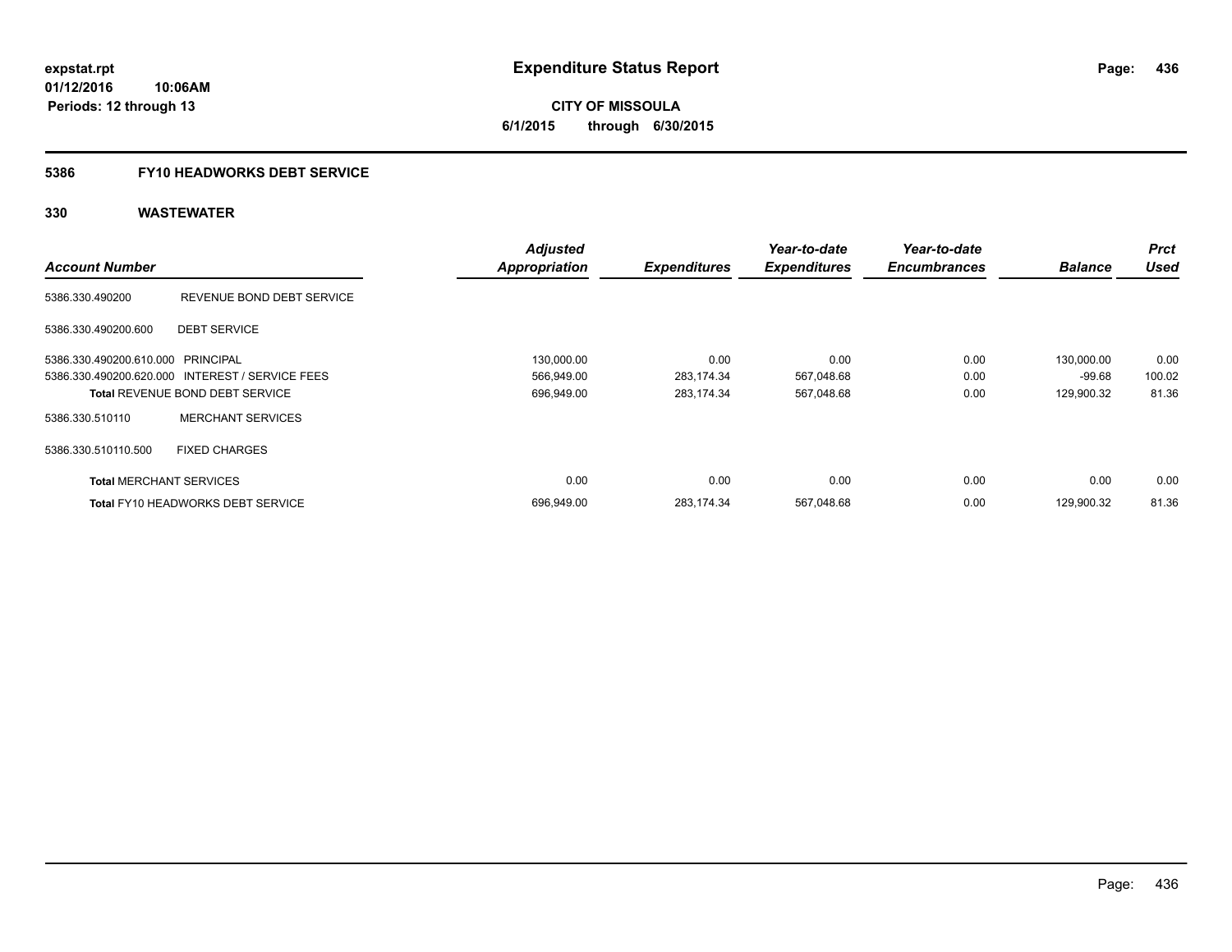# Expenditure Status Report

expstat.rpt
01/12/2016 10:06AM
Periods: 12 through 13

**CITY OF MISSOULA**
**6/1/2015 through 6/30/2015**

## 5386 FY10 HEADWORKS DEBT SERVICE

### 330 WASTEWATER

| Account Number | | Adjusted Appropriation | Expenditures | Year-to-date Expenditures | Year-to-date Encumbrances | Balance | Prct Used |
|---|---|---|---|---|---|---|---|
| 5386.330.490200 | REVENUE BOND DEBT SERVICE | | | | | | |
| 5386.330.490200.600 | DEBT SERVICE | | | | | | |
| 5386.330.490200.610.000 | PRINCIPAL | 130,000.00 | 0.00 | 0.00 | 0.00 | 130,000.00 | 0.00 |
| 5386.330.490200.620.000 | INTEREST / SERVICE FEES | 566,949.00 | 283,174.34 | 567,048.68 | 0.00 | -99.68 | 100.02 |
| **Total** REVENUE BOND DEBT SERVICE | | 696,949.00 | 283,174.34 | 567,048.68 | 0.00 | 129,900.32 | 81.36 |
| 5386.330.510110 | MERCHANT SERVICES | | | | | | |
| 5386.330.510110.500 | FIXED CHARGES | | | | | | |
| **Total** MERCHANT SERVICES | | 0.00 | 0.00 | 0.00 | 0.00 | 0.00 | 0.00 |
| **Total** FY10 HEADWORKS DEBT SERVICE | | 696,949.00 | 283,174.34 | 567,048.68 | 0.00 | 129,900.32 | 81.36 |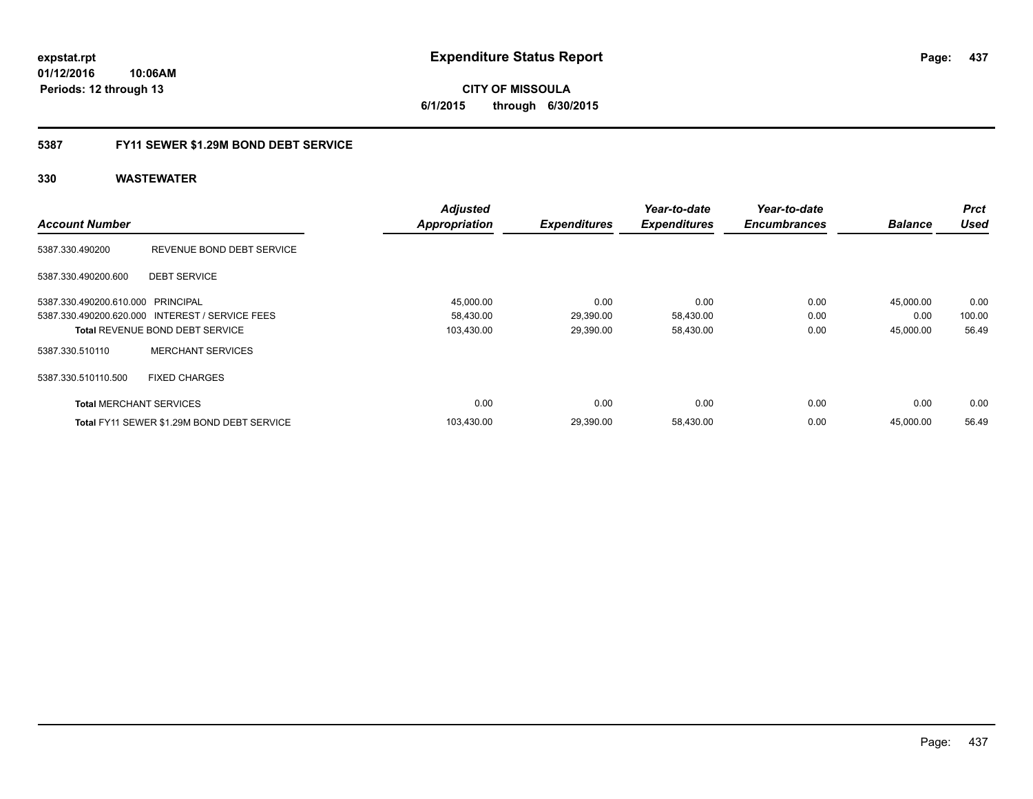**expstat.rpt**
**01/12/2016 10:06AM**
**Periods: 12 through 13**

# Expenditure Status Report

**CITY OF MISSOULA**
**6/1/2015 through 6/30/2015**

## 5387 FY11 SEWER $1.29M BOND DEBT SERVICE

### 330 WASTEWATER

| Account Number | | Adjusted Appropriation | Expenditures | Year-to-date Expenditures | Year-to-date Encumbrances | Balance | Prct Used |
|---|---|---|---|---|---|---|---|
| 5387.330.490200 | REVENUE BOND DEBT SERVICE | | | | | | |
| 5387.330.490200.600 | DEBT SERVICE | | | | | | |
| 5387.330.490200.610.000 | PRINCIPAL | 45,000.00 | 0.00 | 0.00 | 0.00 | 45,000.00 | 0.00 |
| 5387.330.490200.620.000 | INTEREST / SERVICE FEES | 58,430.00 | 29,390.00 | 58,430.00 | 0.00 | 0.00 | 100.00 |
| **Total** REVENUE BOND DEBT SERVICE | | 103,430.00 | 29,390.00 | 58,430.00 | 0.00 | 45,000.00 | 56.49 |
| 5387.330.510110 | MERCHANT SERVICES | | | | | | |
| 5387.330.510110.500 | FIXED CHARGES | | | | | | |
| **Total** MERCHANT SERVICES | | 0.00 | 0.00 | 0.00 | 0.00 | 0.00 | 0.00 |
| **Total** FY11 SEWER $1.29M BOND DEBT SERVICE | | 103,430.00 | 29,390.00 | 58,430.00 | 0.00 | 45,000.00 | 56.49 |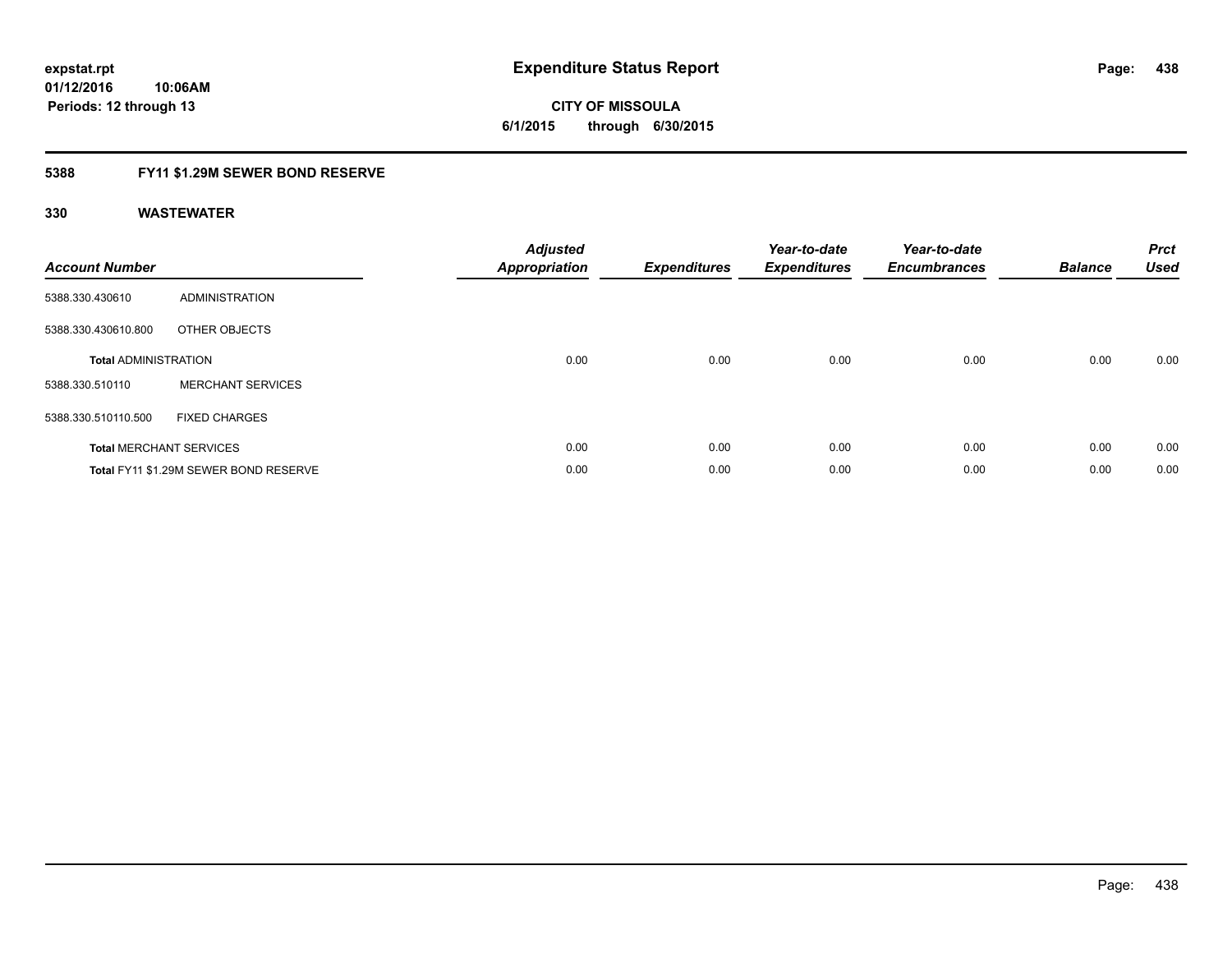expstat.rpt
01/12/2016 10:06AM
Periods: 12 through 13

# Expenditure Status Report

**CITY OF MISSOULA**
**6/1/2015 through 6/30/2015**

## 5388 FY11 $1.29M SEWER BOND RESERVE

### 330 WASTEWATER

| Account Number | | Adjusted Appropriation | Expenditures | Year-to-date Expenditures | Year-to-date Encumbrances | Balance | Prct Used |
|---|---|---|---|---|---|---|---|
| 5388.330.430610 | ADMINISTRATION | | | | | | |
| 5388.330.430610.800 | OTHER OBJECTS | | | | | | |
| **Total** ADMINISTRATION | | 0.00 | 0.00 | 0.00 | 0.00 | 0.00 | 0.00 |
| 5388.330.510110 | MERCHANT SERVICES | | | | | | |
| 5388.330.510110.500 | FIXED CHARGES | | | | | | |
| **Total** MERCHANT SERVICES | | 0.00 | 0.00 | 0.00 | 0.00 | 0.00 | 0.00 |
| **Total** FY11 $1.29M SEWER BOND RESERVE | | 0.00 | 0.00 | 0.00 | 0.00 | 0.00 | 0.00 |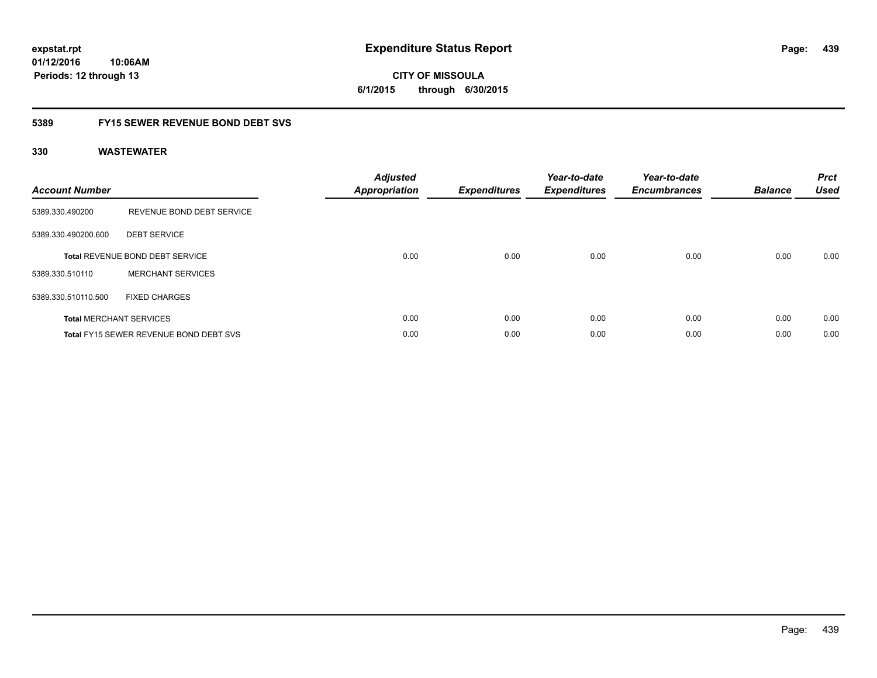**expstat.rpt**
**01/12/2016 10:06AM**
**Periods: 12 through 13**

# Expenditure Status Report

**CITY OF MISSOULA**
**6/1/2015 through 6/30/2015**

## 5389 FY15 SEWER REVENUE BOND DEBT SVS

### 330 WASTEWATER

| Account Number | | Adjusted Appropriation | Expenditures | Year-to-date Expenditures | Year-to-date Encumbrances | Balance | Prct Used |
|---|---|---|---|---|---|---|---|
| 5389.330.490200 | REVENUE BOND DEBT SERVICE | | | | | | |
| 5389.330.490200.600 | DEBT SERVICE | | | | | | |
| **Total** REVENUE BOND DEBT SERVICE | | 0.00 | 0.00 | 0.00 | 0.00 | 0.00 | 0.00 |
| 5389.330.510110 | MERCHANT SERVICES | | | | | | |
| 5389.330.510110.500 | FIXED CHARGES | | | | | | |
| **Total** MERCHANT SERVICES | | 0.00 | 0.00 | 0.00 | 0.00 | 0.00 | 0.00 |
| **Total** FY15 SEWER REVENUE BOND DEBT SVS | | 0.00 | 0.00 | 0.00 | 0.00 | 0.00 | 0.00 |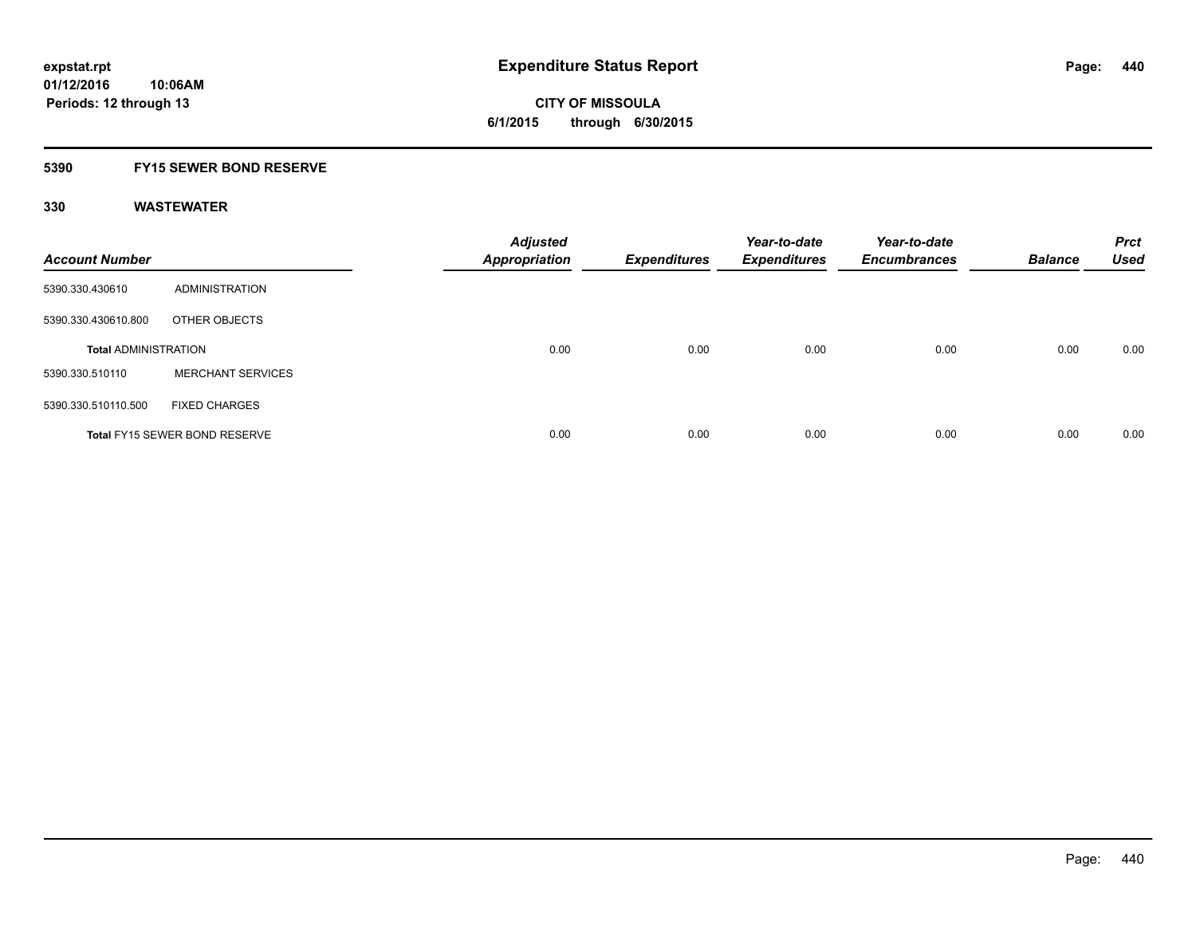# Expenditure Status Report

expstat.rpt
01/12/2016 10:06AM
Periods: 12 through 13

**CITY OF MISSOULA**
**6/1/2015 through 6/30/2015**

## 5390 FY15 SEWER BOND RESERVE

### 330 WASTEWATER

| Account Number | | Adjusted Appropriation | Expenditures | Year-to-date Expenditures | Year-to-date Encumbrances | Balance | Prct Used |
|---|---|---|---|---|---|---|---|
| 5390.330.430610 | ADMINISTRATION | | | | | | |
| 5390.330.430610.800 | OTHER OBJECTS | | | | | | |
| **Total** ADMINISTRATION | | 0.00 | 0.00 | 0.00 | 0.00 | 0.00 | 0.00 |
| 5390.330.510110 | MERCHANT SERVICES | | | | | | |
| 5390.330.510110.500 | FIXED CHARGES | | | | | | |
| **Total** FY15 SEWER BOND RESERVE | | 0.00 | 0.00 | 0.00 | 0.00 | 0.00 | 0.00 |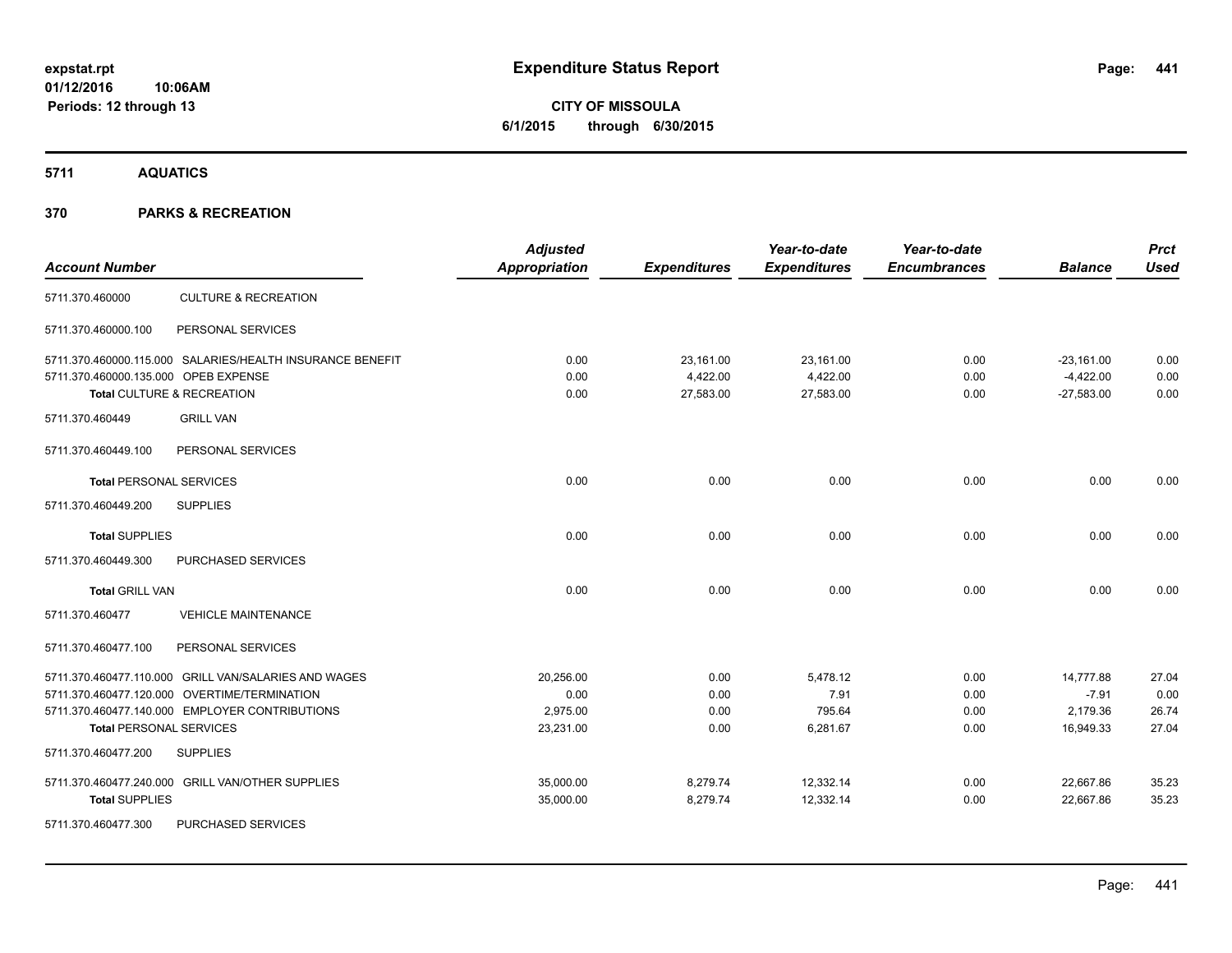**expstat.rpt**
**01/12/2016 10:06AM**
**Periods: 12 through 13**

# Expenditure Status Report

**CITY OF MISSOULA**
**6/1/2015 through 6/30/2015**

## 5711 AQUATICS

## 370 PARKS & RECREATION

| Account Number | | Adjusted Appropriation | Expenditures | Year-to-date Expenditures | Year-to-date Encumbrances | Balance | Prct Used |
|---|---|---|---|---|---|---|---|
| 5711.370.460000 | CULTURE & RECREATION | | | | | | |
| 5711.370.460000.100 | PERSONAL SERVICES | | | | | | |
| 5711.370.460000.115.000 | SALARIES/HEALTH INSURANCE BENEFIT | 0.00 | 23,161.00 | 23,161.00 | 0.00 | -23,161.00 | 0.00 |
| 5711.370.460000.135.000 | OPEB EXPENSE | 0.00 | 4,422.00 | 4,422.00 | 0.00 | -4,422.00 | 0.00 |
| **Total** CULTURE & RECREATION | | 0.00 | 27,583.00 | 27,583.00 | 0.00 | -27,583.00 | 0.00 |
| 5711.370.460449 | GRILL VAN | | | | | | |
| 5711.370.460449.100 | PERSONAL SERVICES | | | | | | |
| **Total** PERSONAL SERVICES | | 0.00 | 0.00 | 0.00 | 0.00 | 0.00 | 0.00 |
| 5711.370.460449.200 | SUPPLIES | | | | | | |
| **Total** SUPPLIES | | 0.00 | 0.00 | 0.00 | 0.00 | 0.00 | 0.00 |
| 5711.370.460449.300 | PURCHASED SERVICES | | | | | | |
| **Total** GRILL VAN | | 0.00 | 0.00 | 0.00 | 0.00 | 0.00 | 0.00 |
| 5711.370.460477 | VEHICLE MAINTENANCE | | | | | | |
| 5711.370.460477.100 | PERSONAL SERVICES | | | | | | |
| 5711.370.460477.110.000 | GRILL VAN/SALARIES AND WAGES | 20,256.00 | 0.00 | 5,478.12 | 0.00 | 14,777.88 | 27.04 |
| 5711.370.460477.120.000 | OVERTIME/TERMINATION | 0.00 | 0.00 | 7.91 | 0.00 | -7.91 | 0.00 |
| 5711.370.460477.140.000 | EMPLOYER CONTRIBUTIONS | 2,975.00 | 0.00 | 795.64 | 0.00 | 2,179.36 | 26.74 |
| **Total** PERSONAL SERVICES | | 23,231.00 | 0.00 | 6,281.67 | 0.00 | 16,949.33 | 27.04 |
| 5711.370.460477.200 | SUPPLIES | | | | | | |
| 5711.370.460477.240.000 | GRILL VAN/OTHER SUPPLIES | 35,000.00 | 8,279.74 | 12,332.14 | 0.00 | 22,667.86 | 35.23 |
| **Total** SUPPLIES | | 35,000.00 | 8,279.74 | 12,332.14 | 0.00 | 22,667.86 | 35.23 |
| 5711.370.460477.300 | PURCHASED SERVICES | | | | | | |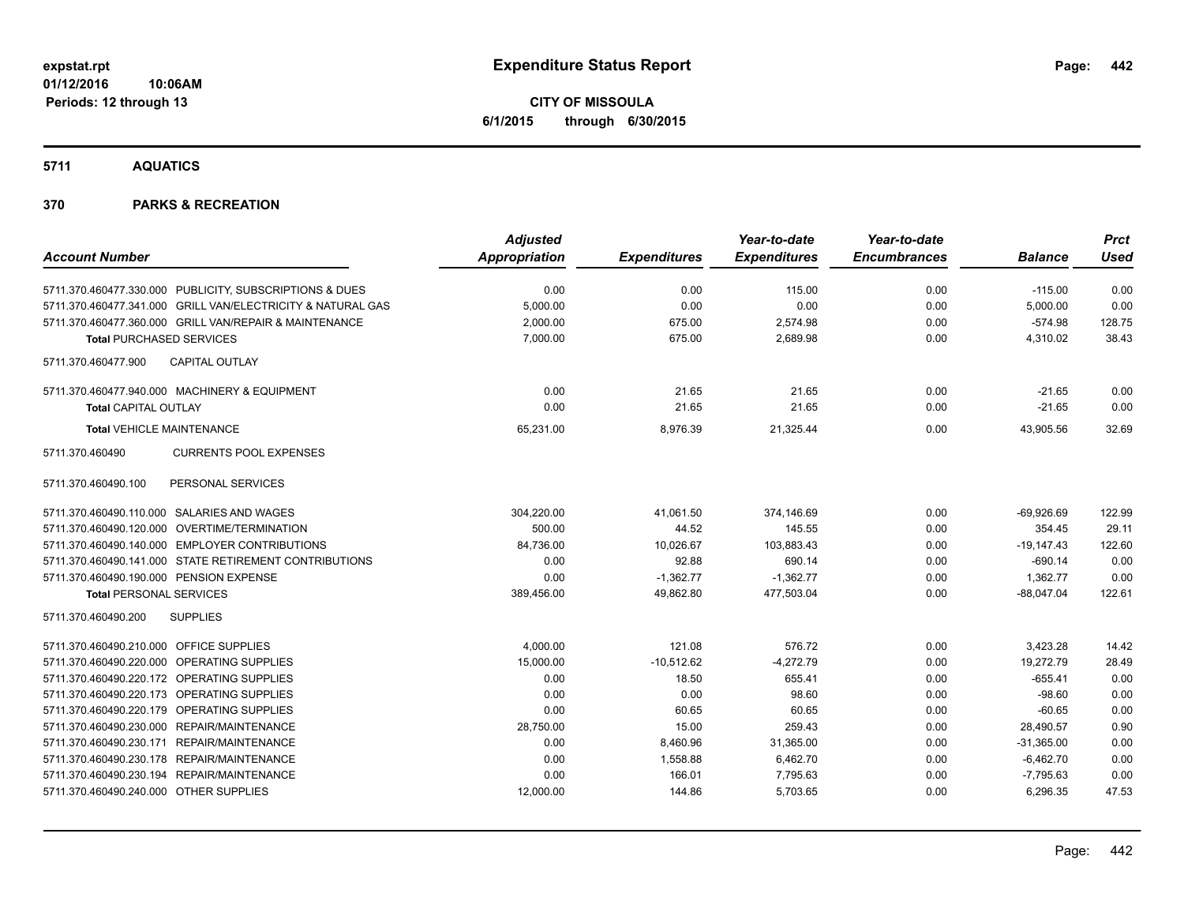**expstat.rpt**
**01/12/2016 10:06AM**
**Periods: 12 through 13**

# Expenditure Status Report

**CITY OF MISSOULA**
**6/1/2015 through 6/30/2015**

## 5711 AQUATICS

## 370 PARKS & RECREATION

| Account Number | Adjusted Appropriation | Expenditures | Year-to-date Expenditures | Year-to-date Encumbrances | Balance | Prct Used |
|---|---|---|---|---|---|---|
| 5711.370.460477.330.000 PUBLICITY, SUBSCRIPTIONS & DUES | 0.00 | 0.00 | 115.00 | 0.00 | -115.00 | 0.00 |
| 5711.370.460477.341.000 GRILL VAN/ELECTRICITY & NATURAL GAS | 5,000.00 | 0.00 | 0.00 | 0.00 | 5,000.00 | 0.00 |
| 5711.370.460477.360.000 GRILL VAN/REPAIR & MAINTENANCE | 2,000.00 | 675.00 | 2,574.98 | 0.00 | -574.98 | 128.75 |
| **Total** PURCHASED SERVICES | 7,000.00 | 675.00 | 2,689.98 | 0.00 | 4,310.02 | 38.43 |
| 5711.370.460477.900 CAPITAL OUTLAY | | | | | | |
| 5711.370.460477.940.000 MACHINERY & EQUIPMENT | 0.00 | 21.65 | 21.65 | 0.00 | -21.65 | 0.00 |
| **Total** CAPITAL OUTLAY | 0.00 | 21.65 | 21.65 | 0.00 | -21.65 | 0.00 |
| **Total** VEHICLE MAINTENANCE | 65,231.00 | 8,976.39 | 21,325.44 | 0.00 | 43,905.56 | 32.69 |
| 5711.370.460490 CURRENTS POOL EXPENSES | | | | | | |
| 5711.370.460490.100 PERSONAL SERVICES | | | | | | |
| 5711.370.460490.110.000 SALARIES AND WAGES | 304,220.00 | 41,061.50 | 374,146.69 | 0.00 | -69,926.69 | 122.99 |
| 5711.370.460490.120.000 OVERTIME/TERMINATION | 500.00 | 44.52 | 145.55 | 0.00 | 354.45 | 29.11 |
| 5711.370.460490.140.000 EMPLOYER CONTRIBUTIONS | 84,736.00 | 10,026.67 | 103,883.43 | 0.00 | -19,147.43 | 122.60 |
| 5711.370.460490.141.000 STATE RETIREMENT CONTRIBUTIONS | 0.00 | 92.88 | 690.14 | 0.00 | -690.14 | 0.00 |
| 5711.370.460490.190.000 PENSION EXPENSE | 0.00 | -1,362.77 | -1,362.77 | 0.00 | 1,362.77 | 0.00 |
| **Total** PERSONAL SERVICES | 389,456.00 | 49,862.80 | 477,503.04 | 0.00 | -88,047.04 | 122.61 |
| 5711.370.460490.200 SUPPLIES | | | | | | |
| 5711.370.460490.210.000 OFFICE SUPPLIES | 4,000.00 | 121.08 | 576.72 | 0.00 | 3,423.28 | 14.42 |
| 5711.370.460490.220.000 OPERATING SUPPLIES | 15,000.00 | -10,512.62 | -4,272.79 | 0.00 | 19,272.79 | 28.49 |
| 5711.370.460490.220.172 OPERATING SUPPLIES | 0.00 | 18.50 | 655.41 | 0.00 | -655.41 | 0.00 |
| 5711.370.460490.220.173 OPERATING SUPPLIES | 0.00 | 0.00 | 98.60 | 0.00 | -98.60 | 0.00 |
| 5711.370.460490.220.179 OPERATING SUPPLIES | 0.00 | 60.65 | 60.65 | 0.00 | -60.65 | 0.00 |
| 5711.370.460490.230.000 REPAIR/MAINTENANCE | 28,750.00 | 15.00 | 259.43 | 0.00 | 28,490.57 | 0.90 |
| 5711.370.460490.230.171 REPAIR/MAINTENANCE | 0.00 | 8,460.96 | 31,365.00 | 0.00 | -31,365.00 | 0.00 |
| 5711.370.460490.230.178 REPAIR/MAINTENANCE | 0.00 | 1,558.88 | 6,462.70 | 0.00 | -6,462.70 | 0.00 |
| 5711.370.460490.230.194 REPAIR/MAINTENANCE | 0.00 | 166.01 | 7,795.63 | 0.00 | -7,795.63 | 0.00 |
| 5711.370.460490.240.000 OTHER SUPPLIES | 12,000.00 | 144.86 | 5,703.65 | 0.00 | 6,296.35 | 47.53 |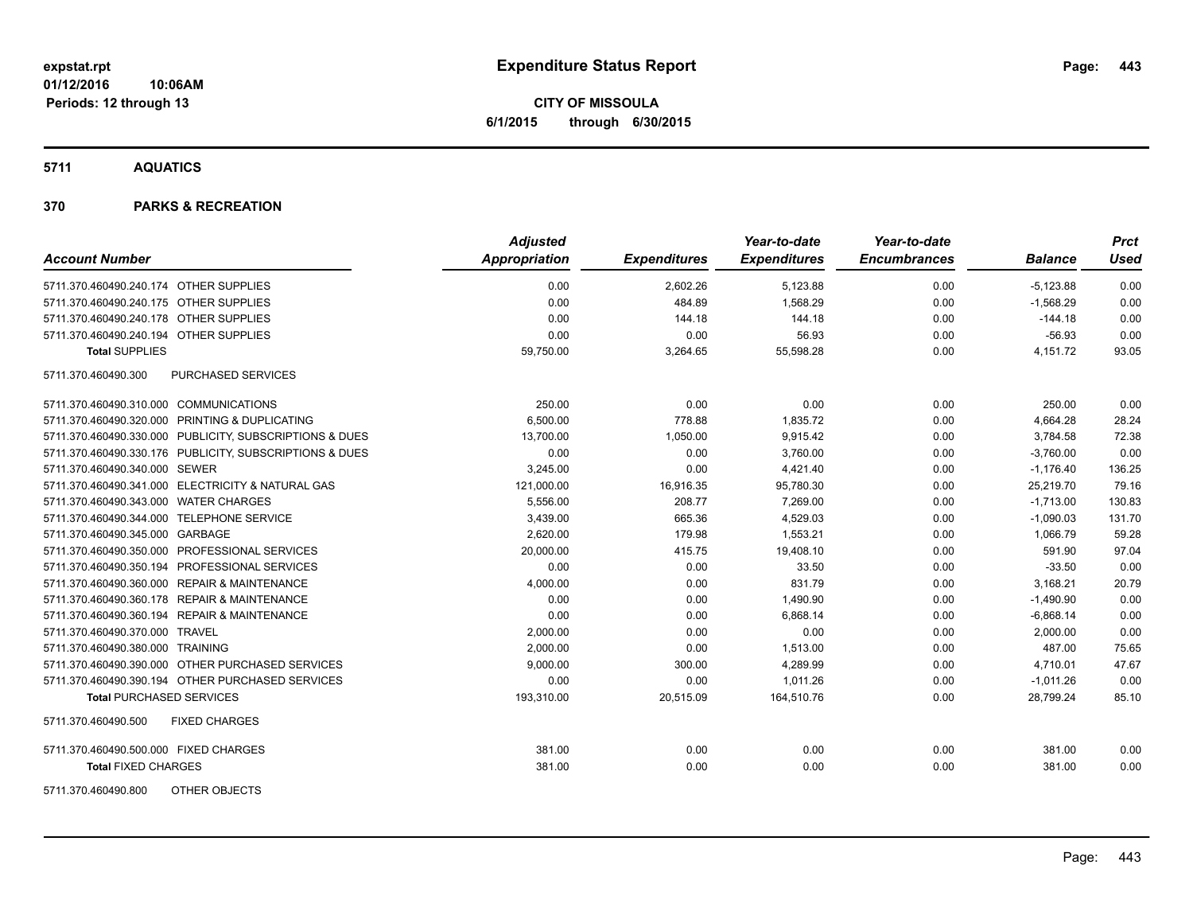# Expenditure Status Report

**CITY OF MISSOULA**
**6/1/2015 through 6/30/2015**

expstat.rpt
01/12/2016 10:06AM
Periods: 12 through 13

## 5711 AQUATICS

## 370 PARKS & RECREATION

| Account Number | | Adjusted Appropriation | Expenditures | Year-to-date Expenditures | Year-to-date Encumbrances | Balance | Prct Used |
|---|---|---|---|---|---|---|---|
| 5711.370.460490.240.174 | OTHER SUPPLIES | 0.00 | 2,602.26 | 5,123.88 | 0.00 | -5,123.88 | 0.00 |
| 5711.370.460490.240.175 | OTHER SUPPLIES | 0.00 | 484.89 | 1,568.29 | 0.00 | -1,568.29 | 0.00 |
| 5711.370.460490.240.178 | OTHER SUPPLIES | 0.00 | 144.18 | 144.18 | 0.00 | -144.18 | 0.00 |
| 5711.370.460490.240.194 | OTHER SUPPLIES | 0.00 | 0.00 | 56.93 | 0.00 | -56.93 | 0.00 |
| **Total** SUPPLIES | | 59,750.00 | 3,264.65 | 55,598.28 | 0.00 | 4,151.72 | 93.05 |
| 5711.370.460490.300 | PURCHASED SERVICES | | | | | | |
| 5711.370.460490.310.000 | COMMUNICATIONS | 250.00 | 0.00 | 0.00 | 0.00 | 250.00 | 0.00 |
| 5711.370.460490.320.000 | PRINTING & DUPLICATING | 6,500.00 | 778.88 | 1,835.72 | 0.00 | 4,664.28 | 28.24 |
| 5711.370.460490.330.000 | PUBLICITY, SUBSCRIPTIONS & DUES | 13,700.00 | 1,050.00 | 9,915.42 | 0.00 | 3,784.58 | 72.38 |
| 5711.370.460490.330.176 | PUBLICITY, SUBSCRIPTIONS & DUES | 0.00 | 0.00 | 3,760.00 | 0.00 | -3,760.00 | 0.00 |
| 5711.370.460490.340.000 | SEWER | 3,245.00 | 0.00 | 4,421.40 | 0.00 | -1,176.40 | 136.25 |
| 5711.370.460490.341.000 | ELECTRICITY & NATURAL GAS | 121,000.00 | 16,916.35 | 95,780.30 | 0.00 | 25,219.70 | 79.16 |
| 5711.370.460490.343.000 | WATER CHARGES | 5,556.00 | 208.77 | 7,269.00 | 0.00 | -1,713.00 | 130.83 |
| 5711.370.460490.344.000 | TELEPHONE SERVICE | 3,439.00 | 665.36 | 4,529.03 | 0.00 | -1,090.03 | 131.70 |
| 5711.370.460490.345.000 | GARBAGE | 2,620.00 | 179.98 | 1,553.21 | 0.00 | 1,066.79 | 59.28 |
| 5711.370.460490.350.000 | PROFESSIONAL SERVICES | 20,000.00 | 415.75 | 19,408.10 | 0.00 | 591.90 | 97.04 |
| 5711.370.460490.350.194 | PROFESSIONAL SERVICES | 0.00 | 0.00 | 33.50 | 0.00 | -33.50 | 0.00 |
| 5711.370.460490.360.000 | REPAIR & MAINTENANCE | 4,000.00 | 0.00 | 831.79 | 0.00 | 3,168.21 | 20.79 |
| 5711.370.460490.360.178 | REPAIR & MAINTENANCE | 0.00 | 0.00 | 1,490.90 | 0.00 | -1,490.90 | 0.00 |
| 5711.370.460490.360.194 | REPAIR & MAINTENANCE | 0.00 | 0.00 | 6,868.14 | 0.00 | -6,868.14 | 0.00 |
| 5711.370.460490.370.000 | TRAVEL | 2,000.00 | 0.00 | 0.00 | 0.00 | 2,000.00 | 0.00 |
| 5711.370.460490.380.000 | TRAINING | 2,000.00 | 0.00 | 1,513.00 | 0.00 | 487.00 | 75.65 |
| 5711.370.460490.390.000 | OTHER PURCHASED SERVICES | 9,000.00 | 300.00 | 4,289.99 | 0.00 | 4,710.01 | 47.67 |
| 5711.370.460490.390.194 | OTHER PURCHASED SERVICES | 0.00 | 0.00 | 1,011.26 | 0.00 | -1,011.26 | 0.00 |
| **Total** PURCHASED SERVICES | | 193,310.00 | 20,515.09 | 164,510.76 | 0.00 | 28,799.24 | 85.10 |
| 5711.370.460490.500 | FIXED CHARGES | | | | | | |
| 5711.370.460490.500.000 | FIXED CHARGES | 381.00 | 0.00 | 0.00 | 0.00 | 381.00 | 0.00 |
| **Total** FIXED CHARGES | | 381.00 | 0.00 | 0.00 | 0.00 | 381.00 | 0.00 |
| 5711.370.460490.800 | OTHER OBJECTS | | | | | | |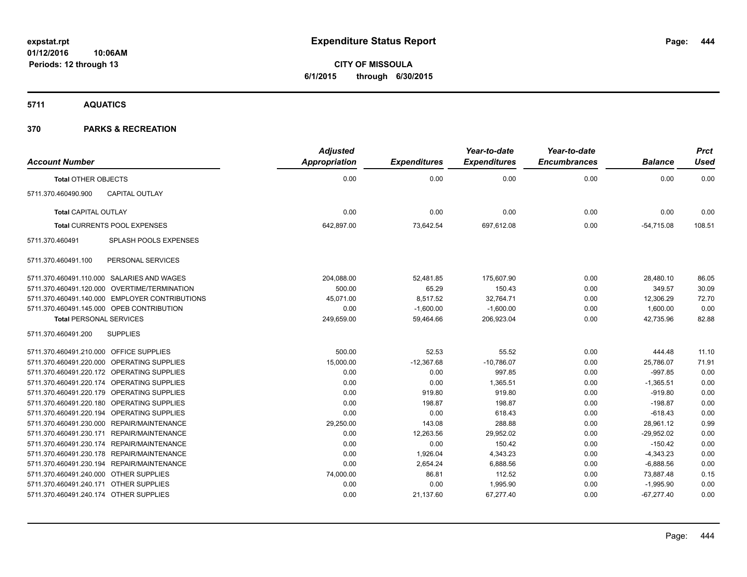# Expenditure Status Report

expstat.rpt
01/12/2016 10:06AM
Periods: 12 through 13

**CITY OF MISSOULA**
**6/1/2015 through 6/30/2015**

## 5711 AQUATICS

## 370 PARKS & RECREATION

| Account Number | | Adjusted Appropriation | Expenditures | Year-to-date Expenditures | Year-to-date Encumbrances | Balance | Prct Used |
|---|---|---|---|---|---|---|---|
| **Total OTHER OBJECTS** | | 0.00 | 0.00 | 0.00 | 0.00 | 0.00 | 0.00 |
| 5711.370.460490.900 | CAPITAL OUTLAY | | | | | | |
| **Total CAPITAL OUTLAY** | | 0.00 | 0.00 | 0.00 | 0.00 | 0.00 | 0.00 |
| **Total CURRENTS POOL EXPENSES** | | 642,897.00 | 73,642.54 | 697,612.08 | 0.00 | -54,715.08 | 108.51 |
| 5711.370.460491 | SPLASH POOLS EXPENSES | | | | | | |
| 5711.370.460491.100 | PERSONAL SERVICES | | | | | | |
| 5711.370.460491.110.000 | SALARIES AND WAGES | 204,088.00 | 52,481.85 | 175,607.90 | 0.00 | 28,480.10 | 86.05 |
| 5711.370.460491.120.000 | OVERTIME/TERMINATION | 500.00 | 65.29 | 150.43 | 0.00 | 349.57 | 30.09 |
| 5711.370.460491.140.000 | EMPLOYER CONTRIBUTIONS | 45,071.00 | 8,517.52 | 32,764.71 | 0.00 | 12,306.29 | 72.70 |
| 5711.370.460491.145.000 | OPEB CONTRIBUTION | 0.00 | -1,600.00 | -1,600.00 | 0.00 | 1,600.00 | 0.00 |
| **Total PERSONAL SERVICES** | | 249,659.00 | 59,464.66 | 206,923.04 | 0.00 | 42,735.96 | 82.88 |
| 5711.370.460491.200 | SUPPLIES | | | | | | |
| 5711.370.460491.210.000 | OFFICE SUPPLIES | 500.00 | 52.53 | 55.52 | 0.00 | 444.48 | 11.10 |
| 5711.370.460491.220.000 | OPERATING SUPPLIES | 15,000.00 | -12,367.68 | -10,786.07 | 0.00 | 25,786.07 | 71.91 |
| 5711.370.460491.220.172 | OPERATING SUPPLIES | 0.00 | 0.00 | 997.85 | 0.00 | -997.85 | 0.00 |
| 5711.370.460491.220.174 | OPERATING SUPPLIES | 0.00 | 0.00 | 1,365.51 | 0.00 | -1,365.51 | 0.00 |
| 5711.370.460491.220.179 | OPERATING SUPPLIES | 0.00 | 919.80 | 919.80 | 0.00 | -919.80 | 0.00 |
| 5711.370.460491.220.180 | OPERATING SUPPLIES | 0.00 | 198.87 | 198.87 | 0.00 | -198.87 | 0.00 |
| 5711.370.460491.220.194 | OPERATING SUPPLIES | 0.00 | 0.00 | 618.43 | 0.00 | -618.43 | 0.00 |
| 5711.370.460491.230.000 | REPAIR/MAINTENANCE | 29,250.00 | 143.08 | 288.88 | 0.00 | 28,961.12 | 0.99 |
| 5711.370.460491.230.171 | REPAIR/MAINTENANCE | 0.00 | 12,263.56 | 29,952.02 | 0.00 | -29,952.02 | 0.00 |
| 5711.370.460491.230.174 | REPAIR/MAINTENANCE | 0.00 | 0.00 | 150.42 | 0.00 | -150.42 | 0.00 |
| 5711.370.460491.230.178 | REPAIR/MAINTENANCE | 0.00 | 1,926.04 | 4,343.23 | 0.00 | -4,343.23 | 0.00 |
| 5711.370.460491.230.194 | REPAIR/MAINTENANCE | 0.00 | 2,654.24 | 6,888.56 | 0.00 | -6,888.56 | 0.00 |
| 5711.370.460491.240.000 | OTHER SUPPLIES | 74,000.00 | 86.81 | 112.52 | 0.00 | 73,887.48 | 0.15 |
| 5711.370.460491.240.171 | OTHER SUPPLIES | 0.00 | 0.00 | 1,995.90 | 0.00 | -1,995.90 | 0.00 |
| 5711.370.460491.240.174 | OTHER SUPPLIES | 0.00 | 21,137.60 | 67,277.40 | 0.00 | -67,277.40 | 0.00 |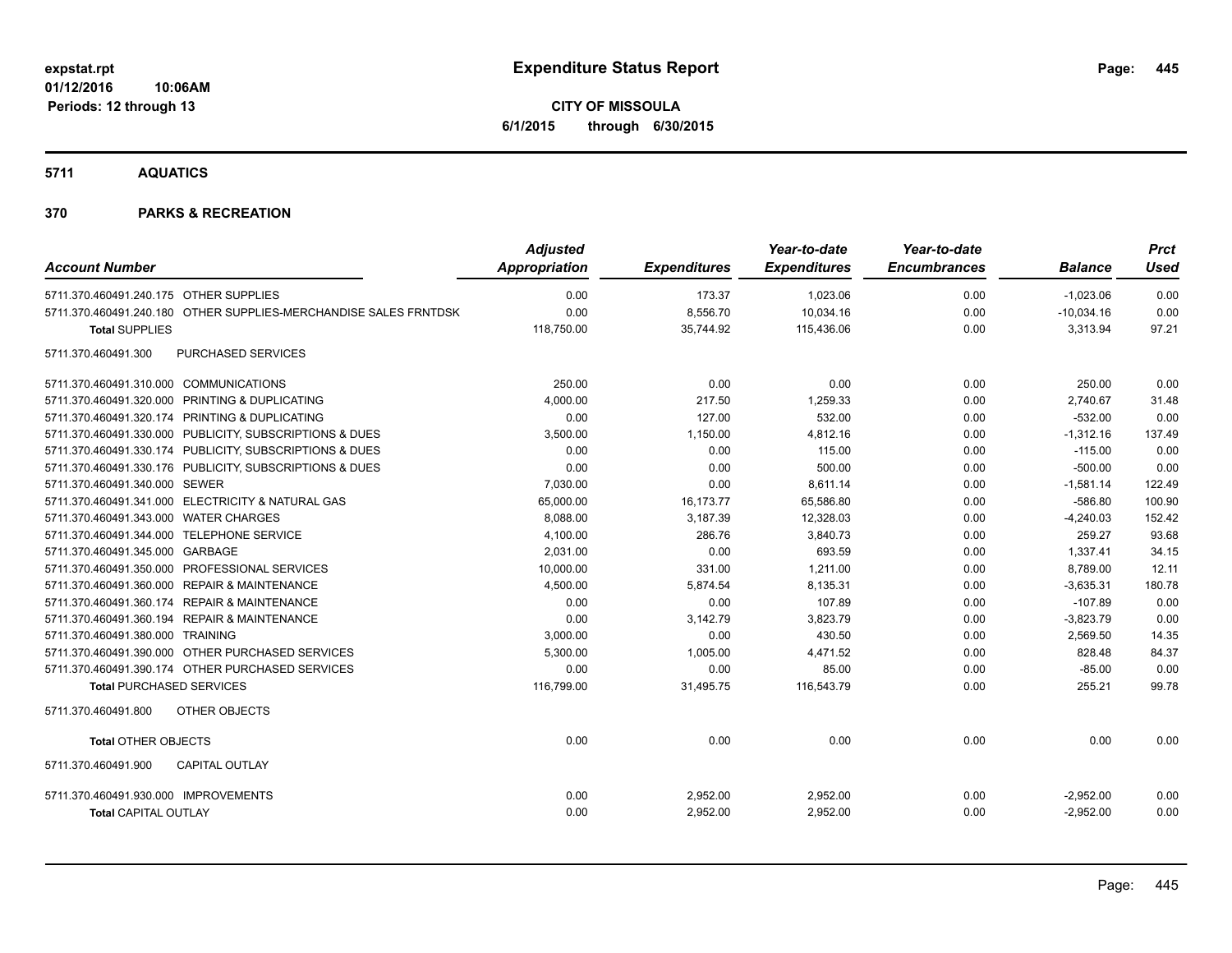**expstat.rpt**
**01/12/2016 10:06AM**
**Periods: 12 through 13**

# Expenditure Status Report

**CITY OF MISSOULA**
**6/1/2015 through 6/30/2015**

## 5711 AQUATICS

## 370 PARKS & RECREATION

| Account Number | Adjusted Appropriation | Expenditures | Year-to-date Expenditures | Year-to-date Encumbrances | Balance | Prct Used |
|---|---|---|---|---|---|---|
| 5711.370.460491.240.175 OTHER SUPPLIES | 0.00 | 173.37 | 1,023.06 | 0.00 | -1,023.06 | 0.00 |
| 5711.370.460491.240.180 OTHER SUPPLIES-MERCHANDISE SALES FRNTDSK | 0.00 | 8,556.70 | 10,034.16 | 0.00 | -10,034.16 | 0.00 |
| **Total** SUPPLIES | 118,750.00 | 35,744.92 | 115,436.06 | 0.00 | 3,313.94 | 97.21 |
| 5711.370.460491.300 PURCHASED SERVICES | | | | | | |
| 5711.370.460491.310.000 COMMUNICATIONS | 250.00 | 0.00 | 0.00 | 0.00 | 250.00 | 0.00 |
| 5711.370.460491.320.000 PRINTING & DUPLICATING | 4,000.00 | 217.50 | 1,259.33 | 0.00 | 2,740.67 | 31.48 |
| 5711.370.460491.320.174 PRINTING & DUPLICATING | 0.00 | 127.00 | 532.00 | 0.00 | -532.00 | 0.00 |
| 5711.370.460491.330.000 PUBLICITY, SUBSCRIPTIONS & DUES | 3,500.00 | 1,150.00 | 4,812.16 | 0.00 | -1,312.16 | 137.49 |
| 5711.370.460491.330.174 PUBLICITY, SUBSCRIPTIONS & DUES | 0.00 | 0.00 | 115.00 | 0.00 | -115.00 | 0.00 |
| 5711.370.460491.330.176 PUBLICITY, SUBSCRIPTIONS & DUES | 0.00 | 0.00 | 500.00 | 0.00 | -500.00 | 0.00 |
| 5711.370.460491.340.000 SEWER | 7,030.00 | 0.00 | 8,611.14 | 0.00 | -1,581.14 | 122.49 |
| 5711.370.460491.341.000 ELECTRICITY & NATURAL GAS | 65,000.00 | 16,173.77 | 65,586.80 | 0.00 | -586.80 | 100.90 |
| 5711.370.460491.343.000 WATER CHARGES | 8,088.00 | 3,187.39 | 12,328.03 | 0.00 | -4,240.03 | 152.42 |
| 5711.370.460491.344.000 TELEPHONE SERVICE | 4,100.00 | 286.76 | 3,840.73 | 0.00 | 259.27 | 93.68 |
| 5711.370.460491.345.000 GARBAGE | 2,031.00 | 0.00 | 693.59 | 0.00 | 1,337.41 | 34.15 |
| 5711.370.460491.350.000 PROFESSIONAL SERVICES | 10,000.00 | 331.00 | 1,211.00 | 0.00 | 8,789.00 | 12.11 |
| 5711.370.460491.360.000 REPAIR & MAINTENANCE | 4,500.00 | 5,874.54 | 8,135.31 | 0.00 | -3,635.31 | 180.78 |
| 5711.370.460491.360.174 REPAIR & MAINTENANCE | 0.00 | 0.00 | 107.89 | 0.00 | -107.89 | 0.00 |
| 5711.370.460491.360.194 REPAIR & MAINTENANCE | 0.00 | 3,142.79 | 3,823.79 | 0.00 | -3,823.79 | 0.00 |
| 5711.370.460491.380.000 TRAINING | 3,000.00 | 0.00 | 430.50 | 0.00 | 2,569.50 | 14.35 |
| 5711.370.460491.390.000 OTHER PURCHASED SERVICES | 5,300.00 | 1,005.00 | 4,471.52 | 0.00 | 828.48 | 84.37 |
| 5711.370.460491.390.174 OTHER PURCHASED SERVICES | 0.00 | 0.00 | 85.00 | 0.00 | -85.00 | 0.00 |
| **Total** PURCHASED SERVICES | 116,799.00 | 31,495.75 | 116,543.79 | 0.00 | 255.21 | 99.78 |
| 5711.370.460491.800 OTHER OBJECTS | | | | | | |
| **Total** OTHER OBJECTS | 0.00 | 0.00 | 0.00 | 0.00 | 0.00 | 0.00 |
| 5711.370.460491.900 CAPITAL OUTLAY | | | | | | |
| 5711.370.460491.930.000 IMPROVEMENTS | 0.00 | 2,952.00 | 2,952.00 | 0.00 | -2,952.00 | 0.00 |
| **Total** CAPITAL OUTLAY | 0.00 | 2,952.00 | 2,952.00 | 0.00 | -2,952.00 | 0.00 |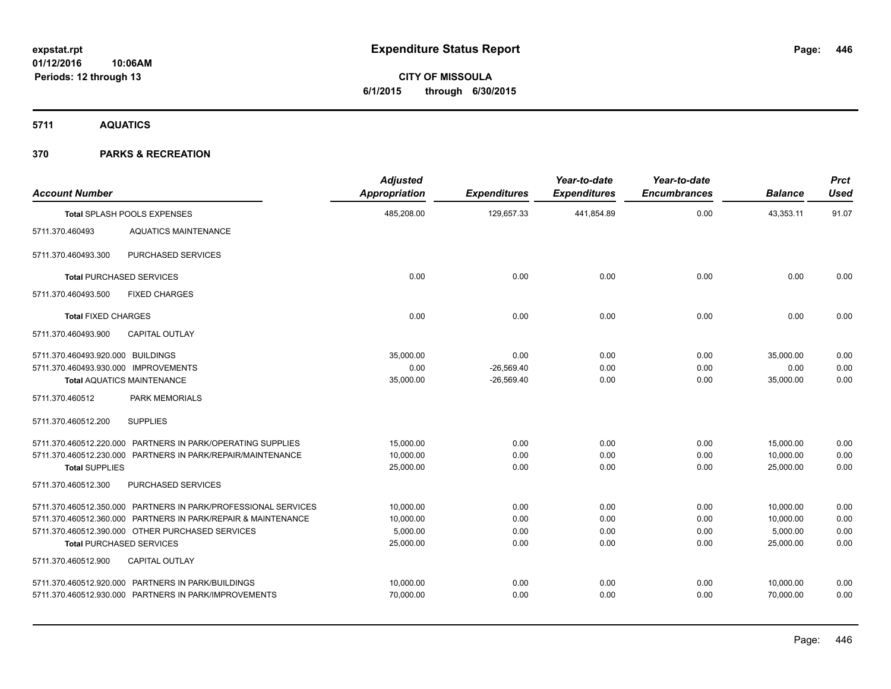**Expenditure Status Report**

**CITY OF MISSOULA**
**6/1/2015 through 6/30/2015**

expstat.rpt
01/12/2016 10:06AM
Periods: 12 through 13

**5711 AQUATICS**

**370 PARKS & RECREATION**

| Account Number | | Adjusted Appropriation | Expenditures | Year-to-date Expenditures | Year-to-date Encumbrances | Balance | Prct Used |
|---|---|---|---|---|---|---|---|
| **Total** SPLASH POOLS EXPENSES | | 485,208.00 | 129,657.33 | 441,854.89 | 0.00 | 43,353.11 | 91.07 |
| 5711.370.460493 | AQUATICS MAINTENANCE | | | | | | |
| 5711.370.460493.300 | PURCHASED SERVICES | | | | | | |
| **Total** PURCHASED SERVICES | | 0.00 | 0.00 | 0.00 | 0.00 | 0.00 | 0.00 |
| 5711.370.460493.500 | FIXED CHARGES | | | | | | |
| **Total** FIXED CHARGES | | 0.00 | 0.00 | 0.00 | 0.00 | 0.00 | 0.00 |
| 5711.370.460493.900 | CAPITAL OUTLAY | | | | | | |
| 5711.370.460493.920.000 | BUILDINGS | 35,000.00 | 0.00 | 0.00 | 0.00 | 35,000.00 | 0.00 |
| 5711.370.460493.930.000 | IMPROVEMENTS | 0.00 | -26,569.40 | 0.00 | 0.00 | 0.00 | 0.00 |
| **Total** AQUATICS MAINTENANCE | | 35,000.00 | -26,569.40 | 0.00 | 0.00 | 35,000.00 | 0.00 |
| 5711.370.460512 | PARK MEMORIALS | | | | | | |
| 5711.370.460512.200 | SUPPLIES | | | | | | |
| 5711.370.460512.220.000 | PARTNERS IN PARK/OPERATING SUPPLIES | 15,000.00 | 0.00 | 0.00 | 0.00 | 15,000.00 | 0.00 |
| 5711.370.460512.230.000 | PARTNERS IN PARK/REPAIR/MAINTENANCE | 10,000.00 | 0.00 | 0.00 | 0.00 | 10,000.00 | 0.00 |
| **Total** SUPPLIES | | 25,000.00 | 0.00 | 0.00 | 0.00 | 25,000.00 | 0.00 |
| 5711.370.460512.300 | PURCHASED SERVICES | | | | | | |
| 5711.370.460512.350.000 | PARTNERS IN PARK/PROFESSIONAL SERVICES | 10,000.00 | 0.00 | 0.00 | 0.00 | 10,000.00 | 0.00 |
| 5711.370.460512.360.000 | PARTNERS IN PARK/REPAIR & MAINTENANCE | 10,000.00 | 0.00 | 0.00 | 0.00 | 10,000.00 | 0.00 |
| 5711.370.460512.390.000 | OTHER PURCHASED SERVICES | 5,000.00 | 0.00 | 0.00 | 0.00 | 5,000.00 | 0.00 |
| **Total** PURCHASED SERVICES | | 25,000.00 | 0.00 | 0.00 | 0.00 | 25,000.00 | 0.00 |
| 5711.370.460512.900 | CAPITAL OUTLAY | | | | | | |
| 5711.370.460512.920.000 | PARTNERS IN PARK/BUILDINGS | 10,000.00 | 0.00 | 0.00 | 0.00 | 10,000.00 | 0.00 |
| 5711.370.460512.930.000 | PARTNERS IN PARK/IMPROVEMENTS | 70,000.00 | 0.00 | 0.00 | 0.00 | 70,000.00 | 0.00 |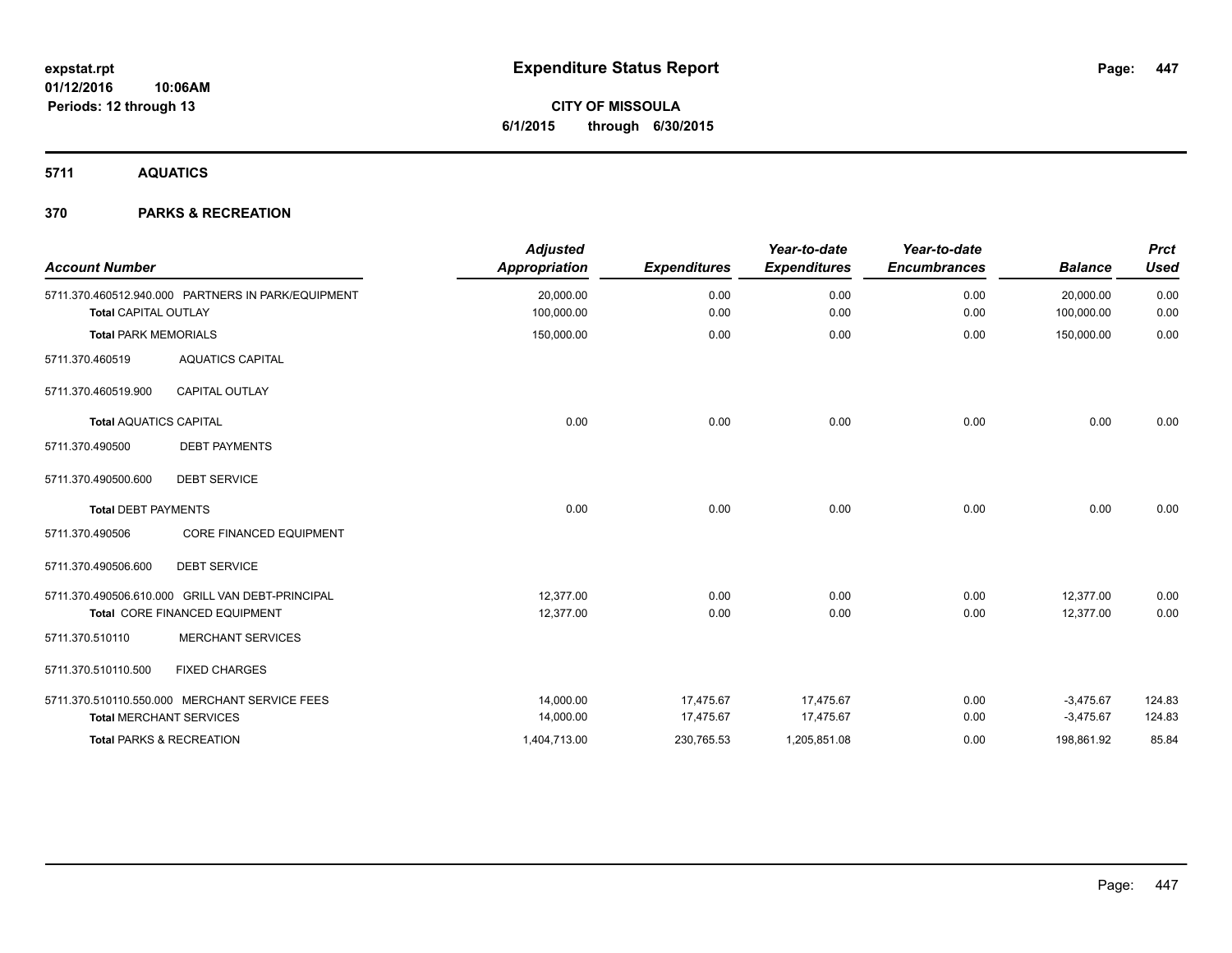# Expenditure Status Report

expstat.rpt
01/12/2016 10:06AM
Periods: 12 through 13

**CITY OF MISSOULA**
**6/1/2015 through 6/30/2015**

## 5711 AQUATICS

## 370 PARKS & RECREATION

| Account Number | Adjusted Appropriation | Expenditures | Year-to-date Expenditures | Year-to-date Encumbrances | Balance | Prct Used |
|---|---|---|---|---|---|---|
| 5711.370.460512.940.000 PARTNERS IN PARK/EQUIPMENT | 20,000.00 | 0.00 | 0.00 | 0.00 | 20,000.00 | 0.00 |
| **Total** CAPITAL OUTLAY | 100,000.00 | 0.00 | 0.00 | 0.00 | 100,000.00 | 0.00 |
| **Total** PARK MEMORIALS | 150,000.00 | 0.00 | 0.00 | 0.00 | 150,000.00 | 0.00 |
| 5711.370.460519 AQUATICS CAPITAL | | | | | | |
| 5711.370.460519.900 CAPITAL OUTLAY | | | | | | |
| **Total** AQUATICS CAPITAL | 0.00 | 0.00 | 0.00 | 0.00 | 0.00 | 0.00 |
| 5711.370.490500 DEBT PAYMENTS | | | | | | |
| 5711.370.490500.600 DEBT SERVICE | | | | | | |
| **Total** DEBT PAYMENTS | 0.00 | 0.00 | 0.00 | 0.00 | 0.00 | 0.00 |
| 5711.370.490506 CORE FINANCED EQUIPMENT | | | | | | |
| 5711.370.490506.600 DEBT SERVICE | | | | | | |
| 5711.370.490506.610.000 GRILL VAN DEBT-PRINCIPAL | 12,377.00 | 0.00 | 0.00 | 0.00 | 12,377.00 | 0.00 |
| **Total** CORE FINANCED EQUIPMENT | 12,377.00 | 0.00 | 0.00 | 0.00 | 12,377.00 | 0.00 |
| 5711.370.510110 MERCHANT SERVICES | | | | | | |
| 5711.370.510110.500 FIXED CHARGES | | | | | | |
| 5711.370.510110.550.000 MERCHANT SERVICE FEES | 14,000.00 | 17,475.67 | 17,475.67 | 0.00 | -3,475.67 | 124.83 |
| **Total** MERCHANT SERVICES | 14,000.00 | 17,475.67 | 17,475.67 | 0.00 | -3,475.67 | 124.83 |
| **Total** PARKS & RECREATION | 1,404,713.00 | 230,765.53 | 1,205,851.08 | 0.00 | 198,861.92 | 85.84 |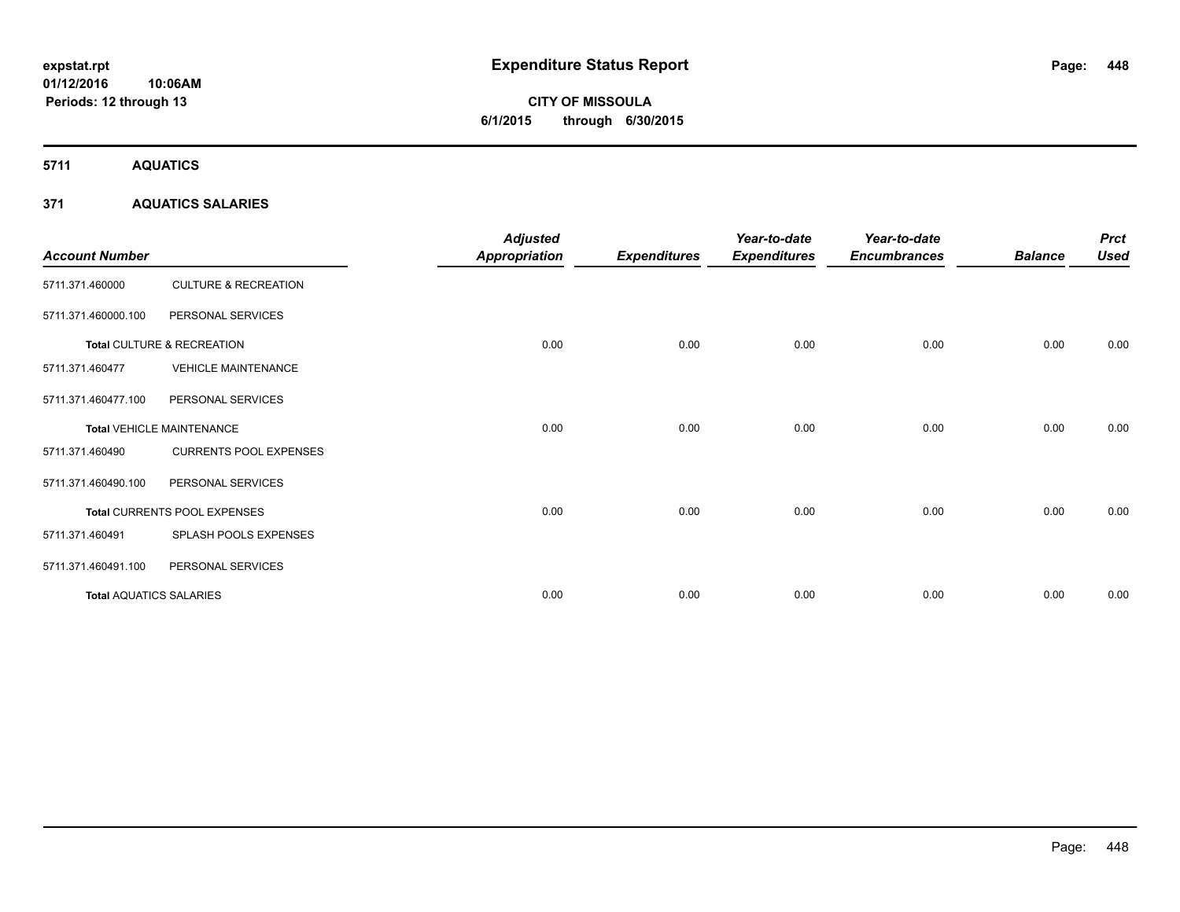**expstat.rpt**
**01/12/2016 10:06AM**
**Periods: 12 through 13**

# Expenditure Status Report

**CITY OF MISSOULA**
**6/1/2015 through 6/30/2015**

## 5711 AQUATICS

### 371 AQUATICS SALARIES

| Account Number | | Adjusted Appropriation | Expenditures | Year-to-date Expenditures | Year-to-date Encumbrances | Balance | Prct Used |
|---|---|---|---|---|---|---|---|
| 5711.371.460000 | CULTURE & RECREATION | | | | | | |
| 5711.371.460000.100 | PERSONAL SERVICES | | | | | | |
| **Total** CULTURE & RECREATION | | 0.00 | 0.00 | 0.00 | 0.00 | 0.00 | 0.00 |
| 5711.371.460477 | VEHICLE MAINTENANCE | | | | | | |
| 5711.371.460477.100 | PERSONAL SERVICES | | | | | | |
| **Total** VEHICLE MAINTENANCE | | 0.00 | 0.00 | 0.00 | 0.00 | 0.00 | 0.00 |
| 5711.371.460490 | CURRENTS POOL EXPENSES | | | | | | |
| 5711.371.460490.100 | PERSONAL SERVICES | | | | | | |
| **Total** CURRENTS POOL EXPENSES | | 0.00 | 0.00 | 0.00 | 0.00 | 0.00 | 0.00 |
| 5711.371.460491 | SPLASH POOLS EXPENSES | | | | | | |
| 5711.371.460491.100 | PERSONAL SERVICES | | | | | | |
| **Total** AQUATICS SALARIES | | 0.00 | 0.00 | 0.00 | 0.00 | 0.00 | 0.00 |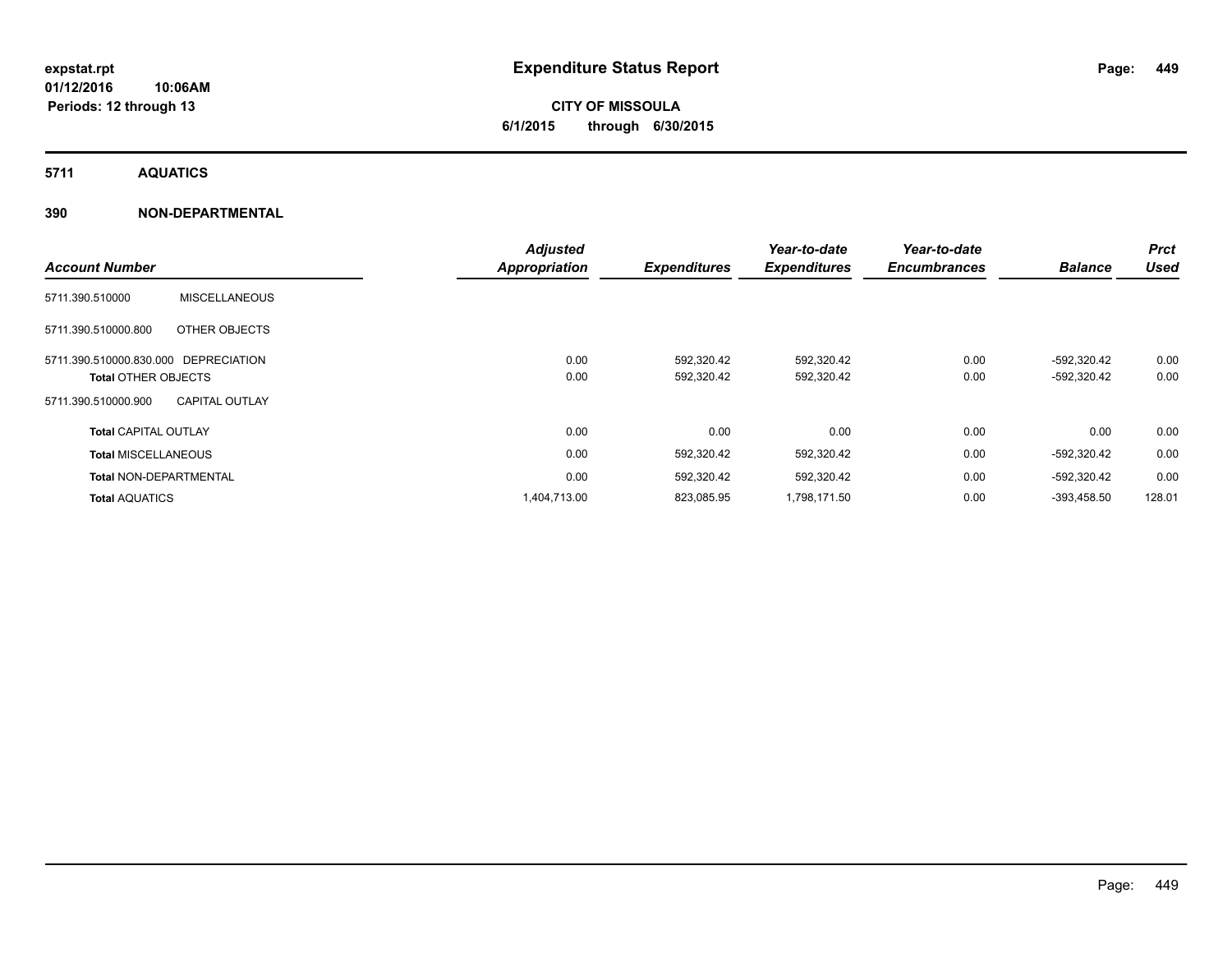# Expenditure Status Report

expstat.rpt
01/12/2016 10:06AM
Periods: 12 through 13

**CITY OF MISSOULA**
**6/1/2015 through 6/30/2015**

## 5711 AQUATICS

## 390 NON-DEPARTMENTAL

| Account Number | | Adjusted Appropriation | Expenditures | Year-to-date Expenditures | Year-to-date Encumbrances | Balance | Prct Used |
|---|---|---|---|---|---|---|---|
| 5711.390.510000 | MISCELLANEOUS | | | | | | |
| 5711.390.510000.800 | OTHER OBJECTS | | | | | | |
| 5711.390.510000.830.000 | DEPRECIATION | 0.00 | 592,320.42 | 592,320.42 | 0.00 | -592,320.42 | 0.00 |
| **Total** OTHER OBJECTS | | 0.00 | 592,320.42 | 592,320.42 | 0.00 | -592,320.42 | 0.00 |
| 5711.390.510000.900 | CAPITAL OUTLAY | | | | | | |
| **Total** CAPITAL OUTLAY | | 0.00 | 0.00 | 0.00 | 0.00 | 0.00 | 0.00 |
| **Total** MISCELLANEOUS | | 0.00 | 592,320.42 | 592,320.42 | 0.00 | -592,320.42 | 0.00 |
| **Total** NON-DEPARTMENTAL | | 0.00 | 592,320.42 | 592,320.42 | 0.00 | -592,320.42 | 0.00 |
| **Total** AQUATICS | | 1,404,713.00 | 823,085.95 | 1,798,171.50 | 0.00 | -393,458.50 | 128.01 |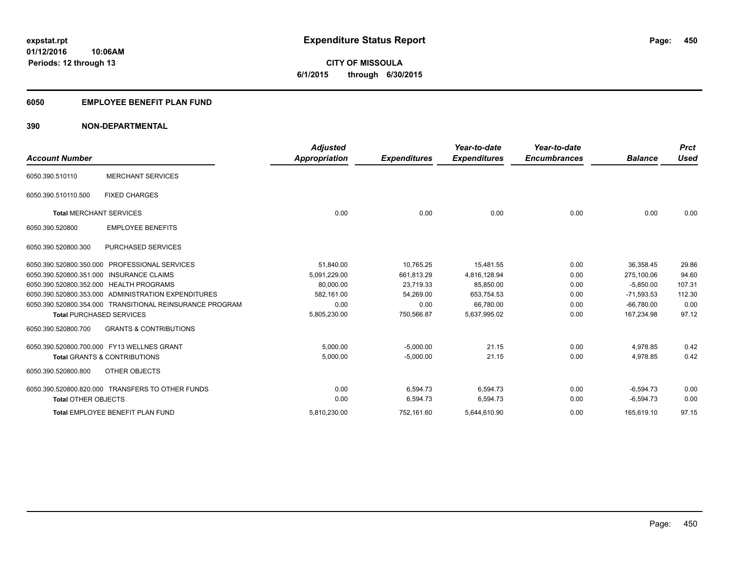**expstat.rpt**
**01/12/2016 10:06AM**
**Periods: 12 through 13**

# Expenditure Status Report

**CITY OF MISSOULA**
**6/1/2015 through 6/30/2015**

## 6050 EMPLOYEE BENEFIT PLAN FUND

## 390 NON-DEPARTMENTAL

| Account Number | | Adjusted Appropriation | Expenditures | Year-to-date Expenditures | Year-to-date Encumbrances | Balance | Prct Used |
|---|---|---|---|---|---|---|---|
| 6050.390.510110 | MERCHANT SERVICES | | | | | | |
| 6050.390.510110.500 | FIXED CHARGES | | | | | | |
| **Total** MERCHANT SERVICES | | 0.00 | 0.00 | 0.00 | 0.00 | 0.00 | 0.00 |
| 6050.390.520800 | EMPLOYEE BENEFITS | | | | | | |
| 6050.390.520800.300 | PURCHASED SERVICES | | | | | | |
| 6050.390.520800.350.000 | PROFESSIONAL SERVICES | 51,840.00 | 10,765.25 | 15,481.55 | 0.00 | 36,358.45 | 29.86 |
| 6050.390.520800.351.000 | INSURANCE CLAIMS | 5,091,229.00 | 661,813.29 | 4,816,128.94 | 0.00 | 275,100.06 | 94.60 |
| 6050.390.520800.352.000 | HEALTH PROGRAMS | 80,000.00 | 23,719.33 | 85,850.00 | 0.00 | -5,850.00 | 107.31 |
| 6050.390.520800.353.000 | ADMINISTRATION EXPENDITURES | 582,161.00 | 54,269.00 | 653,754.53 | 0.00 | -71,593.53 | 112.30 |
| 6050.390.520800.354.000 | TRANSITIONAL REINSURANCE PROGRAM | 0.00 | 0.00 | 66,780.00 | 0.00 | -66,780.00 | 0.00 |
| **Total** PURCHASED SERVICES | | 5,805,230.00 | 750,566.87 | 5,637,995.02 | 0.00 | 167,234.98 | 97.12 |
| 6050.390.520800.700 | GRANTS & CONTRIBUTIONS | | | | | | |
| 6050.390.520800.700.000 | FY13 WELLNES GRANT | 5,000.00 | -5,000.00 | 21.15 | 0.00 | 4,978.85 | 0.42 |
| **Total** GRANTS & CONTRIBUTIONS | | 5,000.00 | -5,000.00 | 21.15 | 0.00 | 4,978.85 | 0.42 |
| 6050.390.520800.800 | OTHER OBJECTS | | | | | | |
| 6050.390.520800.820.000 | TRANSFERS TO OTHER FUNDS | 0.00 | 6,594.73 | 6,594.73 | 0.00 | -6,594.73 | 0.00 |
| **Total** OTHER OBJECTS | | 0.00 | 6,594.73 | 6,594.73 | 0.00 | -6,594.73 | 0.00 |
| **Total** EMPLOYEE BENEFIT PLAN FUND | | 5,810,230.00 | 752,161.60 | 5,644,610.90 | 0.00 | 165,619.10 | 97.15 |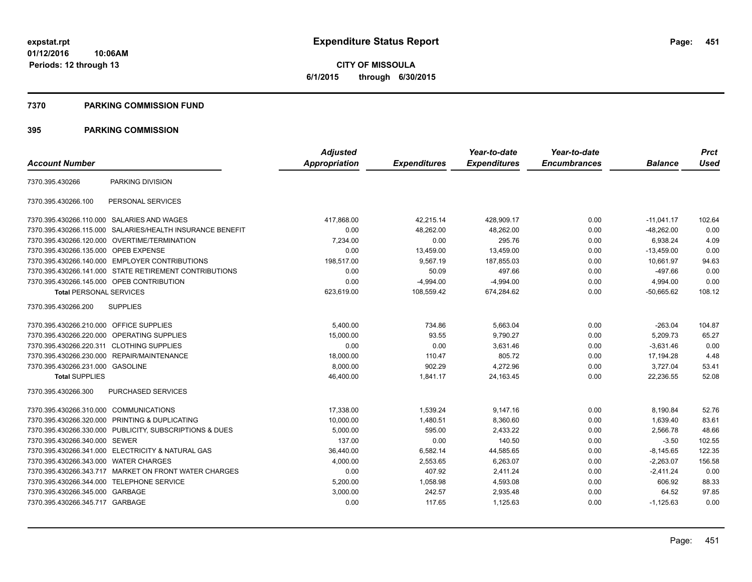# Expenditure Status Report

**CITY OF MISSOULA**
**6/1/2015 through 6/30/2015**

expstat.rpt
01/12/2016 10:06AM
Periods: 12 through 13

## 7370 PARKING COMMISSION FUND

## 395 PARKING COMMISSION

| Account Number | | Adjusted Appropriation | Expenditures | Year-to-date Expenditures | Year-to-date Encumbrances | Balance | Prct Used |
|---|---|---|---|---|---|---|---|
| 7370.395.430266 | PARKING DIVISION | | | | | | |
| 7370.395.430266.100 | PERSONAL SERVICES | | | | | | |
| 7370.395.430266.110.000 | SALARIES AND WAGES | 417,868.00 | 42,215.14 | 428,909.17 | 0.00 | -11,041.17 | 102.64 |
| 7370.395.430266.115.000 | SALARIES/HEALTH INSURANCE BENEFIT | 0.00 | 48,262.00 | 48,262.00 | 0.00 | -48,262.00 | 0.00 |
| 7370.395.430266.120.000 | OVERTIME/TERMINATION | 7,234.00 | 0.00 | 295.76 | 0.00 | 6,938.24 | 4.09 |
| 7370.395.430266.135.000 | OPEB EXPENSE | 0.00 | 13,459.00 | 13,459.00 | 0.00 | -13,459.00 | 0.00 |
| 7370.395.430266.140.000 | EMPLOYER CONTRIBUTIONS | 198,517.00 | 9,567.19 | 187,855.03 | 0.00 | 10,661.97 | 94.63 |
| 7370.395.430266.141.000 | STATE RETIREMENT CONTRIBUTIONS | 0.00 | 50.09 | 497.66 | 0.00 | -497.66 | 0.00 |
| 7370.395.430266.145.000 | OPEB CONTRIBUTION | 0.00 | -4,994.00 | -4,994.00 | 0.00 | 4,994.00 | 0.00 |
| **Total** PERSONAL SERVICES | | 623,619.00 | 108,559.42 | 674,284.62 | 0.00 | -50,665.62 | 108.12 |
| 7370.395.430266.200 | SUPPLIES | | | | | | |
| 7370.395.430266.210.000 | OFFICE SUPPLIES | 5,400.00 | 734.86 | 5,663.04 | 0.00 | -263.04 | 104.87 |
| 7370.395.430266.220.000 | OPERATING SUPPLIES | 15,000.00 | 93.55 | 9,790.27 | 0.00 | 5,209.73 | 65.27 |
| 7370.395.430266.220.311 | CLOTHING SUPPLIES | 0.00 | 0.00 | 3,631.46 | 0.00 | -3,631.46 | 0.00 |
| 7370.395.430266.230.000 | REPAIR/MAINTENANCE | 18,000.00 | 110.47 | 805.72 | 0.00 | 17,194.28 | 4.48 |
| 7370.395.430266.231.000 | GASOLINE | 8,000.00 | 902.29 | 4,272.96 | 0.00 | 3,727.04 | 53.41 |
| **Total** SUPPLIES | | 46,400.00 | 1,841.17 | 24,163.45 | 0.00 | 22,236.55 | 52.08 |
| 7370.395.430266.300 | PURCHASED SERVICES | | | | | | |
| 7370.395.430266.310.000 | COMMUNICATIONS | 17,338.00 | 1,539.24 | 9,147.16 | 0.00 | 8,190.84 | 52.76 |
| 7370.395.430266.320.000 | PRINTING & DUPLICATING | 10,000.00 | 1,480.51 | 8,360.60 | 0.00 | 1,639.40 | 83.61 |
| 7370.395.430266.330.000 | PUBLICITY, SUBSCRIPTIONS & DUES | 5,000.00 | 595.00 | 2,433.22 | 0.00 | 2,566.78 | 48.66 |
| 7370.395.430266.340.000 | SEWER | 137.00 | 0.00 | 140.50 | 0.00 | -3.50 | 102.55 |
| 7370.395.430266.341.000 | ELECTRICITY & NATURAL GAS | 36,440.00 | 6,582.14 | 44,585.65 | 0.00 | -8,145.65 | 122.35 |
| 7370.395.430266.343.000 | WATER CHARGES | 4,000.00 | 2,553.65 | 6,263.07 | 0.00 | -2,263.07 | 156.58 |
| 7370.395.430266.343.717 | MARKET ON FRONT WATER CHARGES | 0.00 | 407.92 | 2,411.24 | 0.00 | -2,411.24 | 0.00 |
| 7370.395.430266.344.000 | TELEPHONE SERVICE | 5,200.00 | 1,058.98 | 4,593.08 | 0.00 | 606.92 | 88.33 |
| 7370.395.430266.345.000 | GARBAGE | 3,000.00 | 242.57 | 2,935.48 | 0.00 | 64.52 | 97.85 |
| 7370.395.430266.345.717 | GARBAGE | 0.00 | 117.65 | 1,125.63 | 0.00 | -1,125.63 | 0.00 |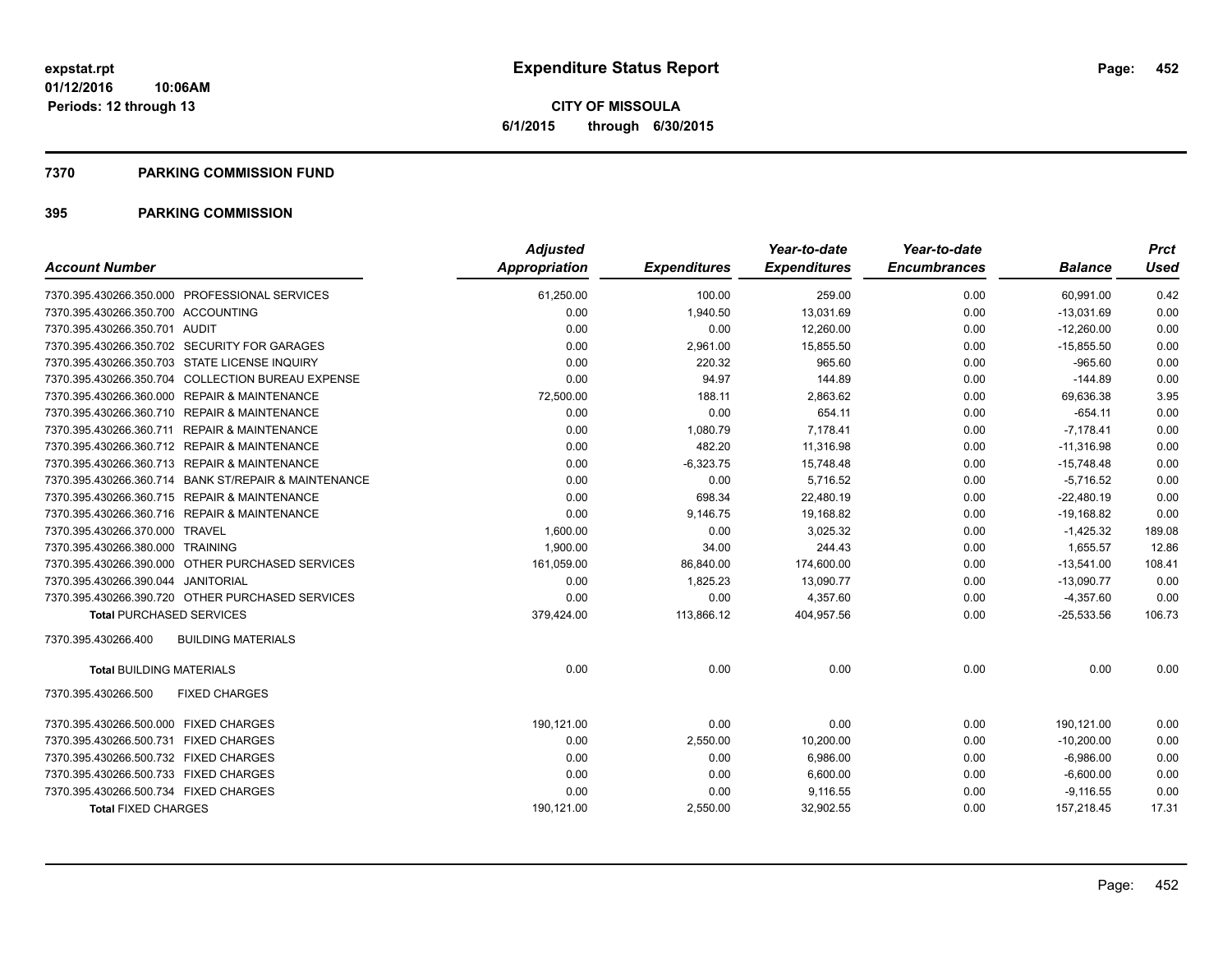# Expenditure Status Report

**CITY OF MISSOULA**

**6/1/2015 through 6/30/2015**

expstat.rpt
01/12/2016 10:06AM
Periods: 12 through 13

## 7370 PARKING COMMISSION FUND

## 395 PARKING COMMISSION

| Account Number | Adjusted Appropriation | Expenditures | Year-to-date Expenditures | Year-to-date Encumbrances | Balance | Prct Used |
|---|---|---|---|---|---|---|
| 7370.395.430266.350.000 PROFESSIONAL SERVICES | 61,250.00 | 100.00 | 259.00 | 0.00 | 60,991.00 | 0.42 |
| 7370.395.430266.350.700 ACCOUNTING | 0.00 | 1,940.50 | 13,031.69 | 0.00 | -13,031.69 | 0.00 |
| 7370.395.430266.350.701 AUDIT | 0.00 | 0.00 | 12,260.00 | 0.00 | -12,260.00 | 0.00 |
| 7370.395.430266.350.702 SECURITY FOR GARAGES | 0.00 | 2,961.00 | 15,855.50 | 0.00 | -15,855.50 | 0.00 |
| 7370.395.430266.350.703 STATE LICENSE INQUIRY | 0.00 | 220.32 | 965.60 | 0.00 | -965.60 | 0.00 |
| 7370.395.430266.350.704 COLLECTION BUREAU EXPENSE | 0.00 | 94.97 | 144.89 | 0.00 | -144.89 | 0.00 |
| 7370.395.430266.360.000 REPAIR & MAINTENANCE | 72,500.00 | 188.11 | 2,863.62 | 0.00 | 69,636.38 | 3.95 |
| 7370.395.430266.360.710 REPAIR & MAINTENANCE | 0.00 | 0.00 | 654.11 | 0.00 | -654.11 | 0.00 |
| 7370.395.430266.360.711 REPAIR & MAINTENANCE | 0.00 | 1,080.79 | 7,178.41 | 0.00 | -7,178.41 | 0.00 |
| 7370.395.430266.360.712 REPAIR & MAINTENANCE | 0.00 | 482.20 | 11,316.98 | 0.00 | -11,316.98 | 0.00 |
| 7370.395.430266.360.713 REPAIR & MAINTENANCE | 0.00 | -6,323.75 | 15,748.48 | 0.00 | -15,748.48 | 0.00 |
| 7370.395.430266.360.714 BANK ST/REPAIR & MAINTENANCE | 0.00 | 0.00 | 5,716.52 | 0.00 | -5,716.52 | 0.00 |
| 7370.395.430266.360.715 REPAIR & MAINTENANCE | 0.00 | 698.34 | 22,480.19 | 0.00 | -22,480.19 | 0.00 |
| 7370.395.430266.360.716 REPAIR & MAINTENANCE | 0.00 | 9,146.75 | 19,168.82 | 0.00 | -19,168.82 | 0.00 |
| 7370.395.430266.370.000 TRAVEL | 1,600.00 | 0.00 | 3,025.32 | 0.00 | -1,425.32 | 189.08 |
| 7370.395.430266.380.000 TRAINING | 1,900.00 | 34.00 | 244.43 | 0.00 | 1,655.57 | 12.86 |
| 7370.395.430266.390.000 OTHER PURCHASED SERVICES | 161,059.00 | 86,840.00 | 174,600.00 | 0.00 | -13,541.00 | 108.41 |
| 7370.395.430266.390.044 JANITORIAL | 0.00 | 1,825.23 | 13,090.77 | 0.00 | -13,090.77 | 0.00 |
| 7370.395.430266.390.720 OTHER PURCHASED SERVICES | 0.00 | 0.00 | 4,357.60 | 0.00 | -4,357.60 | 0.00 |
| **Total** PURCHASED SERVICES | 379,424.00 | 113,866.12 | 404,957.56 | 0.00 | -25,533.56 | 106.73 |
| 7370.395.430266.400 BUILDING MATERIALS | | | | | | |
| **Total** BUILDING MATERIALS | 0.00 | 0.00 | 0.00 | 0.00 | 0.00 | 0.00 |
| 7370.395.430266.500 FIXED CHARGES | | | | | | |
| 7370.395.430266.500.000 FIXED CHARGES | 190,121.00 | 0.00 | 0.00 | 0.00 | 190,121.00 | 0.00 |
| 7370.395.430266.500.731 FIXED CHARGES | 0.00 | 2,550.00 | 10,200.00 | 0.00 | -10,200.00 | 0.00 |
| 7370.395.430266.500.732 FIXED CHARGES | 0.00 | 0.00 | 6,986.00 | 0.00 | -6,986.00 | 0.00 |
| 7370.395.430266.500.733 FIXED CHARGES | 0.00 | 0.00 | 6,600.00 | 0.00 | -6,600.00 | 0.00 |
| 7370.395.430266.500.734 FIXED CHARGES | 0.00 | 0.00 | 9,116.55 | 0.00 | -9,116.55 | 0.00 |
| **Total** FIXED CHARGES | 190,121.00 | 2,550.00 | 32,902.55 | 0.00 | 157,218.45 | 17.31 |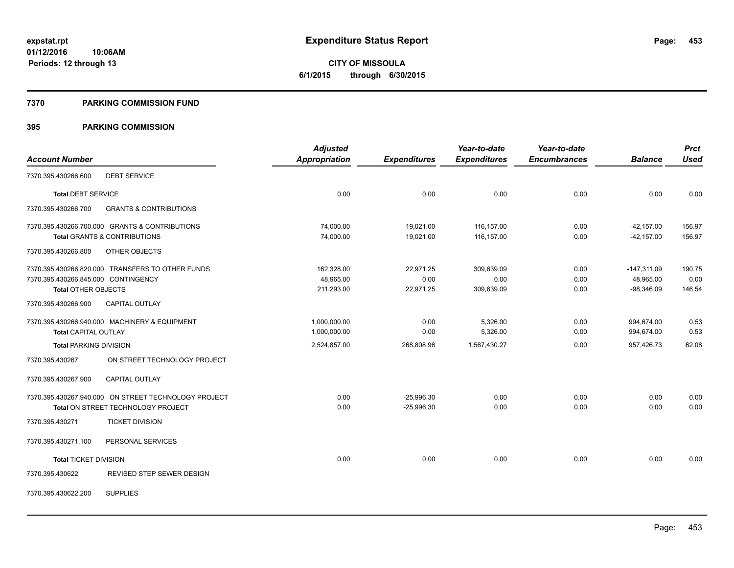# Expenditure Status Report

**CITY OF MISSOULA**
**6/1/2015 through 6/30/2015**

expstat.rpt
01/12/2016 10:06AM
Periods: 12 through 13

## 7370 PARKING COMMISSION FUND

## 395 PARKING COMMISSION

| Account Number | Adjusted Appropriation | Expenditures | Year-to-date Expenditures | Year-to-date Encumbrances | Balance | Prct Used |
|---|---|---|---|---|---|---|
| 7370.395.430266.600 DEBT SERVICE | | | | | | |
| **Total** DEBT SERVICE | 0.00 | 0.00 | 0.00 | 0.00 | 0.00 | 0.00 |
| 7370.395.430266.700 GRANTS & CONTRIBUTIONS | | | | | | |
| 7370.395.430266.700.000 GRANTS & CONTRIBUTIONS | 74,000.00 | 19,021.00 | 116,157.00 | 0.00 | -42,157.00 | 156.97 |
| **Total** GRANTS & CONTRIBUTIONS | 74,000.00 | 19,021.00 | 116,157.00 | 0.00 | -42,157.00 | 156.97 |
| 7370.395.430266.800 OTHER OBJECTS | | | | | | |
| 7370.395.430266.820.000 TRANSFERS TO OTHER FUNDS | 162,328.00 | 22,971.25 | 309,639.09 | 0.00 | -147,311.09 | 190.75 |
| 7370.395.430266.845.000 CONTINGENCY | 48,965.00 | 0.00 | 0.00 | 0.00 | 48,965.00 | 0.00 |
| **Total** OTHER OBJECTS | 211,293.00 | 22,971.25 | 309,639.09 | 0.00 | -98,346.09 | 146.54 |
| 7370.395.430266.900 CAPITAL OUTLAY | | | | | | |
| 7370.395.430266.940.000 MACHINERY & EQUIPMENT | 1,000,000.00 | 0.00 | 5,326.00 | 0.00 | 994,674.00 | 0.53 |
| **Total** CAPITAL OUTLAY | 1,000,000.00 | 0.00 | 5,326.00 | 0.00 | 994,674.00 | 0.53 |
| **Total** PARKING DIVISION | 2,524,857.00 | 268,808.96 | 1,567,430.27 | 0.00 | 957,426.73 | 62.08 |
| 7370.395.430267 ON STREET TECHNOLOGY PROJECT | | | | | | |
| 7370.395.430267.900 CAPITAL OUTLAY | | | | | | |
| 7370.395.430267.940.000 ON STREET TECHNOLOGY PROJECT | 0.00 | -25,996.30 | 0.00 | 0.00 | 0.00 | 0.00 |
| **Total** ON STREET TECHNOLOGY PROJECT | 0.00 | -25,996.30 | 0.00 | 0.00 | 0.00 | 0.00 |
| 7370.395.430271 TICKET DIVISION | | | | | | |
| 7370.395.430271.100 PERSONAL SERVICES | | | | | | |
| **Total** TICKET DIVISION | 0.00 | 0.00 | 0.00 | 0.00 | 0.00 | 0.00 |
| 7370.395.430622 REVISED STEP SEWER DESIGN | | | | | | |
| 7370.395.430622.200 SUPPLIES | | | | | | |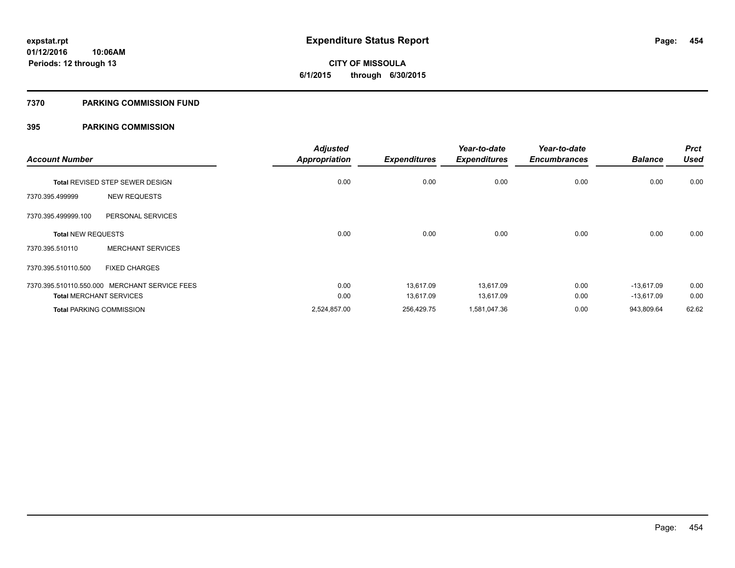**expstat.rpt**
**01/12/2016 10:06AM**
**Periods: 12 through 13**

# Expenditure Status Report

**CITY OF MISSOULA**
**6/1/2015 through 6/30/2015**

## 7370 PARKING COMMISSION FUND

### 395 PARKING COMMISSION

| Account Number | | Adjusted Appropriation | Expenditures | Year-to-date Expenditures | Year-to-date Encumbrances | Balance | Prct Used |
|---|---|---|---|---|---|---|---|
| **Total** REVISED STEP SEWER DESIGN | | 0.00 | 0.00 | 0.00 | 0.00 | 0.00 | 0.00 |
| 7370.395.499999 | NEW REQUESTS | | | | | | |
| 7370.395.499999.100 | PERSONAL SERVICES | | | | | | |
| **Total** NEW REQUESTS | | 0.00 | 0.00 | 0.00 | 0.00 | 0.00 | 0.00 |
| 7370.395.510110 | MERCHANT SERVICES | | | | | | |
| 7370.395.510110.500 | FIXED CHARGES | | | | | | |
| 7370.395.510110.550.000 | MERCHANT SERVICE FEES | 0.00 | 13,617.09 | 13,617.09 | 0.00 | -13,617.09 | 0.00 |
| **Total** MERCHANT SERVICES | | 0.00 | 13,617.09 | 13,617.09 | 0.00 | -13,617.09 | 0.00 |
| **Total** PARKING COMMISSION | | 2,524,857.00 | 256,429.75 | 1,581,047.36 | 0.00 | 943,809.64 | 62.62 |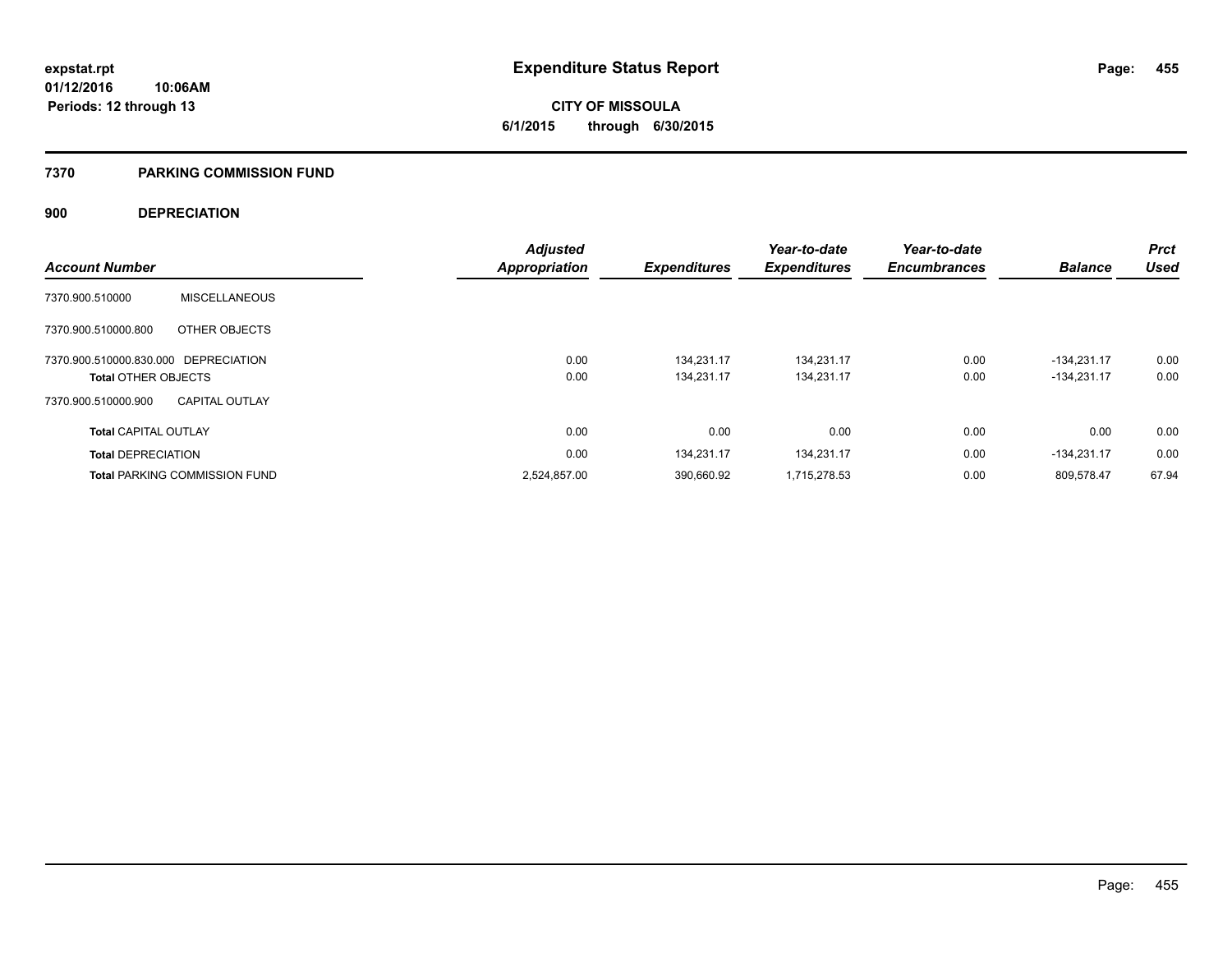# Expenditure Status Report

expstat.rpt
01/12/2016 10:06AM
Periods: 12 through 13

**CITY OF MISSOULA**
**6/1/2015 through 6/30/2015**

## 7370 PARKING COMMISSION FUND

### 900 DEPRECIATION

| Account Number | | Adjusted Appropriation | Expenditures | Year-to-date Expenditures | Year-to-date Encumbrances | Balance | Prct Used |
|---|---|---|---|---|---|---|---|
| 7370.900.510000 | MISCELLANEOUS | | | | | | |
| 7370.900.510000.800 | OTHER OBJECTS | | | | | | |
| 7370.900.510000.830.000 | DEPRECIATION | 0.00 | 134,231.17 | 134,231.17 | 0.00 | -134,231.17 | 0.00 |
| **Total** OTHER OBJECTS | | 0.00 | 134,231.17 | 134,231.17 | 0.00 | -134,231.17 | 0.00 |
| 7370.900.510000.900 | CAPITAL OUTLAY | | | | | | |
| **Total** CAPITAL OUTLAY | | 0.00 | 0.00 | 0.00 | 0.00 | 0.00 | 0.00 |
| **Total** DEPRECIATION | | 0.00 | 134,231.17 | 134,231.17 | 0.00 | -134,231.17 | 0.00 |
| **Total** PARKING COMMISSION FUND | | 2,524,857.00 | 390,660.92 | 1,715,278.53 | 0.00 | 809,578.47 | 67.94 |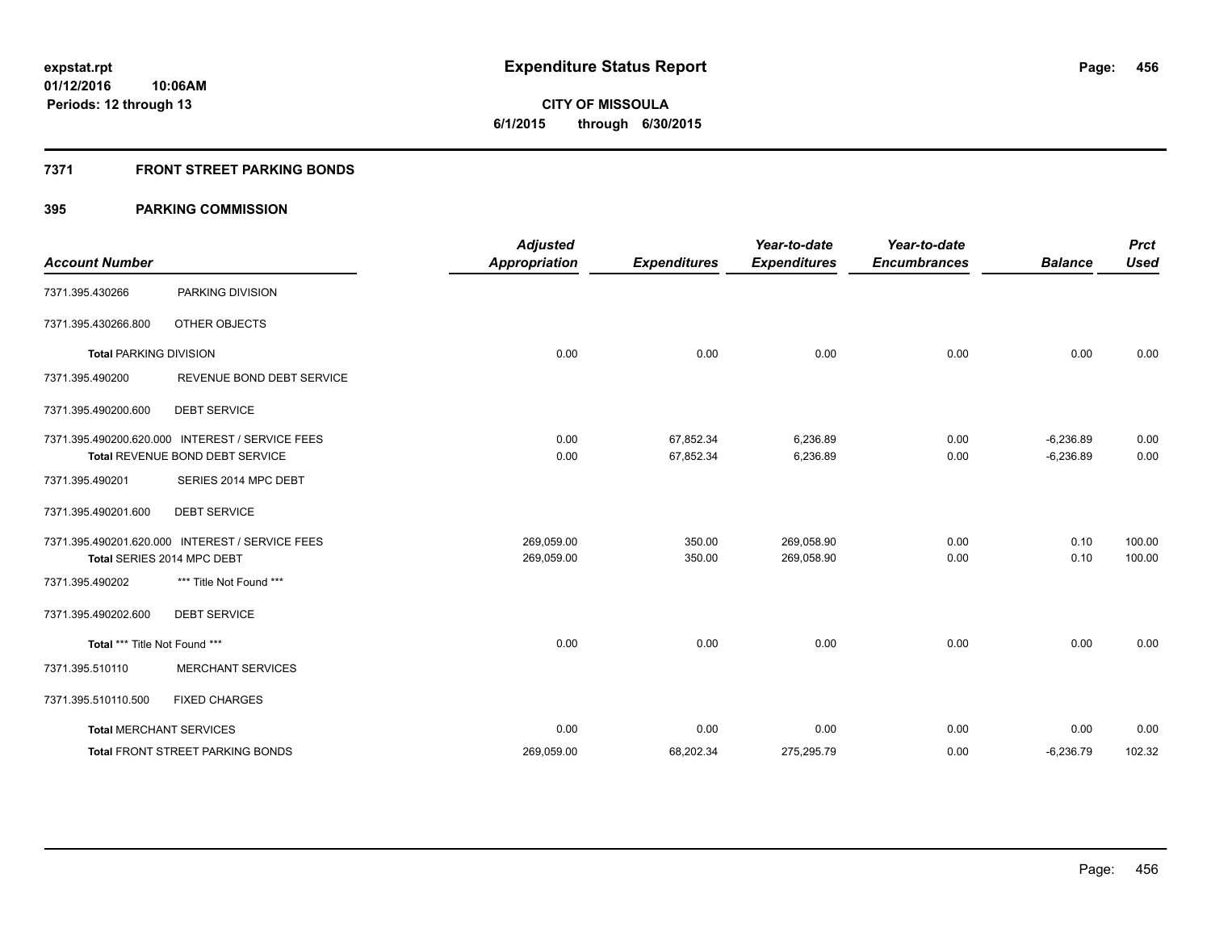# Expenditure Status Report

expstat.rpt
01/12/2016 10:06AM
Periods: 12 through 13

**CITY OF MISSOULA**
**6/1/2015 through 6/30/2015**

## 7371 FRONT STREET PARKING BONDS

### 395 PARKING COMMISSION

| Account Number | | Adjusted Appropriation | Expenditures | Year-to-date Expenditures | Year-to-date Encumbrances | Balance | Prct Used |
|---|---|---|---|---|---|---|---|
| 7371.395.430266 | PARKING DIVISION | | | | | | |
| 7371.395.430266.800 | OTHER OBJECTS | | | | | | |
| **Total** PARKING DIVISION | | 0.00 | 0.00 | 0.00 | 0.00 | 0.00 | 0.00 |
| 7371.395.490200 | REVENUE BOND DEBT SERVICE | | | | | | |
| 7371.395.490200.600 | DEBT SERVICE | | | | | | |
| 7371.395.490200.620.000 | INTEREST / SERVICE FEES | 0.00 | 67,852.34 | 6,236.89 | 0.00 | -6,236.89 | 0.00 |
| **Total** REVENUE BOND DEBT SERVICE | | 0.00 | 67,852.34 | 6,236.89 | 0.00 | -6,236.89 | 0.00 |
| 7371.395.490201 | SERIES 2014 MPC DEBT | | | | | | |
| 7371.395.490201.600 | DEBT SERVICE | | | | | | |
| 7371.395.490201.620.000 | INTEREST / SERVICE FEES | 269,059.00 | 350.00 | 269,058.90 | 0.00 | 0.10 | 100.00 |
| **Total** SERIES 2014 MPC DEBT | | 269,059.00 | 350.00 | 269,058.90 | 0.00 | 0.10 | 100.00 |
| 7371.395.490202 | *** Title Not Found *** | | | | | | |
| 7371.395.490202.600 | DEBT SERVICE | | | | | | |
| **Total** *** Title Not Found *** | | 0.00 | 0.00 | 0.00 | 0.00 | 0.00 | 0.00 |
| 7371.395.510110 | MERCHANT SERVICES | | | | | | |
| 7371.395.510110.500 | FIXED CHARGES | | | | | | |
| **Total** MERCHANT SERVICES | | 0.00 | 0.00 | 0.00 | 0.00 | 0.00 | 0.00 |
| **Total** FRONT STREET PARKING BONDS | | 269,059.00 | 68,202.34 | 275,295.79 | 0.00 | -6,236.79 | 102.32 |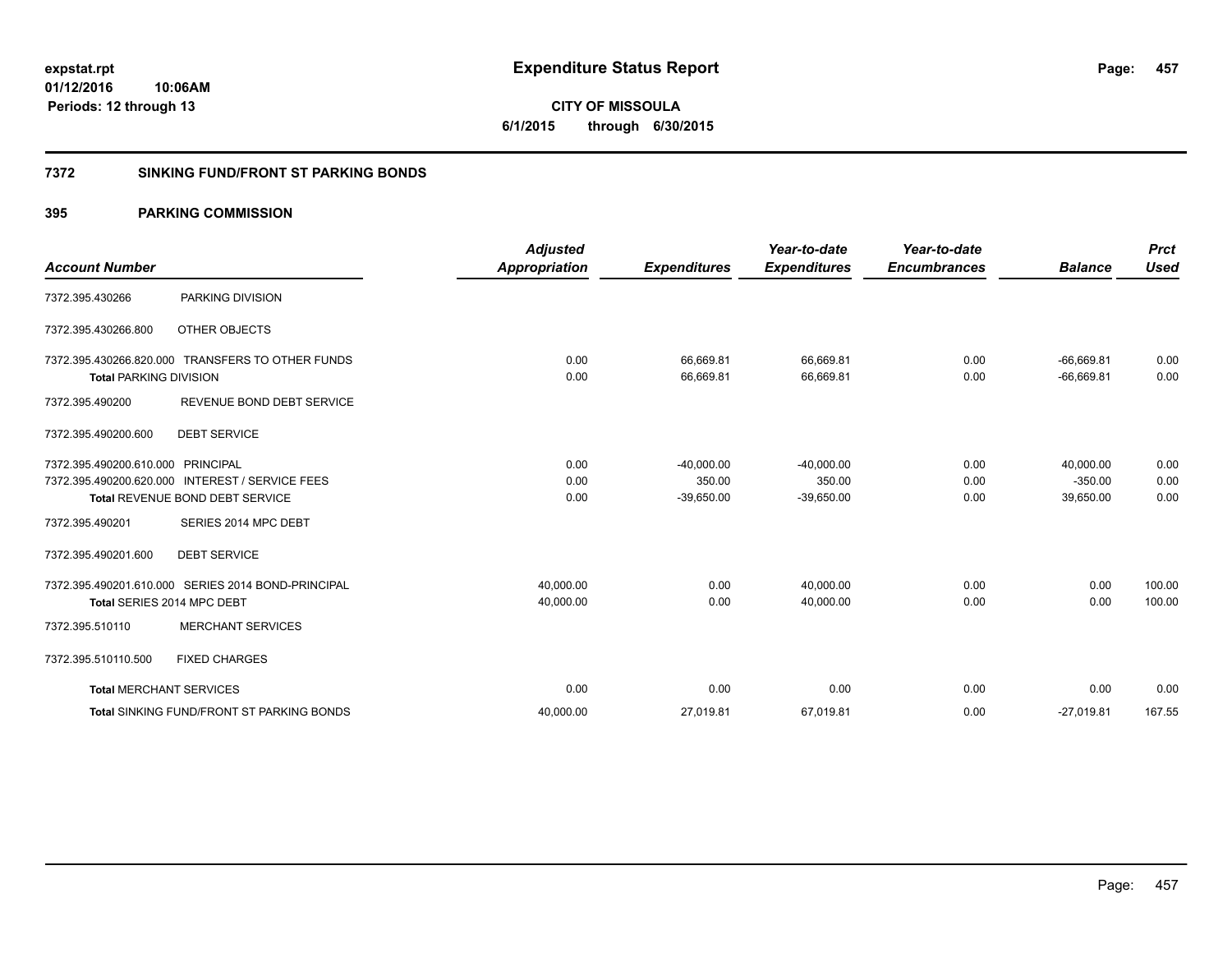expstat.rpt
01/12/2016 10:06AM
Periods: 12 through 13

# Expenditure Status Report

**CITY OF MISSOULA**
**6/1/2015 through 6/30/2015**

## 7372 SINKING FUND/FRONT ST PARKING BONDS

## 395 PARKING COMMISSION

| Account Number | | Adjusted Appropriation | Expenditures | Year-to-date Expenditures | Year-to-date Encumbrances | Balance | Prct Used |
|---|---|---|---|---|---|---|---|
| 7372.395.430266 | PARKING DIVISION | | | | | | |
| 7372.395.430266.800 | OTHER OBJECTS | | | | | | |
| 7372.395.430266.820.000 | TRANSFERS TO OTHER FUNDS | 0.00 | 66,669.81 | 66,669.81 | 0.00 | -66,669.81 | 0.00 |
| **Total** PARKING DIVISION | | 0.00 | 66,669.81 | 66,669.81 | 0.00 | -66,669.81 | 0.00 |
| 7372.395.490200 | REVENUE BOND DEBT SERVICE | | | | | | |
| 7372.395.490200.600 | DEBT SERVICE | | | | | | |
| 7372.395.490200.610.000 | PRINCIPAL | 0.00 | -40,000.00 | -40,000.00 | 0.00 | 40,000.00 | 0.00 |
| 7372.395.490200.620.000 | INTEREST / SERVICE FEES | 0.00 | 350.00 | 350.00 | 0.00 | -350.00 | 0.00 |
| **Total** REVENUE BOND DEBT SERVICE | | 0.00 | -39,650.00 | -39,650.00 | 0.00 | 39,650.00 | 0.00 |
| 7372.395.490201 | SERIES 2014 MPC DEBT | | | | | | |
| 7372.395.490201.600 | DEBT SERVICE | | | | | | |
| 7372.395.490201.610.000 | SERIES 2014 BOND-PRINCIPAL | 40,000.00 | 0.00 | 40,000.00 | 0.00 | 0.00 | 100.00 |
| **Total** SERIES 2014 MPC DEBT | | 40,000.00 | 0.00 | 40,000.00 | 0.00 | 0.00 | 100.00 |
| 7372.395.510110 | MERCHANT SERVICES | | | | | | |
| 7372.395.510110.500 | FIXED CHARGES | | | | | | |
| **Total** MERCHANT SERVICES | | 0.00 | 0.00 | 0.00 | 0.00 | 0.00 | 0.00 |
| **Total** SINKING FUND/FRONT ST PARKING BONDS | | 40,000.00 | 27,019.81 | 67,019.81 | 0.00 | -27,019.81 | 167.55 |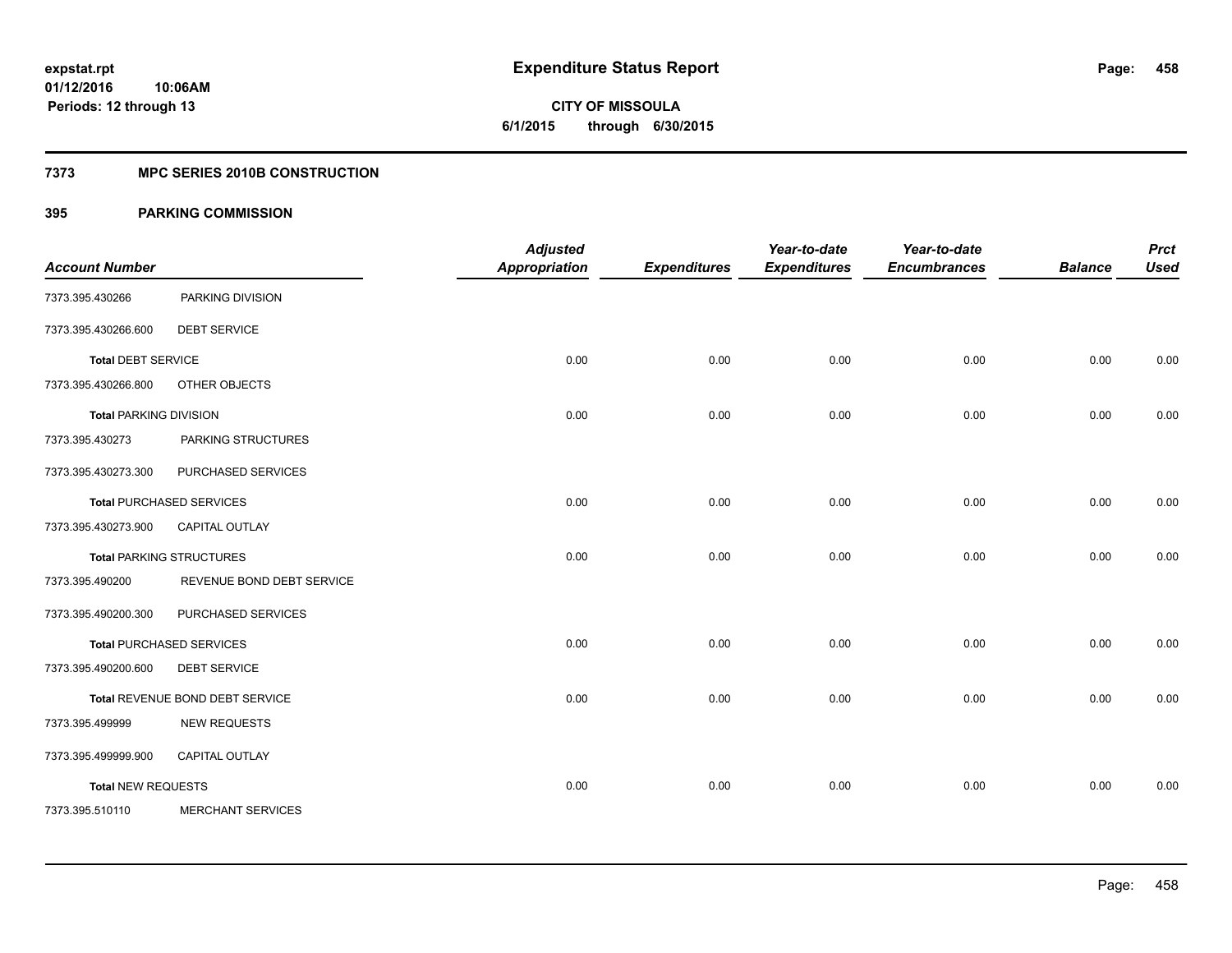# Expenditure Status Report

expstat.rpt
01/12/2016 10:06AM
Periods: 12 through 13

**CITY OF MISSOULA**
**6/1/2015 through 6/30/2015**

## 7373 MPC SERIES 2010B CONSTRUCTION

### 395 PARKING COMMISSION

| Account Number | | Adjusted Appropriation | Expenditures | Year-to-date Expenditures | Year-to-date Encumbrances | Balance | Prct Used |
|---|---|---|---|---|---|---|---|
| 7373.395.430266 | PARKING DIVISION | | | | | | |
| 7373.395.430266.600 | DEBT SERVICE | | | | | | |
| **Total** DEBT SERVICE | | 0.00 | 0.00 | 0.00 | 0.00 | 0.00 | 0.00 |
| 7373.395.430266.800 | OTHER OBJECTS | | | | | | |
| **Total** PARKING DIVISION | | 0.00 | 0.00 | 0.00 | 0.00 | 0.00 | 0.00 |
| 7373.395.430273 | PARKING STRUCTURES | | | | | | |
| 7373.395.430273.300 | PURCHASED SERVICES | | | | | | |
| **Total** PURCHASED SERVICES | | 0.00 | 0.00 | 0.00 | 0.00 | 0.00 | 0.00 |
| 7373.395.430273.900 | CAPITAL OUTLAY | | | | | | |
| **Total** PARKING STRUCTURES | | 0.00 | 0.00 | 0.00 | 0.00 | 0.00 | 0.00 |
| 7373.395.490200 | REVENUE BOND DEBT SERVICE | | | | | | |
| 7373.395.490200.300 | PURCHASED SERVICES | | | | | | |
| **Total** PURCHASED SERVICES | | 0.00 | 0.00 | 0.00 | 0.00 | 0.00 | 0.00 |
| 7373.395.490200.600 | DEBT SERVICE | | | | | | |
| **Total** REVENUE BOND DEBT SERVICE | | 0.00 | 0.00 | 0.00 | 0.00 | 0.00 | 0.00 |
| 7373.395.499999 | NEW REQUESTS | | | | | | |
| 7373.395.499999.900 | CAPITAL OUTLAY | | | | | | |
| **Total** NEW REQUESTS | | 0.00 | 0.00 | 0.00 | 0.00 | 0.00 | 0.00 |
| 7373.395.510110 | MERCHANT SERVICES | | | | | | |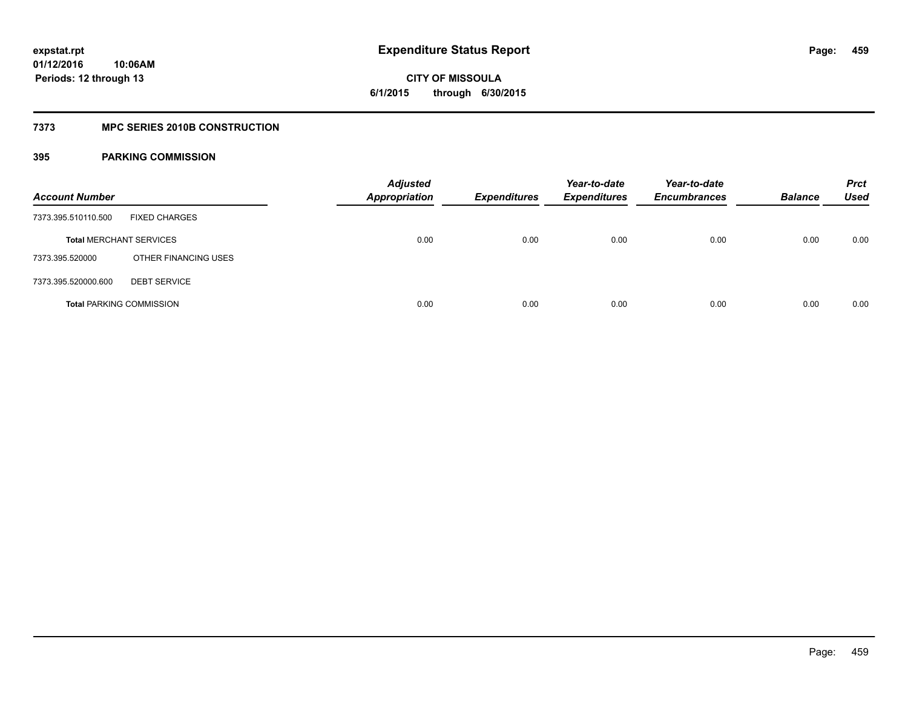**expstat.rpt**
**01/12/2016 10:06AM**
**Periods: 12 through 13**

# Expenditure Status Report

**CITY OF MISSOULA**
**6/1/2015 through 6/30/2015**

## 7373 MPC SERIES 2010B CONSTRUCTION

### 395 PARKING COMMISSION

| Account Number | | Adjusted Appropriation | Expenditures | Year-to-date Expenditures | Year-to-date Encumbrances | Balance | Prct Used |
|---|---|---|---|---|---|---|---|
| 7373.395.510110.500 | FIXED CHARGES | | | | | | |
| **Total** MERCHANT SERVICES | | 0.00 | 0.00 | 0.00 | 0.00 | 0.00 | 0.00 |
| 7373.395.520000 | OTHER FINANCING USES | | | | | | |
| 7373.395.520000.600 | DEBT SERVICE | | | | | | |
| **Total** PARKING COMMISSION | | 0.00 | 0.00 | 0.00 | 0.00 | 0.00 | 0.00 |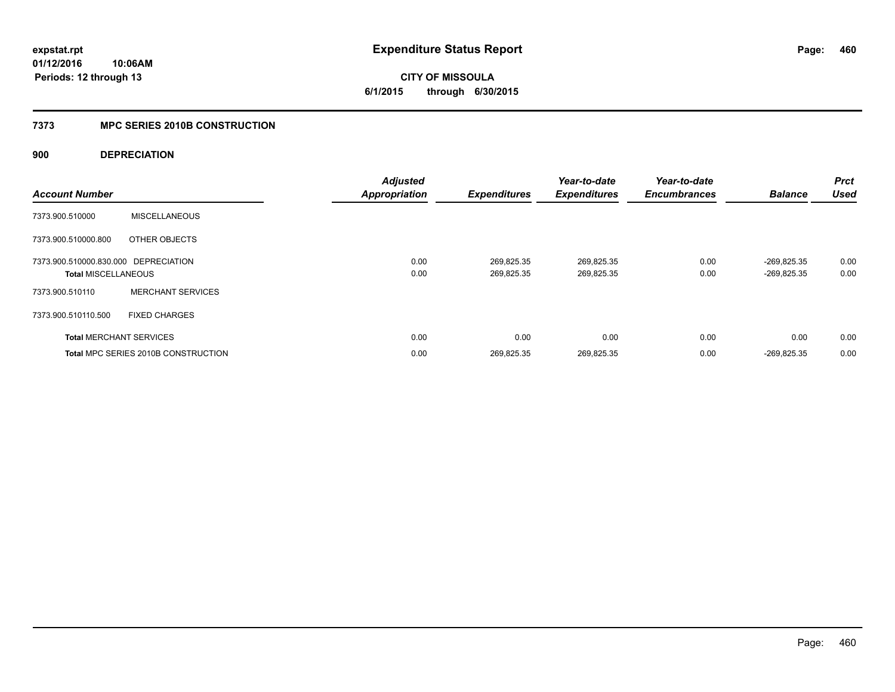**expstat.rpt**
**01/12/2016 10:06AM**
**Periods: 12 through 13**

# Expenditure Status Report

**CITY OF MISSOULA**
**6/1/2015 through 6/30/2015**

## 7373 MPC SERIES 2010B CONSTRUCTION

### 900 DEPRECIATION

| Account Number | | Adjusted Appropriation | Expenditures | Year-to-date Expenditures | Year-to-date Encumbrances | Balance | Prct Used |
|---|---|---|---|---|---|---|---|
| 7373.900.510000 | MISCELLANEOUS | | | | | | |
| 7373.900.510000.800 | OTHER OBJECTS | | | | | | |
| 7373.900.510000.830.000 | DEPRECIATION | 0.00 | 269,825.35 | 269,825.35 | 0.00 | -269,825.35 | 0.00 |
| **Total** MISCELLANEOUS | | 0.00 | 269,825.35 | 269,825.35 | 0.00 | -269,825.35 | 0.00 |
| 7373.900.510110 | MERCHANT SERVICES | | | | | | |
| 7373.900.510110.500 | FIXED CHARGES | | | | | | |
| **Total** MERCHANT SERVICES | | 0.00 | 0.00 | 0.00 | 0.00 | 0.00 | 0.00 |
| **Total** MPC SERIES 2010B CONSTRUCTION | | 0.00 | 269,825.35 | 269,825.35 | 0.00 | -269,825.35 | 0.00 |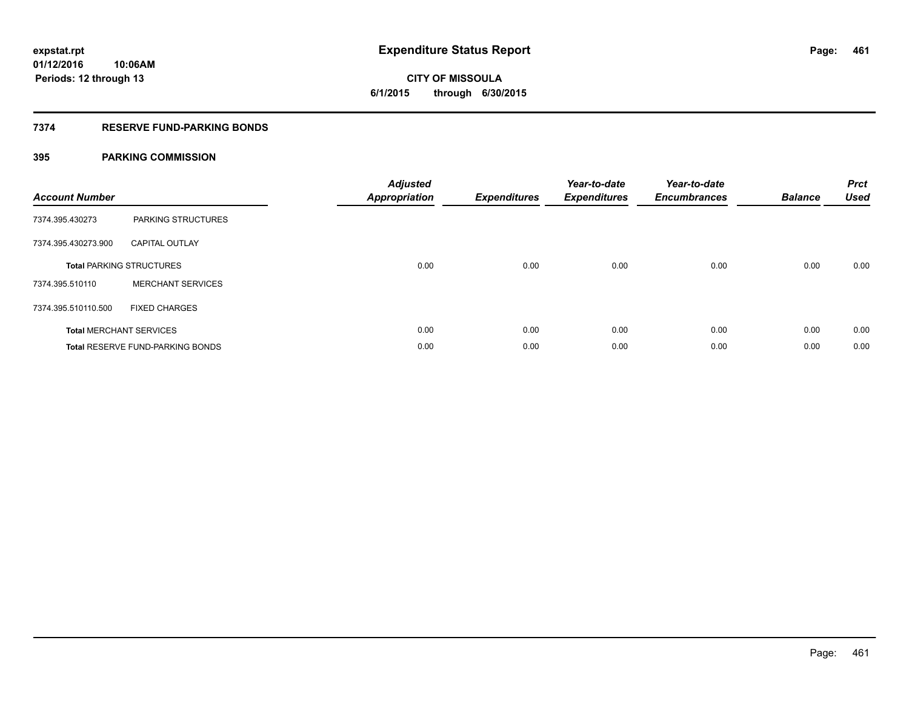# Expenditure Status Report

expstat.rpt
01/12/2016 10:06AM
Periods: 12 through 13

**CITY OF MISSOULA**
**6/1/2015 through 6/30/2015**

## 7374 RESERVE FUND-PARKING BONDS

### 395 PARKING COMMISSION

| Account Number | | Adjusted Appropriation | Expenditures | Year-to-date Expenditures | Year-to-date Encumbrances | Balance | Prct Used |
|---|---|---|---|---|---|---|---|
| 7374.395.430273 | PARKING STRUCTURES | | | | | | |
| 7374.395.430273.900 | CAPITAL OUTLAY | | | | | | |
| **Total** PARKING STRUCTURES | | 0.00 | 0.00 | 0.00 | 0.00 | 0.00 | 0.00 |
| 7374.395.510110 | MERCHANT SERVICES | | | | | | |
| 7374.395.510110.500 | FIXED CHARGES | | | | | | |
| **Total** MERCHANT SERVICES | | 0.00 | 0.00 | 0.00 | 0.00 | 0.00 | 0.00 |
| **Total** RESERVE FUND-PARKING BONDS | | 0.00 | 0.00 | 0.00 | 0.00 | 0.00 | 0.00 |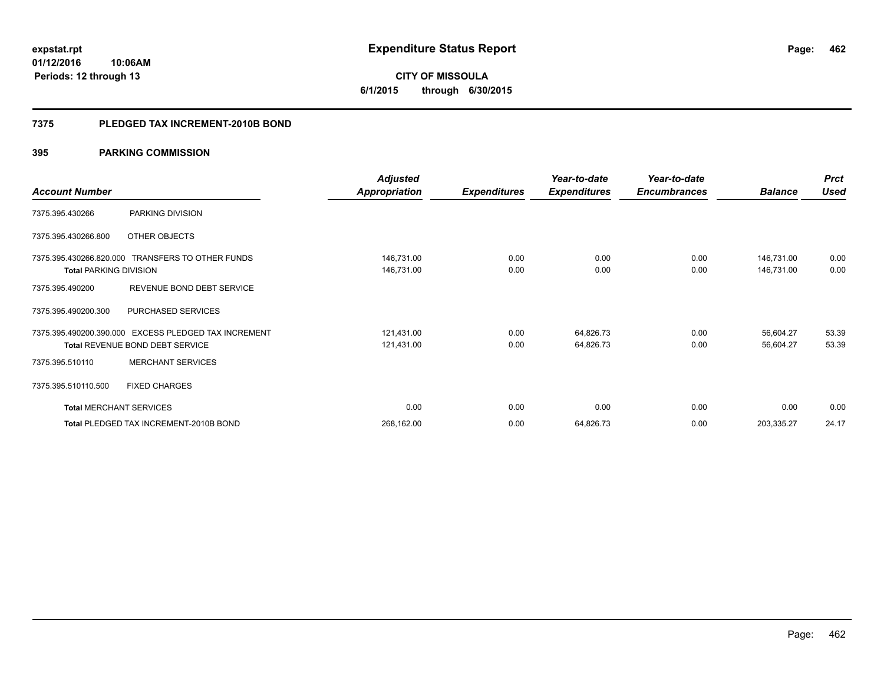expstat.rpt
01/12/2016 10:06AM
Periods: 12 through 13

# Expenditure Status Report

**CITY OF MISSOULA**
**6/1/2015 through 6/30/2015**

## 7375 PLEDGED TAX INCREMENT-2010B BOND

### 395 PARKING COMMISSION

| Account Number | | Adjusted Appropriation | Expenditures | Year-to-date Expenditures | Year-to-date Encumbrances | Balance | Prct Used |
|---|---|---|---|---|---|---|---|
| 7375.395.430266 | PARKING DIVISION | | | | | | |
| 7375.395.430266.800 | OTHER OBJECTS | | | | | | |
| 7375.395.430266.820.000 | TRANSFERS TO OTHER FUNDS | 146,731.00 | 0.00 | 0.00 | 0.00 | 146,731.00 | 0.00 |
| **Total** PARKING DIVISION | | 146,731.00 | 0.00 | 0.00 | 0.00 | 146,731.00 | 0.00 |
| 7375.395.490200 | REVENUE BOND DEBT SERVICE | | | | | | |
| 7375.395.490200.300 | PURCHASED SERVICES | | | | | | |
| 7375.395.490200.390.000 | EXCESS PLEDGED TAX INCREMENT | 121,431.00 | 0.00 | 64,826.73 | 0.00 | 56,604.27 | 53.39 |
| **Total** REVENUE BOND DEBT SERVICE | | 121,431.00 | 0.00 | 64,826.73 | 0.00 | 56,604.27 | 53.39 |
| 7375.395.510110 | MERCHANT SERVICES | | | | | | |
| 7375.395.510110.500 | FIXED CHARGES | | | | | | |
| **Total** MERCHANT SERVICES | | 0.00 | 0.00 | 0.00 | 0.00 | 0.00 | 0.00 |
| **Total** PLEDGED TAX INCREMENT-2010B BOND | | 268,162.00 | 0.00 | 64,826.73 | 0.00 | 203,335.27 | 24.17 |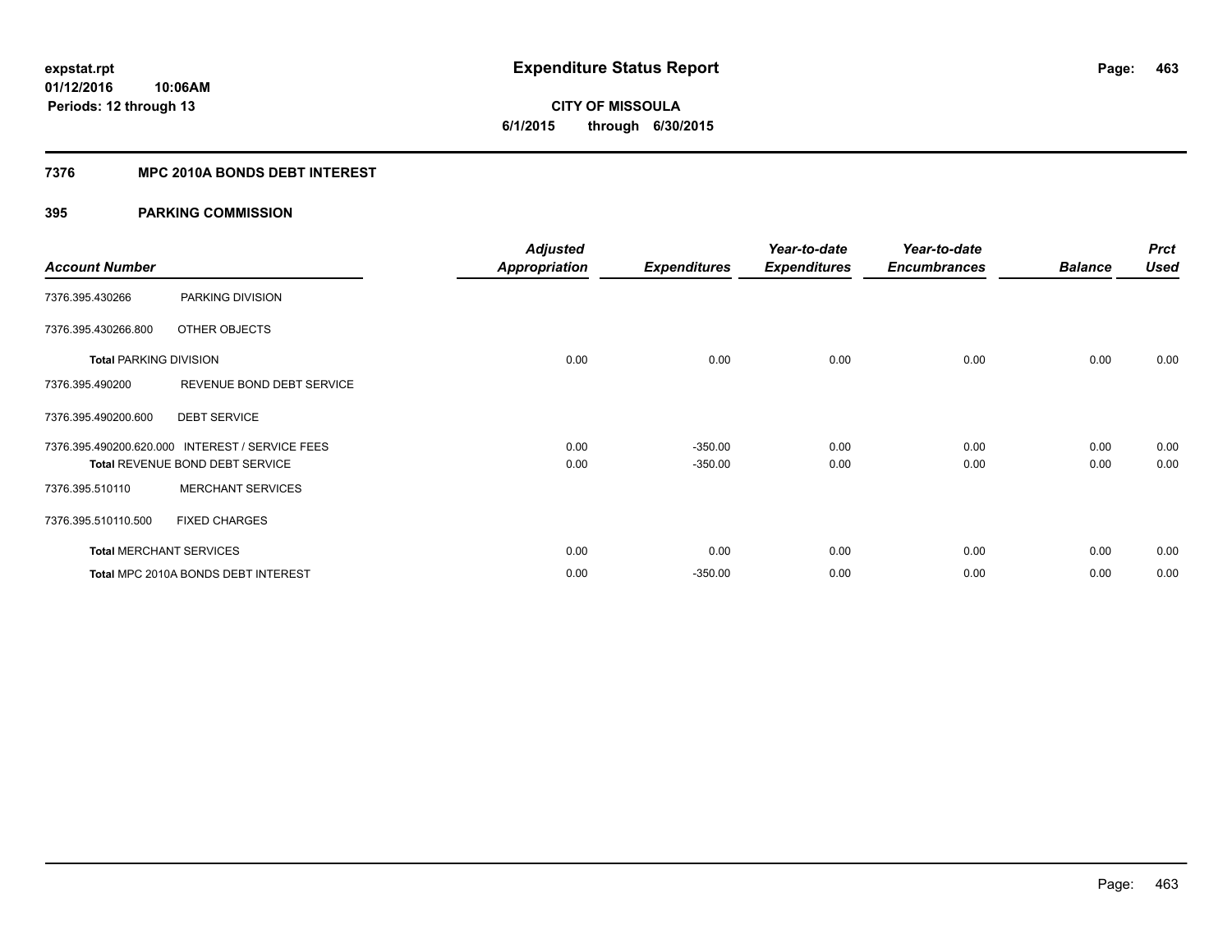# Expenditure Status Report

expstat.rpt
01/12/2016 10:06AM
Periods: 12 through 13

**CITY OF MISSOULA**
**6/1/2015 through 6/30/2015**

## 7376 MPC 2010A BONDS DEBT INTEREST

## 395 PARKING COMMISSION

| Account Number | | Adjusted Appropriation | Expenditures | Year-to-date Expenditures | Year-to-date Encumbrances | Balance | Prct Used |
|---|---|---|---|---|---|---|---|
| 7376.395.430266 | PARKING DIVISION | | | | | | |
| 7376.395.430266.800 | OTHER OBJECTS | | | | | | |
| **Total** PARKING DIVISION | | 0.00 | 0.00 | 0.00 | 0.00 | 0.00 | 0.00 |
| 7376.395.490200 | REVENUE BOND DEBT SERVICE | | | | | | |
| 7376.395.490200.600 | DEBT SERVICE | | | | | | |
| 7376.395.490200.620.000 | INTEREST / SERVICE FEES | 0.00 | -350.00 | 0.00 | 0.00 | 0.00 | 0.00 |
| **Total** REVENUE BOND DEBT SERVICE | | 0.00 | -350.00 | 0.00 | 0.00 | 0.00 | 0.00 |
| 7376.395.510110 | MERCHANT SERVICES | | | | | | |
| 7376.395.510110.500 | FIXED CHARGES | | | | | | |
| **Total** MERCHANT SERVICES | | 0.00 | 0.00 | 0.00 | 0.00 | 0.00 | 0.00 |
| **Total** MPC 2010A BONDS DEBT INTEREST | | 0.00 | -350.00 | 0.00 | 0.00 | 0.00 | 0.00 |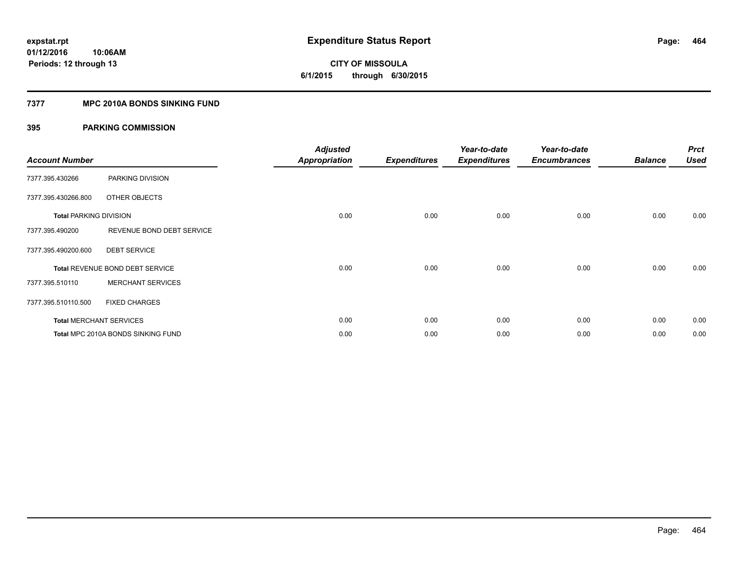# Expenditure Status Report

expstat.rpt
01/12/2016 10:06AM
Periods: 12 through 13

**CITY OF MISSOULA**
**6/1/2015 through 6/30/2015**

## 7377 MPC 2010A BONDS SINKING FUND

### 395 PARKING COMMISSION

| Account Number | | Adjusted Appropriation | Expenditures | Year-to-date Expenditures | Year-to-date Encumbrances | Balance | Prct Used |
|---|---|---|---|---|---|---|---|
| 7377.395.430266 | PARKING DIVISION | | | | | | |
| 7377.395.430266.800 | OTHER OBJECTS | | | | | | |
| **Total** PARKING DIVISION | | 0.00 | 0.00 | 0.00 | 0.00 | 0.00 | 0.00 |
| 7377.395.490200 | REVENUE BOND DEBT SERVICE | | | | | | |
| 7377.395.490200.600 | DEBT SERVICE | | | | | | |
| **Total** REVENUE BOND DEBT SERVICE | | 0.00 | 0.00 | 0.00 | 0.00 | 0.00 | 0.00 |
| 7377.395.510110 | MERCHANT SERVICES | | | | | | |
| 7377.395.510110.500 | FIXED CHARGES | | | | | | |
| **Total** MERCHANT SERVICES | | 0.00 | 0.00 | 0.00 | 0.00 | 0.00 | 0.00 |
| **Total** MPC 2010A BONDS SINKING FUND | | 0.00 | 0.00 | 0.00 | 0.00 | 0.00 | 0.00 |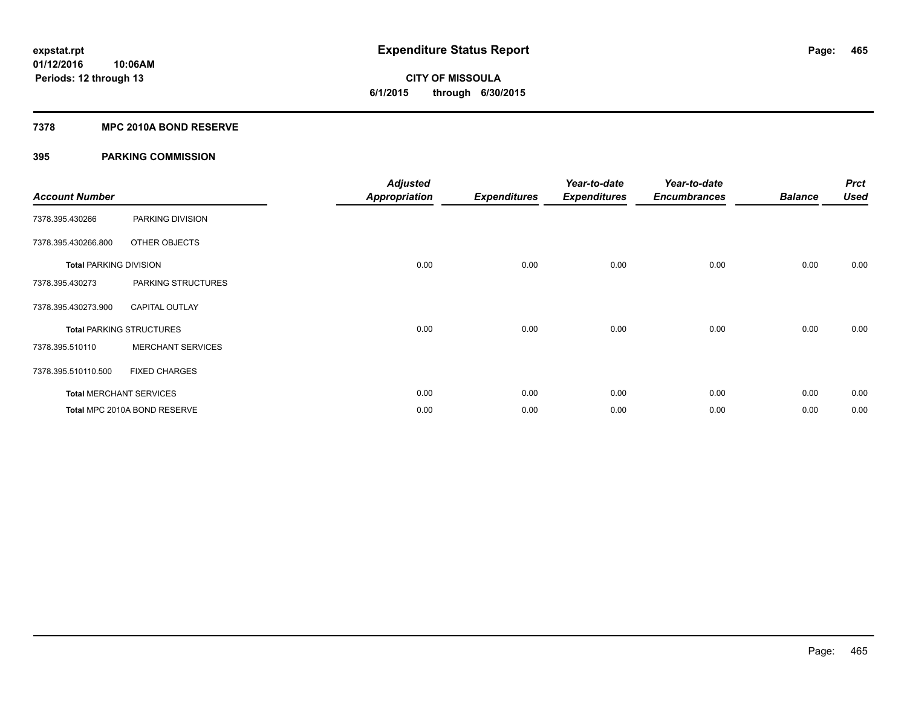expstat.rpt
01/12/2016 10:06AM
Periods: 12 through 13

# Expenditure Status Report

**CITY OF MISSOULA**
**6/1/2015 through 6/30/2015**

## 7378 MPC 2010A BOND RESERVE

### 395 PARKING COMMISSION

| Account Number | | Adjusted Appropriation | Expenditures | Year-to-date Expenditures | Year-to-date Encumbrances | Balance | Prct Used |
|---|---|---|---|---|---|---|---|
| 7378.395.430266 | PARKING DIVISION | | | | | | |
| 7378.395.430266.800 | OTHER OBJECTS | | | | | | |
| **Total PARKING DIVISION** | | 0.00 | 0.00 | 0.00 | 0.00 | 0.00 | 0.00 |
| 7378.395.430273 | PARKING STRUCTURES | | | | | | |
| 7378.395.430273.900 | CAPITAL OUTLAY | | | | | | |
| **Total PARKING STRUCTURES** | | 0.00 | 0.00 | 0.00 | 0.00 | 0.00 | 0.00 |
| 7378.395.510110 | MERCHANT SERVICES | | | | | | |
| 7378.395.510110.500 | FIXED CHARGES | | | | | | |
| **Total MERCHANT SERVICES** | | 0.00 | 0.00 | 0.00 | 0.00 | 0.00 | 0.00 |
| **Total MPC 2010A BOND RESERVE** | | 0.00 | 0.00 | 0.00 | 0.00 | 0.00 | 0.00 |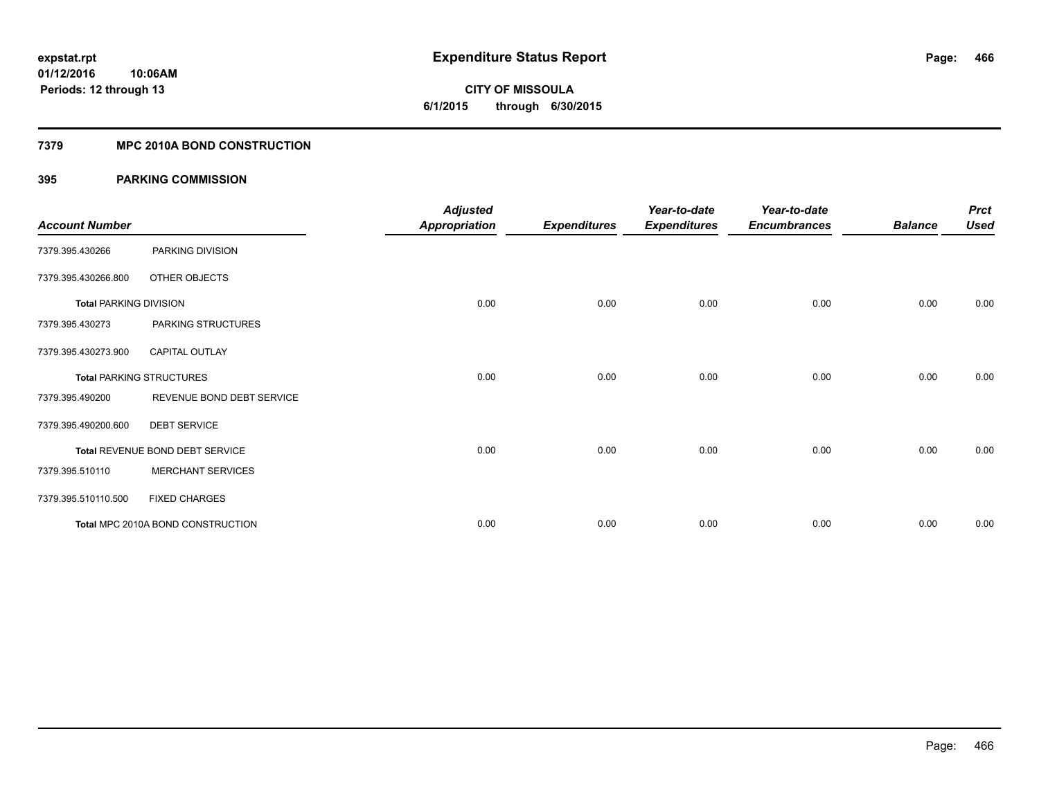# Expenditure Status Report

**CITY OF MISSOULA**
**6/1/2015 through 6/30/2015**

expstat.rpt
01/12/2016 10:06AM
Periods: 12 through 13

## 7379 MPC 2010A BOND CONSTRUCTION

### 395 PARKING COMMISSION

| Account Number | | Adjusted Appropriation | Expenditures | Year-to-date Expenditures | Year-to-date Encumbrances | Balance | Prct Used |
|---|---|---|---|---|---|---|---|
| 7379.395.430266 | PARKING DIVISION | | | | | | |
| 7379.395.430266.800 | OTHER OBJECTS | | | | | | |
| **Total PARKING DIVISION** | | 0.00 | 0.00 | 0.00 | 0.00 | 0.00 | 0.00 |
| 7379.395.430273 | PARKING STRUCTURES | | | | | | |
| 7379.395.430273.900 | CAPITAL OUTLAY | | | | | | |
| **Total PARKING STRUCTURES** | | 0.00 | 0.00 | 0.00 | 0.00 | 0.00 | 0.00 |
| 7379.395.490200 | REVENUE BOND DEBT SERVICE | | | | | | |
| 7379.395.490200.600 | DEBT SERVICE | | | | | | |
| **Total REVENUE BOND DEBT SERVICE** | | 0.00 | 0.00 | 0.00 | 0.00 | 0.00 | 0.00 |
| 7379.395.510110 | MERCHANT SERVICES | | | | | | |
| 7379.395.510110.500 | FIXED CHARGES | | | | | | |
| **Total MPC 2010A BOND CONSTRUCTION** | | 0.00 | 0.00 | 0.00 | 0.00 | 0.00 | 0.00 |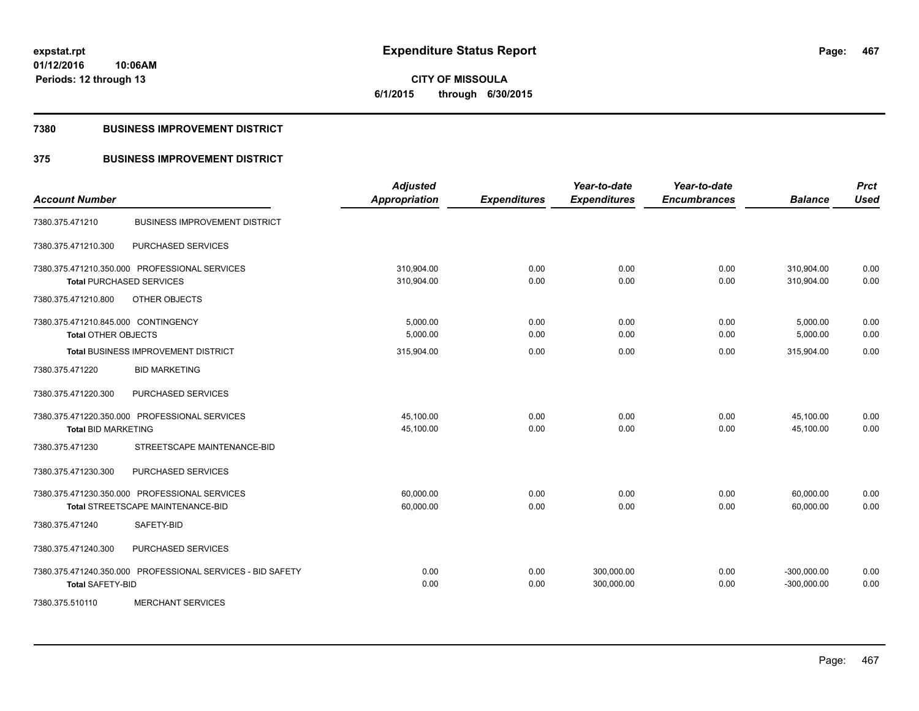**expstat.rpt**
**01/12/2016 10:06AM**
**Periods: 12 through 13**

# Expenditure Status Report

**CITY OF MISSOULA**
**6/1/2015 through 6/30/2015**

## 7380 BUSINESS IMPROVEMENT DISTRICT

## 375 BUSINESS IMPROVEMENT DISTRICT

| Account Number | | Adjusted Appropriation | Expenditures | Year-to-date Expenditures | Year-to-date Encumbrances | Balance | Prct Used |
|---|---|---|---|---|---|---|---|
| 7380.375.471210 | BUSINESS IMPROVEMENT DISTRICT | | | | | | |
| 7380.375.471210.300 | PURCHASED SERVICES | | | | | | |
| 7380.375.471210.350.000 | PROFESSIONAL SERVICES | 310,904.00 | 0.00 | 0.00 | 0.00 | 310,904.00 | 0.00 |
| **Total** PURCHASED SERVICES | | 310,904.00 | 0.00 | 0.00 | 0.00 | 310,904.00 | 0.00 |
| 7380.375.471210.800 | OTHER OBJECTS | | | | | | |
| 7380.375.471210.845.000 | CONTINGENCY | 5,000.00 | 0.00 | 0.00 | 0.00 | 5,000.00 | 0.00 |
| **Total** OTHER OBJECTS | | 5,000.00 | 0.00 | 0.00 | 0.00 | 5,000.00 | 0.00 |
| **Total** BUSINESS IMPROVEMENT DISTRICT | | 315,904.00 | 0.00 | 0.00 | 0.00 | 315,904.00 | 0.00 |
| 7380.375.471220 | BID MARKETING | | | | | | |
| 7380.375.471220.300 | PURCHASED SERVICES | | | | | | |
| 7380.375.471220.350.000 | PROFESSIONAL SERVICES | 45,100.00 | 0.00 | 0.00 | 0.00 | 45,100.00 | 0.00 |
| **Total** BID MARKETING | | 45,100.00 | 0.00 | 0.00 | 0.00 | 45,100.00 | 0.00 |
| 7380.375.471230 | STREETSCAPE MAINTENANCE-BID | | | | | | |
| 7380.375.471230.300 | PURCHASED SERVICES | | | | | | |
| 7380.375.471230.350.000 | PROFESSIONAL SERVICES | 60,000.00 | 0.00 | 0.00 | 0.00 | 60,000.00 | 0.00 |
| **Total** STREETSCAPE MAINTENANCE-BID | | 60,000.00 | 0.00 | 0.00 | 0.00 | 60,000.00 | 0.00 |
| 7380.375.471240 | SAFETY-BID | | | | | | |
| 7380.375.471240.300 | PURCHASED SERVICES | | | | | | |
| 7380.375.471240.350.000 | PROFESSIONAL SERVICES - BID SAFETY | 0.00 | 0.00 | 300,000.00 | 0.00 | -300,000.00 | 0.00 |
| **Total** SAFETY-BID | | 0.00 | 0.00 | 300,000.00 | 0.00 | -300,000.00 | 0.00 |
| 7380.375.510110 | MERCHANT SERVICES | | | | | | |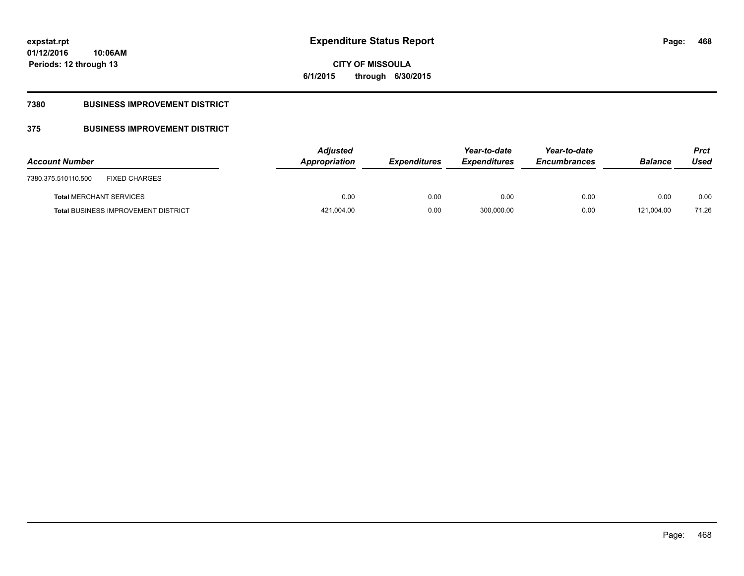expstat.rpt
01/12/2016 10:06AM
Periods: 12 through 13

# Expenditure Status Report

**CITY OF MISSOULA**
**6/1/2015 through 6/30/2015**

## 7380 BUSINESS IMPROVEMENT DISTRICT

### 375 BUSINESS IMPROVEMENT DISTRICT

| Account Number | Adjusted Appropriation | Expenditures | Year-to-date Expenditures | Year-to-date Encumbrances | Balance | Prct Used |
|---|---|---|---|---|---|---|
| 7380.375.510110.500 FIXED CHARGES | | | | | | |
| **Total** MERCHANT SERVICES | 0.00 | 0.00 | 0.00 | 0.00 | 0.00 | 0.00 |
| **Total** BUSINESS IMPROVEMENT DISTRICT | 421,004.00 | 0.00 | 300,000.00 | 0.00 | 121,004.00 | 71.26 |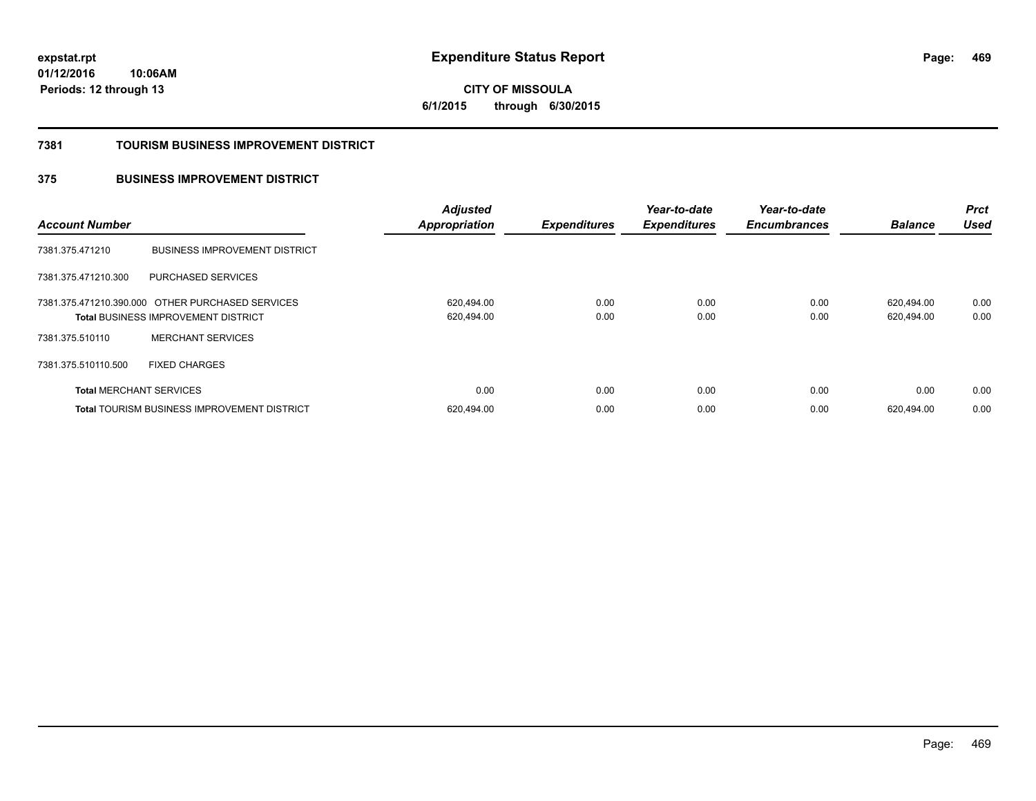**expstat.rpt**
**01/12/2016 10:06AM**
**Periods: 12 through 13**

# Expenditure Status Report

**CITY OF MISSOULA**
**6/1/2015 through 6/30/2015**

## 7381 TOURISM BUSINESS IMPROVEMENT DISTRICT

### 375 BUSINESS IMPROVEMENT DISTRICT

| Account Number | | Adjusted Appropriation | Expenditures | Year-to-date Expenditures | Year-to-date Encumbrances | Balance | Prct Used |
|---|---|---|---|---|---|---|---|
| 7381.375.471210 | BUSINESS IMPROVEMENT DISTRICT | | | | | | |
| 7381.375.471210.300 | PURCHASED SERVICES | | | | | | |
| 7381.375.471210.390.000 | OTHER PURCHASED SERVICES | 620,494.00 | 0.00 | 0.00 | 0.00 | 620,494.00 | 0.00 |
| **Total** BUSINESS IMPROVEMENT DISTRICT | | 620,494.00 | 0.00 | 0.00 | 0.00 | 620,494.00 | 0.00 |
| 7381.375.510110 | MERCHANT SERVICES | | | | | | |
| 7381.375.510110.500 | FIXED CHARGES | | | | | | |
| **Total** MERCHANT SERVICES | | 0.00 | 0.00 | 0.00 | 0.00 | 0.00 | 0.00 |
| **Total** TOURISM BUSINESS IMPROVEMENT DISTRICT | | 620,494.00 | 0.00 | 0.00 | 0.00 | 620,494.00 | 0.00 |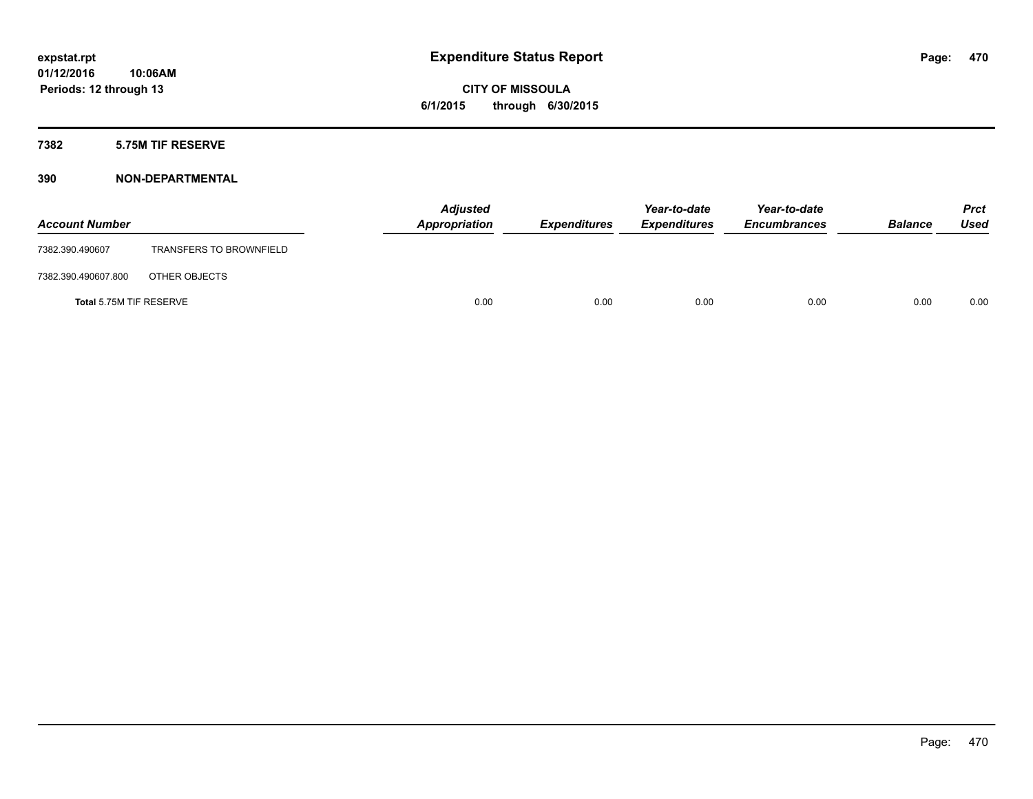expstat.rpt
01/12/2016 10:06AM
Periods: 12 through 13

# Expenditure Status Report

**CITY OF MISSOULA**
**6/1/2015 through 6/30/2015**

## 7382 5.75M TIF RESERVE

## 390 NON-DEPARTMENTAL

| Account Number | | Adjusted Appropriation | Expenditures | Year-to-date Expenditures | Year-to-date Encumbrances | Balance | Prct Used |
|---|---|---|---|---|---|---|---|
| 7382.390.490607 | TRANSFERS TO BROWNFIELD | | | | | | |
| 7382.390.490607.800 | OTHER OBJECTS | | | | | | |
| Total 5.75M TIF RESERVE | | 0.00 | 0.00 | 0.00 | 0.00 | 0.00 | 0.00 |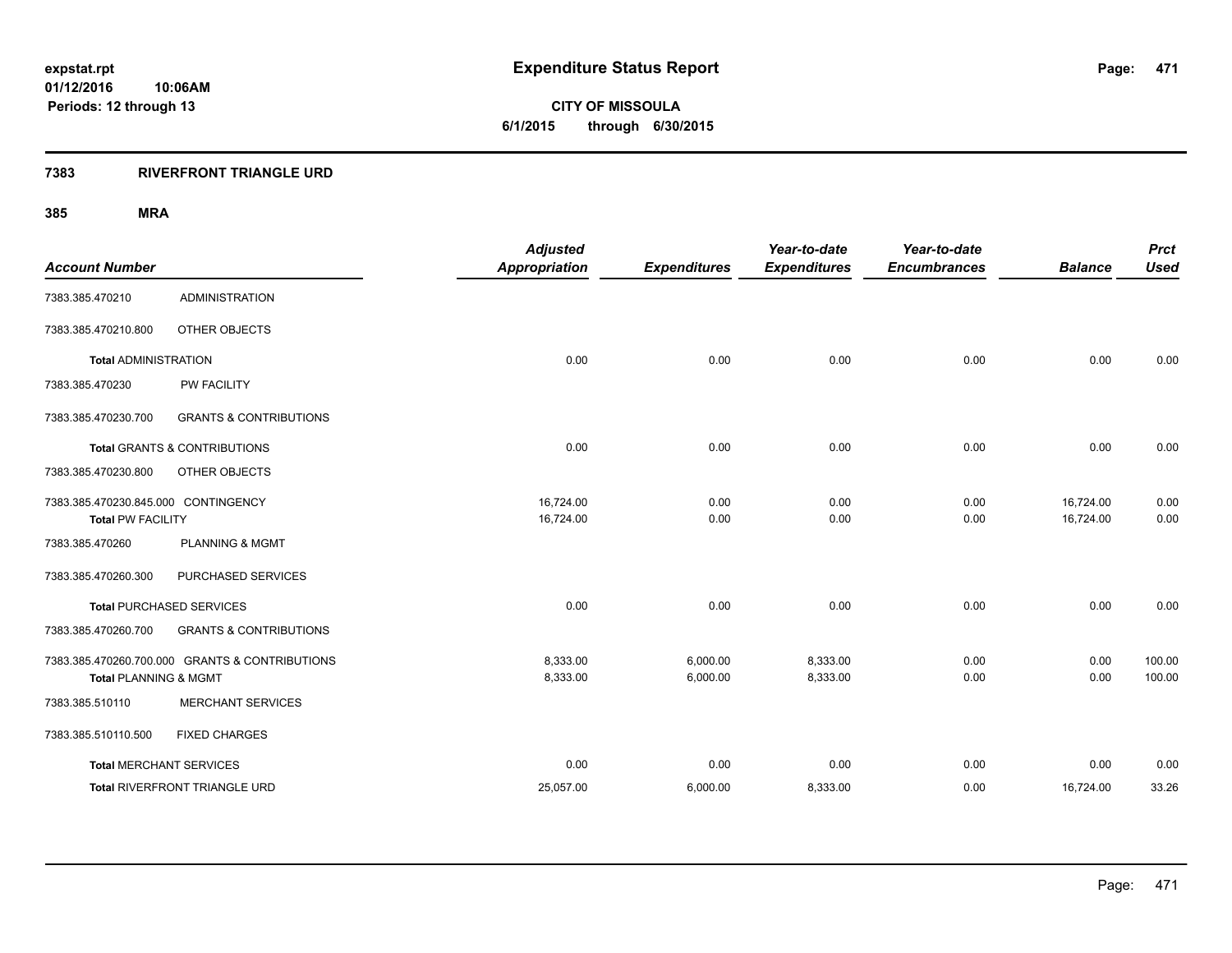# Expenditure Status Report

expstat.rpt
01/12/2016 10:06AM
Periods: 12 through 13

**CITY OF MISSOULA**
**6/1/2015 through 6/30/2015**

## 7383 RIVERFRONT TRIANGLE URD

### 385 MRA

| Account Number | | Adjusted Appropriation | Expenditures | Year-to-date Expenditures | Year-to-date Encumbrances | Balance | Prct Used |
|---|---|---|---|---|---|---|---|
| 7383.385.470210 | ADMINISTRATION | | | | | | |
| 7383.385.470210.800 | OTHER OBJECTS | | | | | | |
| **Total** ADMINISTRATION | | 0.00 | 0.00 | 0.00 | 0.00 | 0.00 | 0.00 |
| 7383.385.470230 | PW FACILITY | | | | | | |
| 7383.385.470230.700 | GRANTS & CONTRIBUTIONS | | | | | | |
| **Total** GRANTS & CONTRIBUTIONS | | 0.00 | 0.00 | 0.00 | 0.00 | 0.00 | 0.00 |
| 7383.385.470230.800 | OTHER OBJECTS | | | | | | |
| 7383.385.470230.845.000 | CONTINGENCY | 16,724.00 | 0.00 | 0.00 | 0.00 | 16,724.00 | 0.00 |
| **Total** PW FACILITY | | 16,724.00 | 0.00 | 0.00 | 0.00 | 16,724.00 | 0.00 |
| 7383.385.470260 | PLANNING & MGMT | | | | | | |
| 7383.385.470260.300 | PURCHASED SERVICES | | | | | | |
| **Total** PURCHASED SERVICES | | 0.00 | 0.00 | 0.00 | 0.00 | 0.00 | 0.00 |
| 7383.385.470260.700 | GRANTS & CONTRIBUTIONS | | | | | | |
| 7383.385.470260.700.000 | GRANTS & CONTRIBUTIONS | 8,333.00 | 6,000.00 | 8,333.00 | 0.00 | 0.00 | 100.00 |
| **Total** PLANNING & MGMT | | 8,333.00 | 6,000.00 | 8,333.00 | 0.00 | 0.00 | 100.00 |
| 7383.385.510110 | MERCHANT SERVICES | | | | | | |
| 7383.385.510110.500 | FIXED CHARGES | | | | | | |
| **Total** MERCHANT SERVICES | | 0.00 | 0.00 | 0.00 | 0.00 | 0.00 | 0.00 |
| **Total** RIVERFRONT TRIANGLE URD | | 25,057.00 | 6,000.00 | 8,333.00 | 0.00 | 16,724.00 | 33.26 |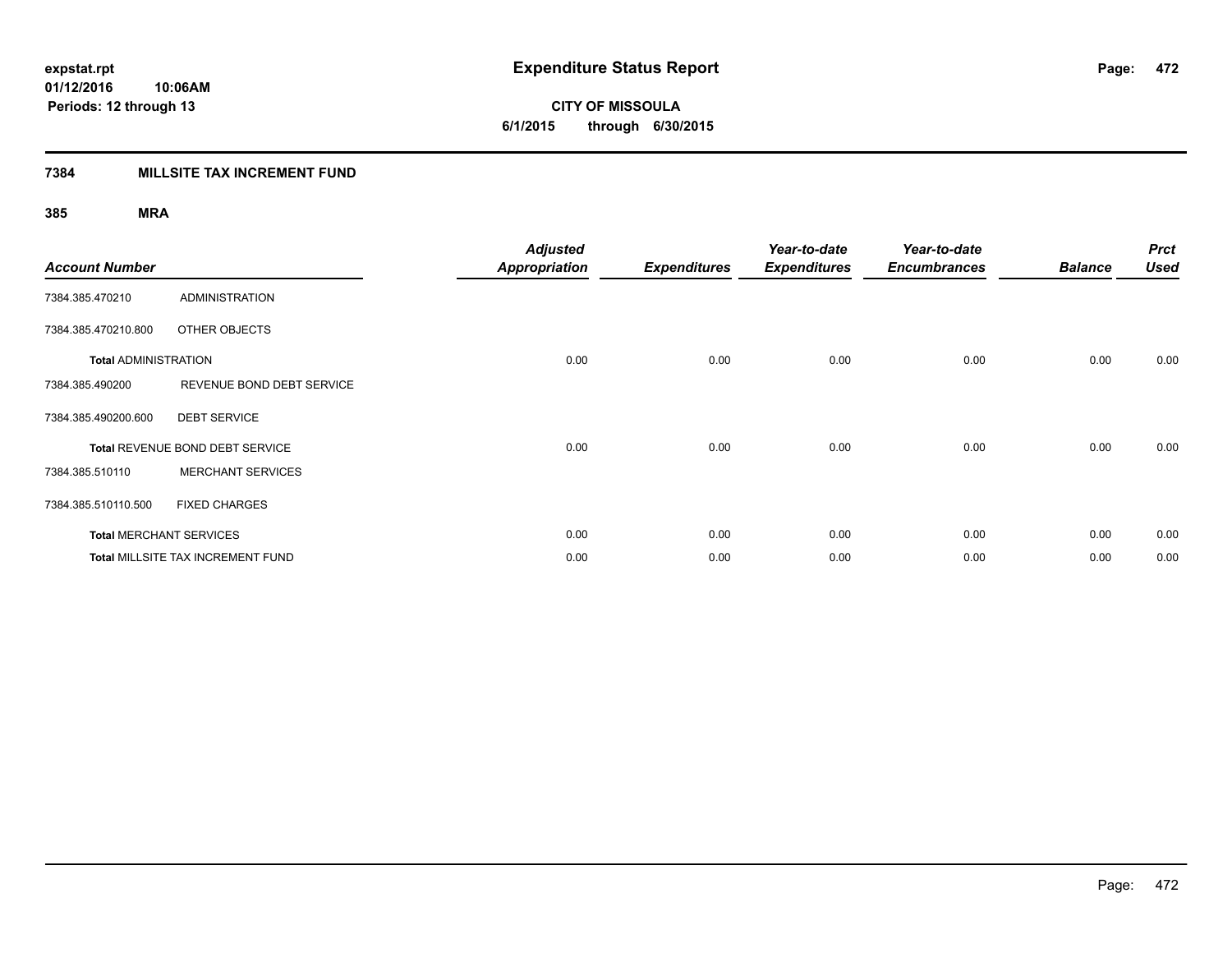**expstat.rpt**
**01/12/2016 10:06AM**
**Periods: 12 through 13**

# Expenditure Status Report

**CITY OF MISSOULA**
**6/1/2015 through 6/30/2015**

## 7384 MILLSITE TAX INCREMENT FUND

### 385 MRA

| Account Number | | Adjusted Appropriation | Expenditures | Year-to-date Expenditures | Year-to-date Encumbrances | Balance | Prct Used |
|---|---|---|---|---|---|---|---|
| 7384.385.470210 | ADMINISTRATION | | | | | | |
| 7384.385.470210.800 | OTHER OBJECTS | | | | | | |
| **Total** ADMINISTRATION | | 0.00 | 0.00 | 0.00 | 0.00 | 0.00 | 0.00 |
| 7384.385.490200 | REVENUE BOND DEBT SERVICE | | | | | | |
| 7384.385.490200.600 | DEBT SERVICE | | | | | | |
| **Total** REVENUE BOND DEBT SERVICE | | 0.00 | 0.00 | 0.00 | 0.00 | 0.00 | 0.00 |
| 7384.385.510110 | MERCHANT SERVICES | | | | | | |
| 7384.385.510110.500 | FIXED CHARGES | | | | | | |
| **Total** MERCHANT SERVICES | | 0.00 | 0.00 | 0.00 | 0.00 | 0.00 | 0.00 |
| **Total** MILLSITE TAX INCREMENT FUND | | 0.00 | 0.00 | 0.00 | 0.00 | 0.00 | 0.00 |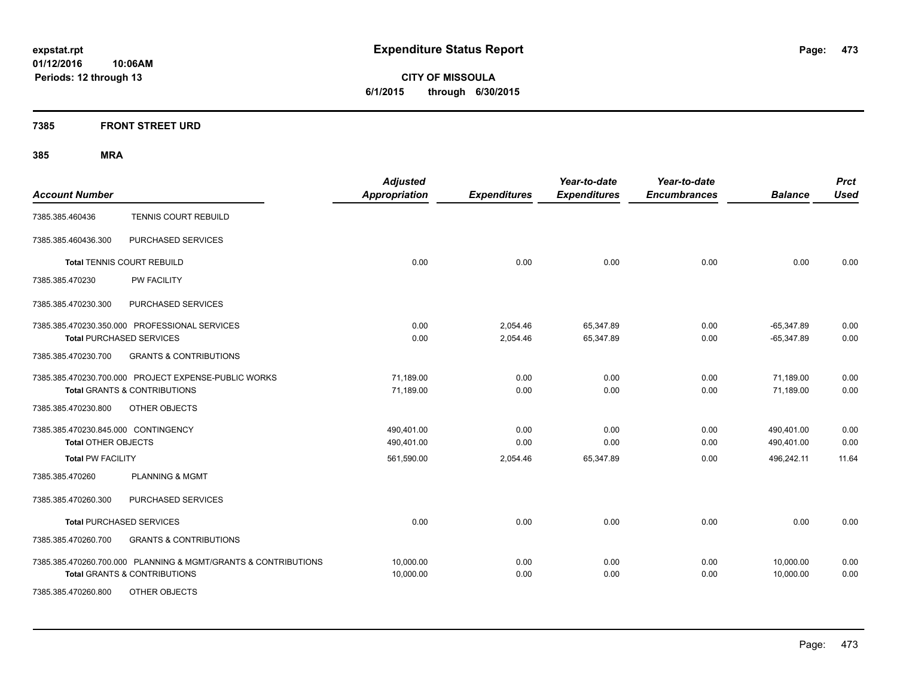**expstat.rpt**
**01/12/2016 10:06AM**
**Periods: 12 through 13**

# Expenditure Status Report

**CITY OF MISSOULA**
**6/1/2015 through 6/30/2015**

## 7385 FRONT STREET URD

## 385 MRA

| Account Number | | Adjusted Appropriation | Expenditures | Year-to-date Expenditures | Year-to-date Encumbrances | Balance | Prct Used |
|---|---|---|---|---|---|---|---|
| 7385.385.460436 | TENNIS COURT REBUILD | | | | | | |
| 7385.385.460436.300 | PURCHASED SERVICES | | | | | | |
| **Total** TENNIS COURT REBUILD | | 0.00 | 0.00 | 0.00 | 0.00 | 0.00 | 0.00 |
| 7385.385.470230 | PW FACILITY | | | | | | |
| 7385.385.470230.300 | PURCHASED SERVICES | | | | | | |
| 7385.385.470230.350.000 | PROFESSIONAL SERVICES | 0.00 | 2,054.46 | 65,347.89 | 0.00 | -65,347.89 | 0.00 |
| **Total** PURCHASED SERVICES | | 0.00 | 2,054.46 | 65,347.89 | 0.00 | -65,347.89 | 0.00 |
| 7385.385.470230.700 | GRANTS & CONTRIBUTIONS | | | | | | |
| 7385.385.470230.700.000 | PROJECT EXPENSE-PUBLIC WORKS | 71,189.00 | 0.00 | 0.00 | 0.00 | 71,189.00 | 0.00 |
| **Total** GRANTS & CONTRIBUTIONS | | 71,189.00 | 0.00 | 0.00 | 0.00 | 71,189.00 | 0.00 |
| 7385.385.470230.800 | OTHER OBJECTS | | | | | | |
| 7385.385.470230.845.000 | CONTINGENCY | 490,401.00 | 0.00 | 0.00 | 0.00 | 490,401.00 | 0.00 |
| **Total** OTHER OBJECTS | | 490,401.00 | 0.00 | 0.00 | 0.00 | 490,401.00 | 0.00 |
| **Total** PW FACILITY | | 561,590.00 | 2,054.46 | 65,347.89 | 0.00 | 496,242.11 | 11.64 |
| 7385.385.470260 | PLANNING & MGMT | | | | | | |
| 7385.385.470260.300 | PURCHASED SERVICES | | | | | | |
| **Total** PURCHASED SERVICES | | 0.00 | 0.00 | 0.00 | 0.00 | 0.00 | 0.00 |
| 7385.385.470260.700 | GRANTS & CONTRIBUTIONS | | | | | | |
| 7385.385.470260.700.000 | PLANNING & MGMT/GRANTS & CONTRIBUTIONS | 10,000.00 | 0.00 | 0.00 | 0.00 | 10,000.00 | 0.00 |
| **Total** GRANTS & CONTRIBUTIONS | | 10,000.00 | 0.00 | 0.00 | 0.00 | 10,000.00 | 0.00 |
| 7385.385.470260.800 | OTHER OBJECTS | | | | | | |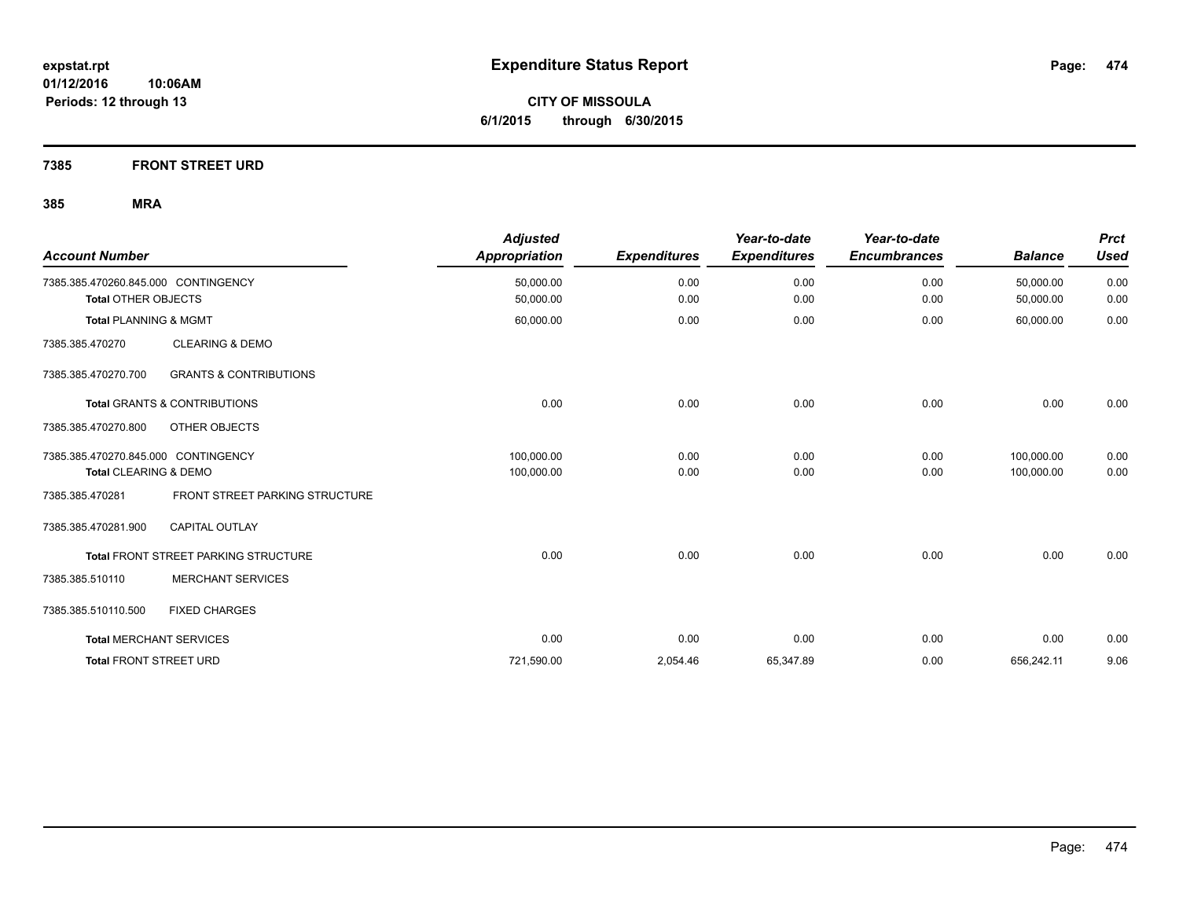**Expenditure Status Report**

**CITY OF MISSOULA**

**6/1/2015 through 6/30/2015**

expstat.rpt
01/12/2016 10:06AM
Periods: 12 through 13

## 7385 FRONT STREET URD

### 385 MRA

| Account Number | | Adjusted Appropriation | Expenditures | Year-to-date Expenditures | Year-to-date Encumbrances | Balance | Prct Used |
|---|---|---|---|---|---|---|---|
| 7385.385.470260.845.000 | CONTINGENCY | 50,000.00 | 0.00 | 0.00 | 0.00 | 50,000.00 | 0.00 |
| **Total** OTHER OBJECTS | | 50,000.00 | 0.00 | 0.00 | 0.00 | 50,000.00 | 0.00 |
| **Total** PLANNING & MGMT | | 60,000.00 | 0.00 | 0.00 | 0.00 | 60,000.00 | 0.00 |
| 7385.385.470270 | CLEARING & DEMO | | | | | | |
| 7385.385.470270.700 | GRANTS & CONTRIBUTIONS | | | | | | |
| **Total** GRANTS & CONTRIBUTIONS | | 0.00 | 0.00 | 0.00 | 0.00 | 0.00 | 0.00 |
| 7385.385.470270.800 | OTHER OBJECTS | | | | | | |
| 7385.385.470270.845.000 | CONTINGENCY | 100,000.00 | 0.00 | 0.00 | 0.00 | 100,000.00 | 0.00 |
| **Total** CLEARING & DEMO | | 100,000.00 | 0.00 | 0.00 | 0.00 | 100,000.00 | 0.00 |
| 7385.385.470281 | FRONT STREET PARKING STRUCTURE | | | | | | |
| 7385.385.470281.900 | CAPITAL OUTLAY | | | | | | |
| **Total** FRONT STREET PARKING STRUCTURE | | 0.00 | 0.00 | 0.00 | 0.00 | 0.00 | 0.00 |
| 7385.385.510110 | MERCHANT SERVICES | | | | | | |
| 7385.385.510110.500 | FIXED CHARGES | | | | | | |
| **Total** MERCHANT SERVICES | | 0.00 | 0.00 | 0.00 | 0.00 | 0.00 | 0.00 |
| **Total** FRONT STREET URD | | 721,590.00 | 2,054.46 | 65,347.89 | 0.00 | 656,242.11 | 9.06 |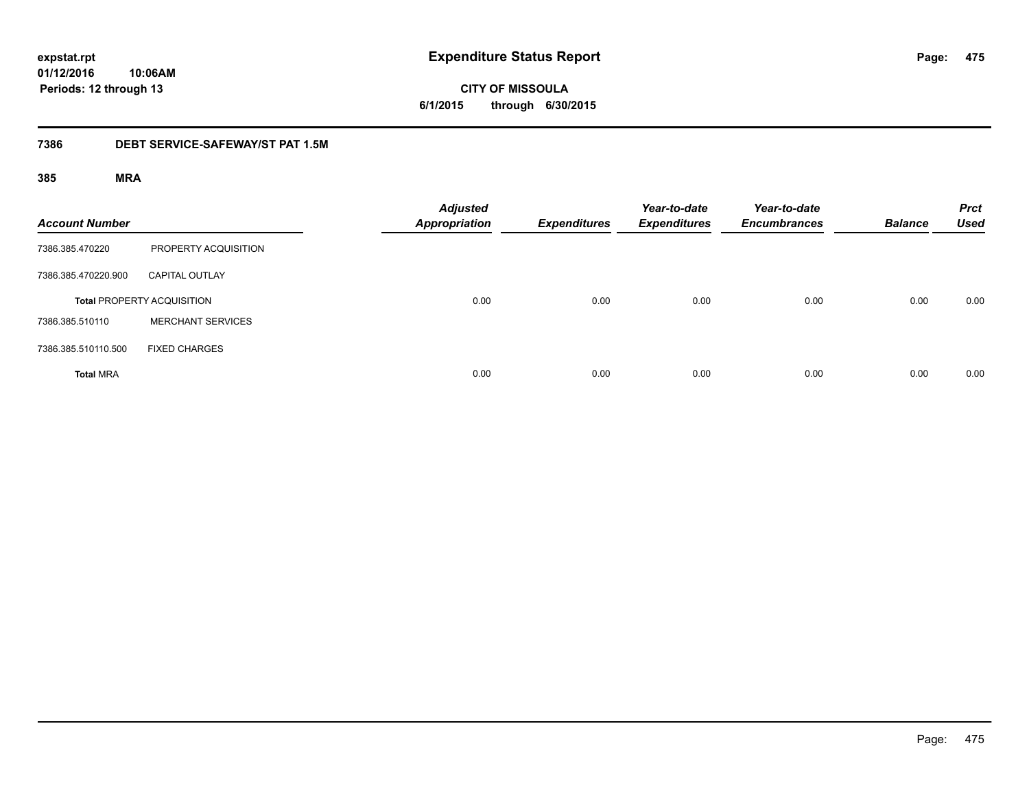expstat.rpt
01/12/2016 10:06AM
Periods: 12 through 13

# Expenditure Status Report

**CITY OF MISSOULA**
**6/1/2015 through 6/30/2015**

## 7386 DEBT SERVICE-SAFEWAY/ST PAT 1.5M

### 385 MRA

| Account Number | | Adjusted Appropriation | Expenditures | Year-to-date Expenditures | Year-to-date Encumbrances | Balance | Prct Used |
|---|---|---|---|---|---|---|---|
| 7386.385.470220 | PROPERTY ACQUISITION | | | | | | |
| 7386.385.470220.900 | CAPITAL OUTLAY | | | | | | |
| **Total** PROPERTY ACQUISITION | | 0.00 | 0.00 | 0.00 | 0.00 | 0.00 | 0.00 |
| 7386.385.510110 | MERCHANT SERVICES | | | | | | |
| 7386.385.510110.500 | FIXED CHARGES | | | | | | |
| **Total** MRA | | 0.00 | 0.00 | 0.00 | 0.00 | 0.00 | 0.00 |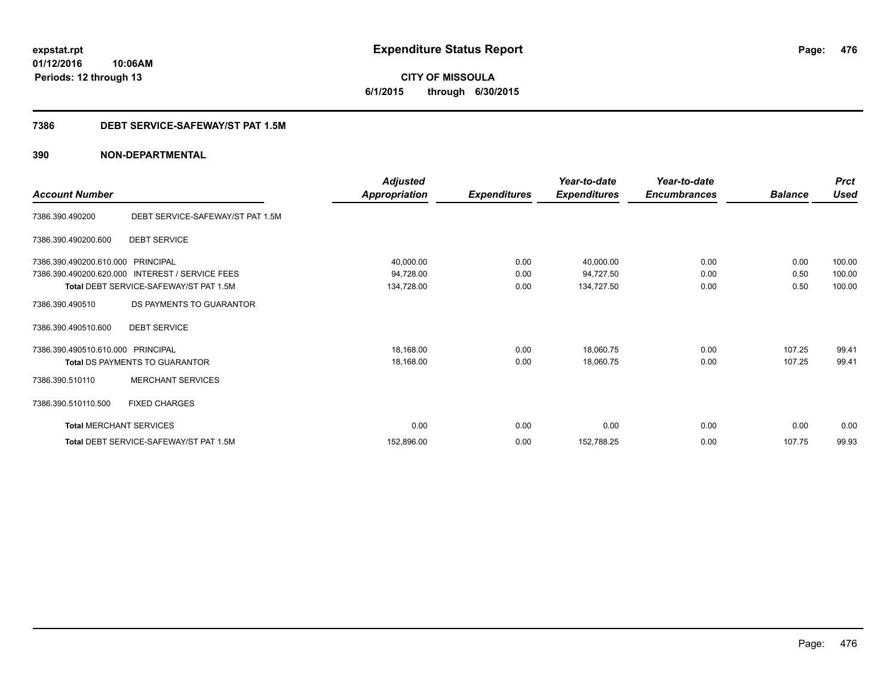**expstat.rpt**
**01/12/2016 10:06AM**
**Periods: 12 through 13**

# Expenditure Status Report

**CITY OF MISSOULA**
**6/1/2015 through 6/30/2015**

## 7386 DEBT SERVICE-SAFEWAY/ST PAT 1.5M

## 390 NON-DEPARTMENTAL

| Account Number | | Adjusted Appropriation | Expenditures | Year-to-date Expenditures | Year-to-date Encumbrances | Balance | Prct Used |
|---|---|---|---|---|---|---|---|
| 7386.390.490200 | DEBT SERVICE-SAFEWAY/ST PAT 1.5M | | | | | | |
| 7386.390.490200.600 | DEBT SERVICE | | | | | | |
| 7386.390.490200.610.000 | PRINCIPAL | 40,000.00 | 0.00 | 40,000.00 | 0.00 | 0.00 | 100.00 |
| 7386.390.490200.620.000 | INTEREST / SERVICE FEES | 94,728.00 | 0.00 | 94,727.50 | 0.00 | 0.50 | 100.00 |
| **Total** DEBT SERVICE-SAFEWAY/ST PAT 1.5M | | 134,728.00 | 0.00 | 134,727.50 | 0.00 | 0.50 | 100.00 |
| 7386.390.490510 | DS PAYMENTS TO GUARANTOR | | | | | | |
| 7386.390.490510.600 | DEBT SERVICE | | | | | | |
| 7386.390.490510.610.000 | PRINCIPAL | 18,168.00 | 0.00 | 18,060.75 | 0.00 | 107.25 | 99.41 |
| **Total** DS PAYMENTS TO GUARANTOR | | 18,168.00 | 0.00 | 18,060.75 | 0.00 | 107.25 | 99.41 |
| 7386.390.510110 | MERCHANT SERVICES | | | | | | |
| 7386.390.510110.500 | FIXED CHARGES | | | | | | |
| **Total** MERCHANT SERVICES | | 0.00 | 0.00 | 0.00 | 0.00 | 0.00 | 0.00 |
| **Total** DEBT SERVICE-SAFEWAY/ST PAT 1.5M | | 152,896.00 | 0.00 | 152,788.25 | 0.00 | 107.75 | 99.93 |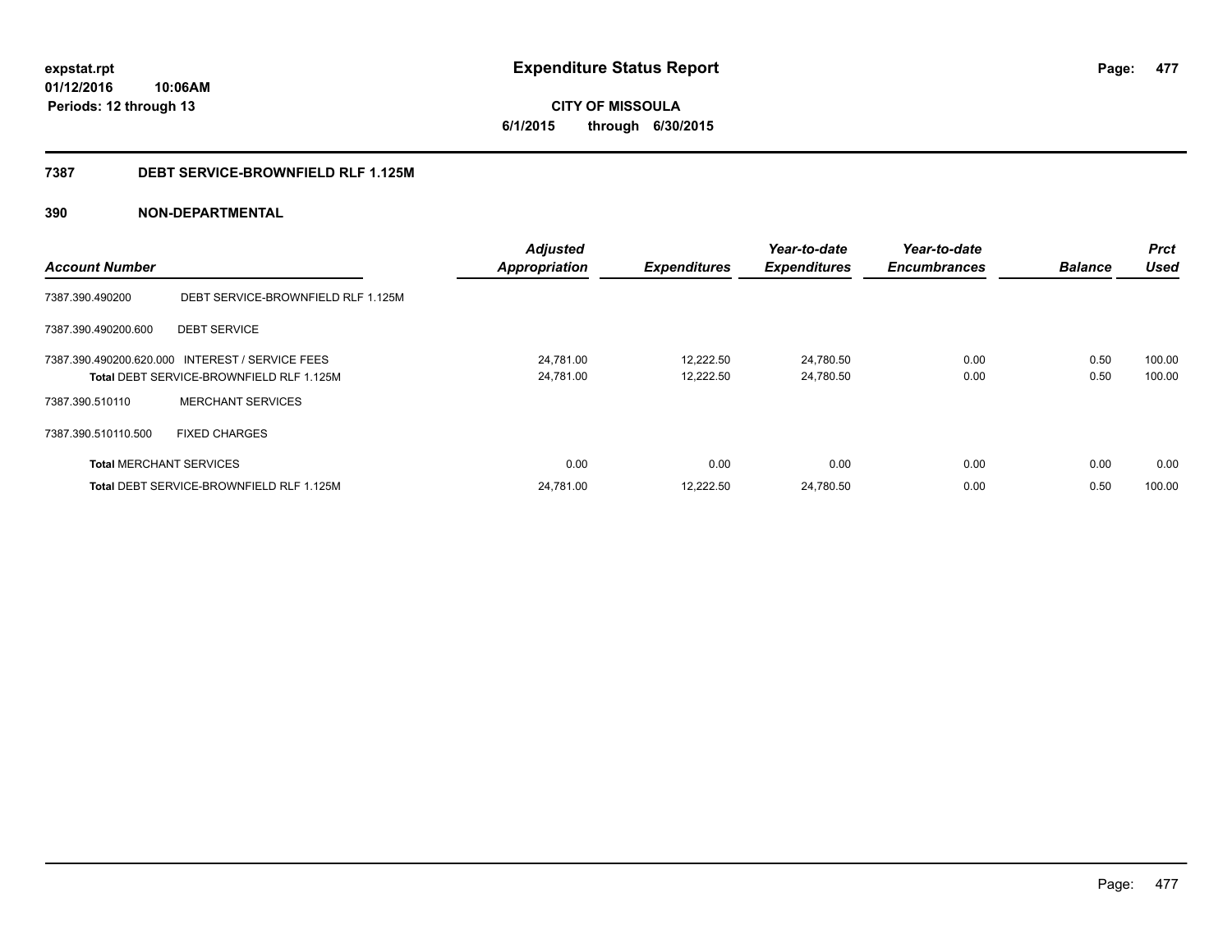**expstat.rpt**
**01/12/2016 10:06AM**
**Periods: 12 through 13**

# Expenditure Status Report

**CITY OF MISSOULA**
**6/1/2015 through 6/30/2015**

## 7387 DEBT SERVICE-BROWNFIELD RLF 1.125M

### 390 NON-DEPARTMENTAL

| Account Number | | Adjusted Appropriation | Expenditures | Year-to-date Expenditures | Year-to-date Encumbrances | Balance | Prct Used |
|---|---|---|---|---|---|---|---|
| 7387.390.490200 | DEBT SERVICE-BROWNFIELD RLF 1.125M | | | | | | |
| 7387.390.490200.600 | DEBT SERVICE | | | | | | |
| 7387.390.490200.620.000 | INTEREST / SERVICE FEES | 24,781.00 | 12,222.50 | 24,780.50 | 0.00 | 0.50 | 100.00 |
| **Total** DEBT SERVICE-BROWNFIELD RLF 1.125M | | 24,781.00 | 12,222.50 | 24,780.50 | 0.00 | 0.50 | 100.00 |
| 7387.390.510110 | MERCHANT SERVICES | | | | | | |
| 7387.390.510110.500 | FIXED CHARGES | | | | | | |
| **Total** MERCHANT SERVICES | | 0.00 | 0.00 | 0.00 | 0.00 | 0.00 | 0.00 |
| **Total** DEBT SERVICE-BROWNFIELD RLF 1.125M | | 24,781.00 | 12,222.50 | 24,780.50 | 0.00 | 0.50 | 100.00 |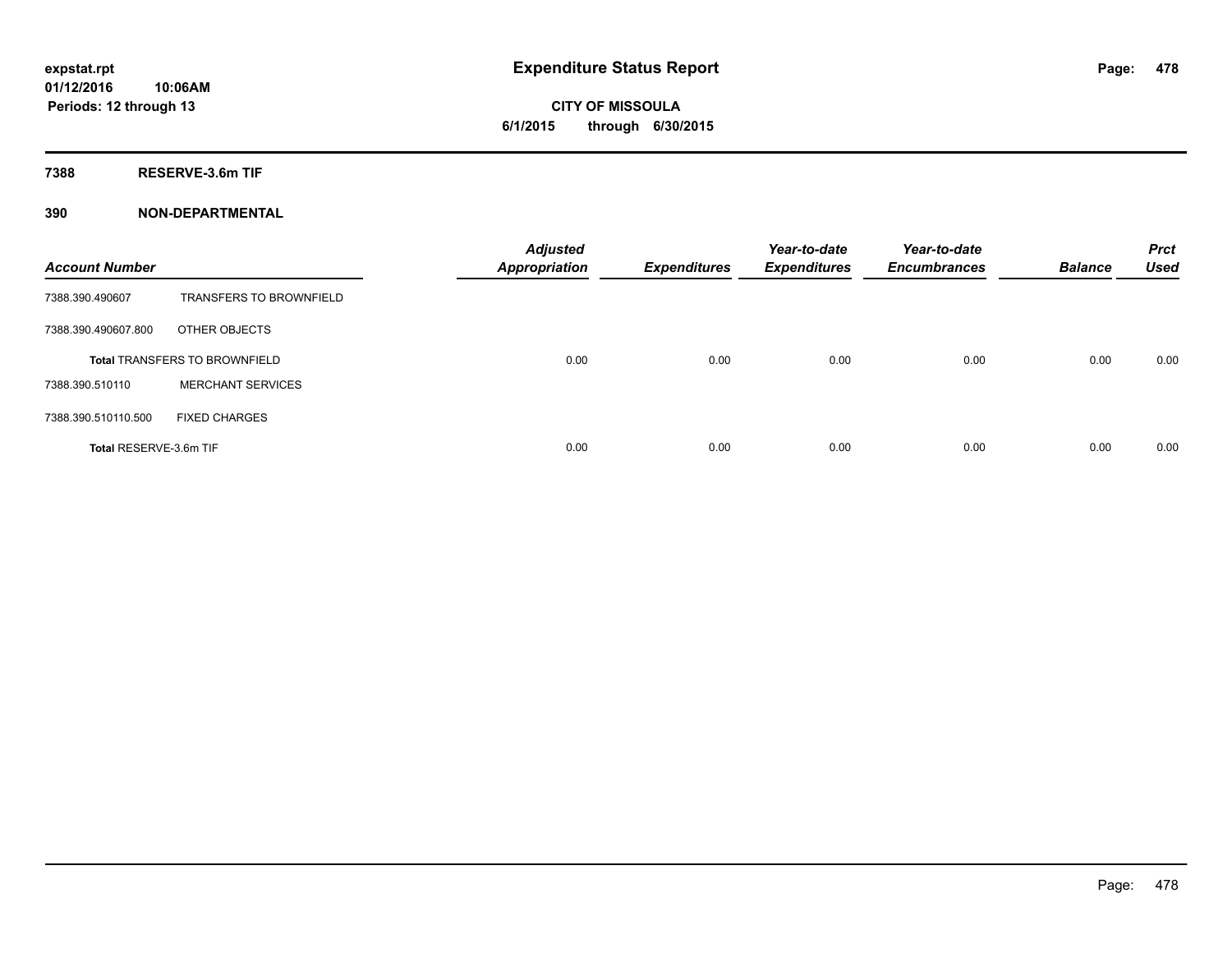expstat.rpt
01/12/2016 10:06AM
Periods: 12 through 13

# Expenditure Status Report

**CITY OF MISSOULA**
**6/1/2015 through 6/30/2015**

## 7388 RESERVE-3.6m TIF

### 390 NON-DEPARTMENTAL

| Account Number | | Adjusted Appropriation | Expenditures | Year-to-date Expenditures | Year-to-date Encumbrances | Balance | Prct Used |
|---|---|---|---|---|---|---|---|
| 7388.390.490607 | TRANSFERS TO BROWNFIELD | | | | | | |
| 7388.390.490607.800 | OTHER OBJECTS | | | | | | |
| **Total** TRANSFERS TO BROWNFIELD | | 0.00 | 0.00 | 0.00 | 0.00 | 0.00 | 0.00 |
| 7388.390.510110 | MERCHANT SERVICES | | | | | | |
| 7388.390.510110.500 | FIXED CHARGES | | | | | | |
| **Total** RESERVE-3.6m TIF | | 0.00 | 0.00 | 0.00 | 0.00 | 0.00 | 0.00 |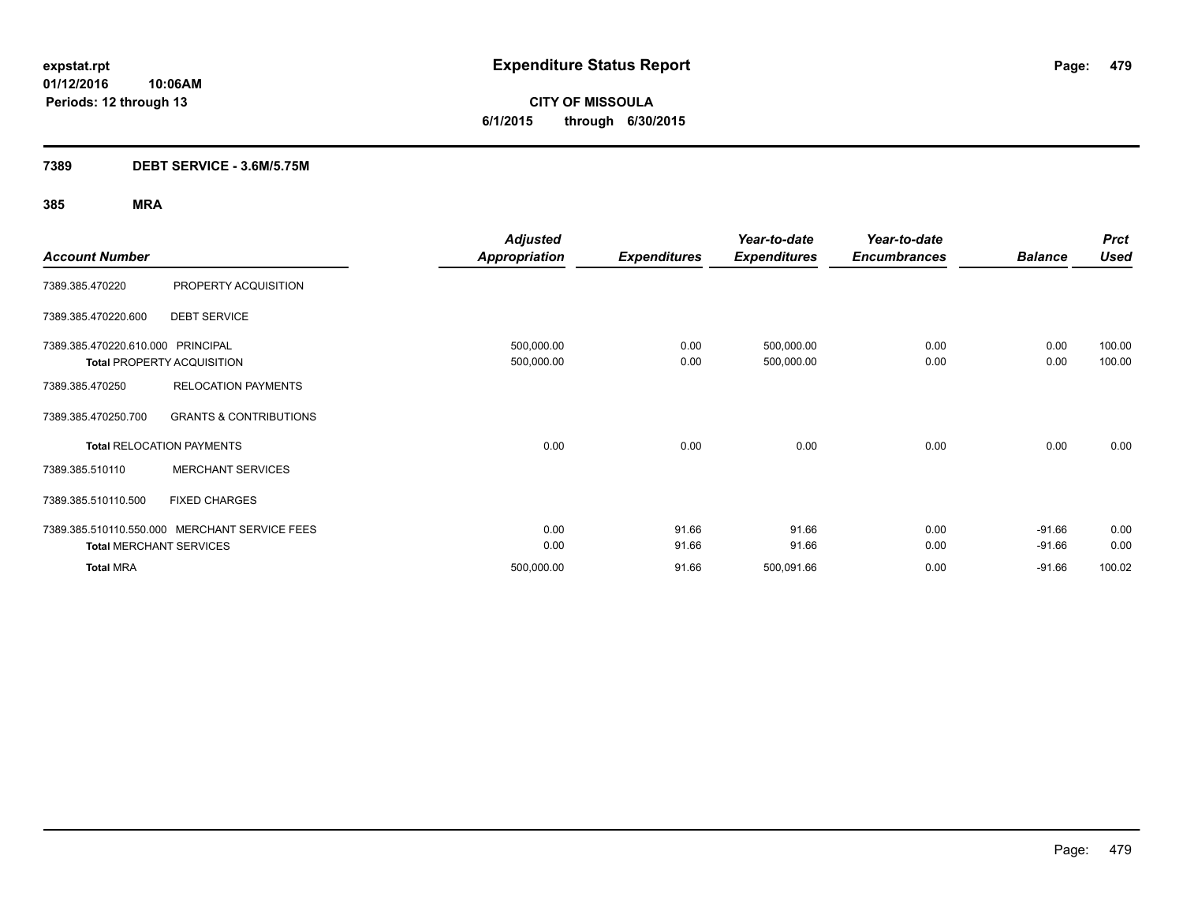# Expenditure Status Report

expstat.rpt
01/12/2016 10:06AM
Periods: 12 through 13

**CITY OF MISSOULA**
**6/1/2015 through 6/30/2015**

## 7389 DEBT SERVICE - 3.6M/5.75M

### 385 MRA

| Account Number | | Adjusted Appropriation | Expenditures | Year-to-date Expenditures | Year-to-date Encumbrances | Balance | Prct Used |
|---|---|---|---|---|---|---|---|
| 7389.385.470220 | PROPERTY ACQUISITION | | | | | | |
| 7389.385.470220.600 | DEBT SERVICE | | | | | | |
| 7389.385.470220.610.000 | PRINCIPAL | 500,000.00 | 0.00 | 500,000.00 | 0.00 | 0.00 | 100.00 |
| **Total** PROPERTY ACQUISITION | | 500,000.00 | 0.00 | 500,000.00 | 0.00 | 0.00 | 100.00 |
| 7389.385.470250 | RELOCATION PAYMENTS | | | | | | |
| 7389.385.470250.700 | GRANTS & CONTRIBUTIONS | | | | | | |
| **Total** RELOCATION PAYMENTS | | 0.00 | 0.00 | 0.00 | 0.00 | 0.00 | 0.00 |
| 7389.385.510110 | MERCHANT SERVICES | | | | | | |
| 7389.385.510110.500 | FIXED CHARGES | | | | | | |
| 7389.385.510110.550.000 | MERCHANT SERVICE FEES | 0.00 | 91.66 | 91.66 | 0.00 | -91.66 | 0.00 |
| **Total** MERCHANT SERVICES | | 0.00 | 91.66 | 91.66 | 0.00 | -91.66 | 0.00 |
| **Total** MRA | | 500,000.00 | 91.66 | 500,091.66 | 0.00 | -91.66 | 100.02 |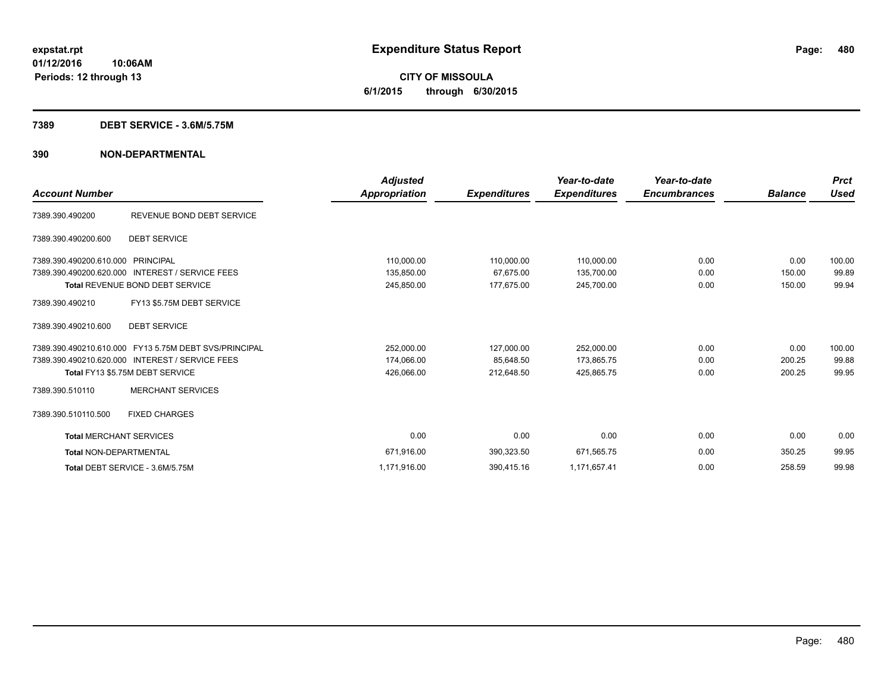# Expenditure Status Report

expstat.rpt
01/12/2016 10:06AM
Periods: 12 through 13

**CITY OF MISSOULA**
**6/1/2015 through 6/30/2015**

## 7389 DEBT SERVICE - 3.6M/5.75M

## 390 NON-DEPARTMENTAL

| Account Number | | Adjusted Appropriation | Expenditures | Year-to-date Expenditures | Year-to-date Encumbrances | Balance | Prct Used |
|---|---|---|---|---|---|---|---|
| 7389.390.490200 | REVENUE BOND DEBT SERVICE | | | | | | |
| 7389.390.490200.600 | DEBT SERVICE | | | | | | |
| 7389.390.490200.610.000 | PRINCIPAL | 110,000.00 | 110,000.00 | 110,000.00 | 0.00 | 0.00 | 100.00 |
| 7389.390.490200.620.000 | INTEREST / SERVICE FEES | 135,850.00 | 67,675.00 | 135,700.00 | 0.00 | 150.00 | 99.89 |
| Total REVENUE BOND DEBT SERVICE | | 245,850.00 | 177,675.00 | 245,700.00 | 0.00 | 150.00 | 99.94 |
| 7389.390.490210 | FY13 $5.75M DEBT SERVICE | | | | | | |
| 7389.390.490210.600 | DEBT SERVICE | | | | | | |
| 7389.390.490210.610.000 | FY13 5.75M DEBT SVS/PRINCIPAL | 252,000.00 | 127,000.00 | 252,000.00 | 0.00 | 0.00 | 100.00 |
| 7389.390.490210.620.000 | INTEREST / SERVICE FEES | 174,066.00 | 85,648.50 | 173,865.75 | 0.00 | 200.25 | 99.88 |
| Total FY13 $5.75M DEBT SERVICE | | 426,066.00 | 212,648.50 | 425,865.75 | 0.00 | 200.25 | 99.95 |
| 7389.390.510110 | MERCHANT SERVICES | | | | | | |
| 7389.390.510110.500 | FIXED CHARGES | | | | | | |
| Total MERCHANT SERVICES | | 0.00 | 0.00 | 0.00 | 0.00 | 0.00 | 0.00 |
| Total NON-DEPARTMENTAL | | 671,916.00 | 390,323.50 | 671,565.75 | 0.00 | 350.25 | 99.95 |
| Total DEBT SERVICE - 3.6M/5.75M | | 1,171,916.00 | 390,415.16 | 1,171,657.41 | 0.00 | 258.59 | 99.98 |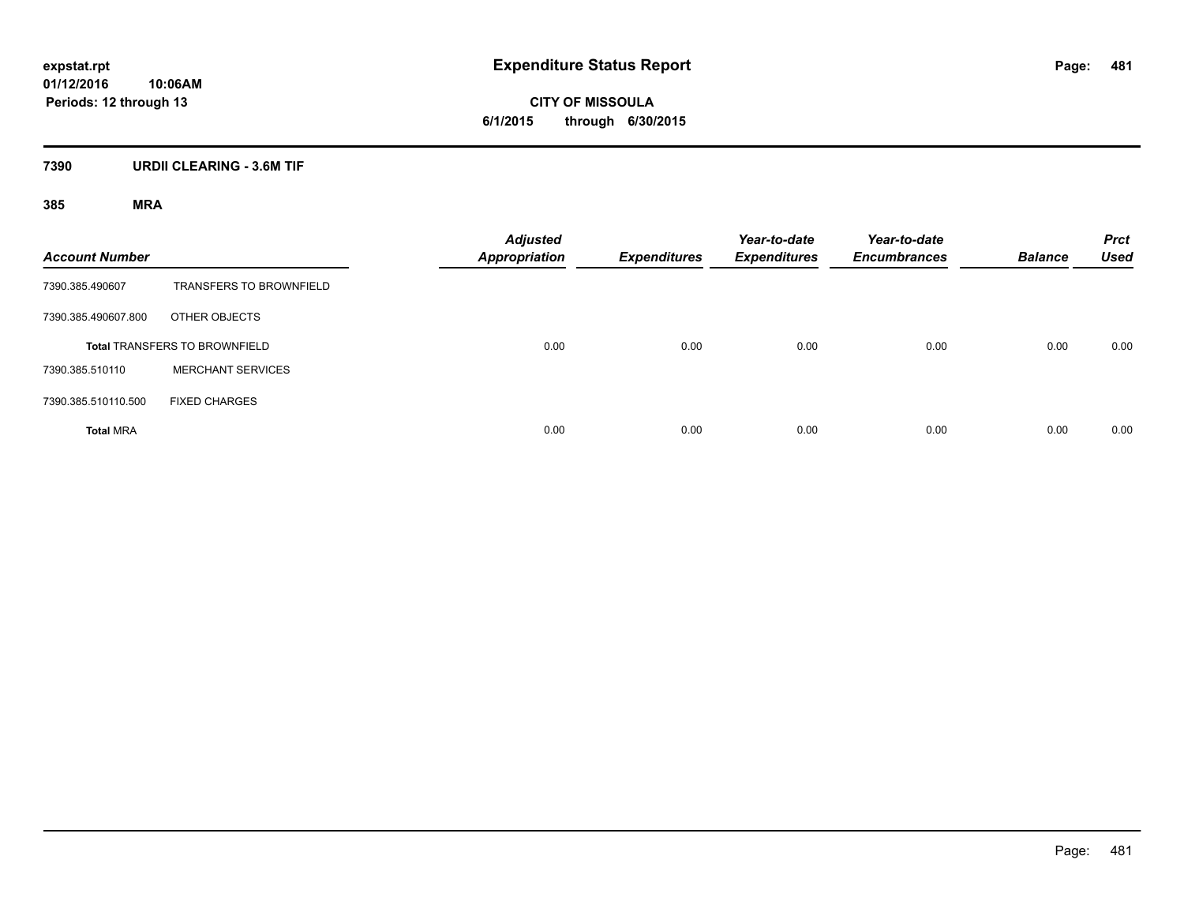# Expenditure Status Report

expstat.rpt
01/12/2016 10:06AM
Periods: 12 through 13

**CITY OF MISSOULA**
**6/1/2015 through 6/30/2015**

## 7390 URDII CLEARING - 3.6M TIF

### 385 MRA

| Account Number | | Adjusted Appropriation | Expenditures | Year-to-date Expenditures | Year-to-date Encumbrances | Balance | Prct Used |
|---|---|---|---|---|---|---|---|
| 7390.385.490607 | TRANSFERS TO BROWNFIELD | | | | | | |
| 7390.385.490607.800 | OTHER OBJECTS | | | | | | |
| **Total** TRANSFERS TO BROWNFIELD | | 0.00 | 0.00 | 0.00 | 0.00 | 0.00 | 0.00 |
| 7390.385.510110 | MERCHANT SERVICES | | | | | | |
| 7390.385.510110.500 | FIXED CHARGES | | | | | | |
| **Total** MRA | | 0.00 | 0.00 | 0.00 | 0.00 | 0.00 | 0.00 |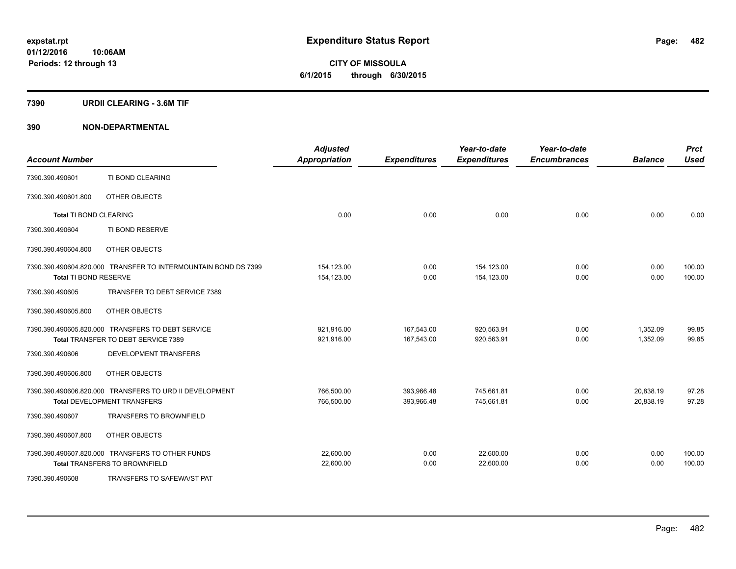# Expenditure Status Report

**CITY OF MISSOULA**

**6/1/2015 through 6/30/2015**

expstat.rpt
01/12/2016 10:06AM
Periods: 12 through 13

## 7390 URDII CLEARING - 3.6M TIF

## 390 NON-DEPARTMENTAL

| Account Number | | Adjusted Appropriation | Expenditures | Year-to-date Expenditures | Year-to-date Encumbrances | Balance | Prct Used |
|---|---|---|---|---|---|---|---|
| 7390.390.490601 | TI BOND CLEARING | | | | | | |
| 7390.390.490601.800 | OTHER OBJECTS | | | | | | |
| **Total** TI BOND CLEARING | | 0.00 | 0.00 | 0.00 | 0.00 | 0.00 | 0.00 |
| 7390.390.490604 | TI BOND RESERVE | | | | | | |
| 7390.390.490604.800 | OTHER OBJECTS | | | | | | |
| 7390.390.490604.820.000 | TRANSFER TO INTERMOUNTAIN BOND DS 7399 | 154,123.00 | 0.00 | 154,123.00 | 0.00 | 0.00 | 100.00 |
| **Total** TI BOND RESERVE | | 154,123.00 | 0.00 | 154,123.00 | 0.00 | 0.00 | 100.00 |
| 7390.390.490605 | TRANSFER TO DEBT SERVICE 7389 | | | | | | |
| 7390.390.490605.800 | OTHER OBJECTS | | | | | | |
| 7390.390.490605.820.000 | TRANSFERS TO DEBT SERVICE | 921,916.00 | 167,543.00 | 920,563.91 | 0.00 | 1,352.09 | 99.85 |
| **Total** TRANSFER TO DEBT SERVICE 7389 | | 921,916.00 | 167,543.00 | 920,563.91 | 0.00 | 1,352.09 | 99.85 |
| 7390.390.490606 | DEVELOPMENT TRANSFERS | | | | | | |
| 7390.390.490606.800 | OTHER OBJECTS | | | | | | |
| 7390.390.490606.820.000 | TRANSFERS TO URD II DEVELOPMENT | 766,500.00 | 393,966.48 | 745,661.81 | 0.00 | 20,838.19 | 97.28 |
| **Total** DEVELOPMENT TRANSFERS | | 766,500.00 | 393,966.48 | 745,661.81 | 0.00 | 20,838.19 | 97.28 |
| 7390.390.490607 | TRANSFERS TO BROWNFIELD | | | | | | |
| 7390.390.490607.800 | OTHER OBJECTS | | | | | | |
| 7390.390.490607.820.000 | TRANSFERS TO OTHER FUNDS | 22,600.00 | 0.00 | 22,600.00 | 0.00 | 0.00 | 100.00 |
| **Total** TRANSFERS TO BROWNFIELD | | 22,600.00 | 0.00 | 22,600.00 | 0.00 | 0.00 | 100.00 |
| 7390.390.490608 | TRANSFERS TO SAFEWA/ST PAT | | | | | | |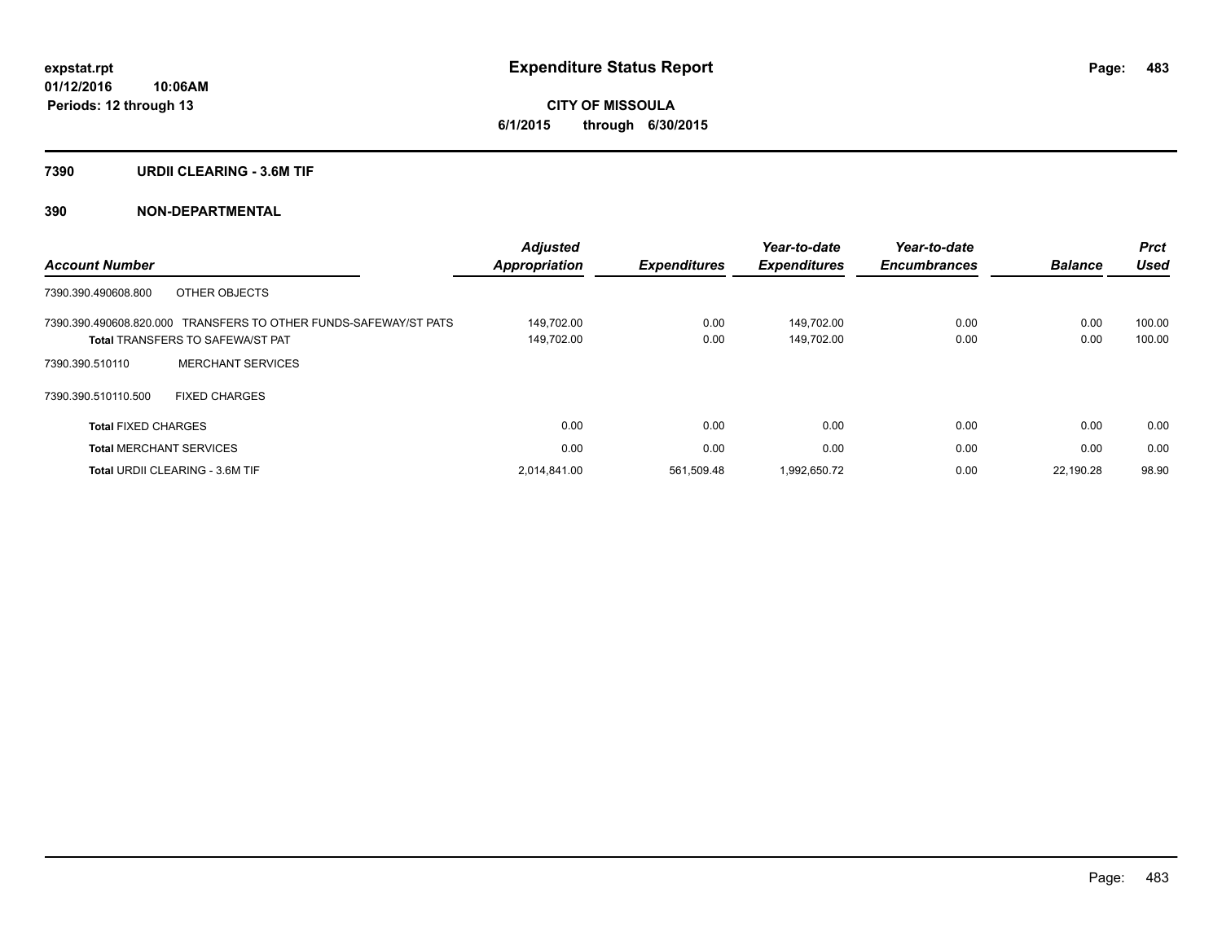**expstat.rpt**
**01/12/2016 10:06AM**
**Periods: 12 through 13**

# Expenditure Status Report

**CITY OF MISSOULA**
**6/1/2015 through 6/30/2015**

## 7390 URDII CLEARING - 3.6M TIF

## 390 NON-DEPARTMENTAL

| Account Number | | Adjusted Appropriation | Expenditures | Year-to-date Expenditures | Year-to-date Encumbrances | Balance | Prct Used |
|---|---|---|---|---|---|---|---|
| 7390.390.490608.800 | OTHER OBJECTS | | | | | | |
| 7390.390.490608.820.000 | TRANSFERS TO OTHER FUNDS-SAFEWAY/ST PATS | 149,702.00 | 0.00 | 149,702.00 | 0.00 | 0.00 | 100.00 |
| **Total** TRANSFERS TO SAFEWA/ST PAT | | 149,702.00 | 0.00 | 149,702.00 | 0.00 | 0.00 | 100.00 |
| 7390.390.510110 | MERCHANT SERVICES | | | | | | |
| 7390.390.510110.500 | FIXED CHARGES | | | | | | |
| **Total** FIXED CHARGES | | 0.00 | 0.00 | 0.00 | 0.00 | 0.00 | 0.00 |
| **Total** MERCHANT SERVICES | | 0.00 | 0.00 | 0.00 | 0.00 | 0.00 | 0.00 |
| **Total** URDII CLEARING - 3.6M TIF | | 2,014,841.00 | 561,509.48 | 1,992,650.72 | 0.00 | 22,190.28 | 98.90 |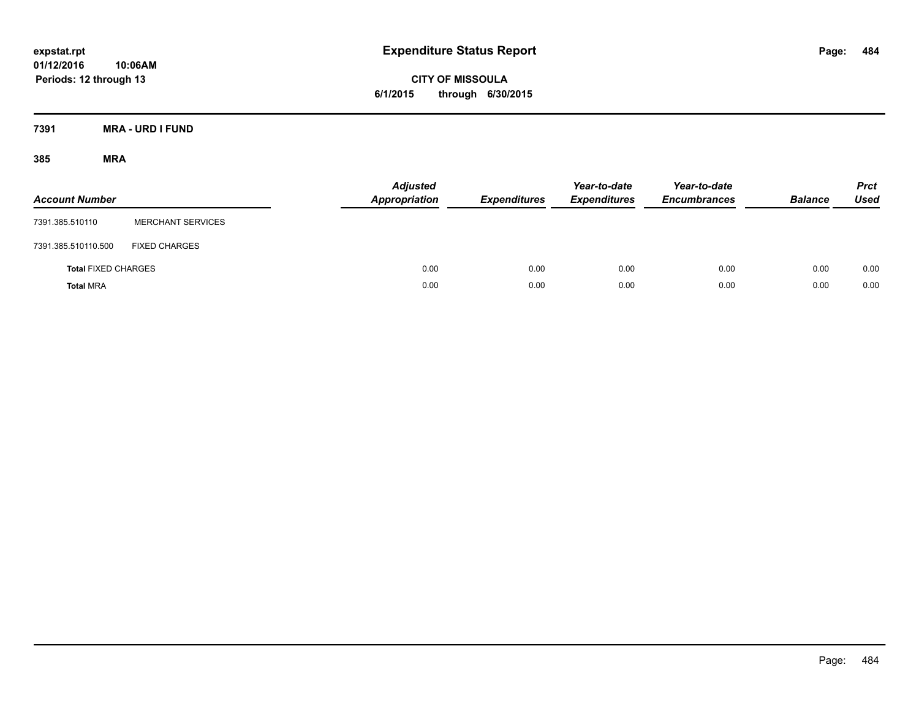# Expenditure Status Report

**expstat.rpt**
**01/12/2016 10:06AM**
**Periods: 12 through 13**

**CITY OF MISSOULA**
**6/1/2015 through 6/30/2015**

**7391 MRA - URD I FUND**

**385 MRA**

| Account Number | | Adjusted Appropriation | Expenditures | Year-to-date Expenditures | Year-to-date Encumbrances | Balance | Prct Used |
|---|---|---|---|---|---|---|---|
| 7391.385.510110 | MERCHANT SERVICES | | | | | | |
| 7391.385.510110.500 | FIXED CHARGES | | | | | | |
| **Total** FIXED CHARGES | | 0.00 | 0.00 | 0.00 | 0.00 | 0.00 | 0.00 |
| **Total** MRA | | 0.00 | 0.00 | 0.00 | 0.00 | 0.00 | 0.00 |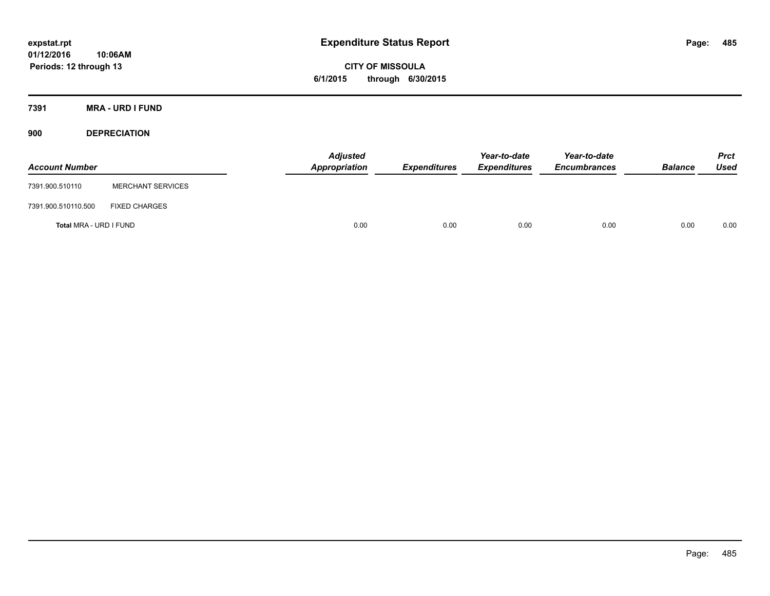expstat.rpt
01/12/2016 10:06AM
Periods: 12 through 13

# Expenditure Status Report

**CITY OF MISSOULA**
**6/1/2015 through 6/30/2015**

## 7391 MRA - URD I FUND

## 900 DEPRECIATION

| Account Number | | Adjusted Appropriation | Expenditures | Year-to-date Expenditures | Year-to-date Encumbrances | Balance | Prct Used |
|---|---|---|---|---|---|---|---|
| 7391.900.510110 | MERCHANT SERVICES | | | | | | |
| 7391.900.510110.500 | FIXED CHARGES | | | | | | |
| **Total** MRA - URD I FUND | | 0.00 | 0.00 | 0.00 | 0.00 | 0.00 | 0.00 |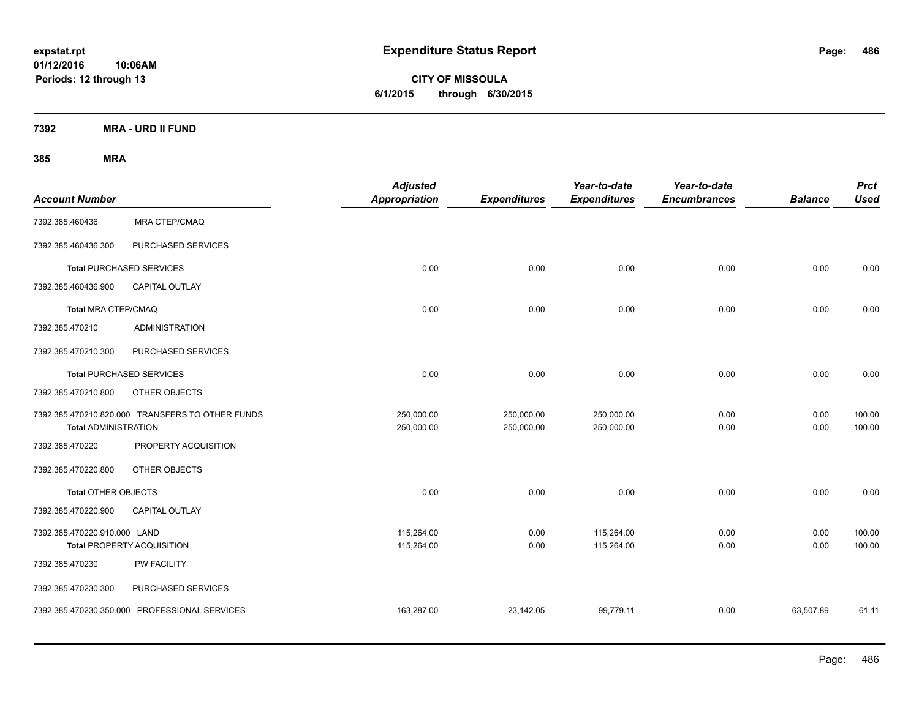expstat.rpt
01/12/2016 10:06AM
Periods: 12 through 13

# Expenditure Status Report

**CITY OF MISSOULA**
**6/1/2015 through 6/30/2015**

## 7392 MRA - URD II FUND

### 385 MRA

| Account Number | | Adjusted Appropriation | Expenditures | Year-to-date Expenditures | Year-to-date Encumbrances | Balance | Prct Used |
|---|---|---|---|---|---|---|---|
| 7392.385.460436 | MRA CTEP/CMAQ | | | | | | |
| 7392.385.460436.300 | PURCHASED SERVICES | | | | | | |
| **Total** PURCHASED SERVICES | | 0.00 | 0.00 | 0.00 | 0.00 | 0.00 | 0.00 |
| 7392.385.460436.900 | CAPITAL OUTLAY | | | | | | |
| **Total** MRA CTEP/CMAQ | | 0.00 | 0.00 | 0.00 | 0.00 | 0.00 | 0.00 |
| 7392.385.470210 | ADMINISTRATION | | | | | | |
| 7392.385.470210.300 | PURCHASED SERVICES | | | | | | |
| **Total** PURCHASED SERVICES | | 0.00 | 0.00 | 0.00 | 0.00 | 0.00 | 0.00 |
| 7392.385.470210.800 | OTHER OBJECTS | | | | | | |
| 7392.385.470210.820.000 | TRANSFERS TO OTHER FUNDS | 250,000.00 | 250,000.00 | 250,000.00 | 0.00 | 0.00 | 100.00 |
| **Total** ADMINISTRATION | | 250,000.00 | 250,000.00 | 250,000.00 | 0.00 | 0.00 | 100.00 |
| 7392.385.470220 | PROPERTY ACQUISITION | | | | | | |
| 7392.385.470220.800 | OTHER OBJECTS | | | | | | |
| **Total** OTHER OBJECTS | | 0.00 | 0.00 | 0.00 | 0.00 | 0.00 | 0.00 |
| 7392.385.470220.900 | CAPITAL OUTLAY | | | | | | |
| 7392.385.470220.910.000 | LAND | 115,264.00 | 0.00 | 115,264.00 | 0.00 | 0.00 | 100.00 |
| **Total** PROPERTY ACQUISITION | | 115,264.00 | 0.00 | 115,264.00 | 0.00 | 0.00 | 100.00 |
| 7392.385.470230 | PW FACILITY | | | | | | |
| 7392.385.470230.300 | PURCHASED SERVICES | | | | | | |
| 7392.385.470230.350.000 | PROFESSIONAL SERVICES | 163,287.00 | 23,142.05 | 99,779.11 | 0.00 | 63,507.89 | 61.11 |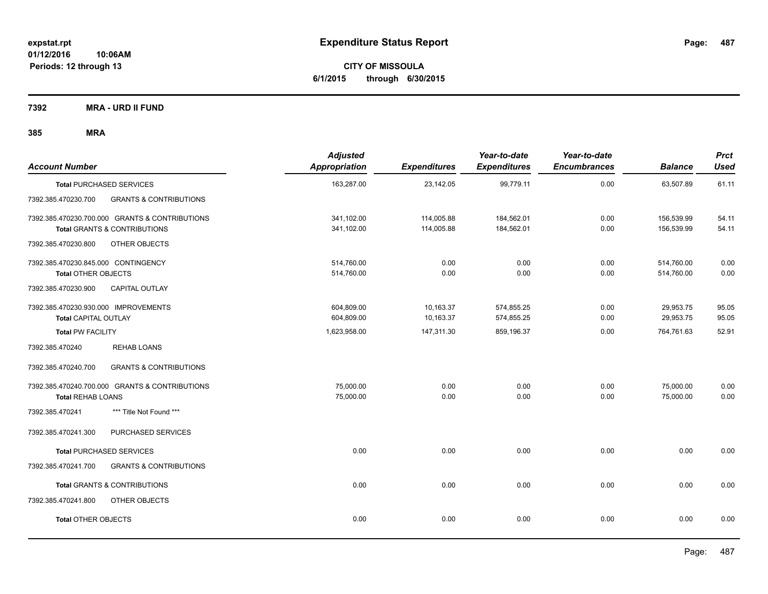# Expenditure Status Report

expstat.rpt
01/12/2016 10:06AM
Periods: 12 through 13

**CITY OF MISSOULA**
**6/1/2015 through 6/30/2015**

## 7392 MRA - URD II FUND

### 385 MRA

| Account Number | Adjusted Appropriation | Expenditures | Year-to-date Expenditures | Year-to-date Encumbrances | Balance | Prct Used |
|---|---|---|---|---|---|---|
| **Total** PURCHASED SERVICES | 163,287.00 | 23,142.05 | 99,779.11 | 0.00 | 63,507.89 | 61.11 |
| 7392.385.470230.700 GRANTS & CONTRIBUTIONS | | | | | | |
| 7392.385.470230.700.000 GRANTS & CONTRIBUTIONS | 341,102.00 | 114,005.88 | 184,562.01 | 0.00 | 156,539.99 | 54.11 |
| **Total** GRANTS & CONTRIBUTIONS | 341,102.00 | 114,005.88 | 184,562.01 | 0.00 | 156,539.99 | 54.11 |
| 7392.385.470230.800 OTHER OBJECTS | | | | | | |
| 7392.385.470230.845.000 CONTINGENCY | 514,760.00 | 0.00 | 0.00 | 0.00 | 514,760.00 | 0.00 |
| **Total** OTHER OBJECTS | 514,760.00 | 0.00 | 0.00 | 0.00 | 514,760.00 | 0.00 |
| 7392.385.470230.900 CAPITAL OUTLAY | | | | | | |
| 7392.385.470230.930.000 IMPROVEMENTS | 604,809.00 | 10,163.37 | 574,855.25 | 0.00 | 29,953.75 | 95.05 |
| **Total** CAPITAL OUTLAY | 604,809.00 | 10,163.37 | 574,855.25 | 0.00 | 29,953.75 | 95.05 |
| **Total** PW FACILITY | 1,623,958.00 | 147,311.30 | 859,196.37 | 0.00 | 764,761.63 | 52.91 |
| 7392.385.470240 REHAB LOANS | | | | | | |
| 7392.385.470240.700 GRANTS & CONTRIBUTIONS | | | | | | |
| 7392.385.470240.700.000 GRANTS & CONTRIBUTIONS | 75,000.00 | 0.00 | 0.00 | 0.00 | 75,000.00 | 0.00 |
| **Total** REHAB LOANS | 75,000.00 | 0.00 | 0.00 | 0.00 | 75,000.00 | 0.00 |
| 7392.385.470241 *** Title Not Found *** | | | | | | |
| 7392.385.470241.300 PURCHASED SERVICES | | | | | | |
| **Total** PURCHASED SERVICES | 0.00 | 0.00 | 0.00 | 0.00 | 0.00 | 0.00 |
| 7392.385.470241.700 GRANTS & CONTRIBUTIONS | | | | | | |
| **Total** GRANTS & CONTRIBUTIONS | 0.00 | 0.00 | 0.00 | 0.00 | 0.00 | 0.00 |
| 7392.385.470241.800 OTHER OBJECTS | | | | | | |
| **Total** OTHER OBJECTS | 0.00 | 0.00 | 0.00 | 0.00 | 0.00 | 0.00 |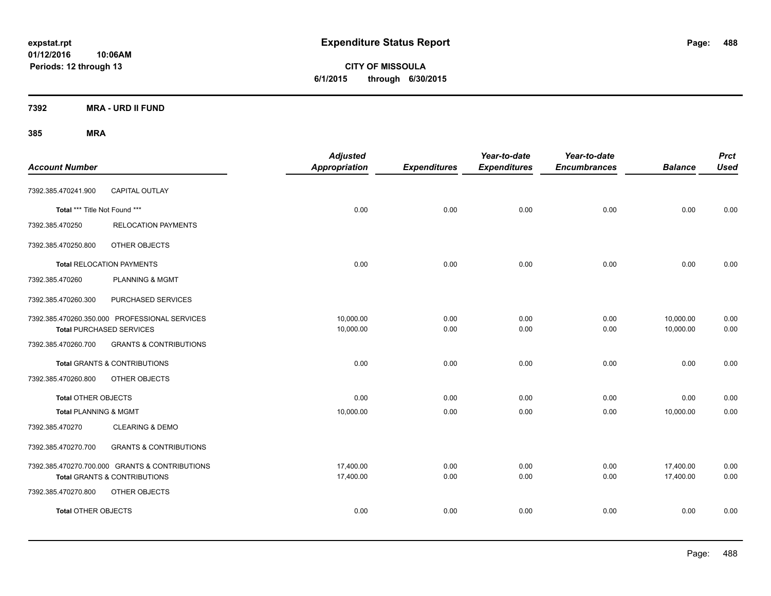# Expenditure Status Report

**CITY OF MISSOULA**

**6/1/2015 through 6/30/2015**

expstat.rpt
01/12/2016 10:06AM
Periods: 12 through 13

## 7392 MRA - URD II FUND

## 385 MRA

| Account Number | | Adjusted Appropriation | Expenditures | Year-to-date Expenditures | Year-to-date Encumbrances | Balance | Prct Used |
|---|---|---|---|---|---|---|---|
| 7392.385.470241.900 | CAPITAL OUTLAY | | | | | | |
| **Total** *** Title Not Found *** | | 0.00 | 0.00 | 0.00 | 0.00 | 0.00 | 0.00 |
| 7392.385.470250 | RELOCATION PAYMENTS | | | | | | |
| 7392.385.470250.800 | OTHER OBJECTS | | | | | | |
| **Total** RELOCATION PAYMENTS | | 0.00 | 0.00 | 0.00 | 0.00 | 0.00 | 0.00 |
| 7392.385.470260 | PLANNING & MGMT | | | | | | |
| 7392.385.470260.300 | PURCHASED SERVICES | | | | | | |
| 7392.385.470260.350.000 | PROFESSIONAL SERVICES | 10,000.00 | 0.00 | 0.00 | 0.00 | 10,000.00 | 0.00 |
| **Total** PURCHASED SERVICES | | 10,000.00 | 0.00 | 0.00 | 0.00 | 10,000.00 | 0.00 |
| 7392.385.470260.700 | GRANTS & CONTRIBUTIONS | | | | | | |
| **Total** GRANTS & CONTRIBUTIONS | | 0.00 | 0.00 | 0.00 | 0.00 | 0.00 | 0.00 |
| 7392.385.470260.800 | OTHER OBJECTS | | | | | | |
| **Total** OTHER OBJECTS | | 0.00 | 0.00 | 0.00 | 0.00 | 0.00 | 0.00 |
| **Total** PLANNING & MGMT | | 10,000.00 | 0.00 | 0.00 | 0.00 | 10,000.00 | 0.00 |
| 7392.385.470270 | CLEARING & DEMO | | | | | | |
| 7392.385.470270.700 | GRANTS & CONTRIBUTIONS | | | | | | |
| 7392.385.470270.700.000 | GRANTS & CONTRIBUTIONS | 17,400.00 | 0.00 | 0.00 | 0.00 | 17,400.00 | 0.00 |
| **Total** GRANTS & CONTRIBUTIONS | | 17,400.00 | 0.00 | 0.00 | 0.00 | 17,400.00 | 0.00 |
| 7392.385.470270.800 | OTHER OBJECTS | | | | | | |
| **Total** OTHER OBJECTS | | 0.00 | 0.00 | 0.00 | 0.00 | 0.00 | 0.00 |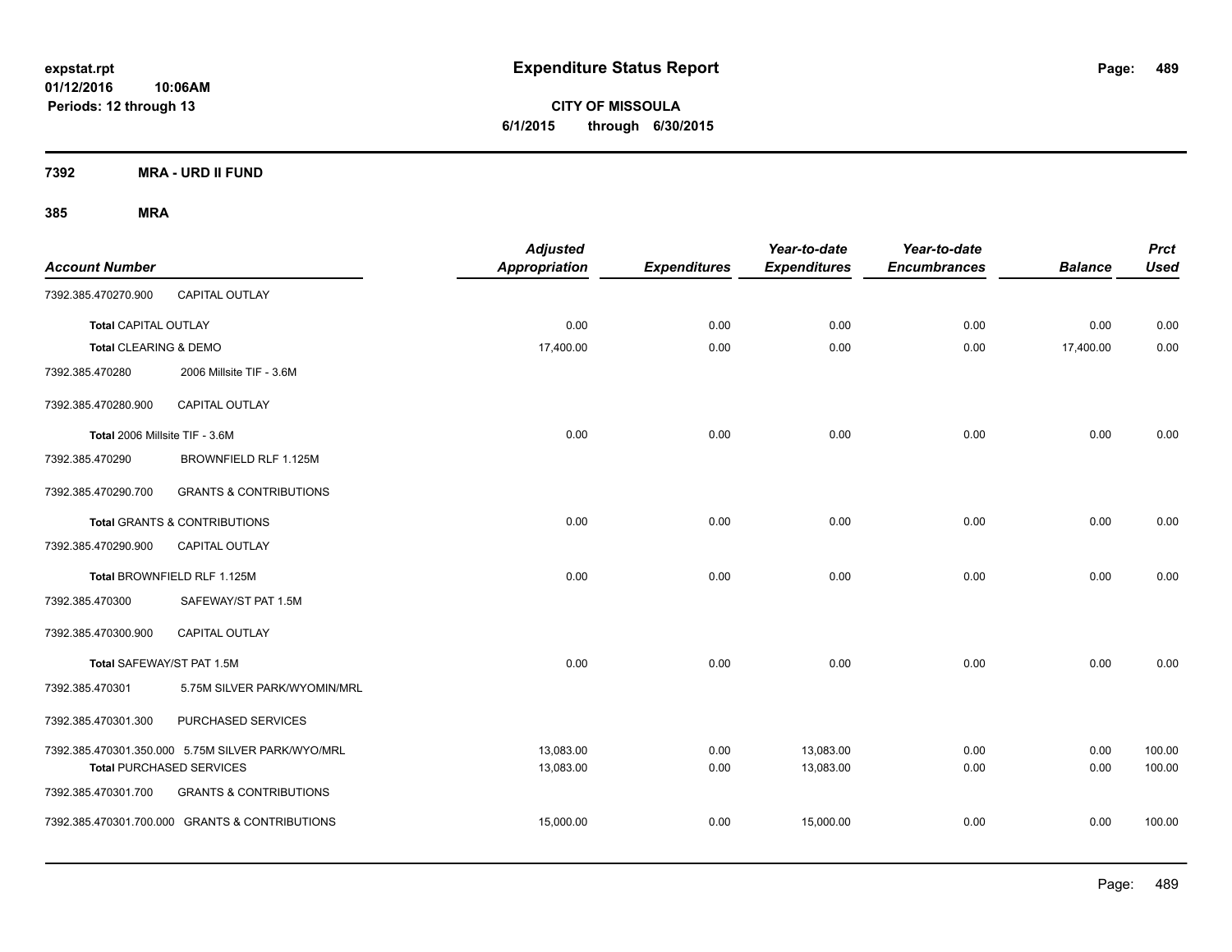**expstat.rpt**
**01/12/2016 10:06AM**
**Periods: 12 through 13**

# Expenditure Status Report

**CITY OF MISSOULA**
**6/1/2015 through 6/30/2015**

## 7392 MRA - URD II FUND

### 385 MRA

| Account Number | | Adjusted Appropriation | Expenditures | Year-to-date Expenditures | Year-to-date Encumbrances | Balance | Prct Used |
|---|---|---|---|---|---|---|---|
| 7392.385.470270.900 | CAPITAL OUTLAY | | | | | | |
| Total CAPITAL OUTLAY | | 0.00 | 0.00 | 0.00 | 0.00 | 0.00 | 0.00 |
| Total CLEARING & DEMO | | 17,400.00 | 0.00 | 0.00 | 0.00 | 17,400.00 | 0.00 |
| 7392.385.470280 | 2006 Millsite TIF - 3.6M | | | | | | |
| 7392.385.470280.900 | CAPITAL OUTLAY | | | | | | |
| Total 2006 Millsite TIF - 3.6M | | 0.00 | 0.00 | 0.00 | 0.00 | 0.00 | 0.00 |
| 7392.385.470290 | BROWNFIELD RLF 1.125M | | | | | | |
| 7392.385.470290.700 | GRANTS & CONTRIBUTIONS | | | | | | |
| Total GRANTS & CONTRIBUTIONS | | 0.00 | 0.00 | 0.00 | 0.00 | 0.00 | 0.00 |
| 7392.385.470290.900 | CAPITAL OUTLAY | | | | | | |
| Total BROWNFIELD RLF 1.125M | | 0.00 | 0.00 | 0.00 | 0.00 | 0.00 | 0.00 |
| 7392.385.470300 | SAFEWAY/ST PAT 1.5M | | | | | | |
| 7392.385.470300.900 | CAPITAL OUTLAY | | | | | | |
| Total SAFEWAY/ST PAT 1.5M | | 0.00 | 0.00 | 0.00 | 0.00 | 0.00 | 0.00 |
| 7392.385.470301 | 5.75M SILVER PARK/WYOMIN/MRL | | | | | | |
| 7392.385.470301.300 | PURCHASED SERVICES | | | | | | |
| 7392.385.470301.350.000 | 5.75M SILVER PARK/WYO/MRL | 13,083.00 | 0.00 | 13,083.00 | 0.00 | 0.00 | 100.00 |
| Total PURCHASED SERVICES | | 13,083.00 | 0.00 | 13,083.00 | 0.00 | 0.00 | 100.00 |
| 7392.385.470301.700 | GRANTS & CONTRIBUTIONS | | | | | | |
| 7392.385.470301.700.000 | GRANTS & CONTRIBUTIONS | 15,000.00 | 0.00 | 15,000.00 | 0.00 | 0.00 | 100.00 |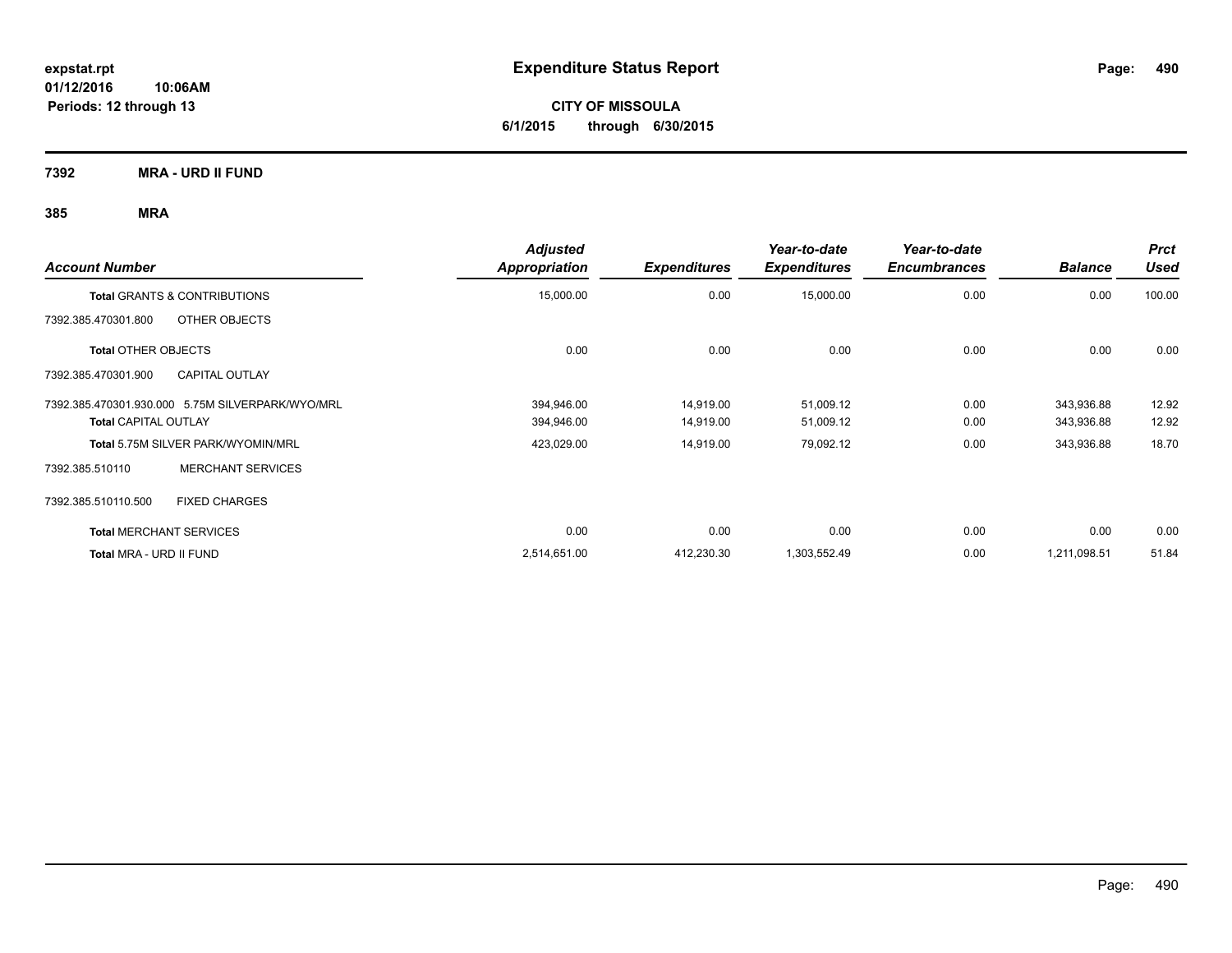# Expenditure Status Report

expstat.rpt
01/12/2016 10:06AM
Periods: 12 through 13

**CITY OF MISSOULA**
**6/1/2015 through 6/30/2015**

## 7392 MRA - URD II FUND

### 385 MRA

| Account Number | | Adjusted Appropriation | Expenditures | Year-to-date Expenditures | Year-to-date Encumbrances | Balance | Prct Used |
|---|---|---|---|---|---|---|---|
| **Total** GRANTS & CONTRIBUTIONS | | 15,000.00 | 0.00 | 15,000.00 | 0.00 | 0.00 | 100.00 |
| 7392.385.470301.800 | OTHER OBJECTS | | | | | | |
| **Total** OTHER OBJECTS | | 0.00 | 0.00 | 0.00 | 0.00 | 0.00 | 0.00 |
| 7392.385.470301.900 | CAPITAL OUTLAY | | | | | | |
| 7392.385.470301.930.000 | 5.75M SILVERPARK/WYO/MRL | 394,946.00 | 14,919.00 | 51,009.12 | 0.00 | 343,936.88 | 12.92 |
| **Total** CAPITAL OUTLAY | | 394,946.00 | 14,919.00 | 51,009.12 | 0.00 | 343,936.88 | 12.92 |
| **Total** 5.75M SILVER PARK/WYOMIN/MRL | | 423,029.00 | 14,919.00 | 79,092.12 | 0.00 | 343,936.88 | 18.70 |
| 7392.385.510110 | MERCHANT SERVICES | | | | | | |
| 7392.385.510110.500 | FIXED CHARGES | | | | | | |
| **Total** MERCHANT SERVICES | | 0.00 | 0.00 | 0.00 | 0.00 | 0.00 | 0.00 |
| **Total** MRA - URD II FUND | | 2,514,651.00 | 412,230.30 | 1,303,552.49 | 0.00 | 1,211,098.51 | 51.84 |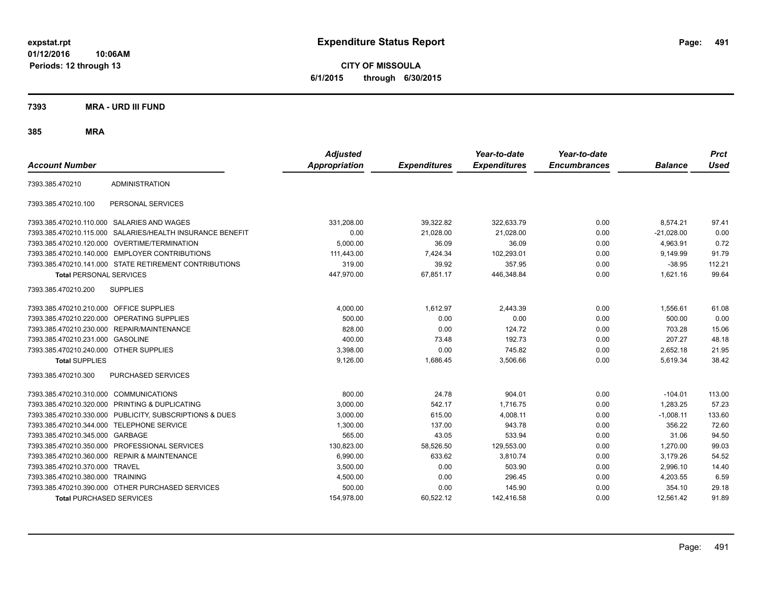**expstat.rpt**
**01/12/2016 10:06AM**
**Periods: 12 through 13**

# Expenditure Status Report

**CITY OF MISSOULA**
**6/1/2015 through 6/30/2015**

## 7393 MRA - URD III FUND

## 385 MRA

| Account Number | | Adjusted Appropriation | Expenditures | Year-to-date Expenditures | Year-to-date Encumbrances | Balance | Prct Used |
|---|---|---|---|---|---|---|---|
| 7393.385.470210 | ADMINISTRATION | | | | | | |
| 7393.385.470210.100 | PERSONAL SERVICES | | | | | | |
| 7393.385.470210.110.000 | SALARIES AND WAGES | 331,208.00 | 39,322.82 | 322,633.79 | 0.00 | 8,574.21 | 97.41 |
| 7393.385.470210.115.000 | SALARIES/HEALTH INSURANCE BENEFIT | 0.00 | 21,028.00 | 21,028.00 | 0.00 | -21,028.00 | 0.00 |
| 7393.385.470210.120.000 | OVERTIME/TERMINATION | 5,000.00 | 36.09 | 36.09 | 0.00 | 4,963.91 | 0.72 |
| 7393.385.470210.140.000 | EMPLOYER CONTRIBUTIONS | 111,443.00 | 7,424.34 | 102,293.01 | 0.00 | 9,149.99 | 91.79 |
| 7393.385.470210.141.000 | STATE RETIREMENT CONTRIBUTIONS | 319.00 | 39.92 | 357.95 | 0.00 | -38.95 | 112.21 |
| **Total** PERSONAL SERVICES | | 447,970.00 | 67,851.17 | 446,348.84 | 0.00 | 1,621.16 | 99.64 |
| 7393.385.470210.200 | SUPPLIES | | | | | | |
| 7393.385.470210.210.000 | OFFICE SUPPLIES | 4,000.00 | 1,612.97 | 2,443.39 | 0.00 | 1,556.61 | 61.08 |
| 7393.385.470210.220.000 | OPERATING SUPPLIES | 500.00 | 0.00 | 0.00 | 0.00 | 500.00 | 0.00 |
| 7393.385.470210.230.000 | REPAIR/MAINTENANCE | 828.00 | 0.00 | 124.72 | 0.00 | 703.28 | 15.06 |
| 7393.385.470210.231.000 | GASOLINE | 400.00 | 73.48 | 192.73 | 0.00 | 207.27 | 48.18 |
| 7393.385.470210.240.000 | OTHER SUPPLIES | 3,398.00 | 0.00 | 745.82 | 0.00 | 2,652.18 | 21.95 |
| **Total** SUPPLIES | | 9,126.00 | 1,686.45 | 3,506.66 | 0.00 | 5,619.34 | 38.42 |
| 7393.385.470210.300 | PURCHASED SERVICES | | | | | | |
| 7393.385.470210.310.000 | COMMUNICATIONS | 800.00 | 24.78 | 904.01 | 0.00 | -104.01 | 113.00 |
| 7393.385.470210.320.000 | PRINTING & DUPLICATING | 3,000.00 | 542.17 | 1,716.75 | 0.00 | 1,283.25 | 57.23 |
| 7393.385.470210.330.000 | PUBLICITY, SUBSCRIPTIONS & DUES | 3,000.00 | 615.00 | 4,008.11 | 0.00 | -1,008.11 | 133.60 |
| 7393.385.470210.344.000 | TELEPHONE SERVICE | 1,300.00 | 137.00 | 943.78 | 0.00 | 356.22 | 72.60 |
| 7393.385.470210.345.000 | GARBAGE | 565.00 | 43.05 | 533.94 | 0.00 | 31.06 | 94.50 |
| 7393.385.470210.350.000 | PROFESSIONAL SERVICES | 130,823.00 | 58,526.50 | 129,553.00 | 0.00 | 1,270.00 | 99.03 |
| 7393.385.470210.360.000 | REPAIR & MAINTENANCE | 6,990.00 | 633.62 | 3,810.74 | 0.00 | 3,179.26 | 54.52 |
| 7393.385.470210.370.000 | TRAVEL | 3,500.00 | 0.00 | 503.90 | 0.00 | 2,996.10 | 14.40 |
| 7393.385.470210.380.000 | TRAINING | 4,500.00 | 0.00 | 296.45 | 0.00 | 4,203.55 | 6.59 |
| 7393.385.470210.390.000 | OTHER PURCHASED SERVICES | 500.00 | 0.00 | 145.90 | 0.00 | 354.10 | 29.18 |
| **Total** PURCHASED SERVICES | | 154,978.00 | 60,522.12 | 142,416.58 | 0.00 | 12,561.42 | 91.89 |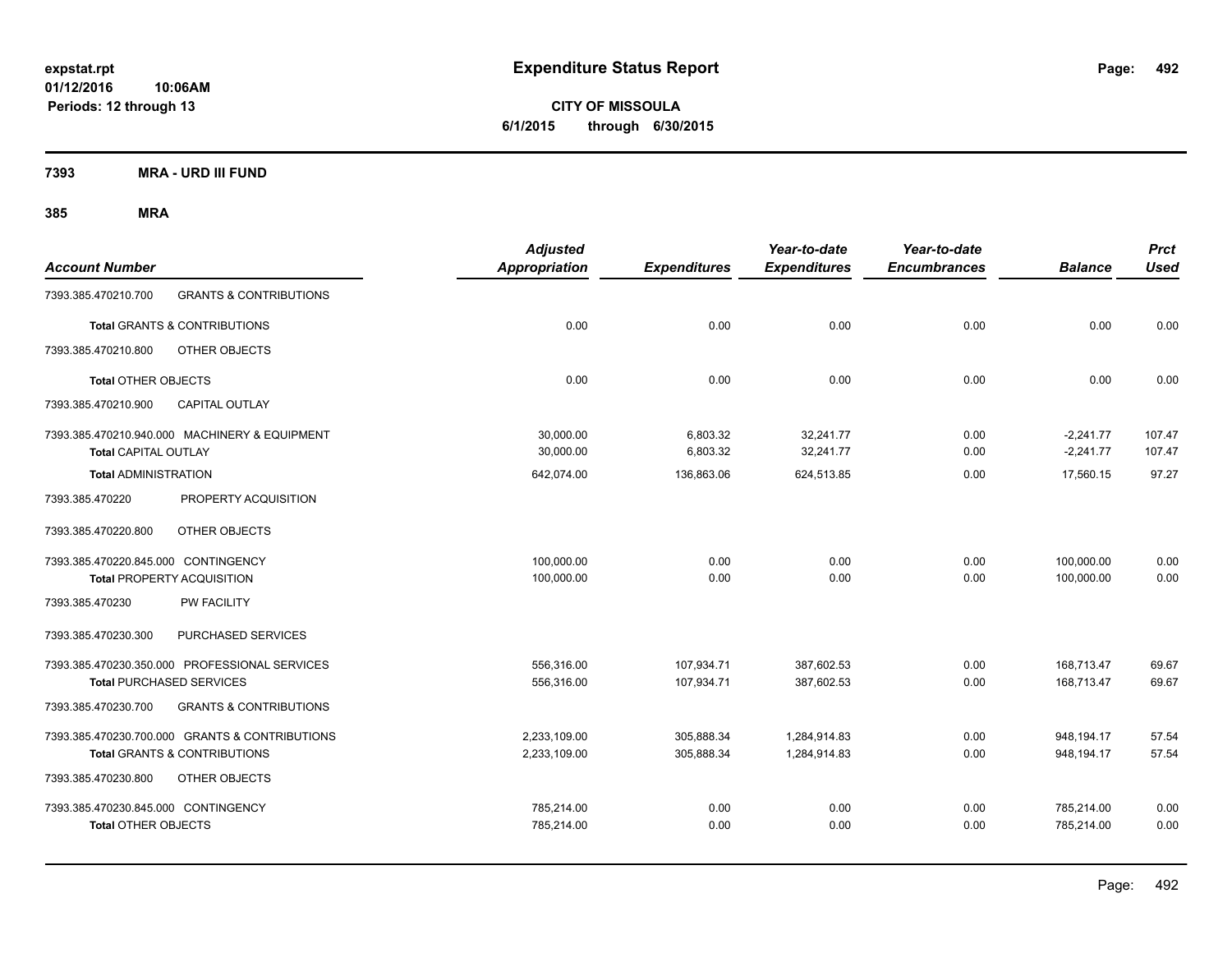**expstat.rpt**
**01/12/2016 10:06AM**
**Periods: 12 through 13**

# Expenditure Status Report

**CITY OF MISSOULA**
**6/1/2015 through 6/30/2015**

**7393 MRA - URD III FUND**

**385 MRA**

| Account Number | | Adjusted Appropriation | Expenditures | Year-to-date Expenditures | Year-to-date Encumbrances | Balance | Prct Used |
|---|---|---|---|---|---|---|---|
| 7393.385.470210.700 | GRANTS & CONTRIBUTIONS | | | | | | |
| **Total** GRANTS & CONTRIBUTIONS | | 0.00 | 0.00 | 0.00 | 0.00 | 0.00 | 0.00 |
| 7393.385.470210.800 | OTHER OBJECTS | | | | | | |
| **Total** OTHER OBJECTS | | 0.00 | 0.00 | 0.00 | 0.00 | 0.00 | 0.00 |
| 7393.385.470210.900 | CAPITAL OUTLAY | | | | | | |
| 7393.385.470210.940.000 | MACHINERY & EQUIPMENT | 30,000.00 | 6,803.32 | 32,241.77 | 0.00 | -2,241.77 | 107.47 |
| **Total** CAPITAL OUTLAY | | 30,000.00 | 6,803.32 | 32,241.77 | 0.00 | -2,241.77 | 107.47 |
| **Total** ADMINISTRATION | | 642,074.00 | 136,863.06 | 624,513.85 | 0.00 | 17,560.15 | 97.27 |
| 7393.385.470220 | PROPERTY ACQUISITION | | | | | | |
| 7393.385.470220.800 | OTHER OBJECTS | | | | | | |
| 7393.385.470220.845.000 | CONTINGENCY | 100,000.00 | 0.00 | 0.00 | 0.00 | 100,000.00 | 0.00 |
| **Total** PROPERTY ACQUISITION | | 100,000.00 | 0.00 | 0.00 | 0.00 | 100,000.00 | 0.00 |
| 7393.385.470230 | PW FACILITY | | | | | | |
| 7393.385.470230.300 | PURCHASED SERVICES | | | | | | |
| 7393.385.470230.350.000 | PROFESSIONAL SERVICES | 556,316.00 | 107,934.71 | 387,602.53 | 0.00 | 168,713.47 | 69.67 |
| **Total** PURCHASED SERVICES | | 556,316.00 | 107,934.71 | 387,602.53 | 0.00 | 168,713.47 | 69.67 |
| 7393.385.470230.700 | GRANTS & CONTRIBUTIONS | | | | | | |
| 7393.385.470230.700.000 | GRANTS & CONTRIBUTIONS | 2,233,109.00 | 305,888.34 | 1,284,914.83 | 0.00 | 948,194.17 | 57.54 |
| **Total** GRANTS & CONTRIBUTIONS | | 2,233,109.00 | 305,888.34 | 1,284,914.83 | 0.00 | 948,194.17 | 57.54 |
| 7393.385.470230.800 | OTHER OBJECTS | | | | | | |
| 7393.385.470230.845.000 | CONTINGENCY | 785,214.00 | 0.00 | 0.00 | 0.00 | 785,214.00 | 0.00 |
| **Total** OTHER OBJECTS | | 785,214.00 | 0.00 | 0.00 | 0.00 | 785,214.00 | 0.00 |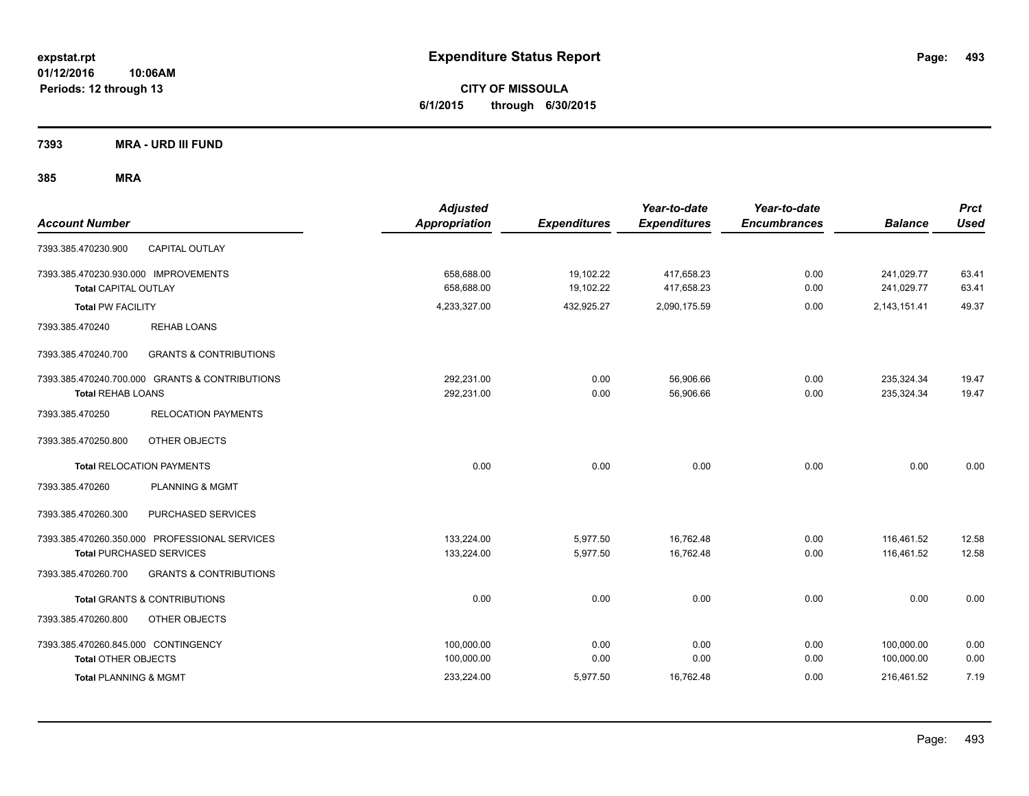# Expenditure Status Report

**CITY OF MISSOULA**
**6/1/2015 through 6/30/2015**

expstat.rpt
01/12/2016 10:06AM
Periods: 12 through 13

## 7393 MRA - URD III FUND

### 385 MRA

| Account Number | | Adjusted Appropriation | Expenditures | Year-to-date Expenditures | Year-to-date Encumbrances | Balance | Prct Used |
|---|---|---|---|---|---|---|---|
| 7393.385.470230.900 | CAPITAL OUTLAY | | | | | | |
| 7393.385.470230.930.000 IMPROVEMENTS | | 658,688.00 | 19,102.22 | 417,658.23 | 0.00 | 241,029.77 | 63.41 |
| **Total** CAPITAL OUTLAY | | 658,688.00 | 19,102.22 | 417,658.23 | 0.00 | 241,029.77 | 63.41 |
| **Total** PW FACILITY | | 4,233,327.00 | 432,925.27 | 2,090,175.59 | 0.00 | 2,143,151.41 | 49.37 |
| 7393.385.470240 | REHAB LOANS | | | | | | |
| 7393.385.470240.700 | GRANTS & CONTRIBUTIONS | | | | | | |
| 7393.385.470240.700.000 GRANTS & CONTRIBUTIONS | | 292,231.00 | 0.00 | 56,906.66 | 0.00 | 235,324.34 | 19.47 |
| **Total** REHAB LOANS | | 292,231.00 | 0.00 | 56,906.66 | 0.00 | 235,324.34 | 19.47 |
| 7393.385.470250 | RELOCATION PAYMENTS | | | | | | |
| 7393.385.470250.800 | OTHER OBJECTS | | | | | | |
| **Total** RELOCATION PAYMENTS | | 0.00 | 0.00 | 0.00 | 0.00 | 0.00 | 0.00 |
| 7393.385.470260 | PLANNING & MGMT | | | | | | |
| 7393.385.470260.300 | PURCHASED SERVICES | | | | | | |
| 7393.385.470260.350.000 PROFESSIONAL SERVICES | | 133,224.00 | 5,977.50 | 16,762.48 | 0.00 | 116,461.52 | 12.58 |
| **Total** PURCHASED SERVICES | | 133,224.00 | 5,977.50 | 16,762.48 | 0.00 | 116,461.52 | 12.58 |
| 7393.385.470260.700 | GRANTS & CONTRIBUTIONS | | | | | | |
| **Total** GRANTS & CONTRIBUTIONS | | 0.00 | 0.00 | 0.00 | 0.00 | 0.00 | 0.00 |
| 7393.385.470260.800 | OTHER OBJECTS | | | | | | |
| 7393.385.470260.845.000 CONTINGENCY | | 100,000.00 | 0.00 | 0.00 | 0.00 | 100,000.00 | 0.00 |
| **Total** OTHER OBJECTS | | 100,000.00 | 0.00 | 0.00 | 0.00 | 100,000.00 | 0.00 |
| **Total** PLANNING & MGMT | | 233,224.00 | 5,977.50 | 16,762.48 | 0.00 | 216,461.52 | 7.19 |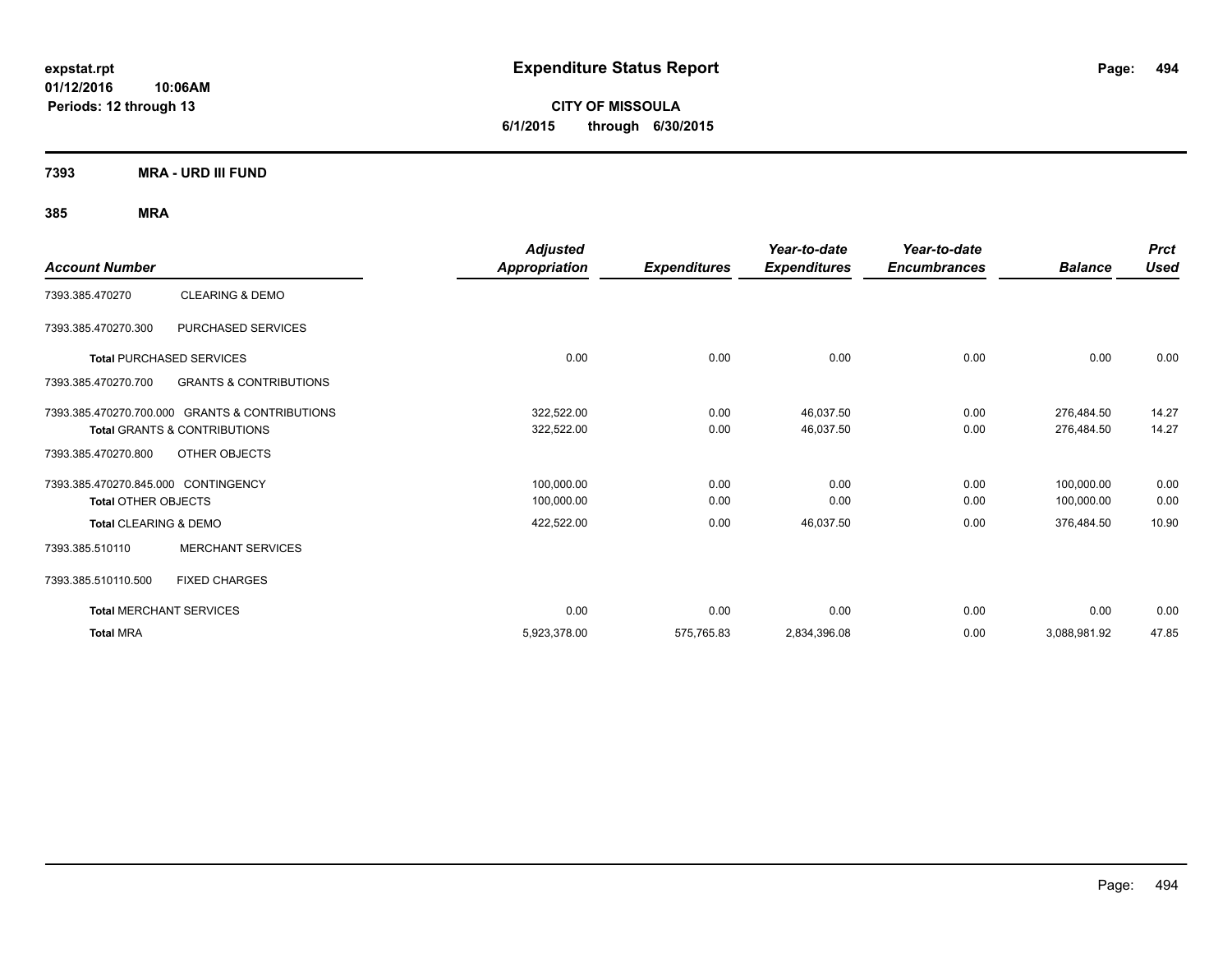**expstat.rpt**
**01/12/2016 10:06AM**
**Periods: 12 through 13**

# Expenditure Status Report

**CITY OF MISSOULA**
**6/1/2015 through 6/30/2015**

## 7393 MRA - URD III FUND

### 385 MRA

| Account Number | | Adjusted Appropriation | Expenditures | Year-to-date Expenditures | Year-to-date Encumbrances | Balance | Prct Used |
|---|---|---|---|---|---|---|---|
| 7393.385.470270 | CLEARING & DEMO | | | | | | |
| 7393.385.470270.300 | PURCHASED SERVICES | | | | | | |
| **Total** PURCHASED SERVICES | | 0.00 | 0.00 | 0.00 | 0.00 | 0.00 | 0.00 |
| 7393.385.470270.700 | GRANTS & CONTRIBUTIONS | | | | | | |
| 7393.385.470270.700.000 | GRANTS & CONTRIBUTIONS | 322,522.00 | 0.00 | 46,037.50 | 0.00 | 276,484.50 | 14.27 |
| **Total** GRANTS & CONTRIBUTIONS | | 322,522.00 | 0.00 | 46,037.50 | 0.00 | 276,484.50 | 14.27 |
| 7393.385.470270.800 | OTHER OBJECTS | | | | | | |
| 7393.385.470270.845.000 | CONTINGENCY | 100,000.00 | 0.00 | 0.00 | 0.00 | 100,000.00 | 0.00 |
| **Total** OTHER OBJECTS | | 100,000.00 | 0.00 | 0.00 | 0.00 | 100,000.00 | 0.00 |
| **Total** CLEARING & DEMO | | 422,522.00 | 0.00 | 46,037.50 | 0.00 | 376,484.50 | 10.90 |
| 7393.385.510110 | MERCHANT SERVICES | | | | | | |
| 7393.385.510110.500 | FIXED CHARGES | | | | | | |
| **Total** MERCHANT SERVICES | | 0.00 | 0.00 | 0.00 | 0.00 | 0.00 | 0.00 |
| **Total** MRA | | 5,923,378.00 | 575,765.83 | 2,834,396.08 | 0.00 | 3,088,981.92 | 47.85 |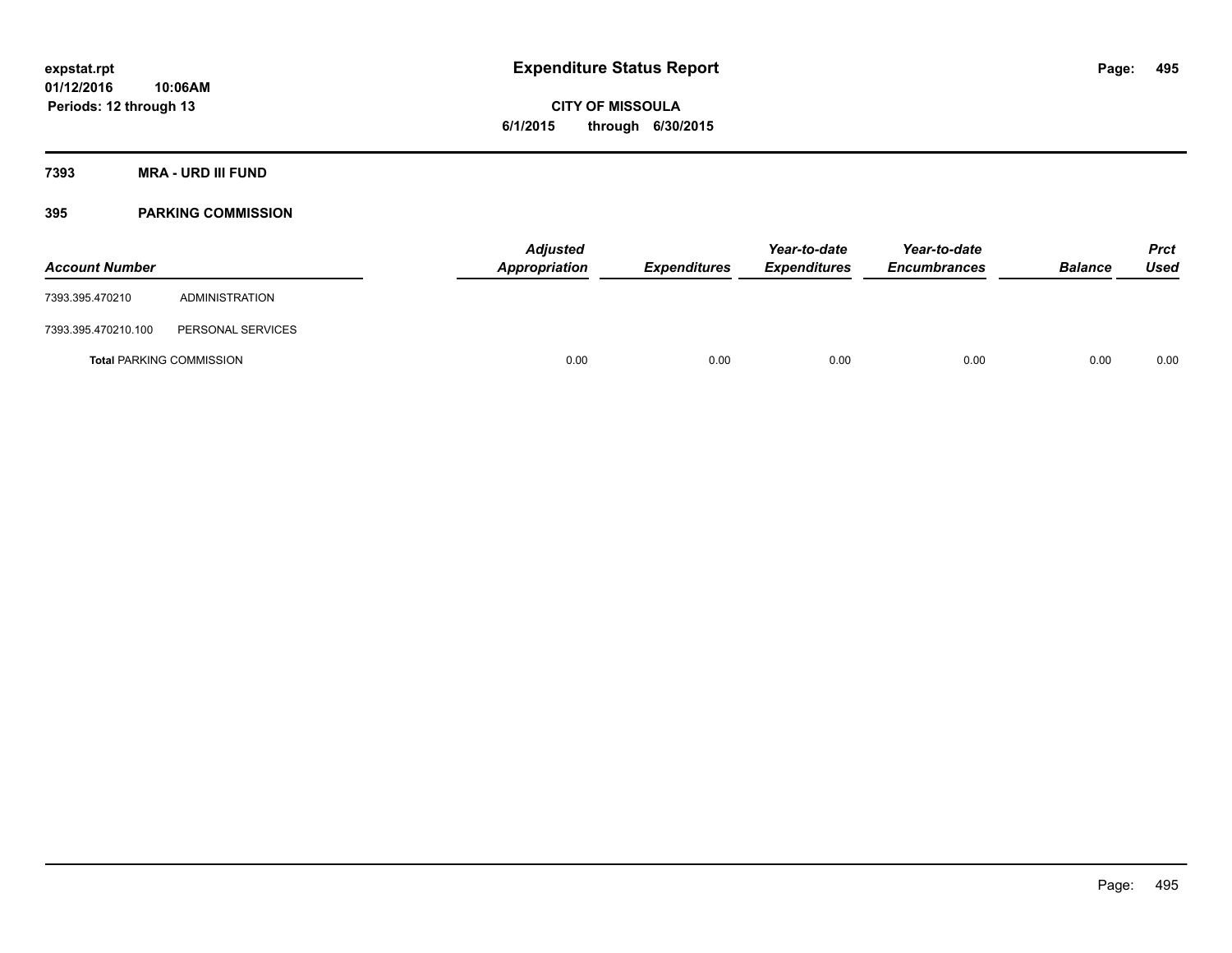**expstat.rpt**
**01/12/2016 10:06AM**
**Periods: 12 through 13**

# Expenditure Status Report

**CITY OF MISSOULA**
**6/1/2015 through 6/30/2015**

**7393 MRA - URD III FUND**

**395 PARKING COMMISSION**

| Account Number | | Adjusted Appropriation | Expenditures | Year-to-date Expenditures | Year-to-date Encumbrances | Balance | Prct Used |
|---|---|---|---|---|---|---|---|
| 7393.395.470210 | ADMINISTRATION | | | | | | |
| 7393.395.470210.100 | PERSONAL SERVICES | | | | | | |
| **Total** PARKING COMMISSION | | 0.00 | 0.00 | 0.00 | 0.00 | 0.00 | 0.00 |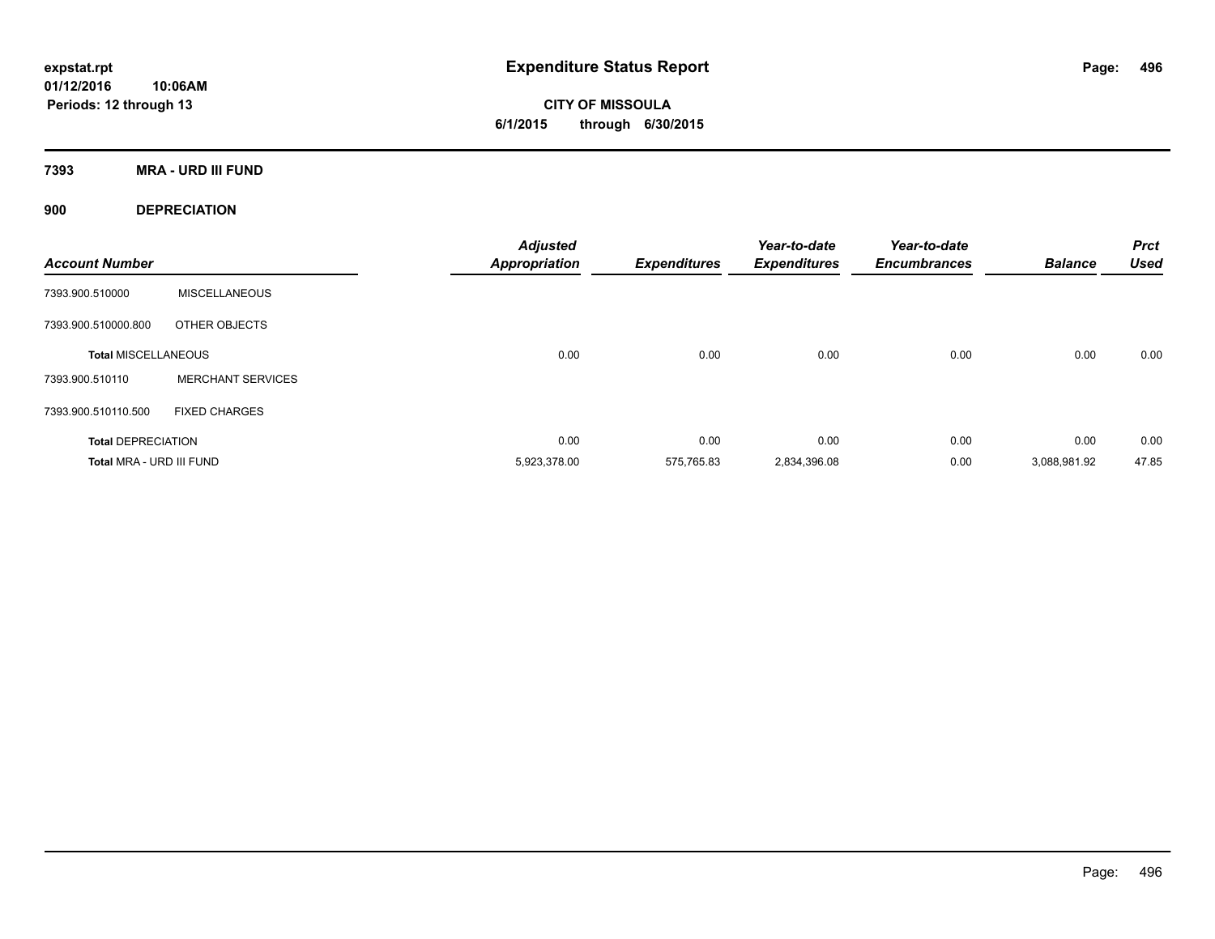expstat.rpt
01/12/2016 10:06AM
Periods: 12 through 13

# Expenditure Status Report

**CITY OF MISSOULA**
**6/1/2015 through 6/30/2015**

## 7393 MRA - URD III FUND

### 900 DEPRECIATION

| Account Number | | Adjusted Appropriation | Expenditures | Year-to-date Expenditures | Year-to-date Encumbrances | Balance | Prct Used |
|---|---|---|---|---|---|---|---|
| 7393.900.510000 | MISCELLANEOUS | | | | | | |
| 7393.900.510000.800 | OTHER OBJECTS | | | | | | |
| **Total MISCELLANEOUS** | | 0.00 | 0.00 | 0.00 | 0.00 | 0.00 | 0.00 |
| 7393.900.510110 | MERCHANT SERVICES | | | | | | |
| 7393.900.510110.500 | FIXED CHARGES | | | | | | |
| **Total DEPRECIATION** | | 0.00 | 0.00 | 0.00 | 0.00 | 0.00 | 0.00 |
| **Total MRA - URD III FUND** | | 5,923,378.00 | 575,765.83 | 2,834,396.08 | 0.00 | 3,088,981.92 | 47.85 |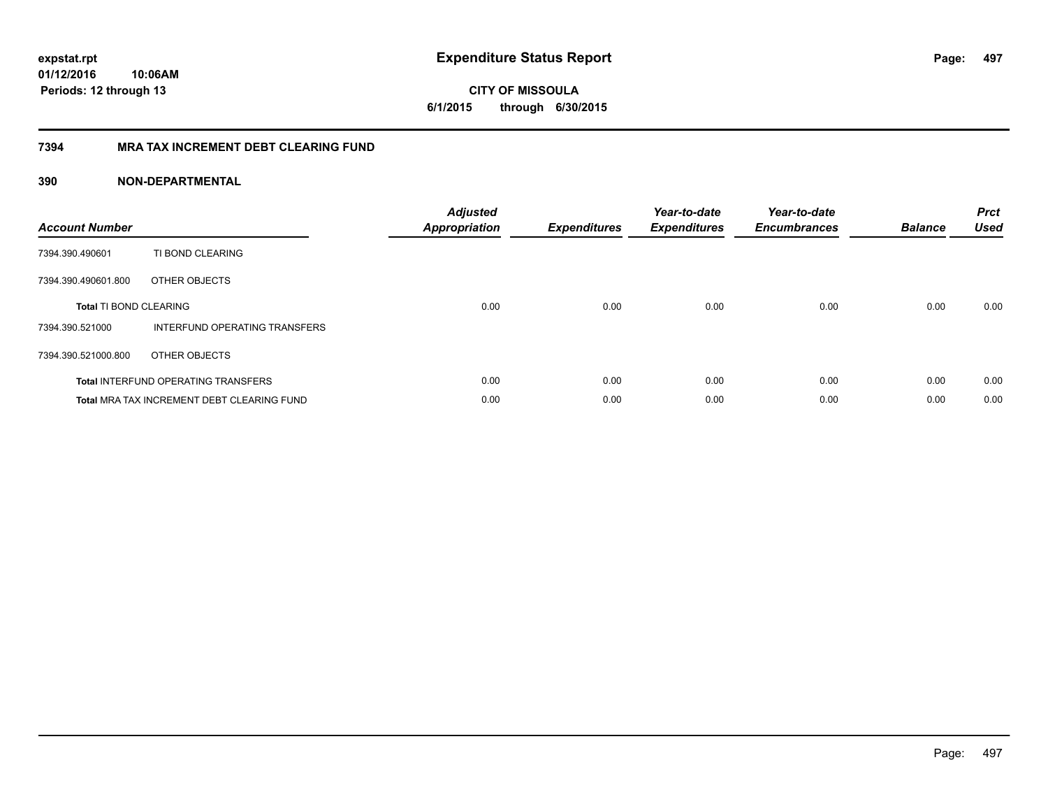# Expenditure Status Report

**expstat.rpt**
**01/12/2016 10:06AM**
**Periods: 12 through 13**

**CITY OF MISSOULA**
**6/1/2015 through 6/30/2015**

## 7394 MRA TAX INCREMENT DEBT CLEARING FUND

### 390 NON-DEPARTMENTAL

| Account Number | | Adjusted Appropriation | Expenditures | Year-to-date Expenditures | Year-to-date Encumbrances | Balance | Prct Used |
|---|---|---|---|---|---|---|---|
| 7394.390.490601 | TI BOND CLEARING | | | | | | |
| 7394.390.490601.800 | OTHER OBJECTS | | | | | | |
| **Total** TI BOND CLEARING | | 0.00 | 0.00 | 0.00 | 0.00 | 0.00 | 0.00 |
| 7394.390.521000 | INTERFUND OPERATING TRANSFERS | | | | | | |
| 7394.390.521000.800 | OTHER OBJECTS | | | | | | |
| **Total** INTERFUND OPERATING TRANSFERS | | 0.00 | 0.00 | 0.00 | 0.00 | 0.00 | 0.00 |
| **Total** MRA TAX INCREMENT DEBT CLEARING FUND | | 0.00 | 0.00 | 0.00 | 0.00 | 0.00 | 0.00 |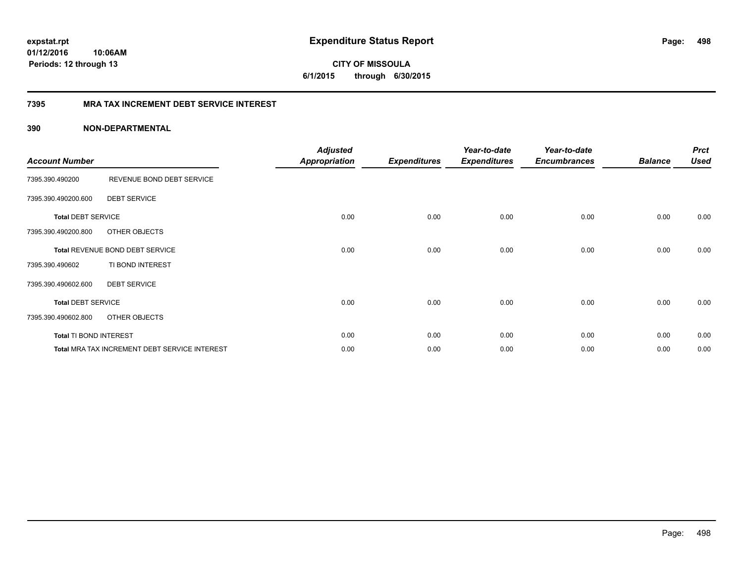expstat.rpt
01/12/2016 10:06AM
Periods: 12 through 13

# Expenditure Status Report

**CITY OF MISSOULA**
**6/1/2015 through 6/30/2015**

## 7395 MRA TAX INCREMENT DEBT SERVICE INTEREST

### 390 NON-DEPARTMENTAL

| Account Number | | Adjusted Appropriation | Expenditures | Year-to-date Expenditures | Year-to-date Encumbrances | Balance | Prct Used |
|---|---|---|---|---|---|---|---|
| 7395.390.490200 | REVENUE BOND DEBT SERVICE | | | | | | |
| 7395.390.490200.600 | DEBT SERVICE | | | | | | |
| **Total** DEBT SERVICE | | 0.00 | 0.00 | 0.00 | 0.00 | 0.00 | 0.00 |
| 7395.390.490200.800 | OTHER OBJECTS | | | | | | |
| **Total** REVENUE BOND DEBT SERVICE | | 0.00 | 0.00 | 0.00 | 0.00 | 0.00 | 0.00 |
| 7395.390.490602 | TI BOND INTEREST | | | | | | |
| 7395.390.490602.600 | DEBT SERVICE | | | | | | |
| **Total** DEBT SERVICE | | 0.00 | 0.00 | 0.00 | 0.00 | 0.00 | 0.00 |
| 7395.390.490602.800 | OTHER OBJECTS | | | | | | |
| **Total** TI BOND INTEREST | | 0.00 | 0.00 | 0.00 | 0.00 | 0.00 | 0.00 |
| **Total** MRA TAX INCREMENT DEBT SERVICE INTEREST | | 0.00 | 0.00 | 0.00 | 0.00 | 0.00 | 0.00 |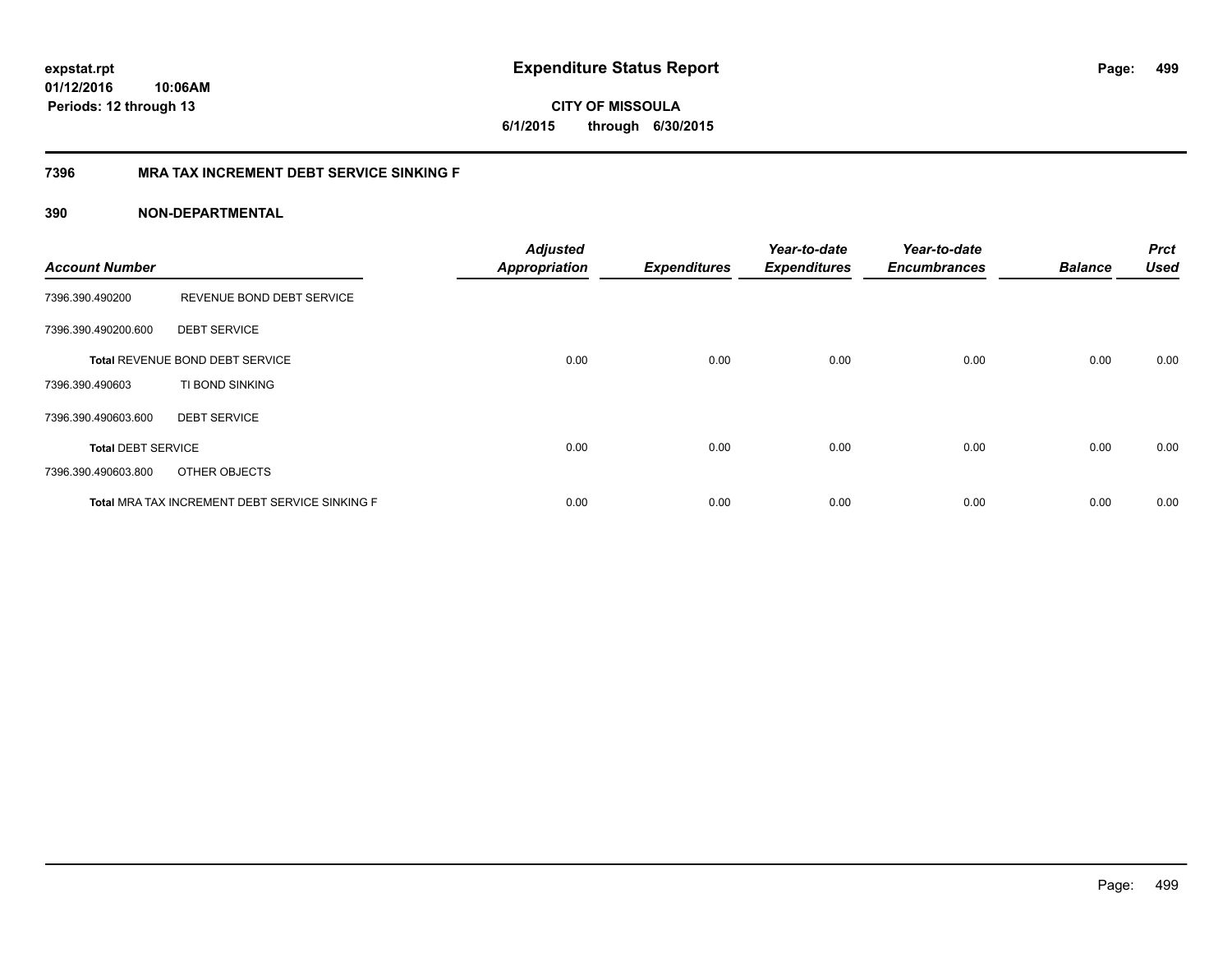**expstat.rpt**
**01/12/2016 10:06AM**
**Periods: 12 through 13**

# Expenditure Status Report

**CITY OF MISSOULA**
**6/1/2015 through 6/30/2015**

## 7396 MRA TAX INCREMENT DEBT SERVICE SINKING F

## 390 NON-DEPARTMENTAL

| Account Number | | Adjusted Appropriation | Expenditures | Year-to-date Expenditures | Year-to-date Encumbrances | Balance | Prct Used |
|---|---|---|---|---|---|---|---|
| 7396.390.490200 | REVENUE BOND DEBT SERVICE | | | | | | |
| 7396.390.490200.600 | DEBT SERVICE | | | | | | |
| **Total** REVENUE BOND DEBT SERVICE | | 0.00 | 0.00 | 0.00 | 0.00 | 0.00 | 0.00 |
| 7396.390.490603 | TI BOND SINKING | | | | | | |
| 7396.390.490603.600 | DEBT SERVICE | | | | | | |
| **Total DEBT SERVICE** | | 0.00 | 0.00 | 0.00 | 0.00 | 0.00 | 0.00 |
| 7396.390.490603.800 | OTHER OBJECTS | | | | | | |
| **Total** MRA TAX INCREMENT DEBT SERVICE SINKING F | | 0.00 | 0.00 | 0.00 | 0.00 | 0.00 | 0.00 |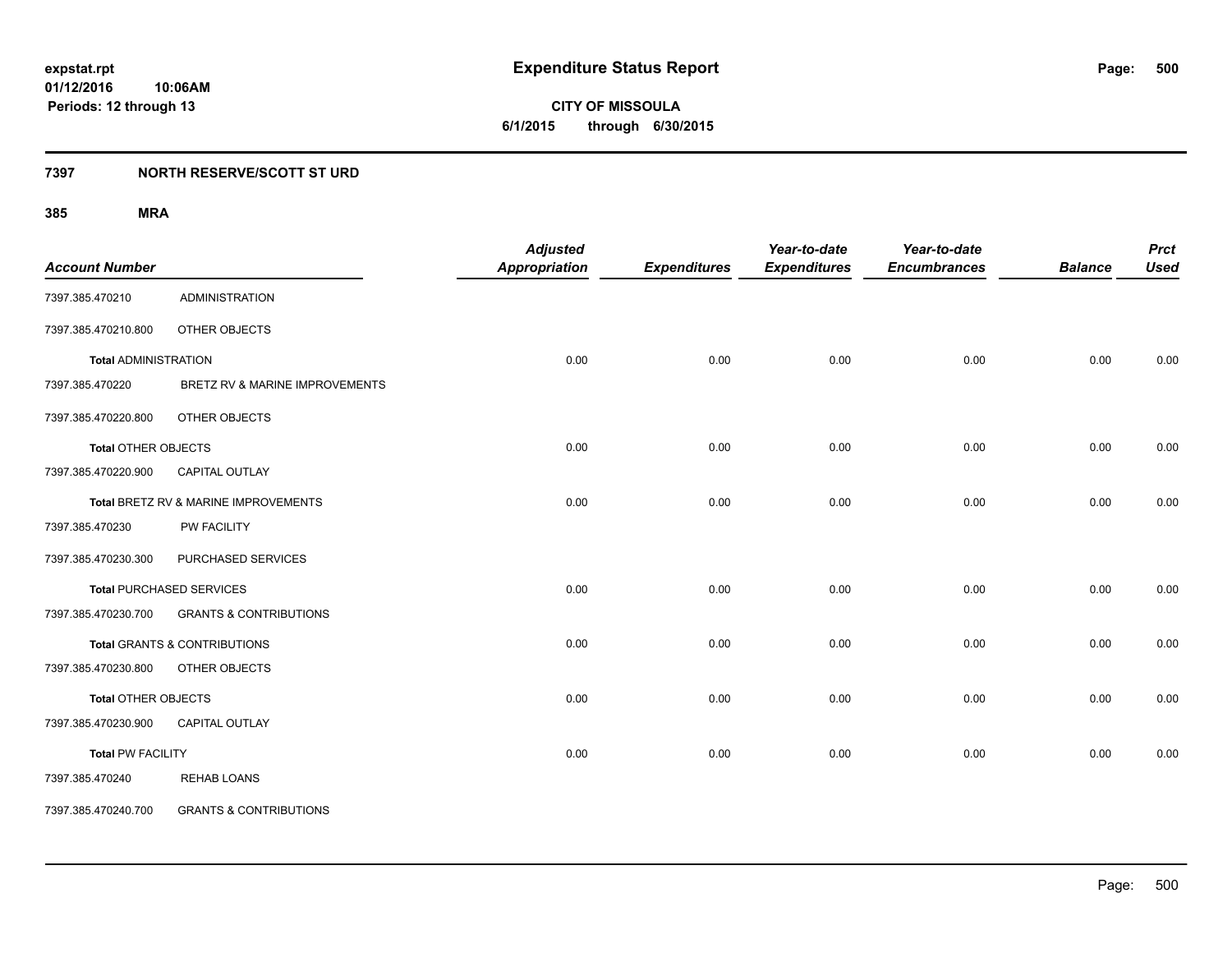# Expenditure Status Report

**expstat.rpt**
**01/12/2016 10:06AM**
**Periods: 12 through 13**

**CITY OF MISSOULA**
**6/1/2015 through 6/30/2015**

## 7397 NORTH RESERVE/SCOTT ST URD

### 385 MRA

| Account Number | | Adjusted Appropriation | Expenditures | Year-to-date Expenditures | Year-to-date Encumbrances | Balance | Prct Used |
|---|---|---|---|---|---|---|---|
| 7397.385.470210 | ADMINISTRATION | | | | | | |
| 7397.385.470210.800 | OTHER OBJECTS | | | | | | |
| **Total** ADMINISTRATION | | 0.00 | 0.00 | 0.00 | 0.00 | 0.00 | 0.00 |
| 7397.385.470220 | BRETZ RV & MARINE IMPROVEMENTS | | | | | | |
| 7397.385.470220.800 | OTHER OBJECTS | | | | | | |
| **Total** OTHER OBJECTS | | 0.00 | 0.00 | 0.00 | 0.00 | 0.00 | 0.00 |
| 7397.385.470220.900 | CAPITAL OUTLAY | | | | | | |
| **Total** BRETZ RV & MARINE IMPROVEMENTS | | 0.00 | 0.00 | 0.00 | 0.00 | 0.00 | 0.00 |
| 7397.385.470230 | PW FACILITY | | | | | | |
| 7397.385.470230.300 | PURCHASED SERVICES | | | | | | |
| **Total** PURCHASED SERVICES | | 0.00 | 0.00 | 0.00 | 0.00 | 0.00 | 0.00 |
| 7397.385.470230.700 | GRANTS & CONTRIBUTIONS | | | | | | |
| **Total** GRANTS & CONTRIBUTIONS | | 0.00 | 0.00 | 0.00 | 0.00 | 0.00 | 0.00 |
| 7397.385.470230.800 | OTHER OBJECTS | | | | | | |
| **Total** OTHER OBJECTS | | 0.00 | 0.00 | 0.00 | 0.00 | 0.00 | 0.00 |
| 7397.385.470230.900 | CAPITAL OUTLAY | | | | | | |
| **Total** PW FACILITY | | 0.00 | 0.00 | 0.00 | 0.00 | 0.00 | 0.00 |
| 7397.385.470240 | REHAB LOANS | | | | | | |
| 7397.385.470240.700 | GRANTS & CONTRIBUTIONS | | | | | | |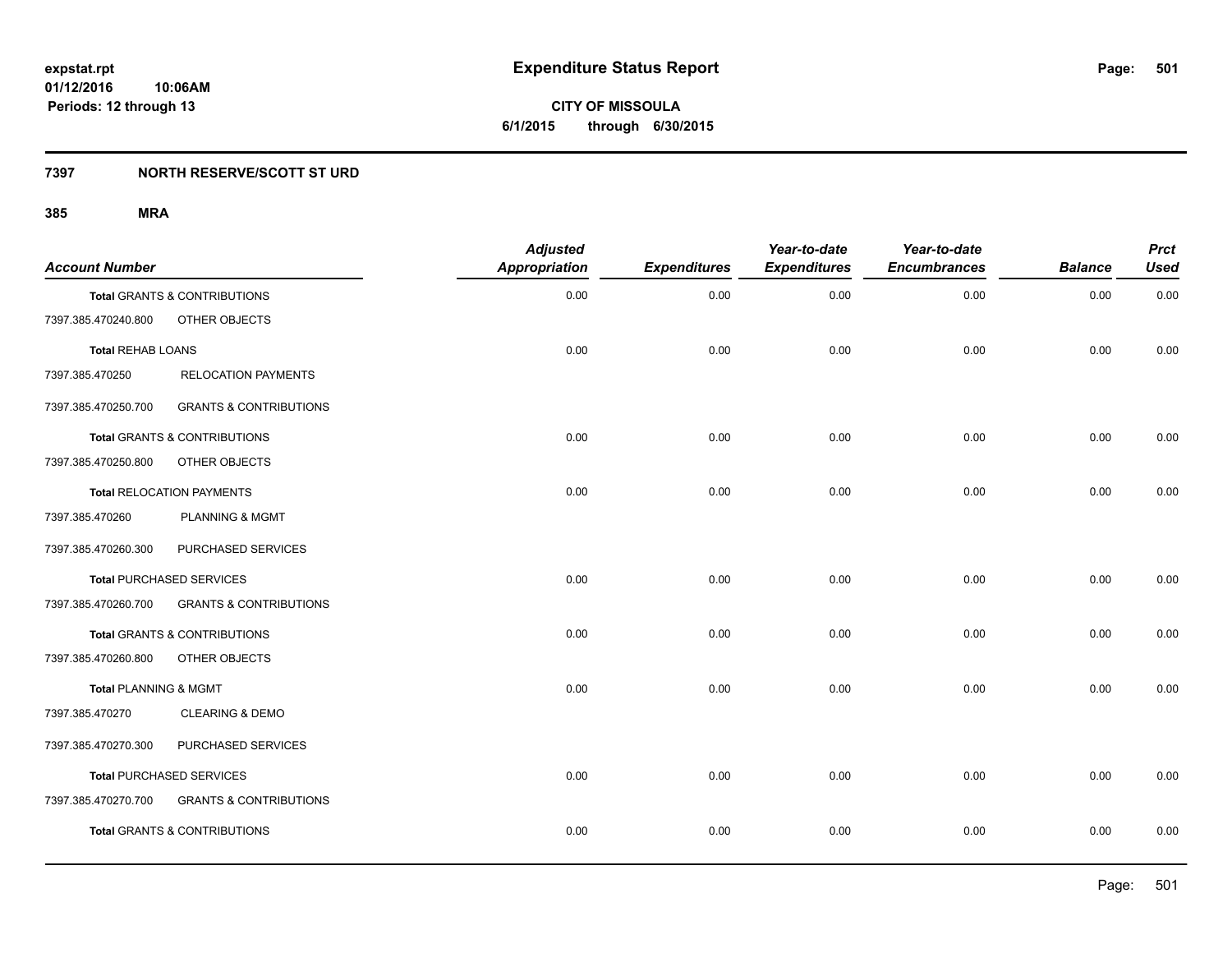**expstat.rpt**
**01/12/2016 10:06AM**
**Periods: 12 through 13**

# Expenditure Status Report

**CITY OF MISSOULA**
**6/1/2015 through 6/30/2015**

## 7397 NORTH RESERVE/SCOTT ST URD

### 385 MRA

| Account Number | | Adjusted Appropriation | Expenditures | Year-to-date Expenditures | Year-to-date Encumbrances | Balance | Prct Used |
|---|---|---|---|---|---|---|---|
| **Total** GRANTS & CONTRIBUTIONS | | 0.00 | 0.00 | 0.00 | 0.00 | 0.00 | 0.00 |
| 7397.385.470240.800 | OTHER OBJECTS | | | | | | |
| **Total** REHAB LOANS | | 0.00 | 0.00 | 0.00 | 0.00 | 0.00 | 0.00 |
| 7397.385.470250 | RELOCATION PAYMENTS | | | | | | |
| 7397.385.470250.700 | GRANTS & CONTRIBUTIONS | | | | | | |
| **Total** GRANTS & CONTRIBUTIONS | | 0.00 | 0.00 | 0.00 | 0.00 | 0.00 | 0.00 |
| 7397.385.470250.800 | OTHER OBJECTS | | | | | | |
| **Total** RELOCATION PAYMENTS | | 0.00 | 0.00 | 0.00 | 0.00 | 0.00 | 0.00 |
| 7397.385.470260 | PLANNING & MGMT | | | | | | |
| 7397.385.470260.300 | PURCHASED SERVICES | | | | | | |
| **Total** PURCHASED SERVICES | | 0.00 | 0.00 | 0.00 | 0.00 | 0.00 | 0.00 |
| 7397.385.470260.700 | GRANTS & CONTRIBUTIONS | | | | | | |
| **Total** GRANTS & CONTRIBUTIONS | | 0.00 | 0.00 | 0.00 | 0.00 | 0.00 | 0.00 |
| 7397.385.470260.800 | OTHER OBJECTS | | | | | | |
| **Total** PLANNING & MGMT | | 0.00 | 0.00 | 0.00 | 0.00 | 0.00 | 0.00 |
| 7397.385.470270 | CLEARING & DEMO | | | | | | |
| 7397.385.470270.300 | PURCHASED SERVICES | | | | | | |
| **Total** PURCHASED SERVICES | | 0.00 | 0.00 | 0.00 | 0.00 | 0.00 | 0.00 |
| 7397.385.470270.700 | GRANTS & CONTRIBUTIONS | | | | | | |
| **Total** GRANTS & CONTRIBUTIONS | | 0.00 | 0.00 | 0.00 | 0.00 | 0.00 | 0.00 |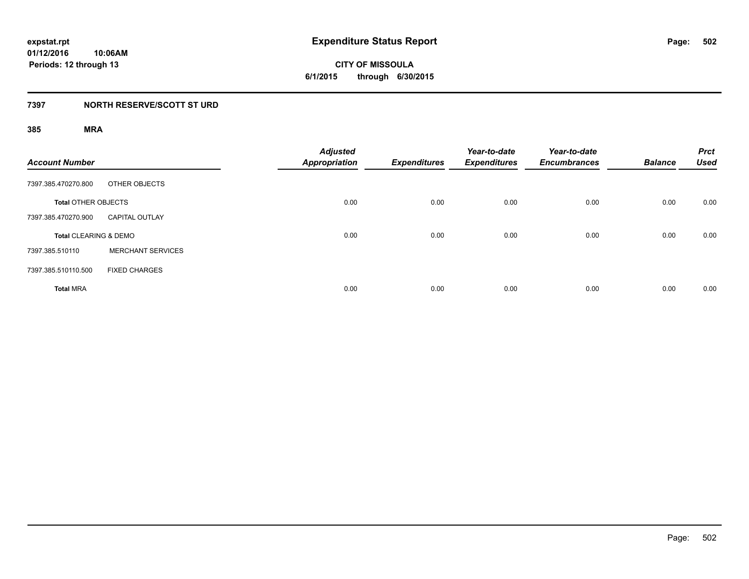# Expenditure Status Report

**CITY OF MISSOULA**

**6/1/2015 through 6/30/2015**

expstat.rpt
01/12/2016 10:06AM
Periods: 12 through 13

## 7397 NORTH RESERVE/SCOTT ST URD

### 385 MRA

| Account Number | | Adjusted Appropriation | Expenditures | Year-to-date Expenditures | Year-to-date Encumbrances | Balance | Prct Used |
|---|---|---|---|---|---|---|---|
| 7397.385.470270.800 | OTHER OBJECTS | | | | | | |
| **Total** OTHER OBJECTS | | 0.00 | 0.00 | 0.00 | 0.00 | 0.00 | 0.00 |
| 7397.385.470270.900 | CAPITAL OUTLAY | | | | | | |
| **Total** CLEARING & DEMO | | 0.00 | 0.00 | 0.00 | 0.00 | 0.00 | 0.00 |
| 7397.385.510110 | MERCHANT SERVICES | | | | | | |
| 7397.385.510110.500 | FIXED CHARGES | | | | | | |
| **Total** MRA | | 0.00 | 0.00 | 0.00 | 0.00 | 0.00 | 0.00 |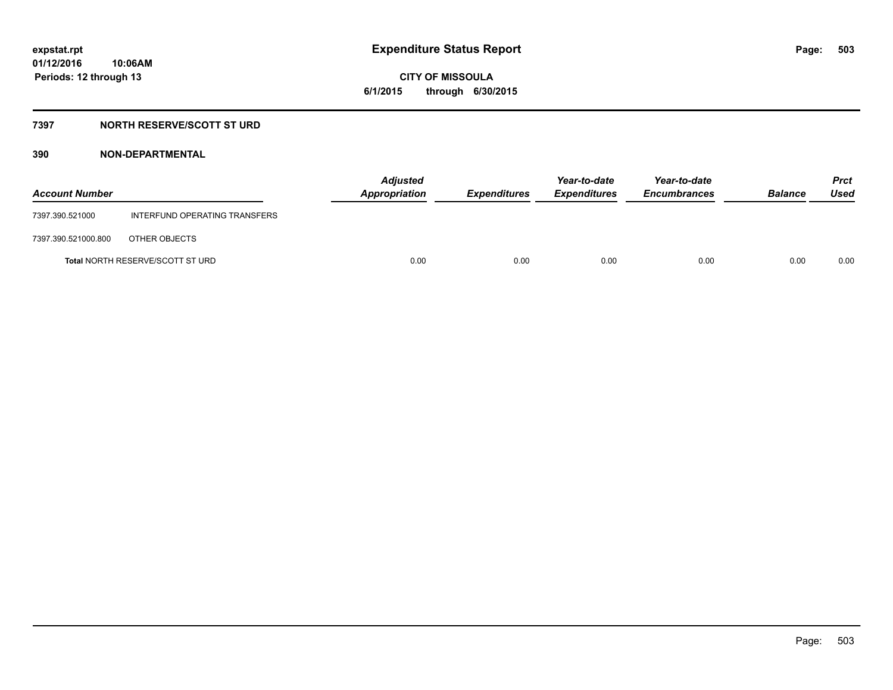expstat.rpt
01/12/2016 10:06AM
Periods: 12 through 13

# Expenditure Status Report

**CITY OF MISSOULA**
**6/1/2015 through 6/30/2015**

## 7397 NORTH RESERVE/SCOTT ST URD

### 390 NON-DEPARTMENTAL

| Account Number | | Adjusted Appropriation | Expenditures | Year-to-date Expenditures | Year-to-date Encumbrances | Balance | Prct Used |
|---|---|---|---|---|---|---|---|
| 7397.390.521000 | INTERFUND OPERATING TRANSFERS | | | | | | |
| 7397.390.521000.800 | OTHER OBJECTS | | | | | | |
| **Total** NORTH RESERVE/SCOTT ST URD | | 0.00 | 0.00 | 0.00 | 0.00 | 0.00 | 0.00 |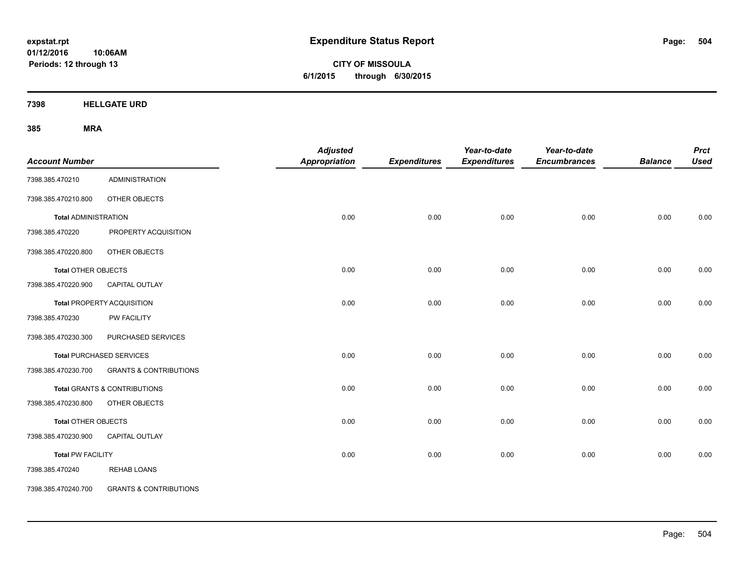# Expenditure Status Report

expstat.rpt
01/12/2016 10:06AM
Periods: 12 through 13

**CITY OF MISSOULA**
**6/1/2015 through 6/30/2015**

## 7398 HELLGATE URD

### 385 MRA

| Account Number | | Adjusted Appropriation | Expenditures | Year-to-date Expenditures | Year-to-date Encumbrances | Balance | Prct Used |
|---|---|---|---|---|---|---|---|
| 7398.385.470210 | ADMINISTRATION | | | | | | |
| 7398.385.470210.800 | OTHER OBJECTS | | | | | | |
| **Total** ADMINISTRATION | | 0.00 | 0.00 | 0.00 | 0.00 | 0.00 | 0.00 |
| 7398.385.470220 | PROPERTY ACQUISITION | | | | | | |
| 7398.385.470220.800 | OTHER OBJECTS | | | | | | |
| **Total** OTHER OBJECTS | | 0.00 | 0.00 | 0.00 | 0.00 | 0.00 | 0.00 |
| 7398.385.470220.900 | CAPITAL OUTLAY | | | | | | |
| **Total** PROPERTY ACQUISITION | | 0.00 | 0.00 | 0.00 | 0.00 | 0.00 | 0.00 |
| 7398.385.470230 | PW FACILITY | | | | | | |
| 7398.385.470230.300 | PURCHASED SERVICES | | | | | | |
| **Total** PURCHASED SERVICES | | 0.00 | 0.00 | 0.00 | 0.00 | 0.00 | 0.00 |
| 7398.385.470230.700 | GRANTS & CONTRIBUTIONS | | | | | | |
| **Total** GRANTS & CONTRIBUTIONS | | 0.00 | 0.00 | 0.00 | 0.00 | 0.00 | 0.00 |
| 7398.385.470230.800 | OTHER OBJECTS | | | | | | |
| **Total** OTHER OBJECTS | | 0.00 | 0.00 | 0.00 | 0.00 | 0.00 | 0.00 |
| 7398.385.470230.900 | CAPITAL OUTLAY | | | | | | |
| **Total** PW FACILITY | | 0.00 | 0.00 | 0.00 | 0.00 | 0.00 | 0.00 |
| 7398.385.470240 | REHAB LOANS | | | | | | |
| 7398.385.470240.700 | GRANTS & CONTRIBUTIONS | | | | | | |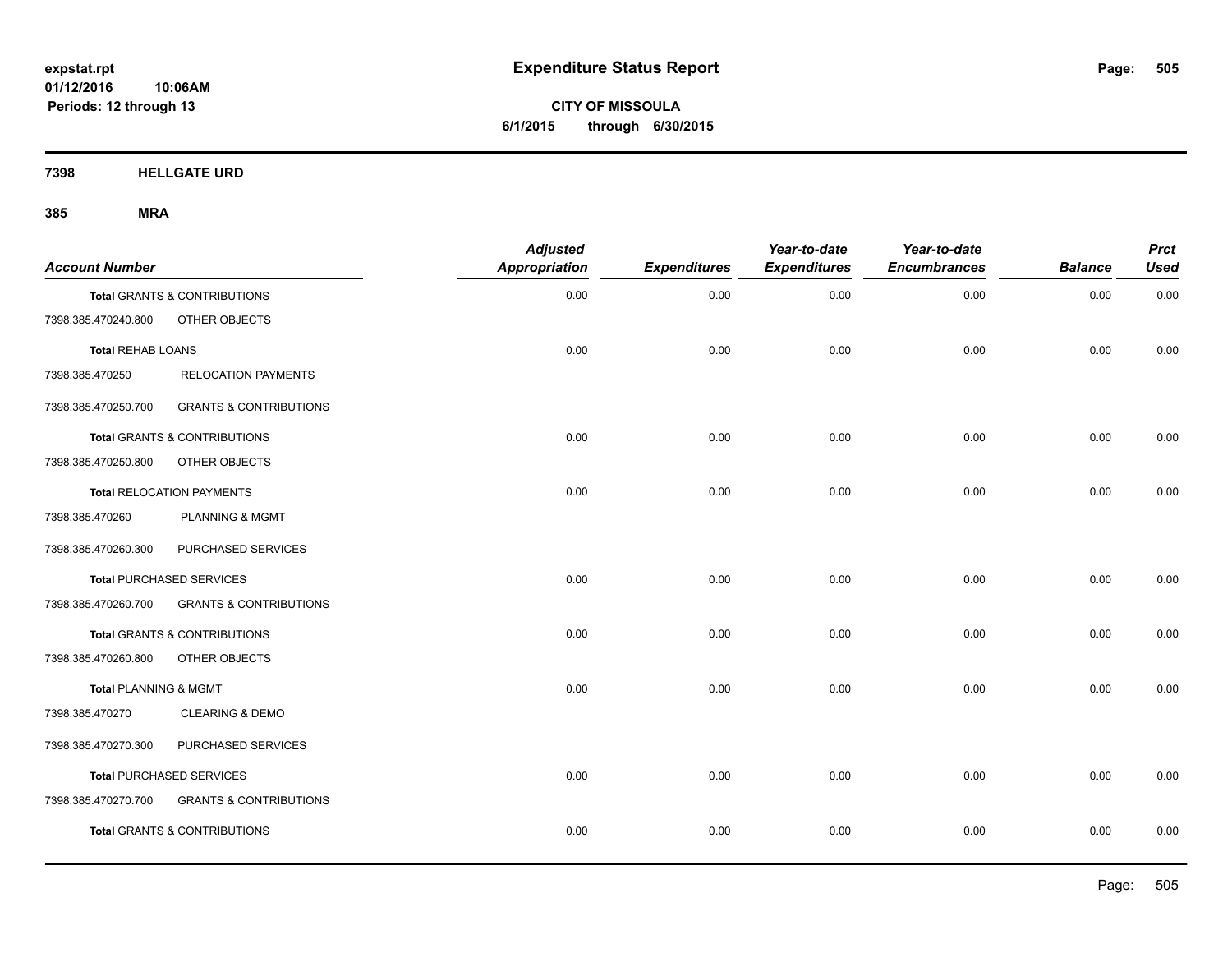expstat.rpt
01/12/2016 10:06AM
Periods: 12 through 13

# Expenditure Status Report

**CITY OF MISSOULA**
**6/1/2015 through 6/30/2015**

## 7398 HELLGATE URD

## 385 MRA

| Account Number | | Adjusted Appropriation | Expenditures | Year-to-date Expenditures | Year-to-date Encumbrances | Balance | Prct Used |
|---|---|---|---|---|---|---|---|
| **Total** GRANTS & CONTRIBUTIONS | | 0.00 | 0.00 | 0.00 | 0.00 | 0.00 | 0.00 |
| 7398.385.470240.800 | OTHER OBJECTS | | | | | | |
| **Total** REHAB LOANS | | 0.00 | 0.00 | 0.00 | 0.00 | 0.00 | 0.00 |
| 7398.385.470250 | RELOCATION PAYMENTS | | | | | | |
| 7398.385.470250.700 | GRANTS & CONTRIBUTIONS | | | | | | |
| **Total** GRANTS & CONTRIBUTIONS | | 0.00 | 0.00 | 0.00 | 0.00 | 0.00 | 0.00 |
| 7398.385.470250.800 | OTHER OBJECTS | | | | | | |
| **Total** RELOCATION PAYMENTS | | 0.00 | 0.00 | 0.00 | 0.00 | 0.00 | 0.00 |
| 7398.385.470260 | PLANNING & MGMT | | | | | | |
| 7398.385.470260.300 | PURCHASED SERVICES | | | | | | |
| **Total** PURCHASED SERVICES | | 0.00 | 0.00 | 0.00 | 0.00 | 0.00 | 0.00 |
| 7398.385.470260.700 | GRANTS & CONTRIBUTIONS | | | | | | |
| **Total** GRANTS & CONTRIBUTIONS | | 0.00 | 0.00 | 0.00 | 0.00 | 0.00 | 0.00 |
| 7398.385.470260.800 | OTHER OBJECTS | | | | | | |
| **Total** PLANNING & MGMT | | 0.00 | 0.00 | 0.00 | 0.00 | 0.00 | 0.00 |
| 7398.385.470270 | CLEARING & DEMO | | | | | | |
| 7398.385.470270.300 | PURCHASED SERVICES | | | | | | |
| **Total** PURCHASED SERVICES | | 0.00 | 0.00 | 0.00 | 0.00 | 0.00 | 0.00 |
| 7398.385.470270.700 | GRANTS & CONTRIBUTIONS | | | | | | |
| **Total** GRANTS & CONTRIBUTIONS | | 0.00 | 0.00 | 0.00 | 0.00 | 0.00 | 0.00 |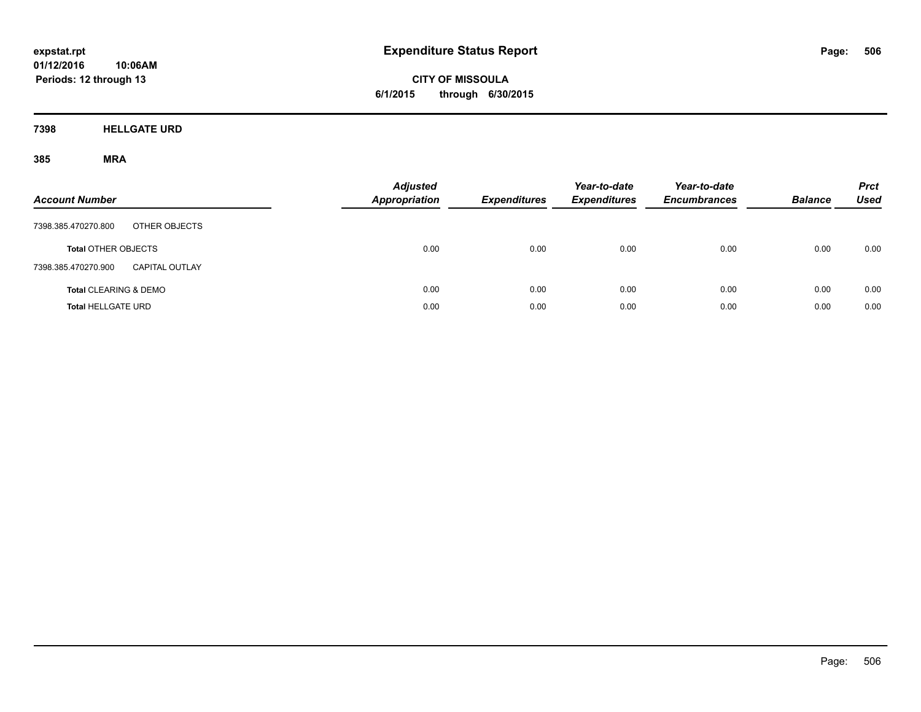expstat.rpt
01/12/2016 10:06AM
Periods: 12 through 13

# Expenditure Status Report

**CITY OF MISSOULA**
**6/1/2015 through 6/30/2015**

## 7398 HELLGATE URD

### 385 MRA

| Account Number | | Adjusted Appropriation | Expenditures | Year-to-date Expenditures | Year-to-date Encumbrances | Balance | Prct Used |
|---|---|---|---|---|---|---|---|
| 7398.385.470270.800 | OTHER OBJECTS | | | | | | |
| **Total** OTHER OBJECTS | | 0.00 | 0.00 | 0.00 | 0.00 | 0.00 | 0.00 |
| 7398.385.470270.900 | CAPITAL OUTLAY | | | | | | |
| **Total** CLEARING & DEMO | | 0.00 | 0.00 | 0.00 | 0.00 | 0.00 | 0.00 |
| **Total** HELLGATE URD | | 0.00 | 0.00 | 0.00 | 0.00 | 0.00 | 0.00 |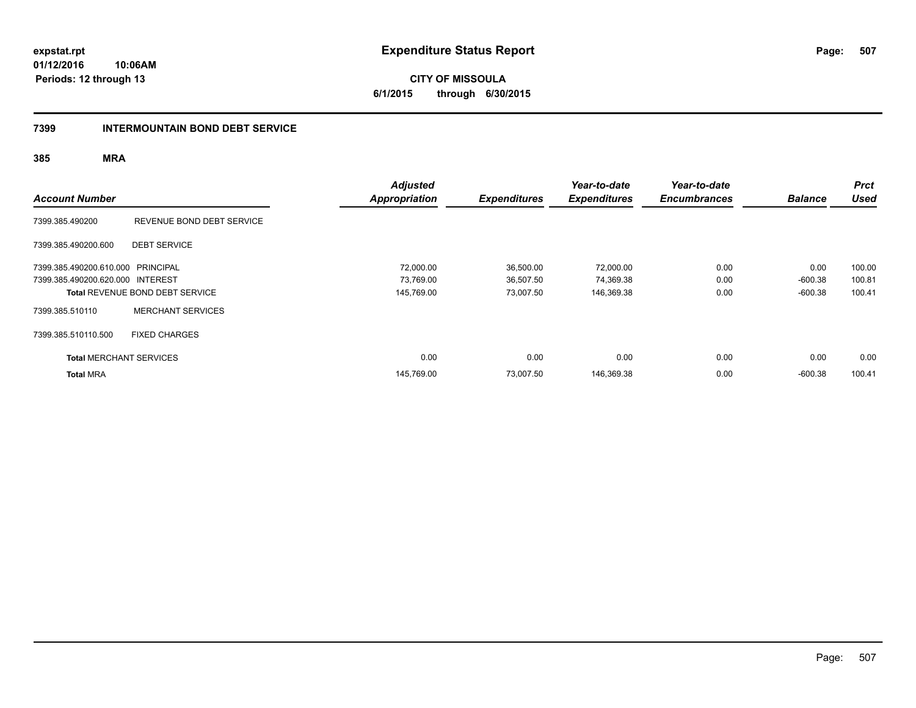expstat.rpt
01/12/2016 10:06AM
Periods: 12 through 13

# Expenditure Status Report

**CITY OF MISSOULA**
**6/1/2015 through 6/30/2015**

## 7399 INTERMOUNTAIN BOND DEBT SERVICE

### 385 MRA

| Account Number | | Adjusted Appropriation | Expenditures | Year-to-date Expenditures | Year-to-date Encumbrances | Balance | Prct Used |
|---|---|---|---|---|---|---|---|
| 7399.385.490200 | REVENUE BOND DEBT SERVICE | | | | | | |
| 7399.385.490200.600 | DEBT SERVICE | | | | | | |
| 7399.385.490200.610.000 | PRINCIPAL | 72,000.00 | 36,500.00 | 72,000.00 | 0.00 | 0.00 | 100.00 |
| 7399.385.490200.620.000 | INTEREST | 73,769.00 | 36,507.50 | 74,369.38 | 0.00 | -600.38 | 100.81 |
| Total REVENUE BOND DEBT SERVICE | | 145,769.00 | 73,007.50 | 146,369.38 | 0.00 | -600.38 | 100.41 |
| 7399.385.510110 | MERCHANT SERVICES | | | | | | |
| 7399.385.510110.500 | FIXED CHARGES | | | | | | |
| Total MERCHANT SERVICES | | 0.00 | 0.00 | 0.00 | 0.00 | 0.00 | 0.00 |
| Total MRA | | 145,769.00 | 73,007.50 | 146,369.38 | 0.00 | -600.38 | 100.41 |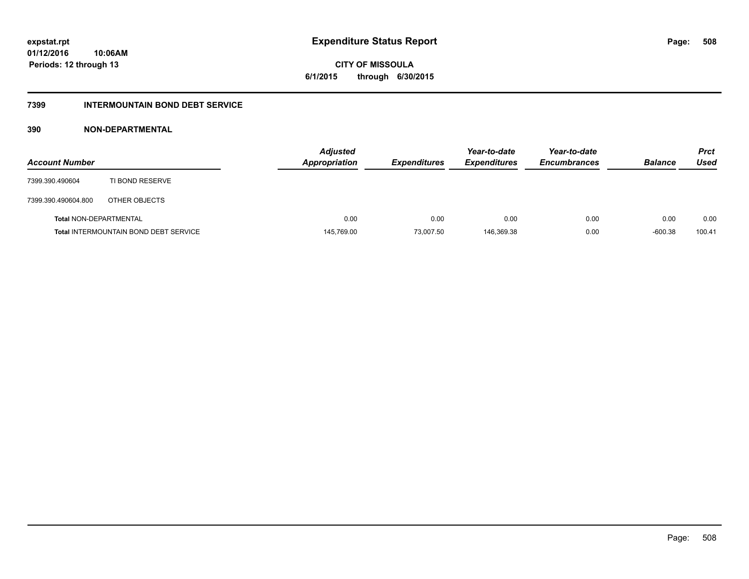# Expenditure Status Report

**CITY OF MISSOULA**

**6/1/2015 through 6/30/2015**

expstat.rpt
01/12/2016 10:06AM
Periods: 12 through 13

## 7399 INTERMOUNTAIN BOND DEBT SERVICE

### 390 NON-DEPARTMENTAL

| Account Number | | Adjusted Appropriation | Expenditures | Year-to-date Expenditures | Year-to-date Encumbrances | Balance | Prct Used |
|---|---|---|---|---|---|---|---|
| 7399.390.490604 | TI BOND RESERVE | | | | | | |
| 7399.390.490604.800 | OTHER OBJECTS | | | | | | |
| **Total** NON-DEPARTMENTAL | | 0.00 | 0.00 | 0.00 | 0.00 | 0.00 | 0.00 |
| **Total** INTERMOUNTAIN BOND DEBT SERVICE | | 145,769.00 | 73,007.50 | 146,369.38 | 0.00 | -600.38 | 100.41 |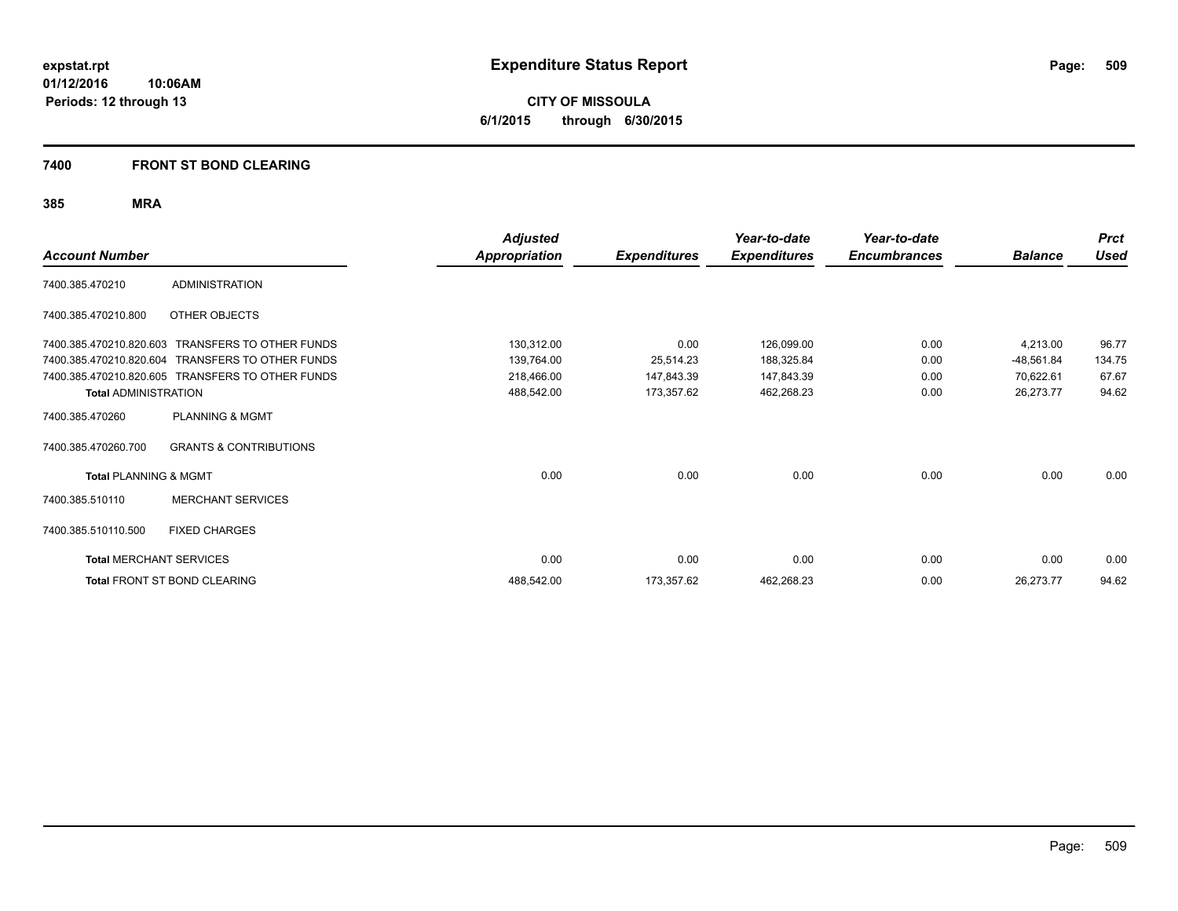**expstat.rpt**
**01/12/2016 10:06AM**
**Periods: 12 through 13**

# Expenditure Status Report

**CITY OF MISSOULA**
**6/1/2015 through 6/30/2015**

## 7400 FRONT ST BOND CLEARING

### 385 MRA

| Account Number | | Adjusted Appropriation | Expenditures | Year-to-date Expenditures | Year-to-date Encumbrances | Balance | Prct Used |
|---|---|---|---|---|---|---|---|
| 7400.385.470210 | ADMINISTRATION | | | | | | |
| 7400.385.470210.800 | OTHER OBJECTS | | | | | | |
| 7400.385.470210.820.603 | TRANSFERS TO OTHER FUNDS | 130,312.00 | 0.00 | 126,099.00 | 0.00 | 4,213.00 | 96.77 |
| 7400.385.470210.820.604 | TRANSFERS TO OTHER FUNDS | 139,764.00 | 25,514.23 | 188,325.84 | 0.00 | -48,561.84 | 134.75 |
| 7400.385.470210.820.605 | TRANSFERS TO OTHER FUNDS | 218,466.00 | 147,843.39 | 147,843.39 | 0.00 | 70,622.61 | 67.67 |
| **Total** ADMINISTRATION | | 488,542.00 | 173,357.62 | 462,268.23 | 0.00 | 26,273.77 | 94.62 |
| 7400.385.470260 | PLANNING & MGMT | | | | | | |
| 7400.385.470260.700 | GRANTS & CONTRIBUTIONS | | | | | | |
| **Total** PLANNING & MGMT | | 0.00 | 0.00 | 0.00 | 0.00 | 0.00 | 0.00 |
| 7400.385.510110 | MERCHANT SERVICES | | | | | | |
| 7400.385.510110.500 | FIXED CHARGES | | | | | | |
| **Total** MERCHANT SERVICES | | 0.00 | 0.00 | 0.00 | 0.00 | 0.00 | 0.00 |
| **Total** FRONT ST BOND CLEARING | | 488,542.00 | 173,357.62 | 462,268.23 | 0.00 | 26,273.77 | 94.62 |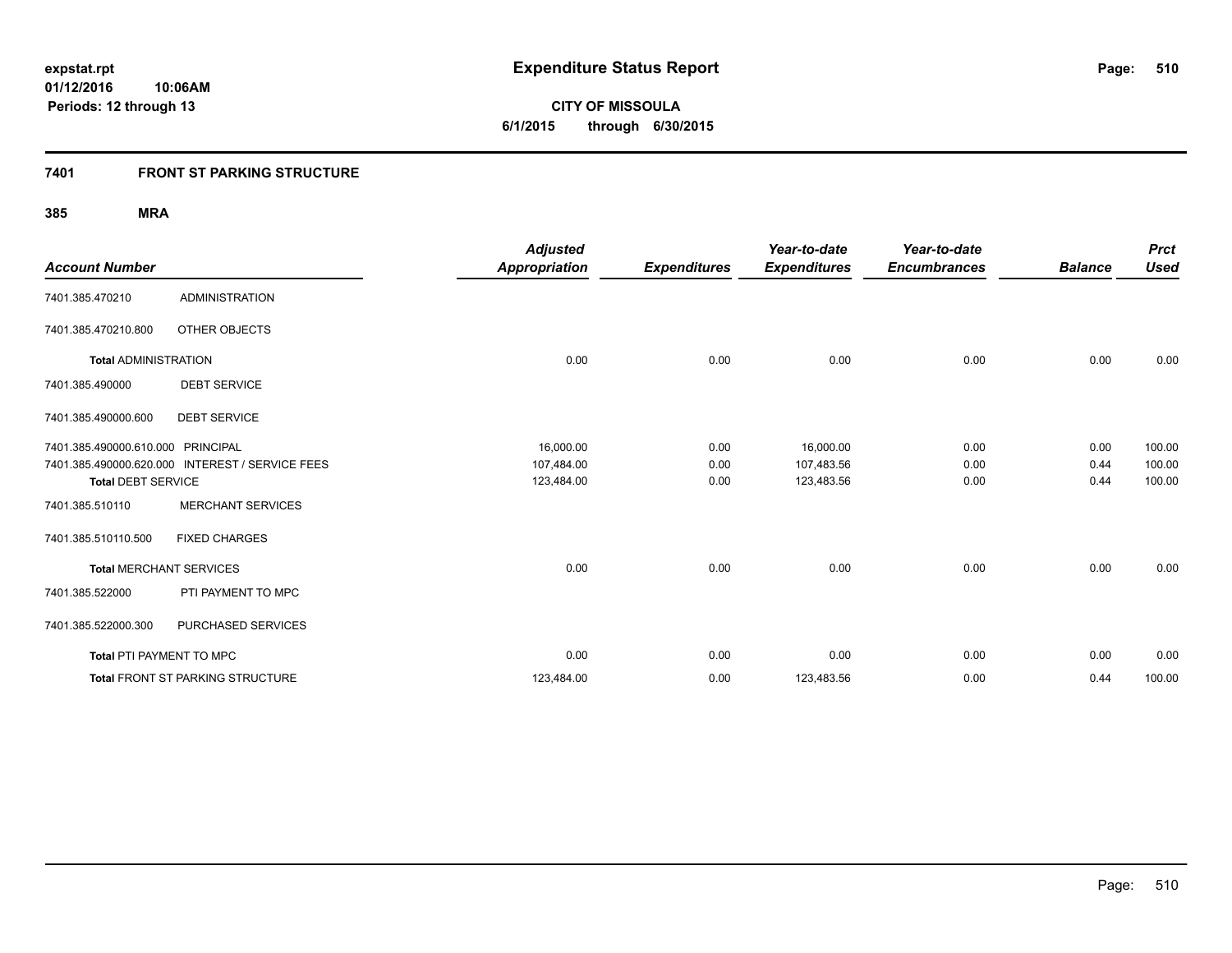# Expenditure Status Report

expstat.rpt
01/12/2016 10:06AM
Periods: 12 through 13

**CITY OF MISSOULA**
**6/1/2015 through 6/30/2015**

## 7401 FRONT ST PARKING STRUCTURE

### 385 MRA

| Account Number | | Adjusted Appropriation | Expenditures | Year-to-date Expenditures | Year-to-date Encumbrances | Balance | Prct Used |
|---|---|---|---|---|---|---|---|
| 7401.385.470210 | ADMINISTRATION | | | | | | |
| 7401.385.470210.800 | OTHER OBJECTS | | | | | | |
| **Total** ADMINISTRATION | | 0.00 | 0.00 | 0.00 | 0.00 | 0.00 | 0.00 |
| 7401.385.490000 | DEBT SERVICE | | | | | | |
| 7401.385.490000.600 | DEBT SERVICE | | | | | | |
| 7401.385.490000.610.000 | PRINCIPAL | 16,000.00 | 0.00 | 16,000.00 | 0.00 | 0.00 | 100.00 |
| 7401.385.490000.620.000 | INTEREST / SERVICE FEES | 107,484.00 | 0.00 | 107,483.56 | 0.00 | 0.44 | 100.00 |
| **Total** DEBT SERVICE | | 123,484.00 | 0.00 | 123,483.56 | 0.00 | 0.44 | 100.00 |
| 7401.385.510110 | MERCHANT SERVICES | | | | | | |
| 7401.385.510110.500 | FIXED CHARGES | | | | | | |
| **Total** MERCHANT SERVICES | | 0.00 | 0.00 | 0.00 | 0.00 | 0.00 | 0.00 |
| 7401.385.522000 | PTI PAYMENT TO MPC | | | | | | |
| 7401.385.522000.300 | PURCHASED SERVICES | | | | | | |
| **Total** PTI PAYMENT TO MPC | | 0.00 | 0.00 | 0.00 | 0.00 | 0.00 | 0.00 |
| **Total** FRONT ST PARKING STRUCTURE | | 123,484.00 | 0.00 | 123,483.56 | 0.00 | 0.44 | 100.00 |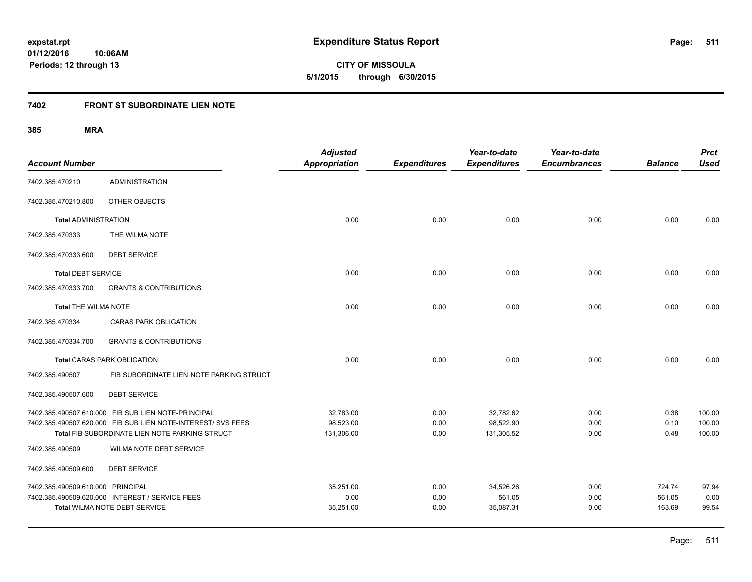**expstat.rpt**
**01/12/2016 10:06AM**
**Periods: 12 through 13**

# Expenditure Status Report

**CITY OF MISSOULA**
**6/1/2015 through 6/30/2015**

## 7402 FRONT ST SUBORDINATE LIEN NOTE

### 385 MRA

| Account Number | | Adjusted Appropriation | Expenditures | Year-to-date Expenditures | Year-to-date Encumbrances | Balance | Prct Used |
|---|---|---|---|---|---|---|---|
| 7402.385.470210 | ADMINISTRATION | | | | | | |
| 7402.385.470210.800 | OTHER OBJECTS | | | | | | |
| **Total** ADMINISTRATION | | 0.00 | 0.00 | 0.00 | 0.00 | 0.00 | 0.00 |
| 7402.385.470333 | THE WILMA NOTE | | | | | | |
| 7402.385.470333.600 | DEBT SERVICE | | | | | | |
| **Total** DEBT SERVICE | | 0.00 | 0.00 | 0.00 | 0.00 | 0.00 | 0.00 |
| 7402.385.470333.700 | GRANTS & CONTRIBUTIONS | | | | | | |
| **Total** THE WILMA NOTE | | 0.00 | 0.00 | 0.00 | 0.00 | 0.00 | 0.00 |
| 7402.385.470334 | CARAS PARK OBLIGATION | | | | | | |
| 7402.385.470334.700 | GRANTS & CONTRIBUTIONS | | | | | | |
| **Total** CARAS PARK OBLIGATION | | 0.00 | 0.00 | 0.00 | 0.00 | 0.00 | 0.00 |
| 7402.385.490507 | FIB SUBORDINATE LIEN NOTE PARKING STRUCT | | | | | | |
| 7402.385.490507.600 | DEBT SERVICE | | | | | | |
| 7402.385.490507.610.000 | FIB SUB LIEN NOTE-PRINCIPAL | 32,783.00 | 0.00 | 32,782.62 | 0.00 | 0.38 | 100.00 |
| 7402.385.490507.620.000 | FIB SUB LIEN NOTE-INTEREST/ SVS FEES | 98,523.00 | 0.00 | 98,522.90 | 0.00 | 0.10 | 100.00 |
| **Total** FIB SUBORDINATE LIEN NOTE PARKING STRUCT | | 131,306.00 | 0.00 | 131,305.52 | 0.00 | 0.48 | 100.00 |
| 7402.385.490509 | WILMA NOTE DEBT SERVICE | | | | | | |
| 7402.385.490509.600 | DEBT SERVICE | | | | | | |
| 7402.385.490509.610.000 | PRINCIPAL | 35,251.00 | 0.00 | 34,526.26 | 0.00 | 724.74 | 97.94 |
| 7402.385.490509.620.000 | INTEREST / SERVICE FEES | 0.00 | 0.00 | 561.05 | 0.00 | -561.05 | 0.00 |
| **Total** WILMA NOTE DEBT SERVICE | | 35,251.00 | 0.00 | 35,087.31 | 0.00 | 163.69 | 99.54 |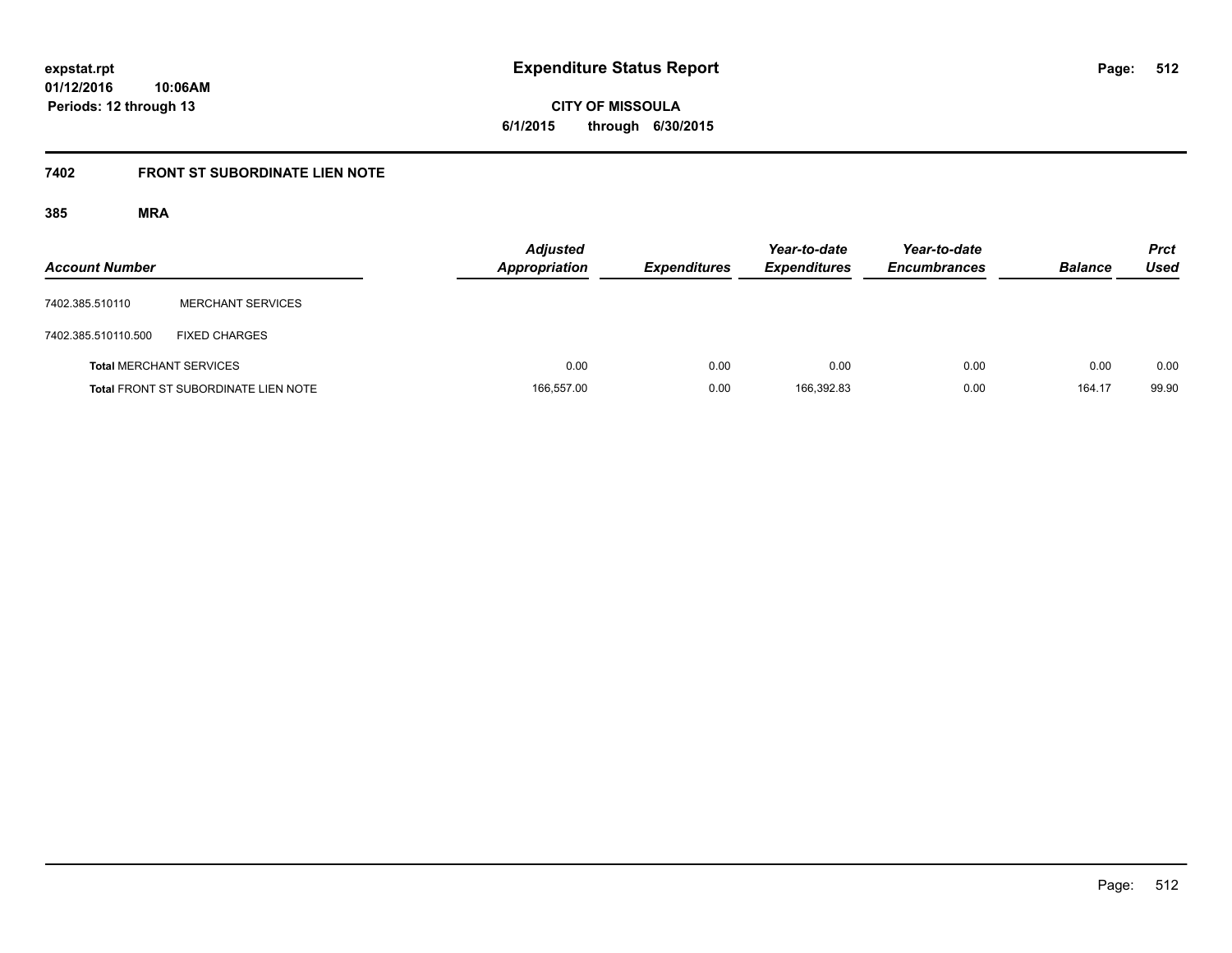# Expenditure Status Report

expstat.rpt
01/12/2016 10:06AM
Periods: 12 through 13

**CITY OF MISSOULA**
**6/1/2015 through 6/30/2015**

## 7402 FRONT ST SUBORDINATE LIEN NOTE

### 385 MRA

| Account Number | | Adjusted Appropriation | Expenditures | Year-to-date Expenditures | Year-to-date Encumbrances | Balance | Prct Used |
|---|---|---|---|---|---|---|---|
| 7402.385.510110 | MERCHANT SERVICES | | | | | | |
| 7402.385.510110.500 | FIXED CHARGES | | | | | | |
| **Total** MERCHANT SERVICES | | 0.00 | 0.00 | 0.00 | 0.00 | 0.00 | 0.00 |
| **Total** FRONT ST SUBORDINATE LIEN NOTE | | 166,557.00 | 0.00 | 166,392.83 | 0.00 | 164.17 | 99.90 |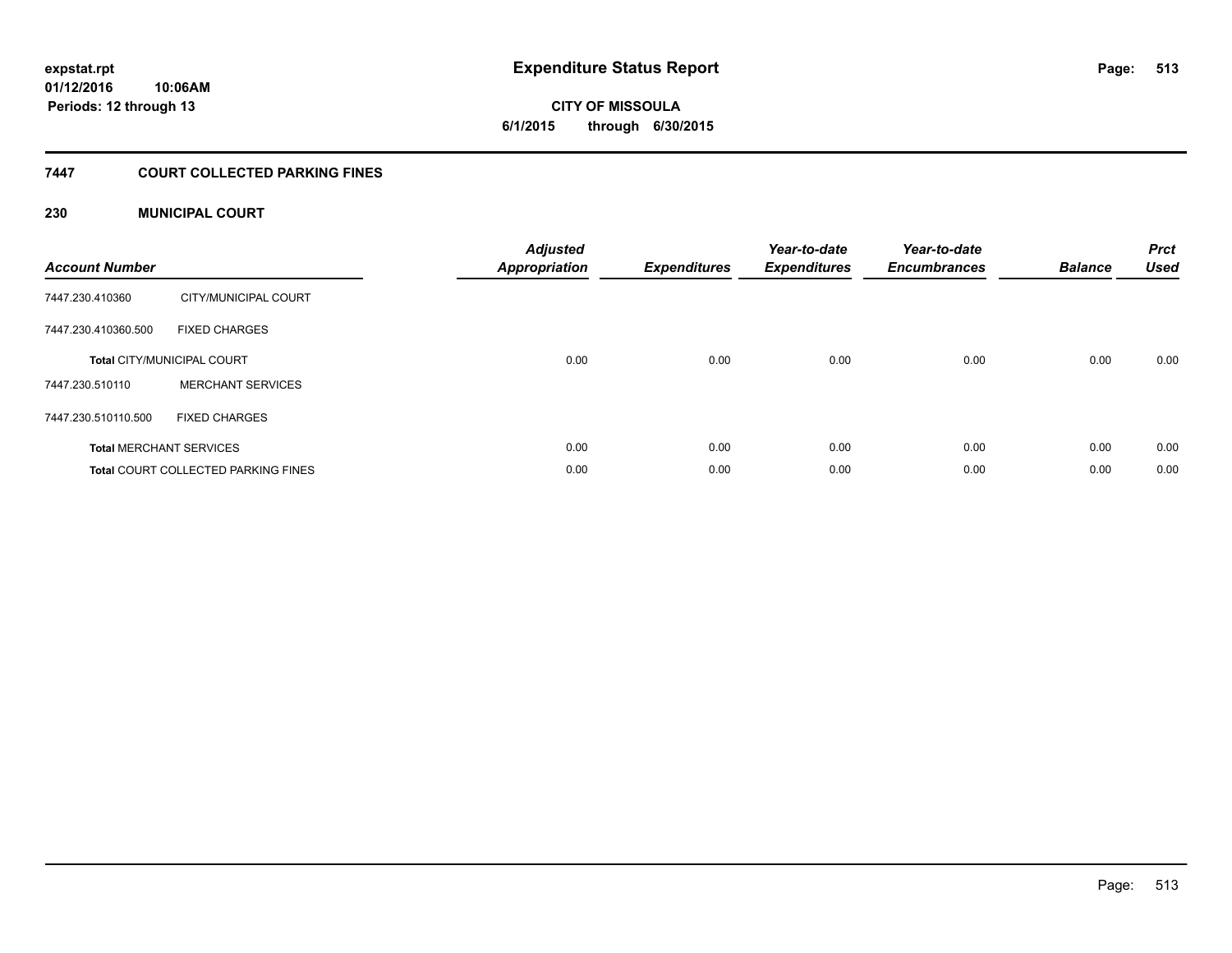expstat.rpt
01/12/2016 10:06AM
Periods: 12 through 13

# Expenditure Status Report

CITY OF MISSOULA
6/1/2015 through 6/30/2015

## 7447 COURT COLLECTED PARKING FINES

### 230 MUNICIPAL COURT

| Account Number | | Adjusted Appropriation | Expenditures | Year-to-date Expenditures | Year-to-date Encumbrances | Balance | Prct Used |
|---|---|---|---|---|---|---|---|
| 7447.230.410360 | CITY/MUNICIPAL COURT | | | | | | |
| 7447.230.410360.500 | FIXED CHARGES | | | | | | |
| **Total** CITY/MUNICIPAL COURT | | 0.00 | 0.00 | 0.00 | 0.00 | 0.00 | 0.00 |
| 7447.230.510110 | MERCHANT SERVICES | | | | | | |
| 7447.230.510110.500 | FIXED CHARGES | | | | | | |
| **Total** MERCHANT SERVICES | | 0.00 | 0.00 | 0.00 | 0.00 | 0.00 | 0.00 |
| **Total** COURT COLLECTED PARKING FINES | | 0.00 | 0.00 | 0.00 | 0.00 | 0.00 | 0.00 |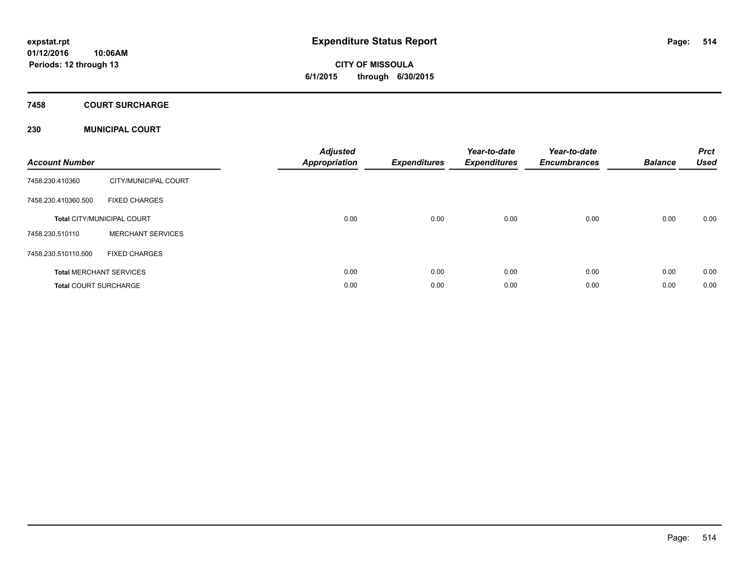# Expenditure Status Report

expstat.rpt
01/12/2016 10:06AM
Periods: 12 through 13

**CITY OF MISSOULA**
**6/1/2015 through 6/30/2015**

## 7458 COURT SURCHARGE

### 230 MUNICIPAL COURT

| Account Number | | Adjusted Appropriation | Expenditures | Year-to-date Expenditures | Year-to-date Encumbrances | Balance | Prct Used |
|---|---|---|---|---|---|---|---|
| 7458.230.410360 | CITY/MUNICIPAL COURT | | | | | | |
| 7458.230.410360.500 | FIXED CHARGES | | | | | | |
| **Total** CITY/MUNICIPAL COURT | | 0.00 | 0.00 | 0.00 | 0.00 | 0.00 | 0.00 |
| 7458.230.510110 | MERCHANT SERVICES | | | | | | |
| 7458.230.510110.500 | FIXED CHARGES | | | | | | |
| **Total** MERCHANT SERVICES | | 0.00 | 0.00 | 0.00 | 0.00 | 0.00 | 0.00 |
| **Total** COURT SURCHARGE | | 0.00 | 0.00 | 0.00 | 0.00 | 0.00 | 0.00 |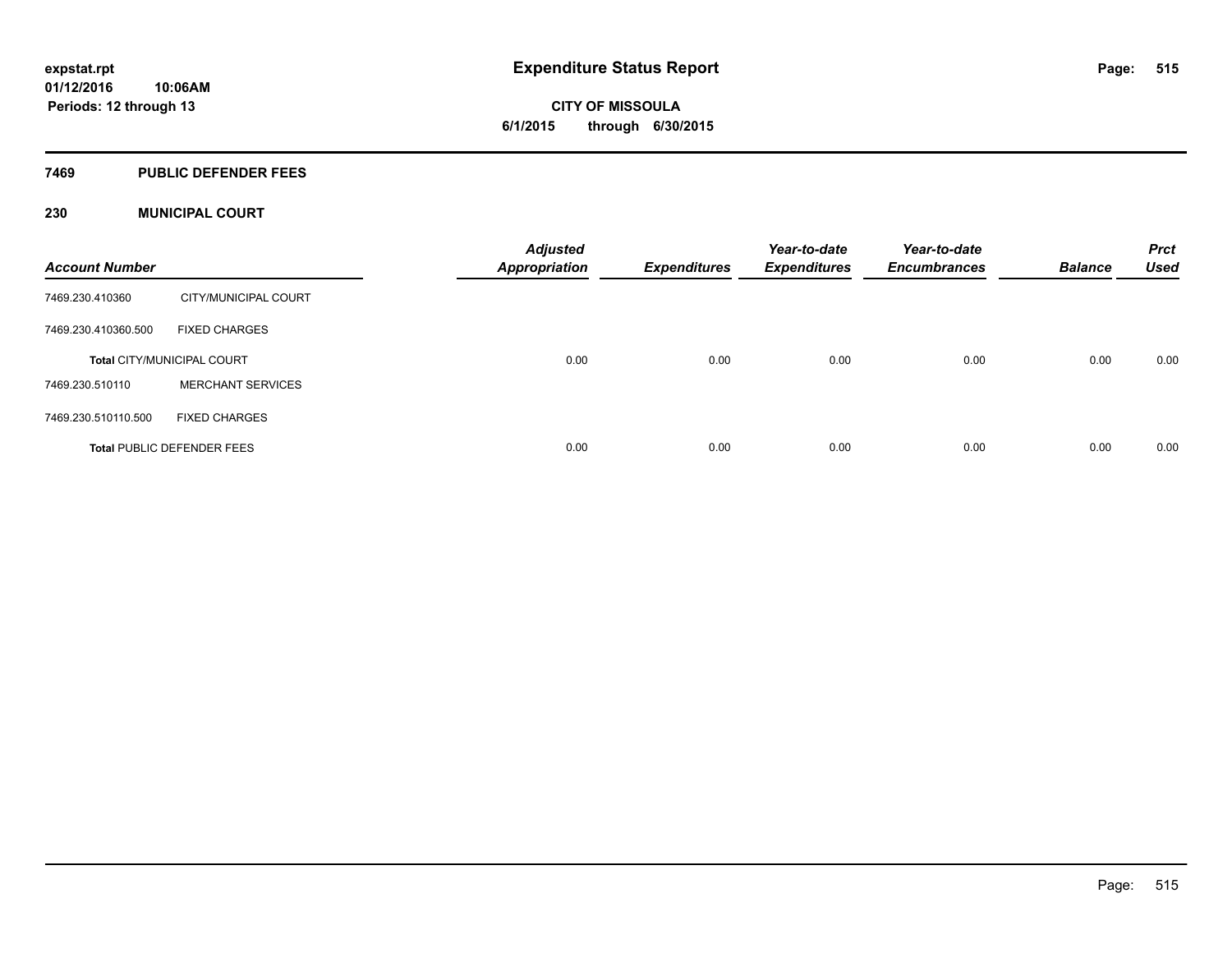expstat.rpt
01/12/2016 10:06AM
Periods: 12 through 13

# Expenditure Status Report

**CITY OF MISSOULA**
**6/1/2015 through 6/30/2015**

## 7469 PUBLIC DEFENDER FEES

## 230 MUNICIPAL COURT

| Account Number | | Adjusted Appropriation | Expenditures | Year-to-date Expenditures | Year-to-date Encumbrances | Balance | Prct Used |
|---|---|---|---|---|---|---|---|
| 7469.230.410360 | CITY/MUNICIPAL COURT | | | | | | |
| 7469.230.410360.500 | FIXED CHARGES | | | | | | |
| **Total** CITY/MUNICIPAL COURT | | 0.00 | 0.00 | 0.00 | 0.00 | 0.00 | 0.00 |
| 7469.230.510110 | MERCHANT SERVICES | | | | | | |
| 7469.230.510110.500 | FIXED CHARGES | | | | | | |
| **Total** PUBLIC DEFENDER FEES | | 0.00 | 0.00 | 0.00 | 0.00 | 0.00 | 0.00 |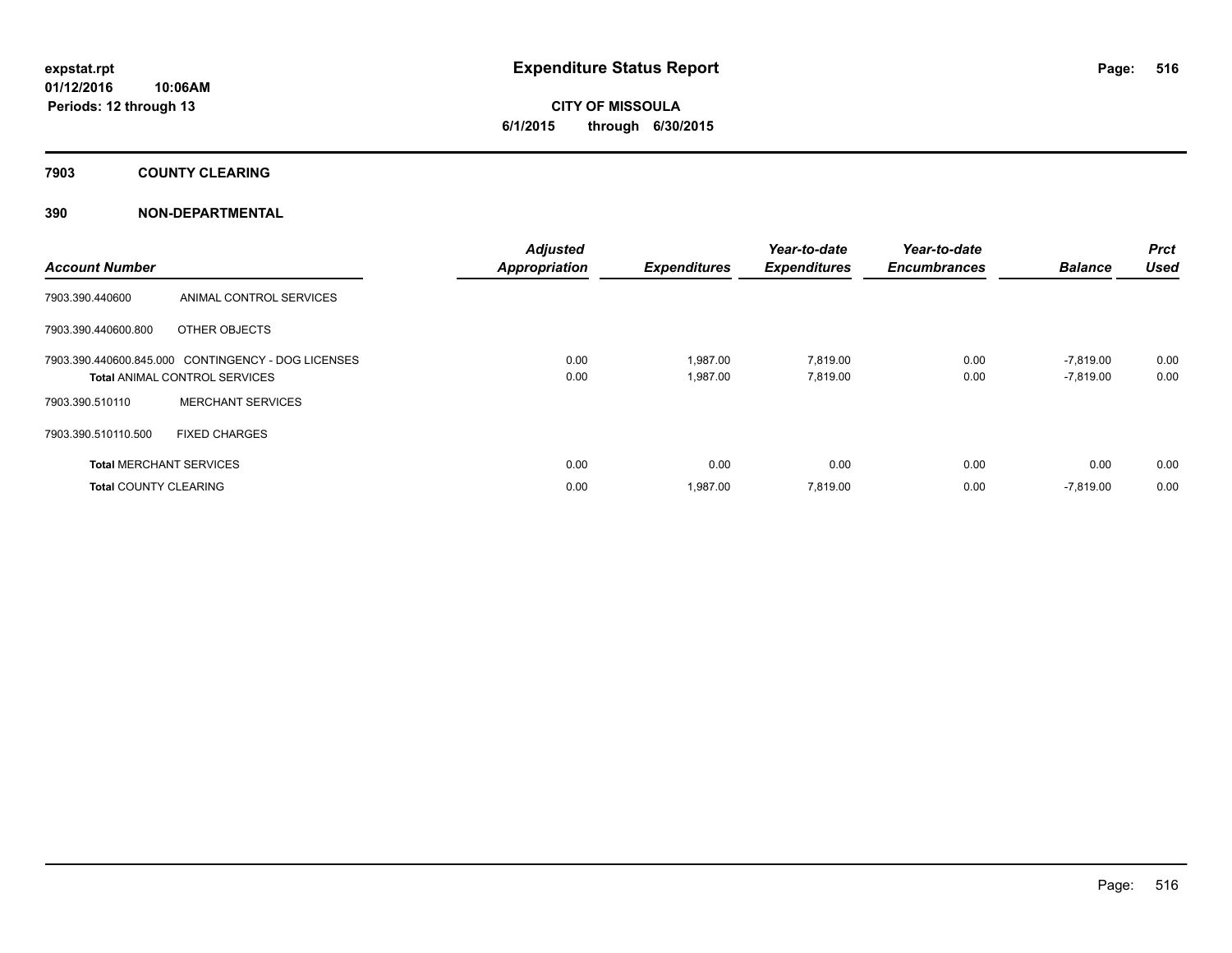expstat.rpt
01/12/2016 10:06AM
Periods: 12 through 13

# Expenditure Status Report

**CITY OF MISSOULA**
**6/1/2015 through 6/30/2015**

## 7903 COUNTY CLEARING

## 390 NON-DEPARTMENTAL

| Account Number | | Adjusted Appropriation | Expenditures | Year-to-date Expenditures | Year-to-date Encumbrances | Balance | Prct Used |
|---|---|---|---|---|---|---|---|
| 7903.390.440600 | ANIMAL CONTROL SERVICES | | | | | | |
| 7903.390.440600.800 | OTHER OBJECTS | | | | | | |
| 7903.390.440600.845.000 | CONTINGENCY - DOG LICENSES | 0.00 | 1,987.00 | 7,819.00 | 0.00 | -7,819.00 | 0.00 |
| **Total** ANIMAL CONTROL SERVICES | | 0.00 | 1,987.00 | 7,819.00 | 0.00 | -7,819.00 | 0.00 |
| 7903.390.510110 | MERCHANT SERVICES | | | | | | |
| 7903.390.510110.500 | FIXED CHARGES | | | | | | |
| **Total** MERCHANT SERVICES | | 0.00 | 0.00 | 0.00 | 0.00 | 0.00 | 0.00 |
| **Total** COUNTY CLEARING | | 0.00 | 1,987.00 | 7,819.00 | 0.00 | -7,819.00 | 0.00 |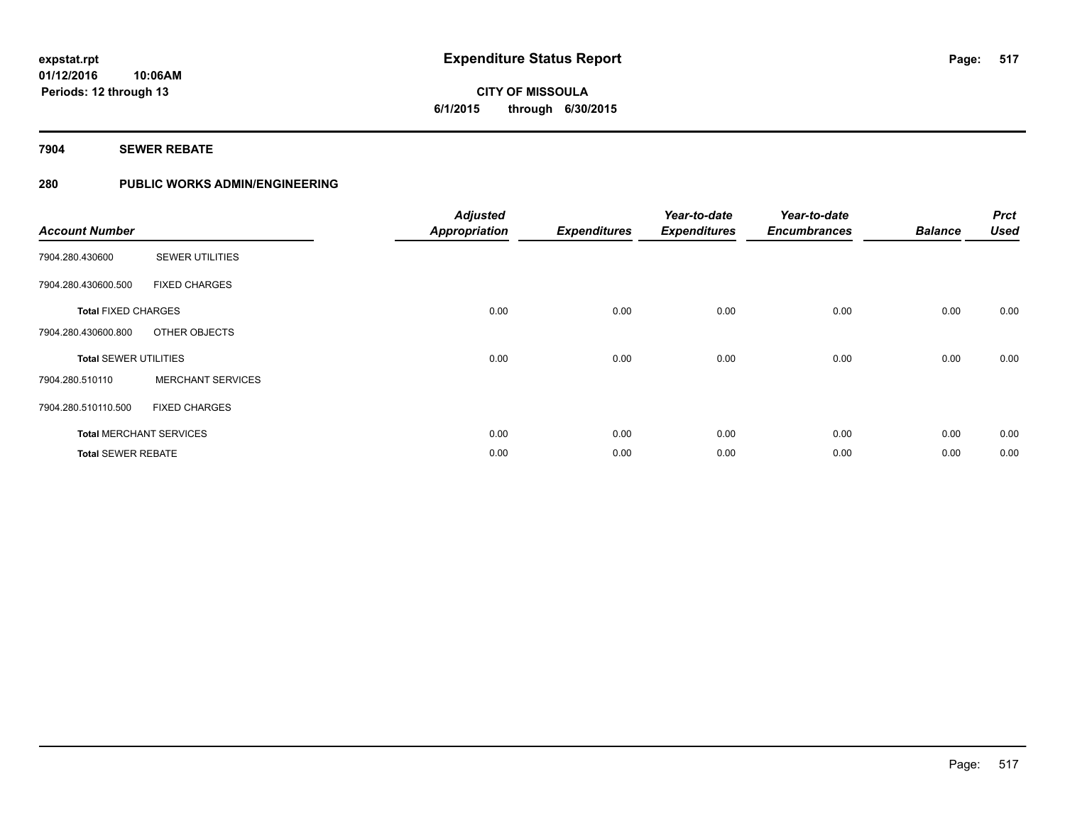expstat.rpt
01/12/2016 10:06AM
Periods: 12 through 13

# Expenditure Status Report

CITY OF MISSOULA
6/1/2015 through 6/30/2015

## 7904 SEWER REBATE

## 280 PUBLIC WORKS ADMIN/ENGINEERING

| Account Number | | Adjusted Appropriation | Expenditures | Year-to-date Expenditures | Year-to-date Encumbrances | Balance | Prct Used |
|---|---|---|---|---|---|---|---|
| 7904.280.430600 | SEWER UTILITIES | | | | | | |
| 7904.280.430600.500 | FIXED CHARGES | | | | | | |
| **Total** FIXED CHARGES | | 0.00 | 0.00 | 0.00 | 0.00 | 0.00 | 0.00 |
| 7904.280.430600.800 | OTHER OBJECTS | | | | | | |
| **Total** SEWER UTILITIES | | 0.00 | 0.00 | 0.00 | 0.00 | 0.00 | 0.00 |
| 7904.280.510110 | MERCHANT SERVICES | | | | | | |
| 7904.280.510110.500 | FIXED CHARGES | | | | | | |
| **Total** MERCHANT SERVICES | | 0.00 | 0.00 | 0.00 | 0.00 | 0.00 | 0.00 |
| **Total** SEWER REBATE | | 0.00 | 0.00 | 0.00 | 0.00 | 0.00 | 0.00 |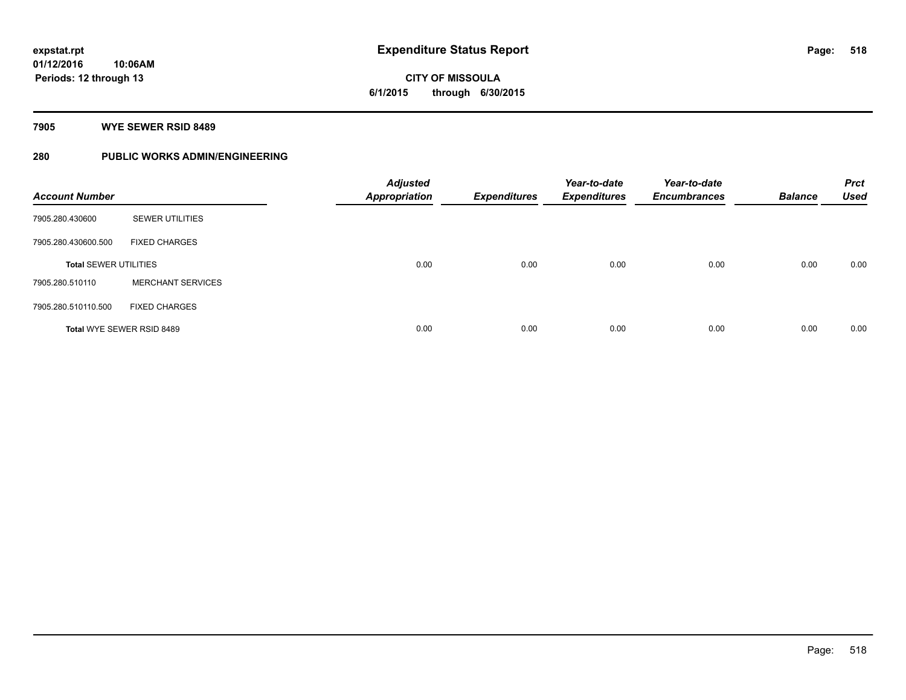# Expenditure Status Report

expstat.rpt
01/12/2016 10:06AM
Periods: 12 through 13

**CITY OF MISSOULA**
**6/1/2015 through 6/30/2015**

## 7905 WYE SEWER RSID 8489

## 280 PUBLIC WORKS ADMIN/ENGINEERING

| Account Number | | Adjusted Appropriation | Expenditures | Year-to-date Expenditures | Year-to-date Encumbrances | Balance | Prct Used |
|---|---|---|---|---|---|---|---|
| 7905.280.430600 | SEWER UTILITIES | | | | | | |
| 7905.280.430600.500 | FIXED CHARGES | | | | | | |
| **Total** SEWER UTILITIES | | 0.00 | 0.00 | 0.00 | 0.00 | 0.00 | 0.00 |
| 7905.280.510110 | MERCHANT SERVICES | | | | | | |
| 7905.280.510110.500 | FIXED CHARGES | | | | | | |
| **Total** WYE SEWER RSID 8489 | | 0.00 | 0.00 | 0.00 | 0.00 | 0.00 | 0.00 |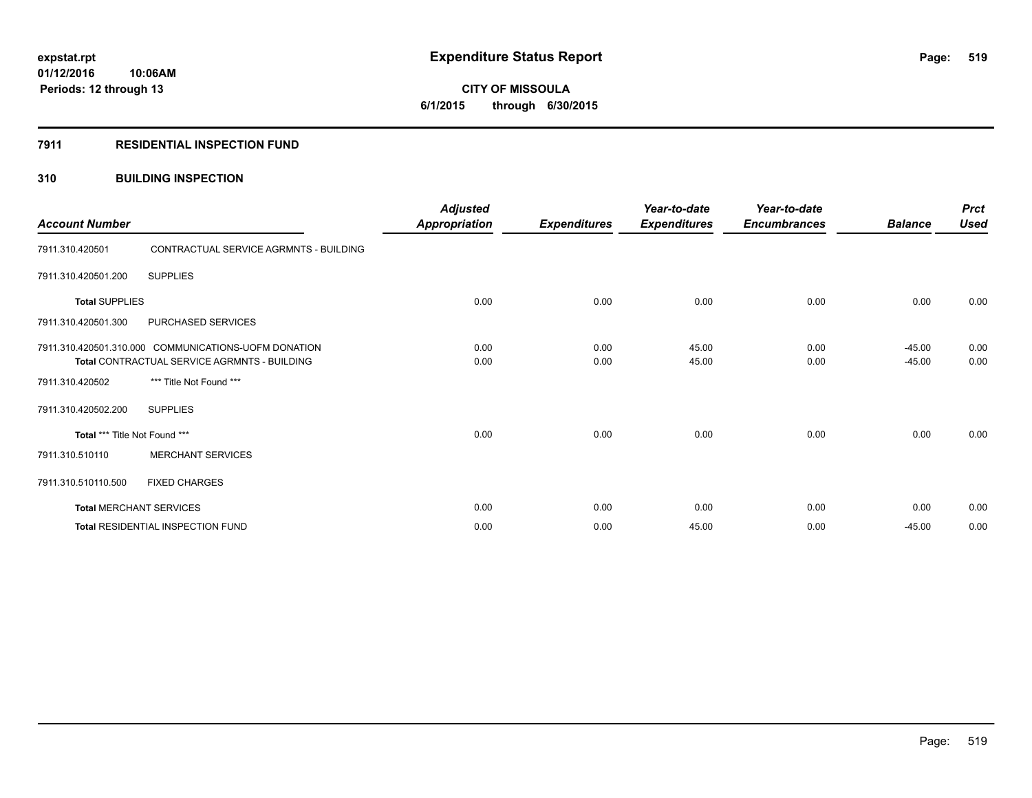# Expenditure Status Report

**CITY OF MISSOULA**
**6/1/2015 through 6/30/2015**

expstat.rpt
01/12/2016 10:06AM
Periods: 12 through 13

## 7911 RESIDENTIAL INSPECTION FUND

### 310 BUILDING INSPECTION

| Account Number | | Adjusted Appropriation | Expenditures | Year-to-date Expenditures | Year-to-date Encumbrances | Balance | Prct Used |
|---|---|---|---|---|---|---|---|
| 7911.310.420501 | CONTRACTUAL SERVICE AGRMNTS - BUILDING | | | | | | |
| 7911.310.420501.200 | SUPPLIES | | | | | | |
| **Total** SUPPLIES | | 0.00 | 0.00 | 0.00 | 0.00 | 0.00 | 0.00 |
| 7911.310.420501.300 | PURCHASED SERVICES | | | | | | |
| 7911.310.420501.310.000 | COMMUNICATIONS-UOFM DONATION | 0.00 | 0.00 | 45.00 | 0.00 | -45.00 | 0.00 |
| **Total** CONTRACTUAL SERVICE AGRMNTS - BUILDING | | 0.00 | 0.00 | 45.00 | 0.00 | -45.00 | 0.00 |
| 7911.310.420502 | *** Title Not Found *** | | | | | | |
| 7911.310.420502.200 | SUPPLIES | | | | | | |
| **Total** *** Title Not Found *** | | 0.00 | 0.00 | 0.00 | 0.00 | 0.00 | 0.00 |
| 7911.310.510110 | MERCHANT SERVICES | | | | | | |
| 7911.310.510110.500 | FIXED CHARGES | | | | | | |
| **Total** MERCHANT SERVICES | | 0.00 | 0.00 | 0.00 | 0.00 | 0.00 | 0.00 |
| **Total** RESIDENTIAL INSPECTION FUND | | 0.00 | 0.00 | 45.00 | 0.00 | -45.00 | 0.00 |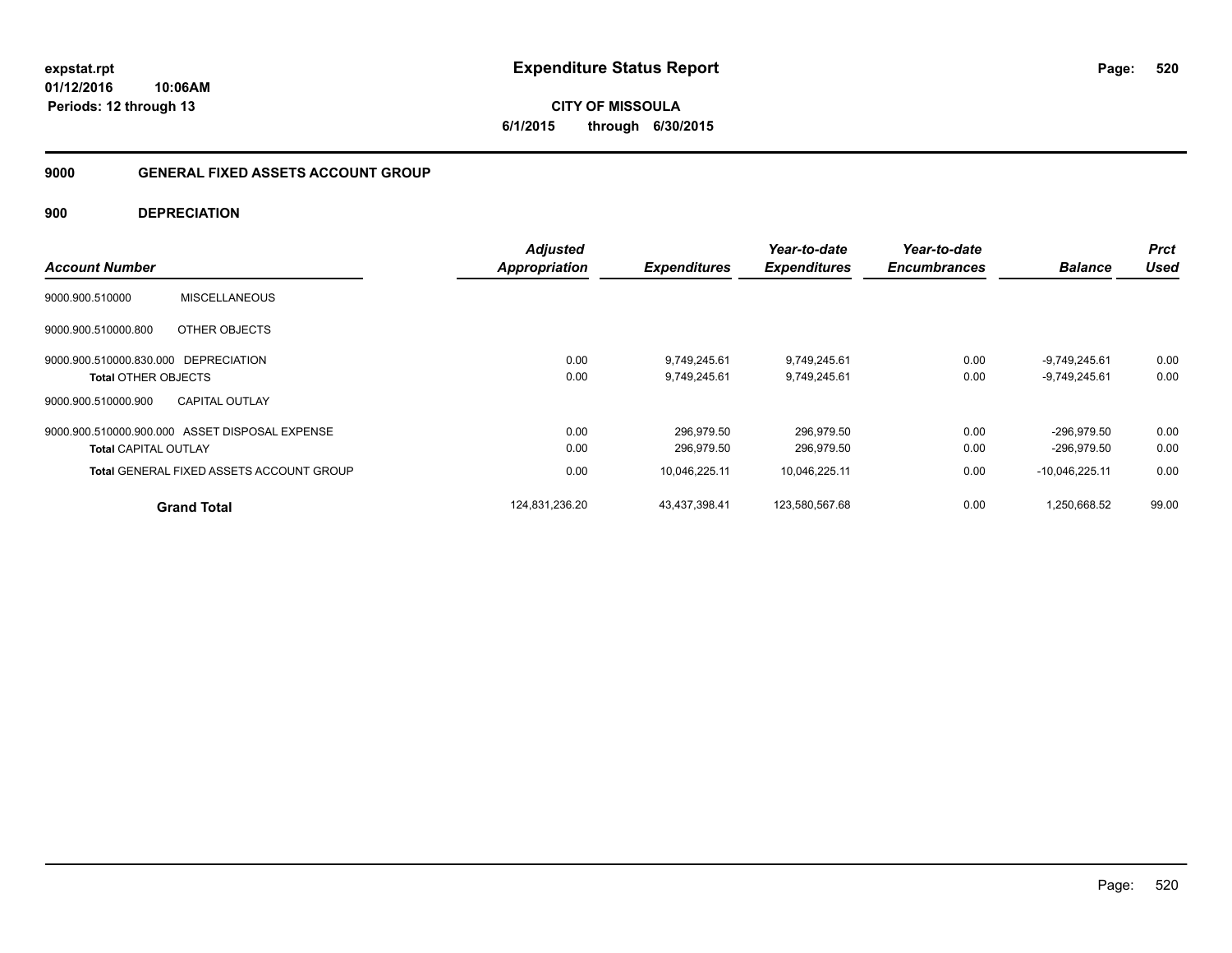**expstat.rpt**
**01/12/2016 10:06AM**
**Periods: 12 through 13**

# Expenditure Status Report

**CITY OF MISSOULA**
**6/1/2015 through 6/30/2015**

## 9000 GENERAL FIXED ASSETS ACCOUNT GROUP

### 900 DEPRECIATION

| Account Number | | Adjusted Appropriation | Expenditures | Year-to-date Expenditures | Year-to-date Encumbrances | Balance | Prct Used |
|---|---|---|---|---|---|---|---|
| 9000.900.510000 | MISCELLANEOUS | | | | | | |
| 9000.900.510000.800 | OTHER OBJECTS | | | | | | |
| 9000.900.510000.830.000 | DEPRECIATION | 0.00 | 9,749,245.61 | 9,749,245.61 | 0.00 | -9,749,245.61 | 0.00 |
| **Total** OTHER OBJECTS | | 0.00 | 9,749,245.61 | 9,749,245.61 | 0.00 | -9,749,245.61 | 0.00 |
| 9000.900.510000.900 | CAPITAL OUTLAY | | | | | | |
| 9000.900.510000.900.000 | ASSET DISPOSAL EXPENSE | 0.00 | 296,979.50 | 296,979.50 | 0.00 | -296,979.50 | 0.00 |
| **Total** CAPITAL OUTLAY | | 0.00 | 296,979.50 | 296,979.50 | 0.00 | -296,979.50 | 0.00 |
| **Total** GENERAL FIXED ASSETS ACCOUNT GROUP | | 0.00 | 10,046,225.11 | 10,046,225.11 | 0.00 | -10,046,225.11 | 0.00 |
| **Grand Total** | | 124,831,236.20 | 43,437,398.41 | 123,580,567.68 | 0.00 | 1,250,668.52 | 99.00 |